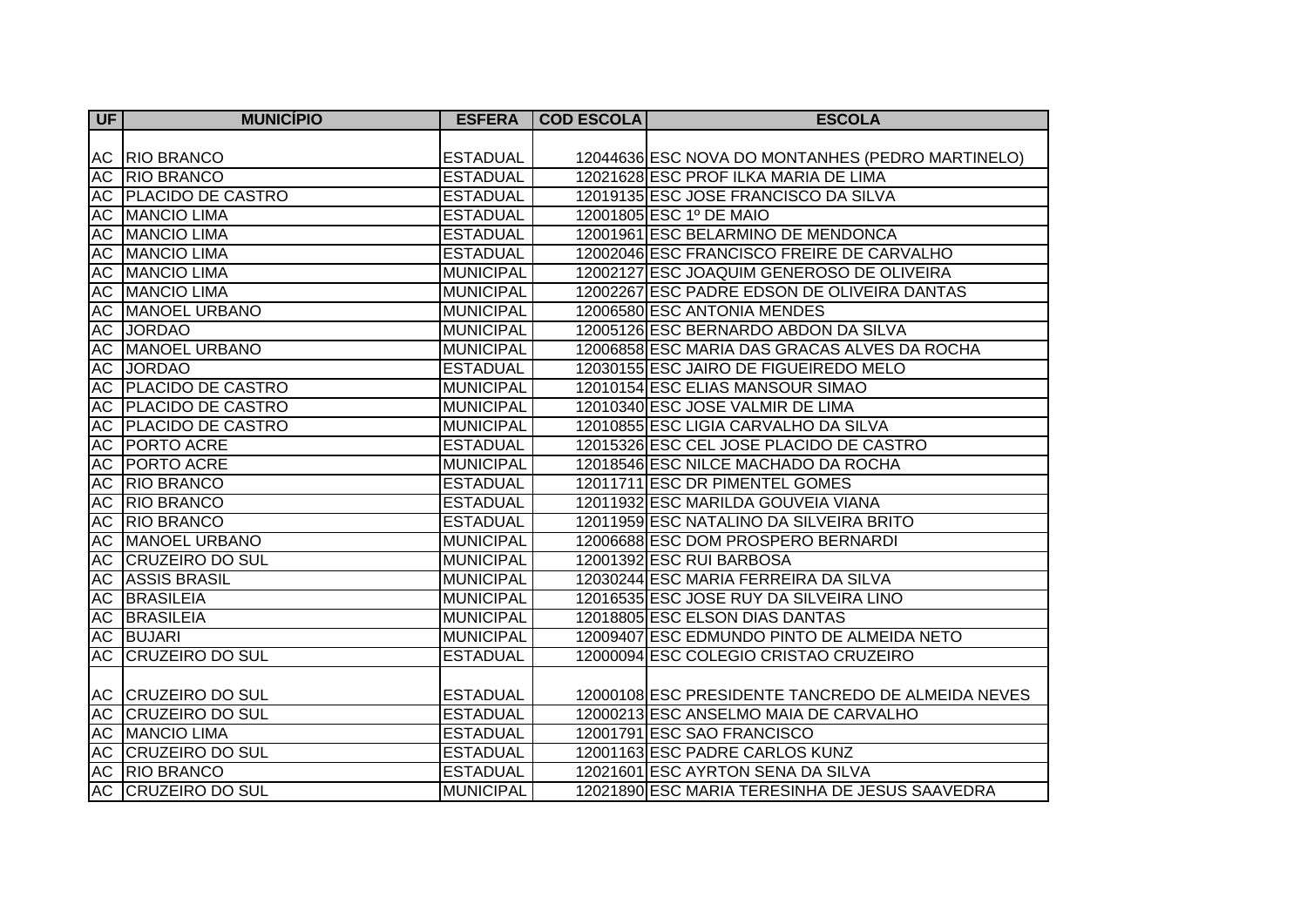| UF | MUNICÍPIO | ESFERA | COD ESCOLA | ESCOLA |
|---|---|---|---|---|
| AC | RIO BRANCO | ESTADUAL | 12044636 | ESC NOVA DO MONTANHES (PEDRO MARTINELO) |
| AC | RIO BRANCO | ESTADUAL | 12021628 | ESC PROF ILKA MARIA DE LIMA |
| AC | PLACIDO DE CASTRO | ESTADUAL | 12019135 | ESC JOSE FRANCISCO DA SILVA |
| AC | MANCIO LIMA | ESTADUAL | 12001805 | ESC 1º DE MAIO |
| AC | MANCIO LIMA | ESTADUAL | 12001961 | ESC BELARMINO DE MENDONCA |
| AC | MANCIO LIMA | ESTADUAL | 12002046 | ESC FRANCISCO FREIRE DE CARVALHO |
| AC | MANCIO LIMA | MUNICIPAL | 12002127 | ESC JOAQUIM GENEROSO DE OLIVEIRA |
| AC | MANCIO LIMA | MUNICIPAL | 12002267 | ESC PADRE EDSON DE OLIVEIRA DANTAS |
| AC | MANOEL URBANO | MUNICIPAL | 12006580 | ESC ANTONIA MENDES |
| AC | JORDAO | MUNICIPAL | 12005126 | ESC BERNARDO ABDON DA SILVA |
| AC | MANOEL URBANO | MUNICIPAL | 12006858 | ESC MARIA DAS GRACAS ALVES DA ROCHA |
| AC | JORDAO | ESTADUAL | 12030155 | ESC JAIRO DE FIGUEIREDO MELO |
| AC | PLACIDO DE CASTRO | MUNICIPAL | 12010154 | ESC ELIAS MANSOUR SIMAO |
| AC | PLACIDO DE CASTRO | MUNICIPAL | 12010340 | ESC JOSE VALMIR DE LIMA |
| AC | PLACIDO DE CASTRO | MUNICIPAL | 12010855 | ESC LIGIA CARVALHO DA SILVA |
| AC | PORTO ACRE | ESTADUAL | 12015326 | ESC CEL JOSE PLACIDO DE CASTRO |
| AC | PORTO ACRE | MUNICIPAL | 12018546 | ESC NILCE MACHADO DA ROCHA |
| AC | RIO BRANCO | ESTADUAL | 12011711 | ESC DR PIMENTEL GOMES |
| AC | RIO BRANCO | ESTADUAL | 12011932 | ESC MARILDA GOUVEIA VIANA |
| AC | RIO BRANCO | ESTADUAL | 12011959 | ESC NATALINO DA SILVEIRA BRITO |
| AC | MANOEL URBANO | MUNICIPAL | 12006688 | ESC DOM PROSPERO BERNARDI |
| AC | CRUZEIRO DO SUL | MUNICIPAL | 12001392 | ESC RUI BARBOSA |
| AC | ASSIS BRASIL | MUNICIPAL | 12030244 | ESC MARIA FERREIRA DA SILVA |
| AC | BRASILEIA | MUNICIPAL | 12016535 | ESC JOSE RUY DA SILVEIRA LINO |
| AC | BRASILEIA | MUNICIPAL | 12018805 | ESC ELSON DIAS DANTAS |
| AC | BUJARI | MUNICIPAL | 12009407 | ESC EDMUNDO PINTO DE ALMEIDA NETO |
| AC | CRUZEIRO DO SUL | ESTADUAL | 12000094 | ESC COLEGIO CRISTAO CRUZEIRO |
| AC | CRUZEIRO DO SUL | ESTADUAL | 12000108 | ESC PRESIDENTE TANCREDO DE ALMEIDA NEVES |
| AC | CRUZEIRO DO SUL | ESTADUAL | 12000213 | ESC ANSELMO MAIA DE CARVALHO |
| AC | MANCIO LIMA | ESTADUAL | 12001791 | ESC SAO FRANCISCO |
| AC | CRUZEIRO DO SUL | ESTADUAL | 12001163 | ESC PADRE CARLOS KUNZ |
| AC | RIO BRANCO | ESTADUAL | 12021601 | ESC AYRTON SENA DA SILVA |
| AC | CRUZEIRO DO SUL | MUNICIPAL | 12021890 | ESC MARIA TERESINHA DE JESUS SAAVEDRA |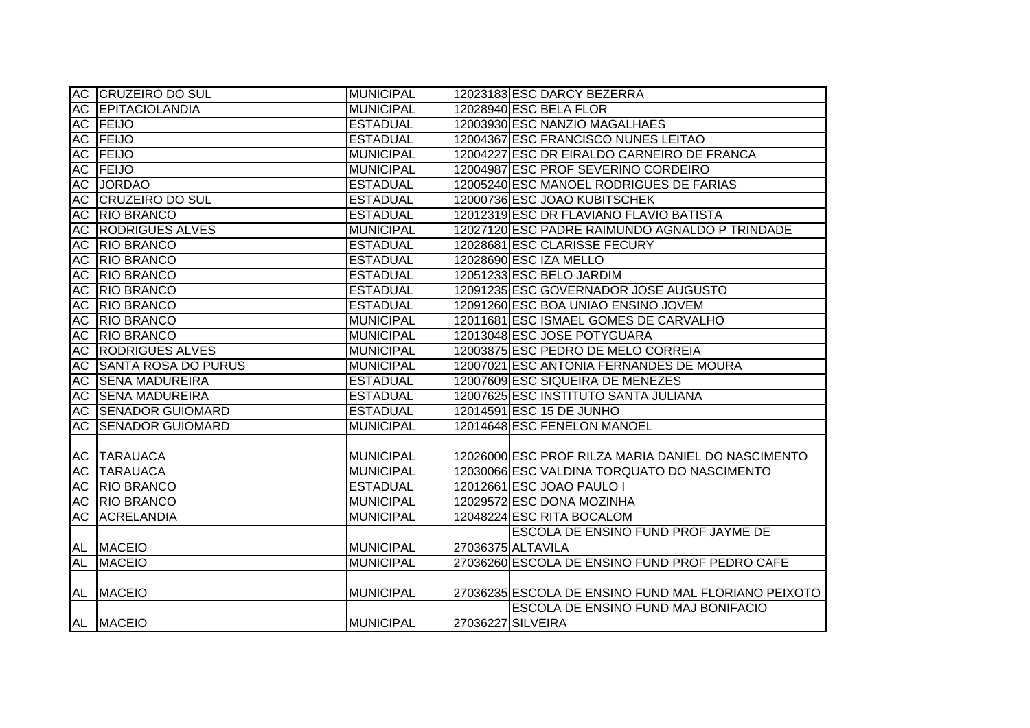| | | | | |
|---|---|---|---|---|
| AC | CRUZEIRO DO SUL | MUNICIPAL | 12023183 | ESC DARCY BEZERRA |
| AC | EPITACIOLANDIA | MUNICIPAL | 12028940 | ESC BELA FLOR |
| AC | FEIJO | ESTADUAL | 12003930 | ESC NANZIO MAGALHAES |
| AC | FEIJO | ESTADUAL | 12004367 | ESC FRANCISCO NUNES LEITAO |
| AC | FEIJO | MUNICIPAL | 12004227 | ESC DR EIRALDO CARNEIRO DE FRANCA |
| AC | FEIJO | MUNICIPAL | 12004987 | ESC PROF SEVERINO CORDEIRO |
| AC | JORDAO | ESTADUAL | 12005240 | ESC MANOEL RODRIGUES DE FARIAS |
| AC | CRUZEIRO DO SUL | ESTADUAL | 12000736 | ESC JOAO KUBITSCHEK |
| AC | RIO BRANCO | ESTADUAL | 12012319 | ESC DR FLAVIANO FLAVIO BATISTA |
| AC | RODRIGUES ALVES | MUNICIPAL | 12027120 | ESC PADRE RAIMUNDO AGNALDO P TRINDADE |
| AC | RIO BRANCO | ESTADUAL | 12028681 | ESC CLARISSE FECURY |
| AC | RIO BRANCO | ESTADUAL | 12028690 | ESC IZA MELLO |
| AC | RIO BRANCO | ESTADUAL | 12051233 | ESC BELO JARDIM |
| AC | RIO BRANCO | ESTADUAL | 12091235 | ESC GOVERNADOR JOSE AUGUSTO |
| AC | RIO BRANCO | ESTADUAL | 12091260 | ESC BOA UNIAO ENSINO JOVEM |
| AC | RIO BRANCO | MUNICIPAL | 12011681 | ESC ISMAEL GOMES DE CARVALHO |
| AC | RIO BRANCO | MUNICIPAL | 12013048 | ESC JOSE POTYGUARA |
| AC | RODRIGUES ALVES | MUNICIPAL | 12003875 | ESC PEDRO DE MELO CORREIA |
| AC | SANTA ROSA DO PURUS | MUNICIPAL | 12007021 | ESC ANTONIA FERNANDES DE MOURA |
| AC | SENA MADUREIRA | ESTADUAL | 12007609 | ESC SIQUEIRA DE MENEZES |
| AC | SENA MADUREIRA | ESTADUAL | 12007625 | ESC INSTITUTO SANTA JULIANA |
| AC | SENADOR GUIOMARD | ESTADUAL | 12014591 | ESC 15 DE JUNHO |
| AC | SENADOR GUIOMARD | MUNICIPAL | 12014648 | ESC FENELON MANOEL |
| AC | TARAUACA | MUNICIPAL | 12026000 | ESC PROF RILZA MARIA DANIEL DO NASCIMENTO |
| AC | TARAUACA | MUNICIPAL | 12030066 | ESC VALDINA TORQUATO DO NASCIMENTO |
| AC | RIO BRANCO | ESTADUAL | 12012661 | ESC JOAO PAULO I |
| AC | RIO BRANCO | MUNICIPAL | 12029572 | ESC DONA MOZINHA |
| AC | ACRELANDIA | MUNICIPAL | 12048224 | ESC RITA BOCALOM |
| AL | MACEIO | MUNICIPAL | 27036375 | ESCOLA DE ENSINO FUND PROF JAYME DE ALTAVILA |
| AL | MACEIO | MUNICIPAL | 27036260 | ESCOLA DE ENSINO FUND PROF PEDRO CAFE |
| AL | MACEIO | MUNICIPAL | 27036235 | ESCOLA DE ENSINO FUND MAL FLORIANO PEIXOTO |
| AL | MACEIO | MUNICIPAL | 27036227 | ESCOLA DE ENSINO FUND MAJ BONIFACIO SILVEIRA |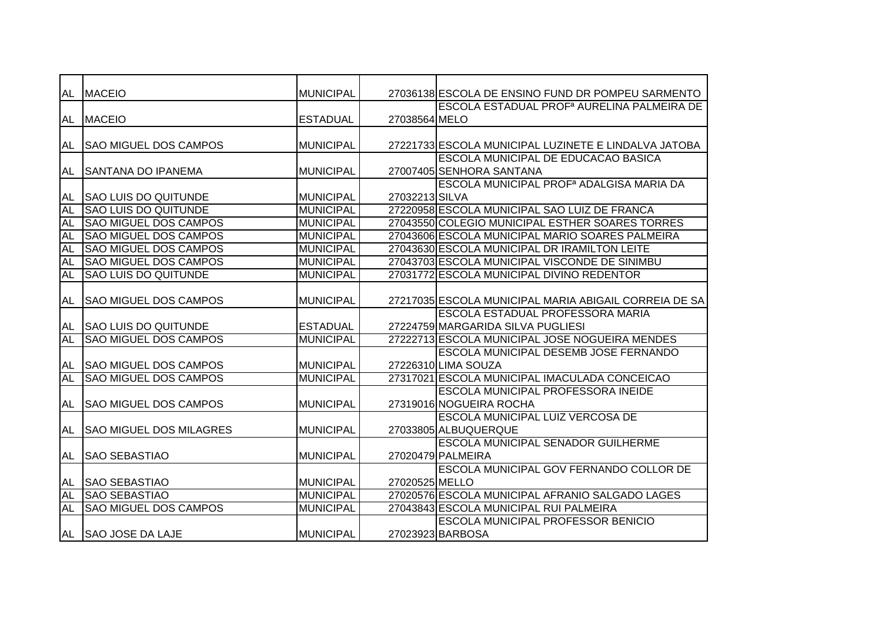| | | | | |
|---|---|---|---|---|
| AL | MACEIO | MUNICIPAL | 27036138 | ESCOLA DE ENSINO FUND DR POMPEU SARMENTO |
| AL | MACEIO | ESTADUAL | 27038564 | ESCOLA ESTADUAL PROFª AURELINA PALMEIRA DE MELO |
| AL | SAO MIGUEL DOS CAMPOS | MUNICIPAL | 27221733 | ESCOLA MUNICIPAL LUZINETE E LINDALVA JATOBA |
| AL | SANTANA DO IPANEMA | MUNICIPAL | 27007405 | ESCOLA MUNICIPAL DE EDUCACAO BASICA SENHORA SANTANA |
| AL | SAO LUIS DO QUITUNDE | MUNICIPAL | 27032213 | ESCOLA MUNICIPAL PROFª ADALGISA MARIA DA SILVA |
| AL | SAO LUIS DO QUITUNDE | MUNICIPAL | 27220958 | ESCOLA MUNICIPAL SAO LUIZ DE FRANCA |
| AL | SAO MIGUEL DOS CAMPOS | MUNICIPAL | 27043550 | COLEGIO MUNICIPAL ESTHER SOARES TORRES |
| AL | SAO MIGUEL DOS CAMPOS | MUNICIPAL | 27043606 | ESCOLA MUNICIPAL MARIO SOARES PALMEIRA |
| AL | SAO MIGUEL DOS CAMPOS | MUNICIPAL | 27043630 | ESCOLA MUNICIPAL DR IRAMILTON LEITE |
| AL | SAO MIGUEL DOS CAMPOS | MUNICIPAL | 27043703 | ESCOLA MUNICIPAL VISCONDE DE SINIMBU |
| AL | SAO LUIS DO QUITUNDE | MUNICIPAL | 27031772 | ESCOLA MUNICIPAL DIVINO REDENTOR |
| AL | SAO MIGUEL DOS CAMPOS | MUNICIPAL | 27217035 | ESCOLA MUNICIPAL MARIA ABIGAIL CORREIA DE SA |
| AL | SAO LUIS DO QUITUNDE | ESTADUAL | 27224759 | ESCOLA ESTADUAL PROFESSORA MARIA MARGARIDA SILVA PUGLIESI |
| AL | SAO MIGUEL DOS CAMPOS | MUNICIPAL | 27222713 | ESCOLA MUNICIPAL JOSE NOGUEIRA MENDES |
| AL | SAO MIGUEL DOS CAMPOS | MUNICIPAL | 27226310 | ESCOLA MUNICIPAL DESEMB JOSE FERNANDO LIMA SOUZA |
| AL | SAO MIGUEL DOS CAMPOS | MUNICIPAL | 27317021 | ESCOLA MUNICIPAL IMACULADA CONCEICAO |
| AL | SAO MIGUEL DOS CAMPOS | MUNICIPAL | 27319016 | ESCOLA MUNICIPAL PROFESSORA INEIDE NOGUEIRA ROCHA |
| AL | SAO MIGUEL DOS MILAGRES | MUNICIPAL | 27033805 | ESCOLA MUNICIPAL LUIZ VERCOSA DE ALBUQUERQUE |
| AL | SAO SEBASTIAO | MUNICIPAL | 27020479 | ESCOLA MUNICIPAL SENADOR GUILHERME PALMEIRA |
| AL | SAO SEBASTIAO | MUNICIPAL | 27020525 | ESCOLA MUNICIPAL GOV FERNANDO COLLOR DE MELLO |
| AL | SAO SEBASTIAO | MUNICIPAL | 27020576 | ESCOLA MUNICIPAL AFRANIO SALGADO LAGES |
| AL | SAO MIGUEL DOS CAMPOS | MUNICIPAL | 27043843 | ESCOLA MUNICIPAL RUI PALMEIRA |
| AL | SAO JOSE DA LAJE | MUNICIPAL | 27023923 | ESCOLA MUNICIPAL PROFESSOR BENICIO BARBOSA |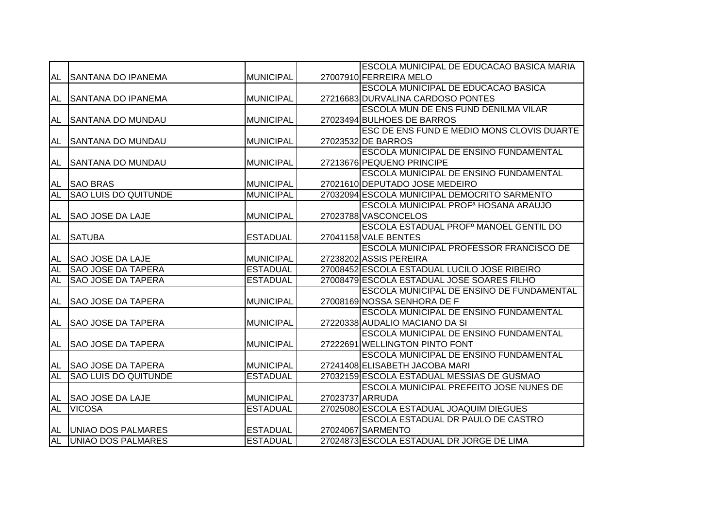| | | | | |
|---|---|---|---|---|
| AL | SANTANA DO IPANEMA | MUNICIPAL | 27007910 | ESCOLA MUNICIPAL DE EDUCACAO BASICA MARIA FERREIRA MELO |
| AL | SANTANA DO IPANEMA | MUNICIPAL | 27216683 | ESCOLA MUNICIPAL DE EDUCACAO BASICA DURVALINA CARDOSO PONTES |
| AL | SANTANA DO MUNDAU | MUNICIPAL | 27023494 | ESCOLA MUN DE ENS FUND DENILMA VILAR BULHOES DE BARROS |
| AL | SANTANA DO MUNDAU | MUNICIPAL | 27023532 | ESC DE ENS FUND E MEDIO MONS CLOVIS DUARTE DE BARROS |
| AL | SANTANA DO MUNDAU | MUNICIPAL | 27213676 | ESCOLA MUNICIPAL DE ENSINO FUNDAMENTAL PEQUENO PRINCIPE |
| AL | SAO BRAS | MUNICIPAL | 27021610 | ESCOLA MUNICIPAL DE ENSINO FUNDAMENTAL DEPUTADO JOSE MEDEIRO |
| AL | SAO LUIS DO QUITUNDE | MUNICIPAL | 27032094 | ESCOLA MUNICIPAL DEMOCRITO SARMENTO |
| AL | SAO JOSE DA LAJE | MUNICIPAL | 27023788 | ESCOLA MUNICIPAL PROFª HOSANA ARAUJO VASCONCELOS |
| AL | SATUBA | ESTADUAL | 27041158 | ESCOLA ESTADUAL PROFº MANOEL GENTIL DO VALE BENTES |
| AL | SAO JOSE DA LAJE | MUNICIPAL | 27238202 | ESCOLA MUNICIPAL PROFESSOR FRANCISCO DE ASSIS PEREIRA |
| AL | SAO JOSE DA TAPERA | ESTADUAL | 27008452 | ESCOLA ESTADUAL LUCILO JOSE RIBEIRO |
| AL | SAO JOSE DA TAPERA | ESTADUAL | 27008479 | ESCOLA ESTADUAL JOSE SOARES FILHO |
| AL | SAO JOSE DA TAPERA | MUNICIPAL | 27008169 | ESCOLA MUNICIPAL DE ENSINO DE FUNDAMENTAL NOSSA SENHORA DE F |
| AL | SAO JOSE DA TAPERA | MUNICIPAL | 27220338 | ESCOLA MUNICIPAL DE ENSINO FUNDAMENTAL AUDALIO MACIANO DA SI |
| AL | SAO JOSE DA TAPERA | MUNICIPAL | 27222691 | ESCOLA MUNICIPAL DE ENSINO FUNDAMENTAL WELLINGTON PINTO FONT |
| AL | SAO JOSE DA TAPERA | MUNICIPAL | 27241408 | ESCOLA MUNICIPAL DE ENSINO FUNDAMENTAL ELISABETH JACOBA MARI |
| AL | SAO LUIS DO QUITUNDE | ESTADUAL | 27032159 | ESCOLA ESTADUAL MESSIAS DE GUSMAO |
| AL | SAO JOSE DA LAJE | MUNICIPAL | 27023737 | ESCOLA MUNICIPAL PREFEITO JOSE NUNES DE ARRUDA |
| AL | VICOSA | ESTADUAL | 27025080 | ESCOLA ESTADUAL JOAQUIM DIEGUES |
| AL | UNIAO DOS PALMARES | ESTADUAL | 27024067 | ESCOLA ESTADUAL DR PAULO DE CASTRO SARMENTO |
| AL | UNIAO DOS PALMARES | ESTADUAL | 27024873 | ESCOLA ESTADUAL DR JORGE DE LIMA |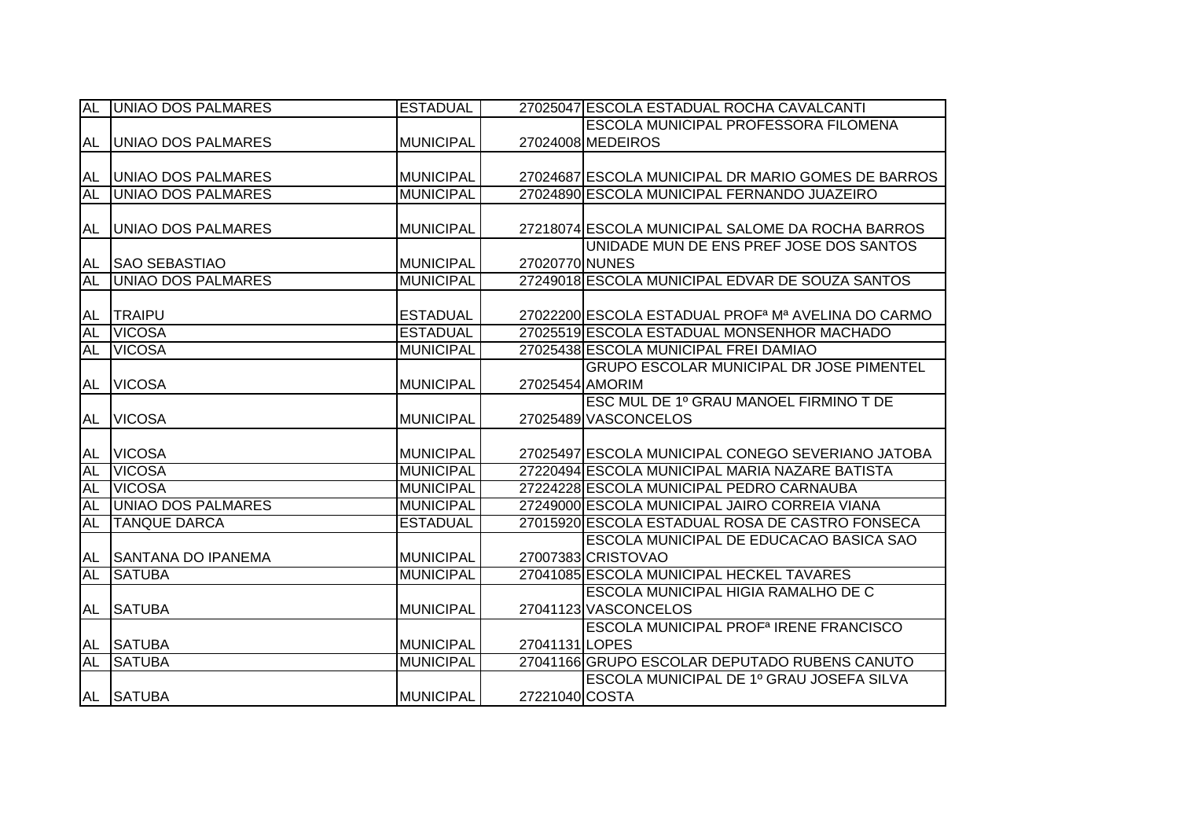| AL | UNIAO DOS PALMARES | ESTADUAL | 27025047 | ESCOLA ESTADUAL ROCHA CAVALCANTI |
|---|---|---|---|---|
| AL | UNIAO DOS PALMARES | MUNICIPAL | 27024008 | ESCOLA MUNICIPAL PROFESSORA FILOMENA MEDEIROS |
| AL | UNIAO DOS PALMARES | MUNICIPAL | 27024687 | ESCOLA MUNICIPAL DR MARIO GOMES DE BARROS |
| AL | UNIAO DOS PALMARES | MUNICIPAL | 27024890 | ESCOLA MUNICIPAL FERNANDO JUAZEIRO |
| AL | UNIAO DOS PALMARES | MUNICIPAL | 27218074 | ESCOLA MUNICIPAL SALOME DA ROCHA BARROS |
| AL | SAO SEBASTIAO | MUNICIPAL | 27020770 | UNIDADE MUN DE ENS PREF JOSE DOS SANTOS NUNES |
| AL | UNIAO DOS PALMARES | MUNICIPAL | 27249018 | ESCOLA MUNICIPAL EDVAR DE SOUZA SANTOS |
| AL | TRAIPU | ESTADUAL | 27022200 | ESCOLA ESTADUAL PROFª Mª AVELINA DO CARMO |
| AL | VICOSA | ESTADUAL | 27025519 | ESCOLA ESTADUAL MONSENHOR MACHADO |
| AL | VICOSA | MUNICIPAL | 27025438 | ESCOLA MUNICIPAL FREI DAMIAO |
| AL | VICOSA | MUNICIPAL | 27025454 | GRUPO ESCOLAR MUNICIPAL DR JOSE PIMENTEL AMORIM |
| AL | VICOSA | MUNICIPAL | 27025489 | ESC MUL DE 1º GRAU MANOEL FIRMINO T DE VASCONCELOS |
| AL | VICOSA | MUNICIPAL | 27025497 | ESCOLA MUNICIPAL CONEGO SEVERIANO JATOBA |
| AL | VICOSA | MUNICIPAL | 27220494 | ESCOLA MUNICIPAL MARIA NAZARE BATISTA |
| AL | VICOSA | MUNICIPAL | 27224228 | ESCOLA MUNICIPAL PEDRO CARNAUBA |
| AL | UNIAO DOS PALMARES | MUNICIPAL | 27249000 | ESCOLA MUNICIPAL JAIRO CORREIA VIANA |
| AL | TANQUE DARCA | ESTADUAL | 27015920 | ESCOLA ESTADUAL ROSA DE CASTRO FONSECA |
| AL | SANTANA DO IPANEMA | MUNICIPAL | 27007383 | ESCOLA MUNICIPAL DE EDUCACAO BASICA SAO CRISTOVAO |
| AL | SATUBA | MUNICIPAL | 27041085 | ESCOLA MUNICIPAL HECKEL TAVARES |
| AL | SATUBA | MUNICIPAL | 27041123 | ESCOLA MUNICIPAL HIGIA RAMALHO DE C VASCONCELOS |
| AL | SATUBA | MUNICIPAL | 27041131 | ESCOLA MUNICIPAL PROFª IRENE FRANCISCO LOPES |
| AL | SATUBA | MUNICIPAL | 27041166 | GRUPO ESCOLAR DEPUTADO RUBENS CANUTO |
| AL | SATUBA | MUNICIPAL | 27221040 | ESCOLA MUNICIPAL DE 1º GRAU JOSEFA SILVA COSTA |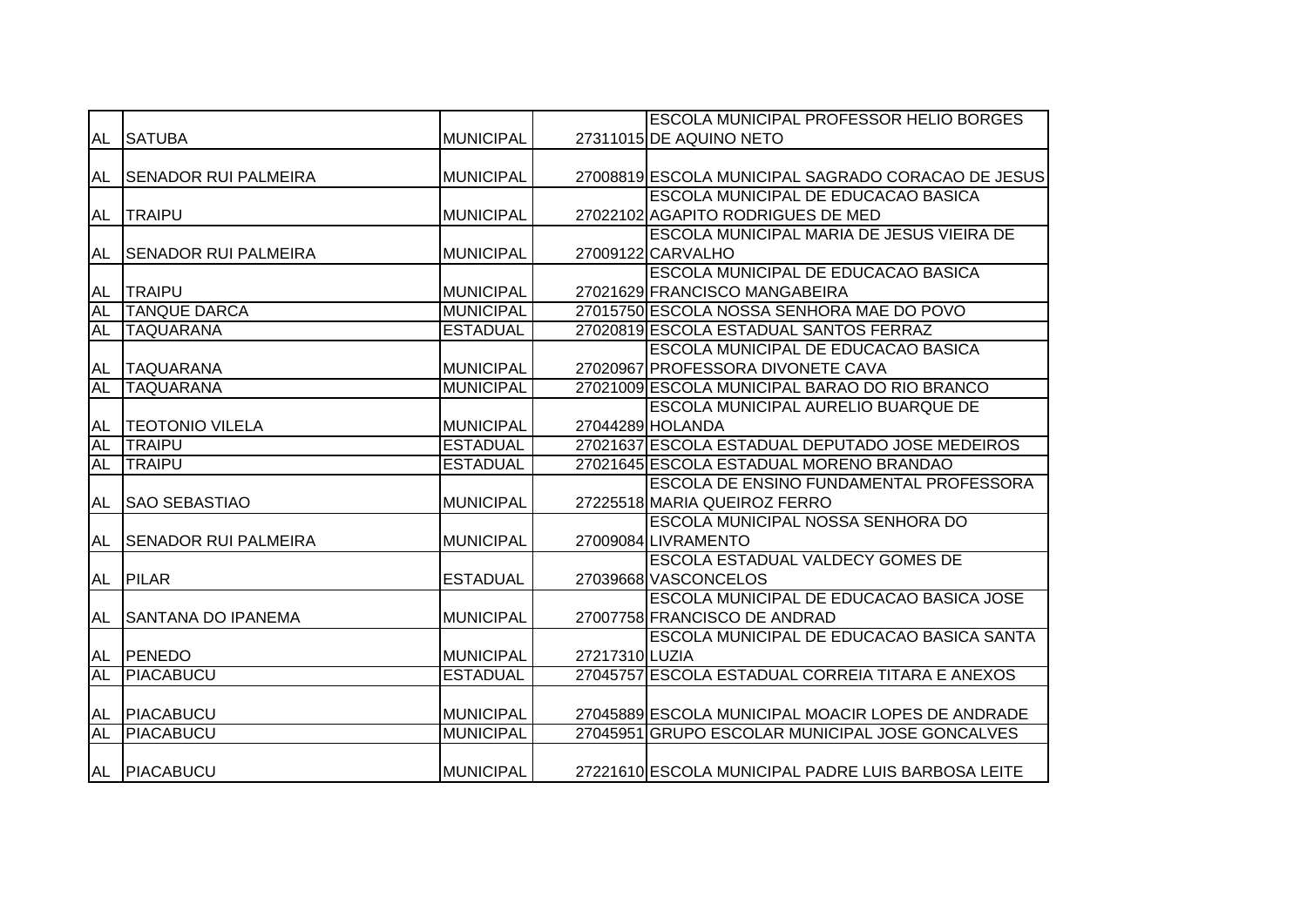| | | | | |
|---|---|---|---|---|
| AL | SATUBA | MUNICIPAL | 27311015 | ESCOLA MUNICIPAL PROFESSOR HELIO BORGES DE AQUINO NETO |
| AL | SENADOR RUI PALMEIRA | MUNICIPAL | 27008819 | ESCOLA MUNICIPAL SAGRADO CORACAO DE JESUS |
| AL | TRAIPU | MUNICIPAL | 27022102 | ESCOLA MUNICIPAL DE EDUCACAO BASICA AGAPITO RODRIGUES DE MED |
| AL | SENADOR RUI PALMEIRA | MUNICIPAL | 27009122 | ESCOLA MUNICIPAL MARIA DE JESUS VIEIRA DE CARVALHO |
| AL | TRAIPU | MUNICIPAL | 27021629 | ESCOLA MUNICIPAL DE EDUCACAO BASICA FRANCISCO MANGABEIRA |
| AL | TANQUE DARCA | MUNICIPAL | 27015750 | ESCOLA NOSSA SENHORA MAE DO POVO |
| AL | TAQUARANA | ESTADUAL | 27020819 | ESCOLA ESTADUAL SANTOS FERRAZ |
| AL | TAQUARANA | MUNICIPAL | 27020967 | ESCOLA MUNICIPAL DE EDUCACAO BASICA PROFESSORA DIVONETE CAVA |
| AL | TAQUARANA | MUNICIPAL | 27021009 | ESCOLA MUNICIPAL BARAO DO RIO BRANCO |
| AL | TEOTONIO VILELA | MUNICIPAL | 27044289 | ESCOLA MUNICIPAL AURELIO BUARQUE DE HOLANDA |
| AL | TRAIPU | ESTADUAL | 27021637 | ESCOLA ESTADUAL DEPUTADO JOSE MEDEIROS |
| AL | TRAIPU | ESTADUAL | 27021645 | ESCOLA ESTADUAL MORENO BRANDAO |
| AL | SAO SEBASTIAO | MUNICIPAL | 27225518 | ESCOLA DE ENSINO FUNDAMENTAL PROFESSORA MARIA QUEIROZ FERRO |
| AL | SENADOR RUI PALMEIRA | MUNICIPAL | 27009084 | ESCOLA MUNICIPAL NOSSA SENHORA DO LIVRAMENTO |
| AL | PILAR | ESTADUAL | 27039668 | ESCOLA ESTADUAL VALDECY GOMES DE VASCONCELOS |
| AL | SANTANA DO IPANEMA | MUNICIPAL | 27007758 | ESCOLA MUNICIPAL DE EDUCACAO BASICA JOSE FRANCISCO DE ANDRAD |
| AL | PENEDO | MUNICIPAL | 27217310 | ESCOLA MUNICIPAL DE EDUCACAO BASICA SANTA LUZIA |
| AL | PIACABUCU | ESTADUAL | 27045757 | ESCOLA ESTADUAL CORREIA TITARA E ANEXOS |
| AL | PIACABUCU | MUNICIPAL | 27045889 | ESCOLA MUNICIPAL MOACIR LOPES DE ANDRADE |
| AL | PIACABUCU | MUNICIPAL | 27045951 | GRUPO ESCOLAR MUNICIPAL JOSE GONCALVES |
| AL | PIACABUCU | MUNICIPAL | 27221610 | ESCOLA MUNICIPAL PADRE LUIS BARBOSA LEITE |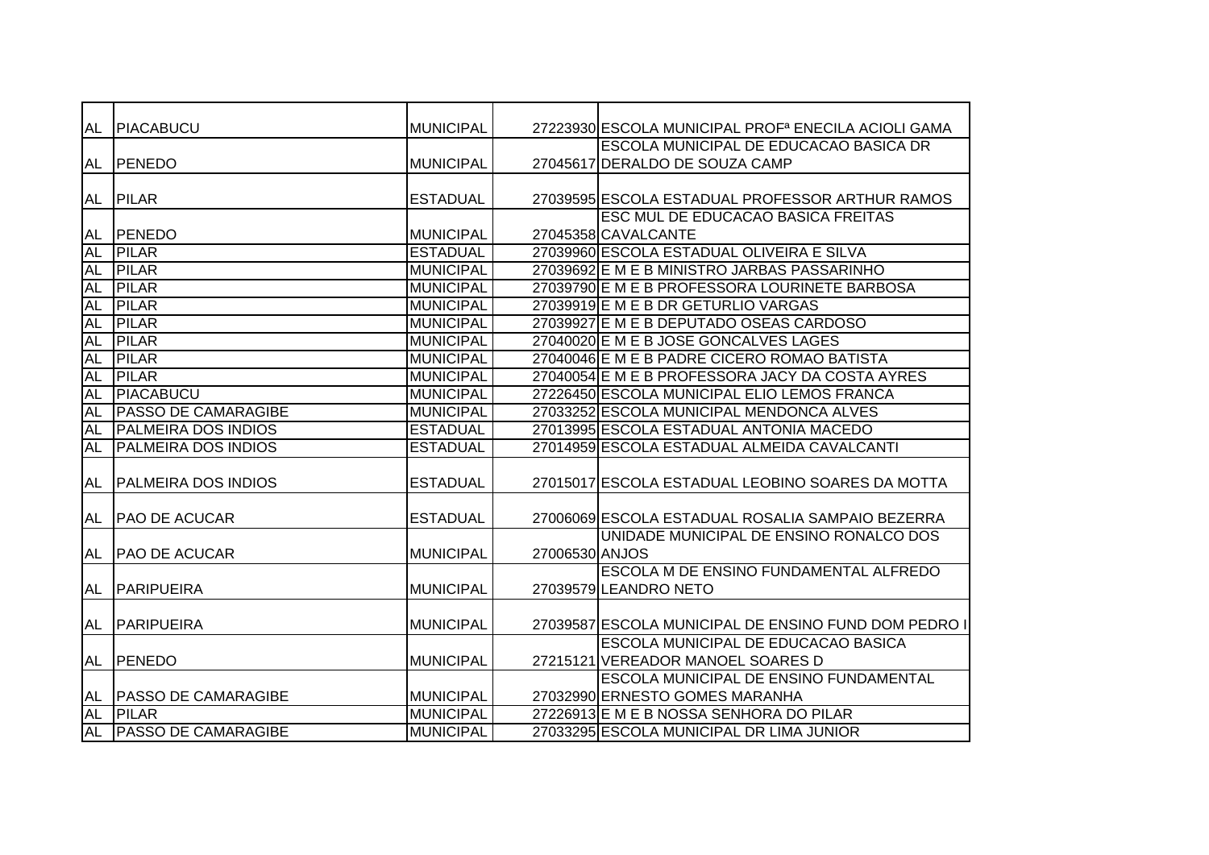| AL | PIACABUCU | MUNICIPAL | 27223930 | ESCOLA MUNICIPAL PROFª ENECILA ACIOLI GAMA |
|---|---|---|---|---|
| AL | PENEDO | MUNICIPAL | 27045617 | ESCOLA MUNICIPAL DE EDUCACAO BASICA DR DERALDO DE SOUZA CAMP |
| AL | PILAR | ESTADUAL | 27039595 | ESCOLA ESTADUAL PROFESSOR ARTHUR RAMOS |
| AL | PENEDO | MUNICIPAL | 27045358 | ESC MUL DE EDUCACAO BASICA FREITAS CAVALCANTE |
| AL | PILAR | ESTADUAL | 27039960 | ESCOLA ESTADUAL OLIVEIRA E SILVA |
| AL | PILAR | MUNICIPAL | 27039692 | E M E B MINISTRO JARBAS PASSARINHO |
| AL | PILAR | MUNICIPAL | 27039790 | E M E B PROFESSORA LOURINETE BARBOSA |
| AL | PILAR | MUNICIPAL | 27039919 | E M E B DR GETURLIO VARGAS |
| AL | PILAR | MUNICIPAL | 27039927 | E M E B DEPUTADO OSEAS CARDOSO |
| AL | PILAR | MUNICIPAL | 27040020 | E M E B JOSE GONCALVES LAGES |
| AL | PILAR | MUNICIPAL | 27040046 | E M E B PADRE CICERO ROMAO BATISTA |
| AL | PILAR | MUNICIPAL | 27040054 | E M E B PROFESSORA JACY DA COSTA AYRES |
| AL | PIACABUCU | MUNICIPAL | 27226450 | ESCOLA MUNICIPAL ELIO LEMOS FRANCA |
| AL | PASSO DE CAMARAGIBE | MUNICIPAL | 27033252 | ESCOLA MUNICIPAL MENDONCA ALVES |
| AL | PALMEIRA DOS INDIOS | ESTADUAL | 27013995 | ESCOLA ESTADUAL ANTONIA MACEDO |
| AL | PALMEIRA DOS INDIOS | ESTADUAL | 27014959 | ESCOLA ESTADUAL ALMEIDA CAVALCANTI |
| AL | PALMEIRA DOS INDIOS | ESTADUAL | 27015017 | ESCOLA ESTADUAL LEOBINO SOARES DA MOTTA |
| AL | PAO DE ACUCAR | ESTADUAL | 27006069 | ESCOLA ESTADUAL ROSALIA SAMPAIO BEZERRA |
| AL | PAO DE ACUCAR | MUNICIPAL | 27006530 | UNIDADE MUNICIPAL DE ENSINO RONALCO DOS ANJOS |
| AL | PARIPUEIRA | MUNICIPAL | 27039579 | ESCOLA M DE ENSINO FUNDAMENTAL ALFREDO LEANDRO NETO |
| AL | PARIPUEIRA | MUNICIPAL | 27039587 | ESCOLA MUNICIPAL DE ENSINO FUND DOM PEDRO I |
| AL | PENEDO | MUNICIPAL | 27215121 | ESCOLA MUNICIPAL DE EDUCACAO BASICA VEREADOR MANOEL SOARES D |
| AL | PASSO DE CAMARAGIBE | MUNICIPAL | 27032990 | ESCOLA MUNICIPAL DE ENSINO FUNDAMENTAL ERNESTO GOMES MARANHA |
| AL | PILAR | MUNICIPAL | 27226913 | E M E B NOSSA SENHORA DO PILAR |
| AL | PASSO DE CAMARAGIBE | MUNICIPAL | 27033295 | ESCOLA MUNICIPAL DR LIMA JUNIOR |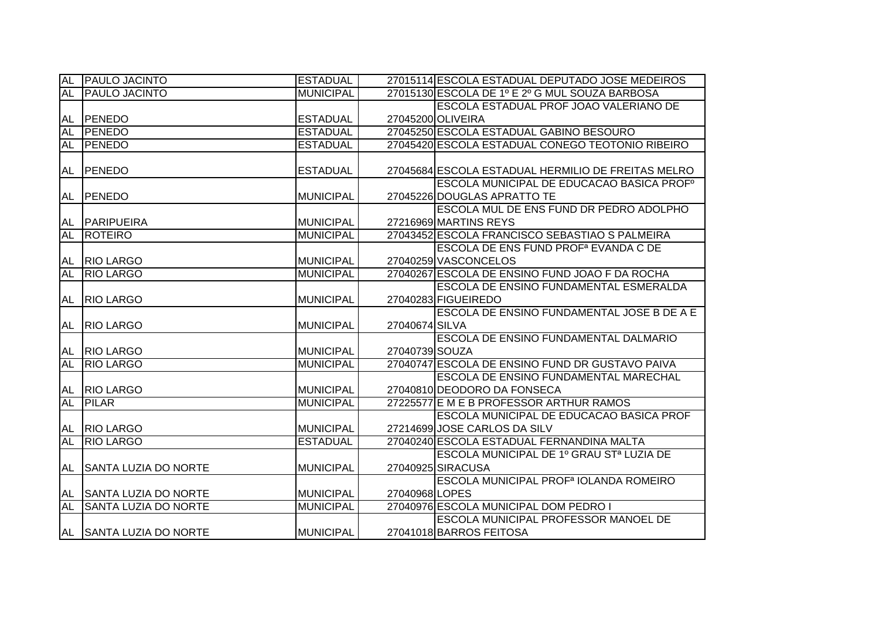| AL | PAULO JACINTO | ESTADUAL | 27015114 | ESCOLA ESTADUAL DEPUTADO JOSE MEDEIROS |
|---|---|---|---|---|
| AL | PAULO JACINTO | MUNICIPAL | 27015130 | ESCOLA DE 1º E 2º G MUL SOUZA BARBOSA |
| AL | PENEDO | ESTADUAL | 27045200 | ESCOLA ESTADUAL PROF JOAO VALERIANO DE OLIVEIRA |
| AL | PENEDO | ESTADUAL | 27045250 | ESCOLA ESTADUAL GABINO BESOURO |
| AL | PENEDO | ESTADUAL | 27045420 | ESCOLA ESTADUAL CONEGO TEOTONIO RIBEIRO |
| AL | PENEDO | ESTADUAL | 27045684 | ESCOLA ESTADUAL HERMILIO DE FREITAS MELRO |
| AL | PENEDO | MUNICIPAL | 27045226 | ESCOLA MUNICIPAL DE EDUCACAO BASICA PROFº DOUGLAS APRATTO TE |
| AL | PARIPUEIRA | MUNICIPAL | 27216969 | ESCOLA MUL DE ENS FUND DR PEDRO ADOLPHO MARTINS REYS |
| AL | ROTEIRO | MUNICIPAL | 27043452 | ESCOLA FRANCISCO SEBASTIAO S PALMEIRA |
| AL | RIO LARGO | MUNICIPAL | 27040259 | ESCOLA DE ENS FUND PROFª EVANDA C DE VASCONCELOS |
| AL | RIO LARGO | MUNICIPAL | 27040267 | ESCOLA DE ENSINO FUND JOAO F DA ROCHA |
| AL | RIO LARGO | MUNICIPAL | 27040283 | ESCOLA DE ENSINO FUNDAMENTAL ESMERALDA FIGUEIREDO |
| AL | RIO LARGO | MUNICIPAL | 27040674 | ESCOLA DE ENSINO FUNDAMENTAL JOSE B DE A E SILVA |
| AL | RIO LARGO | MUNICIPAL | 27040739 | ESCOLA DE ENSINO FUNDAMENTAL DALMARIO SOUZA |
| AL | RIO LARGO | MUNICIPAL | 27040747 | ESCOLA DE ENSINO FUND DR GUSTAVO PAIVA |
| AL | RIO LARGO | MUNICIPAL | 27040810 | ESCOLA DE ENSINO FUNDAMENTAL MARECHAL DEODORO DA FONSECA |
| AL | PILAR | MUNICIPAL | 27225577 | E M E B PROFESSOR ARTHUR RAMOS |
| AL | RIO LARGO | MUNICIPAL | 27214699 | ESCOLA MUNICIPAL DE EDUCACAO BASICA PROF JOSE CARLOS DA SILV |
| AL | RIO LARGO | ESTADUAL | 27040240 | ESCOLA ESTADUAL FERNANDINA MALTA |
| AL | SANTA LUZIA DO NORTE | MUNICIPAL | 27040925 | ESCOLA MUNICIPAL DE 1º GRAU STª LUZIA DE SIRACUSA |
| AL | SANTA LUZIA DO NORTE | MUNICIPAL | 27040968 | ESCOLA MUNICIPAL PROFª IOLANDA ROMEIRO LOPES |
| AL | SANTA LUZIA DO NORTE | MUNICIPAL | 27040976 | ESCOLA MUNICIPAL DOM PEDRO I |
| AL | SANTA LUZIA DO NORTE | MUNICIPAL | 27041018 | ESCOLA MUNICIPAL PROFESSOR MANOEL DE BARROS FEITOSA |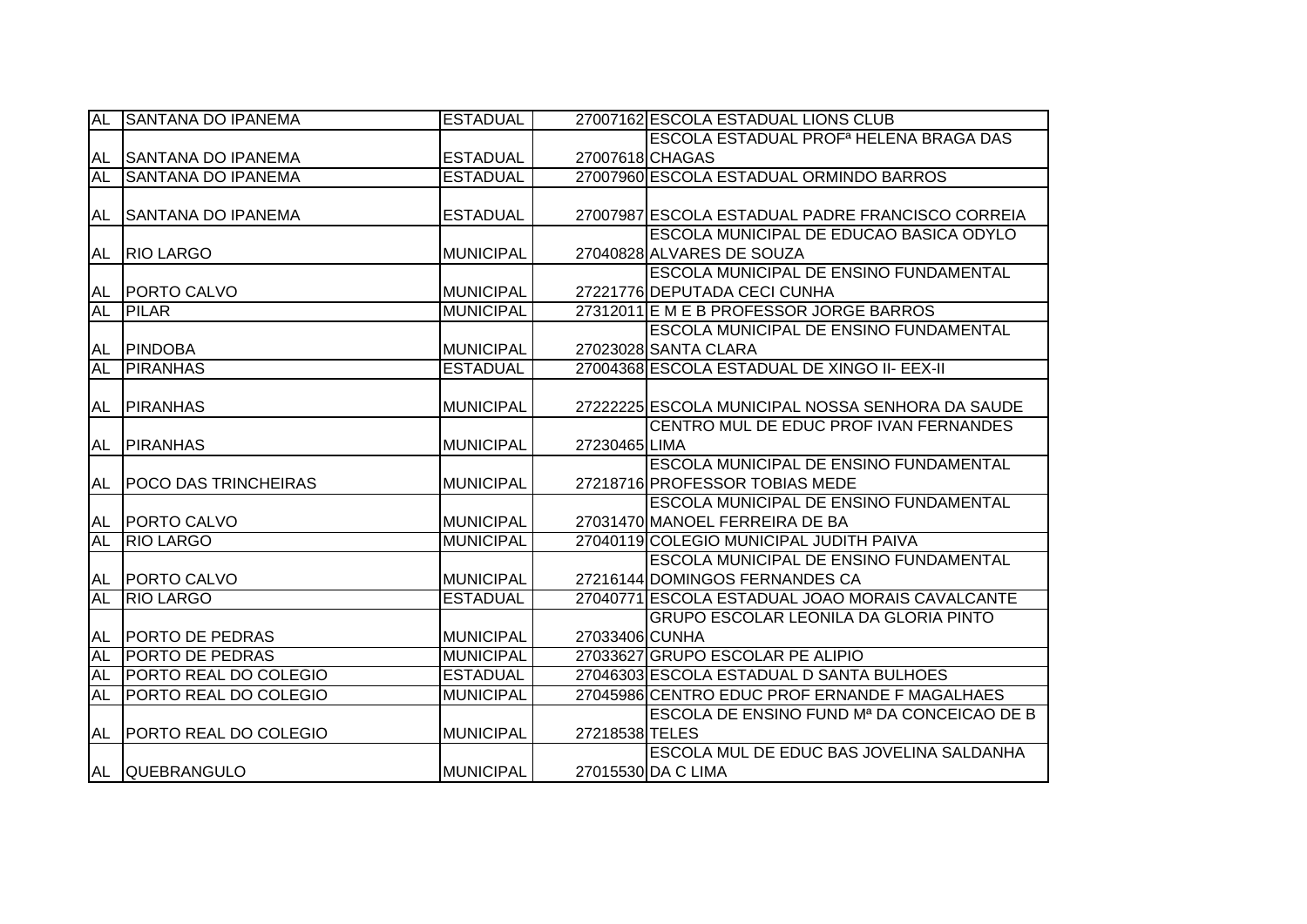| | | | | |
|---|---|---|---|---|
| AL | SANTANA DO IPANEMA | ESTADUAL | 27007162 | ESCOLA ESTADUAL LIONS CLUB |
| AL | SANTANA DO IPANEMA | ESTADUAL | 27007618 | ESCOLA ESTADUAL PROFª HELENA BRAGA DAS CHAGAS |
| AL | SANTANA DO IPANEMA | ESTADUAL | 27007960 | ESCOLA ESTADUAL ORMINDO BARROS |
| AL | SANTANA DO IPANEMA | ESTADUAL | 27007987 | ESCOLA ESTADUAL PADRE FRANCISCO CORREIA |
| AL | RIO LARGO | MUNICIPAL | 27040828 | ESCOLA MUNICIPAL DE EDUCAO BASICA ODYLO ALVARES DE SOUZA |
| AL | PORTO CALVO | MUNICIPAL | 27221776 | ESCOLA MUNICIPAL DE ENSINO FUNDAMENTAL DEPUTADA CECI CUNHA |
| AL | PILAR | MUNICIPAL | 27312011 | E M E B PROFESSOR JORGE BARROS |
| AL | PINDOBA | MUNICIPAL | 27023028 | ESCOLA MUNICIPAL DE ENSINO FUNDAMENTAL SANTA CLARA |
| AL | PIRANHAS | ESTADUAL | 27004368 | ESCOLA ESTADUAL DE XINGO II- EEX-II |
| AL | PIRANHAS | MUNICIPAL | 27222225 | ESCOLA MUNICIPAL NOSSA SENHORA DA SAUDE |
| AL | PIRANHAS | MUNICIPAL | 27230465 | CENTRO MUL DE EDUC PROF IVAN FERNANDES LIMA |
| AL | POCO DAS TRINCHEIRAS | MUNICIPAL | 27218716 | ESCOLA MUNICIPAL DE ENSINO FUNDAMENTAL PROFESSOR TOBIAS MEDE |
| AL | PORTO CALVO | MUNICIPAL | 27031470 | ESCOLA MUNICIPAL DE ENSINO FUNDAMENTAL MANOEL FERREIRA DE BA |
| AL | RIO LARGO | MUNICIPAL | 27040119 | COLEGIO MUNICIPAL JUDITH PAIVA |
| AL | PORTO CALVO | MUNICIPAL | 27216144 | ESCOLA MUNICIPAL DE ENSINO FUNDAMENTAL DOMINGOS FERNANDES CA |
| AL | RIO LARGO | ESTADUAL | 27040771 | ESCOLA ESTADUAL JOAO MORAIS CAVALCANTE |
| AL | PORTO DE PEDRAS | MUNICIPAL | 27033406 | GRUPO ESCOLAR LEONILA DA GLORIA PINTO CUNHA |
| AL | PORTO DE PEDRAS | MUNICIPAL | 27033627 | GRUPO ESCOLAR PE ALIPIO |
| AL | PORTO REAL DO COLEGIO | ESTADUAL | 27046303 | ESCOLA ESTADUAL D SANTA BULHOES |
| AL | PORTO REAL DO COLEGIO | MUNICIPAL | 27045986 | CENTRO EDUC PROF ERNANDE F MAGALHAES |
| AL | PORTO REAL DO COLEGIO | MUNICIPAL | 27218538 | ESCOLA DE ENSINO FUND Mª DA CONCEICAO DE B TELES |
| AL | QUEBRANGULO | MUNICIPAL | 27015530 | ESCOLA MUL DE EDUC BAS JOVELINA SALDANHA DA C LIMA |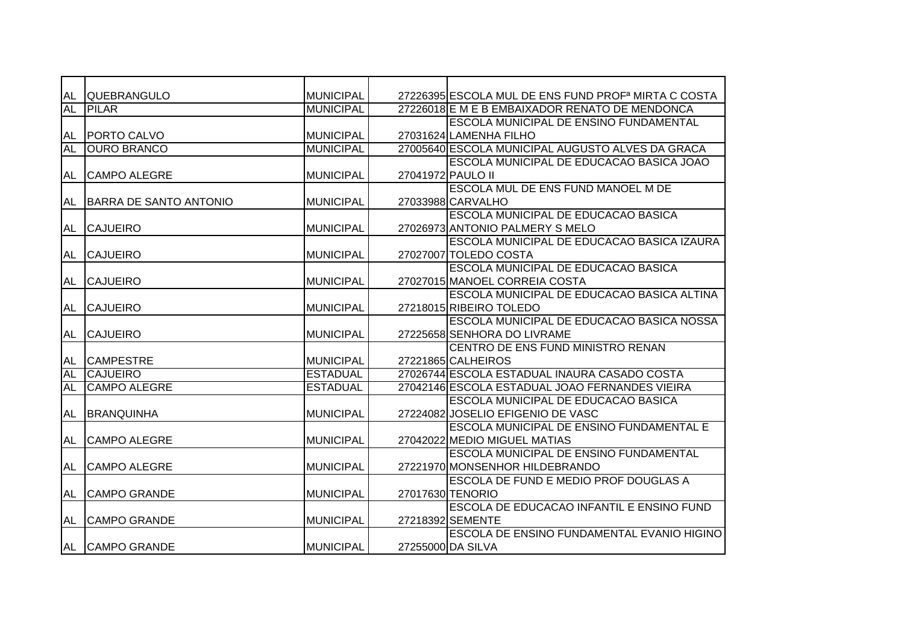| | | | | |
|---|---|---|---|---|
| AL | QUEBRANGULO | MUNICIPAL | 27226395 | ESCOLA MUL DE ENS FUND PROFª MIRTA C COSTA |
| AL | PILAR | MUNICIPAL | 27226018 | E M E B EMBAIXADOR RENATO DE MENDONCA |
| AL | PORTO CALVO | MUNICIPAL | 27031624 | ESCOLA MUNICIPAL DE ENSINO FUNDAMENTAL LAMENHA FILHO |
| AL | OURO BRANCO | MUNICIPAL | 27005640 | ESCOLA MUNICIPAL AUGUSTO ALVES DA GRACA |
| AL | CAMPO ALEGRE | MUNICIPAL | 27041972 | ESCOLA MUNICIPAL DE EDUCACAO BASICA JOAO PAULO II |
| AL | BARRA DE SANTO ANTONIO | MUNICIPAL | 27033988 | ESCOLA MUL DE ENS FUND MANOEL M DE CARVALHO |
| AL | CAJUEIRO | MUNICIPAL | 27026973 | ESCOLA MUNICIPAL DE EDUCACAO BASICA ANTONIO PALMERY S MELO |
| AL | CAJUEIRO | MUNICIPAL | 27027007 | ESCOLA MUNICIPAL DE EDUCACAO BASICA IZAURA TOLEDO COSTA |
| AL | CAJUEIRO | MUNICIPAL | 27027015 | ESCOLA MUNICIPAL DE EDUCACAO BASICA MANOEL CORREIA COSTA |
| AL | CAJUEIRO | MUNICIPAL | 27218015 | ESCOLA MUNICIPAL DE EDUCACAO BASICA ALTINA RIBEIRO TOLEDO |
| AL | CAJUEIRO | MUNICIPAL | 27225658 | ESCOLA MUNICIPAL DE EDUCACAO BASICA NOSSA SENHORA DO LIVRAME |
| AL | CAMPESTRE | MUNICIPAL | 27221865 | CENTRO DE ENS FUND MINISTRO RENAN CALHEIROS |
| AL | CAJUEIRO | ESTADUAL | 27026744 | ESCOLA ESTADUAL INAURA CASADO COSTA |
| AL | CAMPO ALEGRE | ESTADUAL | 27042146 | ESCOLA ESTADUAL JOAO FERNANDES VIEIRA |
| AL | BRANQUINHA | MUNICIPAL | 27224082 | ESCOLA MUNICIPAL DE EDUCACAO BASICA JOSELIO EFIGENIO DE VASC |
| AL | CAMPO ALEGRE | MUNICIPAL | 27042022 | ESCOLA MUNICIPAL DE ENSINO FUNDAMENTAL E MEDIO MIGUEL MATIAS |
| AL | CAMPO ALEGRE | MUNICIPAL | 27221970 | ESCOLA MUNICIPAL DE ENSINO FUNDAMENTAL MONSENHOR HILDEBRANDO |
| AL | CAMPO GRANDE | MUNICIPAL | 27017630 | ESCOLA DE FUND E MEDIO PROF DOUGLAS A TENORIO |
| AL | CAMPO GRANDE | MUNICIPAL | 27218392 | ESCOLA DE EDUCACAO INFANTIL E ENSINO FUND SEMENTE |
| AL | CAMPO GRANDE | MUNICIPAL | 27255000 | ESCOLA DE ENSINO FUNDAMENTAL EVANIO HIGINO DA SILVA |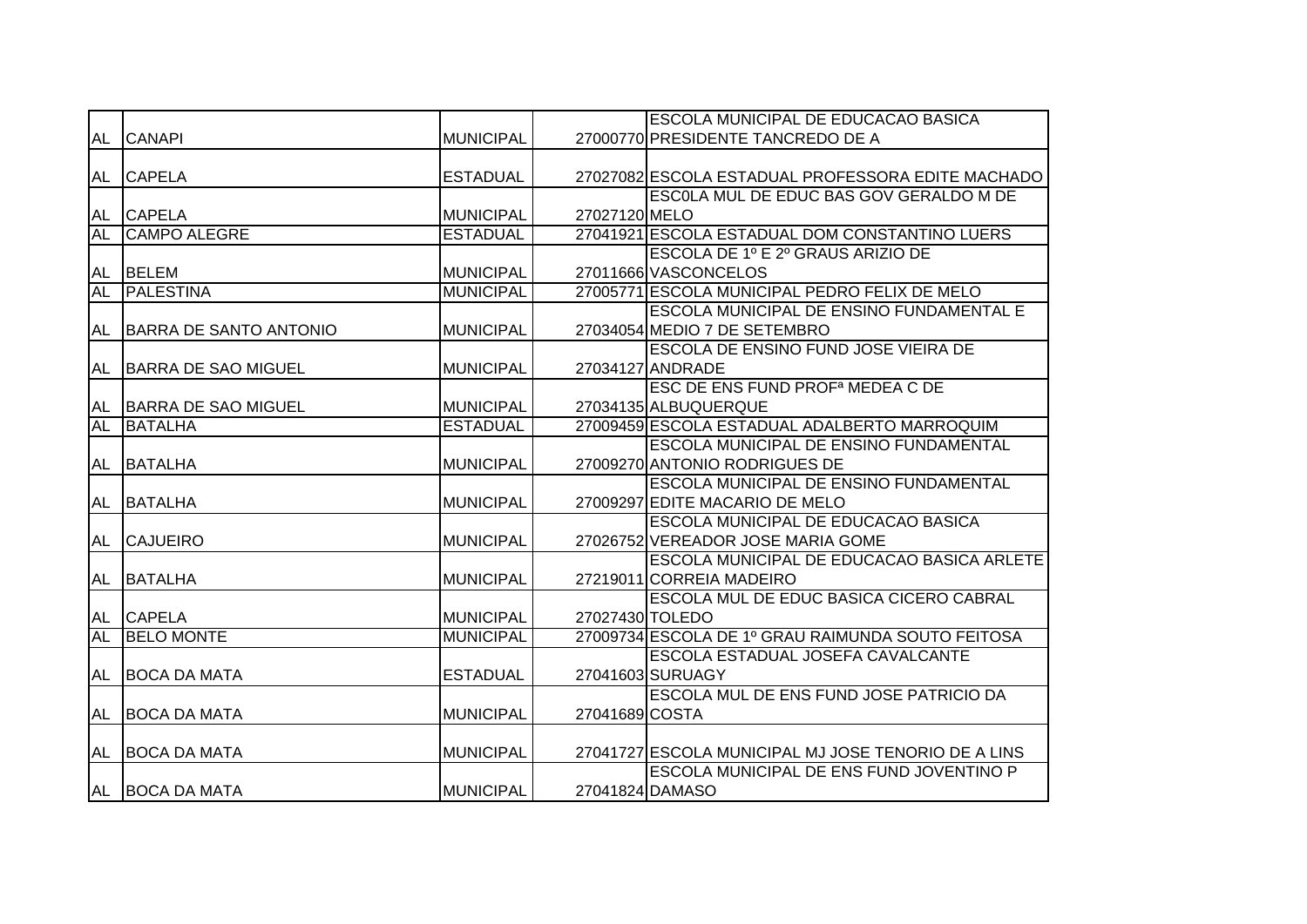| | | | | |
|---|---|---|---|---|
| AL | CANAPI | MUNICIPAL | 27000770 | ESCOLA MUNICIPAL DE EDUCACAO BASICA PRESIDENTE TANCREDO DE A |
| AL | CAPELA | ESTADUAL | 27027082 | ESCOLA ESTADUAL PROFESSORA EDITE MACHADO |
| AL | CAPELA | MUNICIPAL | 27027120 | ESC0LA MUL DE EDUC BAS GOV GERALDO M DE MELO |
| AL | CAMPO ALEGRE | ESTADUAL | 27041921 | ESCOLA ESTADUAL DOM CONSTANTINO LUERS |
| AL | BELEM | MUNICIPAL | 27011666 | ESCOLA DE 1º E 2º GRAUS ARIZIO DE VASCONCELOS |
| AL | PALESTINA | MUNICIPAL | 27005771 | ESCOLA MUNICIPAL PEDRO FELIX DE MELO |
| AL | BARRA DE SANTO ANTONIO | MUNICIPAL | 27034054 | ESCOLA MUNICIPAL DE ENSINO FUNDAMENTAL E MEDIO 7 DE SETEMBRO |
| AL | BARRA DE SAO MIGUEL | MUNICIPAL | 27034127 | ESCOLA DE ENSINO FUND JOSE VIEIRA DE ANDRADE |
| AL | BARRA DE SAO MIGUEL | MUNICIPAL | 27034135 | ESC DE ENS FUND PROFª MEDEA C DE ALBUQUERQUE |
| AL | BATALHA | ESTADUAL | 27009459 | ESCOLA ESTADUAL ADALBERTO MARROQUIM |
| AL | BATALHA | MUNICIPAL | 27009270 | ESCOLA MUNICIPAL DE ENSINO FUNDAMENTAL ANTONIO RODRIGUES DE |
| AL | BATALHA | MUNICIPAL | 27009297 | ESCOLA MUNICIPAL DE ENSINO FUNDAMENTAL EDITE MACARIO DE MELO |
| AL | CAJUEIRO | MUNICIPAL | 27026752 | ESCOLA MUNICIPAL DE EDUCACAO BASICA VEREADOR JOSE MARIA GOME |
| AL | BATALHA | MUNICIPAL | 27219011 | ESCOLA MUNICIPAL DE EDUCACAO BASICA ARLETE CORREIA MADEIRO |
| AL | CAPELA | MUNICIPAL | 27027430 | ESCOLA MUL DE EDUC BASICA CICERO CABRAL TOLEDO |
| AL | BELO MONTE | MUNICIPAL | 27009734 | ESCOLA DE 1º GRAU RAIMUNDA SOUTO FEITOSA |
| AL | BOCA DA MATA | ESTADUAL | 27041603 | ESCOLA ESTADUAL JOSEFA CAVALCANTE SURUAGY |
| AL | BOCA DA MATA | MUNICIPAL | 27041689 | ESCOLA MUL DE ENS FUND JOSE PATRICIO DA COSTA |
| AL | BOCA DA MATA | MUNICIPAL | 27041727 | ESCOLA MUNICIPAL MJ JOSE TENORIO DE A LINS |
| AL | BOCA DA MATA | MUNICIPAL | 27041824 | ESCOLA MUNICIPAL DE ENS FUND JOVENTINO P DAMASO |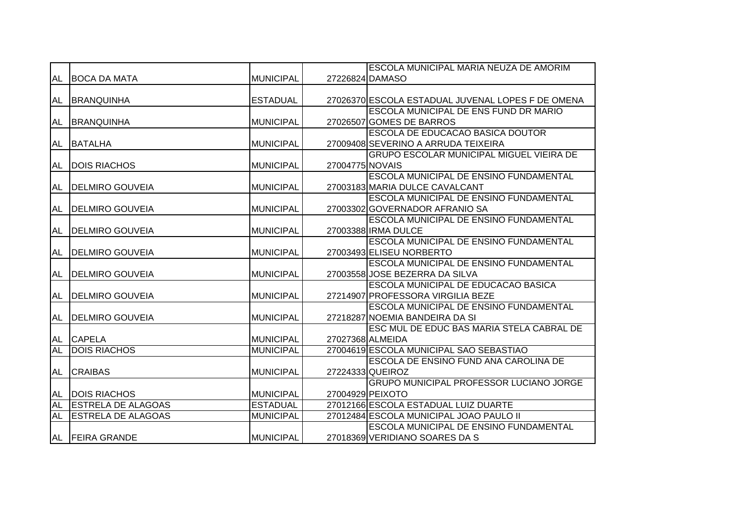| AL | BOCA DA MATA | MUNICIPAL | 27226824 | ESCOLA MUNICIPAL MARIA NEUZA DE AMORIM DAMASO |
|---|---|---|---|---|
| AL | BRANQUINHA | ESTADUAL | 27026370 | ESCOLA ESTADUAL JUVENAL LOPES F DE OMENA |
| AL | BRANQUINHA | MUNICIPAL | 27026507 | ESCOLA MUNICIPAL DE ENS FUND DR MARIO GOMES DE BARROS |
| AL | BATALHA | MUNICIPAL | 27009408 | ESCOLA DE EDUCACAO BASICA DOUTOR SEVERINO A ARRUDA TEIXEIRA |
| AL | DOIS RIACHOS | MUNICIPAL | 27004775 | GRUPO ESCOLAR MUNICIPAL MIGUEL VIEIRA DE NOVAIS |
| AL | DELMIRO GOUVEIA | MUNICIPAL | 27003183 | ESCOLA MUNICIPAL DE ENSINO FUNDAMENTAL MARIA DULCE CAVALCANT |
| AL | DELMIRO GOUVEIA | MUNICIPAL | 27003302 | ESCOLA MUNICIPAL DE ENSINO FUNDAMENTAL GOVERNADOR AFRANIO SA |
| AL | DELMIRO GOUVEIA | MUNICIPAL | 27003388 | ESCOLA MUNICIPAL DE ENSINO FUNDAMENTAL IRMA DULCE |
| AL | DELMIRO GOUVEIA | MUNICIPAL | 27003493 | ESCOLA MUNICIPAL DE ENSINO FUNDAMENTAL ELISEU NORBERTO |
| AL | DELMIRO GOUVEIA | MUNICIPAL | 27003558 | ESCOLA MUNICIPAL DE ENSINO FUNDAMENTAL JOSE BEZERRA DA SILVA |
| AL | DELMIRO GOUVEIA | MUNICIPAL | 27214907 | ESCOLA MUNICIPAL DE EDUCACAO BASICA PROFESSORA VIRGILIA BEZE |
| AL | DELMIRO GOUVEIA | MUNICIPAL | 27218287 | ESCOLA MUNICIPAL DE ENSINO FUNDAMENTAL NOEMIA BANDEIRA DA SI |
| AL | CAPELA | MUNICIPAL | 27027368 | ESC MUL DE EDUC BAS MARIA STELA CABRAL DE ALMEIDA |
| AL | DOIS RIACHOS | MUNICIPAL | 27004619 | ESCOLA MUNICIPAL SAO SEBASTIAO |
| AL | CRAIBAS | MUNICIPAL | 27224333 | ESCOLA DE ENSINO FUND ANA CAROLINA DE QUEIROZ |
| AL | DOIS RIACHOS | MUNICIPAL | 27004929 | GRUPO MUNICIPAL PROFESSOR LUCIANO JORGE PEIXOTO |
| AL | ESTRELA DE ALAGOAS | ESTADUAL | 27012166 | ESCOLA ESTADUAL LUIZ DUARTE |
| AL | ESTRELA DE ALAGOAS | MUNICIPAL | 27012484 | ESCOLA MUNICIPAL JOAO PAULO II |
| AL | FEIRA GRANDE | MUNICIPAL | 27018369 | ESCOLA MUNICIPAL DE ENSINO FUNDAMENTAL VERIDIANO SOARES DA S |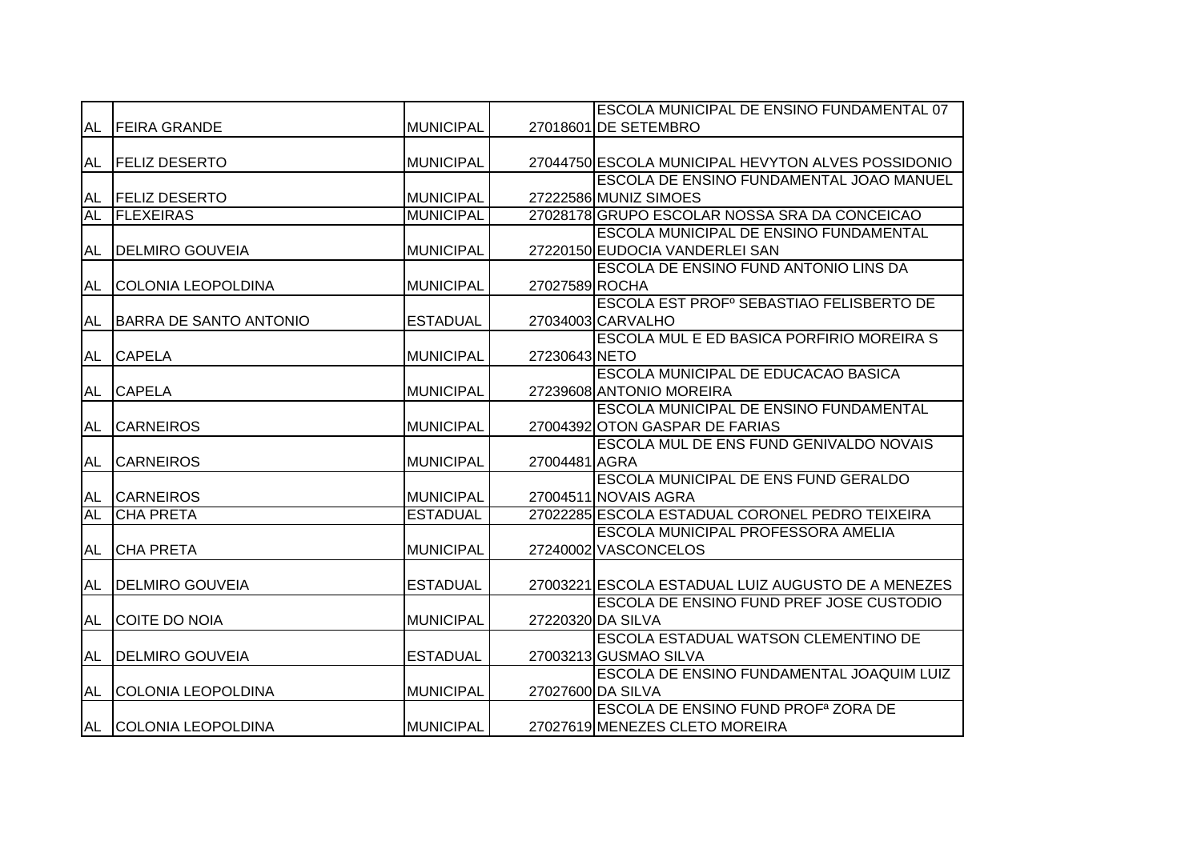| | | | | |
|---|---|---|---|---|
| AL | FEIRA GRANDE | MUNICIPAL | 27018601 | ESCOLA MUNICIPAL DE ENSINO FUNDAMENTAL 07 DE SETEMBRO |
| AL | FELIZ DESERTO | MUNICIPAL | 27044750 | ESCOLA MUNICIPAL HEVYTON ALVES POSSIDONIO |
| AL | FELIZ DESERTO | MUNICIPAL | 27222586 | ESCOLA DE ENSINO FUNDAMENTAL JOAO MANUEL MUNIZ SIMOES |
| AL | FLEXEIRAS | MUNICIPAL | 27028178 | GRUPO ESCOLAR NOSSA SRA DA CONCEICAO |
| AL | DELMIRO GOUVEIA | MUNICIPAL | 27220150 | ESCOLA MUNICIPAL DE ENSINO FUNDAMENTAL EUDOCIA VANDERLEI SAN |
| AL | COLONIA LEOPOLDINA | MUNICIPAL | 27027589 | ESCOLA DE ENSINO FUND ANTONIO LINS DA ROCHA |
| AL | BARRA DE SANTO ANTONIO | ESTADUAL | 27034003 | ESCOLA EST PROFº SEBASTIAO FELISBERTO DE CARVALHO |
| AL | CAPELA | MUNICIPAL | 27230643 | ESCOLA MUL E ED BASICA PORFIRIO MOREIRA S NETO |
| AL | CAPELA | MUNICIPAL | 27239608 | ESCOLA MUNICIPAL DE EDUCACAO BASICA ANTONIO MOREIRA |
| AL | CARNEIROS | MUNICIPAL | 27004392 | ESCOLA MUNICIPAL DE ENSINO FUNDAMENTAL OTON GASPAR DE FARIAS |
| AL | CARNEIROS | MUNICIPAL | 27004481 | ESCOLA MUL DE ENS FUND GENIVALDO NOVAIS AGRA |
| AL | CARNEIROS | MUNICIPAL | 27004511 | ESCOLA MUNICIPAL DE ENS FUND GERALDO NOVAIS AGRA |
| AL | CHA PRETA | ESTADUAL | 27022285 | ESCOLA ESTADUAL CORONEL PEDRO TEIXEIRA |
| AL | CHA PRETA | MUNICIPAL | 27240002 | ESCOLA MUNICIPAL PROFESSORA AMELIA VASCONCELOS |
| AL | DELMIRO GOUVEIA | ESTADUAL | 27003221 | ESCOLA ESTADUAL LUIZ AUGUSTO DE A MENEZES |
| AL | COITE DO NOIA | MUNICIPAL | 27220320 | ESCOLA DE ENSINO FUND PREF JOSE CUSTODIO DA SILVA |
| AL | DELMIRO GOUVEIA | ESTADUAL | 27003213 | ESCOLA ESTADUAL WATSON CLEMENTINO DE GUSMAO SILVA |
| AL | COLONIA LEOPOLDINA | MUNICIPAL | 27027600 | ESCOLA DE ENSINO FUNDAMENTAL JOAQUIM LUIZ DA SILVA |
| AL | COLONIA LEOPOLDINA | MUNICIPAL | 27027619 | ESCOLA DE ENSINO FUND PROFª ZORA DE MENEZES CLETO MOREIRA |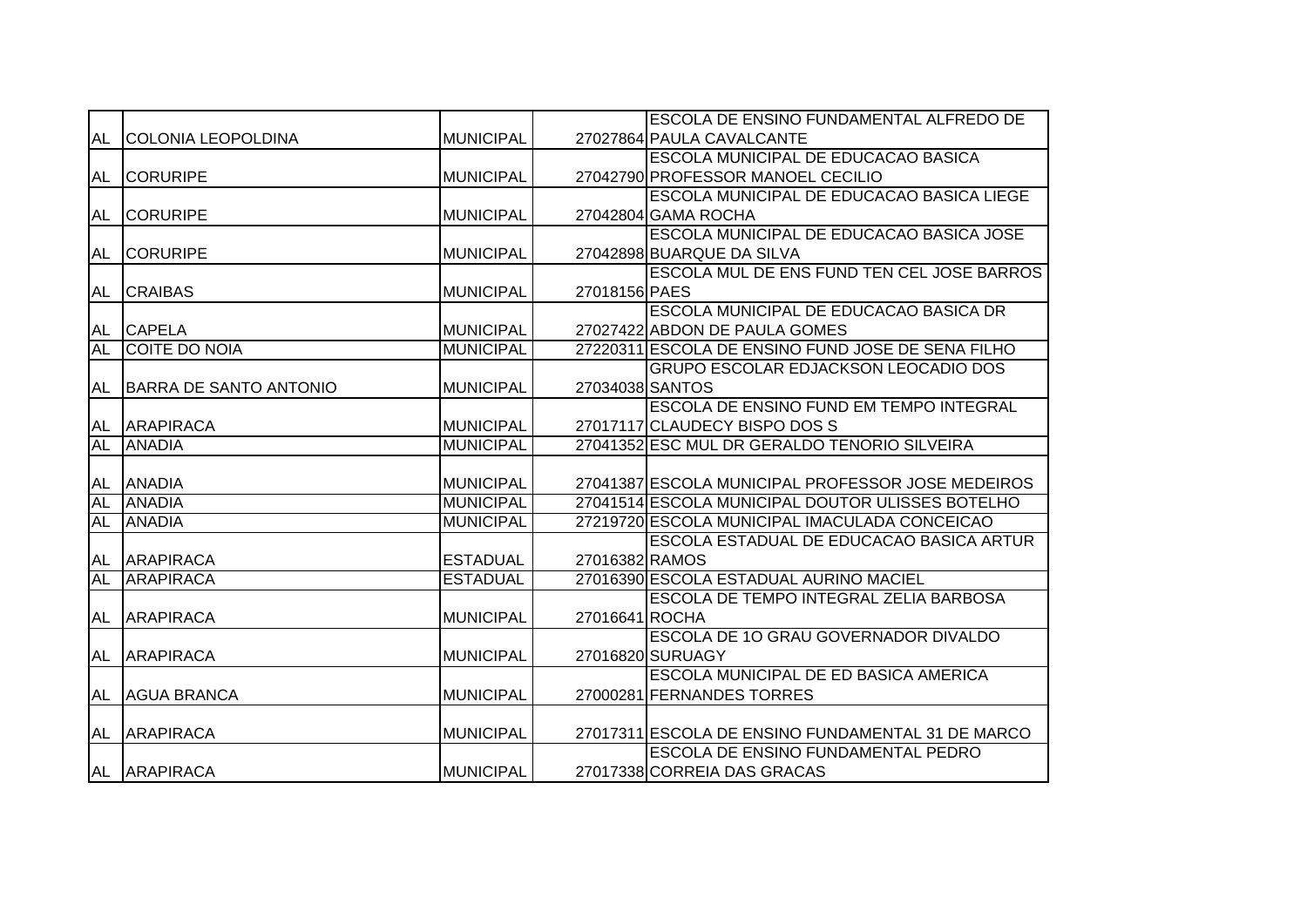| | | | | |
|---|---|---|---|---|
| AL | COLONIA LEOPOLDINA | MUNICIPAL | 27027864 | ESCOLA DE ENSINO FUNDAMENTAL ALFREDO DE PAULA CAVALCANTE |
| AL | CORURIPE | MUNICIPAL | 27042790 | ESCOLA MUNICIPAL DE EDUCACAO BASICA PROFESSOR MANOEL CECILIO |
| AL | CORURIPE | MUNICIPAL | 27042804 | ESCOLA MUNICIPAL DE EDUCACAO BASICA LIEGE GAMA ROCHA |
| AL | CORURIPE | MUNICIPAL | 27042898 | ESCOLA MUNICIPAL DE EDUCACAO BASICA JOSE BUARQUE DA SILVA |
| AL | CRAIBAS | MUNICIPAL | 27018156 | ESCOLA MUL DE ENS FUND TEN CEL JOSE BARROS PAES |
| AL | CAPELA | MUNICIPAL | 27027422 | ESCOLA MUNICIPAL DE EDUCACAO BASICA DR ABDON DE PAULA GOMES |
| AL | COITE DO NOIA | MUNICIPAL | 27220311 | ESCOLA MUNICIPAL DE ENSINO FUND JOSE DE SENA FILHO |
| AL | BARRA DE SANTO ANTONIO | MUNICIPAL | 27034038 | GRUPO ESCOLAR EDJACKSON LEOCADIO DOS SANTOS |
| AL | ARAPIRACA | MUNICIPAL | 27017117 | ESCOLA DE ENSINO FUND EM TEMPO INTEGRAL CLAUDECY BISPO DOS S |
| AL | ANADIA | MUNICIPAL | 27041352 | ESC MUL DR GERALDO TENORIO SILVEIRA |
| AL | ANADIA | MUNICIPAL | 27041387 | ESCOLA MUNICIPAL PROFESSOR JOSE MEDEIROS |
| AL | ANADIA | MUNICIPAL | 27041514 | ESCOLA MUNICIPAL DOUTOR ULISSES BOTELHO |
| AL | ANADIA | MUNICIPAL | 27219720 | ESCOLA MUNICIPAL IMACULADA CONCEICAO |
| AL | ARAPIRACA | ESTADUAL | 27016382 | ESCOLA ESTADUAL DE EDUCACAO BASICA ARTUR RAMOS |
| AL | ARAPIRACA | ESTADUAL | 27016390 | ESCOLA ESTADUAL AURINO MACIEL |
| AL | ARAPIRACA | MUNICIPAL | 27016641 | ESCOLA DE TEMPO INTEGRAL ZELIA BARBOSA ROCHA |
| AL | ARAPIRACA | MUNICIPAL | 27016820 | ESCOLA DE 1O GRAU GOVERNADOR DIVALDO SURUAGY |
| AL | AGUA BRANCA | MUNICIPAL | 27000281 | ESCOLA MUNICIPAL DE ED BASICA AMERICA FERNANDES TORRES |
| AL | ARAPIRACA | MUNICIPAL | 27017311 | ESCOLA DE ENSINO FUNDAMENTAL 31 DE MARCO |
| AL | ARAPIRACA | MUNICIPAL | 27017338 | ESCOLA DE ENSINO FUNDAMENTAL PEDRO CORREIA DAS GRACAS |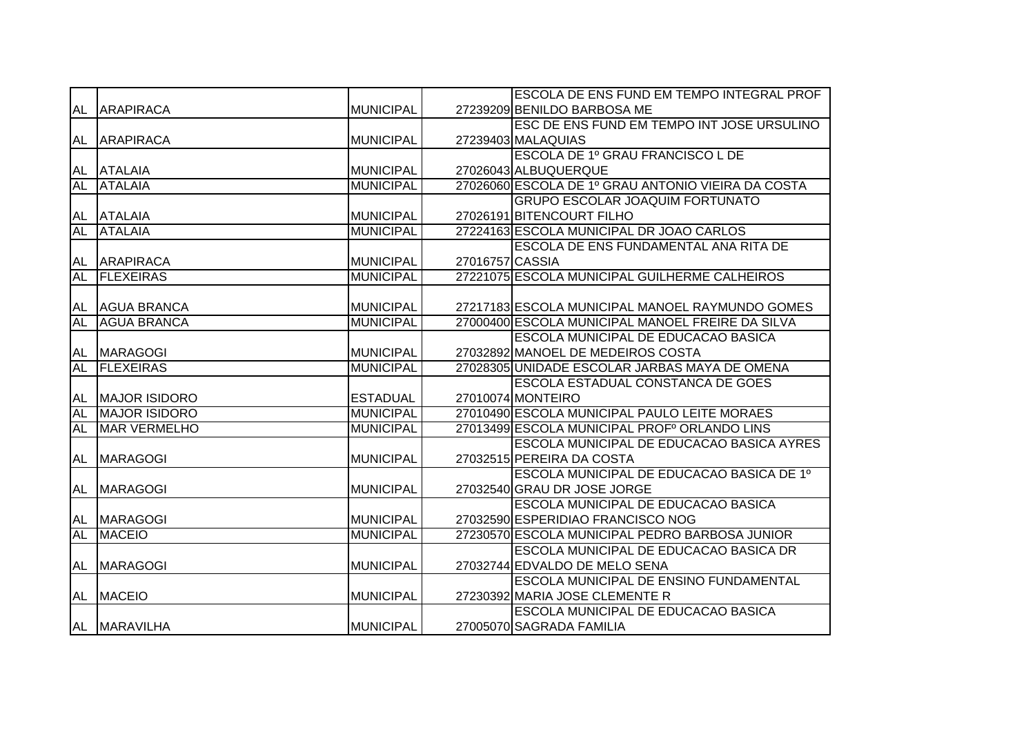| | | | | |
|---|---|---|---|---|
| AL | ARAPIRACA | MUNICIPAL | 27239209 | ESCOLA DE ENS FUND EM TEMPO INTEGRAL PROF BENILDO BARBOSA ME |
| AL | ARAPIRACA | MUNICIPAL | 27239403 | ESC DE ENS FUND EM TEMPO INT JOSE URSULINO MALAQUIAS |
| AL | ATALAIA | MUNICIPAL | 27026043 | ESCOLA DE 1º GRAU FRANCISCO L DE ALBUQUERQUE |
| AL | ATALAIA | MUNICIPAL | 27026060 | ESCOLA DE 1º GRAU ANTONIO VIEIRA DA COSTA |
| AL | ATALAIA | MUNICIPAL | 27026191 | GRUPO ESCOLAR JOAQUIM FORTUNATO BITENCOURT FILHO |
| AL | ATALAIA | MUNICIPAL | 27224163 | ESCOLA MUNICIPAL DR JOAO CARLOS |
| AL | ARAPIRACA | MUNICIPAL | 27016757 | ESCOLA DE ENS FUNDAMENTAL ANA RITA DE CASSIA |
| AL | FLEXEIRAS | MUNICIPAL | 27221075 | ESCOLA MUNICIPAL GUILHERME CALHEIROS |
| AL | AGUA BRANCA | MUNICIPAL | 27217183 | ESCOLA MUNICIPAL MANOEL RAYMUNDO GOMES |
| AL | AGUA BRANCA | MUNICIPAL | 27000400 | ESCOLA MUNICIPAL MANOEL FREIRE DA SILVA |
| AL | MARAGOGI | MUNICIPAL | 27032892 | ESCOLA MUNICIPAL DE EDUCACAO BASICA MANOEL DE MEDEIROS COSTA |
| AL | FLEXEIRAS | MUNICIPAL | 27028305 | UNIDADE ESCOLAR JARBAS MAYA DE OMENA |
| AL | MAJOR ISIDORO | ESTADUAL | 27010074 | ESCOLA ESTADUAL CONSTANCA DE GOES MONTEIRO |
| AL | MAJOR ISIDORO | MUNICIPAL | 27010490 | ESCOLA MUNICIPAL PAULO LEITE MORAES |
| AL | MAR VERMELHO | MUNICIPAL | 27013499 | ESCOLA MUNICIPAL PROFº ORLANDO LINS |
| AL | MARAGOGI | MUNICIPAL | 27032515 | ESCOLA MUNICIPAL DE EDUCACAO BASICA AYRES PEREIRA DA COSTA |
| AL | MARAGOGI | MUNICIPAL | 27032540 | ESCOLA MUNICIPAL DE EDUCACAO BASICA DE 1º GRAU DR JOSE JORGE |
| AL | MARAGOGI | MUNICIPAL | 27032590 | ESCOLA MUNICIPAL DE EDUCACAO BASICA ESPERIDIAO FRANCISCO NOG |
| AL | MACEIO | MUNICIPAL | 27230570 | ESCOLA MUNICIPAL PEDRO BARBOSA JUNIOR |
| AL | MARAGOGI | MUNICIPAL | 27032744 | ESCOLA MUNICIPAL DE EDUCACAO BASICA DR EDVALDO DE MELO SENA |
| AL | MACEIO | MUNICIPAL | 27230392 | ESCOLA MUNICIPAL DE ENSINO FUNDAMENTAL MARIA JOSE CLEMENTE R |
| AL | MARAVILHA | MUNICIPAL | 27005070 | ESCOLA MUNICIPAL DE EDUCACAO BASICA SAGRADA FAMILIA |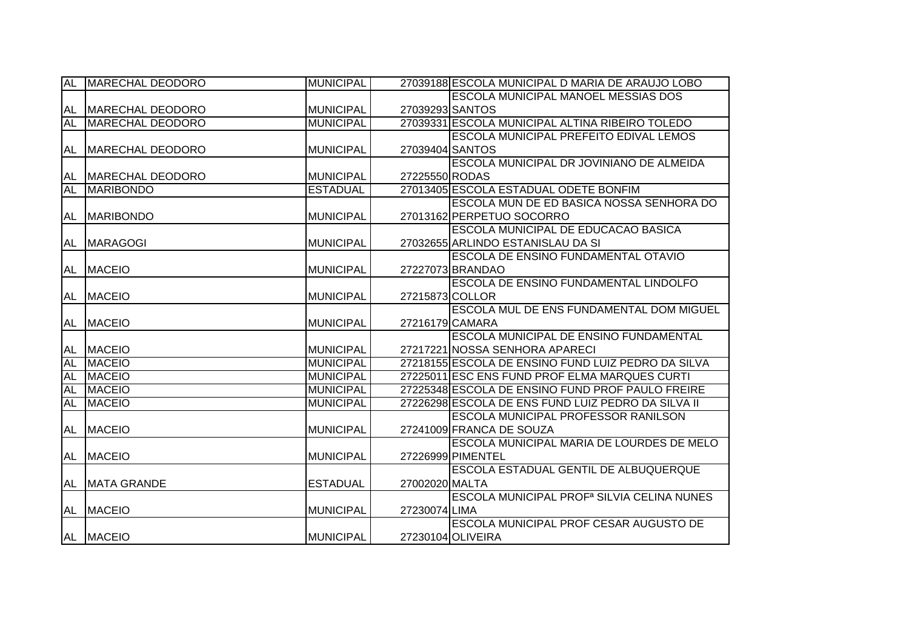| | | | | |
|---|---|---|---|---|
| AL | MARECHAL DEODORO | MUNICIPAL | 27039188 | ESCOLA MUNICIPAL D MARIA DE ARAUJO LOBO |
| AL | MARECHAL DEODORO | MUNICIPAL | 27039293 | ESCOLA MUNICIPAL MANOEL MESSIAS DOS SANTOS |
| AL | MARECHAL DEODORO | MUNICIPAL | 27039331 | ESCOLA MUNICIPAL ALTINA RIBEIRO TOLEDO |
| AL | MARECHAL DEODORO | MUNICIPAL | 27039404 | ESCOLA MUNICIPAL PREFEITO EDIVAL LEMOS SANTOS |
| AL | MARECHAL DEODORO | MUNICIPAL | 27225550 | ESCOLA MUNICIPAL DR JOVINIANO DE ALMEIDA RODAS |
| AL | MARIBONDO | ESTADUAL | 27013405 | ESCOLA ESTADUAL ODETE BONFIM |
| AL | MARIBONDO | MUNICIPAL | 27013162 | ESCOLA MUN DE ED BASICA NOSSA SENHORA DO PERPETUO SOCORRO |
| AL | MARAGOGI | MUNICIPAL | 27032655 | ESCOLA MUNICIPAL DE EDUCACAO BASICA ARLINDO ESTANISLAU DA SI |
| AL | MACEIO | MUNICIPAL | 27227073 | ESCOLA DE ENSINO FUNDAMENTAL OTAVIO BRANDAO |
| AL | MACEIO | MUNICIPAL | 27215873 | ESCOLA DE ENSINO FUNDAMENTAL LINDOLFO COLLOR |
| AL | MACEIO | MUNICIPAL | 27216179 | ESCOLA MUL DE ENS FUNDAMENTAL DOM MIGUEL CAMARA |
| AL | MACEIO | MUNICIPAL | 27217221 | ESCOLA MUNICIPAL DE ENSINO FUNDAMENTAL NOSSA SENHORA APARECI |
| AL | MACEIO | MUNICIPAL | 27218155 | ESCOLA DE ENSINO FUND LUIZ PEDRO DA SILVA |
| AL | MACEIO | MUNICIPAL | 27225011 | ESC ENS FUND PROF ELMA MARQUES CURTI |
| AL | MACEIO | MUNICIPAL | 27225348 | ESCOLA DE ENSINO FUND PROF PAULO FREIRE |
| AL | MACEIO | MUNICIPAL | 27226298 | ESCOLA DE ENS FUND LUIZ PEDRO DA SILVA II |
| AL | MACEIO | MUNICIPAL | 27241009 | ESCOLA MUNICIPAL PROFESSOR RANILSON FRANCA DE SOUZA |
| AL | MACEIO | MUNICIPAL | 27226999 | ESCOLA MUNICIPAL MARIA DE LOURDES DE MELO PIMENTEL |
| AL | MATA GRANDE | ESTADUAL | 27002020 | ESCOLA ESTADUAL GENTIL DE ALBUQUERQUE MALTA |
| AL | MACEIO | MUNICIPAL | 27230074 | ESCOLA MUNICIPAL PROFª SILVIA CELINA NUNES LIMA |
| AL | MACEIO | MUNICIPAL | 27230104 | ESCOLA MUNICIPAL PROF CESAR AUGUSTO DE OLIVEIRA |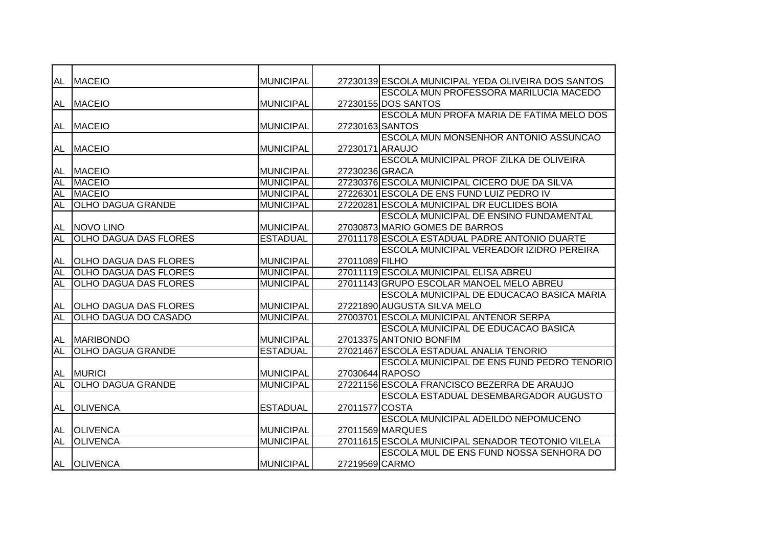| | | | | |
|---|---|---|---|---|
| AL | MACEIO | MUNICIPAL | 27230139 | ESCOLA MUNICIPAL YEDA OLIVEIRA DOS SANTOS |
| AL | MACEIO | MUNICIPAL | 27230155 | ESCOLA MUN PROFESSORA MARILUCIA MACEDO DOS SANTOS |
| AL | MACEIO | MUNICIPAL | 27230163 | ESCOLA MUN PROFA MARIA DE FATIMA MELO DOS SANTOS |
| AL | MACEIO | MUNICIPAL | 27230171 | ESCOLA MUN MONSENHOR ANTONIO ASSUNCAO ARAUJO |
| AL | MACEIO | MUNICIPAL | 27230236 | ESCOLA MUNICIPAL PROF ZILKA DE OLIVEIRA GRACA |
| AL | MACEIO | MUNICIPAL | 27230376 | ESCOLA MUNICIPAL CICERO DUE DA SILVA |
| AL | MACEIO | MUNICIPAL | 27226301 | ESCOLA DE ENS FUND LUIZ PEDRO IV |
| AL | OLHO DAGUA GRANDE | MUNICIPAL | 27220281 | ESCOLA MUNICIPAL DR EUCLIDES BOIA |
| AL | NOVO LINO | MUNICIPAL | 27030873 | ESCOLA MUNICIPAL DE ENSINO FUNDAMENTAL MARIO GOMES DE BARROS |
| AL | OLHO DAGUA DAS FLORES | ESTADUAL | 27011178 | ESCOLA ESTADUAL PADRE ANTONIO DUARTE |
| AL | OLHO DAGUA DAS FLORES | MUNICIPAL | 27011089 | ESCOLA MUNICIPAL VEREADOR IZIDRO PEREIRA FILHO |
| AL | OLHO DAGUA DAS FLORES | MUNICIPAL | 27011119 | ESCOLA MUNICIPAL ELISA ABREU |
| AL | OLHO DAGUA DAS FLORES | MUNICIPAL | 27011143 | GRUPO ESCOLAR MANOEL MELO ABREU |
| AL | OLHO DAGUA DAS FLORES | MUNICIPAL | 27221890 | ESCOLA MUNICIPAL DE EDUCACAO BASICA MARIA AUGUSTA SILVA MELO |
| AL | OLHO DAGUA DO CASADO | MUNICIPAL | 27003701 | ESCOLA MUNICIPAL ANTENOR SERPA |
| AL | MARIBONDO | MUNICIPAL | 27013375 | ESCOLA MUNICIPAL DE EDUCACAO BASICA ANTONIO BONFIM |
| AL | OLHO DAGUA GRANDE | ESTADUAL | 27021467 | ESCOLA ESTADUAL ANALIA TENORIO |
| AL | MURICI | MUNICIPAL | 27030644 | ESCOLA MUNICIPAL DE ENS FUND PEDRO TENORIO RAPOSO |
| AL | OLHO DAGUA GRANDE | MUNICIPAL | 27221156 | ESCOLA FRANCISCO BEZERRA DE ARAUJO |
| AL | OLIVENCA | ESTADUAL | 27011577 | ESCOLA ESTADUAL DESEMBARGADOR AUGUSTO COSTA |
| AL | OLIVENCA | MUNICIPAL | 27011569 | ESCOLA MUNICIPAL ADEILDO NEPOMUCENO MARQUES |
| AL | OLIVENCA | MUNICIPAL | 27011615 | ESCOLA MUNICIPAL SENADOR TEOTONIO VILELA |
| AL | OLIVENCA | MUNICIPAL | 27219569 | ESCOLA MUL DE ENS FUND NOSSA SENHORA DO CARMO |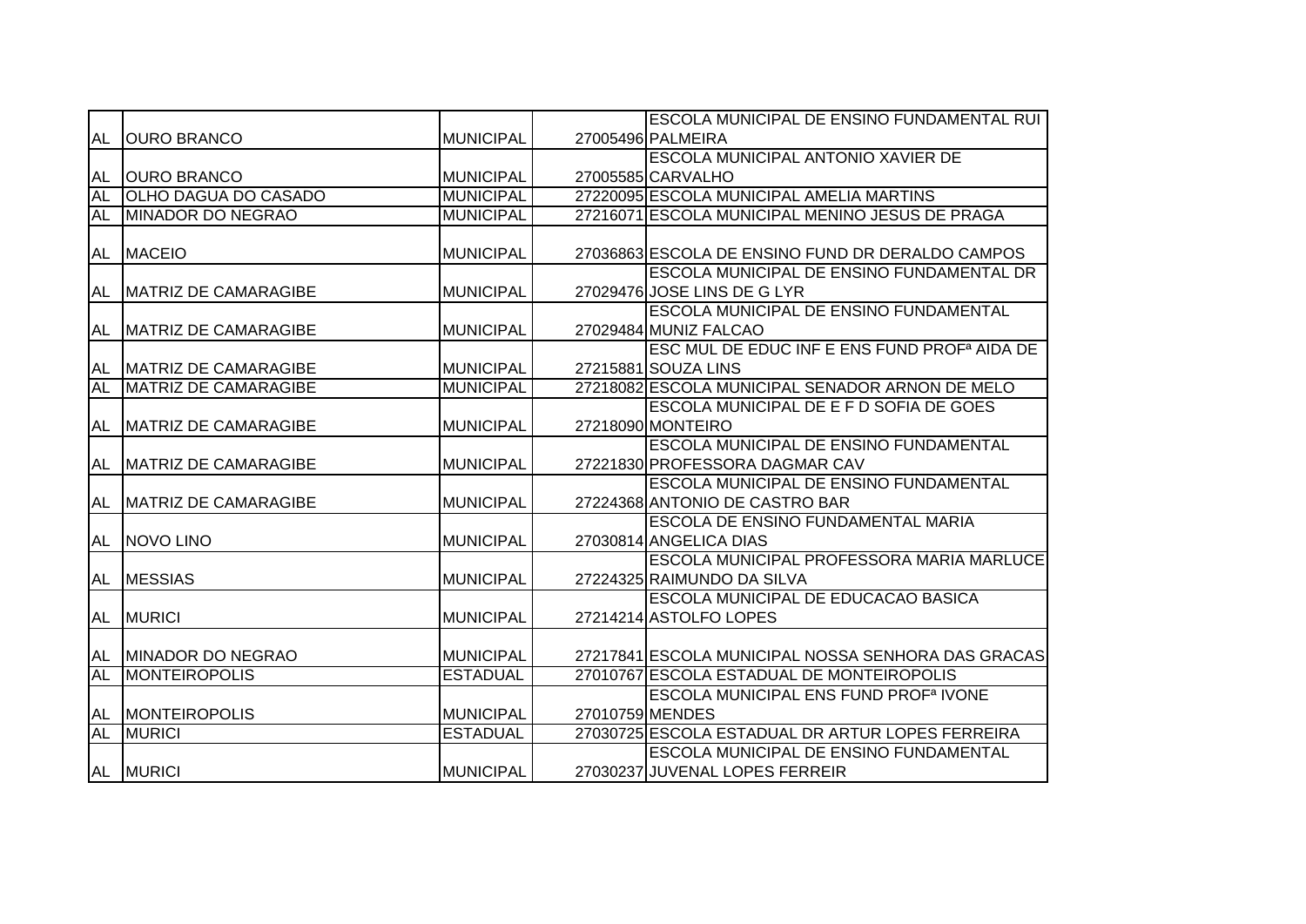| | | | | |
|---|---|---|---|---|
| AL | OURO BRANCO | MUNICIPAL | 27005496 | ESCOLA MUNICIPAL DE ENSINO FUNDAMENTAL RUI PALMEIRA |
| AL | OURO BRANCO | MUNICIPAL | 27005585 | ESCOLA MUNICIPAL ANTONIO XAVIER DE CARVALHO |
| AL | OLHO DAGUA DO CASADO | MUNICIPAL | 27220095 | ESCOLA MUNICIPAL AMELIA MARTINS |
| AL | MINADOR DO NEGRAO | MUNICIPAL | 27216071 | ESCOLA MUNICIPAL MENINO JESUS DE PRAGA |
| AL | MACEIO | MUNICIPAL | 27036863 | ESCOLA DE ENSINO FUND DR DERALDO CAMPOS |
| AL | MATRIZ DE CAMARAGIBE | MUNICIPAL | 27029476 | ESCOLA MUNICIPAL DE ENSINO FUNDAMENTAL DR JOSE LINS DE G LYR |
| AL | MATRIZ DE CAMARAGIBE | MUNICIPAL | 27029484 | ESCOLA MUNICIPAL DE ENSINO FUNDAMENTAL MUNIZ FALCAO |
| AL | MATRIZ DE CAMARAGIBE | MUNICIPAL | 27215881 | ESC MUL DE EDUC INF E ENS FUND PROFª AIDA DE SOUZA LINS |
| AL | MATRIZ DE CAMARAGIBE | MUNICIPAL | 27218082 | ESCOLA MUNICIPAL SENADOR ARNON DE MELO |
| AL | MATRIZ DE CAMARAGIBE | MUNICIPAL | 27218090 | ESCOLA MUNICIPAL DE E F D SOFIA DE GOES MONTEIRO |
| AL | MATRIZ DE CAMARAGIBE | MUNICIPAL | 27221830 | ESCOLA MUNICIPAL DE ENSINO FUNDAMENTAL PROFESSORA DAGMAR CAV |
| AL | MATRIZ DE CAMARAGIBE | MUNICIPAL | 27224368 | ESCOLA MUNICIPAL DE ENSINO FUNDAMENTAL ANTONIO DE CASTRO BAR |
| AL | NOVO LINO | MUNICIPAL | 27030814 | ESCOLA DE ENSINO FUNDAMENTAL MARIA ANGELICA DIAS |
| AL | MESSIAS | MUNICIPAL | 27224325 | ESCOLA MUNICIPAL PROFESSORA MARIA MARLUCE RAIMUNDO DA SILVA |
| AL | MURICI | MUNICIPAL | 27214214 | ESCOLA MUNICIPAL DE EDUCACAO BASICA ASTOLFO LOPES |
| AL | MINADOR DO NEGRAO | MUNICIPAL | 27217841 | ESCOLA MUNICIPAL NOSSA SENHORA DAS GRACAS |
| AL | MONTEIROPOLIS | ESTADUAL | 27010767 | ESCOLA ESTADUAL DE MONTEIROPOLIS |
| AL | MONTEIROPOLIS | MUNICIPAL | 27010759 | ESCOLA MUNICIPAL ENS FUND PROFª IVONE MENDES |
| AL | MURICI | ESTADUAL | 27030725 | ESCOLA ESTADUAL DR ARTUR LOPES FERREIRA |
| AL | MURICI | MUNICIPAL | 27030237 | ESCOLA MUNICIPAL DE ENSINO FUNDAMENTAL JUVENAL LOPES FERREIR |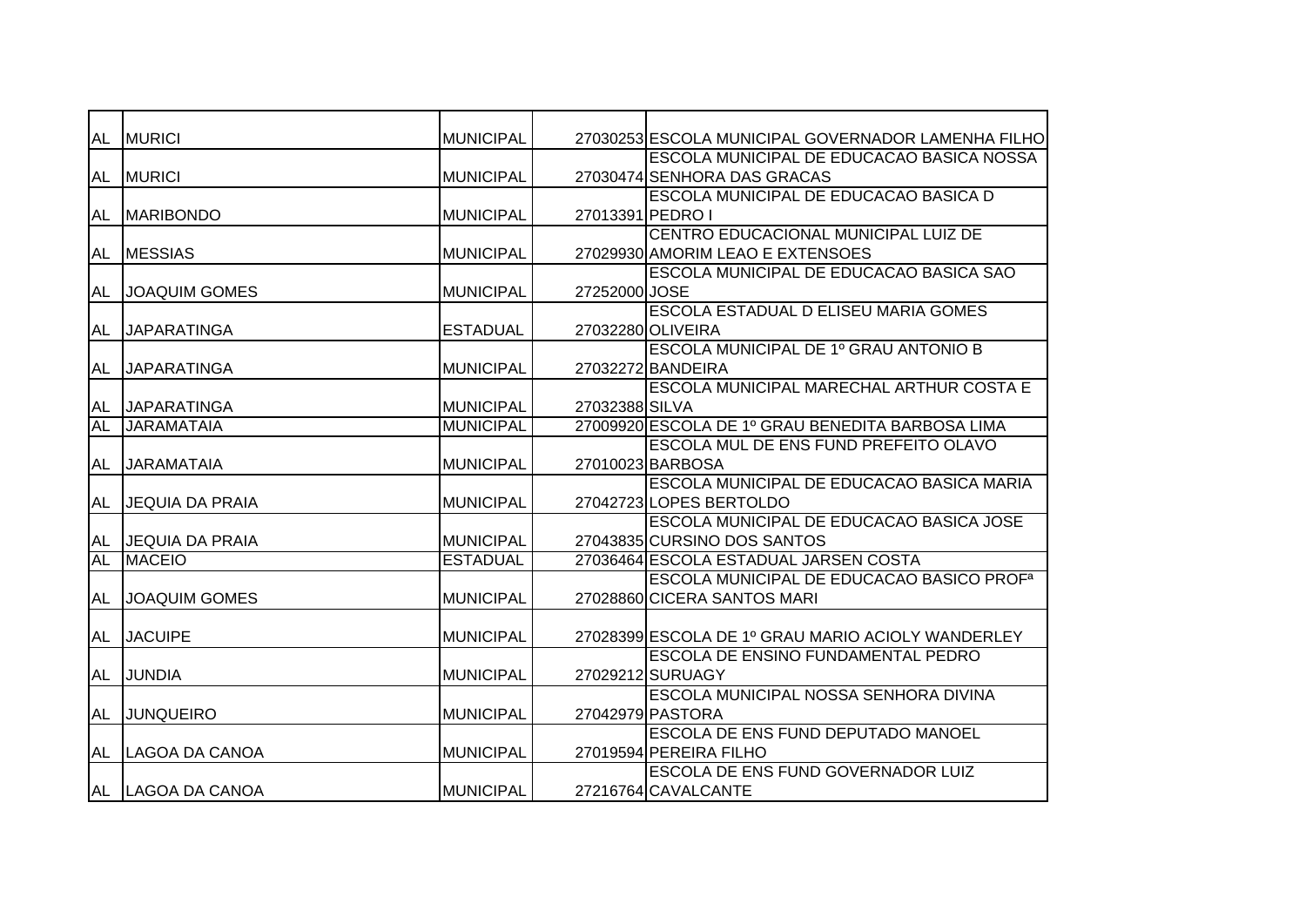| | | | | |
|---|---|---|---|---|
| AL | MURICI | MUNICIPAL | 27030253 | ESCOLA MUNICIPAL GOVERNADOR LAMENHA FILHO |
| AL | MURICI | MUNICIPAL | 27030474 | ESCOLA MUNICIPAL DE EDUCACAO BASICA NOSSA SENHORA DAS GRACAS |
| AL | MARIBONDO | MUNICIPAL | 27013391 | ESCOLA MUNICIPAL DE EDUCACAO BASICA D PEDRO I |
| AL | MESSIAS | MUNICIPAL | 27029930 | CENTRO EDUCACIONAL MUNICIPAL LUIZ DE AMORIM LEAO E EXTENSOES |
| AL | JOAQUIM GOMES | MUNICIPAL | 27252000 | ESCOLA MUNICIPAL DE EDUCACAO BASICA SAO JOSE |
| AL | JAPARATINGA | ESTADUAL | 27032280 | ESCOLA ESTADUAL D ELISEU MARIA GOMES OLIVEIRA |
| AL | JAPARATINGA | MUNICIPAL | 27032272 | ESCOLA MUNICIPAL DE 1º GRAU ANTONIO B BANDEIRA |
| AL | JAPARATINGA | MUNICIPAL | 27032388 | ESCOLA MUNICIPAL MARECHAL ARTHUR COSTA E SILVA |
| AL | JARAMATAIA | MUNICIPAL | 27009920 | ESCOLA DE 1º GRAU BENEDITA BARBOSA LIMA |
| AL | JARAMATAIA | MUNICIPAL | 27010023 | ESCOLA MUL DE ENS FUND PREFEITO OLAVO BARBOSA |
| AL | JEQUIA DA PRAIA | MUNICIPAL | 27042723 | ESCOLA MUNICIPAL DE EDUCACAO BASICA MARIA LOPES BERTOLDO |
| AL | JEQUIA DA PRAIA | MUNICIPAL | 27043835 | ESCOLA MUNICIPAL DE EDUCACAO BASICA JOSE CURSINO DOS SANTOS |
| AL | MACEIO | ESTADUAL | 27036464 | ESCOLA ESTADUAL JARSEN COSTA |
| AL | JOAQUIM GOMES | MUNICIPAL | 27028860 | ESCOLA MUNICIPAL DE EDUCACAO BASICO PROFª CICERA SANTOS MARI |
| AL | JACUIPE | MUNICIPAL | 27028399 | ESCOLA DE 1º GRAU MARIO ACIOLY WANDERLEY |
| AL | JUNDIA | MUNICIPAL | 27029212 | ESCOLA DE ENSINO FUNDAMENTAL PEDRO SURUAGY |
| AL | JUNQUEIRO | MUNICIPAL | 27042979 | ESCOLA MUNICIPAL NOSSA SENHORA DIVINA PASTORA |
| AL | LAGOA DA CANOA | MUNICIPAL | 27019594 | ESCOLA DE ENS FUND DEPUTADO MANOEL PEREIRA FILHO |
| AL | LAGOA DA CANOA | MUNICIPAL | 27216764 | ESCOLA DE ENS FUND GOVERNADOR LUIZ CAVALCANTE |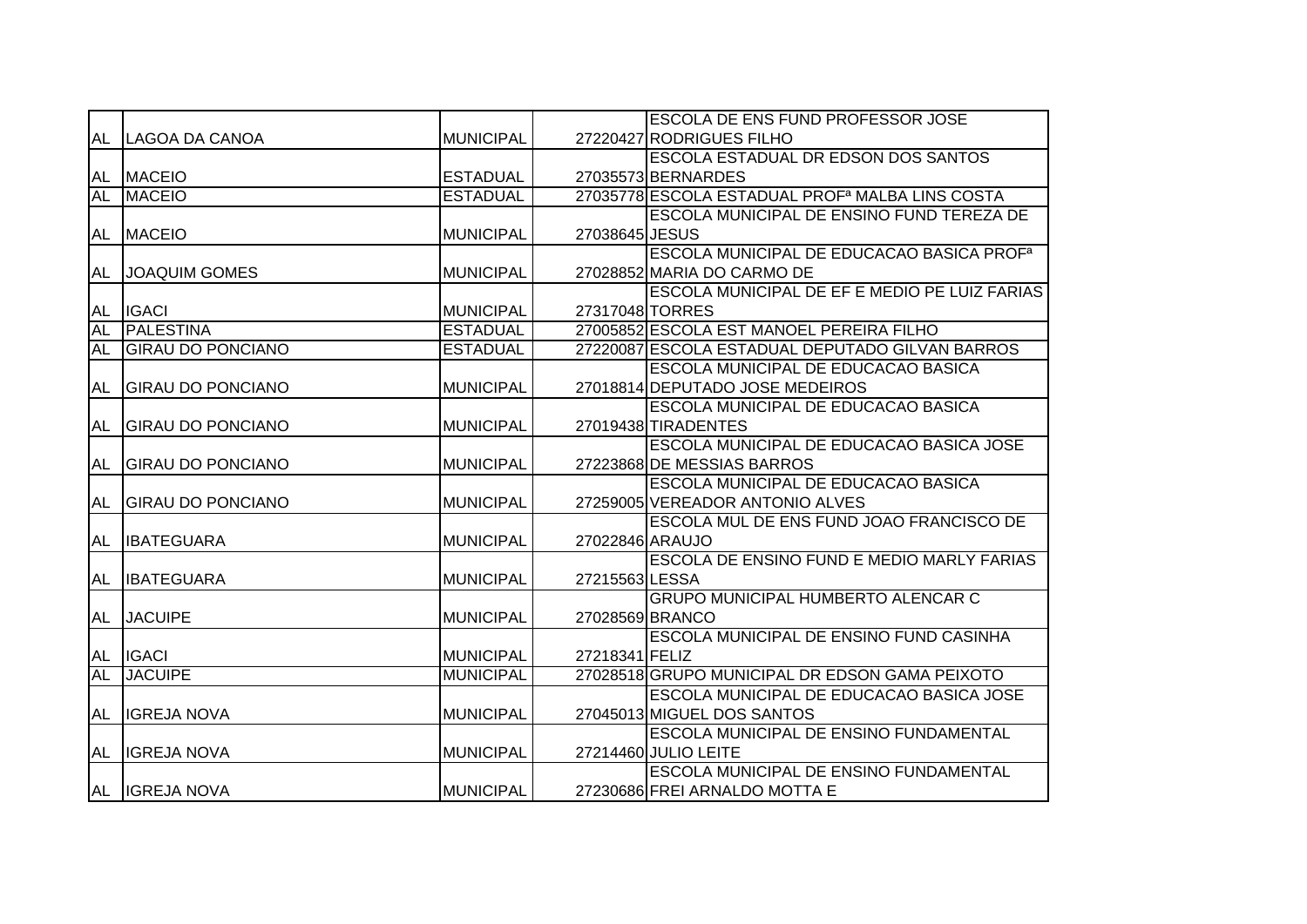| | | | | |
|---|---|---|---|---|
| AL | LAGOA DA CANOA | MUNICIPAL | 27220427 | ESCOLA DE ENS FUND PROFESSOR JOSE RODRIGUES FILHO |
| AL | MACEIO | ESTADUAL | 27035573 | ESCOLA ESTADUAL DR EDSON DOS SANTOS BERNARDES |
| AL | MACEIO | ESTADUAL | 27035778 | ESCOLA ESTADUAL PROFª MALBA LINS COSTA |
| AL | MACEIO | MUNICIPAL | 27038645 | ESCOLA MUNICIPAL DE ENSINO FUND TEREZA DE JESUS |
| AL | JOAQUIM GOMES | MUNICIPAL | 27028852 | ESCOLA MUNICIPAL DE EDUCACAO BASICA PROFª MARIA DO CARMO DE |
| AL | IGACI | MUNICIPAL | 27317048 | ESCOLA MUNICIPAL DE EF E MEDIO PE LUIZ FARIAS TORRES |
| AL | PALESTINA | ESTADUAL | 27005852 | ESCOLA EST MANOEL PEREIRA FILHO |
| AL | GIRAU DO PONCIANO | ESTADUAL | 27220087 | ESCOLA ESTADUAL DEPUTADO GILVAN BARROS |
| AL | GIRAU DO PONCIANO | MUNICIPAL | 27018814 | ESCOLA MUNICIPAL DE EDUCACAO BASICA DEPUTADO JOSE MEDEIROS |
| AL | GIRAU DO PONCIANO | MUNICIPAL | 27019438 | ESCOLA MUNICIPAL DE EDUCACAO BASICA TIRADENTES |
| AL | GIRAU DO PONCIANO | MUNICIPAL | 27223868 | ESCOLA MUNICIPAL DE EDUCACAO BASICA JOSE DE MESSIAS BARROS |
| AL | GIRAU DO PONCIANO | MUNICIPAL | 27259005 | ESCOLA MUNICIPAL DE EDUCACAO BASICA VEREADOR ANTONIO ALVES |
| AL | IBATEGUARA | MUNICIPAL | 27022846 | ESCOLA MUL DE ENS FUND JOAO FRANCISCO DE ARAUJO |
| AL | IBATEGUARA | MUNICIPAL | 27215563 | ESCOLA DE ENSINO FUND E MEDIO MARLY FARIAS LESSA |
| AL | JACUIPE | MUNICIPAL | 27028569 | GRUPO MUNICIPAL HUMBERTO ALENCAR C BRANCO |
| AL | IGACI | MUNICIPAL | 27218341 | ESCOLA MUNICIPAL DE ENSINO FUND CASINHA FELIZ |
| AL | JACUIPE | MUNICIPAL | 27028518 | GRUPO MUNICIPAL DR EDSON GAMA PEIXOTO |
| AL | IGREJA NOVA | MUNICIPAL | 27045013 | ESCOLA MUNICIPAL DE EDUCACAO BASICA JOSE MIGUEL DOS SANTOS |
| AL | IGREJA NOVA | MUNICIPAL | 27214460 | ESCOLA MUNICIPAL DE ENSINO FUNDAMENTAL JULIO LEITE |
| AL | IGREJA NOVA | MUNICIPAL | 27230686 | ESCOLA MUNICIPAL DE ENSINO FUNDAMENTAL FREI ARNALDO MOTTA E |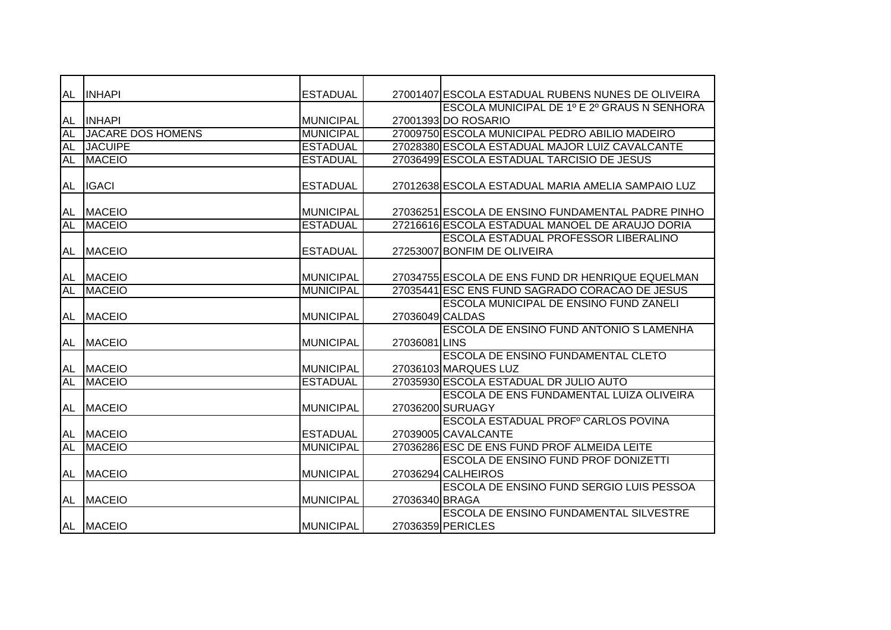| | | | | |
|---|---|---|---|---|
| AL | INHAPI | ESTADUAL | 27001407 | ESCOLA ESTADUAL RUBENS NUNES DE OLIVEIRA |
| AL | INHAPI | MUNICIPAL | 27001393 | ESCOLA MUNICIPAL DE 1º E 2º GRAUS N SENHORA DO ROSARIO |
| AL | JACARE DOS HOMENS | MUNICIPAL | 27009750 | ESCOLA MUNICIPAL PEDRO ABILIO MADEIRO |
| AL | JACUIPE | ESTADUAL | 27028380 | ESCOLA ESTADUAL MAJOR LUIZ CAVALCANTE |
| AL | MACEIO | ESTADUAL | 27036499 | ESCOLA ESTADUAL TARCISIO DE JESUS |
| AL | IGACI | ESTADUAL | 27012638 | ESCOLA ESTADUAL MARIA AMELIA SAMPAIO LUZ |
| AL | MACEIO | MUNICIPAL | 27036251 | ESCOLA DE ENSINO FUNDAMENTAL PADRE PINHO |
| AL | MACEIO | ESTADUAL | 27216616 | ESCOLA ESTADUAL MANOEL DE ARAUJO DORIA |
| AL | MACEIO | ESTADUAL | 27253007 | ESCOLA ESTADUAL PROFESSOR LIBERALINO BONFIM DE OLIVEIRA |
| AL | MACEIO | MUNICIPAL | 27034755 | ESCOLA DE ENS FUND DR HENRIQUE EQUELMAN |
| AL | MACEIO | MUNICIPAL | 27035441 | ESC ENS FUND SAGRADO CORACAO DE JESUS |
| AL | MACEIO | MUNICIPAL | 27036049 | ESCOLA MUNICIPAL DE ENSINO FUND ZANELI CALDAS |
| AL | MACEIO | MUNICIPAL | 27036081 | ESCOLA DE ENSINO FUND ANTONIO S LAMENHA LINS |
| AL | MACEIO | MUNICIPAL | 27036103 | ESCOLA DE ENSINO FUNDAMENTAL CLETO MARQUES LUZ |
| AL | MACEIO | ESTADUAL | 27035930 | ESCOLA ESTADUAL DR JULIO AUTO |
| AL | MACEIO | MUNICIPAL | 27036200 | ESCOLA DE ENS FUNDAMENTAL LUIZA OLIVEIRA SURUAGY |
| AL | MACEIO | ESTADUAL | 27039005 | ESCOLA ESTADUAL PROFº CARLOS POVINA CAVALCANTE |
| AL | MACEIO | MUNICIPAL | 27036286 | ESC DE ENS FUND PROF ALMEIDA LEITE |
| AL | MACEIO | MUNICIPAL | 27036294 | ESCOLA DE ENSINO FUND PROF DONIZETTI CALHEIROS |
| AL | MACEIO | MUNICIPAL | 27036340 | ESCOLA DE ENSINO FUND SERGIO LUIS PESSOA BRAGA |
| AL | MACEIO | MUNICIPAL | 27036359 | ESCOLA DE ENSINO FUNDAMENTAL SILVESTRE PERICLES |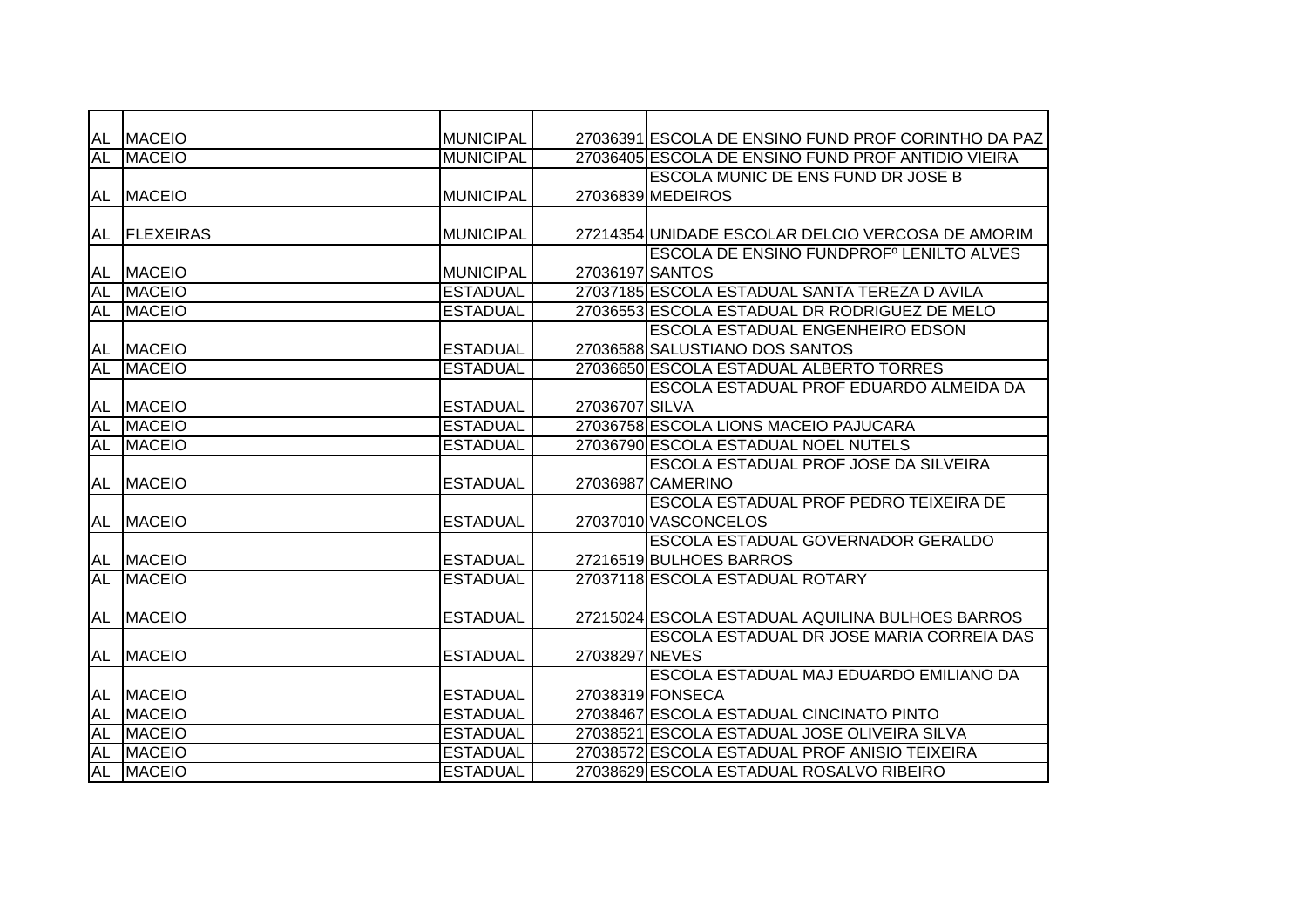| | | | | |
|---|---|---|---|---|
| AL | MACEIO | MUNICIPAL | 27036391 | ESCOLA DE ENSINO FUND PROF CORINTHO DA PAZ |
| AL | MACEIO | MUNICIPAL | 27036405 | ESCOLA DE ENSINO FUND PROF ANTIDIO VIEIRA |
| AL | MACEIO | MUNICIPAL | 27036839 | ESCOLA MUNIC DE ENS FUND DR JOSE B MEDEIROS |
| AL | FLEXEIRAS | MUNICIPAL | 27214354 | UNIDADE ESCOLAR DELCIO VERCOSA DE AMORIM |
| AL | MACEIO | MUNICIPAL | 27036197 | ESCOLA DE ENSINO FUNDPROFº LENILTO ALVES SANTOS |
| AL | MACEIO | ESTADUAL | 27037185 | ESCOLA ESTADUAL SANTA TEREZA D AVILA |
| AL | MACEIO | ESTADUAL | 27036553 | ESCOLA ESTADUAL DR RODRIGUEZ DE MELO |
| AL | MACEIO | ESTADUAL | 27036588 | ESCOLA ESTADUAL ENGENHEIRO EDSON SALUSTIANO DOS SANTOS |
| AL | MACEIO | ESTADUAL | 27036650 | ESCOLA ESTADUAL ALBERTO TORRES |
| AL | MACEIO | ESTADUAL | 27036707 | ESCOLA ESTADUAL PROF EDUARDO ALMEIDA DA SILVA |
| AL | MACEIO | ESTADUAL | 27036758 | ESCOLA LIONS MACEIO PAJUCARA |
| AL | MACEIO | ESTADUAL | 27036790 | ESCOLA ESTADUAL NOEL NUTELS |
| AL | MACEIO | ESTADUAL | 27036987 | ESCOLA ESTADUAL PROF JOSE DA SILVEIRA CAMERINO |
| AL | MACEIO | ESTADUAL | 27037010 | ESCOLA ESTADUAL PROF PEDRO TEIXEIRA DE VASCONCELOS |
| AL | MACEIO | ESTADUAL | 27216519 | ESCOLA ESTADUAL GOVERNADOR GERALDO BULHOES BARROS |
| AL | MACEIO | ESTADUAL | 27037118 | ESCOLA ESTADUAL ROTARY |
| AL | MACEIO | ESTADUAL | 27215024 | ESCOLA ESTADUAL AQUILINA BULHOES BARROS |
| AL | MACEIO | ESTADUAL | 27038297 | ESCOLA ESTADUAL DR JOSE MARIA CORREIA DAS NEVES |
| AL | MACEIO | ESTADUAL | 27038319 | ESCOLA ESTADUAL MAJ EDUARDO EMILIANO DA FONSECA |
| AL | MACEIO | ESTADUAL | 27038467 | ESCOLA ESTADUAL CINCINATO PINTO |
| AL | MACEIO | ESTADUAL | 27038521 | ESCOLA ESTADUAL JOSE OLIVEIRA SILVA |
| AL | MACEIO | ESTADUAL | 27038572 | ESCOLA ESTADUAL PROF ANISIO TEIXEIRA |
| AL | MACEIO | ESTADUAL | 27038629 | ESCOLA ESTADUAL ROSALVO RIBEIRO |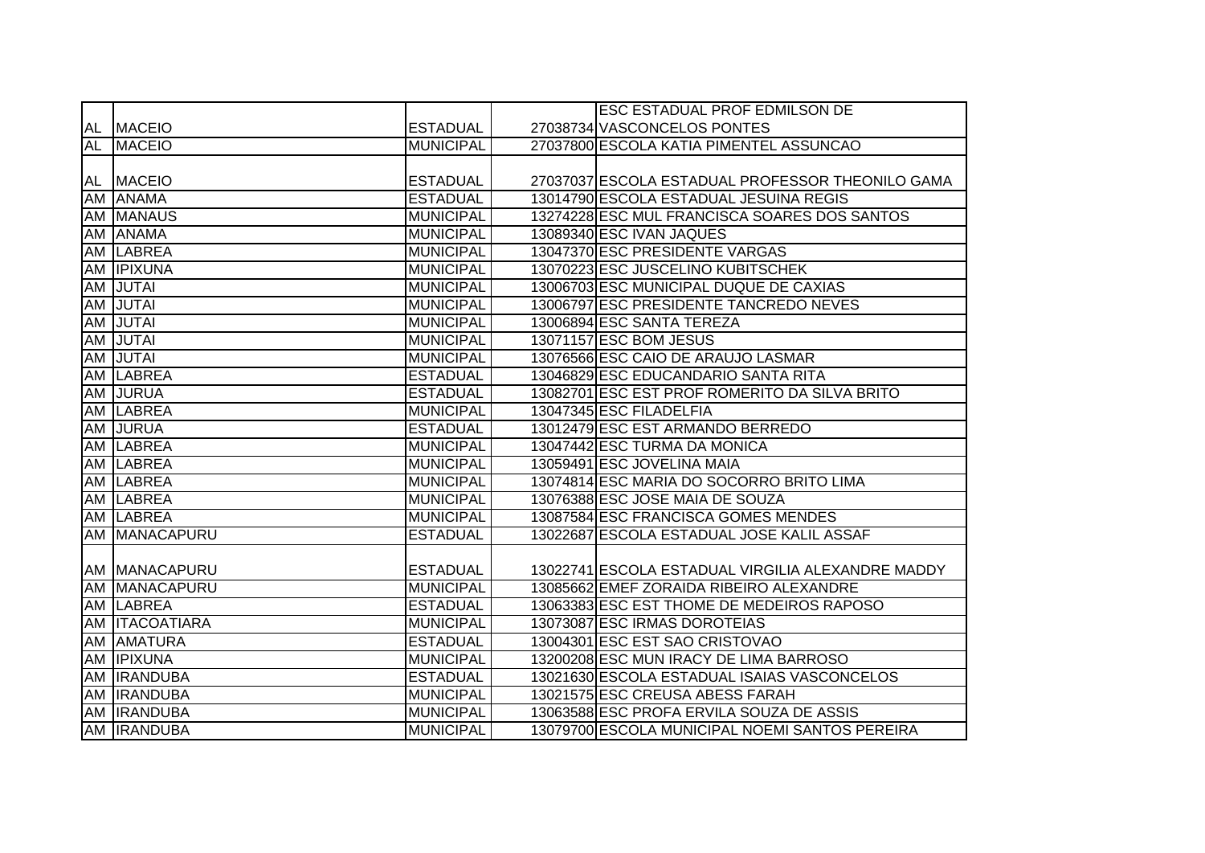| | | | | |
|---|---|---|---|---|
| AL | MACEIO | ESTADUAL | 27038734 | ESC ESTADUAL PROF EDMILSON DE VASCONCELOS PONTES |
| AL | MACEIO | MUNICIPAL | 27037800 | ESCOLA KATIA PIMENTEL ASSUNCAO |
| AL | MACEIO | ESTADUAL | 27037037 | ESCOLA ESTADUAL PROFESSOR THEONILO GAMA |
| AM | ANAMA | ESTADUAL | 13014790 | ESCOLA ESTADUAL JESUINA REGIS |
| AM | MANAUS | MUNICIPAL | 13274228 | ESC MUL FRANCISCA SOARES DOS SANTOS |
| AM | ANAMA | MUNICIPAL | 13089340 | ESC IVAN JAQUES |
| AM | LABREA | MUNICIPAL | 13047370 | ESC PRESIDENTE VARGAS |
| AM | IPIXUNA | MUNICIPAL | 13070223 | ESC JUSCELINO KUBITSCHEK |
| AM | JUTAI | MUNICIPAL | 13006703 | ESC MUNICIPAL DUQUE DE CAXIAS |
| AM | JUTAI | MUNICIPAL | 13006797 | ESC PRESIDENTE TANCREDO NEVES |
| AM | JUTAI | MUNICIPAL | 13006894 | ESC SANTA TEREZA |
| AM | JUTAI | MUNICIPAL | 13071157 | ESC BOM JESUS |
| AM | JUTAI | MUNICIPAL | 13076566 | ESC CAIO DE ARAUJO LASMAR |
| AM | LABREA | ESTADUAL | 13046829 | ESC EDUCANDARIO SANTA RITA |
| AM | JURUA | ESTADUAL | 13082701 | ESC EST PROF ROMERITO DA SILVA BRITO |
| AM | LABREA | MUNICIPAL | 13047345 | ESC FILADELFIA |
| AM | JURUA | ESTADUAL | 13012479 | ESC EST ARMANDO BERREDO |
| AM | LABREA | MUNICIPAL | 13047442 | ESC TURMA DA MONICA |
| AM | LABREA | MUNICIPAL | 13059491 | ESC JOVELINA MAIA |
| AM | LABREA | MUNICIPAL | 13074814 | ESC MARIA DO SOCORRO BRITO LIMA |
| AM | LABREA | MUNICIPAL | 13076388 | ESC JOSE MAIA DE SOUZA |
| AM | LABREA | MUNICIPAL | 13087584 | ESC FRANCISCA GOMES MENDES |
| AM | MANACAPURU | ESTADUAL | 13022687 | ESCOLA ESTADUAL JOSE KALIL ASSAF |
| AM | MANACAPURU | ESTADUAL | 13022741 | ESCOLA ESTADUAL VIRGILIA ALEXANDRE MADDY |
| AM | MANACAPURU | MUNICIPAL | 13085662 | EMEF ZORAIDA RIBEIRO ALEXANDRE |
| AM | LABREA | ESTADUAL | 13063383 | ESC EST THOME DE MEDEIROS RAPOSO |
| AM | ITACOATIARA | MUNICIPAL | 13073087 | ESC IRMAS DOROTEIAS |
| AM | AMATURA | ESTADUAL | 13004301 | ESC EST SAO CRISTOVAO |
| AM | IPIXUNA | MUNICIPAL | 13200208 | ESC MUN IRACY DE LIMA BARROSO |
| AM | IRANDUBA | ESTADUAL | 13021630 | ESCOLA ESTADUAL ISAIAS VASCONCELOS |
| AM | IRANDUBA | MUNICIPAL | 13021575 | ESC CREUSA ABESS FARAH |
| AM | IRANDUBA | MUNICIPAL | 13063588 | ESC PROFA ERVILA SOUZA DE ASSIS |
| AM | IRANDUBA | MUNICIPAL | 13079700 | ESCOLA MUNICIPAL NOEMI SANTOS PEREIRA |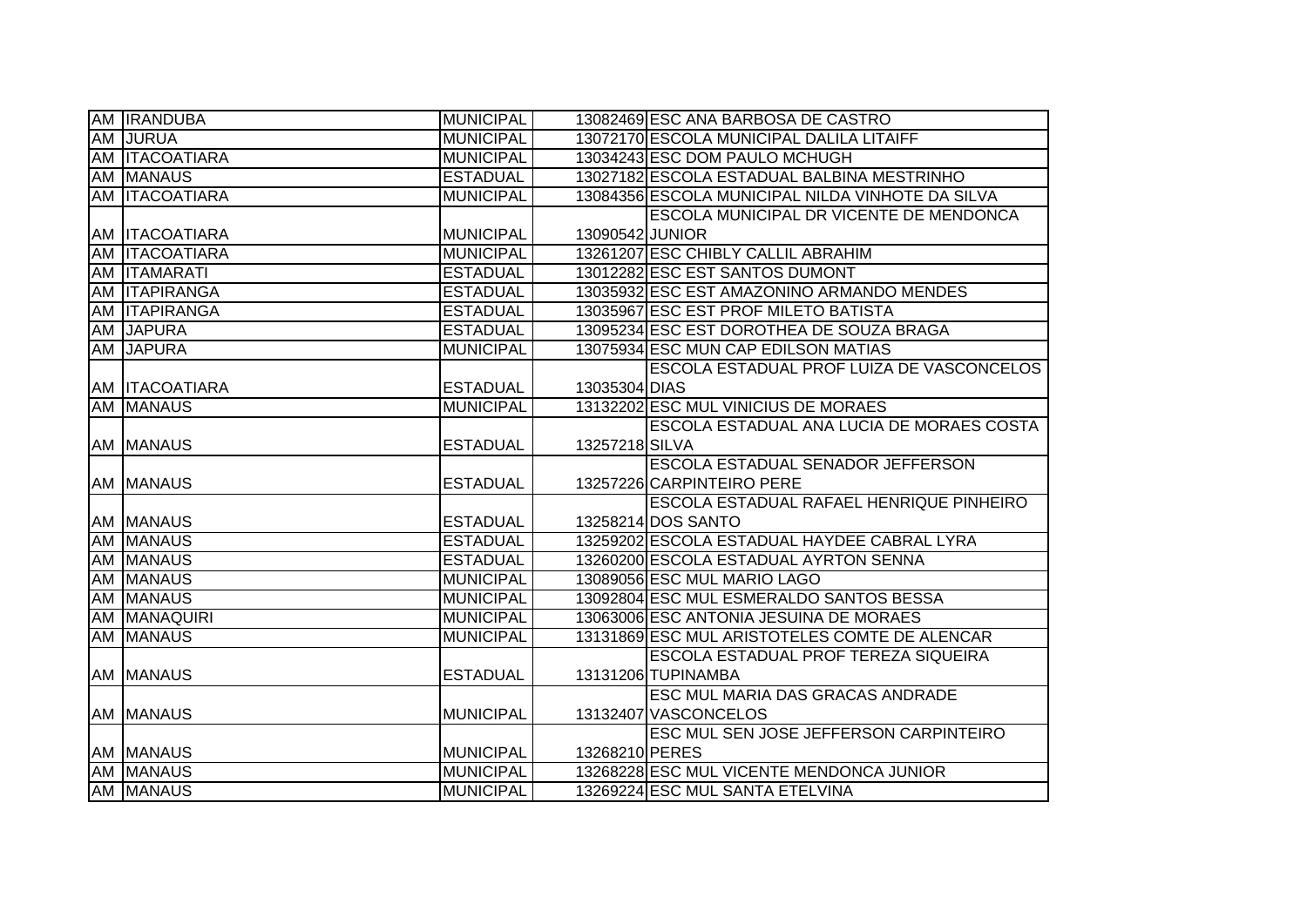| | | | | |
|---|---|---|---|---|
| AM | IRANDUBA | MUNICIPAL | 13082469 | ESC ANA BARBOSA DE CASTRO |
| AM | JURUA | MUNICIPAL | 13072170 | ESCOLA MUNICIPAL DALILA LITAIFF |
| AM | ITACOATIARA | MUNICIPAL | 13034243 | ESC DOM PAULO MCHUGH |
| AM | MANAUS | ESTADUAL | 13027182 | ESCOLA ESTADUAL BALBINA MESTRINHO |
| AM | ITACOATIARA | MUNICIPAL | 13084356 | ESCOLA MUNICIPAL NILDA VINHOTE DA SILVA |
| AM | ITACOATIARA | MUNICIPAL | 13090542 | ESCOLA MUNICIPAL DR VICENTE DE MENDONCA JUNIOR |
| AM | ITACOATIARA | MUNICIPAL | 13261207 | ESC CHIBLY CALLIL ABRAHIM |
| AM | ITAMARATI | ESTADUAL | 13012282 | ESC EST SANTOS DUMONT |
| AM | ITAPIRANGA | ESTADUAL | 13035932 | ESC EST AMAZONINO ARMANDO MENDES |
| AM | ITAPIRANGA | ESTADUAL | 13035967 | ESC EST PROF MILETO BATISTA |
| AM | JAPURA | ESTADUAL | 13095234 | ESC EST DOROTHEA DE SOUZA BRAGA |
| AM | JAPURA | MUNICIPAL | 13075934 | ESC MUN CAP EDILSON MATIAS |
| AM | ITACOATIARA | ESTADUAL | 13035304 | ESCOLA ESTADUAL PROF LUIZA DE VASCONCELOS DIAS |
| AM | MANAUS | MUNICIPAL | 13132202 | ESC MUL VINICIUS DE MORAES |
| AM | MANAUS | ESTADUAL | 13257218 | ESCOLA ESTADUAL ANA LUCIA DE MORAES COSTA SILVA |
| AM | MANAUS | ESTADUAL | 13257226 | ESCOLA ESTADUAL SENADOR JEFFERSON CARPINTEIRO PERE |
| AM | MANAUS | ESTADUAL | 13258214 | ESCOLA ESTADUAL RAFAEL HENRIQUE PINHEIRO DOS SANTO |
| AM | MANAUS | ESTADUAL | 13259202 | ESCOLA ESTADUAL HAYDEE CABRAL LYRA |
| AM | MANAUS | ESTADUAL | 13260200 | ESCOLA ESTADUAL AYRTON SENNA |
| AM | MANAUS | MUNICIPAL | 13089056 | ESC MUL MARIO LAGO |
| AM | MANAUS | MUNICIPAL | 13092804 | ESC MUL ESMERALDO SANTOS BESSA |
| AM | MANAQUIRI | MUNICIPAL | 13063006 | ESC ANTONIA JESUINA DE MORAES |
| AM | MANAUS | MUNICIPAL | 13131869 | ESC MUL ARISTOTELES COMTE DE ALENCAR |
| AM | MANAUS | ESTADUAL | 13131206 | ESCOLA ESTADUAL PROF TEREZA SIQUEIRA TUPINAMBA |
| AM | MANAUS | MUNICIPAL | 13132407 | ESC MUL MARIA DAS GRACAS ANDRADE VASCONCELOS |
| AM | MANAUS | MUNICIPAL | 13268210 | ESC MUL SEN JOSE JEFFERSON CARPINTEIRO PERES |
| AM | MANAUS | MUNICIPAL | 13268228 | ESC MUL VICENTE MENDONCA JUNIOR |
| AM | MANAUS | MUNICIPAL | 13269224 | ESC MUL SANTA ETELVINA |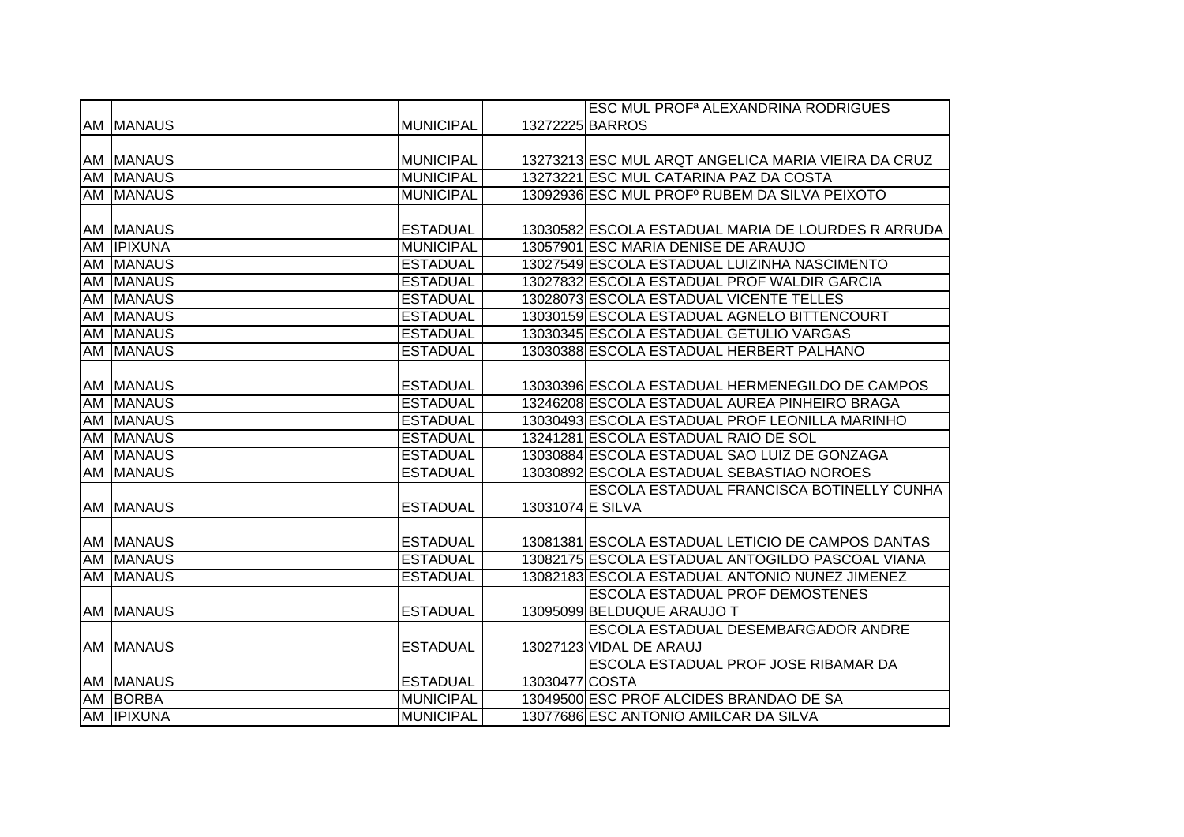| | | | | |
|---|---|---|---|---|
| AM | MANAUS | MUNICIPAL | 13272225 | ESC MUL PROFª ALEXANDRINA RODRIGUES BARROS |
| AM | MANAUS | MUNICIPAL | 13273213 | ESC MUL ARQT ANGELICA MARIA VIEIRA DA CRUZ |
| AM | MANAUS | MUNICIPAL | 13273221 | ESC MUL CATARINA PAZ DA COSTA |
| AM | MANAUS | MUNICIPAL | 13092936 | ESC MUL PROFº RUBEM DA SILVA PEIXOTO |
| AM | MANAUS | ESTADUAL | 13030582 | ESCOLA ESTADUAL MARIA DE LOURDES R ARRUDA |
| AM | IPIXUNA | MUNICIPAL | 13057901 | ESC MARIA DENISE DE ARAUJO |
| AM | MANAUS | ESTADUAL | 13027549 | ESCOLA ESTADUAL LUIZINHA NASCIMENTO |
| AM | MANAUS | ESTADUAL | 13027832 | ESCOLA ESTADUAL PROF WALDIR GARCIA |
| AM | MANAUS | ESTADUAL | 13028073 | ESCOLA ESTADUAL VICENTE TELLES |
| AM | MANAUS | ESTADUAL | 13030159 | ESCOLA ESTADUAL AGNELO BITTENCOURT |
| AM | MANAUS | ESTADUAL | 13030345 | ESCOLA ESTADUAL GETULIO VARGAS |
| AM | MANAUS | ESTADUAL | 13030388 | ESCOLA ESTADUAL HERBERT PALHANO |
| AM | MANAUS | ESTADUAL | 13030396 | ESCOLA ESTADUAL HERMENEGILDO DE CAMPOS |
| AM | MANAUS | ESTADUAL | 13246208 | ESCOLA ESTADUAL AUREA PINHEIRO BRAGA |
| AM | MANAUS | ESTADUAL | 13030493 | ESCOLA ESTADUAL PROF LEONILLA MARINHO |
| AM | MANAUS | ESTADUAL | 13241281 | ESCOLA ESTADUAL RAIO DE SOL |
| AM | MANAUS | ESTADUAL | 13030884 | ESCOLA ESTADUAL SAO LUIZ DE GONZAGA |
| AM | MANAUS | ESTADUAL | 13030892 | ESCOLA ESTADUAL SEBASTIAO NOROES |
| AM | MANAUS | ESTADUAL | 13031074 | ESCOLA ESTADUAL FRANCISCA BOTINELLY CUNHA E SILVA |
| AM | MANAUS | ESTADUAL | 13081381 | ESCOLA ESTADUAL LETICIO DE CAMPOS DANTAS |
| AM | MANAUS | ESTADUAL | 13082175 | ESCOLA ESTADUAL ANTOGILDO PASCOAL VIANA |
| AM | MANAUS | ESTADUAL | 13082183 | ESCOLA ESTADUAL ANTONIO NUNEZ JIMENEZ |
| AM | MANAUS | ESTADUAL | 13095099 | ESCOLA ESTADUAL PROF DEMOSTENES BELDUQUE ARAUJO T |
| AM | MANAUS | ESTADUAL | 13027123 | ESCOLA ESTADUAL DESEMBARGADOR ANDRE VIDAL DE ARAUJ |
| AM | MANAUS | ESTADUAL | 13030477 | ESCOLA ESTADUAL PROF JOSE RIBAMAR DA COSTA |
| AM | BORBA | MUNICIPAL | 13049500 | ESC PROF ALCIDES BRANDAO DE SA |
| AM | IPIXUNA | MUNICIPAL | 13077686 | ESC ANTONIO AMILCAR DA SILVA |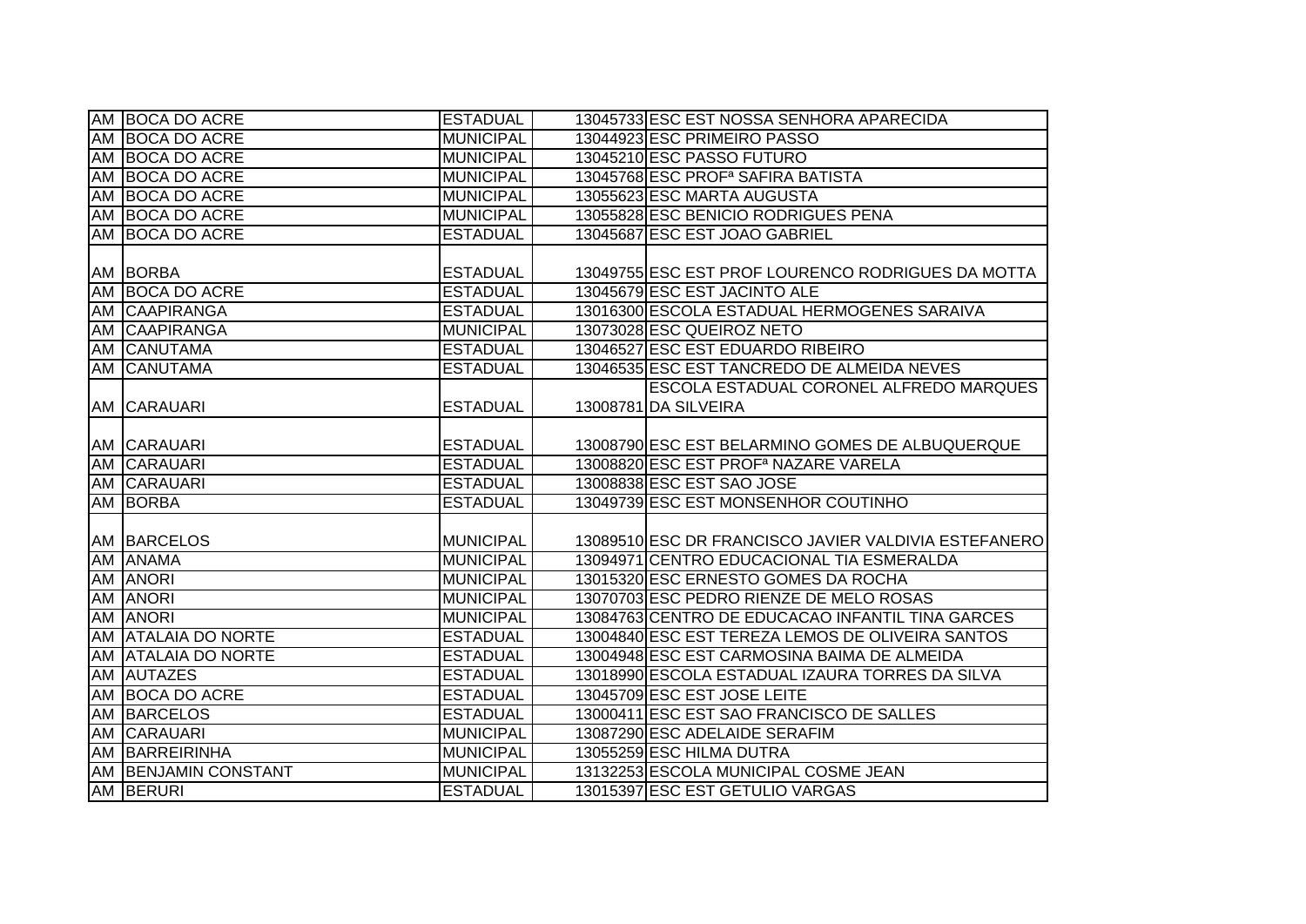| | | | | |
|---|---|---|---|---|
| AM | BOCA DO ACRE | ESTADUAL | 13045733 | ESC EST NOSSA SENHORA APARECIDA |
| AM | BOCA DO ACRE | MUNICIPAL | 13044923 | ESC PRIMEIRO PASSO |
| AM | BOCA DO ACRE | MUNICIPAL | 13045210 | ESC PASSO FUTURO |
| AM | BOCA DO ACRE | MUNICIPAL | 13045768 | ESC PROFª SAFIRA BATISTA |
| AM | BOCA DO ACRE | MUNICIPAL | 13055623 | ESC MARTA AUGUSTA |
| AM | BOCA DO ACRE | MUNICIPAL | 13055828 | ESC BENICIO RODRIGUES PENA |
| AM | BOCA DO ACRE | ESTADUAL | 13045687 | ESC EST JOAO GABRIEL |
| AM | BORBA | ESTADUAL | 13049755 | ESC EST PROF LOURENCO RODRIGUES DA MOTTA |
| AM | BOCA DO ACRE | ESTADUAL | 13045679 | ESC EST JACINTO ALE |
| AM | CAAPIRANGA | ESTADUAL | 13016300 | ESCOLA ESTADUAL HERMOGENES SARAIVA |
| AM | CAAPIRANGA | MUNICIPAL | 13073028 | ESC QUEIROZ NETO |
| AM | CANUTAMA | ESTADUAL | 13046527 | ESC EST EDUARDO RIBEIRO |
| AM | CANUTAMA | ESTADUAL | 13046535 | ESC EST TANCREDO DE ALMEIDA NEVES |
| AM | CARAUARI | ESTADUAL | 13008781 | ESCOLA ESTADUAL CORONEL ALFREDO MARQUES DA SILVEIRA |
| AM | CARAUARI | ESTADUAL | 13008790 | ESC EST BELARMINO GOMES DE ALBUQUERQUE |
| AM | CARAUARI | ESTADUAL | 13008820 | ESC EST PROFª NAZARE VARELA |
| AM | CARAUARI | ESTADUAL | 13008838 | ESC EST SAO JOSE |
| AM | BORBA | ESTADUAL | 13049739 | ESC EST MONSENHOR COUTINHO |
| AM | BARCELOS | MUNICIPAL | 13089510 | ESC DR FRANCISCO JAVIER VALDIVIA ESTEFANERO |
| AM | ANAMA | MUNICIPAL | 13094971 | CENTRO EDUCACIONAL TIA ESMERALDA |
| AM | ANORI | MUNICIPAL | 13015320 | ESC ERNESTO GOMES DA ROCHA |
| AM | ANORI | MUNICIPAL | 13070703 | ESC PEDRO RIENZE DE MELO ROSAS |
| AM | ANORI | MUNICIPAL | 13084763 | CENTRO DE EDUCACAO INFANTIL TINA GARCES |
| AM | ATALAIA DO NORTE | ESTADUAL | 13004840 | ESC EST TEREZA LEMOS DE OLIVEIRA SANTOS |
| AM | ATALAIA DO NORTE | ESTADUAL | 13004948 | ESC EST CARMOSINA BAIMA DE ALMEIDA |
| AM | AUTAZES | ESTADUAL | 13018990 | ESCOLA ESTADUAL IZAURA TORRES DA SILVA |
| AM | BOCA DO ACRE | ESTADUAL | 13045709 | ESC EST JOSE LEITE |
| AM | BARCELOS | ESTADUAL | 13000411 | ESC EST SAO FRANCISCO DE SALLES |
| AM | CARAUARI | MUNICIPAL | 13087290 | ESC ADELAIDE SERAFIM |
| AM | BARREIRINHA | MUNICIPAL | 13055259 | ESC HILMA DUTRA |
| AM | BENJAMIN CONSTANT | MUNICIPAL | 13132253 | ESCOLA MUNICIPAL COSME JEAN |
| AM | BERURI | ESTADUAL | 13015397 | ESC EST GETULIO VARGAS |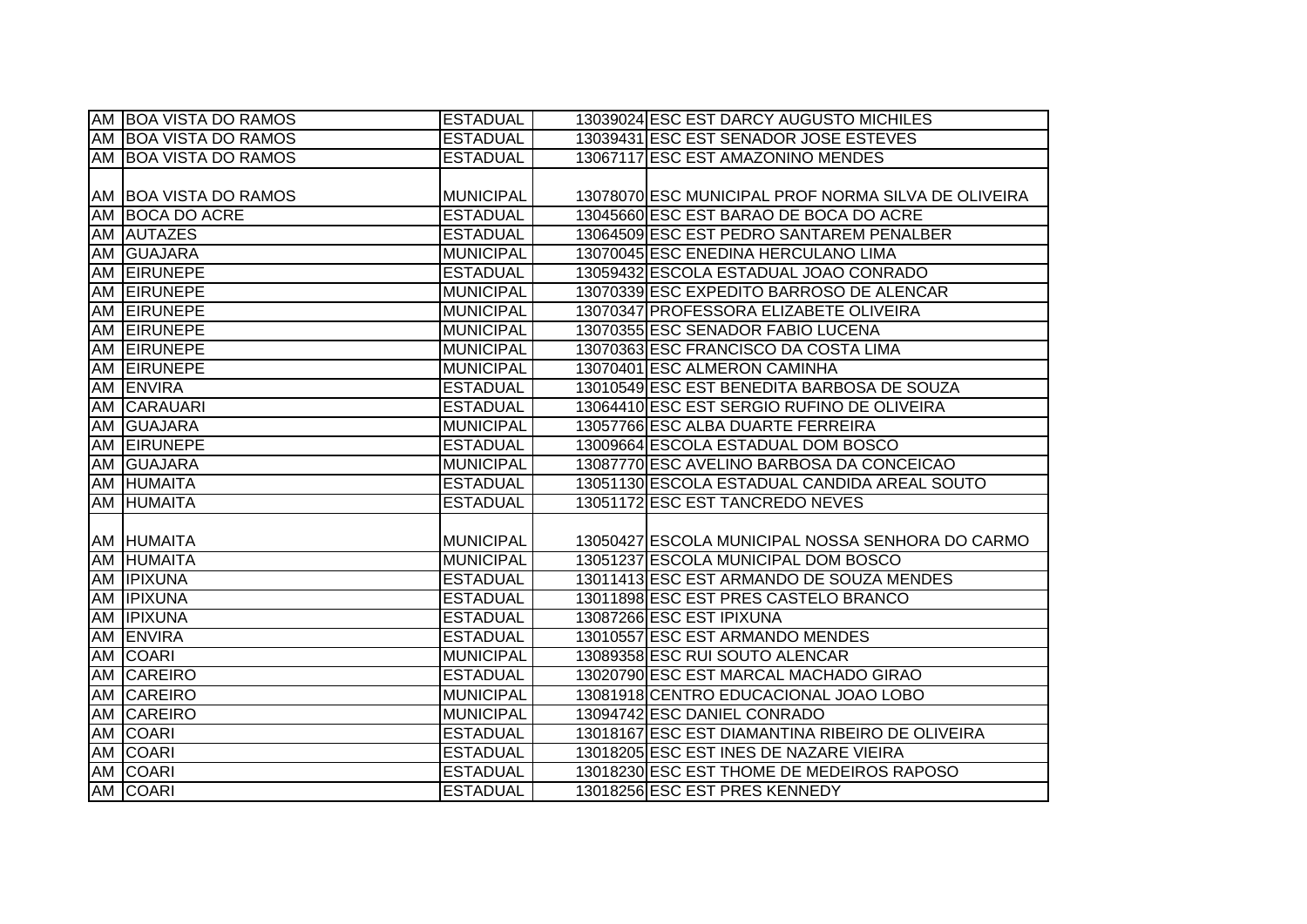| | | | | |
|---|---|---|---|---|
| AM | BOA VISTA DO RAMOS | ESTADUAL | 13039024 | ESC EST DARCY AUGUSTO MICHILES |
| AM | BOA VISTA DO RAMOS | ESTADUAL | 13039431 | ESC EST SENADOR JOSE ESTEVES |
| AM | BOA VISTA DO RAMOS | ESTADUAL | 13067117 | ESC EST AMAZONINO MENDES |
| AM | BOA VISTA DO RAMOS | MUNICIPAL | 13078070 | ESC MUNICIPAL PROF NORMA SILVA DE OLIVEIRA |
| AM | BOCA DO ACRE | ESTADUAL | 13045660 | ESC EST BARAO DE BOCA DO ACRE |
| AM | AUTAZES | ESTADUAL | 13064509 | ESC EST PEDRO SANTAREM PENALBER |
| AM | GUAJARA | MUNICIPAL | 13070045 | ESC ENEDINA HERCULANO LIMA |
| AM | EIRUNEPE | ESTADUAL | 13059432 | ESCOLA ESTADUAL JOAO CONRADO |
| AM | EIRUNEPE | MUNICIPAL | 13070339 | ESC EXPEDITO BARROSO DE ALENCAR |
| AM | EIRUNEPE | MUNICIPAL | 13070347 | PROFESSORA ELIZABETE OLIVEIRA |
| AM | EIRUNEPE | MUNICIPAL | 13070355 | ESC SENADOR FABIO LUCENA |
| AM | EIRUNEPE | MUNICIPAL | 13070363 | ESC FRANCISCO DA COSTA LIMA |
| AM | EIRUNEPE | MUNICIPAL | 13070401 | ESC ALMERON CAMINHA |
| AM | ENVIRA | ESTADUAL | 13010549 | ESC EST BENEDITA BARBOSA DE SOUZA |
| AM | CARAUARI | ESTADUAL | 13064410 | ESC EST SERGIO RUFINO DE OLIVEIRA |
| AM | GUAJARA | MUNICIPAL | 13057766 | ESC ALBA DUARTE FERREIRA |
| AM | EIRUNEPE | ESTADUAL | 13009664 | ESCOLA ESTADUAL DOM BOSCO |
| AM | GUAJARA | MUNICIPAL | 13087770 | ESC AVELINO BARBOSA DA CONCEICAO |
| AM | HUMAITA | ESTADUAL | 13051130 | ESCOLA ESTADUAL CANDIDA AREAL SOUTO |
| AM | HUMAITA | ESTADUAL | 13051172 | ESC EST TANCREDO NEVES |
| AM | HUMAITA | MUNICIPAL | 13050427 | ESCOLA MUNICIPAL NOSSA SENHORA DO CARMO |
| AM | HUMAITA | MUNICIPAL | 13051237 | ESCOLA MUNICIPAL DOM BOSCO |
| AM | IPIXUNA | ESTADUAL | 13011413 | ESC EST ARMANDO DE SOUZA MENDES |
| AM | IPIXUNA | ESTADUAL | 13011898 | ESC EST PRES CASTELO BRANCO |
| AM | IPIXUNA | ESTADUAL | 13087266 | ESC EST IPIXUNA |
| AM | ENVIRA | ESTADUAL | 13010557 | ESC EST ARMANDO MENDES |
| AM | COARI | MUNICIPAL | 13089358 | ESC RUI SOUTO ALENCAR |
| AM | CAREIRO | ESTADUAL | 13020790 | ESC EST MARCAL MACHADO GIRAO |
| AM | CAREIRO | MUNICIPAL | 13081918 | CENTRO EDUCACIONAL JOAO LOBO |
| AM | CAREIRO | MUNICIPAL | 13094742 | ESC DANIEL CONRADO |
| AM | COARI | ESTADUAL | 13018167 | ESC EST DIAMANTINA RIBEIRO DE OLIVEIRA |
| AM | COARI | ESTADUAL | 13018205 | ESC EST INES DE NAZARE VIEIRA |
| AM | COARI | ESTADUAL | 13018230 | ESC EST THOME DE MEDEIROS RAPOSO |
| AM | COARI | ESTADUAL | 13018256 | ESC EST PRES KENNEDY |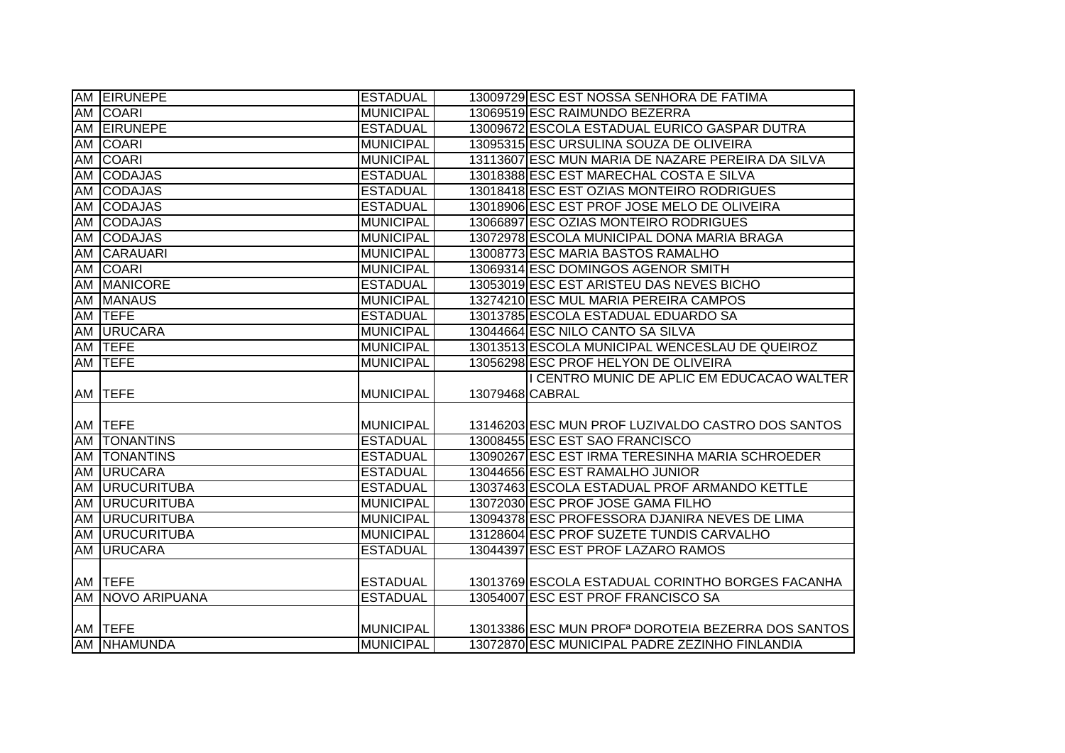| | | | | |
|---|---|---|---|---|
| AM | EIRUNEPE | ESTADUAL | 13009729 | ESC EST NOSSA SENHORA DE FATIMA |
| AM | COARI | MUNICIPAL | 13069519 | ESC RAIMUNDO BEZERRA |
| AM | EIRUNEPE | ESTADUAL | 13009672 | ESCOLA ESTADUAL EURICO GASPAR DUTRA |
| AM | COARI | MUNICIPAL | 13095315 | ESC URSULINA SOUZA DE OLIVEIRA |
| AM | COARI | MUNICIPAL | 13113607 | ESC MUN MARIA DE NAZARE PEREIRA DA SILVA |
| AM | CODAJAS | ESTADUAL | 13018388 | ESC EST MARECHAL COSTA E SILVA |
| AM | CODAJAS | ESTADUAL | 13018418 | ESC EST OZIAS MONTEIRO RODRIGUES |
| AM | CODAJAS | ESTADUAL | 13018906 | ESC EST PROF JOSE MELO DE OLIVEIRA |
| AM | CODAJAS | MUNICIPAL | 13066897 | ESC OZIAS MONTEIRO RODRIGUES |
| AM | CODAJAS | MUNICIPAL | 13072978 | ESCOLA MUNICIPAL DONA MARIA BRAGA |
| AM | CARAUARI | MUNICIPAL | 13008773 | ESC MARIA BASTOS RAMALHO |
| AM | COARI | MUNICIPAL | 13069314 | ESC DOMINGOS AGENOR SMITH |
| AM | MANICORE | ESTADUAL | 13053019 | ESC EST ARISTEU DAS NEVES BICHO |
| AM | MANAUS | MUNICIPAL | 13274210 | ESC MUL MARIA PEREIRA CAMPOS |
| AM | TEFE | ESTADUAL | 13013785 | ESCOLA ESTADUAL EDUARDO SA |
| AM | URUCARA | MUNICIPAL | 13044664 | ESC NILO CANTO SA SILVA |
| AM | TEFE | MUNICIPAL | 13013513 | ESCOLA MUNICIPAL WENCESLAU DE QUEIROZ |
| AM | TEFE | MUNICIPAL | 13056298 | ESC PROF HELYON DE OLIVEIRA |
| AM | TEFE | MUNICIPAL | 13079468 | I CENTRO MUNIC DE APLIC EM EDUCACAO WALTER CABRAL |
| AM | TEFE | MUNICIPAL | 13146203 | ESC MUN PROF LUZIVALDO CASTRO DOS SANTOS |
| AM | TONANTINS | ESTADUAL | 13008455 | ESC EST SAO FRANCISCO |
| AM | TONANTINS | ESTADUAL | 13090267 | ESC EST IRMA TERESINHA MARIA SCHROEDER |
| AM | URUCARA | ESTADUAL | 13044656 | ESC EST RAMALHO JUNIOR |
| AM | URUCURITUBA | ESTADUAL | 13037463 | ESCOLA ESTADUAL PROF ARMANDO KETTLE |
| AM | URUCURITUBA | MUNICIPAL | 13072030 | ESC PROF JOSE GAMA FILHO |
| AM | URUCURITUBA | MUNICIPAL | 13094378 | ESC PROFESSORA DJANIRA NEVES DE LIMA |
| AM | URUCURITUBA | MUNICIPAL | 13128604 | ESC PROF SUZETE TUNDIS CARVALHO |
| AM | URUCARA | ESTADUAL | 13044397 | ESC EST PROF LAZARO RAMOS |
| AM | TEFE | ESTADUAL | 13013769 | ESCOLA ESTADUAL CORINTHO BORGES FACANHA |
| AM | NOVO ARIPUANA | ESTADUAL | 13054007 | ESC EST PROF FRANCISCO SA |
| AM | TEFE | MUNICIPAL | 13013386 | ESC MUN PROFª DOROTEIA BEZERRA DOS SANTOS |
| AM | NHAMUNDA | MUNICIPAL | 13072870 | ESC MUNICIPAL PADRE ZEZINHO FINLANDIA |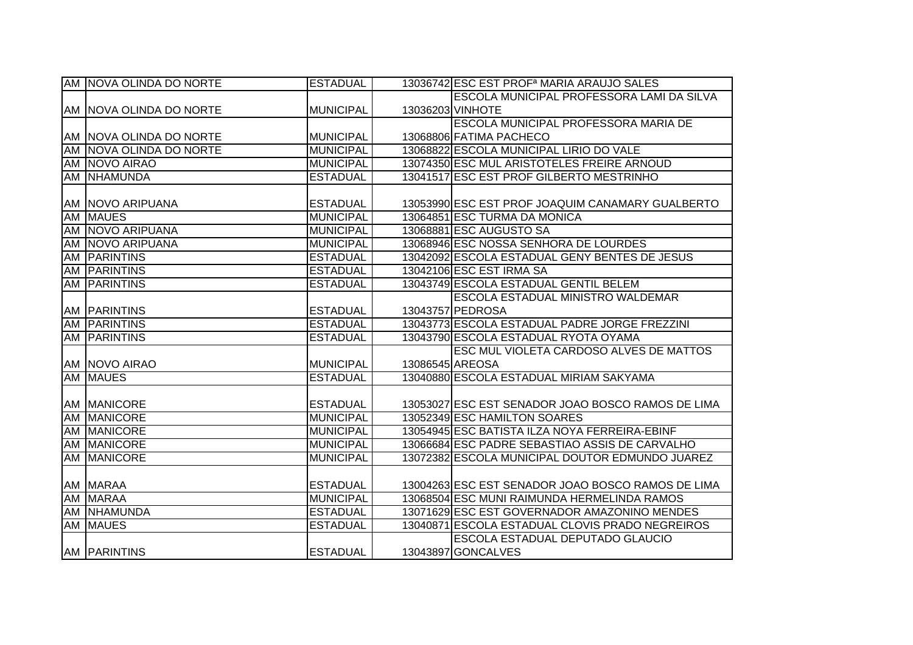| | | | | |
|---|---|---|---|---|
| AM | NOVA OLINDA DO NORTE | ESTADUAL | 13036742 | ESC EST PROFª MARIA ARAUJO SALES |
| AM | NOVA OLINDA DO NORTE | MUNICIPAL | 13036203 | ESCOLA MUNICIPAL PROFESSORA LAMI DA SILVA VINHOTE |
| AM | NOVA OLINDA DO NORTE | MUNICIPAL | 13068806 | ESCOLA MUNICIPAL PROFESSORA MARIA DE FATIMA PACHECO |
| AM | NOVA OLINDA DO NORTE | MUNICIPAL | 13068822 | ESCOLA MUNICIPAL LIRIO DO VALE |
| AM | NOVO AIRAO | MUNICIPAL | 13074350 | ESC MUL ARISTOTELES FREIRE ARNOUD |
| AM | NHAMUNDA | ESTADUAL | 13041517 | ESC EST PROF GILBERTO MESTRINHO |
| AM | NOVO ARIPUANA | ESTADUAL | 13053990 | ESC EST PROF JOAQUIM CANAMARY GUALBERTO |
| AM | MAUES | MUNICIPAL | 13064851 | ESC TURMA DA MONICA |
| AM | NOVO ARIPUANA | MUNICIPAL | 13068881 | ESC AUGUSTO SA |
| AM | NOVO ARIPUANA | MUNICIPAL | 13068946 | ESC NOSSA SENHORA DE LOURDES |
| AM | PARINTINS | ESTADUAL | 13042092 | ESCOLA ESTADUAL GENY BENTES DE JESUS |
| AM | PARINTINS | ESTADUAL | 13042106 | ESC EST IRMA SA |
| AM | PARINTINS | ESTADUAL | 13043749 | ESCOLA ESTADUAL GENTIL BELEM |
| AM | PARINTINS | ESTADUAL | 13043757 | ESCOLA ESTADUAL MINISTRO WALDEMAR PEDROSA |
| AM | PARINTINS | ESTADUAL | 13043773 | ESCOLA ESTADUAL PADRE JORGE FREZZINI |
| AM | PARINTINS | ESTADUAL | 13043790 | ESCOLA ESTADUAL RYOTA OYAMA |
| AM | NOVO AIRAO | MUNICIPAL | 13086545 | ESC MUL VIOLETA CARDOSO ALVES DE MATTOS AREOSA |
| AM | MAUES | ESTADUAL | 13040880 | ESCOLA ESTADUAL MIRIAM SAKYAMA |
| AM | MANICORE | ESTADUAL | 13053027 | ESC EST SENADOR JOAO BOSCO RAMOS DE LIMA |
| AM | MANICORE | MUNICIPAL | 13052349 | ESC HAMILTON SOARES |
| AM | MANICORE | MUNICIPAL | 13054945 | ESC BATISTA ILZA NOYA FERREIRA-EBINF |
| AM | MANICORE | MUNICIPAL | 13066684 | ESC PADRE SEBASTIAO ASSIS DE CARVALHO |
| AM | MANICORE | MUNICIPAL | 13072382 | ESCOLA MUNICIPAL DOUTOR EDMUNDO JUAREZ |
| AM | MARAA | ESTADUAL | 13004263 | ESC EST SENADOR JOAO BOSCO RAMOS DE LIMA |
| AM | MARAA | MUNICIPAL | 13068504 | ESC MUNI RAIMUNDA HERMELINDA RAMOS |
| AM | NHAMUNDA | ESTADUAL | 13071629 | ESC EST GOVERNADOR AMAZONINO MENDES |
| AM | MAUES | ESTADUAL | 13040871 | ESCOLA ESTADUAL CLOVIS PRADO NEGREIROS |
| AM | PARINTINS | ESTADUAL | 13043897 | ESCOLA ESTADUAL DEPUTADO GLAUCIO GONCALVES |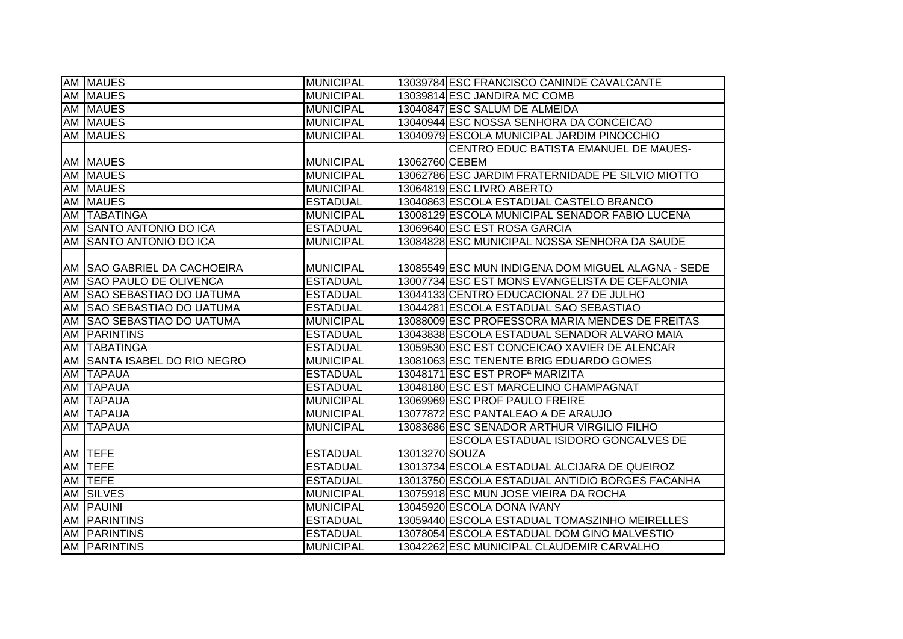| | | | | |
|---|---|---|---|---|
| AM | MAUES | MUNICIPAL | 13039784 | ESC FRANCISCO CANINDE CAVALCANTE |
| AM | MAUES | MUNICIPAL | 13039814 | ESC JANDIRA MC COMB |
| AM | MAUES | MUNICIPAL | 13040847 | ESC SALUM DE ALMEIDA |
| AM | MAUES | MUNICIPAL | 13040944 | ESC NOSSA SENHORA DA CONCEICAO |
| AM | MAUES | MUNICIPAL | 13040979 | ESCOLA MUNICIPAL JARDIM PINOCCHIO |
| AM | MAUES | MUNICIPAL | 13062760 | CENTRO EDUC BATISTA EMANUEL DE MAUES-CEBEM |
| AM | MAUES | MUNICIPAL | 13062786 | ESC JARDIM FRATERNIDADE PE SILVIO MIOTTO |
| AM | MAUES | MUNICIPAL | 13064819 | ESC LIVRO ABERTO |
| AM | MAUES | ESTADUAL | 13040863 | ESCOLA ESTADUAL CASTELO BRANCO |
| AM | TABATINGA | MUNICIPAL | 13008129 | ESCOLA MUNICIPAL SENADOR FABIO LUCENA |
| AM | SANTO ANTONIO DO ICA | ESTADUAL | 13069640 | ESC EST ROSA GARCIA |
| AM | SANTO ANTONIO DO ICA | MUNICIPAL | 13084828 | ESC MUNICIPAL NOSSA SENHORA DA SAUDE |
| AM | SAO GABRIEL DA CACHOEIRA | MUNICIPAL | 13085549 | ESC MUN INDIGENA DOM MIGUEL ALAGNA - SEDE |
| AM | SAO PAULO DE OLIVENCA | ESTADUAL | 13007734 | ESC EST MONS EVANGELISTA DE CEFALONIA |
| AM | SAO SEBASTIAO DO UATUMA | ESTADUAL | 13044133 | CENTRO EDUCACIONAL 27 DE JULHO |
| AM | SAO SEBASTIAO DO UATUMA | ESTADUAL | 13044281 | ESCOLA ESTADUAL SAO SEBASTIAO |
| AM | SAO SEBASTIAO DO UATUMA | MUNICIPAL | 13088009 | ESC PROFESSORA MARIA MENDES DE FREITAS |
| AM | PARINTINS | ESTADUAL | 13043838 | ESCOLA ESTADUAL SENADOR ALVARO MAIA |
| AM | TABATINGA | ESTADUAL | 13059530 | ESC EST CONCEICAO XAVIER DE ALENCAR |
| AM | SANTA ISABEL DO RIO NEGRO | MUNICIPAL | 13081063 | ESC TENENTE BRIG EDUARDO GOMES |
| AM | TAPAUA | ESTADUAL | 13048171 | ESC EST PROFª MARIZITA |
| AM | TAPAUA | ESTADUAL | 13048180 | ESC EST MARCELINO CHAMPAGNAT |
| AM | TAPAUA | MUNICIPAL | 13069969 | ESC PROF PAULO FREIRE |
| AM | TAPAUA | MUNICIPAL | 13077872 | ESC PANTALEAO A DE ARAUJO |
| AM | TAPAUA | MUNICIPAL | 13083686 | ESC SENADOR ARTHUR VIRGILIO FILHO |
| AM | TEFE | ESTADUAL | 13013270 | ESCOLA ESTADUAL ISIDORO GONCALVES DE SOUZA |
| AM | TEFE | ESTADUAL | 13013734 | ESCOLA ESTADUAL ALCIJARA DE QUEIROZ |
| AM | TEFE | ESTADUAL | 13013750 | ESCOLA ESTADUAL ANTIDIO BORGES FACANHA |
| AM | SILVES | MUNICIPAL | 13075918 | ESC MUN JOSE VIEIRA DA ROCHA |
| AM | PAUINI | MUNICIPAL | 13045920 | ESCOLA DONA IVANY |
| AM | PARINTINS | ESTADUAL | 13059440 | ESCOLA ESTADUAL TOMASZINHO MEIRELLES |
| AM | PARINTINS | ESTADUAL | 13078054 | ESCOLA ESTADUAL DOM GINO MALVESTIO |
| AM | PARINTINS | MUNICIPAL | 13042262 | ESC MUNICIPAL CLAUDEMIR CARVALHO |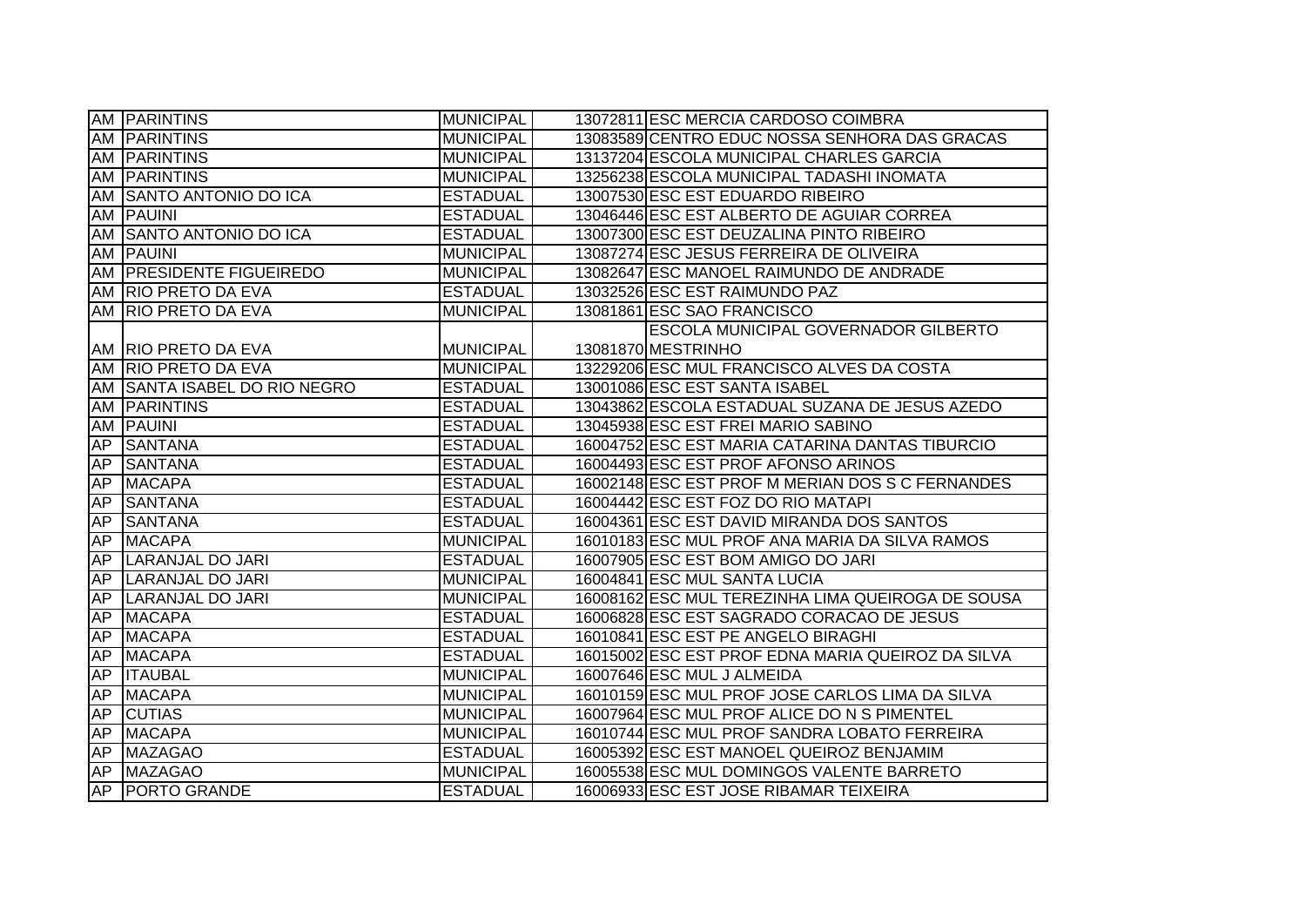| | | | | |
|---|---|---|---|---|
| AM | PARINTINS | MUNICIPAL | 13072811 | ESC MERCIA CARDOSO COIMBRA |
| AM | PARINTINS | MUNICIPAL | 13083589 | CENTRO EDUC NOSSA SENHORA DAS GRACAS |
| AM | PARINTINS | MUNICIPAL | 13137204 | ESCOLA MUNICIPAL CHARLES GARCIA |
| AM | PARINTINS | MUNICIPAL | 13256238 | ESCOLA MUNICIPAL TADASHI INOMATA |
| AM | SANTO ANTONIO DO ICA | ESTADUAL | 13007530 | ESC EST EDUARDO RIBEIRO |
| AM | PAUINI | ESTADUAL | 13046446 | ESC EST ALBERTO DE AGUIAR CORREA |
| AM | SANTO ANTONIO DO ICA | ESTADUAL | 13007300 | ESC EST DEUZALINA PINTO RIBEIRO |
| AM | PAUINI | MUNICIPAL | 13087274 | ESC JESUS FERREIRA DE OLIVEIRA |
| AM | PRESIDENTE FIGUEIREDO | MUNICIPAL | 13082647 | ESC MANOEL RAIMUNDO DE ANDRADE |
| AM | RIO PRETO DA EVA | ESTADUAL | 13032526 | ESC EST RAIMUNDO PAZ |
| AM | RIO PRETO DA EVA | MUNICIPAL | 13081861 | ESC SAO FRANCISCO |
| AM | RIO PRETO DA EVA | MUNICIPAL | 13081870 | ESCOLA MUNICIPAL GOVERNADOR GILBERTO MESTRINHO |
| AM | RIO PRETO DA EVA | MUNICIPAL | 13229206 | ESC MUL FRANCISCO ALVES DA COSTA |
| AM | SANTA ISABEL DO RIO NEGRO | ESTADUAL | 13001086 | ESC EST SANTA ISABEL |
| AM | PARINTINS | ESTADUAL | 13043862 | ESCOLA ESTADUAL SUZANA DE JESUS AZEDO |
| AM | PAUINI | ESTADUAL | 13045938 | ESC EST FREI MARIO SABINO |
| AP | SANTANA | ESTADUAL | 16004752 | ESC EST MARIA CATARINA DANTAS TIBURCIO |
| AP | SANTANA | ESTADUAL | 16004493 | ESC EST PROF AFONSO ARINOS |
| AP | MACAPA | ESTADUAL | 16002148 | ESC EST PROF M MERIAN DOS S C FERNANDES |
| AP | SANTANA | ESTADUAL | 16004442 | ESC EST FOZ DO RIO MATAPI |
| AP | SANTANA | ESTADUAL | 16004361 | ESC EST DAVID MIRANDA DOS SANTOS |
| AP | MACAPA | MUNICIPAL | 16010183 | ESC MUL PROF ANA MARIA DA SILVA RAMOS |
| AP | LARANJAL DO JARI | ESTADUAL | 16007905 | ESC EST BOM AMIGO DO JARI |
| AP | LARANJAL DO JARI | MUNICIPAL | 16004841 | ESC MUL SANTA LUCIA |
| AP | LARANJAL DO JARI | MUNICIPAL | 16008162 | ESC MUL TEREZINHA LIMA QUEIROGA DE SOUSA |
| AP | MACAPA | ESTADUAL | 16006828 | ESC EST SAGRADO CORACAO DE JESUS |
| AP | MACAPA | ESTADUAL | 16010841 | ESC EST PE ANGELO BIRAGHI |
| AP | MACAPA | ESTADUAL | 16015002 | ESC EST PROF EDNA MARIA QUEIROZ DA SILVA |
| AP | ITAUBAL | MUNICIPAL | 16007646 | ESC MUL J ALMEIDA |
| AP | MACAPA | MUNICIPAL | 16010159 | ESC MUL PROF JOSE CARLOS LIMA DA SILVA |
| AP | CUTIAS | MUNICIPAL | 16007964 | ESC MUL PROF ALICE DO N S PIMENTEL |
| AP | MACAPA | MUNICIPAL | 16010744 | ESC MUL PROF SANDRA LOBATO FERREIRA |
| AP | MAZAGAO | ESTADUAL | 16005392 | ESC EST MANOEL QUEIROZ BENJAMIM |
| AP | MAZAGAO | MUNICIPAL | 16005538 | ESC MUL DOMINGOS VALENTE BARRETO |
| AP | PORTO GRANDE | ESTADUAL | 16006933 | ESC EST JOSE RIBAMAR TEIXEIRA |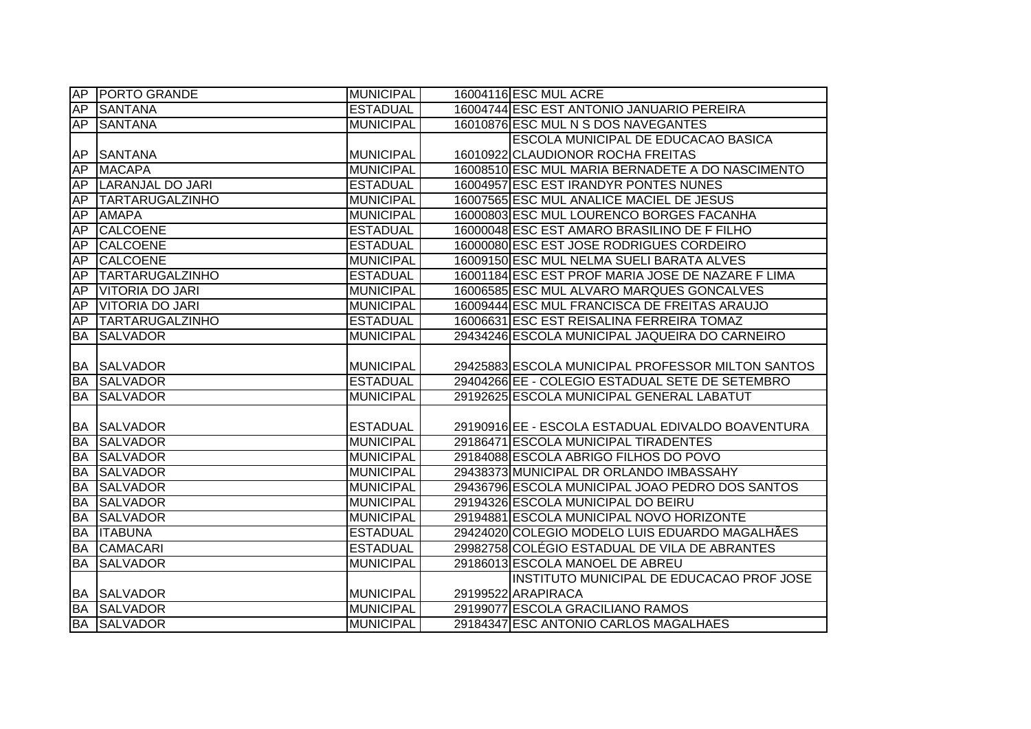| | | | | |
|---|---|---|---|---|
| AP | PORTO GRANDE | MUNICIPAL | 16004116 | ESC MUL ACRE |
| AP | SANTANA | ESTADUAL | 16004744 | ESC EST ANTONIO JANUARIO PEREIRA |
| AP | SANTANA | MUNICIPAL | 16010876 | ESC MUL N S DOS NAVEGANTES |
| AP | SANTANA | MUNICIPAL | 16010922 | ESCOLA MUNICIPAL DE EDUCACAO BASICA CLAUDIONOR ROCHA FREITAS |
| AP | MACAPA | MUNICIPAL | 16008510 | ESC MUL MARIA BERNADETE A DO NASCIMENTO |
| AP | LARANJAL DO JARI | ESTADUAL | 16004957 | ESC EST IRANDYR PONTES NUNES |
| AP | TARTARUGALZINHO | MUNICIPAL | 16007565 | ESC MUL ANALICE MACIEL DE JESUS |
| AP | AMAPA | MUNICIPAL | 16000803 | ESC MUL LOURENCO BORGES FACANHA |
| AP | CALCOENE | ESTADUAL | 16000048 | ESC EST AMARO BRASILINO DE F FILHO |
| AP | CALCOENE | ESTADUAL | 16000080 | ESC EST JOSE RODRIGUES CORDEIRO |
| AP | CALCOENE | MUNICIPAL | 16009150 | ESC MUL NELMA SUELI BARATA ALVES |
| AP | TARTARUGALZINHO | ESTADUAL | 16001184 | ESC EST PROF MARIA JOSE DE NAZARE F LIMA |
| AP | VITORIA DO JARI | MUNICIPAL | 16006585 | ESC MUL ALVARO MARQUES GONCALVES |
| AP | VITORIA DO JARI | MUNICIPAL | 16009444 | ESC MUL FRANCISCA DE FREITAS ARAUJO |
| AP | TARTARUGALZINHO | ESTADUAL | 16006631 | ESC EST REISALINA FERREIRA TOMAZ |
| BA | SALVADOR | MUNICIPAL | 29434246 | ESCOLA MUNICIPAL JAQUEIRA DO CARNEIRO |
| BA | SALVADOR | MUNICIPAL | 29425883 | ESCOLA MUNICIPAL PROFESSOR MILTON SANTOS |
| BA | SALVADOR | ESTADUAL | 29404266 | EE - COLEGIO ESTADUAL SETE DE SETEMBRO |
| BA | SALVADOR | MUNICIPAL | 29192625 | ESCOLA MUNICIPAL GENERAL LABATUT |
| BA | SALVADOR | ESTADUAL | 29190916 | EE - ESCOLA ESTADUAL EDIVALDO BOAVENTURA |
| BA | SALVADOR | MUNICIPAL | 29186471 | ESCOLA MUNICIPAL TIRADENTES |
| BA | SALVADOR | MUNICIPAL | 29184088 | ESCOLA ABRIGO FILHOS DO POVO |
| BA | SALVADOR | MUNICIPAL | 29438373 | MUNICIPAL DR ORLANDO IMBASSAHY |
| BA | SALVADOR | MUNICIPAL | 29436796 | ESCOLA MUNICIPAL JOAO PEDRO DOS SANTOS |
| BA | SALVADOR | MUNICIPAL | 29194326 | ESCOLA MUNICIPAL DO BEIRU |
| BA | SALVADOR | MUNICIPAL | 29194881 | ESCOLA MUNICIPAL NOVO HORIZONTE |
| BA | ITABUNA | ESTADUAL | 29424020 | COLEGIO MODELO LUIS EDUARDO MAGALHÃES |
| BA | CAMACARI | ESTADUAL | 29982758 | COLÉGIO ESTADUAL DE VILA DE ABRANTES |
| BA | SALVADOR | MUNICIPAL | 29186013 | ESCOLA MANOEL DE ABREU |
| BA | SALVADOR | MUNICIPAL | 29199522 | INSTITUTO MUNICIPAL DE EDUCACAO PROF JOSE ARAPIRACA |
| BA | SALVADOR | MUNICIPAL | 29199077 | ESCOLA GRACILIANO RAMOS |
| BA | SALVADOR | MUNICIPAL | 29184347 | ESC ANTONIO CARLOS MAGALHAES |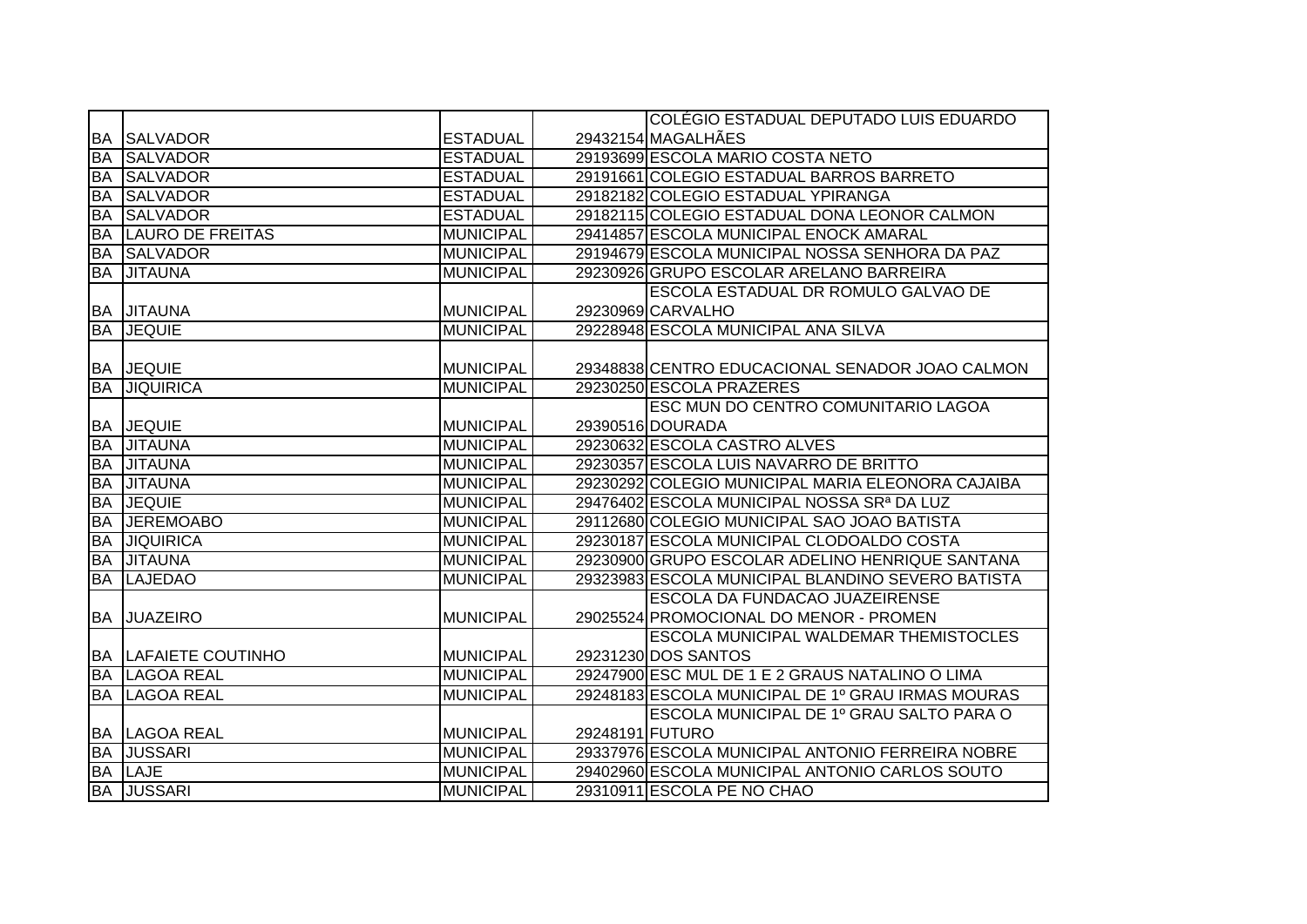| | | | | |
|---|---|---|---|---|
| BA | SALVADOR | ESTADUAL | 29432154 | COLÉGIO ESTADUAL DEPUTADO LUIS EDUARDO MAGALHÃES |
| BA | SALVADOR | ESTADUAL | 29193699 | ESCOLA MARIO COSTA NETO |
| BA | SALVADOR | ESTADUAL | 29191661 | COLEGIO ESTADUAL BARROS BARRETO |
| BA | SALVADOR | ESTADUAL | 29182182 | COLEGIO ESTADUAL YPIRANGA |
| BA | SALVADOR | ESTADUAL | 29182115 | COLEGIO ESTADUAL DONA LEONOR CALMON |
| BA | LAURO DE FREITAS | MUNICIPAL | 29414857 | ESCOLA MUNICIPAL ENOCK AMARAL |
| BA | SALVADOR | MUNICIPAL | 29194679 | ESCOLA MUNICIPAL NOSSA SENHORA DA PAZ |
| BA | JITAUNA | MUNICIPAL | 29230926 | GRUPO ESCOLAR ARELANO BARREIRA |
| BA | JITAUNA | MUNICIPAL | 29230969 | ESCOLA ESTADUAL DR ROMULO GALVAO DE CARVALHO |
| BA | JEQUIE | MUNICIPAL | 29228948 | ESCOLA MUNICIPAL ANA SILVA |
| BA | JEQUIE | MUNICIPAL | 29348838 | CENTRO EDUCACIONAL SENADOR JOAO CALMON |
| BA | JIQUIRICA | MUNICIPAL | 29230250 | ESCOLA PRAZERES |
| BA | JEQUIE | MUNICIPAL | 29390516 | ESC MUN DO CENTRO COMUNITARIO LAGOA DOURADA |
| BA | JITAUNA | MUNICIPAL | 29230632 | ESCOLA CASTRO ALVES |
| BA | JITAUNA | MUNICIPAL | 29230357 | ESCOLA LUIS NAVARRO DE BRITTO |
| BA | JITAUNA | MUNICIPAL | 29230292 | COLEGIO MUNICIPAL MARIA ELEONORA CAJAIBA |
| BA | JEQUIE | MUNICIPAL | 29476402 | ESCOLA MUNICIPAL NOSSA SRª DA LUZ |
| BA | JEREMOABO | MUNICIPAL | 29112680 | COLEGIO MUNICIPAL SAO JOAO BATISTA |
| BA | JIQUIRICA | MUNICIPAL | 29230187 | ESCOLA MUNICIPAL CLODOALDO COSTA |
| BA | JITAUNA | MUNICIPAL | 29230900 | GRUPO ESCOLAR ADELINO HENRIQUE SANTANA |
| BA | LAJEDAO | MUNICIPAL | 29323983 | ESCOLA MUNICIPAL BLANDINO SEVERO BATISTA |
| BA | JUAZEIRO | MUNICIPAL | 29025524 | ESCOLA DA FUNDACAO JUAZEIRENSE PROMOCIONAL DO MENOR - PROMEN |
| BA | LAFAIETE COUTINHO | MUNICIPAL | 29231230 | ESCOLA MUNICIPAL WALDEMAR THEMISTOCLES DOS SANTOS |
| BA | LAGOA REAL | MUNICIPAL | 29247900 | ESC MUL DE 1 E 2 GRAUS NATALINO O LIMA |
| BA | LAGOA REAL | MUNICIPAL | 29248183 | ESCOLA MUNICIPAL DE 1º GRAU IRMAS MOURAS |
| BA | LAGOA REAL | MUNICIPAL | 29248191 | ESCOLA MUNICIPAL DE 1º GRAU SALTO PARA O FUTURO |
| BA | JUSSARI | MUNICIPAL | 29337976 | ESCOLA MUNICIPAL ANTONIO FERREIRA NOBRE |
| BA | LAJE | MUNICIPAL | 29402960 | ESCOLA MUNICIPAL ANTONIO CARLOS SOUTO |
| BA | JUSSARI | MUNICIPAL | 29310911 | ESCOLA PE NO CHAO |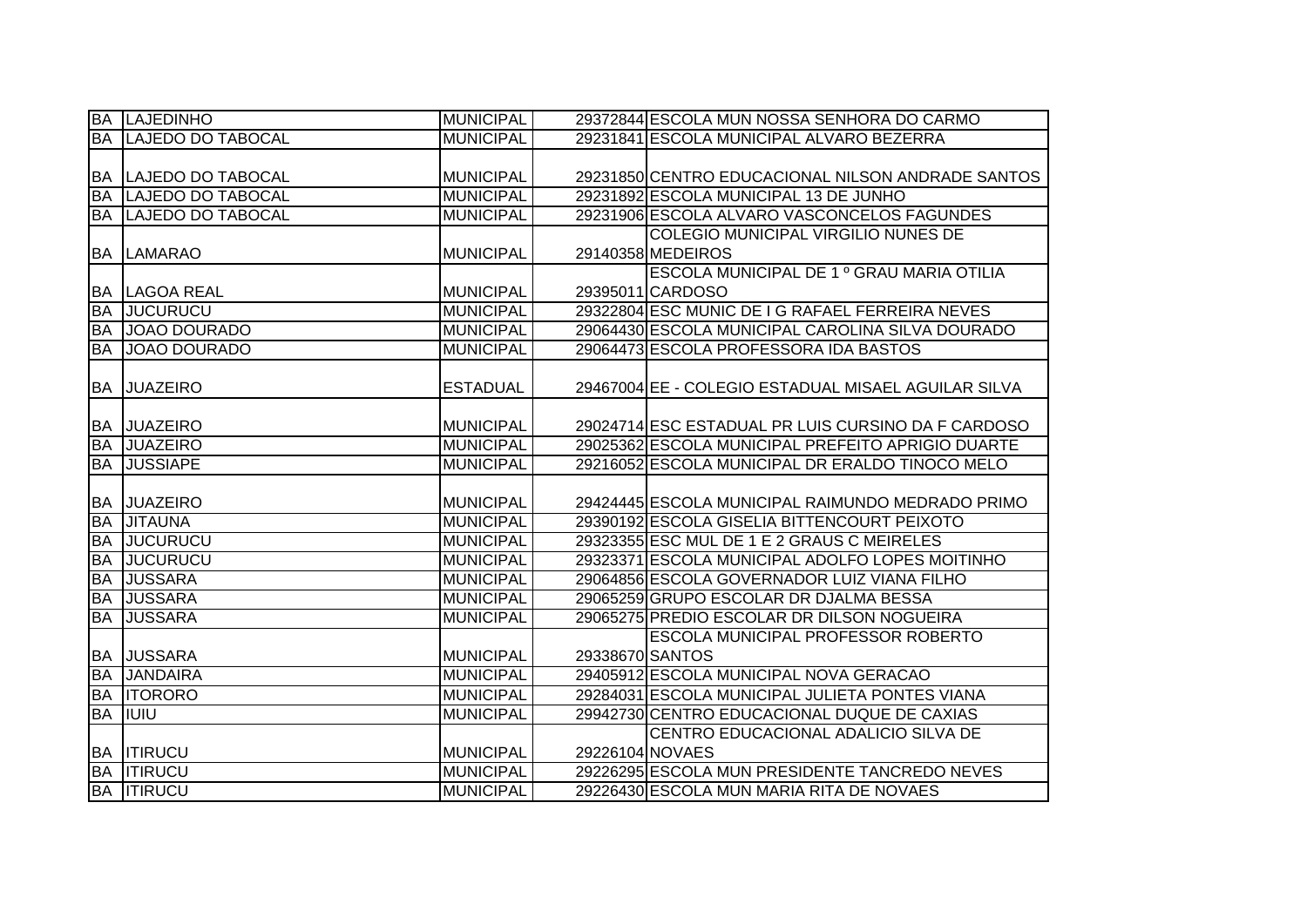| | | | | |
|---|---|---|---|---|
| BA | LAJEDINHO | MUNICIPAL | 29372844 | ESCOLA MUN NOSSA SENHORA DO CARMO |
| BA | LAJEDO DO TABOCAL | MUNICIPAL | 29231841 | ESCOLA MUNICIPAL ALVARO BEZERRA |
| BA | LAJEDO DO TABOCAL | MUNICIPAL | 29231850 | CENTRO EDUCACIONAL NILSON ANDRADE SANTOS |
| BA | LAJEDO DO TABOCAL | MUNICIPAL | 29231892 | ESCOLA MUNICIPAL 13 DE JUNHO |
| BA | LAJEDO DO TABOCAL | MUNICIPAL | 29231906 | ESCOLA ALVARO VASCONCELOS FAGUNDES |
| BA | LAMARAO | MUNICIPAL | 29140358 | COLEGIO MUNICIPAL VIRGILIO NUNES DE MEDEIROS |
| BA | LAGOA REAL | MUNICIPAL | 29395011 | ESCOLA MUNICIPAL DE 1 º GRAU MARIA OTILIA CARDOSO |
| BA | JUCURUCU | MUNICIPAL | 29322804 | ESC MUNIC DE I G RAFAEL FERREIRA NEVES |
| BA | JOAO DOURADO | MUNICIPAL | 29064430 | ESCOLA MUNICIPAL CAROLINA SILVA DOURADO |
| BA | JOAO DOURADO | MUNICIPAL | 29064473 | ESCOLA PROFESSORA IDA BASTOS |
| BA | JUAZEIRO | ESTADUAL | 29467004 | EE - COLEGIO ESTADUAL MISAEL AGUILAR SILVA |
| BA | JUAZEIRO | MUNICIPAL | 29024714 | ESC ESTADUAL PR LUIS CURSINO DA F CARDOSO |
| BA | JUAZEIRO | MUNICIPAL | 29025362 | ESCOLA MUNICIPAL PREFEITO APRIGIO DUARTE |
| BA | JUSSIAPE | MUNICIPAL | 29216052 | ESCOLA MUNICIPAL DR ERALDO TINOCO MELO |
| BA | JUAZEIRO | MUNICIPAL | 29424445 | ESCOLA MUNICIPAL RAIMUNDO MEDRADO PRIMO |
| BA | JITAUNA | MUNICIPAL | 29390192 | ESCOLA GISELIA BITTENCOURT PEIXOTO |
| BA | JUCURUCU | MUNICIPAL | 29323355 | ESC MUL DE 1 E 2 GRAUS C MEIRELES |
| BA | JUCURUCU | MUNICIPAL | 29323371 | ESCOLA MUNICIPAL ADOLFO LOPES MOITINHO |
| BA | JUSSARA | MUNICIPAL | 29064856 | ESCOLA GOVERNADOR LUIZ VIANA FILHO |
| BA | JUSSARA | MUNICIPAL | 29065259 | GRUPO ESCOLAR DR DJALMA BESSA |
| BA | JUSSARA | MUNICIPAL | 29065275 | PREDIO ESCOLAR DR DILSON NOGUEIRA |
| BA | JUSSARA | MUNICIPAL | 29338670 | ESCOLA MUNICIPAL PROFESSOR ROBERTO SANTOS |
| BA | JANDAIRA | MUNICIPAL | 29405912 | ESCOLA MUNICIPAL NOVA GERACAO |
| BA | ITORORO | MUNICIPAL | 29284031 | ESCOLA MUNICIPAL JULIETA PONTES VIANA |
| BA | IUIU | MUNICIPAL | 29942730 | CENTRO EDUCACIONAL DUQUE DE CAXIAS |
| BA | ITIRUCU | MUNICIPAL | 29226104 | CENTRO EDUCACIONAL ADALICIO SILVA DE NOVAES |
| BA | ITIRUCU | MUNICIPAL | 29226295 | ESCOLA MUN PRESIDENTE TANCREDO NEVES |
| BA | ITIRUCU | MUNICIPAL | 29226430 | ESCOLA MUN MARIA RITA DE NOVAES |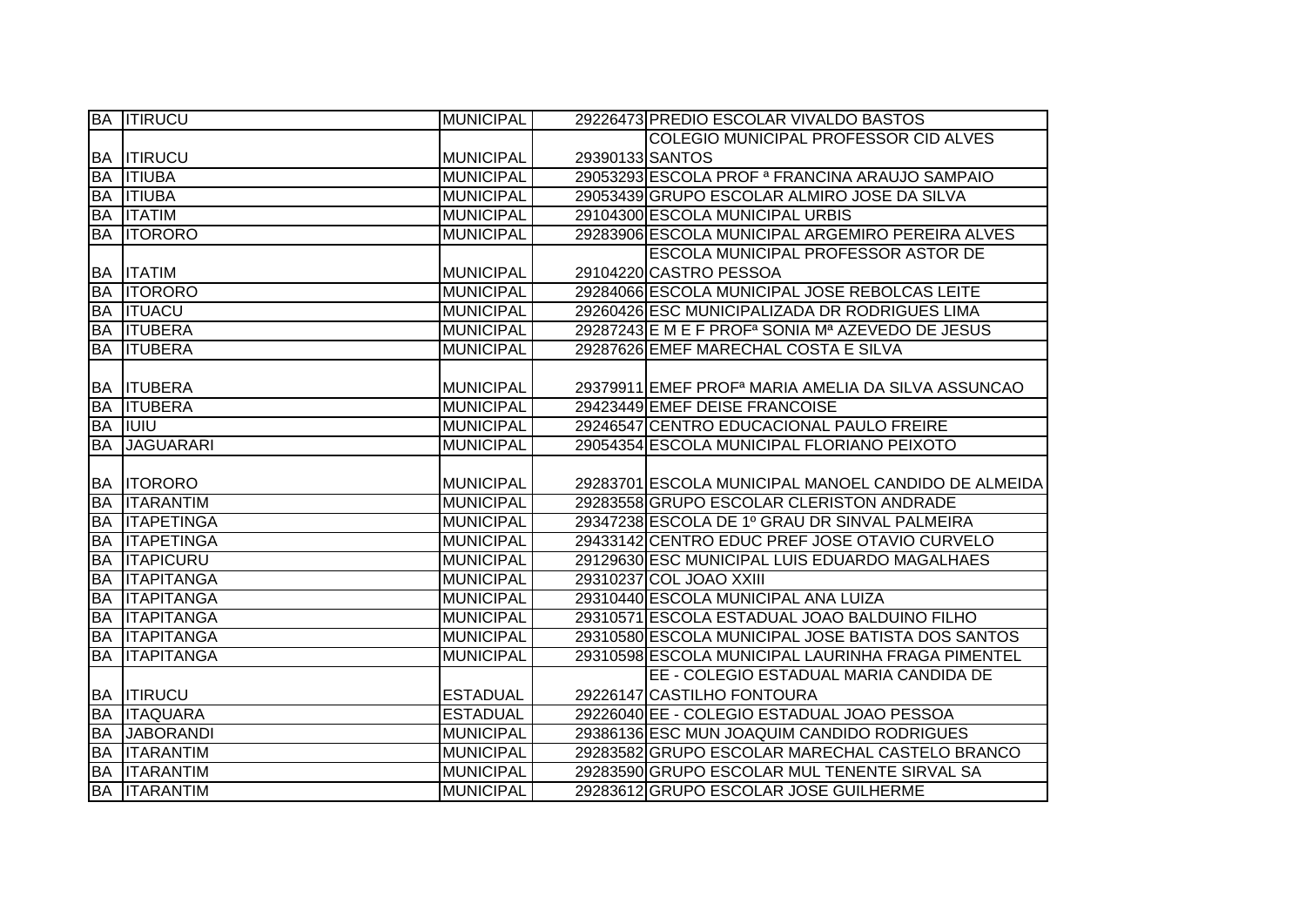| | | | | |
|---|---|---|---|---|
| BA | ITIRUCU | MUNICIPAL | 29226473 | PREDIO ESCOLAR VIVALDO BASTOS |
| BA | ITIRUCU | MUNICIPAL | 29390133 | COLEGIO MUNICIPAL PROFESSOR CID ALVES SANTOS |
| BA | ITIUBA | MUNICIPAL | 29053293 | ESCOLA PROF ª FRANCINA ARAUJO SAMPAIO |
| BA | ITIUBA | MUNICIPAL | 29053439 | GRUPO ESCOLAR ALMIRO JOSE DA SILVA |
| BA | ITATIM | MUNICIPAL | 29104300 | ESCOLA MUNICIPAL URBIS |
| BA | ITORORO | MUNICIPAL | 29283906 | ESCOLA MUNICIPAL ARGEMIRO PEREIRA ALVES |
| BA | ITATIM | MUNICIPAL | 29104220 | ESCOLA MUNICIPAL PROFESSOR ASTOR DE CASTRO PESSOA |
| BA | ITORORO | MUNICIPAL | 29284066 | ESCOLA MUNICIPAL JOSE REBOLCAS LEITE |
| BA | ITUACU | MUNICIPAL | 29260426 | ESC MUNICIPALIZADA DR RODRIGUES LIMA |
| BA | ITUBERA | MUNICIPAL | 29287243 | E M E F PROFª SONIA Mª AZEVEDO DE JESUS |
| BA | ITUBERA | MUNICIPAL | 29287626 | EMEF MARECHAL COSTA E SILVA |
| BA | ITUBERA | MUNICIPAL | 29379911 | EMEF PROFª MARIA AMELIA DA SILVA ASSUNCAO |
| BA | ITUBERA | MUNICIPAL | 29423449 | EMEF DEISE FRANCOISE |
| BA | IUIU | MUNICIPAL | 29246547 | CENTRO EDUCACIONAL PAULO FREIRE |
| BA | JAGUARARI | MUNICIPAL | 29054354 | ESCOLA MUNICIPAL FLORIANO PEIXOTO |
| BA | ITORORO | MUNICIPAL | 29283701 | ESCOLA MUNICIPAL MANOEL CANDIDO DE ALMEIDA |
| BA | ITARANTIM | MUNICIPAL | 29283558 | GRUPO ESCOLAR CLERISTON ANDRADE |
| BA | ITAPETINGA | MUNICIPAL | 29347238 | ESCOLA DE 1º GRAU DR SINVAL PALMEIRA |
| BA | ITAPETINGA | MUNICIPAL | 29433142 | CENTRO EDUC PREF JOSE OTAVIO CURVELO |
| BA | ITAPICURU | MUNICIPAL | 29129630 | ESC MUNICIPAL LUIS EDUARDO MAGALHAES |
| BA | ITAPITANGA | MUNICIPAL | 29310237 | COL JOAO XXIII |
| BA | ITAPITANGA | MUNICIPAL | 29310440 | ESCOLA MUNICIPAL ANA LUIZA |
| BA | ITAPITANGA | MUNICIPAL | 29310571 | ESCOLA ESTADUAL JOAO BALDUINO FILHO |
| BA | ITAPITANGA | MUNICIPAL | 29310580 | ESCOLA MUNICIPAL JOSE BATISTA DOS SANTOS |
| BA | ITAPITANGA | MUNICIPAL | 29310598 | ESCOLA MUNICIPAL LAURINHA FRAGA PIMENTEL |
| BA | ITIRUCU | ESTADUAL | 29226147 | EE - COLEGIO ESTADUAL MARIA CANDIDA DE CASTILHO FONTOURA |
| BA | ITAQUARA | ESTADUAL | 29226040 | EE - COLEGIO ESTADUAL JOAO PESSOA |
| BA | JABORANDI | MUNICIPAL | 29386136 | ESC MUN JOAQUIM CANDIDO RODRIGUES |
| BA | ITARANTIM | MUNICIPAL | 29283582 | GRUPO ESCOLAR MARECHAL CASTELO BRANCO |
| BA | ITARANTIM | MUNICIPAL | 29283590 | GRUPO ESCOLAR MUL TENENTE SIRVAL SA |
| BA | ITARANTIM | MUNICIPAL | 29283612 | GRUPO ESCOLAR JOSE GUILHERME |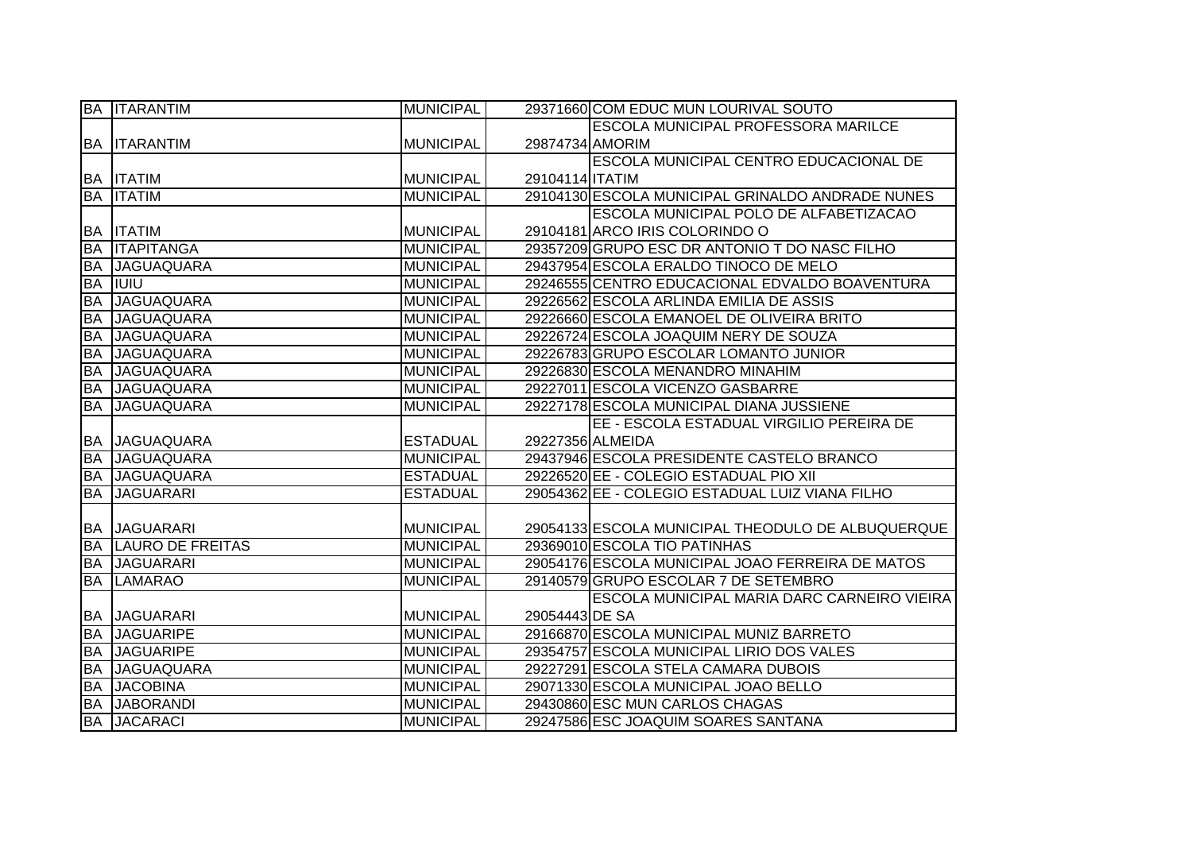| | | | | |
|---|---|---|---|---|
| BA | ITARANTIM | MUNICIPAL | 29371660 | COM EDUC MUN LOURIVAL SOUTO |
| BA | ITARANTIM | MUNICIPAL | 29874734 | ESCOLA MUNICIPAL PROFESSORA MARILCE AMORIM |
| BA | ITATIM | MUNICIPAL | 29104114 | ESCOLA MUNICIPAL CENTRO EDUCACIONAL DE ITATIM |
| BA | ITATIM | MUNICIPAL | 29104130 | ESCOLA MUNICIPAL GRINALDO ANDRADE NUNES |
| BA | ITATIM | MUNICIPAL | 29104181 | ESCOLA MUNICIPAL POLO DE ALFABETIZACAO ARCO IRIS COLORINDO O |
| BA | ITAPITANGA | MUNICIPAL | 29357209 | GRUPO ESC DR ANTONIO T DO NASC FILHO |
| BA | JAGUAQUARA | MUNICIPAL | 29437954 | ESCOLA ERALDO TINOCO DE MELO |
| BA | IUIU | MUNICIPAL | 29246555 | CENTRO EDUCACIONAL EDVALDO BOAVENTURA |
| BA | JAGUAQUARA | MUNICIPAL | 29226562 | ESCOLA ARLINDA EMILIA DE ASSIS |
| BA | JAGUAQUARA | MUNICIPAL | 29226660 | ESCOLA EMANOEL DE OLIVEIRA BRITO |
| BA | JAGUAQUARA | MUNICIPAL | 29226724 | ESCOLA JOAQUIM NERY DE SOUZA |
| BA | JAGUAQUARA | MUNICIPAL | 29226783 | GRUPO ESCOLAR LOMANTO JUNIOR |
| BA | JAGUAQUARA | MUNICIPAL | 29226830 | ESCOLA MENANDRO MINAHIM |
| BA | JAGUAQUARA | MUNICIPAL | 29227011 | ESCOLA VICENZO GASBARRE |
| BA | JAGUAQUARA | MUNICIPAL | 29227178 | ESCOLA MUNICIPAL DIANA JUSSIENE |
| BA | JAGUAQUARA | ESTADUAL | 29227356 | EE - ESCOLA ESTADUAL VIRGILIO PEREIRA DE ALMEIDA |
| BA | JAGUAQUARA | MUNICIPAL | 29437946 | ESCOLA PRESIDENTE CASTELO BRANCO |
| BA | JAGUAQUARA | ESTADUAL | 29226520 | EE - COLEGIO ESTADUAL PIO XII |
| BA | JAGUARARI | ESTADUAL | 29054362 | EE - COLEGIO ESTADUAL LUIZ VIANA FILHO |
| BA | JAGUARARI | MUNICIPAL | 29054133 | ESCOLA MUNICIPAL THEODULO DE ALBUQUERQUE |
| BA | LAURO DE FREITAS | MUNICIPAL | 29369010 | ESCOLA TIO PATINHAS |
| BA | JAGUARARI | MUNICIPAL | 29054176 | ESCOLA MUNICIPAL JOAO FERREIRA DE MATOS |
| BA | LAMARAO | MUNICIPAL | 29140579 | GRUPO ESCOLAR 7 DE SETEMBRO |
| BA | JAGUARARI | MUNICIPAL | 29054443 | ESCOLA MUNICIPAL MARIA DARC CARNEIRO VIEIRA DE SA |
| BA | JAGUARIPE | MUNICIPAL | 29166870 | ESCOLA MUNICIPAL MUNIZ BARRETO |
| BA | JAGUARIPE | MUNICIPAL | 29354757 | ESCOLA MUNICIPAL LIRIO DOS VALES |
| BA | JAGUAQUARA | MUNICIPAL | 29227291 | ESCOLA STELA CAMARA DUBOIS |
| BA | JACOBINA | MUNICIPAL | 29071330 | ESCOLA MUNICIPAL JOAO BELLO |
| BA | JABORANDI | MUNICIPAL | 29430860 | ESC MUN CARLOS CHAGAS |
| BA | JACARACI | MUNICIPAL | 29247586 | ESC JOAQUIM SOARES SANTANA |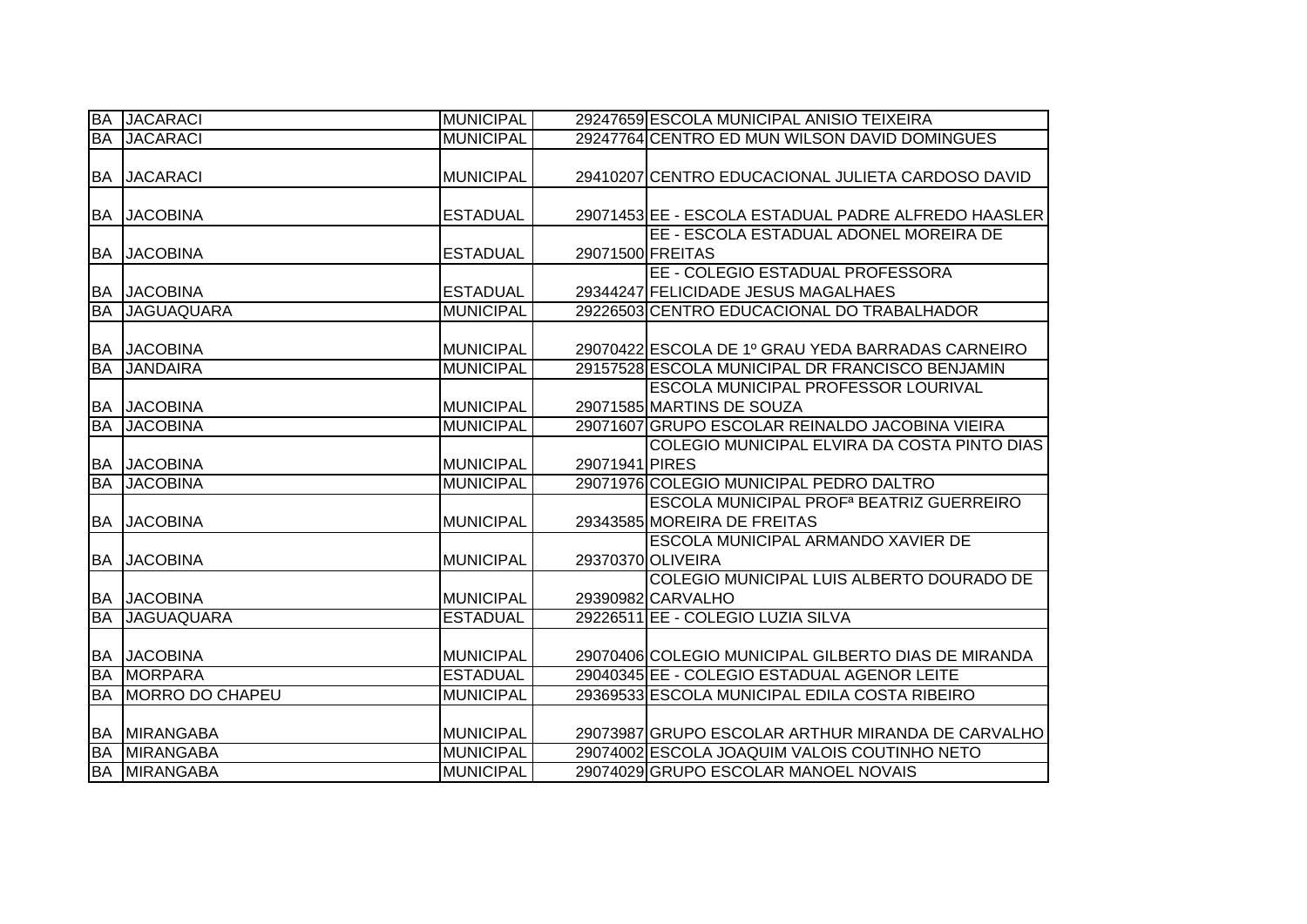| | | | | |
|---|---|---|---|---|
| BA | JACARACI | MUNICIPAL | 29247659 | ESCOLA MUNICIPAL ANISIO TEIXEIRA |
| BA | JACARACI | MUNICIPAL | 29247764 | CENTRO ED MUN WILSON DAVID DOMINGUES |
| BA | JACARACI | MUNICIPAL | 29410207 | CENTRO EDUCACIONAL JULIETA CARDOSO DAVID |
| BA | JACOBINA | ESTADUAL | 29071453 | EE - ESCOLA ESTADUAL PADRE ALFREDO HAASLER |
| BA | JACOBINA | ESTADUAL | 29071500 | EE - ESCOLA ESTADUAL ADONEL MOREIRA DE FREITAS |
| BA | JACOBINA | ESTADUAL | 29344247 | EE - COLEGIO ESTADUAL PROFESSORA FELICIDADE JESUS MAGALHAES |
| BA | JAGUAQUARA | MUNICIPAL | 29226503 | CENTRO EDUCACIONAL DO TRABALHADOR |
| BA | JACOBINA | MUNICIPAL | 29070422 | ESCOLA DE 1º GRAU YEDA BARRADAS CARNEIRO |
| BA | JANDAIRA | MUNICIPAL | 29157528 | ESCOLA MUNICIPAL DR FRANCISCO BENJAMIN |
| BA | JACOBINA | MUNICIPAL | 29071585 | ESCOLA MUNICIPAL PROFESSOR LOURIVAL MARTINS DE SOUZA |
| BA | JACOBINA | MUNICIPAL | 29071607 | GRUPO ESCOLAR REINALDO JACOBINA VIEIRA |
| BA | JACOBINA | MUNICIPAL | 29071941 | COLEGIO MUNICIPAL ELVIRA DA COSTA PINTO DIAS PIRES |
| BA | JACOBINA | MUNICIPAL | 29071976 | COLEGIO MUNICIPAL PEDRO DALTRO |
| BA | JACOBINA | MUNICIPAL | 29343585 | ESCOLA MUNICIPAL PROFª BEATRIZ GUERREIRO MOREIRA DE FREITAS |
| BA | JACOBINA | MUNICIPAL | 29370370 | ESCOLA MUNICIPAL ARMANDO XAVIER DE OLIVEIRA |
| BA | JACOBINA | MUNICIPAL | 29390982 | COLEGIO MUNICIPAL LUIS ALBERTO DOURADO DE CARVALHO |
| BA | JAGUAQUARA | ESTADUAL | 29226511 | EE - COLEGIO LUZIA SILVA |
| BA | JACOBINA | MUNICIPAL | 29070406 | COLEGIO MUNICIPAL GILBERTO DIAS DE MIRANDA |
| BA | MORPARA | ESTADUAL | 29040345 | EE - COLEGIO ESTADUAL AGENOR LEITE |
| BA | MORRO DO CHAPEU | MUNICIPAL | 29369533 | ESCOLA MUNICIPAL EDILA COSTA RIBEIRO |
| BA | MIRANGABA | MUNICIPAL | 29073987 | GRUPO ESCOLAR ARTHUR MIRANDA DE CARVALHO |
| BA | MIRANGABA | MUNICIPAL | 29074002 | ESCOLA JOAQUIM VALOIS COUTINHO NETO |
| BA | MIRANGABA | MUNICIPAL | 29074029 | GRUPO ESCOLAR MANOEL NOVAIS |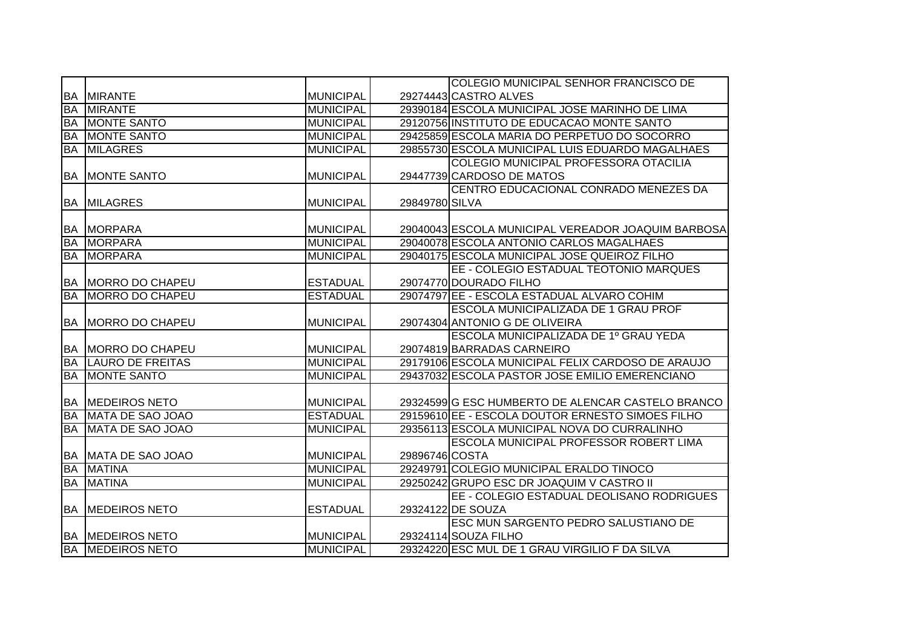| | | | | |
|---|---|---|---|---|
| BA | MIRANTE | MUNICIPAL | 29274443 | COLEGIO MUNICIPAL SENHOR FRANCISCO DE CASTRO ALVES |
| BA | MIRANTE | MUNICIPAL | 29390184 | ESCOLA MUNICIPAL JOSE MARINHO DE LIMA |
| BA | MONTE SANTO | MUNICIPAL | 29120756 | INSTITUTO DE EDUCACAO MONTE SANTO |
| BA | MONTE SANTO | MUNICIPAL | 29425859 | ESCOLA MARIA DO PERPETUO DO SOCORRO |
| BA | MILAGRES | MUNICIPAL | 29855730 | ESCOLA MUNICIPAL LUIS EDUARDO MAGALHAES |
| BA | MONTE SANTO | MUNICIPAL | 29447739 | COLEGIO MUNICIPAL PROFESSORA OTACILIA CARDOSO DE MATOS |
| BA | MILAGRES | MUNICIPAL | 29849780 | CENTRO EDUCACIONAL CONRADO MENEZES DA SILVA |
| BA | MORPARA | MUNICIPAL | 29040043 | ESCOLA MUNICIPAL VEREADOR JOAQUIM BARBOSA |
| BA | MORPARA | MUNICIPAL | 29040078 | ESCOLA ANTONIO CARLOS MAGALHAES |
| BA | MORPARA | MUNICIPAL | 29040175 | ESCOLA MUNICIPAL JOSE QUEIROZ FILHO |
| BA | MORRO DO CHAPEU | ESTADUAL | 29074770 | EE - COLEGIO ESTADUAL TEOTONIO MARQUES DOURADO FILHO |
| BA | MORRO DO CHAPEU | ESTADUAL | 29074797 | EE - ESCOLA ESTADUAL ALVARO COHIM |
| BA | MORRO DO CHAPEU | MUNICIPAL | 29074304 | ESCOLA MUNICIPALIZADA DE 1 GRAU PROF ANTONIO G DE OLIVEIRA |
| BA | MORRO DO CHAPEU | MUNICIPAL | 29074819 | ESCOLA MUNICIPALIZADA DE 1º GRAU YEDA BARRADAS CARNEIRO |
| BA | LAURO DE FREITAS | MUNICIPAL | 29179106 | ESCOLA MUNICIPAL FELIX CARDOSO DE ARAUJO |
| BA | MONTE SANTO | MUNICIPAL | 29437032 | ESCOLA PASTOR JOSE EMILIO EMERENCIANO |
| BA | MEDEIROS NETO | MUNICIPAL | 29324599 | G ESC HUMBERTO DE ALENCAR CASTELO BRANCO |
| BA | MATA DE SAO JOAO | ESTADUAL | 29159610 | EE - ESCOLA DOUTOR ERNESTO SIMOES FILHO |
| BA | MATA DE SAO JOAO | MUNICIPAL | 29356113 | ESCOLA MUNICIPAL NOVA DO CURRALINHO |
| BA | MATA DE SAO JOAO | MUNICIPAL | 29896746 | ESCOLA MUNICIPAL PROFESSOR ROBERT LIMA COSTA |
| BA | MATINA | MUNICIPAL | 29249791 | COLEGIO MUNICIPAL ERALDO TINOCO |
| BA | MATINA | MUNICIPAL | 29250242 | GRUPO ESC DR JOAQUIM V CASTRO II |
| BA | MEDEIROS NETO | ESTADUAL | 29324122 | EE - COLEGIO ESTADUAL DEOLISANO RODRIGUES DE SOUZA |
| BA | MEDEIROS NETO | MUNICIPAL | 29324114 | ESC MUN SARGENTO PEDRO SALUSTIANO DE SOUZA FILHO |
| BA | MEDEIROS NETO | MUNICIPAL | 29324220 | ESC MUL DE 1 GRAU VIRGILIO F DA SILVA |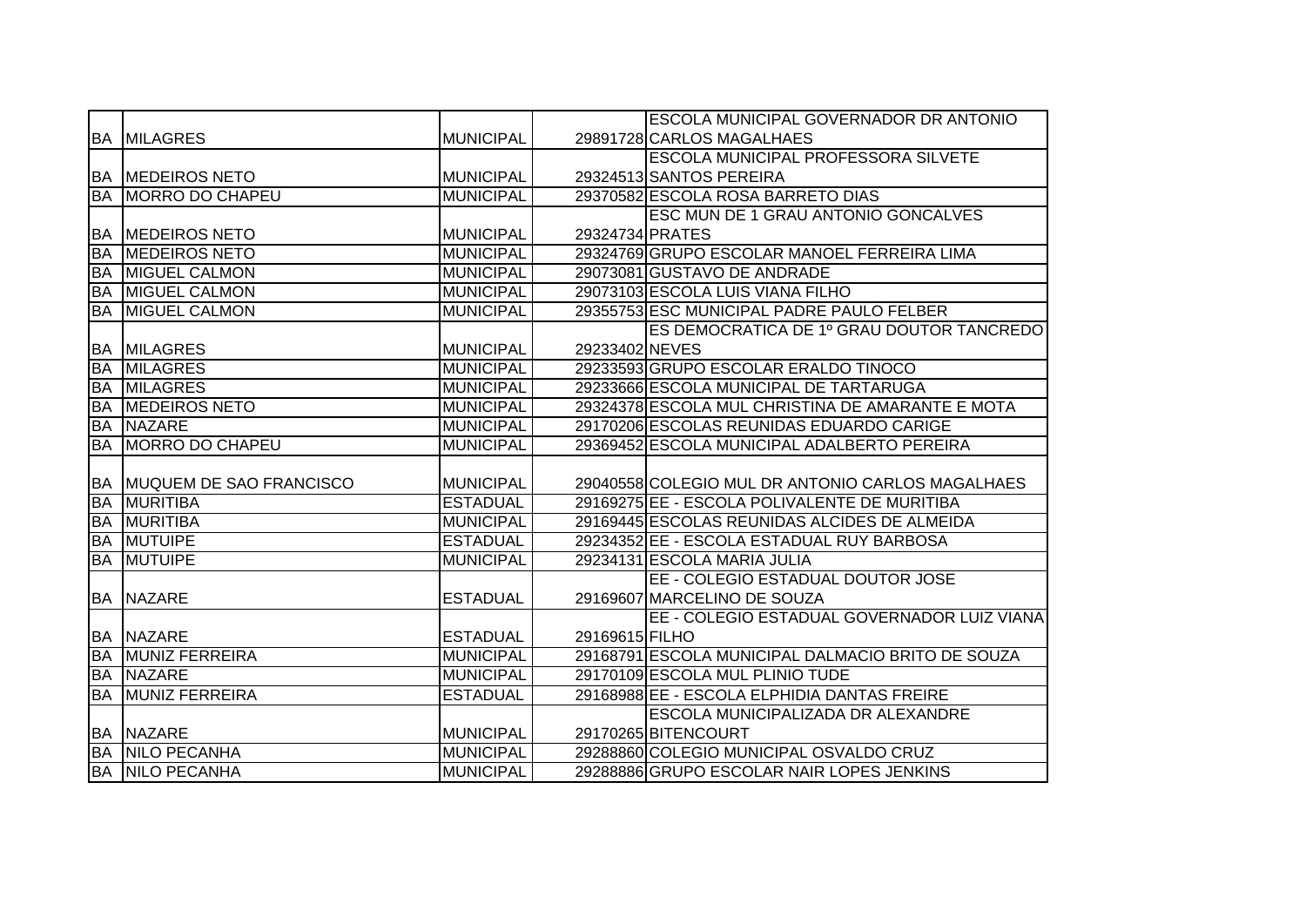| | | | | |
|---|---|---|---|---|
| BA | MILAGRES | MUNICIPAL | 29891728 | ESCOLA MUNICIPAL GOVERNADOR DR ANTONIO CARLOS MAGALHAES |
| BA | MEDEIROS NETO | MUNICIPAL | 29324513 | ESCOLA MUNICIPAL PROFESSORA SILVETE SANTOS PEREIRA |
| BA | MORRO DO CHAPEU | MUNICIPAL | 29370582 | ESCOLA ROSA BARRETO DIAS |
| BA | MEDEIROS NETO | MUNICIPAL | 29324734 | ESC MUN DE 1 GRAU ANTONIO GONCALVES PRATES |
| BA | MEDEIROS NETO | MUNICIPAL | 29324769 | GRUPO ESCOLAR MANOEL FERREIRA LIMA |
| BA | MIGUEL CALMON | MUNICIPAL | 29073081 | GUSTAVO DE ANDRADE |
| BA | MIGUEL CALMON | MUNICIPAL | 29073103 | ESCOLA LUIS VIANA FILHO |
| BA | MIGUEL CALMON | MUNICIPAL | 29355753 | ESC MUNICIPAL PADRE PAULO FELBER |
| BA | MILAGRES | MUNICIPAL | 29233402 | ES DEMOCRATICA DE 1º GRAU DOUTOR TANCREDO NEVES |
| BA | MILAGRES | MUNICIPAL | 29233593 | GRUPO ESCOLAR ERALDO TINOCO |
| BA | MILAGRES | MUNICIPAL | 29233666 | ESCOLA MUNICIPAL DE TARTARUGA |
| BA | MEDEIROS NETO | MUNICIPAL | 29324378 | ESCOLA MUL CHRISTINA DE AMARANTE E MOTA |
| BA | NAZARE | MUNICIPAL | 29170206 | ESCOLAS REUNIDAS EDUARDO CARIGE |
| BA | MORRO DO CHAPEU | MUNICIPAL | 29369452 | ESCOLA MUNICIPAL ADALBERTO PEREIRA |
| BA | MUQUEM DE SAO FRANCISCO | MUNICIPAL | 29040558 | COLEGIO MUL DR ANTONIO CARLOS MAGALHAES |
| BA | MURITIBA | ESTADUAL | 29169275 | EE - ESCOLA POLIVALENTE DE MURITIBA |
| BA | MURITIBA | MUNICIPAL | 29169445 | ESCOLAS REUNIDAS ALCIDES DE ALMEIDA |
| BA | MUTUIPE | ESTADUAL | 29234352 | EE - ESCOLA ESTADUAL RUY BARBOSA |
| BA | MUTUIPE | MUNICIPAL | 29234131 | ESCOLA MARIA JULIA |
| BA | NAZARE | ESTADUAL | 29169607 | EE - COLEGIO ESTADUAL DOUTOR JOSE MARCELINO DE SOUZA |
| BA | NAZARE | ESTADUAL | 29169615 | EE - COLEGIO ESTADUAL GOVERNADOR LUIZ VIANA FILHO |
| BA | MUNIZ FERREIRA | MUNICIPAL | 29168791 | ESCOLA MUNICIPAL DALMACIO BRITO DE SOUZA |
| BA | NAZARE | MUNICIPAL | 29170109 | ESCOLA MUL PLINIO TUDE |
| BA | MUNIZ FERREIRA | ESTADUAL | 29168988 | EE - ESCOLA ELPHIDIA DANTAS FREIRE |
| BA | NAZARE | MUNICIPAL | 29170265 | ESCOLA MUNICIPALIZADA DR ALEXANDRE BITENCOURT |
| BA | NILO PECANHA | MUNICIPAL | 29288860 | COLEGIO MUNICIPAL OSVALDO CRUZ |
| BA | NILO PECANHA | MUNICIPAL | 29288886 | GRUPO ESCOLAR NAIR LOPES JENKINS |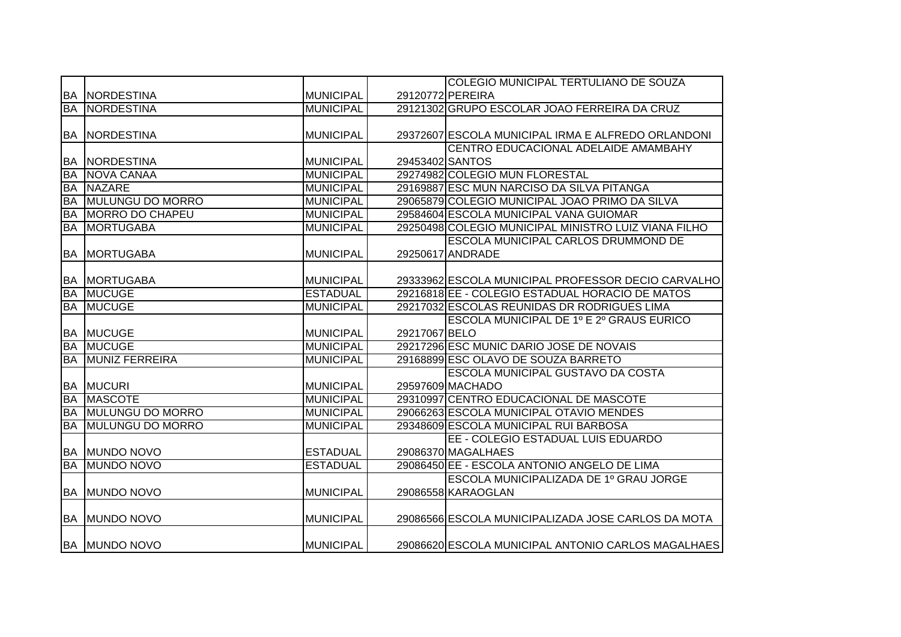| | | | | |
|---|---|---|---|---|
| BA | NORDESTINA | MUNICIPAL | 29120772 | COLEGIO MUNICIPAL TERTULIANO DE SOUZA PEREIRA |
| BA | NORDESTINA | MUNICIPAL | 29121302 | GRUPO ESCOLAR JOAO FERREIRA DA CRUZ |
| BA | NORDESTINA | MUNICIPAL | 29372607 | ESCOLA MUNICIPAL IRMA E ALFREDO ORLANDONI |
| BA | NORDESTINA | MUNICIPAL | 29453402 | CENTRO EDUCACIONAL ADELAIDE AMAMBAHY SANTOS |
| BA | NOVA CANAA | MUNICIPAL | 29274982 | COLEGIO MUN FLORESTAL |
| BA | NAZARE | MUNICIPAL | 29169887 | ESC MUN NARCISO DA SILVA PITANGA |
| BA | MULUNGU DO MORRO | MUNICIPAL | 29065879 | COLEGIO MUNICIPAL JOAO PRIMO DA SILVA |
| BA | MORRO DO CHAPEU | MUNICIPAL | 29584604 | ESCOLA MUNICIPAL VANA GUIOMAR |
| BA | MORTUGABA | MUNICIPAL | 29250498 | COLEGIO MUNICIPAL MINISTRO LUIZ VIANA FILHO |
| BA | MORTUGABA | MUNICIPAL | 29250617 | ESCOLA MUNICIPAL CARLOS DRUMMOND DE ANDRADE |
| BA | MORTUGABA | MUNICIPAL | 29333962 | ESCOLA MUNICIPAL PROFESSOR DECIO CARVALHO |
| BA | MUCUGE | ESTADUAL | 29216818 | EE - COLEGIO ESTADUAL HORACIO DE MATOS |
| BA | MUCUGE | MUNICIPAL | 29217032 | ESCOLAS REUNIDAS DR RODRIGUES LIMA |
| BA | MUCUGE | MUNICIPAL | 29217067 | ESCOLA MUNICIPAL DE 1º E 2º GRAUS EURICO BELO |
| BA | MUCUGE | MUNICIPAL | 29217296 | ESC MUNIC DARIO JOSE DE NOVAIS |
| BA | MUNIZ FERREIRA | MUNICIPAL | 29168899 | ESC OLAVO DE SOUZA BARRETO |
| BA | MUCURI | MUNICIPAL | 29597609 | ESCOLA MUNICIPAL GUSTAVO DA COSTA MACHADO |
| BA | MASCOTE | MUNICIPAL | 29310997 | CENTRO EDUCACIONAL DE MASCOTE |
| BA | MULUNGU DO MORRO | MUNICIPAL | 29066263 | ESCOLA MUNICIPAL OTAVIO MENDES |
| BA | MULUNGU DO MORRO | MUNICIPAL | 29348609 | ESCOLA MUNICIPAL RUI BARBOSA |
| BA | MUNDO NOVO | ESTADUAL | 29086370 | EE - COLEGIO ESTADUAL LUIS EDUARDO MAGALHAES |
| BA | MUNDO NOVO | ESTADUAL | 29086450 | EE - ESCOLA ANTONIO ANGELO DE LIMA |
| BA | MUNDO NOVO | MUNICIPAL | 29086558 | ESCOLA MUNICIPALIZADA DE 1º GRAU JORGE KARAOGLAN |
| BA | MUNDO NOVO | MUNICIPAL | 29086566 | ESCOLA MUNICIPALIZADA JOSE CARLOS DA MOTA |
| BA | MUNDO NOVO | MUNICIPAL | 29086620 | ESCOLA MUNICIPAL ANTONIO CARLOS MAGALHAES |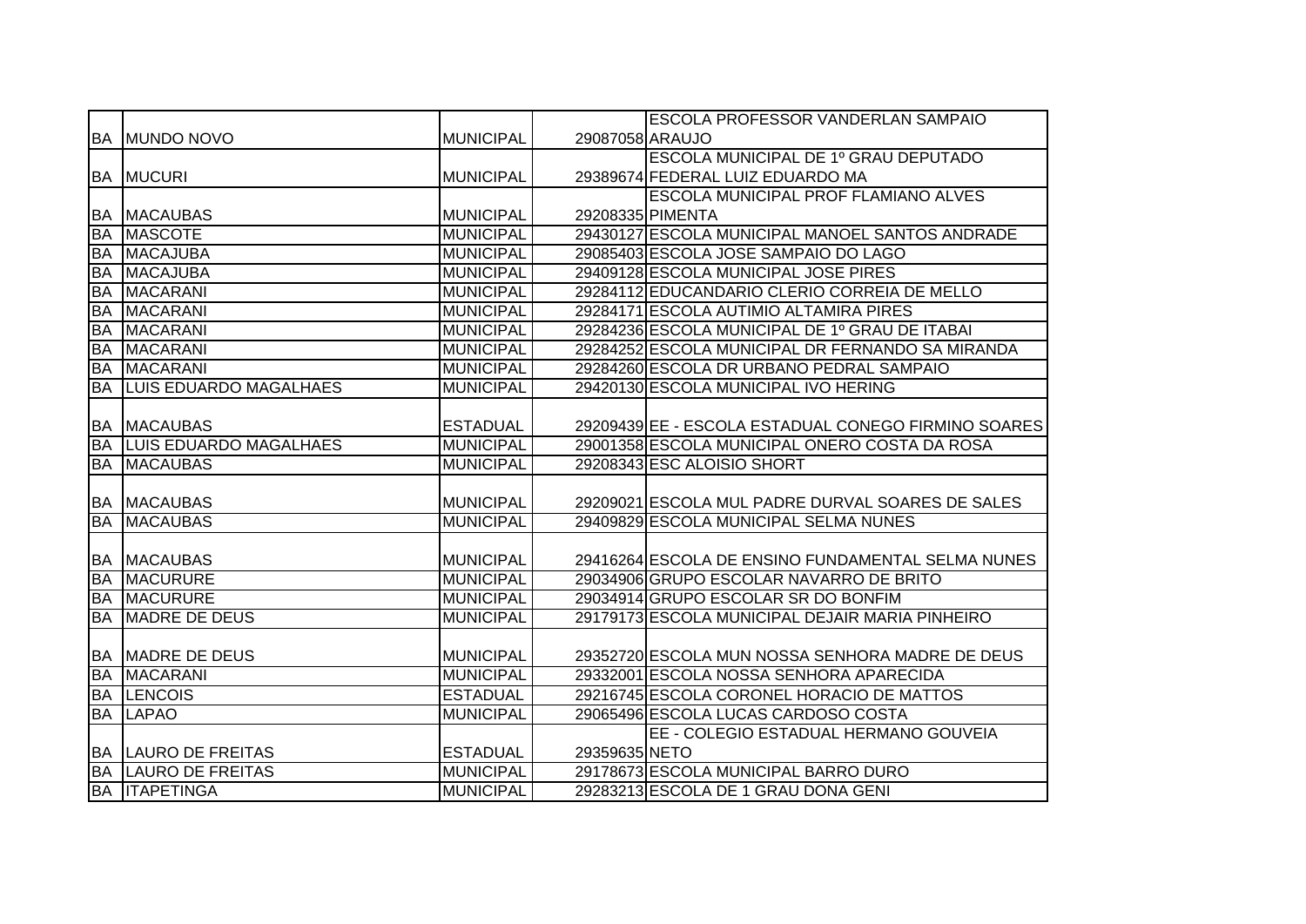| | | | | |
|---|---|---|---|---|
| BA | MUNDO NOVO | MUNICIPAL | 29087058 | ESCOLA PROFESSOR VANDERLAN SAMPAIO ARAUJO |
| BA | MUCURI | MUNICIPAL | 29389674 | ESCOLA MUNICIPAL DE 1º GRAU DEPUTADO FEDERAL LUIZ EDUARDO MA |
| BA | MACAUBAS | MUNICIPAL | 29208335 | ESCOLA MUNICIPAL PROF FLAMIANO ALVES PIMENTA |
| BA | MASCOTE | MUNICIPAL | 29430127 | ESCOLA MUNICIPAL MANOEL SANTOS ANDRADE |
| BA | MACAJUBA | MUNICIPAL | 29085403 | ESCOLA JOSE SAMPAIO DO LAGO |
| BA | MACAJUBA | MUNICIPAL | 29409128 | ESCOLA MUNICIPAL JOSE PIRES |
| BA | MACARANI | MUNICIPAL | 29284112 | EDUCANDARIO CLERIO CORREIA DE MELLO |
| BA | MACARANI | MUNICIPAL | 29284171 | ESCOLA AUTIMIO ALTAMIRA PIRES |
| BA | MACARANI | MUNICIPAL | 29284236 | ESCOLA MUNICIPAL DE 1º GRAU DE ITABAI |
| BA | MACARANI | MUNICIPAL | 29284252 | ESCOLA MUNICIPAL DR FERNANDO SA MIRANDA |
| BA | MACARANI | MUNICIPAL | 29284260 | ESCOLA DR URBANO PEDRAL SAMPAIO |
| BA | LUIS EDUARDO MAGALHAES | MUNICIPAL | 29420130 | ESCOLA MUNICIPAL IVO HERING |
| BA | MACAUBAS | ESTADUAL | 29209439 | EE - ESCOLA ESTADUAL CONEGO FIRMINO SOARES |
| BA | LUIS EDUARDO MAGALHAES | MUNICIPAL | 29001358 | ESCOLA MUNICIPAL ONERO COSTA DA ROSA |
| BA | MACAUBAS | MUNICIPAL | 29208343 | ESC ALOISIO SHORT |
| BA | MACAUBAS | MUNICIPAL | 29209021 | ESCOLA MUL PADRE DURVAL SOARES DE SALES |
| BA | MACAUBAS | MUNICIPAL | 29409829 | ESCOLA MUNICIPAL SELMA NUNES |
| BA | MACAUBAS | MUNICIPAL | 29416264 | ESCOLA DE ENSINO FUNDAMENTAL SELMA NUNES |
| BA | MACURURE | MUNICIPAL | 29034906 | GRUPO ESCOLAR NAVARRO DE BRITO |
| BA | MACURURE | MUNICIPAL | 29034914 | GRUPO ESCOLAR SR DO BONFIM |
| BA | MADRE DE DEUS | MUNICIPAL | 29179173 | ESCOLA MUNICIPAL DEJAIR MARIA PINHEIRO |
| BA | MADRE DE DEUS | MUNICIPAL | 29352720 | ESCOLA MUN NOSSA SENHORA MADRE DE DEUS |
| BA | MACARANI | MUNICIPAL | 29332001 | ESCOLA NOSSA SENHORA APARECIDA |
| BA | LENCOIS | ESTADUAL | 29216745 | ESCOLA CORONEL HORACIO DE MATTOS |
| BA | LAPAO | MUNICIPAL | 29065496 | ESCOLA LUCAS CARDOSO COSTA |
| BA | LAURO DE FREITAS | ESTADUAL | 29359635 | EE - COLEGIO ESTADUAL HERMANO GOUVEIA NETO |
| BA | LAURO DE FREITAS | MUNICIPAL | 29178673 | ESCOLA MUNICIPAL BARRO DURO |
| BA | ITAPETINGA | MUNICIPAL | 29283213 | ESCOLA DE 1 GRAU DONA GENI |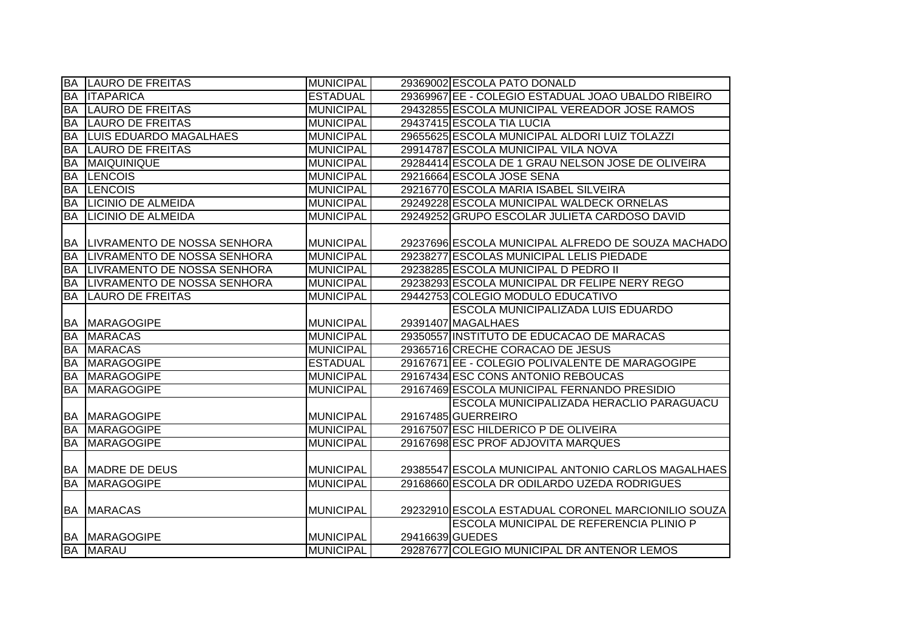| BA | LAURO DE FREITAS | MUNICIPAL | 29369002 | ESCOLA PATO DONALD |
|---|---|---|---|---|
| BA | ITAPARICA | ESTADUAL | 29369967 | EE - COLEGIO ESTADUAL JOAO UBALDO RIBEIRO |
| BA | LAURO DE FREITAS | MUNICIPAL | 29432855 | ESCOLA MUNICIPAL VEREADOR JOSE RAMOS |
| BA | LAURO DE FREITAS | MUNICIPAL | 29437415 | ESCOLA TIA LUCIA |
| BA | LUIS EDUARDO MAGALHAES | MUNICIPAL | 29655625 | ESCOLA MUNICIPAL ALDORI LUIZ TOLAZZI |
| BA | LAURO DE FREITAS | MUNICIPAL | 29914787 | ESCOLA MUNICIPAL VILA NOVA |
| BA | MAIQUINIQUE | MUNICIPAL | 29284414 | ESCOLA DE 1 GRAU NELSON JOSE DE OLIVEIRA |
| BA | LENCOIS | MUNICIPAL | 29216664 | ESCOLA JOSE SENA |
| BA | LENCOIS | MUNICIPAL | 29216770 | ESCOLA MARIA ISABEL SILVEIRA |
| BA | LICINIO DE ALMEIDA | MUNICIPAL | 29249228 | ESCOLA MUNICIPAL WALDECK ORNELAS |
| BA | LICINIO DE ALMEIDA | MUNICIPAL | 29249252 | GRUPO ESCOLAR JULIETA CARDOSO DAVID |
| BA | LIVRAMENTO DE NOSSA SENHORA | MUNICIPAL | 29237696 | ESCOLA MUNICIPAL ALFREDO DE SOUZA MACHADO |
| BA | LIVRAMENTO DE NOSSA SENHORA | MUNICIPAL | 29238277 | ESCOLAS MUNICIPAL LELIS PIEDADE |
| BA | LIVRAMENTO DE NOSSA SENHORA | MUNICIPAL | 29238285 | ESCOLA MUNICIPAL D PEDRO II |
| BA | LIVRAMENTO DE NOSSA SENHORA | MUNICIPAL | 29238293 | ESCOLA MUNICIPAL DR FELIPE NERY REGO |
| BA | LAURO DE FREITAS | MUNICIPAL | 29442753 | COLEGIO MODULO EDUCATIVO |
| BA | MARAGOGIPE | MUNICIPAL | 29391407 | ESCOLA MUNICIPALIZADA LUIS EDUARDO MAGALHAES |
| BA | MARACAS | MUNICIPAL | 29350557 | INSTITUTO DE EDUCACAO DE MARACAS |
| BA | MARACAS | MUNICIPAL | 29365716 | CRECHE CORACAO DE JESUS |
| BA | MARAGOGIPE | ESTADUAL | 29167671 | EE - COLEGIO POLIVALENTE DE MARAGOGIPE |
| BA | MARAGOGIPE | MUNICIPAL | 29167434 | ESC CONS ANTONIO REBOUCAS |
| BA | MARAGOGIPE | MUNICIPAL | 29167469 | ESCOLA MUNICIPAL FERNANDO PRESIDIO |
| BA | MARAGOGIPE | MUNICIPAL | 29167485 | ESCOLA MUNICIPALIZADA HERACLIO PARAGUACU GUERREIRO |
| BA | MARAGOGIPE | MUNICIPAL | 29167507 | ESC HILDERICO P DE OLIVEIRA |
| BA | MARAGOGIPE | MUNICIPAL | 29167698 | ESC PROF ADJOVITA MARQUES |
| BA | MADRE DE DEUS | MUNICIPAL | 29385547 | ESCOLA MUNICIPAL ANTONIO CARLOS MAGALHAES |
| BA | MARAGOGIPE | MUNICIPAL | 29168660 | ESCOLA DR ODILARDO UZEDA RODRIGUES |
| BA | MARACAS | MUNICIPAL | 29232910 | ESCOLA ESTADUAL CORONEL MARCIONILIO SOUZA |
| BA | MARAGOGIPE | MUNICIPAL | 29416639 | ESCOLA MUNICIPAL DE REFERENCIA PLINIO P GUEDES |
| BA | MARAU | MUNICIPAL | 29287677 | COLEGIO MUNICIPAL DR ANTENOR LEMOS |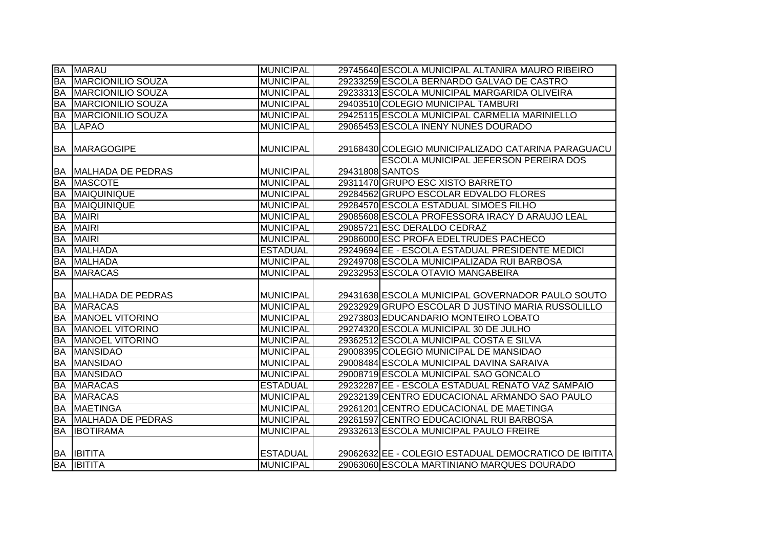| | | | | |
|---|---|---|---|---|
| BA | MARAU | MUNICIPAL | 29745640 | ESCOLA MUNICIPAL ALTANIRA MAURO RIBEIRO |
| BA | MARCIONILIO SOUZA | MUNICIPAL | 29233259 | ESCOLA BERNARDO GALVAO DE CASTRO |
| BA | MARCIONILIO SOUZA | MUNICIPAL | 29233313 | ESCOLA MUNICIPAL MARGARIDA OLIVEIRA |
| BA | MARCIONILIO SOUZA | MUNICIPAL | 29403510 | COLEGIO MUNICIPAL TAMBURI |
| BA | MARCIONILIO SOUZA | MUNICIPAL | 29425115 | ESCOLA MUNICIPAL CARMELIA MARINIELLO |
| BA | LAPAO | MUNICIPAL | 29065453 | ESCOLA INENY NUNES DOURADO |
| BA | MARAGOGIPE | MUNICIPAL | 29168430 | COLEGIO MUNICIPALIZADO CATARINA PARAGUACU |
| BA | MALHADA DE PEDRAS | MUNICIPAL | 29431808 | ESCOLA MUNICIPAL JEFERSON PEREIRA DOS SANTOS |
| BA | MASCOTE | MUNICIPAL | 29311470 | GRUPO ESC XISTO BARRETO |
| BA | MAIQUINIQUE | MUNICIPAL | 29284562 | GRUPO ESCOLAR EDVALDO FLORES |
| BA | MAIQUINIQUE | MUNICIPAL | 29284570 | ESCOLA ESTADUAL SIMOES FILHO |
| BA | MAIRI | MUNICIPAL | 29085608 | ESCOLA PROFESSORA IRACY D ARAUJO LEAL |
| BA | MAIRI | MUNICIPAL | 29085721 | ESC DERALDO CEDRAZ |
| BA | MAIRI | MUNICIPAL | 29086000 | ESC PROFA EDELTRUDES PACHECO |
| BA | MALHADA | ESTADUAL | 29249694 | EE - ESCOLA ESTADUAL PRESIDENTE MEDICI |
| BA | MALHADA | MUNICIPAL | 29249708 | ESCOLA MUNICIPALIZADA RUI BARBOSA |
| BA | MARACAS | MUNICIPAL | 29232953 | ESCOLA OTAVIO MANGABEIRA |
| BA | MALHADA DE PEDRAS | MUNICIPAL | 29431638 | ESCOLA MUNICIPAL GOVERNADOR PAULO SOUTO |
| BA | MARACAS | MUNICIPAL | 29232929 | GRUPO ESCOLAR D JUSTINO MARIA RUSSOLILLO |
| BA | MANOEL VITORINO | MUNICIPAL | 29273803 | EDUCANDARIO MONTEIRO LOBATO |
| BA | MANOEL VITORINO | MUNICIPAL | 29274320 | ESCOLA MUNICIPAL 30 DE JULHO |
| BA | MANOEL VITORINO | MUNICIPAL | 29362512 | ESCOLA MUNICIPAL COSTA E SILVA |
| BA | MANSIDAO | MUNICIPAL | 29008395 | COLEGIO MUNICIPAL DE MANSIDAO |
| BA | MANSIDAO | MUNICIPAL | 29008484 | ESCOLA MUNICIPAL DAVINA SARAIVA |
| BA | MANSIDAO | MUNICIPAL | 29008719 | ESCOLA MUNICIPAL SAO GONCALO |
| BA | MARACAS | ESTADUAL | 29232287 | EE - ESCOLA ESTADUAL RENATO VAZ SAMPAIO |
| BA | MARACAS | MUNICIPAL | 29232139 | CENTRO EDUCACIONAL ARMANDO SAO PAULO |
| BA | MAETINGA | MUNICIPAL | 29261201 | CENTRO EDUCACIONAL DE MAETINGA |
| BA | MALHADA DE PEDRAS | MUNICIPAL | 29261597 | CENTRO EDUCACIONAL RUI BARBOSA |
| BA | IBOTIRAMA | MUNICIPAL | 29332613 | ESCOLA MUNICIPAL PAULO FREIRE |
| BA | IBITITA | ESTADUAL | 29062632 | EE - COLEGIO ESTADUAL DEMOCRATICO DE IBITITA |
| BA | IBITITA | MUNICIPAL | 29063060 | ESCOLA MARTINIANO MARQUES DOURADO |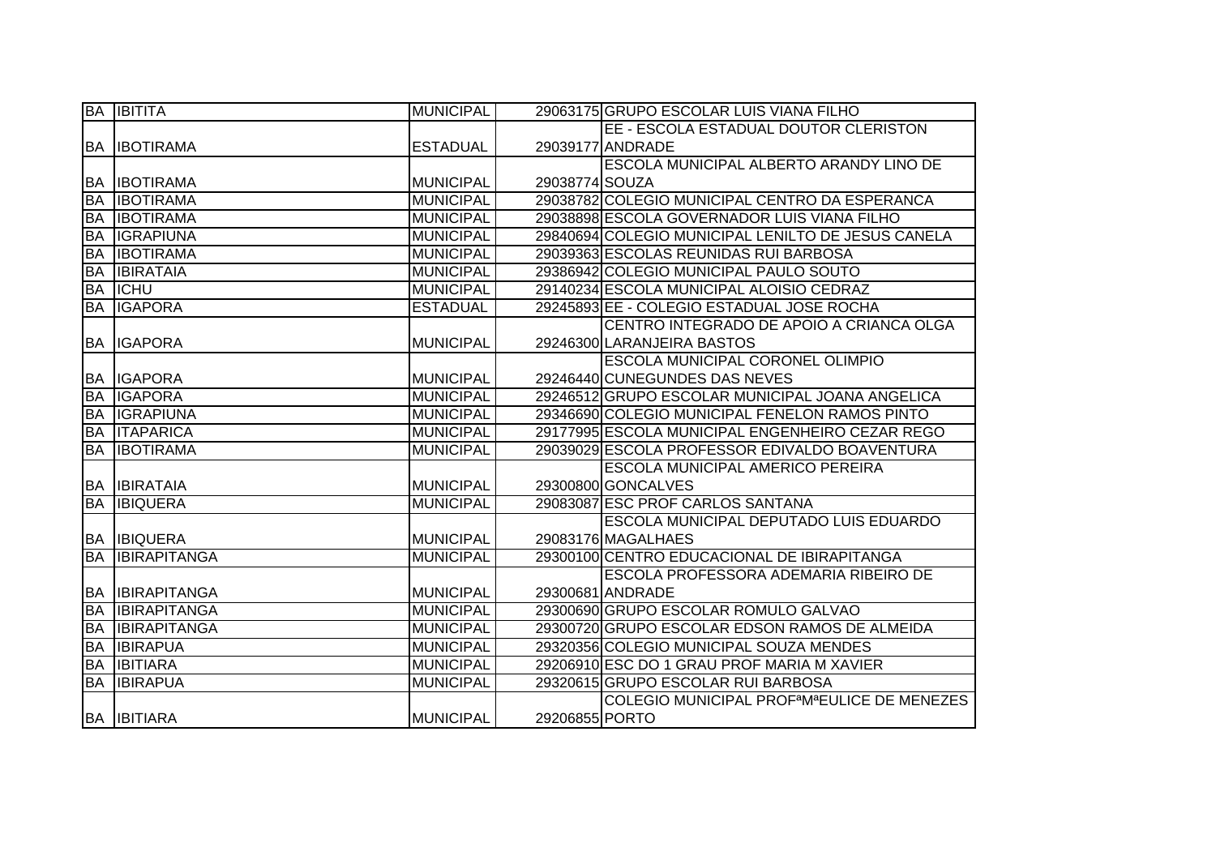| | | | | |
|---|---|---|---|---|
| BA | IBITITA | MUNICIPAL | 29063175 | GRUPO ESCOLAR LUIS VIANA FILHO |
| BA | IBOTIRAMA | ESTADUAL | 29039177 | EE - ESCOLA ESTADUAL DOUTOR CLERISTON ANDRADE |
| BA | IBOTIRAMA | MUNICIPAL | 29038774 | ESCOLA MUNICIPAL ALBERTO ARANDY LINO DE SOUZA |
| BA | IBOTIRAMA | MUNICIPAL | 29038782 | COLEGIO MUNICIPAL CENTRO DA ESPERANCA |
| BA | IBOTIRAMA | MUNICIPAL | 29038898 | ESCOLA GOVERNADOR LUIS VIANA FILHO |
| BA | IGRAPIUNA | MUNICIPAL | 29840694 | COLEGIO MUNICIPAL LENILTO DE JESUS CANELA |
| BA | IBOTIRAMA | MUNICIPAL | 29039363 | ESCOLAS REUNIDAS RUI BARBOSA |
| BA | IBIRATAIA | MUNICIPAL | 29386942 | COLEGIO MUNICIPAL PAULO SOUTO |
| BA | ICHU | MUNICIPAL | 29140234 | ESCOLA MUNICIPAL ALOISIO CEDRAZ |
| BA | IGAPORA | ESTADUAL | 29245893 | EE - COLEGIO ESTADUAL JOSE ROCHA |
| BA | IGAPORA | MUNICIPAL | 29246300 | CENTRO INTEGRADO DE APOIO A CRIANCA OLGA LARANJEIRA BASTOS |
| BA | IGAPORA | MUNICIPAL | 29246440 | ESCOLA MUNICIPAL CORONEL OLIMPIO CUNEGUNDES DAS NEVES |
| BA | IGAPORA | MUNICIPAL | 29246512 | GRUPO ESCOLAR MUNICIPAL JOANA ANGELICA |
| BA | IGRAPIUNA | MUNICIPAL | 29346690 | COLEGIO MUNICIPAL FENELON RAMOS PINTO |
| BA | ITAPARICA | MUNICIPAL | 29177995 | ESCOLA MUNICIPAL ENGENHEIRO CEZAR REGO |
| BA | IBOTIRAMA | MUNICIPAL | 29039029 | ESCOLA PROFESSOR EDIVALDO BOAVENTURA |
| BA | IBIRATAIA | MUNICIPAL | 29300800 | ESCOLA MUNICIPAL AMERICO PEREIRA GONCALVES |
| BA | IBIQUERA | MUNICIPAL | 29083087 | ESC PROF CARLOS SANTANA |
| BA | IBIQUERA | MUNICIPAL | 29083176 | ESCOLA MUNICIPAL DEPUTADO LUIS EDUARDO MAGALHAES |
| BA | IBIRAPITANGA | MUNICIPAL | 29300100 | CENTRO EDUCACIONAL DE IBIRAPITANGA |
| BA | IBIRAPITANGA | MUNICIPAL | 29300681 | ESCOLA PROFESSORA ADEMARIA RIBEIRO DE ANDRADE |
| BA | IBIRAPITANGA | MUNICIPAL | 29300690 | GRUPO ESCOLAR ROMULO GALVAO |
| BA | IBIRAPITANGA | MUNICIPAL | 29300720 | GRUPO ESCOLAR EDSON RAMOS DE ALMEIDA |
| BA | IBIRAPUA | MUNICIPAL | 29320356 | COLEGIO MUNICIPAL SOUZA MENDES |
| BA | IBITIARA | MUNICIPAL | 29206910 | ESC DO 1 GRAU PROF MARIA M XAVIER |
| BA | IBIRAPUA | MUNICIPAL | 29320615 | GRUPO ESCOLAR RUI BARBOSA |
| BA | IBITIARA | MUNICIPAL | 29206855 | COLEGIO MUNICIPAL PROFªMªEULICE DE MENEZES PORTO |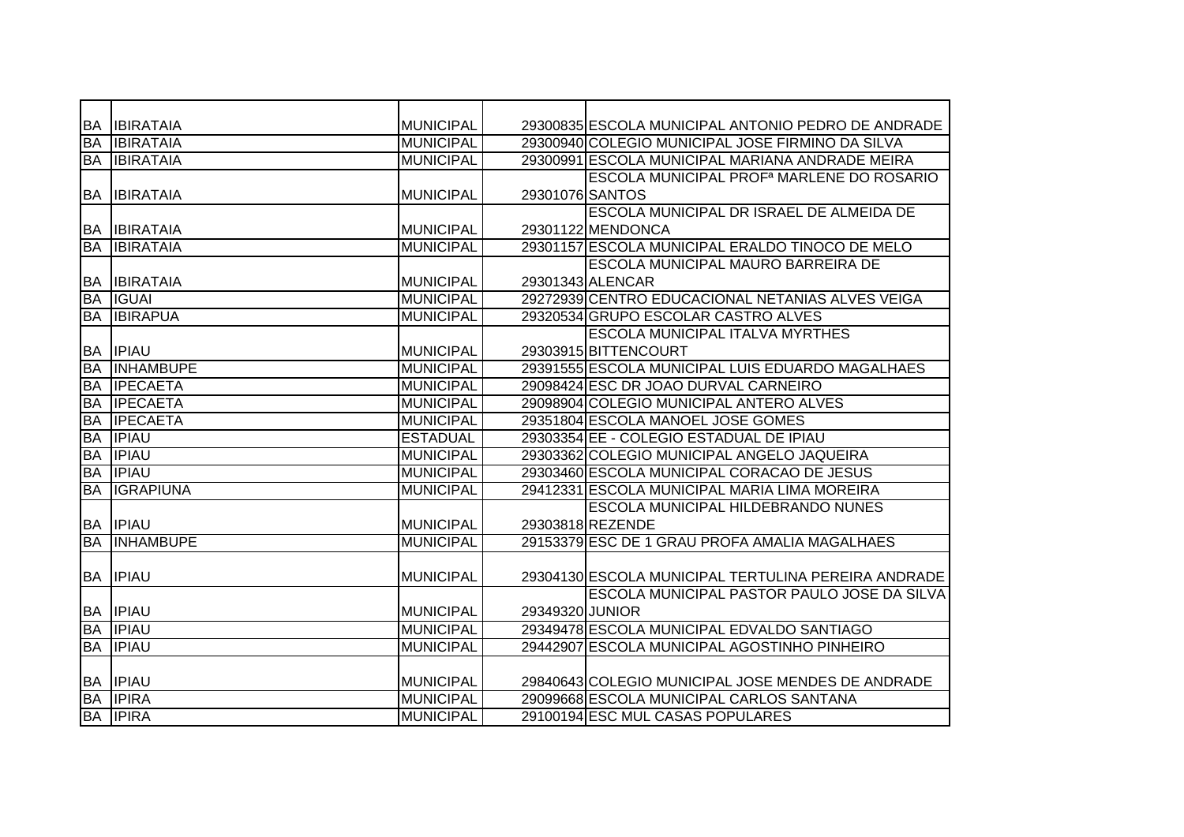| | | | | |
|---|---|---|---|---|
| BA | IBIRATAIA | MUNICIPAL | 29300835 | ESCOLA MUNICIPAL ANTONIO PEDRO DE ANDRADE |
| BA | IBIRATAIA | MUNICIPAL | 29300940 | COLEGIO MUNICIPAL JOSE FIRMINO DA SILVA |
| BA | IBIRATAIA | MUNICIPAL | 29300991 | ESCOLA MUNICIPAL MARIANA ANDRADE MEIRA |
| BA | IBIRATAIA | MUNICIPAL | 29301076 | ESCOLA MUNICIPAL PROFª MARLENE DO ROSARIO SANTOS |
| BA | IBIRATAIA | MUNICIPAL | 29301122 | ESCOLA MUNICIPAL DR ISRAEL DE ALMEIDA DE MENDONCA |
| BA | IBIRATAIA | MUNICIPAL | 29301157 | ESCOLA MUNICIPAL ERALDO TINOCO DE MELO |
| BA | IBIRATAIA | MUNICIPAL | 29301343 | ESCOLA MUNICIPAL MAURO BARREIRA DE ALENCAR |
| BA | IGUAI | MUNICIPAL | 29272939 | CENTRO EDUCACIONAL NETANIAS ALVES VEIGA |
| BA | IBIRAPUA | MUNICIPAL | 29320534 | GRUPO ESCOLAR CASTRO ALVES |
| BA | IPIAU | MUNICIPAL | 29303915 | ESCOLA MUNICIPAL ITALVA MYRTHES BITTENCOURT |
| BA | INHAMBUPE | MUNICIPAL | 29391555 | ESCOLA MUNICIPAL LUIS EDUARDO MAGALHAES |
| BA | IPECAETA | MUNICIPAL | 29098424 | ESC DR JOAO DURVAL CARNEIRO |
| BA | IPECAETA | MUNICIPAL | 29098904 | COLEGIO MUNICIPAL ANTERO ALVES |
| BA | IPECAETA | MUNICIPAL | 29351804 | ESCOLA MANOEL JOSE GOMES |
| BA | IPIAU | ESTADUAL | 29303354 | EE - COLEGIO ESTADUAL DE IPIAU |
| BA | IPIAU | MUNICIPAL | 29303362 | COLEGIO MUNICIPAL ANGELO JAQUEIRA |
| BA | IPIAU | MUNICIPAL | 29303460 | ESCOLA MUNICIPAL CORACAO DE JESUS |
| BA | IGRAPIUNA | MUNICIPAL | 29412331 | ESCOLA MUNICIPAL MARIA LIMA MOREIRA |
| BA | IPIAU | MUNICIPAL | 29303818 | ESCOLA MUNICIPAL HILDEBRANDO NUNES REZENDE |
| BA | INHAMBUPE | MUNICIPAL | 29153379 | ESC DE 1 GRAU PROFA AMALIA MAGALHAES |
| BA | IPIAU | MUNICIPAL | 29304130 | ESCOLA MUNICIPAL TERTULINA PEREIRA ANDRADE |
| BA | IPIAU | MUNICIPAL | 29349320 | ESCOLA MUNICIPAL PASTOR PAULO JOSE DA SILVA JUNIOR |
| BA | IPIAU | MUNICIPAL | 29349478 | ESCOLA MUNICIPAL EDVALDO SANTIAGO |
| BA | IPIAU | MUNICIPAL | 29442907 | ESCOLA MUNICIPAL AGOSTINHO PINHEIRO |
| BA | IPIAU | MUNICIPAL | 29840643 | COLEGIO MUNICIPAL JOSE MENDES DE ANDRADE |
| BA | IPIRA | MUNICIPAL | 29099668 | ESCOLA MUNICIPAL CARLOS SANTANA |
| BA | IPIRA | MUNICIPAL | 29100194 | ESC MUL CASAS POPULARES |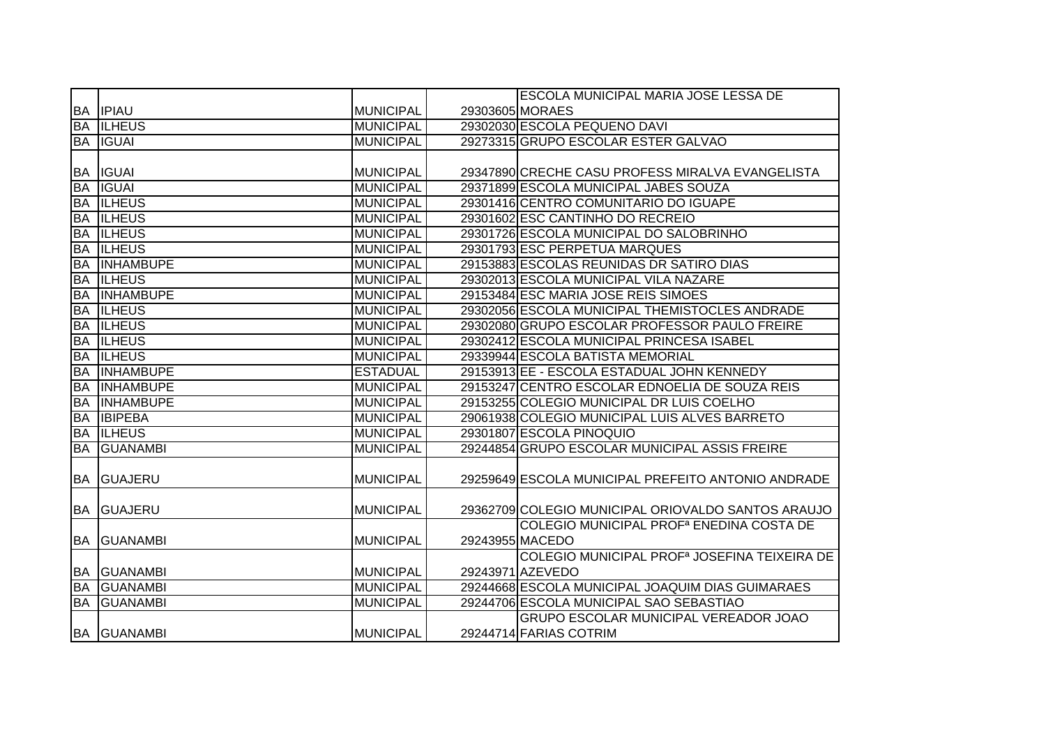| | | | | |
|---|---|---|---|---|
| BA | IPIAU | MUNICIPAL | 29303605 | ESCOLA MUNICIPAL MARIA JOSE LESSA DE MORAES |
| BA | ILHEUS | MUNICIPAL | 29302030 | ESCOLA PEQUENO DAVI |
| BA | IGUAI | MUNICIPAL | 29273315 | GRUPO ESCOLAR ESTER GALVAO |
| BA | IGUAI | MUNICIPAL | 29347890 | CRECHE CASU PROFESS MIRALVA EVANGELISTA |
| BA | IGUAI | MUNICIPAL | 29371899 | ESCOLA MUNICIPAL JABES SOUZA |
| BA | ILHEUS | MUNICIPAL | 29301416 | CENTRO COMUNITARIO DO IGUAPE |
| BA | ILHEUS | MUNICIPAL | 29301602 | ESC CANTINHO DO RECREIO |
| BA | ILHEUS | MUNICIPAL | 29301726 | ESCOLA MUNICIPAL DO SALOBRINHO |
| BA | ILHEUS | MUNICIPAL | 29301793 | ESC PERPETUA MARQUES |
| BA | INHAMBUPE | MUNICIPAL | 29153883 | ESCOLAS REUNIDAS DR SATIRO DIAS |
| BA | ILHEUS | MUNICIPAL | 29302013 | ESCOLA MUNICIPAL VILA NAZARE |
| BA | INHAMBUPE | MUNICIPAL | 29153484 | ESC MARIA JOSE REIS SIMOES |
| BA | ILHEUS | MUNICIPAL | 29302056 | ESCOLA MUNICIPAL THEMISTOCLES ANDRADE |
| BA | ILHEUS | MUNICIPAL | 29302080 | GRUPO ESCOLAR PROFESSOR PAULO FREIRE |
| BA | ILHEUS | MUNICIPAL | 29302412 | ESCOLA MUNICIPAL PRINCESA ISABEL |
| BA | ILHEUS | MUNICIPAL | 29339944 | ESCOLA BATISTA MEMORIAL |
| BA | INHAMBUPE | ESTADUAL | 29153913 | EE - ESCOLA ESTADUAL JOHN KENNEDY |
| BA | INHAMBUPE | MUNICIPAL | 29153247 | CENTRO ESCOLAR EDNOELIA DE SOUZA REIS |
| BA | INHAMBUPE | MUNICIPAL | 29153255 | COLEGIO MUNICIPAL DR LUIS COELHO |
| BA | IBIPEBA | MUNICIPAL | 29061938 | COLEGIO MUNICIPAL LUIS ALVES BARRETO |
| BA | ILHEUS | MUNICIPAL | 29301807 | ESCOLA PINOQUIO |
| BA | GUANAMBI | MUNICIPAL | 29244854 | GRUPO ESCOLAR MUNICIPAL ASSIS FREIRE |
| BA | GUAJERU | MUNICIPAL | 29259649 | ESCOLA MUNICIPAL PREFEITO ANTONIO ANDRADE |
| BA | GUAJERU | MUNICIPAL | 29362709 | COLEGIO MUNICIPAL ORIOVALDO SANTOS ARAUJO |
| BA | GUANAMBI | MUNICIPAL | 29243955 | COLEGIO MUNICIPAL PROFª ENEDINA COSTA DE MACEDO |
| BA | GUANAMBI | MUNICIPAL | 29243971 | COLEGIO MUNICIPAL PROFª JOSEFINA TEIXEIRA DE AZEVEDO |
| BA | GUANAMBI | MUNICIPAL | 29244668 | ESCOLA MUNICIPAL JOAQUIM DIAS GUIMARAES |
| BA | GUANAMBI | MUNICIPAL | 29244706 | ESCOLA MUNICIPAL SAO SEBASTIAO |
| BA | GUANAMBI | MUNICIPAL | 29244714 | GRUPO ESCOLAR MUNICIPAL VEREADOR JOAO FARIAS COTRIM |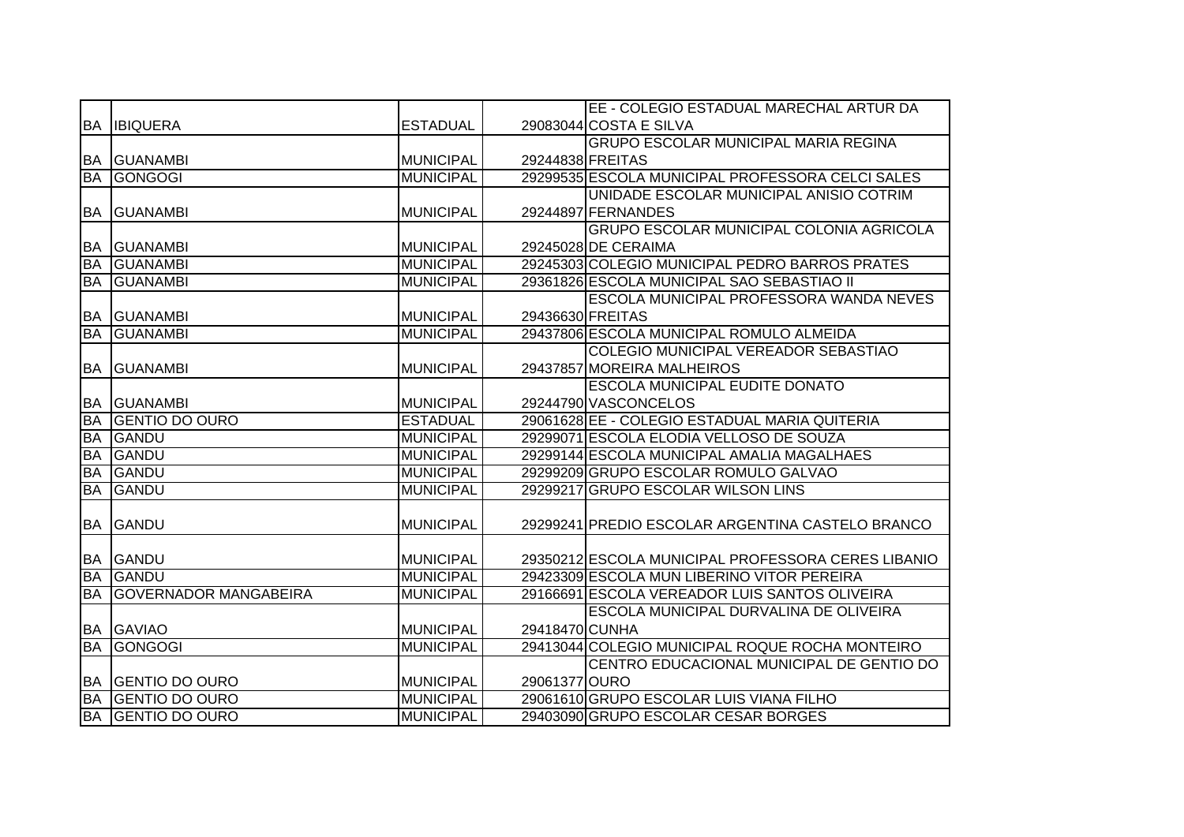| BA | IBIQUERA | ESTADUAL | 29083044 | EE - COLEGIO ESTADUAL MARECHAL ARTUR DA COSTA E SILVA |
|---|---|---|---|---|
| BA | GUANAMBI | MUNICIPAL | 29244838 | GRUPO ESCOLAR MUNICIPAL MARIA REGINA FREITAS |
| BA | GONGOGI | MUNICIPAL | 29299535 | ESCOLA MUNICIPAL PROFESSORA CELCI SALES |
| BA | GUANAMBI | MUNICIPAL | 29244897 | UNIDADE ESCOLAR MUNICIPAL ANISIO COTRIM FERNANDES |
| BA | GUANAMBI | MUNICIPAL | 29245028 | GRUPO ESCOLAR MUNICIPAL COLONIA AGRICOLA DE CERAIMA |
| BA | GUANAMBI | MUNICIPAL | 29245303 | COLEGIO MUNICIPAL PEDRO BARROS PRATES |
| BA | GUANAMBI | MUNICIPAL | 29361826 | ESCOLA MUNICIPAL SAO SEBASTIAO II |
| BA | GUANAMBI | MUNICIPAL | 29436630 | ESCOLA MUNICIPAL PROFESSORA WANDA NEVES FREITAS |
| BA | GUANAMBI | MUNICIPAL | 29437806 | ESCOLA MUNICIPAL ROMULO ALMEIDA |
| BA | GUANAMBI | MUNICIPAL | 29437857 | COLEGIO MUNICIPAL VEREADOR SEBASTIAO MOREIRA MALHEIROS |
| BA | GUANAMBI | MUNICIPAL | 29244790 | ESCOLA MUNICIPAL EUDITE DONATO VASCONCELOS |
| BA | GENTIO DO OURO | ESTADUAL | 29061628 | EE - COLEGIO ESTADUAL MARIA QUITERIA |
| BA | GANDU | MUNICIPAL | 29299071 | ESCOLA ELODIA VELLOSO DE SOUZA |
| BA | GANDU | MUNICIPAL | 29299144 | ESCOLA MUNICIPAL AMALIA MAGALHAES |
| BA | GANDU | MUNICIPAL | 29299209 | GRUPO ESCOLAR ROMULO GALVAO |
| BA | GANDU | MUNICIPAL | 29299217 | GRUPO ESCOLAR WILSON LINS |
| BA | GANDU | MUNICIPAL | 29299241 | PREDIO ESCOLAR ARGENTINA CASTELO BRANCO |
| BA | GANDU | MUNICIPAL | 29350212 | ESCOLA MUNICIPAL PROFESSORA CERES LIBANIO |
| BA | GANDU | MUNICIPAL | 29423309 | ESCOLA MUN LIBERINO VITOR PEREIRA |
| BA | GOVERNADOR MANGABEIRA | MUNICIPAL | 29166691 | ESCOLA VEREADOR LUIS SANTOS OLIVEIRA |
| BA | GAVIAO | MUNICIPAL | 29418470 | ESCOLA MUNICIPAL DURVALINA DE OLIVEIRA CUNHA |
| BA | GONGOGI | MUNICIPAL | 29413044 | COLEGIO MUNICIPAL ROQUE ROCHA MONTEIRO |
| BA | GENTIO DO OURO | MUNICIPAL | 29061377 | CENTRO EDUCACIONAL MUNICIPAL DE GENTIO DO OURO |
| BA | GENTIO DO OURO | MUNICIPAL | 29061610 | GRUPO ESCOLAR LUIS VIANA FILHO |
| BA | GENTIO DO OURO | MUNICIPAL | 29403090 | GRUPO ESCOLAR CESAR BORGES |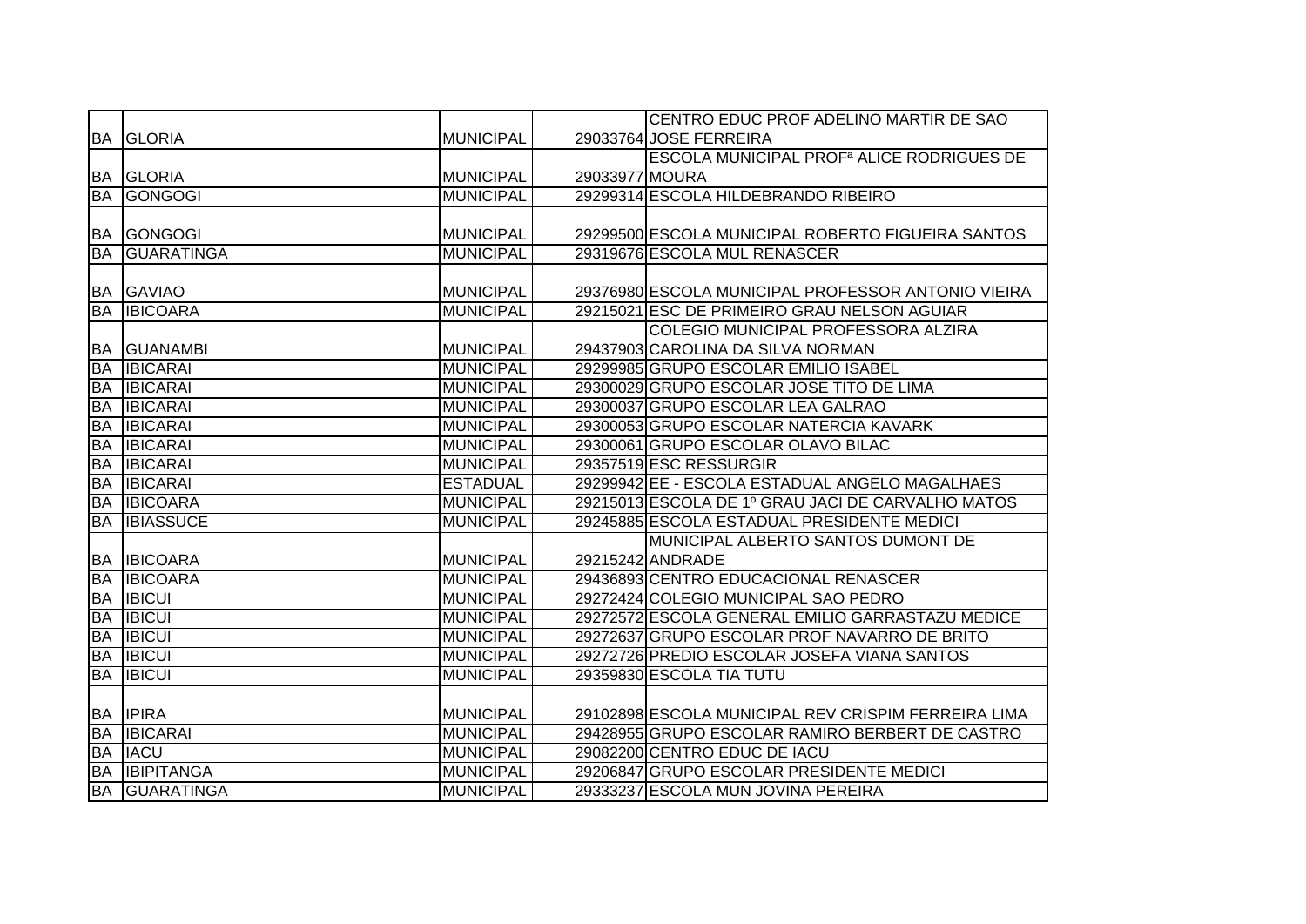| | | | | |
|---|---|---|---|---|
| BA | GLORIA | MUNICIPAL | 29033764 | CENTRO EDUC PROF ADELINO MARTIR DE SAO JOSE FERREIRA |
| BA | GLORIA | MUNICIPAL | 29033977 | ESCOLA MUNICIPAL PROFª ALICE RODRIGUES DE MOURA |
| BA | GONGOGI | MUNICIPAL | 29299314 | ESCOLA HILDEBRANDO RIBEIRO |
| BA | GONGOGI | MUNICIPAL | 29299500 | ESCOLA MUNICIPAL ROBERTO FIGUEIRA SANTOS |
| BA | GUARATINGA | MUNICIPAL | 29319676 | ESCOLA MUL RENASCER |
| BA | GAVIAO | MUNICIPAL | 29376980 | ESCOLA MUNICIPAL PROFESSOR ANTONIO VIEIRA |
| BA | IBICOARA | MUNICIPAL | 29215021 | ESC DE PRIMEIRO GRAU NELSON AGUIAR |
| BA | GUANAMBI | MUNICIPAL | 29437903 | COLEGIO MUNICIPAL PROFESSORA ALZIRA CAROLINA DA SILVA NORMAN |
| BA | IBICARAI | MUNICIPAL | 29299985 | GRUPO ESCOLAR EMILIO ISABEL |
| BA | IBICARAI | MUNICIPAL | 29300029 | GRUPO ESCOLAR JOSE TITO DE LIMA |
| BA | IBICARAI | MUNICIPAL | 29300037 | GRUPO ESCOLAR LEA GALRAO |
| BA | IBICARAI | MUNICIPAL | 29300053 | GRUPO ESCOLAR NATERCIA KAVARK |
| BA | IBICARAI | MUNICIPAL | 29300061 | GRUPO ESCOLAR OLAVO BILAC |
| BA | IBICARAI | MUNICIPAL | 29357519 | ESC RESSURGIR |
| BA | IBICARAI | ESTADUAL | 29299942 | EE - ESCOLA ESTADUAL ANGELO MAGALHAES |
| BA | IBICOARA | MUNICIPAL | 29215013 | ESCOLA DE 1º GRAU JACI DE CARVALHO MATOS |
| BA | IBIASSUCE | MUNICIPAL | 29245885 | ESCOLA ESTADUAL PRESIDENTE MEDICI |
| BA | IBICOARA | MUNICIPAL | 29215242 | MUNICIPAL ALBERTO SANTOS DUMONT DE ANDRADE |
| BA | IBICOARA | MUNICIPAL | 29436893 | CENTRO EDUCACIONAL RENASCER |
| BA | IBICUI | MUNICIPAL | 29272424 | COLEGIO MUNICIPAL SAO PEDRO |
| BA | IBICUI | MUNICIPAL | 29272572 | ESCOLA GENERAL EMILIO GARRASTAZU MEDICE |
| BA | IBICUI | MUNICIPAL | 29272637 | GRUPO ESCOLAR PROF NAVARRO DE BRITO |
| BA | IBICUI | MUNICIPAL | 29272726 | PREDIO ESCOLAR JOSEFA VIANA SANTOS |
| BA | IBICUI | MUNICIPAL | 29359830 | ESCOLA TIA TUTU |
| BA | IPIRA | MUNICIPAL | 29102898 | ESCOLA MUNICIPAL REV CRISPIM FERREIRA LIMA |
| BA | IBICARAI | MUNICIPAL | 29428955 | GRUPO ESCOLAR RAMIRO BERBERT DE CASTRO |
| BA | IACU | MUNICIPAL | 29082200 | CENTRO EDUC DE IACU |
| BA | IBIPITANGA | MUNICIPAL | 29206847 | GRUPO ESCOLAR PRESIDENTE MEDICI |
| BA | GUARATINGA | MUNICIPAL | 29333237 | ESCOLA MUN JOVINA PEREIRA |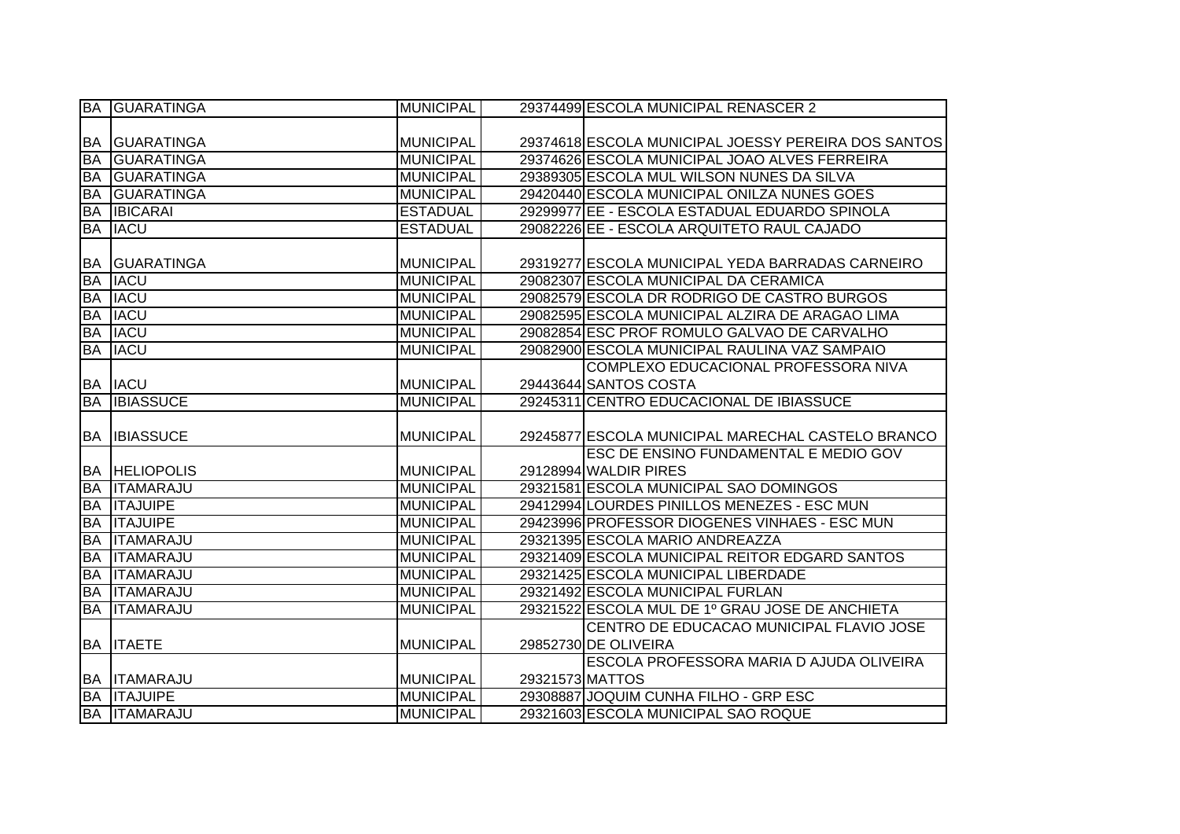| BA | GUARATINGA | MUNICIPAL | 29374499 | ESCOLA MUNICIPAL RENASCER 2 |
|---|---|---|---|---|
| BA | GUARATINGA | MUNICIPAL | 29374618 | ESCOLA MUNICIPAL JOESSY PEREIRA DOS SANTOS |
| BA | GUARATINGA | MUNICIPAL | 29374626 | ESCOLA MUNICIPAL JOAO ALVES FERREIRA |
| BA | GUARATINGA | MUNICIPAL | 29389305 | ESCOLA MUL WILSON NUNES DA SILVA |
| BA | GUARATINGA | MUNICIPAL | 29420440 | ESCOLA MUNICIPAL ONILZA NUNES GOES |
| BA | IBICARAI | ESTADUAL | 29299977 | EE - ESCOLA ESTADUAL EDUARDO SPINOLA |
| BA | IACU | ESTADUAL | 29082226 | EE - ESCOLA ARQUITETO RAUL CAJADO |
| BA | GUARATINGA | MUNICIPAL | 29319277 | ESCOLA MUNICIPAL YEDA BARRADAS CARNEIRO |
| BA | IACU | MUNICIPAL | 29082307 | ESCOLA MUNICIPAL DA CERAMICA |
| BA | IACU | MUNICIPAL | 29082579 | ESCOLA DR RODRIGO DE CASTRO BURGOS |
| BA | IACU | MUNICIPAL | 29082595 | ESCOLA MUNICIPAL ALZIRA DE ARAGAO LIMA |
| BA | IACU | MUNICIPAL | 29082854 | ESC PROF ROMULO GALVAO DE CARVALHO |
| BA | IACU | MUNICIPAL | 29082900 | ESCOLA MUNICIPAL RAULINA VAZ SAMPAIO |
| BA | IACU | MUNICIPAL | 29443644 | COMPLEXO EDUCACIONAL PROFESSORA NIVA SANTOS COSTA |
| BA | IBIASSUCE | MUNICIPAL | 29245311 | CENTRO EDUCACIONAL DE IBIASSUCE |
| BA | IBIASSUCE | MUNICIPAL | 29245877 | ESCOLA MUNICIPAL MARECHAL CASTELO BRANCO |
| BA | HELIOPOLIS | MUNICIPAL | 29128994 | ESC DE ENSINO FUNDAMENTAL E MEDIO GOV WALDIR PIRES |
| BA | ITAMARAJU | MUNICIPAL | 29321581 | ESCOLA MUNICIPAL SAO DOMINGOS |
| BA | ITAJUIPE | MUNICIPAL | 29412994 | LOURDES PINILLOS MENEZES - ESC MUN |
| BA | ITAJUIPE | MUNICIPAL | 29423996 | PROFESSOR DIOGENES VINHAES - ESC MUN |
| BA | ITAMARAJU | MUNICIPAL | 29321395 | ESCOLA MARIO ANDREAZZA |
| BA | ITAMARAJU | MUNICIPAL | 29321409 | ESCOLA MUNICIPAL REITOR EDGARD SANTOS |
| BA | ITAMARAJU | MUNICIPAL | 29321425 | ESCOLA MUNICIPAL LIBERDADE |
| BA | ITAMARAJU | MUNICIPAL | 29321492 | ESCOLA MUNICIPAL FURLAN |
| BA | ITAMARAJU | MUNICIPAL | 29321522 | ESCOLA MUL DE 1º GRAU JOSE DE ANCHIETA |
| BA | ITAETE | MUNICIPAL | 29852730 | CENTRO DE EDUCACAO MUNICIPAL FLAVIO JOSE DE OLIVEIRA |
| BA | ITAMARAJU | MUNICIPAL | 29321573 | ESCOLA PROFESSORA MARIA D AJUDA OLIVEIRA MATTOS |
| BA | ITAJUIPE | MUNICIPAL | 29308887 | JOQUIM CUNHA FILHO - GRP ESC |
| BA | ITAMARAJU | MUNICIPAL | 29321603 | ESCOLA MUNICIPAL SAO ROQUE |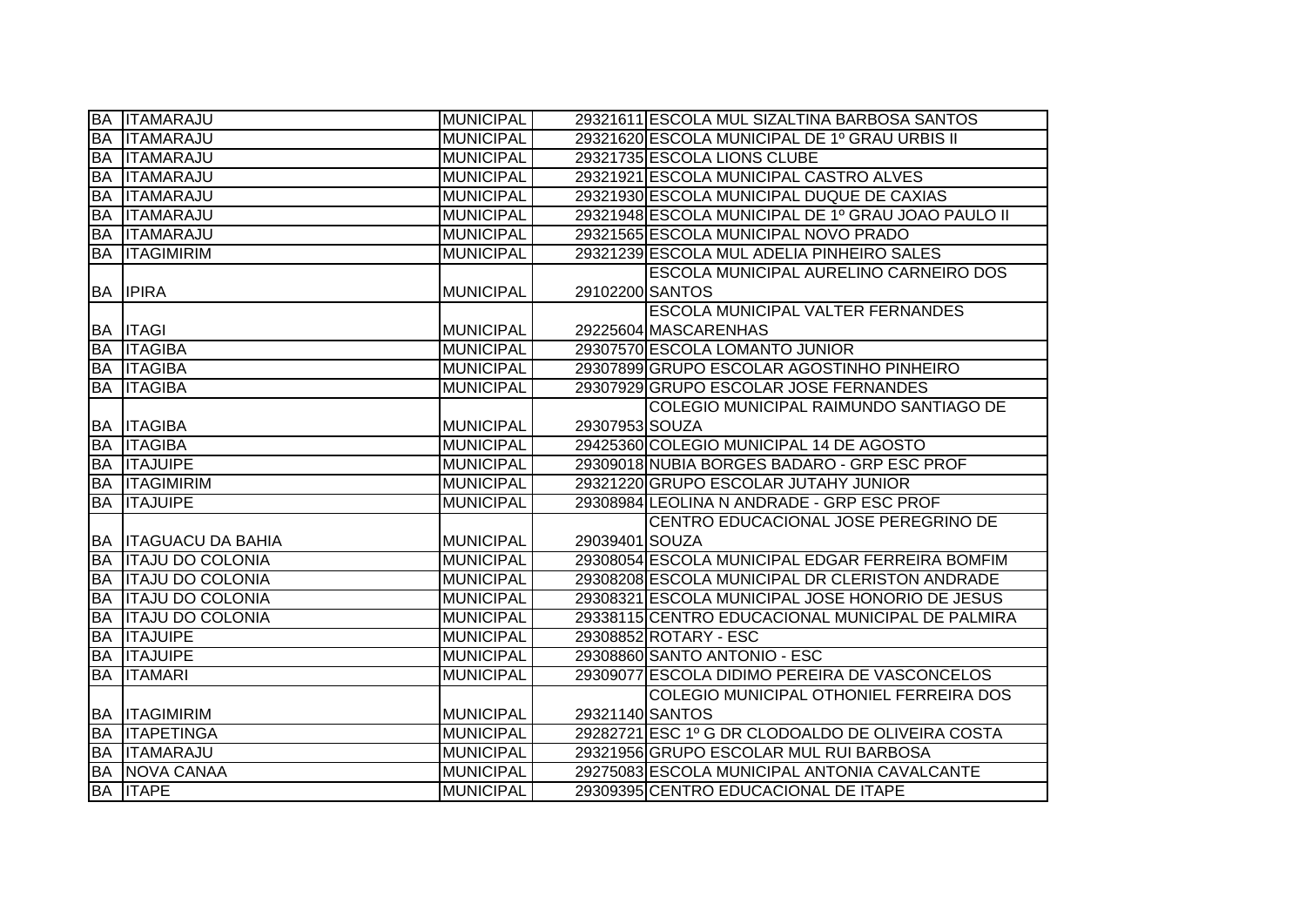| BA | ITAMARAJU | MUNICIPAL | 29321611 | ESCOLA MUL SIZALTINA BARBOSA SANTOS |
|---|---|---|---|---|
| BA | ITAMARAJU | MUNICIPAL | 29321620 | ESCOLA MUNICIPAL DE 1º GRAU URBIS II |
| BA | ITAMARAJU | MUNICIPAL | 29321735 | ESCOLA LIONS CLUBE |
| BA | ITAMARAJU | MUNICIPAL | 29321921 | ESCOLA MUNICIPAL CASTRO ALVES |
| BA | ITAMARAJU | MUNICIPAL | 29321930 | ESCOLA MUNICIPAL DUQUE DE CAXIAS |
| BA | ITAMARAJU | MUNICIPAL | 29321948 | ESCOLA MUNICIPAL DE 1º GRAU JOAO PAULO II |
| BA | ITAMARAJU | MUNICIPAL | 29321565 | ESCOLA MUNICIPAL NOVO PRADO |
| BA | ITAGIMIRIM | MUNICIPAL | 29321239 | ESCOLA MUL ADELIA PINHEIRO SALES |
| BA | IPIRA | MUNICIPAL | 29102200 | ESCOLA MUNICIPAL AURELINO CARNEIRO DOS SANTOS |
| BA | ITAGI | MUNICIPAL | 29225604 | ESCOLA MUNICIPAL VALTER FERNANDES MASCARENHAS |
| BA | ITAGIBA | MUNICIPAL | 29307570 | ESCOLA LOMANTO JUNIOR |
| BA | ITAGIBA | MUNICIPAL | 29307899 | GRUPO ESCOLAR AGOSTINHO PINHEIRO |
| BA | ITAGIBA | MUNICIPAL | 29307929 | GRUPO ESCOLAR JOSE FERNANDES |
| BA | ITAGIBA | MUNICIPAL | 29307953 | COLEGIO MUNICIPAL RAIMUNDO SANTIAGO DE SOUZA |
| BA | ITAGIBA | MUNICIPAL | 29425360 | COLEGIO MUNICIPAL 14 DE AGOSTO |
| BA | ITAJUIPE | MUNICIPAL | 29309018 | NUBIA BORGES BADARO - GRP ESC PROF |
| BA | ITAGIMIRIM | MUNICIPAL | 29321220 | GRUPO ESCOLAR JUTAHY JUNIOR |
| BA | ITAJUIPE | MUNICIPAL | 29308984 | LEOLINA N ANDRADE - GRP ESC PROF |
| BA | ITAGUACU DA BAHIA | MUNICIPAL | 29039401 | CENTRO EDUCACIONAL JOSE PEREGRINO DE SOUZA |
| BA | ITAJU DO COLONIA | MUNICIPAL | 29308054 | ESCOLA MUNICIPAL EDGAR FERREIRA BOMFIM |
| BA | ITAJU DO COLONIA | MUNICIPAL | 29308208 | ESCOLA MUNICIPAL DR CLERISTON ANDRADE |
| BA | ITAJU DO COLONIA | MUNICIPAL | 29308321 | ESCOLA MUNICIPAL JOSE HONORIO DE JESUS |
| BA | ITAJU DO COLONIA | MUNICIPAL | 29338115 | CENTRO EDUCACIONAL MUNICIPAL DE PALMIRA |
| BA | ITAJUIPE | MUNICIPAL | 29308852 | ROTARY - ESC |
| BA | ITAJUIPE | MUNICIPAL | 29308860 | SANTO ANTONIO - ESC |
| BA | ITAMARI | MUNICIPAL | 29309077 | ESCOLA DIDIMO PEREIRA DE VASCONCELOS |
| BA | ITAGIMIRIM | MUNICIPAL | 29321140 | COLEGIO MUNICIPAL OTHONIEL FERREIRA DOS SANTOS |
| BA | ITAPETINGA | MUNICIPAL | 29282721 | ESC 1º G DR CLODOALDO DE OLIVEIRA COSTA |
| BA | ITAMARAJU | MUNICIPAL | 29321956 | GRUPO ESCOLAR MUL RUI BARBOSA |
| BA | NOVA CANAA | MUNICIPAL | 29275083 | ESCOLA MUNICIPAL ANTONIA CAVALCANTE |
| BA | ITAPE | MUNICIPAL | 29309395 | CENTRO EDUCACIONAL DE ITAPE |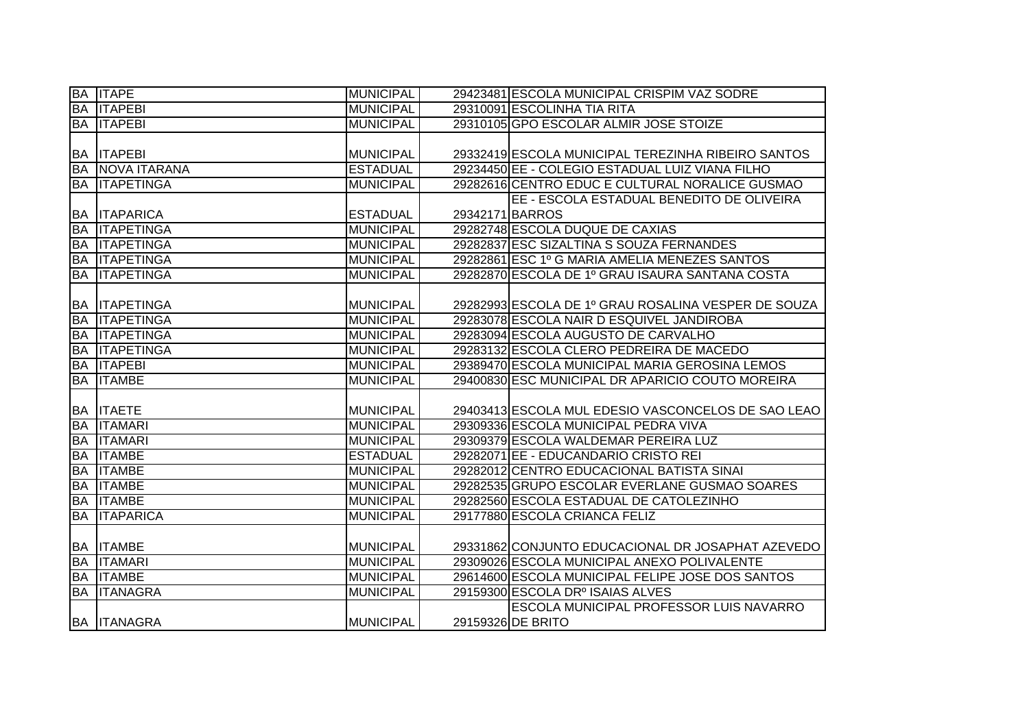| | | | | |
|---|---|---|---|---|
| BA | ITAPE | MUNICIPAL | 29423481 | ESCOLA MUNICIPAL CRISPIM VAZ SODRE |
| BA | ITAPEBI | MUNICIPAL | 29310091 | ESCOLINHA TIA RITA |
| BA | ITAPEBI | MUNICIPAL | 29310105 | GPO ESCOLAR ALMIR JOSE STOIZE |
| BA | ITAPEBI | MUNICIPAL | 29332419 | ESCOLA MUNICIPAL TEREZINHA RIBEIRO SANTOS |
| BA | NOVA ITARANA | ESTADUAL | 29234450 | EE - COLEGIO ESTADUAL LUIZ VIANA FILHO |
| BA | ITAPETINGA | MUNICIPAL | 29282616 | CENTRO EDUC E CULTURAL NORALICE GUSMAO |
| BA | ITAPARICA | ESTADUAL | 29342171 | EE - ESCOLA ESTADUAL BENEDITO DE OLIVEIRA BARROS |
| BA | ITAPETINGA | MUNICIPAL | 29282748 | ESCOLA DUQUE DE CAXIAS |
| BA | ITAPETINGA | MUNICIPAL | 29282837 | ESC SIZALTINA S SOUZA FERNANDES |
| BA | ITAPETINGA | MUNICIPAL | 29282861 | ESC 1º G MARIA AMELIA MENEZES SANTOS |
| BA | ITAPETINGA | MUNICIPAL | 29282870 | ESCOLA DE 1º GRAU ISAURA SANTANA COSTA |
| BA | ITAPETINGA | MUNICIPAL | 29282993 | ESCOLA DE 1º GRAU ROSALINA VESPER DE SOUZA |
| BA | ITAPETINGA | MUNICIPAL | 29283078 | ESCOLA NAIR D ESQUIVEL JANDIROBA |
| BA | ITAPETINGA | MUNICIPAL | 29283094 | ESCOLA AUGUSTO DE CARVALHO |
| BA | ITAPETINGA | MUNICIPAL | 29283132 | ESCOLA CLERO PEDREIRA DE MACEDO |
| BA | ITAPEBI | MUNICIPAL | 29389470 | ESCOLA MUNICIPAL MARIA GEROSINA LEMOS |
| BA | ITAMBE | MUNICIPAL | 29400830 | ESC MUNICIPAL DR APARICIO COUTO MOREIRA |
| BA | ITAETE | MUNICIPAL | 29403413 | ESCOLA MUL EDESIO VASCONCELOS DE SAO LEAO |
| BA | ITAMARI | MUNICIPAL | 29309336 | ESCOLA MUNICIPAL PEDRA VIVA |
| BA | ITAMARI | MUNICIPAL | 29309379 | ESCOLA WALDEMAR PEREIRA LUZ |
| BA | ITAMBE | ESTADUAL | 29282071 | EE - EDUCANDARIO CRISTO REI |
| BA | ITAMBE | MUNICIPAL | 29282012 | CENTRO EDUCACIONAL BATISTA SINAI |
| BA | ITAMBE | MUNICIPAL | 29282535 | GRUPO ESCOLAR EVERLANE GUSMAO SOARES |
| BA | ITAMBE | MUNICIPAL | 29282560 | ESCOLA ESTADUAL DE CATOLEZINHO |
| BA | ITAPARICA | MUNICIPAL | 29177880 | ESCOLA CRIANCA FELIZ |
| BA | ITAMBE | MUNICIPAL | 29331862 | CONJUNTO EDUCACIONAL DR JOSAPHAT AZEVEDO |
| BA | ITAMARI | MUNICIPAL | 29309026 | ESCOLA MUNICIPAL ANEXO POLIVALENTE |
| BA | ITAMBE | MUNICIPAL | 29614600 | ESCOLA MUNICIPAL FELIPE JOSE DOS SANTOS |
| BA | ITANAGRA | MUNICIPAL | 29159300 | ESCOLA DRº ISAIAS ALVES |
| BA | ITANAGRA | MUNICIPAL | 29159326 | ESCOLA MUNICIPAL PROFESSOR LUIS NAVARRO DE BRITO |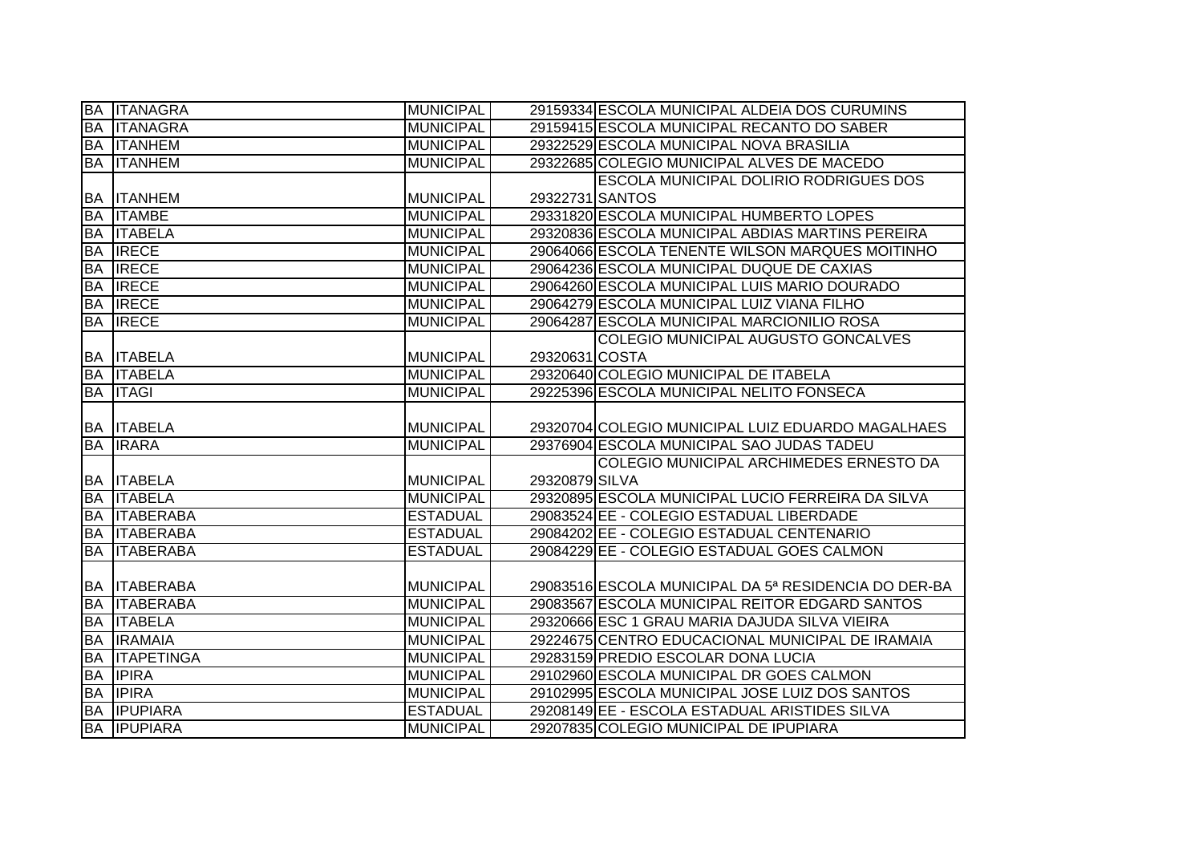| | | | | |
|---|---|---|---|---|
| BA | ITANAGRA | MUNICIPAL | 29159334 | ESCOLA MUNICIPAL ALDEIA DOS CURUMINS |
| BA | ITANAGRA | MUNICIPAL | 29159415 | ESCOLA MUNICIPAL RECANTO DO SABER |
| BA | ITANHEM | MUNICIPAL | 29322529 | ESCOLA MUNICIPAL NOVA BRASILIA |
| BA | ITANHEM | MUNICIPAL | 29322685 | COLEGIO MUNICIPAL ALVES DE MACEDO |
| BA | ITANHEM | MUNICIPAL | 29322731 | ESCOLA MUNICIPAL DOLIRIO RODRIGUES DOS SANTOS |
| BA | ITAMBE | MUNICIPAL | 29331820 | ESCOLA MUNICIPAL HUMBERTO LOPES |
| BA | ITABELA | MUNICIPAL | 29320836 | ESCOLA MUNICIPAL ABDIAS MARTINS PEREIRA |
| BA | IRECE | MUNICIPAL | 29064066 | ESCOLA TENENTE WILSON MARQUES MOITINHO |
| BA | IRECE | MUNICIPAL | 29064236 | ESCOLA MUNICIPAL DUQUE DE CAXIAS |
| BA | IRECE | MUNICIPAL | 29064260 | ESCOLA MUNICIPAL LUIS MARIO DOURADO |
| BA | IRECE | MUNICIPAL | 29064279 | ESCOLA MUNICIPAL LUIZ VIANA FILHO |
| BA | IRECE | MUNICIPAL | 29064287 | ESCOLA MUNICIPAL MARCIONILIO ROSA |
| BA | ITABELA | MUNICIPAL | 29320631 | COLEGIO MUNICIPAL AUGUSTO GONCALVES COSTA |
| BA | ITABELA | MUNICIPAL | 29320640 | COLEGIO MUNICIPAL DE ITABELA |
| BA | ITAGI | MUNICIPAL | 29225396 | ESCOLA MUNICIPAL NELITO FONSECA |
| BA | ITABELA | MUNICIPAL | 29320704 | COLEGIO MUNICIPAL LUIZ EDUARDO MAGALHAES |
| BA | IRARA | MUNICIPAL | 29376904 | ESCOLA MUNICIPAL SAO JUDAS TADEU |
| BA | ITABELA | MUNICIPAL | 29320879 | COLEGIO MUNICIPAL ARCHIMEDES ERNESTO DA SILVA |
| BA | ITABELA | MUNICIPAL | 29320895 | ESCOLA MUNICIPAL LUCIO FERREIRA DA SILVA |
| BA | ITABERABA | ESTADUAL | 29083524 | EE - COLEGIO ESTADUAL LIBERDADE |
| BA | ITABERABA | ESTADUAL | 29084202 | EE - COLEGIO ESTADUAL CENTENARIO |
| BA | ITABERABA | ESTADUAL | 29084229 | EE - COLEGIO ESTADUAL GOES CALMON |
| BA | ITABERABA | MUNICIPAL | 29083516 | ESCOLA MUNICIPAL DA 5ª RESIDENCIA DO DER-BA |
| BA | ITABERABA | MUNICIPAL | 29083567 | ESCOLA MUNICIPAL REITOR EDGARD SANTOS |
| BA | ITABELA | MUNICIPAL | 29320666 | ESC 1 GRAU MARIA DAJUDA SILVA VIEIRA |
| BA | IRAMAIA | MUNICIPAL | 29224675 | CENTRO EDUCACIONAL MUNICIPAL DE IRAMAIA |
| BA | ITAPETINGA | MUNICIPAL | 29283159 | PREDIO ESCOLAR DONA LUCIA |
| BA | IPIRA | MUNICIPAL | 29102960 | ESCOLA MUNICIPAL DR GOES CALMON |
| BA | IPIRA | MUNICIPAL | 29102995 | ESCOLA MUNICIPAL JOSE LUIZ DOS SANTOS |
| BA | IPUPIARA | ESTADUAL | 29208149 | EE - ESCOLA ESTADUAL ARISTIDES SILVA |
| BA | IPUPIARA | MUNICIPAL | 29207835 | COLEGIO MUNICIPAL DE IPUPIARA |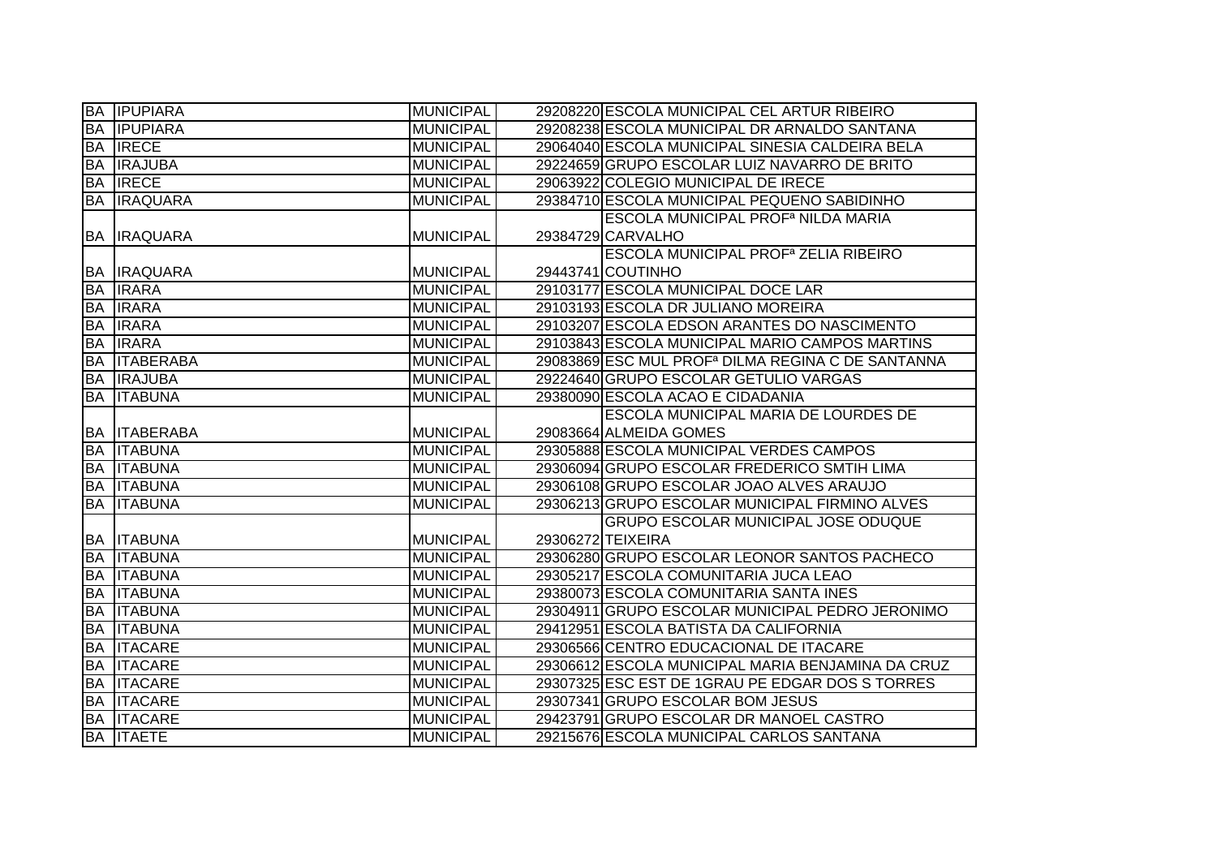| | | | | |
|---|---|---|---|---|
| BA | IPUPIARA | MUNICIPAL | 29208220 | ESCOLA MUNICIPAL CEL ARTUR RIBEIRO |
| BA | IPUPIARA | MUNICIPAL | 29208238 | ESCOLA MUNICIPAL DR ARNALDO SANTANA |
| BA | IRECE | MUNICIPAL | 29064040 | ESCOLA MUNICIPAL SINESIA CALDEIRA BELA |
| BA | IRAJUBA | MUNICIPAL | 29224659 | GRUPO ESCOLAR LUIZ NAVARRO DE BRITO |
| BA | IRECE | MUNICIPAL | 29063922 | COLEGIO MUNICIPAL DE IRECE |
| BA | IRAQUARA | MUNICIPAL | 29384710 | ESCOLA MUNICIPAL PEQUENO SABIDINHO |
| BA | IRAQUARA | MUNICIPAL | 29384729 | ESCOLA MUNICIPAL PROFª NILDA MARIA CARVALHO |
| BA | IRAQUARA | MUNICIPAL | 29443741 | ESCOLA MUNICIPAL PROFª ZELIA RIBEIRO COUTINHO |
| BA | IRARA | MUNICIPAL | 29103177 | ESCOLA MUNICIPAL DOCE LAR |
| BA | IRARA | MUNICIPAL | 29103193 | ESCOLA DR JULIANO MOREIRA |
| BA | IRARA | MUNICIPAL | 29103207 | ESCOLA EDSON ARANTES DO NASCIMENTO |
| BA | IRARA | MUNICIPAL | 29103843 | ESCOLA MUNICIPAL MARIO CAMPOS MARTINS |
| BA | ITABERABA | MUNICIPAL | 29083869 | ESC MUL PROFª DILMA REGINA C DE SANTANNA |
| BA | IRAJUBA | MUNICIPAL | 29224640 | GRUPO ESCOLAR GETULIO VARGAS |
| BA | ITABUNA | MUNICIPAL | 29380090 | ESCOLA ACAO E CIDADANIA |
| BA | ITABERABA | MUNICIPAL | 29083664 | ESCOLA MUNICIPAL MARIA DE LOURDES DE ALMEIDA GOMES |
| BA | ITABUNA | MUNICIPAL | 29305888 | ESCOLA MUNICIPAL VERDES CAMPOS |
| BA | ITABUNA | MUNICIPAL | 29306094 | GRUPO ESCOLAR FREDERICO SMTIH LIMA |
| BA | ITABUNA | MUNICIPAL | 29306108 | GRUPO ESCOLAR JOAO ALVES ARAUJO |
| BA | ITABUNA | MUNICIPAL | 29306213 | GRUPO ESCOLAR MUNICIPAL FIRMINO ALVES |
| BA | ITABUNA | MUNICIPAL | 29306272 | GRUPO ESCOLAR MUNICIPAL JOSE ODUQUE TEIXEIRA |
| BA | ITABUNA | MUNICIPAL | 29306280 | GRUPO ESCOLAR LEONOR SANTOS PACHECO |
| BA | ITABUNA | MUNICIPAL | 29305217 | ESCOLA COMUNITARIA JUCA LEAO |
| BA | ITABUNA | MUNICIPAL | 29380073 | ESCOLA COMUNITARIA SANTA INES |
| BA | ITABUNA | MUNICIPAL | 29304911 | GRUPO ESCOLAR MUNICIPAL PEDRO JERONIMO |
| BA | ITABUNA | MUNICIPAL | 29412951 | ESCOLA BATISTA DA CALIFORNIA |
| BA | ITACARE | MUNICIPAL | 29306566 | CENTRO EDUCACIONAL DE ITACARE |
| BA | ITACARE | MUNICIPAL | 29306612 | ESCOLA MUNICIPAL MARIA BENJAMINA DA CRUZ |
| BA | ITACARE | MUNICIPAL | 29307325 | ESC EST DE 1GRAU PE EDGAR DOS S TORRES |
| BA | ITACARE | MUNICIPAL | 29307341 | GRUPO ESCOLAR BOM JESUS |
| BA | ITACARE | MUNICIPAL | 29423791 | GRUPO ESCOLAR DR MANOEL CASTRO |
| BA | ITAETE | MUNICIPAL | 29215676 | ESCOLA MUNICIPAL CARLOS SANTANA |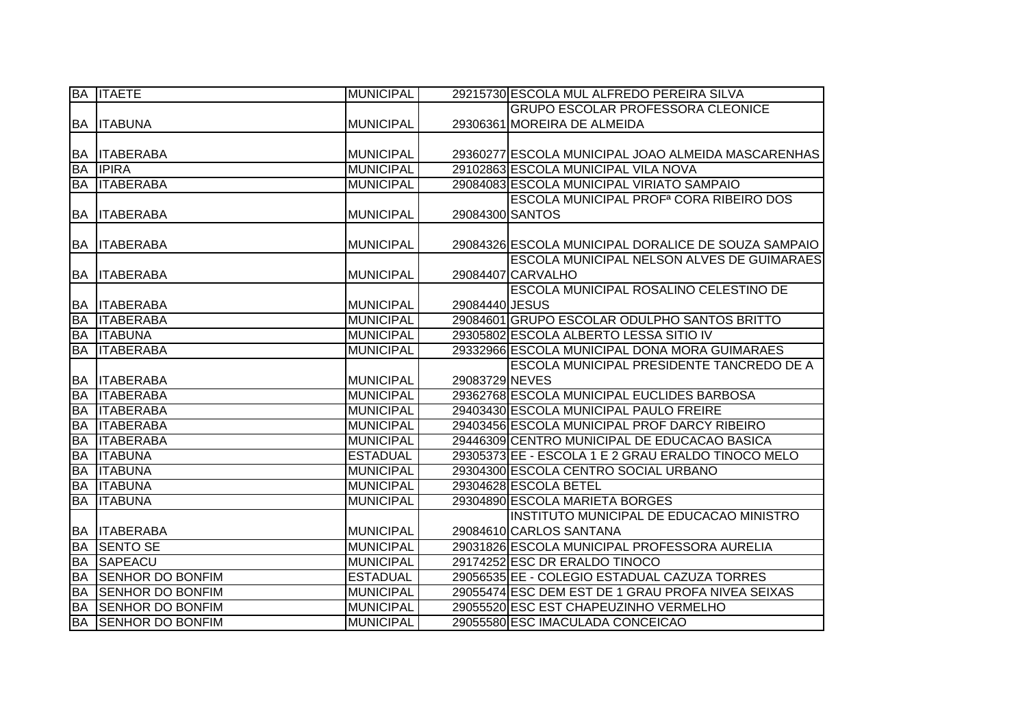| BA | ITAETE | MUNICIPAL | 29215730 | ESCOLA MUL ALFREDO PEREIRA SILVA |
|---|---|---|---|---|
| BA | ITABUNA | MUNICIPAL | 29306361 | GRUPO ESCOLAR PROFESSORA CLEONICE MOREIRA DE ALMEIDA |
| BA | ITABERABA | MUNICIPAL | 29360277 | ESCOLA MUNICIPAL JOAO ALMEIDA MASCARENHAS |
| BA | IPIRA | MUNICIPAL | 29102863 | ESCOLA MUNICIPAL VILA NOVA |
| BA | ITABERABA | MUNICIPAL | 29084083 | ESCOLA MUNICIPAL VIRIATO SAMPAIO |
| BA | ITABERABA | MUNICIPAL | 29084300 | ESCOLA MUNICIPAL PROFª CORA RIBEIRO DOS SANTOS |
| BA | ITABERABA | MUNICIPAL | 29084326 | ESCOLA MUNICIPAL DORALICE DE SOUZA SAMPAIO |
| BA | ITABERABA | MUNICIPAL | 29084407 | ESCOLA MUNICIPAL NELSON ALVES DE GUIMARAES CARVALHO |
| BA | ITABERABA | MUNICIPAL | 29084440 | ESCOLA MUNICIPAL ROSALINO CELESTINO DE JESUS |
| BA | ITABERABA | MUNICIPAL | 29084601 | GRUPO ESCOLAR ODULPHO SANTOS BRITTO |
| BA | ITABUNA | MUNICIPAL | 29305802 | ESCOLA ALBERTO LESSA SITIO IV |
| BA | ITABERABA | MUNICIPAL | 29332966 | ESCOLA MUNICIPAL DONA MORA GUIMARAES |
| BA | ITABERABA | MUNICIPAL | 29083729 | ESCOLA MUNICIPAL PRESIDENTE TANCREDO DE A NEVES |
| BA | ITABERABA | MUNICIPAL | 29362768 | ESCOLA MUNICIPAL EUCLIDES BARBOSA |
| BA | ITABERABA | MUNICIPAL | 29403430 | ESCOLA MUNICIPAL PAULO FREIRE |
| BA | ITABERABA | MUNICIPAL | 29403456 | ESCOLA MUNICIPAL PROF DARCY RIBEIRO |
| BA | ITABERABA | MUNICIPAL | 29446309 | CENTRO MUNICIPAL DE EDUCACAO BASICA |
| BA | ITABUNA | ESTADUAL | 29305373 | EE - ESCOLA 1 E 2 GRAU ERALDO TINOCO MELO |
| BA | ITABUNA | MUNICIPAL | 29304300 | ESCOLA CENTRO SOCIAL URBANO |
| BA | ITABUNA | MUNICIPAL | 29304628 | ESCOLA BETEL |
| BA | ITABUNA | MUNICIPAL | 29304890 | ESCOLA MARIETA BORGES |
| BA | ITABERABA | MUNICIPAL | 29084610 | INSTITUTO MUNICIPAL DE EDUCACAO MINISTRO CARLOS SANTANA |
| BA | SENTO SE | MUNICIPAL | 29031826 | ESCOLA MUNICIPAL PROFESSORA AURELIA |
| BA | SAPEACU | MUNICIPAL | 29174252 | ESC DR ERALDO TINOCO |
| BA | SENHOR DO BONFIM | ESTADUAL | 29056535 | EE - COLEGIO ESTADUAL CAZUZA TORRES |
| BA | SENHOR DO BONFIM | MUNICIPAL | 29055474 | ESC DEM EST DE 1 GRAU PROFA NIVEA SEIXAS |
| BA | SENHOR DO BONFIM | MUNICIPAL | 29055520 | ESC EST CHAPEUZINHO VERMELHO |
| BA | SENHOR DO BONFIM | MUNICIPAL | 29055580 | ESC IMACULADA CONCEICAO |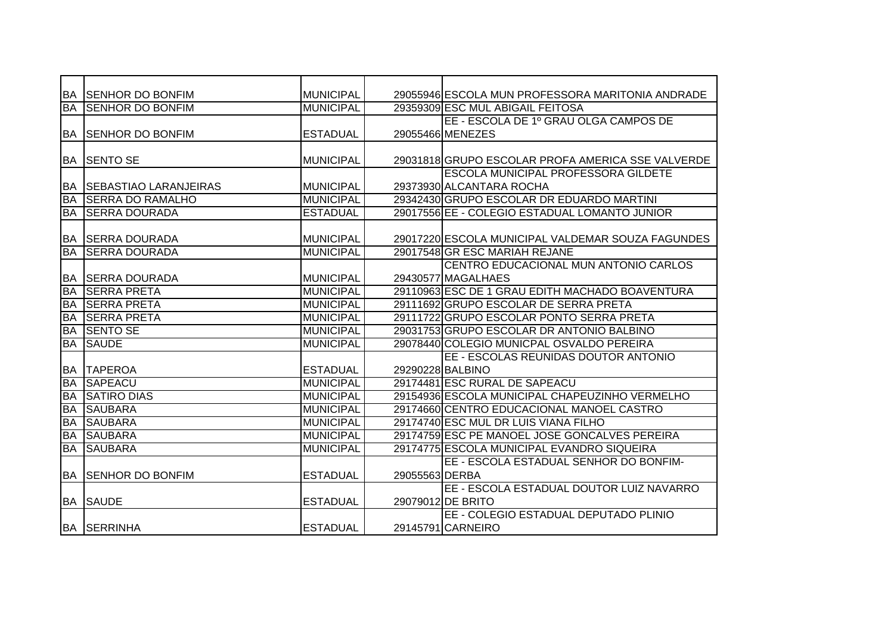| | | | | |
|---|---|---|---|---|
| BA | SENHOR DO BONFIM | MUNICIPAL | 29055946 | ESCOLA MUN PROFESSORA MARITONIA ANDRADE |
| BA | SENHOR DO BONFIM | MUNICIPAL | 29359309 | ESC MUL ABIGAIL FEITOSA |
| BA | SENHOR DO BONFIM | ESTADUAL | 29055466 | EE - ESCOLA DE 1º GRAU OLGA CAMPOS DE MENEZES |
| BA | SENTO SE | MUNICIPAL | 29031818 | GRUPO ESCOLAR PROFA AMERICA SSE VALVERDE |
| BA | SEBASTIAO LARANJEIRAS | MUNICIPAL | 29373930 | ESCOLA MUNICIPAL PROFESSORA GILDETE ALCANTARA ROCHA |
| BA | SERRA DO RAMALHO | MUNICIPAL | 29342430 | GRUPO ESCOLAR DR EDUARDO MARTINI |
| BA | SERRA DOURADA | ESTADUAL | 29017556 | EE - COLEGIO ESTADUAL LOMANTO JUNIOR |
| BA | SERRA DOURADA | MUNICIPAL | 29017220 | ESCOLA MUNICIPAL VALDEMAR SOUZA FAGUNDES |
| BA | SERRA DOURADA | MUNICIPAL | 29017548 | GR ESC MARIAH REJANE |
| BA | SERRA DOURADA | MUNICIPAL | 29430577 | CENTRO EDUCACIONAL MUN ANTONIO CARLOS MAGALHAES |
| BA | SERRA PRETA | MUNICIPAL | 29110963 | ESC DE 1 GRAU EDITH MACHADO BOAVENTURA |
| BA | SERRA PRETA | MUNICIPAL | 29111692 | GRUPO ESCOLAR DE SERRA PRETA |
| BA | SERRA PRETA | MUNICIPAL | 29111722 | GRUPO ESCOLAR PONTO SERRA PRETA |
| BA | SENTO SE | MUNICIPAL | 29031753 | GRUPO ESCOLAR DR ANTONIO BALBINO |
| BA | SAUDE | MUNICIPAL | 29078440 | COLEGIO MUNICPAL OSVALDO PEREIRA |
| BA | TAPEROA | ESTADUAL | 29290228 | EE - ESCOLAS REUNIDAS DOUTOR ANTONIO BALBINO |
| BA | SAPEACU | MUNICIPAL | 29174481 | ESC RURAL DE SAPEACU |
| BA | SATIRO DIAS | MUNICIPAL | 29154936 | ESCOLA MUNICIPAL CHAPEUZINHO VERMELHO |
| BA | SAUBARA | MUNICIPAL | 29174660 | CENTRO EDUCACIONAL MANOEL CASTRO |
| BA | SAUBARA | MUNICIPAL | 29174740 | ESC MUL DR LUIS VIANA FILHO |
| BA | SAUBARA | MUNICIPAL | 29174759 | ESC PE MANOEL JOSE GONCALVES PEREIRA |
| BA | SAUBARA | MUNICIPAL | 29174775 | ESCOLA MUNICIPAL EVANDRO SIQUEIRA |
| BA | SENHOR DO BONFIM | ESTADUAL | 29055563 | EE - ESCOLA ESTADUAL SENHOR DO BONFIM-DERBA |
| BA | SAUDE | ESTADUAL | 29079012 | EE - ESCOLA ESTADUAL DOUTOR LUIZ NAVARRO DE BRITO |
| BA | SERRINHA | ESTADUAL | 29145791 | EE - COLEGIO ESTADUAL DEPUTADO PLINIO CARNEIRO |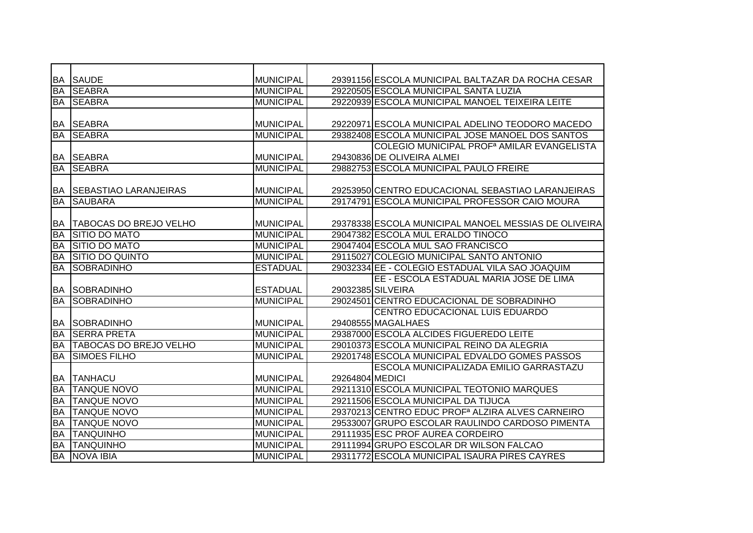| | | | | |
|---|---|---|---|---|
| BA | SAUDE | MUNICIPAL | 29391156 | ESCOLA MUNICIPAL BALTAZAR DA ROCHA CESAR |
| BA | SEABRA | MUNICIPAL | 29220505 | ESCOLA MUNICIPAL SANTA LUZIA |
| BA | SEABRA | MUNICIPAL | 29220939 | ESCOLA MUNICIPAL MANOEL TEIXEIRA LEITE |
| BA | SEABRA | MUNICIPAL | 29220971 | ESCOLA MUNICIPAL ADELINO TEODORO MACEDO |
| BA | SEABRA | MUNICIPAL | 29382408 | ESCOLA MUNICIPAL JOSE MANOEL DOS SANTOS |
| BA | SEABRA | MUNICIPAL | 29430836 | COLEGIO MUNICIPAL PROFª AMILAR EVANGELISTA DE OLIVEIRA ALMEI |
| BA | SEABRA | MUNICIPAL | 29882753 | ESCOLA MUNICIPAL PAULO FREIRE |
| BA | SEBASTIAO LARANJEIRAS | MUNICIPAL | 29253950 | CENTRO EDUCACIONAL SEBASTIAO LARANJEIRAS |
| BA | SAUBARA | MUNICIPAL | 29174791 | ESCOLA MUNICIPAL PROFESSOR CAIO MOURA |
| BA | TABOCAS DO BREJO VELHO | MUNICIPAL | 29378338 | ESCOLA MUNICIPAL MANOEL MESSIAS DE OLIVEIRA |
| BA | SITIO DO MATO | MUNICIPAL | 29047382 | ESCOLA MUL ERALDO TINOCO |
| BA | SITIO DO MATO | MUNICIPAL | 29047404 | ESCOLA MUL SAO FRANCISCO |
| BA | SITIO DO QUINTO | MUNICIPAL | 29115027 | COLEGIO MUNICIPAL SANTO ANTONIO |
| BA | SOBRADINHO | ESTADUAL | 29032334 | EE - COLEGIO ESTADUAL VILA SAO JOAQUIM |
| BA | SOBRADINHO | ESTADUAL | 29032385 | EE - ESCOLA ESTADUAL MARIA JOSE DE LIMA SILVEIRA |
| BA | SOBRADINHO | MUNICIPAL | 29024501 | CENTRO EDUCACIONAL DE SOBRADINHO |
| BA | SOBRADINHO | MUNICIPAL | 29408555 | CENTRO EDUCACIONAL LUIS EDUARDO MAGALHAES |
| BA | SERRA PRETA | MUNICIPAL | 29387000 | ESCOLA ALCIDES FIGUEREDO LEITE |
| BA | TABOCAS DO BREJO VELHO | MUNICIPAL | 29010373 | ESCOLA MUNICIPAL REINO DA ALEGRIA |
| BA | SIMOES FILHO | MUNICIPAL | 29201748 | ESCOLA MUNICIPAL EDVALDO GOMES PASSOS |
| BA | TANHACU | MUNICIPAL | 29264804 | ESCOLA MUNICIPALIZADA EMILIO GARRASTAZU MEDICI |
| BA | TANQUE NOVO | MUNICIPAL | 29211310 | ESCOLA MUNICIPAL TEOTONIO MARQUES |
| BA | TANQUE NOVO | MUNICIPAL | 29211506 | ESCOLA MUNICIPAL DA TIJUCA |
| BA | TANQUE NOVO | MUNICIPAL | 29370213 | CENTRO EDUC PROFª ALZIRA ALVES CARNEIRO |
| BA | TANQUE NOVO | MUNICIPAL | 29533007 | GRUPO ESCOLAR RAULINDO CARDOSO PIMENTA |
| BA | TANQUINHO | MUNICIPAL | 29111935 | ESC PROF AUREA CORDEIRO |
| BA | TANQUINHO | MUNICIPAL | 29111994 | GRUPO ESCOLAR DR WILSON FALCAO |
| BA | NOVA IBIA | MUNICIPAL | 29311772 | ESCOLA MUNICIPAL ISAURA PIRES CAYRES |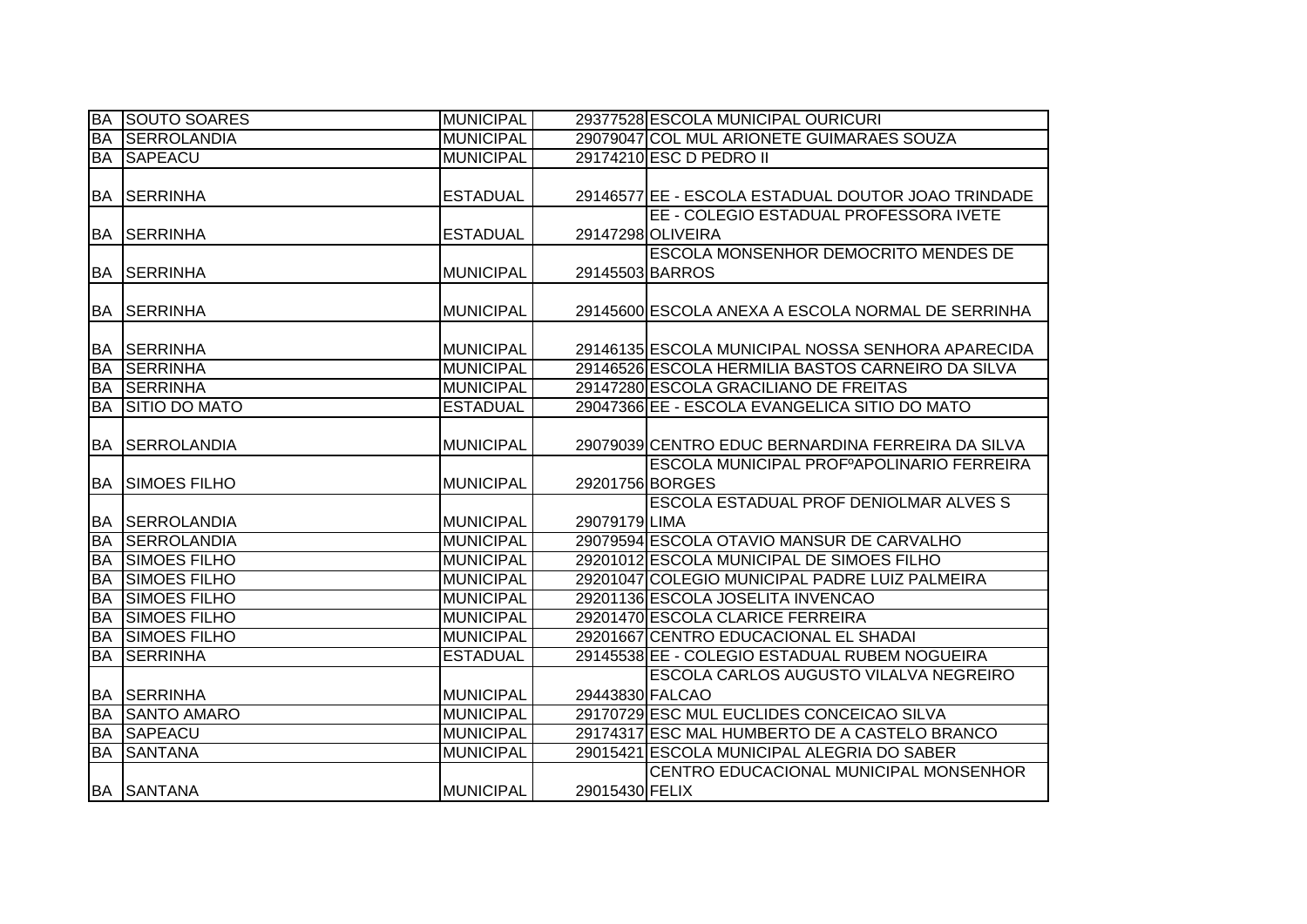| | | | | |
|---|---|---|---|---|
| BA | SOUTO SOARES | MUNICIPAL | 29377528 | ESCOLA MUNICIPAL OURICURI |
| BA | SERROLANDIA | MUNICIPAL | 29079047 | COL MUL ARIONETE GUIMARAES SOUZA |
| BA | SAPEACU | MUNICIPAL | 29174210 | ESC D PEDRO II |
| BA | SERRINHA | ESTADUAL | 29146577 | EE - ESCOLA ESTADUAL DOUTOR JOAO TRINDADE |
| BA | SERRINHA | ESTADUAL | 29147298 | EE - COLEGIO ESTADUAL PROFESSORA IVETE OLIVEIRA |
| BA | SERRINHA | MUNICIPAL | 29145503 | ESCOLA MONSENHOR DEMOCRITO MENDES DE BARROS |
| BA | SERRINHA | MUNICIPAL | 29145600 | ESCOLA ANEXA A ESCOLA NORMAL DE SERRINHA |
| BA | SERRINHA | MUNICIPAL | 29146135 | ESCOLA MUNICIPAL NOSSA SENHORA APARECIDA |
| BA | SERRINHA | MUNICIPAL | 29146526 | ESCOLA HERMILIA BASTOS CARNEIRO DA SILVA |
| BA | SERRINHA | MUNICIPAL | 29147280 | ESCOLA GRACILIANO DE FREITAS |
| BA | SITIO DO MATO | ESTADUAL | 29047366 | EE - ESCOLA EVANGELICA SITIO DO MATO |
| BA | SERROLANDIA | MUNICIPAL | 29079039 | CENTRO EDUC BERNARDINA FERREIRA DA SILVA |
| BA | SIMOES FILHO | MUNICIPAL | 29201756 | ESCOLA MUNICIPAL PROFºAPOLINARIO FERREIRA BORGES |
| BA | SERROLANDIA | MUNICIPAL | 29079179 | ESCOLA ESTADUAL PROF DENIOLMAR ALVES S LIMA |
| BA | SERROLANDIA | MUNICIPAL | 29079594 | ESCOLA OTAVIO MANSUR DE CARVALHO |
| BA | SIMOES FILHO | MUNICIPAL | 29201012 | ESCOLA MUNICIPAL DE SIMOES FILHO |
| BA | SIMOES FILHO | MUNICIPAL | 29201047 | COLEGIO MUNICIPAL PADRE LUIZ PALMEIRA |
| BA | SIMOES FILHO | MUNICIPAL | 29201136 | ESCOLA JOSELITA INVENCAO |
| BA | SIMOES FILHO | MUNICIPAL | 29201470 | ESCOLA CLARICE FERREIRA |
| BA | SIMOES FILHO | MUNICIPAL | 29201667 | CENTRO EDUCACIONAL EL SHADAI |
| BA | SERRINHA | ESTADUAL | 29145538 | EE - COLEGIO ESTADUAL RUBEM NOGUEIRA |
| BA | SERRINHA | MUNICIPAL | 29443830 | ESCOLA CARLOS AUGUSTO VILALVA NEGREIRO FALCAO |
| BA | SANTO AMARO | MUNICIPAL | 29170729 | ESC MUL EUCLIDES CONCEICAO SILVA |
| BA | SAPEACU | MUNICIPAL | 29174317 | ESC MAL HUMBERTO DE A CASTELO BRANCO |
| BA | SANTANA | MUNICIPAL | 29015421 | ESCOLA MUNICIPAL ALEGRIA DO SABER |
| BA | SANTANA | MUNICIPAL | 29015430 | CENTRO EDUCACIONAL MUNICIPAL MONSENHOR FELIX |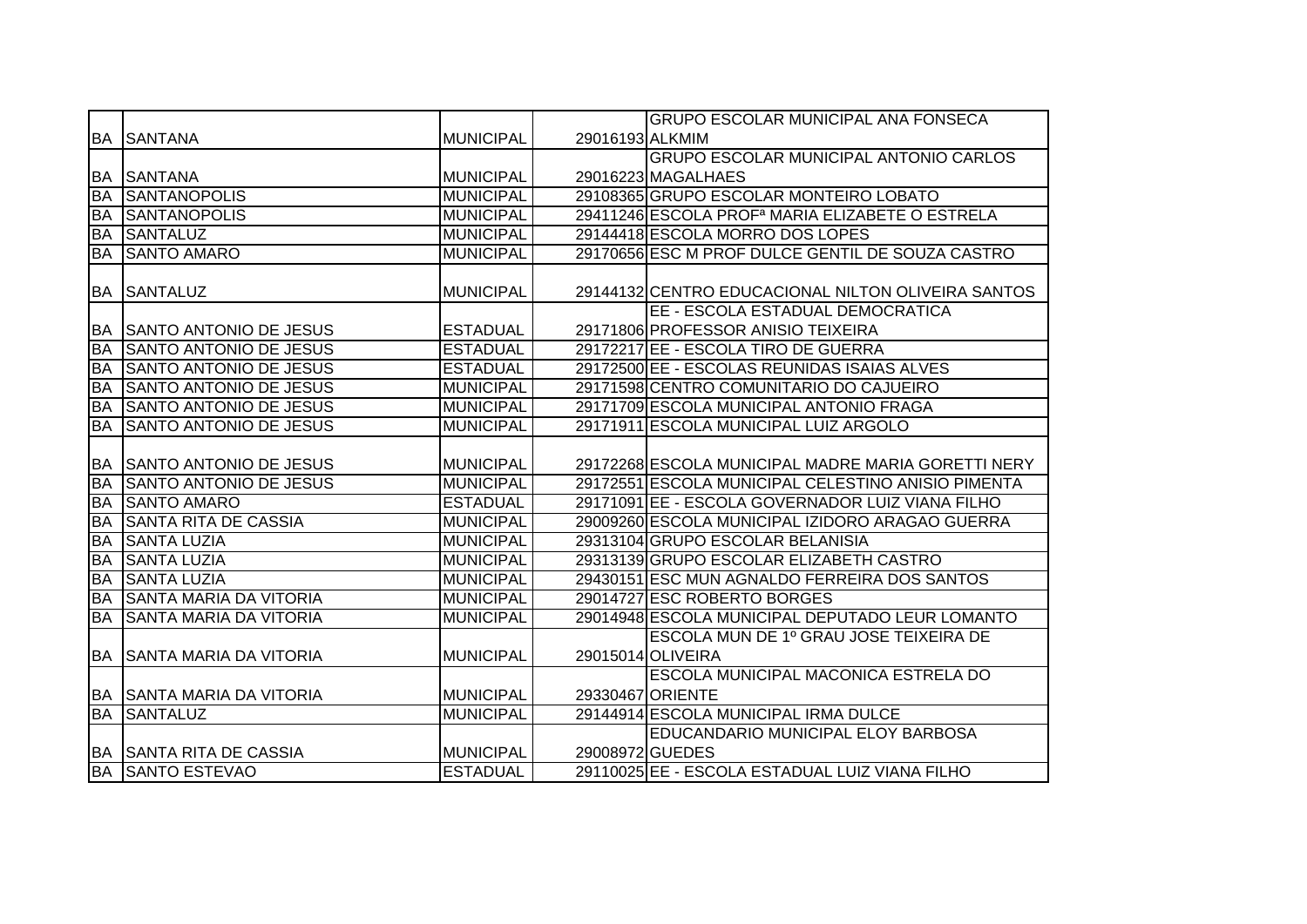| | | | | |
|---|---|---|---|---|
| BA | SANTANA | MUNICIPAL | 29016193 | GRUPO ESCOLAR MUNICIPAL ANA FONSECA ALKMIM |
| BA | SANTANA | MUNICIPAL | 29016223 | GRUPO ESCOLAR MUNICIPAL ANTONIO CARLOS MAGALHAES |
| BA | SANTANOPOLIS | MUNICIPAL | 29108365 | GRUPO ESCOLAR MONTEIRO LOBATO |
| BA | SANTANOPOLIS | MUNICIPAL | 29411246 | ESCOLA PROFª MARIA ELIZABETE O ESTRELA |
| BA | SANTALUZ | MUNICIPAL | 29144418 | ESCOLA MORRO DOS LOPES |
| BA | SANTO AMARO | MUNICIPAL | 29170656 | ESC M PROF DULCE GENTIL DE SOUZA CASTRO |
| BA | SANTALUZ | MUNICIPAL | 29144132 | CENTRO EDUCACIONAL NILTON OLIVEIRA SANTOS |
| BA | SANTO ANTONIO DE JESUS | ESTADUAL | 29171806 | EE - ESCOLA ESTADUAL DEMOCRATICA PROFESSOR ANISIO TEIXEIRA |
| BA | SANTO ANTONIO DE JESUS | ESTADUAL | 29172217 | EE - ESCOLA TIRO DE GUERRA |
| BA | SANTO ANTONIO DE JESUS | ESTADUAL | 29172500 | EE - ESCOLAS REUNIDAS ISAIAS ALVES |
| BA | SANTO ANTONIO DE JESUS | MUNICIPAL | 29171598 | CENTRO COMUNITARIO DO CAJUEIRO |
| BA | SANTO ANTONIO DE JESUS | MUNICIPAL | 29171709 | ESCOLA MUNICIPAL ANTONIO FRAGA |
| BA | SANTO ANTONIO DE JESUS | MUNICIPAL | 29171911 | ESCOLA MUNICIPAL LUIZ ARGOLO |
| BA | SANTO ANTONIO DE JESUS | MUNICIPAL | 29172268 | ESCOLA MUNICIPAL MADRE MARIA GORETTI NERY |
| BA | SANTO ANTONIO DE JESUS | MUNICIPAL | 29172551 | ESCOLA MUNICIPAL CELESTINO ANISIO PIMENTA |
| BA | SANTO AMARO | ESTADUAL | 29171091 | EE - ESCOLA GOVERNADOR LUIZ VIANA FILHO |
| BA | SANTA RITA DE CASSIA | MUNICIPAL | 29009260 | ESCOLA MUNICIPAL IZIDORO ARAGAO GUERRA |
| BA | SANTA LUZIA | MUNICIPAL | 29313104 | GRUPO ESCOLAR BELANISIA |
| BA | SANTA LUZIA | MUNICIPAL | 29313139 | GRUPO ESCOLAR ELIZABETH CASTRO |
| BA | SANTA LUZIA | MUNICIPAL | 29430151 | ESC MUN AGNALDO FERREIRA DOS SANTOS |
| BA | SANTA MARIA DA VITORIA | MUNICIPAL | 29014727 | ESC ROBERTO BORGES |
| BA | SANTA MARIA DA VITORIA | MUNICIPAL | 29014948 | ESCOLA MUNICIPAL DEPUTADO LEUR LOMANTO |
| BA | SANTA MARIA DA VITORIA | MUNICIPAL | 29015014 | ESCOLA MUN DE 1º GRAU JOSE TEIXEIRA DE OLIVEIRA |
| BA | SANTA MARIA DA VITORIA | MUNICIPAL | 29330467 | ESCOLA MUNICIPAL MACONICA ESTRELA DO ORIENTE |
| BA | SANTALUZ | MUNICIPAL | 29144914 | ESCOLA MUNICIPAL IRMA DULCE |
| BA | SANTA RITA DE CASSIA | MUNICIPAL | 29008972 | EDUCANDARIO MUNICIPAL ELOY BARBOSA GUEDES |
| BA | SANTO ESTEVAO | ESTADUAL | 29110025 | EE - ESCOLA ESTADUAL LUIZ VIANA FILHO |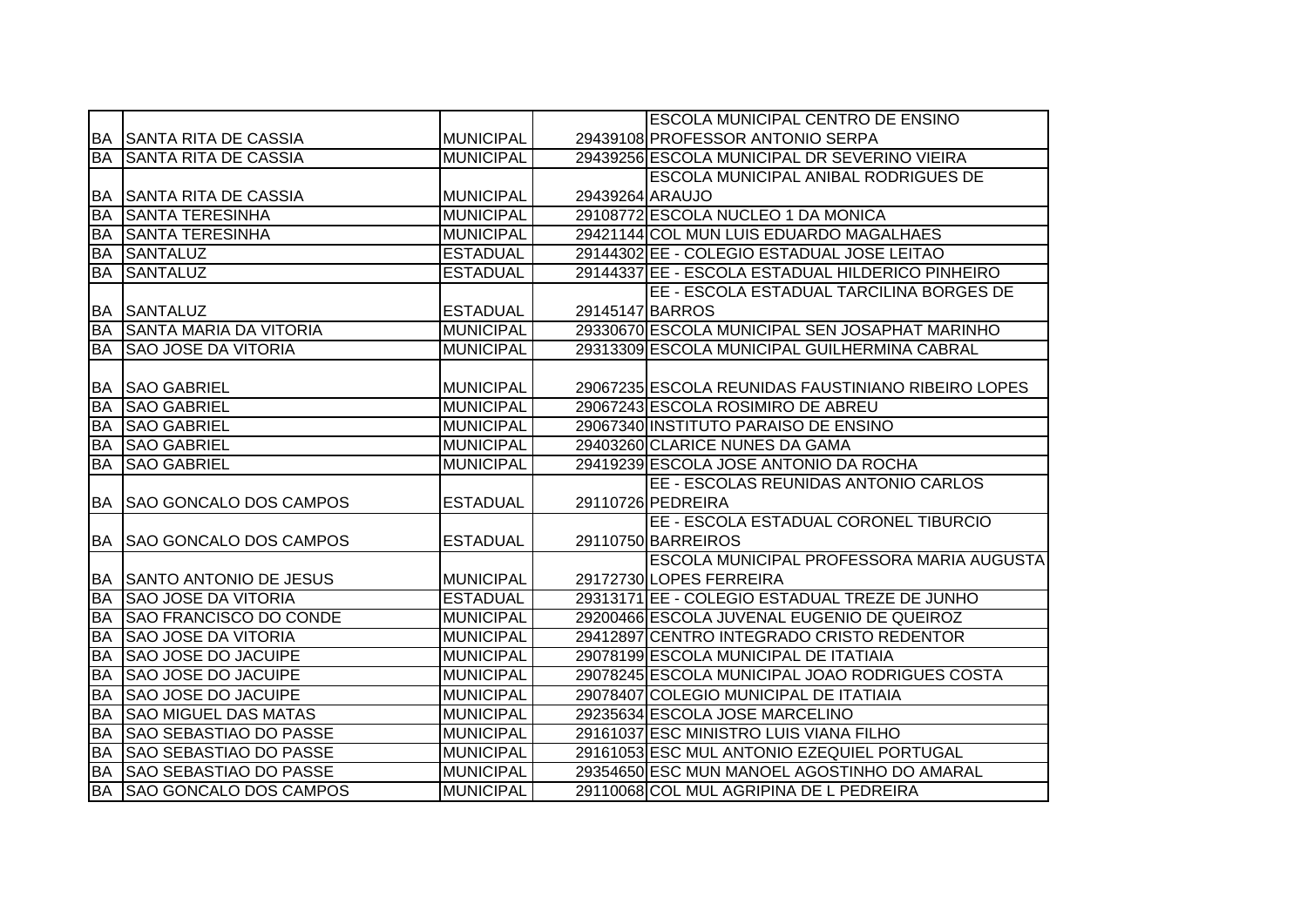| | | | | |
|---|---|---|---|---|
| BA | SANTA RITA DE CASSIA | MUNICIPAL | 29439108 | ESCOLA MUNICIPAL CENTRO DE ENSINO PROFESSOR ANTONIO SERPA |
| BA | SANTA RITA DE CASSIA | MUNICIPAL | 29439256 | ESCOLA MUNICIPAL DR SEVERINO VIEIRA |
| BA | SANTA RITA DE CASSIA | MUNICIPAL | 29439264 | ESCOLA MUNICIPAL ANIBAL RODRIGUES DE ARAUJO |
| BA | SANTA TERESINHA | MUNICIPAL | 29108772 | ESCOLA NUCLEO 1 DA MONICA |
| BA | SANTA TERESINHA | MUNICIPAL | 29421144 | COL MUN LUIS EDUARDO MAGALHAES |
| BA | SANTALUZ | ESTADUAL | 29144302 | EE - COLEGIO ESTADUAL JOSE LEITAO |
| BA | SANTALUZ | ESTADUAL | 29144337 | EE - ESCOLA ESTADUAL HILDERICO PINHEIRO |
| BA | SANTALUZ | ESTADUAL | 29145147 | EE - ESCOLA ESTADUAL TARCILINA BORGES DE BARROS |
| BA | SANTA MARIA DA VITORIA | MUNICIPAL | 29330670 | ESCOLA MUNICIPAL SEN JOSAPHAT MARINHO |
| BA | SAO JOSE DA VITORIA | MUNICIPAL | 29313309 | ESCOLA MUNICIPAL GUILHERMINA CABRAL |
| BA | SAO GABRIEL | MUNICIPAL | 29067235 | ESCOLA REUNIDAS FAUSTINIANO RIBEIRO LOPES |
| BA | SAO GABRIEL | MUNICIPAL | 29067243 | ESCOLA ROSIMIRO DE ABREU |
| BA | SAO GABRIEL | MUNICIPAL | 29067340 | INSTITUTO PARAISO DE ENSINO |
| BA | SAO GABRIEL | MUNICIPAL | 29403260 | CLARICE NUNES DA GAMA |
| BA | SAO GABRIEL | MUNICIPAL | 29419239 | ESCOLA JOSE ANTONIO DA ROCHA |
| BA | SAO GONCALO DOS CAMPOS | ESTADUAL | 29110726 | EE - ESCOLAS REUNIDAS ANTONIO CARLOS PEDREIRA |
| BA | SAO GONCALO DOS CAMPOS | ESTADUAL | 29110750 | EE - ESCOLA ESTADUAL CORONEL TIBURCIO BARREIROS |
| BA | SANTO ANTONIO DE JESUS | MUNICIPAL | 29172730 | ESCOLA MUNICIPAL PROFESSORA MARIA AUGUSTA LOPES FERREIRA |
| BA | SAO JOSE DA VITORIA | ESTADUAL | 29313171 | EE - COLEGIO ESTADUAL TREZE DE JUNHO |
| BA | SAO FRANCISCO DO CONDE | MUNICIPAL | 29200466 | ESCOLA JUVENAL EUGENIO DE QUEIROZ |
| BA | SAO JOSE DA VITORIA | MUNICIPAL | 29412897 | CENTRO INTEGRADO CRISTO REDENTOR |
| BA | SAO JOSE DO JACUIPE | MUNICIPAL | 29078199 | ESCOLA MUNICIPAL DE ITATIAIA |
| BA | SAO JOSE DO JACUIPE | MUNICIPAL | 29078245 | ESCOLA MUNICIPAL JOAO RODRIGUES COSTA |
| BA | SAO JOSE DO JACUIPE | MUNICIPAL | 29078407 | COLEGIO MUNICIPAL DE ITATIAIA |
| BA | SAO MIGUEL DAS MATAS | MUNICIPAL | 29235634 | ESCOLA JOSE MARCELINO |
| BA | SAO SEBASTIAO DO PASSE | MUNICIPAL | 29161037 | ESC MINISTRO LUIS VIANA FILHO |
| BA | SAO SEBASTIAO DO PASSE | MUNICIPAL | 29161053 | ESC MUL ANTONIO EZEQUIEL PORTUGAL |
| BA | SAO SEBASTIAO DO PASSE | MUNICIPAL | 29354650 | ESC MUN MANOEL AGOSTINHO DO AMARAL |
| BA | SAO GONCALO DOS CAMPOS | MUNICIPAL | 29110068 | COL MUL AGRIPINA DE L PEDREIRA |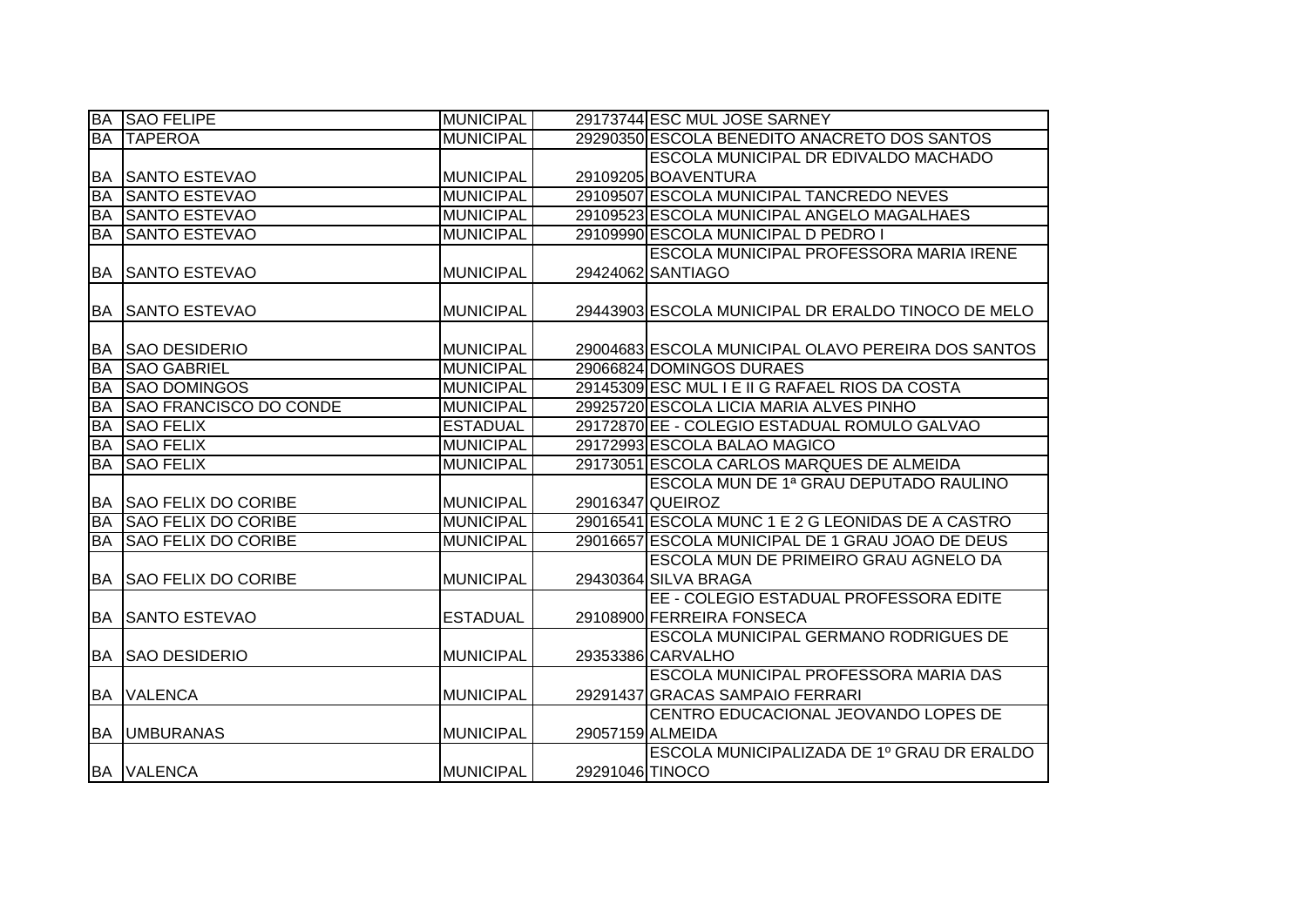| | | | | |
|---|---|---|---|---|
| BA | SAO FELIPE | MUNICIPAL | 29173744 | ESC MUL JOSE SARNEY |
| BA | TAPEROA | MUNICIPAL | 29290350 | ESCOLA BENEDITO ANACRETO DOS SANTOS |
| BA | SANTO ESTEVAO | MUNICIPAL | 29109205 | ESCOLA MUNICIPAL DR EDIVALDO MACHADO BOAVENTURA |
| BA | SANTO ESTEVAO | MUNICIPAL | 29109507 | ESCOLA MUNICIPAL TANCREDO NEVES |
| BA | SANTO ESTEVAO | MUNICIPAL | 29109523 | ESCOLA MUNICIPAL ANGELO MAGALHAES |
| BA | SANTO ESTEVAO | MUNICIPAL | 29109990 | ESCOLA MUNICIPAL D PEDRO I |
| BA | SANTO ESTEVAO | MUNICIPAL | 29424062 | ESCOLA MUNICIPAL PROFESSORA MARIA IRENE SANTIAGO |
| BA | SANTO ESTEVAO | MUNICIPAL | 29443903 | ESCOLA MUNICIPAL DR ERALDO TINOCO DE MELO |
| BA | SAO DESIDERIO | MUNICIPAL | 29004683 | ESCOLA MUNICIPAL OLAVO PEREIRA DOS SANTOS |
| BA | SAO GABRIEL | MUNICIPAL | 29066824 | DOMINGOS DURAES |
| BA | SAO DOMINGOS | MUNICIPAL | 29145309 | ESC MUL I E II G RAFAEL RIOS DA COSTA |
| BA | SAO FRANCISCO DO CONDE | MUNICIPAL | 29925720 | ESCOLA LICIA MARIA ALVES PINHO |
| BA | SAO FELIX | ESTADUAL | 29172870 | EE - COLEGIO ESTADUAL ROMULO GALVAO |
| BA | SAO FELIX | MUNICIPAL | 29172993 | ESCOLA BALAO MAGICO |
| BA | SAO FELIX | MUNICIPAL | 29173051 | ESCOLA CARLOS MARQUES DE ALMEIDA |
| BA | SAO FELIX DO CORIBE | MUNICIPAL | 29016347 | ESCOLA MUN DE 1ª GRAU DEPUTADO RAULINO QUEIROZ |
| BA | SAO FELIX DO CORIBE | MUNICIPAL | 29016541 | ESCOLA MUNC 1 E 2 G LEONIDAS DE A CASTRO |
| BA | SAO FELIX DO CORIBE | MUNICIPAL | 29016657 | ESCOLA MUNICIPAL DE 1 GRAU JOAO DE DEUS |
| BA | SAO FELIX DO CORIBE | MUNICIPAL | 29430364 | ESCOLA MUN DE PRIMEIRO GRAU AGNELO DA SILVA BRAGA |
| BA | SANTO ESTEVAO | ESTADUAL | 29108900 | EE - COLEGIO ESTADUAL PROFESSORA EDITE FERREIRA FONSECA |
| BA | SAO DESIDERIO | MUNICIPAL | 29353386 | ESCOLA MUNICIPAL GERMANO RODRIGUES DE CARVALHO |
| BA | VALENCA | MUNICIPAL | 29291437 | ESCOLA MUNICIPAL PROFESSORA MARIA DAS GRACAS SAMPAIO FERRARI |
| BA | UMBURANAS | MUNICIPAL | 29057159 | CENTRO EDUCACIONAL JEOVANDO LOPES DE ALMEIDA |
| BA | VALENCA | MUNICIPAL | 29291046 | ESCOLA MUNICIPALIZADA DE 1º GRAU DR ERALDO TINOCO |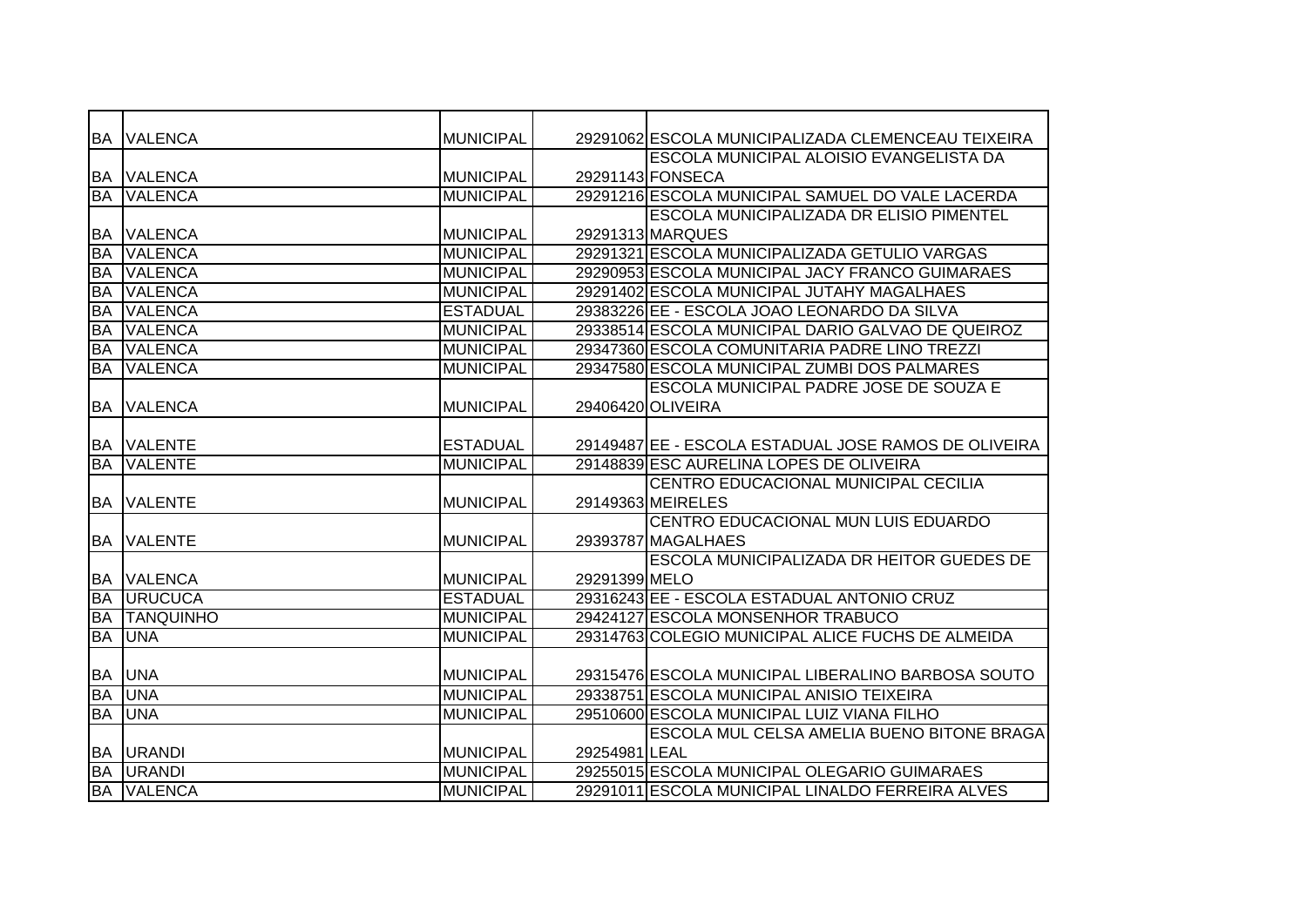| | | | | |
|---|---|---|---|---|
| BA | VALENCA | MUNICIPAL | 29291062 | ESCOLA MUNICIPALIZADA CLEMENCEAU TEIXEIRA |
| BA | VALENCA | MUNICIPAL | 29291143 | ESCOLA MUNICIPAL ALOISIO EVANGELISTA DA FONSECA |
| BA | VALENCA | MUNICIPAL | 29291216 | ESCOLA MUNICIPAL SAMUEL DO VALE LACERDA |
| BA | VALENCA | MUNICIPAL | 29291313 | ESCOLA MUNICIPALIZADA DR ELISIO PIMENTEL MARQUES |
| BA | VALENCA | MUNICIPAL | 29291321 | ESCOLA MUNICIPALIZADA GETULIO VARGAS |
| BA | VALENCA | MUNICIPAL | 29290953 | ESCOLA MUNICIPAL JACY FRANCO GUIMARAES |
| BA | VALENCA | MUNICIPAL | 29291402 | ESCOLA MUNICIPAL JUTAHY MAGALHAES |
| BA | VALENCA | ESTADUAL | 29383226 | EE - ESCOLA JOAO LEONARDO DA SILVA |
| BA | VALENCA | MUNICIPAL | 29338514 | ESCOLA MUNICIPAL DARIO GALVAO DE QUEIROZ |
| BA | VALENCA | MUNICIPAL | 29347360 | ESCOLA COMUNITARIA PADRE LINO TREZZI |
| BA | VALENCA | MUNICIPAL | 29347580 | ESCOLA MUNICIPAL ZUMBI DOS PALMARES |
| BA | VALENCA | MUNICIPAL | 29406420 | ESCOLA MUNICIPAL PADRE JOSE DE SOUZA E OLIVEIRA |
| BA | VALENTE | ESTADUAL | 29149487 | EE - ESCOLA ESTADUAL JOSE RAMOS DE OLIVEIRA |
| BA | VALENTE | MUNICIPAL | 29148839 | ESC AURELINA LOPES DE OLIVEIRA |
| BA | VALENTE | MUNICIPAL | 29149363 | CENTRO EDUCACIONAL MUNICIPAL CECILIA MEIRELES |
| BA | VALENTE | MUNICIPAL | 29393787 | CENTRO EDUCACIONAL MUN LUIS EDUARDO MAGALHAES |
| BA | VALENCA | MUNICIPAL | 29291399 | ESCOLA MUNICIPALIZADA DR HEITOR GUEDES DE MELO |
| BA | URUCUCA | ESTADUAL | 29316243 | EE - ESCOLA ESTADUAL ANTONIO CRUZ |
| BA | TANQUINHO | MUNICIPAL | 29424127 | ESCOLA MONSENHOR TRABUCO |
| BA | UNA | MUNICIPAL | 29314763 | COLEGIO MUNICIPAL ALICE FUCHS DE ALMEIDA |
| BA | UNA | MUNICIPAL | 29315476 | ESCOLA MUNICIPAL LIBERALINO BARBOSA SOUTO |
| BA | UNA | MUNICIPAL | 29338751 | ESCOLA MUNICIPAL ANISIO TEIXEIRA |
| BA | UNA | MUNICIPAL | 29510600 | ESCOLA MUNICIPAL LUIZ VIANA FILHO |
| BA | URANDI | MUNICIPAL | 29254981 | ESCOLA MUL CELSA AMELIA BUENO BITONE BRAGA LEAL |
| BA | URANDI | MUNICIPAL | 29255015 | ESCOLA MUNICIPAL OLEGARIO GUIMARAES |
| BA | VALENCA | MUNICIPAL | 29291011 | ESCOLA MUNICIPAL LINALDO FERREIRA ALVES |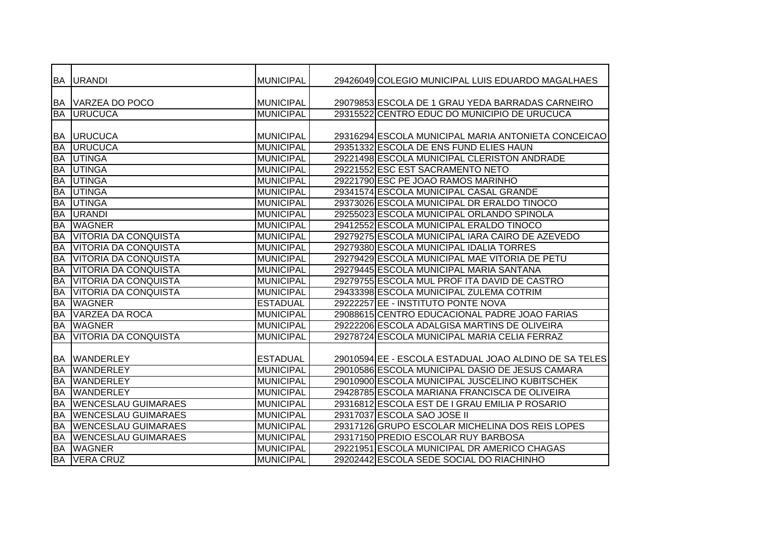| | | | | |
|---|---|---|---|---|
| BA | URANDI | MUNICIPAL | 29426049 | COLEGIO MUNICIPAL LUIS EDUARDO MAGALHAES |
| BA | VARZEA DO POCO | MUNICIPAL | 29079853 | ESCOLA DE 1 GRAU YEDA BARRADAS CARNEIRO |
| BA | URUCUCA | MUNICIPAL | 29315522 | CENTRO EDUC DO MUNICIPIO DE URUCUCA |
| BA | URUCUCA | MUNICIPAL | 29316294 | ESCOLA MUNICIPAL MARIA ANTONIETA CONCEICAO |
| BA | URUCUCA | MUNICIPAL | 29351332 | ESCOLA DE ENS FUND ELIES HAUN |
| BA | UTINGA | MUNICIPAL | 29221498 | ESCOLA MUNICIPAL CLERISTON ANDRADE |
| BA | UTINGA | MUNICIPAL | 29221552 | ESC EST SACRAMENTO NETO |
| BA | UTINGA | MUNICIPAL | 29221790 | ESC PE JOAO RAMOS MARINHO |
| BA | UTINGA | MUNICIPAL | 29341574 | ESCOLA MUNICIPAL CASAL GRANDE |
| BA | UTINGA | MUNICIPAL | 29373026 | ESCOLA MUNICIPAL DR ERALDO TINOCO |
| BA | URANDI | MUNICIPAL | 29255023 | ESCOLA MUNICIPAL ORLANDO SPINOLA |
| BA | WAGNER | MUNICIPAL | 29412552 | ESCOLA MUNICIPAL ERALDO TINOCO |
| BA | VITORIA DA CONQUISTA | MUNICIPAL | 29279275 | ESCOLA MUNICIPAL IARA CAIRO DE AZEVEDO |
| BA | VITORIA DA CONQUISTA | MUNICIPAL | 29279380 | ESCOLA MUNICIPAL IDALIA TORRES |
| BA | VITORIA DA CONQUISTA | MUNICIPAL | 29279429 | ESCOLA MUNICIPAL MAE VITORIA DE PETU |
| BA | VITORIA DA CONQUISTA | MUNICIPAL | 29279445 | ESCOLA MUNICIPAL MARIA SANTANA |
| BA | VITORIA DA CONQUISTA | MUNICIPAL | 29279755 | ESCOLA MUL PROF ITA DAVID DE CASTRO |
| BA | VITORIA DA CONQUISTA | MUNICIPAL | 29433398 | ESCOLA MUNICIPAL ZULEMA COTRIM |
| BA | WAGNER | ESTADUAL | 29222257 | EE - INSTITUTO PONTE NOVA |
| BA | VARZEA DA ROCA | MUNICIPAL | 29088615 | CENTRO EDUCACIONAL PADRE JOAO FARIAS |
| BA | WAGNER | MUNICIPAL | 29222206 | ESCOLA ADALGISA MARTINS DE OLIVEIRA |
| BA | VITORIA DA CONQUISTA | MUNICIPAL | 29278724 | ESCOLA MUNICIPAL MARIA CELIA FERRAZ |
| BA | WANDERLEY | ESTADUAL | 29010594 | EE - ESCOLA ESTADUAL JOAO ALDINO DE SA TELES |
| BA | WANDERLEY | MUNICIPAL | 29010586 | ESCOLA MUNICIPAL DASIO DE JESUS CAMARA |
| BA | WANDERLEY | MUNICIPAL | 29010900 | ESCOLA MUNICIPAL JUSCELINO KUBITSCHEK |
| BA | WANDERLEY | MUNICIPAL | 29428785 | ESCOLA MARIANA FRANCISCA DE OLIVEIRA |
| BA | WENCESLAU GUIMARAES | MUNICIPAL | 29316812 | ESCOLA EST DE I GRAU EMILIA P ROSARIO |
| BA | WENCESLAU GUIMARAES | MUNICIPAL | 29317037 | ESCOLA SAO JOSE II |
| BA | WENCESLAU GUIMARAES | MUNICIPAL | 29317126 | GRUPO ESCOLAR MICHELINA DOS REIS LOPES |
| BA | WENCESLAU GUIMARAES | MUNICIPAL | 29317150 | PREDIO ESCOLAR RUY BARBOSA |
| BA | WAGNER | MUNICIPAL | 29221951 | ESCOLA MUNICIPAL DR AMERICO CHAGAS |
| BA | VERA CRUZ | MUNICIPAL | 29202442 | ESCOLA SEDE SOCIAL DO RIACHINHO |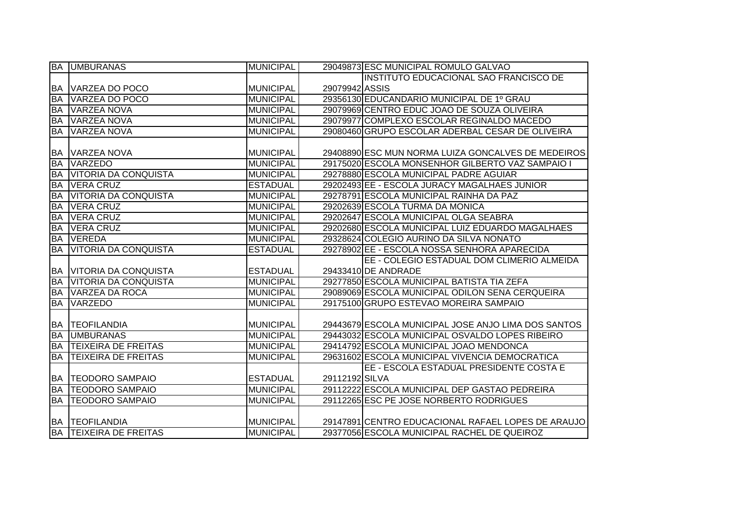| BA | UMBURANAS | MUNICIPAL | 29049873 | ESC MUNICIPAL ROMULO GALVAO |
|---|---|---|---|---|
| BA | VARZEA DO POCO | MUNICIPAL | 29079942 | INSTITUTO EDUCACIONAL SAO FRANCISCO DE ASSIS |
| BA | VARZEA DO POCO | MUNICIPAL | 29356130 | EDUCANDARIO MUNICIPAL DE 1º GRAU |
| BA | VARZEA NOVA | MUNICIPAL | 29079969 | CENTRO EDUC JOAO DE SOUZA OLIVEIRA |
| BA | VARZEA NOVA | MUNICIPAL | 29079977 | COMPLEXO ESCOLAR REGINALDO MACEDO |
| BA | VARZEA NOVA | MUNICIPAL | 29080460 | GRUPO ESCOLAR ADERBAL CESAR DE OLIVEIRA |
| BA | VARZEA NOVA | MUNICIPAL | 29408890 | ESC MUN NORMA LUIZA GONCALVES DE MEDEIROS |
| BA | VARZEDO | MUNICIPAL | 29175020 | ESCOLA MONSENHOR GILBERTO VAZ SAMPAIO I |
| BA | VITORIA DA CONQUISTA | MUNICIPAL | 29278880 | ESCOLA MUNICIPAL PADRE AGUIAR |
| BA | VERA CRUZ | ESTADUAL | 29202493 | EE - ESCOLA JURACY MAGALHAES JUNIOR |
| BA | VITORIA DA CONQUISTA | MUNICIPAL | 29278791 | ESCOLA MUNICIPAL RAINHA DA PAZ |
| BA | VERA CRUZ | MUNICIPAL | 29202639 | ESCOLA TURMA DA MONICA |
| BA | VERA CRUZ | MUNICIPAL | 29202647 | ESCOLA MUNICIPAL OLGA SEABRA |
| BA | VERA CRUZ | MUNICIPAL | 29202680 | ESCOLA MUNICIPAL LUIZ EDUARDO MAGALHAES |
| BA | VEREDA | MUNICIPAL | 29328624 | COLEGIO AURINO DA SILVA NONATO |
| BA | VITORIA DA CONQUISTA | ESTADUAL | 29278902 | EE - ESCOLA NOSSA SENHORA APARECIDA |
| BA | VITORIA DA CONQUISTA | ESTADUAL | 29433410 | EE - COLEGIO ESTADUAL DOM CLIMERIO ALMEIDA DE ANDRADE |
| BA | VITORIA DA CONQUISTA | MUNICIPAL | 29277850 | ESCOLA MUNICIPAL BATISTA TIA ZEFA |
| BA | VARZEA DA ROCA | MUNICIPAL | 29089069 | ESCOLA MUNICIPAL ODILON SENA CERQUEIRA |
| BA | VARZEDO | MUNICIPAL | 29175100 | GRUPO ESTEVAO MOREIRA SAMPAIO |
| BA | TEOFILANDIA | MUNICIPAL | 29443679 | ESCOLA MUNICIPAL JOSE ANJO LIMA DOS SANTOS |
| BA | UMBURANAS | MUNICIPAL | 29443032 | ESCOLA MUNICIPAL OSVALDO LOPES RIBEIRO |
| BA | TEIXEIRA DE FREITAS | MUNICIPAL | 29414792 | ESCOLA MUNICIPAL JOAO MENDONCA |
| BA | TEIXEIRA DE FREITAS | MUNICIPAL | 29631602 | ESCOLA MUNICIPAL VIVENCIA DEMOCRATICA |
| BA | TEODORO SAMPAIO | ESTADUAL | 29112192 | EE - ESCOLA ESTADUAL PRESIDENTE COSTA E SILVA |
| BA | TEODORO SAMPAIO | MUNICIPAL | 29112222 | ESCOLA MUNICIPAL DEP GASTAO PEDREIRA |
| BA | TEODORO SAMPAIO | MUNICIPAL | 29112265 | ESC PE JOSE NORBERTO RODRIGUES |
| BA | TEOFILANDIA | MUNICIPAL | 29147891 | CENTRO EDUCACIONAL RAFAEL LOPES DE ARAUJO |
| BA | TEIXEIRA DE FREITAS | MUNICIPAL | 29377056 | ESCOLA MUNICIPAL RACHEL DE QUEIROZ |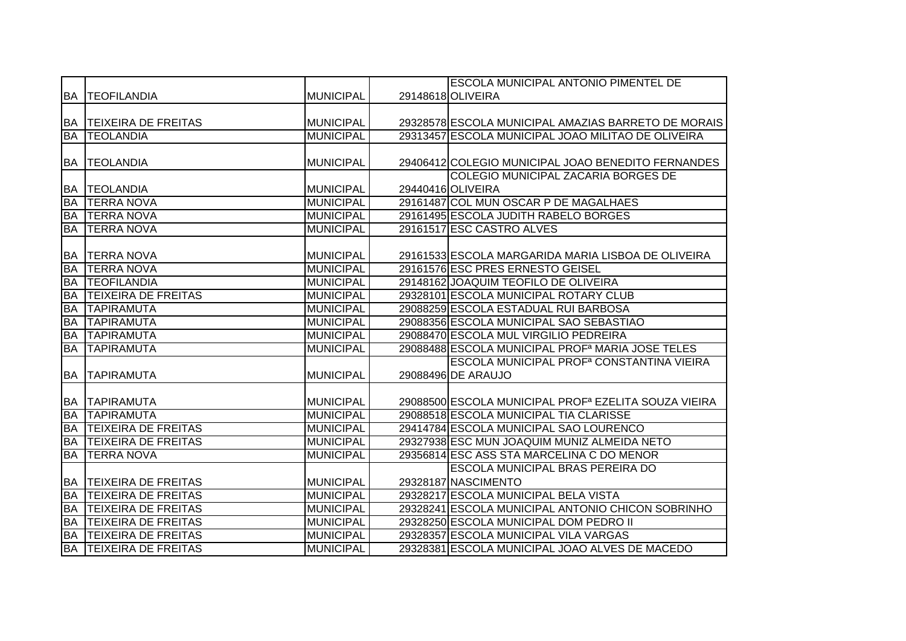| | | | | |
|---|---|---|---|---|
| BA | TEOFILANDIA | MUNICIPAL | 29148618 | ESCOLA MUNICIPAL ANTONIO PIMENTEL DE OLIVEIRA |
| BA | TEIXEIRA DE FREITAS | MUNICIPAL | 29328578 | ESCOLA MUNICIPAL AMAZIAS BARRETO DE MORAIS |
| BA | TEOLANDIA | MUNICIPAL | 29313457 | ESCOLA MUNICIPAL JOAO MILITAO DE OLIVEIRA |
| BA | TEOLANDIA | MUNICIPAL | 29406412 | COLEGIO MUNICIPAL JOAO BENEDITO FERNANDES |
| BA | TEOLANDIA | MUNICIPAL | 29440416 | COLEGIO MUNICIPAL ZACARIA BORGES DE OLIVEIRA |
| BA | TERRA NOVA | MUNICIPAL | 29161487 | COL MUN OSCAR P DE MAGALHAES |
| BA | TERRA NOVA | MUNICIPAL | 29161495 | ESCOLA JUDITH RABELO BORGES |
| BA | TERRA NOVA | MUNICIPAL | 29161517 | ESC CASTRO ALVES |
| BA | TERRA NOVA | MUNICIPAL | 29161533 | ESCOLA MARGARIDA MARIA LISBOA DE OLIVEIRA |
| BA | TERRA NOVA | MUNICIPAL | 29161576 | ESC PRES ERNESTO GEISEL |
| BA | TEOFILANDIA | MUNICIPAL | 29148162 | JOAQUIM TEOFILO DE OLIVEIRA |
| BA | TEIXEIRA DE FREITAS | MUNICIPAL | 29328101 | ESCOLA MUNICIPAL ROTARY CLUB |
| BA | TAPIRAMUTA | MUNICIPAL | 29088259 | ESCOLA ESTADUAL RUI BARBOSA |
| BA | TAPIRAMUTA | MUNICIPAL | 29088356 | ESCOLA MUNICIPAL SAO SEBASTIAO |
| BA | TAPIRAMUTA | MUNICIPAL | 29088470 | ESCOLA MUL VIRGILIO PEDREIRA |
| BA | TAPIRAMUTA | MUNICIPAL | 29088488 | ESCOLA MUNICIPAL PROFª MARIA JOSE TELES |
| BA | TAPIRAMUTA | MUNICIPAL | 29088496 | ESCOLA MUNICIPAL PROFª CONSTANTINA VIEIRA DE ARAUJO |
| BA | TAPIRAMUTA | MUNICIPAL | 29088500 | ESCOLA MUNICIPAL PROFª EZELITA SOUZA VIEIRA |
| BA | TAPIRAMUTA | MUNICIPAL | 29088518 | ESCOLA MUNICIPAL TIA CLARISSE |
| BA | TEIXEIRA DE FREITAS | MUNICIPAL | 29414784 | ESCOLA MUNICIPAL SAO LOURENCO |
| BA | TEIXEIRA DE FREITAS | MUNICIPAL | 29327938 | ESC MUN JOAQUIM MUNIZ ALMEIDA NETO |
| BA | TERRA NOVA | MUNICIPAL | 29356814 | ESC ASS STA MARCELINA C DO MENOR |
| BA | TEIXEIRA DE FREITAS | MUNICIPAL | 29328187 | ESCOLA MUNICIPAL BRAS PEREIRA DO NASCIMENTO |
| BA | TEIXEIRA DE FREITAS | MUNICIPAL | 29328217 | ESCOLA MUNICIPAL BELA VISTA |
| BA | TEIXEIRA DE FREITAS | MUNICIPAL | 29328241 | ESCOLA MUNICIPAL ANTONIO CHICON SOBRINHO |
| BA | TEIXEIRA DE FREITAS | MUNICIPAL | 29328250 | ESCOLA MUNICIPAL DOM PEDRO II |
| BA | TEIXEIRA DE FREITAS | MUNICIPAL | 29328357 | ESCOLA MUNICIPAL VILA VARGAS |
| BA | TEIXEIRA DE FREITAS | MUNICIPAL | 29328381 | ESCOLA MUNICIPAL JOAO ALVES DE MACEDO |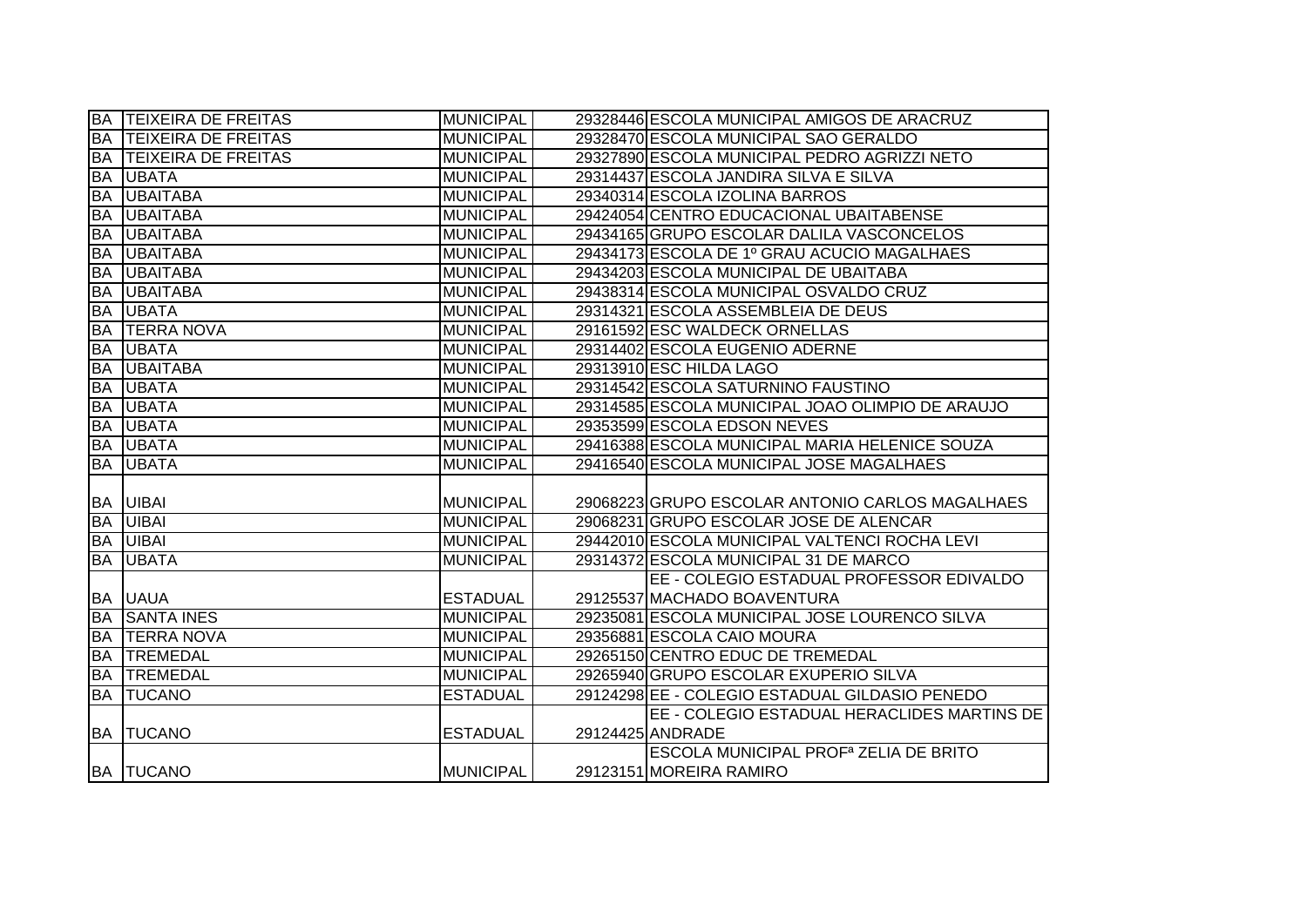| | | | | |
|---|---|---|---|---|
| BA | TEIXEIRA DE FREITAS | MUNICIPAL | 29328446 | ESCOLA MUNICIPAL AMIGOS DE ARACRUZ |
| BA | TEIXEIRA DE FREITAS | MUNICIPAL | 29328470 | ESCOLA MUNICIPAL SAO GERALDO |
| BA | TEIXEIRA DE FREITAS | MUNICIPAL | 29327890 | ESCOLA MUNICIPAL PEDRO AGRIZZI NETO |
| BA | UBATA | MUNICIPAL | 29314437 | ESCOLA JANDIRA SILVA E SILVA |
| BA | UBAITABA | MUNICIPAL | 29340314 | ESCOLA IZOLINA BARROS |
| BA | UBAITABA | MUNICIPAL | 29424054 | CENTRO EDUCACIONAL UBAITABENSE |
| BA | UBAITABA | MUNICIPAL | 29434165 | GRUPO ESCOLAR DALILA VASCONCELOS |
| BA | UBAITABA | MUNICIPAL | 29434173 | ESCOLA DE 1º GRAU ACUCIO MAGALHAES |
| BA | UBAITABA | MUNICIPAL | 29434203 | ESCOLA MUNICIPAL DE UBAITABA |
| BA | UBAITABA | MUNICIPAL | 29438314 | ESCOLA MUNICIPAL OSVALDO CRUZ |
| BA | UBATA | MUNICIPAL | 29314321 | ESCOLA ASSEMBLEIA DE DEUS |
| BA | TERRA NOVA | MUNICIPAL | 29161592 | ESC WALDECK ORNELLAS |
| BA | UBATA | MUNICIPAL | 29314402 | ESCOLA EUGENIO ADERNE |
| BA | UBAITABA | MUNICIPAL | 29313910 | ESC HILDA LAGO |
| BA | UBATA | MUNICIPAL | 29314542 | ESCOLA SATURNINO FAUSTINO |
| BA | UBATA | MUNICIPAL | 29314585 | ESCOLA MUNICIPAL JOAO OLIMPIO DE ARAUJO |
| BA | UBATA | MUNICIPAL | 29353599 | ESCOLA EDSON NEVES |
| BA | UBATA | MUNICIPAL | 29416388 | ESCOLA MUNICIPAL MARIA HELENICE SOUZA |
| BA | UBATA | MUNICIPAL | 29416540 | ESCOLA MUNICIPAL JOSE MAGALHAES |
| BA | UIBAI | MUNICIPAL | 29068223 | GRUPO ESCOLAR ANTONIO CARLOS MAGALHAES |
| BA | UIBAI | MUNICIPAL | 29068231 | GRUPO ESCOLAR JOSE DE ALENCAR |
| BA | UIBAI | MUNICIPAL | 29442010 | ESCOLA MUNICIPAL VALTENCI ROCHA LEVI |
| BA | UBATA | MUNICIPAL | 29314372 | ESCOLA MUNICIPAL 31 DE MARCO |
| BA | UAUA | ESTADUAL | 29125537 | EE - COLEGIO ESTADUAL PROFESSOR EDIVALDO MACHADO BOAVENTURA |
| BA | SANTA INES | MUNICIPAL | 29235081 | ESCOLA MUNICIPAL JOSE LOURENCO SILVA |
| BA | TERRA NOVA | MUNICIPAL | 29356881 | ESCOLA CAIO MOURA |
| BA | TREMEDAL | MUNICIPAL | 29265150 | CENTRO EDUC DE TREMEDAL |
| BA | TREMEDAL | MUNICIPAL | 29265940 | GRUPO ESCOLAR EXUPERIO SILVA |
| BA | TUCANO | ESTADUAL | 29124298 | EE - COLEGIO ESTADUAL GILDASIO PENEDO |
| BA | TUCANO | ESTADUAL | 29124425 | EE - COLEGIO ESTADUAL HERACLIDES MARTINS DE ANDRADE |
| BA | TUCANO | MUNICIPAL | 29123151 | ESCOLA MUNICIPAL PROFª ZELIA DE BRITO MOREIRA RAMIRO |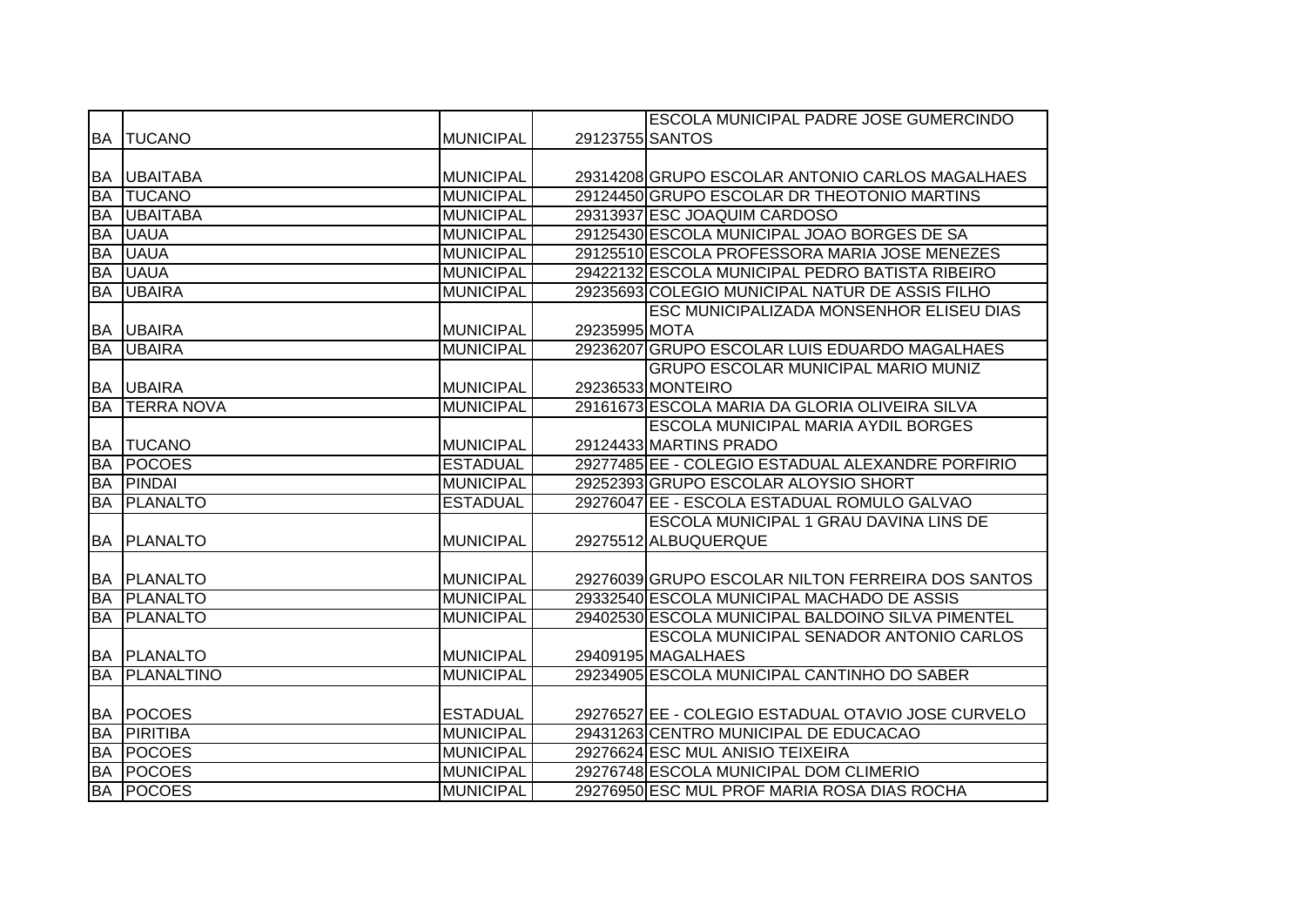| | | | | |
|---|---|---|---|---|
| BA | TUCANO | MUNICIPAL | 29123755 | ESCOLA MUNICIPAL PADRE JOSE GUMERCINDO SANTOS |
| BA | UBAITABA | MUNICIPAL | 29314208 | GRUPO ESCOLAR ANTONIO CARLOS MAGALHAES |
| BA | TUCANO | MUNICIPAL | 29124450 | GRUPO ESCOLAR DR THEOTONIO MARTINS |
| BA | UBAITABA | MUNICIPAL | 29313937 | ESC JOAQUIM CARDOSO |
| BA | UAUA | MUNICIPAL | 29125430 | ESCOLA MUNICIPAL JOAO BORGES DE SA |
| BA | UAUA | MUNICIPAL | 29125510 | ESCOLA PROFESSORA MARIA JOSE MENEZES |
| BA | UAUA | MUNICIPAL | 29422132 | ESCOLA MUNICIPAL PEDRO BATISTA RIBEIRO |
| BA | UBAIRA | MUNICIPAL | 29235693 | COLEGIO MUNICIPAL NATUR DE ASSIS FILHO |
| BA | UBAIRA | MUNICIPAL | 29235995 | ESC MUNICIPALIZADA MONSENHOR ELISEU DIAS MOTA |
| BA | UBAIRA | MUNICIPAL | 29236207 | GRUPO ESCOLAR LUIS EDUARDO MAGALHAES |
| BA | UBAIRA | MUNICIPAL | 29236533 | GRUPO ESCOLAR MUNICIPAL MARIO MUNIZ MONTEIRO |
| BA | TERRA NOVA | MUNICIPAL | 29161673 | ESCOLA MARIA DA GLORIA OLIVEIRA SILVA |
| BA | TUCANO | MUNICIPAL | 29124433 | ESCOLA MUNICIPAL MARIA AYDIL BORGES MARTINS PRADO |
| BA | POCOES | ESTADUAL | 29277485 | EE - COLEGIO ESTADUAL ALEXANDRE PORFIRIO |
| BA | PINDAI | MUNICIPAL | 29252393 | GRUPO ESCOLAR ALOYSIO SHORT |
| BA | PLANALTO | ESTADUAL | 29276047 | EE - ESCOLA ESTADUAL ROMULO GALVAO |
| BA | PLANALTO | MUNICIPAL | 29275512 | ESCOLA MUNICIPAL 1 GRAU DAVINA LINS DE ALBUQUERQUE |
| BA | PLANALTO | MUNICIPAL | 29276039 | GRUPO ESCOLAR NILTON FERREIRA DOS SANTOS |
| BA | PLANALTO | MUNICIPAL | 29332540 | ESCOLA MUNICIPAL MACHADO DE ASSIS |
| BA | PLANALTO | MUNICIPAL | 29402530 | ESCOLA MUNICIPAL BALDOINO SILVA PIMENTEL |
| BA | PLANALTO | MUNICIPAL | 29409195 | ESCOLA MUNICIPAL SENADOR ANTONIO CARLOS MAGALHAES |
| BA | PLANALTINO | MUNICIPAL | 29234905 | ESCOLA MUNICIPAL CANTINHO DO SABER |
| BA | POCOES | ESTADUAL | 29276527 | EE - COLEGIO ESTADUAL OTAVIO JOSE CURVELO |
| BA | PIRITIBA | MUNICIPAL | 29431263 | CENTRO MUNICIPAL DE EDUCACAO |
| BA | POCOES | MUNICIPAL | 29276624 | ESC MUL ANISIO TEIXEIRA |
| BA | POCOES | MUNICIPAL | 29276748 | ESCOLA MUNICIPAL DOM CLIMERIO |
| BA | POCOES | MUNICIPAL | 29276950 | ESC MUL PROF MARIA ROSA DIAS ROCHA |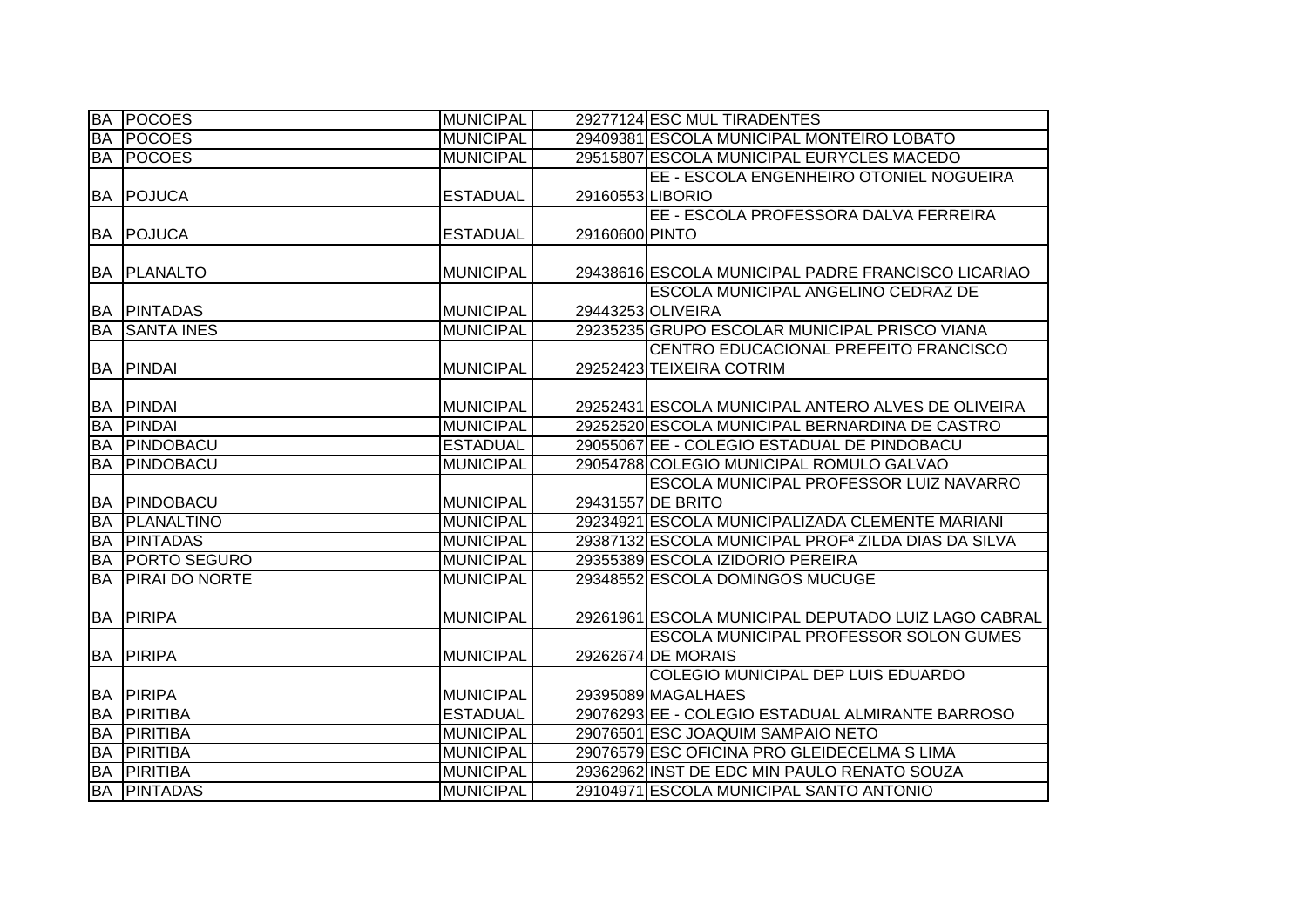| | | | | |
|---|---|---|---|---|
| BA | POCOES | MUNICIPAL | 29277124 | ESC MUL TIRADENTES |
| BA | POCOES | MUNICIPAL | 29409381 | ESCOLA MUNICIPAL MONTEIRO LOBATO |
| BA | POCOES | MUNICIPAL | 29515807 | ESCOLA MUNICIPAL EURYCLES MACEDO |
| BA | POJUCA | ESTADUAL | 29160553 | EE - ESCOLA ENGENHEIRO OTONIEL NOGUEIRA LIBORIO |
| BA | POJUCA | ESTADUAL | 29160600 | EE - ESCOLA PROFESSORA DALVA FERREIRA PINTO |
| BA | PLANALTO | MUNICIPAL | 29438616 | ESCOLA MUNICIPAL PADRE FRANCISCO LICARIAO |
| BA | PINTADAS | MUNICIPAL | 29443253 | ESCOLA MUNICIPAL ANGELINO CEDRAZ DE OLIVEIRA |
| BA | SANTA INES | MUNICIPAL | 29235235 | GRUPO ESCOLAR MUNICIPAL PRISCO VIANA |
| BA | PINDAI | MUNICIPAL | 29252423 | CENTRO EDUCACIONAL PREFEITO FRANCISCO TEIXEIRA COTRIM |
| BA | PINDAI | MUNICIPAL | 29252431 | ESCOLA MUNICIPAL ANTERO ALVES DE OLIVEIRA |
| BA | PINDAI | MUNICIPAL | 29252520 | ESCOLA MUNICIPAL BERNARDINA DE CASTRO |
| BA | PINDOBACU | ESTADUAL | 29055067 | EE - COLEGIO ESTADUAL DE PINDOBACU |
| BA | PINDOBACU | MUNICIPAL | 29054788 | COLEGIO MUNICIPAL ROMULO GALVAO |
| BA | PINDOBACU | MUNICIPAL | 29431557 | ESCOLA MUNICIPAL PROFESSOR LUIZ NAVARRO DE BRITO |
| BA | PLANALTINO | MUNICIPAL | 29234921 | ESCOLA MUNICIPALIZADA CLEMENTE MARIANI |
| BA | PINTADAS | MUNICIPAL | 29387132 | ESCOLA MUNICIPAL PROFª ZILDA DIAS DA SILVA |
| BA | PORTO SEGURO | MUNICIPAL | 29355389 | ESCOLA IZIDORIO PEREIRA |
| BA | PIRAI DO NORTE | MUNICIPAL | 29348552 | ESCOLA DOMINGOS MUCUGE |
| BA | PIRIPA | MUNICIPAL | 29261961 | ESCOLA MUNICIPAL DEPUTADO LUIZ LAGO CABRAL |
| BA | PIRIPA | MUNICIPAL | 29262674 | ESCOLA MUNICIPAL PROFESSOR SOLON GUMES DE MORAIS |
| BA | PIRIPA | MUNICIPAL | 29395089 | COLEGIO MUNICIPAL DEP LUIS EDUARDO MAGALHAES |
| BA | PIRITIBA | ESTADUAL | 29076293 | EE - COLEGIO ESTADUAL ALMIRANTE BARROSO |
| BA | PIRITIBA | MUNICIPAL | 29076501 | ESC JOAQUIM SAMPAIO NETO |
| BA | PIRITIBA | MUNICIPAL | 29076579 | ESC OFICINA PRO GLEIDECELMA S LIMA |
| BA | PIRITIBA | MUNICIPAL | 29362962 | INST DE EDC MIN PAULO RENATO SOUZA |
| BA | PINTADAS | MUNICIPAL | 29104971 | ESCOLA MUNICIPAL SANTO ANTONIO |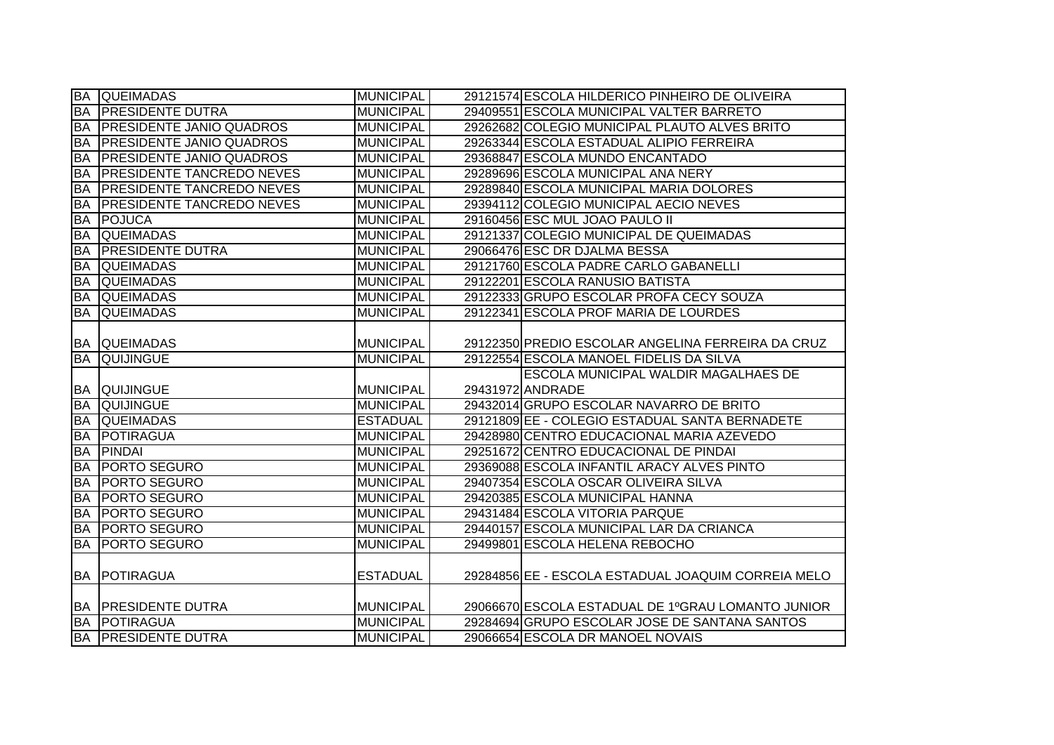| BA | QUEIMADAS | MUNICIPAL | 29121574 | ESCOLA HILDERICO PINHEIRO DE OLIVEIRA |
|---|---|---|---|---|
| BA | PRESIDENTE DUTRA | MUNICIPAL | 29409551 | ESCOLA MUNICIPAL VALTER BARRETO |
| BA | PRESIDENTE JANIO QUADROS | MUNICIPAL | 29262682 | COLEGIO MUNICIPAL PLAUTO ALVES BRITO |
| BA | PRESIDENTE JANIO QUADROS | MUNICIPAL | 29263344 | ESCOLA ESTADUAL ALIPIO FERREIRA |
| BA | PRESIDENTE JANIO QUADROS | MUNICIPAL | 29368847 | ESCOLA MUNDO ENCANTADO |
| BA | PRESIDENTE TANCREDO NEVES | MUNICIPAL | 29289696 | ESCOLA MUNICIPAL ANA NERY |
| BA | PRESIDENTE TANCREDO NEVES | MUNICIPAL | 29289840 | ESCOLA MUNICIPAL MARIA DOLORES |
| BA | PRESIDENTE TANCREDO NEVES | MUNICIPAL | 29394112 | COLEGIO MUNICIPAL AECIO NEVES |
| BA | POJUCA | MUNICIPAL | 29160456 | ESC MUL JOAO PAULO II |
| BA | QUEIMADAS | MUNICIPAL | 29121337 | COLEGIO MUNICIPAL DE QUEIMADAS |
| BA | PRESIDENTE DUTRA | MUNICIPAL | 29066476 | ESC DR DJALMA BESSA |
| BA | QUEIMADAS | MUNICIPAL | 29121760 | ESCOLA PADRE CARLO GABANELLI |
| BA | QUEIMADAS | MUNICIPAL | 29122201 | ESCOLA RANUSIO BATISTA |
| BA | QUEIMADAS | MUNICIPAL | 29122333 | GRUPO ESCOLAR PROFA CECY SOUZA |
| BA | QUEIMADAS | MUNICIPAL | 29122341 | ESCOLA PROF MARIA DE LOURDES |
| BA | QUEIMADAS | MUNICIPAL | 29122350 | PREDIO ESCOLAR ANGELINA FERREIRA DA CRUZ |
| BA | QUIJINGUE | MUNICIPAL | 29122554 | ESCOLA MANOEL FIDELIS DA SILVA |
| BA | QUIJINGUE | MUNICIPAL | 29431972 | ESCOLA MUNICIPAL WALDIR MAGALHAES DE ANDRADE |
| BA | QUIJINGUE | MUNICIPAL | 29432014 | GRUPO ESCOLAR NAVARRO DE BRITO |
| BA | QUEIMADAS | ESTADUAL | 29121809 | EE - COLEGIO ESTADUAL SANTA BERNADETE |
| BA | POTIRAGUA | MUNICIPAL | 29428980 | CENTRO EDUCACIONAL MARIA AZEVEDO |
| BA | PINDAI | MUNICIPAL | 29251672 | CENTRO EDUCACIONAL DE PINDAI |
| BA | PORTO SEGURO | MUNICIPAL | 29369088 | ESCOLA INFANTIL ARACY ALVES PINTO |
| BA | PORTO SEGURO | MUNICIPAL | 29407354 | ESCOLA OSCAR OLIVEIRA SILVA |
| BA | PORTO SEGURO | MUNICIPAL | 29420385 | ESCOLA MUNICIPAL HANNA |
| BA | PORTO SEGURO | MUNICIPAL | 29431484 | ESCOLA VITORIA PARQUE |
| BA | PORTO SEGURO | MUNICIPAL | 29440157 | ESCOLA MUNICIPAL LAR DA CRIANCA |
| BA | PORTO SEGURO | MUNICIPAL | 29499801 | ESCOLA HELENA REBOCHO |
| BA | POTIRAGUA | ESTADUAL | 29284856 | EE - ESCOLA ESTADUAL JOAQUIM CORREIA MELO |
| BA | PRESIDENTE DUTRA | MUNICIPAL | 29066670 | ESCOLA ESTADUAL DE 1ºGRAU LOMANTO JUNIOR |
| BA | POTIRAGUA | MUNICIPAL | 29284694 | GRUPO ESCOLAR JOSE DE SANTANA SANTOS |
| BA | PRESIDENTE DUTRA | MUNICIPAL | 29066654 | ESCOLA DR MANOEL NOVAIS |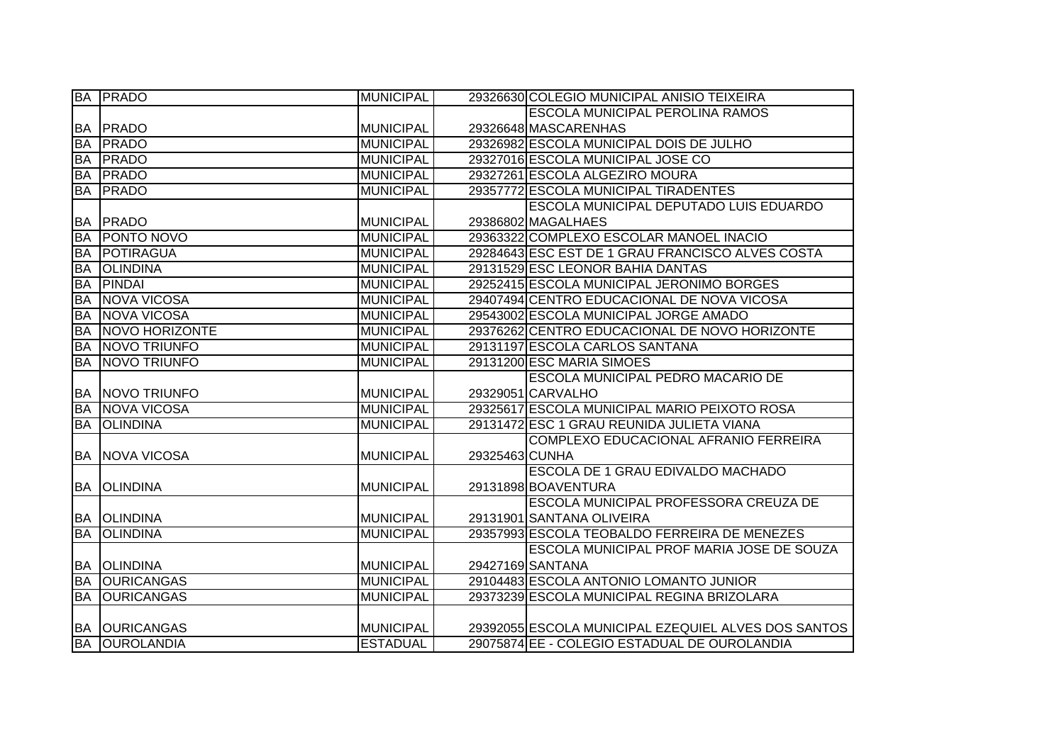| BA | PRADO | MUNICIPAL | 29326630 | COLEGIO MUNICIPAL ANISIO TEIXEIRA |
|---|---|---|---|---|
| BA | PRADO | MUNICIPAL | 29326648 | ESCOLA MUNICIPAL PEROLINA RAMOS MASCARENHAS |
| BA | PRADO | MUNICIPAL | 29326982 | ESCOLA MUNICIPAL DOIS DE JULHO |
| BA | PRADO | MUNICIPAL | 29327016 | ESCOLA MUNICIPAL JOSE CO |
| BA | PRADO | MUNICIPAL | 29327261 | ESCOLA ALGEZIRO MOURA |
| BA | PRADO | MUNICIPAL | 29357772 | ESCOLA MUNICIPAL TIRADENTES |
| BA | PRADO | MUNICIPAL | 29386802 | ESCOLA MUNICIPAL DEPUTADO LUIS EDUARDO MAGALHAES |
| BA | PONTO NOVO | MUNICIPAL | 29363322 | COMPLEXO ESCOLAR MANOEL INACIO |
| BA | POTIRAGUA | MUNICIPAL | 29284643 | ESC EST DE 1 GRAU FRANCISCO ALVES COSTA |
| BA | OLINDINA | MUNICIPAL | 29131529 | ESC LEONOR BAHIA DANTAS |
| BA | PINDAI | MUNICIPAL | 29252415 | ESCOLA MUNICIPAL JERONIMO BORGES |
| BA | NOVA VICOSA | MUNICIPAL | 29407494 | CENTRO EDUCACIONAL DE NOVA VICOSA |
| BA | NOVA VICOSA | MUNICIPAL | 29543002 | ESCOLA MUNICIPAL JORGE AMADO |
| BA | NOVO HORIZONTE | MUNICIPAL | 29376262 | CENTRO EDUCACIONAL DE NOVO HORIZONTE |
| BA | NOVO TRIUNFO | MUNICIPAL | 29131197 | ESCOLA CARLOS SANTANA |
| BA | NOVO TRIUNFO | MUNICIPAL | 29131200 | ESC MARIA SIMOES |
| BA | NOVO TRIUNFO | MUNICIPAL | 29329051 | ESCOLA MUNICIPAL PEDRO MACARIO DE CARVALHO |
| BA | NOVA VICOSA | MUNICIPAL | 29325617 | ESCOLA MUNICIPAL MARIO PEIXOTO ROSA |
| BA | OLINDINA | MUNICIPAL | 29131472 | ESC 1 GRAU REUNIDA JULIETA VIANA |
| BA | NOVA VICOSA | MUNICIPAL | 29325463 | COMPLEXO EDUCACIONAL AFRANIO FERREIRA CUNHA |
| BA | OLINDINA | MUNICIPAL | 29131898 | ESCOLA DE 1 GRAU EDIVALDO MACHADO BOAVENTURA |
| BA | OLINDINA | MUNICIPAL | 29131901 | ESCOLA MUNICIPAL PROFESSORA CREUZA DE SANTANA OLIVEIRA |
| BA | OLINDINA | MUNICIPAL | 29357993 | ESCOLA TEOBALDO FERREIRA DE MENEZES |
| BA | OLINDINA | MUNICIPAL | 29427169 | ESCOLA MUNICIPAL PROF MARIA JOSE DE SOUZA SANTANA |
| BA | OURICANGAS | MUNICIPAL | 29104483 | ESCOLA ANTONIO LOMANTO JUNIOR |
| BA | OURICANGAS | MUNICIPAL | 29373239 | ESCOLA MUNICIPAL REGINA BRIZOLARA |
| BA | OURICANGAS | MUNICIPAL | 29392055 | ESCOLA MUNICIPAL EZEQUIEL ALVES DOS SANTOS |
| BA | OUROLANDIA | ESTADUAL | 29075874 | EE - COLEGIO ESTADUAL DE OUROLANDIA |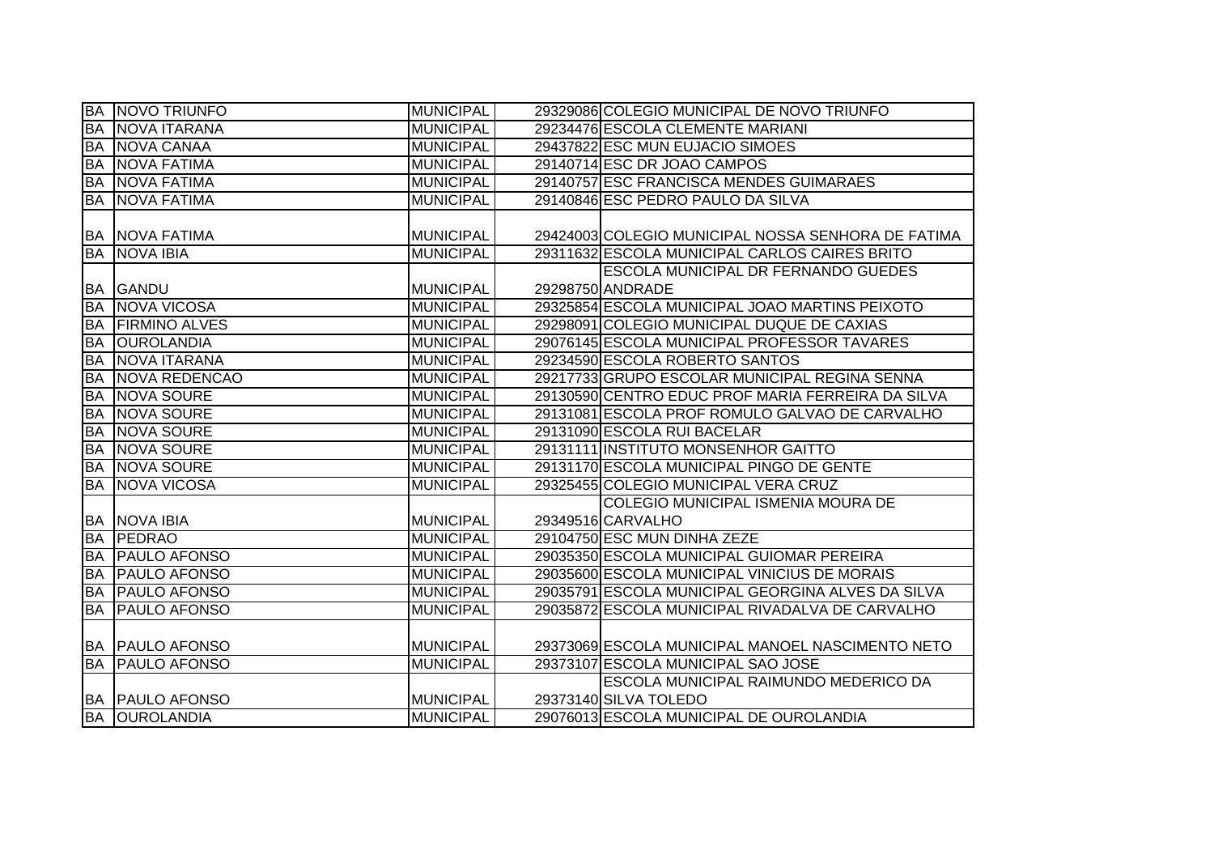| | | | | |
|---|---|---|---|---|
| BA | NOVO TRIUNFO | MUNICIPAL | 29329086 | COLEGIO MUNICIPAL DE NOVO TRIUNFO |
| BA | NOVA ITARANA | MUNICIPAL | 29234476 | ESCOLA CLEMENTE MARIANI |
| BA | NOVA CANAA | MUNICIPAL | 29437822 | ESC MUN EUJACIO SIMOES |
| BA | NOVA FATIMA | MUNICIPAL | 29140714 | ESC DR JOAO CAMPOS |
| BA | NOVA FATIMA | MUNICIPAL | 29140757 | ESC FRANCISCA MENDES GUIMARAES |
| BA | NOVA FATIMA | MUNICIPAL | 29140846 | ESC PEDRO PAULO DA SILVA |
| BA | NOVA FATIMA | MUNICIPAL | 29424003 | COLEGIO MUNICIPAL NOSSA SENHORA DE FATIMA |
| BA | NOVA IBIA | MUNICIPAL | 29311632 | ESCOLA MUNICIPAL CARLOS CAIRES BRITO |
| BA | GANDU | MUNICIPAL | 29298750 | ESCOLA MUNICIPAL DR FERNANDO GUEDES ANDRADE |
| BA | NOVA VICOSA | MUNICIPAL | 29325854 | ESCOLA MUNICIPAL JOAO MARTINS PEIXOTO |
| BA | FIRMINO ALVES | MUNICIPAL | 29298091 | COLEGIO MUNICIPAL DUQUE DE CAXIAS |
| BA | OUROLANDIA | MUNICIPAL | 29076145 | ESCOLA MUNICIPAL PROFESSOR TAVARES |
| BA | NOVA ITARANA | MUNICIPAL | 29234590 | ESCOLA ROBERTO SANTOS |
| BA | NOVA REDENCAO | MUNICIPAL | 29217733 | GRUPO ESCOLAR MUNICIPAL REGINA SENNA |
| BA | NOVA SOURE | MUNICIPAL | 29130590 | CENTRO EDUC PROF MARIA FERREIRA DA SILVA |
| BA | NOVA SOURE | MUNICIPAL | 29131081 | ESCOLA PROF ROMULO GALVAO DE CARVALHO |
| BA | NOVA SOURE | MUNICIPAL | 29131090 | ESCOLA RUI BACELAR |
| BA | NOVA SOURE | MUNICIPAL | 29131111 | INSTITUTO MONSENHOR GAITTO |
| BA | NOVA SOURE | MUNICIPAL | 29131170 | ESCOLA MUNICIPAL PINGO DE GENTE |
| BA | NOVA VICOSA | MUNICIPAL | 29325455 | COLEGIO MUNICIPAL VERA CRUZ |
| BA | NOVA IBIA | MUNICIPAL | 29349516 | COLEGIO MUNICIPAL ISMENIA MOURA DE CARVALHO |
| BA | PEDRAO | MUNICIPAL | 29104750 | ESC MUN DINHA ZEZE |
| BA | PAULO AFONSO | MUNICIPAL | 29035350 | ESCOLA MUNICIPAL GUIOMAR PEREIRA |
| BA | PAULO AFONSO | MUNICIPAL | 29035600 | ESCOLA MUNICIPAL VINICIUS DE MORAIS |
| BA | PAULO AFONSO | MUNICIPAL | 29035791 | ESCOLA MUNICIPAL GEORGINA ALVES DA SILVA |
| BA | PAULO AFONSO | MUNICIPAL | 29035872 | ESCOLA MUNICIPAL RIVADALVA DE CARVALHO |
| BA | PAULO AFONSO | MUNICIPAL | 29373069 | ESCOLA MUNICIPAL MANOEL NASCIMENTO NETO |
| BA | PAULO AFONSO | MUNICIPAL | 29373107 | ESCOLA MUNICIPAL SAO JOSE |
| BA | PAULO AFONSO | MUNICIPAL | 29373140 | ESCOLA MUNICIPAL RAIMUNDO MEDERICO DA SILVA TOLEDO |
| BA | OUROLANDIA | MUNICIPAL | 29076013 | ESCOLA MUNICIPAL DE OUROLANDIA |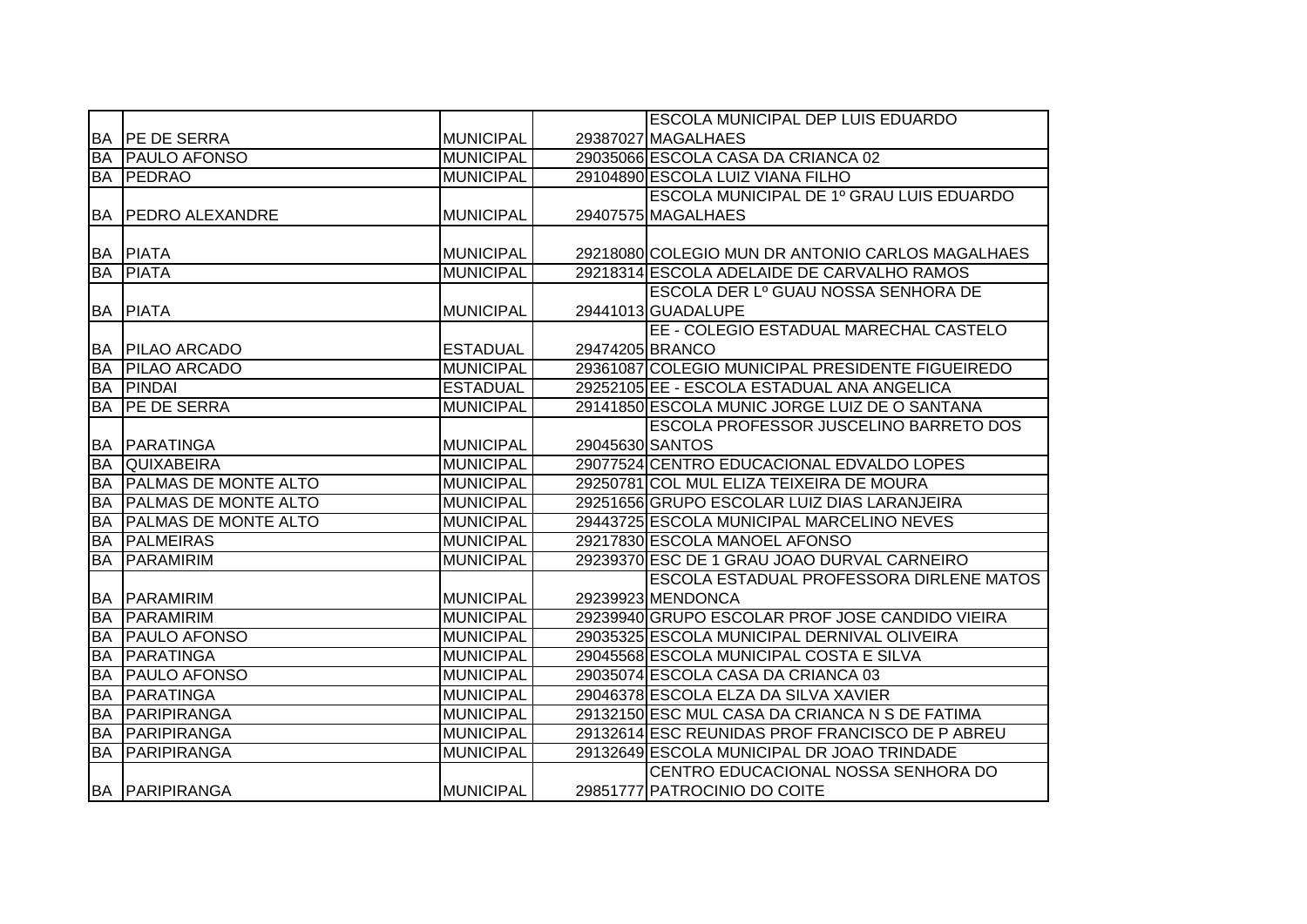| | | | | |
|---|---|---|---|---|
| BA | PE DE SERRA | MUNICIPAL | 29387027 | ESCOLA MUNICIPAL DEP LUIS EDUARDO MAGALHAES |
| BA | PAULO AFONSO | MUNICIPAL | 29035066 | ESCOLA CASA DA CRIANCA 02 |
| BA | PEDRAO | MUNICIPAL | 29104890 | ESCOLA LUIZ VIANA FILHO |
| BA | PEDRO ALEXANDRE | MUNICIPAL | 29407575 | ESCOLA MUNICIPAL DE 1º GRAU LUIS EDUARDO MAGALHAES |
| BA | PIATA | MUNICIPAL | 29218080 | COLEGIO MUN DR ANTONIO CARLOS MAGALHAES |
| BA | PIATA | MUNICIPAL | 29218314 | ESCOLA ADELAIDE DE CARVALHO RAMOS |
| BA | PIATA | MUNICIPAL | 29441013 | ESCOLA DER Lº GUAU NOSSA SENHORA DE GUADALUPE |
| BA | PILAO ARCADO | ESTADUAL | 29474205 | EE - COLEGIO ESTADUAL MARECHAL CASTELO BRANCO |
| BA | PILAO ARCADO | MUNICIPAL | 29361087 | COLEGIO MUNICIPAL PRESIDENTE FIGUEIREDO |
| BA | PINDAI | ESTADUAL | 29252105 | EE - ESCOLA ESTADUAL ANA ANGELICA |
| BA | PE DE SERRA | MUNICIPAL | 29141850 | ESCOLA MUNIC JORGE LUIZ DE O SANTANA |
| BA | PARATINGA | MUNICIPAL | 29045630 | ESCOLA PROFESSOR JUSCELINO BARRETO DOS SANTOS |
| BA | QUIXABEIRA | MUNICIPAL | 29077524 | CENTRO EDUCACIONAL EDVALDO LOPES |
| BA | PALMAS DE MONTE ALTO | MUNICIPAL | 29250781 | COL MUL ELIZA TEIXEIRA DE MOURA |
| BA | PALMAS DE MONTE ALTO | MUNICIPAL | 29251656 | GRUPO ESCOLAR LUIZ DIAS LARANJEIRA |
| BA | PALMAS DE MONTE ALTO | MUNICIPAL | 29443725 | ESCOLA MUNICIPAL MARCELINO NEVES |
| BA | PALMEIRAS | MUNICIPAL | 29217830 | ESCOLA MANOEL AFONSO |
| BA | PARAMIRIM | MUNICIPAL | 29239370 | ESC DE 1 GRAU JOAO DURVAL CARNEIRO |
| BA | PARAMIRIM | MUNICIPAL | 29239923 | ESCOLA ESTADUAL PROFESSORA DIRLENE MATOS MENDONCA |
| BA | PARAMIRIM | MUNICIPAL | 29239940 | GRUPO ESCOLAR PROF JOSE CANDIDO VIEIRA |
| BA | PAULO AFONSO | MUNICIPAL | 29035325 | ESCOLA MUNICIPAL DERNIVAL OLIVEIRA |
| BA | PARATINGA | MUNICIPAL | 29045568 | ESCOLA MUNICIPAL COSTA E SILVA |
| BA | PAULO AFONSO | MUNICIPAL | 29035074 | ESCOLA CASA DA CRIANCA 03 |
| BA | PARATINGA | MUNICIPAL | 29046378 | ESCOLA ELZA DA SILVA XAVIER |
| BA | PARIPIRANGA | MUNICIPAL | 29132150 | ESC MUL CASA DA CRIANCA N S DE FATIMA |
| BA | PARIPIRANGA | MUNICIPAL | 29132614 | ESC REUNIDAS PROF FRANCISCO DE P ABREU |
| BA | PARIPIRANGA | MUNICIPAL | 29132649 | ESCOLA MUNICIPAL DR JOAO TRINDADE |
| BA | PARIPIRANGA | MUNICIPAL | 29851777 | CENTRO EDUCACIONAL NOSSA SENHORA DO PATROCINIO DO COITE |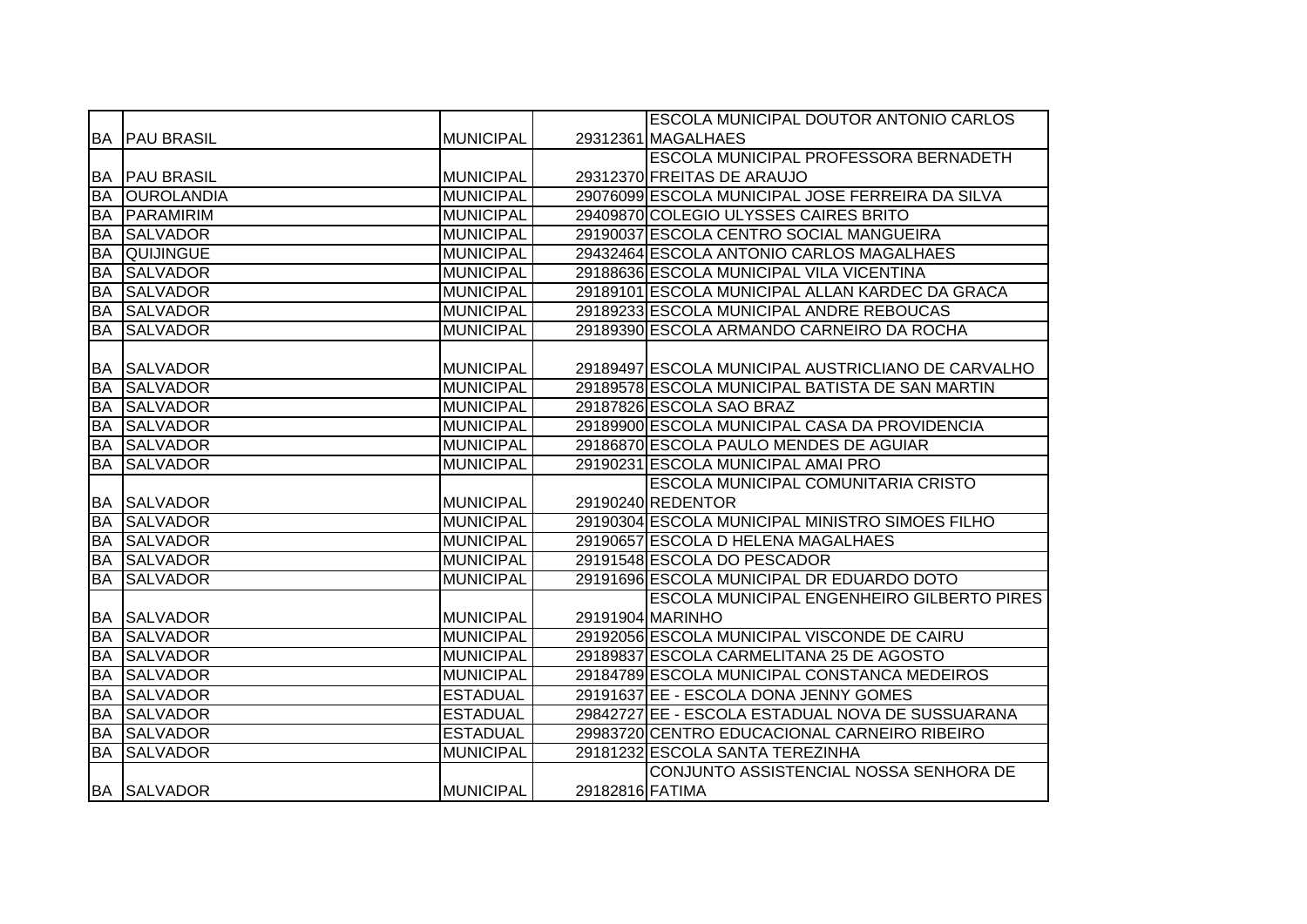| | | | | |
|---|---|---|---|---|
| BA | PAU BRASIL | MUNICIPAL | 29312361 | ESCOLA MUNICIPAL DOUTOR ANTONIO CARLOS MAGALHAES |
| BA | PAU BRASIL | MUNICIPAL | 29312370 | ESCOLA MUNICIPAL PROFESSORA BERNADETH FREITAS DE ARAUJO |
| BA | OUROLANDIA | MUNICIPAL | 29076099 | ESCOLA MUNICIPAL JOSE FERREIRA DA SILVA |
| BA | PARAMIRIM | MUNICIPAL | 29409870 | COLEGIO ULYSSES CAIRES BRITO |
| BA | SALVADOR | MUNICIPAL | 29190037 | ESCOLA CENTRO SOCIAL MANGUEIRA |
| BA | QUIJINGUE | MUNICIPAL | 29432464 | ESCOLA ANTONIO CARLOS MAGALHAES |
| BA | SALVADOR | MUNICIPAL | 29188636 | ESCOLA MUNICIPAL VILA VICENTINA |
| BA | SALVADOR | MUNICIPAL | 29189101 | ESCOLA MUNICIPAL ALLAN KARDEC DA GRACA |
| BA | SALVADOR | MUNICIPAL | 29189233 | ESCOLA MUNICIPAL ANDRE REBOUCAS |
| BA | SALVADOR | MUNICIPAL | 29189390 | ESCOLA ARMANDO CARNEIRO DA ROCHA |
| BA | SALVADOR | MUNICIPAL | 29189497 | ESCOLA MUNICIPAL AUSTRICLIANO DE CARVALHO |
| BA | SALVADOR | MUNICIPAL | 29189578 | ESCOLA MUNICIPAL BATISTA DE SAN MARTIN |
| BA | SALVADOR | MUNICIPAL | 29187826 | ESCOLA SAO BRAZ |
| BA | SALVADOR | MUNICIPAL | 29189900 | ESCOLA MUNICIPAL CASA DA PROVIDENCIA |
| BA | SALVADOR | MUNICIPAL | 29186870 | ESCOLA PAULO MENDES DE AGUIAR |
| BA | SALVADOR | MUNICIPAL | 29190231 | ESCOLA MUNICIPAL AMAI PRO |
| BA | SALVADOR | MUNICIPAL | 29190240 | ESCOLA MUNICIPAL COMUNITARIA CRISTO REDENTOR |
| BA | SALVADOR | MUNICIPAL | 29190304 | ESCOLA MUNICIPAL MINISTRO SIMOES FILHO |
| BA | SALVADOR | MUNICIPAL | 29190657 | ESCOLA D HELENA MAGALHAES |
| BA | SALVADOR | MUNICIPAL | 29191548 | ESCOLA DO PESCADOR |
| BA | SALVADOR | MUNICIPAL | 29191696 | ESCOLA MUNICIPAL DR EDUARDO DOTO |
| BA | SALVADOR | MUNICIPAL | 29191904 | ESCOLA MUNICIPAL ENGENHEIRO GILBERTO PIRES MARINHO |
| BA | SALVADOR | MUNICIPAL | 29192056 | ESCOLA MUNICIPAL VISCONDE DE CAIRU |
| BA | SALVADOR | MUNICIPAL | 29189837 | ESCOLA CARMELITANA 25 DE AGOSTO |
| BA | SALVADOR | MUNICIPAL | 29184789 | ESCOLA MUNICIPAL CONSTANCA MEDEIROS |
| BA | SALVADOR | ESTADUAL | 29191637 | EE - ESCOLA DONA JENNY GOMES |
| BA | SALVADOR | ESTADUAL | 29842727 | EE - ESCOLA ESTADUAL NOVA DE SUSSUARANA |
| BA | SALVADOR | ESTADUAL | 29983720 | CENTRO EDUCACIONAL CARNEIRO RIBEIRO |
| BA | SALVADOR | MUNICIPAL | 29181232 | ESCOLA SANTA TEREZINHA |
| BA | SALVADOR | MUNICIPAL | 29182816 | CONJUNTO ASSISTENCIAL NOSSA SENHORA DE FATIMA |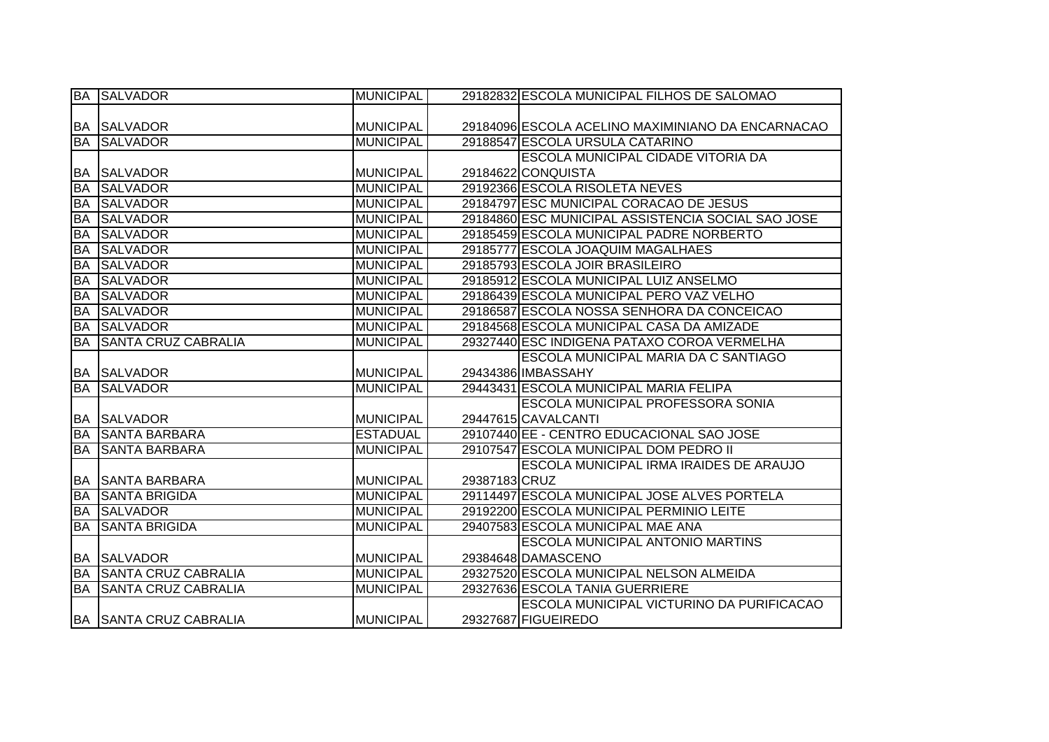| | | | | |
|---|---|---|---|---|
| BA | SALVADOR | MUNICIPAL | 29182832 | ESCOLA MUNICIPAL FILHOS DE SALOMAO |
| BA | SALVADOR | MUNICIPAL | 29184096 | ESCOLA ACELINO MAXIMINIANO DA ENCARNACAO |
| BA | SALVADOR | MUNICIPAL | 29188547 | ESCOLA URSULA CATARINO |
| BA | SALVADOR | MUNICIPAL | 29184622 | ESCOLA MUNICIPAL CIDADE VITORIA DA CONQUISTA |
| BA | SALVADOR | MUNICIPAL | 29192366 | ESCOLA RISOLETA NEVES |
| BA | SALVADOR | MUNICIPAL | 29184797 | ESC MUNICIPAL CORACAO DE JESUS |
| BA | SALVADOR | MUNICIPAL | 29184860 | ESC MUNICIPAL ASSISTENCIA SOCIAL SAO JOSE |
| BA | SALVADOR | MUNICIPAL | 29185459 | ESCOLA MUNICIPAL PADRE NORBERTO |
| BA | SALVADOR | MUNICIPAL | 29185777 | ESCOLA JOAQUIM MAGALHAES |
| BA | SALVADOR | MUNICIPAL | 29185793 | ESCOLA JOIR BRASILEIRO |
| BA | SALVADOR | MUNICIPAL | 29185912 | ESCOLA MUNICIPAL LUIZ ANSELMO |
| BA | SALVADOR | MUNICIPAL | 29186439 | ESCOLA MUNICIPAL PERO VAZ VELHO |
| BA | SALVADOR | MUNICIPAL | 29186587 | ESCOLA NOSSA SENHORA DA CONCEICAO |
| BA | SALVADOR | MUNICIPAL | 29184568 | ESCOLA MUNICIPAL CASA DA AMIZADE |
| BA | SANTA CRUZ CABRALIA | MUNICIPAL | 29327440 | ESC INDIGENA PATAXO COROA VERMELHA |
| BA | SALVADOR | MUNICIPAL | 29434386 | ESCOLA MUNICIPAL MARIA DA C SANTIAGO IMBASSAHY |
| BA | SALVADOR | MUNICIPAL | 29443431 | ESCOLA MUNICIPAL MARIA FELIPA |
| BA | SALVADOR | MUNICIPAL | 29447615 | ESCOLA MUNICIPAL PROFESSORA SONIA CAVALCANTI |
| BA | SANTA BARBARA | ESTADUAL | 29107440 | EE - CENTRO EDUCACIONAL SAO JOSE |
| BA | SANTA BARBARA | MUNICIPAL | 29107547 | ESCOLA MUNICIPAL DOM PEDRO II |
| BA | SANTA BARBARA | MUNICIPAL | 29387183 | ESCOLA MUNICIPAL IRMA IRAIDES DE ARAUJO CRUZ |
| BA | SANTA BRIGIDA | MUNICIPAL | 29114497 | ESCOLA MUNICIPAL JOSE ALVES PORTELA |
| BA | SALVADOR | MUNICIPAL | 29192200 | ESCOLA MUNICIPAL PERMINIO LEITE |
| BA | SANTA BRIGIDA | MUNICIPAL | 29407583 | ESCOLA MUNICIPAL MAE ANA |
| BA | SALVADOR | MUNICIPAL | 29384648 | ESCOLA MUNICIPAL ANTONIO MARTINS DAMASCENO |
| BA | SANTA CRUZ CABRALIA | MUNICIPAL | 29327520 | ESCOLA MUNICIPAL NELSON ALMEIDA |
| BA | SANTA CRUZ CABRALIA | MUNICIPAL | 29327636 | ESCOLA TANIA GUERRIERE |
| BA | SANTA CRUZ CABRALIA | MUNICIPAL | 29327687 | ESCOLA MUNICIPAL VICTURINO DA PURIFICACAO FIGUEIREDO |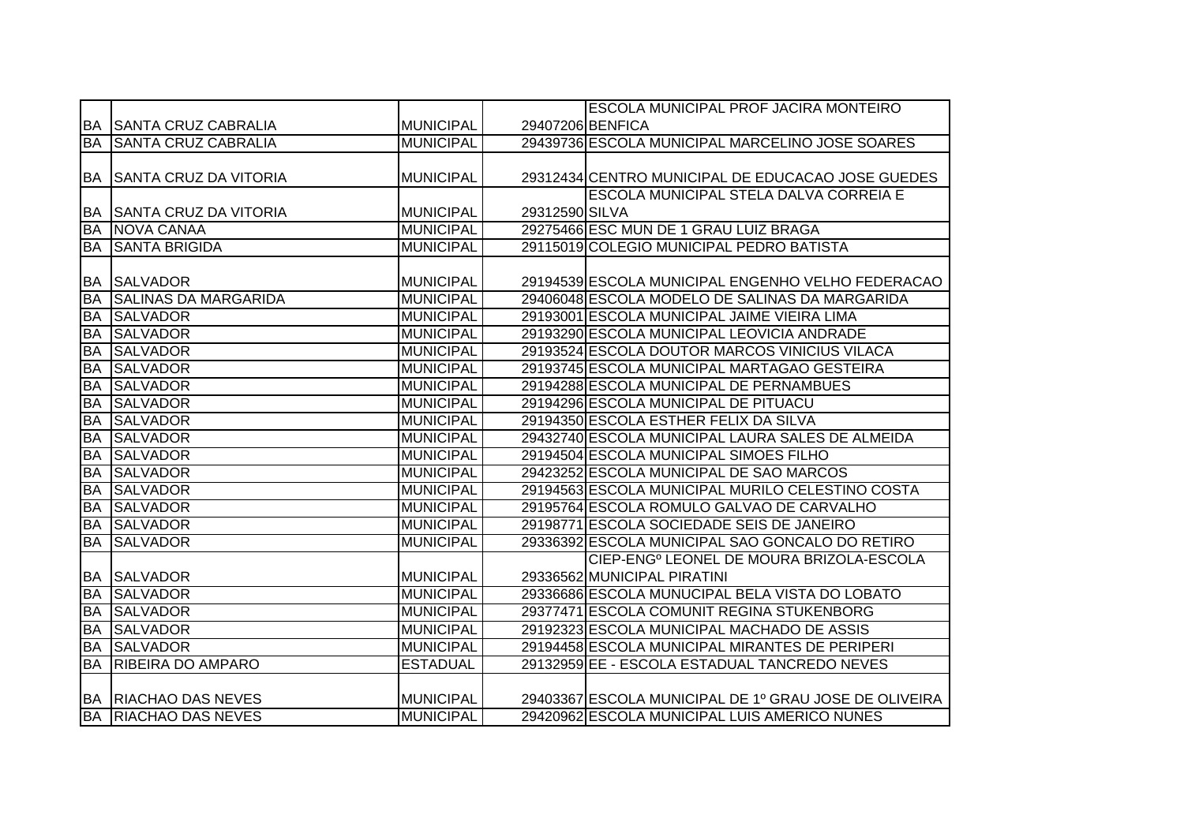| | | | | |
|---|---|---|---|---|
| BA | SANTA CRUZ CABRALIA | MUNICIPAL | 29407206 | ESCOLA MUNICIPAL PROF JACIRA MONTEIRO BENFICA |
| BA | SANTA CRUZ CABRALIA | MUNICIPAL | 29439736 | ESCOLA MUNICIPAL MARCELINO JOSE SOARES |
| BA | SANTA CRUZ DA VITORIA | MUNICIPAL | 29312434 | CENTRO MUNICIPAL DE EDUCACAO JOSE GUEDES |
| BA | SANTA CRUZ DA VITORIA | MUNICIPAL | 29312590 | ESCOLA MUNICIPAL STELA DALVA CORREIA E SILVA |
| BA | NOVA CANAA | MUNICIPAL | 29275466 | ESC MUN DE 1 GRAU LUIZ BRAGA |
| BA | SANTA BRIGIDA | MUNICIPAL | 29115019 | COLEGIO MUNICIPAL PEDRO BATISTA |
| BA | SALVADOR | MUNICIPAL | 29194539 | ESCOLA MUNICIPAL ENGENHO VELHO FEDERACAO |
| BA | SALINAS DA MARGARIDA | MUNICIPAL | 29406048 | ESCOLA MODELO DE SALINAS DA MARGARIDA |
| BA | SALVADOR | MUNICIPAL | 29193001 | ESCOLA MUNICIPAL JAIME VIEIRA LIMA |
| BA | SALVADOR | MUNICIPAL | 29193290 | ESCOLA MUNICIPAL LEOVICIA ANDRADE |
| BA | SALVADOR | MUNICIPAL | 29193524 | ESCOLA DOUTOR MARCOS VINICIUS VILACA |
| BA | SALVADOR | MUNICIPAL | 29193745 | ESCOLA MUNICIPAL MARTAGAO GESTEIRA |
| BA | SALVADOR | MUNICIPAL | 29194288 | ESCOLA MUNICIPAL DE PERNAMBUES |
| BA | SALVADOR | MUNICIPAL | 29194296 | ESCOLA MUNICIPAL DE PITUACU |
| BA | SALVADOR | MUNICIPAL | 29194350 | ESCOLA ESTHER FELIX DA SILVA |
| BA | SALVADOR | MUNICIPAL | 29432740 | ESCOLA MUNICIPAL LAURA SALES DE ALMEIDA |
| BA | SALVADOR | MUNICIPAL | 29194504 | ESCOLA MUNICIPAL SIMOES FILHO |
| BA | SALVADOR | MUNICIPAL | 29423252 | ESCOLA MUNICIPAL DE SAO MARCOS |
| BA | SALVADOR | MUNICIPAL | 29194563 | ESCOLA MUNICIPAL MURILO CELESTINO COSTA |
| BA | SALVADOR | MUNICIPAL | 29195764 | ESCOLA ROMULO GALVAO DE CARVALHO |
| BA | SALVADOR | MUNICIPAL | 29198771 | ESCOLA SOCIEDADE SEIS DE JANEIRO |
| BA | SALVADOR | MUNICIPAL | 29336392 | ESCOLA MUNICIPAL SAO GONCALO DO RETIRO |
| BA | SALVADOR | MUNICIPAL | 29336562 | CIEP-ENGº LEONEL DE MOURA BRIZOLA-ESCOLA MUNICIPAL PIRATINI |
| BA | SALVADOR | MUNICIPAL | 29336686 | ESCOLA MUNUCIPAL BELA VISTA DO LOBATO |
| BA | SALVADOR | MUNICIPAL | 29377471 | ESCOLA COMUNIT REGINA STUKENBORG |
| BA | SALVADOR | MUNICIPAL | 29192323 | ESCOLA MUNICIPAL MACHADO DE ASSIS |
| BA | SALVADOR | MUNICIPAL | 29194458 | ESCOLA MUNICIPAL MIRANTES DE PERIPERI |
| BA | RIBEIRA DO AMPARO | ESTADUAL | 29132959 | EE - ESCOLA ESTADUAL TANCREDO NEVES |
| BA | RIACHAO DAS NEVES | MUNICIPAL | 29403367 | ESCOLA MUNICIPAL DE 1º GRAU JOSE DE OLIVEIRA |
| BA | RIACHAO DAS NEVES | MUNICIPAL | 29420962 | ESCOLA MUNICIPAL LUIS AMERICO NUNES |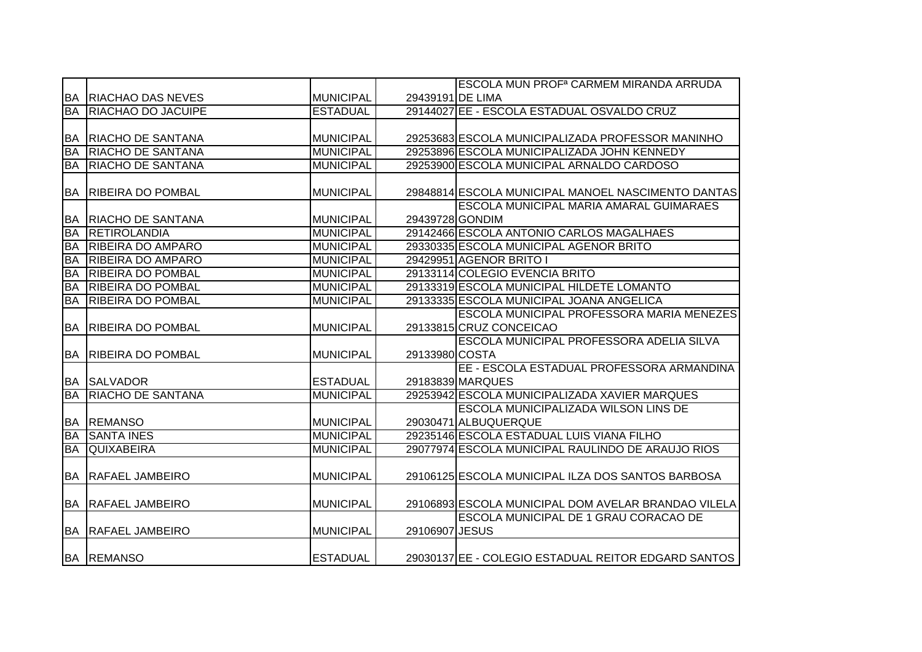| | | | | |
|---|---|---|---|---|
| BA | RIACHAO DAS NEVES | MUNICIPAL | 29439191 | ESCOLA MUN PROFª CARMEM MIRANDA ARRUDA DE LIMA |
| BA | RIACHAO DO JACUIPE | ESTADUAL | 29144027 | EE - ESCOLA ESTADUAL OSVALDO CRUZ |
| BA | RIACHO DE SANTANA | MUNICIPAL | 29253683 | ESCOLA MUNICIPALIZADA PROFESSOR MANINHO |
| BA | RIACHO DE SANTANA | MUNICIPAL | 29253896 | ESCOLA MUNICIPALIZADA JOHN KENNEDY |
| BA | RIACHO DE SANTANA | MUNICIPAL | 29253900 | ESCOLA MUNICIPAL ARNALDO CARDOSO |
| BA | RIBEIRA DO POMBAL | MUNICIPAL | 29848814 | ESCOLA MUNICIPAL MANOEL NASCIMENTO DANTAS |
| BA | RIACHO DE SANTANA | MUNICIPAL | 29439728 | ESCOLA MUNICIPAL MARIA AMARAL GUIMARAES GONDIM |
| BA | RETIROLANDIA | MUNICIPAL | 29142466 | ESCOLA ANTONIO CARLOS MAGALHAES |
| BA | RIBEIRA DO AMPARO | MUNICIPAL | 29330335 | ESCOLA MUNICIPAL AGENOR BRITO |
| BA | RIBEIRA DO AMPARO | MUNICIPAL | 29429951 | AGENOR BRITO I |
| BA | RIBEIRA DO POMBAL | MUNICIPAL | 29133114 | COLEGIO EVENCIA BRITO |
| BA | RIBEIRA DO POMBAL | MUNICIPAL | 29133319 | ESCOLA MUNICIPAL HILDETE LOMANTO |
| BA | RIBEIRA DO POMBAL | MUNICIPAL | 29133335 | ESCOLA MUNICIPAL JOANA ANGELICA |
| BA | RIBEIRA DO POMBAL | MUNICIPAL | 29133815 | ESCOLA MUNICIPAL PROFESSORA MARIA MENEZES CRUZ CONCEICAO |
| BA | RIBEIRA DO POMBAL | MUNICIPAL | 29133980 | ESCOLA MUNICIPAL PROFESSORA ADELIA SILVA COSTA |
| BA | SALVADOR | ESTADUAL | 29183839 | EE - ESCOLA ESTADUAL PROFESSORA ARMANDINA MARQUES |
| BA | RIACHO DE SANTANA | MUNICIPAL | 29253942 | ESCOLA MUNICIPALIZADA XAVIER MARQUES |
| BA | REMANSO | MUNICIPAL | 29030471 | ESCOLA MUNICIPALIZADA WILSON LINS DE ALBUQUERQUE |
| BA | SANTA INES | MUNICIPAL | 29235146 | ESCOLA ESTADUAL LUIS VIANA FILHO |
| BA | QUIXABEIRA | MUNICIPAL | 29077974 | ESCOLA MUNICIPAL RAULINDO DE ARAUJO RIOS |
| BA | RAFAEL JAMBEIRO | MUNICIPAL | 29106125 | ESCOLA MUNICIPAL ILZA DOS SANTOS BARBOSA |
| BA | RAFAEL JAMBEIRO | MUNICIPAL | 29106893 | ESCOLA MUNICIPAL DOM AVELAR BRANDAO VILELA |
| BA | RAFAEL JAMBEIRO | MUNICIPAL | 29106907 | ESCOLA MUNICIPAL DE 1 GRAU CORACAO DE JESUS |
| BA | REMANSO | ESTADUAL | 29030137 | EE - COLEGIO ESTADUAL REITOR EDGARD SANTOS |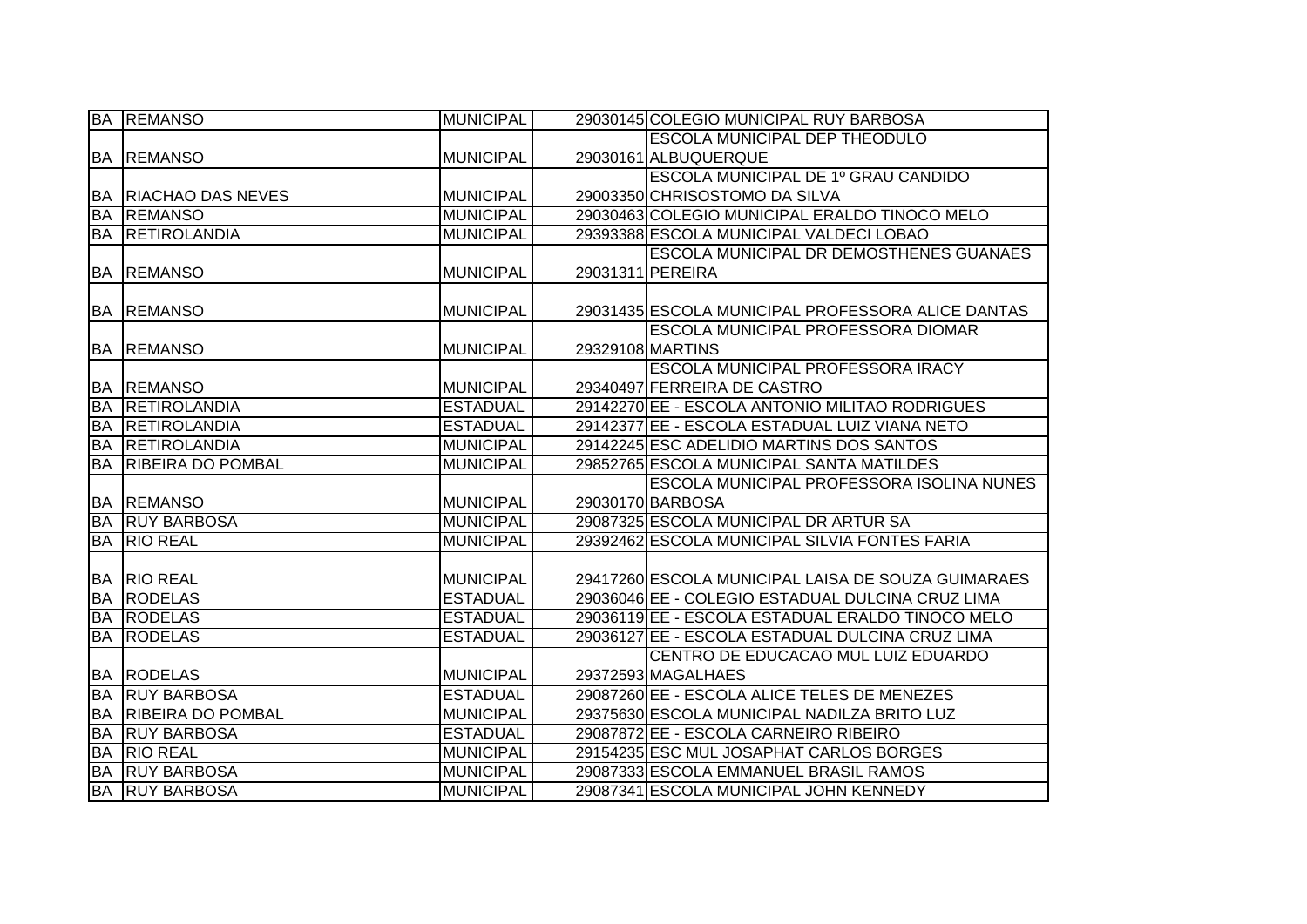| | | | | |
|---|---|---|---|---|
| BA | REMANSO | MUNICIPAL | 29030145 | COLEGIO MUNICIPAL RUY BARBOSA |
| BA | REMANSO | MUNICIPAL | 29030161 | ESCOLA MUNICIPAL DEP THEODULO ALBUQUERQUE |
| BA | RIACHAO DAS NEVES | MUNICIPAL | 29003350 | ESCOLA MUNICIPAL DE 1º GRAU CANDIDO CHRISOSTOMO DA SILVA |
| BA | REMANSO | MUNICIPAL | 29030463 | COLEGIO MUNICIPAL ERALDO TINOCO MELO |
| BA | RETIROLANDIA | MUNICIPAL | 29393388 | ESCOLA MUNICIPAL VALDECI LOBAO |
| BA | REMANSO | MUNICIPAL | 29031311 | ESCOLA MUNICIPAL DR DEMOSTHENES GUANAES PEREIRA |
| BA | REMANSO | MUNICIPAL | 29031435 | ESCOLA MUNICIPAL PROFESSORA ALICE DANTAS |
| BA | REMANSO | MUNICIPAL | 29329108 | ESCOLA MUNICIPAL PROFESSORA DIOMAR MARTINS |
| BA | REMANSO | MUNICIPAL | 29340497 | ESCOLA MUNICIPAL PROFESSORA IRACY FERREIRA DE CASTRO |
| BA | RETIROLANDIA | ESTADUAL | 29142270 | EE - ESCOLA ANTONIO MILITAO RODRIGUES |
| BA | RETIROLANDIA | ESTADUAL | 29142377 | EE - ESCOLA ESTADUAL LUIZ VIANA NETO |
| BA | RETIROLANDIA | MUNICIPAL | 29142245 | ESC ADELIDIO MARTINS DOS SANTOS |
| BA | RIBEIRA DO POMBAL | MUNICIPAL | 29852765 | ESCOLA MUNICIPAL SANTA MATILDES |
| BA | REMANSO | MUNICIPAL | 29030170 | ESCOLA MUNICIPAL PROFESSORA ISOLINA NUNES BARBOSA |
| BA | RUY BARBOSA | MUNICIPAL | 29087325 | ESCOLA MUNICIPAL DR ARTUR SA |
| BA | RIO REAL | MUNICIPAL | 29392462 | ESCOLA MUNICIPAL SILVIA FONTES FARIA |
| BA | RIO REAL | MUNICIPAL | 29417260 | ESCOLA MUNICIPAL LAISA DE SOUZA GUIMARAES |
| BA | RODELAS | ESTADUAL | 29036046 | EE - COLEGIO ESTADUAL DULCINA CRUZ LIMA |
| BA | RODELAS | ESTADUAL | 29036119 | EE - ESCOLA ESTADUAL ERALDO TINOCO MELO |
| BA | RODELAS | ESTADUAL | 29036127 | EE - ESCOLA ESTADUAL DULCINA CRUZ LIMA |
| BA | RODELAS | MUNICIPAL | 29372593 | CENTRO DE EDUCACAO MUL LUIZ EDUARDO MAGALHAES |
| BA | RUY BARBOSA | ESTADUAL | 29087260 | EE - ESCOLA ALICE TELES DE MENEZES |
| BA | RIBEIRA DO POMBAL | MUNICIPAL | 29375630 | ESCOLA MUNICIPAL NADILZA BRITO LUZ |
| BA | RUY BARBOSA | ESTADUAL | 29087872 | EE - ESCOLA CARNEIRO RIBEIRO |
| BA | RIO REAL | MUNICIPAL | 29154235 | ESC MUL JOSAPHAT CARLOS BORGES |
| BA | RUY BARBOSA | MUNICIPAL | 29087333 | ESCOLA EMMANUEL BRASIL RAMOS |
| BA | RUY BARBOSA | MUNICIPAL | 29087341 | ESCOLA MUNICIPAL JOHN KENNEDY |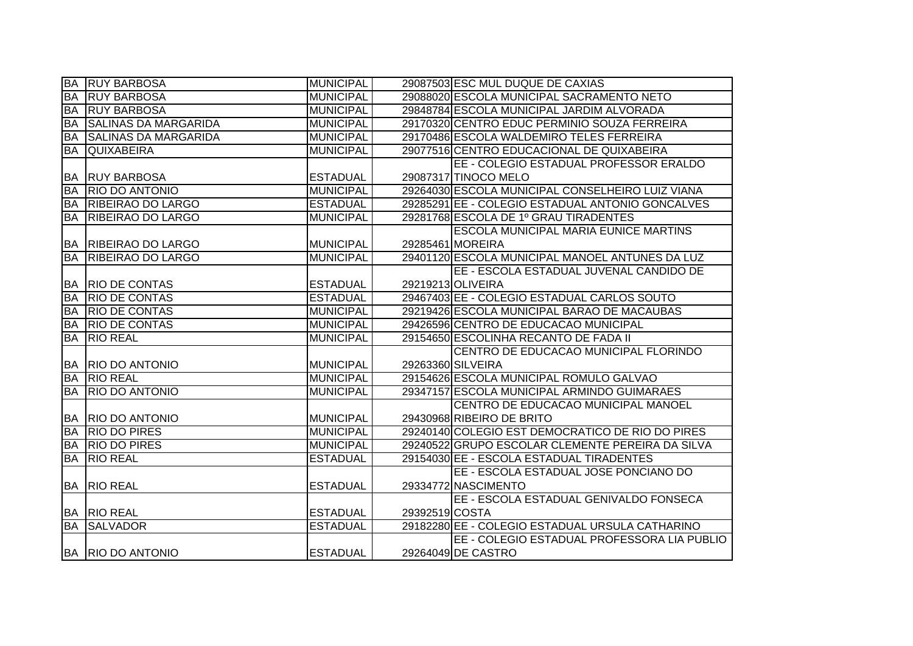| BA | RUY BARBOSA | MUNICIPAL | 29087503 | ESC MUL DUQUE DE CAXIAS |
|---|---|---|---|---|
| BA | RUY BARBOSA | MUNICIPAL | 29088020 | ESCOLA MUNICIPAL SACRAMENTO NETO |
| BA | RUY BARBOSA | MUNICIPAL | 29848784 | ESCOLA MUNICIPAL JARDIM ALVORADA |
| BA | SALINAS DA MARGARIDA | MUNICIPAL | 29170320 | CENTRO EDUC PERMINIO SOUZA FERREIRA |
| BA | SALINAS DA MARGARIDA | MUNICIPAL | 29170486 | ESCOLA WALDEMIRO TELES FERREIRA |
| BA | QUIXABEIRA | MUNICIPAL | 29077516 | CENTRO EDUCACIONAL DE QUIXABEIRA |
| BA | RUY BARBOSA | ESTADUAL | 29087317 | EE - COLEGIO ESTADUAL PROFESSOR ERALDO TINOCO MELO |
| BA | RIO DO ANTONIO | MUNICIPAL | 29264030 | ESCOLA MUNICIPAL CONSELHEIRO LUIZ VIANA |
| BA | RIBEIRAO DO LARGO | ESTADUAL | 29285291 | EE - COLEGIO ESTADUAL ANTONIO GONCALVES |
| BA | RIBEIRAO DO LARGO | MUNICIPAL | 29281768 | ESCOLA DE 1º GRAU TIRADENTES |
| BA | RIBEIRAO DO LARGO | MUNICIPAL | 29285461 | ESCOLA MUNICIPAL MARIA EUNICE MARTINS MOREIRA |
| BA | RIBEIRAO DO LARGO | MUNICIPAL | 29401120 | ESCOLA MUNICIPAL MANOEL ANTUNES DA LUZ |
| BA | RIO DE CONTAS | ESTADUAL | 29219213 | EE - ESCOLA ESTADUAL JUVENAL CANDIDO DE OLIVEIRA |
| BA | RIO DE CONTAS | ESTADUAL | 29467403 | EE - COLEGIO ESTADUAL CARLOS SOUTO |
| BA | RIO DE CONTAS | MUNICIPAL | 29219426 | ESCOLA MUNICIPAL BARAO DE MACAUBAS |
| BA | RIO DE CONTAS | MUNICIPAL | 29426596 | CENTRO DE EDUCACAO MUNICIPAL |
| BA | RIO REAL | MUNICIPAL | 29154650 | ESCOLINHA RECANTO DE FADA II |
| BA | RIO DO ANTONIO | MUNICIPAL | 29263360 | CENTRO DE EDUCACAO MUNICIPAL FLORINDO SILVEIRA |
| BA | RIO REAL | MUNICIPAL | 29154626 | ESCOLA MUNICIPAL ROMULO GALVAO |
| BA | RIO DO ANTONIO | MUNICIPAL | 29347157 | ESCOLA MUNICIPAL ARMINDO GUIMARAES |
| BA | RIO DO ANTONIO | MUNICIPAL | 29430968 | CENTRO DE EDUCACAO MUNICIPAL MANOEL RIBEIRO DE BRITO |
| BA | RIO DO PIRES | MUNICIPAL | 29240140 | COLEGIO EST DEMOCRATICO DE RIO DO PIRES |
| BA | RIO DO PIRES | MUNICIPAL | 29240522 | GRUPO ESCOLAR CLEMENTE PEREIRA DA SILVA |
| BA | RIO REAL | ESTADUAL | 29154030 | EE - ESCOLA ESTADUAL TIRADENTES |
| BA | RIO REAL | ESTADUAL | 29334772 | EE - ESCOLA ESTADUAL JOSE PONCIANO DO NASCIMENTO |
| BA | RIO REAL | ESTADUAL | 29392519 | EE - ESCOLA ESTADUAL GENIVALDO FONSECA COSTA |
| BA | SALVADOR | ESTADUAL | 29182280 | EE - COLEGIO ESTADUAL URSULA CATHARINO |
| BA | RIO DO ANTONIO | ESTADUAL | 29264049 | EE - COLEGIO ESTADUAL PROFESSORA LIA PUBLIO DE CASTRO |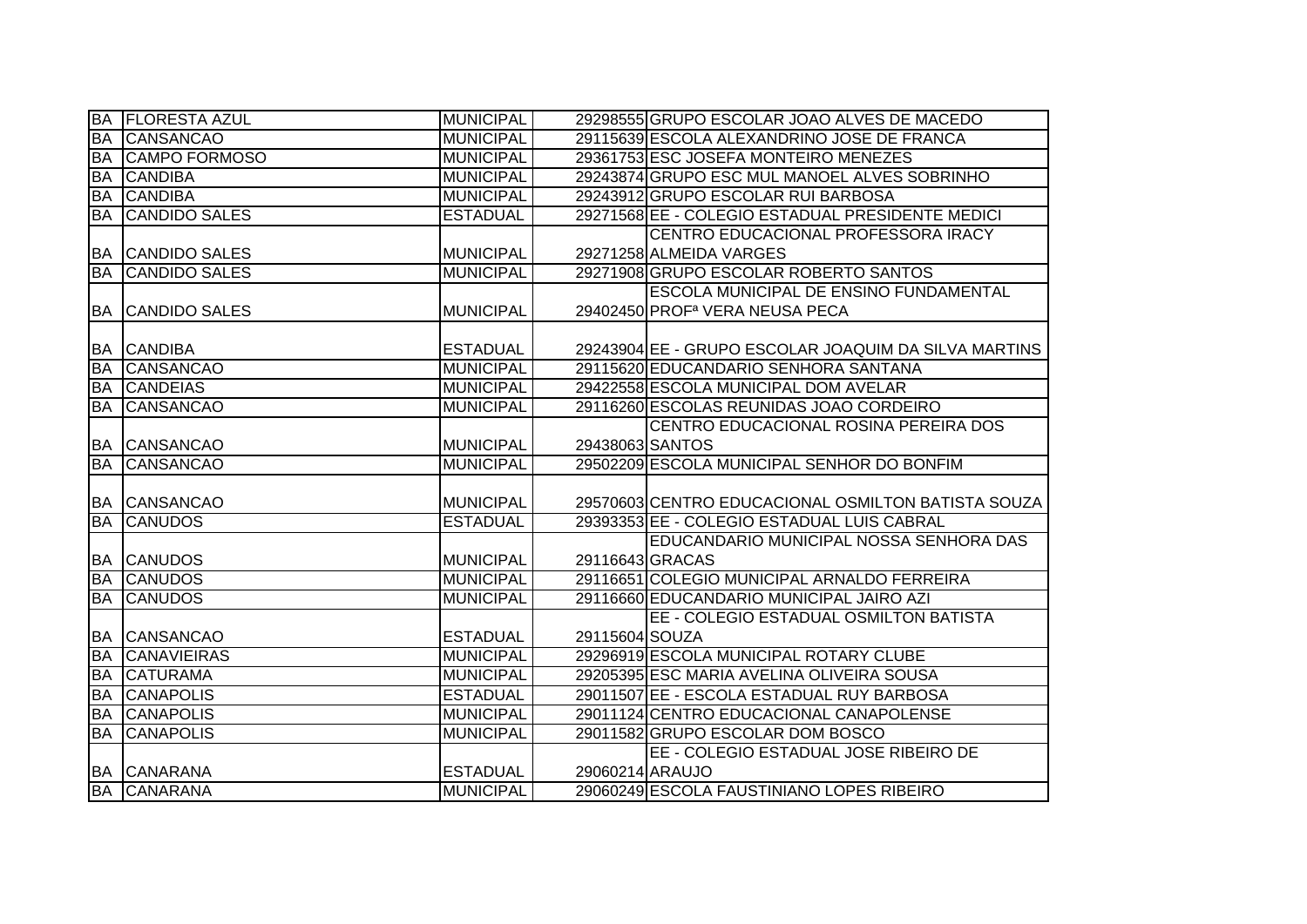| | | | | |
|---|---|---|---|---|
| BA | FLORESTA AZUL | MUNICIPAL | 29298555 | GRUPO ESCOLAR JOAO ALVES DE MACEDO |
| BA | CANSANCAO | MUNICIPAL | 29115639 | ESCOLA ALEXANDRINO JOSE DE FRANCA |
| BA | CAMPO FORMOSO | MUNICIPAL | 29361753 | ESC JOSEFA MONTEIRO MENEZES |
| BA | CANDIBA | MUNICIPAL | 29243874 | GRUPO ESC MUL MANOEL ALVES SOBRINHO |
| BA | CANDIBA | MUNICIPAL | 29243912 | GRUPO ESCOLAR RUI BARBOSA |
| BA | CANDIDO SALES | ESTADUAL | 29271568 | EE - COLEGIO ESTADUAL PRESIDENTE MEDICI |
| BA | CANDIDO SALES | MUNICIPAL | 29271258 | CENTRO EDUCACIONAL PROFESSORA IRACY ALMEIDA VARGES |
| BA | CANDIDO SALES | MUNICIPAL | 29271908 | GRUPO ESCOLAR ROBERTO SANTOS |
| BA | CANDIDO SALES | MUNICIPAL | 29402450 | ESCOLA MUNICIPAL DE ENSINO FUNDAMENTAL PROFª VERA NEUSA PECA |
| BA | CANDIBA | ESTADUAL | 29243904 | EE - GRUPO ESCOLAR JOAQUIM DA SILVA MARTINS |
| BA | CANSANCAO | MUNICIPAL | 29115620 | EDUCANDARIO SENHORA SANTANA |
| BA | CANDEIAS | MUNICIPAL | 29422558 | ESCOLA MUNICIPAL DOM AVELAR |
| BA | CANSANCAO | MUNICIPAL | 29116260 | ESCOLAS REUNIDAS JOAO CORDEIRO |
| BA | CANSANCAO | MUNICIPAL | 29438063 | CENTRO EDUCACIONAL ROSINA PEREIRA DOS SANTOS |
| BA | CANSANCAO | MUNICIPAL | 29502209 | ESCOLA MUNICIPAL SENHOR DO BONFIM |
| BA | CANSANCAO | MUNICIPAL | 29570603 | CENTRO EDUCACIONAL OSMILTON BATISTA SOUZA |
| BA | CANUDOS | ESTADUAL | 29393353 | EE - COLEGIO ESTADUAL LUIS CABRAL |
| BA | CANUDOS | MUNICIPAL | 29116643 | EDUCANDARIO MUNICIPAL NOSSA SENHORA DAS GRACAS |
| BA | CANUDOS | MUNICIPAL | 29116651 | COLEGIO MUNICIPAL ARNALDO FERREIRA |
| BA | CANUDOS | MUNICIPAL | 29116660 | EDUCANDARIO MUNICIPAL JAIRO AZI |
| BA | CANSANCAO | ESTADUAL | 29115604 | EE - COLEGIO ESTADUAL OSMILTON BATISTA SOUZA |
| BA | CANAVIEIRAS | MUNICIPAL | 29296919 | ESCOLA MUNICIPAL ROTARY CLUBE |
| BA | CATURAMA | MUNICIPAL | 29205395 | ESC MARIA AVELINA OLIVEIRA SOUSA |
| BA | CANAPOLIS | ESTADUAL | 29011507 | EE - ESCOLA ESTADUAL RUY BARBOSA |
| BA | CANAPOLIS | MUNICIPAL | 29011124 | CENTRO EDUCACIONAL CANAPOLENSE |
| BA | CANAPOLIS | MUNICIPAL | 29011582 | GRUPO ESCOLAR DOM BOSCO |
| BA | CANARANA | ESTADUAL | 29060214 | EE - COLEGIO ESTADUAL JOSE RIBEIRO DE ARAUJO |
| BA | CANARANA | MUNICIPAL | 29060249 | ESCOLA FAUSTINIANO LOPES RIBEIRO |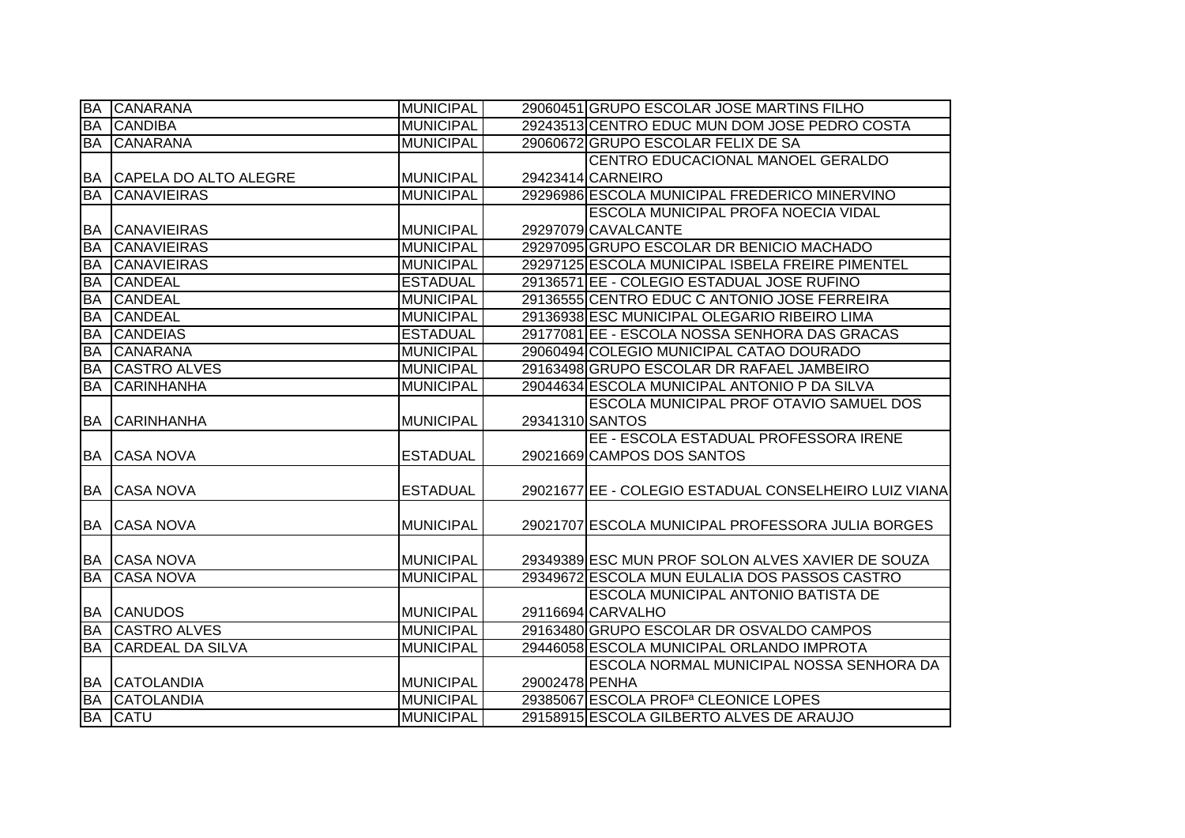| BA | CANARANA | MUNICIPAL | 29060451 | GRUPO ESCOLAR JOSE MARTINS FILHO |
|---|---|---|---|---|
| BA | CANDIBA | MUNICIPAL | 29243513 | CENTRO EDUC MUN DOM JOSE PEDRO COSTA |
| BA | CANARANA | MUNICIPAL | 29060672 | GRUPO ESCOLAR FELIX DE SA |
| BA | CAPELA DO ALTO ALEGRE | MUNICIPAL | 29423414 | CENTRO EDUCACIONAL MANOEL GERALDO CARNEIRO |
| BA | CANAVIEIRAS | MUNICIPAL | 29296986 | ESCOLA MUNICIPAL FREDERICO MINERVINO |
| BA | CANAVIEIRAS | MUNICIPAL | 29297079 | ESCOLA MUNICIPAL PROFA NOECIA VIDAL CAVALCANTE |
| BA | CANAVIEIRAS | MUNICIPAL | 29297095 | GRUPO ESCOLAR DR BENICIO MACHADO |
| BA | CANAVIEIRAS | MUNICIPAL | 29297125 | ESCOLA MUNICIPAL ISBELA FREIRE PIMENTEL |
| BA | CANDEAL | ESTADUAL | 29136571 | EE - COLEGIO ESTADUAL JOSE RUFINO |
| BA | CANDEAL | MUNICIPAL | 29136555 | CENTRO EDUC C ANTONIO JOSE FERREIRA |
| BA | CANDEAL | MUNICIPAL | 29136938 | ESC MUNICIPAL OLEGARIO RIBEIRO LIMA |
| BA | CANDEIAS | ESTADUAL | 29177081 | EE - ESCOLA NOSSA SENHORA DAS GRACAS |
| BA | CANARANA | MUNICIPAL | 29060494 | COLEGIO MUNICIPAL CATAO DOURADO |
| BA | CASTRO ALVES | MUNICIPAL | 29163498 | GRUPO ESCOLAR DR RAFAEL JAMBEIRO |
| BA | CARINHANHA | MUNICIPAL | 29044634 | ESCOLA MUNICIPAL ANTONIO P DA SILVA |
| BA | CARINHANHA | MUNICIPAL | 29341310 | ESCOLA MUNICIPAL PROF OTAVIO SAMUEL DOS SANTOS |
| BA | CASA NOVA | ESTADUAL | 29021669 | EE - ESCOLA ESTADUAL PROFESSORA IRENE CAMPOS DOS SANTOS |
| BA | CASA NOVA | ESTADUAL | 29021677 | EE - COLEGIO ESTADUAL CONSELHEIRO LUIZ VIANA |
| BA | CASA NOVA | MUNICIPAL | 29021707 | ESCOLA MUNICIPAL PROFESSORA JULIA BORGES |
| BA | CASA NOVA | MUNICIPAL | 29349389 | ESC MUN PROF SOLON ALVES XAVIER DE SOUZA |
| BA | CASA NOVA | MUNICIPAL | 29349672 | ESCOLA MUN EULALIA DOS PASSOS CASTRO |
| BA | CANUDOS | MUNICIPAL | 29116694 | ESCOLA MUNICIPAL ANTONIO BATISTA DE CARVALHO |
| BA | CASTRO ALVES | MUNICIPAL | 29163480 | GRUPO ESCOLAR DR OSVALDO CAMPOS |
| BA | CARDEAL DA SILVA | MUNICIPAL | 29446058 | ESCOLA MUNICIPAL ORLANDO IMPROTA |
| BA | CATOLANDIA | MUNICIPAL | 29002478 | ESCOLA NORMAL MUNICIPAL NOSSA SENHORA DA PENHA |
| BA | CATOLANDIA | MUNICIPAL | 29385067 | ESCOLA PROFª CLEONICE LOPES |
| BA | CATU | MUNICIPAL | 29158915 | ESCOLA GILBERTO ALVES DE ARAUJO |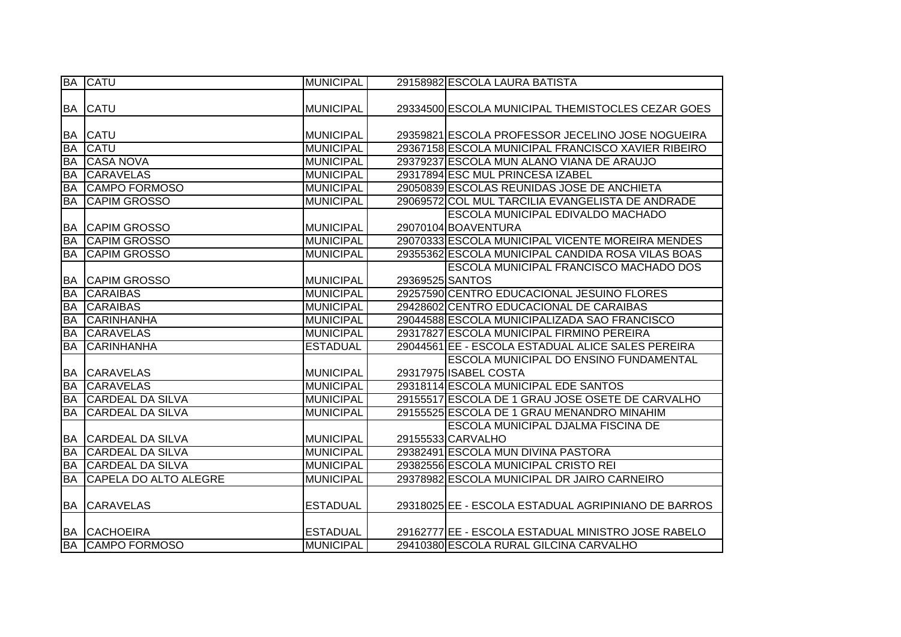| BA | CATU | MUNICIPAL | 29158982 | ESCOLA LAURA BATISTA |
|---|---|---|---|---|
| BA | CATU | MUNICIPAL | 29334500 | ESCOLA MUNICIPAL THEMISTOCLES CEZAR GOES |
| BA | CATU | MUNICIPAL | 29359821 | ESCOLA PROFESSOR JECELINO JOSE NOGUEIRA |
| BA | CATU | MUNICIPAL | 29367158 | ESCOLA MUNICIPAL FRANCISCO XAVIER RIBEIRO |
| BA | CASA NOVA | MUNICIPAL | 29379237 | ESCOLA MUN ALANO VIANA DE ARAUJO |
| BA | CARAVELAS | MUNICIPAL | 29317894 | ESC MUL PRINCESA IZABEL |
| BA | CAMPO FORMOSO | MUNICIPAL | 29050839 | ESCOLAS REUNIDAS JOSE DE ANCHIETA |
| BA | CAPIM GROSSO | MUNICIPAL | 29069572 | COL MUL TARCILIA EVANGELISTA DE ANDRADE |
| BA | CAPIM GROSSO | MUNICIPAL | 29070104 | ESCOLA MUNICIPAL EDIVALDO MACHADO BOAVENTURA |
| BA | CAPIM GROSSO | MUNICIPAL | 29070333 | ESCOLA MUNICIPAL VICENTE MOREIRA MENDES |
| BA | CAPIM GROSSO | MUNICIPAL | 29355362 | ESCOLA MUNICIPAL CANDIDA ROSA VILAS BOAS |
| BA | CAPIM GROSSO | MUNICIPAL | 29369525 | ESCOLA MUNICIPAL FRANCISCO MACHADO DOS SANTOS |
| BA | CARAIBAS | MUNICIPAL | 29257590 | CENTRO EDUCACIONAL JESUINO FLORES |
| BA | CARAIBAS | MUNICIPAL | 29428602 | CENTRO EDUCACIONAL DE CARAIBAS |
| BA | CARINHANHA | MUNICIPAL | 29044588 | ESCOLA MUNICIPALIZADA SAO FRANCISCO |
| BA | CARAVELAS | MUNICIPAL | 29317827 | ESCOLA MUNICIPAL FIRMINO PEREIRA |
| BA | CARINHANHA | ESTADUAL | 29044561 | EE - ESCOLA ESTADUAL ALICE SALES PEREIRA |
| BA | CARAVELAS | MUNICIPAL | 29317975 | ESCOLA MUNICIPAL DO ENSINO FUNDAMENTAL ISABEL COSTA |
| BA | CARAVELAS | MUNICIPAL | 29318114 | ESCOLA MUNICIPAL EDE SANTOS |
| BA | CARDEAL DA SILVA | MUNICIPAL | 29155517 | ESCOLA DE 1 GRAU JOSE OSETE DE CARVALHO |
| BA | CARDEAL DA SILVA | MUNICIPAL | 29155525 | ESCOLA DE 1 GRAU MENANDRO MINAHIM |
| BA | CARDEAL DA SILVA | MUNICIPAL | 29155533 | ESCOLA MUNICIPAL DJALMA FISCINA DE CARVALHO |
| BA | CARDEAL DA SILVA | MUNICIPAL | 29382491 | ESCOLA MUN DIVINA PASTORA |
| BA | CARDEAL DA SILVA | MUNICIPAL | 29382556 | ESCOLA MUNICIPAL CRISTO REI |
| BA | CAPELA DO ALTO ALEGRE | MUNICIPAL | 29378982 | ESCOLA MUNICIPAL DR JAIRO CARNEIRO |
| BA | CARAVELAS | ESTADUAL | 29318025 | EE - ESCOLA ESTADUAL AGRIPINIANO DE BARROS |
| BA | CACHOEIRA | ESTADUAL | 29162777 | EE - ESCOLA ESTADUAL MINISTRO JOSE RABELO |
| BA | CAMPO FORMOSO | MUNICIPAL | 29410380 | ESCOLA RURAL GILCINA CARVALHO |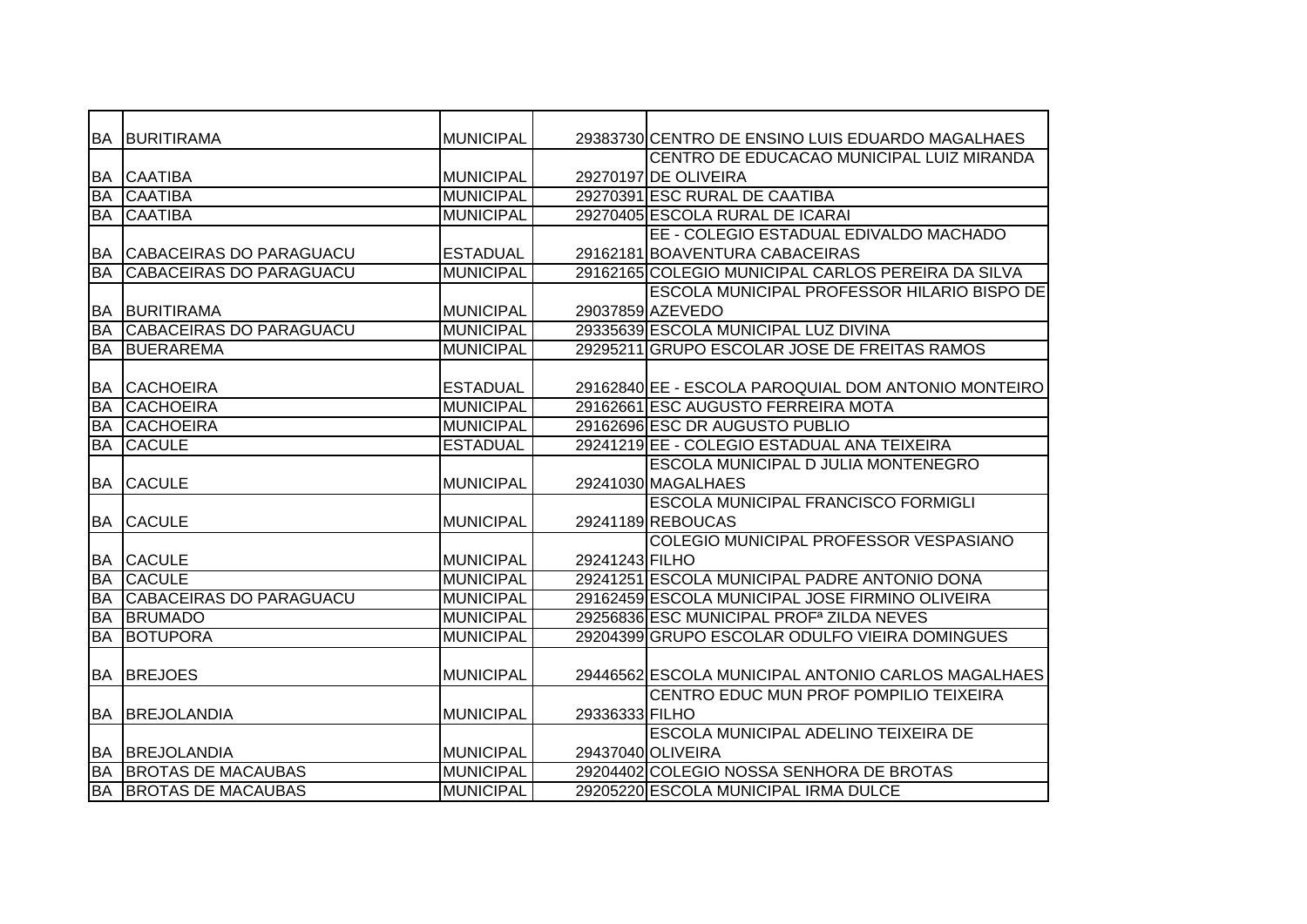| BA | BURITIRAMA | MUNICIPAL | 29383730 | CENTRO DE ENSINO LUIS EDUARDO MAGALHAES |
|---|---|---|---|---|
| BA | CAATIBA | MUNICIPAL | 29270197 | CENTRO DE EDUCACAO MUNICIPAL LUIZ MIRANDA DE OLIVEIRA |
| BA | CAATIBA | MUNICIPAL | 29270391 | ESC RURAL DE CAATIBA |
| BA | CAATIBA | MUNICIPAL | 29270405 | ESCOLA RURAL DE ICARAI |
| BA | CABACEIRAS DO PARAGUACU | ESTADUAL | 29162181 | EE - COLEGIO ESTADUAL EDIVALDO MACHADO BOAVENTURA CABACEIRAS |
| BA | CABACEIRAS DO PARAGUACU | MUNICIPAL | 29162165 | COLEGIO MUNICIPAL CARLOS PEREIRA DA SILVA |
| BA | BURITIRAMA | MUNICIPAL | 29037859 | ESCOLA MUNICIPAL PROFESSOR HILARIO BISPO DE AZEVEDO |
| BA | CABACEIRAS DO PARAGUACU | MUNICIPAL | 29335639 | ESCOLA MUNICIPAL LUZ DIVINA |
| BA | BUERAREMA | MUNICIPAL | 29295211 | GRUPO ESCOLAR JOSE DE FREITAS RAMOS |
| BA | CACHOEIRA | ESTADUAL | 29162840 | EE - ESCOLA PAROQUIAL DOM ANTONIO MONTEIRO |
| BA | CACHOEIRA | MUNICIPAL | 29162661 | ESC AUGUSTO FERREIRA MOTA |
| BA | CACHOEIRA | MUNICIPAL | 29162696 | ESC DR AUGUSTO PUBLIO |
| BA | CACULE | ESTADUAL | 29241219 | EE - COLEGIO ESTADUAL ANA TEIXEIRA |
| BA | CACULE | MUNICIPAL | 29241030 | ESCOLA MUNICIPAL D JULIA MONTENEGRO MAGALHAES |
| BA | CACULE | MUNICIPAL | 29241189 | ESCOLA MUNICIPAL FRANCISCO FORMIGLI REBOUCAS |
| BA | CACULE | MUNICIPAL | 29241243 | COLEGIO MUNICIPAL PROFESSOR VESPASIANO FILHO |
| BA | CACULE | MUNICIPAL | 29241251 | ESCOLA MUNICIPAL PADRE ANTONIO DONA |
| BA | CABACEIRAS DO PARAGUACU | MUNICIPAL | 29162459 | ESCOLA MUNICIPAL JOSE FIRMINO OLIVEIRA |
| BA | BRUMADO | MUNICIPAL | 29256836 | ESC MUNICIPAL PROFª ZILDA NEVES |
| BA | BOTUPORA | MUNICIPAL | 29204399 | GRUPO ESCOLAR ODULFO VIEIRA DOMINGUES |
| BA | BREJOES | MUNICIPAL | 29446562 | ESCOLA MUNICIPAL ANTONIO CARLOS MAGALHAES |
| BA | BREJOLANDIA | MUNICIPAL | 29336333 | CENTRO EDUC MUN PROF POMPILIO TEIXEIRA FILHO |
| BA | BREJOLANDIA | MUNICIPAL | 29437040 | ESCOLA MUNICIPAL ADELINO TEIXEIRA DE OLIVEIRA |
| BA | BROTAS DE MACAUBAS | MUNICIPAL | 29204402 | COLEGIO NOSSA SENHORA DE BROTAS |
| BA | BROTAS DE MACAUBAS | MUNICIPAL | 29205220 | ESCOLA MUNICIPAL IRMA DULCE |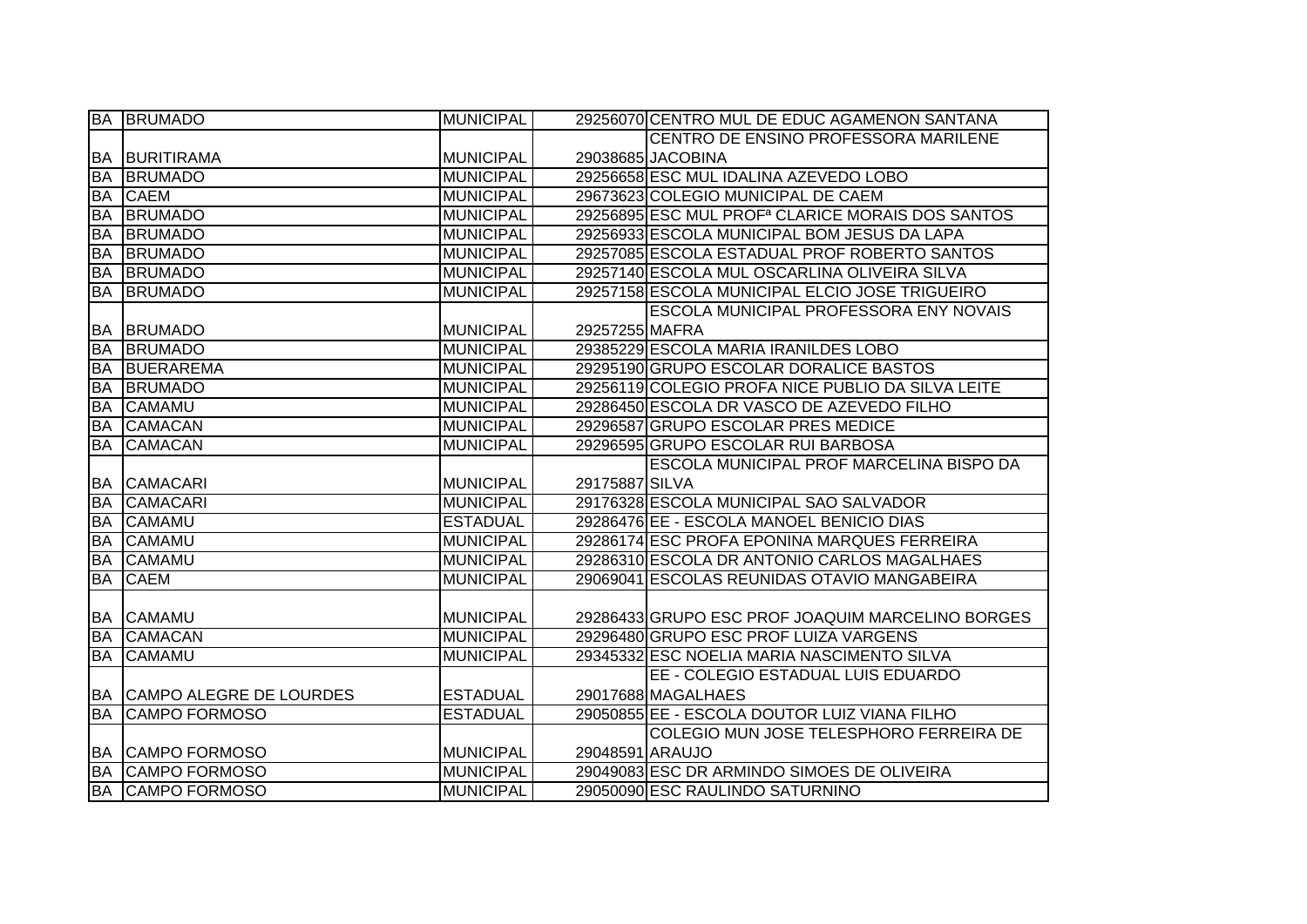| BA | BRUMADO | MUNICIPAL | 29256070 | CENTRO MUL DE EDUC AGAMENON SANTANA |
|---|---|---|---|---|
| BA | BURITIRAMA | MUNICIPAL | 29038685 | CENTRO DE ENSINO PROFESSORA MARILENE JACOBINA |
| BA | BRUMADO | MUNICIPAL | 29256658 | ESC MUL IDALINA AZEVEDO LOBO |
| BA | CAEM | MUNICIPAL | 29673623 | COLEGIO MUNICIPAL DE CAEM |
| BA | BRUMADO | MUNICIPAL | 29256895 | ESC MUL PROFª CLARICE MORAIS DOS SANTOS |
| BA | BRUMADO | MUNICIPAL | 29256933 | ESCOLA MUNICIPAL BOM JESUS DA LAPA |
| BA | BRUMADO | MUNICIPAL | 29257085 | ESCOLA ESTADUAL PROF ROBERTO SANTOS |
| BA | BRUMADO | MUNICIPAL | 29257140 | ESCOLA MUL OSCARLINA OLIVEIRA SILVA |
| BA | BRUMADO | MUNICIPAL | 29257158 | ESCOLA MUNICIPAL ELCIO JOSE TRIGUEIRO |
| BA | BRUMADO | MUNICIPAL | 29257255 | ESCOLA MUNICIPAL PROFESSORA ENY NOVAIS MAFRA |
| BA | BRUMADO | MUNICIPAL | 29385229 | ESCOLA MARIA IRANILDES LOBO |
| BA | BUERAREMA | MUNICIPAL | 29295190 | GRUPO ESCOLAR DORALICE BASTOS |
| BA | BRUMADO | MUNICIPAL | 29256119 | COLEGIO PROFA NICE PUBLIO DA SILVA LEITE |
| BA | CAMAMU | MUNICIPAL | 29286450 | ESCOLA DR VASCO DE AZEVEDO FILHO |
| BA | CAMACAN | MUNICIPAL | 29296587 | GRUPO ESCOLAR PRES MEDICE |
| BA | CAMACAN | MUNICIPAL | 29296595 | GRUPO ESCOLAR RUI BARBOSA |
| BA | CAMACARI | MUNICIPAL | 29175887 | ESCOLA MUNICIPAL PROF MARCELINA BISPO DA SILVA |
| BA | CAMACARI | MUNICIPAL | 29176328 | ESCOLA MUNICIPAL SAO SALVADOR |
| BA | CAMAMU | ESTADUAL | 29286476 | EE - ESCOLA MANOEL BENICIO DIAS |
| BA | CAMAMU | MUNICIPAL | 29286174 | ESC PROFA EPONINA MARQUES FERREIRA |
| BA | CAMAMU | MUNICIPAL | 29286310 | ESCOLA DR ANTONIO CARLOS MAGALHAES |
| BA | CAEM | MUNICIPAL | 29069041 | ESCOLAS REUNIDAS OTAVIO MANGABEIRA |
| BA | CAMAMU | MUNICIPAL | 29286433 | GRUPO ESC PROF JOAQUIM MARCELINO BORGES |
| BA | CAMACAN | MUNICIPAL | 29296480 | GRUPO ESC PROF LUIZA VARGENS |
| BA | CAMAMU | MUNICIPAL | 29345332 | ESC NOELIA MARIA NASCIMENTO SILVA |
| BA | CAMPO ALEGRE DE LOURDES | ESTADUAL | 29017688 | EE - COLEGIO ESTADUAL LUIS EDUARDO MAGALHAES |
| BA | CAMPO FORMOSO | ESTADUAL | 29050855 | EE - ESCOLA DOUTOR LUIZ VIANA FILHO |
| BA | CAMPO FORMOSO | MUNICIPAL | 29048591 | COLEGIO MUN JOSE TELESPHORO FERREIRA DE ARAUJO |
| BA | CAMPO FORMOSO | MUNICIPAL | 29049083 | ESC DR ARMINDO SIMOES DE OLIVEIRA |
| BA | CAMPO FORMOSO | MUNICIPAL | 29050090 | ESC RAULINDO SATURNINO |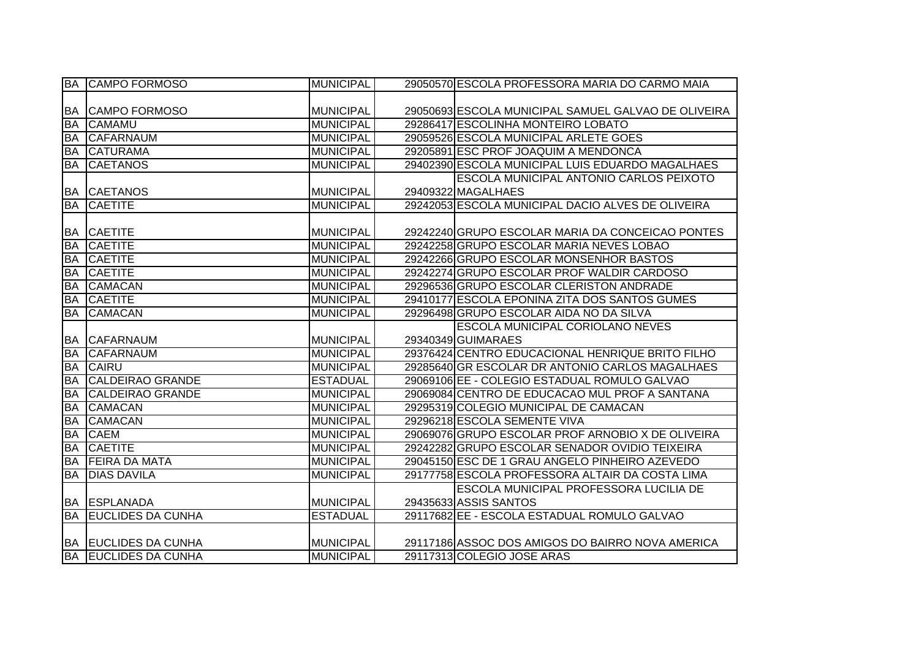| BA | CAMPO FORMOSO | MUNICIPAL | 29050570 | ESCOLA PROFESSORA MARIA DO CARMO MAIA |
|---|---|---|---|---|
| BA | CAMPO FORMOSO | MUNICIPAL | 29050693 | ESCOLA MUNICIPAL SAMUEL GALVAO DE OLIVEIRA |
| BA | CAMAMU | MUNICIPAL | 29286417 | ESCOLINHA MONTEIRO LOBATO |
| BA | CAFARNAUM | MUNICIPAL | 29059526 | ESCOLA MUNICIPAL ARLETE GOES |
| BA | CATURAMA | MUNICIPAL | 29205891 | ESC PROF JOAQUIM A MENDONCA |
| BA | CAETANOS | MUNICIPAL | 29402390 | ESCOLA MUNICIPAL LUIS EDUARDO MAGALHAES |
| BA | CAETANOS | MUNICIPAL | 29409322 | ESCOLA MUNICIPAL ANTONIO CARLOS PEIXOTO MAGALHAES |
| BA | CAETITE | MUNICIPAL | 29242053 | ESCOLA MUNICIPAL DACIO ALVES DE OLIVEIRA |
| BA | CAETITE | MUNICIPAL | 29242240 | GRUPO ESCOLAR MARIA DA CONCEICAO PONTES |
| BA | CAETITE | MUNICIPAL | 29242258 | GRUPO ESCOLAR MARIA NEVES LOBAO |
| BA | CAETITE | MUNICIPAL | 29242266 | GRUPO ESCOLAR MONSENHOR BASTOS |
| BA | CAETITE | MUNICIPAL | 29242274 | GRUPO ESCOLAR PROF WALDIR CARDOSO |
| BA | CAMACAN | MUNICIPAL | 29296536 | GRUPO ESCOLAR CLERISTON ANDRADE |
| BA | CAETITE | MUNICIPAL | 29410177 | ESCOLA EPONINA ZITA DOS SANTOS GUMES |
| BA | CAMACAN | MUNICIPAL | 29296498 | GRUPO ESCOLAR AIDA NO DA SILVA |
| BA | CAFARNAUM | MUNICIPAL | 29340349 | ESCOLA MUNICIPAL CORIOLANO NEVES GUIMARAES |
| BA | CAFARNAUM | MUNICIPAL | 29376424 | CENTRO EDUCACIONAL HENRIQUE BRITO FILHO |
| BA | CAIRU | MUNICIPAL | 29285640 | GR ESCOLAR DR ANTONIO CARLOS MAGALHAES |
| BA | CALDEIRAO GRANDE | ESTADUAL | 29069106 | EE - COLEGIO ESTADUAL ROMULO GALVAO |
| BA | CALDEIRAO GRANDE | MUNICIPAL | 29069084 | CENTRO DE EDUCACAO MUL PROF A SANTANA |
| BA | CAMACAN | MUNICIPAL | 29295319 | COLEGIO MUNICIPAL DE CAMACAN |
| BA | CAMACAN | MUNICIPAL | 29296218 | ESCOLA SEMENTE VIVA |
| BA | CAEM | MUNICIPAL | 29069076 | GRUPO ESCOLAR PROF ARNOBIO X DE OLIVEIRA |
| BA | CAETITE | MUNICIPAL | 29242282 | GRUPO ESCOLAR SENADOR OVIDIO TEIXEIRA |
| BA | FEIRA DA MATA | MUNICIPAL | 29045150 | ESC DE 1 GRAU ANGELO PINHEIRO AZEVEDO |
| BA | DIAS DAVILA | MUNICIPAL | 29177758 | ESCOLA PROFESSORA ALTAIR DA COSTA LIMA |
| BA | ESPLANADA | MUNICIPAL | 29435633 | ESCOLA MUNICIPAL PROFESSORA LUCILIA DE ASSIS SANTOS |
| BA | EUCLIDES DA CUNHA | ESTADUAL | 29117682 | EE - ESCOLA ESTADUAL ROMULO GALVAO |
| BA | EUCLIDES DA CUNHA | MUNICIPAL | 29117186 | ASSOC DOS AMIGOS DO BAIRRO NOVA AMERICA |
| BA | EUCLIDES DA CUNHA | MUNICIPAL | 29117313 | COLEGIO JOSE ARAS |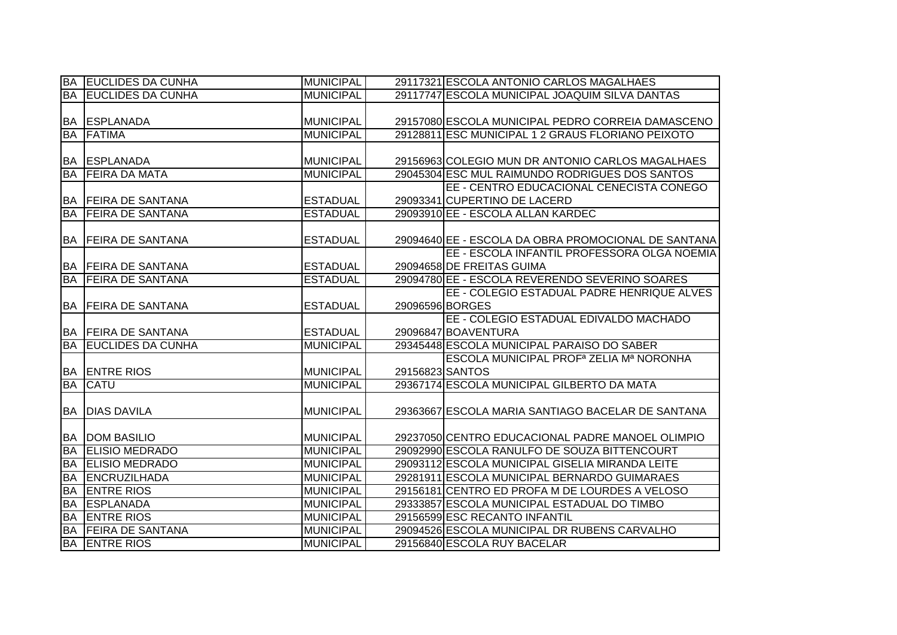| | | | | |
|---|---|---|---|---|
| BA | EUCLIDES DA CUNHA | MUNICIPAL | 29117321 | ESCOLA ANTONIO CARLOS MAGALHAES |
| BA | EUCLIDES DA CUNHA | MUNICIPAL | 29117747 | ESCOLA MUNICIPAL JOAQUIM SILVA DANTAS |
| BA | ESPLANADA | MUNICIPAL | 29157080 | ESCOLA MUNICIPAL PEDRO CORREIA DAMASCENO |
| BA | FATIMA | MUNICIPAL | 29128811 | ESC MUNICIPAL 1 2 GRAUS FLORIANO PEIXOTO |
| BA | ESPLANADA | MUNICIPAL | 29156963 | COLEGIO MUN DR ANTONIO CARLOS MAGALHAES |
| BA | FEIRA DA MATA | MUNICIPAL | 29045304 | ESC MUL RAIMUNDO RODRIGUES DOS SANTOS |
| BA | FEIRA DE SANTANA | ESTADUAL | 29093341 | EE - CENTRO EDUCACIONAL CENECISTA CONEGO CUPERTINO DE LACERD |
| BA | FEIRA DE SANTANA | ESTADUAL | 29093910 | EE - ESCOLA ALLAN KARDEC |
| BA | FEIRA DE SANTANA | ESTADUAL | 29094640 | EE - ESCOLA DA OBRA PROMOCIONAL DE SANTANA |
| BA | FEIRA DE SANTANA | ESTADUAL | 29094658 | EE - ESCOLA INFANTIL PROFESSORA OLGA NOEMIA DE FREITAS GUIMA |
| BA | FEIRA DE SANTANA | ESTADUAL | 29094780 | EE - ESCOLA REVERENDO SEVERINO SOARES |
| BA | FEIRA DE SANTANA | ESTADUAL | 29096596 | EE - COLEGIO ESTADUAL PADRE HENRIQUE ALVES BORGES |
| BA | FEIRA DE SANTANA | ESTADUAL | 29096847 | EE - COLEGIO ESTADUAL EDIVALDO MACHADO BOAVENTURA |
| BA | EUCLIDES DA CUNHA | MUNICIPAL | 29345448 | ESCOLA MUNICIPAL PARAISO DO SABER |
| BA | ENTRE RIOS | MUNICIPAL | 29156823 | ESCOLA MUNICIPAL PROFª ZELIA Mª NORONHA SANTOS |
| BA | CATU | MUNICIPAL | 29367174 | ESCOLA MUNICIPAL GILBERTO DA MATA |
| BA | DIAS DAVILA | MUNICIPAL | 29363667 | ESCOLA MARIA SANTIAGO BACELAR DE SANTANA |
| BA | DOM BASILIO | MUNICIPAL | 29237050 | CENTRO EDUCACIONAL PADRE MANOEL OLIMPIO |
| BA | ELISIO MEDRADO | MUNICIPAL | 29092990 | ESCOLA RANULFO DE SOUZA BITTENCOURT |
| BA | ELISIO MEDRADO | MUNICIPAL | 29093112 | ESCOLA MUNICIPAL GISELIA MIRANDA LEITE |
| BA | ENCRUZILHADA | MUNICIPAL | 29281911 | ESCOLA MUNICIPAL BERNARDO GUIMARAES |
| BA | ENTRE RIOS | MUNICIPAL | 29156181 | CENTRO ED PROFA M DE LOURDES A VELOSO |
| BA | ESPLANADA | MUNICIPAL | 29333857 | ESCOLA MUNICIPAL ESTADUAL DO TIMBO |
| BA | ENTRE RIOS | MUNICIPAL | 29156599 | ESC RECANTO INFANTIL |
| BA | FEIRA DE SANTANA | MUNICIPAL | 29094526 | ESCOLA MUNICIPAL DR RUBENS CARVALHO |
| BA | ENTRE RIOS | MUNICIPAL | 29156840 | ESCOLA RUY BACELAR |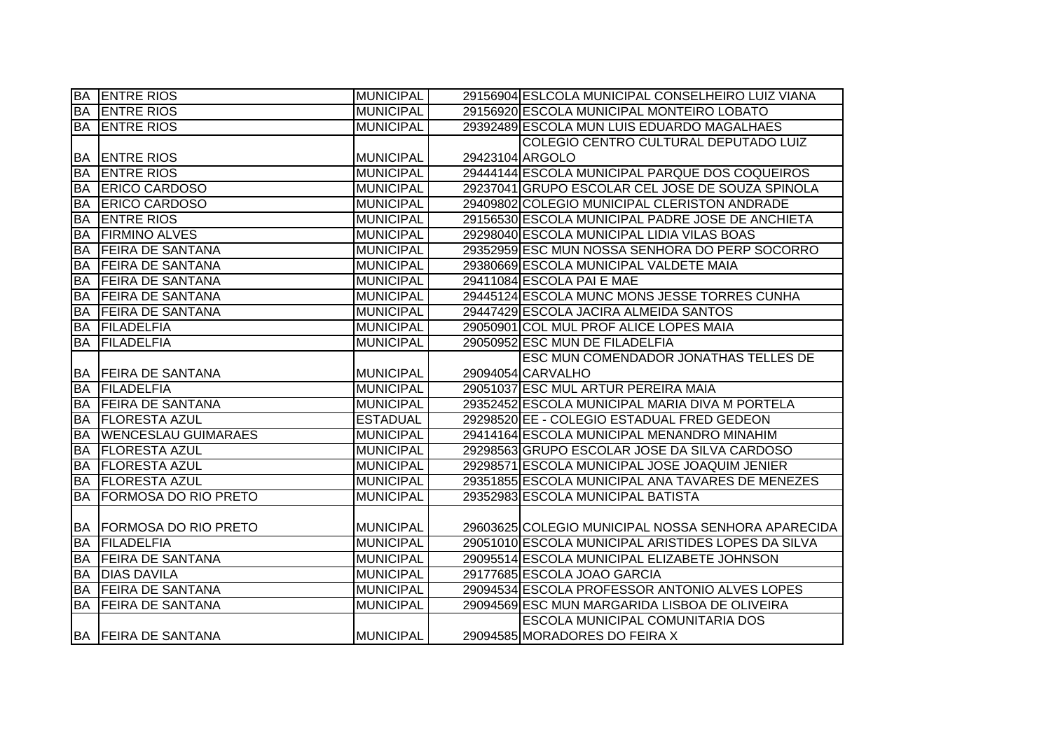| | | | | |
|---|---|---|---|---|
| BA | ENTRE RIOS | MUNICIPAL | 29156904 | ESLCOLA MUNICIPAL CONSELHEIRO LUIZ VIANA |
| BA | ENTRE RIOS | MUNICIPAL | 29156920 | ESCOLA MUNICIPAL MONTEIRO LOBATO |
| BA | ENTRE RIOS | MUNICIPAL | 29392489 | ESCOLA MUN LUIS EDUARDO MAGALHAES |
| BA | ENTRE RIOS | MUNICIPAL | 29423104 | COLEGIO CENTRO CULTURAL DEPUTADO LUIZ ARGOLO |
| BA | ENTRE RIOS | MUNICIPAL | 29444144 | ESCOLA MUNICIPAL PARQUE DOS COQUEIROS |
| BA | ERICO CARDOSO | MUNICIPAL | 29237041 | GRUPO ESCOLAR CEL JOSE DE SOUZA SPINOLA |
| BA | ERICO CARDOSO | MUNICIPAL | 29409802 | COLEGIO MUNICIPAL CLERISTON ANDRADE |
| BA | ENTRE RIOS | MUNICIPAL | 29156530 | ESCOLA MUNICIPAL PADRE JOSE DE ANCHIETA |
| BA | FIRMINO ALVES | MUNICIPAL | 29298040 | ESCOLA MUNICIPAL LIDIA VILAS BOAS |
| BA | FEIRA DE SANTANA | MUNICIPAL | 29352959 | ESC MUN NOSSA SENHORA DO PERP SOCORRO |
| BA | FEIRA DE SANTANA | MUNICIPAL | 29380669 | ESCOLA MUNICIPAL VALDETE MAIA |
| BA | FEIRA DE SANTANA | MUNICIPAL | 29411084 | ESCOLA PAI E MAE |
| BA | FEIRA DE SANTANA | MUNICIPAL | 29445124 | ESCOLA MUNC MONS JESSE TORRES CUNHA |
| BA | FEIRA DE SANTANA | MUNICIPAL | 29447429 | ESCOLA JACIRA ALMEIDA SANTOS |
| BA | FILADELFIA | MUNICIPAL | 29050901 | COL MUL PROF ALICE LOPES MAIA |
| BA | FILADELFIA | MUNICIPAL | 29050952 | ESC MUN DE FILADELFIA |
| BA | FEIRA DE SANTANA | MUNICIPAL | 29094054 | ESC MUN COMENDADOR JONATHAS TELLES DE CARVALHO |
| BA | FILADELFIA | MUNICIPAL | 29051037 | ESC MUL ARTUR PEREIRA MAIA |
| BA | FEIRA DE SANTANA | MUNICIPAL | 29352452 | ESCOLA MUNICIPAL MARIA DIVA M PORTELA |
| BA | FLORESTA AZUL | ESTADUAL | 29298520 | EE - COLEGIO ESTADUAL FRED GEDEON |
| BA | WENCESLAU GUIMARAES | MUNICIPAL | 29414164 | ESCOLA MUNICIPAL MENANDRO MINAHIM |
| BA | FLORESTA AZUL | MUNICIPAL | 29298563 | GRUPO ESCOLAR JOSE DA SILVA CARDOSO |
| BA | FLORESTA AZUL | MUNICIPAL | 29298571 | ESCOLA MUNICIPAL JOSE JOAQUIM JENIER |
| BA | FLORESTA AZUL | MUNICIPAL | 29351855 | ESCOLA MUNICIPAL ANA TAVARES DE MENEZES |
| BA | FORMOSA DO RIO PRETO | MUNICIPAL | 29352983 | ESCOLA MUNICIPAL BATISTA |
| BA | FORMOSA DO RIO PRETO | MUNICIPAL | 29603625 | COLEGIO MUNICIPAL NOSSA SENHORA APARECIDA |
| BA | FILADELFIA | MUNICIPAL | 29051010 | ESCOLA MUNICIPAL ARISTIDES LOPES DA SILVA |
| BA | FEIRA DE SANTANA | MUNICIPAL | 29095514 | ESCOLA MUNICIPAL ELIZABETE JOHNSON |
| BA | DIAS DAVILA | MUNICIPAL | 29177685 | ESCOLA JOAO GARCIA |
| BA | FEIRA DE SANTANA | MUNICIPAL | 29094534 | ESCOLA PROFESSOR ANTONIO ALVES LOPES |
| BA | FEIRA DE SANTANA | MUNICIPAL | 29094569 | ESC MUN MARGARIDA LISBOA DE OLIVEIRA |
| BA | FEIRA DE SANTANA | MUNICIPAL | 29094585 | ESCOLA MUNICIPAL COMUNITARIA DOS MORADORES DO FEIRA X |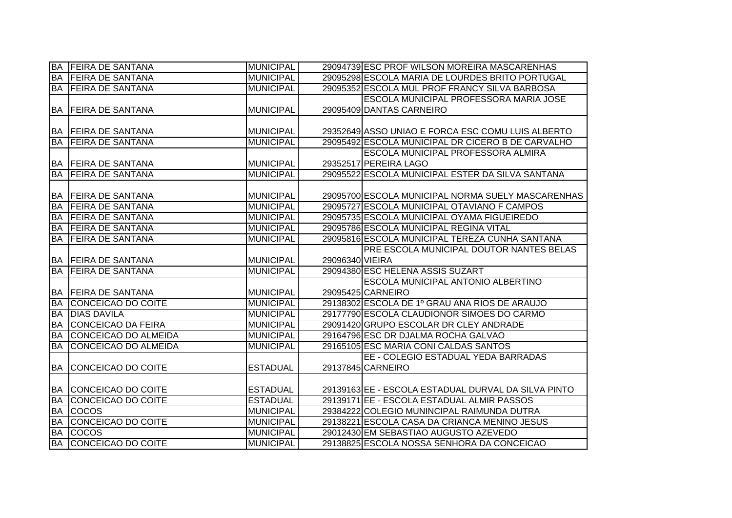| | | | | |
|---|---|---|---|---|
| BA | FEIRA DE SANTANA | MUNICIPAL | 29094739 | ESC PROF WILSON MOREIRA MASCARENHAS |
| BA | FEIRA DE SANTANA | MUNICIPAL | 29095298 | ESCOLA MARIA DE LOURDES BRITO PORTUGAL |
| BA | FEIRA DE SANTANA | MUNICIPAL | 29095352 | ESCOLA MUL PROF FRANCY SILVA BARBOSA |
| BA | FEIRA DE SANTANA | MUNICIPAL | 29095409 | ESCOLA MUNICIPAL PROFESSORA MARIA JOSE DANTAS CARNEIRO |
| BA | FEIRA DE SANTANA | MUNICIPAL | 29352649 | ASSO UNIAO E FORCA ESC COMU LUIS ALBERTO |
| BA | FEIRA DE SANTANA | MUNICIPAL | 29095492 | ESCOLA MUNICIPAL DR CICERO B DE CARVALHO |
| BA | FEIRA DE SANTANA | MUNICIPAL | 29352517 | ESCOLA MUNICIPAL PROFESSORA ALMIRA PEREIRA LAGO |
| BA | FEIRA DE SANTANA | MUNICIPAL | 29095522 | ESCOLA MUNICIPAL ESTER DA SILVA SANTANA |
| BA | FEIRA DE SANTANA | MUNICIPAL | 29095700 | ESCOLA MUNICIPAL NORMA SUELY MASCARENHAS |
| BA | FEIRA DE SANTANA | MUNICIPAL | 29095727 | ESCOLA MUNICIPAL OTAVIANO F CAMPOS |
| BA | FEIRA DE SANTANA | MUNICIPAL | 29095735 | ESCOLA MUNICIPAL OYAMA FIGUEIREDO |
| BA | FEIRA DE SANTANA | MUNICIPAL | 29095786 | ESCOLA MUNICIPAL REGINA VITAL |
| BA | FEIRA DE SANTANA | MUNICIPAL | 29095816 | ESCOLA MUNICIPAL TEREZA CUNHA SANTANA |
| BA | FEIRA DE SANTANA | MUNICIPAL | 29096340 | PRE ESCOLA MUNICIPAL DOUTOR NANTES BELAS VIEIRA |
| BA | FEIRA DE SANTANA | MUNICIPAL | 29094380 | ESC HELENA ASSIS SUZART |
| BA | FEIRA DE SANTANA | MUNICIPAL | 29095425 | ESCOLA MUNICIPAL ANTONIO ALBERTINO CARNEIRO |
| BA | CONCEICAO DO COITE | MUNICIPAL | 29138302 | ESCOLA DE 1º GRAU ANA RIOS DE ARAUJO |
| BA | DIAS DAVILA | MUNICIPAL | 29177790 | ESCOLA CLAUDIONOR SIMOES DO CARMO |
| BA | CONCEICAO DA FEIRA | MUNICIPAL | 29091420 | GRUPO ESCOLAR DR CLEY ANDRADE |
| BA | CONCEICAO DO ALMEIDA | MUNICIPAL | 29164796 | ESC DR DJALMA ROCHA GALVAO |
| BA | CONCEICAO DO ALMEIDA | MUNICIPAL | 29165105 | ESC MARIA CONI CALDAS SANTOS |
| BA | CONCEICAO DO COITE | ESTADUAL | 29137845 | EE - COLEGIO ESTADUAL YEDA BARRADAS CARNEIRO |
| BA | CONCEICAO DO COITE | ESTADUAL | 29139163 | EE - ESCOLA ESTADUAL DURVAL DA SILVA PINTO |
| BA | CONCEICAO DO COITE | ESTADUAL | 29139171 | EE - ESCOLA ESTADUAL ALMIR PASSOS |
| BA | COCOS | MUNICIPAL | 29384222 | COLEGIO MUNINCIPAL RAIMUNDA DUTRA |
| BA | CONCEICAO DO COITE | MUNICIPAL | 29138221 | ESCOLA CASA DA CRIANCA MENINO JESUS |
| BA | COCOS | MUNICIPAL | 29012430 | EM SEBASTIAO AUGUSTO AZEVEDO |
| BA | CONCEICAO DO COITE | MUNICIPAL | 29138825 | ESCOLA NOSSA SENHORA DA CONCEICAO |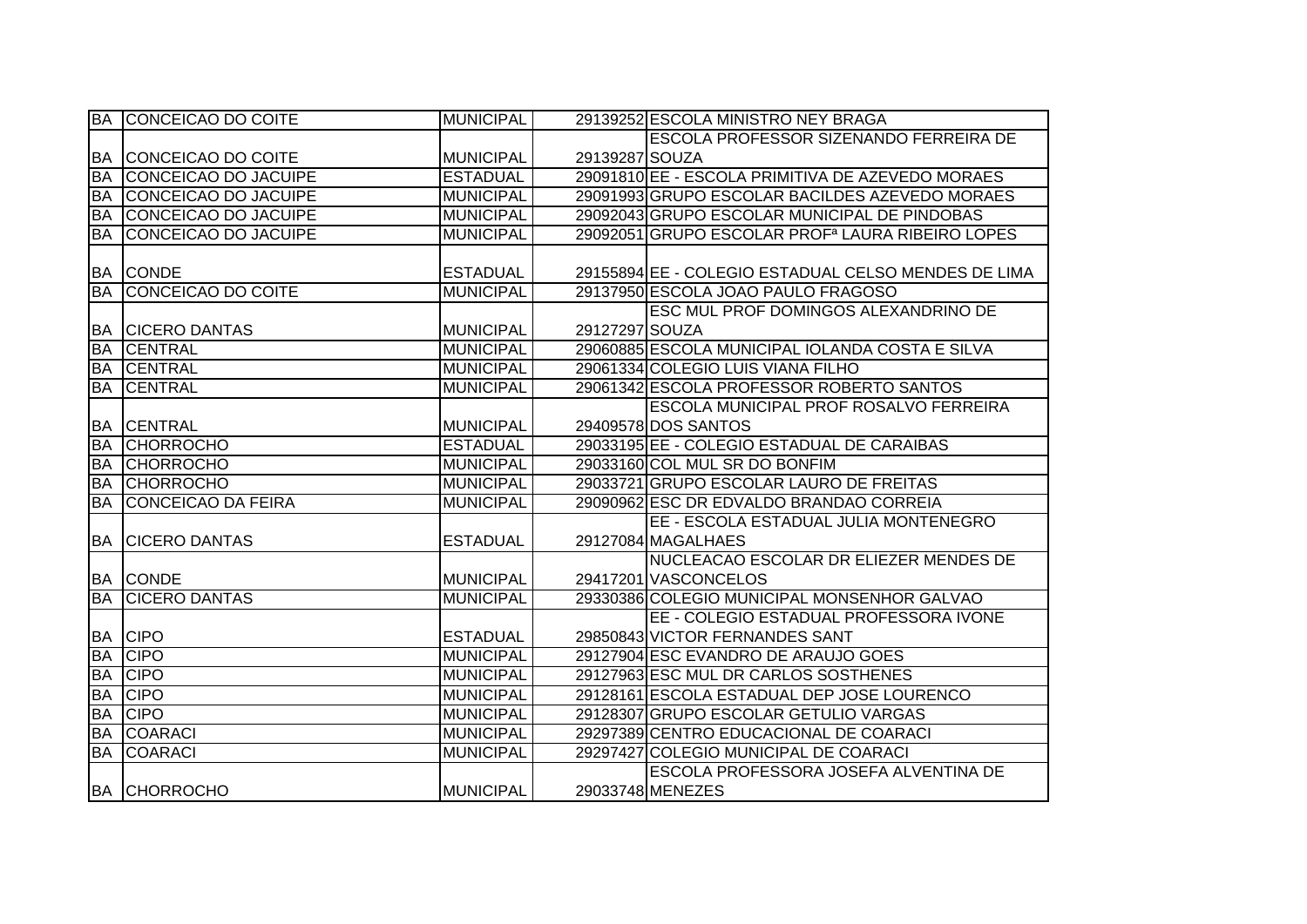| BA | CONCEICAO DO COITE | MUNICIPAL | 29139252 | ESCOLA MINISTRO NEY BRAGA |
|---|---|---|---|---|
| BA | CONCEICAO DO COITE | MUNICIPAL | 29139287 | ESCOLA PROFESSOR SIZENANDO FERREIRA DE SOUZA |
| BA | CONCEICAO DO JACUIPE | ESTADUAL | 29091810 | EE - ESCOLA PRIMITIVA DE AZEVEDO MORAES |
| BA | CONCEICAO DO JACUIPE | MUNICIPAL | 29091993 | GRUPO ESCOLAR BACILDES AZEVEDO MORAES |
| BA | CONCEICAO DO JACUIPE | MUNICIPAL | 29092043 | GRUPO ESCOLAR MUNICIPAL DE PINDOBAS |
| BA | CONCEICAO DO JACUIPE | MUNICIPAL | 29092051 | GRUPO ESCOLAR PROFª LAURA RIBEIRO LOPES |
| BA | CONDE | ESTADUAL | 29155894 | EE - COLEGIO ESTADUAL CELSO MENDES DE LIMA |
| BA | CONCEICAO DO COITE | MUNICIPAL | 29137950 | ESCOLA JOAO PAULO FRAGOSO |
| BA | CICERO DANTAS | MUNICIPAL | 29127297 | ESC MUL PROF DOMINGOS ALEXANDRINO DE SOUZA |
| BA | CENTRAL | MUNICIPAL | 29060885 | ESCOLA MUNICIPAL IOLANDA COSTA E SILVA |
| BA | CENTRAL | MUNICIPAL | 29061334 | COLEGIO LUIS VIANA FILHO |
| BA | CENTRAL | MUNICIPAL | 29061342 | ESCOLA PROFESSOR ROBERTO SANTOS |
| BA | CENTRAL | MUNICIPAL | 29409578 | ESCOLA MUNICIPAL PROF ROSALVO FERREIRA DOS SANTOS |
| BA | CHORROCHO | ESTADUAL | 29033195 | EE - COLEGIO ESTADUAL DE CARAIBAS |
| BA | CHORROCHO | MUNICIPAL | 29033160 | COL MUL SR DO BONFIM |
| BA | CHORROCHO | MUNICIPAL | 29033721 | GRUPO ESCOLAR LAURO DE FREITAS |
| BA | CONCEICAO DA FEIRA | MUNICIPAL | 29090962 | ESC DR EDVALDO BRANDAO CORREIA |
| BA | CICERO DANTAS | ESTADUAL | 29127084 | EE - ESCOLA ESTADUAL JULIA MONTENEGRO MAGALHAES |
| BA | CONDE | MUNICIPAL | 29417201 | NUCLEACAO ESCOLAR DR ELIEZER MENDES DE VASCONCELOS |
| BA | CICERO DANTAS | MUNICIPAL | 29330386 | COLEGIO MUNICIPAL MONSENHOR GALVAO |
| BA | CIPO | ESTADUAL | 29850843 | EE - COLEGIO ESTADUAL PROFESSORA IVONE VICTOR FERNANDES SANT |
| BA | CIPO | MUNICIPAL | 29127904 | ESC EVANDRO DE ARAUJO GOES |
| BA | CIPO | MUNICIPAL | 29127963 | ESC MUL DR CARLOS SOSTHENES |
| BA | CIPO | MUNICIPAL | 29128161 | ESCOLA ESTADUAL DEP JOSE LOURENCO |
| BA | CIPO | MUNICIPAL | 29128307 | GRUPO ESCOLAR GETULIO VARGAS |
| BA | COARACI | MUNICIPAL | 29297389 | CENTRO EDUCACIONAL DE COARACI |
| BA | COARACI | MUNICIPAL | 29297427 | COLEGIO MUNICIPAL DE COARACI |
| BA | CHORROCHO | MUNICIPAL | 29033748 | ESCOLA PROFESSORA JOSEFA ALVENTINA DE MENEZES |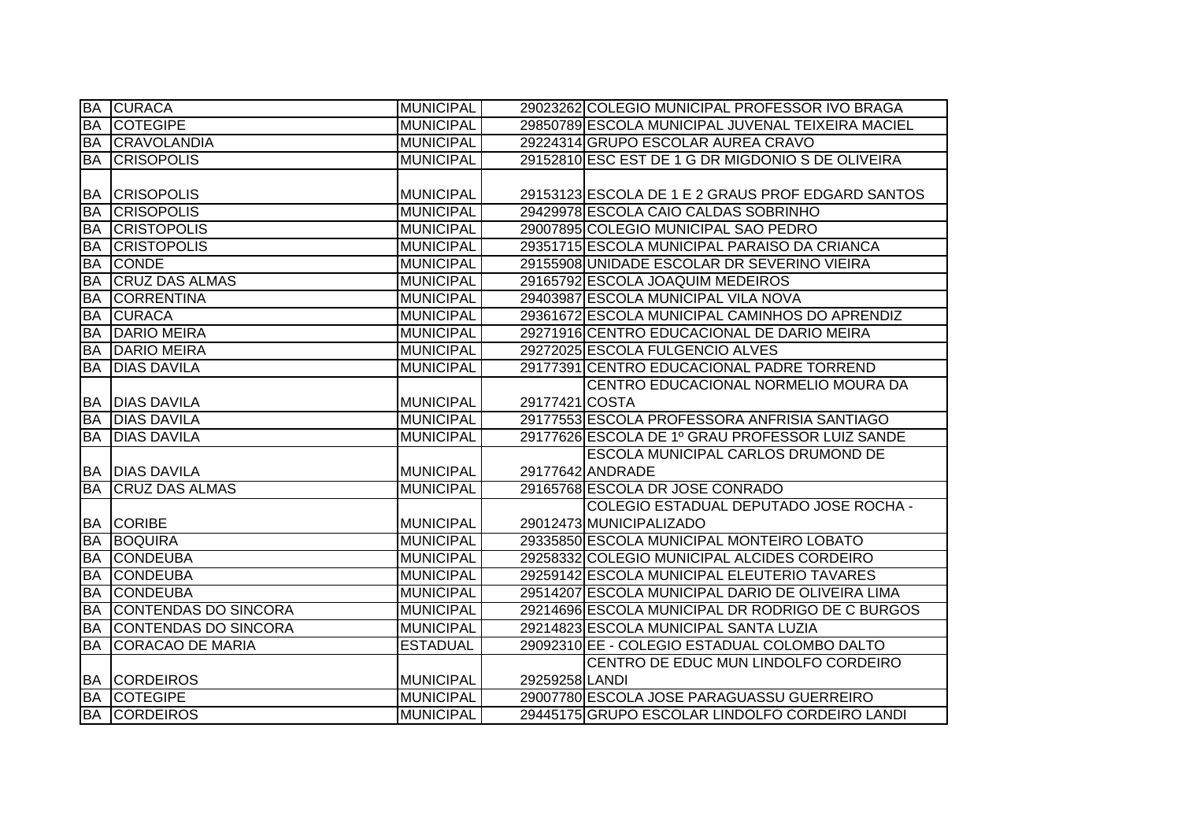| | | | | |
|---|---|---|---|---|
| BA | CURACA | MUNICIPAL | 29023262 | COLEGIO MUNICIPAL PROFESSOR IVO BRAGA |
| BA | COTEGIPE | MUNICIPAL | 29850789 | ESCOLA MUNICIPAL JUVENAL TEIXEIRA MACIEL |
| BA | CRAVOLANDIA | MUNICIPAL | 29224314 | GRUPO ESCOLAR AUREA CRAVO |
| BA | CRISOPOLIS | MUNICIPAL | 29152810 | ESC EST DE 1 G DR MIGDONIO S DE OLIVEIRA |
| BA | CRISOPOLIS | MUNICIPAL | 29153123 | ESCOLA DE 1 E 2 GRAUS PROF EDGARD SANTOS |
| BA | CRISOPOLIS | MUNICIPAL | 29429978 | ESCOLA CAIO CALDAS SOBRINHO |
| BA | CRISTOPOLIS | MUNICIPAL | 29007895 | COLEGIO MUNICIPAL SAO PEDRO |
| BA | CRISTOPOLIS | MUNICIPAL | 29351715 | ESCOLA MUNICIPAL PARAISO DA CRIANCA |
| BA | CONDE | MUNICIPAL | 29155908 | UNIDADE ESCOLAR DR SEVERINO VIEIRA |
| BA | CRUZ DAS ALMAS | MUNICIPAL | 29165792 | ESCOLA JOAQUIM MEDEIROS |
| BA | CORRENTINA | MUNICIPAL | 29403987 | ESCOLA MUNICIPAL VILA NOVA |
| BA | CURACA | MUNICIPAL | 29361672 | ESCOLA MUNICIPAL CAMINHOS DO APRENDIZ |
| BA | DARIO MEIRA | MUNICIPAL | 29271916 | CENTRO EDUCACIONAL DE DARIO MEIRA |
| BA | DARIO MEIRA | MUNICIPAL | 29272025 | ESCOLA FULGENCIO ALVES |
| BA | DIAS DAVILA | MUNICIPAL | 29177391 | CENTRO EDUCACIONAL PADRE TORREND |
| BA | DIAS DAVILA | MUNICIPAL | 29177421 | CENTRO EDUCACIONAL NORMELIO MOURA DA COSTA |
| BA | DIAS DAVILA | MUNICIPAL | 29177553 | ESCOLA PROFESSORA ANFRISIA SANTIAGO |
| BA | DIAS DAVILA | MUNICIPAL | 29177626 | ESCOLA DE 1º GRAU PROFESSOR LUIZ SANDE |
| BA | DIAS DAVILA | MUNICIPAL | 29177642 | ESCOLA MUNICIPAL CARLOS DRUMOND DE ANDRADE |
| BA | CRUZ DAS ALMAS | MUNICIPAL | 29165768 | ESCOLA DR JOSE CONRADO |
| BA | CORIBE | MUNICIPAL | 29012473 | COLEGIO ESTADUAL DEPUTADO JOSE ROCHA - MUNICIPALIZADO |
| BA | BOQUIRA | MUNICIPAL | 29335850 | ESCOLA MUNICIPAL MONTEIRO LOBATO |
| BA | CONDEUBA | MUNICIPAL | 29258332 | COLEGIO MUNICIPAL ALCIDES CORDEIRO |
| BA | CONDEUBA | MUNICIPAL | 29259142 | ESCOLA MUNICIPAL ELEUTERIO TAVARES |
| BA | CONDEUBA | MUNICIPAL | 29514207 | ESCOLA MUNICIPAL DARIO DE OLIVEIRA LIMA |
| BA | CONTENDAS DO SINCORA | MUNICIPAL | 29214696 | ESCOLA MUNICIPAL DR RODRIGO DE C BURGOS |
| BA | CONTENDAS DO SINCORA | MUNICIPAL | 29214823 | ESCOLA MUNICIPAL SANTA LUZIA |
| BA | CORACAO DE MARIA | ESTADUAL | 29092310 | EE - COLEGIO ESTADUAL COLOMBO DALTO |
| BA | CORDEIROS | MUNICIPAL | 29259258 | CENTRO DE EDUC MUN LINDOLFO CORDEIRO LANDI |
| BA | COTEGIPE | MUNICIPAL | 29007780 | ESCOLA JOSE PARAGUASSU GUERREIRO |
| BA | CORDEIROS | MUNICIPAL | 29445175 | GRUPO ESCOLAR LINDOLFO CORDEIRO LANDI |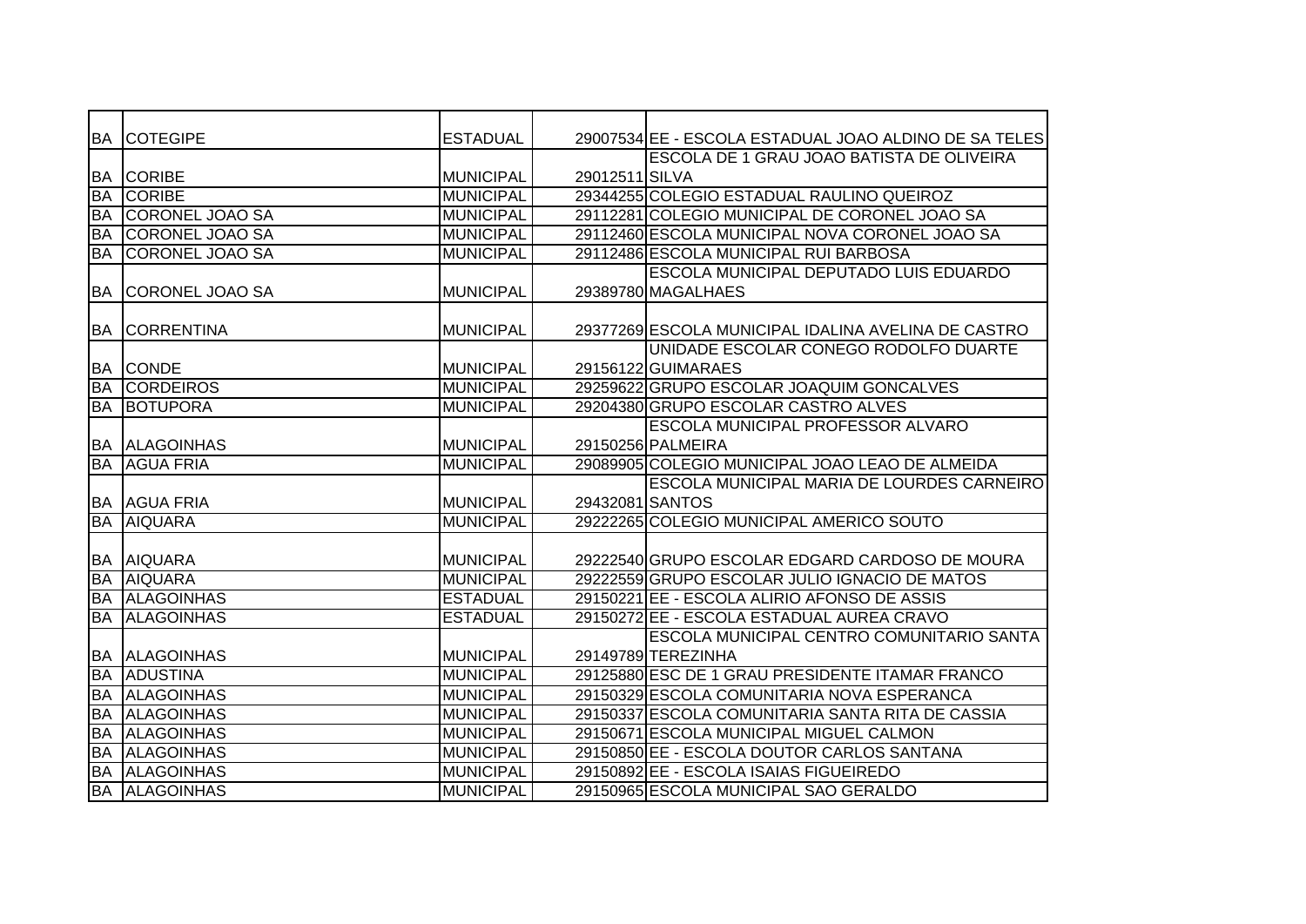| | | | | |
|---|---|---|---|---|
| BA | COTEGIPE | ESTADUAL | 29007534 | EE - ESCOLA ESTADUAL JOAO ALDINO DE SA TELES |
| BA | CORIBE | MUNICIPAL | 29012511 | ESCOLA DE 1 GRAU JOAO BATISTA DE OLIVEIRA SILVA |
| BA | CORIBE | MUNICIPAL | 29344255 | COLEGIO ESTADUAL RAULINO QUEIROZ |
| BA | CORONEL JOAO SA | MUNICIPAL | 29112281 | COLEGIO MUNICIPAL DE CORONEL JOAO SA |
| BA | CORONEL JOAO SA | MUNICIPAL | 29112460 | ESCOLA MUNICIPAL NOVA CORONEL JOAO SA |
| BA | CORONEL JOAO SA | MUNICIPAL | 29112486 | ESCOLA MUNICIPAL RUI BARBOSA |
| BA | CORONEL JOAO SA | MUNICIPAL | 29389780 | ESCOLA MUNICIPAL DEPUTADO LUIS EDUARDO MAGALHAES |
| BA | CORRENTINA | MUNICIPAL | 29377269 | ESCOLA MUNICIPAL IDALINA AVELINA DE CASTRO |
| BA | CONDE | MUNICIPAL | 29156122 | UNIDADE ESCOLAR CONEGO RODOLFO DUARTE GUIMARAES |
| BA | CORDEIROS | MUNICIPAL | 29259622 | GRUPO ESCOLAR JOAQUIM GONCALVES |
| BA | BOTUPORA | MUNICIPAL | 29204380 | GRUPO ESCOLAR CASTRO ALVES |
| BA | ALAGOINHAS | MUNICIPAL | 29150256 | ESCOLA MUNICIPAL PROFESSOR ALVARO PALMEIRA |
| BA | AGUA FRIA | MUNICIPAL | 29089905 | COLEGIO MUNICIPAL JOAO LEAO DE ALMEIDA |
| BA | AGUA FRIA | MUNICIPAL | 29432081 | ESCOLA MUNICIPAL MARIA DE LOURDES CARNEIRO SANTOS |
| BA | AIQUARA | MUNICIPAL | 29222265 | COLEGIO MUNICIPAL AMERICO SOUTO |
| BA | AIQUARA | MUNICIPAL | 29222540 | GRUPO ESCOLAR EDGARD CARDOSO DE MOURA |
| BA | AIQUARA | MUNICIPAL | 29222559 | GRUPO ESCOLAR JULIO IGNACIO DE MATOS |
| BA | ALAGOINHAS | ESTADUAL | 29150221 | EE - ESCOLA ALIRIO AFONSO DE ASSIS |
| BA | ALAGOINHAS | ESTADUAL | 29150272 | EE - ESCOLA ESTADUAL AUREA CRAVO |
| BA | ALAGOINHAS | MUNICIPAL | 29149789 | ESCOLA MUNICIPAL CENTRO COMUNITARIO SANTA TEREZINHA |
| BA | ADUSTINA | MUNICIPAL | 29125880 | ESC DE 1 GRAU PRESIDENTE ITAMAR FRANCO |
| BA | ALAGOINHAS | MUNICIPAL | 29150329 | ESCOLA COMUNITARIA NOVA ESPERANCA |
| BA | ALAGOINHAS | MUNICIPAL | 29150337 | ESCOLA COMUNITARIA SANTA RITA DE CASSIA |
| BA | ALAGOINHAS | MUNICIPAL | 29150671 | ESCOLA MUNICIPAL MIGUEL CALMON |
| BA | ALAGOINHAS | MUNICIPAL | 29150850 | EE - ESCOLA DOUTOR CARLOS SANTANA |
| BA | ALAGOINHAS | MUNICIPAL | 29150892 | EE - ESCOLA ISAIAS FIGUEIREDO |
| BA | ALAGOINHAS | MUNICIPAL | 29150965 | ESCOLA MUNICIPAL SAO GERALDO |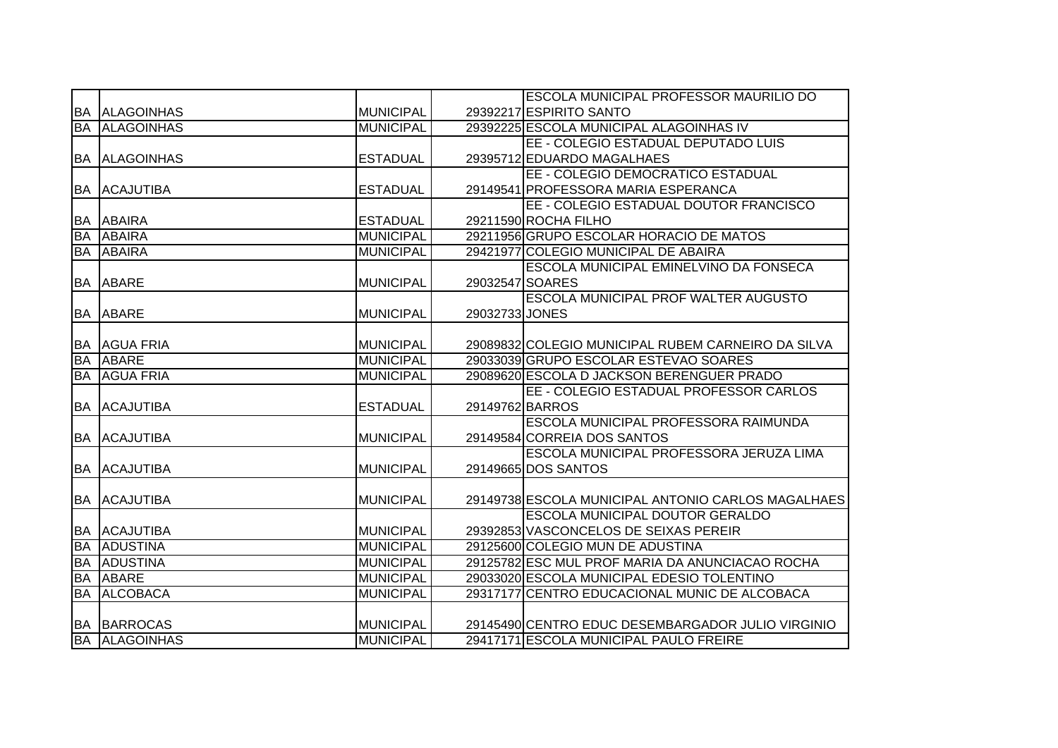| | | | | |
|---|---|---|---|---|
| BA | ALAGOINHAS | MUNICIPAL | 29392217 | ESCOLA MUNICIPAL PROFESSOR MAURILIO DO ESPIRITO SANTO |
| BA | ALAGOINHAS | MUNICIPAL | 29392225 | ESCOLA MUNICIPAL ALAGOINHAS IV |
| BA | ALAGOINHAS | ESTADUAL | 29395712 | EE - COLEGIO ESTADUAL DEPUTADO LUIS EDUARDO MAGALHAES |
| BA | ACAJUTIBA | ESTADUAL | 29149541 | EE - COLEGIO DEMOCRATICO ESTADUAL PROFESSORA MARIA ESPERANCA |
| BA | ABAIRA | ESTADUAL | 29211590 | EE - COLEGIO ESTADUAL DOUTOR FRANCISCO ROCHA FILHO |
| BA | ABAIRA | MUNICIPAL | 29211956 | GRUPO ESCOLAR HORACIO DE MATOS |
| BA | ABAIRA | MUNICIPAL | 29421977 | COLEGIO MUNICIPAL DE ABAIRA |
| BA | ABARE | MUNICIPAL | 29032547 | ESCOLA MUNICIPAL EMINELVINO DA FONSECA SOARES |
| BA | ABARE | MUNICIPAL | 29032733 | ESCOLA MUNICIPAL PROF WALTER AUGUSTO JONES |
| BA | AGUA FRIA | MUNICIPAL | 29089832 | COLEGIO MUNICIPAL RUBEM CARNEIRO DA SILVA |
| BA | ABARE | MUNICIPAL | 29033039 | GRUPO ESCOLAR ESTEVAO SOARES |
| BA | AGUA FRIA | MUNICIPAL | 29089620 | ESCOLA D JACKSON BERENGUER PRADO |
| BA | ACAJUTIBA | ESTADUAL | 29149762 | EE - COLEGIO ESTADUAL PROFESSOR CARLOS BARROS |
| BA | ACAJUTIBA | MUNICIPAL | 29149584 | ESCOLA MUNICIPAL PROFESSORA RAIMUNDA CORREIA DOS SANTOS |
| BA | ACAJUTIBA | MUNICIPAL | 29149665 | ESCOLA MUNICIPAL PROFESSORA JERUZA LIMA DOS SANTOS |
| BA | ACAJUTIBA | MUNICIPAL | 29149738 | ESCOLA MUNICIPAL ANTONIO CARLOS MAGALHAES |
| BA | ACAJUTIBA | MUNICIPAL | 29392853 | ESCOLA MUNICIPAL DOUTOR GERALDO VASCONCELOS DE SEIXAS PEREIR |
| BA | ADUSTINA | MUNICIPAL | 29125600 | COLEGIO MUN DE ADUSTINA |
| BA | ADUSTINA | MUNICIPAL | 29125782 | ESC MUL PROF MARIA DA ANUNCIACAO ROCHA |
| BA | ABARE | MUNICIPAL | 29033020 | ESCOLA MUNICIPAL EDESIO TOLENTINO |
| BA | ALCOBACA | MUNICIPAL | 29317177 | CENTRO EDUCACIONAL MUNIC DE ALCOBACA |
| BA | BARROCAS | MUNICIPAL | 29145490 | CENTRO EDUC DESEMBARGADOR JULIO VIRGINIO |
| BA | ALAGOINHAS | MUNICIPAL | 29417171 | ESCOLA MUNICIPAL PAULO FREIRE |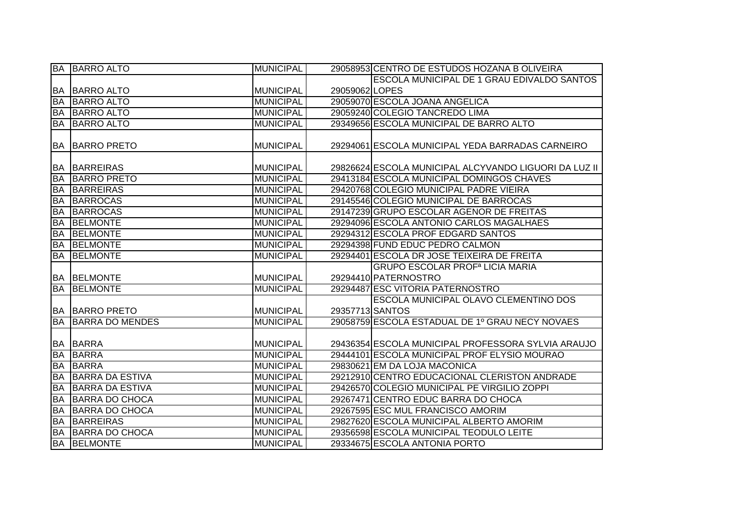| | | | | |
|---|---|---|---|---|
| BA | BARRO ALTO | MUNICIPAL | 29058953 | CENTRO DE ESTUDOS HOZANA B OLIVEIRA |
| BA | BARRO ALTO | MUNICIPAL | 29059062 | ESCOLA MUNICIPAL DE 1 GRAU EDIVALDO SANTOS LOPES |
| BA | BARRO ALTO | MUNICIPAL | 29059070 | ESCOLA JOANA ANGELICA |
| BA | BARRO ALTO | MUNICIPAL | 29059240 | COLEGIO TANCREDO LIMA |
| BA | BARRO ALTO | MUNICIPAL | 29349656 | ESCOLA MUNICIPAL DE BARRO ALTO |
| BA | BARRO PRETO | MUNICIPAL | 29294061 | ESCOLA MUNICIPAL YEDA BARRADAS CARNEIRO |
| BA | BARREIRAS | MUNICIPAL | 29826624 | ESCOLA MUNICIPAL ALCYVANDO LIGUORI DA LUZ II |
| BA | BARRO PRETO | MUNICIPAL | 29413184 | ESCOLA MUNICIPAL DOMINGOS CHAVES |
| BA | BARREIRAS | MUNICIPAL | 29420768 | COLEGIO MUNICIPAL PADRE VIEIRA |
| BA | BARROCAS | MUNICIPAL | 29145546 | COLEGIO MUNICIPAL DE BARROCAS |
| BA | BARROCAS | MUNICIPAL | 29147239 | GRUPO ESCOLAR AGENOR DE FREITAS |
| BA | BELMONTE | MUNICIPAL | 29294096 | ESCOLA ANTONIO CARLOS MAGALHAES |
| BA | BELMONTE | MUNICIPAL | 29294312 | ESCOLA PROF EDGARD SANTOS |
| BA | BELMONTE | MUNICIPAL | 29294398 | FUND EDUC PEDRO CALMON |
| BA | BELMONTE | MUNICIPAL | 29294401 | ESCOLA DR JOSE TEIXEIRA DE FREITA |
| BA | BELMONTE | MUNICIPAL | 29294410 | GRUPO ESCOLAR PROFª LICIA MARIA PATERNOSTRO |
| BA | BELMONTE | MUNICIPAL | 29294487 | ESC VITORIA PATERNOSTRO |
| BA | BARRO PRETO | MUNICIPAL | 29357713 | ESCOLA MUNICIPAL OLAVO CLEMENTINO DOS SANTOS |
| BA | BARRA DO MENDES | MUNICIPAL | 29058759 | ESCOLA ESTADUAL DE 1º GRAU NECY NOVAES |
| BA | BARRA | MUNICIPAL | 29436354 | ESCOLA MUNICIPAL PROFESSORA SYLVIA ARAUJO |
| BA | BARRA | MUNICIPAL | 29444101 | ESCOLA MUNICIPAL PROF ELYSIO MOURAO |
| BA | BARRA | MUNICIPAL | 29830621 | EM DA LOJA MACONICA |
| BA | BARRA DA ESTIVA | MUNICIPAL | 29212910 | CENTRO EDUCACIONAL CLERISTON ANDRADE |
| BA | BARRA DA ESTIVA | MUNICIPAL | 29426570 | COLEGIO MUNICIPAL PE VIRGILIO ZOPPI |
| BA | BARRA DO CHOCA | MUNICIPAL | 29267471 | CENTRO EDUC BARRA DO CHOCA |
| BA | BARRA DO CHOCA | MUNICIPAL | 29267595 | ESC MUL FRANCISCO AMORIM |
| BA | BARREIRAS | MUNICIPAL | 29827620 | ESCOLA MUNICIPAL ALBERTO AMORIM |
| BA | BARRA DO CHOCA | MUNICIPAL | 29356598 | ESCOLA MUNICIPAL TEODULO LEITE |
| BA | BELMONTE | MUNICIPAL | 29334675 | ESCOLA ANTONIA PORTO |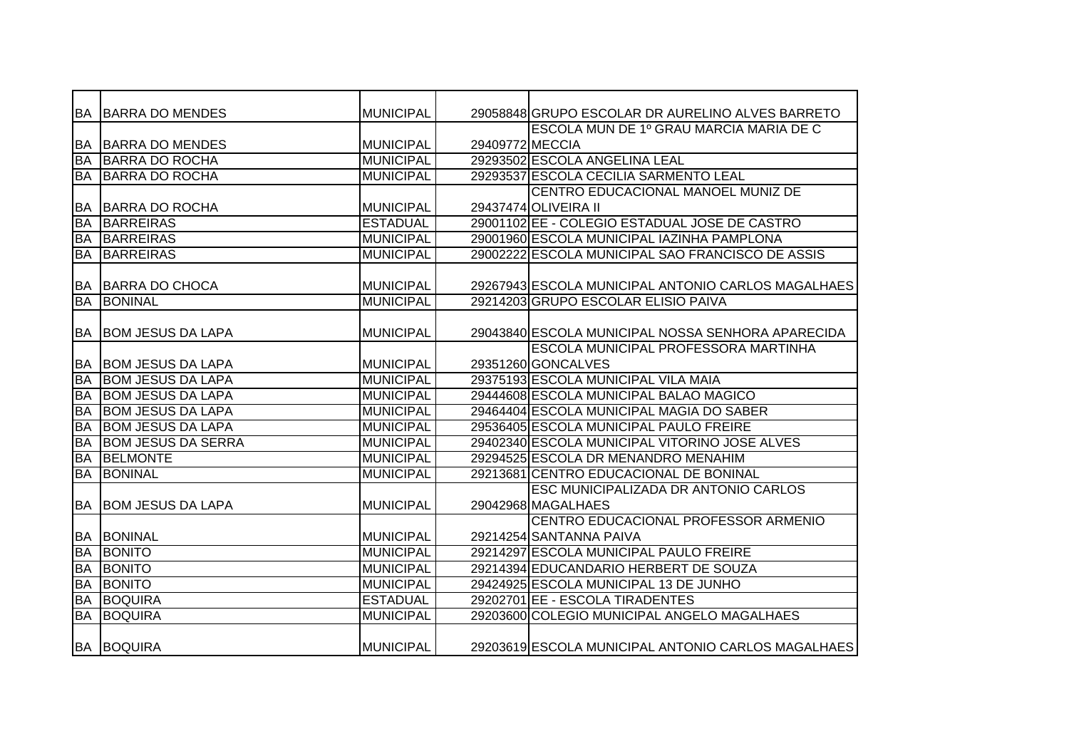| | | | | |
|---|---|---|---|---|
| BA | BARRA DO MENDES | MUNICIPAL | 29058848 | GRUPO ESCOLAR DR AURELINO ALVES BARRETO |
| BA | BARRA DO MENDES | MUNICIPAL | 29409772 | ESCOLA MUN DE 1º GRAU MARCIA MARIA DE C MECCIA |
| BA | BARRA DO ROCHA | MUNICIPAL | 29293502 | ESCOLA ANGELINA LEAL |
| BA | BARRA DO ROCHA | MUNICIPAL | 29293537 | ESCOLA CECILIA SARMENTO LEAL |
| BA | BARRA DO ROCHA | MUNICIPAL | 29437474 | CENTRO EDUCACIONAL MANOEL MUNIZ DE OLIVEIRA II |
| BA | BARREIRAS | ESTADUAL | 29001102 | EE - COLEGIO ESTADUAL JOSE DE CASTRO |
| BA | BARREIRAS | MUNICIPAL | 29001960 | ESCOLA MUNICIPAL IAZINHA PAMPLONA |
| BA | BARREIRAS | MUNICIPAL | 29002222 | ESCOLA MUNICIPAL SAO FRANCISCO DE ASSIS |
| BA | BARRA DO CHOCA | MUNICIPAL | 29267943 | ESCOLA MUNICIPAL ANTONIO CARLOS MAGALHAES |
| BA | BONINAL | MUNICIPAL | 29214203 | GRUPO ESCOLAR ELISIO PAIVA |
| BA | BOM JESUS DA LAPA | MUNICIPAL | 29043840 | ESCOLA MUNICIPAL NOSSA SENHORA APARECIDA |
| BA | BOM JESUS DA LAPA | MUNICIPAL | 29351260 | ESCOLA MUNICIPAL PROFESSORA MARTINHA GONCALVES |
| BA | BOM JESUS DA LAPA | MUNICIPAL | 29375193 | ESCOLA MUNICIPAL VILA MAIA |
| BA | BOM JESUS DA LAPA | MUNICIPAL | 29444608 | ESCOLA MUNICIPAL BALAO MAGICO |
| BA | BOM JESUS DA LAPA | MUNICIPAL | 29464404 | ESCOLA MUNICIPAL MAGIA DO SABER |
| BA | BOM JESUS DA LAPA | MUNICIPAL | 29536405 | ESCOLA MUNICIPAL PAULO FREIRE |
| BA | BOM JESUS DA SERRA | MUNICIPAL | 29402340 | ESCOLA MUNICIPAL VITORINO JOSE ALVES |
| BA | BELMONTE | MUNICIPAL | 29294525 | ESCOLA DR MENANDRO MENAHIM |
| BA | BONINAL | MUNICIPAL | 29213681 | CENTRO EDUCACIONAL DE BONINAL |
| BA | BOM JESUS DA LAPA | MUNICIPAL | 29042968 | ESC MUNICIPALIZADA DR ANTONIO CARLOS MAGALHAES |
| BA | BONINAL | MUNICIPAL | 29214254 | CENTRO EDUCACIONAL PROFESSOR ARMENIO SANTANNA PAIVA |
| BA | BONITO | MUNICIPAL | 29214297 | ESCOLA MUNICIPAL PAULO FREIRE |
| BA | BONITO | MUNICIPAL | 29214394 | EDUCANDARIO HERBERT DE SOUZA |
| BA | BONITO | MUNICIPAL | 29424925 | ESCOLA MUNICIPAL 13 DE JUNHO |
| BA | BOQUIRA | ESTADUAL | 29202701 | EE - ESCOLA TIRADENTES |
| BA | BOQUIRA | MUNICIPAL | 29203600 | COLEGIO MUNICIPAL ANGELO MAGALHAES |
| BA | BOQUIRA | MUNICIPAL | 29203619 | ESCOLA MUNICIPAL ANTONIO CARLOS MAGALHAES |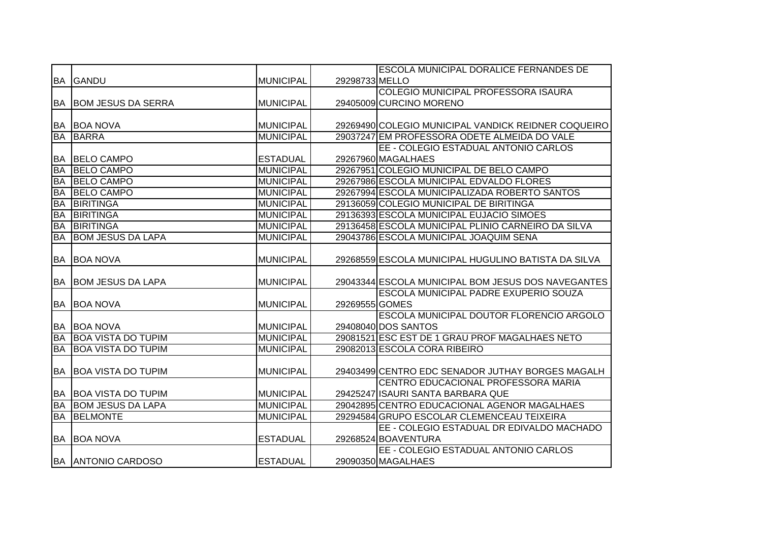| | | | | |
|---|---|---|---|---|
| BA | GANDU | MUNICIPAL | 29298733 | ESCOLA MUNICIPAL DORALICE FERNANDES DE MELLO |
| BA | BOM JESUS DA SERRA | MUNICIPAL | 29405009 | COLEGIO MUNICIPAL PROFESSORA ISAURA CURCINO MORENO |
| BA | BOA NOVA | MUNICIPAL | 29269490 | COLEGIO MUNICIPAL VANDICK REIDNER COQUEIRO |
| BA | BARRA | MUNICIPAL | 29037247 | EM PROFESSORA ODETE ALMEIDA DO VALE |
| BA | BELO CAMPO | ESTADUAL | 29267960 | EE - COLEGIO ESTADUAL ANTONIO CARLOS MAGALHAES |
| BA | BELO CAMPO | MUNICIPAL | 29267951 | COLEGIO MUNICIPAL DE BELO CAMPO |
| BA | BELO CAMPO | MUNICIPAL | 29267986 | ESCOLA MUNICIPAL EDVALDO FLORES |
| BA | BELO CAMPO | MUNICIPAL | 29267994 | ESCOLA MUNICIPALIZADA ROBERTO SANTOS |
| BA | BIRITINGA | MUNICIPAL | 29136059 | COLEGIO MUNICIPAL DE BIRITINGA |
| BA | BIRITINGA | MUNICIPAL | 29136393 | ESCOLA MUNICIPAL EUJACIO SIMOES |
| BA | BIRITINGA | MUNICIPAL | 29136458 | ESCOLA MUNICIPAL PLINIO CARNEIRO DA SILVA |
| BA | BOM JESUS DA LAPA | MUNICIPAL | 29043786 | ESCOLA MUNICIPAL JOAQUIM SENA |
| BA | BOA NOVA | MUNICIPAL | 29268559 | ESCOLA MUNICIPAL HUGULINO BATISTA DA SILVA |
| BA | BOM JESUS DA LAPA | MUNICIPAL | 29043344 | ESCOLA MUNICIPAL BOM JESUS DOS NAVEGANTES |
| BA | BOA NOVA | MUNICIPAL | 29269555 | ESCOLA MUNICIPAL PADRE EXUPERIO SOUZA GOMES |
| BA | BOA NOVA | MUNICIPAL | 29408040 | ESCOLA MUNICIPAL DOUTOR FLORENCIO ARGOLO DOS SANTOS |
| BA | BOA VISTA DO TUPIM | MUNICIPAL | 29081521 | ESC EST DE 1 GRAU PROF MAGALHAES NETO |
| BA | BOA VISTA DO TUPIM | MUNICIPAL | 29082013 | ESCOLA CORA RIBEIRO |
| BA | BOA VISTA DO TUPIM | MUNICIPAL | 29403499 | CENTRO EDC SENADOR JUTHAY BORGES MAGALH |
| BA | BOA VISTA DO TUPIM | MUNICIPAL | 29425247 | CENTRO EDUCACIONAL PROFESSORA MARIA ISAURI SANTA BARBARA QUE |
| BA | BOM JESUS DA LAPA | MUNICIPAL | 29042895 | CENTRO EDUCACIONAL AGENOR MAGALHAES |
| BA | BELMONTE | MUNICIPAL | 29294584 | GRUPO ESCOLAR CLEMENCEAU TEIXEIRA |
| BA | BOA NOVA | ESTADUAL | 29268524 | EE - COLEGIO ESTADUAL DR EDIVALDO MACHADO BOAVENTURA |
| BA | ANTONIO CARDOSO | ESTADUAL | 29090350 | EE - COLEGIO ESTADUAL ANTONIO CARLOS MAGALHAES |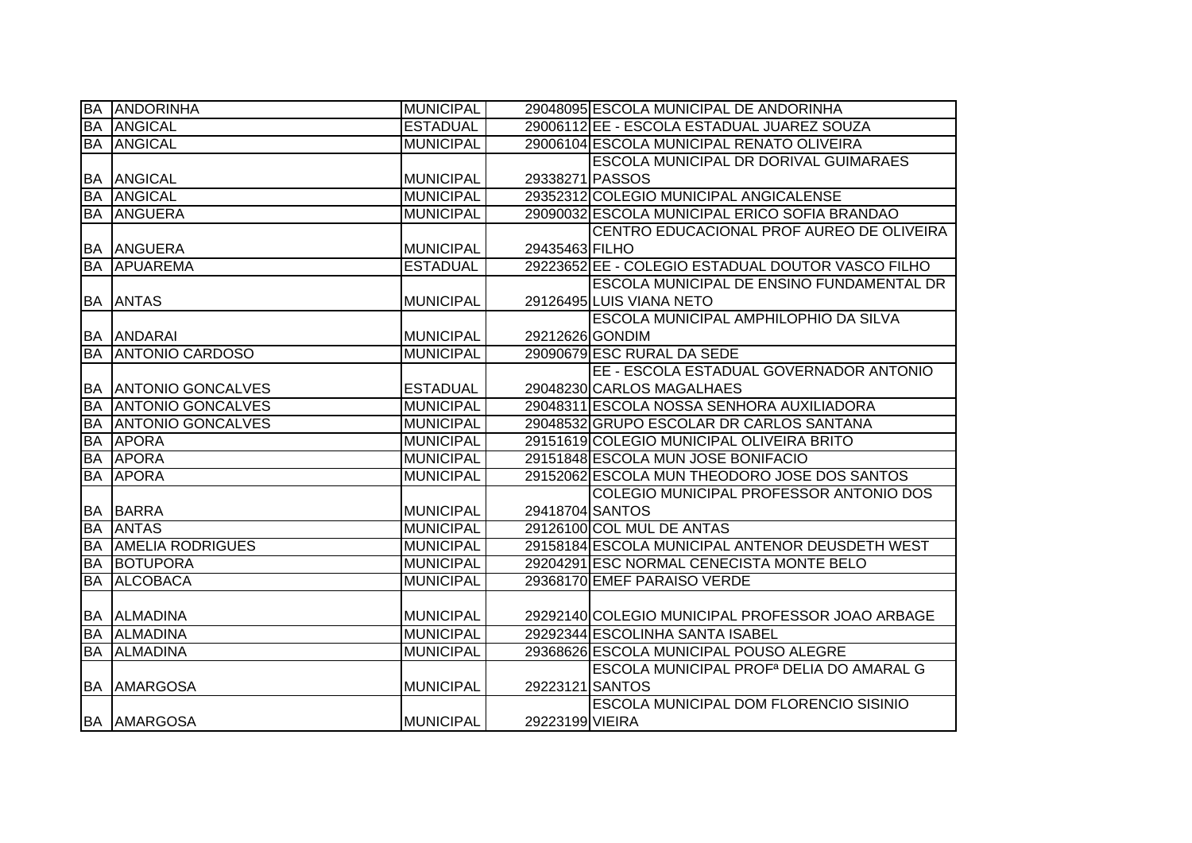| | | | | |
|---|---|---|---|---|
| BA | ANDORINHA | MUNICIPAL | 29048095 | ESCOLA MUNICIPAL DE ANDORINHA |
| BA | ANGICAL | ESTADUAL | 29006112 | EE - ESCOLA ESTADUAL JUAREZ SOUZA |
| BA | ANGICAL | MUNICIPAL | 29006104 | ESCOLA MUNICIPAL RENATO OLIVEIRA |
| BA | ANGICAL | MUNICIPAL | 29338271 | ESCOLA MUNICIPAL DR DORIVAL GUIMARAES PASSOS |
| BA | ANGICAL | MUNICIPAL | 29352312 | COLEGIO MUNICIPAL ANGICALENSE |
| BA | ANGUERA | MUNICIPAL | 29090032 | ESCOLA MUNICIPAL ERICO SOFIA BRANDAO |
| BA | ANGUERA | MUNICIPAL | 29435463 | CENTRO EDUCACIONAL PROF AUREO DE OLIVEIRA FILHO |
| BA | APUAREMA | ESTADUAL | 29223652 | EE - COLEGIO ESTADUAL DOUTOR VASCO FILHO |
| BA | ANTAS | MUNICIPAL | 29126495 | ESCOLA MUNICIPAL DE ENSINO FUNDAMENTAL DR LUIS VIANA NETO |
| BA | ANDARAI | MUNICIPAL | 29212626 | ESCOLA MUNICIPAL AMPHILOPHIO DA SILVA GONDIM |
| BA | ANTONIO CARDOSO | MUNICIPAL | 29090679 | ESC RURAL DA SEDE |
| BA | ANTONIO GONCALVES | ESTADUAL | 29048230 | EE - ESCOLA ESTADUAL GOVERNADOR ANTONIO CARLOS MAGALHAES |
| BA | ANTONIO GONCALVES | MUNICIPAL | 29048311 | ESCOLA NOSSA SENHORA AUXILIADORA |
| BA | ANTONIO GONCALVES | MUNICIPAL | 29048532 | GRUPO ESCOLAR DR CARLOS SANTANA |
| BA | APORA | MUNICIPAL | 29151619 | COLEGIO MUNICIPAL OLIVEIRA BRITO |
| BA | APORA | MUNICIPAL | 29151848 | ESCOLA MUN JOSE BONIFACIO |
| BA | APORA | MUNICIPAL | 29152062 | ESCOLA MUN THEODORO JOSE DOS SANTOS |
| BA | BARRA | MUNICIPAL | 29418704 | COLEGIO MUNICIPAL PROFESSOR ANTONIO DOS SANTOS |
| BA | ANTAS | MUNICIPAL | 29126100 | COL MUL DE ANTAS |
| BA | AMELIA RODRIGUES | MUNICIPAL | 29158184 | ESCOLA MUNICIPAL ANTENOR DEUSDETH WEST |
| BA | BOTUPORA | MUNICIPAL | 29204291 | ESC NORMAL CENECISTA MONTE BELO |
| BA | ALCOBACA | MUNICIPAL | 29368170 | EMEF PARAISO VERDE |
| BA | ALMADINA | MUNICIPAL | 29292140 | COLEGIO MUNICIPAL PROFESSOR JOAO ARBAGE |
| BA | ALMADINA | MUNICIPAL | 29292344 | ESCOLINHA SANTA ISABEL |
| BA | ALMADINA | MUNICIPAL | 29368626 | ESCOLA MUNICIPAL POUSO ALEGRE |
| BA | AMARGOSA | MUNICIPAL | 29223121 | ESCOLA MUNICIPAL PROFª DELIA DO AMARAL G SANTOS |
| BA | AMARGOSA | MUNICIPAL | 29223199 | ESCOLA MUNICIPAL DOM FLORENCIO SISINIO VIEIRA |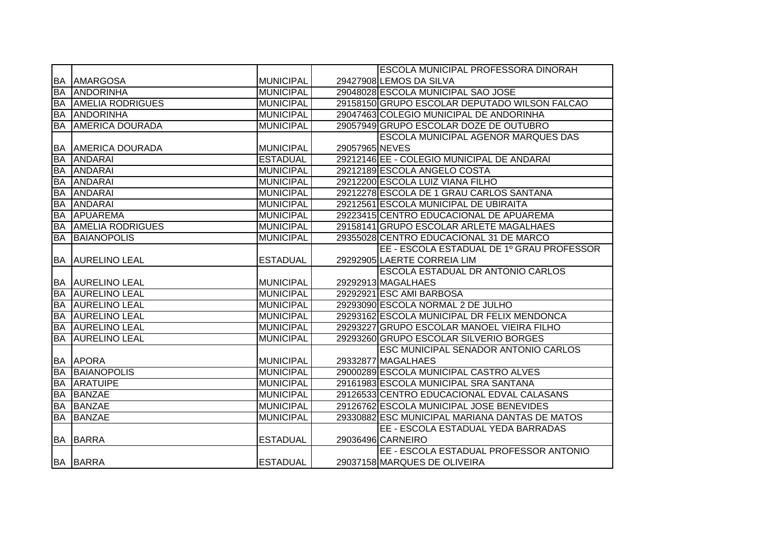| | | | | |
|---|---|---|---|---|
| BA | AMARGOSA | MUNICIPAL | 29427908 | ESCOLA MUNICIPAL PROFESSORA DINORAH LEMOS DA SILVA |
| BA | ANDORINHA | MUNICIPAL | 29048028 | ESCOLA MUNICIPAL SAO JOSE |
| BA | AMELIA RODRIGUES | MUNICIPAL | 29158150 | GRUPO ESCOLAR DEPUTADO WILSON FALCAO |
| BA | ANDORINHA | MUNICIPAL | 29047463 | COLEGIO MUNICIPAL DE ANDORINHA |
| BA | AMERICA DOURADA | MUNICIPAL | 29057949 | GRUPO ESCOLAR DOZE DE OUTUBRO |
| BA | AMERICA DOURADA | MUNICIPAL | 29057965 | ESCOLA MUNICIPAL AGENOR MARQUES DAS NEVES |
| BA | ANDARAI | ESTADUAL | 29212146 | EE - COLEGIO MUNICIPAL DE ANDARAI |
| BA | ANDARAI | MUNICIPAL | 29212189 | ESCOLA ANGELO COSTA |
| BA | ANDARAI | MUNICIPAL | 29212200 | ESCOLA LUIZ VIANA FILHO |
| BA | ANDARAI | MUNICIPAL | 29212278 | ESCOLA DE 1 GRAU CARLOS SANTANA |
| BA | ANDARAI | MUNICIPAL | 29212561 | ESCOLA MUNICIPAL DE UBIRAITA |
| BA | APUAREMA | MUNICIPAL | 29223415 | CENTRO EDUCACIONAL DE APUAREMA |
| BA | AMELIA RODRIGUES | MUNICIPAL | 29158141 | GRUPO ESCOLAR ARLETE MAGALHAES |
| BA | BAIANOPOLIS | MUNICIPAL | 29355028 | CENTRO EDUCACIONAL 31 DE MARCO |
| BA | AURELINO LEAL | ESTADUAL | 29292905 | EE - ESCOLA ESTADUAL DE 1º GRAU PROFESSOR LAERTE CORREIA LIM |
| BA | AURELINO LEAL | MUNICIPAL | 29292913 | ESCOLA ESTADUAL DR ANTONIO CARLOS MAGALHAES |
| BA | AURELINO LEAL | MUNICIPAL | 29292921 | ESC AMI BARBOSA |
| BA | AURELINO LEAL | MUNICIPAL | 29293090 | ESCOLA NORMAL 2 DE JULHO |
| BA | AURELINO LEAL | MUNICIPAL | 29293162 | ESCOLA MUNICIPAL DR FELIX MENDONCA |
| BA | AURELINO LEAL | MUNICIPAL | 29293227 | GRUPO ESCOLAR MANOEL VIEIRA FILHO |
| BA | AURELINO LEAL | MUNICIPAL | 29293260 | GRUPO ESCOLAR SILVERIO BORGES |
| BA | APORA | MUNICIPAL | 29332877 | ESC MUNICIPAL SENADOR ANTONIO CARLOS MAGALHAES |
| BA | BAIANOPOLIS | MUNICIPAL | 29000289 | ESCOLA MUNICIPAL CASTRO ALVES |
| BA | ARATUIPE | MUNICIPAL | 29161983 | ESCOLA MUNICIPAL SRA SANTANA |
| BA | BANZAE | MUNICIPAL | 29126533 | CENTRO EDUCACIONAL EDVAL CALASANS |
| BA | BANZAE | MUNICIPAL | 29126762 | ESCOLA MUNICIPAL JOSE BENEVIDES |
| BA | BANZAE | MUNICIPAL | 29330882 | ESC MUNICIPAL MARIANA DANTAS DE MATOS |
| BA | BARRA | ESTADUAL | 29036496 | EE - ESCOLA ESTADUAL YEDA BARRADAS CARNEIRO |
| BA | BARRA | ESTADUAL | 29037158 | EE - ESCOLA ESTADUAL PROFESSOR ANTONIO MARQUES DE OLIVEIRA |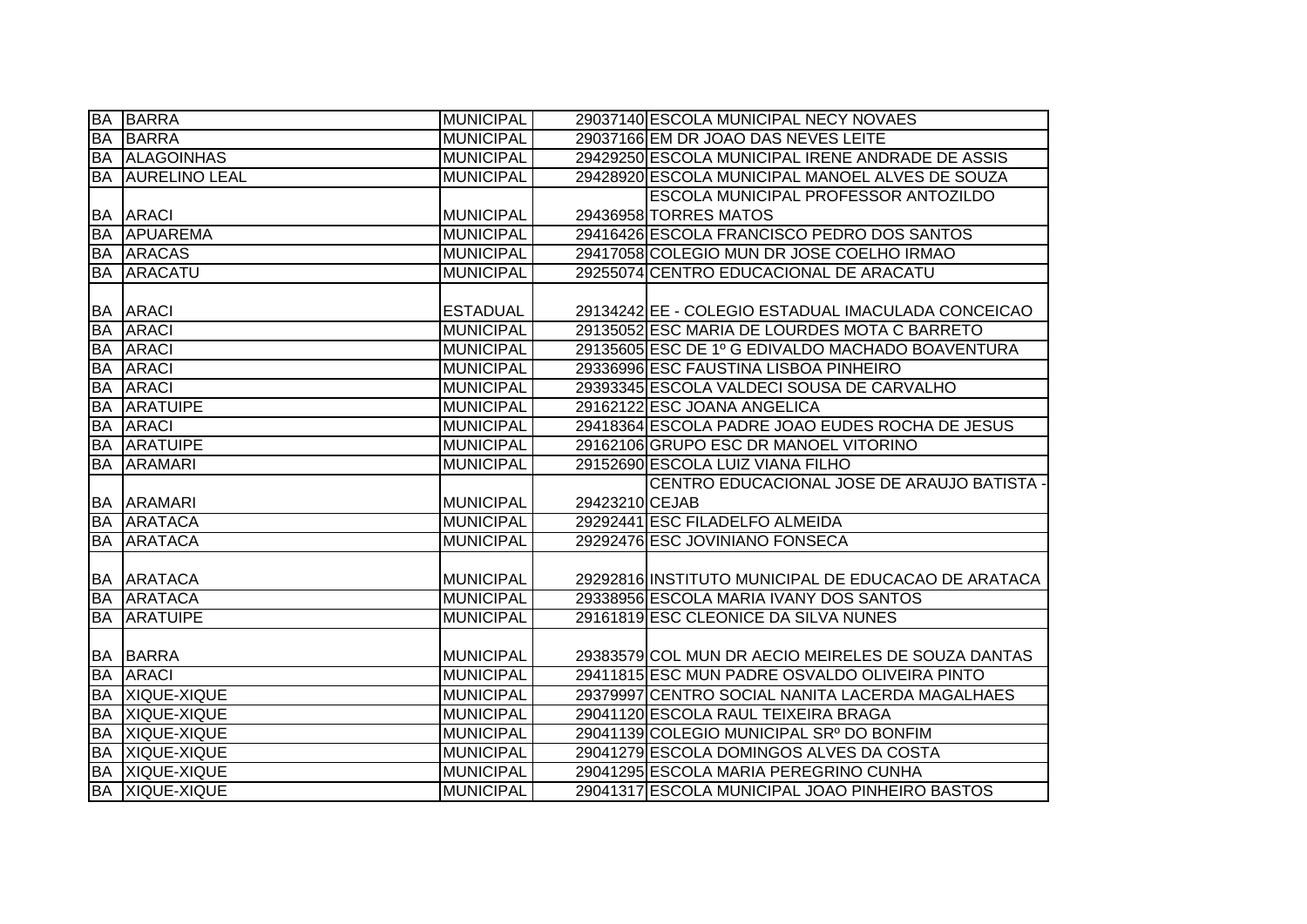| | | | | |
|---|---|---|---|---|
| BA | BARRA | MUNICIPAL | 29037140 | ESCOLA MUNICIPAL NECY NOVAES |
| BA | BARRA | MUNICIPAL | 29037166 | EM DR JOAO DAS NEVES LEITE |
| BA | ALAGOINHAS | MUNICIPAL | 29429250 | ESCOLA MUNICIPAL IRENE ANDRADE DE ASSIS |
| BA | AURELINO LEAL | MUNICIPAL | 29428920 | ESCOLA MUNICIPAL MANOEL ALVES DE SOUZA |
| BA | ARACI | MUNICIPAL | 29436958 | ESCOLA MUNICIPAL PROFESSOR ANTOZILDO TORRES MATOS |
| BA | APUAREMA | MUNICIPAL | 29416426 | ESCOLA FRANCISCO PEDRO DOS SANTOS |
| BA | ARACAS | MUNICIPAL | 29417058 | COLEGIO MUN DR JOSE COELHO IRMAO |
| BA | ARACATU | MUNICIPAL | 29255074 | CENTRO EDUCACIONAL DE ARACATU |
| BA | ARACI | ESTADUAL | 29134242 | EE - COLEGIO ESTADUAL IMACULADA CONCEICAO |
| BA | ARACI | MUNICIPAL | 29135052 | ESC MARIA DE LOURDES MOTA C BARRETO |
| BA | ARACI | MUNICIPAL | 29135605 | ESC DE 1º G EDIVALDO MACHADO BOAVENTURA |
| BA | ARACI | MUNICIPAL | 29336996 | ESC FAUSTINA LISBOA PINHEIRO |
| BA | ARACI | MUNICIPAL | 29393345 | ESCOLA VALDECI SOUSA DE CARVALHO |
| BA | ARATUIPE | MUNICIPAL | 29162122 | ESC JOANA ANGELICA |
| BA | ARACI | MUNICIPAL | 29418364 | ESCOLA PADRE JOAO EUDES ROCHA DE JESUS |
| BA | ARATUIPE | MUNICIPAL | 29162106 | GRUPO ESC DR MANOEL VITORINO |
| BA | ARAMARI | MUNICIPAL | 29152690 | ESCOLA LUIZ VIANA FILHO |
| BA | ARAMARI | MUNICIPAL | 29423210 | CENTRO EDUCACIONAL JOSE DE ARAUJO BATISTA - CEJAB |
| BA | ARATACA | MUNICIPAL | 29292441 | ESC FILADELFO ALMEIDA |
| BA | ARATACA | MUNICIPAL | 29292476 | ESC JOVINIANO FONSECA |
| BA | ARATACA | MUNICIPAL | 29292816 | INSTITUTO MUNICIPAL DE EDUCACAO DE ARATACA |
| BA | ARATACA | MUNICIPAL | 29338956 | ESCOLA MARIA IVANY DOS SANTOS |
| BA | ARATUIPE | MUNICIPAL | 29161819 | ESC CLEONICE DA SILVA NUNES |
| BA | BARRA | MUNICIPAL | 29383579 | COL MUN DR AECIO MEIRELES DE SOUZA DANTAS |
| BA | ARACI | MUNICIPAL | 29411815 | ESC MUN PADRE OSVALDO OLIVEIRA PINTO |
| BA | XIQUE-XIQUE | MUNICIPAL | 29379997 | CENTRO SOCIAL NANITA LACERDA MAGALHAES |
| BA | XIQUE-XIQUE | MUNICIPAL | 29041120 | ESCOLA RAUL TEIXEIRA BRAGA |
| BA | XIQUE-XIQUE | MUNICIPAL | 29041139 | COLEGIO MUNICIPAL SRº DO BONFIM |
| BA | XIQUE-XIQUE | MUNICIPAL | 29041279 | ESCOLA DOMINGOS ALVES DA COSTA |
| BA | XIQUE-XIQUE | MUNICIPAL | 29041295 | ESCOLA MARIA PEREGRINO CUNHA |
| BA | XIQUE-XIQUE | MUNICIPAL | 29041317 | ESCOLA MUNICIPAL JOAO PINHEIRO BASTOS |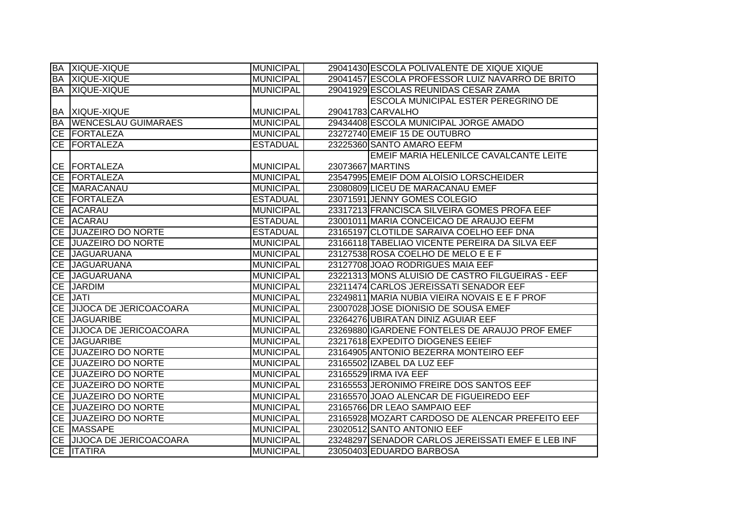| BA | XIQUE-XIQUE | MUNICIPAL | 29041430 | ESCOLA POLIVALENTE DE XIQUE XIQUE |
|---|---|---|---|---|
| BA | XIQUE-XIQUE | MUNICIPAL | 29041457 | ESCOLA PROFESSOR LUIZ NAVARRO DE BRITO |
| BA | XIQUE-XIQUE | MUNICIPAL | 29041929 | ESCOLAS REUNIDAS CESAR ZAMA |
| BA | XIQUE-XIQUE | MUNICIPAL | 29041783 | ESCOLA MUNICIPAL ESTER PEREGRINO DE CARVALHO |
| BA | WENCESLAU GUIMARAES | MUNICIPAL | 29434408 | ESCOLA MUNICIPAL JORGE AMADO |
| CE | FORTALEZA | MUNICIPAL | 23272740 | EMEIF 15 DE OUTUBRO |
| CE | FORTALEZA | ESTADUAL | 23225360 | SANTO AMARO EEFM |
| CE | FORTALEZA | MUNICIPAL | 23073667 | EMEIF MARIA HELENILCE CAVALCANTE LEITE MARTINS |
| CE | FORTALEZA | MUNICIPAL | 23547995 | EMEIF DOM ALOÍSIO LORSCHEIDER |
| CE | MARACANAU | MUNICIPAL | 23080809 | LICEU DE MARACANAU EMEF |
| CE | FORTALEZA | ESTADUAL | 23071591 | JENNY GOMES COLEGIO |
| CE | ACARAU | MUNICIPAL | 23317213 | FRANCISCA SILVEIRA GOMES PROFA EEF |
| CE | ACARAU | ESTADUAL | 23001011 | MARIA CONCEICAO DE ARAUJO EEFM |
| CE | JUAZEIRO DO NORTE | ESTADUAL | 23165197 | CLOTILDE SARAIVA COELHO EEF DNA |
| CE | JUAZEIRO DO NORTE | MUNICIPAL | 23166118 | TABELIAO VICENTE PEREIRA DA SILVA EEF |
| CE | JAGUARUANA | MUNICIPAL | 23127538 | ROSA COELHO DE MELO E E F |
| CE | JAGUARUANA | MUNICIPAL | 23127708 | JOAO RODRIGUES MAIA EEF |
| CE | JAGUARUANA | MUNICIPAL | 23221313 | MONS ALUISIO DE CASTRO FILGUEIRAS - EEF |
| CE | JARDIM | MUNICIPAL | 23211474 | CARLOS JEREISSATI SENADOR EEF |
| CE | JATI | MUNICIPAL | 23249811 | MARIA NUBIA VIEIRA NOVAIS E E F PROF |
| CE | JIJOCA DE JERICOACOARA | MUNICIPAL | 23007028 | JOSE DIONISIO DE SOUSA EMEF |
| CE | JAGUARIBE | MUNICIPAL | 23264276 | UBIRATAN DINIZ AGUIAR EEF |
| CE | JIJOCA DE JERICOACOARA | MUNICIPAL | 23269880 | IGARDENE FONTELES DE ARAUJO PROF EMEF |
| CE | JAGUARIBE | MUNICIPAL | 23217618 | EXPEDITO DIOGENES EEIEF |
| CE | JUAZEIRO DO NORTE | MUNICIPAL | 23164905 | ANTONIO BEZERRA MONTEIRO EEF |
| CE | JUAZEIRO DO NORTE | MUNICIPAL | 23165502 | IZABEL DA LUZ EEF |
| CE | JUAZEIRO DO NORTE | MUNICIPAL | 23165529 | IRMA IVA EEF |
| CE | JUAZEIRO DO NORTE | MUNICIPAL | 23165553 | JERONIMO FREIRE DOS SANTOS EEF |
| CE | JUAZEIRO DO NORTE | MUNICIPAL | 23165570 | JOAO ALENCAR DE FIGUEIREDO EEF |
| CE | JUAZEIRO DO NORTE | MUNICIPAL | 23165766 | DR LEAO SAMPAIO EEF |
| CE | JUAZEIRO DO NORTE | MUNICIPAL | 23165928 | MOZART CARDOSO DE ALENCAR PREFEITO EEF |
| CE | MASSAPE | MUNICIPAL | 23020512 | SANTO ANTONIO EEF |
| CE | JIJOCA DE JERICOACOARA | MUNICIPAL | 23248297 | SENADOR CARLOS JEREISSATI EMEF E LEB INF |
| CE | ITATIRA | MUNICIPAL | 23050403 | EDUARDO BARBOSA |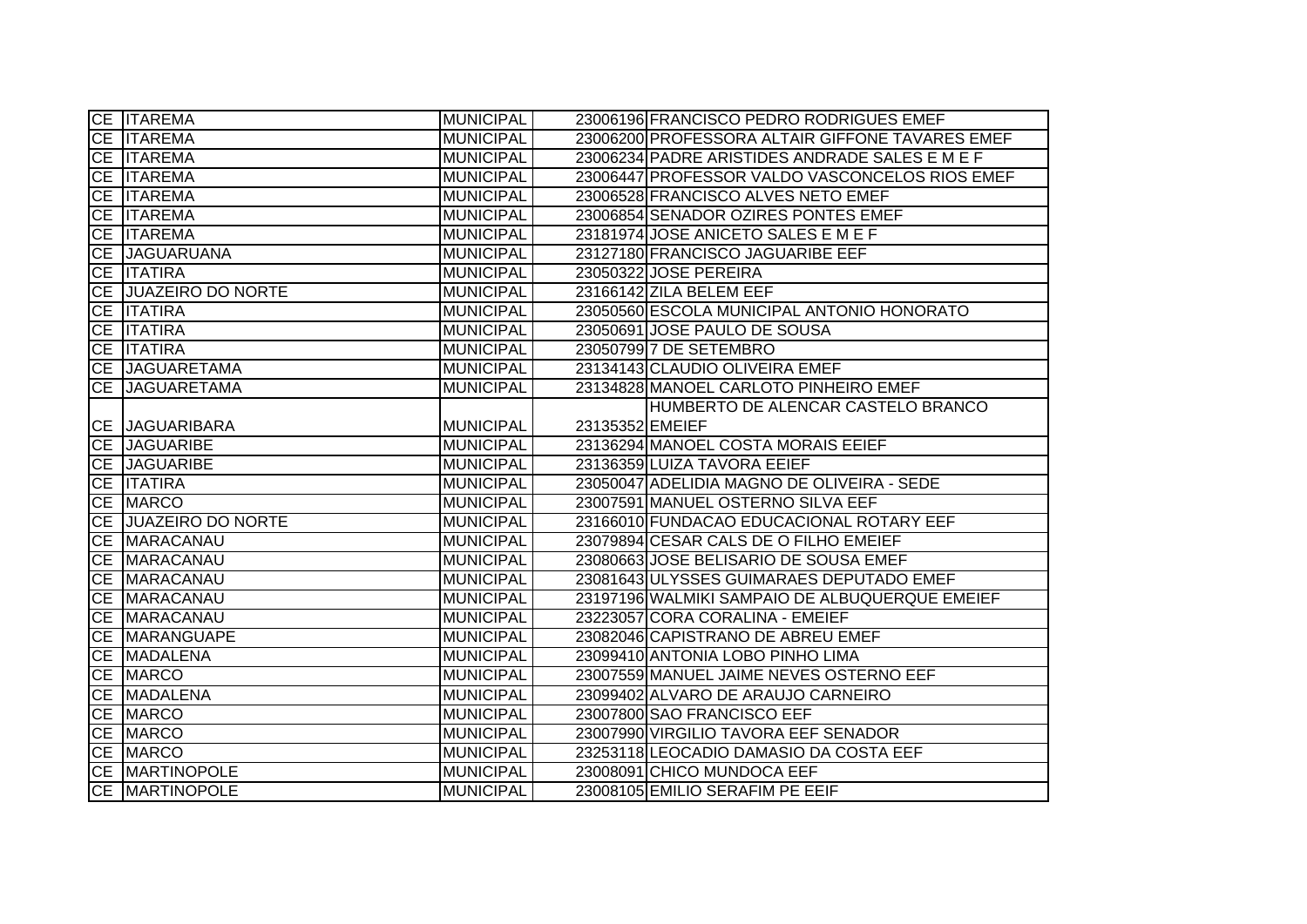| | | | | |
|---|---|---|---|---|
| CE | ITAREMA | MUNICIPAL | 23006196 | FRANCISCO PEDRO RODRIGUES EMEF |
| CE | ITAREMA | MUNICIPAL | 23006200 | PROFESSORA ALTAIR GIFFONE TAVARES EMEF |
| CE | ITAREMA | MUNICIPAL | 23006234 | PADRE ARISTIDES ANDRADE SALES E M E F |
| CE | ITAREMA | MUNICIPAL | 23006447 | PROFESSOR VALDO VASCONCELOS RIOS EMEF |
| CE | ITAREMA | MUNICIPAL | 23006528 | FRANCISCO ALVES NETO EMEF |
| CE | ITAREMA | MUNICIPAL | 23006854 | SENADOR OZIRES PONTES EMEF |
| CE | ITAREMA | MUNICIPAL | 23181974 | JOSE ANICETO SALES E M E F |
| CE | JAGUARUANA | MUNICIPAL | 23127180 | FRANCISCO JAGUARIBE EEF |
| CE | ITATIRA | MUNICIPAL | 23050322 | JOSE PEREIRA |
| CE | JUAZEIRO DO NORTE | MUNICIPAL | 23166142 | ZILA BELEM EEF |
| CE | ITATIRA | MUNICIPAL | 23050560 | ESCOLA MUNICIPAL ANTONIO HONORATO |
| CE | ITATIRA | MUNICIPAL | 23050691 | JOSE PAULO DE SOUSA |
| CE | ITATIRA | MUNICIPAL | 23050799 | 7 DE SETEMBRO |
| CE | JAGUARETAMA | MUNICIPAL | 23134143 | CLAUDIO OLIVEIRA EMEF |
| CE | JAGUARETAMA | MUNICIPAL | 23134828 | MANOEL CARLOTO PINHEIRO EMEF |
| CE | JAGUARIBARA | MUNICIPAL | 23135352 | HUMBERTO DE ALENCAR CASTELO BRANCO EMEIEF |
| CE | JAGUARIBE | MUNICIPAL | 23136294 | MANOEL COSTA MORAIS EEIEF |
| CE | JAGUARIBE | MUNICIPAL | 23136359 | LUIZA TAVORA EEIEF |
| CE | ITATIRA | MUNICIPAL | 23050047 | ADELIDIA MAGNO DE OLIVEIRA - SEDE |
| CE | MARCO | MUNICIPAL | 23007591 | MANUEL OSTERNO SILVA EEF |
| CE | JUAZEIRO DO NORTE | MUNICIPAL | 23166010 | FUNDACAO EDUCACIONAL ROTARY EEF |
| CE | MARACANAU | MUNICIPAL | 23079894 | CESAR CALS DE O FILHO EMEIEF |
| CE | MARACANAU | MUNICIPAL | 23080663 | JOSE BELISARIO DE SOUSA EMEF |
| CE | MARACANAU | MUNICIPAL | 23081643 | ULYSSES GUIMARAES DEPUTADO EMEF |
| CE | MARACANAU | MUNICIPAL | 23197196 | WALMIKI SAMPAIO DE ALBUQUERQUE EMEIEF |
| CE | MARACANAU | MUNICIPAL | 23223057 | CORA CORALINA - EMEIEF |
| CE | MARANGUAPE | MUNICIPAL | 23082046 | CAPISTRANO DE ABREU EMEF |
| CE | MADALENA | MUNICIPAL | 23099410 | ANTONIA LOBO PINHO LIMA |
| CE | MARCO | MUNICIPAL | 23007559 | MANUEL JAIME NEVES OSTERNO EEF |
| CE | MADALENA | MUNICIPAL | 23099402 | ALVARO DE ARAUJO CARNEIRO |
| CE | MARCO | MUNICIPAL | 23007800 | SAO FRANCISCO EEF |
| CE | MARCO | MUNICIPAL | 23007990 | VIRGILIO TAVORA EEF SENADOR |
| CE | MARCO | MUNICIPAL | 23253118 | LEOCADIO DAMASIO DA COSTA EEF |
| CE | MARTINOPOLE | MUNICIPAL | 23008091 | CHICO MUNDOCA EEF |
| CE | MARTINOPOLE | MUNICIPAL | 23008105 | EMILIO SERAFIM PE EEIF |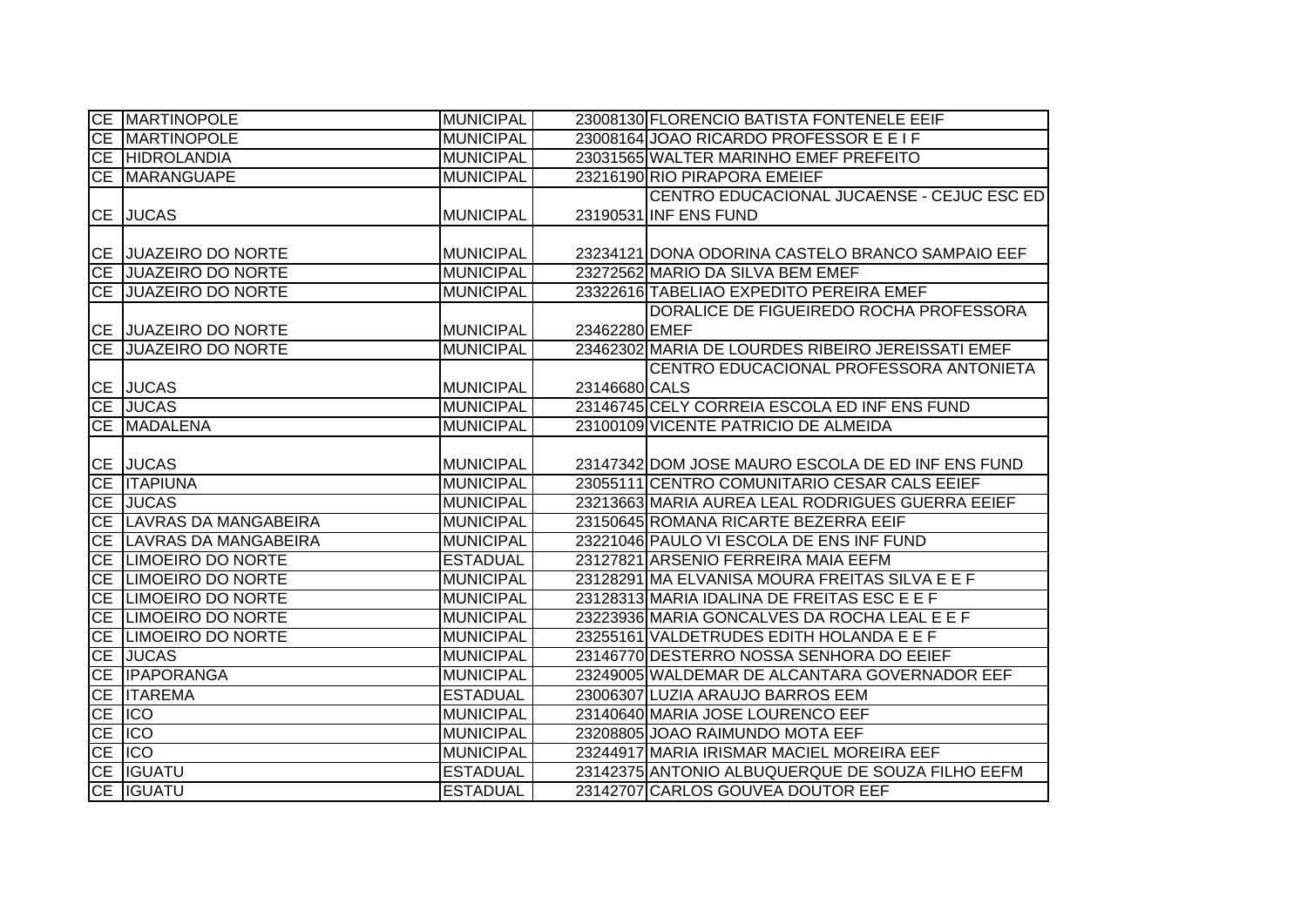| | | | | |
|---|---|---|---|---|
| CE | MARTINOPOLE | MUNICIPAL | 23008130 | FLORENCIO BATISTA FONTENELE EEIF |
| CE | MARTINOPOLE | MUNICIPAL | 23008164 | JOAO RICARDO PROFESSOR E E I F |
| CE | HIDROLANDIA | MUNICIPAL | 23031565 | WALTER MARINHO EMEF PREFEITO |
| CE | MARANGUAPE | MUNICIPAL | 23216190 | RIO PIRAPORA EMEIEF |
| CE | JUCAS | MUNICIPAL | 23190531 | CENTRO EDUCACIONAL JUCAENSE - CEJUC ESC ED INF ENS FUND |
| CE | JUAZEIRO DO NORTE | MUNICIPAL | 23234121 | DONA ODORINA CASTELO BRANCO SAMPAIO EEF |
| CE | JUAZEIRO DO NORTE | MUNICIPAL | 23272562 | MARIO DA SILVA BEM EMEF |
| CE | JUAZEIRO DO NORTE | MUNICIPAL | 23322616 | TABELIAO EXPEDITO PEREIRA EMEF |
| CE | JUAZEIRO DO NORTE | MUNICIPAL | 23462280 | DORALICE DE FIGUEIREDO ROCHA PROFESSORA EMEF |
| CE | JUAZEIRO DO NORTE | MUNICIPAL | 23462302 | MARIA DE LOURDES RIBEIRO JEREISSATI EMEF |
| CE | JUCAS | MUNICIPAL | 23146680 | CENTRO EDUCACIONAL PROFESSORA ANTONIETA CALS |
| CE | JUCAS | MUNICIPAL | 23146745 | CELY CORREIA ESCOLA ED INF ENS FUND |
| CE | MADALENA | MUNICIPAL | 23100109 | VICENTE PATRICIO DE ALMEIDA |
| CE | JUCAS | MUNICIPAL | 23147342 | DOM JOSE MAURO ESCOLA DE ED INF ENS FUND |
| CE | ITAPIUNA | MUNICIPAL | 23055111 | CENTRO COMUNITARIO CESAR CALS EEIEF |
| CE | JUCAS | MUNICIPAL | 23213663 | MARIA AUREA LEAL RODRIGUES GUERRA EEIEF |
| CE | LAVRAS DA MANGABEIRA | MUNICIPAL | 23150645 | ROMANA RICARTE BEZERRA EEIF |
| CE | LAVRAS DA MANGABEIRA | MUNICIPAL | 23221046 | PAULO VI ESCOLA DE ENS INF FUND |
| CE | LIMOEIRO DO NORTE | ESTADUAL | 23127821 | ARSENIO FERREIRA MAIA EEFM |
| CE | LIMOEIRO DO NORTE | MUNICIPAL | 23128291 | MA ELVANISA MOURA FREITAS SILVA E E F |
| CE | LIMOEIRO DO NORTE | MUNICIPAL | 23128313 | MARIA IDALINA DE FREITAS ESC E E F |
| CE | LIMOEIRO DO NORTE | MUNICIPAL | 23223936 | MARIA GONCALVES DA ROCHA LEAL E E F |
| CE | LIMOEIRO DO NORTE | MUNICIPAL | 23255161 | VALDETRUDES EDITH HOLANDA E E F |
| CE | JUCAS | MUNICIPAL | 23146770 | DESTERRO NOSSA SENHORA DO EEIEF |
| CE | IPAPORANGA | MUNICIPAL | 23249005 | WALDEMAR DE ALCANTARA GOVERNADOR EEF |
| CE | ITAREMA | ESTADUAL | 23006307 | LUZIA ARAUJO BARROS EEM |
| CE | ICO | MUNICIPAL | 23140640 | MARIA JOSE LOURENCO EEF |
| CE | ICO | MUNICIPAL | 23208805 | JOAO RAIMUNDO MOTA EEF |
| CE | ICO | MUNICIPAL | 23244917 | MARIA IRISMAR MACIEL MOREIRA EEF |
| CE | IGUATU | ESTADUAL | 23142375 | ANTONIO ALBUQUERQUE DE SOUZA FILHO EEFM |
| CE | IGUATU | ESTADUAL | 23142707 | CARLOS GOUVEA DOUTOR EEF |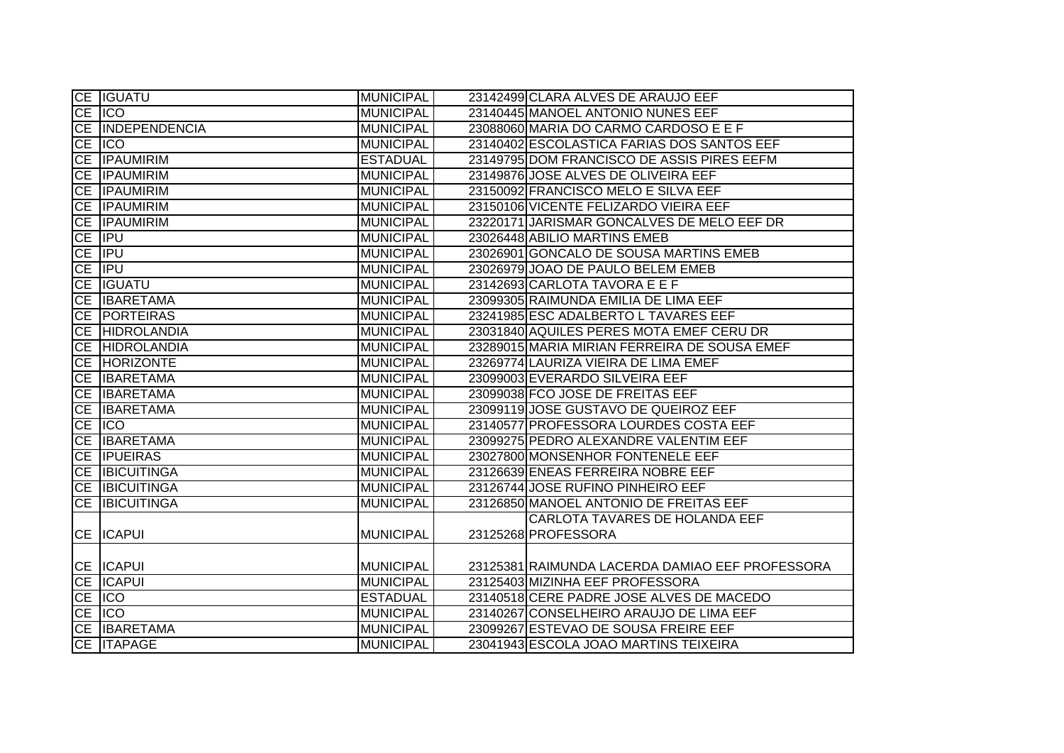| | | | | |
|---|---|---|---|---|
| CE | IGUATU | MUNICIPAL | 23142499 | CLARA ALVES DE ARAUJO EEF |
| CE | ICO | MUNICIPAL | 23140445 | MANOEL ANTONIO NUNES EEF |
| CE | INDEPENDENCIA | MUNICIPAL | 23088060 | MARIA DO CARMO CARDOSO E E F |
| CE | ICO | MUNICIPAL | 23140402 | ESCOLASTICA FARIAS DOS SANTOS EEF |
| CE | IPAUMIRIM | ESTADUAL | 23149795 | DOM FRANCISCO DE ASSIS PIRES EEFM |
| CE | IPAUMIRIM | MUNICIPAL | 23149876 | JOSE ALVES DE OLIVEIRA EEF |
| CE | IPAUMIRIM | MUNICIPAL | 23150092 | FRANCISCO MELO E SILVA EEF |
| CE | IPAUMIRIM | MUNICIPAL | 23150106 | VICENTE FELIZARDO VIEIRA EEF |
| CE | IPAUMIRIM | MUNICIPAL | 23220171 | JARISMAR GONCALVES DE MELO EEF DR |
| CE | IPU | MUNICIPAL | 23026448 | ABILIO MARTINS EMEB |
| CE | IPU | MUNICIPAL | 23026901 | GONCALO DE SOUSA MARTINS EMEB |
| CE | IPU | MUNICIPAL | 23026979 | JOAO DE PAULO BELEM EMEB |
| CE | IGUATU | MUNICIPAL | 23142693 | CARLOTA TAVORA E E F |
| CE | IBARETAMA | MUNICIPAL | 23099305 | RAIMUNDA EMILIA DE LIMA EEF |
| CE | PORTEIRAS | MUNICIPAL | 23241985 | ESC ADALBERTO L TAVARES EEF |
| CE | HIDROLANDIA | MUNICIPAL | 23031840 | AQUILES PERES MOTA EMEF CERU DR |
| CE | HIDROLANDIA | MUNICIPAL | 23289015 | MARIA MIRIAN FERREIRA DE SOUSA EMEF |
| CE | HORIZONTE | MUNICIPAL | 23269774 | LAURIZA VIEIRA DE LIMA EMEF |
| CE | IBARETAMA | MUNICIPAL | 23099003 | EVERARDO SILVEIRA EEF |
| CE | IBARETAMA | MUNICIPAL | 23099038 | FCO JOSE DE FREITAS EEF |
| CE | IBARETAMA | MUNICIPAL | 23099119 | JOSE GUSTAVO DE QUEIROZ EEF |
| CE | ICO | MUNICIPAL | 23140577 | PROFESSORA LOURDES COSTA EEF |
| CE | IBARETAMA | MUNICIPAL | 23099275 | PEDRO ALEXANDRE VALENTIM EEF |
| CE | IPUEIRAS | MUNICIPAL | 23027800 | MONSENHOR FONTENELE EEF |
| CE | IBICUITINGA | MUNICIPAL | 23126639 | ENEAS FERREIRA NOBRE EEF |
| CE | IBICUITINGA | MUNICIPAL | 23126744 | JOSE RUFINO PINHEIRO EEF |
| CE | IBICUITINGA | MUNICIPAL | 23126850 | MANOEL ANTONIO DE FREITAS EEF |
| CE | ICAPUI | MUNICIPAL | 23125268 | CARLOTA TAVARES DE HOLANDA EEF PROFESSORA |
| CE | ICAPUI | MUNICIPAL | 23125381 | RAIMUNDA LACERDA DAMIAO EEF PROFESSORA |
| CE | ICAPUI | MUNICIPAL | 23125403 | MIZINHA EEF PROFESSORA |
| CE | ICO | ESTADUAL | 23140518 | CERE PADRE JOSE ALVES DE MACEDO |
| CE | ICO | MUNICIPAL | 23140267 | CONSELHEIRO ARAUJO DE LIMA EEF |
| CE | IBARETAMA | MUNICIPAL | 23099267 | ESTEVAO DE SOUSA FREIRE EEF |
| CE | ITAPAGE | MUNICIPAL | 23041943 | ESCOLA JOAO MARTINS TEIXEIRA |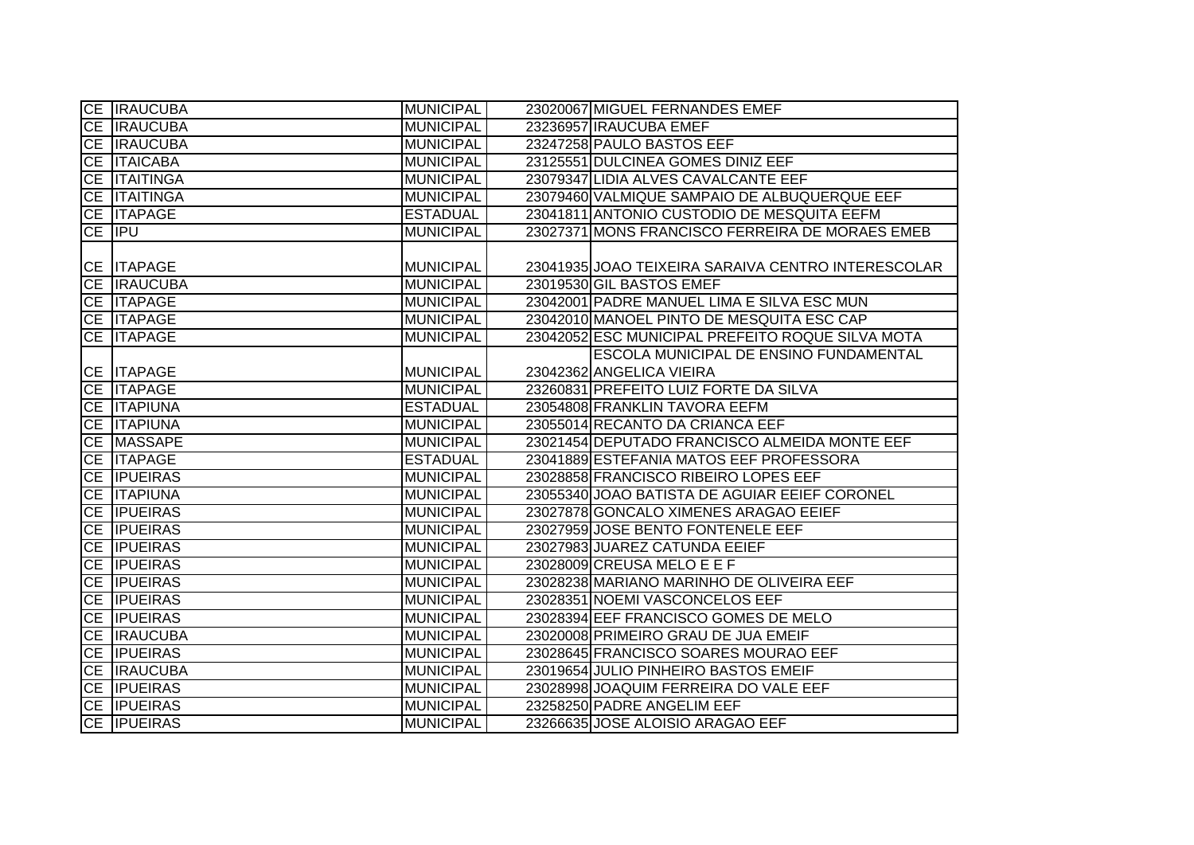| | | | | |
|---|---|---|---|---|
| CE | IRAUCUBA | MUNICIPAL | 23020067 | MIGUEL FERNANDES EMEF |
| CE | IRAUCUBA | MUNICIPAL | 23236957 | IRAUCUBA EMEF |
| CE | IRAUCUBA | MUNICIPAL | 23247258 | PAULO BASTOS EEF |
| CE | ITAICABA | MUNICIPAL | 23125551 | DULCINEA GOMES DINIZ EEF |
| CE | ITAITINGA | MUNICIPAL | 23079347 | LIDIA ALVES CAVALCANTE EEF |
| CE | ITAITINGA | MUNICIPAL | 23079460 | VALMIQUE SAMPAIO DE ALBUQUERQUE EEF |
| CE | ITAPAGE | ESTADUAL | 23041811 | ANTONIO CUSTODIO DE MESQUITA EEFM |
| CE | IPU | MUNICIPAL | 23027371 | MONS FRANCISCO FERREIRA DE MORAES EMEB |
| CE | ITAPAGE | MUNICIPAL | 23041935 | JOAO TEIXEIRA SARAIVA CENTRO INTERESCOLAR |
| CE | IRAUCUBA | MUNICIPAL | 23019530 | GIL BASTOS EMEF |
| CE | ITAPAGE | MUNICIPAL | 23042001 | PADRE MANUEL LIMA E SILVA ESC MUN |
| CE | ITAPAGE | MUNICIPAL | 23042010 | MANOEL PINTO DE MESQUITA ESC CAP |
| CE | ITAPAGE | MUNICIPAL | 23042052 | ESC MUNICIPAL PREFEITO ROQUE SILVA MOTA |
| CE | ITAPAGE | MUNICIPAL | 23042362 | ESCOLA MUNICIPAL DE ENSINO FUNDAMENTAL ANGELICA VIEIRA |
| CE | ITAPAGE | MUNICIPAL | 23260831 | PREFEITO LUIZ FORTE DA SILVA |
| CE | ITAPIUNA | ESTADUAL | 23054808 | FRANKLIN TAVORA EEFM |
| CE | ITAPIUNA | MUNICIPAL | 23055014 | RECANTO DA CRIANCA EEF |
| CE | MASSAPE | MUNICIPAL | 23021454 | DEPUTADO FRANCISCO ALMEIDA MONTE EEF |
| CE | ITAPAGE | ESTADUAL | 23041889 | ESTEFANIA MATOS EEF PROFESSORA |
| CE | IPUEIRAS | MUNICIPAL | 23028858 | FRANCISCO RIBEIRO LOPES EEF |
| CE | ITAPIUNA | MUNICIPAL | 23055340 | JOAO BATISTA DE AGUIAR EEIEF CORONEL |
| CE | IPUEIRAS | MUNICIPAL | 23027878 | GONCALO XIMENES ARAGAO EEIEF |
| CE | IPUEIRAS | MUNICIPAL | 23027959 | JOSE BENTO FONTENELE EEF |
| CE | IPUEIRAS | MUNICIPAL | 23027983 | JUAREZ CATUNDA EEIEF |
| CE | IPUEIRAS | MUNICIPAL | 23028009 | CREUSA MELO E E F |
| CE | IPUEIRAS | MUNICIPAL | 23028238 | MARIANO MARINHO DE OLIVEIRA EEF |
| CE | IPUEIRAS | MUNICIPAL | 23028351 | NOEMI VASCONCELOS EEF |
| CE | IPUEIRAS | MUNICIPAL | 23028394 | EEF FRANCISCO GOMES DE MELO |
| CE | IRAUCUBA | MUNICIPAL | 23020008 | PRIMEIRO GRAU DE JUA EMEIF |
| CE | IPUEIRAS | MUNICIPAL | 23028645 | FRANCISCO SOARES MOURAO EEF |
| CE | IRAUCUBA | MUNICIPAL | 23019654 | JULIO PINHEIRO BASTOS EMEIF |
| CE | IPUEIRAS | MUNICIPAL | 23028998 | JOAQUIM FERREIRA DO VALE EEF |
| CE | IPUEIRAS | MUNICIPAL | 23258250 | PADRE ANGELIM EEF |
| CE | IPUEIRAS | MUNICIPAL | 23266635 | JOSE ALOISIO ARAGAO EEF |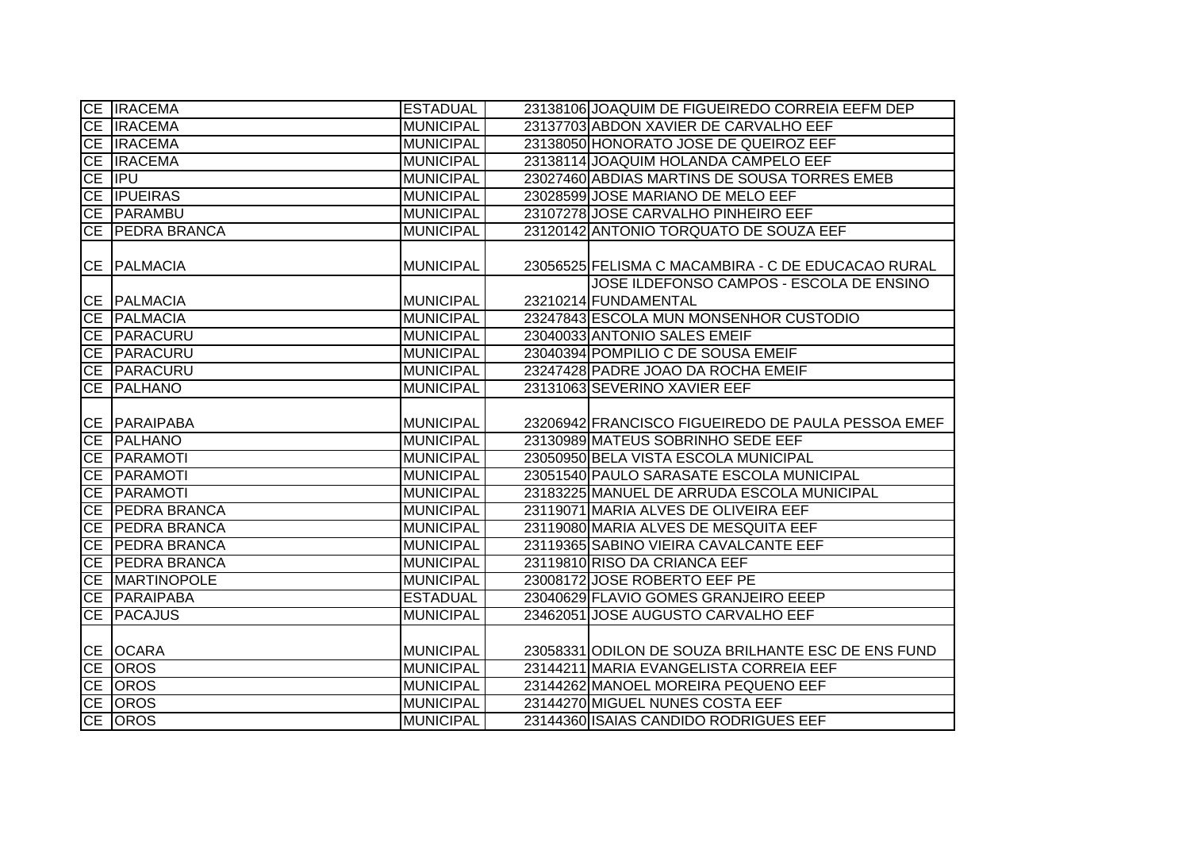| | | | | |
|---|---|---|---|---|
| CE | IRACEMA | ESTADUAL | 23138106 | JOAQUIM DE FIGUEIREDO CORREIA EEFM DEP |
| CE | IRACEMA | MUNICIPAL | 23137703 | ABDON XAVIER DE CARVALHO EEF |
| CE | IRACEMA | MUNICIPAL | 23138050 | HONORATO JOSE DE QUEIROZ EEF |
| CE | IRACEMA | MUNICIPAL | 23138114 | JOAQUIM HOLANDA CAMPELO EEF |
| CE | IPU | MUNICIPAL | 23027460 | ABDIAS MARTINS DE SOUSA TORRES EMEB |
| CE | IPUEIRAS | MUNICIPAL | 23028599 | JOSE MARIANO DE MELO EEF |
| CE | PARAMBU | MUNICIPAL | 23107278 | JOSE CARVALHO PINHEIRO EEF |
| CE | PEDRA BRANCA | MUNICIPAL | 23120142 | ANTONIO TORQUATO DE SOUZA EEF |
| CE | PALMACIA | MUNICIPAL | 23056525 | FELISMA C MACAMBIRA - C DE EDUCACAO RURAL |
| CE | PALMACIA | MUNICIPAL | 23210214 | JOSE ILDEFONSO CAMPOS - ESCOLA DE ENSINO FUNDAMENTAL |
| CE | PALMACIA | MUNICIPAL | 23247843 | ESCOLA MUN MONSENHOR CUSTODIO |
| CE | PARACURU | MUNICIPAL | 23040033 | ANTONIO SALES EMEIF |
| CE | PARACURU | MUNICIPAL | 23040394 | POMPILIO C DE SOUSA EMEIF |
| CE | PARACURU | MUNICIPAL | 23247428 | PADRE JOAO DA ROCHA EMEIF |
| CE | PALHANO | MUNICIPAL | 23131063 | SEVERINO XAVIER EEF |
| CE | PARAIPABA | MUNICIPAL | 23206942 | FRANCISCO FIGUEIREDO DE PAULA PESSOA EMEF |
| CE | PALHANO | MUNICIPAL | 23130989 | MATEUS SOBRINHO SEDE EEF |
| CE | PARAMOTI | MUNICIPAL | 23050950 | BELA VISTA ESCOLA MUNICIPAL |
| CE | PARAMOTI | MUNICIPAL | 23051540 | PAULO SARASATE ESCOLA MUNICIPAL |
| CE | PARAMOTI | MUNICIPAL | 23183225 | MANUEL DE ARRUDA ESCOLA MUNICIPAL |
| CE | PEDRA BRANCA | MUNICIPAL | 23119071 | MARIA ALVES DE OLIVEIRA EEF |
| CE | PEDRA BRANCA | MUNICIPAL | 23119080 | MARIA ALVES DE MESQUITA EEF |
| CE | PEDRA BRANCA | MUNICIPAL | 23119365 | SABINO VIEIRA CAVALCANTE EEF |
| CE | PEDRA BRANCA | MUNICIPAL | 23119810 | RISO DA CRIANCA EEF |
| CE | MARTINOPOLE | MUNICIPAL | 23008172 | JOSE ROBERTO EEF PE |
| CE | PARAIPABA | ESTADUAL | 23040629 | FLAVIO GOMES GRANJEIRO EEEP |
| CE | PACAJUS | MUNICIPAL | 23462051 | JOSE AUGUSTO CARVALHO EEF |
| CE | OCARA | MUNICIPAL | 23058331 | ODILON DE SOUZA BRILHANTE ESC DE ENS FUND |
| CE | OROS | MUNICIPAL | 23144211 | MARIA EVANGELISTA CORREIA EEF |
| CE | OROS | MUNICIPAL | 23144262 | MANOEL MOREIRA PEQUENO EEF |
| CE | OROS | MUNICIPAL | 23144270 | MIGUEL NUNES COSTA EEF |
| CE | OROS | MUNICIPAL | 23144360 | ISAIAS CANDIDO RODRIGUES EEF |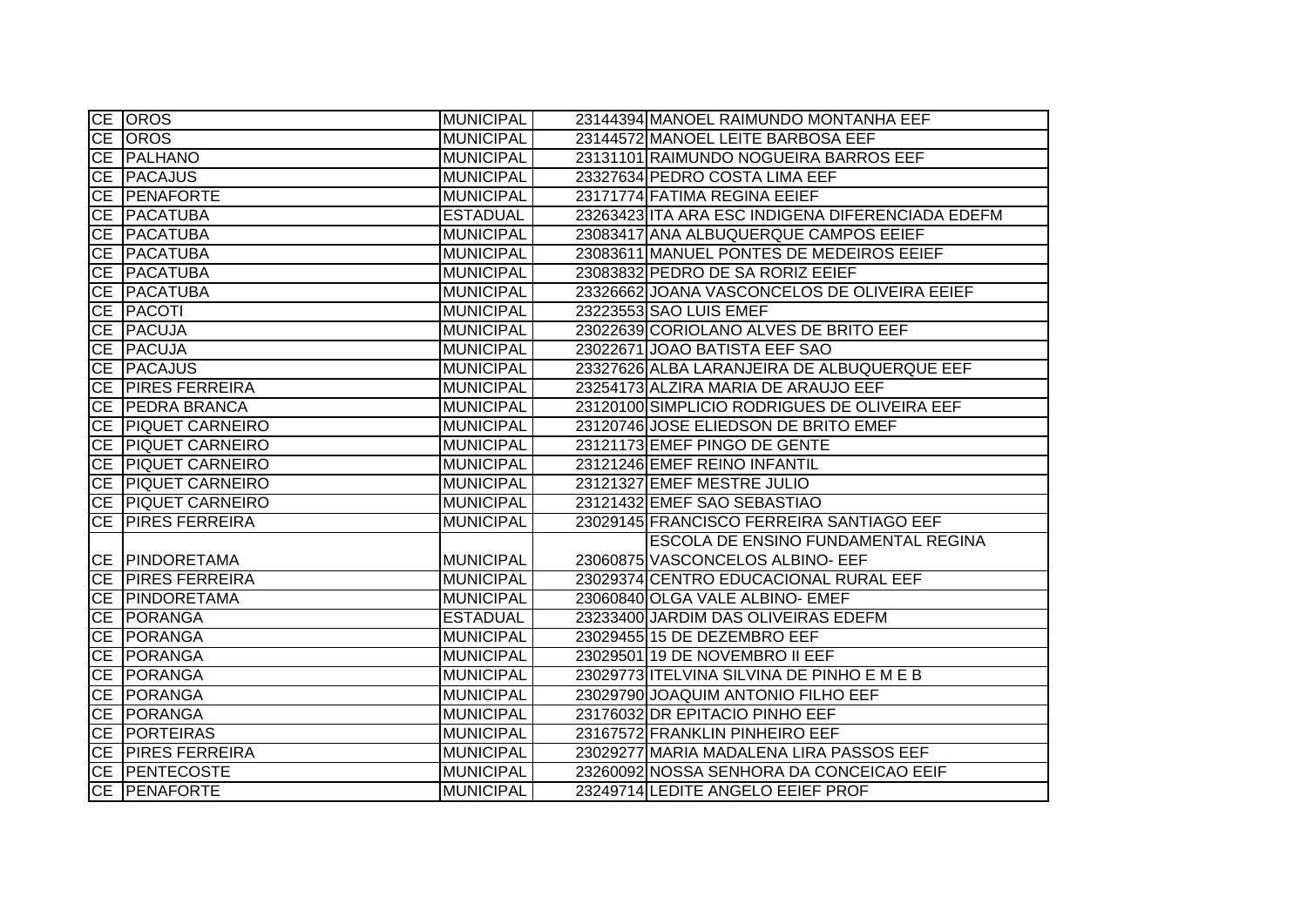| | | | | |
|---|---|---|---|---|
| CE | OROS | MUNICIPAL | 23144394 | MANOEL RAIMUNDO MONTANHA EEF |
| CE | OROS | MUNICIPAL | 23144572 | MANOEL LEITE BARBOSA EEF |
| CE | PALHANO | MUNICIPAL | 23131101 | RAIMUNDO NOGUEIRA BARROS EEF |
| CE | PACAJUS | MUNICIPAL | 23327634 | PEDRO COSTA LIMA EEF |
| CE | PENAFORTE | MUNICIPAL | 23171774 | FATIMA REGINA EEIEF |
| CE | PACATUBA | ESTADUAL | 23263423 | ITA ARA ESC INDIGENA DIFERENCIADA EDEFM |
| CE | PACATUBA | MUNICIPAL | 23083417 | ANA ALBUQUERQUE CAMPOS EEIEF |
| CE | PACATUBA | MUNICIPAL | 23083611 | MANUEL PONTES DE MEDEIROS EEIEF |
| CE | PACATUBA | MUNICIPAL | 23083832 | PEDRO DE SA RORIZ EEIEF |
| CE | PACATUBA | MUNICIPAL | 23326662 | JOANA VASCONCELOS DE OLIVEIRA EEIEF |
| CE | PACOTI | MUNICIPAL | 23223553 | SAO LUIS EMEF |
| CE | PACUJA | MUNICIPAL | 23022639 | CORIOLANO ALVES DE BRITO EEF |
| CE | PACUJA | MUNICIPAL | 23022671 | JOAO BATISTA EEF SAO |
| CE | PACAJUS | MUNICIPAL | 23327626 | ALBA LARANJEIRA DE ALBUQUERQUE EEF |
| CE | PIRES FERREIRA | MUNICIPAL | 23254173 | ALZIRA MARIA DE ARAUJO EEF |
| CE | PEDRA BRANCA | MUNICIPAL | 23120100 | SIMPLICIO RODRIGUES DE OLIVEIRA EEF |
| CE | PIQUET CARNEIRO | MUNICIPAL | 23120746 | JOSE ELIEDSON DE BRITO EMEF |
| CE | PIQUET CARNEIRO | MUNICIPAL | 23121173 | EMEF PINGO DE GENTE |
| CE | PIQUET CARNEIRO | MUNICIPAL | 23121246 | EMEF REINO INFANTIL |
| CE | PIQUET CARNEIRO | MUNICIPAL | 23121327 | EMEF MESTRE JULIO |
| CE | PIQUET CARNEIRO | MUNICIPAL | 23121432 | EMEF SAO SEBASTIAO |
| CE | PIRES FERREIRA | MUNICIPAL | 23029145 | FRANCISCO FERREIRA SANTIAGO EEF |
| CE | PINDORETAMA | MUNICIPAL | 23060875 | ESCOLA DE ENSINO FUNDAMENTAL REGINA VASCONCELOS ALBINO- EEF |
| CE | PIRES FERREIRA | MUNICIPAL | 23029374 | CENTRO EDUCACIONAL RURAL EEF |
| CE | PINDORETAMA | MUNICIPAL | 23060840 | OLGA VALE ALBINO- EMEF |
| CE | PORANGA | ESTADUAL | 23233400 | JARDIM DAS OLIVEIRAS EDEFM |
| CE | PORANGA | MUNICIPAL | 23029455 | 15 DE DEZEMBRO EEF |
| CE | PORANGA | MUNICIPAL | 23029501 | 19 DE NOVEMBRO II EEF |
| CE | PORANGA | MUNICIPAL | 23029773 | ITELVINA SILVINA DE PINHO E M E B |
| CE | PORANGA | MUNICIPAL | 23029790 | JOAQUIM ANTONIO FILHO EEF |
| CE | PORANGA | MUNICIPAL | 23176032 | DR EPITACIO PINHO EEF |
| CE | PORTEIRAS | MUNICIPAL | 23167572 | FRANKLIN PINHEIRO EEF |
| CE | PIRES FERREIRA | MUNICIPAL | 23029277 | MARIA MADALENA LIRA PASSOS EEF |
| CE | PENTECOSTE | MUNICIPAL | 23260092 | NOSSA SENHORA DA CONCEICAO EEIF |
| CE | PENAFORTE | MUNICIPAL | 23249714 | LEDITE ANGELO EEIEF PROF |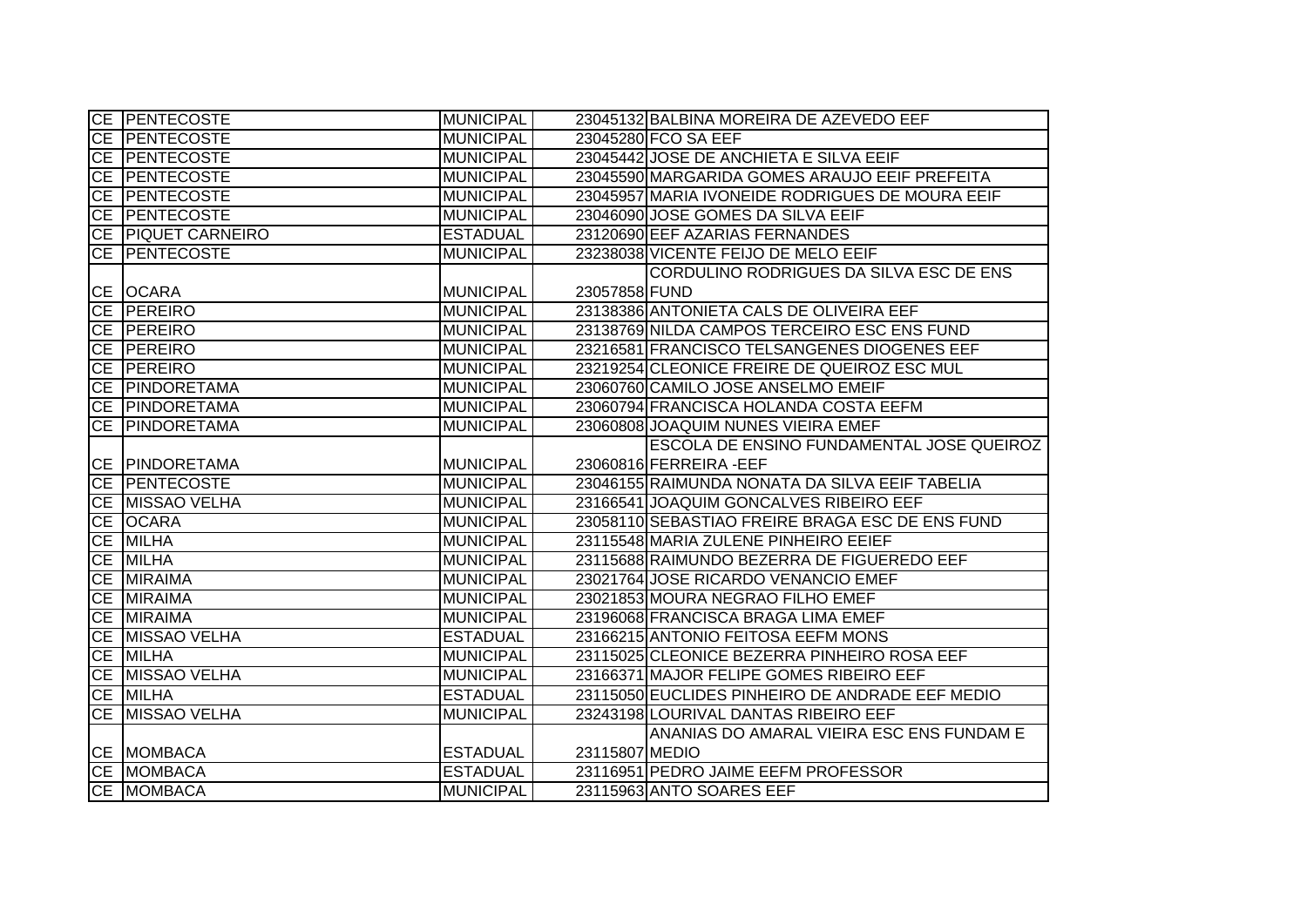| | | | | |
|---|---|---|---|---|
| CE | PENTECOSTE | MUNICIPAL | 23045132 | BALBINA MOREIRA DE AZEVEDO EEF |
| CE | PENTECOSTE | MUNICIPAL | 23045280 | FCO SA EEF |
| CE | PENTECOSTE | MUNICIPAL | 23045442 | JOSE DE ANCHIETA E SILVA EEIF |
| CE | PENTECOSTE | MUNICIPAL | 23045590 | MARGARIDA GOMES ARAUJO EEIF PREFEITA |
| CE | PENTECOSTE | MUNICIPAL | 23045957 | MARIA IVONEIDE RODRIGUES DE MOURA EEIF |
| CE | PENTECOSTE | MUNICIPAL | 23046090 | JOSE GOMES DA SILVA EEIF |
| CE | PIQUET CARNEIRO | ESTADUAL | 23120690 | EEF AZARIAS FERNANDES |
| CE | PENTECOSTE | MUNICIPAL | 23238038 | VICENTE FEIJO DE MELO EEIF |
| CE | OCARA | MUNICIPAL | 23057858 | CORDULINO RODRIGUES DA SILVA ESC DE ENS FUND |
| CE | PEREIRO | MUNICIPAL | 23138386 | ANTONIETA CALS DE OLIVEIRA EEF |
| CE | PEREIRO | MUNICIPAL | 23138769 | NILDA CAMPOS TERCEIRO ESC ENS FUND |
| CE | PEREIRO | MUNICIPAL | 23216581 | FRANCISCO TELSANGENES DIOGENES EEF |
| CE | PEREIRO | MUNICIPAL | 23219254 | CLEONICE FREIRE DE QUEIROZ ESC MUL |
| CE | PINDORETAMA | MUNICIPAL | 23060760 | CAMILO JOSE ANSELMO EMEIF |
| CE | PINDORETAMA | MUNICIPAL | 23060794 | FRANCISCA HOLANDA COSTA EEFM |
| CE | PINDORETAMA | MUNICIPAL | 23060808 | JOAQUIM NUNES VIEIRA EMEF |
| CE | PINDORETAMA | MUNICIPAL | 23060816 | ESCOLA DE ENSINO FUNDAMENTAL JOSE QUEIROZ FERREIRA -EEF |
| CE | PENTECOSTE | MUNICIPAL | 23046155 | RAIMUNDA NONATA DA SILVA EEIF TABELIA |
| CE | MISSAO VELHA | MUNICIPAL | 23166541 | JOAQUIM GONCALVES RIBEIRO EEF |
| CE | OCARA | MUNICIPAL | 23058110 | SEBASTIAO FREIRE BRAGA ESC DE ENS FUND |
| CE | MILHA | MUNICIPAL | 23115548 | MARIA ZULENE PINHEIRO EEIEF |
| CE | MILHA | MUNICIPAL | 23115688 | RAIMUNDO BEZERRA DE FIGUEREDO EEF |
| CE | MIRAIMA | MUNICIPAL | 23021764 | JOSE RICARDO VENANCIO EMEF |
| CE | MIRAIMA | MUNICIPAL | 23021853 | MOURA NEGRAO FILHO EMEF |
| CE | MIRAIMA | MUNICIPAL | 23196068 | FRANCISCA BRAGA LIMA EMEF |
| CE | MISSAO VELHA | ESTADUAL | 23166215 | ANTONIO FEITOSA EEFM MONS |
| CE | MILHA | MUNICIPAL | 23115025 | CLEONICE BEZERRA PINHEIRO ROSA EEF |
| CE | MISSAO VELHA | MUNICIPAL | 23166371 | MAJOR FELIPE GOMES RIBEIRO EEF |
| CE | MILHA | ESTADUAL | 23115050 | EUCLIDES PINHEIRO DE ANDRADE EEF MEDIO |
| CE | MISSAO VELHA | MUNICIPAL | 23243198 | LOURIVAL DANTAS RIBEIRO EEF |
| CE | MOMBACA | ESTADUAL | 23115807 | ANANIAS DO AMARAL VIEIRA ESC ENS FUNDAM E MEDIO |
| CE | MOMBACA | ESTADUAL | 23116951 | PEDRO JAIME EEFM PROFESSOR |
| CE | MOMBACA | MUNICIPAL | 23115963 | ANTO SOARES EEF |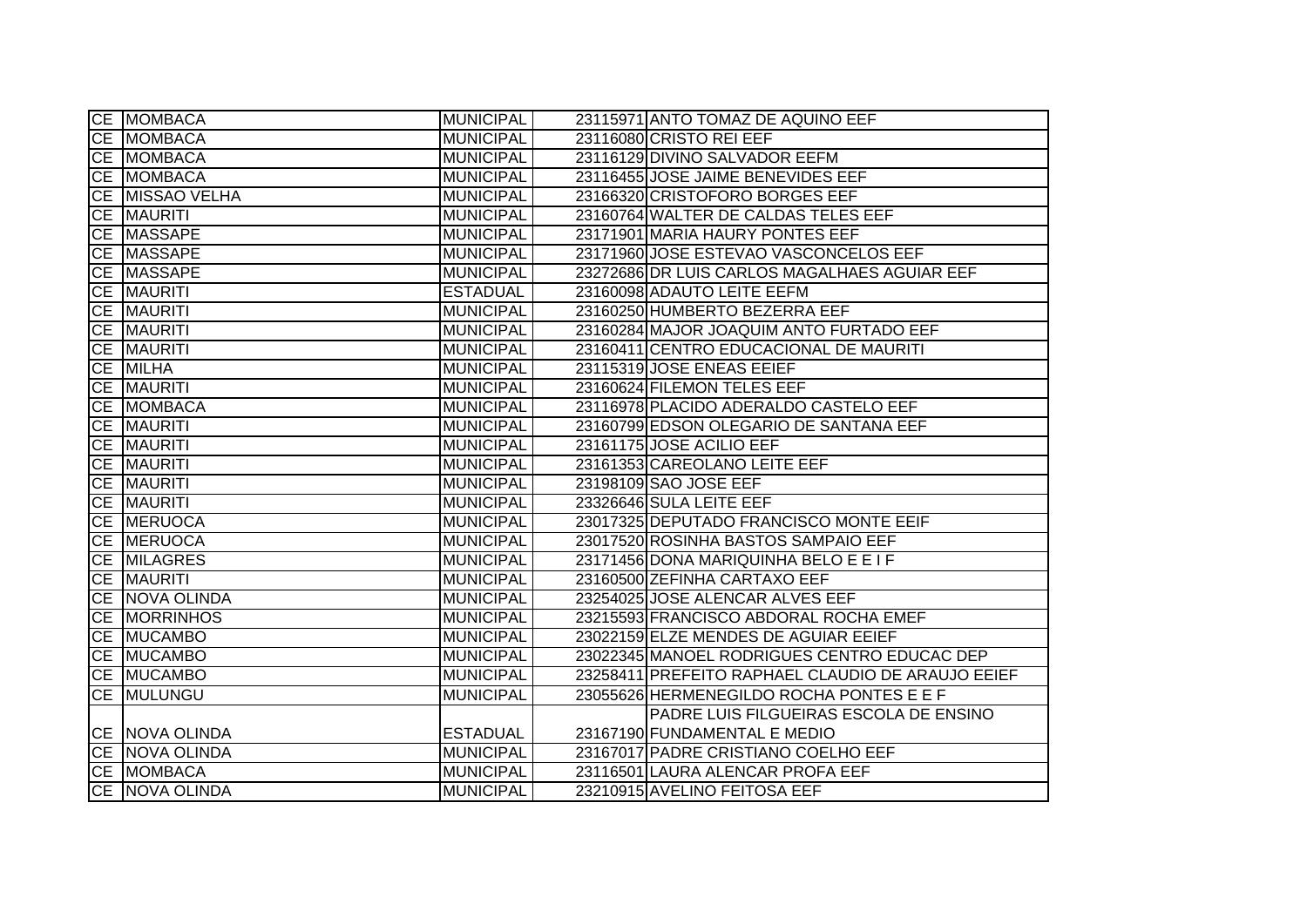| | | | | |
|---|---|---|---|---|
| CE | MOMBACA | MUNICIPAL | 23115971 | ANTO TOMAZ DE AQUINO EEF |
| CE | MOMBACA | MUNICIPAL | 23116080 | CRISTO REI EEF |
| CE | MOMBACA | MUNICIPAL | 23116129 | DIVINO SALVADOR EEFM |
| CE | MOMBACA | MUNICIPAL | 23116455 | JOSE JAIME BENEVIDES EEF |
| CE | MISSAO VELHA | MUNICIPAL | 23166320 | CRISTOFORO BORGES EEF |
| CE | MAURITI | MUNICIPAL | 23160764 | WALTER DE CALDAS TELES EEF |
| CE | MASSAPE | MUNICIPAL | 23171901 | MARIA HAURY PONTES EEF |
| CE | MASSAPE | MUNICIPAL | 23171960 | JOSE ESTEVAO VASCONCELOS EEF |
| CE | MASSAPE | MUNICIPAL | 23272686 | DR LUIS CARLOS MAGALHAES AGUIAR EEF |
| CE | MAURITI | ESTADUAL | 23160098 | ADAUTO LEITE EEFM |
| CE | MAURITI | MUNICIPAL | 23160250 | HUMBERTO BEZERRA EEF |
| CE | MAURITI | MUNICIPAL | 23160284 | MAJOR JOAQUIM ANTO FURTADO EEF |
| CE | MAURITI | MUNICIPAL | 23160411 | CENTRO EDUCACIONAL DE MAURITI |
| CE | MILHA | MUNICIPAL | 23115319 | JOSE ENEAS EEIEF |
| CE | MAURITI | MUNICIPAL | 23160624 | FILEMON TELES EEF |
| CE | MOMBACA | MUNICIPAL | 23116978 | PLACIDO ADERALDO CASTELO EEF |
| CE | MAURITI | MUNICIPAL | 23160799 | EDSON OLEGARIO DE SANTANA EEF |
| CE | MAURITI | MUNICIPAL | 23161175 | JOSE ACILIO EEF |
| CE | MAURITI | MUNICIPAL | 23161353 | CAREOLANO LEITE EEF |
| CE | MAURITI | MUNICIPAL | 23198109 | SAO JOSE EEF |
| CE | MAURITI | MUNICIPAL | 23326646 | SULA LEITE EEF |
| CE | MERUOCA | MUNICIPAL | 23017325 | DEPUTADO FRANCISCO MONTE EEIF |
| CE | MERUOCA | MUNICIPAL | 23017520 | ROSINHA BASTOS SAMPAIO EEF |
| CE | MILAGRES | MUNICIPAL | 23171456 | DONA MARIQUINHA BELO E E I F |
| CE | MAURITI | MUNICIPAL | 23160500 | ZEFINHA CARTAXO EEF |
| CE | NOVA OLINDA | MUNICIPAL | 23254025 | JOSE ALENCAR ALVES EEF |
| CE | MORRINHOS | MUNICIPAL | 23215593 | FRANCISCO ABDORAL ROCHA EMEF |
| CE | MUCAMBO | MUNICIPAL | 23022159 | ELZE MENDES DE AGUIAR EEIEF |
| CE | MUCAMBO | MUNICIPAL | 23022345 | MANOEL RODRIGUES CENTRO EDUCAC DEP |
| CE | MUCAMBO | MUNICIPAL | 23258411 | PREFEITO RAPHAEL CLAUDIO DE ARAUJO EEIEF |
| CE | MULUNGU | MUNICIPAL | 23055626 | HERMENEGILDO ROCHA PONTES E E F |
| CE | NOVA OLINDA | ESTADUAL | 23167190 | PADRE LUIS FILGUEIRAS ESCOLA DE ENSINO FUNDAMENTAL E MEDIO |
| CE | NOVA OLINDA | MUNICIPAL | 23167017 | PADRE CRISTIANO COELHO EEF |
| CE | MOMBACA | MUNICIPAL | 23116501 | LAURA ALENCAR PROFA EEF |
| CE | NOVA OLINDA | MUNICIPAL | 23210915 | AVELINO FEITOSA EEF |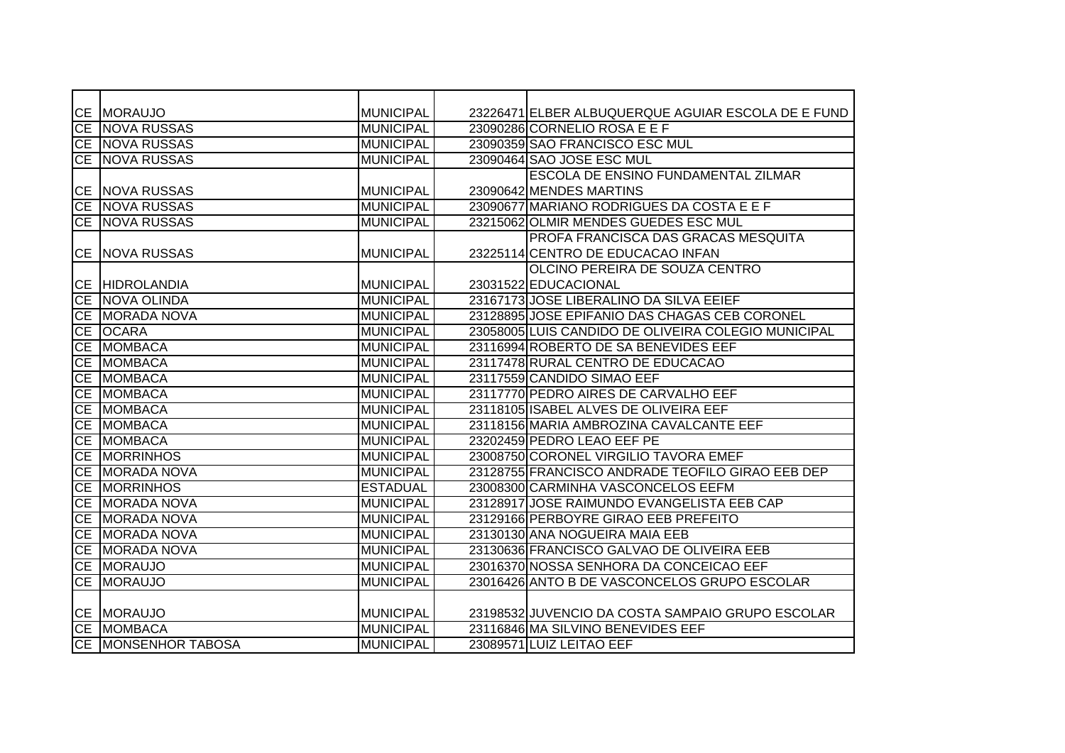| | | | | |
|---|---|---|---|---|
| CE | MORAUJO | MUNICIPAL | 23226471 | ELBER ALBUQUERQUE AGUIAR ESCOLA DE E FUND |
| CE | NOVA RUSSAS | MUNICIPAL | 23090286 | CORNELIO ROSA E E F |
| CE | NOVA RUSSAS | MUNICIPAL | 23090359 | SAO FRANCISCO ESC MUL |
| CE | NOVA RUSSAS | MUNICIPAL | 23090464 | SAO JOSE ESC MUL |
| CE | NOVA RUSSAS | MUNICIPAL | 23090642 | ESCOLA DE ENSINO FUNDAMENTAL ZILMAR MENDES MARTINS |
| CE | NOVA RUSSAS | MUNICIPAL | 23090677 | MARIANO RODRIGUES DA COSTA E E F |
| CE | NOVA RUSSAS | MUNICIPAL | 23215062 | OLMIR MENDES GUEDES ESC MUL |
| CE | NOVA RUSSAS | MUNICIPAL | 23225114 | PROFA FRANCISCA DAS GRACAS MESQUITA CENTRO DE EDUCACAO INFAN |
| CE | HIDROLANDIA | MUNICIPAL | 23031522 | OLCINO PEREIRA DE SOUZA CENTRO EDUCACIONAL |
| CE | NOVA OLINDA | MUNICIPAL | 23167173 | JOSE LIBERALINO DA SILVA EEIEF |
| CE | MORADA NOVA | MUNICIPAL | 23128895 | JOSE EPIFANIO DAS CHAGAS CEB CORONEL |
| CE | OCARA | MUNICIPAL | 23058005 | LUIS CANDIDO DE OLIVEIRA COLEGIO MUNICIPAL |
| CE | MOMBACA | MUNICIPAL | 23116994 | ROBERTO DE SA BENEVIDES EEF |
| CE | MOMBACA | MUNICIPAL | 23117478 | RURAL CENTRO DE EDUCACAO |
| CE | MOMBACA | MUNICIPAL | 23117559 | CANDIDO SIMAO EEF |
| CE | MOMBACA | MUNICIPAL | 23117770 | PEDRO AIRES DE CARVALHO EEF |
| CE | MOMBACA | MUNICIPAL | 23118105 | ISABEL ALVES DE OLIVEIRA EEF |
| CE | MOMBACA | MUNICIPAL | 23118156 | MARIA AMBROZINA CAVALCANTE EEF |
| CE | MOMBACA | MUNICIPAL | 23202459 | PEDRO LEAO EEF PE |
| CE | MORRINHOS | MUNICIPAL | 23008750 | CORONEL VIRGILIO TAVORA EMEF |
| CE | MORADA NOVA | MUNICIPAL | 23128755 | FRANCISCO ANDRADE TEOFILO GIRAO EEB DEP |
| CE | MORRINHOS | ESTADUAL | 23008300 | CARMINHA VASCONCELOS EEFM |
| CE | MORADA NOVA | MUNICIPAL | 23128917 | JOSE RAIMUNDO EVANGELISTA EEB CAP |
| CE | MORADA NOVA | MUNICIPAL | 23129166 | PERBOYRE GIRAO EEB PREFEITO |
| CE | MORADA NOVA | MUNICIPAL | 23130130 | ANA NOGUEIRA MAIA EEB |
| CE | MORADA NOVA | MUNICIPAL | 23130636 | FRANCISCO GALVAO DE OLIVEIRA EEB |
| CE | MORAUJO | MUNICIPAL | 23016370 | NOSSA SENHORA DA CONCEICAO EEF |
| CE | MORAUJO | MUNICIPAL | 23016426 | ANTO B DE VASCONCELOS GRUPO ESCOLAR |
| CE | MORAUJO | MUNICIPAL | 23198532 | JUVENCIO DA COSTA SAMPAIO GRUPO ESCOLAR |
| CE | MOMBACA | MUNICIPAL | 23116846 | MA SILVINO BENEVIDES EEF |
| CE | MONSENHOR TABOSA | MUNICIPAL | 23089571 | LUIZ LEITAO EEF |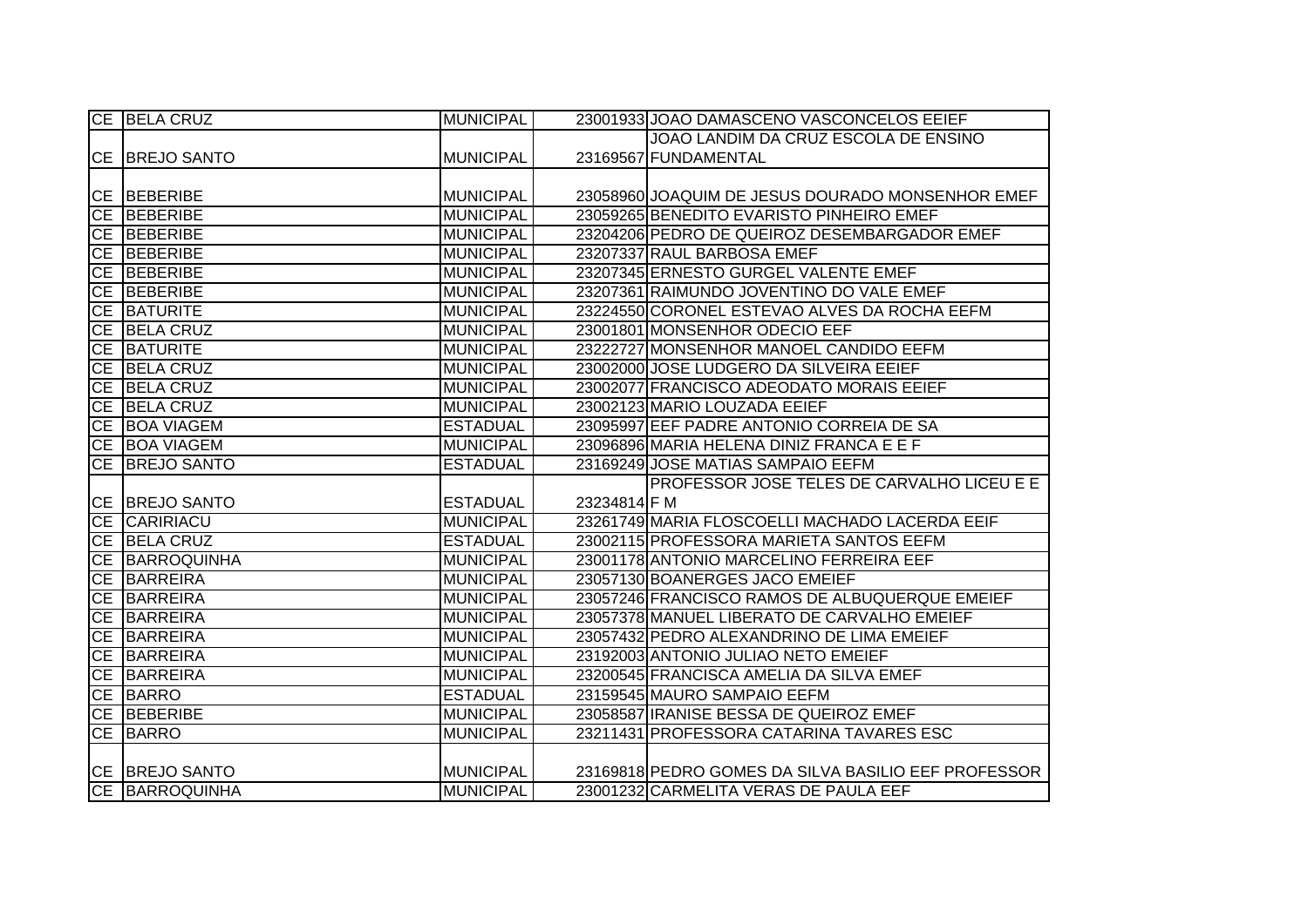| | | | | |
|---|---|---|---|---|
| CE | BELA CRUZ | MUNICIPAL | 23001933 | JOAO DAMASCENO VASCONCELOS EEIEF |
| CE | BREJO SANTO | MUNICIPAL | 23169567 | JOAO LANDIM DA CRUZ ESCOLA DE ENSINO FUNDAMENTAL |
| CE | BEBERIBE | MUNICIPAL | 23058960 | JOAQUIM DE JESUS DOURADO MONSENHOR EMEF |
| CE | BEBERIBE | MUNICIPAL | 23059265 | BENEDITO EVARISTO PINHEIRO EMEF |
| CE | BEBERIBE | MUNICIPAL | 23204206 | PEDRO DE QUEIROZ DESEMBARGADOR EMEF |
| CE | BEBERIBE | MUNICIPAL | 23207337 | RAUL BARBOSA EMEF |
| CE | BEBERIBE | MUNICIPAL | 23207345 | ERNESTO GURGEL VALENTE EMEF |
| CE | BEBERIBE | MUNICIPAL | 23207361 | RAIMUNDO JOVENTINO DO VALE EMEF |
| CE | BATURITE | MUNICIPAL | 23224550 | CORONEL ESTEVAO ALVES DA ROCHA EEFM |
| CE | BELA CRUZ | MUNICIPAL | 23001801 | MONSENHOR ODECIO EEF |
| CE | BATURITE | MUNICIPAL | 23222727 | MONSENHOR MANOEL CANDIDO EEFM |
| CE | BELA CRUZ | MUNICIPAL | 23002000 | JOSE LUDGERO DA SILVEIRA EEIEF |
| CE | BELA CRUZ | MUNICIPAL | 23002077 | FRANCISCO ADEODATO MORAIS EEIEF |
| CE | BELA CRUZ | MUNICIPAL | 23002123 | MARIO LOUZADA EEIEF |
| CE | BOA VIAGEM | ESTADUAL | 23095997 | EEF PADRE ANTONIO CORREIA DE SA |
| CE | BOA VIAGEM | MUNICIPAL | 23096896 | MARIA HELENA DINIZ FRANCA E E F |
| CE | BREJO SANTO | ESTADUAL | 23169249 | JOSE MATIAS SAMPAIO EEFM |
| CE | BREJO SANTO | ESTADUAL | 23234814 | PROFESSOR JOSE TELES DE CARVALHO LICEU E E F M |
| CE | CARIRIACU | MUNICIPAL | 23261749 | MARIA FLOSCOELLI MACHADO LACERDA EEIF |
| CE | BELA CRUZ | ESTADUAL | 23002115 | PROFESSORA MARIETA SANTOS EEFM |
| CE | BARROQUINHA | MUNICIPAL | 23001178 | ANTONIO MARCELINO FERREIRA EEF |
| CE | BARREIRA | MUNICIPAL | 23057130 | BOANERGES JACO EMEIEF |
| CE | BARREIRA | MUNICIPAL | 23057246 | FRANCISCO RAMOS DE ALBUQUERQUE EMEIEF |
| CE | BARREIRA | MUNICIPAL | 23057378 | MANUEL LIBERATO DE CARVALHO EMEIEF |
| CE | BARREIRA | MUNICIPAL | 23057432 | PEDRO ALEXANDRINO DE LIMA EMEIEF |
| CE | BARREIRA | MUNICIPAL | 23192003 | ANTONIO JULIAO NETO EMEIEF |
| CE | BARREIRA | MUNICIPAL | 23200545 | FRANCISCA AMELIA DA SILVA EMEF |
| CE | BARRO | ESTADUAL | 23159545 | MAURO SAMPAIO EEFM |
| CE | BEBERIBE | MUNICIPAL | 23058587 | IRANISE BESSA DE QUEIROZ EMEF |
| CE | BARRO | MUNICIPAL | 23211431 | PROFESSORA CATARINA TAVARES ESC |
| CE | BREJO SANTO | MUNICIPAL | 23169818 | PEDRO GOMES DA SILVA BASILIO EEF PROFESSOR |
| CE | BARROQUINHA | MUNICIPAL | 23001232 | CARMELITA VERAS DE PAULA EEF |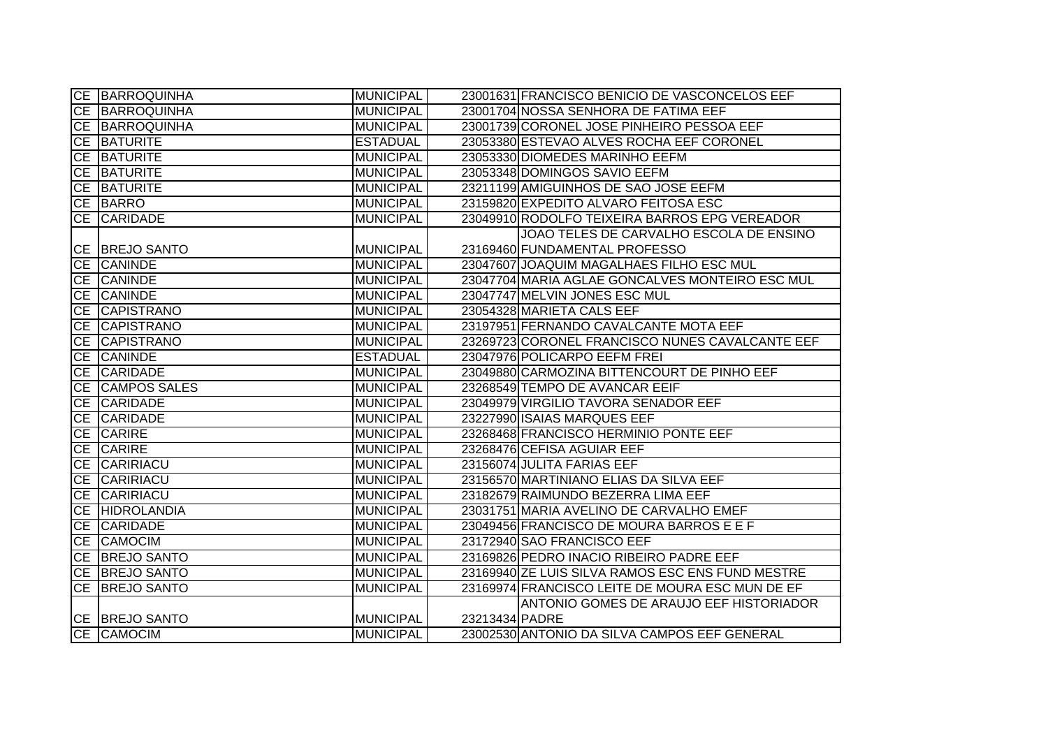| | | | | |
|---|---|---|---|---|
| CE | BARROQUINHA | MUNICIPAL | 23001631 | FRANCISCO BENICIO DE VASCONCELOS EEF |
| CE | BARROQUINHA | MUNICIPAL | 23001704 | NOSSA SENHORA DE FATIMA EEF |
| CE | BARROQUINHA | MUNICIPAL | 23001739 | CORONEL JOSE PINHEIRO PESSOA EEF |
| CE | BATURITE | ESTADUAL | 23053380 | ESTEVAO ALVES ROCHA EEF CORONEL |
| CE | BATURITE | MUNICIPAL | 23053330 | DIOMEDES MARINHO EEFM |
| CE | BATURITE | MUNICIPAL | 23053348 | DOMINGOS SAVIO EEFM |
| CE | BATURITE | MUNICIPAL | 23211199 | AMIGUINHOS DE SAO JOSE EEFM |
| CE | BARRO | MUNICIPAL | 23159820 | EXPEDITO ALVARO FEITOSA ESC |
| CE | CARIDADE | MUNICIPAL | 23049910 | RODOLFO TEIXEIRA BARROS EPG VEREADOR |
| CE | BREJO SANTO | MUNICIPAL | 23169460 | JOAO TELES DE CARVALHO ESCOLA DE ENSINO FUNDAMENTAL PROFESSO |
| CE | CANINDE | MUNICIPAL | 23047607 | JOAQUIM MAGALHAES FILHO ESC MUL |
| CE | CANINDE | MUNICIPAL | 23047704 | MARIA AGLAE GONCALVES MONTEIRO ESC MUL |
| CE | CANINDE | MUNICIPAL | 23047747 | MELVIN JONES ESC MUL |
| CE | CAPISTRANO | MUNICIPAL | 23054328 | MARIETA CALS EEF |
| CE | CAPISTRANO | MUNICIPAL | 23197951 | FERNANDO CAVALCANTE MOTA EEF |
| CE | CAPISTRANO | MUNICIPAL | 23269723 | CORONEL FRANCISCO NUNES CAVALCANTE EEF |
| CE | CANINDE | ESTADUAL | 23047976 | POLICARPO EEFM FREI |
| CE | CARIDADE | MUNICIPAL | 23049880 | CARMOZINA BITTENCOURT DE PINHO EEF |
| CE | CAMPOS SALES | MUNICIPAL | 23268549 | TEMPO DE AVANCAR EEIF |
| CE | CARIDADE | MUNICIPAL | 23049979 | VIRGILIO TAVORA SENADOR EEF |
| CE | CARIDADE | MUNICIPAL | 23227990 | ISAIAS MARQUES EEF |
| CE | CARIRE | MUNICIPAL | 23268468 | FRANCISCO HERMINIO PONTE EEF |
| CE | CARIRE | MUNICIPAL | 23268476 | CEFISA AGUIAR EEF |
| CE | CARIRIACU | MUNICIPAL | 23156074 | JULITA FARIAS EEF |
| CE | CARIRIACU | MUNICIPAL | 23156570 | MARTINIANO ELIAS DA SILVA EEF |
| CE | CARIRIACU | MUNICIPAL | 23182679 | RAIMUNDO BEZERRA LIMA EEF |
| CE | HIDROLANDIA | MUNICIPAL | 23031751 | MARIA AVELINO DE CARVALHO EMEF |
| CE | CARIDADE | MUNICIPAL | 23049456 | FRANCISCO DE MOURA BARROS E E F |
| CE | CAMOCIM | MUNICIPAL | 23172940 | SAO FRANCISCO EEF |
| CE | BREJO SANTO | MUNICIPAL | 23169826 | PEDRO INACIO RIBEIRO PADRE EEF |
| CE | BREJO SANTO | MUNICIPAL | 23169940 | ZE LUIS SILVA RAMOS ESC ENS FUND MESTRE |
| CE | BREJO SANTO | MUNICIPAL | 23169974 | FRANCISCO LEITE DE MOURA ESC MUN DE EF |
| CE | BREJO SANTO | MUNICIPAL | 23213434 | ANTONIO GOMES DE ARAUJO EEF HISTORIADOR PADRE |
| CE | CAMOCIM | MUNICIPAL | 23002530 | ANTONIO DA SILVA CAMPOS EEF GENERAL |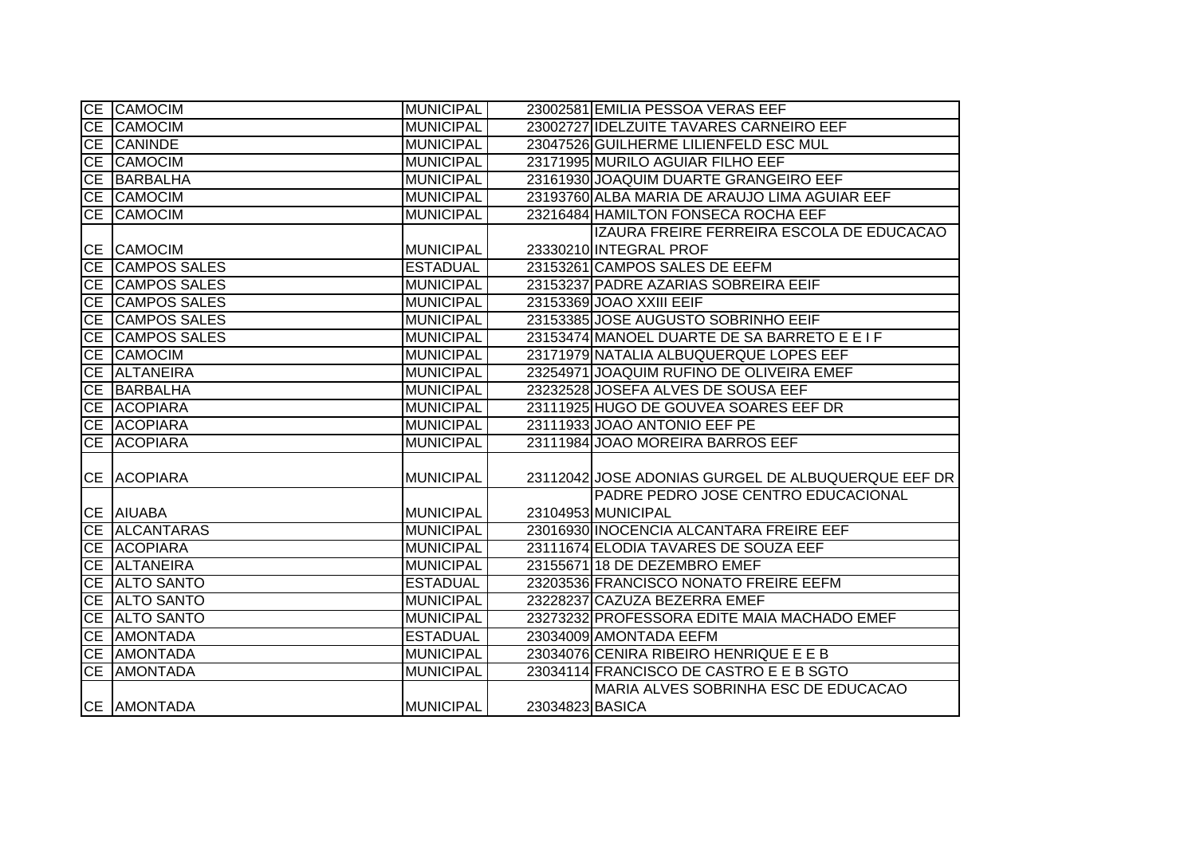| | | | | |
|---|---|---|---|---|
| CE | CAMOCIM | MUNICIPAL | 23002581 | EMILIA PESSOA VERAS EEF |
| CE | CAMOCIM | MUNICIPAL | 23002727 | IDELZUITE TAVARES CARNEIRO EEF |
| CE | CANINDE | MUNICIPAL | 23047526 | GUILHERME LILIENFELD ESC MUL |
| CE | CAMOCIM | MUNICIPAL | 23171995 | MURILO AGUIAR FILHO EEF |
| CE | BARBALHA | MUNICIPAL | 23161930 | JOAQUIM DUARTE GRANGEIRO EEF |
| CE | CAMOCIM | MUNICIPAL | 23193760 | ALBA MARIA DE ARAUJO LIMA AGUIAR EEF |
| CE | CAMOCIM | MUNICIPAL | 23216484 | HAMILTON FONSECA ROCHA EEF |
| CE | CAMOCIM | MUNICIPAL | 23330210 | IZAURA FREIRE FERREIRA ESCOLA DE EDUCACAO INTEGRAL PROF |
| CE | CAMPOS SALES | ESTADUAL | 23153261 | CAMPOS SALES DE EEFM |
| CE | CAMPOS SALES | MUNICIPAL | 23153237 | PADRE AZARIAS SOBREIRA EEIF |
| CE | CAMPOS SALES | MUNICIPAL | 23153369 | JOAO XXIII EEIF |
| CE | CAMPOS SALES | MUNICIPAL | 23153385 | JOSE AUGUSTO SOBRINHO EEIF |
| CE | CAMPOS SALES | MUNICIPAL | 23153474 | MANOEL DUARTE DE SA BARRETO E E I F |
| CE | CAMOCIM | MUNICIPAL | 23171979 | NATALIA ALBUQUERQUE LOPES EEF |
| CE | ALTANEIRA | MUNICIPAL | 23254971 | JOAQUIM RUFINO DE OLIVEIRA EMEF |
| CE | BARBALHA | MUNICIPAL | 23232528 | JOSEFA ALVES DE SOUSA EEF |
| CE | ACOPIARA | MUNICIPAL | 23111925 | HUGO DE GOUVEA SOARES EEF DR |
| CE | ACOPIARA | MUNICIPAL | 23111933 | JOAO ANTONIO EEF PE |
| CE | ACOPIARA | MUNICIPAL | 23111984 | JOAO MOREIRA BARROS EEF |
| CE | ACOPIARA | MUNICIPAL | 23112042 | JOSE ADONIAS GURGEL DE ALBUQUERQUE EEF DR |
| CE | AIUABA | MUNICIPAL | 23104953 | PADRE PEDRO JOSE CENTRO EDUCACIONAL MUNICIPAL |
| CE | ALCANTARAS | MUNICIPAL | 23016930 | INOCENCIA ALCANTARA FREIRE EEF |
| CE | ACOPIARA | MUNICIPAL | 23111674 | ELODIA TAVARES DE SOUZA EEF |
| CE | ALTANEIRA | MUNICIPAL | 23155671 | 18 DE DEZEMBRO EMEF |
| CE | ALTO SANTO | ESTADUAL | 23203536 | FRANCISCO NONATO FREIRE EEFM |
| CE | ALTO SANTO | MUNICIPAL | 23228237 | CAZUZA BEZERRA EMEF |
| CE | ALTO SANTO | MUNICIPAL | 23273232 | PROFESSORA EDITE MAIA MACHADO EMEF |
| CE | AMONTADA | ESTADUAL | 23034009 | AMONTADA EEFM |
| CE | AMONTADA | MUNICIPAL | 23034076 | CENIRA RIBEIRO HENRIQUE E E B |
| CE | AMONTADA | MUNICIPAL | 23034114 | FRANCISCO DE CASTRO E E B SGTO |
| CE | AMONTADA | MUNICIPAL | 23034823 | MARIA ALVES SOBRINHA ESC DE EDUCACAO BASICA |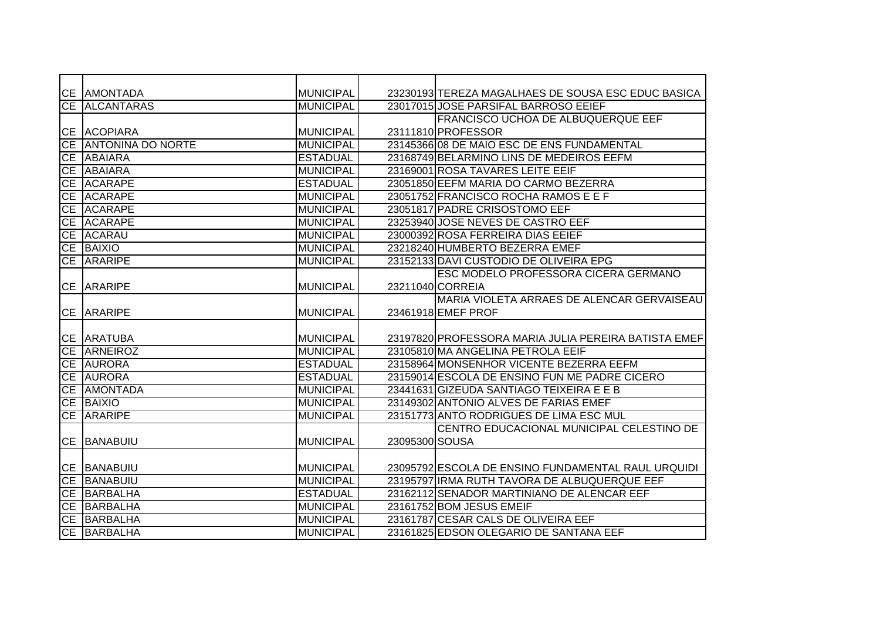| | | | | |
|---|---|---|---|---|
| CE | AMONTADA | MUNICIPAL | 23230193 | TEREZA MAGALHAES DE SOUSA ESC EDUC BASICA |
| CE | ALCANTARAS | MUNICIPAL | 23017015 | JOSE PARSIFAL BARROSO EEIEF |
| CE | ACOPIARA | MUNICIPAL | 23111810 | FRANCISCO UCHOA DE ALBUQUERQUE EEF PROFESSOR |
| CE | ANTONINA DO NORTE | MUNICIPAL | 23145366 | 08 DE MAIO ESC DE ENS FUNDAMENTAL |
| CE | ABAIARA | ESTADUAL | 23168749 | BELARMINO LINS DE MEDEIROS EEFM |
| CE | ABAIARA | MUNICIPAL | 23169001 | ROSA TAVARES LEITE EEIF |
| CE | ACARAPE | ESTADUAL | 23051850 | EEFM MARIA DO CARMO BEZERRA |
| CE | ACARAPE | MUNICIPAL | 23051752 | FRANCISCO ROCHA RAMOS E E F |
| CE | ACARAPE | MUNICIPAL | 23051817 | PADRE CRISOSTOMO EEF |
| CE | ACARAPE | MUNICIPAL | 23253940 | JOSE NEVES DE CASTRO EEF |
| CE | ACARAU | MUNICIPAL | 23000392 | ROSA FERREIRA DIAS EEIEF |
| CE | BAIXIO | MUNICIPAL | 23218240 | HUMBERTO BEZERRA EMEF |
| CE | ARARIPE | MUNICIPAL | 23152133 | DAVI CUSTODIO DE OLIVEIRA EPG |
| CE | ARARIPE | MUNICIPAL | 23211040 | ESC MODELO PROFESSORA CICERA GERMANO CORREIA |
| CE | ARARIPE | MUNICIPAL | 23461918 | MARIA VIOLETA ARRAES DE ALENCAR GERVAISEAU EMEF PROF |
| CE | ARATUBA | MUNICIPAL | 23197820 | PROFESSORA MARIA JULIA PEREIRA BATISTA EMEF |
| CE | ARNEIROZ | MUNICIPAL | 23105810 | MA ANGELINA PETROLA EEIF |
| CE | AURORA | ESTADUAL | 23158964 | MONSENHOR VICENTE BEZERRA EEFM |
| CE | AURORA | ESTADUAL | 23159014 | ESCOLA DE ENSINO FUN ME PADRE CICERO |
| CE | AMONTADA | MUNICIPAL | 23441631 | GIZEUDA SANTIAGO TEIXEIRA E E B |
| CE | BAIXIO | MUNICIPAL | 23149302 | ANTONIO ALVES DE FARIAS EMEF |
| CE | ARARIPE | MUNICIPAL | 23151773 | ANTO RODRIGUES DE LIMA ESC MUL |
| CE | BANABUIU | MUNICIPAL | 23095300 | CENTRO EDUCACIONAL MUNICIPAL CELESTINO DE SOUSA |
| CE | BANABUIU | MUNICIPAL | 23095792 | ESCOLA DE ENSINO FUNDAMENTAL RAUL URQUIDI |
| CE | BANABUIU | MUNICIPAL | 23195797 | IRMA RUTH TAVORA DE ALBUQUERQUE EEF |
| CE | BARBALHA | ESTADUAL | 23162112 | SENADOR MARTINIANO DE ALENCAR EEF |
| CE | BARBALHA | MUNICIPAL | 23161752 | BOM JESUS EMEIF |
| CE | BARBALHA | MUNICIPAL | 23161787 | CESAR CALS DE OLIVEIRA EEF |
| CE | BARBALHA | MUNICIPAL | 23161825 | EDSON OLEGARIO DE SANTANA EEF |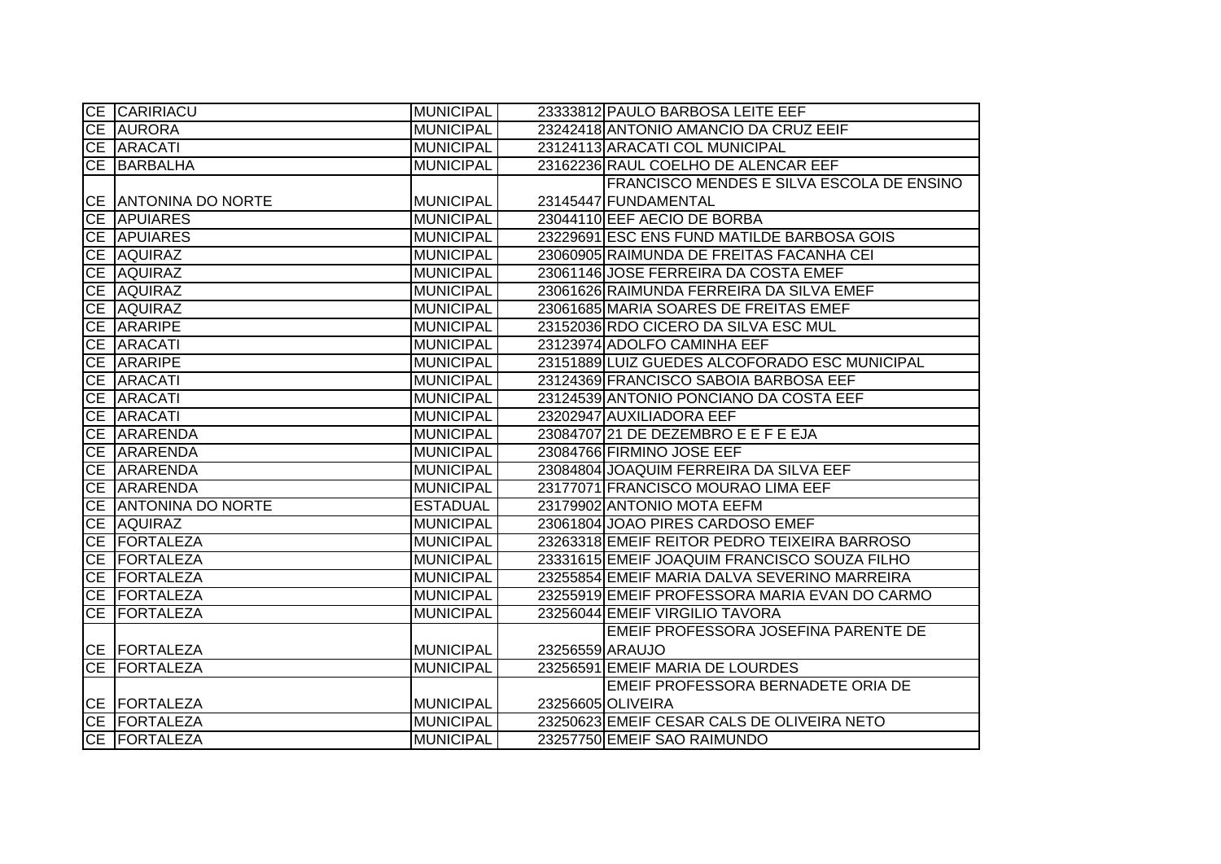| | | | | |
|---|---|---|---|---|
| CE | CARIRIACU | MUNICIPAL | 23333812 | PAULO BARBOSA LEITE EEF |
| CE | AURORA | MUNICIPAL | 23242418 | ANTONIO AMANCIO DA CRUZ EEIF |
| CE | ARACATI | MUNICIPAL | 23124113 | ARACATI COL MUNICIPAL |
| CE | BARBALHA | MUNICIPAL | 23162236 | RAUL COELHO DE ALENCAR EEF |
| CE | ANTONINA DO NORTE | MUNICIPAL | 23145447 | FRANCISCO MENDES E SILVA ESCOLA DE ENSINO FUNDAMENTAL |
| CE | APUIARES | MUNICIPAL | 23044110 | EEF AECIO DE BORBA |
| CE | APUIARES | MUNICIPAL | 23229691 | ESC ENS FUND MATILDE BARBOSA GOIS |
| CE | AQUIRAZ | MUNICIPAL | 23060905 | RAIMUNDA DE FREITAS FACANHA CEI |
| CE | AQUIRAZ | MUNICIPAL | 23061146 | JOSE FERREIRA DA COSTA EMEF |
| CE | AQUIRAZ | MUNICIPAL | 23061626 | RAIMUNDA FERREIRA DA SILVA EMEF |
| CE | AQUIRAZ | MUNICIPAL | 23061685 | MARIA SOARES DE FREITAS EMEF |
| CE | ARARIPE | MUNICIPAL | 23152036 | RDO CICERO DA SILVA ESC MUL |
| CE | ARACATI | MUNICIPAL | 23123974 | ADOLFO CAMINHA EEF |
| CE | ARARIPE | MUNICIPAL | 23151889 | LUIZ GUEDES ALCOFORADO ESC MUNICIPAL |
| CE | ARACATI | MUNICIPAL | 23124369 | FRANCISCO SABOIA BARBOSA EEF |
| CE | ARACATI | MUNICIPAL | 23124539 | ANTONIO PONCIANO DA COSTA EEF |
| CE | ARACATI | MUNICIPAL | 23202947 | AUXILIADORA EEF |
| CE | ARARENDA | MUNICIPAL | 23084707 | 21 DE DEZEMBRO E E F E EJA |
| CE | ARARENDA | MUNICIPAL | 23084766 | FIRMINO JOSE EEF |
| CE | ARARENDA | MUNICIPAL | 23084804 | JOAQUIM FERREIRA DA SILVA EEF |
| CE | ARARENDA | MUNICIPAL | 23177071 | FRANCISCO MOURAO LIMA EEF |
| CE | ANTONINA DO NORTE | ESTADUAL | 23179902 | ANTONIO MOTA EEFM |
| CE | AQUIRAZ | MUNICIPAL | 23061804 | JOAO PIRES CARDOSO EMEF |
| CE | FORTALEZA | MUNICIPAL | 23263318 | EMEIF REITOR PEDRO TEIXEIRA BARROSO |
| CE | FORTALEZA | MUNICIPAL | 23331615 | EMEIF JOAQUIM FRANCISCO SOUZA FILHO |
| CE | FORTALEZA | MUNICIPAL | 23255854 | EMEIF MARIA DALVA SEVERINO MARREIRA |
| CE | FORTALEZA | MUNICIPAL | 23255919 | EMEIF PROFESSORA MARIA EVAN DO CARMO |
| CE | FORTALEZA | MUNICIPAL | 23256044 | EMEIF VIRGILIO TAVORA |
| CE | FORTALEZA | MUNICIPAL | 23256559 | EMEIF PROFESSORA JOSEFINA PARENTE DE ARAUJO |
| CE | FORTALEZA | MUNICIPAL | 23256591 | EMEIF MARIA DE LOURDES |
| CE | FORTALEZA | MUNICIPAL | 23256605 | EMEIF PROFESSORA BERNADETE ORIA DE OLIVEIRA |
| CE | FORTALEZA | MUNICIPAL | 23250623 | EMEIF CESAR CALS DE OLIVEIRA NETO |
| CE | FORTALEZA | MUNICIPAL | 23257750 | EMEIF SAO RAIMUNDO |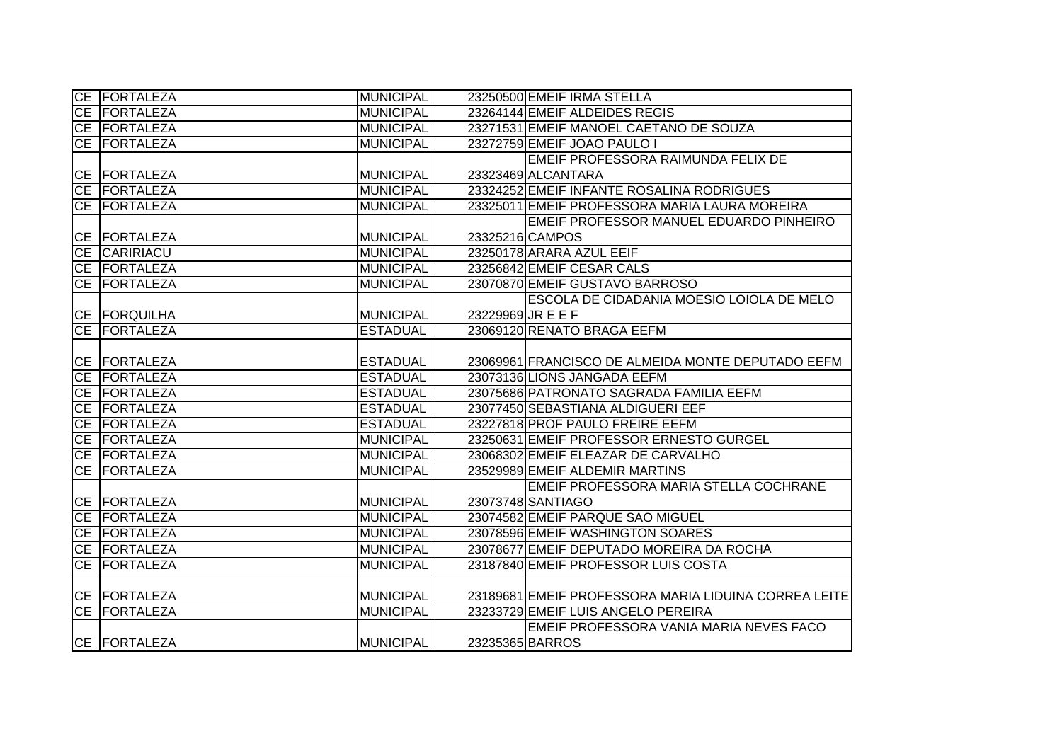| | | | | |
|---|---|---|---|---|
| CE | FORTALEZA | MUNICIPAL | 23250500 | EMEIF IRMA STELLA |
| CE | FORTALEZA | MUNICIPAL | 23264144 | EMEIF ALDEIDES REGIS |
| CE | FORTALEZA | MUNICIPAL | 23271531 | EMEIF MANOEL CAETANO DE SOUZA |
| CE | FORTALEZA | MUNICIPAL | 23272759 | EMEIF JOAO PAULO I |
| CE | FORTALEZA | MUNICIPAL | 23323469 | EMEIF PROFESSORA RAIMUNDA FELIX DE ALCANTARA |
| CE | FORTALEZA | MUNICIPAL | 23324252 | EMEIF INFANTE ROSALINA RODRIGUES |
| CE | FORTALEZA | MUNICIPAL | 23325011 | EMEIF PROFESSORA MARIA LAURA MOREIRA |
| CE | FORTALEZA | MUNICIPAL | 23325216 | EMEIF PROFESSOR MANUEL EDUARDO PINHEIRO CAMPOS |
| CE | CARIRIACU | MUNICIPAL | 23250178 | ARARA AZUL EEIF |
| CE | FORTALEZA | MUNICIPAL | 23256842 | EMEIF CESAR CALS |
| CE | FORTALEZA | MUNICIPAL | 23070870 | EMEIF GUSTAVO BARROSO |
| CE | FORQUILHA | MUNICIPAL | 23229969 | ESCOLA DE CIDADANIA MOESIO LOIOLA DE MELO JR E E F |
| CE | FORTALEZA | ESTADUAL | 23069120 | RENATO BRAGA EEFM |
| CE | FORTALEZA | ESTADUAL | 23069961 | FRANCISCO DE ALMEIDA MONTE DEPUTADO EEFM |
| CE | FORTALEZA | ESTADUAL | 23073136 | LIONS JANGADA EEFM |
| CE | FORTALEZA | ESTADUAL | 23075686 | PATRONATO SAGRADA FAMILIA EEFM |
| CE | FORTALEZA | ESTADUAL | 23077450 | SEBASTIANA ALDIGUERI EEF |
| CE | FORTALEZA | ESTADUAL | 23227818 | PROF PAULO FREIRE EEFM |
| CE | FORTALEZA | MUNICIPAL | 23250631 | EMEIF PROFESSOR ERNESTO GURGEL |
| CE | FORTALEZA | MUNICIPAL | 23068302 | EMEIF ELEAZAR DE CARVALHO |
| CE | FORTALEZA | MUNICIPAL | 23529989 | EMEIF ALDEMIR MARTINS |
| CE | FORTALEZA | MUNICIPAL | 23073748 | EMEIF PROFESSORA MARIA STELLA COCHRANE SANTIAGO |
| CE | FORTALEZA | MUNICIPAL | 23074582 | EMEIF PARQUE SAO MIGUEL |
| CE | FORTALEZA | MUNICIPAL | 23078596 | EMEIF WASHINGTON SOARES |
| CE | FORTALEZA | MUNICIPAL | 23078677 | EMEIF DEPUTADO MOREIRA DA ROCHA |
| CE | FORTALEZA | MUNICIPAL | 23187840 | EMEIF PROFESSOR LUIS COSTA |
| CE | FORTALEZA | MUNICIPAL | 23189681 | EMEIF PROFESSORA MARIA LIDUINA CORREA LEITE |
| CE | FORTALEZA | MUNICIPAL | 23233729 | EMEIF LUIS ANGELO PEREIRA |
| CE | FORTALEZA | MUNICIPAL | 23235365 | EMEIF PROFESSORA VANIA MARIA NEVES FACO BARROS |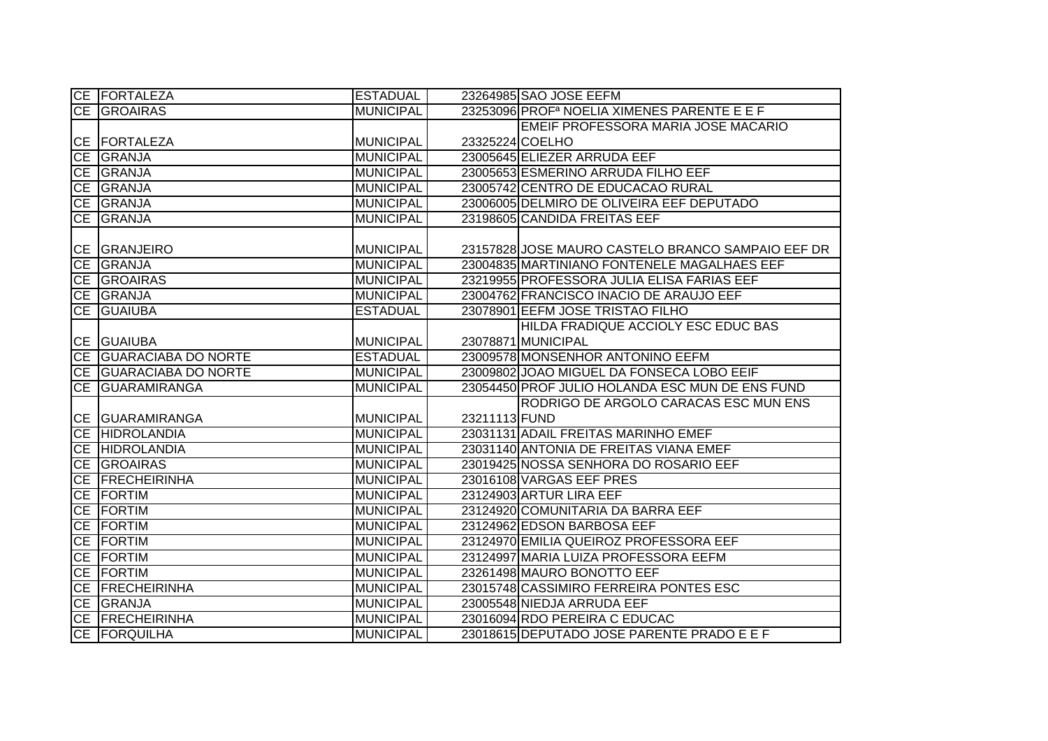| | | | | |
|---|---|---|---|---|
| CE | FORTALEZA | ESTADUAL | 23264985 | SAO JOSE EEFM |
| CE | GROAIRAS | MUNICIPAL | 23253096 | PROFª NOELIA XIMENES PARENTE E E F |
| CE | FORTALEZA | MUNICIPAL | 23325224 | EMEIF PROFESSORA MARIA JOSE MACARIO COELHO |
| CE | GRANJA | MUNICIPAL | 23005645 | ELIEZER ARRUDA EEF |
| CE | GRANJA | MUNICIPAL | 23005653 | ESMERINO ARRUDA FILHO EEF |
| CE | GRANJA | MUNICIPAL | 23005742 | CENTRO DE EDUCACAO RURAL |
| CE | GRANJA | MUNICIPAL | 23006005 | DELMIRO DE OLIVEIRA EEF DEPUTADO |
| CE | GRANJA | MUNICIPAL | 23198605 | CANDIDA FREITAS EEF |
| CE | GRANJEIRO | MUNICIPAL | 23157828 | JOSE MAURO CASTELO BRANCO SAMPAIO EEF DR |
| CE | GRANJA | MUNICIPAL | 23004835 | MARTINIANO FONTENELE MAGALHAES EEF |
| CE | GROAIRAS | MUNICIPAL | 23219955 | PROFESSORA JULIA ELISA FARIAS EEF |
| CE | GRANJA | MUNICIPAL | 23004762 | FRANCISCO INACIO DE ARAUJO EEF |
| CE | GUAIUBA | ESTADUAL | 23078901 | EEFM JOSE TRISTAO FILHO |
| CE | GUAIUBA | MUNICIPAL | 23078871 | HILDA FRADIQUE ACCIOLY ESC EDUC BAS MUNICIPAL |
| CE | GUARACIABA DO NORTE | ESTADUAL | 23009578 | MONSENHOR ANTONINO EEFM |
| CE | GUARACIABA DO NORTE | MUNICIPAL | 23009802 | JOAO MIGUEL DA FONSECA LOBO EEIF |
| CE | GUARAMIRANGA | MUNICIPAL | 23054450 | PROF JULIO HOLANDA ESC MUN DE ENS FUND |
| CE | GUARAMIRANGA | MUNICIPAL | 23211113 | RODRIGO DE ARGOLO CARACAS ESC MUN ENS FUND |
| CE | HIDROLANDIA | MUNICIPAL | 23031131 | ADAIL FREITAS MARINHO EMEF |
| CE | HIDROLANDIA | MUNICIPAL | 23031140 | ANTONIA DE FREITAS VIANA EMEF |
| CE | GROAIRAS | MUNICIPAL | 23019425 | NOSSA SENHORA DO ROSARIO EEF |
| CE | FRECHEIRINHA | MUNICIPAL | 23016108 | VARGAS EEF PRES |
| CE | FORTIM | MUNICIPAL | 23124903 | ARTUR LIRA EEF |
| CE | FORTIM | MUNICIPAL | 23124920 | COMUNITARIA DA BARRA EEF |
| CE | FORTIM | MUNICIPAL | 23124962 | EDSON BARBOSA EEF |
| CE | FORTIM | MUNICIPAL | 23124970 | EMILIA QUEIROZ PROFESSORA EEF |
| CE | FORTIM | MUNICIPAL | 23124997 | MARIA LUIZA PROFESSORA EEFM |
| CE | FORTIM | MUNICIPAL | 23261498 | MAURO BONOTTO EEF |
| CE | FRECHEIRINHA | MUNICIPAL | 23015748 | CASSIMIRO FERREIRA PONTES ESC |
| CE | GRANJA | MUNICIPAL | 23005548 | NIEDJA ARRUDA EEF |
| CE | FRECHEIRINHA | MUNICIPAL | 23016094 | RDO PEREIRA C EDUCAC |
| CE | FORQUILHA | MUNICIPAL | 23018615 | DEPUTADO JOSE PARENTE PRADO E E F |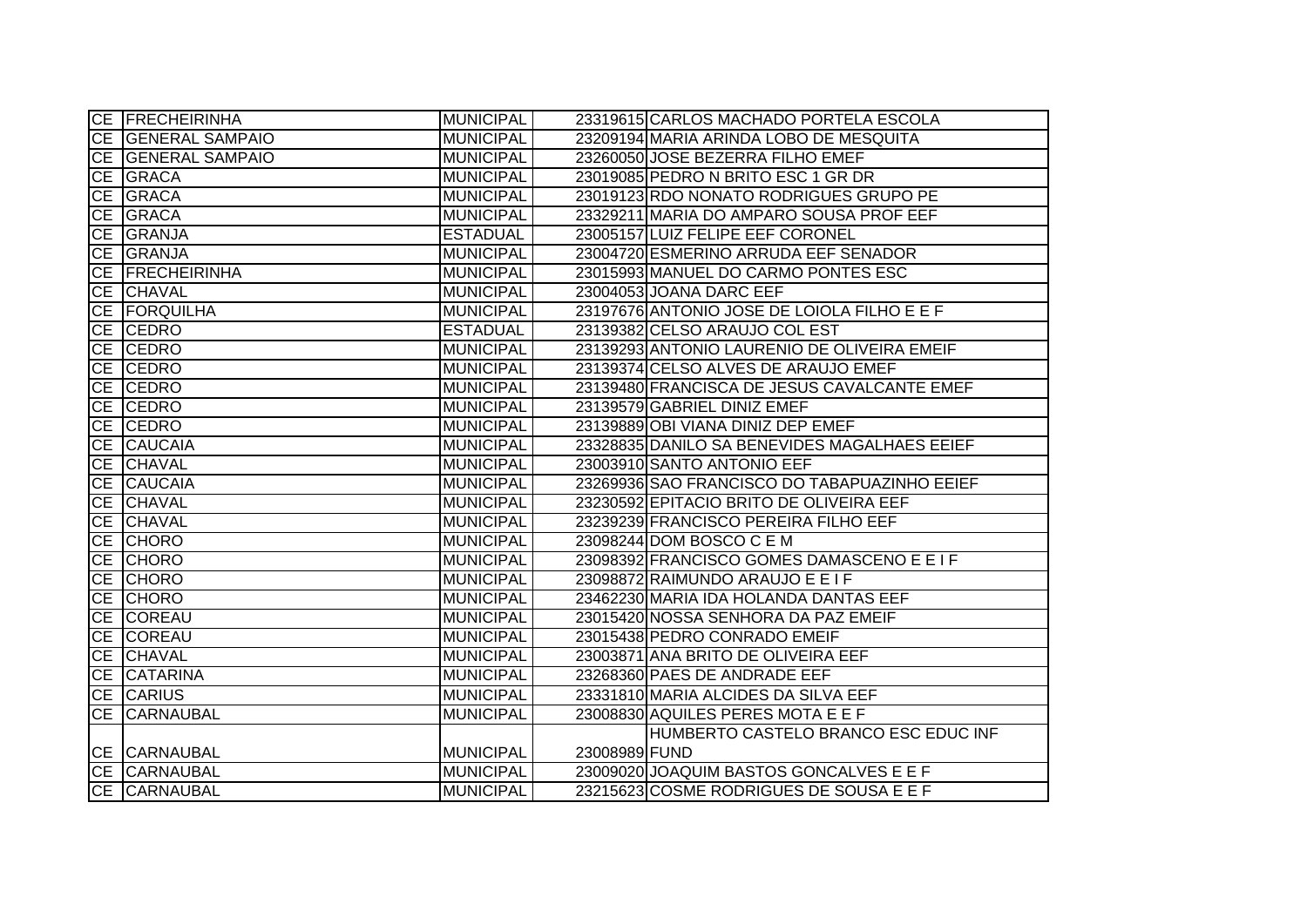| | | | | |
|---|---|---|---|---|
| CE | FRECHEIRINHA | MUNICIPAL | 23319615 | CARLOS MACHADO PORTELA ESCOLA |
| CE | GENERAL SAMPAIO | MUNICIPAL | 23209194 | MARIA ARINDA LOBO DE MESQUITA |
| CE | GENERAL SAMPAIO | MUNICIPAL | 23260050 | JOSE BEZERRA FILHO EMEF |
| CE | GRACA | MUNICIPAL | 23019085 | PEDRO N BRITO ESC 1 GR DR |
| CE | GRACA | MUNICIPAL | 23019123 | RDO NONATO RODRIGUES GRUPO PE |
| CE | GRACA | MUNICIPAL | 23329211 | MARIA DO AMPARO SOUSA PROF EEF |
| CE | GRANJA | ESTADUAL | 23005157 | LUIZ FELIPE EEF CORONEL |
| CE | GRANJA | MUNICIPAL | 23004720 | ESMERINO ARRUDA EEF SENADOR |
| CE | FRECHEIRINHA | MUNICIPAL | 23015993 | MANUEL DO CARMO PONTES ESC |
| CE | CHAVAL | MUNICIPAL | 23004053 | JOANA DARC EEF |
| CE | FORQUILHA | MUNICIPAL | 23197676 | ANTONIO JOSE DE LOIOLA FILHO E E F |
| CE | CEDRO | ESTADUAL | 23139382 | CELSO ARAUJO COL EST |
| CE | CEDRO | MUNICIPAL | 23139293 | ANTONIO LAURENIO DE OLIVEIRA EMEIF |
| CE | CEDRO | MUNICIPAL | 23139374 | CELSO ALVES DE ARAUJO EMEF |
| CE | CEDRO | MUNICIPAL | 23139480 | FRANCISCA DE JESUS CAVALCANTE EMEF |
| CE | CEDRO | MUNICIPAL | 23139579 | GABRIEL DINIZ EMEF |
| CE | CEDRO | MUNICIPAL | 23139889 | OBI VIANA DINIZ DEP EMEF |
| CE | CAUCAIA | MUNICIPAL | 23328835 | DANILO SA BENEVIDES MAGALHAES EEIEF |
| CE | CHAVAL | MUNICIPAL | 23003910 | SANTO ANTONIO EEF |
| CE | CAUCAIA | MUNICIPAL | 23269936 | SAO FRANCISCO DO TABAPUAZINHO EEIEF |
| CE | CHAVAL | MUNICIPAL | 23230592 | EPITACIO BRITO DE OLIVEIRA EEF |
| CE | CHAVAL | MUNICIPAL | 23239239 | FRANCISCO PEREIRA FILHO EEF |
| CE | CHORO | MUNICIPAL | 23098244 | DOM BOSCO C E M |
| CE | CHORO | MUNICIPAL | 23098392 | FRANCISCO GOMES DAMASCENO E E I F |
| CE | CHORO | MUNICIPAL | 23098872 | RAIMUNDO ARAUJO E E I F |
| CE | CHORO | MUNICIPAL | 23462230 | MARIA IDA HOLANDA DANTAS EEF |
| CE | COREAU | MUNICIPAL | 23015420 | NOSSA SENHORA DA PAZ EMEIF |
| CE | COREAU | MUNICIPAL | 23015438 | PEDRO CONRADO EMEIF |
| CE | CHAVAL | MUNICIPAL | 23003871 | ANA BRITO DE OLIVEIRA EEF |
| CE | CATARINA | MUNICIPAL | 23268360 | PAES DE ANDRADE EEF |
| CE | CARIUS | MUNICIPAL | 23331810 | MARIA ALCIDES DA SILVA EEF |
| CE | CARNAUBAL | MUNICIPAL | 23008830 | AQUILES PERES MOTA E E F |
| CE | CARNAUBAL | MUNICIPAL | 23008989 | HUMBERTO CASTELO BRANCO ESC EDUC INF FUND |
| CE | CARNAUBAL | MUNICIPAL | 23009020 | JOAQUIM BASTOS GONCALVES E E F |
| CE | CARNAUBAL | MUNICIPAL | 23215623 | COSME RODRIGUES DE SOUSA E E F |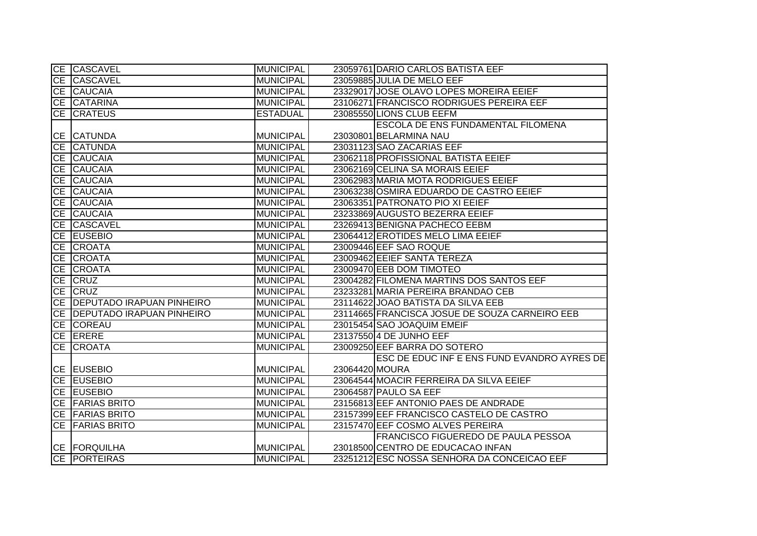| | | | | |
|---|---|---|---|---|
| CE | CASCAVEL | MUNICIPAL | 23059761 | DARIO CARLOS BATISTA EEF |
| CE | CASCAVEL | MUNICIPAL | 23059885 | JULIA DE MELO EEF |
| CE | CAUCAIA | MUNICIPAL | 23329017 | JOSE OLAVO LOPES MOREIRA EEIEF |
| CE | CATARINA | MUNICIPAL | 23106271 | FRANCISCO RODRIGUES PEREIRA EEF |
| CE | CRATEUS | ESTADUAL | 23085550 | LIONS CLUB EEFM |
| CE | CATUNDA | MUNICIPAL | 23030801 | ESCOLA DE ENS FUNDAMENTAL FILOMENA BELARMINA NAU |
| CE | CATUNDA | MUNICIPAL | 23031123 | SAO ZACARIAS EEF |
| CE | CAUCAIA | MUNICIPAL | 23062118 | PROFISSIONAL BATISTA EEIEF |
| CE | CAUCAIA | MUNICIPAL | 23062169 | CELINA SA MORAIS EEIEF |
| CE | CAUCAIA | MUNICIPAL | 23062983 | MARIA MOTA RODRIGUES EEIEF |
| CE | CAUCAIA | MUNICIPAL | 23063238 | OSMIRA EDUARDO DE CASTRO EEIEF |
| CE | CAUCAIA | MUNICIPAL | 23063351 | PATRONATO PIO XI EEIEF |
| CE | CAUCAIA | MUNICIPAL | 23233869 | AUGUSTO BEZERRA EEIEF |
| CE | CASCAVEL | MUNICIPAL | 23269413 | BENIGNA PACHECO EEBM |
| CE | EUSEBIO | MUNICIPAL | 23064412 | EROTIDES MELO LIMA EEIEF |
| CE | CROATA | MUNICIPAL | 23009446 | EEF SAO ROQUE |
| CE | CROATA | MUNICIPAL | 23009462 | EEIEF SANTA TEREZA |
| CE | CROATA | MUNICIPAL | 23009470 | EEB DOM TIMOTEO |
| CE | CRUZ | MUNICIPAL | 23004282 | FILOMENA MARTINS DOS SANTOS EEF |
| CE | CRUZ | MUNICIPAL | 23233281 | MARIA PEREIRA BRANDAO CEB |
| CE | DEPUTADO IRAPUAN PINHEIRO | MUNICIPAL | 23114622 | JOAO BATISTA DA SILVA EEB |
| CE | DEPUTADO IRAPUAN PINHEIRO | MUNICIPAL | 23114665 | FRANCISCA JOSUE DE SOUZA CARNEIRO EEB |
| CE | COREAU | MUNICIPAL | 23015454 | SAO JOAQUIM EMEIF |
| CE | ERERE | MUNICIPAL | 23137550 | 4 DE JUNHO EEF |
| CE | CROATA | MUNICIPAL | 23009250 | EEF BARRA DO SOTERO |
| CE | EUSEBIO | MUNICIPAL | 23064420 | ESC DE EDUC INF E ENS FUND EVANDRO AYRES DE MOURA |
| CE | EUSEBIO | MUNICIPAL | 23064544 | MOACIR FERREIRA DA SILVA EEIEF |
| CE | EUSEBIO | MUNICIPAL | 23064587 | PAULO SA EEF |
| CE | FARIAS BRITO | MUNICIPAL | 23156813 | EEF ANTONIO PAES DE ANDRADE |
| CE | FARIAS BRITO | MUNICIPAL | 23157399 | EEF FRANCISCO CASTELO DE CASTRO |
| CE | FARIAS BRITO | MUNICIPAL | 23157470 | EEF COSMO ALVES PEREIRA |
| CE | FORQUILHA | MUNICIPAL | 23018500 | FRANCISCO FIGUEREDO DE PAULA PESSOA CENTRO DE EDUCACAO INFAN |
| CE | PORTEIRAS | MUNICIPAL | 23251212 | ESC NOSSA SENHORA DA CONCEICAO EEF |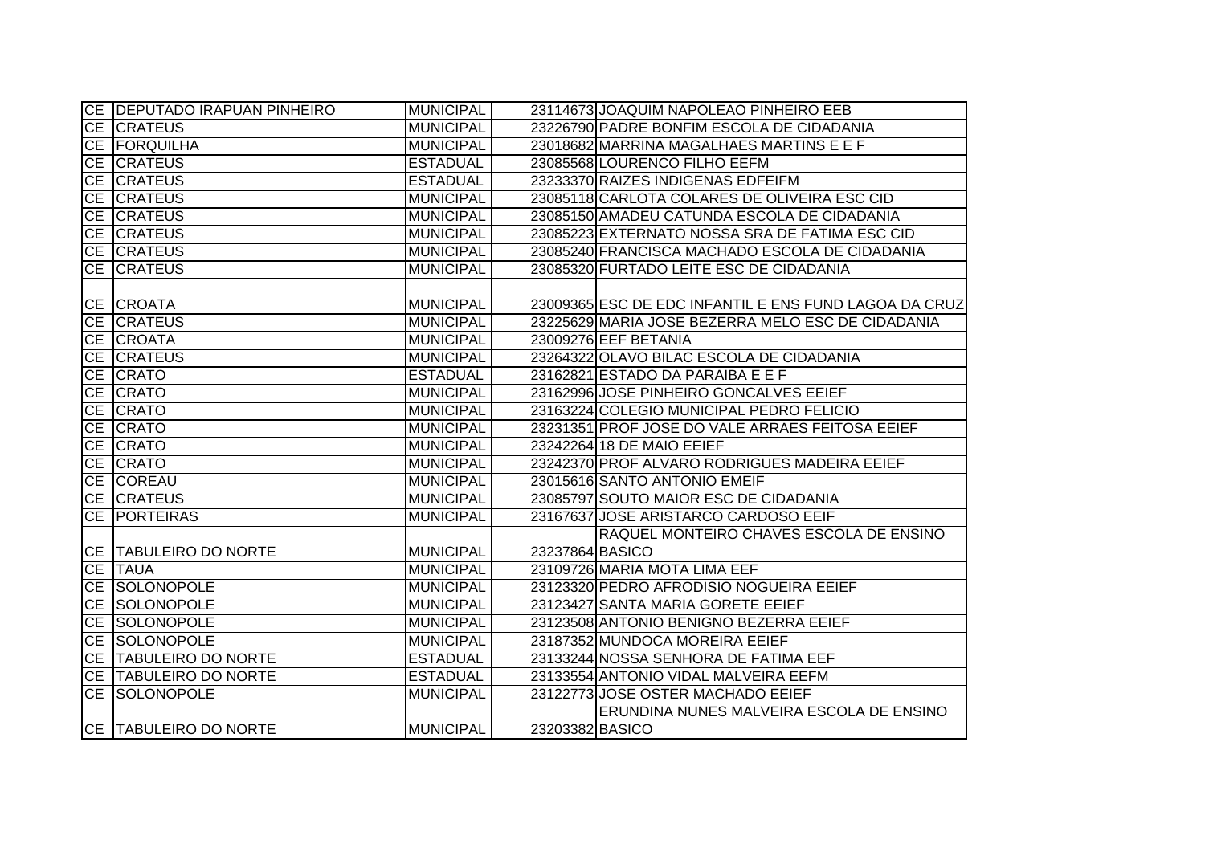| | | | | |
|---|---|---|---|---|
| CE | DEPUTADO IRAPUAN PINHEIRO | MUNICIPAL | 23114673 | JOAQUIM NAPOLEAO PINHEIRO EEB |
| CE | CRATEUS | MUNICIPAL | 23226790 | PADRE BONFIM ESCOLA DE CIDADANIA |
| CE | FORQUILHA | MUNICIPAL | 23018682 | MARRINA MAGALHAES MARTINS E E F |
| CE | CRATEUS | ESTADUAL | 23085568 | LOURENCO FILHO EEFM |
| CE | CRATEUS | ESTADUAL | 23233370 | RAIZES INDIGENAS EDFEIFM |
| CE | CRATEUS | MUNICIPAL | 23085118 | CARLOTA COLARES DE OLIVEIRA ESC CID |
| CE | CRATEUS | MUNICIPAL | 23085150 | AMADEU CATUNDA ESCOLA DE CIDADANIA |
| CE | CRATEUS | MUNICIPAL | 23085223 | EXTERNATO NOSSA SRA DE FATIMA ESC CID |
| CE | CRATEUS | MUNICIPAL | 23085240 | FRANCISCA MACHADO ESCOLA DE CIDADANIA |
| CE | CRATEUS | MUNICIPAL | 23085320 | FURTADO LEITE ESC DE CIDADANIA |
| CE | CROATA | MUNICIPAL | 23009365 | ESC DE EDC INFANTIL E ENS FUND LAGOA DA CRUZ |
| CE | CRATEUS | MUNICIPAL | 23225629 | MARIA JOSE BEZERRA MELO ESC DE CIDADANIA |
| CE | CROATA | MUNICIPAL | 23009276 | EEF BETANIA |
| CE | CRATEUS | MUNICIPAL | 23264322 | OLAVO BILAC ESCOLA DE CIDADANIA |
| CE | CRATO | ESTADUAL | 23162821 | ESTADO DA PARAIBA E E F |
| CE | CRATO | MUNICIPAL | 23162996 | JOSE PINHEIRO GONCALVES EEIEF |
| CE | CRATO | MUNICIPAL | 23163224 | COLEGIO MUNICIPAL PEDRO FELICIO |
| CE | CRATO | MUNICIPAL | 23231351 | PROF JOSE DO VALE ARRAES FEITOSA EEIEF |
| CE | CRATO | MUNICIPAL | 23242264 | 18 DE MAIO EEIEF |
| CE | CRATO | MUNICIPAL | 23242370 | PROF ALVARO RODRIGUES MADEIRA EEIEF |
| CE | COREAU | MUNICIPAL | 23015616 | SANTO ANTONIO EMEIF |
| CE | CRATEUS | MUNICIPAL | 23085797 | SOUTO MAIOR ESC DE CIDADANIA |
| CE | PORTEIRAS | MUNICIPAL | 23167637 | JOSE ARISTARCO CARDOSO EEIF |
| CE | TABULEIRO DO NORTE | MUNICIPAL | 23237864 | RAQUEL MONTEIRO CHAVES ESCOLA DE ENSINO BASICO |
| CE | TAUA | MUNICIPAL | 23109726 | MARIA MOTA LIMA EEF |
| CE | SOLONOPOLE | MUNICIPAL | 23123320 | PEDRO AFRODISIO NOGUEIRA EEIEF |
| CE | SOLONOPOLE | MUNICIPAL | 23123427 | SANTA MARIA GORETE EEIEF |
| CE | SOLONOPOLE | MUNICIPAL | 23123508 | ANTONIO BENIGNO BEZERRA EEIEF |
| CE | SOLONOPOLE | MUNICIPAL | 23187352 | MUNDOCA MOREIRA EEIEF |
| CE | TABULEIRO DO NORTE | ESTADUAL | 23133244 | NOSSA SENHORA DE FATIMA EEF |
| CE | TABULEIRO DO NORTE | ESTADUAL | 23133554 | ANTONIO VIDAL MALVEIRA EEFM |
| CE | SOLONOPOLE | MUNICIPAL | 23122773 | JOSE OSTER MACHADO EEIEF |
| CE | TABULEIRO DO NORTE | MUNICIPAL | 23203382 | ERUNDINA NUNES MALVEIRA ESCOLA DE ENSINO BASICO |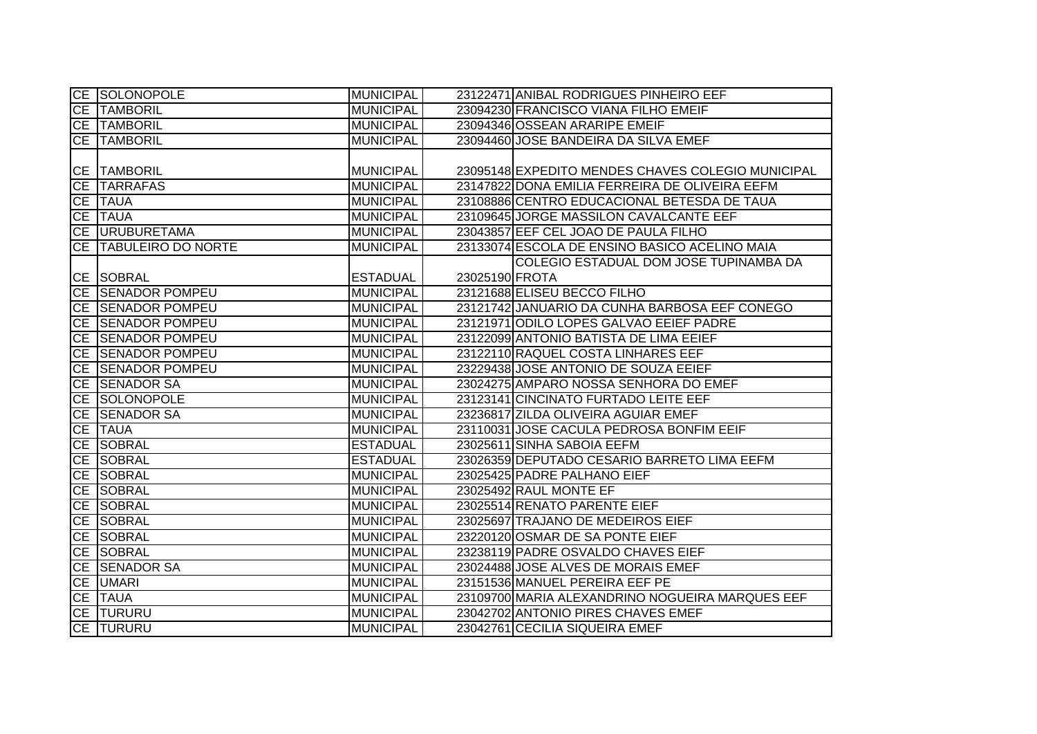| | | | | |
|---|---|---|---|---|
| CE | SOLONOPOLE | MUNICIPAL | 23122471 | ANIBAL RODRIGUES PINHEIRO EEF |
| CE | TAMBORIL | MUNICIPAL | 23094230 | FRANCISCO VIANA FILHO EMEIF |
| CE | TAMBORIL | MUNICIPAL | 23094346 | OSSEAN ARARIPE EMEIF |
| CE | TAMBORIL | MUNICIPAL | 23094460 | JOSE BANDEIRA DA SILVA EMEF |
| CE | TAMBORIL | MUNICIPAL | 23095148 | EXPEDITO MENDES CHAVES COLEGIO MUNICIPAL |
| CE | TARRAFAS | MUNICIPAL | 23147822 | DONA EMILIA FERREIRA DE OLIVEIRA EEFM |
| CE | TAUA | MUNICIPAL | 23108886 | CENTRO EDUCACIONAL BETESDA DE TAUA |
| CE | TAUA | MUNICIPAL | 23109645 | JORGE MASSILON CAVALCANTE EEF |
| CE | URUBURETAMA | MUNICIPAL | 23043857 | EEF CEL JOAO DE PAULA FILHO |
| CE | TABULEIRO DO NORTE | MUNICIPAL | 23133074 | ESCOLA DE ENSINO BASICO ACELINO MAIA |
| CE | SOBRAL | ESTADUAL | 23025190 | COLEGIO ESTADUAL DOM JOSE TUPINAMBA DA FROTA |
| CE | SENADOR POMPEU | MUNICIPAL | 23121688 | ELISEU BECCO FILHO |
| CE | SENADOR POMPEU | MUNICIPAL | 23121742 | JANUARIO DA CUNHA BARBOSA EEF CONEGO |
| CE | SENADOR POMPEU | MUNICIPAL | 23121971 | ODILO LOPES GALVAO EEIEF PADRE |
| CE | SENADOR POMPEU | MUNICIPAL | 23122099 | ANTONIO BATISTA DE LIMA EEIEF |
| CE | SENADOR POMPEU | MUNICIPAL | 23122110 | RAQUEL COSTA LINHARES EEF |
| CE | SENADOR POMPEU | MUNICIPAL | 23229438 | JOSE ANTONIO DE SOUZA EEIEF |
| CE | SENADOR SA | MUNICIPAL | 23024275 | AMPARO NOSSA SENHORA DO EMEF |
| CE | SOLONOPOLE | MUNICIPAL | 23123141 | CINCINATO FURTADO LEITE EEF |
| CE | SENADOR SA | MUNICIPAL | 23236817 | ZILDA OLIVEIRA AGUIAR EMEF |
| CE | TAUA | MUNICIPAL | 23110031 | JOSE CACULA PEDROSA BONFIM EEIF |
| CE | SOBRAL | ESTADUAL | 23025611 | SINHA SABOIA EEFM |
| CE | SOBRAL | ESTADUAL | 23026359 | DEPUTADO CESARIO BARRETO LIMA EEFM |
| CE | SOBRAL | MUNICIPAL | 23025425 | PADRE PALHANO EIEF |
| CE | SOBRAL | MUNICIPAL | 23025492 | RAUL MONTE EF |
| CE | SOBRAL | MUNICIPAL | 23025514 | RENATO PARENTE EIEF |
| CE | SOBRAL | MUNICIPAL | 23025697 | TRAJANO DE MEDEIROS EIEF |
| CE | SOBRAL | MUNICIPAL | 23220120 | OSMAR DE SA PONTE EIEF |
| CE | SOBRAL | MUNICIPAL | 23238119 | PADRE OSVALDO CHAVES EIEF |
| CE | SENADOR SA | MUNICIPAL | 23024488 | JOSE ALVES DE MORAIS EMEF |
| CE | UMARI | MUNICIPAL | 23151536 | MANUEL PEREIRA EEF PE |
| CE | TAUA | MUNICIPAL | 23109700 | MARIA ALEXANDRINO NOGUEIRA MARQUES EEF |
| CE | TURURU | MUNICIPAL | 23042702 | ANTONIO PIRES CHAVES EMEF |
| CE | TURURU | MUNICIPAL | 23042761 | CECILIA SIQUEIRA EMEF |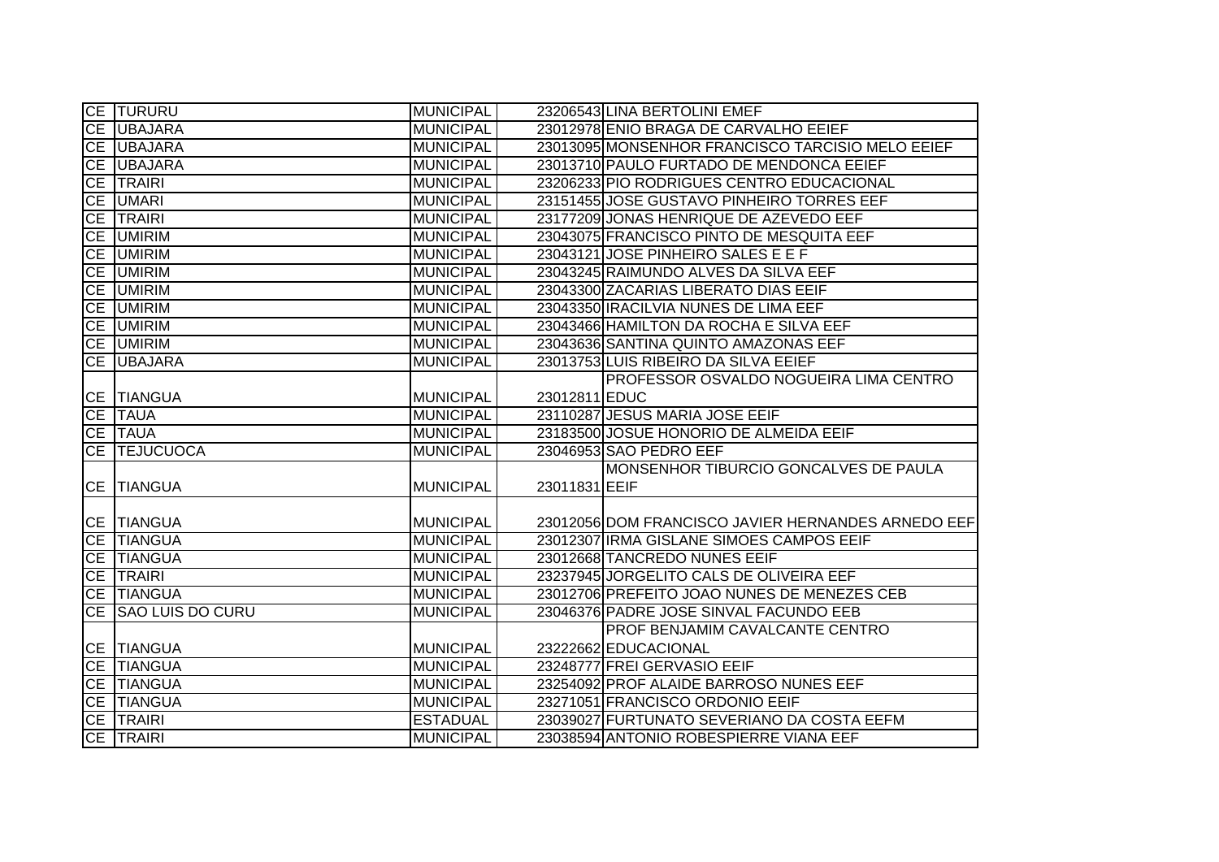| | | | | |
|---|---|---|---|---|
| CE | TURURU | MUNICIPAL | 23206543 | LINA BERTOLINI EMEF |
| CE | UBAJARA | MUNICIPAL | 23012978 | ENIO BRAGA DE CARVALHO EEIEF |
| CE | UBAJARA | MUNICIPAL | 23013095 | MONSENHOR FRANCISCO TARCISIO MELO EEIEF |
| CE | UBAJARA | MUNICIPAL | 23013710 | PAULO FURTADO DE MENDONCA EEIEF |
| CE | TRAIRI | MUNICIPAL | 23206233 | PIO RODRIGUES CENTRO EDUCACIONAL |
| CE | UMARI | MUNICIPAL | 23151455 | JOSE GUSTAVO PINHEIRO TORRES EEF |
| CE | TRAIRI | MUNICIPAL | 23177209 | JONAS HENRIQUE DE AZEVEDO EEF |
| CE | UMIRIM | MUNICIPAL | 23043075 | FRANCISCO PINTO DE MESQUITA EEF |
| CE | UMIRIM | MUNICIPAL | 23043121 | JOSE PINHEIRO SALES E E F |
| CE | UMIRIM | MUNICIPAL | 23043245 | RAIMUNDO ALVES DA SILVA EEF |
| CE | UMIRIM | MUNICIPAL | 23043300 | ZACARIAS LIBERATO DIAS EEIF |
| CE | UMIRIM | MUNICIPAL | 23043350 | IRACILVIA NUNES DE LIMA EEF |
| CE | UMIRIM | MUNICIPAL | 23043466 | HAMILTON DA ROCHA E SILVA EEF |
| CE | UMIRIM | MUNICIPAL | 23043636 | SANTINA QUINTO AMAZONAS EEF |
| CE | UBAJARA | MUNICIPAL | 23013753 | LUIS RIBEIRO DA SILVA EEIEF |
| CE | TIANGUA | MUNICIPAL | 23012811 | PROFESSOR OSVALDO NOGUEIRA LIMA CENTRO EDUC |
| CE | TAUA | MUNICIPAL | 23110287 | JESUS MARIA JOSE EEIF |
| CE | TAUA | MUNICIPAL | 23183500 | JOSUE HONORIO DE ALMEIDA EEIF |
| CE | TEJUCUOCA | MUNICIPAL | 23046953 | SAO PEDRO EEF |
| CE | TIANGUA | MUNICIPAL | 23011831 | MONSENHOR TIBURCIO GONCALVES DE PAULA EEIF |
| CE | TIANGUA | MUNICIPAL | 23012056 | DOM FRANCISCO JAVIER HERNANDES ARNEDO EEF |
| CE | TIANGUA | MUNICIPAL | 23012307 | IRMA GISLANE SIMOES CAMPOS EEIF |
| CE | TIANGUA | MUNICIPAL | 23012668 | TANCREDO NUNES EEIF |
| CE | TRAIRI | MUNICIPAL | 23237945 | JORGELITO CALS DE OLIVEIRA EEF |
| CE | TIANGUA | MUNICIPAL | 23012706 | PREFEITO JOAO NUNES DE MENEZES CEB |
| CE | SAO LUIS DO CURU | MUNICIPAL | 23046376 | PADRE JOSE SINVAL FACUNDO EEB |
| CE | TIANGUA | MUNICIPAL | 23222662 | PROF BENJAMIM CAVALCANTE CENTRO EDUCACIONAL |
| CE | TIANGUA | MUNICIPAL | 23248777 | FREI GERVASIO EEIF |
| CE | TIANGUA | MUNICIPAL | 23254092 | PROF ALAIDE BARROSO NUNES EEF |
| CE | TIANGUA | MUNICIPAL | 23271051 | FRANCISCO ORDONIO EEIF |
| CE | TRAIRI | ESTADUAL | 23039027 | FURTUNATO SEVERIANO DA COSTA EEFM |
| CE | TRAIRI | MUNICIPAL | 23038594 | ANTONIO ROBESPIERRE VIANA EEF |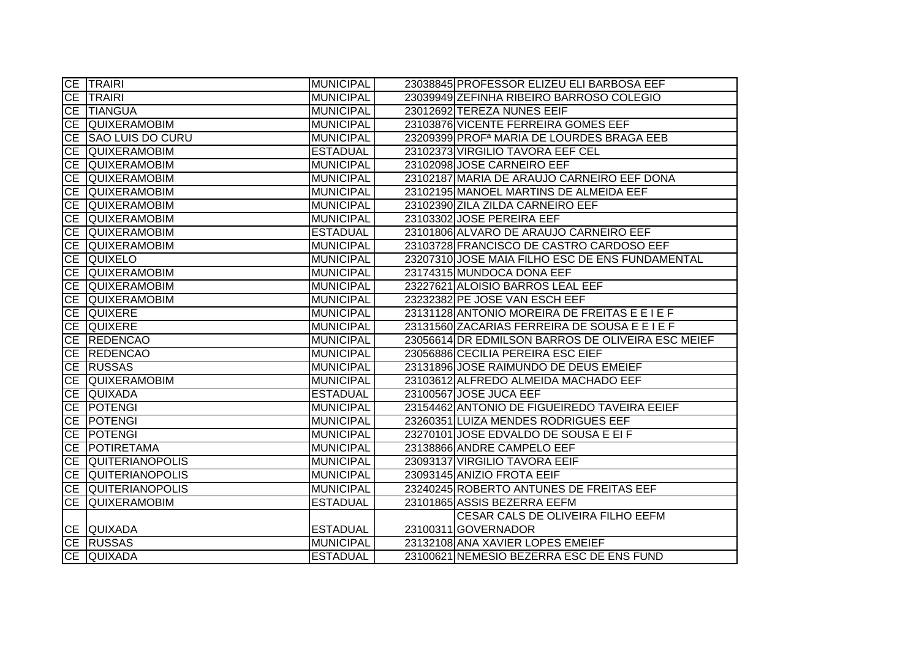| | | | | |
|---|---|---|---|---|
| CE | TRAIRI | MUNICIPAL | 23038845 | PROFESSOR ELIZEU ELI BARBOSA EEF |
| CE | TRAIRI | MUNICIPAL | 23039949 | ZEFINHA RIBEIRO BARROSO COLEGIO |
| CE | TIANGUA | MUNICIPAL | 23012692 | TEREZA NUNES EEIF |
| CE | QUIXERAMOBIM | MUNICIPAL | 23103876 | VICENTE FERREIRA GOMES EEF |
| CE | SAO LUIS DO CURU | MUNICIPAL | 23209399 | PROFª MARIA DE LOURDES BRAGA EEB |
| CE | QUIXERAMOBIM | ESTADUAL | 23102373 | VIRGILIO TAVORA EEF CEL |
| CE | QUIXERAMOBIM | MUNICIPAL | 23102098 | JOSE CARNEIRO EEF |
| CE | QUIXERAMOBIM | MUNICIPAL | 23102187 | MARIA DE ARAUJO CARNEIRO EEF DONA |
| CE | QUIXERAMOBIM | MUNICIPAL | 23102195 | MANOEL MARTINS DE ALMEIDA EEF |
| CE | QUIXERAMOBIM | MUNICIPAL | 23102390 | ZILA ZILDA CARNEIRO EEF |
| CE | QUIXERAMOBIM | MUNICIPAL | 23103302 | JOSE PEREIRA EEF |
| CE | QUIXERAMOBIM | ESTADUAL | 23101806 | ALVARO DE ARAUJO CARNEIRO EEF |
| CE | QUIXERAMOBIM | MUNICIPAL | 23103728 | FRANCISCO DE CASTRO CARDOSO EEF |
| CE | QUIXELO | MUNICIPAL | 23207310 | JOSE MAIA FILHO ESC DE ENS FUNDAMENTAL |
| CE | QUIXERAMOBIM | MUNICIPAL | 23174315 | MUNDOCA DONA EEF |
| CE | QUIXERAMOBIM | MUNICIPAL | 23227621 | ALOISIO BARROS LEAL EEF |
| CE | QUIXERAMOBIM | MUNICIPAL | 23232382 | PE JOSE VAN ESCH EEF |
| CE | QUIXERE | MUNICIPAL | 23131128 | ANTONIO MOREIRA DE FREITAS E E I E F |
| CE | QUIXERE | MUNICIPAL | 23131560 | ZACARIAS FERREIRA DE SOUSA E E I E F |
| CE | REDENCAO | MUNICIPAL | 23056614 | DR EDMILSON BARROS DE OLIVEIRA ESC MEIEF |
| CE | REDENCAO | MUNICIPAL | 23056886 | CECILIA PEREIRA ESC EIEF |
| CE | RUSSAS | MUNICIPAL | 23131896 | JOSE RAIMUNDO DE DEUS EMEIEF |
| CE | QUIXERAMOBIM | MUNICIPAL | 23103612 | ALFREDO ALMEIDA MACHADO EEF |
| CE | QUIXADA | ESTADUAL | 23100567 | JOSE JUCA EEF |
| CE | POTENGI | MUNICIPAL | 23154462 | ANTONIO DE FIGUEIREDO TAVEIRA EEIEF |
| CE | POTENGI | MUNICIPAL | 23260351 | LUIZA MENDES RODRIGUES EEF |
| CE | POTENGI | MUNICIPAL | 23270101 | JOSE EDVALDO DE SOUSA E EI F |
| CE | POTIRETAMA | MUNICIPAL | 23138866 | ANDRE CAMPELO EEF |
| CE | QUITERIANOPOLIS | MUNICIPAL | 23093137 | VIRGILIO TAVORA EEIF |
| CE | QUITERIANOPOLIS | MUNICIPAL | 23093145 | ANIZIO FROTA EEIF |
| CE | QUITERIANOPOLIS | MUNICIPAL | 23240245 | ROBERTO ANTUNES DE FREITAS EEF |
| CE | QUIXERAMOBIM | ESTADUAL | 23101865 | ASSIS BEZERRA EEFM |
| CE | QUIXADA | ESTADUAL | 23100311 | CESAR CALS DE OLIVEIRA FILHO EEFM GOVERNADOR |
| CE | RUSSAS | MUNICIPAL | 23132108 | ANA XAVIER LOPES EMEIEF |
| CE | QUIXADA | ESTADUAL | 23100621 | NEMESIO BEZERRA ESC DE ENS FUND |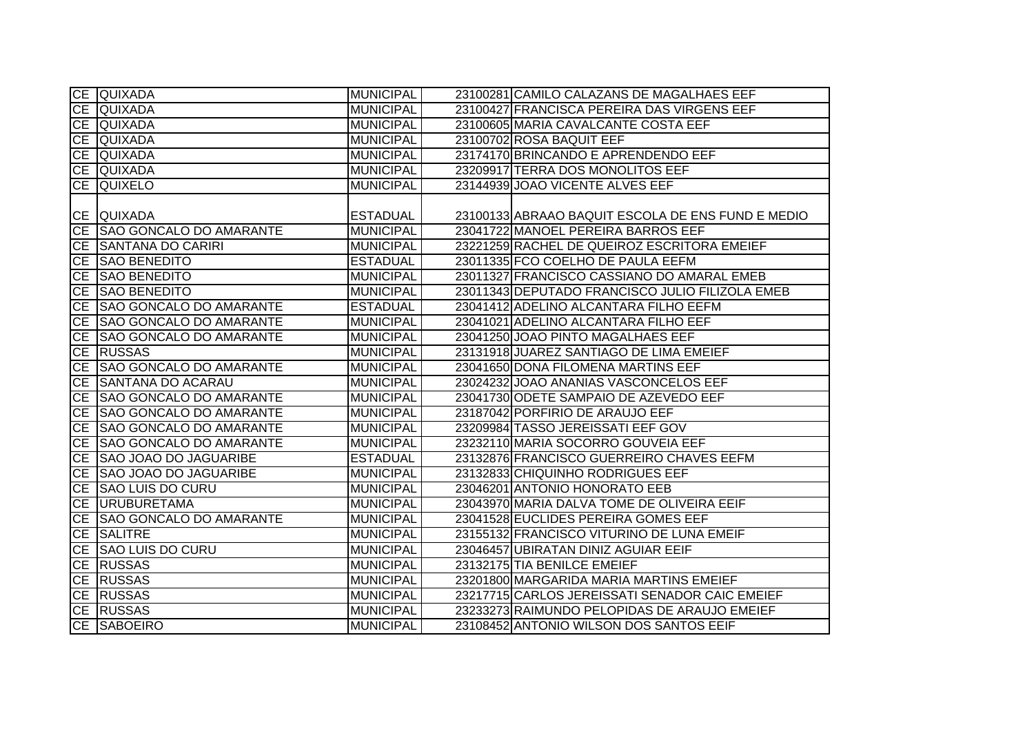| | | | | |
|---|---|---|---|---|
| CE | QUIXADA | MUNICIPAL | 23100281 | CAMILO CALAZANS DE MAGALHAES EEF |
| CE | QUIXADA | MUNICIPAL | 23100427 | FRANCISCA PEREIRA DAS VIRGENS EEF |
| CE | QUIXADA | MUNICIPAL | 23100605 | MARIA CAVALCANTE COSTA EEF |
| CE | QUIXADA | MUNICIPAL | 23100702 | ROSA BAQUIT EEF |
| CE | QUIXADA | MUNICIPAL | 23174170 | BRINCANDO E APRENDENDO EEF |
| CE | QUIXADA | MUNICIPAL | 23209917 | TERRA DOS MONOLITOS EEF |
| CE | QUIXELO | MUNICIPAL | 23144939 | JOAO VICENTE ALVES EEF |
| CE | QUIXADA | ESTADUAL | 23100133 | ABRAAO BAQUIT ESCOLA DE ENS FUND E MEDIO |
| CE | SAO GONCALO DO AMARANTE | MUNICIPAL | 23041722 | MANOEL PEREIRA BARROS EEF |
| CE | SANTANA DO CARIRI | MUNICIPAL | 23221259 | RACHEL DE QUEIROZ ESCRITORA EMEIEF |
| CE | SAO BENEDITO | ESTADUAL | 23011335 | FCO COELHO DE PAULA EEFM |
| CE | SAO BENEDITO | MUNICIPAL | 23011327 | FRANCISCO CASSIANO DO AMARAL EMEB |
| CE | SAO BENEDITO | MUNICIPAL | 23011343 | DEPUTADO FRANCISCO JULIO FILIZOLA EMEB |
| CE | SAO GONCALO DO AMARANTE | ESTADUAL | 23041412 | ADELINO ALCANTARA FILHO EEFM |
| CE | SAO GONCALO DO AMARANTE | MUNICIPAL | 23041021 | ADELINO ALCANTARA FILHO EEF |
| CE | SAO GONCALO DO AMARANTE | MUNICIPAL | 23041250 | JOAO PINTO MAGALHAES EEF |
| CE | RUSSAS | MUNICIPAL | 23131918 | JUAREZ SANTIAGO DE LIMA EMEIEF |
| CE | SAO GONCALO DO AMARANTE | MUNICIPAL | 23041650 | DONA FILOMENA MARTINS EEF |
| CE | SANTANA DO ACARAU | MUNICIPAL | 23024232 | JOAO ANANIAS VASCONCELOS EEF |
| CE | SAO GONCALO DO AMARANTE | MUNICIPAL | 23041730 | ODETE SAMPAIO DE AZEVEDO EEF |
| CE | SAO GONCALO DO AMARANTE | MUNICIPAL | 23187042 | PORFIRIO DE ARAUJO EEF |
| CE | SAO GONCALO DO AMARANTE | MUNICIPAL | 23209984 | TASSO JEREISSATI EEF GOV |
| CE | SAO GONCALO DO AMARANTE | MUNICIPAL | 23232110 | MARIA SOCORRO GOUVEIA EEF |
| CE | SAO JOAO DO JAGUARIBE | ESTADUAL | 23132876 | FRANCISCO GUERREIRO CHAVES EEFM |
| CE | SAO JOAO DO JAGUARIBE | MUNICIPAL | 23132833 | CHIQUINHO RODRIGUES EEF |
| CE | SAO LUIS DO CURU | MUNICIPAL | 23046201 | ANTONIO HONORATO EEB |
| CE | URUBURETAMA | MUNICIPAL | 23043970 | MARIA DALVA TOME DE OLIVEIRA EEIF |
| CE | SAO GONCALO DO AMARANTE | MUNICIPAL | 23041528 | EUCLIDES PEREIRA GOMES EEF |
| CE | SALITRE | MUNICIPAL | 23155132 | FRANCISCO VITURINO DE LUNA EMEIF |
| CE | SAO LUIS DO CURU | MUNICIPAL | 23046457 | UBIRATAN DINIZ AGUIAR EEIF |
| CE | RUSSAS | MUNICIPAL | 23132175 | TIA BENILCE EMEIEF |
| CE | RUSSAS | MUNICIPAL | 23201800 | MARGARIDA MARIA MARTINS EMEIEF |
| CE | RUSSAS | MUNICIPAL | 23217715 | CARLOS JEREISSATI SENADOR CAIC EMEIEF |
| CE | RUSSAS | MUNICIPAL | 23233273 | RAIMUNDO PELOPIDAS DE ARAUJO EMEIEF |
| CE | SABOEIRO | MUNICIPAL | 23108452 | ANTONIO WILSON DOS SANTOS EEIF |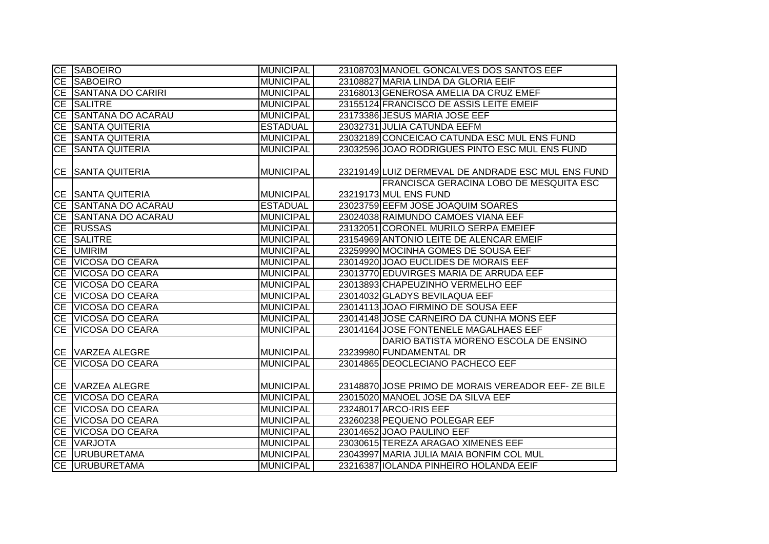| | | | | |
|---|---|---|---|---|
| CE | SABOEIRO | MUNICIPAL | 23108703 | MANOEL GONCALVES DOS SANTOS EEF |
| CE | SABOEIRO | MUNICIPAL | 23108827 | MARIA LINDA DA GLORIA EEIF |
| CE | SANTANA DO CARIRI | MUNICIPAL | 23168013 | GENEROSA AMELIA DA CRUZ EMEF |
| CE | SALITRE | MUNICIPAL | 23155124 | FRANCISCO DE ASSIS LEITE EMEIF |
| CE | SANTANA DO ACARAU | MUNICIPAL | 23173386 | JESUS MARIA JOSE EEF |
| CE | SANTA QUITERIA | ESTADUAL | 23032731 | JULIA CATUNDA EEFM |
| CE | SANTA QUITERIA | MUNICIPAL | 23032189 | CONCEICAO CATUNDA ESC MUL ENS FUND |
| CE | SANTA QUITERIA | MUNICIPAL | 23032596 | JOAO RODRIGUES PINTO ESC MUL ENS FUND |
| CE | SANTA QUITERIA | MUNICIPAL | 23219149 | LUIZ DERMEVAL DE ANDRADE ESC MUL ENS FUND |
| CE | SANTA QUITERIA | MUNICIPAL | 23219173 | FRANCISCA GERACINA LOBO DE MESQUITA ESC MUL ENS FUND |
| CE | SANTANA DO ACARAU | ESTADUAL | 23023759 | EEFM JOSE JOAQUIM SOARES |
| CE | SANTANA DO ACARAU | MUNICIPAL | 23024038 | RAIMUNDO CAMOES VIANA EEF |
| CE | RUSSAS | MUNICIPAL | 23132051 | CORONEL MURILO SERPA EMEIEF |
| CE | SALITRE | MUNICIPAL | 23154969 | ANTONIO LEITE DE ALENCAR EMEIF |
| CE | UMIRIM | MUNICIPAL | 23259990 | MOCINHA GOMES DE SOUSA EEF |
| CE | VICOSA DO CEARA | MUNICIPAL | 23014920 | JOAO EUCLIDES DE MORAIS EEF |
| CE | VICOSA DO CEARA | MUNICIPAL | 23013770 | EDUVIRGES MARIA DE ARRUDA EEF |
| CE | VICOSA DO CEARA | MUNICIPAL | 23013893 | CHAPEUZINHO VERMELHO EEF |
| CE | VICOSA DO CEARA | MUNICIPAL | 23014032 | GLADYS BEVILAQUA EEF |
| CE | VICOSA DO CEARA | MUNICIPAL | 23014113 | JOAO FIRMINO DE SOUSA EEF |
| CE | VICOSA DO CEARA | MUNICIPAL | 23014148 | JOSE CARNEIRO DA CUNHA MONS EEF |
| CE | VICOSA DO CEARA | MUNICIPAL | 23014164 | JOSE FONTENELE MAGALHAES EEF |
| CE | VARZEA ALEGRE | MUNICIPAL | 23239980 | DARIO BATISTA MORENO ESCOLA DE ENSINO FUNDAMENTAL DR |
| CE | VICOSA DO CEARA | MUNICIPAL | 23014865 | DEOCLECIANO PACHECO EEF |
| CE | VARZEA ALEGRE | MUNICIPAL | 23148870 | JOSE PRIMO DE MORAIS VEREADOR EEF- ZE BILE |
| CE | VICOSA DO CEARA | MUNICIPAL | 23015020 | MANOEL JOSE DA SILVA EEF |
| CE | VICOSA DO CEARA | MUNICIPAL | 23248017 | ARCO-IRIS EEF |
| CE | VICOSA DO CEARA | MUNICIPAL | 23260238 | PEQUENO POLEGAR EEF |
| CE | VICOSA DO CEARA | MUNICIPAL | 23014652 | JOAO PAULINO EEF |
| CE | VARJOTA | MUNICIPAL | 23030615 | TEREZA ARAGAO XIMENES EEF |
| CE | URUBURETAMA | MUNICIPAL | 23043997 | MARIA JULIA MAIA BONFIM COL MUL |
| CE | URUBURETAMA | MUNICIPAL | 23216387 | IOLANDA PINHEIRO HOLANDA EEIF |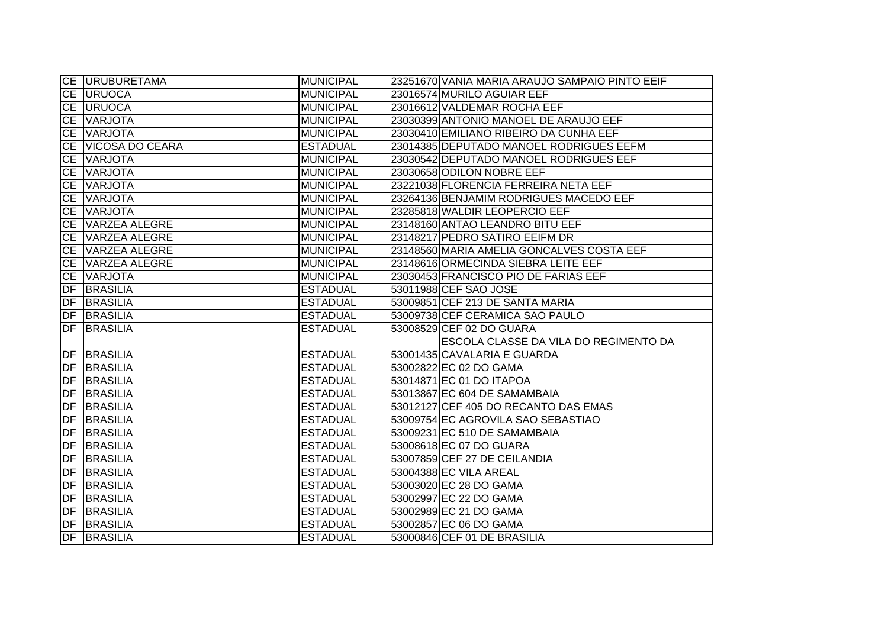| | | | | |
|---|---|---|---|---|
| CE | URUBURETAMA | MUNICIPAL | 23251670 | VANIA MARIA ARAUJO SAMPAIO PINTO EEIF |
| CE | URUOCA | MUNICIPAL | 23016574 | MURILO AGUIAR EEF |
| CE | URUOCA | MUNICIPAL | 23016612 | VALDEMAR ROCHA EEF |
| CE | VARJOTA | MUNICIPAL | 23030399 | ANTONIO MANOEL DE ARAUJO EEF |
| CE | VARJOTA | MUNICIPAL | 23030410 | EMILIANO RIBEIRO DA CUNHA EEF |
| CE | VICOSA DO CEARA | ESTADUAL | 23014385 | DEPUTADO MANOEL RODRIGUES EEFM |
| CE | VARJOTA | MUNICIPAL | 23030542 | DEPUTADO MANOEL RODRIGUES EEF |
| CE | VARJOTA | MUNICIPAL | 23030658 | ODILON NOBRE EEF |
| CE | VARJOTA | MUNICIPAL | 23221038 | FLORENCIA FERREIRA NETA EEF |
| CE | VARJOTA | MUNICIPAL | 23264136 | BENJAMIM RODRIGUES MACEDO EEF |
| CE | VARJOTA | MUNICIPAL | 23285818 | WALDIR LEOPERCIO EEF |
| CE | VARZEA ALEGRE | MUNICIPAL | 23148160 | ANTAO LEANDRO BITU EEF |
| CE | VARZEA ALEGRE | MUNICIPAL | 23148217 | PEDRO SATIRO EEIFM DR |
| CE | VARZEA ALEGRE | MUNICIPAL | 23148560 | MARIA AMELIA GONCALVES COSTA EEF |
| CE | VARZEA ALEGRE | MUNICIPAL | 23148616 | ORMECINDA SIEBRA LEITE EEF |
| CE | VARJOTA | MUNICIPAL | 23030453 | FRANCISCO PIO DE FARIAS EEF |
| DF | BRASILIA | ESTADUAL | 53011988 | CEF SAO JOSE |
| DF | BRASILIA | ESTADUAL | 53009851 | CEF 213 DE SANTA MARIA |
| DF | BRASILIA | ESTADUAL | 53009738 | CEF CERAMICA SAO PAULO |
| DF | BRASILIA | ESTADUAL | 53008529 | CEF 02 DO GUARA |
| DF | BRASILIA | ESTADUAL | 53001435 | ESCOLA CLASSE DA VILA DO REGIMENTO DA CAVALARIA E GUARDA |
| DF | BRASILIA | ESTADUAL | 53002822 | EC 02 DO GAMA |
| DF | BRASILIA | ESTADUAL | 53014871 | EC 01 DO ITAPOA |
| DF | BRASILIA | ESTADUAL | 53013867 | EC 604 DE SAMAMBAIA |
| DF | BRASILIA | ESTADUAL | 53012127 | CEF 405 DO RECANTO DAS EMAS |
| DF | BRASILIA | ESTADUAL | 53009754 | EC AGROVILA SAO SEBASTIAO |
| DF | BRASILIA | ESTADUAL | 53009231 | EC 510 DE SAMAMBAIA |
| DF | BRASILIA | ESTADUAL | 53008618 | EC 07 DO GUARA |
| DF | BRASILIA | ESTADUAL | 53007859 | CEF 27 DE CEILANDIA |
| DF | BRASILIA | ESTADUAL | 53004388 | EC VILA AREAL |
| DF | BRASILIA | ESTADUAL | 53003020 | EC 28 DO GAMA |
| DF | BRASILIA | ESTADUAL | 53002997 | EC 22 DO GAMA |
| DF | BRASILIA | ESTADUAL | 53002989 | EC 21 DO GAMA |
| DF | BRASILIA | ESTADUAL | 53002857 | EC 06 DO GAMA |
| DF | BRASILIA | ESTADUAL | 53000846 | CEF 01 DE BRASILIA |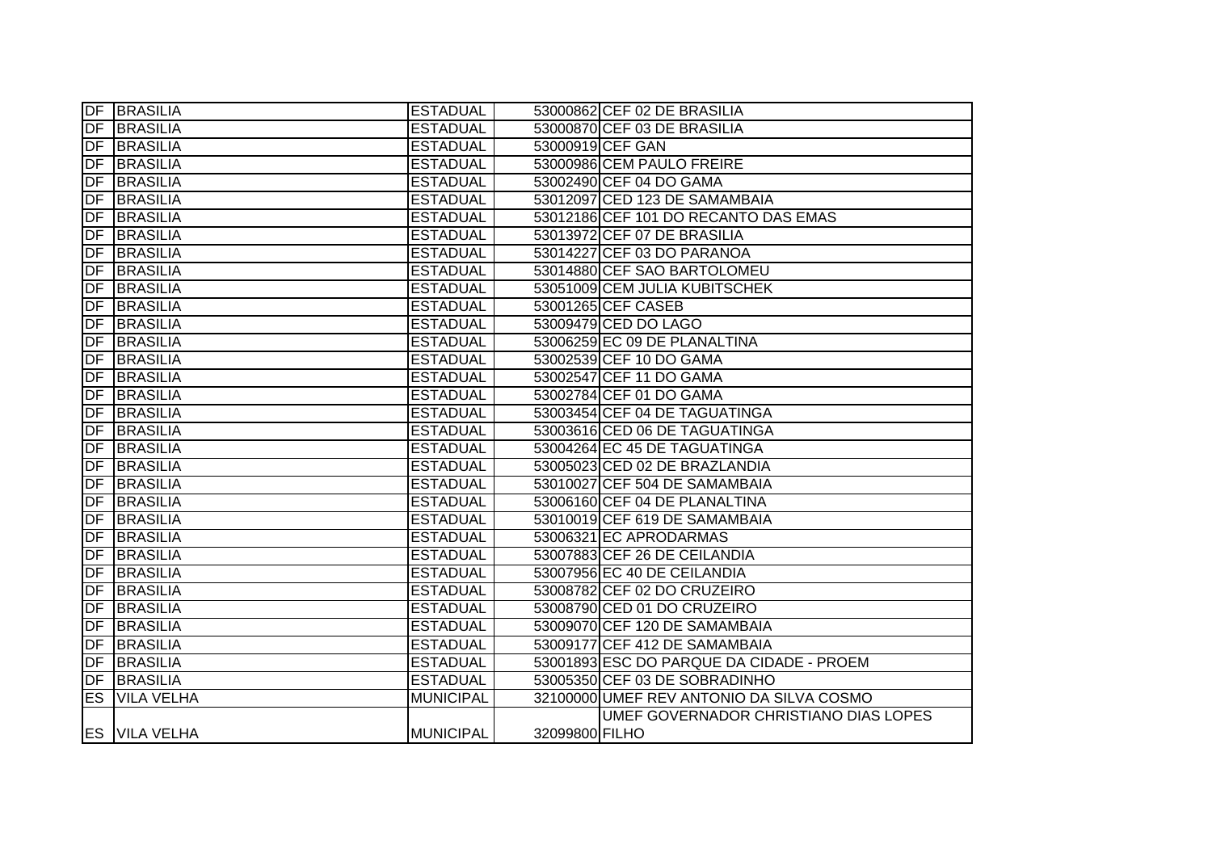| | | | | |
|---|---|---|---|---|
| DF | BRASILIA | ESTADUAL | 53000862 | CEF 02 DE BRASILIA |
| DF | BRASILIA | ESTADUAL | 53000870 | CEF 03 DE BRASILIA |
| DF | BRASILIA | ESTADUAL | 53000919 | CEF GAN |
| DF | BRASILIA | ESTADUAL | 53000986 | CEM PAULO FREIRE |
| DF | BRASILIA | ESTADUAL | 53002490 | CEF 04 DO GAMA |
| DF | BRASILIA | ESTADUAL | 53012097 | CED 123 DE SAMAMBAIA |
| DF | BRASILIA | ESTADUAL | 53012186 | CEF 101 DO RECANTO DAS EMAS |
| DF | BRASILIA | ESTADUAL | 53013972 | CEF 07 DE BRASILIA |
| DF | BRASILIA | ESTADUAL | 53014227 | CEF 03 DO PARANOA |
| DF | BRASILIA | ESTADUAL | 53014880 | CEF SAO BARTOLOMEU |
| DF | BRASILIA | ESTADUAL | 53051009 | CEM JULIA KUBITSCHEK |
| DF | BRASILIA | ESTADUAL | 53001265 | CEF CASEB |
| DF | BRASILIA | ESTADUAL | 53009479 | CED DO LAGO |
| DF | BRASILIA | ESTADUAL | 53006259 | EC 09 DE PLANALTINA |
| DF | BRASILIA | ESTADUAL | 53002539 | CEF 10 DO GAMA |
| DF | BRASILIA | ESTADUAL | 53002547 | CEF 11 DO GAMA |
| DF | BRASILIA | ESTADUAL | 53002784 | CEF 01 DO GAMA |
| DF | BRASILIA | ESTADUAL | 53003454 | CEF 04 DE TAGUATINGA |
| DF | BRASILIA | ESTADUAL | 53003616 | CED 06 DE TAGUATINGA |
| DF | BRASILIA | ESTADUAL | 53004264 | EC 45 DE TAGUATINGA |
| DF | BRASILIA | ESTADUAL | 53005023 | CED 02 DE BRAZLANDIA |
| DF | BRASILIA | ESTADUAL | 53010027 | CEF 504 DE SAMAMBAIA |
| DF | BRASILIA | ESTADUAL | 53006160 | CEF 04 DE PLANALTINA |
| DF | BRASILIA | ESTADUAL | 53010019 | CEF 619 DE SAMAMBAIA |
| DF | BRASILIA | ESTADUAL | 53006321 | EC APRODARMAS |
| DF | BRASILIA | ESTADUAL | 53007883 | CEF 26 DE CEILANDIA |
| DF | BRASILIA | ESTADUAL | 53007956 | EC 40 DE CEILANDIA |
| DF | BRASILIA | ESTADUAL | 53008782 | CEF 02 DO CRUZEIRO |
| DF | BRASILIA | ESTADUAL | 53008790 | CED 01 DO CRUZEIRO |
| DF | BRASILIA | ESTADUAL | 53009070 | CEF 120 DE SAMAMBAIA |
| DF | BRASILIA | ESTADUAL | 53009177 | CEF 412 DE SAMAMBAIA |
| DF | BRASILIA | ESTADUAL | 53001893 | ESC DO PARQUE DA CIDADE - PROEM |
| DF | BRASILIA | ESTADUAL | 53005350 | CEF 03 DE SOBRADINHO |
| ES | VILA VELHA | MUNICIPAL | 32100000 | UMEF REV ANTONIO DA SILVA COSMO |
| ES | VILA VELHA | MUNICIPAL | 32099800 | UMEF GOVERNADOR CHRISTIANO DIAS LOPES FILHO |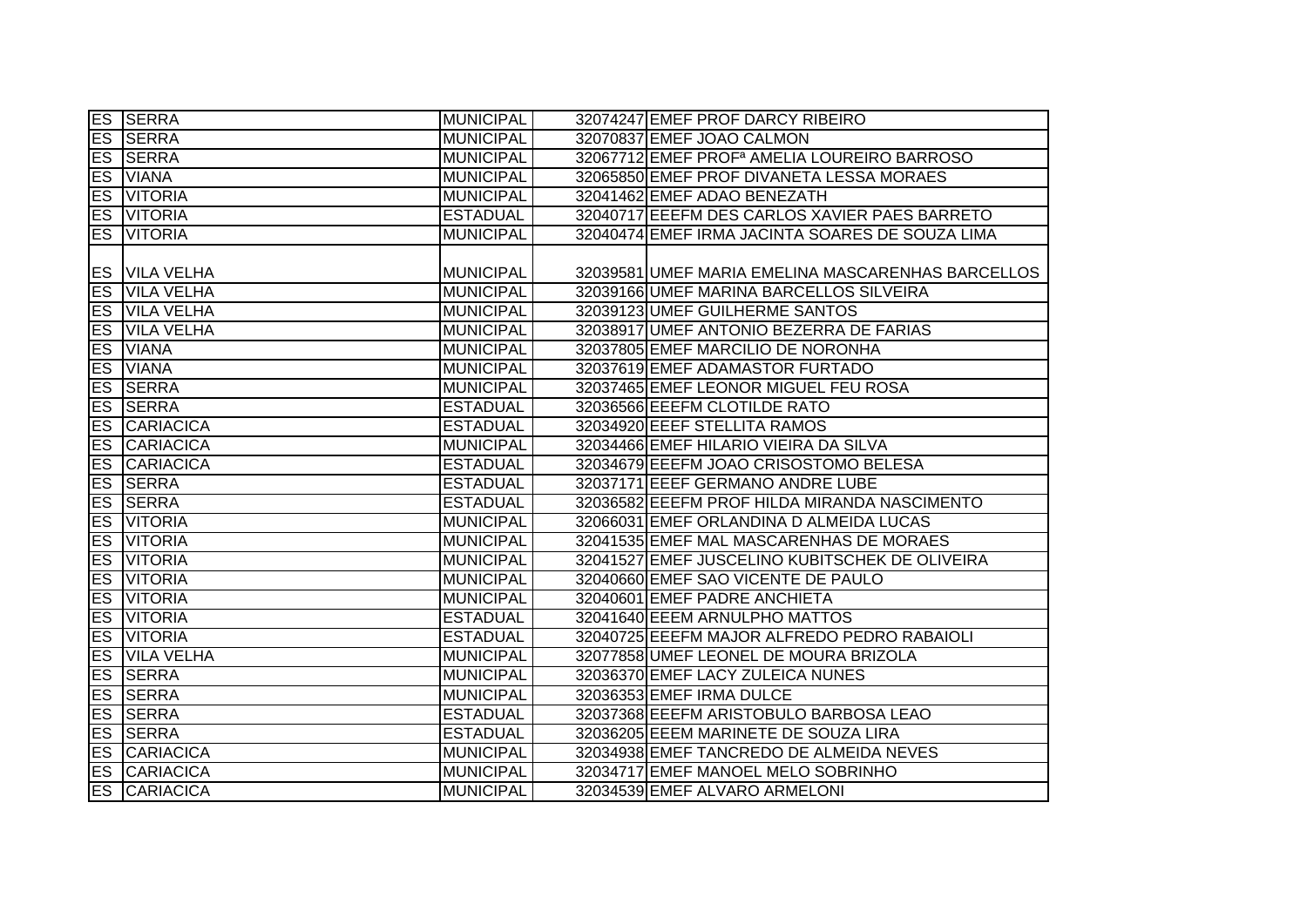| | | | | |
|---|---|---|---|---|
| ES | SERRA | MUNICIPAL | 32074247 | EMEF PROF DARCY RIBEIRO |
| ES | SERRA | MUNICIPAL | 32070837 | EMEF JOAO CALMON |
| ES | SERRA | MUNICIPAL | 32067712 | EMEF PROFª AMELIA LOUREIRO BARROSO |
| ES | VIANA | MUNICIPAL | 32065850 | EMEF PROF DIVANETA LESSA MORAES |
| ES | VITORIA | MUNICIPAL | 32041462 | EMEF ADAO BENEZATH |
| ES | VITORIA | ESTADUAL | 32040717 | EEEFM DES CARLOS XAVIER PAES BARRETO |
| ES | VITORIA | MUNICIPAL | 32040474 | EMEF IRMA JACINTA SOARES DE SOUZA LIMA |
| ES | VILA VELHA | MUNICIPAL | 32039581 | UMEF MARIA EMELINA MASCARENHAS BARCELLOS |
| ES | VILA VELHA | MUNICIPAL | 32039166 | UMEF MARINA BARCELLOS SILVEIRA |
| ES | VILA VELHA | MUNICIPAL | 32039123 | UMEF GUILHERME SANTOS |
| ES | VILA VELHA | MUNICIPAL | 32038917 | UMEF ANTONIO BEZERRA DE FARIAS |
| ES | VIANA | MUNICIPAL | 32037805 | EMEF MARCILIO DE NORONHA |
| ES | VIANA | MUNICIPAL | 32037619 | EMEF ADAMASTOR FURTADO |
| ES | SERRA | MUNICIPAL | 32037465 | EMEF LEONOR MIGUEL FEU ROSA |
| ES | SERRA | ESTADUAL | 32036566 | EEEFM CLOTILDE RATO |
| ES | CARIACICA | ESTADUAL | 32034920 | EEEF STELLITA RAMOS |
| ES | CARIACICA | MUNICIPAL | 32034466 | EMEF HILARIO VIEIRA DA SILVA |
| ES | CARIACICA | ESTADUAL | 32034679 | EEEFM JOAO CRISOSTOMO BELESA |
| ES | SERRA | ESTADUAL | 32037171 | EEEF GERMANO ANDRE LUBE |
| ES | SERRA | ESTADUAL | 32036582 | EEEFM PROF HILDA MIRANDA NASCIMENTO |
| ES | VITORIA | MUNICIPAL | 32066031 | EMEF ORLANDINA D ALMEIDA LUCAS |
| ES | VITORIA | MUNICIPAL | 32041535 | EMEF MAL MASCARENHAS DE MORAES |
| ES | VITORIA | MUNICIPAL | 32041527 | EMEF JUSCELINO KUBITSCHEK DE OLIVEIRA |
| ES | VITORIA | MUNICIPAL | 32040660 | EMEF SAO VICENTE DE PAULO |
| ES | VITORIA | MUNICIPAL | 32040601 | EMEF PADRE ANCHIETA |
| ES | VITORIA | ESTADUAL | 32041640 | EEEM ARNULPHO MATTOS |
| ES | VITORIA | ESTADUAL | 32040725 | EEEFM MAJOR ALFREDO PEDRO RABAIOLI |
| ES | VILA VELHA | MUNICIPAL | 32077858 | UMEF LEONEL DE MOURA BRIZOLA |
| ES | SERRA | MUNICIPAL | 32036370 | EMEF LACY ZULEICA NUNES |
| ES | SERRA | MUNICIPAL | 32036353 | EMEF IRMA DULCE |
| ES | SERRA | ESTADUAL | 32037368 | EEEFM ARISTOBULO BARBOSA LEAO |
| ES | SERRA | ESTADUAL | 32036205 | EEEM MARINETE DE SOUZA LIRA |
| ES | CARIACICA | MUNICIPAL | 32034938 | EMEF TANCREDO DE ALMEIDA NEVES |
| ES | CARIACICA | MUNICIPAL | 32034717 | EMEF MANOEL MELO SOBRINHO |
| ES | CARIACICA | MUNICIPAL | 32034539 | EMEF ALVARO ARMELONI |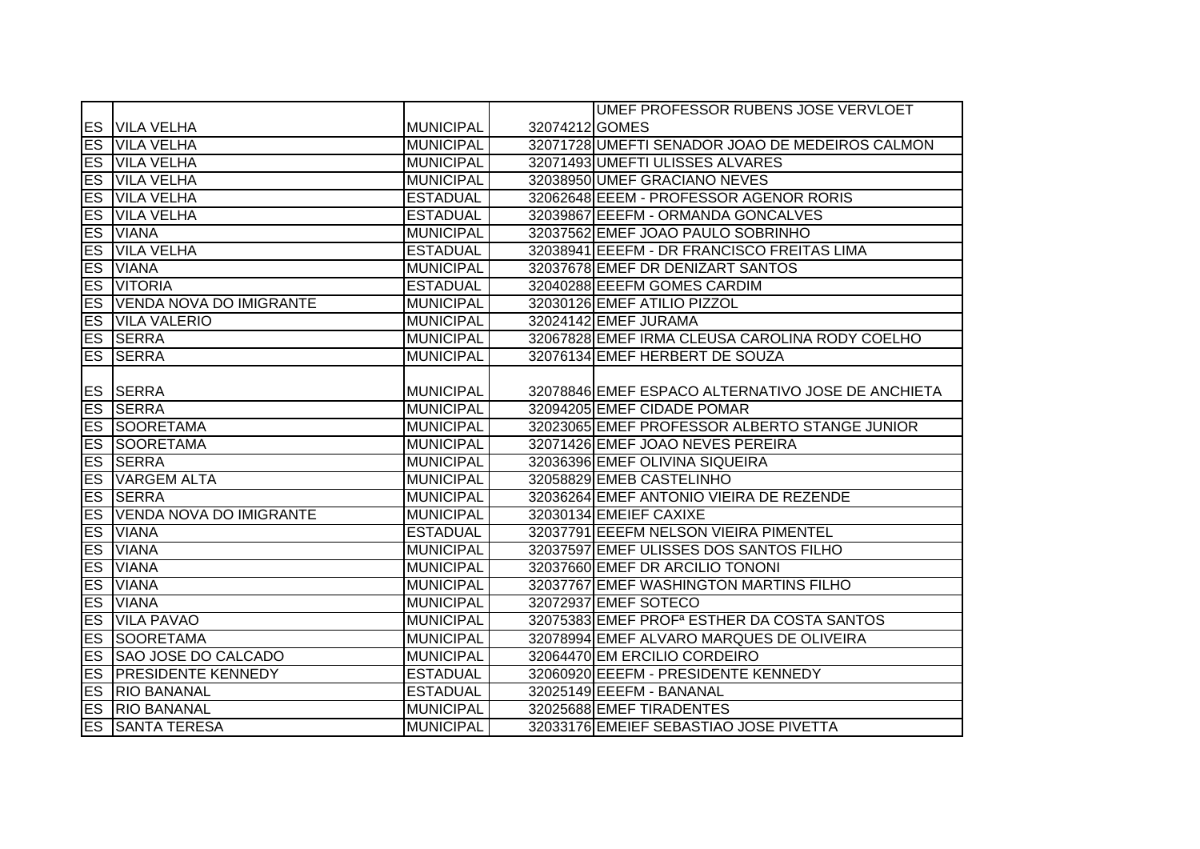| | | | | |
|---|---|---|---|---|
| ES | VILA VELHA | MUNICIPAL | 32074212 | UMEF PROFESSOR RUBENS JOSE VERVLOET GOMES |
| ES | VILA VELHA | MUNICIPAL | 32071728 | UMEFTI SENADOR JOAO DE MEDEIROS CALMON |
| ES | VILA VELHA | MUNICIPAL | 32071493 | UMEFTI ULISSES ALVARES |
| ES | VILA VELHA | MUNICIPAL | 32038950 | UMEF GRACIANO NEVES |
| ES | VILA VELHA | ESTADUAL | 32062648 | EEEM - PROFESSOR AGENOR RORIS |
| ES | VILA VELHA | ESTADUAL | 32039867 | EEEFM - ORMANDA GONCALVES |
| ES | VIANA | MUNICIPAL | 32037562 | EMEF JOAO PAULO SOBRINHO |
| ES | VILA VELHA | ESTADUAL | 32038941 | EEEFM - DR FRANCISCO FREITAS LIMA |
| ES | VIANA | MUNICIPAL | 32037678 | EMEF DR DENIZART SANTOS |
| ES | VITORIA | ESTADUAL | 32040288 | EEEFM GOMES CARDIM |
| ES | VENDA NOVA DO IMIGRANTE | MUNICIPAL | 32030126 | EMEF ATILIO PIZZOL |
| ES | VILA VALERIO | MUNICIPAL | 32024142 | EMEF JURAMA |
| ES | SERRA | MUNICIPAL | 32067828 | EMEF IRMA CLEUSA CAROLINA RODY COELHO |
| ES | SERRA | MUNICIPAL | 32076134 | EMEF HERBERT DE SOUZA |
| ES | SERRA | MUNICIPAL | 32078846 | EMEF ESPACO ALTERNATIVO JOSE DE ANCHIETA |
| ES | SERRA | MUNICIPAL | 32094205 | EMEF CIDADE POMAR |
| ES | SOORETAMA | MUNICIPAL | 32023065 | EMEF PROFESSOR ALBERTO STANGE JUNIOR |
| ES | SOORETAMA | MUNICIPAL | 32071426 | EMEF JOAO NEVES PEREIRA |
| ES | SERRA | MUNICIPAL | 32036396 | EMEF OLIVINA SIQUEIRA |
| ES | VARGEM ALTA | MUNICIPAL | 32058829 | EMEB CASTELINHO |
| ES | SERRA | MUNICIPAL | 32036264 | EMEF ANTONIO VIEIRA DE REZENDE |
| ES | VENDA NOVA DO IMIGRANTE | MUNICIPAL | 32030134 | EMEIEF CAXIXE |
| ES | VIANA | ESTADUAL | 32037791 | EEEFM NELSON VIEIRA PIMENTEL |
| ES | VIANA | MUNICIPAL | 32037597 | EMEF ULISSES DOS SANTOS FILHO |
| ES | VIANA | MUNICIPAL | 32037660 | EMEF DR ARCILIO TONONI |
| ES | VIANA | MUNICIPAL | 32037767 | EMEF WASHINGTON MARTINS FILHO |
| ES | VIANA | MUNICIPAL | 32072937 | EMEF SOTECO |
| ES | VILA PAVAO | MUNICIPAL | 32075383 | EMEF PROFª ESTHER DA COSTA SANTOS |
| ES | SOORETAMA | MUNICIPAL | 32078994 | EMEF ALVARO MARQUES DE OLIVEIRA |
| ES | SAO JOSE DO CALCADO | MUNICIPAL | 32064470 | EM ERCILIO CORDEIRO |
| ES | PRESIDENTE KENNEDY | ESTADUAL | 32060920 | EEEFM - PRESIDENTE KENNEDY |
| ES | RIO BANANAL | ESTADUAL | 32025149 | EEEFM - BANANAL |
| ES | RIO BANANAL | MUNICIPAL | 32025688 | EMEF TIRADENTES |
| ES | SANTA TERESA | MUNICIPAL | 32033176 | EMEIEF SEBASTIAO JOSE PIVETTA |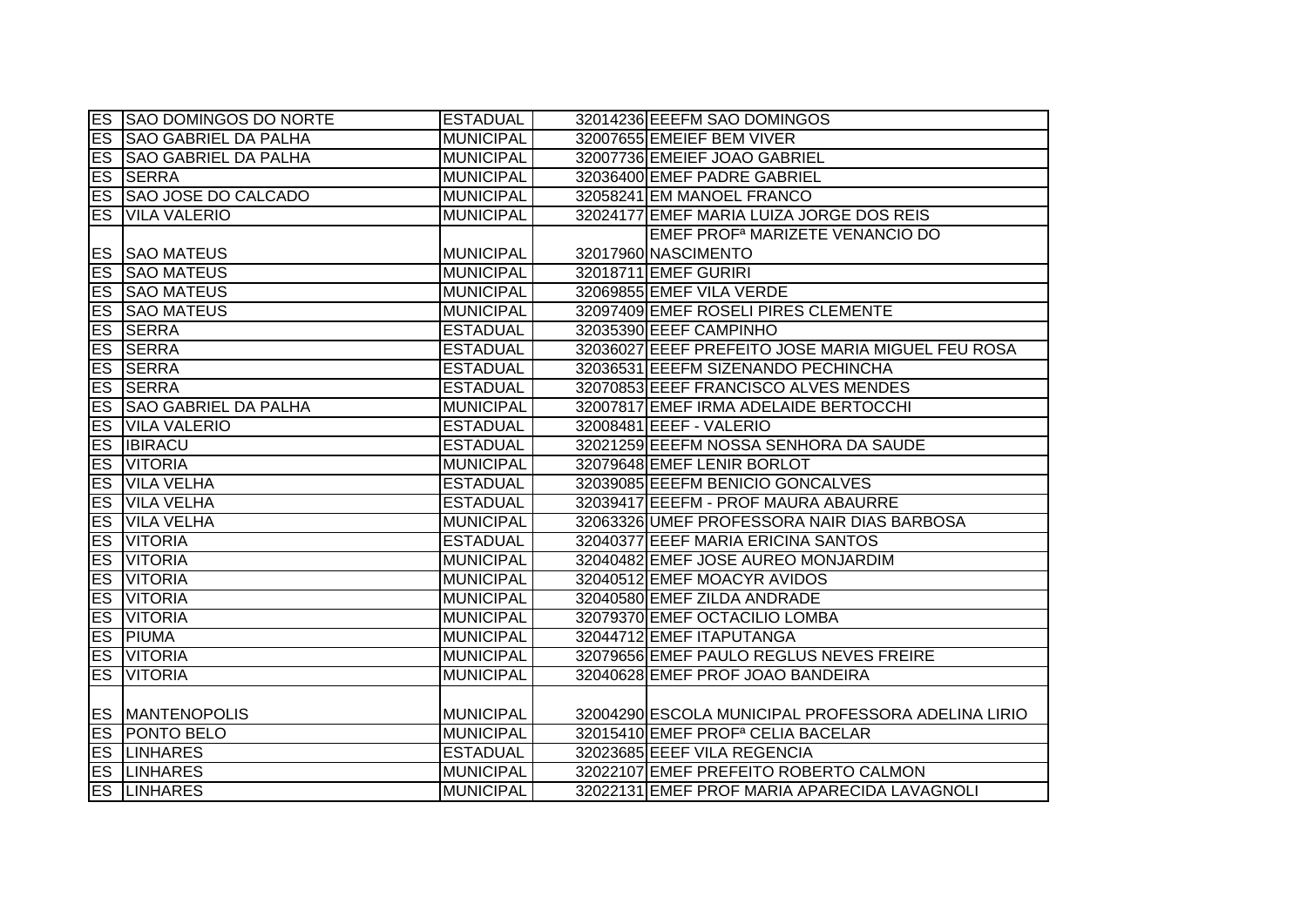| ES | SAO DOMINGOS DO NORTE | ESTADUAL | 32014236 | EEEFM SAO DOMINGOS |
|---|---|---|---|---|
| ES | SAO GABRIEL DA PALHA | MUNICIPAL | 32007655 | EMEIEF BEM VIVER |
| ES | SAO GABRIEL DA PALHA | MUNICIPAL | 32007736 | EMEIEF JOAO GABRIEL |
| ES | SERRA | MUNICIPAL | 32036400 | EMEF PADRE GABRIEL |
| ES | SAO JOSE DO CALCADO | MUNICIPAL | 32058241 | EM MANOEL FRANCO |
| ES | VILA VALERIO | MUNICIPAL | 32024177 | EMEF MARIA LUIZA JORGE DOS REIS |
| ES | SAO MATEUS | MUNICIPAL | 32017960 | EMEF PROFª MARIZETE VENANCIO DO NASCIMENTO |
| ES | SAO MATEUS | MUNICIPAL | 32018711 | EMEF GURIRI |
| ES | SAO MATEUS | MUNICIPAL | 32069855 | EMEF VILA VERDE |
| ES | SAO MATEUS | MUNICIPAL | 32097409 | EMEF ROSELI PIRES CLEMENTE |
| ES | SERRA | ESTADUAL | 32035390 | EEEF CAMPINHO |
| ES | SERRA | ESTADUAL | 32036027 | EEEF PREFEITO JOSE MARIA MIGUEL FEU ROSA |
| ES | SERRA | ESTADUAL | 32036531 | EEEFM SIZENANDO PECHINCHA |
| ES | SERRA | ESTADUAL | 32070853 | EEEF FRANCISCO ALVES MENDES |
| ES | SAO GABRIEL DA PALHA | MUNICIPAL | 32007817 | EMEF IRMA ADELAIDE BERTOCCHI |
| ES | VILA VALERIO | ESTADUAL | 32008481 | EEEF - VALERIO |
| ES | IBIRACU | ESTADUAL | 32021259 | EEEFM NOSSA SENHORA DA SAUDE |
| ES | VITORIA | MUNICIPAL | 32079648 | EMEF LENIR BORLOT |
| ES | VILA VELHA | ESTADUAL | 32039085 | EEEFM BENICIO GONCALVES |
| ES | VILA VELHA | ESTADUAL | 32039417 | EEEFM - PROF MAURA ABAURRE |
| ES | VILA VELHA | MUNICIPAL | 32063326 | UMEF PROFESSORA NAIR DIAS BARBOSA |
| ES | VITORIA | ESTADUAL | 32040377 | EEEF MARIA ERICINA SANTOS |
| ES | VITORIA | MUNICIPAL | 32040482 | EMEF JOSE AUREO MONJARDIM |
| ES | VITORIA | MUNICIPAL | 32040512 | EMEF MOACYR AVIDOS |
| ES | VITORIA | MUNICIPAL | 32040580 | EMEF ZILDA ANDRADE |
| ES | VITORIA | MUNICIPAL | 32079370 | EMEF OCTACILIO LOMBA |
| ES | PIUMA | MUNICIPAL | 32044712 | EMEF ITAPUTANGA |
| ES | VITORIA | MUNICIPAL | 32079656 | EMEF PAULO REGLUS NEVES FREIRE |
| ES | VITORIA | MUNICIPAL | 32040628 | EMEF PROF JOAO BANDEIRA |
| ES | MANTENOPOLIS | MUNICIPAL | 32004290 | ESCOLA MUNICIPAL PROFESSORA ADELINA LIRIO |
| ES | PONTO BELO | MUNICIPAL | 32015410 | EMEF PROFª CELIA BACELAR |
| ES | LINHARES | ESTADUAL | 32023685 | EEEF VILA REGENCIA |
| ES | LINHARES | MUNICIPAL | 32022107 | EMEF PREFEITO ROBERTO CALMON |
| ES | LINHARES | MUNICIPAL | 32022131 | EMEF PROF MARIA APARECIDA LAVAGNOLI |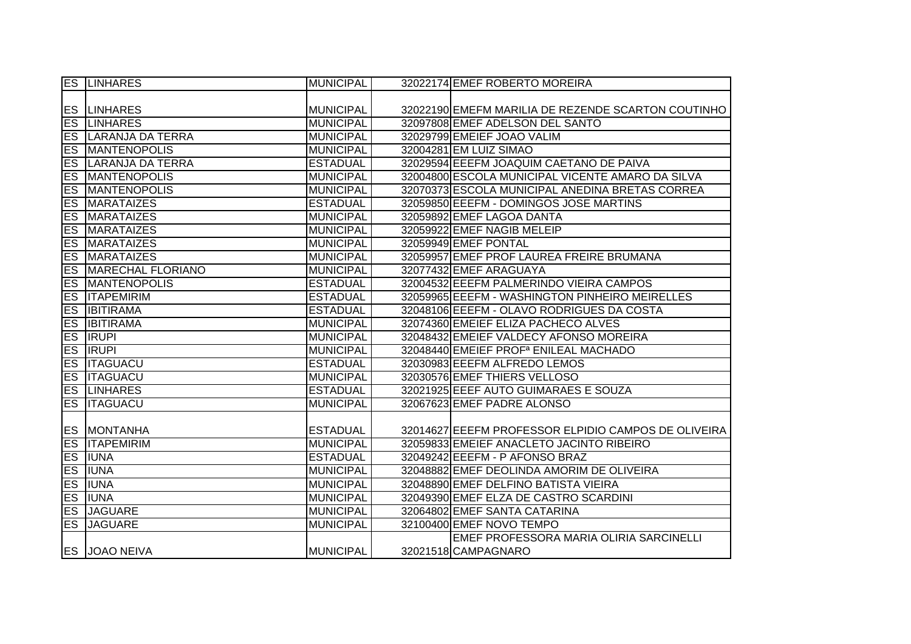| ES | LINHARES | MUNICIPAL | 32022174 | EMEF ROBERTO MOREIRA |
|---|---|---|---|---|
| ES | LINHARES | MUNICIPAL | 32022190 | EMEFM MARILIA DE REZENDE SCARTON COUTINHO |
| ES | LINHARES | MUNICIPAL | 32097808 | EMEF ADELSON DEL SANTO |
| ES | LARANJA DA TERRA | MUNICIPAL | 32029799 | EMEIEF JOAO VALIM |
| ES | MANTENOPOLIS | MUNICIPAL | 32004281 | EM LUIZ SIMAO |
| ES | LARANJA DA TERRA | ESTADUAL | 32029594 | EEEFM JOAQUIM CAETANO DE PAIVA |
| ES | MANTENOPOLIS | MUNICIPAL | 32004800 | ESCOLA MUNICIPAL VICENTE AMARO DA SILVA |
| ES | MANTENOPOLIS | MUNICIPAL | 32070373 | ESCOLA MUNICIPAL ANEDINA BRETAS CORREA |
| ES | MARATAIZES | ESTADUAL | 32059850 | EEEFM - DOMINGOS JOSE MARTINS |
| ES | MARATAIZES | MUNICIPAL | 32059892 | EMEF LAGOA DANTA |
| ES | MARATAIZES | MUNICIPAL | 32059922 | EMEF NAGIB MELEIP |
| ES | MARATAIZES | MUNICIPAL | 32059949 | EMEF PONTAL |
| ES | MARATAIZES | MUNICIPAL | 32059957 | EMEF PROF LAUREA FREIRE BRUMANA |
| ES | MARECHAL FLORIANO | MUNICIPAL | 32077432 | EMEF ARAGUAYA |
| ES | MANTENOPOLIS | ESTADUAL | 32004532 | EEEFM PALMERINDO VIEIRA CAMPOS |
| ES | ITAPEMIRIM | ESTADUAL | 32059965 | EEEFM - WASHINGTON PINHEIRO MEIRELLES |
| ES | IBITIRAMA | ESTADUAL | 32048106 | EEEFM - OLAVO RODRIGUES DA COSTA |
| ES | IBITIRAMA | MUNICIPAL | 32074360 | EMEIEF ELIZA PACHECO ALVES |
| ES | IRUPI | MUNICIPAL | 32048432 | EMEIEF VALDECY AFONSO MOREIRA |
| ES | IRUPI | MUNICIPAL | 32048440 | EMEIEF PROFª ENILEAL MACHADO |
| ES | ITAGUACU | ESTADUAL | 32030983 | EEEFM ALFREDO LEMOS |
| ES | ITAGUACU | MUNICIPAL | 32030576 | EMEF THIERS VELLOSO |
| ES | LINHARES | ESTADUAL | 32021925 | EEEF AUTO GUIMARAES E SOUZA |
| ES | ITAGUACU | MUNICIPAL | 32067623 | EMEF PADRE ALONSO |
| ES | MONTANHA | ESTADUAL | 32014627 | EEEFM PROFESSOR ELPIDIO CAMPOS DE OLIVEIRA |
| ES | ITAPEMIRIM | MUNICIPAL | 32059833 | EMEIEF ANACLETO JACINTO RIBEIRO |
| ES | IUNA | ESTADUAL | 32049242 | EEEFM - P AFONSO BRAZ |
| ES | IUNA | MUNICIPAL | 32048882 | EMEF DEOLINDA AMORIM DE OLIVEIRA |
| ES | IUNA | MUNICIPAL | 32048890 | EMEF DELFINO BATISTA VIEIRA |
| ES | IUNA | MUNICIPAL | 32049390 | EMEF ELZA DE CASTRO SCARDINI |
| ES | JAGUARE | MUNICIPAL | 32064802 | EMEF SANTA CATARINA |
| ES | JAGUARE | MUNICIPAL | 32100400 | EMEF NOVO TEMPO |
| ES | JOAO NEIVA | MUNICIPAL | 32021518 | EMEF PROFESSORA MARIA OLIRIA SARCINELLI CAMPAGNARO |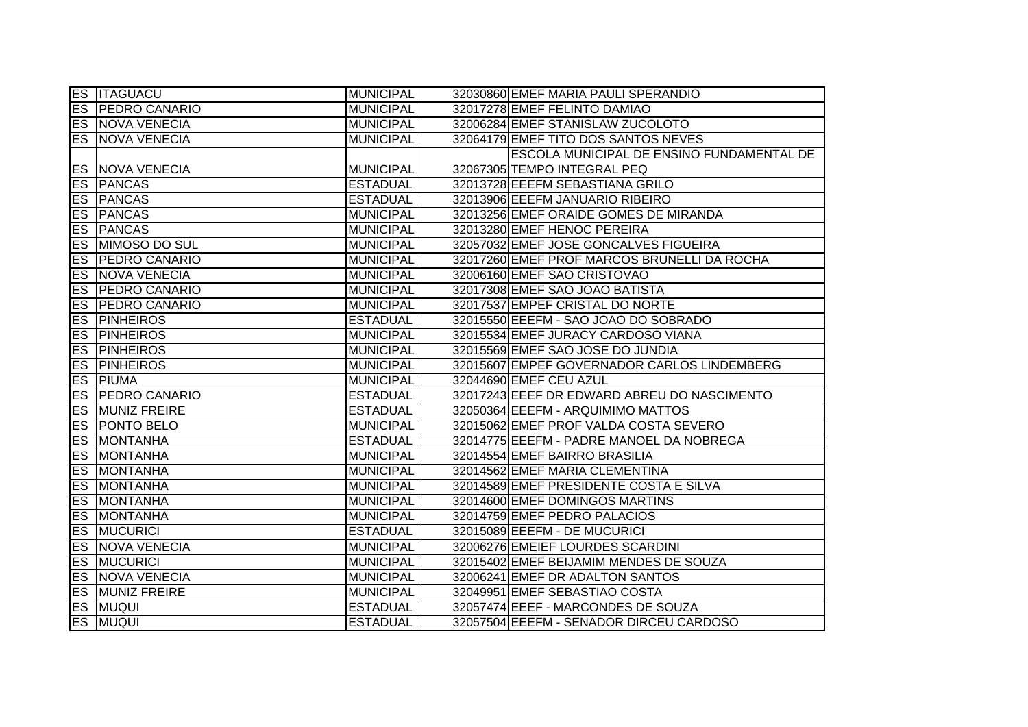| | | | | |
|---|---|---|---|---|
| ES | ITAGUACU | MUNICIPAL | 32030860 | EMEF MARIA PAULI SPERANDIO |
| ES | PEDRO CANARIO | MUNICIPAL | 32017278 | EMEF FELINTO DAMIAO |
| ES | NOVA VENECIA | MUNICIPAL | 32006284 | EMEF STANISLAW ZUCOLOTO |
| ES | NOVA VENECIA | MUNICIPAL | 32064179 | EMEF TITO DOS SANTOS NEVES |
| ES | NOVA VENECIA | MUNICIPAL | 32067305 | ESCOLA MUNICIPAL DE ENSINO FUNDAMENTAL DE TEMPO INTEGRAL PEQ |
| ES | PANCAS | ESTADUAL | 32013728 | EEEFM SEBASTIANA GRILO |
| ES | PANCAS | ESTADUAL | 32013906 | EEEFM JANUARIO RIBEIRO |
| ES | PANCAS | MUNICIPAL | 32013256 | EMEF ORAIDE GOMES DE MIRANDA |
| ES | PANCAS | MUNICIPAL | 32013280 | EMEF HENOC PEREIRA |
| ES | MIMOSO DO SUL | MUNICIPAL | 32057032 | EMEF JOSE GONCALVES FIGUEIRA |
| ES | PEDRO CANARIO | MUNICIPAL | 32017260 | EMEF PROF MARCOS BRUNELLI DA ROCHA |
| ES | NOVA VENECIA | MUNICIPAL | 32006160 | EMEF SAO CRISTOVAO |
| ES | PEDRO CANARIO | MUNICIPAL | 32017308 | EMEF SAO JOAO BATISTA |
| ES | PEDRO CANARIO | MUNICIPAL | 32017537 | EMPEF CRISTAL DO NORTE |
| ES | PINHEIROS | ESTADUAL | 32015550 | EEEFM - SAO JOAO DO SOBRADO |
| ES | PINHEIROS | MUNICIPAL | 32015534 | EMEF JURACY CARDOSO VIANA |
| ES | PINHEIROS | MUNICIPAL | 32015569 | EMEF SAO JOSE DO JUNDIA |
| ES | PINHEIROS | MUNICIPAL | 32015607 | EMPEF GOVERNADOR CARLOS LINDEMBERG |
| ES | PIUMA | MUNICIPAL | 32044690 | EMEF CEU AZUL |
| ES | PEDRO CANARIO | ESTADUAL | 32017243 | EEEF DR EDWARD ABREU DO NASCIMENTO |
| ES | MUNIZ FREIRE | ESTADUAL | 32050364 | EEEFM - ARQUIMIMO MATTOS |
| ES | PONTO BELO | MUNICIPAL | 32015062 | EMEF PROF VALDA COSTA SEVERO |
| ES | MONTANHA | ESTADUAL | 32014775 | EEEFM - PADRE MANOEL DA NOBREGA |
| ES | MONTANHA | MUNICIPAL | 32014554 | EMEF BAIRRO BRASILIA |
| ES | MONTANHA | MUNICIPAL | 32014562 | EMEF MARIA CLEMENTINA |
| ES | MONTANHA | MUNICIPAL | 32014589 | EMEF PRESIDENTE COSTA E SILVA |
| ES | MONTANHA | MUNICIPAL | 32014600 | EMEF DOMINGOS MARTINS |
| ES | MONTANHA | MUNICIPAL | 32014759 | EMEF PEDRO PALACIOS |
| ES | MUCURICI | ESTADUAL | 32015089 | EEEFM - DE MUCURICI |
| ES | NOVA VENECIA | MUNICIPAL | 32006276 | EMEIEF LOURDES SCARDINI |
| ES | MUCURICI | MUNICIPAL | 32015402 | EMEF BEIJAMIM MENDES DE SOUZA |
| ES | NOVA VENECIA | MUNICIPAL | 32006241 | EMEF DR ADALTON SANTOS |
| ES | MUNIZ FREIRE | MUNICIPAL | 32049951 | EMEF SEBASTIAO COSTA |
| ES | MUQUI | ESTADUAL | 32057474 | EEEF - MARCONDES DE SOUZA |
| ES | MUQUI | ESTADUAL | 32057504 | EEEFM - SENADOR DIRCEU CARDOSO |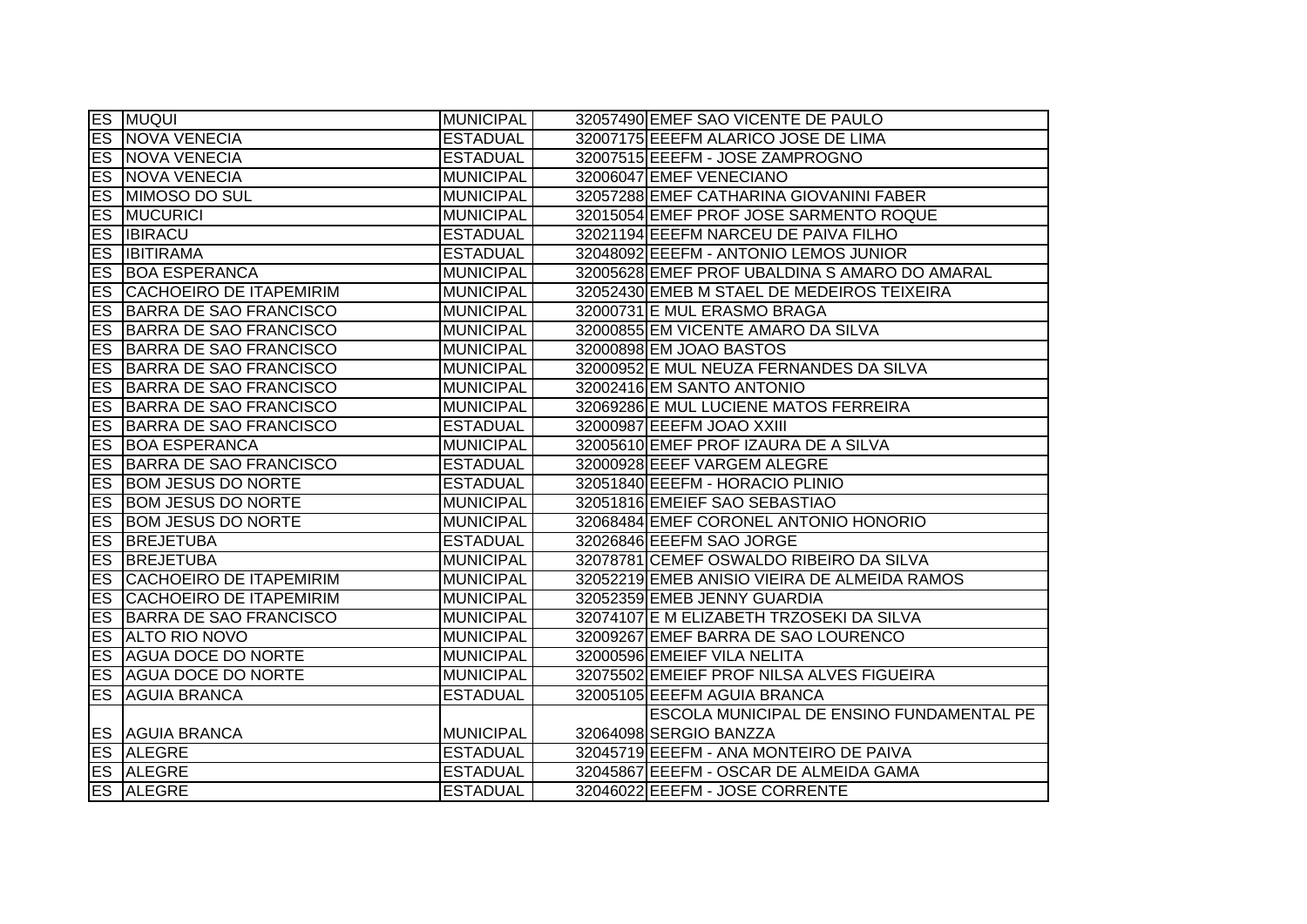| | | | | |
|---|---|---|---|---|
| ES | MUQUI | MUNICIPAL | 32057490 | EMEF SAO VICENTE DE PAULO |
| ES | NOVA VENECIA | ESTADUAL | 32007175 | EEEFM ALARICO JOSE DE LIMA |
| ES | NOVA VENECIA | ESTADUAL | 32007515 | EEEFM - JOSE ZAMPROGNO |
| ES | NOVA VENECIA | MUNICIPAL | 32006047 | EMEF VENECIANO |
| ES | MIMOSO DO SUL | MUNICIPAL | 32057288 | EMEF CATHARINA GIOVANINI FABER |
| ES | MUCURICI | MUNICIPAL | 32015054 | EMEF PROF JOSE SARMENTO ROQUE |
| ES | IBIRACU | ESTADUAL | 32021194 | EEEFM NARCEU DE PAIVA FILHO |
| ES | IBITIRAMA | ESTADUAL | 32048092 | EEEFM - ANTONIO LEMOS JUNIOR |
| ES | BOA ESPERANCA | MUNICIPAL | 32005628 | EMEF PROF UBALDINA S AMARO DO AMARAL |
| ES | CACHOEIRO DE ITAPEMIRIM | MUNICIPAL | 32052430 | EMEB M STAEL DE MEDEIROS TEIXEIRA |
| ES | BARRA DE SAO FRANCISCO | MUNICIPAL | 32000731 | E MUL ERASMO BRAGA |
| ES | BARRA DE SAO FRANCISCO | MUNICIPAL | 32000855 | EM VICENTE AMARO DA SILVA |
| ES | BARRA DE SAO FRANCISCO | MUNICIPAL | 32000898 | EM JOAO BASTOS |
| ES | BARRA DE SAO FRANCISCO | MUNICIPAL | 32000952 | E MUL NEUZA FERNANDES DA SILVA |
| ES | BARRA DE SAO FRANCISCO | MUNICIPAL | 32002416 | EM SANTO ANTONIO |
| ES | BARRA DE SAO FRANCISCO | MUNICIPAL | 32069286 | E MUL LUCIENE MATOS FERREIRA |
| ES | BARRA DE SAO FRANCISCO | ESTADUAL | 32000987 | EEEFM JOAO XXIII |
| ES | BOA ESPERANCA | MUNICIPAL | 32005610 | EMEF PROF IZAURA DE A SILVA |
| ES | BARRA DE SAO FRANCISCO | ESTADUAL | 32000928 | EEEF VARGEM ALEGRE |
| ES | BOM JESUS DO NORTE | ESTADUAL | 32051840 | EEEFM - HORACIO PLINIO |
| ES | BOM JESUS DO NORTE | MUNICIPAL | 32051816 | EMEIEF SAO SEBASTIAO |
| ES | BOM JESUS DO NORTE | MUNICIPAL | 32068484 | EMEF CORONEL ANTONIO HONORIO |
| ES | BREJETUBA | ESTADUAL | 32026846 | EEEFM SAO JORGE |
| ES | BREJETUBA | MUNICIPAL | 32078781 | CEMEF OSWALDO RIBEIRO DA SILVA |
| ES | CACHOEIRO DE ITAPEMIRIM | MUNICIPAL | 32052219 | EMEB ANISIO VIEIRA DE ALMEIDA RAMOS |
| ES | CACHOEIRO DE ITAPEMIRIM | MUNICIPAL | 32052359 | EMEB JENNY GUARDIA |
| ES | BARRA DE SAO FRANCISCO | MUNICIPAL | 32074107 | E M ELIZABETH TRZOSEKI DA SILVA |
| ES | ALTO RIO NOVO | MUNICIPAL | 32009267 | EMEF BARRA DE SAO LOURENCO |
| ES | AGUA DOCE DO NORTE | MUNICIPAL | 32000596 | EMEIEF VILA NELITA |
| ES | AGUA DOCE DO NORTE | MUNICIPAL | 32075502 | EMEIEF PROF NILSA ALVES FIGUEIRA |
| ES | AGUIA BRANCA | ESTADUAL | 32005105 | EEEFM AGUIA BRANCA |
| ES | AGUIA BRANCA | MUNICIPAL | 32064098 | ESCOLA MUNICIPAL DE ENSINO FUNDAMENTAL PE SERGIO BANZZA |
| ES | ALEGRE | ESTADUAL | 32045719 | EEEFM - ANA MONTEIRO DE PAIVA |
| ES | ALEGRE | ESTADUAL | 32045867 | EEEFM - OSCAR DE ALMEIDA GAMA |
| ES | ALEGRE | ESTADUAL | 32046022 | EEEFM - JOSE CORRENTE |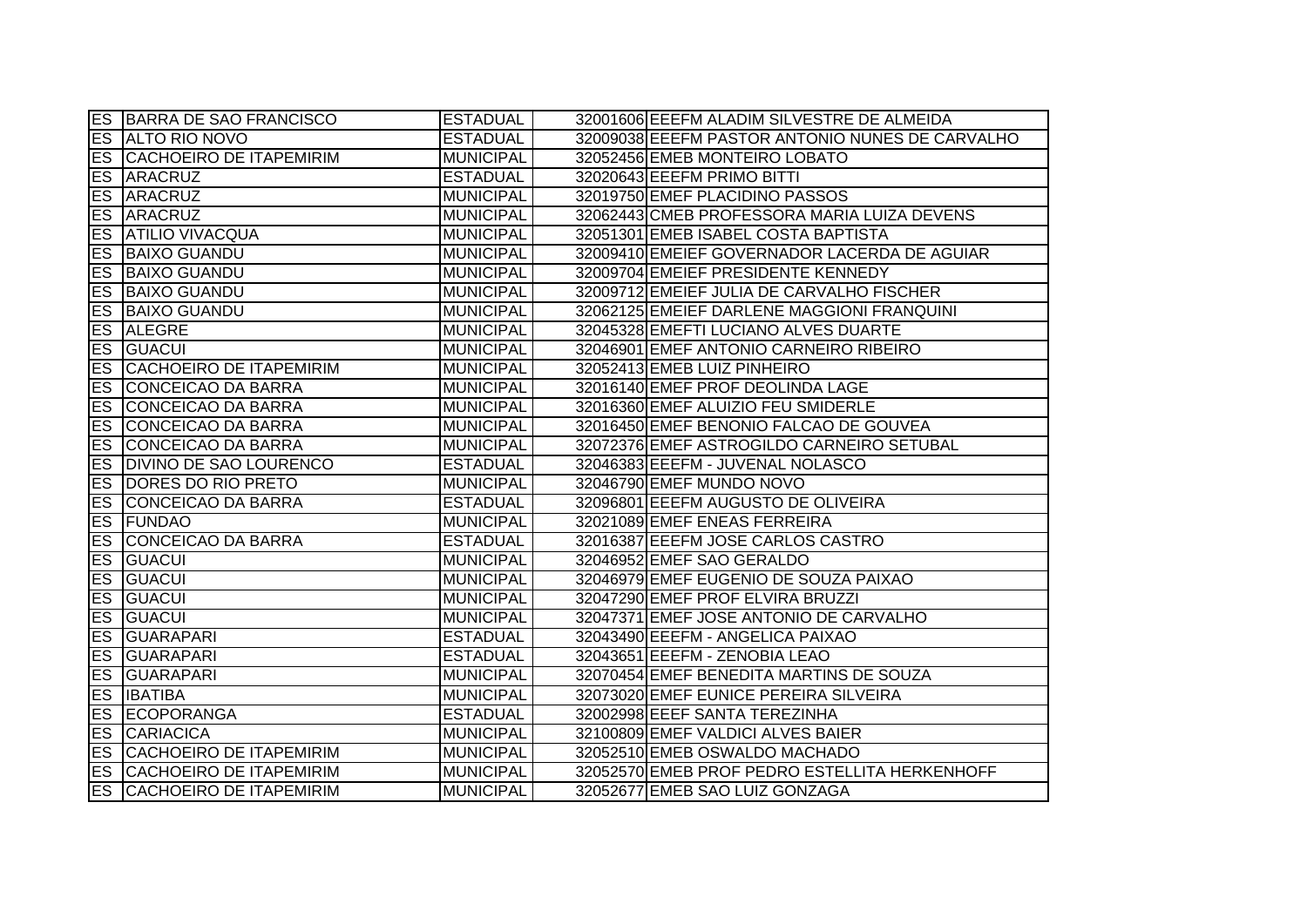| ES | BARRA DE SAO FRANCISCO | ESTADUAL | 32001606 | EEEFM ALADIM SILVESTRE DE ALMEIDA |
|---|---|---|---|---|
| ES | ALTO RIO NOVO | ESTADUAL | 32009038 | EEEFM PASTOR ANTONIO NUNES DE CARVALHO |
| ES | CACHOEIRO DE ITAPEMIRIM | MUNICIPAL | 32052456 | EMEB MONTEIRO LOBATO |
| ES | ARACRUZ | ESTADUAL | 32020643 | EEEFM PRIMO BITTI |
| ES | ARACRUZ | MUNICIPAL | 32019750 | EMEF PLACIDINO PASSOS |
| ES | ARACRUZ | MUNICIPAL | 32062443 | CMEB PROFESSORA MARIA LUIZA DEVENS |
| ES | ATILIO VIVACQUA | MUNICIPAL | 32051301 | EMEB ISABEL COSTA BAPTISTA |
| ES | BAIXO GUANDU | MUNICIPAL | 32009410 | EMEIEF GOVERNADOR LACERDA DE AGUIAR |
| ES | BAIXO GUANDU | MUNICIPAL | 32009704 | EMEIEF PRESIDENTE KENNEDY |
| ES | BAIXO GUANDU | MUNICIPAL | 32009712 | EMEIEF JULIA DE CARVALHO FISCHER |
| ES | BAIXO GUANDU | MUNICIPAL | 32062125 | EMEIEF DARLENE MAGGIONI FRANQUINI |
| ES | ALEGRE | MUNICIPAL | 32045328 | EMEFTI LUCIANO ALVES DUARTE |
| ES | GUACUI | MUNICIPAL | 32046901 | EMEF ANTONIO CARNEIRO RIBEIRO |
| ES | CACHOEIRO DE ITAPEMIRIM | MUNICIPAL | 32052413 | EMEB LUIZ PINHEIRO |
| ES | CONCEICAO DA BARRA | MUNICIPAL | 32016140 | EMEF PROF DEOLINDA LAGE |
| ES | CONCEICAO DA BARRA | MUNICIPAL | 32016360 | EMEF ALUIZIO FEU SMIDERLE |
| ES | CONCEICAO DA BARRA | MUNICIPAL | 32016450 | EMEF BENONIO FALCAO DE GOUVEA |
| ES | CONCEICAO DA BARRA | MUNICIPAL | 32072376 | EMEF ASTROGILDO CARNEIRO SETUBAL |
| ES | DIVINO DE SAO LOURENCO | ESTADUAL | 32046383 | EEEFM - JUVENAL NOLASCO |
| ES | DORES DO RIO PRETO | MUNICIPAL | 32046790 | EMEF MUNDO NOVO |
| ES | CONCEICAO DA BARRA | ESTADUAL | 32096801 | EEEFM AUGUSTO DE OLIVEIRA |
| ES | FUNDAO | MUNICIPAL | 32021089 | EMEF ENEAS FERREIRA |
| ES | CONCEICAO DA BARRA | ESTADUAL | 32016387 | EEEFM JOSE CARLOS CASTRO |
| ES | GUACUI | MUNICIPAL | 32046952 | EMEF SAO GERALDO |
| ES | GUACUI | MUNICIPAL | 32046979 | EMEF EUGENIO DE SOUZA PAIXAO |
| ES | GUACUI | MUNICIPAL | 32047290 | EMEF PROF ELVIRA BRUZZI |
| ES | GUACUI | MUNICIPAL | 32047371 | EMEF JOSE ANTONIO DE CARVALHO |
| ES | GUARAPARI | ESTADUAL | 32043490 | EEEFM - ANGELICA PAIXAO |
| ES | GUARAPARI | ESTADUAL | 32043651 | EEEFM - ZENOBIA LEAO |
| ES | GUARAPARI | MUNICIPAL | 32070454 | EMEF BENEDITA MARTINS DE SOUZA |
| ES | IBATIBA | MUNICIPAL | 32073020 | EMEF EUNICE PEREIRA SILVEIRA |
| ES | ECOPORANGA | ESTADUAL | 32002998 | EEEF SANTA TEREZINHA |
| ES | CARIACICA | MUNICIPAL | 32100809 | EMEF VALDICI ALVES BAIER |
| ES | CACHOEIRO DE ITAPEMIRIM | MUNICIPAL | 32052510 | EMEB OSWALDO MACHADO |
| ES | CACHOEIRO DE ITAPEMIRIM | MUNICIPAL | 32052570 | EMEB PROF PEDRO ESTELLITA HERKENHOFF |
| ES | CACHOEIRO DE ITAPEMIRIM | MUNICIPAL | 32052677 | EMEB SAO LUIZ GONZAGA |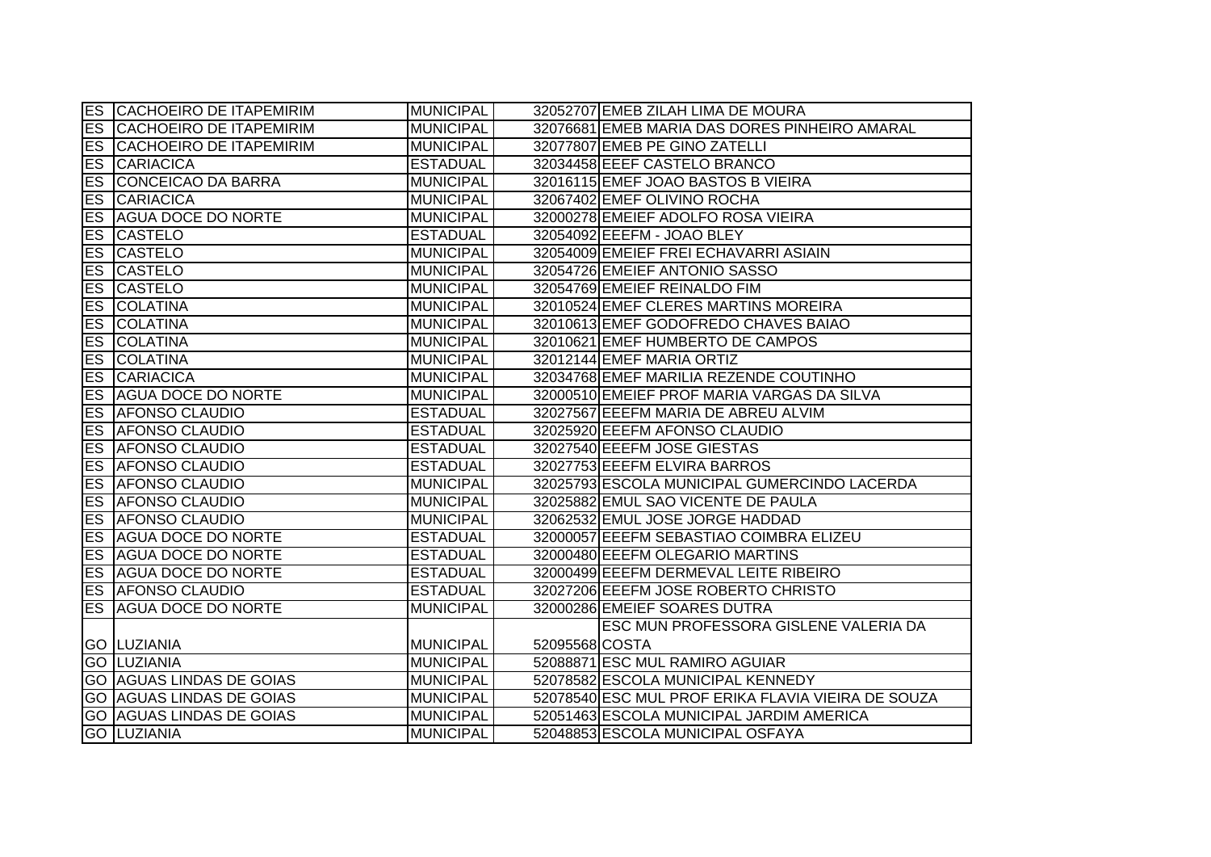| | | | | |
|---|---|---|---|---|
| ES | CACHOEIRO DE ITAPEMIRIM | MUNICIPAL | 32052707 | EMEB ZILAH LIMA DE MOURA |
| ES | CACHOEIRO DE ITAPEMIRIM | MUNICIPAL | 32076681 | EMEB MARIA DAS DORES PINHEIRO AMARAL |
| ES | CACHOEIRO DE ITAPEMIRIM | MUNICIPAL | 32077807 | EMEB PE GINO ZATELLI |
| ES | CARIACICA | ESTADUAL | 32034458 | EEEF CASTELO BRANCO |
| ES | CONCEICAO DA BARRA | MUNICIPAL | 32016115 | EMEF JOAO BASTOS B VIEIRA |
| ES | CARIACICA | MUNICIPAL | 32067402 | EMEF OLIVINO ROCHA |
| ES | AGUA DOCE DO NORTE | MUNICIPAL | 32000278 | EMEIEF ADOLFO ROSA VIEIRA |
| ES | CASTELO | ESTADUAL | 32054092 | EEEFM - JOAO BLEY |
| ES | CASTELO | MUNICIPAL | 32054009 | EMEIEF FREI ECHAVARRI ASIAIN |
| ES | CASTELO | MUNICIPAL | 32054726 | EMEIEF ANTONIO SASSO |
| ES | CASTELO | MUNICIPAL | 32054769 | EMEIEF REINALDO FIM |
| ES | COLATINA | MUNICIPAL | 32010524 | EMEF CLERES MARTINS MOREIRA |
| ES | COLATINA | MUNICIPAL | 32010613 | EMEF GODOFREDO CHAVES BAIAO |
| ES | COLATINA | MUNICIPAL | 32010621 | EMEF HUMBERTO DE CAMPOS |
| ES | COLATINA | MUNICIPAL | 32012144 | EMEF MARIA ORTIZ |
| ES | CARIACICA | MUNICIPAL | 32034768 | EMEF MARILIA REZENDE COUTINHO |
| ES | AGUA DOCE DO NORTE | MUNICIPAL | 32000510 | EMEIEF PROF MARIA VARGAS DA SILVA |
| ES | AFONSO CLAUDIO | ESTADUAL | 32027567 | EEEFM MARIA DE ABREU ALVIM |
| ES | AFONSO CLAUDIO | ESTADUAL | 32025920 | EEEFM AFONSO CLAUDIO |
| ES | AFONSO CLAUDIO | ESTADUAL | 32027540 | EEEFM JOSE GIESTAS |
| ES | AFONSO CLAUDIO | ESTADUAL | 32027753 | EEEFM ELVIRA BARROS |
| ES | AFONSO CLAUDIO | MUNICIPAL | 32025793 | ESCOLA MUNICIPAL GUMERCINDO LACERDA |
| ES | AFONSO CLAUDIO | MUNICIPAL | 32025882 | EMUL SAO VICENTE DE PAULA |
| ES | AFONSO CLAUDIO | MUNICIPAL | 32062532 | EMUL JOSE JORGE HADDAD |
| ES | AGUA DOCE DO NORTE | ESTADUAL | 32000057 | EEEFM SEBASTIAO COIMBRA ELIZEU |
| ES | AGUA DOCE DO NORTE | ESTADUAL | 32000480 | EEEFM OLEGARIO MARTINS |
| ES | AGUA DOCE DO NORTE | ESTADUAL | 32000499 | EEEFM DERMEVAL LEITE RIBEIRO |
| ES | AFONSO CLAUDIO | ESTADUAL | 32027206 | EEEFM JOSE ROBERTO CHRISTO |
| ES | AGUA DOCE DO NORTE | MUNICIPAL | 32000286 | EMEIEF SOARES DUTRA |
| GO | LUZIANIA | MUNICIPAL | 52095568 | ESC MUN PROFESSORA GISLENE VALERIA DA COSTA |
| GO | LUZIANIA | MUNICIPAL | 52088871 | ESC MUL RAMIRO AGUIAR |
| GO | AGUAS LINDAS DE GOIAS | MUNICIPAL | 52078582 | ESCOLA MUNICIPAL KENNEDY |
| GO | AGUAS LINDAS DE GOIAS | MUNICIPAL | 52078540 | ESC MUL PROF ERIKA FLAVIA VIEIRA DE SOUZA |
| GO | AGUAS LINDAS DE GOIAS | MUNICIPAL | 52051463 | ESCOLA MUNICIPAL JARDIM AMERICA |
| GO | LUZIANIA | MUNICIPAL | 52048853 | ESCOLA MUNICIPAL OSFAYA |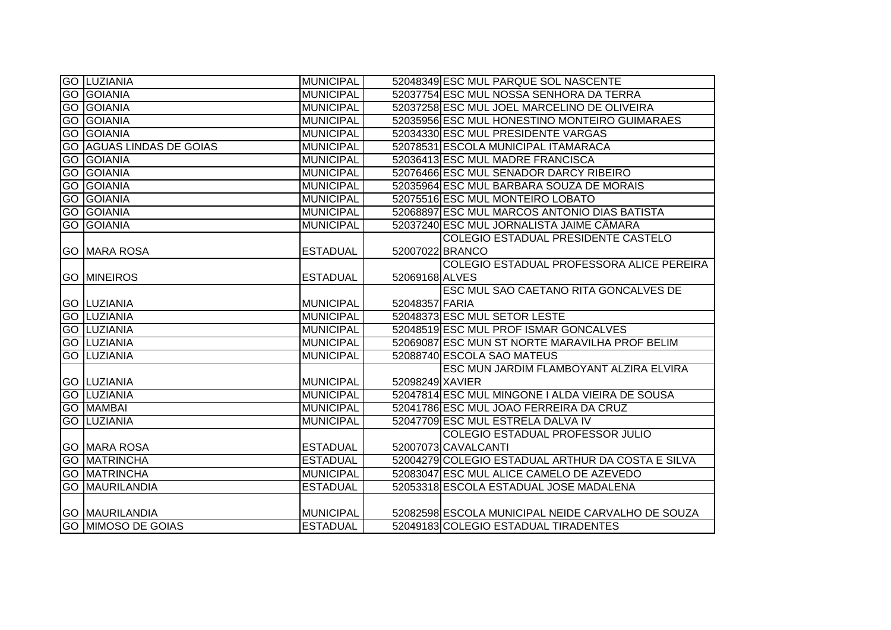| GO | LUZIANIA | MUNICIPAL | 52048349 | ESC MUL PARQUE SOL NASCENTE |
|---|---|---|---|---|
| GO | GOIANIA | MUNICIPAL | 52037754 | ESC MUL NOSSA SENHORA DA TERRA |
| GO | GOIANIA | MUNICIPAL | 52037258 | ESC MUL JOEL MARCELINO DE OLIVEIRA |
| GO | GOIANIA | MUNICIPAL | 52035956 | ESC MUL HONESTINO MONTEIRO GUIMARAES |
| GO | GOIANIA | MUNICIPAL | 52034330 | ESC MUL PRESIDENTE VARGAS |
| GO | AGUAS LINDAS DE GOIAS | MUNICIPAL | 52078531 | ESCOLA MUNICIPAL ITAMARACA |
| GO | GOIANIA | MUNICIPAL | 52036413 | ESC MUL MADRE FRANCISCA |
| GO | GOIANIA | MUNICIPAL | 52076466 | ESC MUL SENADOR DARCY RIBEIRO |
| GO | GOIANIA | MUNICIPAL | 52035964 | ESC MUL BARBARA SOUZA DE MORAIS |
| GO | GOIANIA | MUNICIPAL | 52075516 | ESC MUL MONTEIRO LOBATO |
| GO | GOIANIA | MUNICIPAL | 52068897 | ESC MUL MARCOS ANTONIO DIAS BATISTA |
| GO | GOIANIA | MUNICIPAL | 52037240 | ESC MUL JORNALISTA JAIME CÂMARA |
| GO | MARA ROSA | ESTADUAL | 52007022 | COLEGIO ESTADUAL PRESIDENTE CASTELO BRANCO |
| GO | MINEIROS | ESTADUAL | 52069168 | COLEGIO ESTADUAL PROFESSORA ALICE PEREIRA ALVES |
| GO | LUZIANIA | MUNICIPAL | 52048357 | ESC MUL SAO CAETANO RITA GONCALVES DE FARIA |
| GO | LUZIANIA | MUNICIPAL | 52048373 | ESC MUL SETOR LESTE |
| GO | LUZIANIA | MUNICIPAL | 52048519 | ESC MUL PROF ISMAR GONCALVES |
| GO | LUZIANIA | MUNICIPAL | 52069087 | ESC MUN ST NORTE MARAVILHA PROF BELIM |
| GO | LUZIANIA | MUNICIPAL | 52088740 | ESCOLA SAO MATEUS |
| GO | LUZIANIA | MUNICIPAL | 52098249 | ESC MUN JARDIM FLAMBOYANT ALZIRA ELVIRA XAVIER |
| GO | LUZIANIA | MUNICIPAL | 52047814 | ESC MUL MINGONE I ALDA VIEIRA DE SOUSA |
| GO | MAMBAI | MUNICIPAL | 52041786 | ESC MUL JOAO FERREIRA DA CRUZ |
| GO | LUZIANIA | MUNICIPAL | 52047709 | ESC MUL ESTRELA DALVA IV |
| GO | MARA ROSA | ESTADUAL | 52007073 | COLEGIO ESTADUAL PROFESSOR JULIO CAVALCANTI |
| GO | MATRINCHA | ESTADUAL | 52004279 | COLEGIO ESTADUAL ARTHUR DA COSTA E SILVA |
| GO | MATRINCHA | MUNICIPAL | 52083047 | ESC MUL ALICE CAMELO DE AZEVEDO |
| GO | MAURILANDIA | ESTADUAL | 52053318 | ESCOLA ESTADUAL JOSE MADALENA |
| GO | MAURILANDIA | MUNICIPAL | 52082598 | ESCOLA MUNICIPAL NEIDE CARVALHO DE SOUZA |
| GO | MIMOSO DE GOIAS | ESTADUAL | 52049183 | COLEGIO ESTADUAL TIRADENTES |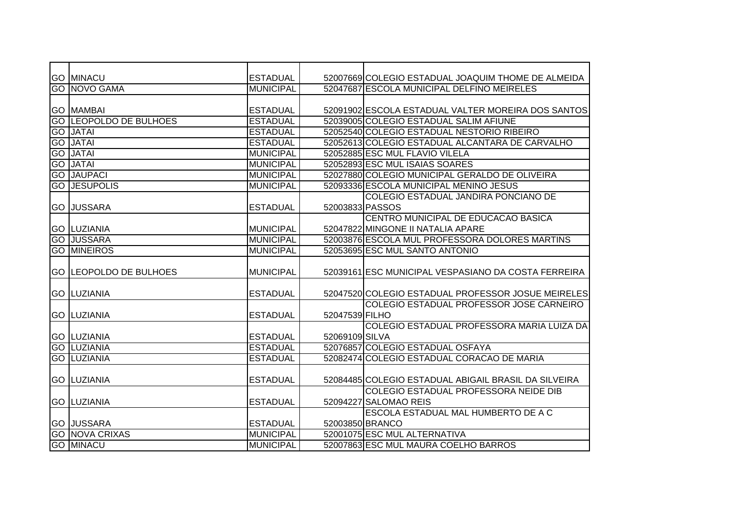| | | | | |
|---|---|---|---|---|
| GO | MINACU | ESTADUAL | 52007669 | COLEGIO ESTADUAL JOAQUIM THOME DE ALMEIDA |
| GO | NOVO GAMA | MUNICIPAL | 52047687 | ESCOLA MUNICIPAL DELFINO MEIRELES |
| GO | MAMBAI | ESTADUAL | 52091902 | ESCOLA ESTADUAL VALTER MOREIRA DOS SANTOS |
| GO | LEOPOLDO DE BULHOES | ESTADUAL | 52039005 | COLEGIO ESTADUAL SALIM AFIUNE |
| GO | JATAI | ESTADUAL | 52052540 | COLEGIO ESTADUAL NESTORIO RIBEIRO |
| GO | JATAI | ESTADUAL | 52052613 | COLEGIO ESTADUAL ALCANTARA DE CARVALHO |
| GO | JATAI | MUNICIPAL | 52052885 | ESC MUL FLAVIO VILELA |
| GO | JATAI | MUNICIPAL | 52052893 | ESC MUL ISAIAS SOARES |
| GO | JAUPACI | MUNICIPAL | 52027880 | COLEGIO MUNICIPAL GERALDO DE OLIVEIRA |
| GO | JESUPOLIS | MUNICIPAL | 52093336 | ESCOLA MUNICIPAL MENINO JESUS |
| GO | JUSSARA | ESTADUAL | 52003833 | COLEGIO ESTADUAL JANDIRA PONCIANO DE PASSOS |
| GO | LUZIANIA | MUNICIPAL | 52047822 | CENTRO MUNICIPAL DE EDUCACAO BASICA MINGONE II NATALIA APARE |
| GO | JUSSARA | MUNICIPAL | 52003876 | ESCOLA MUL PROFESSORA DOLORES MARTINS |
| GO | MINEIROS | MUNICIPAL | 52053695 | ESC MUL SANTO ANTONIO |
| GO | LEOPOLDO DE BULHOES | MUNICIPAL | 52039161 | ESC MUNICIPAL VESPASIANO DA COSTA FERREIRA |
| GO | LUZIANIA | ESTADUAL | 52047520 | COLEGIO ESTADUAL PROFESSOR JOSUE MEIRELES |
| GO | LUZIANIA | ESTADUAL | 52047539 | COLEGIO ESTADUAL PROFESSOR JOSE CARNEIRO FILHO |
| GO | LUZIANIA | ESTADUAL | 52069109 | COLEGIO ESTADUAL PROFESSORA MARIA LUIZA DA SILVA |
| GO | LUZIANIA | ESTADUAL | 52076857 | COLEGIO ESTADUAL OSFAYA |
| GO | LUZIANIA | ESTADUAL | 52082474 | COLEGIO ESTADUAL CORACAO DE MARIA |
| GO | LUZIANIA | ESTADUAL | 52084485 | COLEGIO ESTADUAL ABIGAIL BRASIL DA SILVEIRA |
| GO | LUZIANIA | ESTADUAL | 52094227 | COLEGIO ESTADUAL PROFESSORA NEIDE DIB SALOMAO REIS |
| GO | JUSSARA | ESTADUAL | 52003850 | ESCOLA ESTADUAL MAL HUMBERTO DE A C BRANCO |
| GO | NOVA CRIXAS | MUNICIPAL | 52001075 | ESC MUL ALTERNATIVA |
| GO | MINACU | MUNICIPAL | 52007863 | ESC MUL MAURA COELHO BARROS |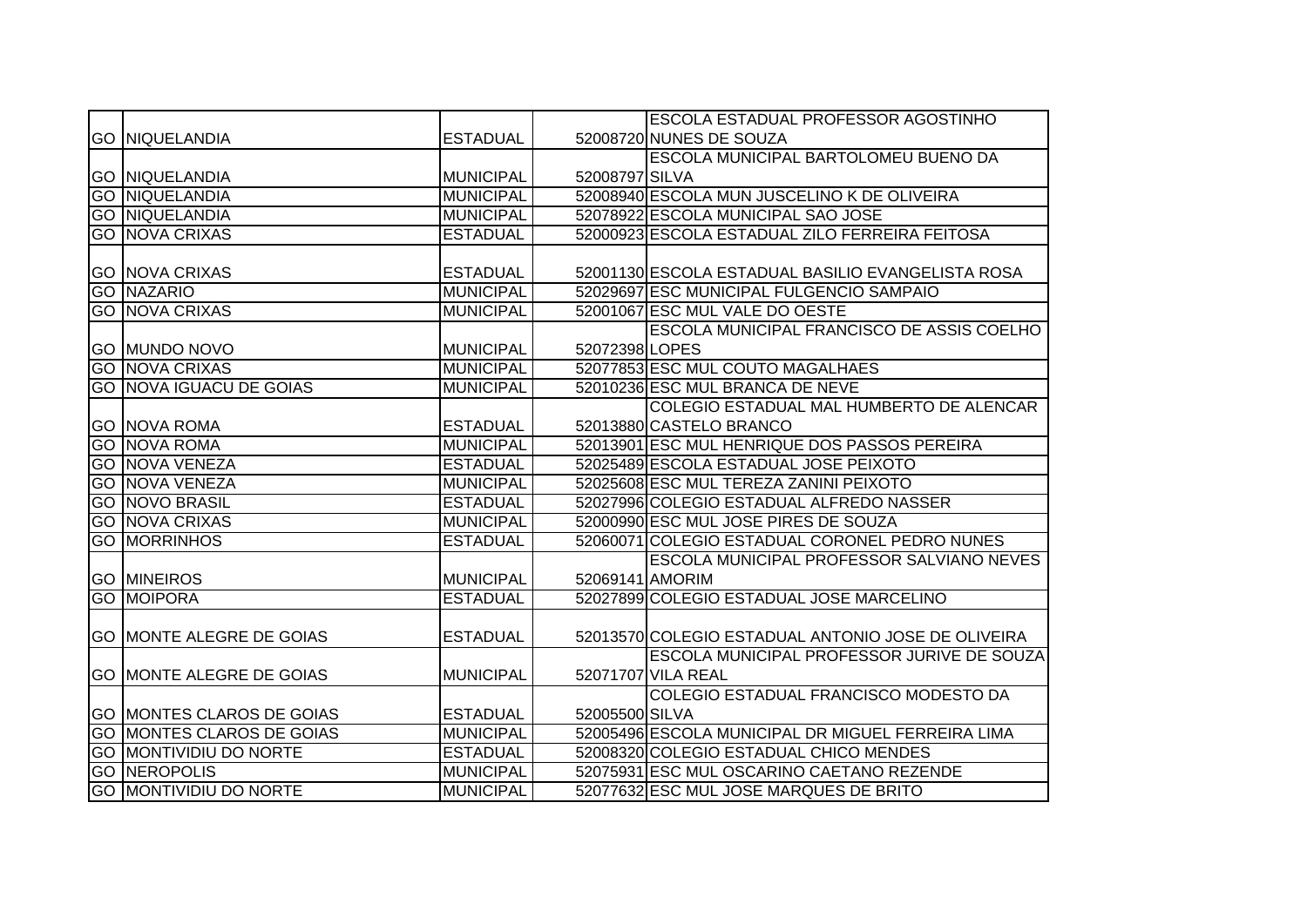| | | | | |
|---|---|---|---|---|
| GO | NIQUELANDIA | ESTADUAL | 52008720 | ESCOLA ESTADUAL PROFESSOR AGOSTINHO NUNES DE SOUZA |
| GO | NIQUELANDIA | MUNICIPAL | 52008797 | ESCOLA MUNICIPAL BARTOLOMEU BUENO DA SILVA |
| GO | NIQUELANDIA | MUNICIPAL | 52008940 | ESCOLA MUN JUSCELINO K DE OLIVEIRA |
| GO | NIQUELANDIA | MUNICIPAL | 52078922 | ESCOLA MUNICIPAL SAO JOSE |
| GO | NOVA CRIXAS | ESTADUAL | 52000923 | ESCOLA ESTADUAL ZILO FERREIRA FEITOSA |
| GO | NOVA CRIXAS | ESTADUAL | 52001130 | ESCOLA ESTADUAL BASILIO EVANGELISTA ROSA |
| GO | NAZARIO | MUNICIPAL | 52029697 | ESC MUNICIPAL FULGENCIO SAMPAIO |
| GO | NOVA CRIXAS | MUNICIPAL | 52001067 | ESC MUL VALE DO OESTE |
| GO | MUNDO NOVO | MUNICIPAL | 52072398 | ESCOLA MUNICIPAL FRANCISCO DE ASSIS COELHO LOPES |
| GO | NOVA CRIXAS | MUNICIPAL | 52077853 | ESC MUL COUTO MAGALHAES |
| GO | NOVA IGUACU DE GOIAS | MUNICIPAL | 52010236 | ESC MUL BRANCA DE NEVE |
| GO | NOVA ROMA | ESTADUAL | 52013880 | COLEGIO ESTADUAL MAL HUMBERTO DE ALENCAR CASTELO BRANCO |
| GO | NOVA ROMA | MUNICIPAL | 52013901 | ESC MUL HENRIQUE DOS PASSOS PEREIRA |
| GO | NOVA VENEZA | ESTADUAL | 52025489 | ESCOLA ESTADUAL JOSE PEIXOTO |
| GO | NOVA VENEZA | MUNICIPAL | 52025608 | ESC MUL TEREZA ZANINI PEIXOTO |
| GO | NOVO BRASIL | ESTADUAL | 52027996 | COLEGIO ESTADUAL ALFREDO NASSER |
| GO | NOVA CRIXAS | MUNICIPAL | 52000990 | ESC MUL JOSE PIRES DE SOUZA |
| GO | MORRINHOS | ESTADUAL | 52060071 | COLEGIO ESTADUAL CORONEL PEDRO NUNES |
| GO | MINEIROS | MUNICIPAL | 52069141 | ESCOLA MUNICIPAL PROFESSOR SALVIANO NEVES AMORIM |
| GO | MOIPORA | ESTADUAL | 52027899 | COLEGIO ESTADUAL JOSE MARCELINO |
| GO | MONTE ALEGRE DE GOIAS | ESTADUAL | 52013570 | COLEGIO ESTADUAL ANTONIO JOSE DE OLIVEIRA |
| GO | MONTE ALEGRE DE GOIAS | MUNICIPAL | 52071707 | ESCOLA MUNICIPAL PROFESSOR JURIVE DE SOUZA VILA REAL |
| GO | MONTES CLAROS DE GOIAS | ESTADUAL | 52005500 | COLEGIO ESTADUAL FRANCISCO MODESTO DA SILVA |
| GO | MONTES CLAROS DE GOIAS | MUNICIPAL | 52005496 | ESCOLA MUNICIPAL DR MIGUEL FERREIRA LIMA |
| GO | MONTIVIDIU DO NORTE | ESTADUAL | 52008320 | COLEGIO ESTADUAL CHICO MENDES |
| GO | NEROPOLIS | MUNICIPAL | 52075931 | ESC MUL OSCARINO CAETANO REZENDE |
| GO | MONTIVIDIU DO NORTE | MUNICIPAL | 52077632 | ESC MUL JOSE MARQUES DE BRITO |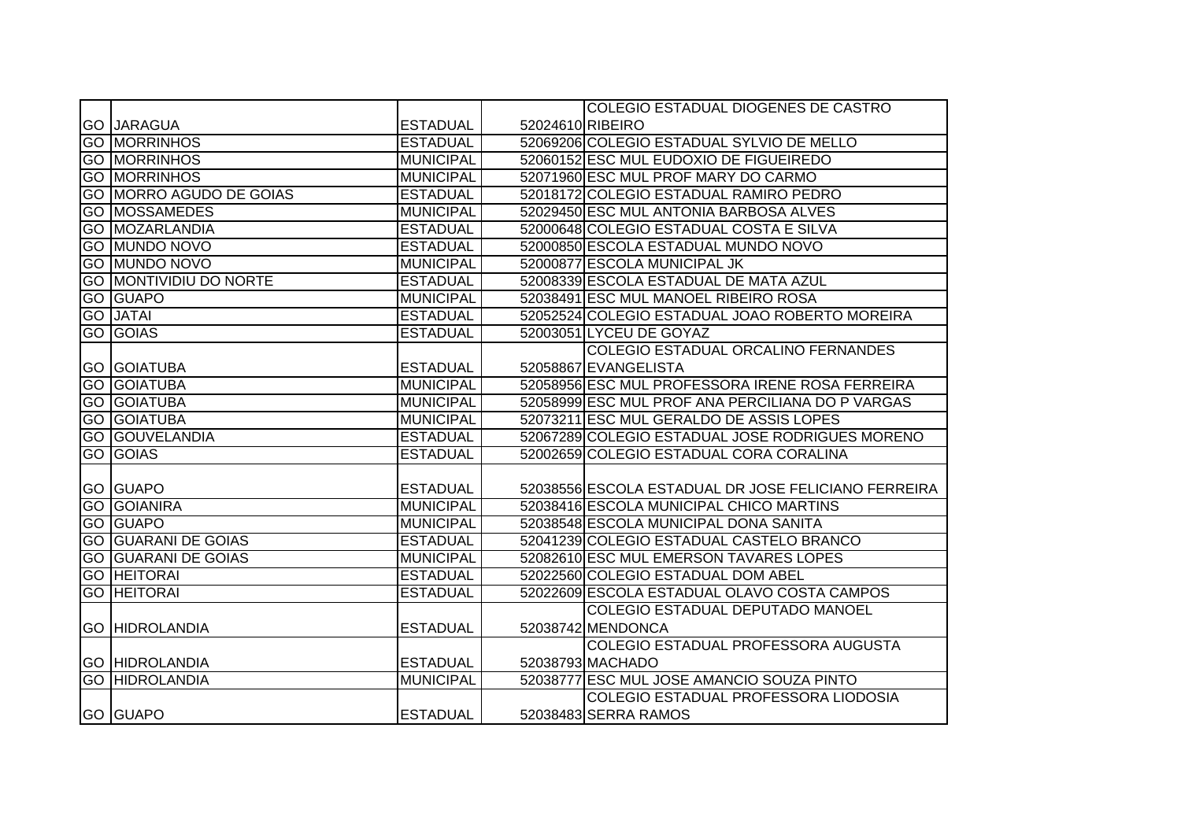| | | | | |
|---|---|---|---|---|
| GO | JARAGUA | ESTADUAL | 52024610 | COLEGIO ESTADUAL DIOGENES DE CASTRO RIBEIRO |
| GO | MORRINHOS | ESTADUAL | 52069206 | COLEGIO ESTADUAL SYLVIO DE MELLO |
| GO | MORRINHOS | MUNICIPAL | 52060152 | ESC MUL EUDOXIO DE FIGUEIREDO |
| GO | MORRINHOS | MUNICIPAL | 52071960 | ESC MUL PROF MARY DO CARMO |
| GO | MORRO AGUDO DE GOIAS | ESTADUAL | 52018172 | COLEGIO ESTADUAL RAMIRO PEDRO |
| GO | MOSSAMEDES | MUNICIPAL | 52029450 | ESC MUL ANTONIA BARBOSA ALVES |
| GO | MOZARLANDIA | ESTADUAL | 52000648 | COLEGIO ESTADUAL COSTA E SILVA |
| GO | MUNDO NOVO | ESTADUAL | 52000850 | ESCOLA ESTADUAL MUNDO NOVO |
| GO | MUNDO NOVO | MUNICIPAL | 52000877 | ESCOLA MUNICIPAL JK |
| GO | MONTIVIDIU DO NORTE | ESTADUAL | 52008339 | ESCOLA ESTADUAL DE MATA AZUL |
| GO | GUAPO | MUNICIPAL | 52038491 | ESC MUL MANOEL RIBEIRO ROSA |
| GO | JATAI | ESTADUAL | 52052524 | COLEGIO ESTADUAL JOAO ROBERTO MOREIRA |
| GO | GOIAS | ESTADUAL | 52003051 | LYCEU DE GOYAZ |
| GO | GOIATUBA | ESTADUAL | 52058867 | COLEGIO ESTADUAL ORCALINO FERNANDES EVANGELISTA |
| GO | GOIATUBA | MUNICIPAL | 52058956 | ESC MUL PROFESSORA IRENE ROSA FERREIRA |
| GO | GOIATUBA | MUNICIPAL | 52058999 | ESC MUL PROF ANA PERCILIANA DO P VARGAS |
| GO | GOIATUBA | MUNICIPAL | 52073211 | ESC MUL GERALDO DE ASSIS LOPES |
| GO | GOUVELANDIA | ESTADUAL | 52067289 | COLEGIO ESTADUAL JOSE RODRIGUES MORENO |
| GO | GOIAS | ESTADUAL | 52002659 | COLEGIO ESTADUAL CORA CORALINA |
| GO | GUAPO | ESTADUAL | 52038556 | ESCOLA ESTADUAL DR JOSE FELICIANO FERREIRA |
| GO | GOIANIRA | MUNICIPAL | 52038416 | ESCOLA MUNICIPAL CHICO MARTINS |
| GO | GUAPO | MUNICIPAL | 52038548 | ESCOLA MUNICIPAL DONA SANITA |
| GO | GUARANI DE GOIAS | ESTADUAL | 52041239 | COLEGIO ESTADUAL CASTELO BRANCO |
| GO | GUARANI DE GOIAS | MUNICIPAL | 52082610 | ESC MUL EMERSON TAVARES LOPES |
| GO | HEITORAI | ESTADUAL | 52022560 | COLEGIO ESTADUAL DOM ABEL |
| GO | HEITORAI | ESTADUAL | 52022609 | ESCOLA ESTADUAL OLAVO COSTA CAMPOS |
| GO | HIDROLANDIA | ESTADUAL | 52038742 | COLEGIO ESTADUAL DEPUTADO MANOEL MENDONCA |
| GO | HIDROLANDIA | ESTADUAL | 52038793 | COLEGIO ESTADUAL PROFESSORA AUGUSTA MACHADO |
| GO | HIDROLANDIA | MUNICIPAL | 52038777 | ESC MUL JOSE AMANCIO SOUZA PINTO |
| GO | GUAPO | ESTADUAL | 52038483 | COLEGIO ESTADUAL PROFESSORA LIODOSIA SERRA RAMOS |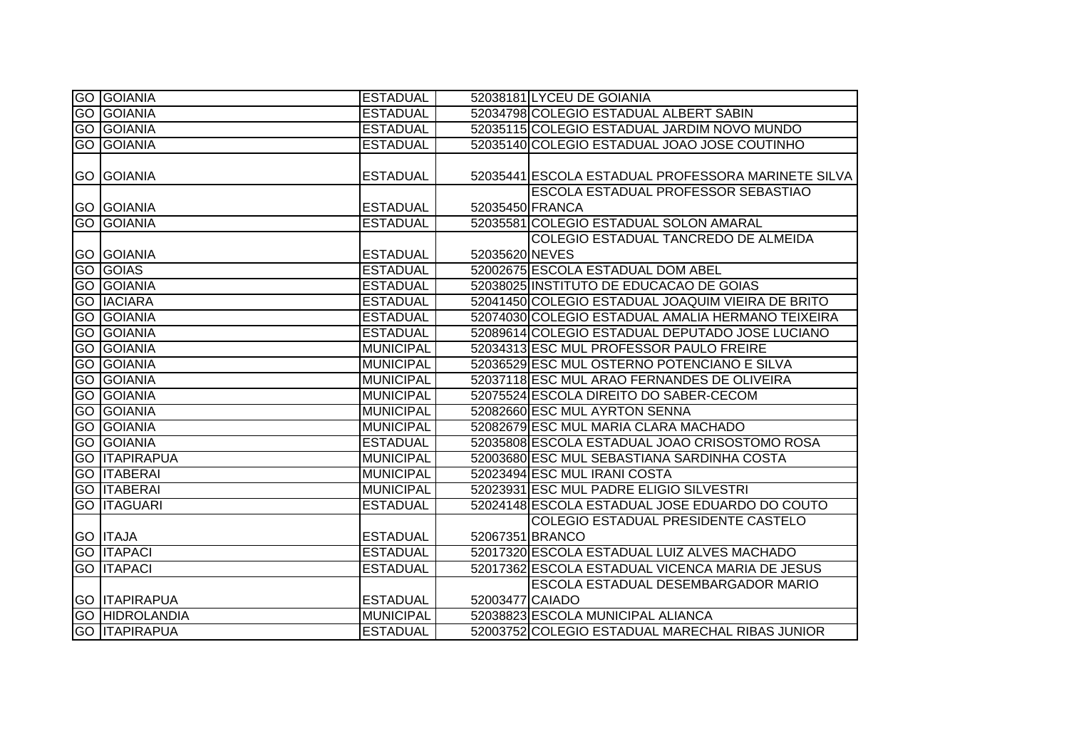| | | | | |
|---|---|---|---|---|
| GO | GOIANIA | ESTADUAL | 52038181 | LYCEU DE GOIANIA |
| GO | GOIANIA | ESTADUAL | 52034798 | COLEGIO ESTADUAL ALBERT SABIN |
| GO | GOIANIA | ESTADUAL | 52035115 | COLEGIO ESTADUAL JARDIM NOVO MUNDO |
| GO | GOIANIA | ESTADUAL | 52035140 | COLEGIO ESTADUAL JOAO JOSE COUTINHO |
| GO | GOIANIA | ESTADUAL | 52035441 | ESCOLA ESTADUAL PROFESSORA MARINETE SILVA |
| GO | GOIANIA | ESTADUAL | 52035450 | ESCOLA ESTADUAL PROFESSOR SEBASTIAO FRANCA |
| GO | GOIANIA | ESTADUAL | 52035581 | COLEGIO ESTADUAL SOLON AMARAL |
| GO | GOIANIA | ESTADUAL | 52035620 | COLEGIO ESTADUAL TANCREDO DE ALMEIDA NEVES |
| GO | GOIAS | ESTADUAL | 52002675 | ESCOLA ESTADUAL DOM ABEL |
| GO | GOIANIA | ESTADUAL | 52038025 | INSTITUTO DE EDUCACAO DE GOIAS |
| GO | IACIARA | ESTADUAL | 52041450 | COLEGIO ESTADUAL JOAQUIM VIEIRA DE BRITO |
| GO | GOIANIA | ESTADUAL | 52074030 | COLEGIO ESTADUAL AMALIA HERMANO TEIXEIRA |
| GO | GOIANIA | ESTADUAL | 52089614 | COLEGIO ESTADUAL DEPUTADO JOSE LUCIANO |
| GO | GOIANIA | MUNICIPAL | 52034313 | ESC MUL PROFESSOR PAULO FREIRE |
| GO | GOIANIA | MUNICIPAL | 52036529 | ESC MUL OSTERNO POTENCIANO E SILVA |
| GO | GOIANIA | MUNICIPAL | 52037118 | ESC MUL ARAO FERNANDES DE OLIVEIRA |
| GO | GOIANIA | MUNICIPAL | 52075524 | ESCOLA DIREITO DO SABER-CECOM |
| GO | GOIANIA | MUNICIPAL | 52082660 | ESC MUL AYRTON SENNA |
| GO | GOIANIA | MUNICIPAL | 52082679 | ESC MUL MARIA CLARA MACHADO |
| GO | GOIANIA | ESTADUAL | 52035808 | ESCOLA ESTADUAL JOAO CRISOSTOMO ROSA |
| GO | ITAPIRAPUA | MUNICIPAL | 52003680 | ESC MUL SEBASTIANA SARDINHA COSTA |
| GO | ITABERAI | MUNICIPAL | 52023494 | ESC MUL IRANI COSTA |
| GO | ITABERAI | MUNICIPAL | 52023931 | ESC MUL PADRE ELIGIO SILVESTRI |
| GO | ITAGUARI | ESTADUAL | 52024148 | ESCOLA ESTADUAL JOSE EDUARDO DO COUTO |
| GO | ITAJA | ESTADUAL | 52067351 | COLEGIO ESTADUAL PRESIDENTE CASTELO BRANCO |
| GO | ITAPACI | ESTADUAL | 52017320 | ESCOLA ESTADUAL LUIZ ALVES MACHADO |
| GO | ITAPACI | ESTADUAL | 52017362 | ESCOLA ESTADUAL VICENCA MARIA DE JESUS |
| GO | ITAPIRAPUA | ESTADUAL | 52003477 | ESCOLA ESTADUAL DESEMBARGADOR MARIO CAIADO |
| GO | HIDROLANDIA | MUNICIPAL | 52038823 | ESCOLA MUNICIPAL ALIANCA |
| GO | ITAPIRAPUA | ESTADUAL | 52003752 | COLEGIO ESTADUAL MARECHAL RIBAS JUNIOR |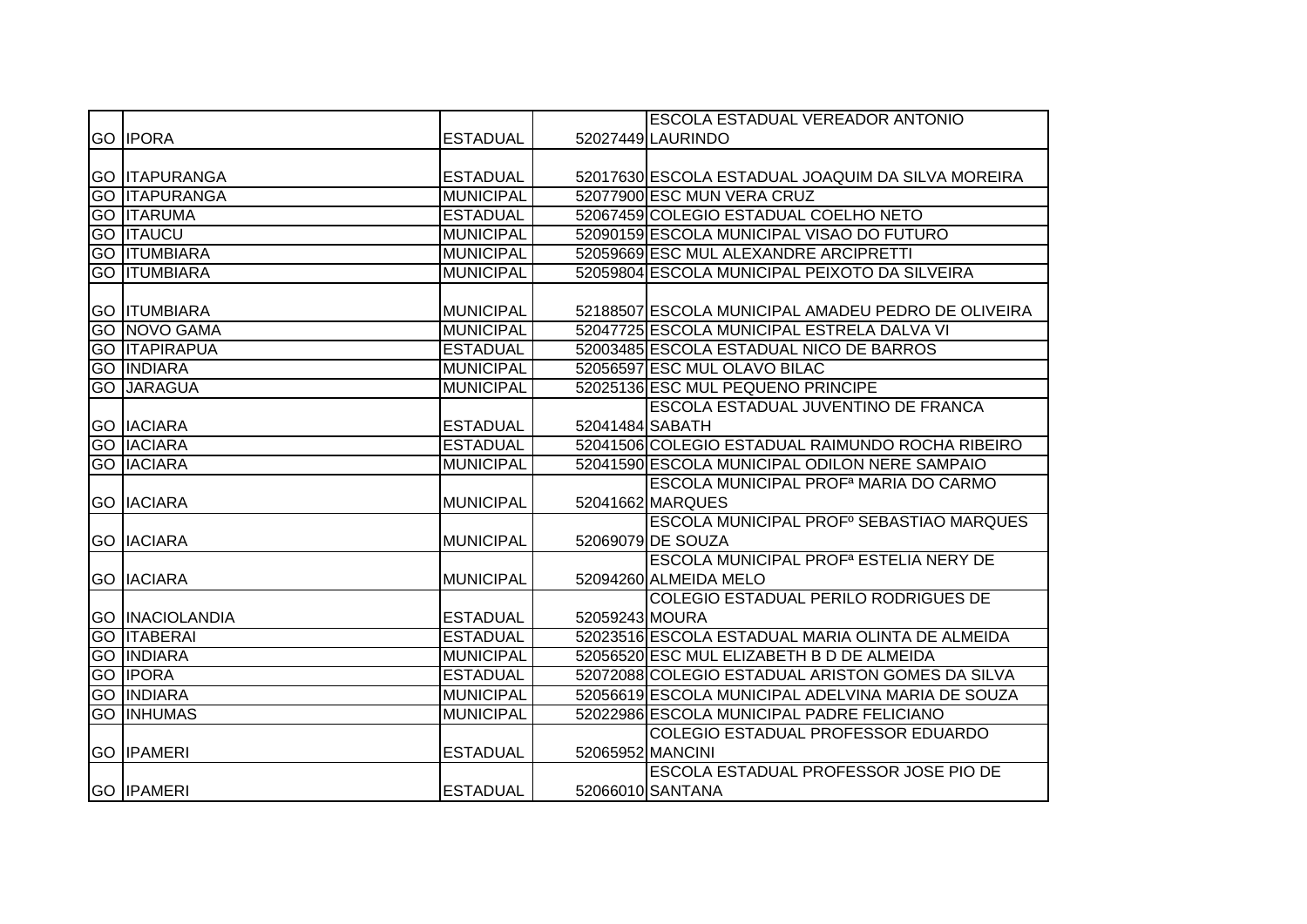| | | | | |
|---|---|---|---|---|
| GO | IPORA | ESTADUAL | 52027449 | ESCOLA ESTADUAL VEREADOR ANTONIO LAURINDO |
| GO | ITAPURANGA | ESTADUAL | 52017630 | ESCOLA ESTADUAL JOAQUIM DA SILVA MOREIRA |
| GO | ITAPURANGA | MUNICIPAL | 52077900 | ESC MUN VERA CRUZ |
| GO | ITARUMA | ESTADUAL | 52067459 | COLEGIO ESTADUAL COELHO NETO |
| GO | ITAUCU | MUNICIPAL | 52090159 | ESCOLA MUNICIPAL VISAO DO FUTURO |
| GO | ITUMBIARA | MUNICIPAL | 52059669 | ESC MUL ALEXANDRE ARCIPRETTI |
| GO | ITUMBIARA | MUNICIPAL | 52059804 | ESCOLA MUNICIPAL PEIXOTO DA SILVEIRA |
| GO | ITUMBIARA | MUNICIPAL | 52188507 | ESCOLA MUNICIPAL AMADEU PEDRO DE OLIVEIRA |
| GO | NOVO GAMA | MUNICIPAL | 52047725 | ESCOLA MUNICIPAL ESTRELA DALVA VI |
| GO | ITAPIRAPUA | ESTADUAL | 52003485 | ESCOLA ESTADUAL NICO DE BARROS |
| GO | INDIARA | MUNICIPAL | 52056597 | ESC MUL OLAVO BILAC |
| GO | JARAGUA | MUNICIPAL | 52025136 | ESC MUL PEQUENO PRINCIPE |
| GO | IACIARA | ESTADUAL | 52041484 | ESCOLA ESTADUAL JUVENTINO DE FRANCA SABATH |
| GO | IACIARA | ESTADUAL | 52041506 | COLEGIO ESTADUAL RAIMUNDO ROCHA RIBEIRO |
| GO | IACIARA | MUNICIPAL | 52041590 | ESCOLA MUNICIPAL ODILON NERE SAMPAIO |
| GO | IACIARA | MUNICIPAL | 52041662 | ESCOLA MUNICIPAL PROFª MARIA DO CARMO MARQUES |
| GO | IACIARA | MUNICIPAL | 52069079 | ESCOLA MUNICIPAL PROFº SEBASTIAO MARQUES DE SOUZA |
| GO | IACIARA | MUNICIPAL | 52094260 | ESCOLA MUNICIPAL PROFª ESTELIA NERY DE ALMEIDA MELO |
| GO | INACIOLANDIA | ESTADUAL | 52059243 | COLEGIO ESTADUAL PERILO RODRIGUES DE MOURA |
| GO | ITABERAI | ESTADUAL | 52023516 | ESCOLA ESTADUAL MARIA OLINTA DE ALMEIDA |
| GO | INDIARA | MUNICIPAL | 52056520 | ESC MUL ELIZABETH B D DE ALMEIDA |
| GO | IPORA | ESTADUAL | 52072088 | COLEGIO ESTADUAL ARISTON GOMES DA SILVA |
| GO | INDIARA | MUNICIPAL | 52056619 | ESCOLA MUNICIPAL ADELVINA MARIA DE SOUZA |
| GO | INHUMAS | MUNICIPAL | 52022986 | ESCOLA MUNICIPAL PADRE FELICIANO |
| GO | IPAMERI | ESTADUAL | 52065952 | COLEGIO ESTADUAL PROFESSOR EDUARDO MANCINI |
| GO | IPAMERI | ESTADUAL | 52066010 | ESCOLA ESTADUAL PROFESSOR JOSE PIO DE SANTANA |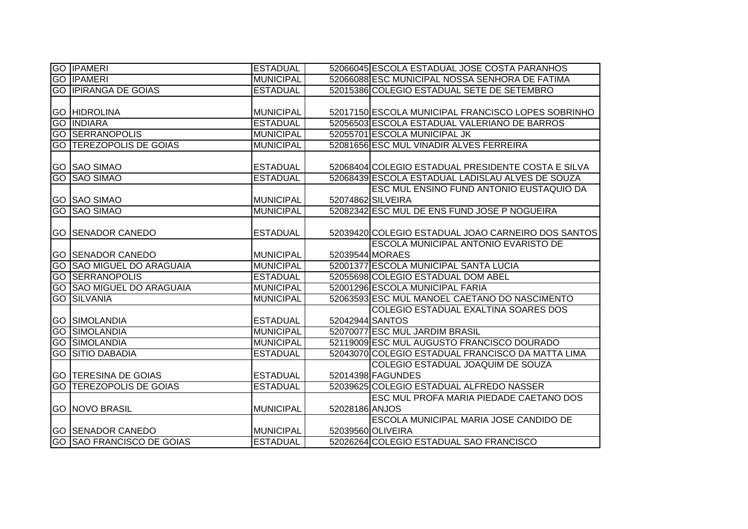| | | | | |
|---|---|---|---|---|
| GO | IPAMERI | ESTADUAL | 52066045 | ESCOLA ESTADUAL JOSE COSTA PARANHOS |
| GO | IPAMERI | MUNICIPAL | 52066088 | ESC MUNICIPAL NOSSA SENHORA DE FATIMA |
| GO | IPIRANGA DE GOIAS | ESTADUAL | 52015386 | COLEGIO ESTADUAL SETE DE SETEMBRO |
| GO | HIDROLINA | MUNICIPAL | 52017150 | ESCOLA MUNICIPAL FRANCISCO LOPES SOBRINHO |
| GO | INDIARA | ESTADUAL | 52056503 | ESCOLA ESTADUAL VALERIANO DE BARROS |
| GO | SERRANOPOLIS | MUNICIPAL | 52055701 | ESCOLA MUNICIPAL JK |
| GO | TEREZOPOLIS DE GOIAS | MUNICIPAL | 52081656 | ESC MUL VINADIR ALVES FERREIRA |
| GO | SAO SIMAO | ESTADUAL | 52068404 | COLEGIO ESTADUAL PRESIDENTE COSTA E SILVA |
| GO | SAO SIMAO | ESTADUAL | 52068439 | ESCOLA ESTADUAL LADISLAU ALVES DE SOUZA |
| GO | SAO SIMAO | MUNICIPAL | 52074862 | ESC MUL ENSINO FUND ANTONIO EUSTAQUIO DA SILVEIRA |
| GO | SAO SIMAO | MUNICIPAL | 52082342 | ESC MUL DE ENS FUND JOSE P NOGUEIRA |
| GO | SENADOR CANEDO | ESTADUAL | 52039420 | COLEGIO ESTADUAL JOAO CARNEIRO DOS SANTOS |
| GO | SENADOR CANEDO | MUNICIPAL | 52039544 | ESCOLA MUNICIPAL ANTONIO EVARISTO DE MORAES |
| GO | SAO MIGUEL DO ARAGUAIA | MUNICIPAL | 52001377 | ESCOLA MUNICIPAL SANTA LUCIA |
| GO | SERRANOPOLIS | ESTADUAL | 52055698 | COLEGIO ESTADUAL DOM ABEL |
| GO | SAO MIGUEL DO ARAGUAIA | MUNICIPAL | 52001296 | ESCOLA MUNICIPAL FARIA |
| GO | SILVANIA | MUNICIPAL | 52063593 | ESC MUL MANOEL CAETANO DO NASCIMENTO |
| GO | SIMOLANDIA | ESTADUAL | 52042944 | COLEGIO ESTADUAL EXALTINA SOARES DOS SANTOS |
| GO | SIMOLANDIA | MUNICIPAL | 52070077 | ESC MUL JARDIM BRASIL |
| GO | SIMOLANDIA | MUNICIPAL | 52119009 | ESC MUL AUGUSTO FRANCISCO DOURADO |
| GO | SITIO DABADIA | ESTADUAL | 52043070 | COLEGIO ESTADUAL FRANCISCO DA MATTA LIMA |
| GO | TERESINA DE GOIAS | ESTADUAL | 52014398 | COLEGIO ESTADUAL JOAQUIM DE SOUZA FAGUNDES |
| GO | TEREZOPOLIS DE GOIAS | ESTADUAL | 52039625 | COLEGIO ESTADUAL ALFREDO NASSER |
| GO | NOVO BRASIL | MUNICIPAL | 52028186 | ESC MUL PROFA MARIA PIEDADE CAETANO DOS ANJOS |
| GO | SENADOR CANEDO | MUNICIPAL | 52039560 | ESCOLA MUNICIPAL MARIA JOSE CANDIDO DE OLIVEIRA |
| GO | SAO FRANCISCO DE GOIAS | ESTADUAL | 52026264 | COLEGIO ESTADUAL SAO FRANCISCO |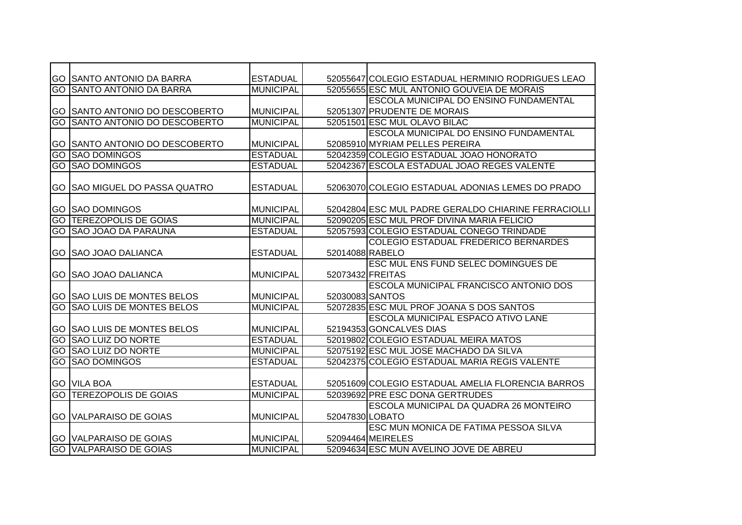| | | | | |
|---|---|---|---|---|
| GO | SANTO ANTONIO DA BARRA | ESTADUAL | 52055647 | COLEGIO ESTADUAL HERMINIO RODRIGUES LEAO |
| GO | SANTO ANTONIO DA BARRA | MUNICIPAL | 52055655 | ESC MUL ANTONIO GOUVEIA DE MORAIS |
| GO | SANTO ANTONIO DO DESCOBERTO | MUNICIPAL | 52051307 | ESCOLA MUNICIPAL DO ENSINO FUNDAMENTAL PRUDENTE DE MORAIS |
| GO | SANTO ANTONIO DO DESCOBERTO | MUNICIPAL | 52051501 | ESC MUL OLAVO BILAC |
| GO | SANTO ANTONIO DO DESCOBERTO | MUNICIPAL | 52085910 | ESCOLA MUNICIPAL DO ENSINO FUNDAMENTAL MYRIAM PELLES PEREIRA |
| GO | SAO DOMINGOS | ESTADUAL | 52042359 | COLEGIO ESTADUAL JOAO HONORATO |
| GO | SAO DOMINGOS | ESTADUAL | 52042367 | ESCOLA ESTADUAL JOAO REGES VALENTE |
| GO | SAO MIGUEL DO PASSA QUATRO | ESTADUAL | 52063070 | COLEGIO ESTADUAL ADONIAS LEMES DO PRADO |
| GO | SAO DOMINGOS | MUNICIPAL | 52042804 | ESC MUL PADRE GERALDO CHIARINE FERRACIOLLI |
| GO | TEREZOPOLIS DE GOIAS | MUNICIPAL | 52090205 | ESC MUL PROF DIVINA MARIA FELICIO |
| GO | SAO JOAO DA PARAUNA | ESTADUAL | 52057593 | COLEGIO ESTADUAL CONEGO TRINDADE |
| GO | SAO JOAO DALIANCA | ESTADUAL | 52014088 | COLEGIO ESTADUAL FREDERICO BERNARDES RABELO |
| GO | SAO JOAO DALIANCA | MUNICIPAL | 52073432 | ESC MUL ENS FUND SELEC DOMINGUES DE FREITAS |
| GO | SAO LUIS DE MONTES BELOS | MUNICIPAL | 52030083 | ESCOLA MUNICIPAL FRANCISCO ANTONIO DOS SANTOS |
| GO | SAO LUIS DE MONTES BELOS | MUNICIPAL | 52072835 | ESC MUL PROF JOANA S DOS SANTOS |
| GO | SAO LUIS DE MONTES BELOS | MUNICIPAL | 52194353 | ESCOLA MUNICIPAL ESPACO ATIVO LANE GONCALVES DIAS |
| GO | SAO LUIZ DO NORTE | ESTADUAL | 52019802 | COLEGIO ESTADUAL MEIRA MATOS |
| GO | SAO LUIZ DO NORTE | MUNICIPAL | 52075192 | ESC MUL JOSE MACHADO DA SILVA |
| GO | SAO DOMINGOS | ESTADUAL | 52042375 | COLEGIO ESTADUAL MARIA REGIS VALENTE |
| GO | VILA BOA | ESTADUAL | 52051609 | COLEGIO ESTADUAL AMELIA FLORENCIA BARROS |
| GO | TEREZOPOLIS DE GOIAS | MUNICIPAL | 52039692 | PRE ESC DONA GERTRUDES |
| GO | VALPARAISO DE GOIAS | MUNICIPAL | 52047830 | ESCOLA MUNICIPAL DA QUADRA 26 MONTEIRO LOBATO |
| GO | VALPARAISO DE GOIAS | MUNICIPAL | 52094464 | ESC MUN MONICA DE FATIMA PESSOA SILVA MEIRELES |
| GO | VALPARAISO DE GOIAS | MUNICIPAL | 52094634 | ESC MUN AVELINO JOVE DE ABREU |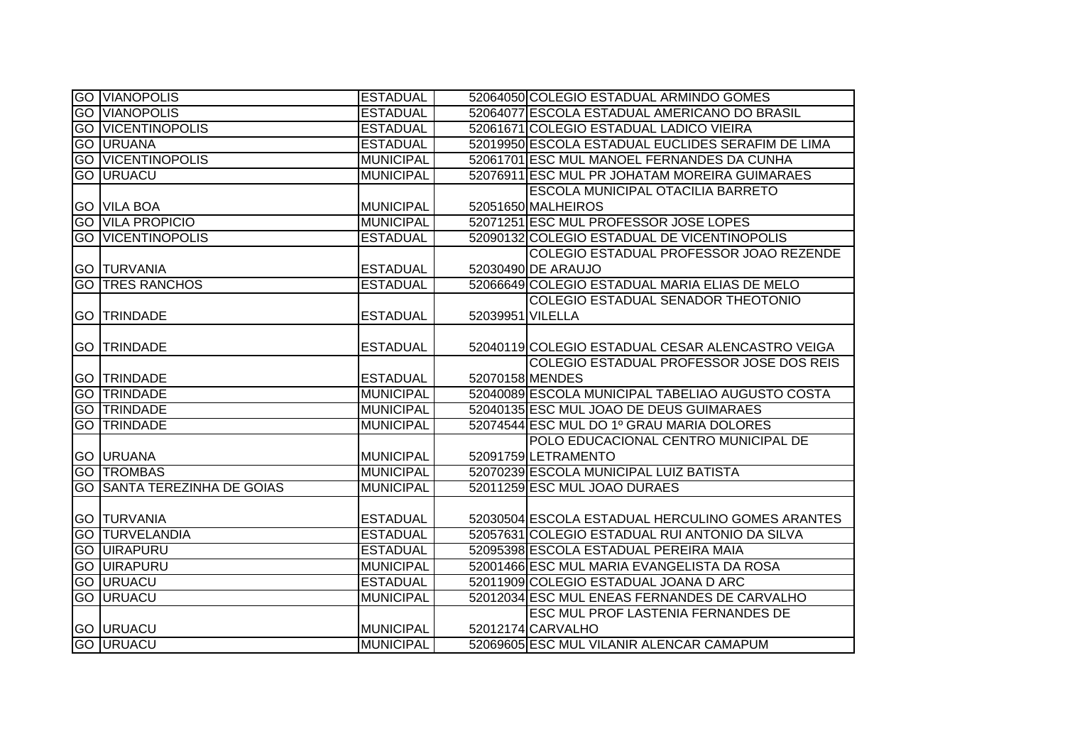| | | | | |
|---|---|---|---|---|
| GO | VIANOPOLIS | ESTADUAL | 52064050 | COLEGIO ESTADUAL ARMINDO GOMES |
| GO | VIANOPOLIS | ESTADUAL | 52064077 | ESCOLA ESTADUAL AMERICANO DO BRASIL |
| GO | VICENTINOPOLIS | ESTADUAL | 52061671 | COLEGIO ESTADUAL LADICO VIEIRA |
| GO | URUANA | ESTADUAL | 52019950 | ESCOLA ESTADUAL EUCLIDES SERAFIM DE LIMA |
| GO | VICENTINOPOLIS | MUNICIPAL | 52061701 | ESC MUL MANOEL FERNANDES DA CUNHA |
| GO | URUACU | MUNICIPAL | 52076911 | ESC MUL PR JOHATAM MOREIRA GUIMARAES |
| GO | VILA BOA | MUNICIPAL | 52051650 | ESCOLA MUNICIPAL OTACILIA BARRETO MALHEIROS |
| GO | VILA PROPICIO | MUNICIPAL | 52071251 | ESC MUL PROFESSOR JOSE LOPES |
| GO | VICENTINOPOLIS | ESTADUAL | 52090132 | COLEGIO ESTADUAL DE VICENTINOPOLIS |
| GO | TURVANIA | ESTADUAL | 52030490 | COLEGIO ESTADUAL PROFESSOR JOAO REZENDE DE ARAUJO |
| GO | TRES RANCHOS | ESTADUAL | 52066649 | COLEGIO ESTADUAL MARIA ELIAS DE MELO |
| GO | TRINDADE | ESTADUAL | 52039951 | COLEGIO ESTADUAL SENADOR THEOTONIO VILELLA |
| GO | TRINDADE | ESTADUAL | 52040119 | COLEGIO ESTADUAL CESAR ALENCASTRO VEIGA |
| GO | TRINDADE | ESTADUAL | 52070158 | COLEGIO ESTADUAL PROFESSOR JOSE DOS REIS MENDES |
| GO | TRINDADE | MUNICIPAL | 52040089 | ESCOLA MUNICIPAL TABELIAO AUGUSTO COSTA |
| GO | TRINDADE | MUNICIPAL | 52040135 | ESC MUL JOAO DE DEUS GUIMARAES |
| GO | TRINDADE | MUNICIPAL | 52074544 | ESC MUL DO 1º GRAU MARIA DOLORES |
| GO | URUANA | MUNICIPAL | 52091759 | POLO EDUCACIONAL CENTRO MUNICIPAL DE LETRAMENTO |
| GO | TROMBAS | MUNICIPAL | 52070239 | ESCOLA MUNICIPAL LUIZ BATISTA |
| GO | SANTA TEREZINHA DE GOIAS | MUNICIPAL | 52011259 | ESC MUL JOAO DURAES |
| GO | TURVANIA | ESTADUAL | 52030504 | ESCOLA ESTADUAL HERCULINO GOMES ARANTES |
| GO | TURVELANDIA | ESTADUAL | 52057631 | COLEGIO ESTADUAL RUI ANTONIO DA SILVA |
| GO | UIRAPURU | ESTADUAL | 52095398 | ESCOLA ESTADUAL PEREIRA MAIA |
| GO | UIRAPURU | MUNICIPAL | 52001466 | ESC MUL MARIA EVANGELISTA DA ROSA |
| GO | URUACU | ESTADUAL | 52011909 | COLEGIO ESTADUAL JOANA D ARC |
| GO | URUACU | MUNICIPAL | 52012034 | ESC MUL ENEAS FERNANDES DE CARVALHO |
| GO | URUACU | MUNICIPAL | 52012174 | ESC MUL PROF LASTENIA FERNANDES DE CARVALHO |
| GO | URUACU | MUNICIPAL | 52069605 | ESC MUL VILANIR ALENCAR CAMAPUM |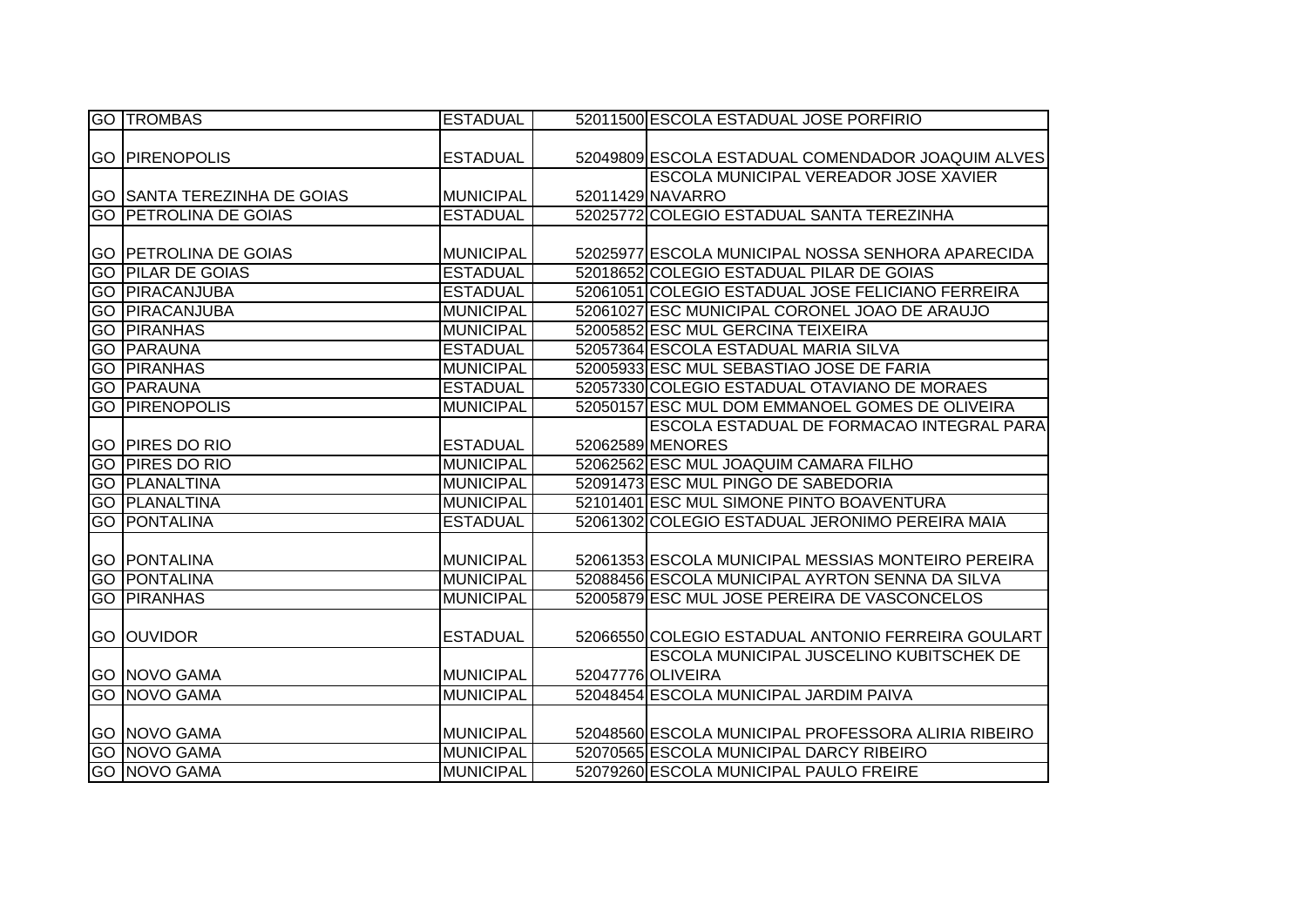| | | | | |
|---|---|---|---|---|
| GO | TROMBAS | ESTADUAL | 52011500 | ESCOLA ESTADUAL JOSE PORFIRIO |
| GO | PIRENOPOLIS | ESTADUAL | 52049809 | ESCOLA ESTADUAL COMENDADOR JOAQUIM ALVES |
| GO | SANTA TEREZINHA DE GOIAS | MUNICIPAL | 52011429 | ESCOLA MUNICIPAL VEREADOR JOSE XAVIER NAVARRO |
| GO | PETROLINA DE GOIAS | ESTADUAL | 52025772 | COLEGIO ESTADUAL SANTA TEREZINHA |
| GO | PETROLINA DE GOIAS | MUNICIPAL | 52025977 | ESCOLA MUNICIPAL NOSSA SENHORA APARECIDA |
| GO | PILAR DE GOIAS | ESTADUAL | 52018652 | COLEGIO ESTADUAL PILAR DE GOIAS |
| GO | PIRACANJUBA | ESTADUAL | 52061051 | COLEGIO ESTADUAL JOSE FELICIANO FERREIRA |
| GO | PIRACANJUBA | MUNICIPAL | 52061027 | ESC MUNICIPAL CORONEL JOAO DE ARAUJO |
| GO | PIRANHAS | MUNICIPAL | 52005852 | ESC MUL GERCINA TEIXEIRA |
| GO | PARAUNA | ESTADUAL | 52057364 | ESCOLA ESTADUAL MARIA SILVA |
| GO | PIRANHAS | MUNICIPAL | 52005933 | ESC MUL SEBASTIAO JOSE DE FARIA |
| GO | PARAUNA | ESTADUAL | 52057330 | COLEGIO ESTADUAL OTAVIANO DE MORAES |
| GO | PIRENOPOLIS | MUNICIPAL | 52050157 | ESC MUL DOM EMMANOEL GOMES DE OLIVEIRA |
| GO | PIRES DO RIO | ESTADUAL | 52062589 | ESCOLA ESTADUAL DE FORMACAO INTEGRAL PARA MENORES |
| GO | PIRES DO RIO | MUNICIPAL | 52062562 | ESC MUL JOAQUIM CAMARA FILHO |
| GO | PLANALTINA | MUNICIPAL | 52091473 | ESC MUL PINGO DE SABEDORIA |
| GO | PLANALTINA | MUNICIPAL | 52101401 | ESC MUL SIMONE PINTO BOAVENTURA |
| GO | PONTALINA | ESTADUAL | 52061302 | COLEGIO ESTADUAL JERONIMO PEREIRA MAIA |
| GO | PONTALINA | MUNICIPAL | 52061353 | ESCOLA MUNICIPAL MESSIAS MONTEIRO PEREIRA |
| GO | PONTALINA | MUNICIPAL | 52088456 | ESCOLA MUNICIPAL AYRTON SENNA DA SILVA |
| GO | PIRANHAS | MUNICIPAL | 52005879 | ESC MUL JOSE PEREIRA DE VASCONCELOS |
| GO | OUVIDOR | ESTADUAL | 52066550 | COLEGIO ESTADUAL ANTONIO FERREIRA GOULART |
| GO | NOVO GAMA | MUNICIPAL | 52047776 | ESCOLA MUNICIPAL JUSCELINO KUBITSCHEK DE OLIVEIRA |
| GO | NOVO GAMA | MUNICIPAL | 52048454 | ESCOLA MUNICIPAL JARDIM PAIVA |
| GO | NOVO GAMA | MUNICIPAL | 52048560 | ESCOLA MUNICIPAL PROFESSORA ALIRIA RIBEIRO |
| GO | NOVO GAMA | MUNICIPAL | 52070565 | ESCOLA MUNICIPAL DARCY RIBEIRO |
| GO | NOVO GAMA | MUNICIPAL | 52079260 | ESCOLA MUNICIPAL PAULO FREIRE |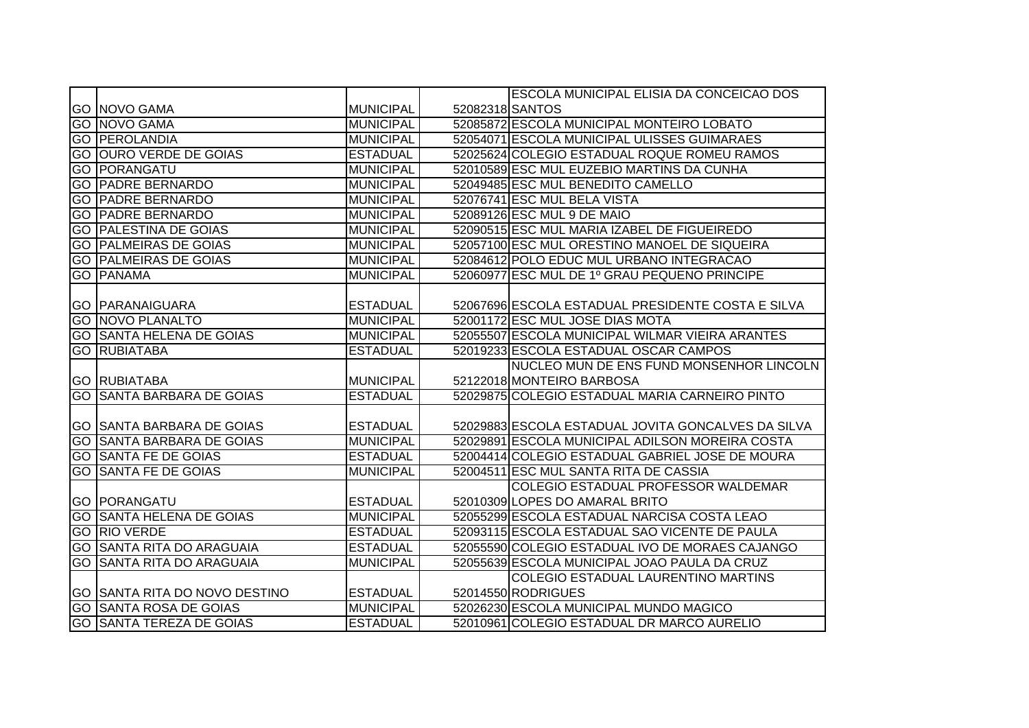| | | | | |
|---|---|---|---|---|
| GO | NOVO GAMA | MUNICIPAL | 52082318 | ESCOLA MUNICIPAL ELISIA DA CONCEICAO DOS SANTOS |
| GO | NOVO GAMA | MUNICIPAL | 52085872 | ESCOLA MUNICIPAL MONTEIRO LOBATO |
| GO | PEROLANDIA | MUNICIPAL | 52054071 | ESCOLA MUNICIPAL ULISSES GUIMARAES |
| GO | OURO VERDE DE GOIAS | ESTADUAL | 52025624 | COLEGIO ESTADUAL ROQUE ROMEU RAMOS |
| GO | PORANGATU | MUNICIPAL | 52010589 | ESC MUL EUZEBIO MARTINS DA CUNHA |
| GO | PADRE BERNARDO | MUNICIPAL | 52049485 | ESC MUL BENEDITO CAMELLO |
| GO | PADRE BERNARDO | MUNICIPAL | 52076741 | ESC MUL BELA VISTA |
| GO | PADRE BERNARDO | MUNICIPAL | 52089126 | ESC MUL 9 DE MAIO |
| GO | PALESTINA DE GOIAS | MUNICIPAL | 52090515 | ESC MUL MARIA IZABEL DE FIGUEIREDO |
| GO | PALMEIRAS DE GOIAS | MUNICIPAL | 52057100 | ESC MUL ORESTINO MANOEL DE SIQUEIRA |
| GO | PALMEIRAS DE GOIAS | MUNICIPAL | 52084612 | POLO EDUC MUL URBANO INTEGRACAO |
| GO | PANAMA | MUNICIPAL | 52060977 | ESC MUL DE 1º GRAU PEQUENO PRINCIPE |
| GO | PARANAIGUARA | ESTADUAL | 52067696 | ESCOLA ESTADUAL PRESIDENTE COSTA E SILVA |
| GO | NOVO PLANALTO | MUNICIPAL | 52001172 | ESC MUL JOSE DIAS MOTA |
| GO | SANTA HELENA DE GOIAS | MUNICIPAL | 52055507 | ESCOLA MUNICIPAL WILMAR VIEIRA ARANTES |
| GO | RUBIATABA | ESTADUAL | 52019233 | ESCOLA ESTADUAL OSCAR CAMPOS |
| GO | RUBIATABA | MUNICIPAL | 52122018 | NUCLEO MUN DE ENS FUND MONSENHOR LINCOLN MONTEIRO BARBOSA |
| GO | SANTA BARBARA DE GOIAS | ESTADUAL | 52029875 | COLEGIO ESTADUAL MARIA CARNEIRO PINTO |
| GO | SANTA BARBARA DE GOIAS | ESTADUAL | 52029883 | ESCOLA ESTADUAL JOVITA GONCALVES DA SILVA |
| GO | SANTA BARBARA DE GOIAS | MUNICIPAL | 52029891 | ESCOLA MUNICIPAL ADILSON MOREIRA COSTA |
| GO | SANTA FE DE GOIAS | ESTADUAL | 52004414 | COLEGIO ESTADUAL GABRIEL JOSE DE MOURA |
| GO | SANTA FE DE GOIAS | MUNICIPAL | 52004511 | ESC MUL SANTA RITA DE CASSIA |
| GO | PORANGATU | ESTADUAL | 52010309 | COLEGIO ESTADUAL PROFESSOR WALDEMAR LOPES DO AMARAL BRITO |
| GO | SANTA HELENA DE GOIAS | MUNICIPAL | 52055299 | ESCOLA ESTADUAL NARCISA COSTA LEAO |
| GO | RIO VERDE | ESTADUAL | 52093115 | ESCOLA ESTADUAL SAO VICENTE DE PAULA |
| GO | SANTA RITA DO ARAGUAIA | ESTADUAL | 52055590 | COLEGIO ESTADUAL IVO DE MORAES CAJANGO |
| GO | SANTA RITA DO ARAGUAIA | MUNICIPAL | 52055639 | ESCOLA MUNICIPAL JOAO PAULA DA CRUZ |
| GO | SANTA RITA DO NOVO DESTINO | ESTADUAL | 52014550 | COLEGIO ESTADUAL LAURENTINO MARTINS RODRIGUES |
| GO | SANTA ROSA DE GOIAS | MUNICIPAL | 52026230 | ESCOLA MUNICIPAL MUNDO MAGICO |
| GO | SANTA TEREZA DE GOIAS | ESTADUAL | 52010961 | COLEGIO ESTADUAL DR MARCO AURELIO |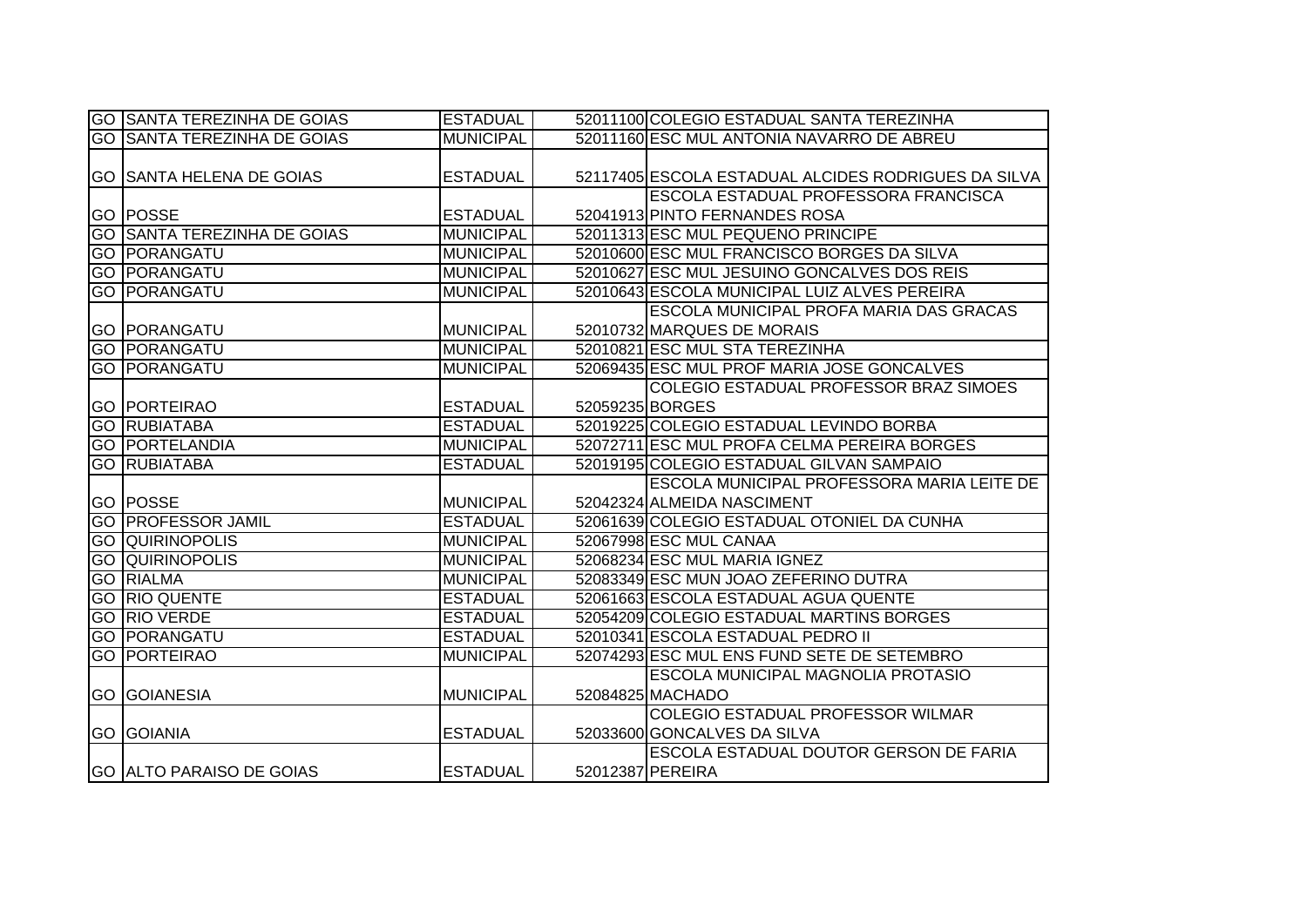| | | | | |
|---|---|---|---|---|
| GO | SANTA TEREZINHA DE GOIAS | ESTADUAL | 52011100 | COLEGIO ESTADUAL SANTA TEREZINHA |
| GO | SANTA TEREZINHA DE GOIAS | MUNICIPAL | 52011160 | ESC MUL ANTONIA NAVARRO DE ABREU |
| GO | SANTA HELENA DE GOIAS | ESTADUAL | 52117405 | ESCOLA ESTADUAL ALCIDES RODRIGUES DA SILVA |
| GO | POSSE | ESTADUAL | 52041913 | ESCOLA ESTADUAL PROFESSORA FRANCISCA PINTO FERNANDES ROSA |
| GO | SANTA TEREZINHA DE GOIAS | MUNICIPAL | 52011313 | ESC MUL PEQUENO PRINCIPE |
| GO | PORANGATU | MUNICIPAL | 52010600 | ESC MUL FRANCISCO BORGES DA SILVA |
| GO | PORANGATU | MUNICIPAL | 52010627 | ESC MUL JESUINO GONCALVES DOS REIS |
| GO | PORANGATU | MUNICIPAL | 52010643 | ESCOLA MUNICIPAL LUIZ ALVES PEREIRA |
| GO | PORANGATU | MUNICIPAL | 52010732 | ESCOLA MUNICIPAL PROFA MARIA DAS GRACAS MARQUES DE MORAIS |
| GO | PORANGATU | MUNICIPAL | 52010821 | ESC MUL STA TEREZINHA |
| GO | PORANGATU | MUNICIPAL | 52069435 | ESC MUL PROF MARIA JOSE GONCALVES |
| GO | PORTEIRAO | ESTADUAL | 52059235 | COLEGIO ESTADUAL PROFESSOR BRAZ SIMOES BORGES |
| GO | RUBIATABA | ESTADUAL | 52019225 | COLEGIO ESTADUAL LEVINDO BORBA |
| GO | PORTELANDIA | MUNICIPAL | 52072711 | ESC MUL PROFA CELMA PEREIRA BORGES |
| GO | RUBIATABA | ESTADUAL | 52019195 | COLEGIO ESTADUAL GILVAN SAMPAIO |
| GO | POSSE | MUNICIPAL | 52042324 | ESCOLA MUNICIPAL PROFESSORA MARIA LEITE DE ALMEIDA NASCIMENT |
| GO | PROFESSOR JAMIL | ESTADUAL | 52061639 | COLEGIO ESTADUAL OTONIEL DA CUNHA |
| GO | QUIRINOPOLIS | MUNICIPAL | 52067998 | ESC MUL CANAA |
| GO | QUIRINOPOLIS | MUNICIPAL | 52068234 | ESC MUL MARIA IGNEZ |
| GO | RIALMA | MUNICIPAL | 52083349 | ESC MUN JOAO ZEFERINO DUTRA |
| GO | RIO QUENTE | ESTADUAL | 52061663 | ESCOLA ESTADUAL AGUA QUENTE |
| GO | RIO VERDE | ESTADUAL | 52054209 | COLEGIO ESTADUAL MARTINS BORGES |
| GO | PORANGATU | ESTADUAL | 52010341 | ESCOLA ESTADUAL PEDRO II |
| GO | PORTEIRAO | MUNICIPAL | 52074293 | ESC MUL ENS FUND SETE DE SETEMBRO |
| GO | GOIANESIA | MUNICIPAL | 52084825 | ESCOLA MUNICIPAL MAGNOLIA PROTASIO MACHADO |
| GO | GOIANIA | ESTADUAL | 52033600 | COLEGIO ESTADUAL PROFESSOR WILMAR GONCALVES DA SILVA |
| GO | ALTO PARAISO DE GOIAS | ESTADUAL | 52012387 | ESCOLA ESTADUAL DOUTOR GERSON DE FARIA PEREIRA |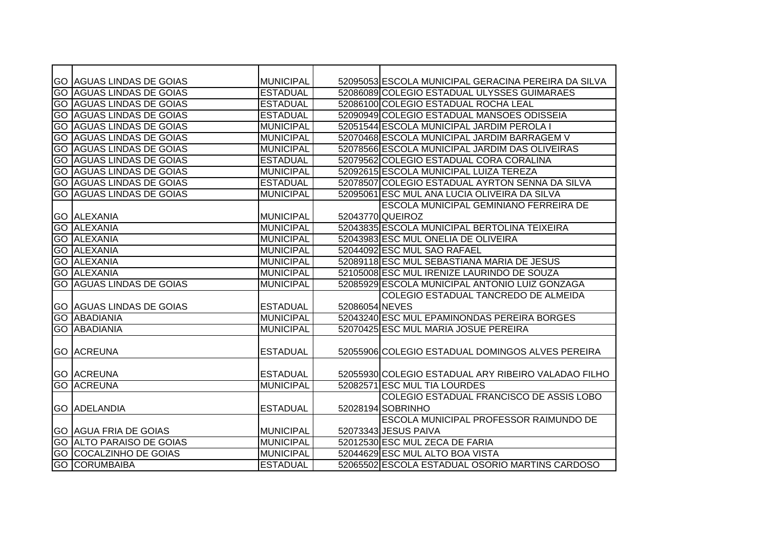| | | | | |
|---|---|---|---|---|
| GO | AGUAS LINDAS DE GOIAS | MUNICIPAL | 52095053 | ESCOLA MUNICIPAL GERACINA PEREIRA DA SILVA |
| GO | AGUAS LINDAS DE GOIAS | ESTADUAL | 52086089 | COLEGIO ESTADUAL ULYSSES GUIMARAES |
| GO | AGUAS LINDAS DE GOIAS | ESTADUAL | 52086100 | COLEGIO ESTADUAL ROCHA LEAL |
| GO | AGUAS LINDAS DE GOIAS | ESTADUAL | 52090949 | COLEGIO ESTADUAL MANSOES ODISSEIA |
| GO | AGUAS LINDAS DE GOIAS | MUNICIPAL | 52051544 | ESCOLA MUNICIPAL JARDIM PEROLA I |
| GO | AGUAS LINDAS DE GOIAS | MUNICIPAL | 52070468 | ESCOLA MUNICIPAL JARDIM BARRAGEM V |
| GO | AGUAS LINDAS DE GOIAS | MUNICIPAL | 52078566 | ESCOLA MUNICIPAL JARDIM DAS OLIVEIRAS |
| GO | AGUAS LINDAS DE GOIAS | ESTADUAL | 52079562 | COLEGIO ESTADUAL CORA CORALINA |
| GO | AGUAS LINDAS DE GOIAS | MUNICIPAL | 52092615 | ESCOLA MUNICIPAL LUIZA TEREZA |
| GO | AGUAS LINDAS DE GOIAS | ESTADUAL | 52078507 | COLEGIO ESTADUAL AYRTON SENNA DA SILVA |
| GO | AGUAS LINDAS DE GOIAS | MUNICIPAL | 52095061 | ESC MUL ANA LUCIA OLIVEIRA DA SILVA |
| GO | ALEXANIA | MUNICIPAL | 52043770 | ESCOLA MUNICIPAL GEMINIANO FERREIRA DE QUEIROZ |
| GO | ALEXANIA | MUNICIPAL | 52043835 | ESCOLA MUNICIPAL BERTOLINA TEIXEIRA |
| GO | ALEXANIA | MUNICIPAL | 52043983 | ESC MUL ONELIA DE OLIVEIRA |
| GO | ALEXANIA | MUNICIPAL | 52044092 | ESC MUL SAO RAFAEL |
| GO | ALEXANIA | MUNICIPAL | 52089118 | ESC MUL SEBASTIANA MARIA DE JESUS |
| GO | ALEXANIA | MUNICIPAL | 52105008 | ESC MUL IRENIZE LAURINDO DE SOUZA |
| GO | AGUAS LINDAS DE GOIAS | MUNICIPAL | 52085929 | ESCOLA MUNICIPAL ANTONIO LUIZ GONZAGA |
| GO | AGUAS LINDAS DE GOIAS | ESTADUAL | 52086054 | COLEGIO ESTADUAL TANCREDO DE ALMEIDA NEVES |
| GO | ABADIANIA | MUNICIPAL | 52043240 | ESC MUL EPAMINONDAS PEREIRA BORGES |
| GO | ABADIANIA | MUNICIPAL | 52070425 | ESC MUL MARIA JOSUE PEREIRA |
| GO | ACREUNA | ESTADUAL | 52055906 | COLEGIO ESTADUAL DOMINGOS ALVES PEREIRA |
| GO | ACREUNA | ESTADUAL | 52055930 | COLEGIO ESTADUAL ARY RIBEIRO VALADAO FILHO |
| GO | ACREUNA | MUNICIPAL | 52082571 | ESC MUL TIA LOURDES |
| GO | ADELANDIA | ESTADUAL | 52028194 | COLEGIO ESTADUAL FRANCISCO DE ASSIS LOBO SOBRINHO |
| GO | AGUA FRIA DE GOIAS | MUNICIPAL | 52073343 | ESCOLA MUNICIPAL PROFESSOR RAIMUNDO DE JESUS PAIVA |
| GO | ALTO PARAISO DE GOIAS | MUNICIPAL | 52012530 | ESC MUL ZECA DE FARIA |
| GO | COCALZINHO DE GOIAS | MUNICIPAL | 52044629 | ESC MUL ALTO BOA VISTA |
| GO | CORUMBAIBA | ESTADUAL | 52065502 | ESCOLA ESTADUAL OSORIO MARTINS CARDOSO |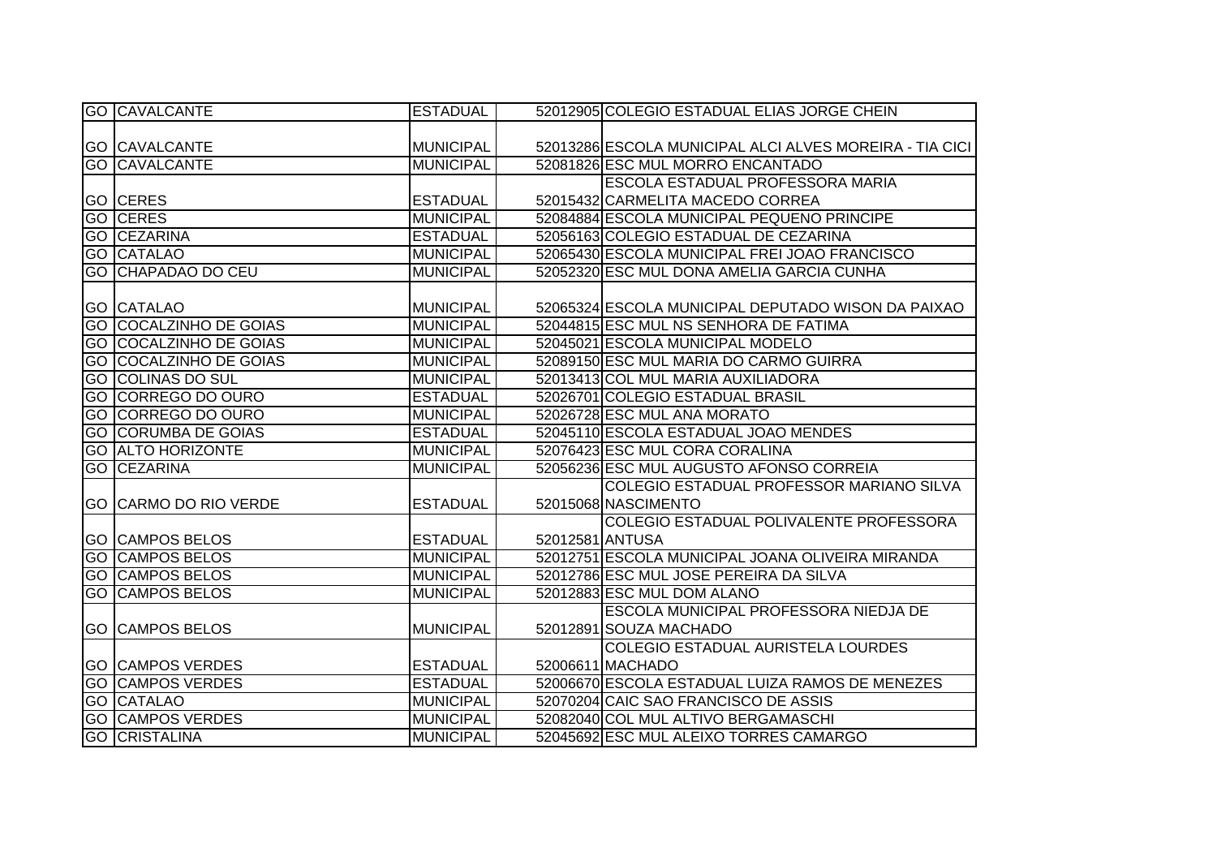| | | | | |
|---|---|---|---|---|
| GO | CAVALCANTE | ESTADUAL | 52012905 | COLEGIO ESTADUAL ELIAS JORGE CHEIN |
| GO | CAVALCANTE | MUNICIPAL | 52013286 | ESCOLA MUNICIPAL ALCI ALVES MOREIRA - TIA CICI |
| GO | CAVALCANTE | MUNICIPAL | 52081826 | ESC MUL MORRO ENCANTADO |
| GO | CERES | ESTADUAL | 52015432 | ESCOLA ESTADUAL PROFESSORA MARIA CARMELITA MACEDO CORREA |
| GO | CERES | MUNICIPAL | 52084884 | ESCOLA MUNICIPAL PEQUENO PRINCIPE |
| GO | CEZARINA | ESTADUAL | 52056163 | COLEGIO ESTADUAL DE CEZARINA |
| GO | CATALAO | MUNICIPAL | 52065430 | ESCOLA MUNICIPAL FREI JOAO FRANCISCO |
| GO | CHAPADAO DO CEU | MUNICIPAL | 52052320 | ESC MUL DONA AMELIA GARCIA CUNHA |
| GO | CATALAO | MUNICIPAL | 52065324 | ESCOLA MUNICIPAL DEPUTADO WISON DA PAIXAO |
| GO | COCALZINHO DE GOIAS | MUNICIPAL | 52044815 | ESC MUL NS SENHORA DE FATIMA |
| GO | COCALZINHO DE GOIAS | MUNICIPAL | 52045021 | ESCOLA MUNICIPAL MODELO |
| GO | COCALZINHO DE GOIAS | MUNICIPAL | 52089150 | ESC MUL MARIA DO CARMO GUIRRA |
| GO | COLINAS DO SUL | MUNICIPAL | 52013413 | COL MUL MARIA AUXILIADORA |
| GO | CORREGO DO OURO | ESTADUAL | 52026701 | COLEGIO ESTADUAL BRASIL |
| GO | CORREGO DO OURO | MUNICIPAL | 52026728 | ESC MUL ANA MORATO |
| GO | CORUMBA DE GOIAS | ESTADUAL | 52045110 | ESCOLA ESTADUAL JOAO MENDES |
| GO | ALTO HORIZONTE | MUNICIPAL | 52076423 | ESC MUL CORA CORALINA |
| GO | CEZARINA | MUNICIPAL | 52056236 | ESC MUL AUGUSTO AFONSO CORREIA |
| GO | CARMO DO RIO VERDE | ESTADUAL | 52015068 | COLEGIO ESTADUAL PROFESSOR MARIANO SILVA NASCIMENTO |
| GO | CAMPOS BELOS | ESTADUAL | 52012581 | COLEGIO ESTADUAL POLIVALENTE PROFESSORA ANTUSA |
| GO | CAMPOS BELOS | MUNICIPAL | 52012751 | ESCOLA MUNICIPAL JOANA OLIVEIRA MIRANDA |
| GO | CAMPOS BELOS | MUNICIPAL | 52012786 | ESC MUL JOSE PEREIRA DA SILVA |
| GO | CAMPOS BELOS | MUNICIPAL | 52012883 | ESC MUL DOM ALANO |
| GO | CAMPOS BELOS | MUNICIPAL | 52012891 | ESCOLA MUNICIPAL PROFESSORA NIEDJA DE SOUZA MACHADO |
| GO | CAMPOS VERDES | ESTADUAL | 52006611 | COLEGIO ESTADUAL AURISTELA LOURDES MACHADO |
| GO | CAMPOS VERDES | ESTADUAL | 52006670 | ESCOLA ESTADUAL LUIZA RAMOS DE MENEZES |
| GO | CATALAO | MUNICIPAL | 52070204 | CAIC SAO FRANCISCO DE ASSIS |
| GO | CAMPOS VERDES | MUNICIPAL | 52082040 | COL MUL ALTIVO BERGAMASCHI |
| GO | CRISTALINA | MUNICIPAL | 52045692 | ESC MUL ALEIXO TORRES CAMARGO |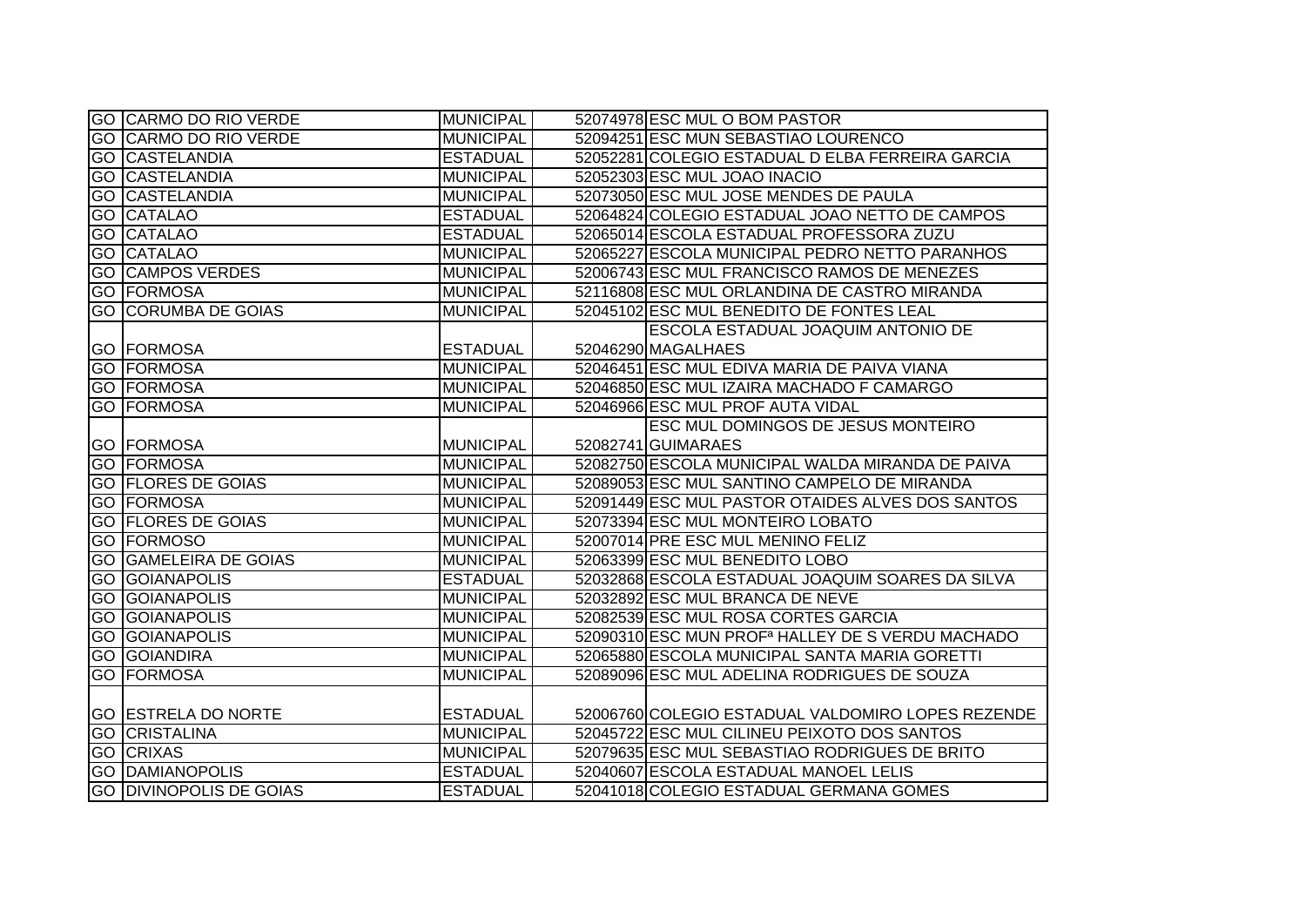| | | | | |
|---|---|---|---|---|
| GO | CARMO DO RIO VERDE | MUNICIPAL | 52074978 | ESC MUL O BOM PASTOR |
| GO | CARMO DO RIO VERDE | MUNICIPAL | 52094251 | ESC MUN SEBASTIAO LOURENCO |
| GO | CASTELANDIA | ESTADUAL | 52052281 | COLEGIO ESTADUAL D ELBA FERREIRA GARCIA |
| GO | CASTELANDIA | MUNICIPAL | 52052303 | ESC MUL JOAO INACIO |
| GO | CASTELANDIA | MUNICIPAL | 52073050 | ESC MUL JOSE MENDES DE PAULA |
| GO | CATALAO | ESTADUAL | 52064824 | COLEGIO ESTADUAL JOAO NETTO DE CAMPOS |
| GO | CATALAO | ESTADUAL | 52065014 | ESCOLA ESTADUAL PROFESSORA ZUZU |
| GO | CATALAO | MUNICIPAL | 52065227 | ESCOLA MUNICIPAL PEDRO NETTO PARANHOS |
| GO | CAMPOS VERDES | MUNICIPAL | 52006743 | ESC MUL FRANCISCO RAMOS DE MENEZES |
| GO | FORMOSA | MUNICIPAL | 52116808 | ESC MUL ORLANDINA DE CASTRO MIRANDA |
| GO | CORUMBA DE GOIAS | MUNICIPAL | 52045102 | ESC MUL BENEDITO DE FONTES LEAL |
| GO | FORMOSA | ESTADUAL | 52046290 | ESCOLA ESTADUAL JOAQUIM ANTONIO DE MAGALHAES |
| GO | FORMOSA | MUNICIPAL | 52046451 | ESC MUL EDIVA MARIA DE PAIVA VIANA |
| GO | FORMOSA | MUNICIPAL | 52046850 | ESC MUL IZAIRA MACHADO F CAMARGO |
| GO | FORMOSA | MUNICIPAL | 52046966 | ESC MUL PROF AUTA VIDAL |
| GO | FORMOSA | MUNICIPAL | 52082741 | ESC MUL DOMINGOS DE JESUS MONTEIRO GUIMARAES |
| GO | FORMOSA | MUNICIPAL | 52082750 | ESCOLA MUNICIPAL WALDA MIRANDA DE PAIVA |
| GO | FLORES DE GOIAS | MUNICIPAL | 52089053 | ESC MUL SANTINO CAMPELO DE MIRANDA |
| GO | FORMOSA | MUNICIPAL | 52091449 | ESC MUL PASTOR OTAIDES ALVES DOS SANTOS |
| GO | FLORES DE GOIAS | MUNICIPAL | 52073394 | ESC MUL MONTEIRO LOBATO |
| GO | FORMOSO | MUNICIPAL | 52007014 | PRE ESC MUL MENINO FELIZ |
| GO | GAMELEIRA DE GOIAS | MUNICIPAL | 52063399 | ESC MUL BENEDITO LOBO |
| GO | GOIANAPOLIS | ESTADUAL | 52032868 | ESCOLA ESTADUAL JOAQUIM SOARES DA SILVA |
| GO | GOIANAPOLIS | MUNICIPAL | 52032892 | ESC MUL BRANCA DE NEVE |
| GO | GOIANAPOLIS | MUNICIPAL | 52082539 | ESC MUL ROSA CORTES GARCIA |
| GO | GOIANAPOLIS | MUNICIPAL | 52090310 | ESC MUN PROFª HALLEY DE S VERDU MACHADO |
| GO | GOIANDIRA | MUNICIPAL | 52065880 | ESCOLA MUNICIPAL SANTA MARIA GORETTI |
| GO | FORMOSA | MUNICIPAL | 52089096 | ESC MUL ADELINA RODRIGUES DE SOUZA |
| GO | ESTRELA DO NORTE | ESTADUAL | 52006760 | COLEGIO ESTADUAL VALDOMIRO LOPES REZENDE |
| GO | CRISTALINA | MUNICIPAL | 52045722 | ESC MUL CILINEU PEIXOTO DOS SANTOS |
| GO | CRIXAS | MUNICIPAL | 52079635 | ESC MUL SEBASTIAO RODRIGUES DE BRITO |
| GO | DAMIANOPOLIS | ESTADUAL | 52040607 | ESCOLA ESTADUAL MANOEL LELIS |
| GO | DIVINOPOLIS DE GOIAS | ESTADUAL | 52041018 | COLEGIO ESTADUAL GERMANA GOMES |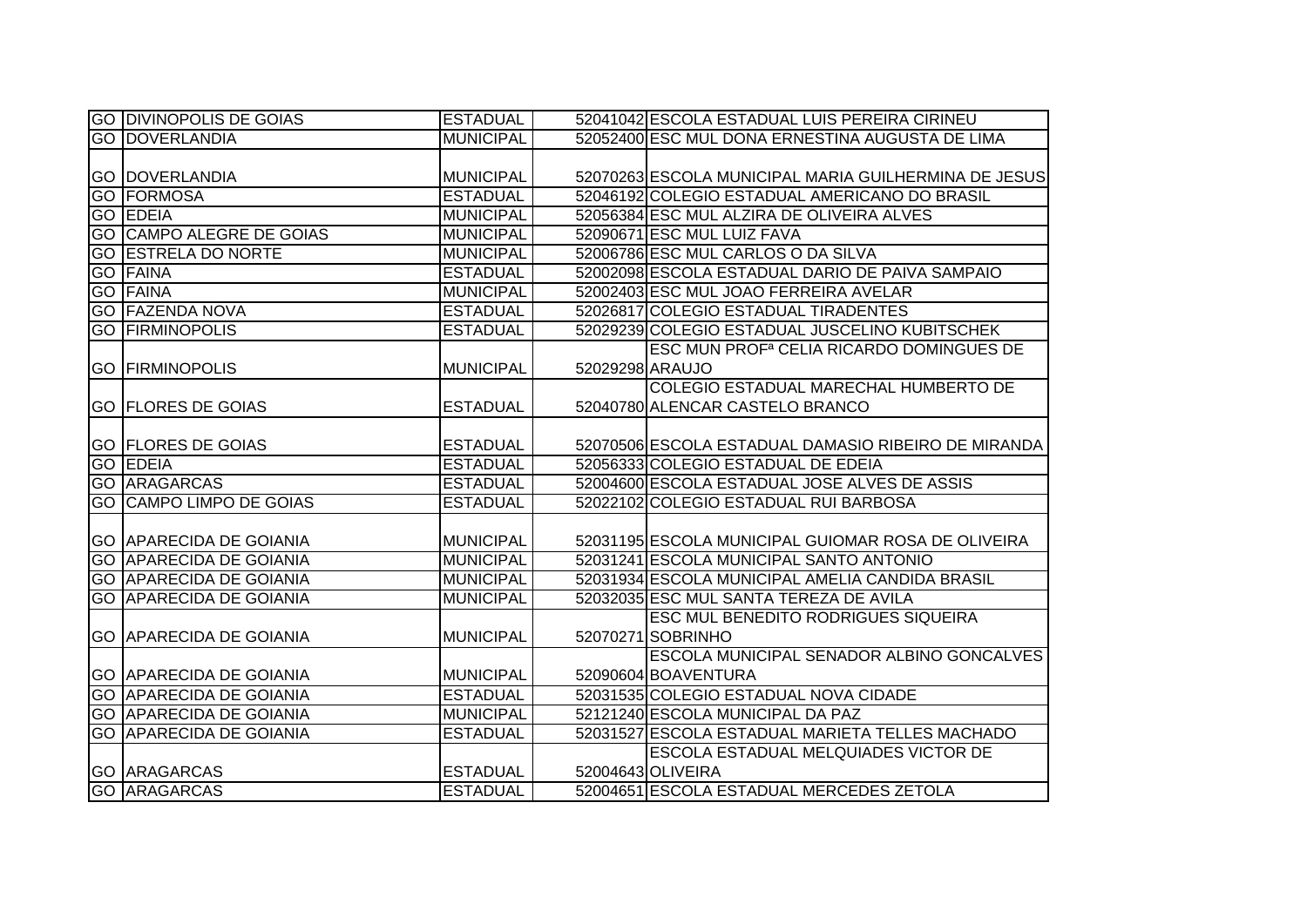| | | | | |
|---|---|---|---|---|
| GO | DIVINOPOLIS DE GOIAS | ESTADUAL | 52041042 | ESCOLA ESTADUAL LUIS PEREIRA CIRINEU |
| GO | DOVERLANDIA | MUNICIPAL | 52052400 | ESC MUL DONA ERNESTINA AUGUSTA DE LIMA |
| GO | DOVERLANDIA | MUNICIPAL | 52070263 | ESCOLA MUNICIPAL MARIA GUILHERMINA DE JESUS |
| GO | FORMOSA | ESTADUAL | 52046192 | COLEGIO ESTADUAL AMERICANO DO BRASIL |
| GO | EDEIA | MUNICIPAL | 52056384 | ESC MUL ALZIRA DE OLIVEIRA ALVES |
| GO | CAMPO ALEGRE DE GOIAS | MUNICIPAL | 52090671 | ESC MUL LUIZ FAVA |
| GO | ESTRELA DO NORTE | MUNICIPAL | 52006786 | ESC MUL CARLOS O DA SILVA |
| GO | FAINA | ESTADUAL | 52002098 | ESCOLA ESTADUAL DARIO DE PAIVA SAMPAIO |
| GO | FAINA | MUNICIPAL | 52002403 | ESC MUL JOAO FERREIRA AVELAR |
| GO | FAZENDA NOVA | ESTADUAL | 52026817 | COLEGIO ESTADUAL TIRADENTES |
| GO | FIRMINOPOLIS | ESTADUAL | 52029239 | COLEGIO ESTADUAL JUSCELINO KUBITSCHEK |
| GO | FIRMINOPOLIS | MUNICIPAL | 52029298 | ESC MUN PROFª CELIA RICARDO DOMINGUES DE ARAUJO |
| GO | FLORES DE GOIAS | ESTADUAL | 52040780 | COLEGIO ESTADUAL MARECHAL HUMBERTO DE ALENCAR CASTELO BRANCO |
| GO | FLORES DE GOIAS | ESTADUAL | 52070506 | ESCOLA ESTADUAL DAMASIO RIBEIRO DE MIRANDA |
| GO | EDEIA | ESTADUAL | 52056333 | COLEGIO ESTADUAL DE EDEIA |
| GO | ARAGARCAS | ESTADUAL | 52004600 | ESCOLA ESTADUAL JOSE ALVES DE ASSIS |
| GO | CAMPO LIMPO DE GOIAS | ESTADUAL | 52022102 | COLEGIO ESTADUAL RUI BARBOSA |
| GO | APARECIDA DE GOIANIA | MUNICIPAL | 52031195 | ESCOLA MUNICIPAL GUIOMAR ROSA DE OLIVEIRA |
| GO | APARECIDA DE GOIANIA | MUNICIPAL | 52031241 | ESCOLA MUNICIPAL SANTO ANTONIO |
| GO | APARECIDA DE GOIANIA | MUNICIPAL | 52031934 | ESCOLA MUNICIPAL AMELIA CANDIDA BRASIL |
| GO | APARECIDA DE GOIANIA | MUNICIPAL | 52032035 | ESC MUL SANTA TEREZA DE AVILA |
| GO | APARECIDA DE GOIANIA | MUNICIPAL | 52070271 | ESC MUL BENEDITO RODRIGUES SIQUEIRA SOBRINHO |
| GO | APARECIDA DE GOIANIA | MUNICIPAL | 52090604 | ESCOLA MUNICIPAL SENADOR ALBINO GONCALVES BOAVENTURA |
| GO | APARECIDA DE GOIANIA | ESTADUAL | 52031535 | COLEGIO ESTADUAL NOVA CIDADE |
| GO | APARECIDA DE GOIANIA | MUNICIPAL | 52121240 | ESCOLA MUNICIPAL DA PAZ |
| GO | APARECIDA DE GOIANIA | ESTADUAL | 52031527 | ESCOLA ESTADUAL MARIETA TELLES MACHADO |
| GO | ARAGARCAS | ESTADUAL | 52004643 | ESCOLA ESTADUAL MELQUIADES VICTOR DE OLIVEIRA |
| GO | ARAGARCAS | ESTADUAL | 52004651 | ESCOLA ESTADUAL MERCEDES ZETOLA |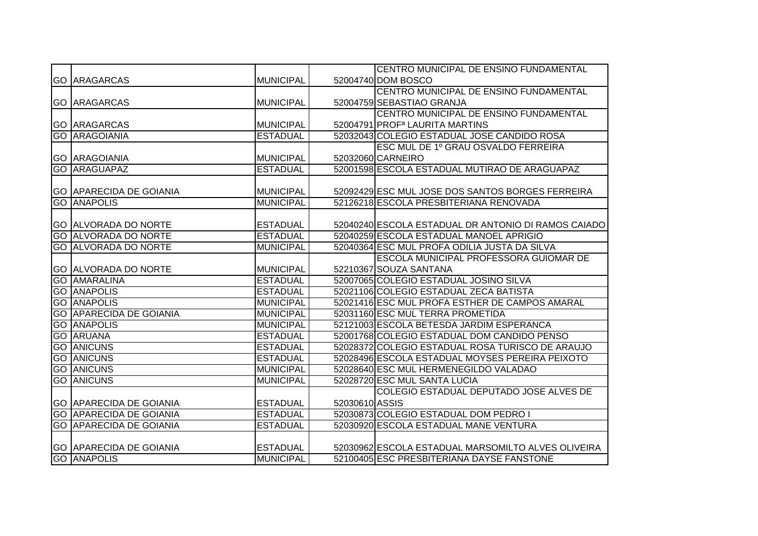| | | | | |
|---|---|---|---|---|
| GO | ARAGARCAS | MUNICIPAL | 52004740 | CENTRO MUNICIPAL DE ENSINO FUNDAMENTAL DOM BOSCO |
| GO | ARAGARCAS | MUNICIPAL | 52004759 | CENTRO MUNICIPAL DE ENSINO FUNDAMENTAL SEBASTIAO GRANJA |
| GO | ARAGARCAS | MUNICIPAL | 52004791 | CENTRO MUNICIPAL DE ENSINO FUNDAMENTAL PROFª LAURITA MARTINS |
| GO | ARAGOIANIA | ESTADUAL | 52032043 | COLEGIO ESTADUAL JOSE CANDIDO ROSA |
| GO | ARAGOIANIA | MUNICIPAL | 52032060 | ESC MUL DE 1º GRAU OSVALDO FERREIRA CARNEIRO |
| GO | ARAGUAPAZ | ESTADUAL | 52001598 | ESCOLA ESTADUAL MUTIRAO DE ARAGUAPAZ |
| GO | APARECIDA DE GOIANIA | MUNICIPAL | 52092429 | ESC MUL JOSE DOS SANTOS BORGES FERREIRA |
| GO | ANAPOLIS | MUNICIPAL | 52126218 | ESCOLA PRESBITERIANA RENOVADA |
| GO | ALVORADA DO NORTE | ESTADUAL | 52040240 | ESCOLA ESTADUAL DR ANTONIO DI RAMOS CAIADO |
| GO | ALVORADA DO NORTE | ESTADUAL | 52040259 | ESCOLA ESTADUAL MANOEL APRIGIO |
| GO | ALVORADA DO NORTE | MUNICIPAL | 52040364 | ESC MUL PROFA ODILIA JUSTA DA SILVA |
| GO | ALVORADA DO NORTE | MUNICIPAL | 52210367 | ESCOLA MUNICIPAL PROFESSORA GUIOMAR DE SOUZA SANTANA |
| GO | AMARALINA | ESTADUAL | 52007065 | COLEGIO ESTADUAL JOSINO SILVA |
| GO | ANAPOLIS | ESTADUAL | 52021106 | COLEGIO ESTADUAL ZECA BATISTA |
| GO | ANAPOLIS | MUNICIPAL | 52021416 | ESC MUL PROFA ESTHER DE CAMPOS AMARAL |
| GO | APARECIDA DE GOIANIA | MUNICIPAL | 52031160 | ESC MUL TERRA PROMETIDA |
| GO | ANAPOLIS | MUNICIPAL | 52121003 | ESCOLA BETESDA JARDIM ESPERANCA |
| GO | ARUANA | ESTADUAL | 52001768 | COLEGIO ESTADUAL DOM CANDIDO PENSO |
| GO | ANICUNS | ESTADUAL | 52028372 | COLEGIO ESTADUAL ROSA TURISCO DE ARAUJO |
| GO | ANICUNS | ESTADUAL | 52028496 | ESCOLA ESTADUAL MOYSES PEREIRA PEIXOTO |
| GO | ANICUNS | MUNICIPAL | 52028640 | ESC MUL HERMENEGILDO VALADAO |
| GO | ANICUNS | MUNICIPAL | 52028720 | ESC MUL SANTA LUCIA |
| GO | APARECIDA DE GOIANIA | ESTADUAL | 52030610 | COLEGIO ESTADUAL DEPUTADO JOSE ALVES DE ASSIS |
| GO | APARECIDA DE GOIANIA | ESTADUAL | 52030873 | COLEGIO ESTADUAL DOM PEDRO I |
| GO | APARECIDA DE GOIANIA | ESTADUAL | 52030920 | ESCOLA ESTADUAL MANE VENTURA |
| GO | APARECIDA DE GOIANIA | ESTADUAL | 52030962 | ESCOLA ESTADUAL MARSOMILTO ALVES OLIVEIRA |
| GO | ANAPOLIS | MUNICIPAL | 52100405 | ESC PRESBITERIANA DAYSE FANSTONE |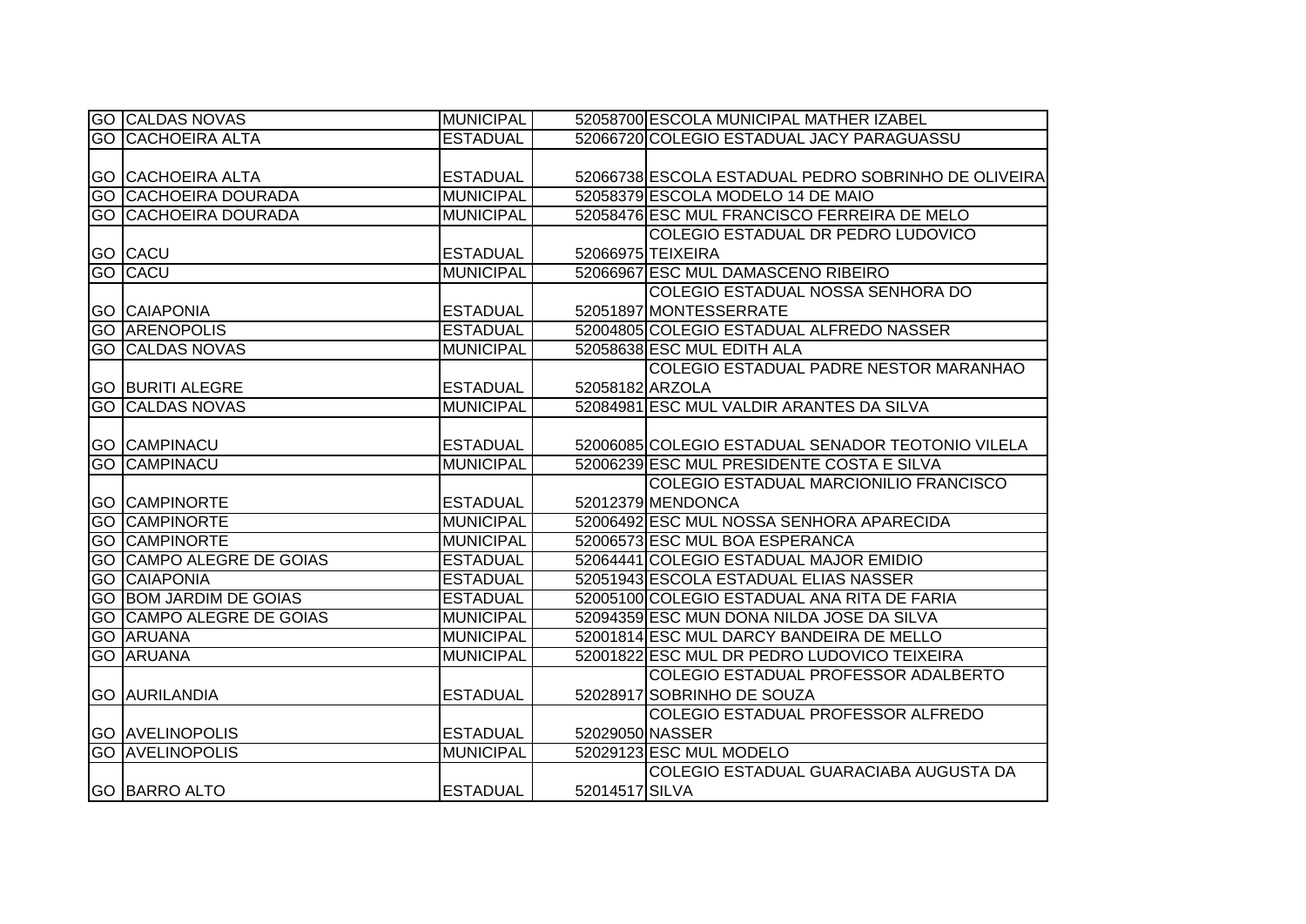| | | | | |
|---|---|---|---|---|
| GO | CALDAS NOVAS | MUNICIPAL | 52058700 | ESCOLA MUNICIPAL MATHER IZABEL |
| GO | CACHOEIRA ALTA | ESTADUAL | 52066720 | COLEGIO ESTADUAL JACY PARAGUASSU |
| GO | CACHOEIRA ALTA | ESTADUAL | 52066738 | ESCOLA ESTADUAL PEDRO SOBRINHO DE OLIVEIRA |
| GO | CACHOEIRA DOURADA | MUNICIPAL | 52058379 | ESCOLA MODELO 14 DE MAIO |
| GO | CACHOEIRA DOURADA | MUNICIPAL | 52058476 | ESC MUL FRANCISCO FERREIRA DE MELO |
| GO | CACU | ESTADUAL | 52066975 | COLEGIO ESTADUAL DR PEDRO LUDOVICO TEIXEIRA |
| GO | CACU | MUNICIPAL | 52066967 | ESC MUL DAMASCENO RIBEIRO |
| GO | CAIAPONIA | ESTADUAL | 52051897 | COLEGIO ESTADUAL NOSSA SENHORA DO MONTESSERRATE |
| GO | ARENOPOLIS | ESTADUAL | 52004805 | COLEGIO ESTADUAL ALFREDO NASSER |
| GO | CALDAS NOVAS | MUNICIPAL | 52058638 | ESC MUL EDITH ALA |
| GO | BURITI ALEGRE | ESTADUAL | 52058182 | COLEGIO ESTADUAL PADRE NESTOR MARANHAO ARZOLA |
| GO | CALDAS NOVAS | MUNICIPAL | 52084981 | ESC MUL VALDIR ARANTES DA SILVA |
| GO | CAMPINACU | ESTADUAL | 52006085 | COLEGIO ESTADUAL SENADOR TEOTONIO VILELA |
| GO | CAMPINACU | MUNICIPAL | 52006239 | ESC MUL PRESIDENTE COSTA E SILVA |
| GO | CAMPINORTE | ESTADUAL | 52012379 | COLEGIO ESTADUAL MARCIONILIO FRANCISCO MENDONCA |
| GO | CAMPINORTE | MUNICIPAL | 52006492 | ESC MUL NOSSA SENHORA APARECIDA |
| GO | CAMPINORTE | MUNICIPAL | 52006573 | ESC MUL BOA ESPERANCA |
| GO | CAMPO ALEGRE DE GOIAS | ESTADUAL | 52064441 | COLEGIO ESTADUAL MAJOR EMIDIO |
| GO | CAIAPONIA | ESTADUAL | 52051943 | ESCOLA ESTADUAL ELIAS NASSER |
| GO | BOM JARDIM DE GOIAS | ESTADUAL | 52005100 | COLEGIO ESTADUAL ANA RITA DE FARIA |
| GO | CAMPO ALEGRE DE GOIAS | MUNICIPAL | 52094359 | ESC MUN DONA NILDA JOSE DA SILVA |
| GO | ARUANA | MUNICIPAL | 52001814 | ESC MUL DARCY BANDEIRA DE MELLO |
| GO | ARUANA | MUNICIPAL | 52001822 | ESC MUL DR PEDRO LUDOVICO TEIXEIRA |
| GO | AURILANDIA | ESTADUAL | 52028917 | COLEGIO ESTADUAL PROFESSOR ADALBERTO SOBRINHO DE SOUZA |
| GO | AVELINOPOLIS | ESTADUAL | 52029050 | COLEGIO ESTADUAL PROFESSOR ALFREDO NASSER |
| GO | AVELINOPOLIS | MUNICIPAL | 52029123 | ESC MUL MODELO |
| GO | BARRO ALTO | ESTADUAL | 52014517 | COLEGIO ESTADUAL GUARACIABA AUGUSTA DA SILVA |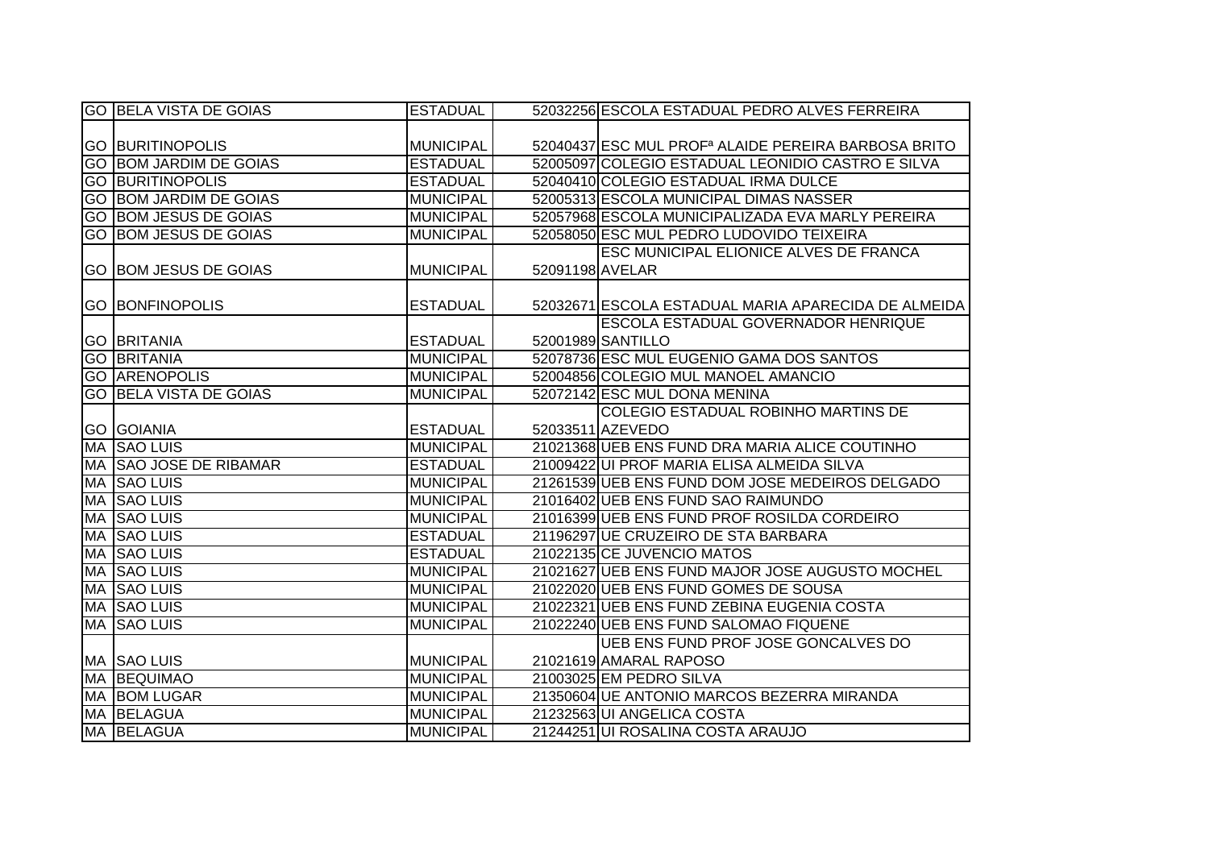| | | | | |
|---|---|---|---|---|
| GO | BELA VISTA DE GOIAS | ESTADUAL | 52032256 | ESCOLA ESTADUAL PEDRO ALVES FERREIRA |
| GO | BURITINOPOLIS | MUNICIPAL | 52040437 | ESC MUL PROFª ALAIDE PEREIRA BARBOSA BRITO |
| GO | BOM JARDIM DE GOIAS | ESTADUAL | 52005097 | COLEGIO ESTADUAL LEONIDIO CASTRO E SILVA |
| GO | BURITINOPOLIS | ESTADUAL | 52040410 | COLEGIO ESTADUAL IRMA DULCE |
| GO | BOM JARDIM DE GOIAS | MUNICIPAL | 52005313 | ESCOLA MUNICIPAL DIMAS NASSER |
| GO | BOM JESUS DE GOIAS | MUNICIPAL | 52057968 | ESCOLA MUNICIPALIZADA EVA MARLY PEREIRA |
| GO | BOM JESUS DE GOIAS | MUNICIPAL | 52058050 | ESC MUL PEDRO LUDOVIDO TEIXEIRA |
| GO | BOM JESUS DE GOIAS | MUNICIPAL | 52091198 | ESC MUNICIPAL ELIONICE ALVES DE FRANCA AVELAR |
| GO | BONFINOPOLIS | ESTADUAL | 52032671 | ESCOLA ESTADUAL MARIA APARECIDA DE ALMEIDA |
| GO | BRITANIA | ESTADUAL | 52001989 | ESCOLA ESTADUAL GOVERNADOR HENRIQUE SANTILLO |
| GO | BRITANIA | MUNICIPAL | 52078736 | ESC MUL EUGENIO GAMA DOS SANTOS |
| GO | ARENOPOLIS | MUNICIPAL | 52004856 | COLEGIO MUL MANOEL AMANCIO |
| GO | BELA VISTA DE GOIAS | MUNICIPAL | 52072142 | ESC MUL DONA MENINA |
| GO | GOIANIA | ESTADUAL | 52033511 | COLEGIO ESTADUAL ROBINHO MARTINS DE AZEVEDO |
| MA | SAO LUIS | MUNICIPAL | 21021368 | UEB ENS FUND DRA MARIA ALICE COUTINHO |
| MA | SAO JOSE DE RIBAMAR | ESTADUAL | 21009422 | UI PROF MARIA ELISA ALMEIDA SILVA |
| MA | SAO LUIS | MUNICIPAL | 21261539 | UEB ENS FUND DOM JOSE MEDEIROS DELGADO |
| MA | SAO LUIS | MUNICIPAL | 21016402 | UEB ENS FUND SAO RAIMUNDO |
| MA | SAO LUIS | MUNICIPAL | 21016399 | UEB ENS FUND PROF ROSILDA CORDEIRO |
| MA | SAO LUIS | ESTADUAL | 21196297 | UE CRUZEIRO DE STA BARBARA |
| MA | SAO LUIS | ESTADUAL | 21022135 | CE JUVENCIO MATOS |
| MA | SAO LUIS | MUNICIPAL | 21021627 | UEB ENS FUND MAJOR JOSE AUGUSTO MOCHEL |
| MA | SAO LUIS | MUNICIPAL | 21022020 | UEB ENS FUND GOMES DE SOUSA |
| MA | SAO LUIS | MUNICIPAL | 21022321 | UEB ENS FUND ZEBINA EUGENIA COSTA |
| MA | SAO LUIS | MUNICIPAL | 21022240 | UEB ENS FUND SALOMAO FIQUENE |
| MA | SAO LUIS | MUNICIPAL | 21021619 | UEB ENS FUND PROF JOSE GONCALVES DO AMARAL RAPOSO |
| MA | BEQUIMAO | MUNICIPAL | 21003025 | EM PEDRO SILVA |
| MA | BOM LUGAR | MUNICIPAL | 21350604 | UE ANTONIO MARCOS BEZERRA MIRANDA |
| MA | BELAGUA | MUNICIPAL | 21232563 | UI ANGELICA COSTA |
| MA | BELAGUA | MUNICIPAL | 21244251 | UI ROSALINA COSTA ARAUJO |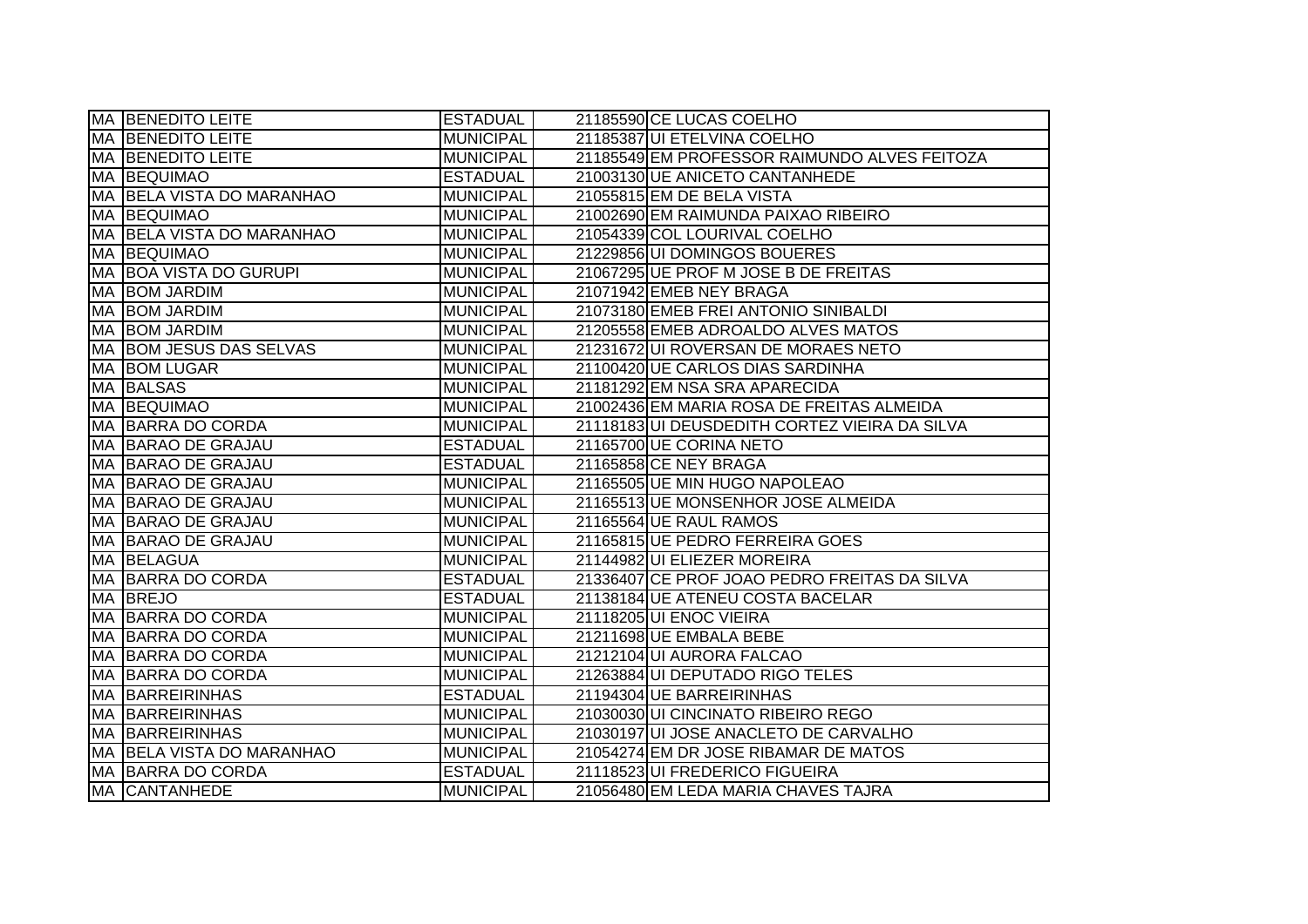| | | | | |
|---|---|---|---|---|
| MA | BENEDITO LEITE | ESTADUAL | 21185590 | CE LUCAS COELHO |
| MA | BENEDITO LEITE | MUNICIPAL | 21185387 | UI ETELVINA COELHO |
| MA | BENEDITO LEITE | MUNICIPAL | 21185549 | EM PROFESSOR RAIMUNDO ALVES FEITOZA |
| MA | BEQUIMAO | ESTADUAL | 21003130 | UE ANICETO CANTANHEDE |
| MA | BELA VISTA DO MARANHAO | MUNICIPAL | 21055815 | EM DE BELA VISTA |
| MA | BEQUIMAO | MUNICIPAL | 21002690 | EM RAIMUNDA PAIXAO RIBEIRO |
| MA | BELA VISTA DO MARANHAO | MUNICIPAL | 21054339 | COL LOURIVAL COELHO |
| MA | BEQUIMAO | MUNICIPAL | 21229856 | UI DOMINGOS BOUERES |
| MA | BOA VISTA DO GURUPI | MUNICIPAL | 21067295 | UE PROF M JOSE B DE FREITAS |
| MA | BOM JARDIM | MUNICIPAL | 21071942 | EMEB NEY BRAGA |
| MA | BOM JARDIM | MUNICIPAL | 21073180 | EMEB FREI ANTONIO SINIBALDI |
| MA | BOM JARDIM | MUNICIPAL | 21205558 | EMEB ADROALDO ALVES MATOS |
| MA | BOM JESUS DAS SELVAS | MUNICIPAL | 21231672 | UI ROVERSAN DE MORAES NETO |
| MA | BOM LUGAR | MUNICIPAL | 21100420 | UE CARLOS DIAS SARDINHA |
| MA | BALSAS | MUNICIPAL | 21181292 | EM NSA SRA APARECIDA |
| MA | BEQUIMAO | MUNICIPAL | 21002436 | EM MARIA ROSA DE FREITAS ALMEIDA |
| MA | BARRA DO CORDA | MUNICIPAL | 21118183 | UI DEUSDEDITH CORTEZ VIEIRA DA SILVA |
| MA | BARAO DE GRAJAU | ESTADUAL | 21165700 | UE CORINA NETO |
| MA | BARAO DE GRAJAU | ESTADUAL | 21165858 | CE NEY BRAGA |
| MA | BARAO DE GRAJAU | MUNICIPAL | 21165505 | UE MIN HUGO NAPOLEAO |
| MA | BARAO DE GRAJAU | MUNICIPAL | 21165513 | UE MONSENHOR JOSE ALMEIDA |
| MA | BARAO DE GRAJAU | MUNICIPAL | 21165564 | UE RAUL RAMOS |
| MA | BARAO DE GRAJAU | MUNICIPAL | 21165815 | UE PEDRO FERREIRA GOES |
| MA | BELAGUA | MUNICIPAL | 21144982 | UI ELIEZER MOREIRA |
| MA | BARRA DO CORDA | ESTADUAL | 21336407 | CE PROF JOAO PEDRO FREITAS DA SILVA |
| MA | BREJO | ESTADUAL | 21138184 | UE ATENEU COSTA BACELAR |
| MA | BARRA DO CORDA | MUNICIPAL | 21118205 | UI ENOC VIEIRA |
| MA | BARRA DO CORDA | MUNICIPAL | 21211698 | UE EMBALA BEBE |
| MA | BARRA DO CORDA | MUNICIPAL | 21212104 | UI AURORA FALCAO |
| MA | BARRA DO CORDA | MUNICIPAL | 21263884 | UI DEPUTADO RIGO TELES |
| MA | BARREIRINHAS | ESTADUAL | 21194304 | UE BARREIRINHAS |
| MA | BARREIRINHAS | MUNICIPAL | 21030030 | UI CINCINATO RIBEIRO REGO |
| MA | BARREIRINHAS | MUNICIPAL | 21030197 | UI JOSE ANACLETO DE CARVALHO |
| MA | BELA VISTA DO MARANHAO | MUNICIPAL | 21054274 | EM DR JOSE RIBAMAR DE MATOS |
| MA | BARRA DO CORDA | ESTADUAL | 21118523 | UI FREDERICO FIGUEIRA |
| MA | CANTANHEDE | MUNICIPAL | 21056480 | EM LEDA MARIA CHAVES TAJRA |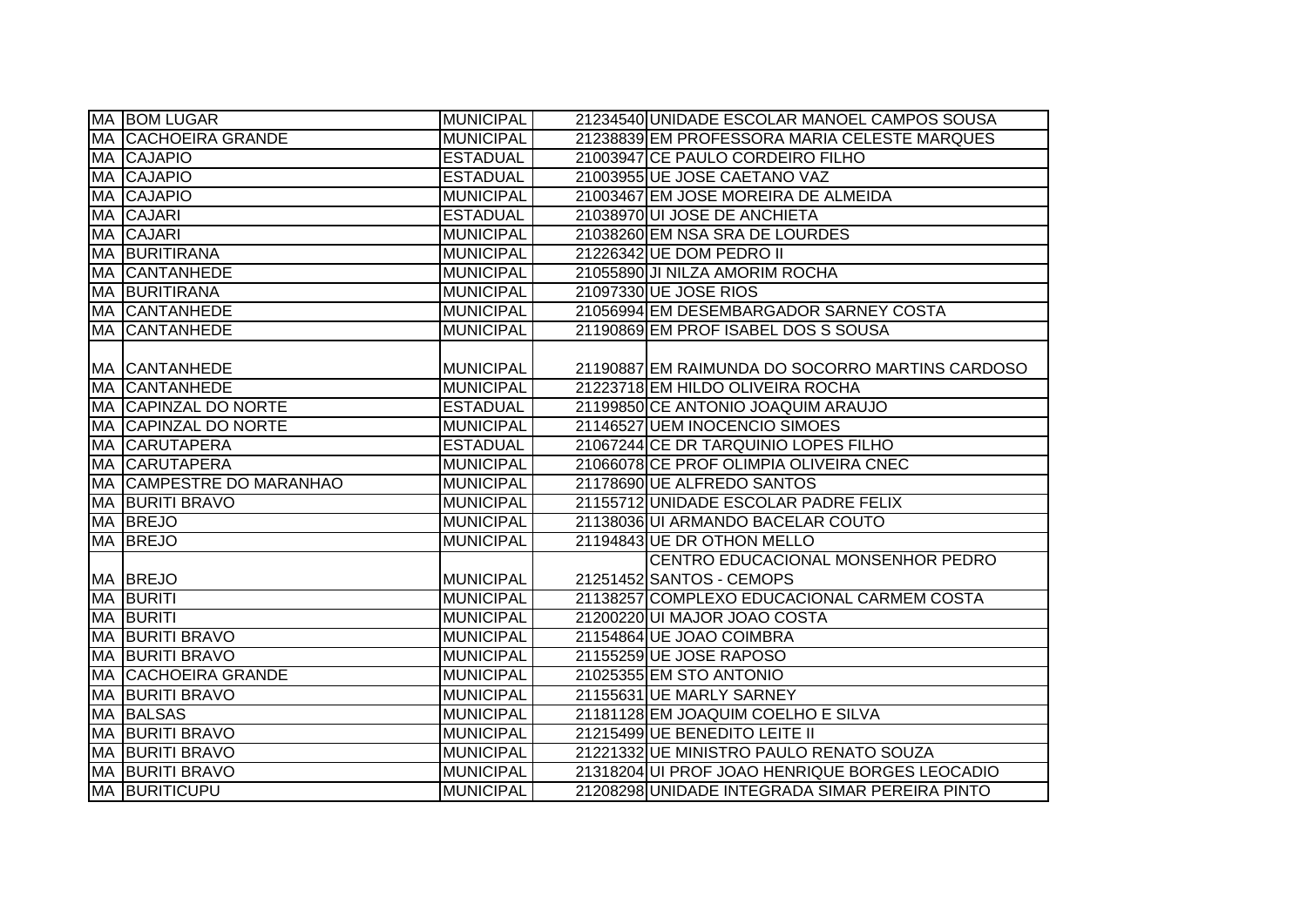| | | | | |
|---|---|---|---|---|
| MA | BOM LUGAR | MUNICIPAL | 21234540 | UNIDADE ESCOLAR MANOEL CAMPOS SOUSA |
| MA | CACHOEIRA GRANDE | MUNICIPAL | 21238839 | EM PROFESSORA MARIA CELESTE MARQUES |
| MA | CAJAPIO | ESTADUAL | 21003947 | CE PAULO CORDEIRO FILHO |
| MA | CAJAPIO | ESTADUAL | 21003955 | UE JOSE CAETANO VAZ |
| MA | CAJAPIO | MUNICIPAL | 21003467 | EM JOSE MOREIRA DE ALMEIDA |
| MA | CAJARI | ESTADUAL | 21038970 | UI JOSE DE ANCHIETA |
| MA | CAJARI | MUNICIPAL | 21038260 | EM NSA SRA DE LOURDES |
| MA | BURITIRANA | MUNICIPAL | 21226342 | UE DOM PEDRO II |
| MA | CANTANHEDE | MUNICIPAL | 21055890 | JI NILZA AMORIM ROCHA |
| MA | BURITIRANA | MUNICIPAL | 21097330 | UE JOSE RIOS |
| MA | CANTANHEDE | MUNICIPAL | 21056994 | EM DESEMBARGADOR SARNEY COSTA |
| MA | CANTANHEDE | MUNICIPAL | 21190869 | EM PROF ISABEL DOS S SOUSA |
| MA | CANTANHEDE | MUNICIPAL | 21190887 | EM RAIMUNDA DO SOCORRO MARTINS CARDOSO |
| MA | CANTANHEDE | MUNICIPAL | 21223718 | EM HILDO OLIVEIRA ROCHA |
| MA | CAPINZAL DO NORTE | ESTADUAL | 21199850 | CE ANTONIO JOAQUIM ARAUJO |
| MA | CAPINZAL DO NORTE | MUNICIPAL | 21146527 | UEM INOCENCIO SIMOES |
| MA | CARUTAPERA | ESTADUAL | 21067244 | CE DR TARQUINIO LOPES FILHO |
| MA | CARUTAPERA | MUNICIPAL | 21066078 | CE PROF OLIMPIA OLIVEIRA CNEC |
| MA | CAMPESTRE DO MARANHAO | MUNICIPAL | 21178690 | UE ALFREDO SANTOS |
| MA | BURITI BRAVO | MUNICIPAL | 21155712 | UNIDADE ESCOLAR PADRE FELIX |
| MA | BREJO | MUNICIPAL | 21138036 | UI ARMANDO BACELAR COUTO |
| MA | BREJO | MUNICIPAL | 21194843 | UE DR OTHON MELLO |
| MA | BREJO | MUNICIPAL | 21251452 | CENTRO EDUCACIONAL MONSENHOR PEDRO SANTOS - CEMOPS |
| MA | BURITI | MUNICIPAL | 21138257 | COMPLEXO EDUCACIONAL CARMEM COSTA |
| MA | BURITI | MUNICIPAL | 21200220 | UI MAJOR JOAO COSTA |
| MA | BURITI BRAVO | MUNICIPAL | 21154864 | UE JOAO COIMBRA |
| MA | BURITI BRAVO | MUNICIPAL | 21155259 | UE JOSE RAPOSO |
| MA | CACHOEIRA GRANDE | MUNICIPAL | 21025355 | EM STO ANTONIO |
| MA | BURITI BRAVO | MUNICIPAL | 21155631 | UE MARLY SARNEY |
| MA | BALSAS | MUNICIPAL | 21181128 | EM JOAQUIM COELHO E SILVA |
| MA | BURITI BRAVO | MUNICIPAL | 21215499 | UE BENEDITO LEITE II |
| MA | BURITI BRAVO | MUNICIPAL | 21221332 | UE MINISTRO PAULO RENATO SOUZA |
| MA | BURITI BRAVO | MUNICIPAL | 21318204 | UI PROF JOAO HENRIQUE BORGES LEOCADIO |
| MA | BURITICUPU | MUNICIPAL | 21208298 | UNIDADE INTEGRADA SIMAR PEREIRA PINTO |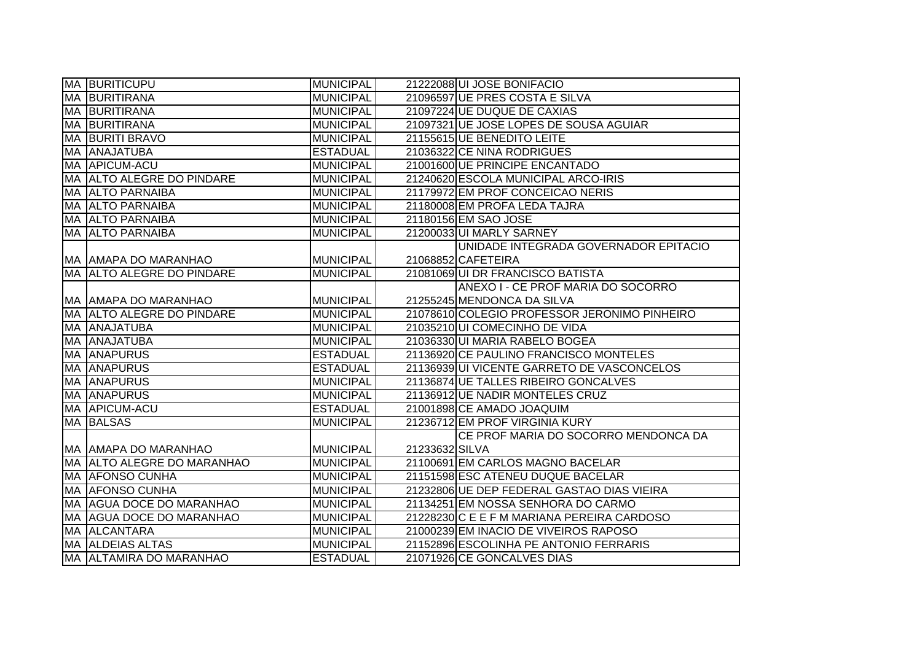| | | | | |
|---|---|---|---|---|
| MA | BURITICUPU | MUNICIPAL | 21222088 | UI JOSE BONIFACIO |
| MA | BURITIRANA | MUNICIPAL | 21096597 | UE PRES COSTA E SILVA |
| MA | BURITIRANA | MUNICIPAL | 21097224 | UE DUQUE DE CAXIAS |
| MA | BURITIRANA | MUNICIPAL | 21097321 | UE JOSE LOPES DE SOUSA AGUIAR |
| MA | BURITI BRAVO | MUNICIPAL | 21155615 | UE BENEDITO LEITE |
| MA | ANAJATUBA | ESTADUAL | 21036322 | CE NINA RODRIGUES |
| MA | APICUM-ACU | MUNICIPAL | 21001600 | UE PRINCIPE ENCANTADO |
| MA | ALTO ALEGRE DO PINDARE | MUNICIPAL | 21240620 | ESCOLA MUNICIPAL ARCO-IRIS |
| MA | ALTO PARNAIBA | MUNICIPAL | 21179972 | EM PROF CONCEICAO NERIS |
| MA | ALTO PARNAIBA | MUNICIPAL | 21180008 | EM PROFA LEDA TAJRA |
| MA | ALTO PARNAIBA | MUNICIPAL | 21180156 | EM SAO JOSE |
| MA | ALTO PARNAIBA | MUNICIPAL | 21200033 | UI MARLY SARNEY |
| MA | AMAPA DO MARANHAO | MUNICIPAL | 21068852 | UNIDADE INTEGRADA GOVERNADOR EPITACIO CAFETEIRA |
| MA | ALTO ALEGRE DO PINDARE | MUNICIPAL | 21081069 | UI DR FRANCISCO BATISTA |
| MA | AMAPA DO MARANHAO | MUNICIPAL | 21255245 | ANEXO I - CE PROF MARIA DO SOCORRO MENDONCA DA SILVA |
| MA | ALTO ALEGRE DO PINDARE | MUNICIPAL | 21078610 | COLEGIO PROFESSOR JERONIMO PINHEIRO |
| MA | ANAJATUBA | MUNICIPAL | 21035210 | UI COMECINHO DE VIDA |
| MA | ANAJATUBA | MUNICIPAL | 21036330 | UI MARIA RABELO BOGEA |
| MA | ANAPURUS | ESTADUAL | 21136920 | CE PAULINO FRANCISCO MONTELES |
| MA | ANAPURUS | ESTADUAL | 21136939 | UI VICENTE GARRETO DE VASCONCELOS |
| MA | ANAPURUS | MUNICIPAL | 21136874 | UE TALLES RIBEIRO GONCALVES |
| MA | ANAPURUS | MUNICIPAL | 21136912 | UE NADIR MONTELES CRUZ |
| MA | APICUM-ACU | ESTADUAL | 21001898 | CE AMADO JOAQUIM |
| MA | BALSAS | MUNICIPAL | 21236712 | EM PROF VIRGINIA KURY |
| MA | AMAPA DO MARANHAO | MUNICIPAL | 21233632 | CE PROF MARIA DO SOCORRO MENDONCA DA SILVA |
| MA | ALTO ALEGRE DO MARANHAO | MUNICIPAL | 21100691 | EM CARLOS MAGNO BACELAR |
| MA | AFONSO CUNHA | MUNICIPAL | 21151598 | ESC ATENEU DUQUE BACELAR |
| MA | AFONSO CUNHA | MUNICIPAL | 21232806 | UE DEP FEDERAL GASTAO DIAS VIEIRA |
| MA | AGUA DOCE DO MARANHAO | MUNICIPAL | 21134251 | EM NOSSA SENHORA DO CARMO |
| MA | AGUA DOCE DO MARANHAO | MUNICIPAL | 21228230 | C E E F M MARIANA PEREIRA CARDOSO |
| MA | ALCANTARA | MUNICIPAL | 21000239 | EM INACIO DE VIVEIROS RAPOSO |
| MA | ALDEIAS ALTAS | MUNICIPAL | 21152896 | ESCOLINHA PE ANTONIO FERRARIS |
| MA | ALTAMIRA DO MARANHAO | ESTADUAL | 21071926 | CE GONCALVES DIAS |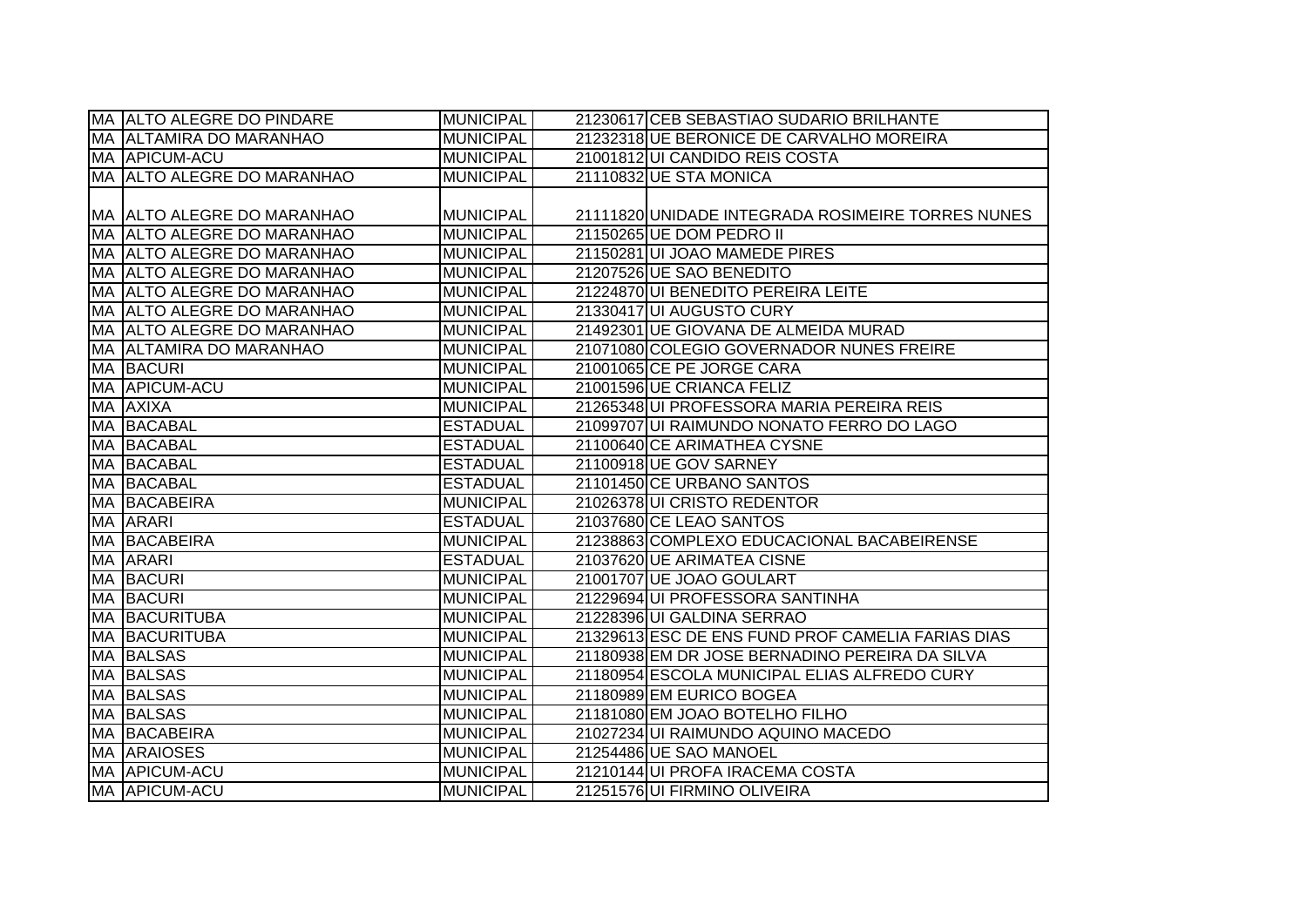| | | | | |
|---|---|---|---|---|
| MA | ALTO ALEGRE DO PINDARE | MUNICIPAL | 21230617 | CEB SEBASTIAO SUDARIO BRILHANTE |
| MA | ALTAMIRA DO MARANHAO | MUNICIPAL | 21232318 | UE BERONICE DE CARVALHO MOREIRA |
| MA | APICUM-ACU | MUNICIPAL | 21001812 | UI CANDIDO REIS COSTA |
| MA | ALTO ALEGRE DO MARANHAO | MUNICIPAL | 21110832 | UE STA MONICA |
| MA | ALTO ALEGRE DO MARANHAO | MUNICIPAL | 21111820 | UNIDADE INTEGRADA ROSIMEIRE TORRES NUNES |
| MA | ALTO ALEGRE DO MARANHAO | MUNICIPAL | 21150265 | UE DOM PEDRO II |
| MA | ALTO ALEGRE DO MARANHAO | MUNICIPAL | 21150281 | UI JOAO MAMEDE PIRES |
| MA | ALTO ALEGRE DO MARANHAO | MUNICIPAL | 21207526 | UE SAO BENEDITO |
| MA | ALTO ALEGRE DO MARANHAO | MUNICIPAL | 21224870 | UI BENEDITO PEREIRA LEITE |
| MA | ALTO ALEGRE DO MARANHAO | MUNICIPAL | 21330417 | UI AUGUSTO CURY |
| MA | ALTO ALEGRE DO MARANHAO | MUNICIPAL | 21492301 | UE GIOVANA DE ALMEIDA MURAD |
| MA | ALTAMIRA DO MARANHAO | MUNICIPAL | 21071080 | COLEGIO GOVERNADOR NUNES FREIRE |
| MA | BACURI | MUNICIPAL | 21001065 | CE PE JORGE CARA |
| MA | APICUM-ACU | MUNICIPAL | 21001596 | UE CRIANCA FELIZ |
| MA | AXIXA | MUNICIPAL | 21265348 | UI PROFESSORA MARIA PEREIRA REIS |
| MA | BACABAL | ESTADUAL | 21099707 | UI RAIMUNDO NONATO FERRO DO LAGO |
| MA | BACABAL | ESTADUAL | 21100640 | CE ARIMATHEA CYSNE |
| MA | BACABAL | ESTADUAL | 21100918 | UE GOV SARNEY |
| MA | BACABAL | ESTADUAL | 21101450 | CE URBANO SANTOS |
| MA | BACABEIRA | MUNICIPAL | 21026378 | UI CRISTO REDENTOR |
| MA | ARARI | ESTADUAL | 21037680 | CE LEAO SANTOS |
| MA | BACABEIRA | MUNICIPAL | 21238863 | COMPLEXO EDUCACIONAL BACABEIRENSE |
| MA | ARARI | ESTADUAL | 21037620 | UE ARIMATEA CISNE |
| MA | BACURI | MUNICIPAL | 21001707 | UE JOAO GOULART |
| MA | BACURI | MUNICIPAL | 21229694 | UI PROFESSORA SANTINHA |
| MA | BACURITUBA | MUNICIPAL | 21228396 | UI GALDINA SERRAO |
| MA | BACURITUBA | MUNICIPAL | 21329613 | ESC DE ENS FUND PROF CAMELIA FARIAS DIAS |
| MA | BALSAS | MUNICIPAL | 21180938 | EM DR JOSE BERNADINO PEREIRA DA SILVA |
| MA | BALSAS | MUNICIPAL | 21180954 | ESCOLA MUNICIPAL ELIAS ALFREDO CURY |
| MA | BALSAS | MUNICIPAL | 21180989 | EM EURICO BOGEA |
| MA | BALSAS | MUNICIPAL | 21181080 | EM JOAO BOTELHO FILHO |
| MA | BACABEIRA | MUNICIPAL | 21027234 | UI RAIMUNDO AQUINO MACEDO |
| MA | ARAIOSES | MUNICIPAL | 21254486 | UE SAO MANOEL |
| MA | APICUM-ACU | MUNICIPAL | 21210144 | UI PROFA IRACEMA COSTA |
| MA | APICUM-ACU | MUNICIPAL | 21251576 | UI FIRMINO OLIVEIRA |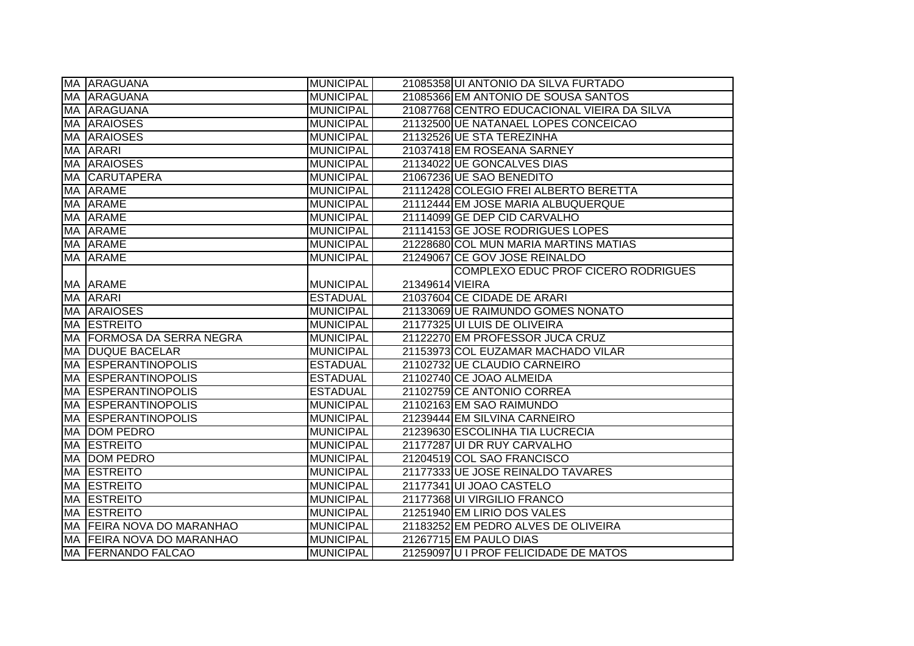| | | | | |
|---|---|---|---|---|
| MA | ARAGUANA | MUNICIPAL | 21085358 | UI ANTONIO DA SILVA FURTADO |
| MA | ARAGUANA | MUNICIPAL | 21085366 | EM ANTONIO DE SOUSA SANTOS |
| MA | ARAGUANA | MUNICIPAL | 21087768 | CENTRO EDUCACIONAL VIEIRA DA SILVA |
| MA | ARAIOSES | MUNICIPAL | 21132500 | UE NATANAEL LOPES CONCEICAO |
| MA | ARAIOSES | MUNICIPAL | 21132526 | UE STA TEREZINHA |
| MA | ARARI | MUNICIPAL | 21037418 | EM ROSEANA SARNEY |
| MA | ARAIOSES | MUNICIPAL | 21134022 | UE GONCALVES DIAS |
| MA | CARUTAPERA | MUNICIPAL | 21067236 | UE SAO BENEDITO |
| MA | ARAME | MUNICIPAL | 21112428 | COLEGIO FREI ALBERTO BERETTA |
| MA | ARAME | MUNICIPAL | 21112444 | EM JOSE MARIA ALBUQUERQUE |
| MA | ARAME | MUNICIPAL | 21114099 | GE DEP CID CARVALHO |
| MA | ARAME | MUNICIPAL | 21114153 | GE JOSE RODRIGUES LOPES |
| MA | ARAME | MUNICIPAL | 21228680 | COL MUN MARIA MARTINS MATIAS |
| MA | ARAME | MUNICIPAL | 21249067 | CE GOV JOSE REINALDO |
| MA | ARAME | MUNICIPAL | 21349614 | COMPLEXO EDUC PROF CICERO RODRIGUES VIEIRA |
| MA | ARARI | ESTADUAL | 21037604 | CE CIDADE DE ARARI |
| MA | ARAIOSES | MUNICIPAL | 21133069 | UE RAIMUNDO GOMES NONATO |
| MA | ESTREITO | MUNICIPAL | 21177325 | UI LUIS DE OLIVEIRA |
| MA | FORMOSA DA SERRA NEGRA | MUNICIPAL | 21122270 | EM PROFESSOR JUCA CRUZ |
| MA | DUQUE BACELAR | MUNICIPAL | 21153973 | COL EUZAMAR MACHADO VILAR |
| MA | ESPERANTINOPOLIS | ESTADUAL | 21102732 | UE CLAUDIO CARNEIRO |
| MA | ESPERANTINOPOLIS | ESTADUAL | 21102740 | CE JOAO ALMEIDA |
| MA | ESPERANTINOPOLIS | ESTADUAL | 21102759 | CE ANTONIO CORREA |
| MA | ESPERANTINOPOLIS | MUNICIPAL | 21102163 | EM SAO RAIMUNDO |
| MA | ESPERANTINOPOLIS | MUNICIPAL | 21239444 | EM SILVINA CARNEIRO |
| MA | DOM PEDRO | MUNICIPAL | 21239630 | ESCOLINHA TIA LUCRECIA |
| MA | ESTREITO | MUNICIPAL | 21177287 | UI DR RUY CARVALHO |
| MA | DOM PEDRO | MUNICIPAL | 21204519 | COL SAO FRANCISCO |
| MA | ESTREITO | MUNICIPAL | 21177333 | UE JOSE REINALDO TAVARES |
| MA | ESTREITO | MUNICIPAL | 21177341 | UI JOAO CASTELO |
| MA | ESTREITO | MUNICIPAL | 21177368 | UI VIRGILIO FRANCO |
| MA | ESTREITO | MUNICIPAL | 21251940 | EM LIRIO DOS VALES |
| MA | FEIRA NOVA DO MARANHAO | MUNICIPAL | 21183252 | EM PEDRO ALVES DE OLIVEIRA |
| MA | FEIRA NOVA DO MARANHAO | MUNICIPAL | 21267715 | EM PAULO DIAS |
| MA | FERNANDO FALCAO | MUNICIPAL | 21259097 | U I PROF FELICIDADE DE MATOS |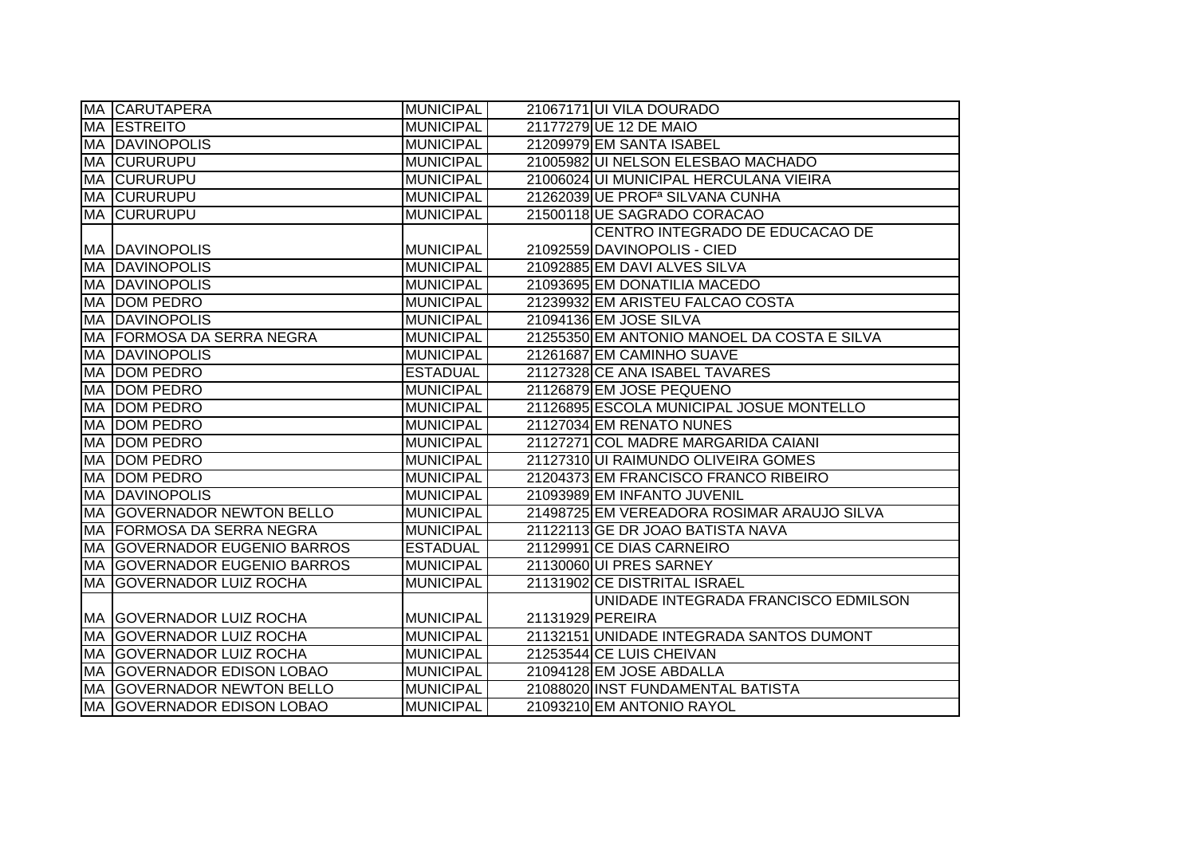| | | | | |
|---|---|---|---|---|
| MA | CARUTAPERA | MUNICIPAL | 21067171 | UI VILA DOURADO |
| MA | ESTREITO | MUNICIPAL | 21177279 | UE 12 DE MAIO |
| MA | DAVINOPOLIS | MUNICIPAL | 21209979 | EM SANTA ISABEL |
| MA | CURURUPU | MUNICIPAL | 21005982 | UI NELSON ELESBAO MACHADO |
| MA | CURURUPU | MUNICIPAL | 21006024 | UI MUNICIPAL HERCULANA VIEIRA |
| MA | CURURUPU | MUNICIPAL | 21262039 | UE PROFª SILVANA CUNHA |
| MA | CURURUPU | MUNICIPAL | 21500118 | UE SAGRADO CORACAO |
| MA | DAVINOPOLIS | MUNICIPAL | 21092559 | CENTRO INTEGRADO DE EDUCACAO DE DAVINOPOLIS - CIED |
| MA | DAVINOPOLIS | MUNICIPAL | 21092885 | EM DAVI ALVES SILVA |
| MA | DAVINOPOLIS | MUNICIPAL | 21093695 | EM DONATILIA MACEDO |
| MA | DOM PEDRO | MUNICIPAL | 21239932 | EM ARISTEU FALCAO COSTA |
| MA | DAVINOPOLIS | MUNICIPAL | 21094136 | EM JOSE SILVA |
| MA | FORMOSA DA SERRA NEGRA | MUNICIPAL | 21255350 | EM ANTONIO MANOEL DA COSTA E SILVA |
| MA | DAVINOPOLIS | MUNICIPAL | 21261687 | EM CAMINHO SUAVE |
| MA | DOM PEDRO | ESTADUAL | 21127328 | CE ANA ISABEL TAVARES |
| MA | DOM PEDRO | MUNICIPAL | 21126879 | EM JOSE PEQUENO |
| MA | DOM PEDRO | MUNICIPAL | 21126895 | ESCOLA MUNICIPAL JOSUE MONTELLO |
| MA | DOM PEDRO | MUNICIPAL | 21127034 | EM RENATO NUNES |
| MA | DOM PEDRO | MUNICIPAL | 21127271 | COL MADRE MARGARIDA CAIANI |
| MA | DOM PEDRO | MUNICIPAL | 21127310 | UI RAIMUNDO OLIVEIRA GOMES |
| MA | DOM PEDRO | MUNICIPAL | 21204373 | EM FRANCISCO FRANCO RIBEIRO |
| MA | DAVINOPOLIS | MUNICIPAL | 21093989 | EM INFANTO JUVENIL |
| MA | GOVERNADOR NEWTON BELLO | MUNICIPAL | 21498725 | EM VEREADORA ROSIMAR ARAUJO SILVA |
| MA | FORMOSA DA SERRA NEGRA | MUNICIPAL | 21122113 | GE DR JOAO BATISTA NAVA |
| MA | GOVERNADOR EUGENIO BARROS | ESTADUAL | 21129991 | CE DIAS CARNEIRO |
| MA | GOVERNADOR EUGENIO BARROS | MUNICIPAL | 21130060 | UI PRES SARNEY |
| MA | GOVERNADOR LUIZ ROCHA | MUNICIPAL | 21131902 | CE DISTRITAL ISRAEL |
| MA | GOVERNADOR LUIZ ROCHA | MUNICIPAL | 21131929 | UNIDADE INTEGRADA FRANCISCO EDMILSON PEREIRA |
| MA | GOVERNADOR LUIZ ROCHA | MUNICIPAL | 21132151 | UNIDADE INTEGRADA SANTOS DUMONT |
| MA | GOVERNADOR LUIZ ROCHA | MUNICIPAL | 21253544 | CE LUIS CHEIVAN |
| MA | GOVERNADOR EDISON LOBAO | MUNICIPAL | 21094128 | EM JOSE ABDALLA |
| MA | GOVERNADOR NEWTON BELLO | MUNICIPAL | 21088020 | INST FUNDAMENTAL BATISTA |
| MA | GOVERNADOR EDISON LOBAO | MUNICIPAL | 21093210 | EM ANTONIO RAYOL |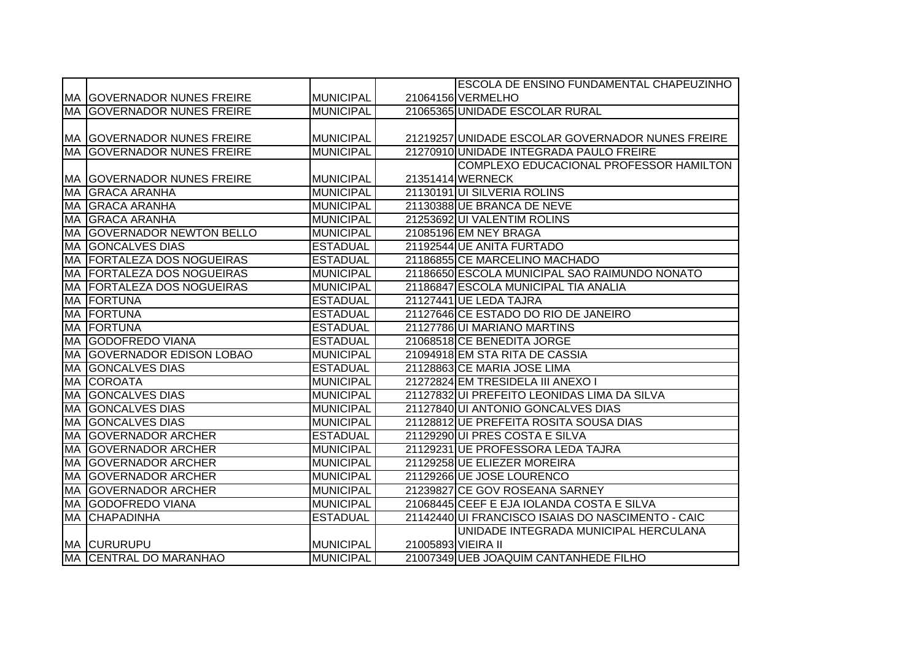| | | | | |
|---|---|---|---|---|
| MA | GOVERNADOR NUNES FREIRE | MUNICIPAL | 21064156 | ESCOLA DE ENSINO FUNDAMENTAL CHAPEUZINHO VERMELHO |
| MA | GOVERNADOR NUNES FREIRE | MUNICIPAL | 21065365 | UNIDADE ESCOLAR RURAL |
| MA | GOVERNADOR NUNES FREIRE | MUNICIPAL | 21219257 | UNIDADE ESCOLAR GOVERNADOR NUNES FREIRE |
| MA | GOVERNADOR NUNES FREIRE | MUNICIPAL | 21270910 | UNIDADE INTEGRADA PAULO FREIRE |
| MA | GOVERNADOR NUNES FREIRE | MUNICIPAL | 21351414 | COMPLEXO EDUCACIONAL PROFESSOR HAMILTON WERNECK |
| MA | GRACA ARANHA | MUNICIPAL | 21130191 | UI SILVERIA ROLINS |
| MA | GRACA ARANHA | MUNICIPAL | 21130388 | UE BRANCA DE NEVE |
| MA | GRACA ARANHA | MUNICIPAL | 21253692 | UI VALENTIM ROLINS |
| MA | GOVERNADOR NEWTON BELLO | MUNICIPAL | 21085196 | EM NEY BRAGA |
| MA | GONCALVES DIAS | ESTADUAL | 21192544 | UE ANITA FURTADO |
| MA | FORTALEZA DOS NOGUEIRAS | ESTADUAL | 21186855 | CE MARCELINO MACHADO |
| MA | FORTALEZA DOS NOGUEIRAS | MUNICIPAL | 21186650 | ESCOLA MUNICIPAL SAO RAIMUNDO NONATO |
| MA | FORTALEZA DOS NOGUEIRAS | MUNICIPAL | 21186847 | ESCOLA MUNICIPAL TIA ANALIA |
| MA | FORTUNA | ESTADUAL | 21127441 | UE LEDA TAJRA |
| MA | FORTUNA | ESTADUAL | 21127646 | CE ESTADO DO RIO DE JANEIRO |
| MA | FORTUNA | ESTADUAL | 21127786 | UI MARIANO MARTINS |
| MA | GODOFREDO VIANA | ESTADUAL | 21068518 | CE BENEDITA JORGE |
| MA | GOVERNADOR EDISON LOBAO | MUNICIPAL | 21094918 | EM STA RITA DE CASSIA |
| MA | GONCALVES DIAS | ESTADUAL | 21128863 | CE MARIA JOSE LIMA |
| MA | COROATA | MUNICIPAL | 21272824 | EM TRESIDELA III ANEXO I |
| MA | GONCALVES DIAS | MUNICIPAL | 21127832 | UI PREFEITO LEONIDAS LIMA DA SILVA |
| MA | GONCALVES DIAS | MUNICIPAL | 21127840 | UI ANTONIO GONCALVES DIAS |
| MA | GONCALVES DIAS | MUNICIPAL | 21128812 | UE PREFEITA ROSITA SOUSA DIAS |
| MA | GOVERNADOR ARCHER | ESTADUAL | 21129290 | UI PRES COSTA E SILVA |
| MA | GOVERNADOR ARCHER | MUNICIPAL | 21129231 | UE PROFESSORA LEDA TAJRA |
| MA | GOVERNADOR ARCHER | MUNICIPAL | 21129258 | UE ELIEZER MOREIRA |
| MA | GOVERNADOR ARCHER | MUNICIPAL | 21129266 | UE JOSE LOURENCO |
| MA | GOVERNADOR ARCHER | MUNICIPAL | 21239827 | CE GOV ROSEANA SARNEY |
| MA | GODOFREDO VIANA | MUNICIPAL | 21068445 | CEEF E EJA IOLANDA COSTA E SILVA |
| MA | CHAPADINHA | ESTADUAL | 21142440 | UI FRANCISCO ISAIAS DO NASCIMENTO - CAIC |
| MA | CURURUPU | MUNICIPAL | 21005893 | UNIDADE INTEGRADA MUNICIPAL HERCULANA VIEIRA II |
| MA | CENTRAL DO MARANHAO | MUNICIPAL | 21007349 | UEB JOAQUIM CANTANHEDE FILHO |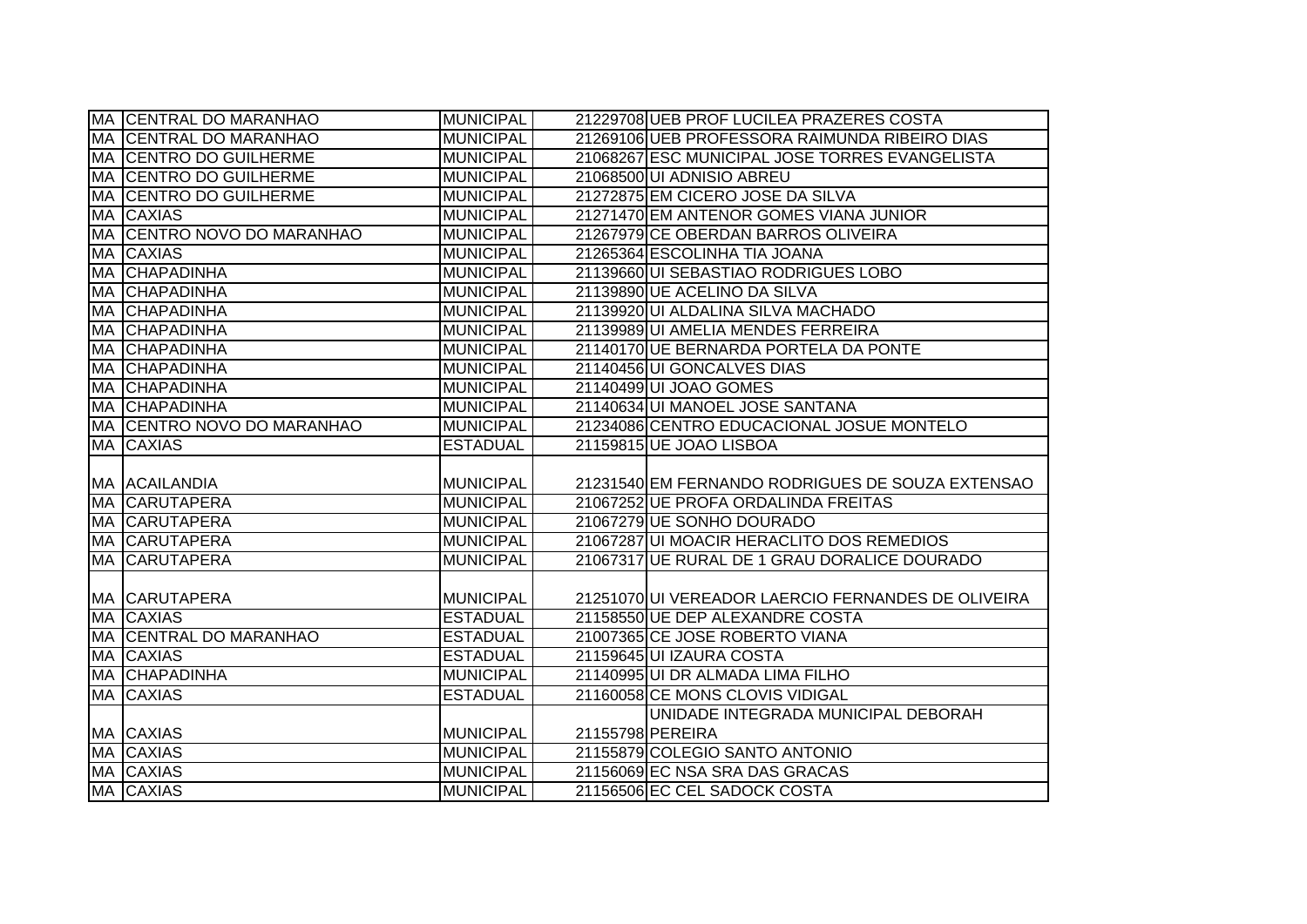| | | | | |
|---|---|---|---|---|
| MA | CENTRAL DO MARANHAO | MUNICIPAL | 21229708 | UEB PROF LUCILEA PRAZERES COSTA |
| MA | CENTRAL DO MARANHAO | MUNICIPAL | 21269106 | UEB PROFESSORA RAIMUNDA RIBEIRO DIAS |
| MA | CENTRO DO GUILHERME | MUNICIPAL | 21068267 | ESC MUNICIPAL JOSE TORRES EVANGELISTA |
| MA | CENTRO DO GUILHERME | MUNICIPAL | 21068500 | UI ADNISIO ABREU |
| MA | CENTRO DO GUILHERME | MUNICIPAL | 21272875 | EM CICERO JOSE DA SILVA |
| MA | CAXIAS | MUNICIPAL | 21271470 | EM ANTENOR GOMES VIANA JUNIOR |
| MA | CENTRO NOVO DO MARANHAO | MUNICIPAL | 21267979 | CE OBERDAN BARROS OLIVEIRA |
| MA | CAXIAS | MUNICIPAL | 21265364 | ESCOLINHA TIA JOANA |
| MA | CHAPADINHA | MUNICIPAL | 21139660 | UI SEBASTIAO RODRIGUES LOBO |
| MA | CHAPADINHA | MUNICIPAL | 21139890 | UE ACELINO DA SILVA |
| MA | CHAPADINHA | MUNICIPAL | 21139920 | UI ALDALINA SILVA MACHADO |
| MA | CHAPADINHA | MUNICIPAL | 21139989 | UI AMELIA MENDES FERREIRA |
| MA | CHAPADINHA | MUNICIPAL | 21140170 | UE BERNARDA PORTELA DA PONTE |
| MA | CHAPADINHA | MUNICIPAL | 21140456 | UI GONCALVES DIAS |
| MA | CHAPADINHA | MUNICIPAL | 21140499 | UI JOAO GOMES |
| MA | CHAPADINHA | MUNICIPAL | 21140634 | UI MANOEL JOSE SANTANA |
| MA | CENTRO NOVO DO MARANHAO | MUNICIPAL | 21234086 | CENTRO EDUCACIONAL JOSUE MONTELO |
| MA | CAXIAS | ESTADUAL | 21159815 | UE JOAO LISBOA |
| MA | ACAILANDIA | MUNICIPAL | 21231540 | EM FERNANDO RODRIGUES DE SOUZA EXTENSAO |
| MA | CARUTAPERA | MUNICIPAL | 21067252 | UE PROFA ORDALINDA FREITAS |
| MA | CARUTAPERA | MUNICIPAL | 21067279 | UE SONHO DOURADO |
| MA | CARUTAPERA | MUNICIPAL | 21067287 | UI MOACIR HERACLITO DOS REMEDIOS |
| MA | CARUTAPERA | MUNICIPAL | 21067317 | UE RURAL DE 1 GRAU DORALICE DOURADO |
| MA | CARUTAPERA | MUNICIPAL | 21251070 | UI VEREADOR LAERCIO FERNANDES DE OLIVEIRA |
| MA | CAXIAS | ESTADUAL | 21158550 | UE DEP ALEXANDRE COSTA |
| MA | CENTRAL DO MARANHAO | ESTADUAL | 21007365 | CE JOSE ROBERTO VIANA |
| MA | CAXIAS | ESTADUAL | 21159645 | UI IZAURA COSTA |
| MA | CHAPADINHA | MUNICIPAL | 21140995 | UI DR ALMADA LIMA FILHO |
| MA | CAXIAS | ESTADUAL | 21160058 | CE MONS CLOVIS VIDIGAL |
| MA | CAXIAS | MUNICIPAL | 21155798 | UNIDADE INTEGRADA MUNICIPAL DEBORAH PEREIRA |
| MA | CAXIAS | MUNICIPAL | 21155879 | COLEGIO SANTO ANTONIO |
| MA | CAXIAS | MUNICIPAL | 21156069 | EC NSA SRA DAS GRACAS |
| MA | CAXIAS | MUNICIPAL | 21156506 | EC CEL SADOCK COSTA |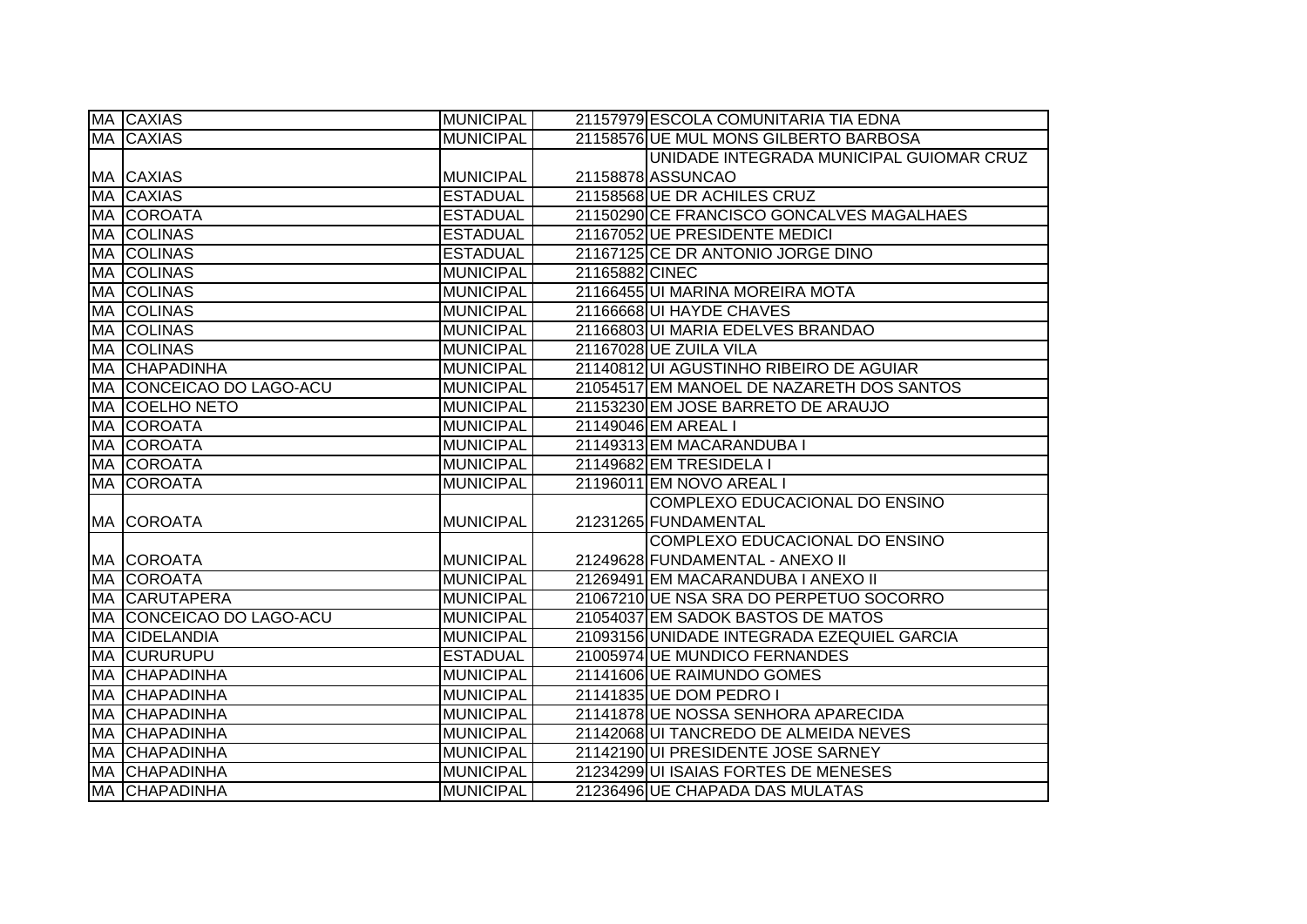| | | | | |
|---|---|---|---|---|
| MA | CAXIAS | MUNICIPAL | 21157979 | ESCOLA COMUNITARIA TIA EDNA |
| MA | CAXIAS | MUNICIPAL | 21158576 | UE MUL MONS GILBERTO BARBOSA |
| MA | CAXIAS | MUNICIPAL | 21158878 | UNIDADE INTEGRADA MUNICIPAL GUIOMAR CRUZ ASSUNCAO |
| MA | CAXIAS | ESTADUAL | 21158568 | UE DR ACHILES CRUZ |
| MA | COROATA | ESTADUAL | 21150290 | CE FRANCISCO GONCALVES MAGALHAES |
| MA | COLINAS | ESTADUAL | 21167052 | UE PRESIDENTE MEDICI |
| MA | COLINAS | ESTADUAL | 21167125 | CE DR ANTONIO JORGE DINO |
| MA | COLINAS | MUNICIPAL | 21165882 | CINEC |
| MA | COLINAS | MUNICIPAL | 21166455 | UI MARINA MOREIRA MOTA |
| MA | COLINAS | MUNICIPAL | 21166668 | UI HAYDE CHAVES |
| MA | COLINAS | MUNICIPAL | 21166803 | UI MARIA EDELVES BRANDAO |
| MA | COLINAS | MUNICIPAL | 21167028 | UE ZUILA VILA |
| MA | CHAPADINHA | MUNICIPAL | 21140812 | UI AGUSTINHO RIBEIRO DE AGUIAR |
| MA | CONCEICAO DO LAGO-ACU | MUNICIPAL | 21054517 | EM MANOEL DE NAZARETH DOS SANTOS |
| MA | COELHO NETO | MUNICIPAL | 21153230 | EM JOSE BARRETO DE ARAUJO |
| MA | COROATA | MUNICIPAL | 21149046 | EM AREAL I |
| MA | COROATA | MUNICIPAL | 21149313 | EM MACARANDUBA I |
| MA | COROATA | MUNICIPAL | 21149682 | EM TRESIDELA I |
| MA | COROATA | MUNICIPAL | 21196011 | EM NOVO AREAL I |
| MA | COROATA | MUNICIPAL | 21231265 | COMPLEXO EDUCACIONAL DO ENSINO FUNDAMENTAL |
| MA | COROATA | MUNICIPAL | 21249628 | COMPLEXO EDUCACIONAL DO ENSINO FUNDAMENTAL - ANEXO II |
| MA | COROATA | MUNICIPAL | 21269491 | EM MACARANDUBA I ANEXO II |
| MA | CARUTAPERA | MUNICIPAL | 21067210 | UE NSA SRA DO PERPETUO SOCORRO |
| MA | CONCEICAO DO LAGO-ACU | MUNICIPAL | 21054037 | EM SADOK BASTOS DE MATOS |
| MA | CIDELANDIA | MUNICIPAL | 21093156 | UNIDADE INTEGRADA EZEQUIEL GARCIA |
| MA | CURURUPU | ESTADUAL | 21005974 | UE MUNDICO FERNANDES |
| MA | CHAPADINHA | MUNICIPAL | 21141606 | UE RAIMUNDO GOMES |
| MA | CHAPADINHA | MUNICIPAL | 21141835 | UE DOM PEDRO I |
| MA | CHAPADINHA | MUNICIPAL | 21141878 | UE NOSSA SENHORA APARECIDA |
| MA | CHAPADINHA | MUNICIPAL | 21142068 | UI TANCREDO DE ALMEIDA NEVES |
| MA | CHAPADINHA | MUNICIPAL | 21142190 | UI PRESIDENTE JOSE SARNEY |
| MA | CHAPADINHA | MUNICIPAL | 21234299 | UI ISAIAS FORTES DE MENESES |
| MA | CHAPADINHA | MUNICIPAL | 21236496 | UE CHAPADA DAS MULATAS |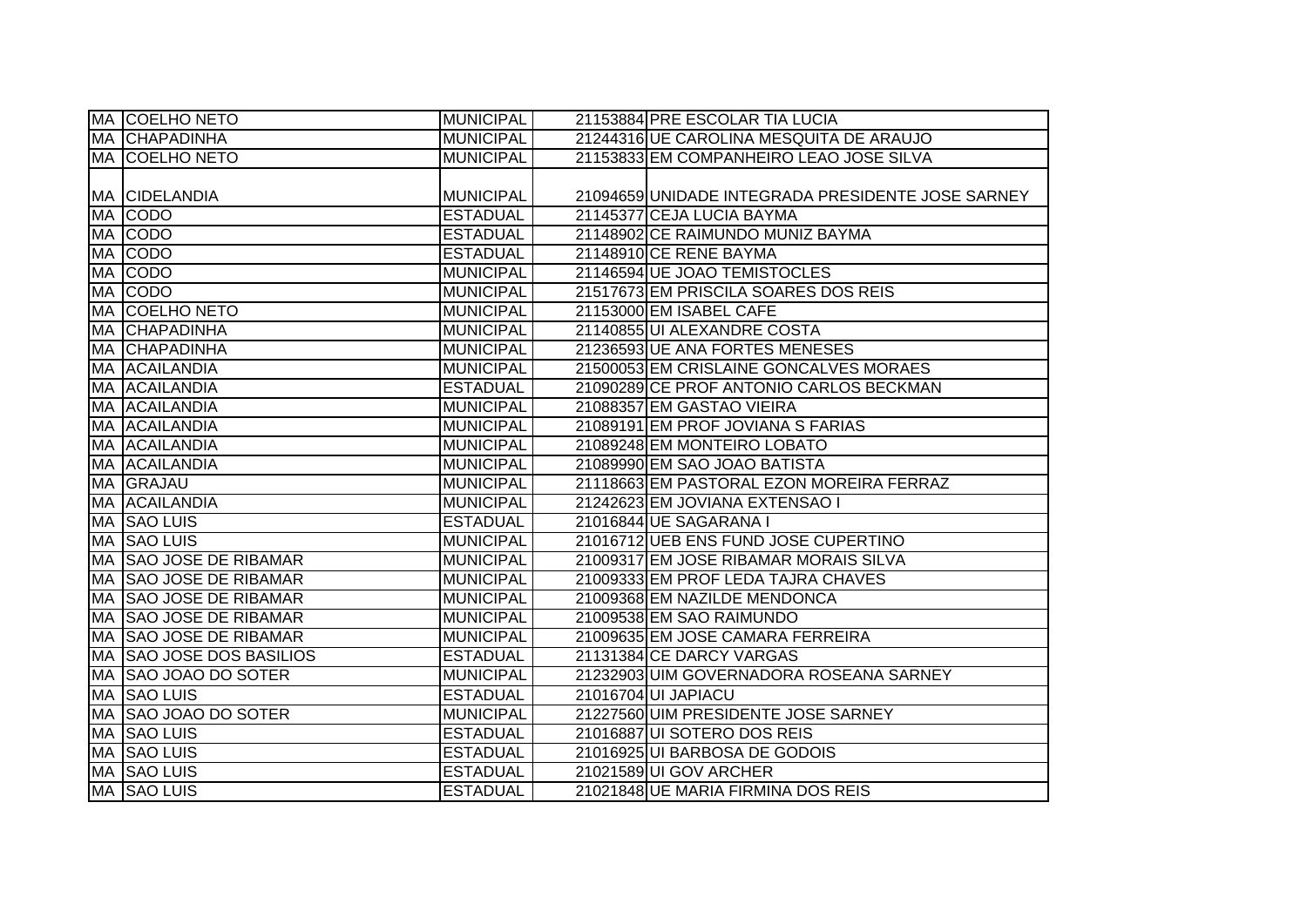| | | | | |
|---|---|---|---|---|
| MA | COELHO NETO | MUNICIPAL | 21153884 | PRE ESCOLAR TIA LUCIA |
| MA | CHAPADINHA | MUNICIPAL | 21244316 | UE CAROLINA MESQUITA DE ARAUJO |
| MA | COELHO NETO | MUNICIPAL | 21153833 | EM COMPANHEIRO LEAO JOSE SILVA |
| MA | CIDELANDIA | MUNICIPAL | 21094659 | UNIDADE INTEGRADA PRESIDENTE JOSE SARNEY |
| MA | CODO | ESTADUAL | 21145377 | CEJA LUCIA BAYMA |
| MA | CODO | ESTADUAL | 21148902 | CE RAIMUNDO MUNIZ BAYMA |
| MA | CODO | ESTADUAL | 21148910 | CE RENE BAYMA |
| MA | CODO | MUNICIPAL | 21146594 | UE JOAO TEMISTOCLES |
| MA | CODO | MUNICIPAL | 21517673 | EM PRISCILA SOARES DOS REIS |
| MA | COELHO NETO | MUNICIPAL | 21153000 | EM ISABEL CAFE |
| MA | CHAPADINHA | MUNICIPAL | 21140855 | UI ALEXANDRE COSTA |
| MA | CHAPADINHA | MUNICIPAL | 21236593 | UE ANA FORTES MENESES |
| MA | ACAILANDIA | MUNICIPAL | 21500053 | EM CRISLAINE GONCALVES MORAES |
| MA | ACAILANDIA | ESTADUAL | 21090289 | CE PROF ANTONIO CARLOS BECKMAN |
| MA | ACAILANDIA | MUNICIPAL | 21088357 | EM GASTAO VIEIRA |
| MA | ACAILANDIA | MUNICIPAL | 21089191 | EM PROF JOVIANA S FARIAS |
| MA | ACAILANDIA | MUNICIPAL | 21089248 | EM MONTEIRO LOBATO |
| MA | ACAILANDIA | MUNICIPAL | 21089990 | EM SAO JOAO BATISTA |
| MA | GRAJAU | MUNICIPAL | 21118663 | EM PASTORAL EZON MOREIRA FERRAZ |
| MA | ACAILANDIA | MUNICIPAL | 21242623 | EM JOVIANA EXTENSAO I |
| MA | SAO LUIS | ESTADUAL | 21016844 | UE SAGARANA I |
| MA | SAO LUIS | MUNICIPAL | 21016712 | UEB ENS FUND JOSE CUPERTINO |
| MA | SAO JOSE DE RIBAMAR | MUNICIPAL | 21009317 | EM JOSE RIBAMAR MORAIS SILVA |
| MA | SAO JOSE DE RIBAMAR | MUNICIPAL | 21009333 | EM PROF LEDA TAJRA CHAVES |
| MA | SAO JOSE DE RIBAMAR | MUNICIPAL | 21009368 | EM NAZILDE MENDONCA |
| MA | SAO JOSE DE RIBAMAR | MUNICIPAL | 21009538 | EM SAO RAIMUNDO |
| MA | SAO JOSE DE RIBAMAR | MUNICIPAL | 21009635 | EM JOSE CAMARA FERREIRA |
| MA | SAO JOSE DOS BASILIOS | ESTADUAL | 21131384 | CE DARCY VARGAS |
| MA | SAO JOAO DO SOTER | MUNICIPAL | 21232903 | UIM GOVERNADORA ROSEANA SARNEY |
| MA | SAO LUIS | ESTADUAL | 21016704 | UI JAPIACU |
| MA | SAO JOAO DO SOTER | MUNICIPAL | 21227560 | UIM PRESIDENTE JOSE SARNEY |
| MA | SAO LUIS | ESTADUAL | 21016887 | UI SOTERO DOS REIS |
| MA | SAO LUIS | ESTADUAL | 21016925 | UI BARBOSA DE GODOIS |
| MA | SAO LUIS | ESTADUAL | 21021589 | UI GOV ARCHER |
| MA | SAO LUIS | ESTADUAL | 21021848 | UE MARIA FIRMINA DOS REIS |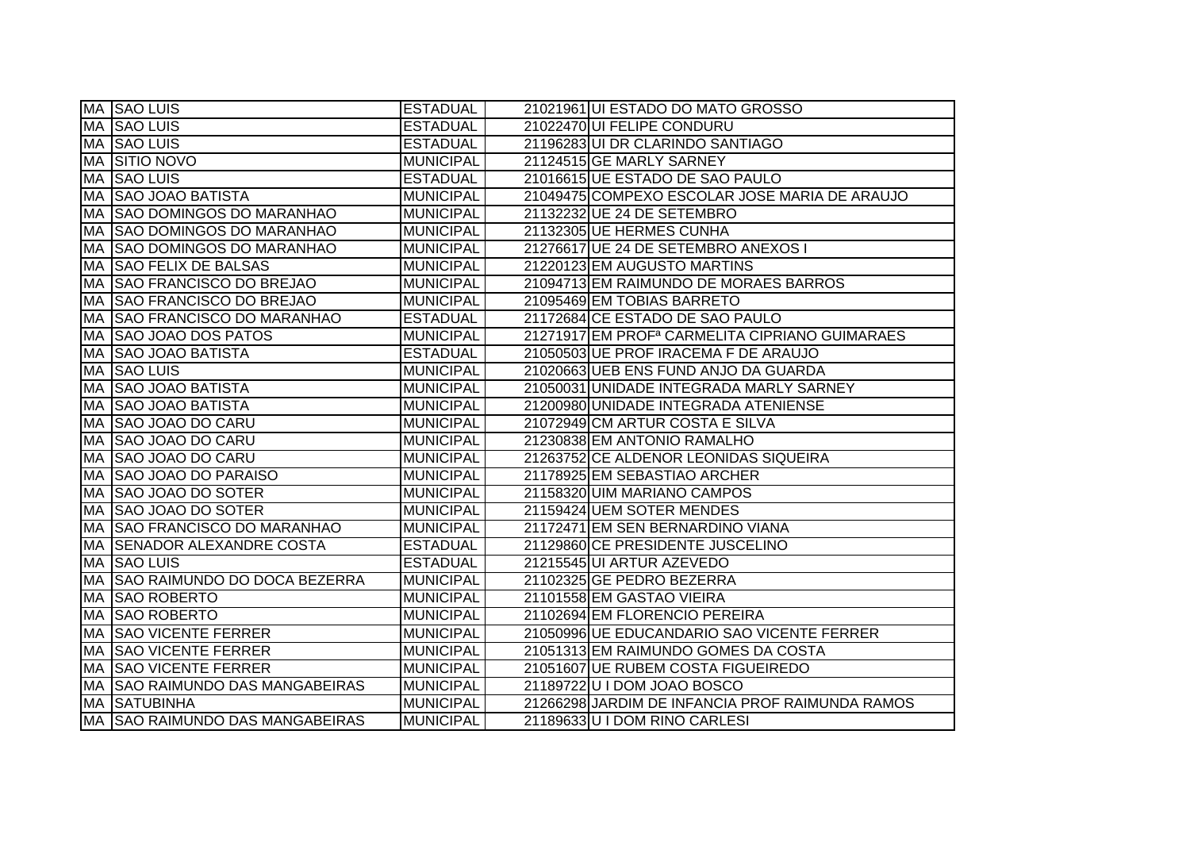| | | | | |
|---|---|---|---|---|
| MA | SAO LUIS | ESTADUAL | 21021961 | UI ESTADO DO MATO GROSSO |
| MA | SAO LUIS | ESTADUAL | 21022470 | UI FELIPE CONDURU |
| MA | SAO LUIS | ESTADUAL | 21196283 | UI DR CLARINDO SANTIAGO |
| MA | SITIO NOVO | MUNICIPAL | 21124515 | GE MARLY SARNEY |
| MA | SAO LUIS | ESTADUAL | 21016615 | UE ESTADO DE SAO PAULO |
| MA | SAO JOAO BATISTA | MUNICIPAL | 21049475 | COMPEXO ESCOLAR JOSE MARIA DE ARAUJO |
| MA | SAO DOMINGOS DO MARANHAO | MUNICIPAL | 21132232 | UE 24 DE SETEMBRO |
| MA | SAO DOMINGOS DO MARANHAO | MUNICIPAL | 21132305 | UE HERMES CUNHA |
| MA | SAO DOMINGOS DO MARANHAO | MUNICIPAL | 21276617 | UE 24 DE SETEMBRO ANEXOS I |
| MA | SAO FELIX DE BALSAS | MUNICIPAL | 21220123 | EM AUGUSTO MARTINS |
| MA | SAO FRANCISCO DO BREJAO | MUNICIPAL | 21094713 | EM RAIMUNDO DE MORAES BARROS |
| MA | SAO FRANCISCO DO BREJAO | MUNICIPAL | 21095469 | EM TOBIAS BARRETO |
| MA | SAO FRANCISCO DO MARANHAO | ESTADUAL | 21172684 | CE ESTADO DE SAO PAULO |
| MA | SAO JOAO DOS PATOS | MUNICIPAL | 21271917 | EM PROFª CARMELITA CIPRIANO GUIMARAES |
| MA | SAO JOAO BATISTA | ESTADUAL | 21050503 | UE PROF IRACEMA F DE ARAUJO |
| MA | SAO LUIS | MUNICIPAL | 21020663 | UEB ENS FUND ANJO DA GUARDA |
| MA | SAO JOAO BATISTA | MUNICIPAL | 21050031 | UNIDADE INTEGRADA MARLY SARNEY |
| MA | SAO JOAO BATISTA | MUNICIPAL | 21200980 | UNIDADE INTEGRADA ATENIENSE |
| MA | SAO JOAO DO CARU | MUNICIPAL | 21072949 | CM ARTUR COSTA E SILVA |
| MA | SAO JOAO DO CARU | MUNICIPAL | 21230838 | EM ANTONIO RAMALHO |
| MA | SAO JOAO DO CARU | MUNICIPAL | 21263752 | CE ALDENOR LEONIDAS SIQUEIRA |
| MA | SAO JOAO DO PARAISO | MUNICIPAL | 21178925 | EM SEBASTIAO ARCHER |
| MA | SAO JOAO DO SOTER | MUNICIPAL | 21158320 | UIM MARIANO CAMPOS |
| MA | SAO JOAO DO SOTER | MUNICIPAL | 21159424 | UEM SOTER MENDES |
| MA | SAO FRANCISCO DO MARANHAO | MUNICIPAL | 21172471 | EM SEN BERNARDINO VIANA |
| MA | SENADOR ALEXANDRE COSTA | ESTADUAL | 21129860 | CE PRESIDENTE JUSCELINO |
| MA | SAO LUIS | ESTADUAL | 21215545 | UI ARTUR AZEVEDO |
| MA | SAO RAIMUNDO DO DOCA BEZERRA | MUNICIPAL | 21102325 | GE PEDRO BEZERRA |
| MA | SAO ROBERTO | MUNICIPAL | 21101558 | EM GASTAO VIEIRA |
| MA | SAO ROBERTO | MUNICIPAL | 21102694 | EM FLORENCIO PEREIRA |
| MA | SAO VICENTE FERRER | MUNICIPAL | 21050996 | UE EDUCANDARIO SAO VICENTE FERRER |
| MA | SAO VICENTE FERRER | MUNICIPAL | 21051313 | EM RAIMUNDO GOMES DA COSTA |
| MA | SAO VICENTE FERRER | MUNICIPAL | 21051607 | UE RUBEM COSTA FIGUEIREDO |
| MA | SAO RAIMUNDO DAS MANGABEIRAS | MUNICIPAL | 21189722 | U I DOM JOAO BOSCO |
| MA | SATUBINHA | MUNICIPAL | 21266298 | JARDIM DE INFANCIA PROF RAIMUNDA RAMOS |
| MA | SAO RAIMUNDO DAS MANGABEIRAS | MUNICIPAL | 21189633 | U I DOM RINO CARLESI |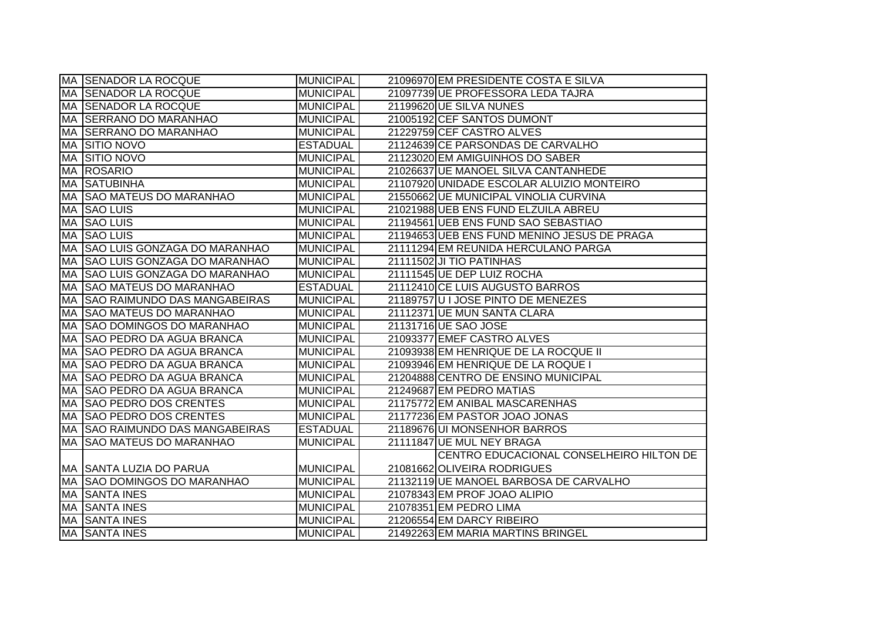| | | | | |
|---|---|---|---|---|
| MA | SENADOR LA ROCQUE | MUNICIPAL | 21096970 | EM PRESIDENTE COSTA E SILVA |
| MA | SENADOR LA ROCQUE | MUNICIPAL | 21097739 | UE PROFESSORA LEDA TAJRA |
| MA | SENADOR LA ROCQUE | MUNICIPAL | 21199620 | UE SILVA NUNES |
| MA | SERRANO DO MARANHAO | MUNICIPAL | 21005192 | CEF SANTOS DUMONT |
| MA | SERRANO DO MARANHAO | MUNICIPAL | 21229759 | CEF CASTRO ALVES |
| MA | SITIO NOVO | ESTADUAL | 21124639 | CE PARSONDAS DE CARVALHO |
| MA | SITIO NOVO | MUNICIPAL | 21123020 | EM AMIGUINHOS DO SABER |
| MA | ROSARIO | MUNICIPAL | 21026637 | UE MANOEL SILVA CANTANHEDE |
| MA | SATUBINHA | MUNICIPAL | 21107920 | UNIDADE ESCOLAR ALUIZIO MONTEIRO |
| MA | SAO MATEUS DO MARANHAO | MUNICIPAL | 21550662 | UE MUNICIPAL VINOLIA CURVINA |
| MA | SAO LUIS | MUNICIPAL | 21021988 | UEB ENS FUND ELZUILA ABREU |
| MA | SAO LUIS | MUNICIPAL | 21194561 | UEB ENS FUND SAO SEBASTIAO |
| MA | SAO LUIS | MUNICIPAL | 21194653 | UEB ENS FUND MENINO JESUS DE PRAGA |
| MA | SAO LUIS GONZAGA DO MARANHAO | MUNICIPAL | 21111294 | EM REUNIDA HERCULANO PARGA |
| MA | SAO LUIS GONZAGA DO MARANHAO | MUNICIPAL | 21111502 | JI TIO PATINHAS |
| MA | SAO LUIS GONZAGA DO MARANHAO | MUNICIPAL | 21111545 | UE DEP LUIZ ROCHA |
| MA | SAO MATEUS DO MARANHAO | ESTADUAL | 21112410 | CE LUIS AUGUSTO BARROS |
| MA | SAO RAIMUNDO DAS MANGABEIRAS | MUNICIPAL | 21189757 | U I JOSE PINTO DE MENEZES |
| MA | SAO MATEUS DO MARANHAO | MUNICIPAL | 21112371 | UE MUN SANTA CLARA |
| MA | SAO DOMINGOS DO MARANHAO | MUNICIPAL | 21131716 | UE SAO JOSE |
| MA | SAO PEDRO DA AGUA BRANCA | MUNICIPAL | 21093377 | EMEF CASTRO ALVES |
| MA | SAO PEDRO DA AGUA BRANCA | MUNICIPAL | 21093938 | EM HENRIQUE DE LA ROCQUE II |
| MA | SAO PEDRO DA AGUA BRANCA | MUNICIPAL | 21093946 | EM HENRIQUE DE LA ROQUE I |
| MA | SAO PEDRO DA AGUA BRANCA | MUNICIPAL | 21204888 | CENTRO DE ENSINO MUNICIPAL |
| MA | SAO PEDRO DA AGUA BRANCA | MUNICIPAL | 21249687 | EM PEDRO MATIAS |
| MA | SAO PEDRO DOS CRENTES | MUNICIPAL | 21175772 | EM ANIBAL MASCARENHAS |
| MA | SAO PEDRO DOS CRENTES | MUNICIPAL | 21177236 | EM PASTOR JOAO JONAS |
| MA | SAO RAIMUNDO DAS MANGABEIRAS | ESTADUAL | 21189676 | UI MONSENHOR BARROS |
| MA | SAO MATEUS DO MARANHAO | MUNICIPAL | 21111847 | UE MUL NEY BRAGA |
| MA | SANTA LUZIA DO PARUA | MUNICIPAL | 21081662 | CENTRO EDUCACIONAL CONSELHEIRO HILTON DE OLIVEIRA RODRIGUES |
| MA | SAO DOMINGOS DO MARANHAO | MUNICIPAL | 21132119 | UE MANOEL BARBOSA DE CARVALHO |
| MA | SANTA INES | MUNICIPAL | 21078343 | EM PROF JOAO ALIPIO |
| MA | SANTA INES | MUNICIPAL | 21078351 | EM PEDRO LIMA |
| MA | SANTA INES | MUNICIPAL | 21206554 | EM DARCY RIBEIRO |
| MA | SANTA INES | MUNICIPAL | 21492263 | EM MARIA MARTINS BRINGEL |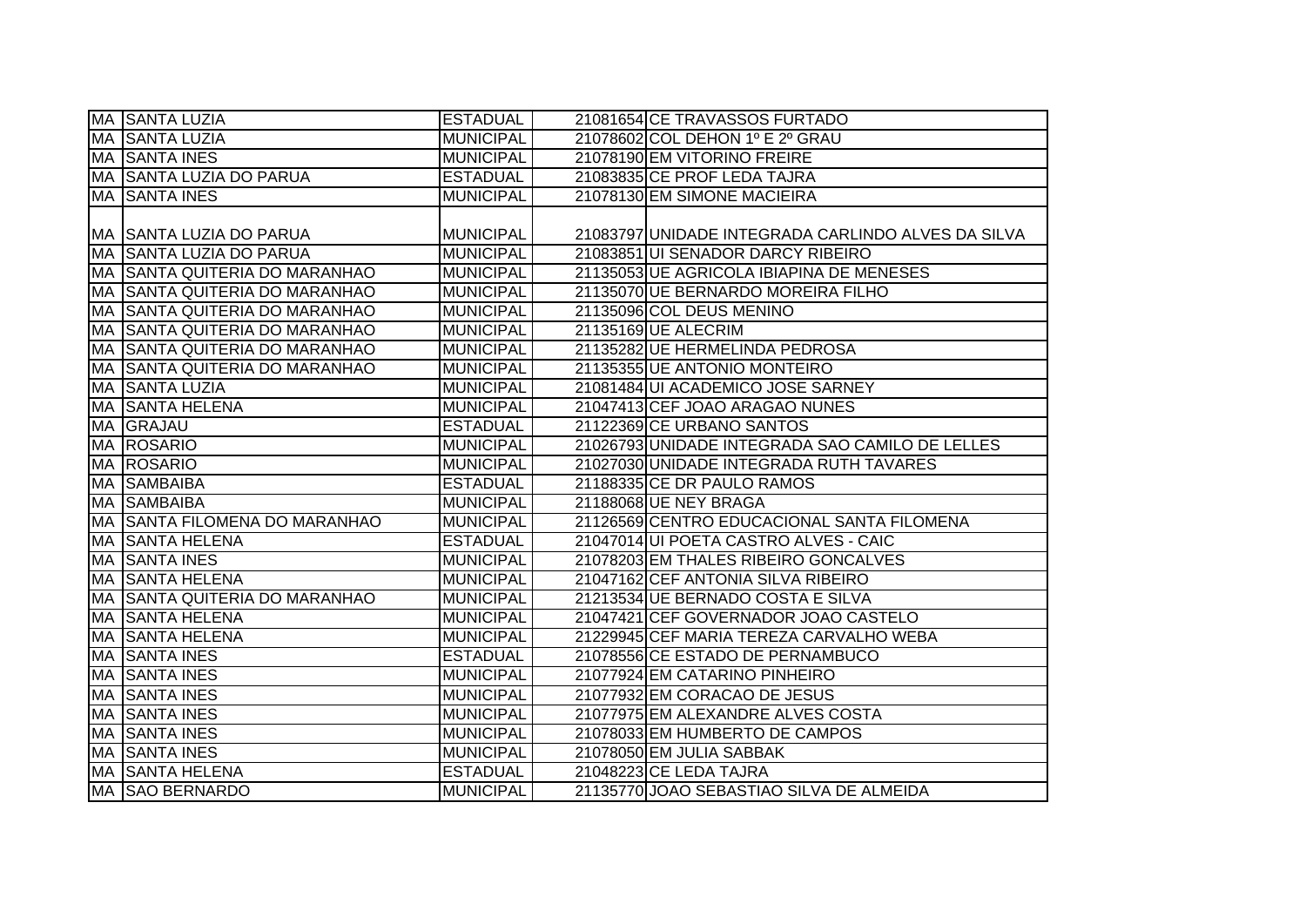| | | | | |
|---|---|---|---|---|
| MA | SANTA LUZIA | ESTADUAL | 21081654 | CE TRAVASSOS FURTADO |
| MA | SANTA LUZIA | MUNICIPAL | 21078602 | COL DEHON 1º E 2º GRAU |
| MA | SANTA INES | MUNICIPAL | 21078190 | EM VITORINO FREIRE |
| MA | SANTA LUZIA DO PARUA | ESTADUAL | 21083835 | CE PROF LEDA TAJRA |
| MA | SANTA INES | MUNICIPAL | 21078130 | EM SIMONE MACIEIRA |
| MA | SANTA LUZIA DO PARUA | MUNICIPAL | 21083797 | UNIDADE INTEGRADA CARLINDO ALVES DA SILVA |
| MA | SANTA LUZIA DO PARUA | MUNICIPAL | 21083851 | UI SENADOR DARCY RIBEIRO |
| MA | SANTA QUITERIA DO MARANHAO | MUNICIPAL | 21135053 | UE AGRICOLA IBIAPINA DE MENESES |
| MA | SANTA QUITERIA DO MARANHAO | MUNICIPAL | 21135070 | UE BERNARDO MOREIRA FILHO |
| MA | SANTA QUITERIA DO MARANHAO | MUNICIPAL | 21135096 | COL DEUS MENINO |
| MA | SANTA QUITERIA DO MARANHAO | MUNICIPAL | 21135169 | UE ALECRIM |
| MA | SANTA QUITERIA DO MARANHAO | MUNICIPAL | 21135282 | UE HERMELINDA PEDROSA |
| MA | SANTA QUITERIA DO MARANHAO | MUNICIPAL | 21135355 | UE ANTONIO MONTEIRO |
| MA | SANTA LUZIA | MUNICIPAL | 21081484 | UI ACADEMICO JOSE SARNEY |
| MA | SANTA HELENA | MUNICIPAL | 21047413 | CEF JOAO ARAGAO NUNES |
| MA | GRAJAU | ESTADUAL | 21122369 | CE URBANO SANTOS |
| MA | ROSARIO | MUNICIPAL | 21026793 | UNIDADE INTEGRADA SAO CAMILO DE LELLES |
| MA | ROSARIO | MUNICIPAL | 21027030 | UNIDADE INTEGRADA RUTH TAVARES |
| MA | SAMBAIBA | ESTADUAL | 21188335 | CE DR PAULO RAMOS |
| MA | SAMBAIBA | MUNICIPAL | 21188068 | UE NEY BRAGA |
| MA | SANTA FILOMENA DO MARANHAO | MUNICIPAL | 21126569 | CENTRO EDUCACIONAL SANTA FILOMENA |
| MA | SANTA HELENA | ESTADUAL | 21047014 | UI POETA CASTRO ALVES - CAIC |
| MA | SANTA INES | MUNICIPAL | 21078203 | EM THALES RIBEIRO GONCALVES |
| MA | SANTA HELENA | MUNICIPAL | 21047162 | CEF ANTONIA SILVA RIBEIRO |
| MA | SANTA QUITERIA DO MARANHAO | MUNICIPAL | 21213534 | UE BERNADO COSTA E SILVA |
| MA | SANTA HELENA | MUNICIPAL | 21047421 | CEF GOVERNADOR JOAO CASTELO |
| MA | SANTA HELENA | MUNICIPAL | 21229945 | CEF MARIA TEREZA CARVALHO WEBA |
| MA | SANTA INES | ESTADUAL | 21078556 | CE ESTADO DE PERNAMBUCO |
| MA | SANTA INES | MUNICIPAL | 21077924 | EM CATARINO PINHEIRO |
| MA | SANTA INES | MUNICIPAL | 21077932 | EM CORACAO DE JESUS |
| MA | SANTA INES | MUNICIPAL | 21077975 | EM ALEXANDRE ALVES COSTA |
| MA | SANTA INES | MUNICIPAL | 21078033 | EM HUMBERTO DE CAMPOS |
| MA | SANTA INES | MUNICIPAL | 21078050 | EM JULIA SABBAK |
| MA | SANTA HELENA | ESTADUAL | 21048223 | CE LEDA TAJRA |
| MA | SAO BERNARDO | MUNICIPAL | 21135770 | JOAO SEBASTIAO SILVA DE ALMEIDA |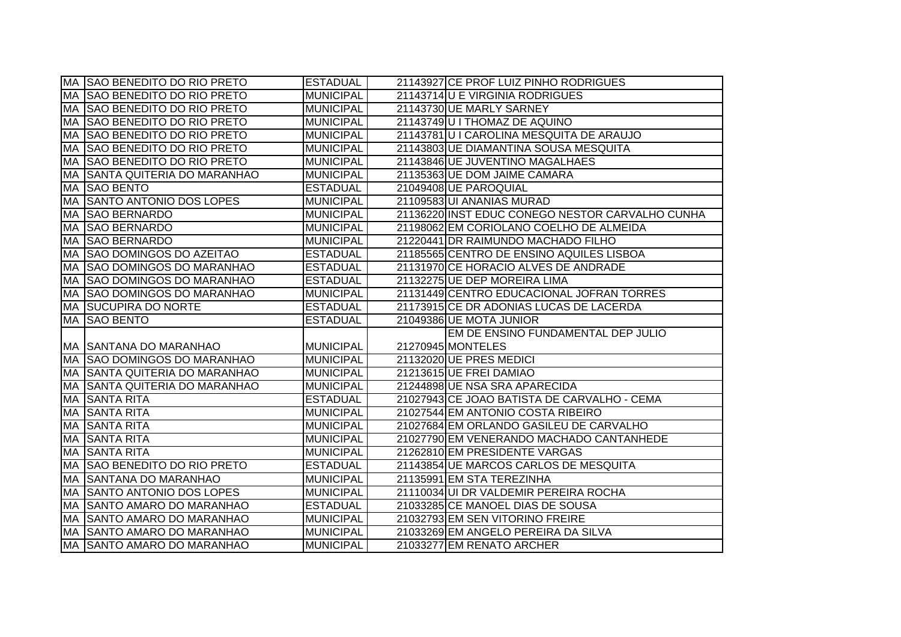| | | | | |
|---|---|---|---|---|
| MA | SAO BENEDITO DO RIO PRETO | ESTADUAL | 21143927 | CE PROF LUIZ PINHO RODRIGUES |
| MA | SAO BENEDITO DO RIO PRETO | MUNICIPAL | 21143714 | U E VIRGINIA RODRIGUES |
| MA | SAO BENEDITO DO RIO PRETO | MUNICIPAL | 21143730 | UE MARLY SARNEY |
| MA | SAO BENEDITO DO RIO PRETO | MUNICIPAL | 21143749 | U I THOMAZ DE AQUINO |
| MA | SAO BENEDITO DO RIO PRETO | MUNICIPAL | 21143781 | U I CAROLINA MESQUITA DE ARAUJO |
| MA | SAO BENEDITO DO RIO PRETO | MUNICIPAL | 21143803 | UE DIAMANTINA SOUSA MESQUITA |
| MA | SAO BENEDITO DO RIO PRETO | MUNICIPAL | 21143846 | UE JUVENTINO MAGALHAES |
| MA | SANTA QUITERIA DO MARANHAO | MUNICIPAL | 21135363 | UE DOM JAIME CAMARA |
| MA | SAO BENTO | ESTADUAL | 21049408 | UE PAROQUIAL |
| MA | SANTO ANTONIO DOS LOPES | MUNICIPAL | 21109583 | UI ANANIAS MURAD |
| MA | SAO BERNARDO | MUNICIPAL | 21136220 | INST EDUC CONEGO NESTOR CARVALHO CUNHA |
| MA | SAO BERNARDO | MUNICIPAL | 21198062 | EM CORIOLANO COELHO DE ALMEIDA |
| MA | SAO BERNARDO | MUNICIPAL | 21220441 | DR RAIMUNDO MACHADO FILHO |
| MA | SAO DOMINGOS DO AZEITAO | ESTADUAL | 21185565 | CENTRO DE ENSINO AQUILES LISBOA |
| MA | SAO DOMINGOS DO MARANHAO | ESTADUAL | 21131970 | CE HORACIO ALVES DE ANDRADE |
| MA | SAO DOMINGOS DO MARANHAO | ESTADUAL | 21132275 | UE DEP MOREIRA LIMA |
| MA | SAO DOMINGOS DO MARANHAO | MUNICIPAL | 21131449 | CENTRO EDUCACIONAL JOFRAN TORRES |
| MA | SUCUPIRA DO NORTE | ESTADUAL | 21173915 | CE DR ADONIAS LUCAS DE LACERDA |
| MA | SAO BENTO | ESTADUAL | 21049386 | UE MOTA JUNIOR |
| MA | SANTANA DO MARANHAO | MUNICIPAL | 21270945 | EM DE ENSINO FUNDAMENTAL DEP JULIO MONTELES |
| MA | SAO DOMINGOS DO MARANHAO | MUNICIPAL | 21132020 | UE PRES MEDICI |
| MA | SANTA QUITERIA DO MARANHAO | MUNICIPAL | 21213615 | UE FREI DAMIAO |
| MA | SANTA QUITERIA DO MARANHAO | MUNICIPAL | 21244898 | UE NSA SRA APARECIDA |
| MA | SANTA RITA | ESTADUAL | 21027943 | CE JOAO BATISTA DE CARVALHO - CEMA |
| MA | SANTA RITA | MUNICIPAL | 21027544 | EM ANTONIO COSTA RIBEIRO |
| MA | SANTA RITA | MUNICIPAL | 21027684 | EM ORLANDO GASILEU DE CARVALHO |
| MA | SANTA RITA | MUNICIPAL | 21027790 | EM VENERANDO MACHADO CANTANHEDE |
| MA | SANTA RITA | MUNICIPAL | 21262810 | EM PRESIDENTE VARGAS |
| MA | SAO BENEDITO DO RIO PRETO | ESTADUAL | 21143854 | UE MARCOS CARLOS DE MESQUITA |
| MA | SANTANA DO MARANHAO | MUNICIPAL | 21135991 | EM STA TEREZINHA |
| MA | SANTO ANTONIO DOS LOPES | MUNICIPAL | 21110034 | UI DR VALDEMIR PEREIRA ROCHA |
| MA | SANTO AMARO DO MARANHAO | ESTADUAL | 21033285 | CE MANOEL DIAS DE SOUSA |
| MA | SANTO AMARO DO MARANHAO | MUNICIPAL | 21032793 | EM SEN VITORINO FREIRE |
| MA | SANTO AMARO DO MARANHAO | MUNICIPAL | 21033269 | EM ANGELO PEREIRA DA SILVA |
| MA | SANTO AMARO DO MARANHAO | MUNICIPAL | 21033277 | EM RENATO ARCHER |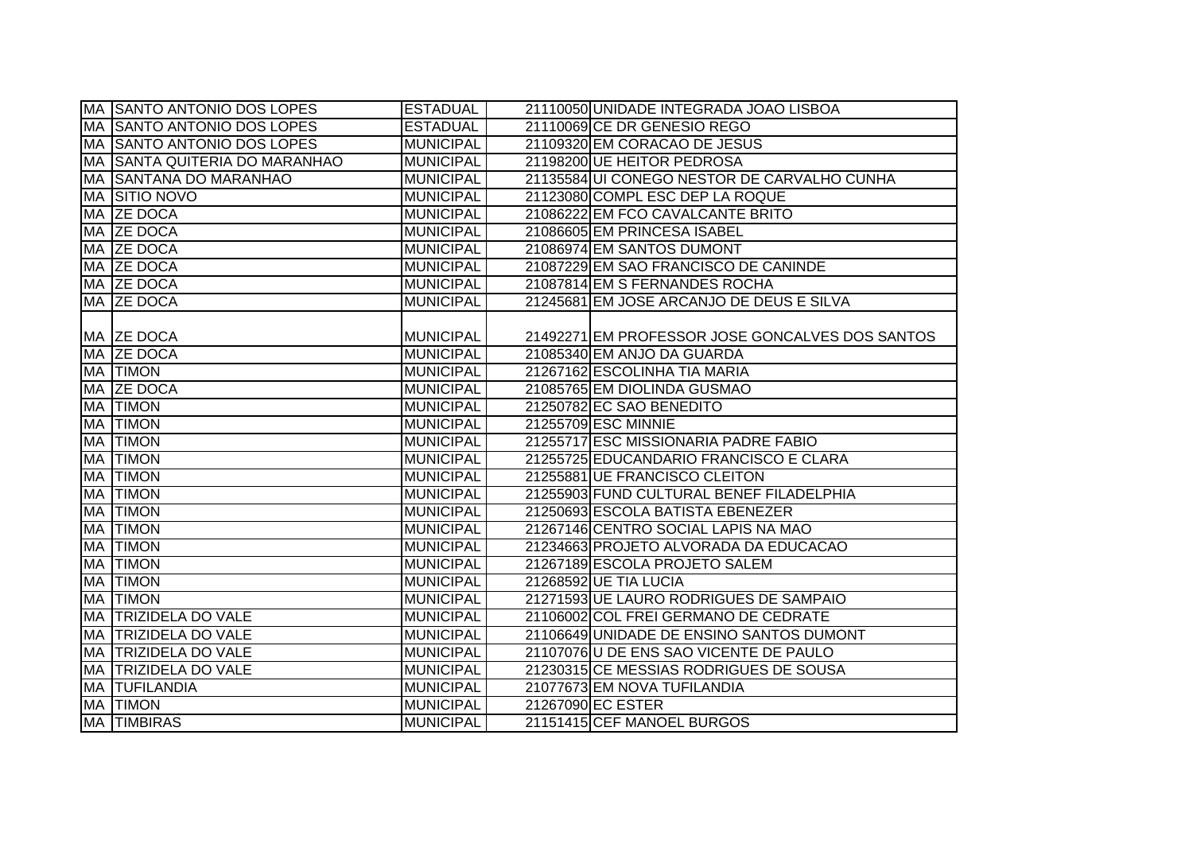| | | | | |
|---|---|---|---|---|
| MA | SANTO ANTONIO DOS LOPES | ESTADUAL | 21110050 | UNIDADE INTEGRADA JOAO LISBOA |
| MA | SANTO ANTONIO DOS LOPES | ESTADUAL | 21110069 | CE DR GENESIO REGO |
| MA | SANTO ANTONIO DOS LOPES | MUNICIPAL | 21109320 | EM CORACAO DE JESUS |
| MA | SANTA QUITERIA DO MARANHAO | MUNICIPAL | 21198200 | UE HEITOR PEDROSA |
| MA | SANTANA DO MARANHAO | MUNICIPAL | 21135584 | UI CONEGO NESTOR DE CARVALHO CUNHA |
| MA | SITIO NOVO | MUNICIPAL | 21123080 | COMPL ESC DEP LA ROQUE |
| MA | ZE DOCA | MUNICIPAL | 21086222 | EM FCO CAVALCANTE BRITO |
| MA | ZE DOCA | MUNICIPAL | 21086605 | EM PRINCESA ISABEL |
| MA | ZE DOCA | MUNICIPAL | 21086974 | EM SANTOS DUMONT |
| MA | ZE DOCA | MUNICIPAL | 21087229 | EM SAO FRANCISCO DE CANINDE |
| MA | ZE DOCA | MUNICIPAL | 21087814 | EM S FERNANDES ROCHA |
| MA | ZE DOCA | MUNICIPAL | 21245681 | EM JOSE ARCANJO DE DEUS E SILVA |
| MA | ZE DOCA | MUNICIPAL | 21492271 | EM PROFESSOR JOSE GONCALVES DOS SANTOS |
| MA | ZE DOCA | MUNICIPAL | 21085340 | EM ANJO DA GUARDA |
| MA | TIMON | MUNICIPAL | 21267162 | ESCOLINHA TIA MARIA |
| MA | ZE DOCA | MUNICIPAL | 21085765 | EM DIOLINDA GUSMAO |
| MA | TIMON | MUNICIPAL | 21250782 | EC SAO BENEDITO |
| MA | TIMON | MUNICIPAL | 21255709 | ESC MINNIE |
| MA | TIMON | MUNICIPAL | 21255717 | ESC MISSIONARIA PADRE FABIO |
| MA | TIMON | MUNICIPAL | 21255725 | EDUCANDARIO FRANCISCO E CLARA |
| MA | TIMON | MUNICIPAL | 21255881 | UE FRANCISCO CLEITON |
| MA | TIMON | MUNICIPAL | 21255903 | FUND CULTURAL BENEF FILADELPHIA |
| MA | TIMON | MUNICIPAL | 21250693 | ESCOLA BATISTA EBENEZER |
| MA | TIMON | MUNICIPAL | 21267146 | CENTRO SOCIAL LAPIS NA MAO |
| MA | TIMON | MUNICIPAL | 21234663 | PROJETO ALVORADA DA EDUCACAO |
| MA | TIMON | MUNICIPAL | 21267189 | ESCOLA PROJETO SALEM |
| MA | TIMON | MUNICIPAL | 21268592 | UE TIA LUCIA |
| MA | TIMON | MUNICIPAL | 21271593 | UE LAURO RODRIGUES DE SAMPAIO |
| MA | TRIZIDELA DO VALE | MUNICIPAL | 21106002 | COL FREI GERMANO DE CEDRATE |
| MA | TRIZIDELA DO VALE | MUNICIPAL | 21106649 | UNIDADE DE ENSINO SANTOS DUMONT |
| MA | TRIZIDELA DO VALE | MUNICIPAL | 21107076 | U DE ENS SAO VICENTE DE PAULO |
| MA | TRIZIDELA DO VALE | MUNICIPAL | 21230315 | CE MESSIAS RODRIGUES DE SOUSA |
| MA | TUFILANDIA | MUNICIPAL | 21077673 | EM NOVA TUFILANDIA |
| MA | TIMON | MUNICIPAL | 21267090 | EC ESTER |
| MA | TIMBIRAS | MUNICIPAL | 21151415 | CEF MANOEL BURGOS |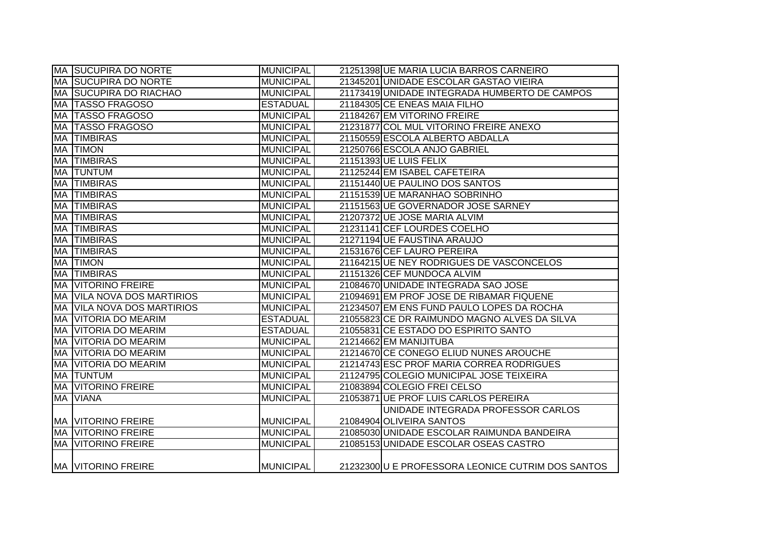| | | | | |
|---|---|---|---|---|
| MA | SUCUPIRA DO NORTE | MUNICIPAL | 21251398 | UE MARIA LUCIA BARROS CARNEIRO |
| MA | SUCUPIRA DO NORTE | MUNICIPAL | 21345201 | UNIDADE ESCOLAR GASTAO VIEIRA |
| MA | SUCUPIRA DO RIACHAO | MUNICIPAL | 21173419 | UNIDADE INTEGRADA HUMBERTO DE CAMPOS |
| MA | TASSO FRAGOSO | ESTADUAL | 21184305 | CE ENEAS MAIA FILHO |
| MA | TASSO FRAGOSO | MUNICIPAL | 21184267 | EM VITORINO FREIRE |
| MA | TASSO FRAGOSO | MUNICIPAL | 21231877 | COL MUL VITORINO FREIRE ANEXO |
| MA | TIMBIRAS | MUNICIPAL | 21150559 | ESCOLA ALBERTO ABDALLA |
| MA | TIMON | MUNICIPAL | 21250766 | ESCOLA ANJO GABRIEL |
| MA | TIMBIRAS | MUNICIPAL | 21151393 | UE LUIS FELIX |
| MA | TUNTUM | MUNICIPAL | 21125244 | EM ISABEL CAFETEIRA |
| MA | TIMBIRAS | MUNICIPAL | 21151440 | UE PAULINO DOS SANTOS |
| MA | TIMBIRAS | MUNICIPAL | 21151539 | UE MARANHAO SOBRINHO |
| MA | TIMBIRAS | MUNICIPAL | 21151563 | UE GOVERNADOR JOSE SARNEY |
| MA | TIMBIRAS | MUNICIPAL | 21207372 | UE JOSE MARIA ALVIM |
| MA | TIMBIRAS | MUNICIPAL | 21231141 | CEF LOURDES COELHO |
| MA | TIMBIRAS | MUNICIPAL | 21271194 | UE FAUSTINA ARAUJO |
| MA | TIMBIRAS | MUNICIPAL | 21531676 | CEF LAURO PEREIRA |
| MA | TIMON | MUNICIPAL | 21164215 | UE NEY RODRIGUES DE VASCONCELOS |
| MA | TIMBIRAS | MUNICIPAL | 21151326 | CEF MUNDOCA ALVIM |
| MA | VITORINO FREIRE | MUNICIPAL | 21084670 | UNIDADE INTEGRADA SAO JOSE |
| MA | VILA NOVA DOS MARTIRIOS | MUNICIPAL | 21094691 | EM PROF JOSE DE RIBAMAR FIQUENE |
| MA | VILA NOVA DOS MARTIRIOS | MUNICIPAL | 21234507 | EM ENS FUND PAULO LOPES DA ROCHA |
| MA | VITORIA DO MEARIM | ESTADUAL | 21055823 | CE DR RAIMUNDO MAGNO ALVES DA SILVA |
| MA | VITORIA DO MEARIM | ESTADUAL | 21055831 | CE ESTADO DO ESPIRITO SANTO |
| MA | VITORIA DO MEARIM | MUNICIPAL | 21214662 | EM MANIJITUBA |
| MA | VITORIA DO MEARIM | MUNICIPAL | 21214670 | CE CONEGO ELIUD NUNES AROUCHE |
| MA | VITORIA DO MEARIM | MUNICIPAL | 21214743 | ESC PROF MARIA CORREA RODRIGUES |
| MA | TUNTUM | MUNICIPAL | 21124795 | COLEGIO MUNICIPAL JOSE TEIXEIRA |
| MA | VITORINO FREIRE | MUNICIPAL | 21083894 | COLEGIO FREI CELSO |
| MA | VIANA | MUNICIPAL | 21053871 | UE PROF LUIS CARLOS PEREIRA |
| MA | VITORINO FREIRE | MUNICIPAL | 21084904 | UNIDADE INTEGRADA PROFESSOR CARLOS OLIVEIRA SANTOS |
| MA | VITORINO FREIRE | MUNICIPAL | 21085030 | UNIDADE ESCOLAR RAIMUNDA BANDEIRA |
| MA | VITORINO FREIRE | MUNICIPAL | 21085153 | UNIDADE ESCOLAR OSEAS CASTRO |
| MA | VITORINO FREIRE | MUNICIPAL | 21232300 | U E PROFESSORA LEONICE CUTRIM DOS SANTOS |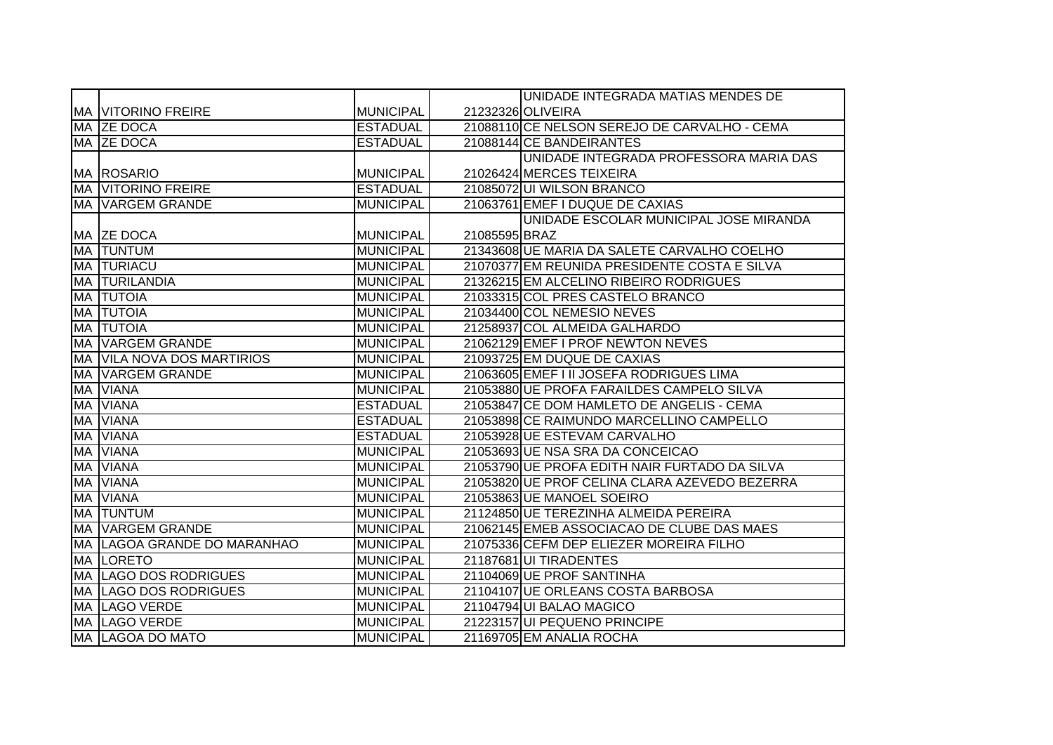| | | | | |
|---|---|---|---|---|
| MA | VITORINO FREIRE | MUNICIPAL | 21232326 | UNIDADE INTEGRADA MATIAS MENDES DE OLIVEIRA |
| MA | ZE DOCA | ESTADUAL | 21088110 | CE NELSON SEREJO DE CARVALHO - CEMA |
| MA | ZE DOCA | ESTADUAL | 21088144 | CE BANDEIRANTES |
| MA | ROSARIO | MUNICIPAL | 21026424 | UNIDADE INTEGRADA PROFESSORA MARIA DAS MERCES TEIXEIRA |
| MA | VITORINO FREIRE | ESTADUAL | 21085072 | UI WILSON BRANCO |
| MA | VARGEM GRANDE | MUNICIPAL | 21063761 | EMEF I DUQUE DE CAXIAS |
| MA | ZE DOCA | MUNICIPAL | 21085595 | UNIDADE ESCOLAR MUNICIPAL JOSE MIRANDA BRAZ |
| MA | TUNTUM | MUNICIPAL | 21343608 | UE MARIA DA SALETE CARVALHO COELHO |
| MA | TURIACU | MUNICIPAL | 21070377 | EM REUNIDA PRESIDENTE COSTA E SILVA |
| MA | TURILANDIA | MUNICIPAL | 21326215 | EM ALCELINO RIBEIRO RODRIGUES |
| MA | TUTOIA | MUNICIPAL | 21033315 | COL PRES CASTELO BRANCO |
| MA | TUTOIA | MUNICIPAL | 21034400 | COL NEMESIO NEVES |
| MA | TUTOIA | MUNICIPAL | 21258937 | COL ALMEIDA GALHARDO |
| MA | VARGEM GRANDE | MUNICIPAL | 21062129 | EMEF I PROF NEWTON NEVES |
| MA | VILA NOVA DOS MARTIRIOS | MUNICIPAL | 21093725 | EM DUQUE DE CAXIAS |
| MA | VARGEM GRANDE | MUNICIPAL | 21063605 | EMEF I II JOSEFA RODRIGUES LIMA |
| MA | VIANA | MUNICIPAL | 21053880 | UE PROFA FARAILDES CAMPELO SILVA |
| MA | VIANA | ESTADUAL | 21053847 | CE DOM HAMLETO DE ANGELIS - CEMA |
| MA | VIANA | ESTADUAL | 21053898 | CE RAIMUNDO MARCELLINO CAMPELLO |
| MA | VIANA | ESTADUAL | 21053928 | UE ESTEVAM CARVALHO |
| MA | VIANA | MUNICIPAL | 21053693 | UE NSA SRA DA CONCEICAO |
| MA | VIANA | MUNICIPAL | 21053790 | UE PROFA EDITH NAIR FURTADO DA SILVA |
| MA | VIANA | MUNICIPAL | 21053820 | UE PROF CELINA CLARA AZEVEDO BEZERRA |
| MA | VIANA | MUNICIPAL | 21053863 | UE MANOEL SOEIRO |
| MA | TUNTUM | MUNICIPAL | 21124850 | UE TEREZINHA ALMEIDA PEREIRA |
| MA | VARGEM GRANDE | MUNICIPAL | 21062145 | EMEB ASSOCIACAO DE CLUBE DAS MAES |
| MA | LAGOA GRANDE DO MARANHAO | MUNICIPAL | 21075336 | CEFM DEP ELIEZER MOREIRA FILHO |
| MA | LORETO | MUNICIPAL | 21187681 | UI TIRADENTES |
| MA | LAGO DOS RODRIGUES | MUNICIPAL | 21104069 | UE PROF SANTINHA |
| MA | LAGO DOS RODRIGUES | MUNICIPAL | 21104107 | UE ORLEANS COSTA BARBOSA |
| MA | LAGO VERDE | MUNICIPAL | 21104794 | UI BALAO MAGICO |
| MA | LAGO VERDE | MUNICIPAL | 21223157 | UI PEQUENO PRINCIPE |
| MA | LAGOA DO MATO | MUNICIPAL | 21169705 | EM ANALIA ROCHA |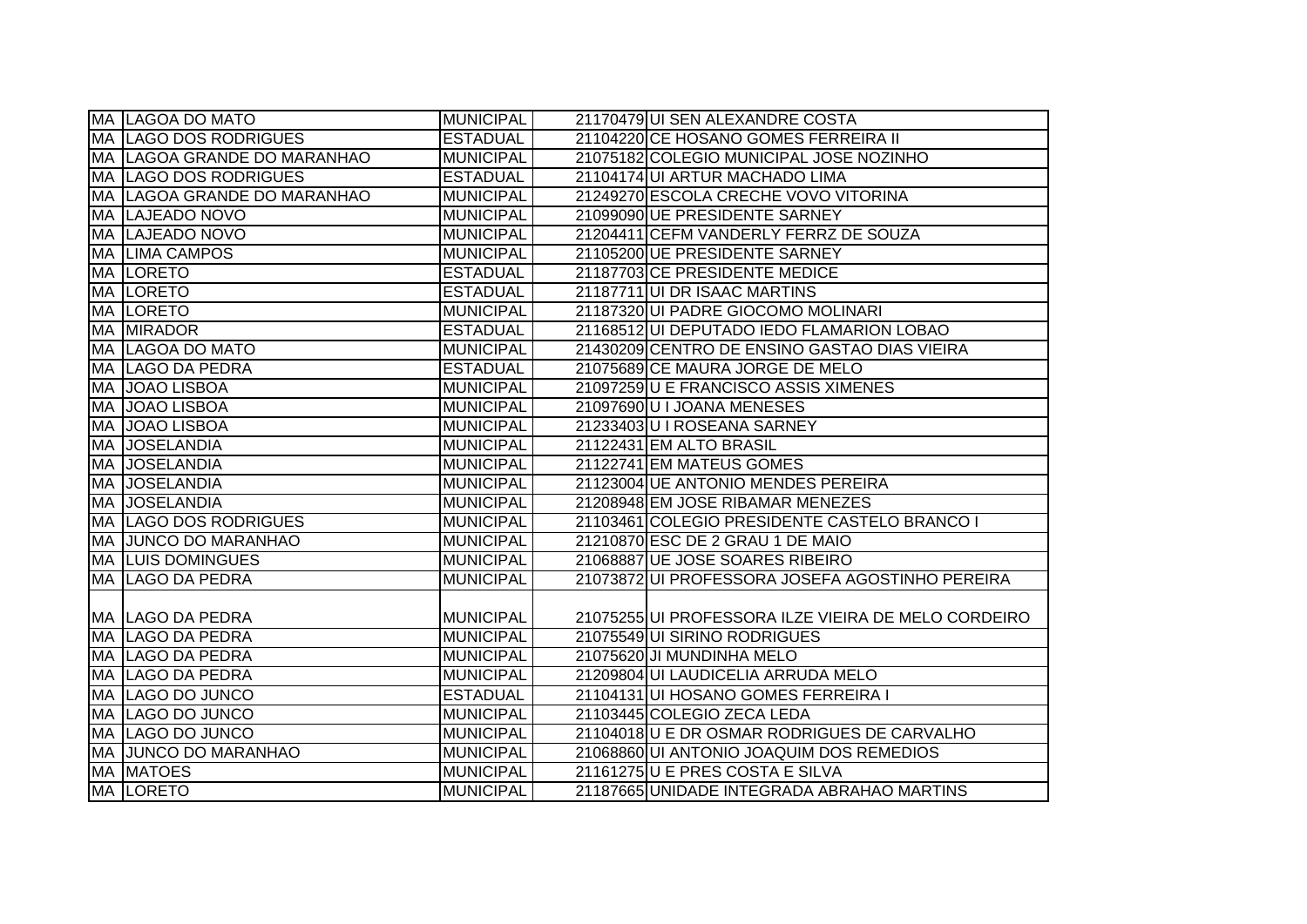| | | | | |
|---|---|---|---|---|
| MA | LAGOA DO MATO | MUNICIPAL | 21170479 | UI SEN ALEXANDRE COSTA |
| MA | LAGO DOS RODRIGUES | ESTADUAL | 21104220 | CE HOSANO GOMES FERREIRA II |
| MA | LAGOA GRANDE DO MARANHAO | MUNICIPAL | 21075182 | COLEGIO MUNICIPAL JOSE NOZINHO |
| MA | LAGO DOS RODRIGUES | ESTADUAL | 21104174 | UI ARTUR MACHADO LIMA |
| MA | LAGOA GRANDE DO MARANHAO | MUNICIPAL | 21249270 | ESCOLA CRECHE VOVO VITORINA |
| MA | LAJEADO NOVO | MUNICIPAL | 21099090 | UE PRESIDENTE SARNEY |
| MA | LAJEADO NOVO | MUNICIPAL | 21204411 | CEFM VANDERLY FERRZ DE SOUZA |
| MA | LIMA CAMPOS | MUNICIPAL | 21105200 | UE PRESIDENTE SARNEY |
| MA | LORETO | ESTADUAL | 21187703 | CE PRESIDENTE MEDICE |
| MA | LORETO | ESTADUAL | 21187711 | UI DR ISAAC MARTINS |
| MA | LORETO | MUNICIPAL | 21187320 | UI PADRE GIOCOMO MOLINARI |
| MA | MIRADOR | ESTADUAL | 21168512 | UI DEPUTADO IEDO FLAMARION LOBAO |
| MA | LAGOA DO MATO | MUNICIPAL | 21430209 | CENTRO DE ENSINO GASTAO DIAS VIEIRA |
| MA | LAGO DA PEDRA | ESTADUAL | 21075689 | CE MAURA JORGE DE MELO |
| MA | JOAO LISBOA | MUNICIPAL | 21097259 | U E FRANCISCO ASSIS XIMENES |
| MA | JOAO LISBOA | MUNICIPAL | 21097690 | U I JOANA MENESES |
| MA | JOAO LISBOA | MUNICIPAL | 21233403 | U I ROSEANA SARNEY |
| MA | JOSELANDIA | MUNICIPAL | 21122431 | EM ALTO BRASIL |
| MA | JOSELANDIA | MUNICIPAL | 21122741 | EM MATEUS GOMES |
| MA | JOSELANDIA | MUNICIPAL | 21123004 | UE ANTONIO MENDES PEREIRA |
| MA | JOSELANDIA | MUNICIPAL | 21208948 | EM JOSE RIBAMAR MENEZES |
| MA | LAGO DOS RODRIGUES | MUNICIPAL | 21103461 | COLEGIO PRESIDENTE CASTELO BRANCO I |
| MA | JUNCO DO MARANHAO | MUNICIPAL | 21210870 | ESC DE 2 GRAU 1 DE MAIO |
| MA | LUIS DOMINGUES | MUNICIPAL | 21068887 | UE JOSE SOARES RIBEIRO |
| MA | LAGO DA PEDRA | MUNICIPAL | 21073872 | UI PROFESSORA JOSEFA AGOSTINHO PEREIRA |
| MA | LAGO DA PEDRA | MUNICIPAL | 21075255 | UI PROFESSORA ILZE VIEIRA DE MELO CORDEIRO |
| MA | LAGO DA PEDRA | MUNICIPAL | 21075549 | UI SIRINO RODRIGUES |
| MA | LAGO DA PEDRA | MUNICIPAL | 21075620 | JI MUNDINHA MELO |
| MA | LAGO DA PEDRA | MUNICIPAL | 21209804 | UI LAUDICELIA ARRUDA MELO |
| MA | LAGO DO JUNCO | ESTADUAL | 21104131 | UI HOSANO GOMES FERREIRA I |
| MA | LAGO DO JUNCO | MUNICIPAL | 21103445 | COLEGIO ZECA LEDA |
| MA | LAGO DO JUNCO | MUNICIPAL | 21104018 | U E DR OSMAR RODRIGUES DE CARVALHO |
| MA | JUNCO DO MARANHAO | MUNICIPAL | 21068860 | UI ANTONIO JOAQUIM DOS REMEDIOS |
| MA | MATOES | MUNICIPAL | 21161275 | U E PRES COSTA E SILVA |
| MA | LORETO | MUNICIPAL | 21187665 | UNIDADE INTEGRADA ABRAHAO MARTINS |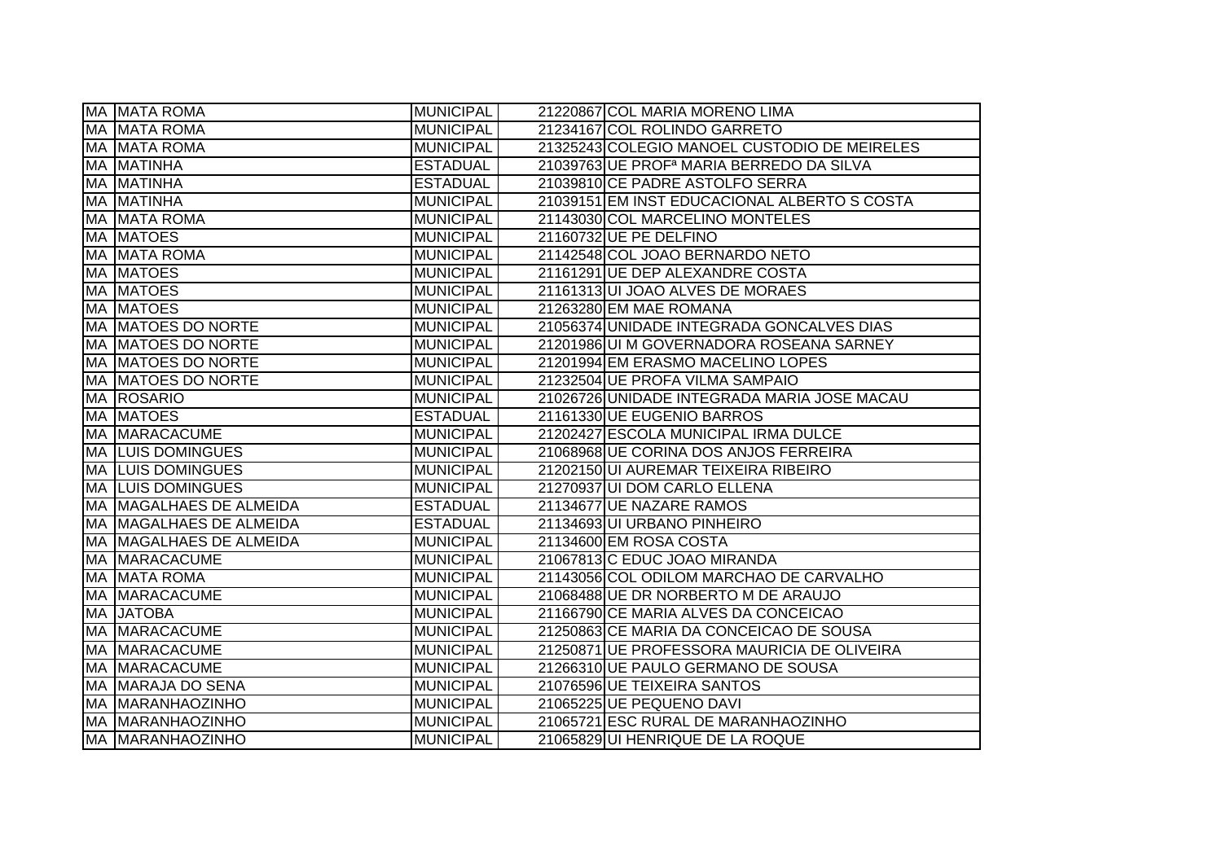| MA | MATA ROMA | MUNICIPAL | 21220867 | COL MARIA MORENO LIMA |
|---|---|---|---|---|
| MA | MATA ROMA | MUNICIPAL | 21234167 | COL ROLINDO GARRETO |
| MA | MATA ROMA | MUNICIPAL | 21325243 | COLEGIO MANOEL CUSTODIO DE MEIRELES |
| MA | MATINHA | ESTADUAL | 21039763 | UE PROFª MARIA BERREDO DA SILVA |
| MA | MATINHA | ESTADUAL | 21039810 | CE PADRE ASTOLFO SERRA |
| MA | MATINHA | MUNICIPAL | 21039151 | EM INST EDUCACIONAL ALBERTO S COSTA |
| MA | MATA ROMA | MUNICIPAL | 21143030 | COL MARCELINO MONTELES |
| MA | MATOES | MUNICIPAL | 21160732 | UE PE DELFINO |
| MA | MATA ROMA | MUNICIPAL | 21142548 | COL JOAO BERNARDO NETO |
| MA | MATOES | MUNICIPAL | 21161291 | UE DEP ALEXANDRE COSTA |
| MA | MATOES | MUNICIPAL | 21161313 | UI JOAO ALVES DE MORAES |
| MA | MATOES | MUNICIPAL | 21263280 | EM MAE ROMANA |
| MA | MATOES DO NORTE | MUNICIPAL | 21056374 | UNIDADE INTEGRADA GONCALVES DIAS |
| MA | MATOES DO NORTE | MUNICIPAL | 21201986 | UI M GOVERNADORA ROSEANA SARNEY |
| MA | MATOES DO NORTE | MUNICIPAL | 21201994 | EM ERASMO MACELINO LOPES |
| MA | MATOES DO NORTE | MUNICIPAL | 21232504 | UE PROFA VILMA SAMPAIO |
| MA | ROSARIO | MUNICIPAL | 21026726 | UNIDADE INTEGRADA MARIA JOSE MACAU |
| MA | MATOES | ESTADUAL | 21161330 | UE EUGENIO BARROS |
| MA | MARACACUME | MUNICIPAL | 21202427 | ESCOLA MUNICIPAL IRMA DULCE |
| MA | LUIS DOMINGUES | MUNICIPAL | 21068968 | UE CORINA DOS ANJOS FERREIRA |
| MA | LUIS DOMINGUES | MUNICIPAL | 21202150 | UI AUREMAR TEIXEIRA RIBEIRO |
| MA | LUIS DOMINGUES | MUNICIPAL | 21270937 | UI DOM CARLO ELLENA |
| MA | MAGALHAES DE ALMEIDA | ESTADUAL | 21134677 | UE NAZARE RAMOS |
| MA | MAGALHAES DE ALMEIDA | ESTADUAL | 21134693 | UI URBANO PINHEIRO |
| MA | MAGALHAES DE ALMEIDA | MUNICIPAL | 21134600 | EM ROSA COSTA |
| MA | MARACACUME | MUNICIPAL | 21067813 | C EDUC JOAO MIRANDA |
| MA | MATA ROMA | MUNICIPAL | 21143056 | COL ODILOM MARCHAO DE CARVALHO |
| MA | MARACACUME | MUNICIPAL | 21068488 | UE DR NORBERTO M DE ARAUJO |
| MA | JATOBA | MUNICIPAL | 21166790 | CE MARIA ALVES DA CONCEICAO |
| MA | MARACACUME | MUNICIPAL | 21250863 | CE MARIA DA CONCEICAO DE SOUSA |
| MA | MARACACUME | MUNICIPAL | 21250871 | UE PROFESSORA MAURICIA DE OLIVEIRA |
| MA | MARACACUME | MUNICIPAL | 21266310 | UE PAULO GERMANO DE SOUSA |
| MA | MARAJA DO SENA | MUNICIPAL | 21076596 | UE TEIXEIRA SANTOS |
| MA | MARANHAOZINHO | MUNICIPAL | 21065225 | UE PEQUENO DAVI |
| MA | MARANHAOZINHO | MUNICIPAL | 21065721 | ESC RURAL DE MARANHAOZINHO |
| MA | MARANHAOZINHO | MUNICIPAL | 21065829 | UI HENRIQUE DE LA ROQUE |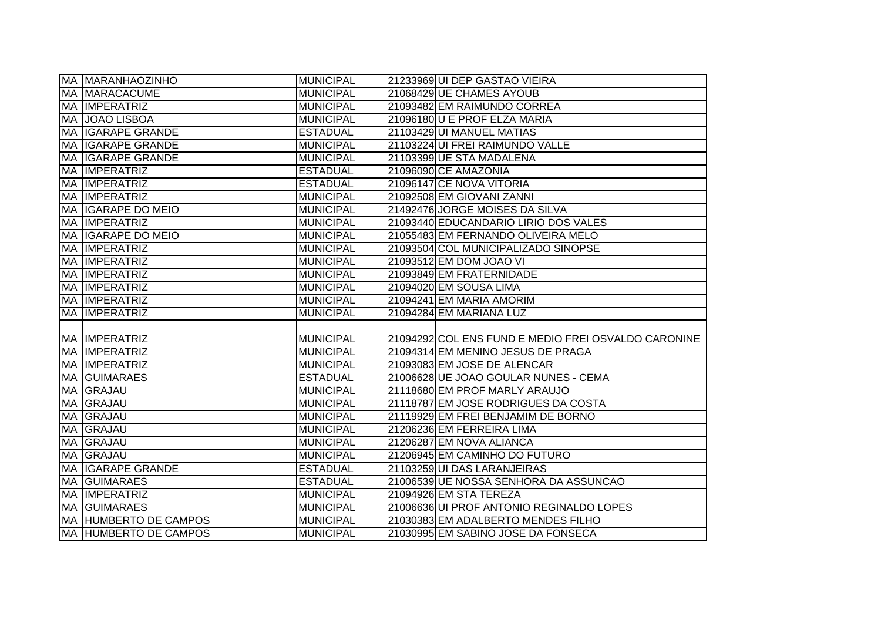| | | | | |
|---|---|---|---|---|
| MA | MARANHAOZINHO | MUNICIPAL | 21233969 | UI DEP GASTAO VIEIRA |
| MA | MARACACUME | MUNICIPAL | 21068429 | UE CHAMES AYOUB |
| MA | IMPERATRIZ | MUNICIPAL | 21093482 | EM RAIMUNDO CORREA |
| MA | JOAO LISBOA | MUNICIPAL | 21096180 | U E PROF ELZA MARIA |
| MA | IGARAPE GRANDE | ESTADUAL | 21103429 | UI MANUEL MATIAS |
| MA | IGARAPE GRANDE | MUNICIPAL | 21103224 | UI FREI RAIMUNDO VALLE |
| MA | IGARAPE GRANDE | MUNICIPAL | 21103399 | UE STA MADALENA |
| MA | IMPERATRIZ | ESTADUAL | 21096090 | CE AMAZONIA |
| MA | IMPERATRIZ | ESTADUAL | 21096147 | CE NOVA VITORIA |
| MA | IMPERATRIZ | MUNICIPAL | 21092508 | EM GIOVANI ZANNI |
| MA | IGARAPE DO MEIO | MUNICIPAL | 21492476 | JORGE MOISES DA SILVA |
| MA | IMPERATRIZ | MUNICIPAL | 21093440 | EDUCANDARIO LIRIO DOS VALES |
| MA | IGARAPE DO MEIO | MUNICIPAL | 21055483 | EM FERNANDO OLIVEIRA MELO |
| MA | IMPERATRIZ | MUNICIPAL | 21093504 | COL MUNICIPALIZADO SINOPSE |
| MA | IMPERATRIZ | MUNICIPAL | 21093512 | EM DOM JOAO VI |
| MA | IMPERATRIZ | MUNICIPAL | 21093849 | EM FRATERNIDADE |
| MA | IMPERATRIZ | MUNICIPAL | 21094020 | EM SOUSA LIMA |
| MA | IMPERATRIZ | MUNICIPAL | 21094241 | EM MARIA AMORIM |
| MA | IMPERATRIZ | MUNICIPAL | 21094284 | EM MARIANA LUZ |
| MA | IMPERATRIZ | MUNICIPAL | 21094292 | COL ENS FUND E MEDIO FREI OSVALDO CARONINE |
| MA | IMPERATRIZ | MUNICIPAL | 21094314 | EM MENINO JESUS DE PRAGA |
| MA | IMPERATRIZ | MUNICIPAL | 21093083 | EM JOSE DE ALENCAR |
| MA | GUIMARAES | ESTADUAL | 21006628 | UE JOAO GOULAR NUNES - CEMA |
| MA | GRAJAU | MUNICIPAL | 21118680 | EM PROF MARLY ARAUJO |
| MA | GRAJAU | MUNICIPAL | 21118787 | EM JOSE RODRIGUES DA COSTA |
| MA | GRAJAU | MUNICIPAL | 21119929 | EM FREI BENJAMIM DE BORNO |
| MA | GRAJAU | MUNICIPAL | 21206236 | EM FERREIRA LIMA |
| MA | GRAJAU | MUNICIPAL | 21206287 | EM NOVA ALIANCA |
| MA | GRAJAU | MUNICIPAL | 21206945 | EM CAMINHO DO FUTURO |
| MA | IGARAPE GRANDE | ESTADUAL | 21103259 | UI DAS LARANJEIRAS |
| MA | GUIMARAES | ESTADUAL | 21006539 | UE NOSSA SENHORA DA ASSUNCAO |
| MA | IMPERATRIZ | MUNICIPAL | 21094926 | EM STA TEREZA |
| MA | GUIMARAES | MUNICIPAL | 21006636 | UI PROF ANTONIO REGINALDO LOPES |
| MA | HUMBERTO DE CAMPOS | MUNICIPAL | 21030383 | EM ADALBERTO MENDES FILHO |
| MA | HUMBERTO DE CAMPOS | MUNICIPAL | 21030995 | EM SABINO JOSE DA FONSECA |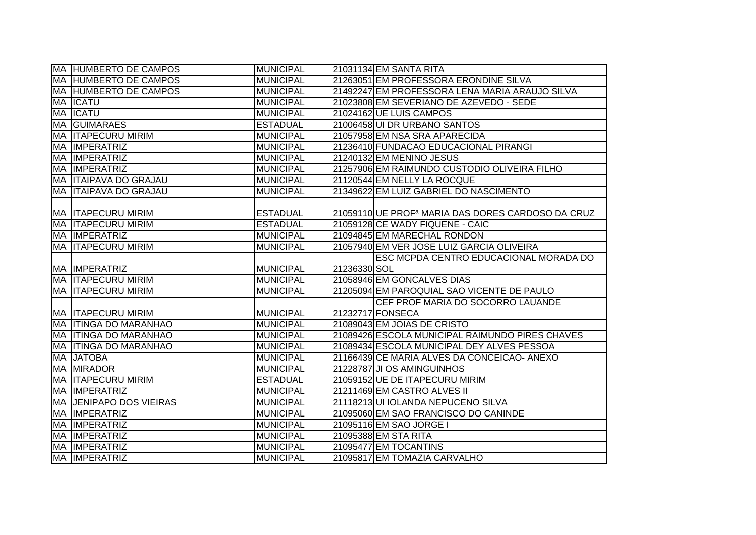| | | | | |
|---|---|---|---|---|
| MA | HUMBERTO DE CAMPOS | MUNICIPAL | 21031134 | EM SANTA RITA |
| MA | HUMBERTO DE CAMPOS | MUNICIPAL | 21263051 | EM PROFESSORA ERONDINE SILVA |
| MA | HUMBERTO DE CAMPOS | MUNICIPAL | 21492247 | EM PROFESSORA LENA MARIA ARAUJO SILVA |
| MA | ICATU | MUNICIPAL | 21023808 | EM SEVERIANO DE AZEVEDO - SEDE |
| MA | ICATU | MUNICIPAL | 21024162 | UE LUIS CAMPOS |
| MA | GUIMARAES | ESTADUAL | 21006458 | UI DR URBANO SANTOS |
| MA | ITAPECURU MIRIM | MUNICIPAL | 21057958 | EM NSA SRA APARECIDA |
| MA | IMPERATRIZ | MUNICIPAL | 21236410 | FUNDACAO EDUCACIONAL PIRANGI |
| MA | IMPERATRIZ | MUNICIPAL | 21240132 | EM MENINO JESUS |
| MA | IMPERATRIZ | MUNICIPAL | 21257906 | EM RAIMUNDO CUSTODIO OLIVEIRA FILHO |
| MA | ITAIPAVA DO GRAJAU | MUNICIPAL | 21120544 | EM NELLY LA ROCQUE |
| MA | ITAIPAVA DO GRAJAU | MUNICIPAL | 21349622 | EM LUIZ GABRIEL DO NASCIMENTO |
| MA | ITAPECURU MIRIM | ESTADUAL | 21059110 | UE PROFª MARIA DAS DORES CARDOSO DA CRUZ |
| MA | ITAPECURU MIRIM | ESTADUAL | 21059128 | CE WADY FIQUENE - CAIC |
| MA | IMPERATRIZ | MUNICIPAL | 21094845 | EM MARECHAL RONDON |
| MA | ITAPECURU MIRIM | MUNICIPAL | 21057940 | EM VER JOSE LUIZ GARCIA OLIVEIRA |
| MA | IMPERATRIZ | MUNICIPAL | 21236330 | ESC MCPDA CENTRO EDUCACIONAL MORADA DO SOL |
| MA | ITAPECURU MIRIM | MUNICIPAL | 21058946 | EM GONCALVES DIAS |
| MA | ITAPECURU MIRIM | MUNICIPAL | 21205094 | EM PAROQUIAL SAO VICENTE DE PAULO |
| MA | ITAPECURU MIRIM | MUNICIPAL | 21232717 | CEF PROF MARIA DO SOCORRO LAUANDE FONSECA |
| MA | ITINGA DO MARANHAO | MUNICIPAL | 21089043 | EM JOIAS DE CRISTO |
| MA | ITINGA DO MARANHAO | MUNICIPAL | 21089426 | ESCOLA MUNICIPAL RAIMUNDO PIRES CHAVES |
| MA | ITINGA DO MARANHAO | MUNICIPAL | 21089434 | ESCOLA MUNICIPAL DEY ALVES PESSOA |
| MA | JATOBA | MUNICIPAL | 21166439 | CE MARIA ALVES DA CONCEICAO- ANEXO |
| MA | MIRADOR | MUNICIPAL | 21228787 | JI OS AMINGUINHOS |
| MA | ITAPECURU MIRIM | ESTADUAL | 21059152 | UE DE ITAPECURU MIRIM |
| MA | IMPERATRIZ | MUNICIPAL | 21211469 | EM CASTRO ALVES II |
| MA | JENIPAPO DOS VIEIRAS | MUNICIPAL | 21118213 | UI IOLANDA NEPUCENO SILVA |
| MA | IMPERATRIZ | MUNICIPAL | 21095060 | EM SAO FRANCISCO DO CANINDE |
| MA | IMPERATRIZ | MUNICIPAL | 21095116 | EM SAO JORGE I |
| MA | IMPERATRIZ | MUNICIPAL | 21095388 | EM STA RITA |
| MA | IMPERATRIZ | MUNICIPAL | 21095477 | EM TOCANTINS |
| MA | IMPERATRIZ | MUNICIPAL | 21095817 | EM TOMAZIA CARVALHO |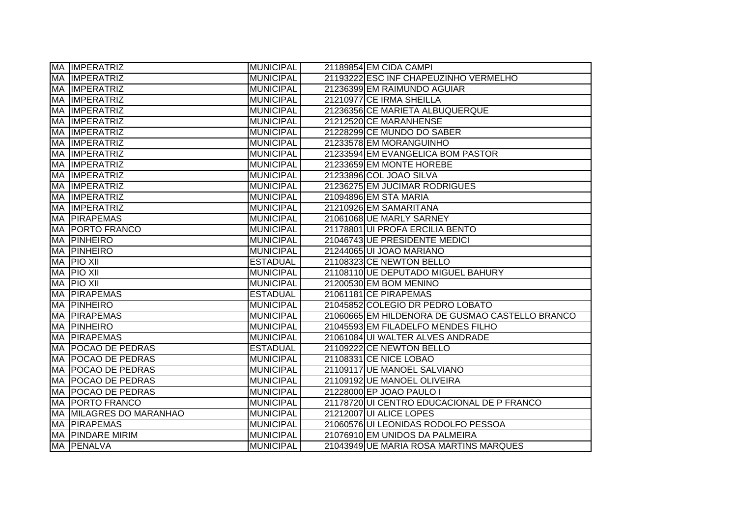| | | | | |
|---|---|---|---|---|
| MA | IMPERATRIZ | MUNICIPAL | 21189854 | EM CIDA CAMPI |
| MA | IMPERATRIZ | MUNICIPAL | 21193222 | ESC INF CHAPEUZINHO VERMELHO |
| MA | IMPERATRIZ | MUNICIPAL | 21236399 | EM RAIMUNDO AGUIAR |
| MA | IMPERATRIZ | MUNICIPAL | 21210977 | CE IRMA SHEILLA |
| MA | IMPERATRIZ | MUNICIPAL | 21236356 | CE MARIETA ALBUQUERQUE |
| MA | IMPERATRIZ | MUNICIPAL | 21212520 | CE MARANHENSE |
| MA | IMPERATRIZ | MUNICIPAL | 21228299 | CE MUNDO DO SABER |
| MA | IMPERATRIZ | MUNICIPAL | 21233578 | EM MORANGUINHO |
| MA | IMPERATRIZ | MUNICIPAL | 21233594 | EM EVANGELICA BOM PASTOR |
| MA | IMPERATRIZ | MUNICIPAL | 21233659 | EM MONTE HOREBE |
| MA | IMPERATRIZ | MUNICIPAL | 21233896 | COL JOAO SILVA |
| MA | IMPERATRIZ | MUNICIPAL | 21236275 | EM JUCIMAR RODRIGUES |
| MA | IMPERATRIZ | MUNICIPAL | 21094896 | EM STA MARIA |
| MA | IMPERATRIZ | MUNICIPAL | 21210926 | EM SAMARITANA |
| MA | PIRAPEMAS | MUNICIPAL | 21061068 | UE MARLY SARNEY |
| MA | PORTO FRANCO | MUNICIPAL | 21178801 | UI PROFA ERCILIA BENTO |
| MA | PINHEIRO | MUNICIPAL | 21046743 | UE PRESIDENTE MEDICI |
| MA | PINHEIRO | MUNICIPAL | 21244065 | UI JOAO MARIANO |
| MA | PIO XII | ESTADUAL | 21108323 | CE NEWTON BELLO |
| MA | PIO XII | MUNICIPAL | 21108110 | UE DEPUTADO MIGUEL BAHURY |
| MA | PIO XII | MUNICIPAL | 21200530 | EM BOM MENINO |
| MA | PIRAPEMAS | ESTADUAL | 21061181 | CE PIRAPEMAS |
| MA | PINHEIRO | MUNICIPAL | 21045852 | COLEGIO DR PEDRO LOBATO |
| MA | PIRAPEMAS | MUNICIPAL | 21060665 | EM HILDENORA DE GUSMAO CASTELLO BRANCO |
| MA | PINHEIRO | MUNICIPAL | 21045593 | EM FILADELFO MENDES FILHO |
| MA | PIRAPEMAS | MUNICIPAL | 21061084 | UI WALTER ALVES ANDRADE |
| MA | POCAO DE PEDRAS | ESTADUAL | 21109222 | CE NEWTON BELLO |
| MA | POCAO DE PEDRAS | MUNICIPAL | 21108331 | CE NICE LOBAO |
| MA | POCAO DE PEDRAS | MUNICIPAL | 21109117 | UE MANOEL SALVIANO |
| MA | POCAO DE PEDRAS | MUNICIPAL | 21109192 | UE MANOEL OLIVEIRA |
| MA | POCAO DE PEDRAS | MUNICIPAL | 21228000 | EP JOAO PAULO I |
| MA | PORTO FRANCO | MUNICIPAL | 21178720 | UI CENTRO EDUCACIONAL DE P FRANCO |
| MA | MILAGRES DO MARANHAO | MUNICIPAL | 21212007 | UI ALICE LOPES |
| MA | PIRAPEMAS | MUNICIPAL | 21060576 | UI LEONIDAS RODOLFO PESSOA |
| MA | PINDARE MIRIM | MUNICIPAL | 21076910 | EM UNIDOS DA PALMEIRA |
| MA | PENALVA | MUNICIPAL | 21043949 | UE MARIA ROSA MARTINS MARQUES |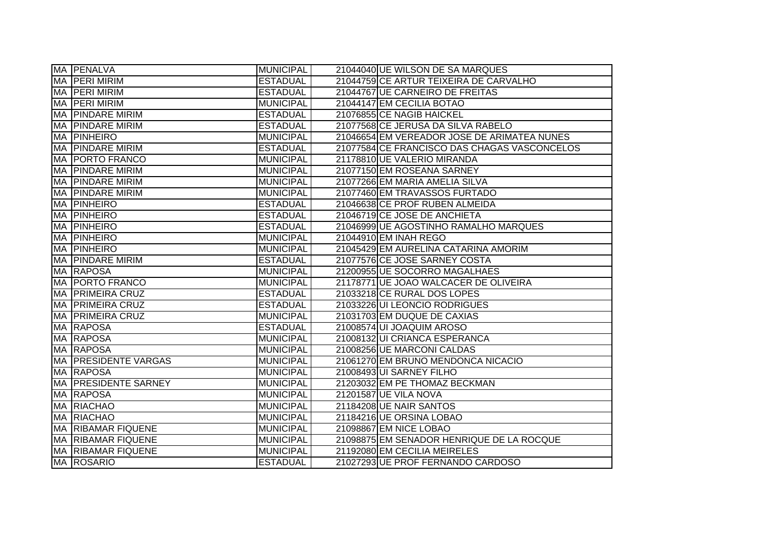| | | | | |
|---|---|---|---|---|
| MA | PENALVA | MUNICIPAL | 21044040 | UE WILSON DE SA MARQUES |
| MA | PERI MIRIM | ESTADUAL | 21044759 | CE ARTUR TEIXEIRA DE CARVALHO |
| MA | PERI MIRIM | ESTADUAL | 21044767 | UE CARNEIRO DE FREITAS |
| MA | PERI MIRIM | MUNICIPAL | 21044147 | EM CECILIA BOTAO |
| MA | PINDARE MIRIM | ESTADUAL | 21076855 | CE NAGIB HAICKEL |
| MA | PINDARE MIRIM | ESTADUAL | 21077568 | CE JERUSA DA SILVA RABELO |
| MA | PINHEIRO | MUNICIPAL | 21046654 | EM VEREADOR JOSE DE ARIMATEA NUNES |
| MA | PINDARE MIRIM | ESTADUAL | 21077584 | CE FRANCISCO DAS CHAGAS VASCONCELOS |
| MA | PORTO FRANCO | MUNICIPAL | 21178810 | UE VALERIO MIRANDA |
| MA | PINDARE MIRIM | MUNICIPAL | 21077150 | EM ROSEANA SARNEY |
| MA | PINDARE MIRIM | MUNICIPAL | 21077266 | EM MARIA AMELIA SILVA |
| MA | PINDARE MIRIM | MUNICIPAL | 21077460 | EM TRAVASSOS FURTADO |
| MA | PINHEIRO | ESTADUAL | 21046638 | CE PROF RUBEN ALMEIDA |
| MA | PINHEIRO | ESTADUAL | 21046719 | CE JOSE DE ANCHIETA |
| MA | PINHEIRO | ESTADUAL | 21046999 | UE AGOSTINHO RAMALHO MARQUES |
| MA | PINHEIRO | MUNICIPAL | 21044910 | EM INAH REGO |
| MA | PINHEIRO | MUNICIPAL | 21045429 | EM AURELINA CATARINA AMORIM |
| MA | PINDARE MIRIM | ESTADUAL | 21077576 | CE JOSE SARNEY COSTA |
| MA | RAPOSA | MUNICIPAL | 21200955 | UE SOCORRO MAGALHAES |
| MA | PORTO FRANCO | MUNICIPAL | 21178771 | UE JOAO WALCACER DE OLIVEIRA |
| MA | PRIMEIRA CRUZ | ESTADUAL | 21033218 | CE RURAL DOS LOPES |
| MA | PRIMEIRA CRUZ | ESTADUAL | 21033226 | UI LEONCIO RODRIGUES |
| MA | PRIMEIRA CRUZ | MUNICIPAL | 21031703 | EM DUQUE DE CAXIAS |
| MA | RAPOSA | ESTADUAL | 21008574 | UI JOAQUIM AROSO |
| MA | RAPOSA | MUNICIPAL | 21008132 | UI CRIANCA ESPERANCA |
| MA | RAPOSA | MUNICIPAL | 21008256 | UE MARCONI CALDAS |
| MA | PRESIDENTE VARGAS | MUNICIPAL | 21061270 | EM BRUNO MENDONCA NICACIO |
| MA | RAPOSA | MUNICIPAL | 21008493 | UI SARNEY FILHO |
| MA | PRESIDENTE SARNEY | MUNICIPAL | 21203032 | EM PE THOMAZ BECKMAN |
| MA | RAPOSA | MUNICIPAL | 21201587 | UE VILA NOVA |
| MA | RIACHAO | MUNICIPAL | 21184208 | UE NAIR SANTOS |
| MA | RIACHAO | MUNICIPAL | 21184216 | UE ORSINA LOBAO |
| MA | RIBAMAR FIQUENE | MUNICIPAL | 21098867 | EM NICE LOBAO |
| MA | RIBAMAR FIQUENE | MUNICIPAL | 21098875 | EM SENADOR HENRIQUE DE LA ROCQUE |
| MA | RIBAMAR FIQUENE | MUNICIPAL | 21192080 | EM CECILIA MEIRELES |
| MA | ROSARIO | ESTADUAL | 21027293 | UE PROF FERNANDO CARDOSO |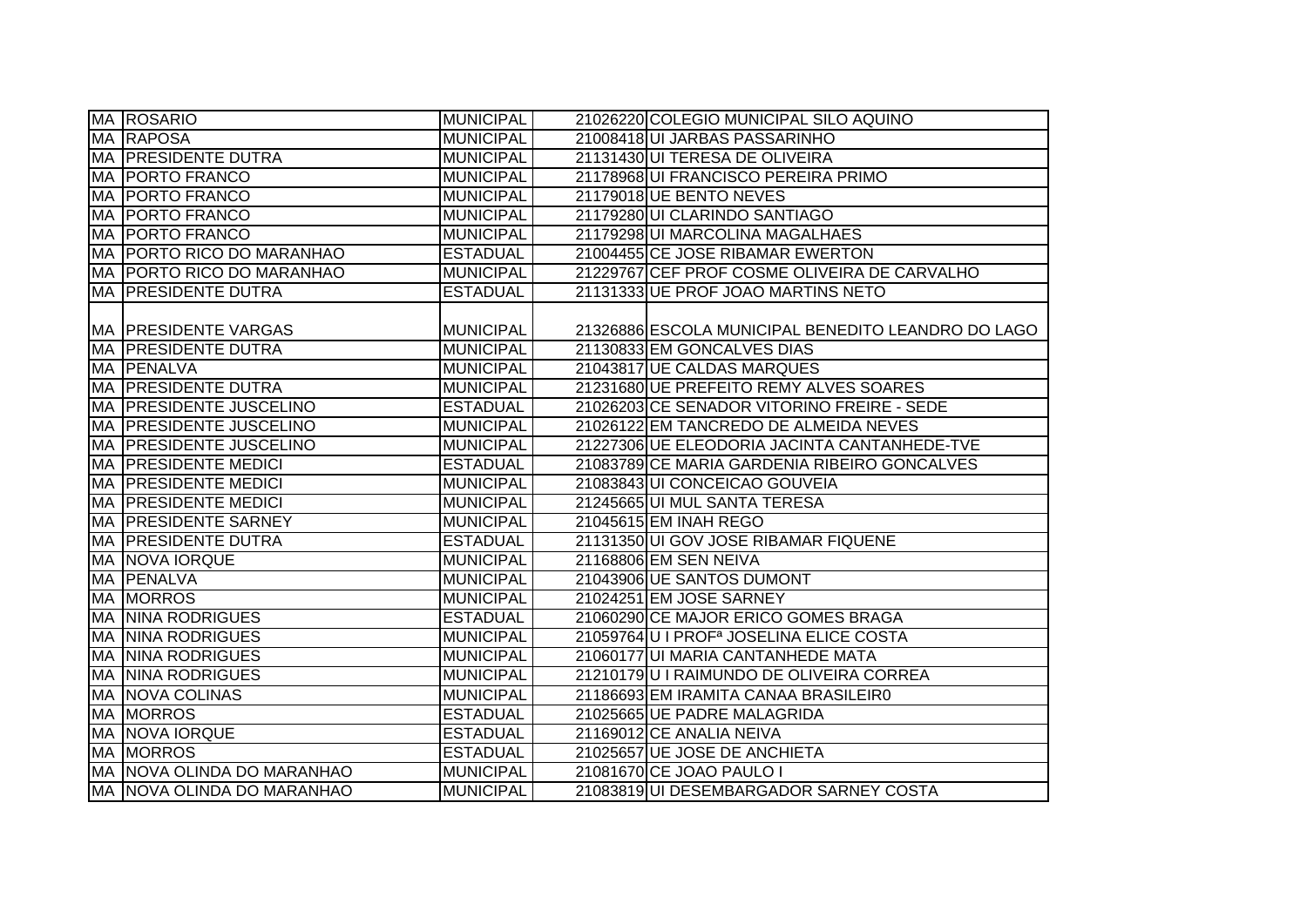| | | | | |
|---|---|---|---|---|
| MA | ROSARIO | MUNICIPAL | 21026220 | COLEGIO MUNICIPAL SILO AQUINO |
| MA | RAPOSA | MUNICIPAL | 21008418 | UI JARBAS PASSARINHO |
| MA | PRESIDENTE DUTRA | MUNICIPAL | 21131430 | UI TERESA DE OLIVEIRA |
| MA | PORTO FRANCO | MUNICIPAL | 21178968 | UI FRANCISCO PEREIRA PRIMO |
| MA | PORTO FRANCO | MUNICIPAL | 21179018 | UE BENTO NEVES |
| MA | PORTO FRANCO | MUNICIPAL | 21179280 | UI CLARINDO SANTIAGO |
| MA | PORTO FRANCO | MUNICIPAL | 21179298 | UI MARCOLINA MAGALHAES |
| MA | PORTO RICO DO MARANHAO | ESTADUAL | 21004455 | CE JOSE RIBAMAR EWERTON |
| MA | PORTO RICO DO MARANHAO | MUNICIPAL | 21229767 | CEF PROF COSME OLIVEIRA DE CARVALHO |
| MA | PRESIDENTE DUTRA | ESTADUAL | 21131333 | UE PROF JOAO MARTINS NETO |
| MA | PRESIDENTE VARGAS | MUNICIPAL | 21326886 | ESCOLA MUNICIPAL BENEDITO LEANDRO DO LAGO |
| MA | PRESIDENTE DUTRA | MUNICIPAL | 21130833 | EM GONCALVES DIAS |
| MA | PENALVA | MUNICIPAL | 21043817 | UE CALDAS MARQUES |
| MA | PRESIDENTE DUTRA | MUNICIPAL | 21231680 | UE PREFEITO REMY ALVES SOARES |
| MA | PRESIDENTE JUSCELINO | ESTADUAL | 21026203 | CE SENADOR VITORINO FREIRE - SEDE |
| MA | PRESIDENTE JUSCELINO | MUNICIPAL | 21026122 | EM TANCREDO DE ALMEIDA NEVES |
| MA | PRESIDENTE JUSCELINO | MUNICIPAL | 21227306 | UE ELEODORIA JACINTA CANTANHEDE-TVE |
| MA | PRESIDENTE MEDICI | ESTADUAL | 21083789 | CE MARIA GARDENIA RIBEIRO GONCALVES |
| MA | PRESIDENTE MEDICI | MUNICIPAL | 21083843 | UI CONCEICAO GOUVEIA |
| MA | PRESIDENTE MEDICI | MUNICIPAL | 21245665 | UI MUL SANTA TERESA |
| MA | PRESIDENTE SARNEY | MUNICIPAL | 21045615 | EM INAH REGO |
| MA | PRESIDENTE DUTRA | ESTADUAL | 21131350 | UI GOV JOSE RIBAMAR FIQUENE |
| MA | NOVA IORQUE | MUNICIPAL | 21168806 | EM SEN NEIVA |
| MA | PENALVA | MUNICIPAL | 21043906 | UE SANTOS DUMONT |
| MA | MORROS | MUNICIPAL | 21024251 | EM JOSE SARNEY |
| MA | NINA RODRIGUES | ESTADUAL | 21060290 | CE MAJOR ERICO GOMES BRAGA |
| MA | NINA RODRIGUES | MUNICIPAL | 21059764 | U I PROFª JOSELINA ELICE COSTA |
| MA | NINA RODRIGUES | MUNICIPAL | 21060177 | UI MARIA CANTANHEDE MATA |
| MA | NINA RODRIGUES | MUNICIPAL | 21210179 | U I RAIMUNDO DE OLIVEIRA CORREA |
| MA | NOVA COLINAS | MUNICIPAL | 21186693 | EM IRAMITA CANAA BRASILEIR0 |
| MA | MORROS | ESTADUAL | 21025665 | UE PADRE MALAGRIDA |
| MA | NOVA IORQUE | ESTADUAL | 21169012 | CE ANALIA NEIVA |
| MA | MORROS | ESTADUAL | 21025657 | UE JOSE DE ANCHIETA |
| MA | NOVA OLINDA DO MARANHAO | MUNICIPAL | 21081670 | CE JOAO PAULO I |
| MA | NOVA OLINDA DO MARANHAO | MUNICIPAL | 21083819 | UI DESEMBARGADOR SARNEY COSTA |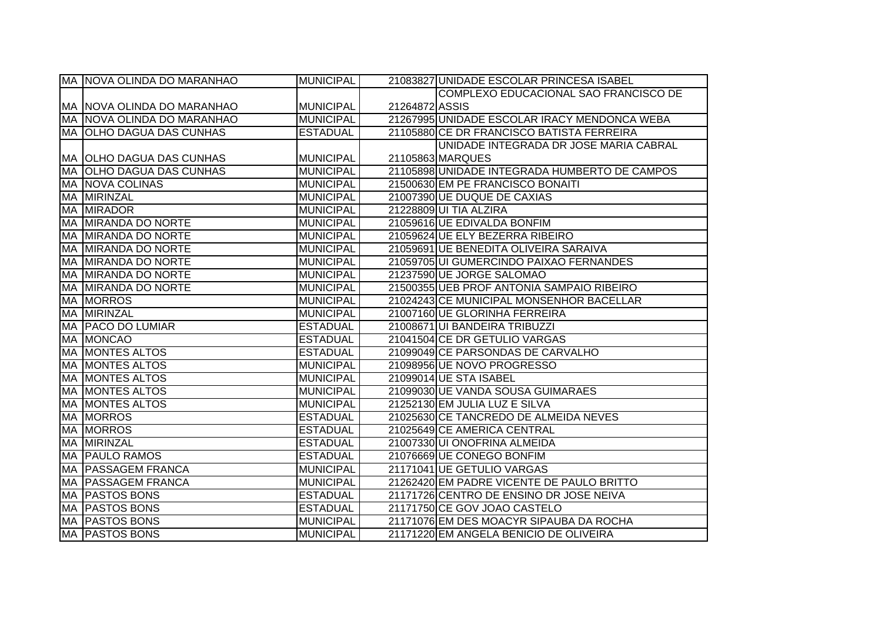| | | | | |
|---|---|---|---|---|
| MA | NOVA OLINDA DO MARANHAO | MUNICIPAL | 21083827 | UNIDADE ESCOLAR PRINCESA ISABEL |
| MA | NOVA OLINDA DO MARANHAO | MUNICIPAL | 21264872 | COMPLEXO EDUCACIONAL SAO FRANCISCO DE ASSIS |
| MA | NOVA OLINDA DO MARANHAO | MUNICIPAL | 21267995 | UNIDADE ESCOLAR IRACY MENDONCA WEBA |
| MA | OLHO DAGUA DAS CUNHAS | ESTADUAL | 21105880 | CE DR FRANCISCO BATISTA FERREIRA |
| MA | OLHO DAGUA DAS CUNHAS | MUNICIPAL | 21105863 | UNIDADE INTEGRADA DR JOSE MARIA CABRAL MARQUES |
| MA | OLHO DAGUA DAS CUNHAS | MUNICIPAL | 21105898 | UNIDADE INTEGRADA HUMBERTO DE CAMPOS |
| MA | NOVA COLINAS | MUNICIPAL | 21500630 | EM PE FRANCISCO BONAITI |
| MA | MIRINZAL | MUNICIPAL | 21007390 | UE DUQUE DE CAXIAS |
| MA | MIRADOR | MUNICIPAL | 21228809 | UI TIA ALZIRA |
| MA | MIRANDA DO NORTE | MUNICIPAL | 21059616 | UE EDIVALDA BONFIM |
| MA | MIRANDA DO NORTE | MUNICIPAL | 21059624 | UE ELY BEZERRA RIBEIRO |
| MA | MIRANDA DO NORTE | MUNICIPAL | 21059691 | UE BENEDITA OLIVEIRA SARAIVA |
| MA | MIRANDA DO NORTE | MUNICIPAL | 21059705 | UI GUMERCINDO PAIXAO FERNANDES |
| MA | MIRANDA DO NORTE | MUNICIPAL | 21237590 | UE JORGE SALOMAO |
| MA | MIRANDA DO NORTE | MUNICIPAL | 21500355 | UEB PROF ANTONIA SAMPAIO RIBEIRO |
| MA | MORROS | MUNICIPAL | 21024243 | CE MUNICIPAL MONSENHOR BACELLAR |
| MA | MIRINZAL | MUNICIPAL | 21007160 | UE GLORINHA FERREIRA |
| MA | PACO DO LUMIAR | ESTADUAL | 21008671 | UI BANDEIRA TRIBUZZI |
| MA | MONCAO | ESTADUAL | 21041504 | CE DR GETULIO VARGAS |
| MA | MONTES ALTOS | ESTADUAL | 21099049 | CE PARSONDAS DE CARVALHO |
| MA | MONTES ALTOS | MUNICIPAL | 21098956 | UE NOVO PROGRESSO |
| MA | MONTES ALTOS | MUNICIPAL | 21099014 | UE STA ISABEL |
| MA | MONTES ALTOS | MUNICIPAL | 21099030 | UE VANDA SOUSA GUIMARAES |
| MA | MONTES ALTOS | MUNICIPAL | 21252130 | EM JULIA LUZ E SILVA |
| MA | MORROS | ESTADUAL | 21025630 | CE TANCREDO DE ALMEIDA NEVES |
| MA | MORROS | ESTADUAL | 21025649 | CE AMERICA CENTRAL |
| MA | MIRINZAL | ESTADUAL | 21007330 | UI ONOFRINA ALMEIDA |
| MA | PAULO RAMOS | ESTADUAL | 21076669 | UE CONEGO BONFIM |
| MA | PASSAGEM FRANCA | MUNICIPAL | 21171041 | UE GETULIO VARGAS |
| MA | PASSAGEM FRANCA | MUNICIPAL | 21262420 | EM PADRE VICENTE DE PAULO BRITTO |
| MA | PASTOS BONS | ESTADUAL | 21171726 | CENTRO DE ENSINO DR JOSE NEIVA |
| MA | PASTOS BONS | ESTADUAL | 21171750 | CE GOV JOAO CASTELO |
| MA | PASTOS BONS | MUNICIPAL | 21171076 | EM DES MOACYR SIPAUBA DA ROCHA |
| MA | PASTOS BONS | MUNICIPAL | 21171220 | EM ANGELA BENICIO DE OLIVEIRA |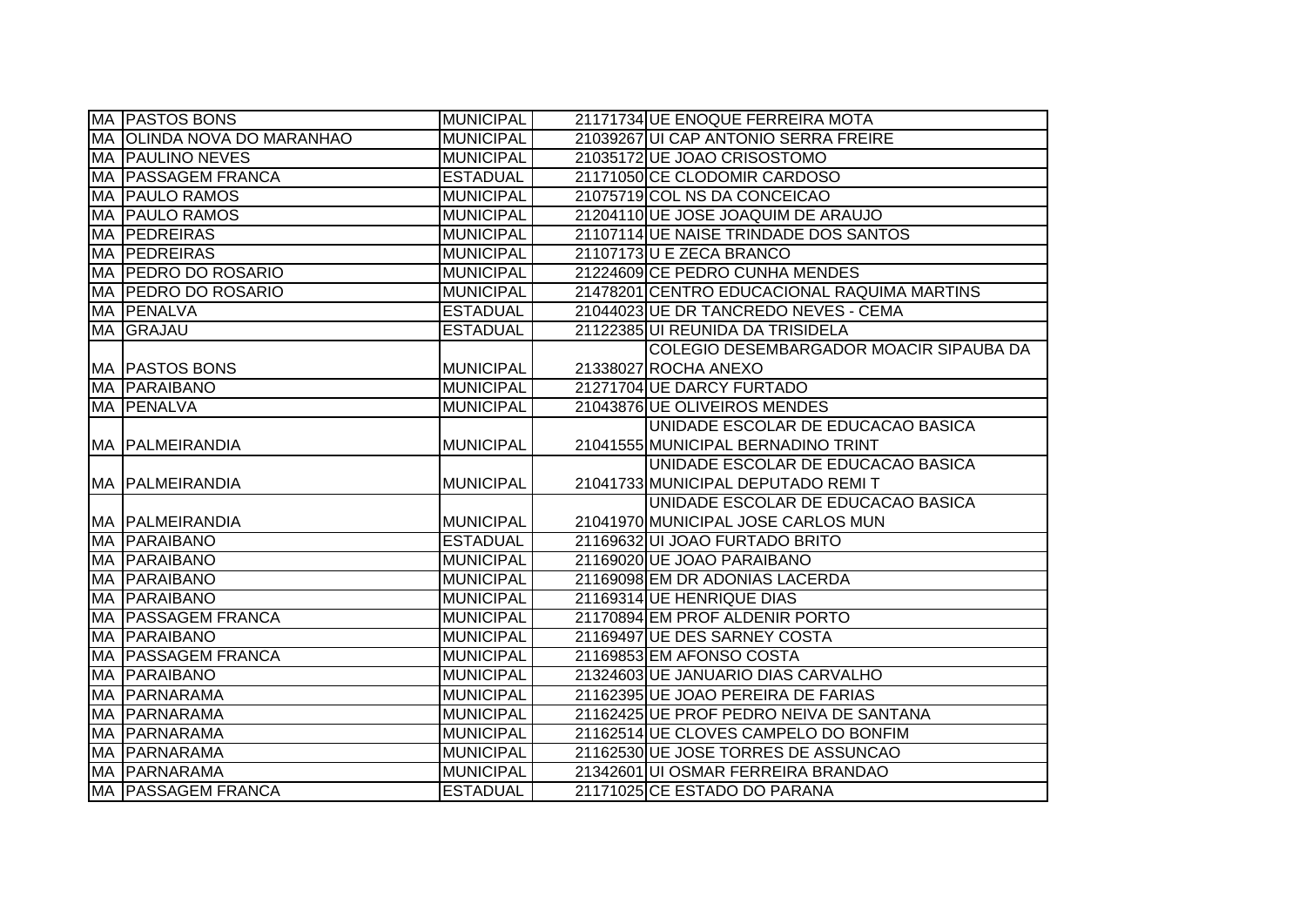| | | | | |
|---|---|---|---|---|
| MA | PASTOS BONS | MUNICIPAL | 21171734 | UE ENOQUE FERREIRA MOTA |
| MA | OLINDA NOVA DO MARANHAO | MUNICIPAL | 21039267 | UI CAP ANTONIO SERRA FREIRE |
| MA | PAULINO NEVES | MUNICIPAL | 21035172 | UE JOAO CRISOSTOMO |
| MA | PASSAGEM FRANCA | ESTADUAL | 21171050 | CE CLODOMIR CARDOSO |
| MA | PAULO RAMOS | MUNICIPAL | 21075719 | COL NS DA CONCEICAO |
| MA | PAULO RAMOS | MUNICIPAL | 21204110 | UE JOSE JOAQUIM DE ARAUJO |
| MA | PEDREIRAS | MUNICIPAL | 21107114 | UE NAISE TRINDADE DOS SANTOS |
| MA | PEDREIRAS | MUNICIPAL | 21107173 | U E ZECA BRANCO |
| MA | PEDRO DO ROSARIO | MUNICIPAL | 21224609 | CE PEDRO CUNHA MENDES |
| MA | PEDRO DO ROSARIO | MUNICIPAL | 21478201 | CENTRO EDUCACIONAL RAQUIMA MARTINS |
| MA | PENALVA | ESTADUAL | 21044023 | UE DR TANCREDO NEVES - CEMA |
| MA | GRAJAU | ESTADUAL | 21122385 | UI REUNIDA DA TRISIDELA |
| MA | PASTOS BONS | MUNICIPAL | 21338027 | COLEGIO DESEMBARGADOR MOACIR SIPAUBA DA ROCHA ANEXO |
| MA | PARAIBANO | MUNICIPAL | 21271704 | UE DARCY FURTADO |
| MA | PENALVA | MUNICIPAL | 21043876 | UE OLIVEIROS MENDES |
| MA | PALMEIRANDIA | MUNICIPAL | 21041555 | UNIDADE ESCOLAR DE EDUCACAO BASICA MUNICIPAL BERNADINO TRINT |
| MA | PALMEIRANDIA | MUNICIPAL | 21041733 | UNIDADE ESCOLAR DE EDUCACAO BASICA MUNICIPAL DEPUTADO REMI T |
| MA | PALMEIRANDIA | MUNICIPAL | 21041970 | UNIDADE ESCOLAR DE EDUCACAO BASICA MUNICIPAL JOSE CARLOS MUN |
| MA | PARAIBANO | ESTADUAL | 21169632 | UI JOAO FURTADO BRITO |
| MA | PARAIBANO | MUNICIPAL | 21169020 | UE JOAO PARAIBANO |
| MA | PARAIBANO | MUNICIPAL | 21169098 | EM DR ADONIAS LACERDA |
| MA | PARAIBANO | MUNICIPAL | 21169314 | UE HENRIQUE DIAS |
| MA | PASSAGEM FRANCA | MUNICIPAL | 21170894 | EM PROF ALDENIR PORTO |
| MA | PARAIBANO | MUNICIPAL | 21169497 | UE DES SARNEY COSTA |
| MA | PASSAGEM FRANCA | MUNICIPAL | 21169853 | EM AFONSO COSTA |
| MA | PARAIBANO | MUNICIPAL | 21324603 | UE JANUARIO DIAS CARVALHO |
| MA | PARNARAMA | MUNICIPAL | 21162395 | UE JOAO PEREIRA DE FARIAS |
| MA | PARNARAMA | MUNICIPAL | 21162425 | UE PROF PEDRO NEIVA DE SANTANA |
| MA | PARNARAMA | MUNICIPAL | 21162514 | UE CLOVES CAMPELO DO BONFIM |
| MA | PARNARAMA | MUNICIPAL | 21162530 | UE JOSE TORRES DE ASSUNCAO |
| MA | PARNARAMA | MUNICIPAL | 21342601 | UI OSMAR FERREIRA BRANDAO |
| MA | PASSAGEM FRANCA | ESTADUAL | 21171025 | CE ESTADO DO PARANA |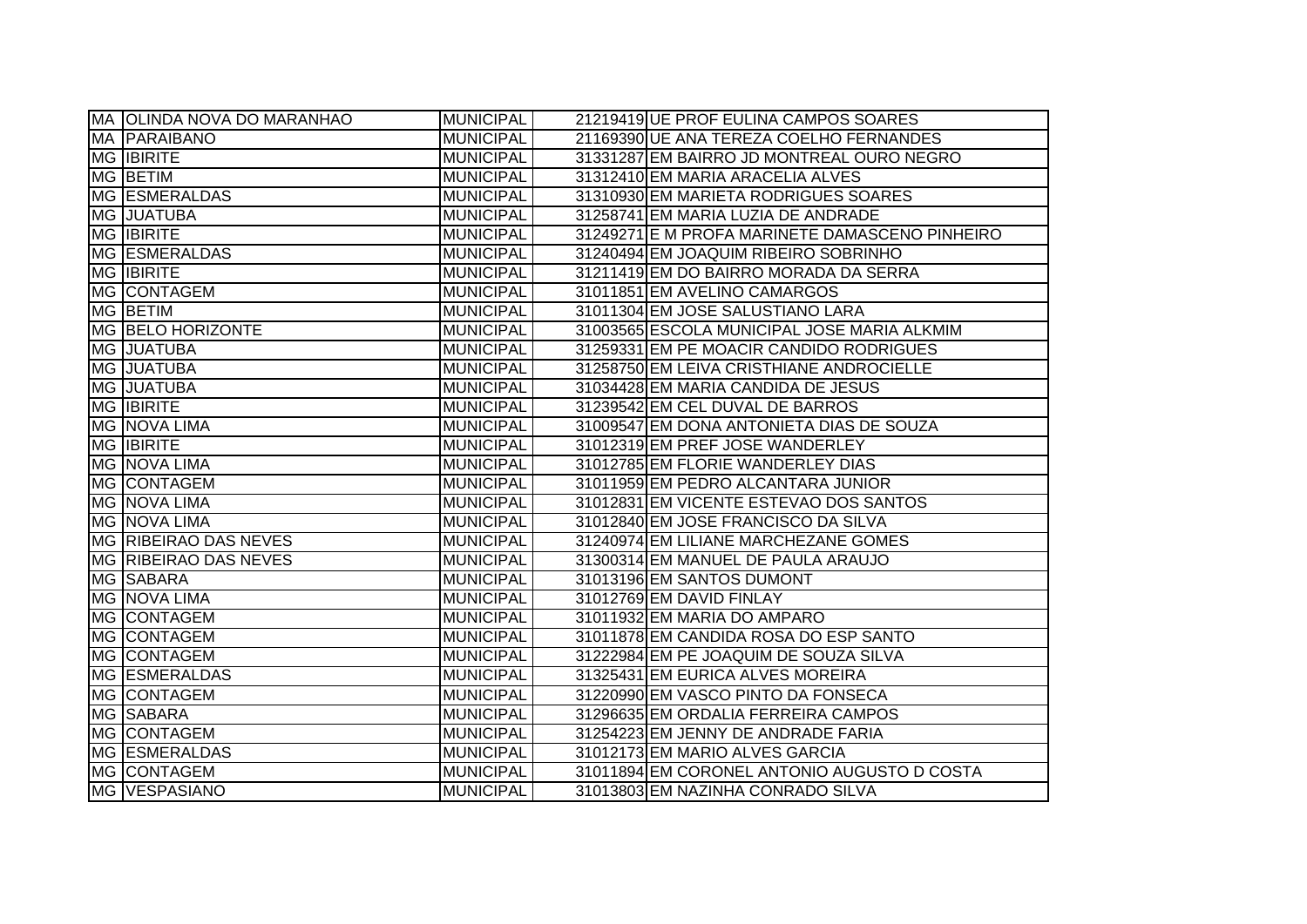| | | | | |
|---|---|---|---|---|
| MA | OLINDA NOVA DO MARANHAO | MUNICIPAL | 21219419 | UE PROF EULINA CAMPOS SOARES |
| MA | PARAIBANO | MUNICIPAL | 21169390 | UE ANA TEREZA COELHO FERNANDES |
| MG | IBIRITE | MUNICIPAL | 31331287 | EM BAIRRO JD MONTREAL OURO NEGRO |
| MG | BETIM | MUNICIPAL | 31312410 | EM MARIA ARACELIA ALVES |
| MG | ESMERALDAS | MUNICIPAL | 31310930 | EM MARIETA RODRIGUES SOARES |
| MG | JUATUBA | MUNICIPAL | 31258741 | EM MARIA LUZIA DE ANDRADE |
| MG | IBIRITE | MUNICIPAL | 31249271 | E M PROFA MARINETE DAMASCENO PINHEIRO |
| MG | ESMERALDAS | MUNICIPAL | 31240494 | EM JOAQUIM RIBEIRO SOBRINHO |
| MG | IBIRITE | MUNICIPAL | 31211419 | EM DO BAIRRO MORADA DA SERRA |
| MG | CONTAGEM | MUNICIPAL | 31011851 | EM AVELINO CAMARGOS |
| MG | BETIM | MUNICIPAL | 31011304 | EM JOSE SALUSTIANO LARA |
| MG | BELO HORIZONTE | MUNICIPAL | 31003565 | ESCOLA MUNICIPAL JOSE MARIA ALKMIM |
| MG | JUATUBA | MUNICIPAL | 31259331 | EM PE MOACIR CANDIDO RODRIGUES |
| MG | JUATUBA | MUNICIPAL | 31258750 | EM LEIVA CRISTHIANE ANDROCIELLE |
| MG | JUATUBA | MUNICIPAL | 31034428 | EM MARIA CANDIDA DE JESUS |
| MG | IBIRITE | MUNICIPAL | 31239542 | EM CEL DUVAL DE BARROS |
| MG | NOVA LIMA | MUNICIPAL | 31009547 | EM DONA ANTONIETA DIAS DE SOUZA |
| MG | IBIRITE | MUNICIPAL | 31012319 | EM PREF JOSE WANDERLEY |
| MG | NOVA LIMA | MUNICIPAL | 31012785 | EM FLORIE WANDERLEY DIAS |
| MG | CONTAGEM | MUNICIPAL | 31011959 | EM PEDRO ALCANTARA JUNIOR |
| MG | NOVA LIMA | MUNICIPAL | 31012831 | EM VICENTE ESTEVAO DOS SANTOS |
| MG | NOVA LIMA | MUNICIPAL | 31012840 | EM JOSE FRANCISCO DA SILVA |
| MG | RIBEIRAO DAS NEVES | MUNICIPAL | 31240974 | EM LILIANE MARCHEZANE GOMES |
| MG | RIBEIRAO DAS NEVES | MUNICIPAL | 31300314 | EM MANUEL DE PAULA ARAUJO |
| MG | SABARA | MUNICIPAL | 31013196 | EM SANTOS DUMONT |
| MG | NOVA LIMA | MUNICIPAL | 31012769 | EM DAVID FINLAY |
| MG | CONTAGEM | MUNICIPAL | 31011932 | EM MARIA DO AMPARO |
| MG | CONTAGEM | MUNICIPAL | 31011878 | EM CANDIDA ROSA DO ESP SANTO |
| MG | CONTAGEM | MUNICIPAL | 31222984 | EM PE JOAQUIM DE SOUZA SILVA |
| MG | ESMERALDAS | MUNICIPAL | 31325431 | EM EURICA ALVES MOREIRA |
| MG | CONTAGEM | MUNICIPAL | 31220990 | EM VASCO PINTO DA FONSECA |
| MG | SABARA | MUNICIPAL | 31296635 | EM ORDALIA FERREIRA CAMPOS |
| MG | CONTAGEM | MUNICIPAL | 31254223 | EM JENNY DE ANDRADE FARIA |
| MG | ESMERALDAS | MUNICIPAL | 31012173 | EM MARIO ALVES GARCIA |
| MG | CONTAGEM | MUNICIPAL | 31011894 | EM CORONEL ANTONIO AUGUSTO D COSTA |
| MG | VESPASIANO | MUNICIPAL | 31013803 | EM NAZINHA CONRADO SILVA |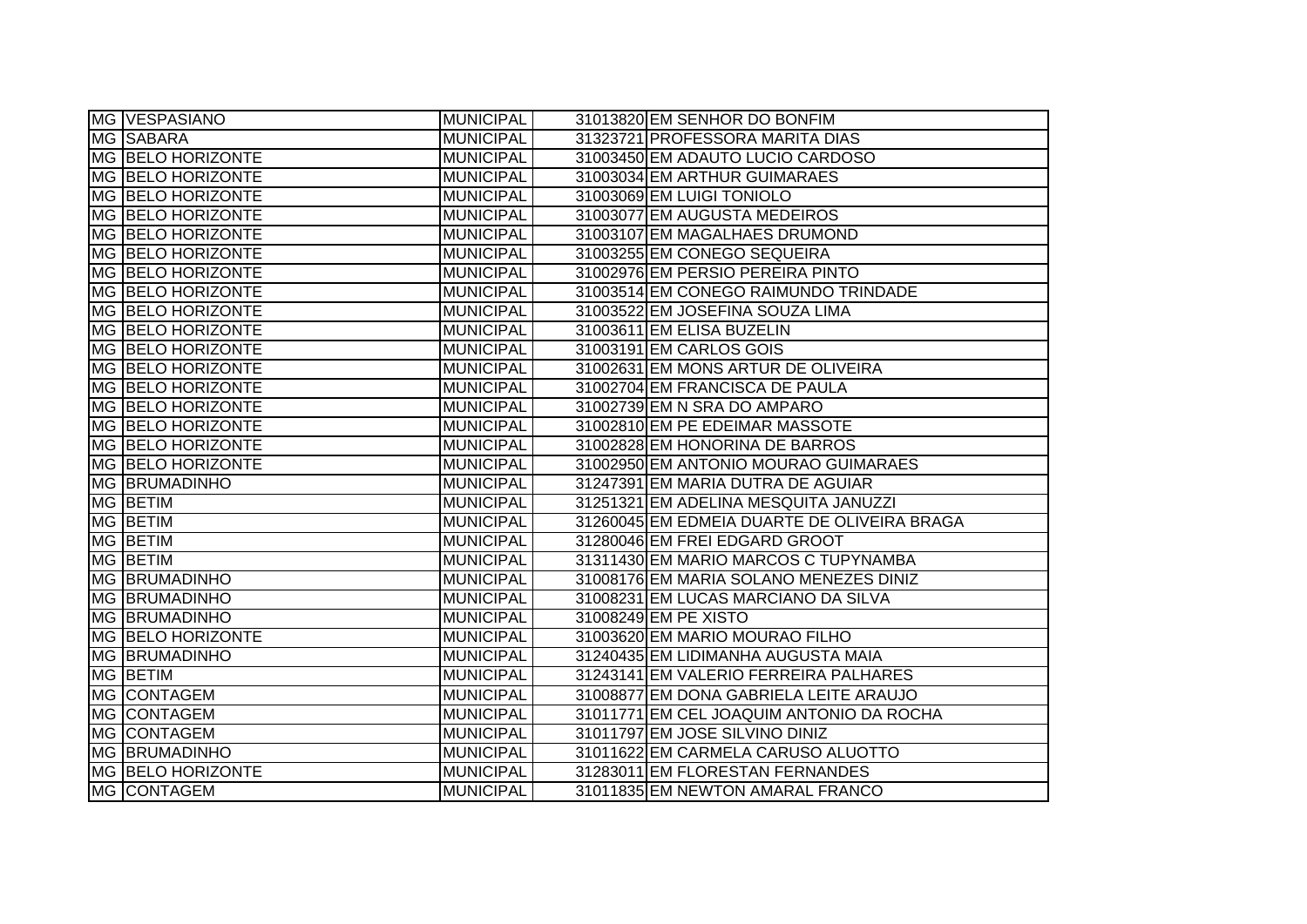| | | | | |
|---|---|---|---|---|
| MG | VESPASIANO | MUNICIPAL | 31013820 | EM SENHOR DO BONFIM |
| MG | SABARA | MUNICIPAL | 31323721 | PROFESSORA MARITA DIAS |
| MG | BELO HORIZONTE | MUNICIPAL | 31003450 | EM ADAUTO LUCIO CARDOSO |
| MG | BELO HORIZONTE | MUNICIPAL | 31003034 | EM ARTHUR GUIMARAES |
| MG | BELO HORIZONTE | MUNICIPAL | 31003069 | EM LUIGI TONIOLO |
| MG | BELO HORIZONTE | MUNICIPAL | 31003077 | EM AUGUSTA MEDEIROS |
| MG | BELO HORIZONTE | MUNICIPAL | 31003107 | EM MAGALHAES DRUMOND |
| MG | BELO HORIZONTE | MUNICIPAL | 31003255 | EM CONEGO SEQUEIRA |
| MG | BELO HORIZONTE | MUNICIPAL | 31002976 | EM PERSIO PEREIRA PINTO |
| MG | BELO HORIZONTE | MUNICIPAL | 31003514 | EM CONEGO RAIMUNDO TRINDADE |
| MG | BELO HORIZONTE | MUNICIPAL | 31003522 | EM JOSEFINA SOUZA LIMA |
| MG | BELO HORIZONTE | MUNICIPAL | 31003611 | EM ELISA BUZELIN |
| MG | BELO HORIZONTE | MUNICIPAL | 31003191 | EM CARLOS GOIS |
| MG | BELO HORIZONTE | MUNICIPAL | 31002631 | EM MONS ARTUR DE OLIVEIRA |
| MG | BELO HORIZONTE | MUNICIPAL | 31002704 | EM FRANCISCA DE PAULA |
| MG | BELO HORIZONTE | MUNICIPAL | 31002739 | EM N SRA DO AMPARO |
| MG | BELO HORIZONTE | MUNICIPAL | 31002810 | EM PE EDEIMAR MASSOTE |
| MG | BELO HORIZONTE | MUNICIPAL | 31002828 | EM HONORINA DE BARROS |
| MG | BELO HORIZONTE | MUNICIPAL | 31002950 | EM ANTONIO MOURAO GUIMARAES |
| MG | BRUMADINHO | MUNICIPAL | 31247391 | EM MARIA DUTRA DE AGUIAR |
| MG | BETIM | MUNICIPAL | 31251321 | EM ADELINA MESQUITA JANUZZI |
| MG | BETIM | MUNICIPAL | 31260045 | EM EDMEIA DUARTE DE OLIVEIRA BRAGA |
| MG | BETIM | MUNICIPAL | 31280046 | EM FREI EDGARD GROOT |
| MG | BETIM | MUNICIPAL | 31311430 | EM MARIO MARCOS C TUPYNAMBA |
| MG | BRUMADINHO | MUNICIPAL | 31008176 | EM MARIA SOLANO MENEZES DINIZ |
| MG | BRUMADINHO | MUNICIPAL | 31008231 | EM LUCAS MARCIANO DA SILVA |
| MG | BRUMADINHO | MUNICIPAL | 31008249 | EM PE XISTO |
| MG | BELO HORIZONTE | MUNICIPAL | 31003620 | EM MARIO MOURAO FILHO |
| MG | BRUMADINHO | MUNICIPAL | 31240435 | EM LIDIMANHA AUGUSTA MAIA |
| MG | BETIM | MUNICIPAL | 31243141 | EM VALERIO FERREIRA PALHARES |
| MG | CONTAGEM | MUNICIPAL | 31008877 | EM DONA GABRIELA LEITE ARAUJO |
| MG | CONTAGEM | MUNICIPAL | 31011771 | EM CEL JOAQUIM ANTONIO DA ROCHA |
| MG | CONTAGEM | MUNICIPAL | 31011797 | EM JOSE SILVINO DINIZ |
| MG | BRUMADINHO | MUNICIPAL | 31011622 | EM CARMELA CARUSO ALUOTTO |
| MG | BELO HORIZONTE | MUNICIPAL | 31283011 | EM FLORESTAN FERNANDES |
| MG | CONTAGEM | MUNICIPAL | 31011835 | EM NEWTON AMARAL FRANCO |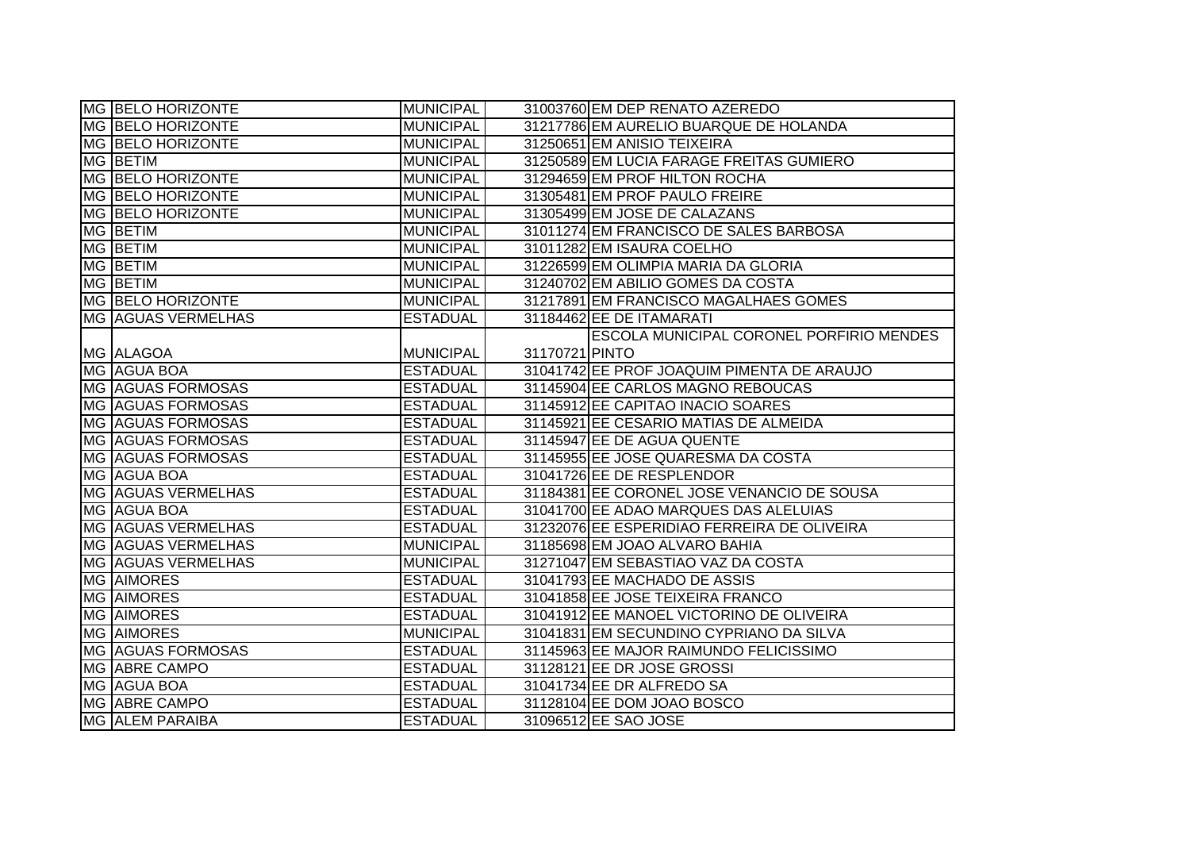| MG | BELO HORIZONTE | MUNICIPAL | 31003760 | EM DEP RENATO AZEREDO |
|---|---|---|---|---|
| MG | BELO HORIZONTE | MUNICIPAL | 31217786 | EM AURELIO BUARQUE DE HOLANDA |
| MG | BELO HORIZONTE | MUNICIPAL | 31250651 | EM ANISIO TEIXEIRA |
| MG | BETIM | MUNICIPAL | 31250589 | EM LUCIA FARAGE FREITAS GUMIERO |
| MG | BELO HORIZONTE | MUNICIPAL | 31294659 | EM PROF HILTON ROCHA |
| MG | BELO HORIZONTE | MUNICIPAL | 31305481 | EM PROF PAULO FREIRE |
| MG | BELO HORIZONTE | MUNICIPAL | 31305499 | EM JOSE DE CALAZANS |
| MG | BETIM | MUNICIPAL | 31011274 | EM FRANCISCO DE SALES BARBOSA |
| MG | BETIM | MUNICIPAL | 31011282 | EM ISAURA COELHO |
| MG | BETIM | MUNICIPAL | 31226599 | EM OLIMPIA MARIA DA GLORIA |
| MG | BETIM | MUNICIPAL | 31240702 | EM ABILIO GOMES DA COSTA |
| MG | BELO HORIZONTE | MUNICIPAL | 31217891 | EM FRANCISCO MAGALHAES GOMES |
| MG | AGUAS VERMELHAS | ESTADUAL | 31184462 | EE DE ITAMARATI |
| MG | ALAGOA | MUNICIPAL | 31170721 | ESCOLA MUNICIPAL CORONEL PORFIRIO MENDES PINTO |
| MG | AGUA BOA | ESTADUAL | 31041742 | EE PROF JOAQUIM PIMENTA DE ARAUJO |
| MG | AGUAS FORMOSAS | ESTADUAL | 31145904 | EE CARLOS MAGNO REBOUCAS |
| MG | AGUAS FORMOSAS | ESTADUAL | 31145912 | EE CAPITAO INACIO SOARES |
| MG | AGUAS FORMOSAS | ESTADUAL | 31145921 | EE CESARIO MATIAS DE ALMEIDA |
| MG | AGUAS FORMOSAS | ESTADUAL | 31145947 | EE DE AGUA QUENTE |
| MG | AGUAS FORMOSAS | ESTADUAL | 31145955 | EE JOSE QUARESMA DA COSTA |
| MG | AGUA BOA | ESTADUAL | 31041726 | EE DE RESPLENDOR |
| MG | AGUAS VERMELHAS | ESTADUAL | 31184381 | EE CORONEL JOSE VENANCIO DE SOUSA |
| MG | AGUA BOA | ESTADUAL | 31041700 | EE ADAO MARQUES DAS ALELUIAS |
| MG | AGUAS VERMELHAS | ESTADUAL | 31232076 | EE ESPERIDIAO FERREIRA DE OLIVEIRA |
| MG | AGUAS VERMELHAS | MUNICIPAL | 31185698 | EM JOAO ALVARO BAHIA |
| MG | AGUAS VERMELHAS | MUNICIPAL | 31271047 | EM SEBASTIAO VAZ DA COSTA |
| MG | AIMORES | ESTADUAL | 31041793 | EE MACHADO DE ASSIS |
| MG | AIMORES | ESTADUAL | 31041858 | EE JOSE TEIXEIRA FRANCO |
| MG | AIMORES | ESTADUAL | 31041912 | EE MANOEL VICTORINO DE OLIVEIRA |
| MG | AIMORES | MUNICIPAL | 31041831 | EM SECUNDINO CYPRIANO DA SILVA |
| MG | AGUAS FORMOSAS | ESTADUAL | 31145963 | EE MAJOR RAIMUNDO FELICISSIMO |
| MG | ABRE CAMPO | ESTADUAL | 31128121 | EE DR JOSE GROSSI |
| MG | AGUA BOA | ESTADUAL | 31041734 | EE DR ALFREDO SA |
| MG | ABRE CAMPO | ESTADUAL | 31128104 | EE DOM JOAO BOSCO |
| MG | ALEM PARAIBA | ESTADUAL | 31096512 | EE SAO JOSE |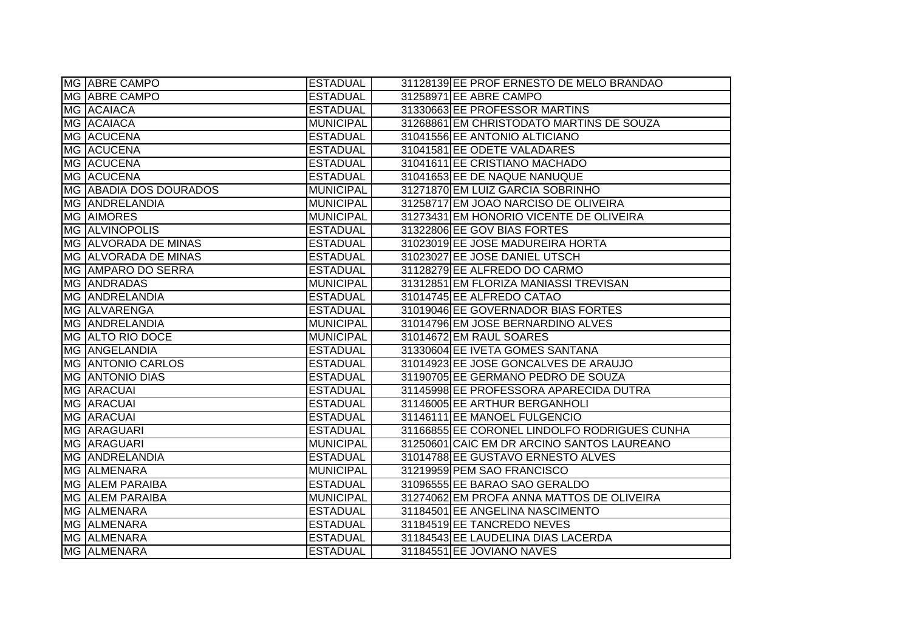| | | | | |
|---|---|---|---|---|
| MG | ABRE CAMPO | ESTADUAL | 31128139 | EE PROF ERNESTO DE MELO BRANDAO |
| MG | ABRE CAMPO | ESTADUAL | 31258971 | EE ABRE CAMPO |
| MG | ACAIACA | ESTADUAL | 31330663 | EE PROFESSOR MARTINS |
| MG | ACAIACA | MUNICIPAL | 31268861 | EM CHRISTODATO MARTINS DE SOUZA |
| MG | ACUCENA | ESTADUAL | 31041556 | EE ANTONIO ALTICIANO |
| MG | ACUCENA | ESTADUAL | 31041581 | EE ODETE VALADARES |
| MG | ACUCENA | ESTADUAL | 31041611 | EE CRISTIANO MACHADO |
| MG | ACUCENA | ESTADUAL | 31041653 | EE DE NAQUE NANUQUE |
| MG | ABADIA DOS DOURADOS | MUNICIPAL | 31271870 | EM LUIZ GARCIA SOBRINHO |
| MG | ANDRELANDIA | MUNICIPAL | 31258717 | EM JOAO NARCISO DE OLIVEIRA |
| MG | AIMORES | MUNICIPAL | 31273431 | EM HONORIO VICENTE DE OLIVEIRA |
| MG | ALVINOPOLIS | ESTADUAL | 31322806 | EE GOV BIAS FORTES |
| MG | ALVORADA DE MINAS | ESTADUAL | 31023019 | EE JOSE MADUREIRA HORTA |
| MG | ALVORADA DE MINAS | ESTADUAL | 31023027 | EE JOSE DANIEL UTSCH |
| MG | AMPARO DO SERRA | ESTADUAL | 31128279 | EE ALFREDO DO CARMO |
| MG | ANDRADAS | MUNICIPAL | 31312851 | EM FLORIZA MANIASSI TREVISAN |
| MG | ANDRELANDIA | ESTADUAL | 31014745 | EE ALFREDO CATAO |
| MG | ALVARENGA | ESTADUAL | 31019046 | EE GOVERNADOR BIAS FORTES |
| MG | ANDRELANDIA | MUNICIPAL | 31014796 | EM JOSE BERNARDINO ALVES |
| MG | ALTO RIO DOCE | MUNICIPAL | 31014672 | EM RAUL SOARES |
| MG | ANGELANDIA | ESTADUAL | 31330604 | EE IVETA GOMES SANTANA |
| MG | ANTONIO CARLOS | ESTADUAL | 31014923 | EE JOSE GONCALVES DE ARAUJO |
| MG | ANTONIO DIAS | ESTADUAL | 31190705 | EE GERMANO PEDRO DE SOUZA |
| MG | ARACUAI | ESTADUAL | 31145998 | EE PROFESSORA APARECIDA DUTRA |
| MG | ARACUAI | ESTADUAL | 31146005 | EE ARTHUR BERGANHOLI |
| MG | ARACUAI | ESTADUAL | 31146111 | EE MANOEL FULGENCIO |
| MG | ARAGUARI | ESTADUAL | 31166855 | EE CORONEL LINDOLFO RODRIGUES CUNHA |
| MG | ARAGUARI | MUNICIPAL | 31250601 | CAIC EM DR ARCINO SANTOS LAUREANO |
| MG | ANDRELANDIA | ESTADUAL | 31014788 | EE GUSTAVO ERNESTO ALVES |
| MG | ALMENARA | MUNICIPAL | 31219959 | PEM SAO FRANCISCO |
| MG | ALEM PARAIBA | ESTADUAL | 31096555 | EE BARAO SAO GERALDO |
| MG | ALEM PARAIBA | MUNICIPAL | 31274062 | EM PROFA ANNA MATTOS DE OLIVEIRA |
| MG | ALMENARA | ESTADUAL | 31184501 | EE ANGELINA NASCIMENTO |
| MG | ALMENARA | ESTADUAL | 31184519 | EE TANCREDO NEVES |
| MG | ALMENARA | ESTADUAL | 31184543 | EE LAUDELINA DIAS LACERDA |
| MG | ALMENARA | ESTADUAL | 31184551 | EE JOVIANO NAVES |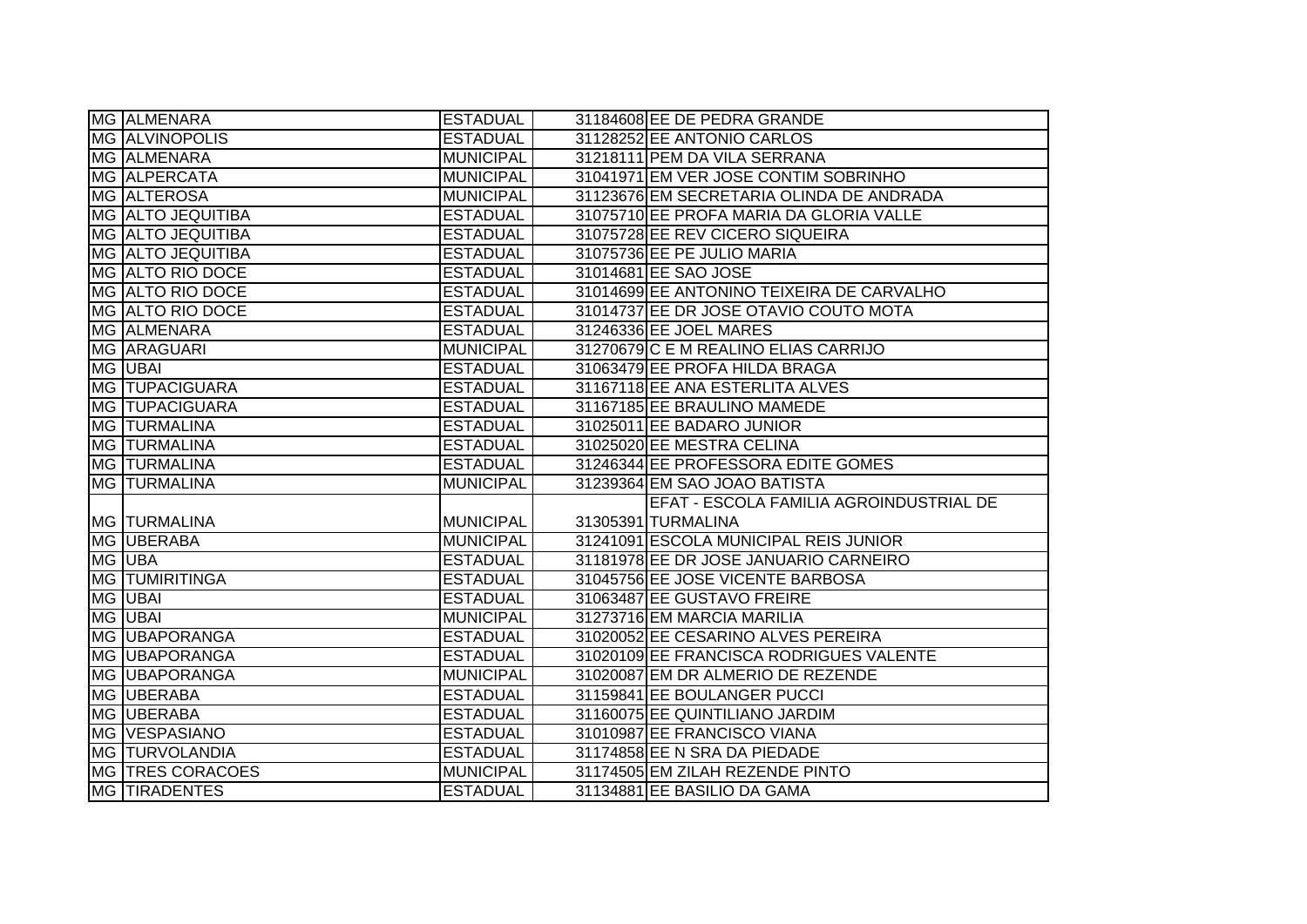| MG | ALMENARA | ESTADUAL | 31184608 | EE DE PEDRA GRANDE |
|---|---|---|---|---|
| MG | ALVINOPOLIS | ESTADUAL | 31128252 | EE ANTONIO CARLOS |
| MG | ALMENARA | MUNICIPAL | 31218111 | PEM DA VILA SERRANA |
| MG | ALPERCATA | MUNICIPAL | 31041971 | EM VER JOSE CONTIM SOBRINHO |
| MG | ALTEROSA | MUNICIPAL | 31123676 | EM SECRETARIA OLINDA DE ANDRADA |
| MG | ALTO JEQUITIBA | ESTADUAL | 31075710 | EE PROFA MARIA DA GLORIA VALLE |
| MG | ALTO JEQUITIBA | ESTADUAL | 31075728 | EE REV CICERO SIQUEIRA |
| MG | ALTO JEQUITIBA | ESTADUAL | 31075736 | EE PE JULIO MARIA |
| MG | ALTO RIO DOCE | ESTADUAL | 31014681 | EE SAO JOSE |
| MG | ALTO RIO DOCE | ESTADUAL | 31014699 | EE ANTONINO TEIXEIRA DE CARVALHO |
| MG | ALTO RIO DOCE | ESTADUAL | 31014737 | EE DR JOSE OTAVIO COUTO MOTA |
| MG | ALMENARA | ESTADUAL | 31246336 | EE JOEL MARES |
| MG | ARAGUARI | MUNICIPAL | 31270679 | C E M REALINO ELIAS CARRIJO |
| MG | UBAI | ESTADUAL | 31063479 | EE PROFA HILDA BRAGA |
| MG | TUPACIGUARA | ESTADUAL | 31167118 | EE ANA ESTERLITA ALVES |
| MG | TUPACIGUARA | ESTADUAL | 31167185 | EE BRAULINO MAMEDE |
| MG | TURMALINA | ESTADUAL | 31025011 | EE BADARO JUNIOR |
| MG | TURMALINA | ESTADUAL | 31025020 | EE MESTRA CELINA |
| MG | TURMALINA | ESTADUAL | 31246344 | EE PROFESSORA EDITE GOMES |
| MG | TURMALINA | MUNICIPAL | 31239364 | EM SAO JOAO BATISTA |
| MG | TURMALINA | MUNICIPAL | 31305391 | EFAT - ESCOLA FAMILIA AGROINDUSTRIAL DE TURMALINA |
| MG | UBERABA | MUNICIPAL | 31241091 | ESCOLA MUNICIPAL REIS JUNIOR |
| MG | UBA | ESTADUAL | 31181978 | EE DR JOSE JANUARIO CARNEIRO |
| MG | TUMIRITINGA | ESTADUAL | 31045756 | EE JOSE VICENTE BARBOSA |
| MG | UBAI | ESTADUAL | 31063487 | EE GUSTAVO FREIRE |
| MG | UBAI | MUNICIPAL | 31273716 | EM MARCIA MARILIA |
| MG | UBAPORANGA | ESTADUAL | 31020052 | EE CESARINO ALVES PEREIRA |
| MG | UBAPORANGA | ESTADUAL | 31020109 | EE FRANCISCA RODRIGUES VALENTE |
| MG | UBAPORANGA | MUNICIPAL | 31020087 | EM DR ALMERIO DE REZENDE |
| MG | UBERABA | ESTADUAL | 31159841 | EE BOULANGER PUCCI |
| MG | UBERABA | ESTADUAL | 31160075 | EE QUINTILIANO JARDIM |
| MG | VESPASIANO | ESTADUAL | 31010987 | EE FRANCISCO VIANA |
| MG | TURVOLANDIA | ESTADUAL | 31174858 | EE N SRA DA PIEDADE |
| MG | TRES CORACOES | MUNICIPAL | 31174505 | EM ZILAH REZENDE PINTO |
| MG | TIRADENTES | ESTADUAL | 31134881 | EE BASILIO DA GAMA |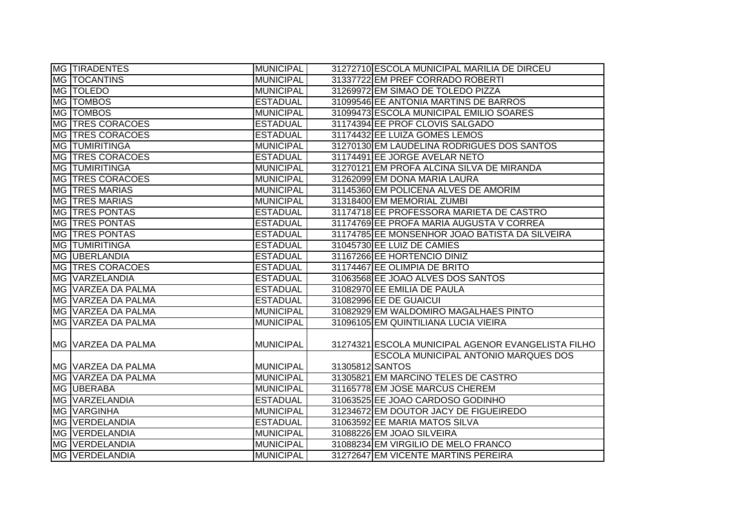| | | | | |
|---|---|---|---|---|
| MG | TIRADENTES | MUNICIPAL | 31272710 | ESCOLA MUNICIPAL MARILIA DE DIRCEU |
| MG | TOCANTINS | MUNICIPAL | 31337722 | EM PREF CORRADO ROBERTI |
| MG | TOLEDO | MUNICIPAL | 31269972 | EM SIMAO DE TOLEDO PIZZA |
| MG | TOMBOS | ESTADUAL | 31099546 | EE ANTONIA MARTINS DE BARROS |
| MG | TOMBOS | MUNICIPAL | 31099473 | ESCOLA MUNICIPAL EMILIO SOARES |
| MG | TRES CORACOES | ESTADUAL | 31174394 | EE PROF CLOVIS SALGADO |
| MG | TRES CORACOES | ESTADUAL | 31174432 | EE LUIZA GOMES LEMOS |
| MG | TUMIRITINGA | MUNICIPAL | 31270130 | EM LAUDELINA RODRIGUES DOS SANTOS |
| MG | TRES CORACOES | ESTADUAL | 31174491 | EE JORGE AVELAR NETO |
| MG | TUMIRITINGA | MUNICIPAL | 31270121 | EM PROFA ALCINA SILVA DE MIRANDA |
| MG | TRES CORACOES | MUNICIPAL | 31262099 | EM DONA MARIA LAURA |
| MG | TRES MARIAS | MUNICIPAL | 31145360 | EM POLICENA ALVES DE AMORIM |
| MG | TRES MARIAS | MUNICIPAL | 31318400 | EM MEMORIAL ZUMBI |
| MG | TRES PONTAS | ESTADUAL | 31174718 | EE PROFESSORA MARIETA DE CASTRO |
| MG | TRES PONTAS | ESTADUAL | 31174769 | EE PROFA MARIA AUGUSTA V CORREA |
| MG | TRES PONTAS | ESTADUAL | 31174785 | EE MONSENHOR JOAO BATISTA DA SILVEIRA |
| MG | TUMIRITINGA | ESTADUAL | 31045730 | EE LUIZ DE CAMIES |
| MG | UBERLANDIA | ESTADUAL | 31167266 | EE HORTENCIO DINIZ |
| MG | TRES CORACOES | ESTADUAL | 31174467 | EE OLIMPIA DE BRITO |
| MG | VARZELANDIA | ESTADUAL | 31063568 | EE JOAO ALVES DOS SANTOS |
| MG | VARZEA DA PALMA | ESTADUAL | 31082970 | EE EMILIA DE PAULA |
| MG | VARZEA DA PALMA | ESTADUAL | 31082996 | EE DE GUAICUI |
| MG | VARZEA DA PALMA | MUNICIPAL | 31082929 | EM WALDOMIRO MAGALHAES PINTO |
| MG | VARZEA DA PALMA | MUNICIPAL | 31096105 | EM QUINTILIANA LUCIA VIEIRA |
| MG | VARZEA DA PALMA | MUNICIPAL | 31274321 | ESCOLA MUNICIPAL AGENOR EVANGELISTA FILHO |
| MG | VARZEA DA PALMA | MUNICIPAL | 31305812 | ESCOLA MUNICIPAL ANTONIO MARQUES DOS SANTOS |
| MG | VARZEA DA PALMA | MUNICIPAL | 31305821 | EM MARCINO TELES DE CASTRO |
| MG | UBERABA | MUNICIPAL | 31165778 | EM JOSE MARCUS CHEREM |
| MG | VARZELANDIA | ESTADUAL | 31063525 | EE JOAO CARDOSO GODINHO |
| MG | VARGINHA | MUNICIPAL | 31234672 | EM DOUTOR JACY DE FIGUEIREDO |
| MG | VERDELANDIA | ESTADUAL | 31063592 | EE MARIA MATOS SILVA |
| MG | VERDELANDIA | MUNICIPAL | 31088226 | EM JOAO SILVEIRA |
| MG | VERDELANDIA | MUNICIPAL | 31088234 | EM VIRGILIO DE MELO FRANCO |
| MG | VERDELANDIA | MUNICIPAL | 31272647 | EM VICENTE MARTINS PEREIRA |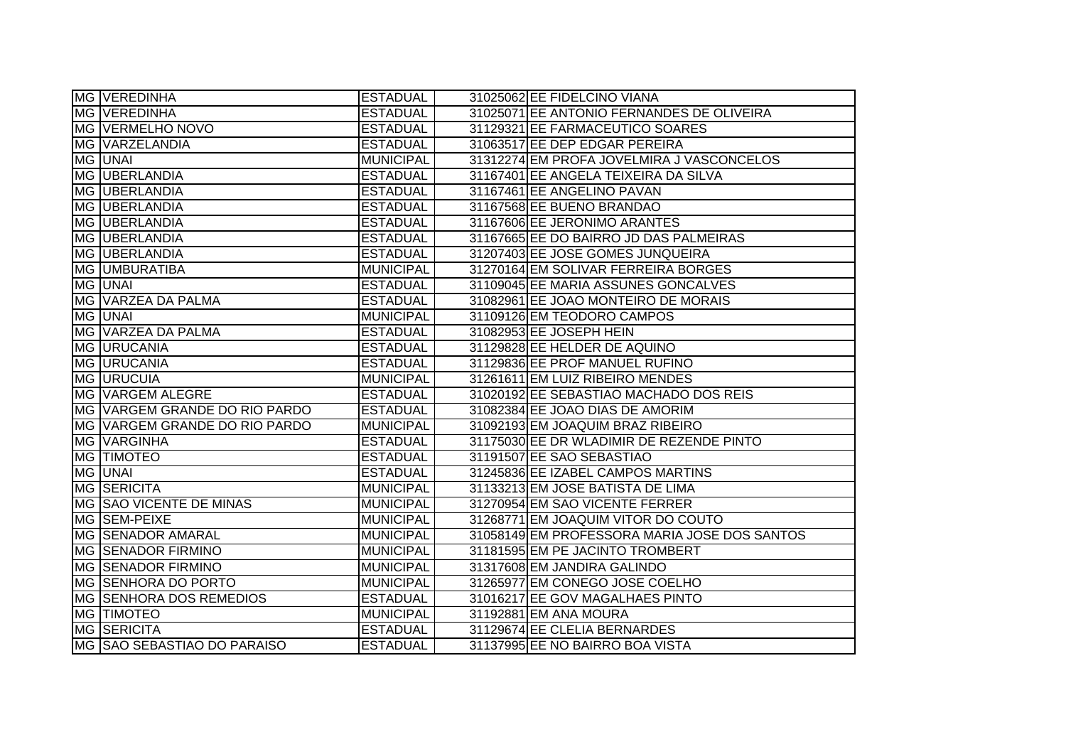| | | | | |
|---|---|---|---|---|
| MG | VEREDINHA | ESTADUAL | 31025062 | EE FIDELCINO VIANA |
| MG | VEREDINHA | ESTADUAL | 31025071 | EE ANTONIO FERNANDES DE OLIVEIRA |
| MG | VERMELHO NOVO | ESTADUAL | 31129321 | EE FARMACEUTICO SOARES |
| MG | VARZELANDIA | ESTADUAL | 31063517 | EE DEP EDGAR PEREIRA |
| MG | UNAI | MUNICIPAL | 31312274 | EM PROFA JOVELMIRA J VASCONCELOS |
| MG | UBERLANDIA | ESTADUAL | 31167401 | EE ANGELA TEIXEIRA DA SILVA |
| MG | UBERLANDIA | ESTADUAL | 31167461 | EE ANGELINO PAVAN |
| MG | UBERLANDIA | ESTADUAL | 31167568 | EE BUENO BRANDAO |
| MG | UBERLANDIA | ESTADUAL | 31167606 | EE JERONIMO ARANTES |
| MG | UBERLANDIA | ESTADUAL | 31167665 | EE DO BAIRRO JD DAS PALMEIRAS |
| MG | UBERLANDIA | ESTADUAL | 31207403 | EE JOSE GOMES JUNQUEIRA |
| MG | UMBURATIBA | MUNICIPAL | 31270164 | EM SOLIVAR FERREIRA BORGES |
| MG | UNAI | ESTADUAL | 31109045 | EE MARIA ASSUNES GONCALVES |
| MG | VARZEA DA PALMA | ESTADUAL | 31082961 | EE JOAO MONTEIRO DE MORAIS |
| MG | UNAI | MUNICIPAL | 31109126 | EM TEODORO CAMPOS |
| MG | VARZEA DA PALMA | ESTADUAL | 31082953 | EE JOSEPH HEIN |
| MG | URUCANIA | ESTADUAL | 31129828 | EE HELDER DE AQUINO |
| MG | URUCANIA | ESTADUAL | 31129836 | EE PROF MANUEL RUFINO |
| MG | URUCUIA | MUNICIPAL | 31261611 | EM LUIZ RIBEIRO MENDES |
| MG | VARGEM ALEGRE | ESTADUAL | 31020192 | EE SEBASTIAO MACHADO DOS REIS |
| MG | VARGEM GRANDE DO RIO PARDO | ESTADUAL | 31082384 | EE JOAO DIAS DE AMORIM |
| MG | VARGEM GRANDE DO RIO PARDO | MUNICIPAL | 31092193 | EM JOAQUIM BRAZ RIBEIRO |
| MG | VARGINHA | ESTADUAL | 31175030 | EE DR WLADIMIR DE REZENDE PINTO |
| MG | TIMOTEO | ESTADUAL | 31191507 | EE SAO SEBASTIAO |
| MG | UNAI | ESTADUAL | 31245836 | EE IZABEL CAMPOS MARTINS |
| MG | SERICITA | MUNICIPAL | 31133213 | EM JOSE BATISTA DE LIMA |
| MG | SAO VICENTE DE MINAS | MUNICIPAL | 31270954 | EM SAO VICENTE FERRER |
| MG | SEM-PEIXE | MUNICIPAL | 31268771 | EM JOAQUIM VITOR DO COUTO |
| MG | SENADOR AMARAL | MUNICIPAL | 31058149 | EM PROFESSORA MARIA JOSE DOS SANTOS |
| MG | SENADOR FIRMINO | MUNICIPAL | 31181595 | EM PE JACINTO TROMBERT |
| MG | SENADOR FIRMINO | MUNICIPAL | 31317608 | EM JANDIRA GALINDO |
| MG | SENHORA DO PORTO | MUNICIPAL | 31265977 | EM CONEGO JOSE COELHO |
| MG | SENHORA DOS REMEDIOS | ESTADUAL | 31016217 | EE GOV MAGALHAES PINTO |
| MG | TIMOTEO | MUNICIPAL | 31192881 | EM ANA MOURA |
| MG | SERICITA | ESTADUAL | 31129674 | EE CLELIA BERNARDES |
| MG | SAO SEBASTIAO DO PARAISO | ESTADUAL | 31137995 | EE NO BAIRRO BOA VISTA |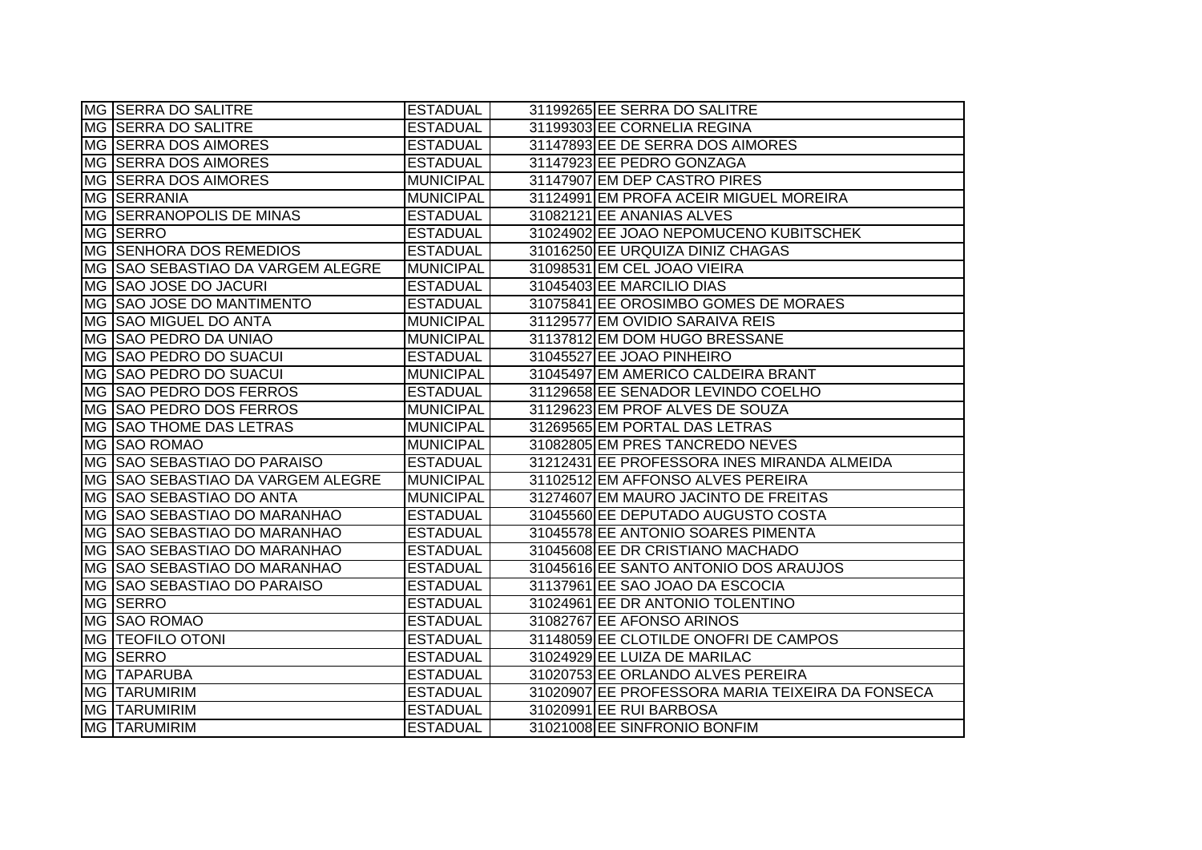| | | | | |
|---|---|---|---|---|
| MG | SERRA DO SALITRE | ESTADUAL | 31199265 | EE SERRA DO SALITRE |
| MG | SERRA DO SALITRE | ESTADUAL | 31199303 | EE CORNELIA REGINA |
| MG | SERRA DOS AIMORES | ESTADUAL | 31147893 | EE DE SERRA DOS AIMORES |
| MG | SERRA DOS AIMORES | ESTADUAL | 31147923 | EE PEDRO GONZAGA |
| MG | SERRA DOS AIMORES | MUNICIPAL | 31147907 | EM DEP CASTRO PIRES |
| MG | SERRANIA | MUNICIPAL | 31124991 | EM PROFA ACEIR MIGUEL MOREIRA |
| MG | SERRANOPOLIS DE MINAS | ESTADUAL | 31082121 | EE ANANIAS ALVES |
| MG | SERRO | ESTADUAL | 31024902 | EE JOAO NEPOMUCENO KUBITSCHEK |
| MG | SENHORA DOS REMEDIOS | ESTADUAL | 31016250 | EE URQUIZA DINIZ CHAGAS |
| MG | SAO SEBASTIAO DA VARGEM ALEGRE | MUNICIPAL | 31098531 | EM CEL JOAO VIEIRA |
| MG | SAO JOSE DO JACURI | ESTADUAL | 31045403 | EE MARCILIO DIAS |
| MG | SAO JOSE DO MANTIMENTO | ESTADUAL | 31075841 | EE OROSIMBO GOMES DE MORAES |
| MG | SAO MIGUEL DO ANTA | MUNICIPAL | 31129577 | EM OVIDIO SARAIVA REIS |
| MG | SAO PEDRO DA UNIAO | MUNICIPAL | 31137812 | EM DOM HUGO BRESSANE |
| MG | SAO PEDRO DO SUACUI | ESTADUAL | 31045527 | EE JOAO PINHEIRO |
| MG | SAO PEDRO DO SUACUI | MUNICIPAL | 31045497 | EM AMERICO CALDEIRA BRANT |
| MG | SAO PEDRO DOS FERROS | ESTADUAL | 31129658 | EE SENADOR LEVINDO COELHO |
| MG | SAO PEDRO DOS FERROS | MUNICIPAL | 31129623 | EM PROF ALVES DE SOUZA |
| MG | SAO THOME DAS LETRAS | MUNICIPAL | 31269565 | EM PORTAL DAS LETRAS |
| MG | SAO ROMAO | MUNICIPAL | 31082805 | EM PRES TANCREDO NEVES |
| MG | SAO SEBASTIAO DO PARAISO | ESTADUAL | 31212431 | EE PROFESSORA INES MIRANDA ALMEIDA |
| MG | SAO SEBASTIAO DA VARGEM ALEGRE | MUNICIPAL | 31102512 | EM AFFONSO ALVES PEREIRA |
| MG | SAO SEBASTIAO DO ANTA | MUNICIPAL | 31274607 | EM MAURO JACINTO DE FREITAS |
| MG | SAO SEBASTIAO DO MARANHAO | ESTADUAL | 31045560 | EE DEPUTADO AUGUSTO COSTA |
| MG | SAO SEBASTIAO DO MARANHAO | ESTADUAL | 31045578 | EE ANTONIO SOARES PIMENTA |
| MG | SAO SEBASTIAO DO MARANHAO | ESTADUAL | 31045608 | EE DR CRISTIANO MACHADO |
| MG | SAO SEBASTIAO DO MARANHAO | ESTADUAL | 31045616 | EE SANTO ANTONIO DOS ARAUJOS |
| MG | SAO SEBASTIAO DO PARAISO | ESTADUAL | 31137961 | EE SAO JOAO DA ESCOCIA |
| MG | SERRO | ESTADUAL | 31024961 | EE DR ANTONIO TOLENTINO |
| MG | SAO ROMAO | ESTADUAL | 31082767 | EE AFONSO ARINOS |
| MG | TEOFILO OTONI | ESTADUAL | 31148059 | EE CLOTILDE ONOFRI DE CAMPOS |
| MG | SERRO | ESTADUAL | 31024929 | EE LUIZA DE MARILAC |
| MG | TAPARUBA | ESTADUAL | 31020753 | EE ORLANDO ALVES PEREIRA |
| MG | TARUMIRIM | ESTADUAL | 31020907 | EE PROFESSORA MARIA TEIXEIRA DA FONSECA |
| MG | TARUMIRIM | ESTADUAL | 31020991 | EE RUI BARBOSA |
| MG | TARUMIRIM | ESTADUAL | 31021008 | EE SINFRONIO BONFIM |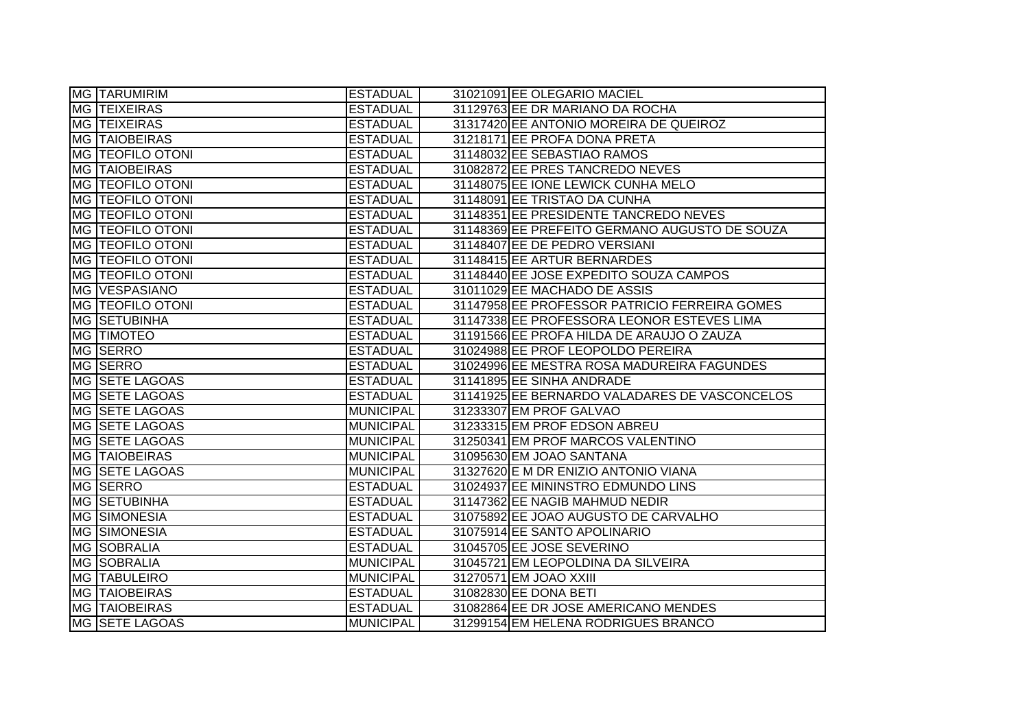| | | | | |
|---|---|---|---|---|
| MG | TARUMIRIM | ESTADUAL | 31021091 | EE OLEGARIO MACIEL |
| MG | TEIXEIRAS | ESTADUAL | 31129763 | EE DR MARIANO DA ROCHA |
| MG | TEIXEIRAS | ESTADUAL | 31317420 | EE ANTONIO MOREIRA DE QUEIROZ |
| MG | TAIOBEIRAS | ESTADUAL | 31218171 | EE PROFA DONA PRETA |
| MG | TEOFILO OTONI | ESTADUAL | 31148032 | EE SEBASTIAO RAMOS |
| MG | TAIOBEIRAS | ESTADUAL | 31082872 | EE PRES TANCREDO NEVES |
| MG | TEOFILO OTONI | ESTADUAL | 31148075 | EE IONE LEWICK CUNHA MELO |
| MG | TEOFILO OTONI | ESTADUAL | 31148091 | EE TRISTAO DA CUNHA |
| MG | TEOFILO OTONI | ESTADUAL | 31148351 | EE PRESIDENTE TANCREDO NEVES |
| MG | TEOFILO OTONI | ESTADUAL | 31148369 | EE PREFEITO GERMANO AUGUSTO DE SOUZA |
| MG | TEOFILO OTONI | ESTADUAL | 31148407 | EE DE PEDRO VERSIANI |
| MG | TEOFILO OTONI | ESTADUAL | 31148415 | EE ARTUR BERNARDES |
| MG | TEOFILO OTONI | ESTADUAL | 31148440 | EE JOSE EXPEDITO SOUZA CAMPOS |
| MG | VESPASIANO | ESTADUAL | 31011029 | EE MACHADO DE ASSIS |
| MG | TEOFILO OTONI | ESTADUAL | 31147958 | EE PROFESSOR PATRICIO FERREIRA GOMES |
| MG | SETUBINHA | ESTADUAL | 31147338 | EE PROFESSORA LEONOR ESTEVES LIMA |
| MG | TIMOTEO | ESTADUAL | 31191566 | EE PROFA HILDA DE ARAUJO O ZAUZA |
| MG | SERRO | ESTADUAL | 31024988 | EE PROF LEOPOLDO PEREIRA |
| MG | SERRO | ESTADUAL | 31024996 | EE MESTRA ROSA MADUREIRA FAGUNDES |
| MG | SETE LAGOAS | ESTADUAL | 31141895 | EE SINHA ANDRADE |
| MG | SETE LAGOAS | ESTADUAL | 31141925 | EE BERNARDO VALADARES DE VASCONCELOS |
| MG | SETE LAGOAS | MUNICIPAL | 31233307 | EM PROF GALVAO |
| MG | SETE LAGOAS | MUNICIPAL | 31233315 | EM PROF EDSON ABREU |
| MG | SETE LAGOAS | MUNICIPAL | 31250341 | EM PROF MARCOS VALENTINO |
| MG | TAIOBEIRAS | MUNICIPAL | 31095630 | EM JOAO SANTANA |
| MG | SETE LAGOAS | MUNICIPAL | 31327620 | E M DR ENIZIO ANTONIO VIANA |
| MG | SERRO | ESTADUAL | 31024937 | EE MININSTRO EDMUNDO LINS |
| MG | SETUBINHA | ESTADUAL | 31147362 | EE NAGIB MAHMUD NEDIR |
| MG | SIMONESIA | ESTADUAL | 31075892 | EE JOAO AUGUSTO DE CARVALHO |
| MG | SIMONESIA | ESTADUAL | 31075914 | EE SANTO APOLINARIO |
| MG | SOBRALIA | ESTADUAL | 31045705 | EE JOSE SEVERINO |
| MG | SOBRALIA | MUNICIPAL | 31045721 | EM LEOPOLDINA DA SILVEIRA |
| MG | TABULEIRO | MUNICIPAL | 31270571 | EM JOAO XXIII |
| MG | TAIOBEIRAS | ESTADUAL | 31082830 | EE DONA BETI |
| MG | TAIOBEIRAS | ESTADUAL | 31082864 | EE DR JOSE AMERICANO MENDES |
| MG | SETE LAGOAS | MUNICIPAL | 31299154 | EM HELENA RODRIGUES BRANCO |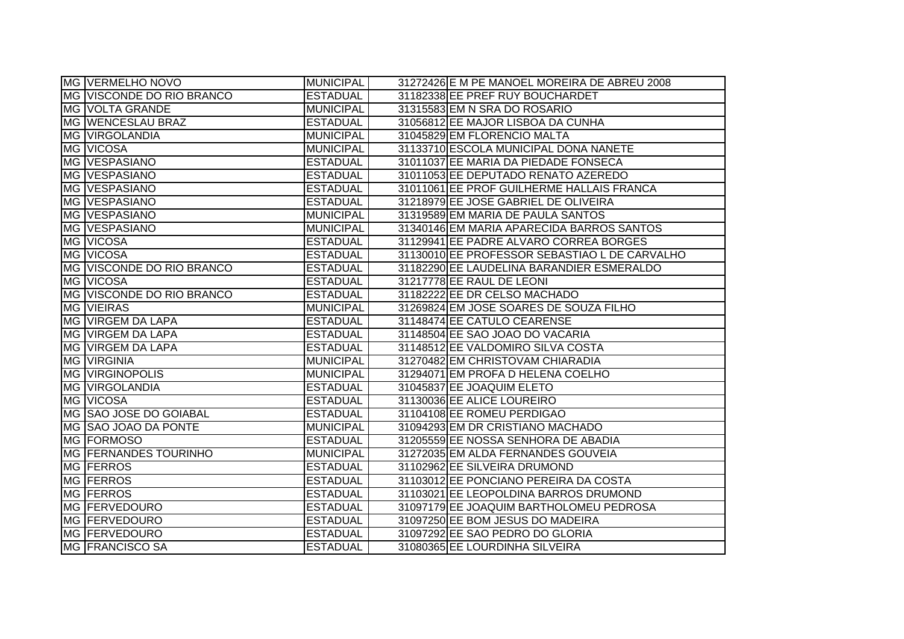| | | | | |
|---|---|---|---|---|
| MG | VERMELHO NOVO | MUNICIPAL | 31272426 | E M PE MANOEL MOREIRA DE ABREU 2008 |
| MG | VISCONDE DO RIO BRANCO | ESTADUAL | 31182338 | EE PREF RUY BOUCHARDET |
| MG | VOLTA GRANDE | MUNICIPAL | 31315583 | EM N SRA DO ROSARIO |
| MG | WENCESLAU BRAZ | ESTADUAL | 31056812 | EE MAJOR LISBOA DA CUNHA |
| MG | VIRGOLANDIA | MUNICIPAL | 31045829 | EM FLORENCIO MALTA |
| MG | VICOSA | MUNICIPAL | 31133710 | ESCOLA MUNICIPAL DONA NANETE |
| MG | VESPASIANO | ESTADUAL | 31011037 | EE MARIA DA PIEDADE FONSECA |
| MG | VESPASIANO | ESTADUAL | 31011053 | EE DEPUTADO RENATO AZEREDO |
| MG | VESPASIANO | ESTADUAL | 31011061 | EE PROF GUILHERME HALLAIS FRANCA |
| MG | VESPASIANO | ESTADUAL | 31218979 | EE JOSE GABRIEL DE OLIVEIRA |
| MG | VESPASIANO | MUNICIPAL | 31319589 | EM MARIA DE PAULA SANTOS |
| MG | VESPASIANO | MUNICIPAL | 31340146 | EM MARIA APARECIDA BARROS SANTOS |
| MG | VICOSA | ESTADUAL | 31129941 | EE PADRE ALVARO CORREA BORGES |
| MG | VICOSA | ESTADUAL | 31130010 | EE PROFESSOR SEBASTIAO L DE CARVALHO |
| MG | VISCONDE DO RIO BRANCO | ESTADUAL | 31182290 | EE LAUDELINA BARANDIER ESMERALDO |
| MG | VICOSA | ESTADUAL | 31217778 | EE RAUL DE LEONI |
| MG | VISCONDE DO RIO BRANCO | ESTADUAL | 31182222 | EE DR CELSO MACHADO |
| MG | VIEIRAS | MUNICIPAL | 31269824 | EM JOSE SOARES DE SOUZA FILHO |
| MG | VIRGEM DA LAPA | ESTADUAL | 31148474 | EE CATULO CEARENSE |
| MG | VIRGEM DA LAPA | ESTADUAL | 31148504 | EE SAO JOAO DO VACARIA |
| MG | VIRGEM DA LAPA | ESTADUAL | 31148512 | EE VALDOMIRO SILVA COSTA |
| MG | VIRGINIA | MUNICIPAL | 31270482 | EM CHRISTOVAM CHIARADIA |
| MG | VIRGINOPOLIS | MUNICIPAL | 31294071 | EM PROFA D HELENA COELHO |
| MG | VIRGOLANDIA | ESTADUAL | 31045837 | EE JOAQUIM ELETO |
| MG | VICOSA | ESTADUAL | 31130036 | EE ALICE LOUREIRO |
| MG | SAO JOSE DO GOIABAL | ESTADUAL | 31104108 | EE ROMEU PERDIGAO |
| MG | SAO JOAO DA PONTE | MUNICIPAL | 31094293 | EM DR CRISTIANO MACHADO |
| MG | FORMOSO | ESTADUAL | 31205559 | EE NOSSA SENHORA DE ABADIA |
| MG | FERNANDES TOURINHO | MUNICIPAL | 31272035 | EM ALDA FERNANDES GOUVEIA |
| MG | FERROS | ESTADUAL | 31102962 | EE SILVEIRA DRUMOND |
| MG | FERROS | ESTADUAL | 31103012 | EE PONCIANO PEREIRA DA COSTA |
| MG | FERROS | ESTADUAL | 31103021 | EE LEOPOLDINA BARROS DRUMOND |
| MG | FERVEDOURO | ESTADUAL | 31097179 | EE JOAQUIM BARTHOLOMEU PEDROSA |
| MG | FERVEDOURO | ESTADUAL | 31097250 | EE BOM JESUS DO MADEIRA |
| MG | FERVEDOURO | ESTADUAL | 31097292 | EE SAO PEDRO DO GLORIA |
| MG | FRANCISCO SA | ESTADUAL | 31080365 | EE LOURDINHA SILVEIRA |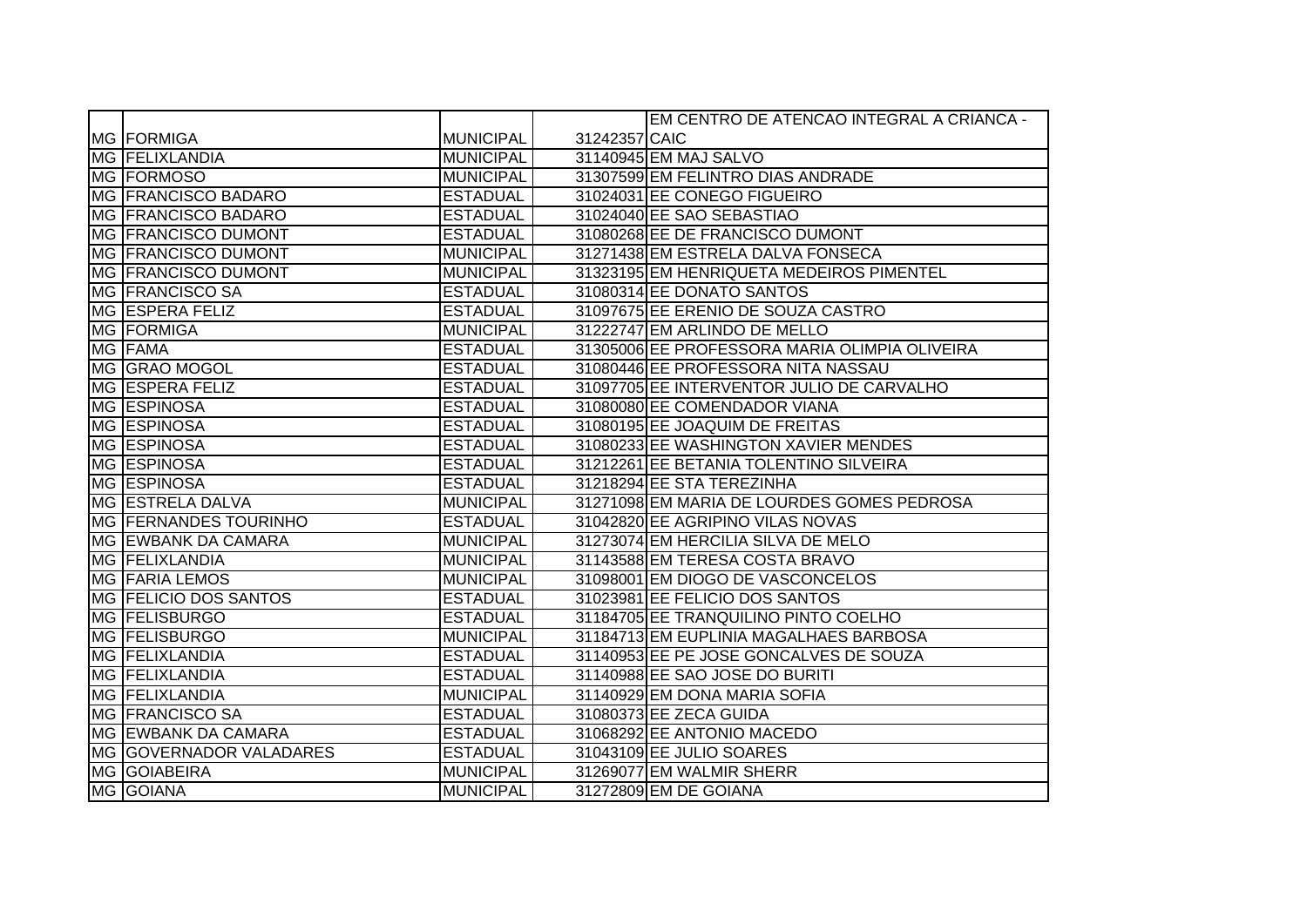| | | | | |
|---|---|---|---|---|
| MG | FORMIGA | MUNICIPAL | 31242357 | EM CENTRO DE ATENCAO INTEGRAL A CRIANCA - CAIC |
| MG | FELIXLANDIA | MUNICIPAL | 31140945 | EM MAJ SALVO |
| MG | FORMOSO | MUNICIPAL | 31307599 | EM FELINTRO DIAS ANDRADE |
| MG | FRANCISCO BADARO | ESTADUAL | 31024031 | EE CONEGO FIGUEIRO |
| MG | FRANCISCO BADARO | ESTADUAL | 31024040 | EE SAO SEBASTIAO |
| MG | FRANCISCO DUMONT | ESTADUAL | 31080268 | EE DE FRANCISCO DUMONT |
| MG | FRANCISCO DUMONT | MUNICIPAL | 31271438 | EM ESTRELA DALVA FONSECA |
| MG | FRANCISCO DUMONT | MUNICIPAL | 31323195 | EM HENRIQUETA MEDEIROS PIMENTEL |
| MG | FRANCISCO SA | ESTADUAL | 31080314 | EE DONATO SANTOS |
| MG | ESPERA FELIZ | ESTADUAL | 31097675 | EE ERENIO DE SOUZA CASTRO |
| MG | FORMIGA | MUNICIPAL | 31222747 | EM ARLINDO DE MELLO |
| MG | FAMA | ESTADUAL | 31305006 | EE PROFESSORA MARIA OLIMPIA OLIVEIRA |
| MG | GRAO MOGOL | ESTADUAL | 31080446 | EE PROFESSORA NITA NASSAU |
| MG | ESPERA FELIZ | ESTADUAL | 31097705 | EE INTERVENTOR JULIO DE CARVALHO |
| MG | ESPINOSA | ESTADUAL | 31080080 | EE COMENDADOR VIANA |
| MG | ESPINOSA | ESTADUAL | 31080195 | EE JOAQUIM DE FREITAS |
| MG | ESPINOSA | ESTADUAL | 31080233 | EE WASHINGTON XAVIER MENDES |
| MG | ESPINOSA | ESTADUAL | 31212261 | EE BETANIA TOLENTINO SILVEIRA |
| MG | ESPINOSA | ESTADUAL | 31218294 | EE STA TEREZINHA |
| MG | ESTRELA DALVA | MUNICIPAL | 31271098 | EM MARIA DE LOURDES GOMES PEDROSA |
| MG | FERNANDES TOURINHO | ESTADUAL | 31042820 | EE AGRIPINO VILAS NOVAS |
| MG | EWBANK DA CAMARA | MUNICIPAL | 31273074 | EM HERCILIA SILVA DE MELO |
| MG | FELIXLANDIA | MUNICIPAL | 31143588 | EM TERESA COSTA BRAVO |
| MG | FARIA LEMOS | MUNICIPAL | 31098001 | EM DIOGO DE VASCONCELOS |
| MG | FELICIO DOS SANTOS | ESTADUAL | 31023981 | EE FELICIO DOS SANTOS |
| MG | FELISBURGO | ESTADUAL | 31184705 | EE TRANQUILINO PINTO COELHO |
| MG | FELISBURGO | MUNICIPAL | 31184713 | EM EUPLINIA MAGALHAES BARBOSA |
| MG | FELIXLANDIA | ESTADUAL | 31140953 | EE PE JOSE GONCALVES DE SOUZA |
| MG | FELIXLANDIA | ESTADUAL | 31140988 | EE SAO JOSE DO BURITI |
| MG | FELIXLANDIA | MUNICIPAL | 31140929 | EM DONA MARIA SOFIA |
| MG | FRANCISCO SA | ESTADUAL | 31080373 | EE ZECA GUIDA |
| MG | EWBANK DA CAMARA | ESTADUAL | 31068292 | EE ANTONIO MACEDO |
| MG | GOVERNADOR VALADARES | ESTADUAL | 31043109 | EE JULIO SOARES |
| MG | GOIABEIRA | MUNICIPAL | 31269077 | EM WALMIR SHERR |
| MG | GOIANA | MUNICIPAL | 31272809 | EM DE GOIANA |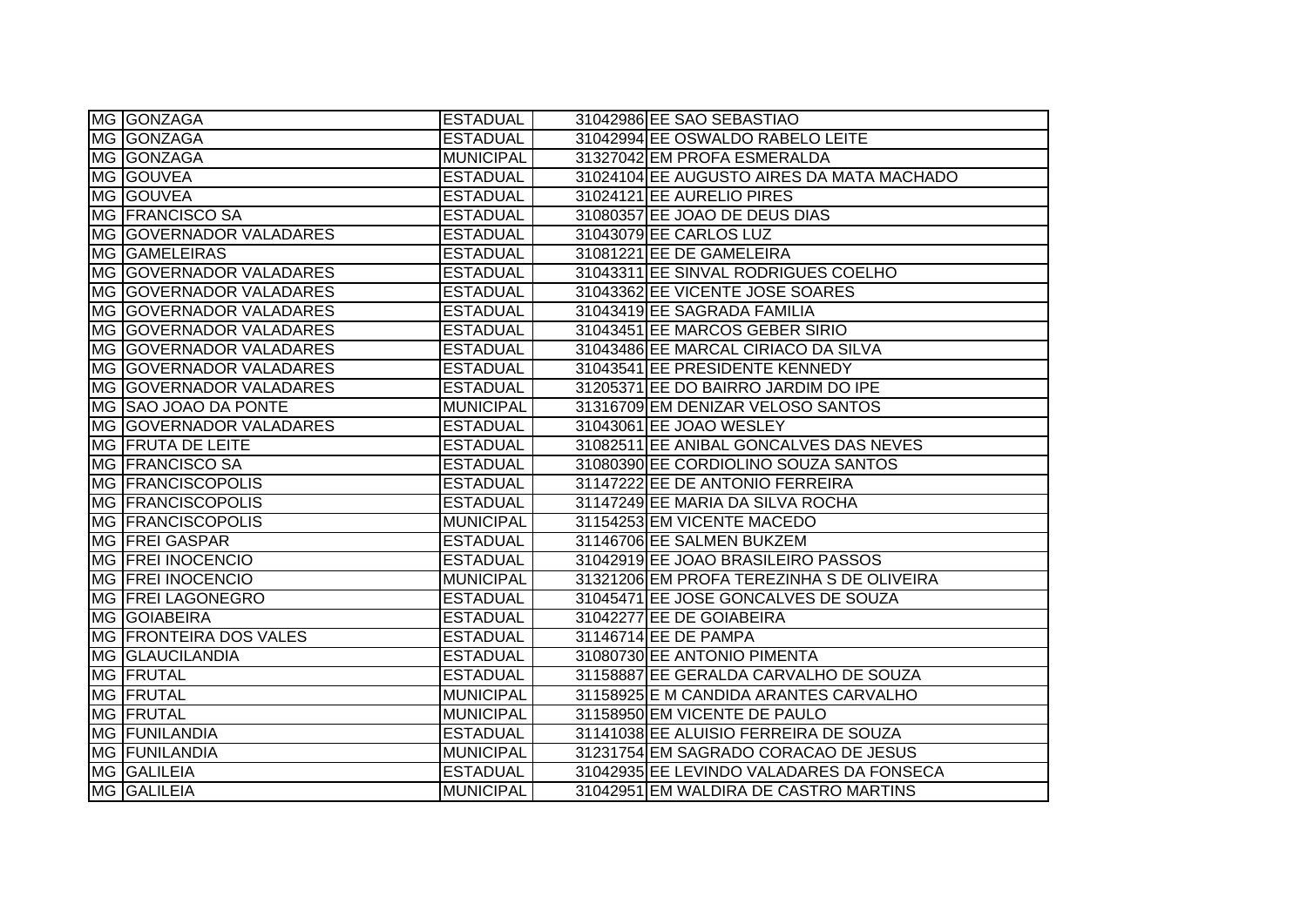| | | | | |
|---|---|---|---|---|
| MG | GONZAGA | ESTADUAL | 31042986 | EE SAO SEBASTIAO |
| MG | GONZAGA | ESTADUAL | 31042994 | EE OSWALDO RABELO LEITE |
| MG | GONZAGA | MUNICIPAL | 31327042 | EM PROFA ESMERALDA |
| MG | GOUVEA | ESTADUAL | 31024104 | EE AUGUSTO AIRES DA MATA MACHADO |
| MG | GOUVEA | ESTADUAL | 31024121 | EE AURELIO PIRES |
| MG | FRANCISCO SA | ESTADUAL | 31080357 | EE JOAO DE DEUS DIAS |
| MG | GOVERNADOR VALADARES | ESTADUAL | 31043079 | EE CARLOS LUZ |
| MG | GAMELEIRAS | ESTADUAL | 31081221 | EE DE GAMELEIRA |
| MG | GOVERNADOR VALADARES | ESTADUAL | 31043311 | EE SINVAL RODRIGUES COELHO |
| MG | GOVERNADOR VALADARES | ESTADUAL | 31043362 | EE VICENTE JOSE SOARES |
| MG | GOVERNADOR VALADARES | ESTADUAL | 31043419 | EE SAGRADA FAMILIA |
| MG | GOVERNADOR VALADARES | ESTADUAL | 31043451 | EE MARCOS GEBER SIRIO |
| MG | GOVERNADOR VALADARES | ESTADUAL | 31043486 | EE MARCAL CIRIACO DA SILVA |
| MG | GOVERNADOR VALADARES | ESTADUAL | 31043541 | EE PRESIDENTE KENNEDY |
| MG | GOVERNADOR VALADARES | ESTADUAL | 31205371 | EE DO BAIRRO JARDIM DO IPE |
| MG | SAO JOAO DA PONTE | MUNICIPAL | 31316709 | EM DENIZAR VELOSO SANTOS |
| MG | GOVERNADOR VALADARES | ESTADUAL | 31043061 | EE JOAO WESLEY |
| MG | FRUTA DE LEITE | ESTADUAL | 31082511 | EE ANIBAL GONCALVES DAS NEVES |
| MG | FRANCISCO SA | ESTADUAL | 31080390 | EE CORDIOLINO SOUZA SANTOS |
| MG | FRANCISCOPOLIS | ESTADUAL | 31147222 | EE DE ANTONIO FERREIRA |
| MG | FRANCISCOPOLIS | ESTADUAL | 31147249 | EE MARIA DA SILVA ROCHA |
| MG | FRANCISCOPOLIS | MUNICIPAL | 31154253 | EM VICENTE MACEDO |
| MG | FREI GASPAR | ESTADUAL | 31146706 | EE SALMEN BUKZEM |
| MG | FREI INOCENCIO | ESTADUAL | 31042919 | EE JOAO BRASILEIRO PASSOS |
| MG | FREI INOCENCIO | MUNICIPAL | 31321206 | EM PROFA TEREZINHA S DE OLIVEIRA |
| MG | FREI LAGONEGRO | ESTADUAL | 31045471 | EE JOSE GONCALVES DE SOUZA |
| MG | GOIABEIRA | ESTADUAL | 31042277 | EE DE GOIABEIRA |
| MG | FRONTEIRA DOS VALES | ESTADUAL | 31146714 | EE DE PAMPA |
| MG | GLAUCILANDIA | ESTADUAL | 31080730 | EE ANTONIO PIMENTA |
| MG | FRUTAL | ESTADUAL | 31158887 | EE GERALDA CARVALHO DE SOUZA |
| MG | FRUTAL | MUNICIPAL | 31158925 | E M CANDIDA ARANTES CARVALHO |
| MG | FRUTAL | MUNICIPAL | 31158950 | EM VICENTE DE PAULO |
| MG | FUNILANDIA | ESTADUAL | 31141038 | EE ALUISIO FERREIRA DE SOUZA |
| MG | FUNILANDIA | MUNICIPAL | 31231754 | EM SAGRADO CORACAO DE JESUS |
| MG | GALILEIA | ESTADUAL | 31042935 | EE LEVINDO VALADARES DA FONSECA |
| MG | GALILEIA | MUNICIPAL | 31042951 | EM WALDIRA DE CASTRO MARTINS |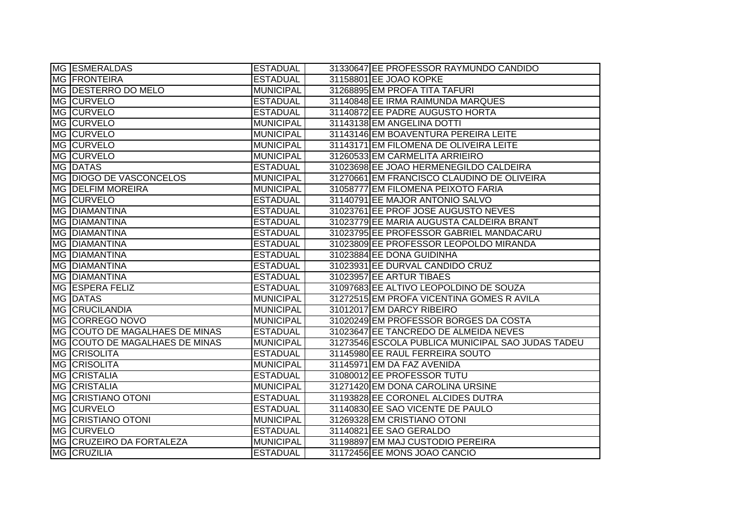| | | | | |
|---|---|---|---|---|
| MG | ESMERALDAS | ESTADUAL | 31330647 | EE PROFESSOR RAYMUNDO CANDIDO |
| MG | FRONTEIRA | ESTADUAL | 31158801 | EE JOAO KOPKE |
| MG | DESTERRO DO MELO | MUNICIPAL | 31268895 | EM PROFA TITA TAFURI |
| MG | CURVELO | ESTADUAL | 31140848 | EE IRMA RAIMUNDA MARQUES |
| MG | CURVELO | ESTADUAL | 31140872 | EE PADRE AUGUSTO HORTA |
| MG | CURVELO | MUNICIPAL | 31143138 | EM ANGELINA DOTTI |
| MG | CURVELO | MUNICIPAL | 31143146 | EM BOAVENTURA PEREIRA LEITE |
| MG | CURVELO | MUNICIPAL | 31143171 | EM FILOMENA DE OLIVEIRA LEITE |
| MG | CURVELO | MUNICIPAL | 31260533 | EM CARMELITA ARRIEIRO |
| MG | DATAS | ESTADUAL | 31023698 | EE JOAO HERMENEGILDO CALDEIRA |
| MG | DIOGO DE VASCONCELOS | MUNICIPAL | 31270661 | EM FRANCISCO CLAUDINO DE OLIVEIRA |
| MG | DELFIM MOREIRA | MUNICIPAL | 31058777 | EM FILOMENA PEIXOTO FARIA |
| MG | CURVELO | ESTADUAL | 31140791 | EE MAJOR ANTONIO SALVO |
| MG | DIAMANTINA | ESTADUAL | 31023761 | EE PROF JOSE AUGUSTO NEVES |
| MG | DIAMANTINA | ESTADUAL | 31023779 | EE MARIA AUGUSTA CALDEIRA BRANT |
| MG | DIAMANTINA | ESTADUAL | 31023795 | EE PROFESSOR GABRIEL MANDACARU |
| MG | DIAMANTINA | ESTADUAL | 31023809 | EE PROFESSOR LEOPOLDO MIRANDA |
| MG | DIAMANTINA | ESTADUAL | 31023884 | EE DONA GUIDINHA |
| MG | DIAMANTINA | ESTADUAL | 31023931 | EE DURVAL CANDIDO CRUZ |
| MG | DIAMANTINA | ESTADUAL | 31023957 | EE ARTUR TIBAES |
| MG | ESPERA FELIZ | ESTADUAL | 31097683 | EE ALTIVO LEOPOLDINO DE SOUZA |
| MG | DATAS | MUNICIPAL | 31272515 | EM PROFA VICENTINA GOMES R AVILA |
| MG | CRUCILANDIA | MUNICIPAL | 31012017 | EM DARCY RIBEIRO |
| MG | CORREGO NOVO | MUNICIPAL | 31020249 | EM PROFESSOR BORGES DA COSTA |
| MG | COUTO DE MAGALHAES DE MINAS | ESTADUAL | 31023647 | EE TANCREDO DE ALMEIDA NEVES |
| MG | COUTO DE MAGALHAES DE MINAS | MUNICIPAL | 31273546 | ESCOLA PUBLICA MUNICIPAL SAO JUDAS TADEU |
| MG | CRISOLITA | ESTADUAL | 31145980 | EE RAUL FERREIRA SOUTO |
| MG | CRISOLITA | MUNICIPAL | 31145971 | EM DA FAZ AVENIDA |
| MG | CRISTALIA | ESTADUAL | 31080012 | EE PROFESSOR TUTU |
| MG | CRISTALIA | MUNICIPAL | 31271420 | EM DONA CAROLINA URSINE |
| MG | CRISTIANO OTONI | ESTADUAL | 31193828 | EE CORONEL ALCIDES DUTRA |
| MG | CURVELO | ESTADUAL | 31140830 | EE SAO VICENTE DE PAULO |
| MG | CRISTIANO OTONI | MUNICIPAL | 31269328 | EM CRISTIANO OTONI |
| MG | CURVELO | ESTADUAL | 31140821 | EE SAO GERALDO |
| MG | CRUZEIRO DA FORTALEZA | MUNICIPAL | 31198897 | EM MAJ CUSTODIO PEREIRA |
| MG | CRUZILIA | ESTADUAL | 31172456 | EE MONS JOAO CANCIO |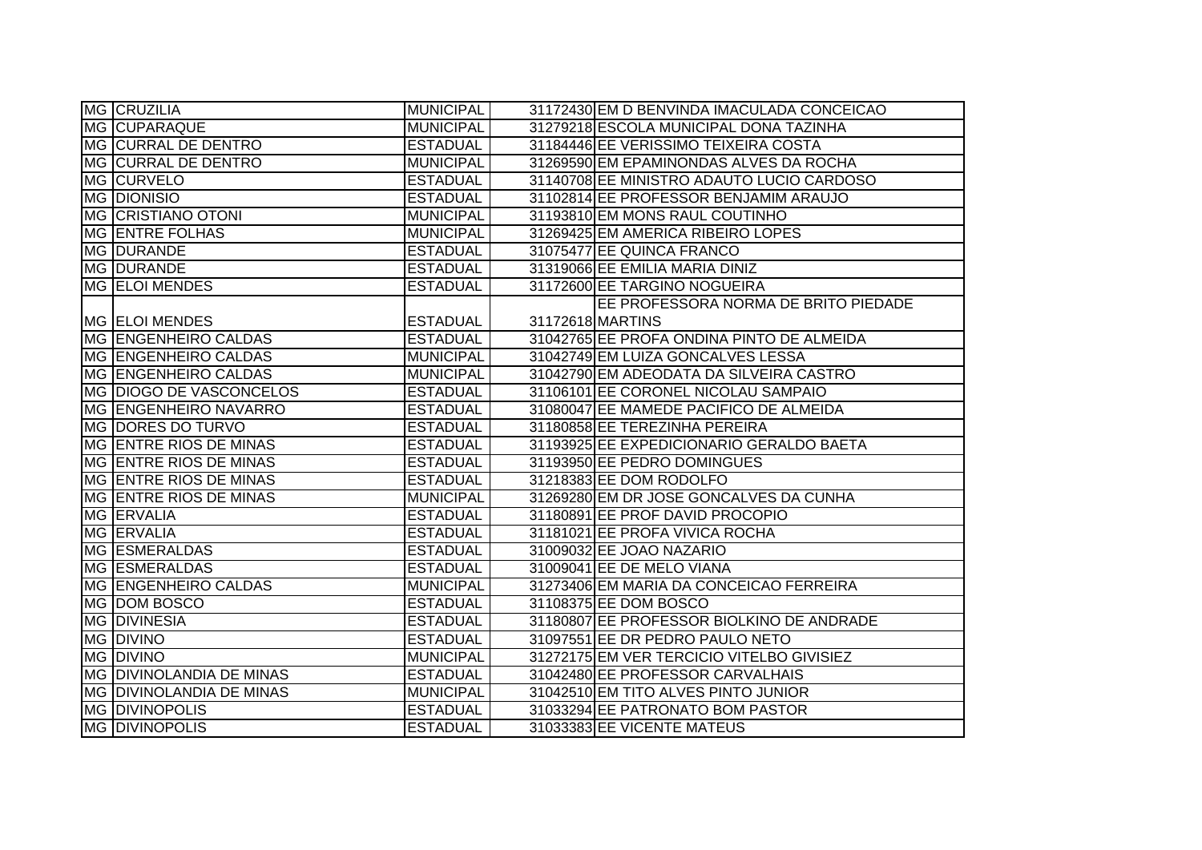| | | | | |
|---|---|---|---|---|
| MG | CRUZILIA | MUNICIPAL | 31172430 | EM D BENVINDA IMACULADA CONCEICAO |
| MG | CUPARAQUE | MUNICIPAL | 31279218 | ESCOLA MUNICIPAL DONA TAZINHA |
| MG | CURRAL DE DENTRO | ESTADUAL | 31184446 | EE VERISSIMO TEIXEIRA COSTA |
| MG | CURRAL DE DENTRO | MUNICIPAL | 31269590 | EM EPAMINONDAS ALVES DA ROCHA |
| MG | CURVELO | ESTADUAL | 31140708 | EE MINISTRO ADAUTO LUCIO CARDOSO |
| MG | DIONISIO | ESTADUAL | 31102814 | EE PROFESSOR BENJAMIM ARAUJO |
| MG | CRISTIANO OTONI | MUNICIPAL | 31193810 | EM MONS RAUL COUTINHO |
| MG | ENTRE FOLHAS | MUNICIPAL | 31269425 | EM AMERICA RIBEIRO LOPES |
| MG | DURANDE | ESTADUAL | 31075477 | EE QUINCA FRANCO |
| MG | DURANDE | ESTADUAL | 31319066 | EE EMILIA MARIA DINIZ |
| MG | ELOI MENDES | ESTADUAL | 31172600 | EE TARGINO NOGUEIRA |
| MG | ELOI MENDES | ESTADUAL | 31172618 | EE PROFESSORA NORMA DE BRITO PIEDADE MARTINS |
| MG | ENGENHEIRO CALDAS | ESTADUAL | 31042765 | EE PROFA ONDINA PINTO DE ALMEIDA |
| MG | ENGENHEIRO CALDAS | MUNICIPAL | 31042749 | EM LUIZA GONCALVES LESSA |
| MG | ENGENHEIRO CALDAS | MUNICIPAL | 31042790 | EM ADEODATA DA SILVEIRA CASTRO |
| MG | DIOGO DE VASCONCELOS | ESTADUAL | 31106101 | EE CORONEL NICOLAU SAMPAIO |
| MG | ENGENHEIRO NAVARRO | ESTADUAL | 31080047 | EE MAMEDE PACIFICO DE ALMEIDA |
| MG | DORES DO TURVO | ESTADUAL | 31180858 | EE TEREZINHA PEREIRA |
| MG | ENTRE RIOS DE MINAS | ESTADUAL | 31193925 | EE EXPEDICIONARIO GERALDO BAETA |
| MG | ENTRE RIOS DE MINAS | ESTADUAL | 31193950 | EE PEDRO DOMINGUES |
| MG | ENTRE RIOS DE MINAS | ESTADUAL | 31218383 | EE DOM RODOLFO |
| MG | ENTRE RIOS DE MINAS | MUNICIPAL | 31269280 | EM DR JOSE GONCALVES DA CUNHA |
| MG | ERVALIA | ESTADUAL | 31180891 | EE PROF DAVID PROCOPIO |
| MG | ERVALIA | ESTADUAL | 31181021 | EE PROFA VIVICA ROCHA |
| MG | ESMERALDAS | ESTADUAL | 31009032 | EE JOAO NAZARIO |
| MG | ESMERALDAS | ESTADUAL | 31009041 | EE DE MELO VIANA |
| MG | ENGENHEIRO CALDAS | MUNICIPAL | 31273406 | EM MARIA DA CONCEICAO FERREIRA |
| MG | DOM BOSCO | ESTADUAL | 31108375 | EE DOM BOSCO |
| MG | DIVINESIA | ESTADUAL | 31180807 | EE PROFESSOR BIOLKINO DE ANDRADE |
| MG | DIVINO | ESTADUAL | 31097551 | EE DR PEDRO PAULO NETO |
| MG | DIVINO | MUNICIPAL | 31272175 | EM VER TERCICIO VITELBO GIVISIEZ |
| MG | DIVINOLANDIA DE MINAS | ESTADUAL | 31042480 | EE PROFESSOR CARVALHAIS |
| MG | DIVINOLANDIA DE MINAS | MUNICIPAL | 31042510 | EM TITO ALVES PINTO JUNIOR |
| MG | DIVINOPOLIS | ESTADUAL | 31033294 | EE PATRONATO BOM PASTOR |
| MG | DIVINOPOLIS | ESTADUAL | 31033383 | EE VICENTE MATEUS |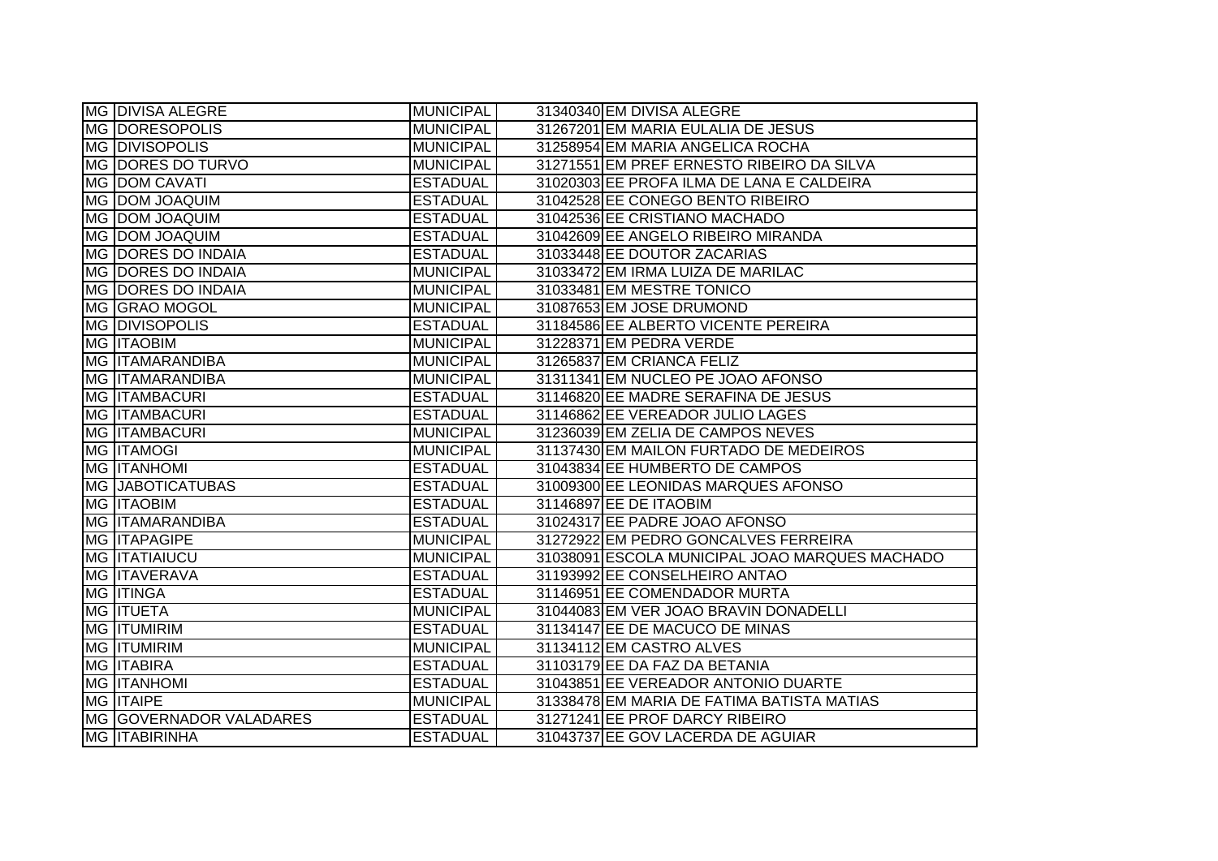| | | | | |
|---|---|---|---|---|
| MG | DIVISA ALEGRE | MUNICIPAL | 31340340 | EM DIVISA ALEGRE |
| MG | DORESOPOLIS | MUNICIPAL | 31267201 | EM MARIA EULALIA DE JESUS |
| MG | DIVISOPOLIS | MUNICIPAL | 31258954 | EM MARIA ANGELICA ROCHA |
| MG | DORES DO TURVO | MUNICIPAL | 31271551 | EM PREF ERNESTO RIBEIRO DA SILVA |
| MG | DOM CAVATI | ESTADUAL | 31020303 | EE PROFA ILMA DE LANA E CALDEIRA |
| MG | DOM JOAQUIM | ESTADUAL | 31042528 | EE CONEGO BENTO RIBEIRO |
| MG | DOM JOAQUIM | ESTADUAL | 31042536 | EE CRISTIANO MACHADO |
| MG | DOM JOAQUIM | ESTADUAL | 31042609 | EE ANGELO RIBEIRO MIRANDA |
| MG | DORES DO INDAIA | ESTADUAL | 31033448 | EE DOUTOR ZACARIAS |
| MG | DORES DO INDAIA | MUNICIPAL | 31033472 | EM IRMA LUIZA DE MARILAC |
| MG | DORES DO INDAIA | MUNICIPAL | 31033481 | EM MESTRE TONICO |
| MG | GRAO MOGOL | MUNICIPAL | 31087653 | EM JOSE DRUMOND |
| MG | DIVISOPOLIS | ESTADUAL | 31184586 | EE ALBERTO VICENTE PEREIRA |
| MG | ITAOBIM | MUNICIPAL | 31228371 | EM PEDRA VERDE |
| MG | ITAMARANDIBA | MUNICIPAL | 31265837 | EM CRIANCA FELIZ |
| MG | ITAMARANDIBA | MUNICIPAL | 31311341 | EM NUCLEO PE JOAO AFONSO |
| MG | ITAMBACURI | ESTADUAL | 31146820 | EE MADRE SERAFINA DE JESUS |
| MG | ITAMBACURI | ESTADUAL | 31146862 | EE VEREADOR JULIO LAGES |
| MG | ITAMBACURI | MUNICIPAL | 31236039 | EM ZELIA DE CAMPOS NEVES |
| MG | ITAMOGI | MUNICIPAL | 31137430 | EM MAILON FURTADO DE MEDEIROS |
| MG | ITANHOMI | ESTADUAL | 31043834 | EE HUMBERTO DE CAMPOS |
| MG | JABOTICATUBAS | ESTADUAL | 31009300 | EE LEONIDAS MARQUES AFONSO |
| MG | ITAOBIM | ESTADUAL | 31146897 | EE DE ITAOBIM |
| MG | ITAMARANDIBA | ESTADUAL | 31024317 | EE PADRE JOAO AFONSO |
| MG | ITAPAGIPE | MUNICIPAL | 31272922 | EM PEDRO GONCALVES FERREIRA |
| MG | ITATIAIUCU | MUNICIPAL | 31038091 | ESCOLA MUNICIPAL JOAO MARQUES MACHADO |
| MG | ITAVERAVA | ESTADUAL | 31193992 | EE CONSELHEIRO ANTAO |
| MG | ITINGA | ESTADUAL | 31146951 | EE COMENDADOR MURTA |
| MG | ITUETA | MUNICIPAL | 31044083 | EM VER JOAO BRAVIN DONADELLI |
| MG | ITUMIRIM | ESTADUAL | 31134147 | EE DE MACUCO DE MINAS |
| MG | ITUMIRIM | MUNICIPAL | 31134112 | EM CASTRO ALVES |
| MG | ITABIRA | ESTADUAL | 31103179 | EE DA FAZ DA BETANIA |
| MG | ITANHOMI | ESTADUAL | 31043851 | EE VEREADOR ANTONIO DUARTE |
| MG | ITAIPE | MUNICIPAL | 31338478 | EM MARIA DE FATIMA BATISTA MATIAS |
| MG | GOVERNADOR VALADARES | ESTADUAL | 31271241 | EE PROF DARCY RIBEIRO |
| MG | ITABIRINHA | ESTADUAL | 31043737 | EE GOV LACERDA DE AGUIAR |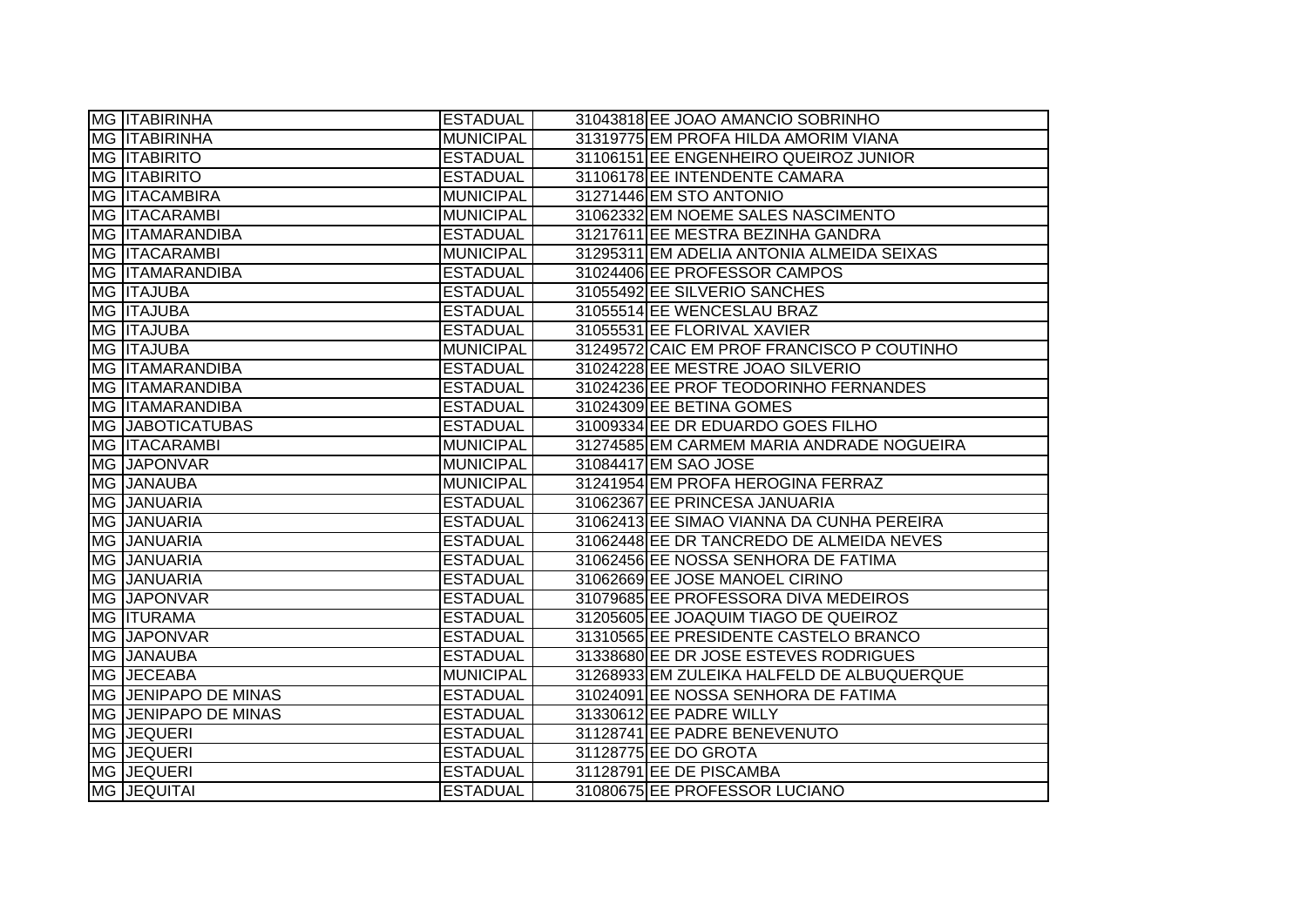| MG | ITABIRINHA | ESTADUAL | 31043818 | EE JOAO AMANCIO SOBRINHO |
|---|---|---|---|---|
| MG | ITABIRINHA | MUNICIPAL | 31319775 | EM PROFA HILDA AMORIM VIANA |
| MG | ITABIRITO | ESTADUAL | 31106151 | EE ENGENHEIRO QUEIROZ JUNIOR |
| MG | ITABIRITO | ESTADUAL | 31106178 | EE INTENDENTE CAMARA |
| MG | ITACAMBIRA | MUNICIPAL | 31271446 | EM STO ANTONIO |
| MG | ITACARAMBI | MUNICIPAL | 31062332 | EM NOEME SALES NASCIMENTO |
| MG | ITAMARANDIBA | ESTADUAL | 31217611 | EE MESTRA BEZINHA GANDRA |
| MG | ITACARAMBI | MUNICIPAL | 31295311 | EM ADELIA ANTONIA ALMEIDA SEIXAS |
| MG | ITAMARANDIBA | ESTADUAL | 31024406 | EE PROFESSOR CAMPOS |
| MG | ITAJUBA | ESTADUAL | 31055492 | EE SILVERIO SANCHES |
| MG | ITAJUBA | ESTADUAL | 31055514 | EE WENCESLAU BRAZ |
| MG | ITAJUBA | ESTADUAL | 31055531 | EE FLORIVAL XAVIER |
| MG | ITAJUBA | MUNICIPAL | 31249572 | CAIC EM PROF FRANCISCO P COUTINHO |
| MG | ITAMARANDIBA | ESTADUAL | 31024228 | EE MESTRE JOAO SILVERIO |
| MG | ITAMARANDIBA | ESTADUAL | 31024236 | EE PROF TEODORINHO FERNANDES |
| MG | ITAMARANDIBA | ESTADUAL | 31024309 | EE BETINA GOMES |
| MG | JABOTICATUBAS | ESTADUAL | 31009334 | EE DR EDUARDO GOES FILHO |
| MG | ITACARAMBI | MUNICIPAL | 31274585 | EM CARMEM MARIA ANDRADE NOGUEIRA |
| MG | JAPONVAR | MUNICIPAL | 31084417 | EM SAO JOSE |
| MG | JANAUBA | MUNICIPAL | 31241954 | EM PROFA HEROGINA FERRAZ |
| MG | JANUARIA | ESTADUAL | 31062367 | EE PRINCESA JANUARIA |
| MG | JANUARIA | ESTADUAL | 31062413 | EE SIMAO VIANNA DA CUNHA PEREIRA |
| MG | JANUARIA | ESTADUAL | 31062448 | EE DR TANCREDO DE ALMEIDA NEVES |
| MG | JANUARIA | ESTADUAL | 31062456 | EE NOSSA SENHORA DE FATIMA |
| MG | JANUARIA | ESTADUAL | 31062669 | EE JOSE MANOEL CIRINO |
| MG | JAPONVAR | ESTADUAL | 31079685 | EE PROFESSORA DIVA MEDEIROS |
| MG | ITURAMA | ESTADUAL | 31205605 | EE JOAQUIM TIAGO DE QUEIROZ |
| MG | JAPONVAR | ESTADUAL | 31310565 | EE PRESIDENTE CASTELO BRANCO |
| MG | JANAUBA | ESTADUAL | 31338680 | EE DR JOSE ESTEVES RODRIGUES |
| MG | JECEABA | MUNICIPAL | 31268933 | EM ZULEIKA HALFELD DE ALBUQUERQUE |
| MG | JENIPAPO DE MINAS | ESTADUAL | 31024091 | EE NOSSA SENHORA DE FATIMA |
| MG | JENIPAPO DE MINAS | ESTADUAL | 31330612 | EE PADRE WILLY |
| MG | JEQUERI | ESTADUAL | 31128741 | EE PADRE BENEVENUTO |
| MG | JEQUERI | ESTADUAL | 31128775 | EE DO GROTA |
| MG | JEQUERI | ESTADUAL | 31128791 | EE DE PISCAMBA |
| MG | JEQUITAI | ESTADUAL | 31080675 | EE PROFESSOR LUCIANO |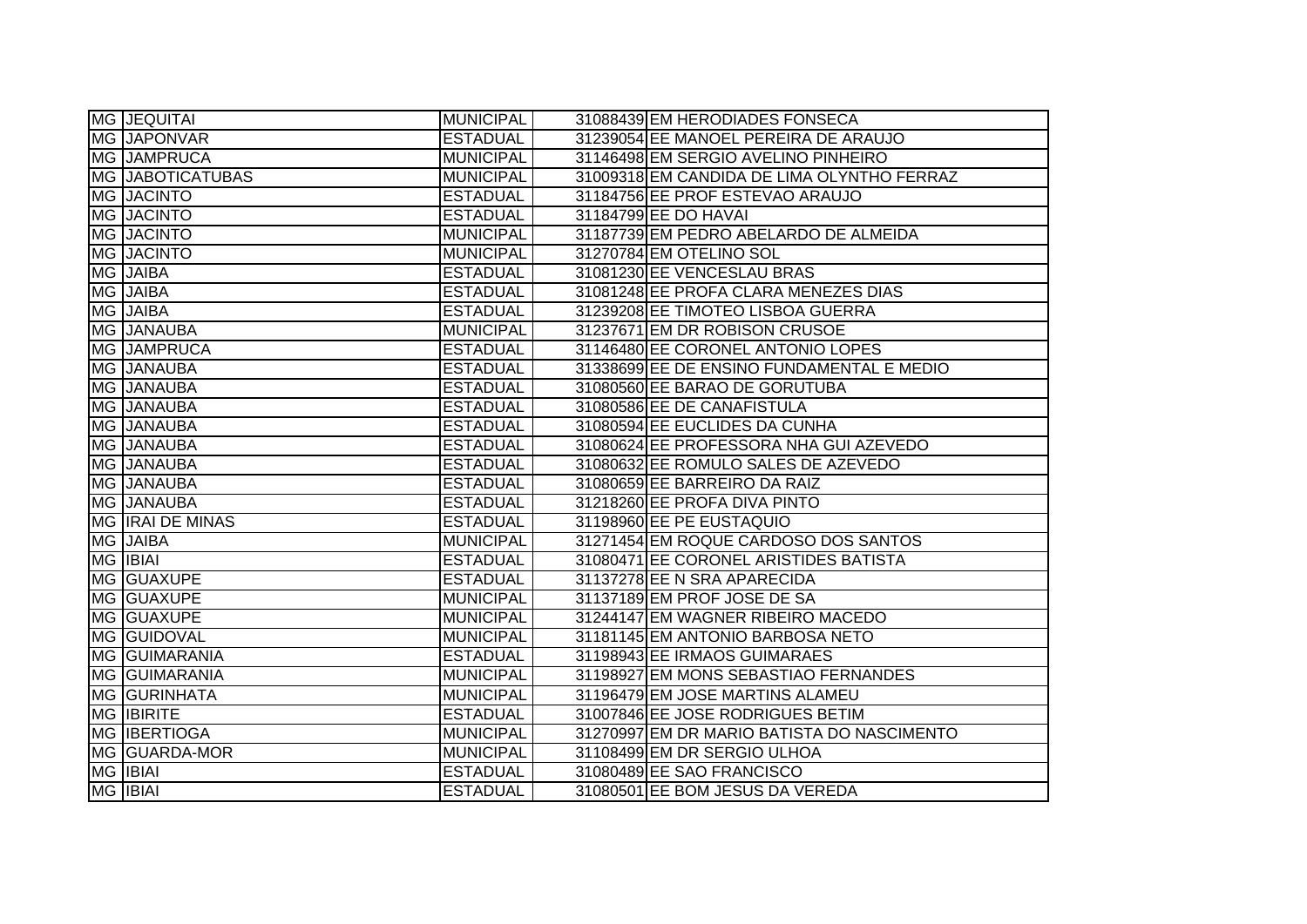| | | | | |
|---|---|---|---|---|
| MG | JEQUITAI | MUNICIPAL | 31088439 | EM HERODIADES FONSECA |
| MG | JAPONVAR | ESTADUAL | 31239054 | EE MANOEL PEREIRA DE ARAUJO |
| MG | JAMPRUCA | MUNICIPAL | 31146498 | EM SERGIO AVELINO PINHEIRO |
| MG | JABOTICATUBAS | MUNICIPAL | 31009318 | EM CANDIDA DE LIMA OLYNTHO FERRAZ |
| MG | JACINTO | ESTADUAL | 31184756 | EE PROF ESTEVAO ARAUJO |
| MG | JACINTO | ESTADUAL | 31184799 | EE DO HAVAI |
| MG | JACINTO | MUNICIPAL | 31187739 | EM PEDRO ABELARDO DE ALMEIDA |
| MG | JACINTO | MUNICIPAL | 31270784 | EM OTELINO SOL |
| MG | JAIBA | ESTADUAL | 31081230 | EE VENCESLAU BRAS |
| MG | JAIBA | ESTADUAL | 31081248 | EE PROFA CLARA MENEZES DIAS |
| MG | JAIBA | ESTADUAL | 31239208 | EE TIMOTEO LISBOA GUERRA |
| MG | JANAUBA | MUNICIPAL | 31237671 | EM DR ROBISON CRUSOE |
| MG | JAMPRUCA | ESTADUAL | 31146480 | EE CORONEL ANTONIO LOPES |
| MG | JANAUBA | ESTADUAL | 31338699 | EE DE ENSINO FUNDAMENTAL E MEDIO |
| MG | JANAUBA | ESTADUAL | 31080560 | EE BARAO DE GORUTUBA |
| MG | JANAUBA | ESTADUAL | 31080586 | EE DE CANAFISTULA |
| MG | JANAUBA | ESTADUAL | 31080594 | EE EUCLIDES DA CUNHA |
| MG | JANAUBA | ESTADUAL | 31080624 | EE PROFESSORA NHA GUI AZEVEDO |
| MG | JANAUBA | ESTADUAL | 31080632 | EE ROMULO SALES DE AZEVEDO |
| MG | JANAUBA | ESTADUAL | 31080659 | EE BARREIRO DA RAIZ |
| MG | JANAUBA | ESTADUAL | 31218260 | EE PROFA DIVA PINTO |
| MG | IRAI DE MINAS | ESTADUAL | 31198960 | EE PE EUSTAQUIO |
| MG | JAIBA | MUNICIPAL | 31271454 | EM ROQUE CARDOSO DOS SANTOS |
| MG | IBIAI | ESTADUAL | 31080471 | EE CORONEL ARISTIDES BATISTA |
| MG | GUAXUPE | ESTADUAL | 31137278 | EE N SRA APARECIDA |
| MG | GUAXUPE | MUNICIPAL | 31137189 | EM PROF JOSE DE SA |
| MG | GUAXUPE | MUNICIPAL | 31244147 | EM WAGNER RIBEIRO MACEDO |
| MG | GUIDOVAL | MUNICIPAL | 31181145 | EM ANTONIO BARBOSA NETO |
| MG | GUIMARANIA | ESTADUAL | 31198943 | EE IRMAOS GUIMARAES |
| MG | GUIMARANIA | MUNICIPAL | 31198927 | EM MONS SEBASTIAO FERNANDES |
| MG | GURINHATA | MUNICIPAL | 31196479 | EM JOSE MARTINS ALAMEU |
| MG | IBIRITE | ESTADUAL | 31007846 | EE JOSE RODRIGUES BETIM |
| MG | IBERTIOGA | MUNICIPAL | 31270997 | EM DR MARIO BATISTA DO NASCIMENTO |
| MG | GUARDA-MOR | MUNICIPAL | 31108499 | EM DR SERGIO ULHOA |
| MG | IBIAI | ESTADUAL | 31080489 | EE SAO FRANCISCO |
| MG | IBIAI | ESTADUAL | 31080501 | EE BOM JESUS DA VEREDA |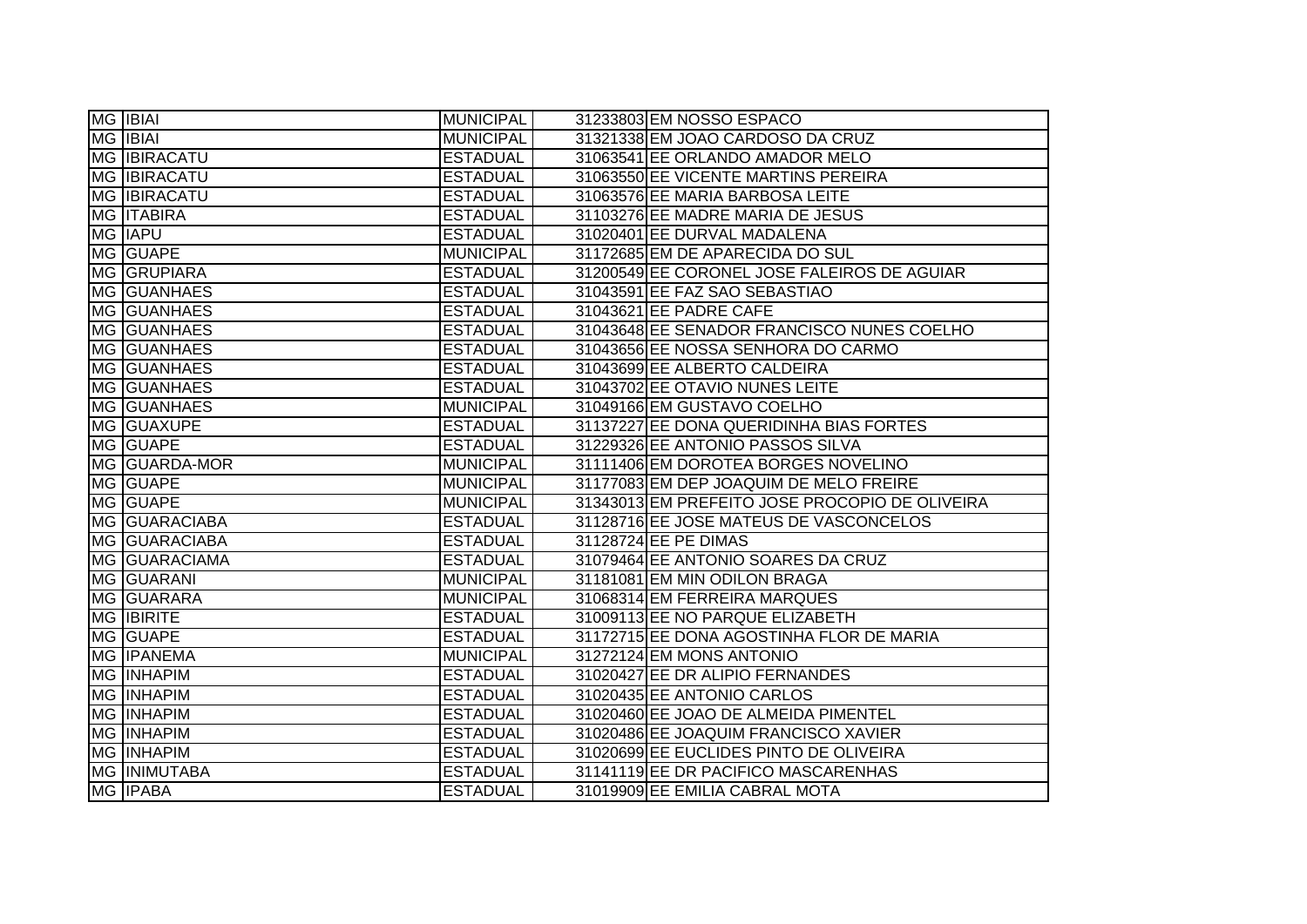| | | | | |
|---|---|---|---|---|
| MG | IBIAI | MUNICIPAL | 31233803 | EM NOSSO ESPACO |
| MG | IBIAI | MUNICIPAL | 31321338 | EM JOAO CARDOSO DA CRUZ |
| MG | IBIRACATU | ESTADUAL | 31063541 | EE ORLANDO AMADOR MELO |
| MG | IBIRACATU | ESTADUAL | 31063550 | EE VICENTE MARTINS PEREIRA |
| MG | IBIRACATU | ESTADUAL | 31063576 | EE MARIA BARBOSA LEITE |
| MG | ITABIRA | ESTADUAL | 31103276 | EE MADRE MARIA DE JESUS |
| MG | IAPU | ESTADUAL | 31020401 | EE DURVAL MADALENA |
| MG | GUAPE | MUNICIPAL | 31172685 | EM DE APARECIDA DO SUL |
| MG | GRUPIARA | ESTADUAL | 31200549 | EE CORONEL JOSE FALEIROS DE AGUIAR |
| MG | GUANHAES | ESTADUAL | 31043591 | EE FAZ SAO SEBASTIAO |
| MG | GUANHAES | ESTADUAL | 31043621 | EE PADRE CAFE |
| MG | GUANHAES | ESTADUAL | 31043648 | EE SENADOR FRANCISCO NUNES COELHO |
| MG | GUANHAES | ESTADUAL | 31043656 | EE NOSSA SENHORA DO CARMO |
| MG | GUANHAES | ESTADUAL | 31043699 | EE ALBERTO CALDEIRA |
| MG | GUANHAES | ESTADUAL | 31043702 | EE OTAVIO NUNES LEITE |
| MG | GUANHAES | MUNICIPAL | 31049166 | EM GUSTAVO COELHO |
| MG | GUAXUPE | ESTADUAL | 31137227 | EE DONA QUERIDINHA BIAS FORTES |
| MG | GUAPE | ESTADUAL | 31229326 | EE ANTONIO PASSOS SILVA |
| MG | GUARDA-MOR | MUNICIPAL | 31111406 | EM DOROTEA BORGES NOVELINO |
| MG | GUAPE | MUNICIPAL | 31177083 | EM DEP JOAQUIM DE MELO FREIRE |
| MG | GUAPE | MUNICIPAL | 31343013 | EM PREFEITO JOSE PROCOPIO DE OLIVEIRA |
| MG | GUARACIABA | ESTADUAL | 31128716 | EE JOSE MATEUS DE VASCONCELOS |
| MG | GUARACIABA | ESTADUAL | 31128724 | EE PE DIMAS |
| MG | GUARACIAMA | ESTADUAL | 31079464 | EE ANTONIO SOARES DA CRUZ |
| MG | GUARANI | MUNICIPAL | 31181081 | EM MIN ODILON BRAGA |
| MG | GUARARA | MUNICIPAL | 31068314 | EM FERREIRA MARQUES |
| MG | IBIRITE | ESTADUAL | 31009113 | EE NO PARQUE ELIZABETH |
| MG | GUAPE | ESTADUAL | 31172715 | EE DONA AGOSTINHA FLOR DE MARIA |
| MG | IPANEMA | MUNICIPAL | 31272124 | EM MONS ANTONIO |
| MG | INHAPIM | ESTADUAL | 31020427 | EE DR ALIPIO FERNANDES |
| MG | INHAPIM | ESTADUAL | 31020435 | EE ANTONIO CARLOS |
| MG | INHAPIM | ESTADUAL | 31020460 | EE JOAO DE ALMEIDA PIMENTEL |
| MG | INHAPIM | ESTADUAL | 31020486 | EE JOAQUIM FRANCISCO XAVIER |
| MG | INHAPIM | ESTADUAL | 31020699 | EE EUCLIDES PINTO DE OLIVEIRA |
| MG | INIMUTABA | ESTADUAL | 31141119 | EE DR PACIFICO MASCARENHAS |
| MG | IPABA | ESTADUAL | 31019909 | EE EMILIA CABRAL MOTA |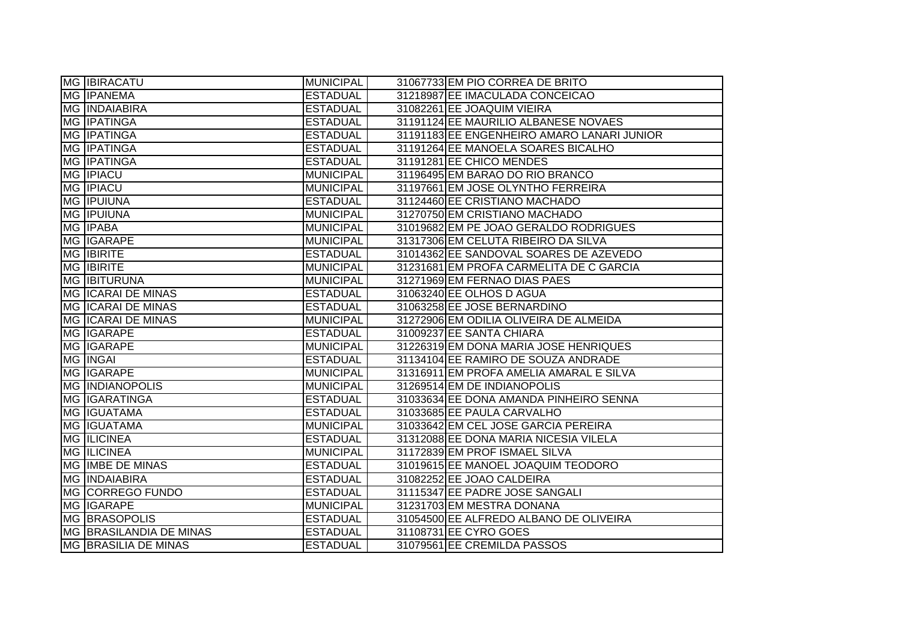| MG | IBIRACATU | MUNICIPAL | 31067733 | EM PIO CORREA DE BRITO |
|---|---|---|---|---|
| MG | IPANEMA | ESTADUAL | 31218987 | EE IMACULADA CONCEICAO |
| MG | INDAIABIRA | ESTADUAL | 31082261 | EE JOAQUIM VIEIRA |
| MG | IPATINGA | ESTADUAL | 31191124 | EE MAURILIO ALBANESE NOVAES |
| MG | IPATINGA | ESTADUAL | 31191183 | EE ENGENHEIRO AMARO LANARI JUNIOR |
| MG | IPATINGA | ESTADUAL | 31191264 | EE MANOELA SOARES BICALHO |
| MG | IPATINGA | ESTADUAL | 31191281 | EE CHICO MENDES |
| MG | IPIACU | MUNICIPAL | 31196495 | EM BARAO DO RIO BRANCO |
| MG | IPIACU | MUNICIPAL | 31197661 | EM JOSE OLYNTHO FERREIRA |
| MG | IPUIUNA | ESTADUAL | 31124460 | EE CRISTIANO MACHADO |
| MG | IPUIUNA | MUNICIPAL | 31270750 | EM CRISTIANO MACHADO |
| MG | IPABA | MUNICIPAL | 31019682 | EM PE JOAO GERALDO RODRIGUES |
| MG | IGARAPE | MUNICIPAL | 31317306 | EM CELUTA RIBEIRO DA SILVA |
| MG | IBIRITE | ESTADUAL | 31014362 | EE SANDOVAL SOARES DE AZEVEDO |
| MG | IBIRITE | MUNICIPAL | 31231681 | EM PROFA CARMELITA DE C GARCIA |
| MG | IBITURUNA | MUNICIPAL | 31271969 | EM FERNAO DIAS PAES |
| MG | ICARAI DE MINAS | ESTADUAL | 31063240 | EE OLHOS D AGUA |
| MG | ICARAI DE MINAS | ESTADUAL | 31063258 | EE JOSE BERNARDINO |
| MG | ICARAI DE MINAS | MUNICIPAL | 31272906 | EM ODILIA OLIVEIRA DE ALMEIDA |
| MG | IGARAPE | ESTADUAL | 31009237 | EE SANTA CHIARA |
| MG | IGARAPE | MUNICIPAL | 31226319 | EM DONA MARIA JOSE HENRIQUES |
| MG | INGAI | ESTADUAL | 31134104 | EE RAMIRO DE SOUZA ANDRADE |
| MG | IGARAPE | MUNICIPAL | 31316911 | EM PROFA AMELIA AMARAL E SILVA |
| MG | INDIANOPOLIS | MUNICIPAL | 31269514 | EM DE INDIANOPOLIS |
| MG | IGARATINGA | ESTADUAL | 31033634 | EE DONA AMANDA PINHEIRO SENNA |
| MG | IGUATAMA | ESTADUAL | 31033685 | EE PAULA CARVALHO |
| MG | IGUATAMA | MUNICIPAL | 31033642 | EM CEL JOSE GARCIA PEREIRA |
| MG | ILICINEA | ESTADUAL | 31312088 | EE DONA MARIA NICESIA VILELA |
| MG | ILICINEA | MUNICIPAL | 31172839 | EM PROF ISMAEL SILVA |
| MG | IMBE DE MINAS | ESTADUAL | 31019615 | EE MANOEL JOAQUIM TEODORO |
| MG | INDAIABIRA | ESTADUAL | 31082252 | EE JOAO CALDEIRA |
| MG | CORREGO FUNDO | ESTADUAL | 31115347 | EE PADRE JOSE SANGALI |
| MG | IGARAPE | MUNICIPAL | 31231703 | EM MESTRA DONANA |
| MG | BRASOPOLIS | ESTADUAL | 31054500 | EE ALFREDO ALBANO DE OLIVEIRA |
| MG | BRASILANDIA DE MINAS | ESTADUAL | 31108731 | EE CYRO GOES |
| MG | BRASILIA DE MINAS | ESTADUAL | 31079561 | EE CREMILDA PASSOS |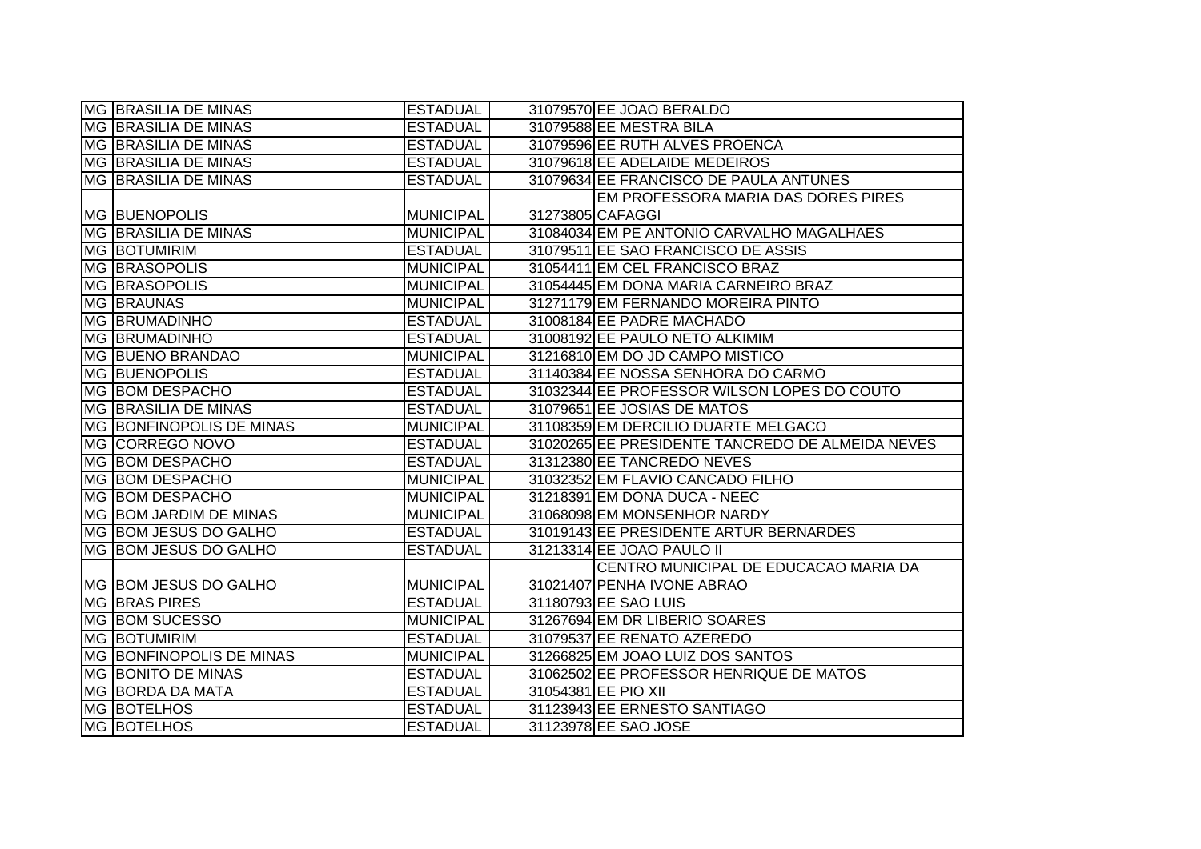| | | | | |
|---|---|---|---|---|
| MG | BRASILIA DE MINAS | ESTADUAL | 31079570 | EE JOAO BERALDO |
| MG | BRASILIA DE MINAS | ESTADUAL | 31079588 | EE MESTRA BILA |
| MG | BRASILIA DE MINAS | ESTADUAL | 31079596 | EE RUTH ALVES PROENCA |
| MG | BRASILIA DE MINAS | ESTADUAL | 31079618 | EE ADELAIDE MEDEIROS |
| MG | BRASILIA DE MINAS | ESTADUAL | 31079634 | EE FRANCISCO DE PAULA ANTUNES |
| MG | BUENOPOLIS | MUNICIPAL | 31273805 | EM PROFESSORA MARIA DAS DORES PIRES CAFAGGI |
| MG | BRASILIA DE MINAS | MUNICIPAL | 31084034 | EM PE ANTONIO CARVALHO MAGALHAES |
| MG | BOTUMIRIM | ESTADUAL | 31079511 | EE SAO FRANCISCO DE ASSIS |
| MG | BRASOPOLIS | MUNICIPAL | 31054411 | EM CEL FRANCISCO BRAZ |
| MG | BRASOPOLIS | MUNICIPAL | 31054445 | EM DONA MARIA CARNEIRO BRAZ |
| MG | BRAUNAS | MUNICIPAL | 31271179 | EM FERNANDO MOREIRA PINTO |
| MG | BRUMADINHO | ESTADUAL | 31008184 | EE PADRE MACHADO |
| MG | BRUMADINHO | ESTADUAL | 31008192 | EE PAULO NETO ALKIMIM |
| MG | BUENO BRANDAO | MUNICIPAL | 31216810 | EM DO JD CAMPO MISTICO |
| MG | BUENOPOLIS | ESTADUAL | 31140384 | EE NOSSA SENHORA DO CARMO |
| MG | BOM DESPACHO | ESTADUAL | 31032344 | EE PROFESSOR WILSON LOPES DO COUTO |
| MG | BRASILIA DE MINAS | ESTADUAL | 31079651 | EE JOSIAS DE MATOS |
| MG | BONFINOPOLIS DE MINAS | MUNICIPAL | 31108359 | EM DERCILIO DUARTE MELGACO |
| MG | CORREGO NOVO | ESTADUAL | 31020265 | EE PRESIDENTE TANCREDO DE ALMEIDA NEVES |
| MG | BOM DESPACHO | ESTADUAL | 31312380 | EE TANCREDO NEVES |
| MG | BOM DESPACHO | MUNICIPAL | 31032352 | EM FLAVIO CANCADO FILHO |
| MG | BOM DESPACHO | MUNICIPAL | 31218391 | EM DONA DUCA - NEEC |
| MG | BOM JARDIM DE MINAS | MUNICIPAL | 31068098 | EM MONSENHOR NARDY |
| MG | BOM JESUS DO GALHO | ESTADUAL | 31019143 | EE PRESIDENTE ARTUR BERNARDES |
| MG | BOM JESUS DO GALHO | ESTADUAL | 31213314 | EE JOAO PAULO II |
| MG | BOM JESUS DO GALHO | MUNICIPAL | 31021407 | CENTRO MUNICIPAL DE EDUCACAO MARIA DA PENHA IVONE ABRAO |
| MG | BRAS PIRES | ESTADUAL | 31180793 | EE SAO LUIS |
| MG | BOM SUCESSO | MUNICIPAL | 31267694 | EM DR LIBERIO SOARES |
| MG | BOTUMIRIM | ESTADUAL | 31079537 | EE RENATO AZEREDO |
| MG | BONFINOPOLIS DE MINAS | MUNICIPAL | 31266825 | EM JOAO LUIZ DOS SANTOS |
| MG | BONITO DE MINAS | ESTADUAL | 31062502 | EE PROFESSOR HENRIQUE DE MATOS |
| MG | BORDA DA MATA | ESTADUAL | 31054381 | EE PIO XII |
| MG | BOTELHOS | ESTADUAL | 31123943 | EE ERNESTO SANTIAGO |
| MG | BOTELHOS | ESTADUAL | 31123978 | EE SAO JOSE |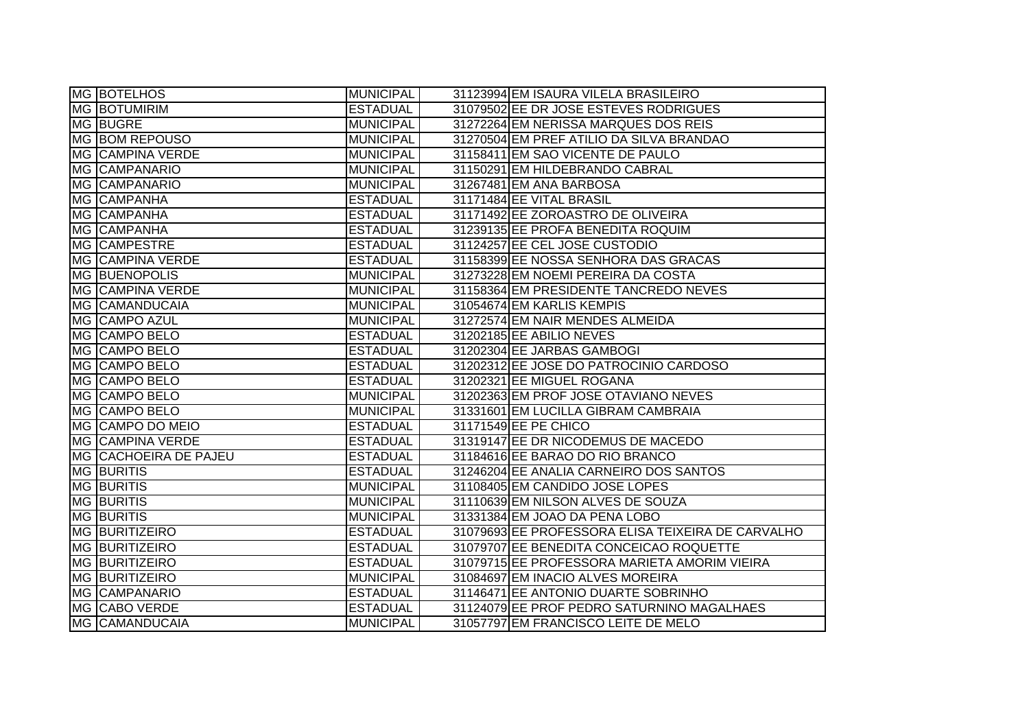| MG | BOTELHOS | MUNICIPAL | 31123994 | EM ISAURA VILELA BRASILEIRO |
|---|---|---|---|---|
| MG | BOTUMIRIM | ESTADUAL | 31079502 | EE DR JOSE ESTEVES RODRIGUES |
| MG | BUGRE | MUNICIPAL | 31272264 | EM NERISSA MARQUES DOS REIS |
| MG | BOM REPOUSO | MUNICIPAL | 31270504 | EM PREF ATILIO DA SILVA BRANDAO |
| MG | CAMPINA VERDE | MUNICIPAL | 31158411 | EM SAO VICENTE DE PAULO |
| MG | CAMPANARIO | MUNICIPAL | 31150291 | EM HILDEBRANDO CABRAL |
| MG | CAMPANARIO | MUNICIPAL | 31267481 | EM ANA BARBOSA |
| MG | CAMPANHA | ESTADUAL | 31171484 | EE VITAL BRASIL |
| MG | CAMPANHA | ESTADUAL | 31171492 | EE ZOROASTRO DE OLIVEIRA |
| MG | CAMPANHA | ESTADUAL | 31239135 | EE PROFA BENEDITA ROQUIM |
| MG | CAMPESTRE | ESTADUAL | 31124257 | EE CEL JOSE CUSTODIO |
| MG | CAMPINA VERDE | ESTADUAL | 31158399 | EE NOSSA SENHORA DAS GRACAS |
| MG | BUENOPOLIS | MUNICIPAL | 31273228 | EM NOEMI PEREIRA DA COSTA |
| MG | CAMPINA VERDE | MUNICIPAL | 31158364 | EM PRESIDENTE TANCREDO NEVES |
| MG | CAMANDUCAIA | MUNICIPAL | 31054674 | EM KARLIS KEMPIS |
| MG | CAMPO AZUL | MUNICIPAL | 31272574 | EM NAIR MENDES ALMEIDA |
| MG | CAMPO BELO | ESTADUAL | 31202185 | EE ABILIO NEVES |
| MG | CAMPO BELO | ESTADUAL | 31202304 | EE JARBAS GAMBOGI |
| MG | CAMPO BELO | ESTADUAL | 31202312 | EE JOSE DO PATROCINIO CARDOSO |
| MG | CAMPO BELO | ESTADUAL | 31202321 | EE MIGUEL ROGANA |
| MG | CAMPO BELO | MUNICIPAL | 31202363 | EM PROF JOSE OTAVIANO NEVES |
| MG | CAMPO BELO | MUNICIPAL | 31331601 | EM LUCILLA GIBRAM CAMBRAIA |
| MG | CAMPO DO MEIO | ESTADUAL | 31171549 | EE PE CHICO |
| MG | CAMPINA VERDE | ESTADUAL | 31319147 | EE DR NICODEMUS DE MACEDO |
| MG | CACHOEIRA DE PAJEU | ESTADUAL | 31184616 | EE BARAO DO RIO BRANCO |
| MG | BURITIS | ESTADUAL | 31246204 | EE ANALIA CARNEIRO DOS SANTOS |
| MG | BURITIS | MUNICIPAL | 31108405 | EM CANDIDO JOSE LOPES |
| MG | BURITIS | MUNICIPAL | 31110639 | EM NILSON ALVES DE SOUZA |
| MG | BURITIS | MUNICIPAL | 31331384 | EM JOAO DA PENA LOBO |
| MG | BURITIZEIRO | ESTADUAL | 31079693 | EE PROFESSORA ELISA TEIXEIRA DE CARVALHO |
| MG | BURITIZEIRO | ESTADUAL | 31079707 | EE BENEDITA CONCEICAO ROQUETTE |
| MG | BURITIZEIRO | ESTADUAL | 31079715 | EE PROFESSORA MARIETA AMORIM VIEIRA |
| MG | BURITIZEIRO | MUNICIPAL | 31084697 | EM INACIO ALVES MOREIRA |
| MG | CAMPANARIO | ESTADUAL | 31146471 | EE ANTONIO DUARTE SOBRINHO |
| MG | CABO VERDE | ESTADUAL | 31124079 | EE PROF PEDRO SATURNINO MAGALHAES |
| MG | CAMANDUCAIA | MUNICIPAL | 31057797 | EM FRANCISCO LEITE DE MELO |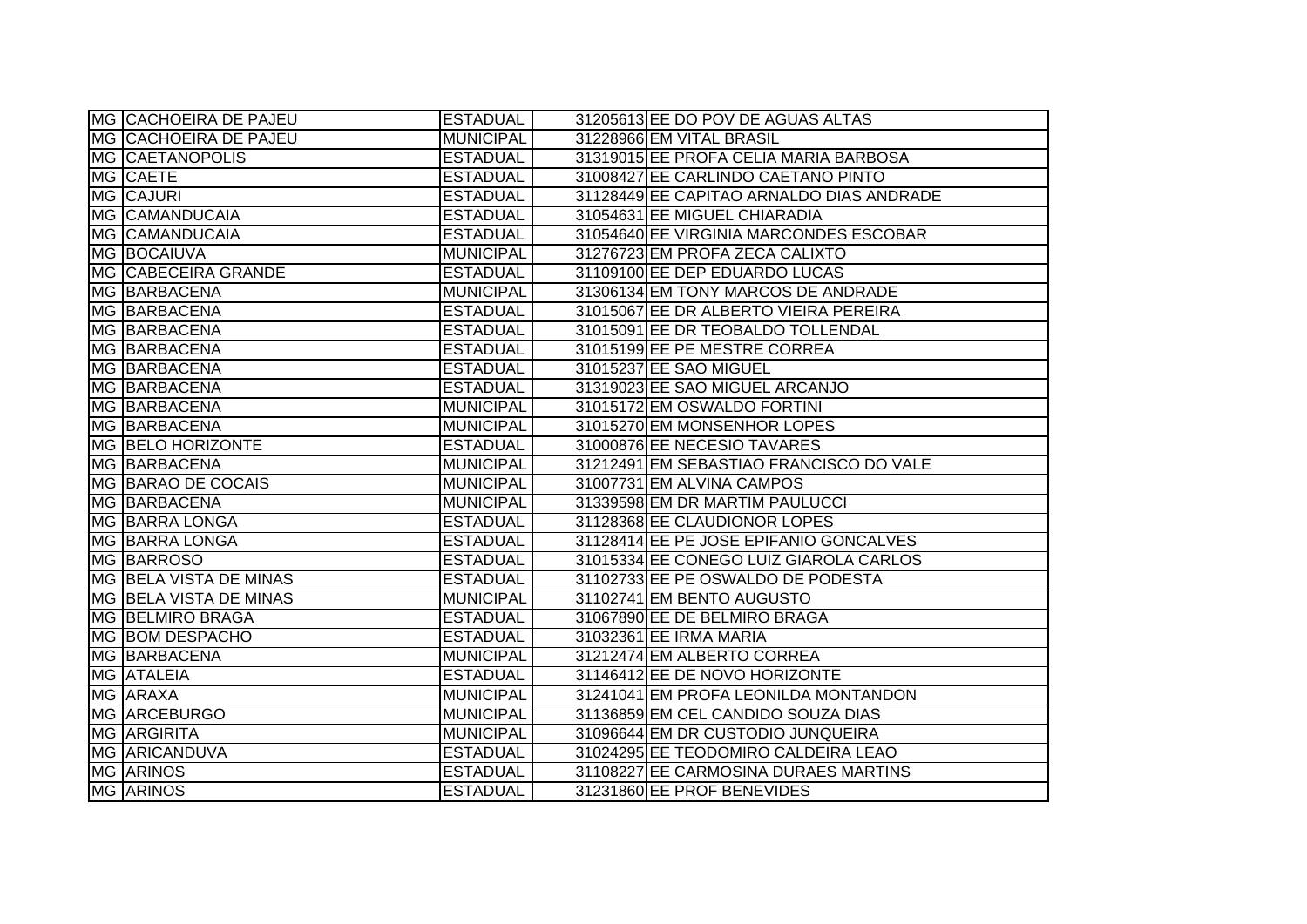| MG | CACHOEIRA DE PAJEU | ESTADUAL | 31205613 | EE DO POV DE AGUAS ALTAS |
|---|---|---|---|---|
| MG | CACHOEIRA DE PAJEU | MUNICIPAL | 31228966 | EM VITAL BRASIL |
| MG | CAETANOPOLIS | ESTADUAL | 31319015 | EE PROFA CELIA MARIA BARBOSA |
| MG | CAETE | ESTADUAL | 31008427 | EE CARLINDO CAETANO PINTO |
| MG | CAJURI | ESTADUAL | 31128449 | EE CAPITAO ARNALDO DIAS ANDRADE |
| MG | CAMANDUCAIA | ESTADUAL | 31054631 | EE MIGUEL CHIARADIA |
| MG | CAMANDUCAIA | ESTADUAL | 31054640 | EE VIRGINIA MARCONDES ESCOBAR |
| MG | BOCAIUVA | MUNICIPAL | 31276723 | EM PROFA ZECA CALIXTO |
| MG | CABECEIRA GRANDE | ESTADUAL | 31109100 | EE DEP EDUARDO LUCAS |
| MG | BARBACENA | MUNICIPAL | 31306134 | EM TONY MARCOS DE ANDRADE |
| MG | BARBACENA | ESTADUAL | 31015067 | EE DR ALBERTO VIEIRA PEREIRA |
| MG | BARBACENA | ESTADUAL | 31015091 | EE DR TEOBALDO TOLLENDAL |
| MG | BARBACENA | ESTADUAL | 31015199 | EE PE MESTRE CORREA |
| MG | BARBACENA | ESTADUAL | 31015237 | EE SAO MIGUEL |
| MG | BARBACENA | ESTADUAL | 31319023 | EE SAO MIGUEL ARCANJO |
| MG | BARBACENA | MUNICIPAL | 31015172 | EM OSWALDO FORTINI |
| MG | BARBACENA | MUNICIPAL | 31015270 | EM MONSENHOR LOPES |
| MG | BELO HORIZONTE | ESTADUAL | 31000876 | EE NECESIO TAVARES |
| MG | BARBACENA | MUNICIPAL | 31212491 | EM SEBASTIAO FRANCISCO DO VALE |
| MG | BARAO DE COCAIS | MUNICIPAL | 31007731 | EM ALVINA CAMPOS |
| MG | BARBACENA | MUNICIPAL | 31339598 | EM DR MARTIM PAULUCCI |
| MG | BARRA LONGA | ESTADUAL | 31128368 | EE CLAUDIONOR LOPES |
| MG | BARRA LONGA | ESTADUAL | 31128414 | EE PE JOSE EPIFANIO GONCALVES |
| MG | BARROSO | ESTADUAL | 31015334 | EE CONEGO LUIZ GIAROLA CARLOS |
| MG | BELA VISTA DE MINAS | ESTADUAL | 31102733 | EE PE OSWALDO DE PODESTA |
| MG | BELA VISTA DE MINAS | MUNICIPAL | 31102741 | EM BENTO AUGUSTO |
| MG | BELMIRO BRAGA | ESTADUAL | 31067890 | EE DE BELMIRO BRAGA |
| MG | BOM DESPACHO | ESTADUAL | 31032361 | EE IRMA MARIA |
| MG | BARBACENA | MUNICIPAL | 31212474 | EM ALBERTO CORREA |
| MG | ATALEIA | ESTADUAL | 31146412 | EE DE NOVO HORIZONTE |
| MG | ARAXA | MUNICIPAL | 31241041 | EM PROFA LEONILDA MONTANDON |
| MG | ARCEBURGO | MUNICIPAL | 31136859 | EM CEL CANDIDO SOUZA DIAS |
| MG | ARGIRITA | MUNICIPAL | 31096644 | EM DR CUSTODIO JUNQUEIRA |
| MG | ARICANDUVA | ESTADUAL | 31024295 | EE TEODOMIRO CALDEIRA LEAO |
| MG | ARINOS | ESTADUAL | 31108227 | EE CARMOSINA DURAES MARTINS |
| MG | ARINOS | ESTADUAL | 31231860 | EE PROF BENEVIDES |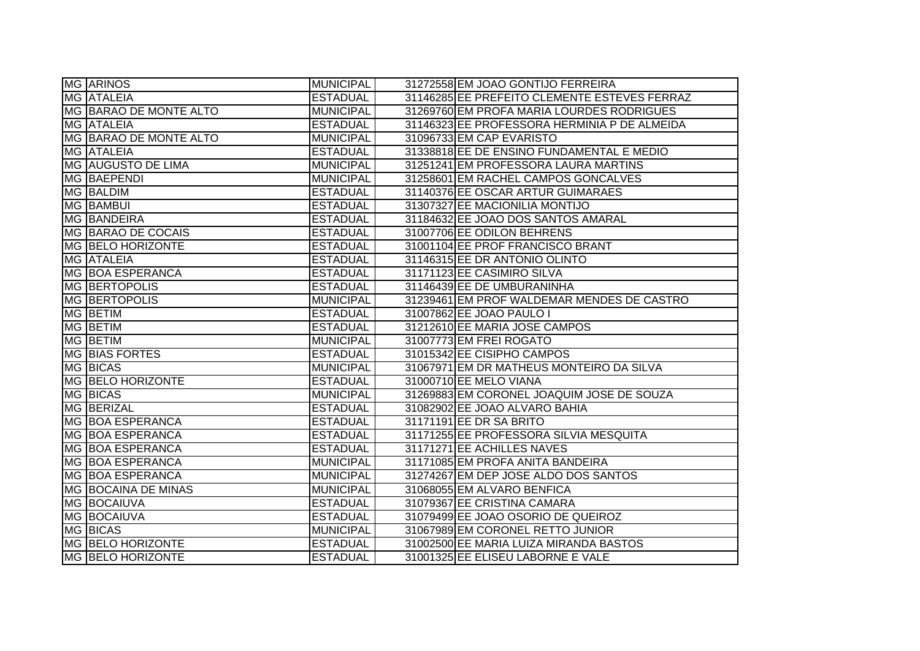| | | | | |
|---|---|---|---|---|
| MG | ARINOS | MUNICIPAL | 31272558 | EM JOAO GONTIJO FERREIRA |
| MG | ATALEIA | ESTADUAL | 31146285 | EE PREFEITO CLEMENTE ESTEVES FERRAZ |
| MG | BARAO DE MONTE ALTO | MUNICIPAL | 31269760 | EM PROFA MARIA LOURDES RODRIGUES |
| MG | ATALEIA | ESTADUAL | 31146323 | EE PROFESSORA HERMINIA P DE ALMEIDA |
| MG | BARAO DE MONTE ALTO | MUNICIPAL | 31096733 | EM CAP EVARISTO |
| MG | ATALEIA | ESTADUAL | 31338818 | EE DE ENSINO FUNDAMENTAL E MEDIO |
| MG | AUGUSTO DE LIMA | MUNICIPAL | 31251241 | EM PROFESSORA LAURA MARTINS |
| MG | BAEPENDI | MUNICIPAL | 31258601 | EM RACHEL CAMPOS GONCALVES |
| MG | BALDIM | ESTADUAL | 31140376 | EE OSCAR ARTUR GUIMARAES |
| MG | BAMBUI | ESTADUAL | 31307327 | EE MACIONILIA MONTIJO |
| MG | BANDEIRA | ESTADUAL | 31184632 | EE JOAO DOS SANTOS AMARAL |
| MG | BARAO DE COCAIS | ESTADUAL | 31007706 | EE ODILON BEHRENS |
| MG | BELO HORIZONTE | ESTADUAL | 31001104 | EE PROF FRANCISCO BRANT |
| MG | ATALEIA | ESTADUAL | 31146315 | EE DR ANTONIO OLINTO |
| MG | BOA ESPERANCA | ESTADUAL | 31171123 | EE CASIMIRO SILVA |
| MG | BERTOPOLIS | ESTADUAL | 31146439 | EE DE UMBURANINHA |
| MG | BERTOPOLIS | MUNICIPAL | 31239461 | EM PROF WALDEMAR MENDES DE CASTRO |
| MG | BETIM | ESTADUAL | 31007862 | EE JOAO PAULO I |
| MG | BETIM | ESTADUAL | 31212610 | EE MARIA JOSE CAMPOS |
| MG | BETIM | MUNICIPAL | 31007773 | EM FREI ROGATO |
| MG | BIAS FORTES | ESTADUAL | 31015342 | EE CISIPHO CAMPOS |
| MG | BICAS | MUNICIPAL | 31067971 | EM DR MATHEUS MONTEIRO DA SILVA |
| MG | BELO HORIZONTE | ESTADUAL | 31000710 | EE MELO VIANA |
| MG | BICAS | MUNICIPAL | 31269883 | EM CORONEL JOAQUIM JOSE DE SOUZA |
| MG | BERIZAL | ESTADUAL | 31082902 | EE JOAO ALVARO BAHIA |
| MG | BOA ESPERANCA | ESTADUAL | 31171191 | EE DR SA BRITO |
| MG | BOA ESPERANCA | ESTADUAL | 31171255 | EE PROFESSORA SILVIA MESQUITA |
| MG | BOA ESPERANCA | ESTADUAL | 31171271 | EE ACHILLES NAVES |
| MG | BOA ESPERANCA | MUNICIPAL | 31171085 | EM PROFA ANITA BANDEIRA |
| MG | BOA ESPERANCA | MUNICIPAL | 31274267 | EM DEP JOSE ALDO DOS SANTOS |
| MG | BOCAINA DE MINAS | MUNICIPAL | 31068055 | EM ALVARO BENFICA |
| MG | BOCAIUVA | ESTADUAL | 31079367 | EE CRISTINA CAMARA |
| MG | BOCAIUVA | ESTADUAL | 31079499 | EE JOAO OSORIO DE QUEIROZ |
| MG | BICAS | MUNICIPAL | 31067989 | EM CORONEL RETTO JUNIOR |
| MG | BELO HORIZONTE | ESTADUAL | 31002500 | EE MARIA LUIZA MIRANDA BASTOS |
| MG | BELO HORIZONTE | ESTADUAL | 31001325 | EE ELISEU LABORNE E VALE |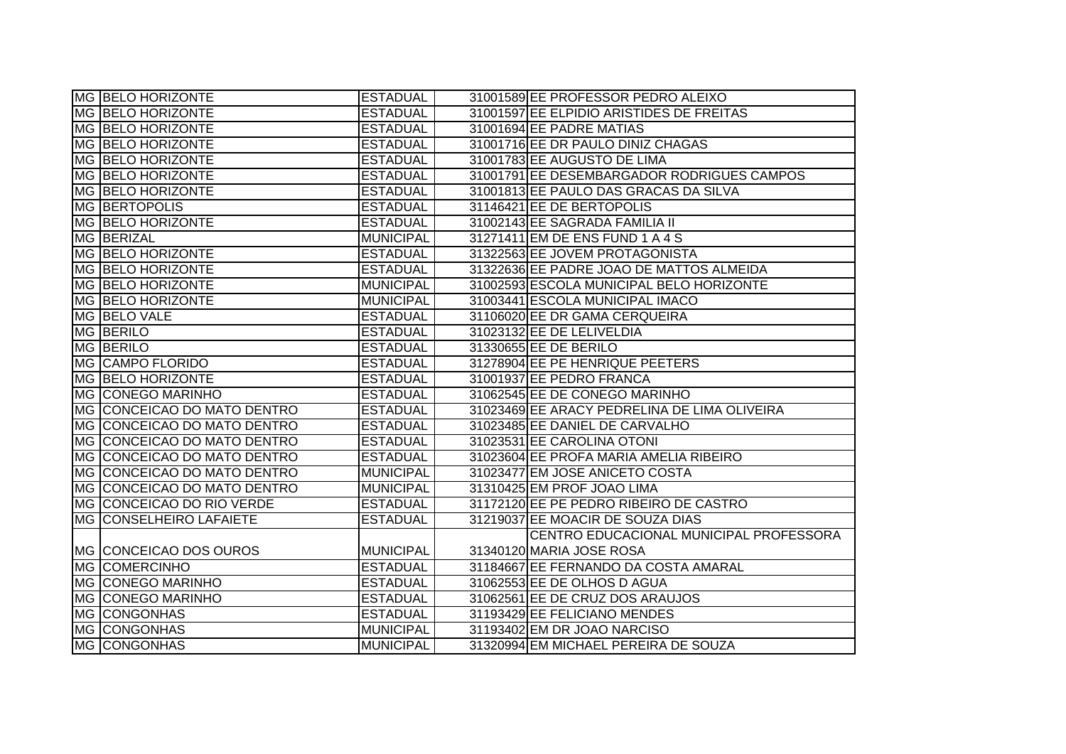| | | | | |
|---|---|---|---|---|
| MG | BELO HORIZONTE | ESTADUAL | 31001589 | EE PROFESSOR PEDRO ALEIXO |
| MG | BELO HORIZONTE | ESTADUAL | 31001597 | EE ELPIDIO ARISTIDES DE FREITAS |
| MG | BELO HORIZONTE | ESTADUAL | 31001694 | EE PADRE MATIAS |
| MG | BELO HORIZONTE | ESTADUAL | 31001716 | EE DR PAULO DINIZ CHAGAS |
| MG | BELO HORIZONTE | ESTADUAL | 31001783 | EE AUGUSTO DE LIMA |
| MG | BELO HORIZONTE | ESTADUAL | 31001791 | EE DESEMBARGADOR RODRIGUES CAMPOS |
| MG | BELO HORIZONTE | ESTADUAL | 31001813 | EE PAULO DAS GRACAS DA SILVA |
| MG | BERTOPOLIS | ESTADUAL | 31146421 | EE DE BERTOPOLIS |
| MG | BELO HORIZONTE | ESTADUAL | 31002143 | EE SAGRADA FAMILIA II |
| MG | BERIZAL | MUNICIPAL | 31271411 | EM DE ENS FUND 1 A 4 S |
| MG | BELO HORIZONTE | ESTADUAL | 31322563 | EE JOVEM PROTAGONISTA |
| MG | BELO HORIZONTE | ESTADUAL | 31322636 | EE PADRE JOAO DE MATTOS ALMEIDA |
| MG | BELO HORIZONTE | MUNICIPAL | 31002593 | ESCOLA MUNICIPAL BELO HORIZONTE |
| MG | BELO HORIZONTE | MUNICIPAL | 31003441 | ESCOLA MUNICIPAL IMACO |
| MG | BELO VALE | ESTADUAL | 31106020 | EE DR GAMA CERQUEIRA |
| MG | BERILO | ESTADUAL | 31023132 | EE DE LELIVELDIA |
| MG | BERILO | ESTADUAL | 31330655 | EE DE BERILO |
| MG | CAMPO FLORIDO | ESTADUAL | 31278904 | EE PE HENRIQUE PEETERS |
| MG | BELO HORIZONTE | ESTADUAL | 31001937 | EE PEDRO FRANCA |
| MG | CONEGO MARINHO | ESTADUAL | 31062545 | EE DE CONEGO MARINHO |
| MG | CONCEICAO DO MATO DENTRO | ESTADUAL | 31023469 | EE ARACY PEDRELINA DE LIMA OLIVEIRA |
| MG | CONCEICAO DO MATO DENTRO | ESTADUAL | 31023485 | EE DANIEL DE CARVALHO |
| MG | CONCEICAO DO MATO DENTRO | ESTADUAL | 31023531 | EE CAROLINA OTONI |
| MG | CONCEICAO DO MATO DENTRO | ESTADUAL | 31023604 | EE PROFA MARIA AMELIA RIBEIRO |
| MG | CONCEICAO DO MATO DENTRO | MUNICIPAL | 31023477 | EM JOSE ANICETO COSTA |
| MG | CONCEICAO DO MATO DENTRO | MUNICIPAL | 31310425 | EM PROF JOAO LIMA |
| MG | CONCEICAO DO RIO VERDE | ESTADUAL | 31172120 | EE PE PEDRO RIBEIRO DE CASTRO |
| MG | CONSELHEIRO LAFAIETE | ESTADUAL | 31219037 | EE MOACIR DE SOUZA DIAS |
| MG | CONCEICAO DOS OUROS | MUNICIPAL | 31340120 | CENTRO EDUCACIONAL MUNICIPAL PROFESSORA MARIA JOSE ROSA |
| MG | COMERCINHO | ESTADUAL | 31184667 | EE FERNANDO DA COSTA AMARAL |
| MG | CONEGO MARINHO | ESTADUAL | 31062553 | EE DE OLHOS D AGUA |
| MG | CONEGO MARINHO | ESTADUAL | 31062561 | EE DE CRUZ DOS ARAUJOS |
| MG | CONGONHAS | ESTADUAL | 31193429 | EE FELICIANO MENDES |
| MG | CONGONHAS | MUNICIPAL | 31193402 | EM DR JOAO NARCISO |
| MG | CONGONHAS | MUNICIPAL | 31320994 | EM MICHAEL PEREIRA DE SOUZA |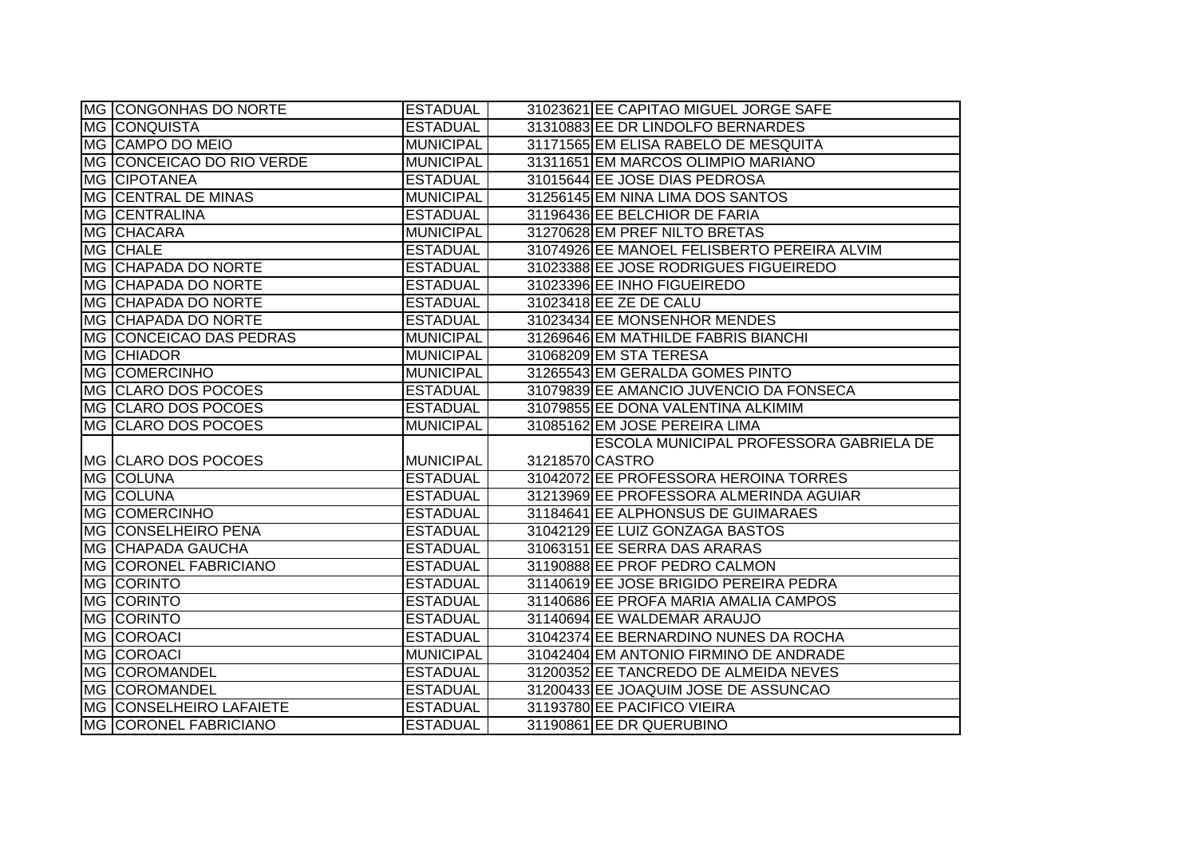| | | | | |
|---|---|---|---|---|
| MG | CONGONHAS DO NORTE | ESTADUAL | 31023621 | EE CAPITAO MIGUEL JORGE SAFE |
| MG | CONQUISTA | ESTADUAL | 31310883 | EE DR LINDOLFO BERNARDES |
| MG | CAMPO DO MEIO | MUNICIPAL | 31171565 | EM ELISA RABELO DE MESQUITA |
| MG | CONCEICAO DO RIO VERDE | MUNICIPAL | 31311651 | EM MARCOS OLIMPIO MARIANO |
| MG | CIPOTANEA | ESTADUAL | 31015644 | EE JOSE DIAS PEDROSA |
| MG | CENTRAL DE MINAS | MUNICIPAL | 31256145 | EM NINA LIMA DOS SANTOS |
| MG | CENTRALINA | ESTADUAL | 31196436 | EE BELCHIOR DE FARIA |
| MG | CHACARA | MUNICIPAL | 31270628 | EM PREF NILTO BRETAS |
| MG | CHALE | ESTADUAL | 31074926 | EE MANOEL FELISBERTO PEREIRA ALVIM |
| MG | CHAPADA DO NORTE | ESTADUAL | 31023388 | EE JOSE RODRIGUES FIGUEIREDO |
| MG | CHAPADA DO NORTE | ESTADUAL | 31023396 | EE INHO FIGUEIREDO |
| MG | CHAPADA DO NORTE | ESTADUAL | 31023418 | EE ZE DE CALU |
| MG | CHAPADA DO NORTE | ESTADUAL | 31023434 | EE MONSENHOR MENDES |
| MG | CONCEICAO DAS PEDRAS | MUNICIPAL | 31269646 | EM MATHILDE FABRIS BIANCHI |
| MG | CHIADOR | MUNICIPAL | 31068209 | EM STA TERESA |
| MG | COMERCINHO | MUNICIPAL | 31265543 | EM GERALDA GOMES PINTO |
| MG | CLARO DOS POCOES | ESTADUAL | 31079839 | EE AMANCIO JUVENCIO DA FONSECA |
| MG | CLARO DOS POCOES | ESTADUAL | 31079855 | EE DONA VALENTINA ALKIMIM |
| MG | CLARO DOS POCOES | MUNICIPAL | 31085162 | EM JOSE PEREIRA LIMA |
| MG | CLARO DOS POCOES | MUNICIPAL | 31218570 | ESCOLA MUNICIPAL PROFESSORA GABRIELA DE CASTRO |
| MG | COLUNA | ESTADUAL | 31042072 | EE PROFESSORA HEROINA TORRES |
| MG | COLUNA | ESTADUAL | 31213969 | EE PROFESSORA ALMERINDA AGUIAR |
| MG | COMERCINHO | ESTADUAL | 31184641 | EE ALPHONSUS DE GUIMARAES |
| MG | CONSELHEIRO PENA | ESTADUAL | 31042129 | EE LUIZ GONZAGA BASTOS |
| MG | CHAPADA GAUCHA | ESTADUAL | 31063151 | EE SERRA DAS ARARAS |
| MG | CORONEL FABRICIANO | ESTADUAL | 31190888 | EE PROF PEDRO CALMON |
| MG | CORINTO | ESTADUAL | 31140619 | EE JOSE BRIGIDO PEREIRA PEDRA |
| MG | CORINTO | ESTADUAL | 31140686 | EE PROFA MARIA AMALIA CAMPOS |
| MG | CORINTO | ESTADUAL | 31140694 | EE WALDEMAR ARAUJO |
| MG | COROACI | ESTADUAL | 31042374 | EE BERNARDINO NUNES DA ROCHA |
| MG | COROACI | MUNICIPAL | 31042404 | EM ANTONIO FIRMINO DE ANDRADE |
| MG | COROMANDEL | ESTADUAL | 31200352 | EE TANCREDO DE ALMEIDA NEVES |
| MG | COROMANDEL | ESTADUAL | 31200433 | EE JOAQUIM JOSE DE ASSUNCAO |
| MG | CONSELHEIRO LAFAIETE | ESTADUAL | 31193780 | EE PACIFICO VIEIRA |
| MG | CORONEL FABRICIANO | ESTADUAL | 31190861 | EE DR QUERUBINO |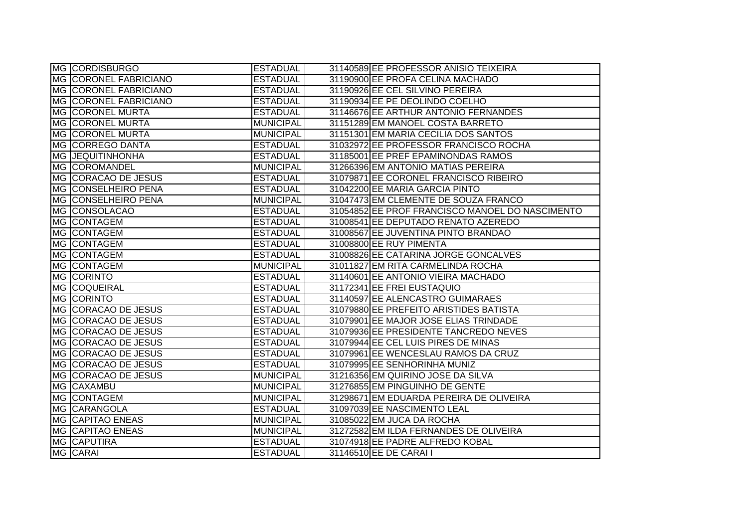| | | | | |
|---|---|---|---|---|
| MG | CORDISBURGO | ESTADUAL | 31140589 | EE PROFESSOR ANISIO TEIXEIRA |
| MG | CORONEL FABRICIANO | ESTADUAL | 31190900 | EE PROFA CELINA MACHADO |
| MG | CORONEL FABRICIANO | ESTADUAL | 31190926 | EE CEL SILVINO PEREIRA |
| MG | CORONEL FABRICIANO | ESTADUAL | 31190934 | EE PE DEOLINDO COELHO |
| MG | CORONEL MURTA | ESTADUAL | 31146676 | EE ARTHUR ANTONIO FERNANDES |
| MG | CORONEL MURTA | MUNICIPAL | 31151289 | EM MANOEL COSTA BARRETO |
| MG | CORONEL MURTA | MUNICIPAL | 31151301 | EM MARIA CECILIA DOS SANTOS |
| MG | CORREGO DANTA | ESTADUAL | 31032972 | EE PROFESSOR FRANCISCO ROCHA |
| MG | JEQUITINHONHA | ESTADUAL | 31185001 | EE PREF EPAMINONDAS RAMOS |
| MG | COROMANDEL | MUNICIPAL | 31266396 | EM ANTONIO MATIAS PEREIRA |
| MG | CORACAO DE JESUS | ESTADUAL | 31079871 | EE CORONEL FRANCISCO RIBEIRO |
| MG | CONSELHEIRO PENA | ESTADUAL | 31042200 | EE MARIA GARCIA PINTO |
| MG | CONSELHEIRO PENA | MUNICIPAL | 31047473 | EM CLEMENTE DE SOUZA FRANCO |
| MG | CONSOLACAO | ESTADUAL | 31054852 | EE PROF FRANCISCO MANOEL DO NASCIMENTO |
| MG | CONTAGEM | ESTADUAL | 31008541 | EE DEPUTADO RENATO AZEREDO |
| MG | CONTAGEM | ESTADUAL | 31008567 | EE JUVENTINA PINTO BRANDAO |
| MG | CONTAGEM | ESTADUAL | 31008800 | EE RUY PIMENTA |
| MG | CONTAGEM | ESTADUAL | 31008826 | EE CATARINA JORGE GONCALVES |
| MG | CONTAGEM | MUNICIPAL | 31011827 | EM RITA CARMELINDA ROCHA |
| MG | CORINTO | ESTADUAL | 31140601 | EE ANTONIO VIEIRA MACHADO |
| MG | COQUEIRAL | ESTADUAL | 31172341 | EE FREI EUSTAQUIO |
| MG | CORINTO | ESTADUAL | 31140597 | EE ALENCASTRO GUIMARAES |
| MG | CORACAO DE JESUS | ESTADUAL | 31079880 | EE PREFEITO ARISTIDES BATISTA |
| MG | CORACAO DE JESUS | ESTADUAL | 31079901 | EE MAJOR JOSE ELIAS TRINDADE |
| MG | CORACAO DE JESUS | ESTADUAL | 31079936 | EE PRESIDENTE TANCREDO NEVES |
| MG | CORACAO DE JESUS | ESTADUAL | 31079944 | EE CEL LUIS PIRES DE MINAS |
| MG | CORACAO DE JESUS | ESTADUAL | 31079961 | EE WENCESLAU RAMOS DA CRUZ |
| MG | CORACAO DE JESUS | ESTADUAL | 31079995 | EE SENHORINHA MUNIZ |
| MG | CORACAO DE JESUS | MUNICIPAL | 31216356 | EM QUIRINO JOSE DA SILVA |
| MG | CAXAMBU | MUNICIPAL | 31276855 | EM PINGUINHO DE GENTE |
| MG | CONTAGEM | MUNICIPAL | 31298671 | EM EDUARDA PEREIRA DE OLIVEIRA |
| MG | CARANGOLA | ESTADUAL | 31097039 | EE NASCIMENTO LEAL |
| MG | CAPITAO ENEAS | MUNICIPAL | 31085022 | EM JUCA DA ROCHA |
| MG | CAPITAO ENEAS | MUNICIPAL | 31272582 | EM ILDA FERNANDES DE OLIVEIRA |
| MG | CAPUTIRA | ESTADUAL | 31074918 | EE PADRE ALFREDO KOBAL |
| MG | CARAI | ESTADUAL | 31146510 | EE DE CARAI I |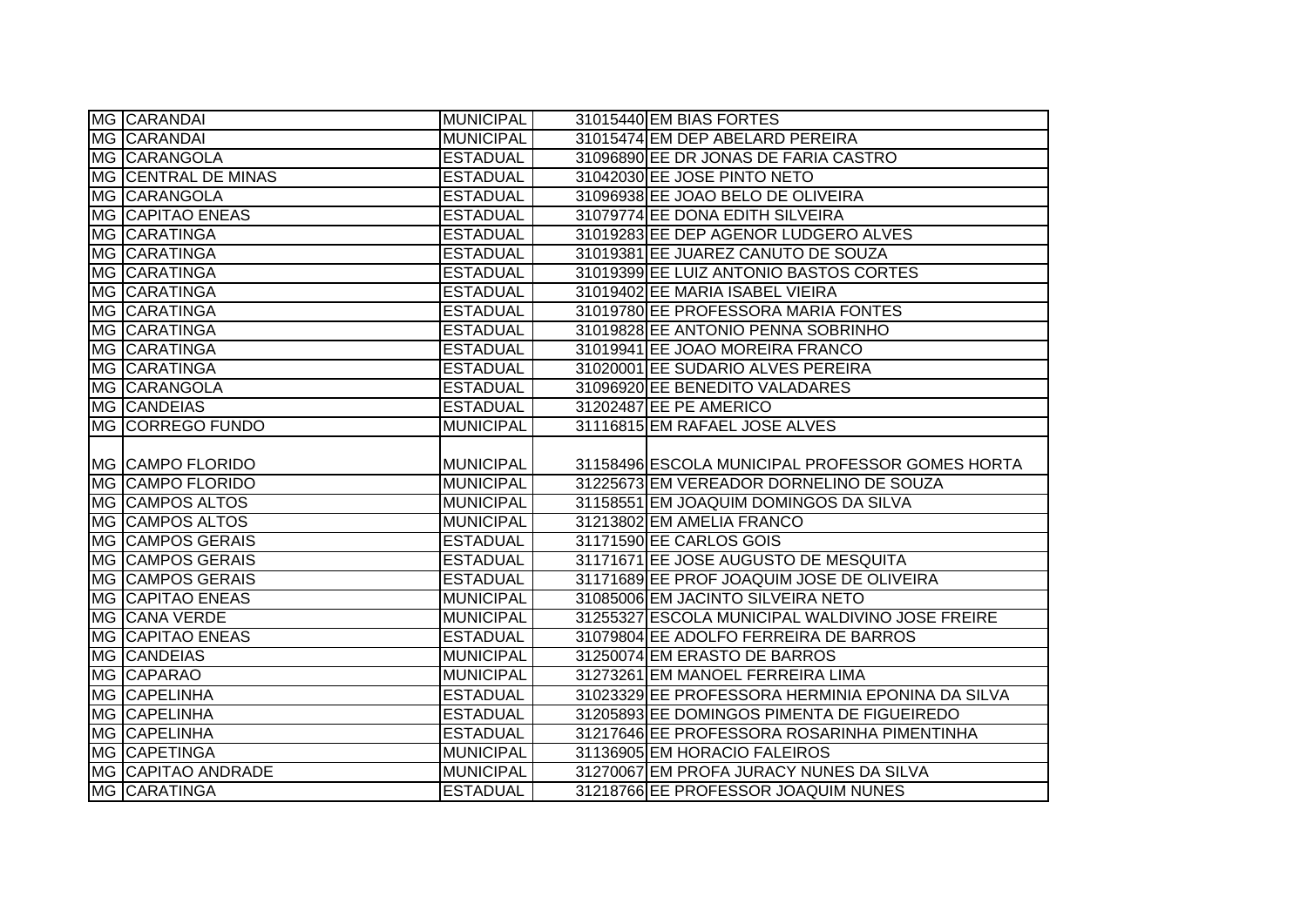| | | | | |
|---|---|---|---|---|
| MG | CARANDAI | MUNICIPAL | 31015440 | EM BIAS FORTES |
| MG | CARANDAI | MUNICIPAL | 31015474 | EM DEP ABELARD PEREIRA |
| MG | CARANGOLA | ESTADUAL | 31096890 | EE DR JONAS DE FARIA CASTRO |
| MG | CENTRAL DE MINAS | ESTADUAL | 31042030 | EE JOSE PINTO NETO |
| MG | CARANGOLA | ESTADUAL | 31096938 | EE JOAO BELO DE OLIVEIRA |
| MG | CAPITAO ENEAS | ESTADUAL | 31079774 | EE DONA EDITH SILVEIRA |
| MG | CARATINGA | ESTADUAL | 31019283 | EE DEP AGENOR LUDGERO ALVES |
| MG | CARATINGA | ESTADUAL | 31019381 | EE JUAREZ CANUTO DE SOUZA |
| MG | CARATINGA | ESTADUAL | 31019399 | EE LUIZ ANTONIO BASTOS CORTES |
| MG | CARATINGA | ESTADUAL | 31019402 | EE MARIA ISABEL VIEIRA |
| MG | CARATINGA | ESTADUAL | 31019780 | EE PROFESSORA MARIA FONTES |
| MG | CARATINGA | ESTADUAL | 31019828 | EE ANTONIO PENNA SOBRINHO |
| MG | CARATINGA | ESTADUAL | 31019941 | EE JOAO MOREIRA FRANCO |
| MG | CARATINGA | ESTADUAL | 31020001 | EE SUDARIO ALVES PEREIRA |
| MG | CARANGOLA | ESTADUAL | 31096920 | EE BENEDITO VALADARES |
| MG | CANDEIAS | ESTADUAL | 31202487 | EE PE AMERICO |
| MG | CORREGO FUNDO | MUNICIPAL | 31116815 | EM RAFAEL JOSE ALVES |
| MG | CAMPO FLORIDO | MUNICIPAL | 31158496 | ESCOLA MUNICIPAL PROFESSOR GOMES HORTA |
| MG | CAMPO FLORIDO | MUNICIPAL | 31225673 | EM VEREADOR DORNELINO DE SOUZA |
| MG | CAMPOS ALTOS | MUNICIPAL | 31158551 | EM JOAQUIM DOMINGOS DA SILVA |
| MG | CAMPOS ALTOS | MUNICIPAL | 31213802 | EM AMELIA FRANCO |
| MG | CAMPOS GERAIS | ESTADUAL | 31171590 | EE CARLOS GOIS |
| MG | CAMPOS GERAIS | ESTADUAL | 31171671 | EE JOSE AUGUSTO DE MESQUITA |
| MG | CAMPOS GERAIS | ESTADUAL | 31171689 | EE PROF JOAQUIM JOSE DE OLIVEIRA |
| MG | CAPITAO ENEAS | MUNICIPAL | 31085006 | EM JACINTO SILVEIRA NETO |
| MG | CANA VERDE | MUNICIPAL | 31255327 | ESCOLA MUNICIPAL WALDIVINO JOSE FREIRE |
| MG | CAPITAO ENEAS | ESTADUAL | 31079804 | EE ADOLFO FERREIRA DE BARROS |
| MG | CANDEIAS | MUNICIPAL | 31250074 | EM ERASTO DE BARROS |
| MG | CAPARAO | MUNICIPAL | 31273261 | EM MANOEL FERREIRA LIMA |
| MG | CAPELINHA | ESTADUAL | 31023329 | EE PROFESSORA HERMINIA EPONINA DA SILVA |
| MG | CAPELINHA | ESTADUAL | 31205893 | EE DOMINGOS PIMENTA DE FIGUEIREDO |
| MG | CAPELINHA | ESTADUAL | 31217646 | EE PROFESSORA ROSARINHA PIMENTINHA |
| MG | CAPETINGA | MUNICIPAL | 31136905 | EM HORACIO FALEIROS |
| MG | CAPITAO ANDRADE | MUNICIPAL | 31270067 | EM PROFA JURACY NUNES DA SILVA |
| MG | CARATINGA | ESTADUAL | 31218766 | EE PROFESSOR JOAQUIM NUNES |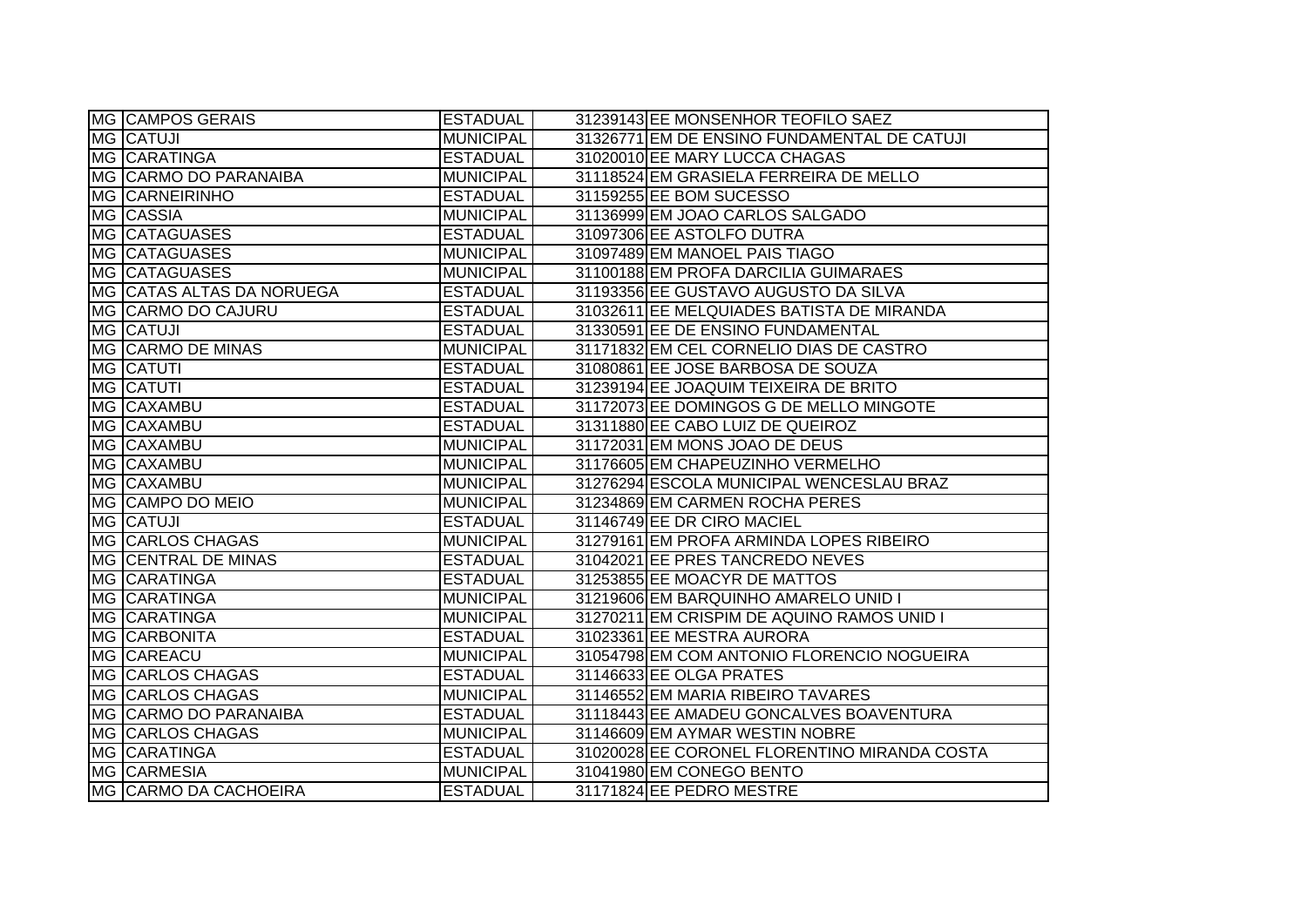| | | | | |
|---|---|---|---|---|
| MG | CAMPOS GERAIS | ESTADUAL | 31239143 | EE MONSENHOR TEOFILO SAEZ |
| MG | CATUJI | MUNICIPAL | 31326771 | EM DE ENSINO FUNDAMENTAL DE CATUJI |
| MG | CARATINGA | ESTADUAL | 31020010 | EE MARY LUCCA CHAGAS |
| MG | CARMO DO PARANAIBA | MUNICIPAL | 31118524 | EM GRASIELA FERREIRA DE MELLO |
| MG | CARNEIRINHO | ESTADUAL | 31159255 | EE BOM SUCESSO |
| MG | CASSIA | MUNICIPAL | 31136999 | EM JOAO CARLOS SALGADO |
| MG | CATAGUASES | ESTADUAL | 31097306 | EE ASTOLFO DUTRA |
| MG | CATAGUASES | MUNICIPAL | 31097489 | EM MANOEL PAIS TIAGO |
| MG | CATAGUASES | MUNICIPAL | 31100188 | EM PROFA DARCILIA GUIMARAES |
| MG | CATAS ALTAS DA NORUEGA | ESTADUAL | 31193356 | EE GUSTAVO AUGUSTO DA SILVA |
| MG | CARMO DO CAJURU | ESTADUAL | 31032611 | EE MELQUIADES BATISTA DE MIRANDA |
| MG | CATUJI | ESTADUAL | 31330591 | EE DE ENSINO FUNDAMENTAL |
| MG | CARMO DE MINAS | MUNICIPAL | 31171832 | EM CEL CORNELIO DIAS DE CASTRO |
| MG | CATUTI | ESTADUAL | 31080861 | EE JOSE BARBOSA DE SOUZA |
| MG | CATUTI | ESTADUAL | 31239194 | EE JOAQUIM TEIXEIRA DE BRITO |
| MG | CAXAMBU | ESTADUAL | 31172073 | EE DOMINGOS G DE MELLO MINGOTE |
| MG | CAXAMBU | ESTADUAL | 31311880 | EE CABO LUIZ DE QUEIROZ |
| MG | CAXAMBU | MUNICIPAL | 31172031 | EM MONS JOAO DE DEUS |
| MG | CAXAMBU | MUNICIPAL | 31176605 | EM CHAPEUZINHO VERMELHO |
| MG | CAXAMBU | MUNICIPAL | 31276294 | ESCOLA MUNICIPAL WENCESLAU BRAZ |
| MG | CAMPO DO MEIO | MUNICIPAL | 31234869 | EM CARMEN ROCHA PERES |
| MG | CATUJI | ESTADUAL | 31146749 | EE DR CIRO MACIEL |
| MG | CARLOS CHAGAS | MUNICIPAL | 31279161 | EM PROFA ARMINDA LOPES RIBEIRO |
| MG | CENTRAL DE MINAS | ESTADUAL | 31042021 | EE PRES TANCREDO NEVES |
| MG | CARATINGA | ESTADUAL | 31253855 | EE MOACYR DE MATTOS |
| MG | CARATINGA | MUNICIPAL | 31219606 | EM BARQUINHO AMARELO UNID I |
| MG | CARATINGA | MUNICIPAL | 31270211 | EM CRISPIM DE AQUINO RAMOS UNID I |
| MG | CARBONITA | ESTADUAL | 31023361 | EE MESTRA AURORA |
| MG | CAREACU | MUNICIPAL | 31054798 | EM COM ANTONIO FLORENCIO NOGUEIRA |
| MG | CARLOS CHAGAS | ESTADUAL | 31146633 | EE OLGA PRATES |
| MG | CARLOS CHAGAS | MUNICIPAL | 31146552 | EM MARIA RIBEIRO TAVARES |
| MG | CARMO DO PARANAIBA | ESTADUAL | 31118443 | EE AMADEU GONCALVES BOAVENTURA |
| MG | CARLOS CHAGAS | MUNICIPAL | 31146609 | EM AYMAR WESTIN NOBRE |
| MG | CARATINGA | ESTADUAL | 31020028 | EE CORONEL FLORENTINO MIRANDA COSTA |
| MG | CARMESIA | MUNICIPAL | 31041980 | EM CONEGO BENTO |
| MG | CARMO DA CACHOEIRA | ESTADUAL | 31171824 | EE PEDRO MESTRE |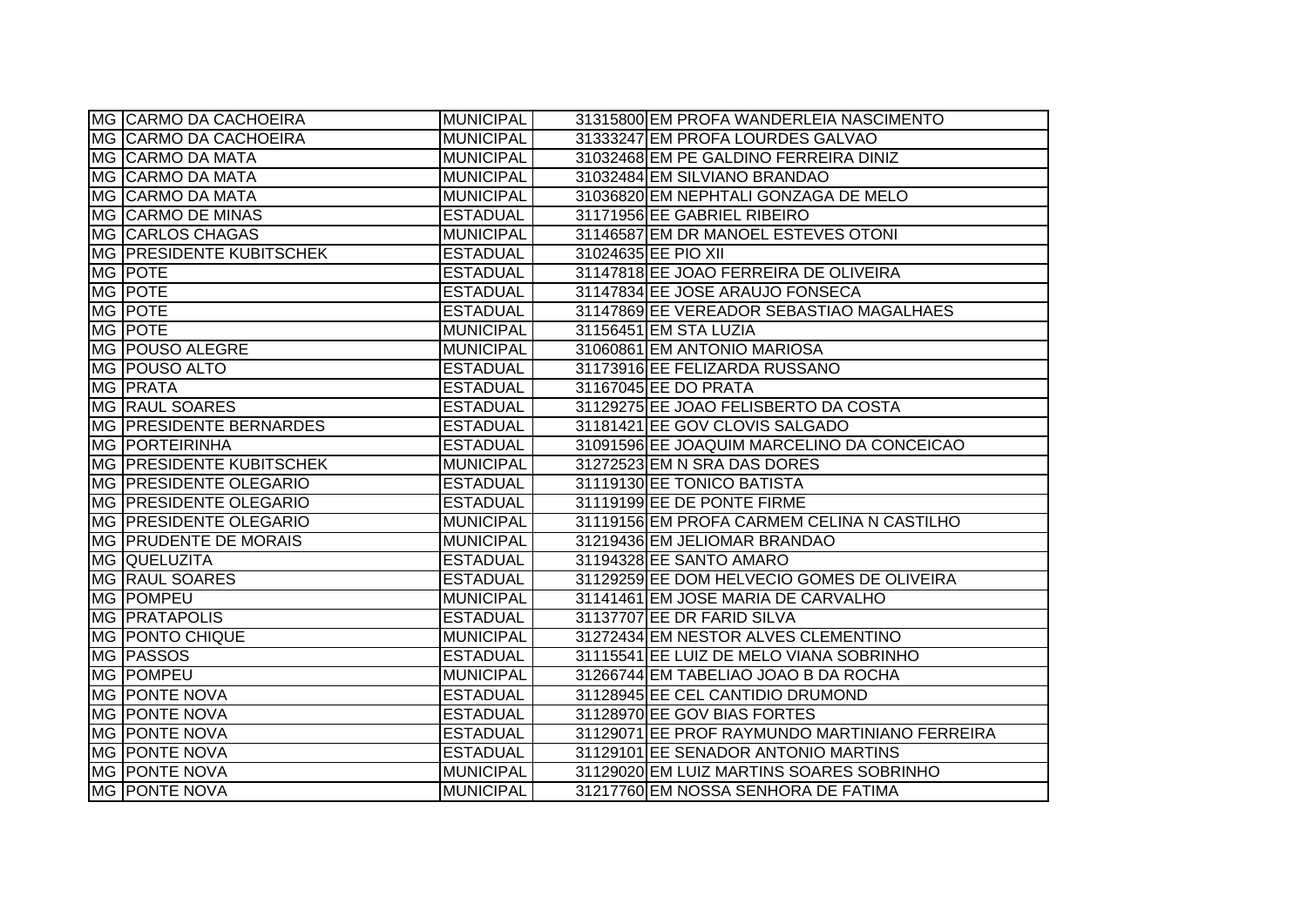| | | | | |
|---|---|---|---|---|
| MG | CARMO DA CACHOEIRA | MUNICIPAL | 31315800 | EM PROFA WANDERLEIA NASCIMENTO |
| MG | CARMO DA CACHOEIRA | MUNICIPAL | 31333247 | EM PROFA LOURDES GALVAO |
| MG | CARMO DA MATA | MUNICIPAL | 31032468 | EM PE GALDINO FERREIRA DINIZ |
| MG | CARMO DA MATA | MUNICIPAL | 31032484 | EM SILVIANO BRANDAO |
| MG | CARMO DA MATA | MUNICIPAL | 31036820 | EM NEPHTALI GONZAGA DE MELO |
| MG | CARMO DE MINAS | ESTADUAL | 31171956 | EE GABRIEL RIBEIRO |
| MG | CARLOS CHAGAS | MUNICIPAL | 31146587 | EM DR MANOEL ESTEVES OTONI |
| MG | PRESIDENTE KUBITSCHEK | ESTADUAL | 31024635 | EE PIO XII |
| MG | POTE | ESTADUAL | 31147818 | EE JOAO FERREIRA DE OLIVEIRA |
| MG | POTE | ESTADUAL | 31147834 | EE JOSE ARAUJO FONSECA |
| MG | POTE | ESTADUAL | 31147869 | EE VEREADOR SEBASTIAO MAGALHAES |
| MG | POTE | MUNICIPAL | 31156451 | EM STA LUZIA |
| MG | POUSO ALEGRE | MUNICIPAL | 31060861 | EM ANTONIO MARIOSA |
| MG | POUSO ALTO | ESTADUAL | 31173916 | EE FELIZARDA RUSSANO |
| MG | PRATA | ESTADUAL | 31167045 | EE DO PRATA |
| MG | RAUL SOARES | ESTADUAL | 31129275 | EE JOAO FELISBERTO DA COSTA |
| MG | PRESIDENTE BERNARDES | ESTADUAL | 31181421 | EE GOV CLOVIS SALGADO |
| MG | PORTEIRINHA | ESTADUAL | 31091596 | EE JOAQUIM MARCELINO DA CONCEICAO |
| MG | PRESIDENTE KUBITSCHEK | MUNICIPAL | 31272523 | EM N SRA DAS DORES |
| MG | PRESIDENTE OLEGARIO | ESTADUAL | 31119130 | EE TONICO BATISTA |
| MG | PRESIDENTE OLEGARIO | ESTADUAL | 31119199 | EE DE PONTE FIRME |
| MG | PRESIDENTE OLEGARIO | MUNICIPAL | 31119156 | EM PROFA CARMEM CELINA N CASTILHO |
| MG | PRUDENTE DE MORAIS | MUNICIPAL | 31219436 | EM JELIOMAR BRANDAO |
| MG | QUELUZITA | ESTADUAL | 31194328 | EE SANTO AMARO |
| MG | RAUL SOARES | ESTADUAL | 31129259 | EE DOM HELVECIO GOMES DE OLIVEIRA |
| MG | POMPEU | MUNICIPAL | 31141461 | EM JOSE MARIA DE CARVALHO |
| MG | PRATAPOLIS | ESTADUAL | 31137707 | EE DR FARID SILVA |
| MG | PONTO CHIQUE | MUNICIPAL | 31272434 | EM NESTOR ALVES CLEMENTINO |
| MG | PASSOS | ESTADUAL | 31115541 | EE LUIZ DE MELO VIANA SOBRINHO |
| MG | POMPEU | MUNICIPAL | 31266744 | EM TABELIAO JOAO B DA ROCHA |
| MG | PONTE NOVA | ESTADUAL | 31128945 | EE CEL CANTIDIO DRUMOND |
| MG | PONTE NOVA | ESTADUAL | 31128970 | EE GOV BIAS FORTES |
| MG | PONTE NOVA | ESTADUAL | 31129071 | EE PROF RAYMUNDO MARTINIANO FERREIRA |
| MG | PONTE NOVA | ESTADUAL | 31129101 | EE SENADOR ANTONIO MARTINS |
| MG | PONTE NOVA | MUNICIPAL | 31129020 | EM LUIZ MARTINS SOARES SOBRINHO |
| MG | PONTE NOVA | MUNICIPAL | 31217760 | EM NOSSA SENHORA DE FATIMA |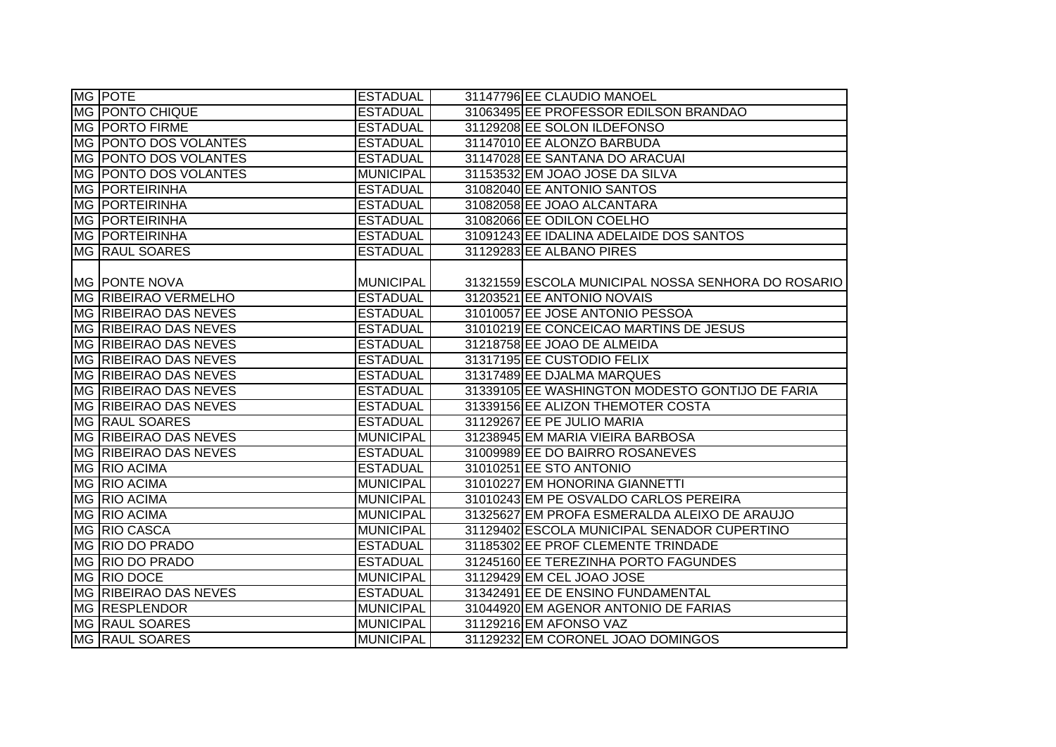| | | | | |
|---|---|---|---|---|
| MG | POTE | ESTADUAL | 31147796 | EE CLAUDIO MANOEL |
| MG | PONTO CHIQUE | ESTADUAL | 31063495 | EE PROFESSOR EDILSON BRANDAO |
| MG | PORTO FIRME | ESTADUAL | 31129208 | EE SOLON ILDEFONSO |
| MG | PONTO DOS VOLANTES | ESTADUAL | 31147010 | EE ALONZO BARBUDA |
| MG | PONTO DOS VOLANTES | ESTADUAL | 31147028 | EE SANTANA DO ARACUAI |
| MG | PONTO DOS VOLANTES | MUNICIPAL | 31153532 | EM JOAO JOSE DA SILVA |
| MG | PORTEIRINHA | ESTADUAL | 31082040 | EE ANTONIO SANTOS |
| MG | PORTEIRINHA | ESTADUAL | 31082058 | EE JOAO ALCANTARA |
| MG | PORTEIRINHA | ESTADUAL | 31082066 | EE ODILON COELHO |
| MG | PORTEIRINHA | ESTADUAL | 31091243 | EE IDALINA ADELAIDE DOS SANTOS |
| MG | RAUL SOARES | ESTADUAL | 31129283 | EE ALBANO PIRES |
| MG | PONTE NOVA | MUNICIPAL | 31321559 | ESCOLA MUNICIPAL NOSSA SENHORA DO ROSARIO |
| MG | RIBEIRAO VERMELHO | ESTADUAL | 31203521 | EE ANTONIO NOVAIS |
| MG | RIBEIRAO DAS NEVES | ESTADUAL | 31010057 | EE JOSE ANTONIO PESSOA |
| MG | RIBEIRAO DAS NEVES | ESTADUAL | 31010219 | EE CONCEICAO MARTINS DE JESUS |
| MG | RIBEIRAO DAS NEVES | ESTADUAL | 31218758 | EE JOAO DE ALMEIDA |
| MG | RIBEIRAO DAS NEVES | ESTADUAL | 31317195 | EE CUSTODIO FELIX |
| MG | RIBEIRAO DAS NEVES | ESTADUAL | 31317489 | EE DJALMA MARQUES |
| MG | RIBEIRAO DAS NEVES | ESTADUAL | 31339105 | EE WASHINGTON MODESTO GONTIJO DE FARIA |
| MG | RIBEIRAO DAS NEVES | ESTADUAL | 31339156 | EE ALIZON THEMOTER COSTA |
| MG | RAUL SOARES | ESTADUAL | 31129267 | EE PE JULIO MARIA |
| MG | RIBEIRAO DAS NEVES | MUNICIPAL | 31238945 | EM MARIA VIEIRA BARBOSA |
| MG | RIBEIRAO DAS NEVES | ESTADUAL | 31009989 | EE DO BAIRRO ROSANEVES |
| MG | RIO ACIMA | ESTADUAL | 31010251 | EE STO ANTONIO |
| MG | RIO ACIMA | MUNICIPAL | 31010227 | EM HONORINA GIANNETTI |
| MG | RIO ACIMA | MUNICIPAL | 31010243 | EM PE OSVALDO CARLOS PEREIRA |
| MG | RIO ACIMA | MUNICIPAL | 31325627 | EM PROFA ESMERALDA ALEIXO DE ARAUJO |
| MG | RIO CASCA | MUNICIPAL | 31129402 | ESCOLA MUNICIPAL SENADOR CUPERTINO |
| MG | RIO DO PRADO | ESTADUAL | 31185302 | EE PROF CLEMENTE TRINDADE |
| MG | RIO DO PRADO | ESTADUAL | 31245160 | EE TEREZINHA PORTO FAGUNDES |
| MG | RIO DOCE | MUNICIPAL | 31129429 | EM CEL JOAO JOSE |
| MG | RIBEIRAO DAS NEVES | ESTADUAL | 31342491 | EE DE ENSINO FUNDAMENTAL |
| MG | RESPLENDOR | MUNICIPAL | 31044920 | EM AGENOR ANTONIO DE FARIAS |
| MG | RAUL SOARES | MUNICIPAL | 31129216 | EM AFONSO VAZ |
| MG | RAUL SOARES | MUNICIPAL | 31129232 | EM CORONEL JOAO DOMINGOS |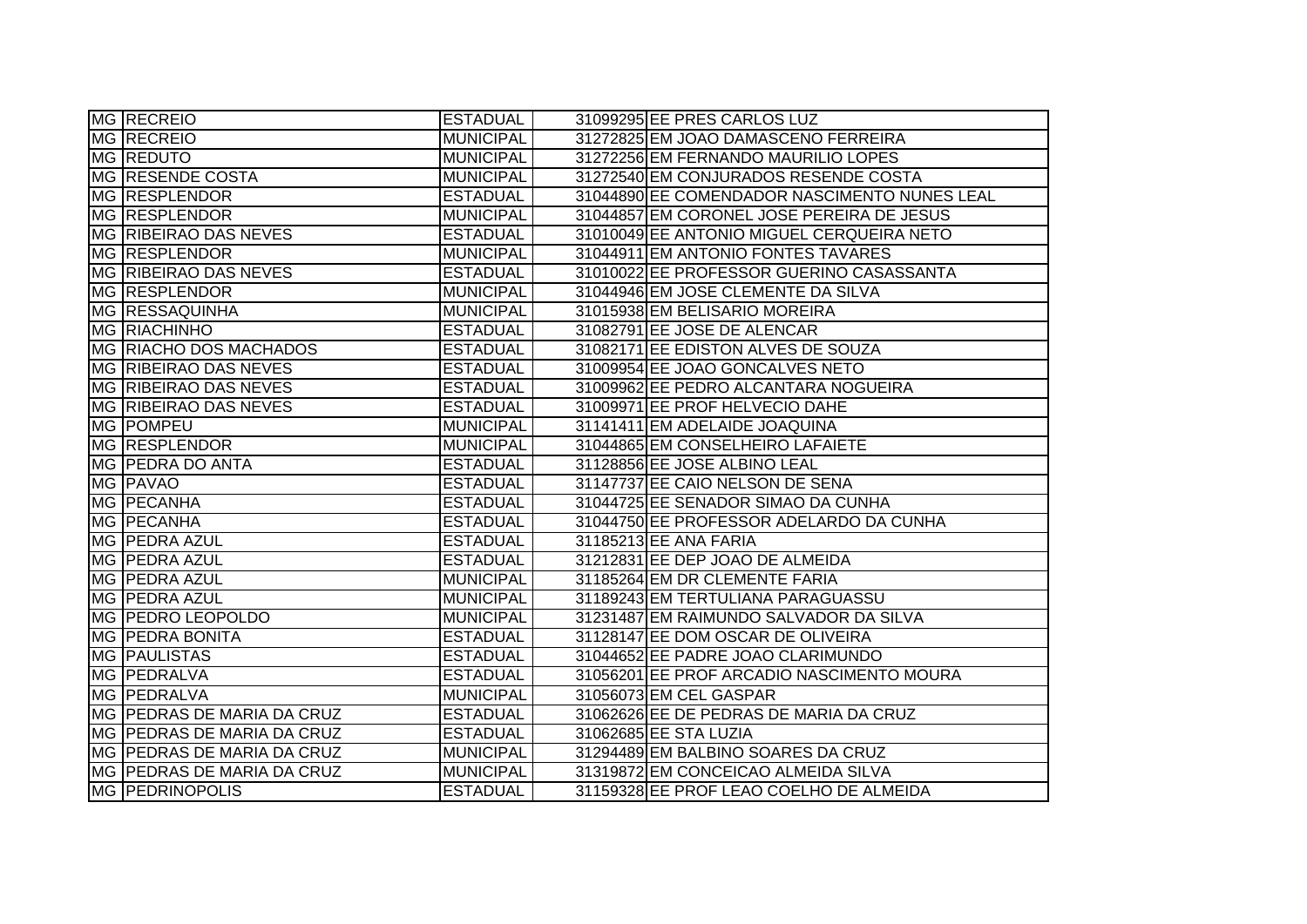| | | | | |
|---|---|---|---|---|
| MG | RECREIO | ESTADUAL | 31099295 | EE PRES CARLOS LUZ |
| MG | RECREIO | MUNICIPAL | 31272825 | EM JOAO DAMASCENO FERREIRA |
| MG | REDUTO | MUNICIPAL | 31272256 | EM FERNANDO MAURILIO LOPES |
| MG | RESENDE COSTA | MUNICIPAL | 31272540 | EM CONJURADOS RESENDE COSTA |
| MG | RESPLENDOR | ESTADUAL | 31044890 | EE COMENDADOR NASCIMENTO NUNES LEAL |
| MG | RESPLENDOR | MUNICIPAL | 31044857 | EM CORONEL JOSE PEREIRA DE JESUS |
| MG | RIBEIRAO DAS NEVES | ESTADUAL | 31010049 | EE ANTONIO MIGUEL CERQUEIRA NETO |
| MG | RESPLENDOR | MUNICIPAL | 31044911 | EM ANTONIO FONTES TAVARES |
| MG | RIBEIRAO DAS NEVES | ESTADUAL | 31010022 | EE PROFESSOR GUERINO CASASSANTA |
| MG | RESPLENDOR | MUNICIPAL | 31044946 | EM JOSE CLEMENTE DA SILVA |
| MG | RESSAQUINHA | MUNICIPAL | 31015938 | EM BELISARIO MOREIRA |
| MG | RIACHINHO | ESTADUAL | 31082791 | EE JOSE DE ALENCAR |
| MG | RIACHO DOS MACHADOS | ESTADUAL | 31082171 | EE EDISTON ALVES DE SOUZA |
| MG | RIBEIRAO DAS NEVES | ESTADUAL | 31009954 | EE JOAO GONCALVES NETO |
| MG | RIBEIRAO DAS NEVES | ESTADUAL | 31009962 | EE PEDRO ALCANTARA NOGUEIRA |
| MG | RIBEIRAO DAS NEVES | ESTADUAL | 31009971 | EE PROF HELVECIO DAHE |
| MG | POMPEU | MUNICIPAL | 31141411 | EM ADELAIDE JOAQUINA |
| MG | RESPLENDOR | MUNICIPAL | 31044865 | EM CONSELHEIRO LAFAIETE |
| MG | PEDRA DO ANTA | ESTADUAL | 31128856 | EE JOSE ALBINO LEAL |
| MG | PAVAO | ESTADUAL | 31147737 | EE CAIO NELSON DE SENA |
| MG | PECANHA | ESTADUAL | 31044725 | EE SENADOR SIMAO DA CUNHA |
| MG | PECANHA | ESTADUAL | 31044750 | EE PROFESSOR ADELARDO DA CUNHA |
| MG | PEDRA AZUL | ESTADUAL | 31185213 | EE ANA FARIA |
| MG | PEDRA AZUL | ESTADUAL | 31212831 | EE DEP JOAO DE ALMEIDA |
| MG | PEDRA AZUL | MUNICIPAL | 31185264 | EM DR CLEMENTE FARIA |
| MG | PEDRA AZUL | MUNICIPAL | 31189243 | EM TERTULIANA PARAGUASSU |
| MG | PEDRO LEOPOLDO | MUNICIPAL | 31231487 | EM RAIMUNDO SALVADOR DA SILVA |
| MG | PEDRA BONITA | ESTADUAL | 31128147 | EE DOM OSCAR DE OLIVEIRA |
| MG | PAULISTAS | ESTADUAL | 31044652 | EE PADRE JOAO CLARIMUNDO |
| MG | PEDRALVA | ESTADUAL | 31056201 | EE PROF ARCADIO NASCIMENTO MOURA |
| MG | PEDRALVA | MUNICIPAL | 31056073 | EM CEL GASPAR |
| MG | PEDRAS DE MARIA DA CRUZ | ESTADUAL | 31062626 | EE DE PEDRAS DE MARIA DA CRUZ |
| MG | PEDRAS DE MARIA DA CRUZ | ESTADUAL | 31062685 | EE STA LUZIA |
| MG | PEDRAS DE MARIA DA CRUZ | MUNICIPAL | 31294489 | EM BALBINO SOARES DA CRUZ |
| MG | PEDRAS DE MARIA DA CRUZ | MUNICIPAL | 31319872 | EM CONCEICAO ALMEIDA SILVA |
| MG | PEDRINOPOLIS | ESTADUAL | 31159328 | EE PROF LEAO COELHO DE ALMEIDA |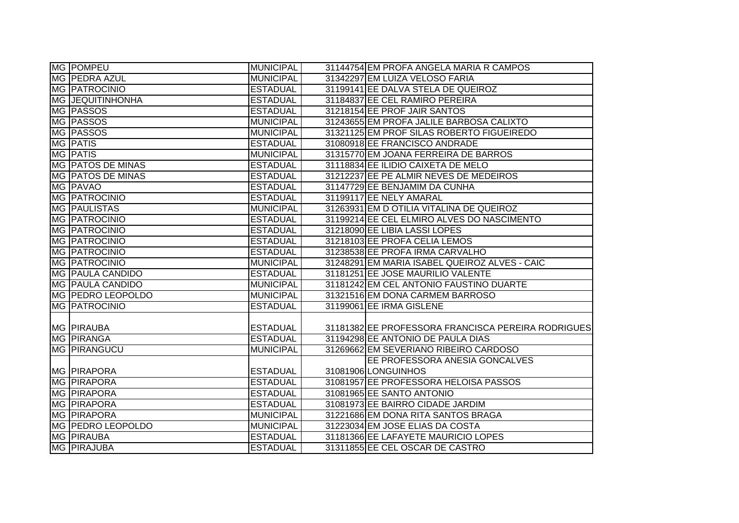| | | | | |
|---|---|---|---|---|
| MG | POMPEU | MUNICIPAL | 31144754 | EM PROFA ANGELA MARIA R CAMPOS |
| MG | PEDRA AZUL | MUNICIPAL | 31342297 | EM LUIZA VELOSO FARIA |
| MG | PATROCINIO | ESTADUAL | 31199141 | EE DALVA STELA DE QUEIROZ |
| MG | JEQUITINHONHA | ESTADUAL | 31184837 | EE CEL RAMIRO PEREIRA |
| MG | PASSOS | ESTADUAL | 31218154 | EE PROF JAIR SANTOS |
| MG | PASSOS | MUNICIPAL | 31243655 | EM PROFA JALILE BARBOSA CALIXTO |
| MG | PASSOS | MUNICIPAL | 31321125 | EM PROF SILAS ROBERTO FIGUEIREDO |
| MG | PATIS | ESTADUAL | 31080918 | EE FRANCISCO ANDRADE |
| MG | PATIS | MUNICIPAL | 31315770 | EM JOANA FERREIRA DE BARROS |
| MG | PATOS DE MINAS | ESTADUAL | 31118834 | EE ILIDIO CAIXETA DE MELO |
| MG | PATOS DE MINAS | ESTADUAL | 31212237 | EE PE ALMIR NEVES DE MEDEIROS |
| MG | PAVAO | ESTADUAL | 31147729 | EE BENJAMIM DA CUNHA |
| MG | PATROCINIO | ESTADUAL | 31199117 | EE NELY AMARAL |
| MG | PAULISTAS | MUNICIPAL | 31263931 | EM D OTILIA VITALINA DE QUEIROZ |
| MG | PATROCINIO | ESTADUAL | 31199214 | EE CEL ELMIRO ALVES DO NASCIMENTO |
| MG | PATROCINIO | ESTADUAL | 31218090 | EE LIBIA LASSI LOPES |
| MG | PATROCINIO | ESTADUAL | 31218103 | EE PROFA CELIA LEMOS |
| MG | PATROCINIO | ESTADUAL | 31238538 | EE PROFA IRMA CARVALHO |
| MG | PATROCINIO | MUNICIPAL | 31248291 | EM MARIA ISABEL QUEIROZ ALVES - CAIC |
| MG | PAULA CANDIDO | ESTADUAL | 31181251 | EE JOSE MAURILIO VALENTE |
| MG | PAULA CANDIDO | MUNICIPAL | 31181242 | EM CEL ANTONIO FAUSTINO DUARTE |
| MG | PEDRO LEOPOLDO | MUNICIPAL | 31321516 | EM DONA CARMEM BARROSO |
| MG | PATROCINIO | ESTADUAL | 31199061 | EE IRMA GISLENE |
| MG | PIRAUBA | ESTADUAL | 31181382 | EE PROFESSORA FRANCISCA PEREIRA RODRIGUES |
| MG | PIRANGA | ESTADUAL | 31194298 | EE ANTONIO DE PAULA DIAS |
| MG | PIRANGUCU | MUNICIPAL | 31269662 | EM SEVERIANO RIBEIRO CARDOSO |
| MG | PIRAPORA | ESTADUAL | 31081906 | EE PROFESSORA ANESIA GONCALVES LONGUINHOS |
| MG | PIRAPORA | ESTADUAL | 31081957 | EE PROFESSORA HELOISA PASSOS |
| MG | PIRAPORA | ESTADUAL | 31081965 | EE SANTO ANTONIO |
| MG | PIRAPORA | ESTADUAL | 31081973 | EE BAIRRO CIDADE JARDIM |
| MG | PIRAPORA | MUNICIPAL | 31221686 | EM DONA RITA SANTOS BRAGA |
| MG | PEDRO LEOPOLDO | MUNICIPAL | 31223034 | EM JOSE ELIAS DA COSTA |
| MG | PIRAUBA | ESTADUAL | 31181366 | EE LAFAYETE MAURICIO LOPES |
| MG | PIRAJUBA | ESTADUAL | 31311855 | EE CEL OSCAR DE CASTRO |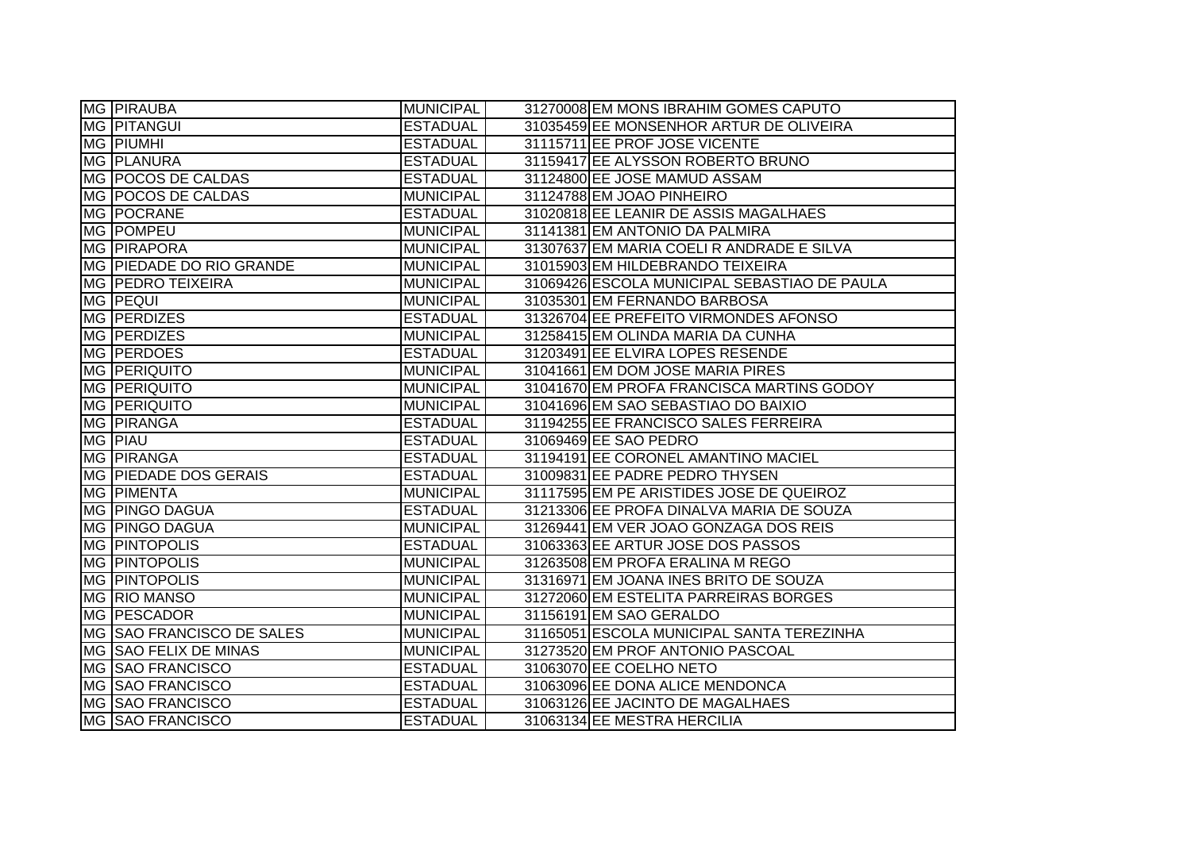| | | | | |
|---|---|---|---|---|
| MG | PIRAUBA | MUNICIPAL | 31270008 | EM MONS IBRAHIM GOMES CAPUTO |
| MG | PITANGUI | ESTADUAL | 31035459 | EE MONSENHOR ARTUR DE OLIVEIRA |
| MG | PIUMHI | ESTADUAL | 31115711 | EE PROF JOSE VICENTE |
| MG | PLANURA | ESTADUAL | 31159417 | EE ALYSSON ROBERTO BRUNO |
| MG | POCOS DE CALDAS | ESTADUAL | 31124800 | EE JOSE MAMUD ASSAM |
| MG | POCOS DE CALDAS | MUNICIPAL | 31124788 | EM JOAO PINHEIRO |
| MG | POCRANE | ESTADUAL | 31020818 | EE LEANIR DE ASSIS MAGALHAES |
| MG | POMPEU | MUNICIPAL | 31141381 | EM ANTONIO DA PALMIRA |
| MG | PIRAPORA | MUNICIPAL | 31307637 | EM MARIA COELI R ANDRADE E SILVA |
| MG | PIEDADE DO RIO GRANDE | MUNICIPAL | 31015903 | EM HILDEBRANDO TEIXEIRA |
| MG | PEDRO TEIXEIRA | MUNICIPAL | 31069426 | ESCOLA MUNICIPAL SEBASTIAO DE PAULA |
| MG | PEQUI | MUNICIPAL | 31035301 | EM FERNANDO BARBOSA |
| MG | PERDIZES | ESTADUAL | 31326704 | EE PREFEITO VIRMONDES AFONSO |
| MG | PERDIZES | MUNICIPAL | 31258415 | EM OLINDA MARIA DA CUNHA |
| MG | PERDOES | ESTADUAL | 31203491 | EE ELVIRA LOPES RESENDE |
| MG | PERIQUITO | MUNICIPAL | 31041661 | EM DOM JOSE MARIA PIRES |
| MG | PERIQUITO | MUNICIPAL | 31041670 | EM PROFA FRANCISCA MARTINS GODOY |
| MG | PERIQUITO | MUNICIPAL | 31041696 | EM SAO SEBASTIAO DO BAIXIO |
| MG | PIRANGA | ESTADUAL | 31194255 | EE FRANCISCO SALES FERREIRA |
| MG | PIAU | ESTADUAL | 31069469 | EE SAO PEDRO |
| MG | PIRANGA | ESTADUAL | 31194191 | EE CORONEL AMANTINO MACIEL |
| MG | PIEDADE DOS GERAIS | ESTADUAL | 31009831 | EE PADRE PEDRO THYSEN |
| MG | PIMENTA | MUNICIPAL | 31117595 | EM PE ARISTIDES JOSE DE QUEIROZ |
| MG | PINGO DAGUA | ESTADUAL | 31213306 | EE PROFA DINALVA MARIA DE SOUZA |
| MG | PINGO DAGUA | MUNICIPAL | 31269441 | EM VER JOAO GONZAGA DOS REIS |
| MG | PINTOPOLIS | ESTADUAL | 31063363 | EE ARTUR JOSE DOS PASSOS |
| MG | PINTOPOLIS | MUNICIPAL | 31263508 | EM PROFA ERALINA M REGO |
| MG | PINTOPOLIS | MUNICIPAL | 31316971 | EM JOANA INES BRITO DE SOUZA |
| MG | RIO MANSO | MUNICIPAL | 31272060 | EM ESTELITA PARREIRAS BORGES |
| MG | PESCADOR | MUNICIPAL | 31156191 | EM SAO GERALDO |
| MG | SAO FRANCISCO DE SALES | MUNICIPAL | 31165051 | ESCOLA MUNICIPAL SANTA TEREZINHA |
| MG | SAO FELIX DE MINAS | MUNICIPAL | 31273520 | EM PROF ANTONIO PASCOAL |
| MG | SAO FRANCISCO | ESTADUAL | 31063070 | EE COELHO NETO |
| MG | SAO FRANCISCO | ESTADUAL | 31063096 | EE DONA ALICE MENDONCA |
| MG | SAO FRANCISCO | ESTADUAL | 31063126 | EE JACINTO DE MAGALHAES |
| MG | SAO FRANCISCO | ESTADUAL | 31063134 | EE MESTRA HERCILIA |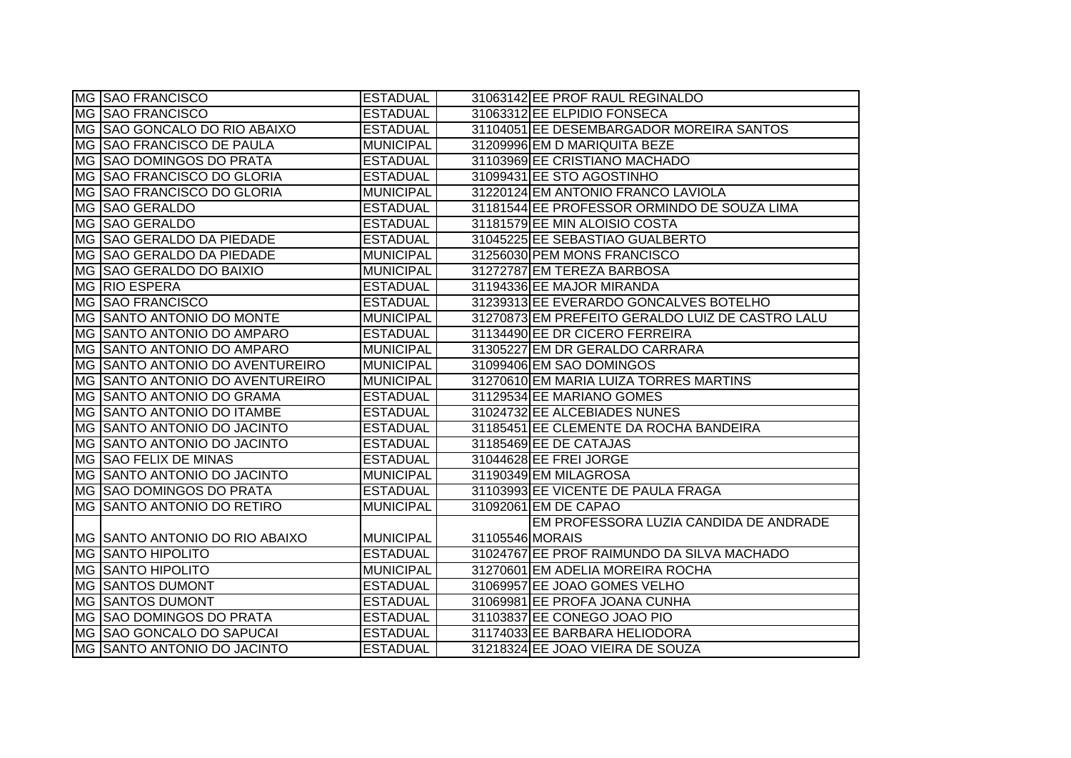| | | | | |
|---|---|---|---|---|
| MG | SAO FRANCISCO | ESTADUAL | 31063142 | EE PROF RAUL REGINALDO |
| MG | SAO FRANCISCO | ESTADUAL | 31063312 | EE ELPIDIO FONSECA |
| MG | SAO GONCALO DO RIO ABAIXO | ESTADUAL | 31104051 | EE DESEMBARGADOR MOREIRA SANTOS |
| MG | SAO FRANCISCO DE PAULA | MUNICIPAL | 31209996 | EM D MARIQUITA BEZE |
| MG | SAO DOMINGOS DO PRATA | ESTADUAL | 31103969 | EE CRISTIANO MACHADO |
| MG | SAO FRANCISCO DO GLORIA | ESTADUAL | 31099431 | EE STO AGOSTINHO |
| MG | SAO FRANCISCO DO GLORIA | MUNICIPAL | 31220124 | EM ANTONIO FRANCO LAVIOLA |
| MG | SAO GERALDO | ESTADUAL | 31181544 | EE PROFESSOR ORMINDO DE SOUZA LIMA |
| MG | SAO GERALDO | ESTADUAL | 31181579 | EE MIN ALOISIO COSTA |
| MG | SAO GERALDO DA PIEDADE | ESTADUAL | 31045225 | EE SEBASTIAO GUALBERTO |
| MG | SAO GERALDO DA PIEDADE | MUNICIPAL | 31256030 | PEM MONS FRANCISCO |
| MG | SAO GERALDO DO BAIXIO | MUNICIPAL | 31272787 | EM TEREZA BARBOSA |
| MG | RIO ESPERA | ESTADUAL | 31194336 | EE MAJOR MIRANDA |
| MG | SAO FRANCISCO | ESTADUAL | 31239313 | EE EVERARDO GONCALVES BOTELHO |
| MG | SANTO ANTONIO DO MONTE | MUNICIPAL | 31270873 | EM PREFEITO GERALDO LUIZ DE CASTRO LALU |
| MG | SANTO ANTONIO DO AMPARO | ESTADUAL | 31134490 | EE DR CICERO FERREIRA |
| MG | SANTO ANTONIO DO AMPARO | MUNICIPAL | 31305227 | EM DR GERALDO CARRARA |
| MG | SANTO ANTONIO DO AVENTUREIRO | MUNICIPAL | 31099406 | EM SAO DOMINGOS |
| MG | SANTO ANTONIO DO AVENTUREIRO | MUNICIPAL | 31270610 | EM MARIA LUIZA TORRES MARTINS |
| MG | SANTO ANTONIO DO GRAMA | ESTADUAL | 31129534 | EE MARIANO GOMES |
| MG | SANTO ANTONIO DO ITAMBE | ESTADUAL | 31024732 | EE ALCEBIADES NUNES |
| MG | SANTO ANTONIO DO JACINTO | ESTADUAL | 31185451 | EE CLEMENTE DA ROCHA BANDEIRA |
| MG | SANTO ANTONIO DO JACINTO | ESTADUAL | 31185469 | EE DE CATAJAS |
| MG | SAO FELIX DE MINAS | ESTADUAL | 31044628 | EE FREI JORGE |
| MG | SANTO ANTONIO DO JACINTO | MUNICIPAL | 31190349 | EM MILAGROSA |
| MG | SAO DOMINGOS DO PRATA | ESTADUAL | 31103993 | EE VICENTE DE PAULA FRAGA |
| MG | SANTO ANTONIO DO RETIRO | MUNICIPAL | 31092061 | EM DE CAPAO |
| MG | SANTO ANTONIO DO RIO ABAIXO | MUNICIPAL | 31105546 | EM PROFESSORA LUZIA CANDIDA DE ANDRADE MORAIS |
| MG | SANTO HIPOLITO | ESTADUAL | 31024767 | EE PROF RAIMUNDO DA SILVA MACHADO |
| MG | SANTO HIPOLITO | MUNICIPAL | 31270601 | EM ADELIA MOREIRA ROCHA |
| MG | SANTOS DUMONT | ESTADUAL | 31069957 | EE JOAO GOMES VELHO |
| MG | SANTOS DUMONT | ESTADUAL | 31069981 | EE PROFA JOANA CUNHA |
| MG | SAO DOMINGOS DO PRATA | ESTADUAL | 31103837 | EE CONEGO JOAO PIO |
| MG | SAO GONCALO DO SAPUCAI | ESTADUAL | 31174033 | EE BARBARA HELIODORA |
| MG | SANTO ANTONIO DO JACINTO | ESTADUAL | 31218324 | EE JOAO VIEIRA DE SOUZA |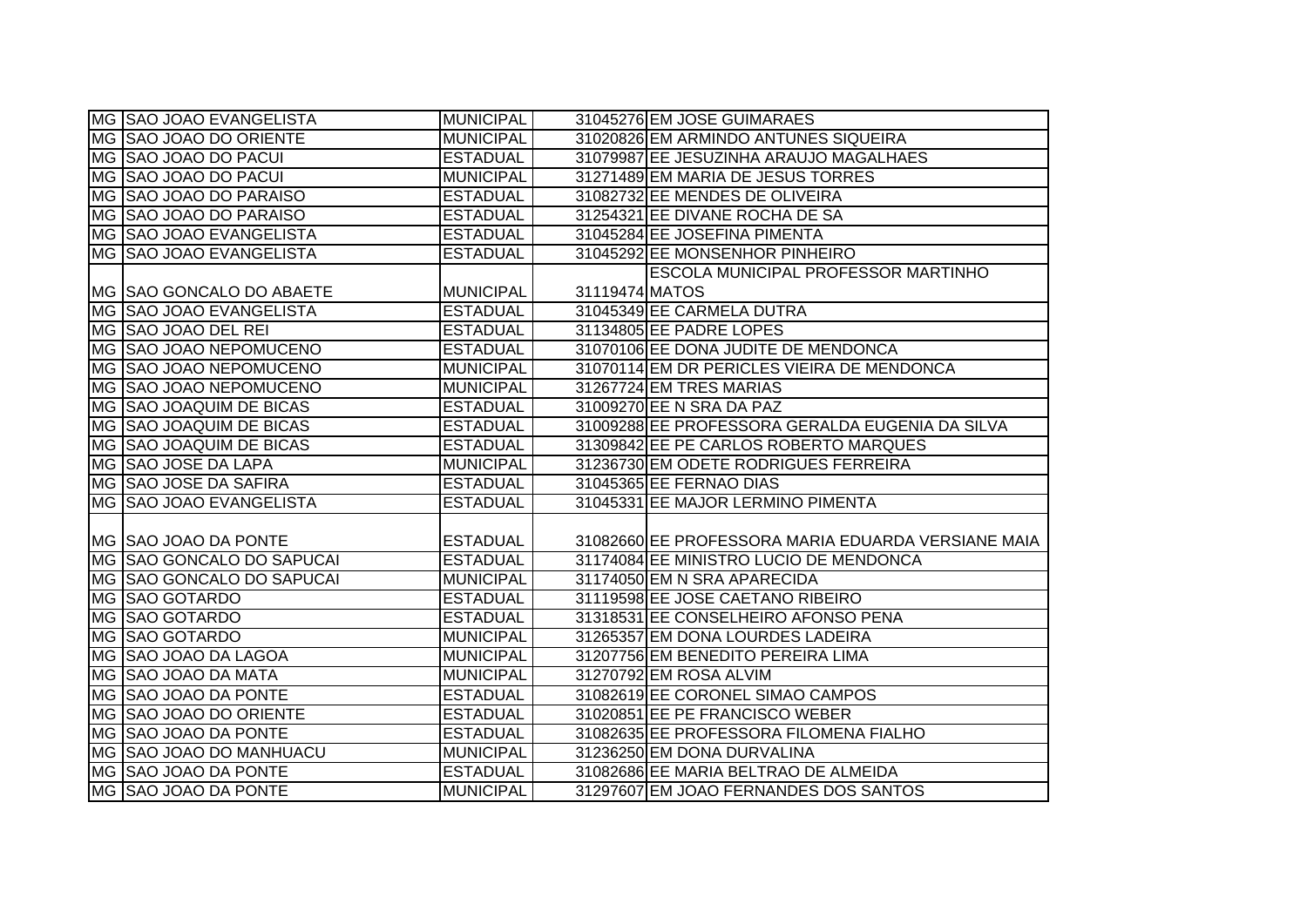| | | | | |
|---|---|---|---|---|
| MG | SAO JOAO EVANGELISTA | MUNICIPAL | 31045276 | EM JOSE GUIMARAES |
| MG | SAO JOAO DO ORIENTE | MUNICIPAL | 31020826 | EM ARMINDO ANTUNES SIQUEIRA |
| MG | SAO JOAO DO PACUI | ESTADUAL | 31079987 | EE JESUZINHA ARAUJO MAGALHAES |
| MG | SAO JOAO DO PACUI | MUNICIPAL | 31271489 | EM MARIA DE JESUS TORRES |
| MG | SAO JOAO DO PARAISO | ESTADUAL | 31082732 | EE MENDES DE OLIVEIRA |
| MG | SAO JOAO DO PARAISO | ESTADUAL | 31254321 | EE DIVANE ROCHA DE SA |
| MG | SAO JOAO EVANGELISTA | ESTADUAL | 31045284 | EE JOSEFINA PIMENTA |
| MG | SAO JOAO EVANGELISTA | ESTADUAL | 31045292 | EE MONSENHOR PINHEIRO |
| MG | SAO GONCALO DO ABAETE | MUNICIPAL | 31119474 | ESCOLA MUNICIPAL PROFESSOR MARTINHO MATOS |
| MG | SAO JOAO EVANGELISTA | ESTADUAL | 31045349 | EE CARMELA DUTRA |
| MG | SAO JOAO DEL REI | ESTADUAL | 31134805 | EE PADRE LOPES |
| MG | SAO JOAO NEPOMUCENO | ESTADUAL | 31070106 | EE DONA JUDITE DE MENDONCA |
| MG | SAO JOAO NEPOMUCENO | MUNICIPAL | 31070114 | EM DR PERICLES VIEIRA DE MENDONCA |
| MG | SAO JOAO NEPOMUCENO | MUNICIPAL | 31267724 | EM TRES MARIAS |
| MG | SAO JOAQUIM DE BICAS | ESTADUAL | 31009270 | EE N SRA DA PAZ |
| MG | SAO JOAQUIM DE BICAS | ESTADUAL | 31009288 | EE PROFESSORA GERALDA EUGENIA DA SILVA |
| MG | SAO JOAQUIM DE BICAS | ESTADUAL | 31309842 | EE PE CARLOS ROBERTO MARQUES |
| MG | SAO JOSE DA LAPA | MUNICIPAL | 31236730 | EM ODETE RODRIGUES FERREIRA |
| MG | SAO JOSE DA SAFIRA | ESTADUAL | 31045365 | EE FERNAO DIAS |
| MG | SAO JOAO EVANGELISTA | ESTADUAL | 31045331 | EE MAJOR LERMINO PIMENTA |
| MG | SAO JOAO DA PONTE | ESTADUAL | 31082660 | EE PROFESSORA MARIA EDUARDA VERSIANE MAIA |
| MG | SAO GONCALO DO SAPUCAI | ESTADUAL | 31174084 | EE MINISTRO LUCIO DE MENDONCA |
| MG | SAO GONCALO DO SAPUCAI | MUNICIPAL | 31174050 | EM N SRA APARECIDA |
| MG | SAO GOTARDO | ESTADUAL | 31119598 | EE JOSE CAETANO RIBEIRO |
| MG | SAO GOTARDO | ESTADUAL | 31318531 | EE CONSELHEIRO AFONSO PENA |
| MG | SAO GOTARDO | MUNICIPAL | 31265357 | EM DONA LOURDES LADEIRA |
| MG | SAO JOAO DA LAGOA | MUNICIPAL | 31207756 | EM BENEDITO PEREIRA LIMA |
| MG | SAO JOAO DA MATA | MUNICIPAL | 31270792 | EM ROSA ALVIM |
| MG | SAO JOAO DA PONTE | ESTADUAL | 31082619 | EE CORONEL SIMAO CAMPOS |
| MG | SAO JOAO DO ORIENTE | ESTADUAL | 31020851 | EE PE FRANCISCO WEBER |
| MG | SAO JOAO DA PONTE | ESTADUAL | 31082635 | EE PROFESSORA FILOMENA FIALHO |
| MG | SAO JOAO DO MANHUACU | MUNICIPAL | 31236250 | EM DONA DURVALINA |
| MG | SAO JOAO DA PONTE | ESTADUAL | 31082686 | EE MARIA BELTRAO DE ALMEIDA |
| MG | SAO JOAO DA PONTE | MUNICIPAL | 31297607 | EM JOAO FERNANDES DOS SANTOS |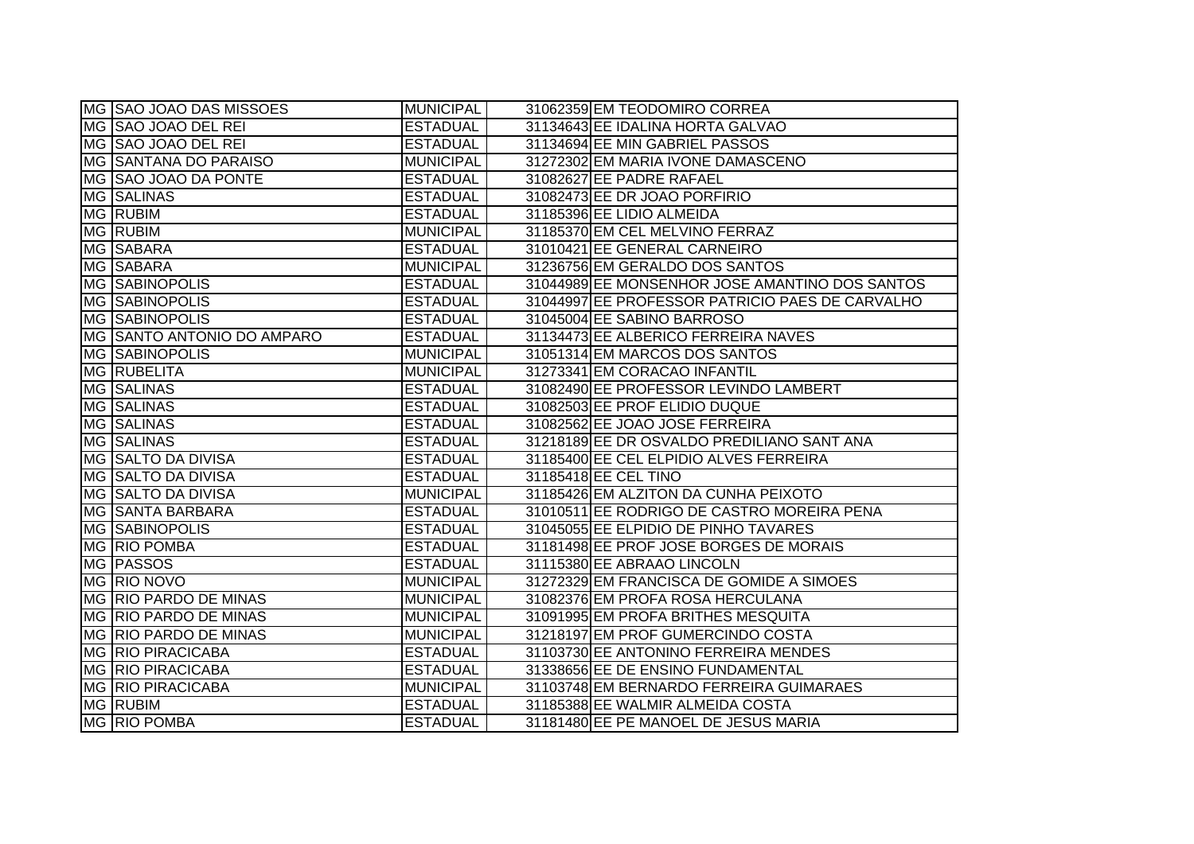| | | | | |
|---|---|---|---|---|
| MG | SAO JOAO DAS MISSOES | MUNICIPAL | 31062359 | EM TEODOMIRO CORREA |
| MG | SAO JOAO DEL REI | ESTADUAL | 31134643 | EE IDALINA HORTA GALVAO |
| MG | SAO JOAO DEL REI | ESTADUAL | 31134694 | EE MIN GABRIEL PASSOS |
| MG | SANTANA DO PARAISO | MUNICIPAL | 31272302 | EM MARIA IVONE DAMASCENO |
| MG | SAO JOAO DA PONTE | ESTADUAL | 31082627 | EE PADRE RAFAEL |
| MG | SALINAS | ESTADUAL | 31082473 | EE DR JOAO PORFIRIO |
| MG | RUBIM | ESTADUAL | 31185396 | EE LIDIO ALMEIDA |
| MG | RUBIM | MUNICIPAL | 31185370 | EM CEL MELVINO FERRAZ |
| MG | SABARA | ESTADUAL | 31010421 | EE GENERAL CARNEIRO |
| MG | SABARA | MUNICIPAL | 31236756 | EM GERALDO DOS SANTOS |
| MG | SABINOPOLIS | ESTADUAL | 31044989 | EE MONSENHOR JOSE AMANTINO DOS SANTOS |
| MG | SABINOPOLIS | ESTADUAL | 31044997 | EE PROFESSOR PATRICIO PAES DE CARVALHO |
| MG | SABINOPOLIS | ESTADUAL | 31045004 | EE SABINO BARROSO |
| MG | SANTO ANTONIO DO AMPARO | ESTADUAL | 31134473 | EE ALBERICO FERREIRA NAVES |
| MG | SABINOPOLIS | MUNICIPAL | 31051314 | EM MARCOS DOS SANTOS |
| MG | RUBELITA | MUNICIPAL | 31273341 | EM CORACAO INFANTIL |
| MG | SALINAS | ESTADUAL | 31082490 | EE PROFESSOR LEVINDO LAMBERT |
| MG | SALINAS | ESTADUAL | 31082503 | EE PROF ELIDIO DUQUE |
| MG | SALINAS | ESTADUAL | 31082562 | EE JOAO JOSE FERREIRA |
| MG | SALINAS | ESTADUAL | 31218189 | EE DR OSVALDO PREDILIANO SANT ANA |
| MG | SALTO DA DIVISA | ESTADUAL | 31185400 | EE CEL ELPIDIO ALVES FERREIRA |
| MG | SALTO DA DIVISA | ESTADUAL | 31185418 | EE CEL TINO |
| MG | SALTO DA DIVISA | MUNICIPAL | 31185426 | EM ALZITON DA CUNHA PEIXOTO |
| MG | SANTA BARBARA | ESTADUAL | 31010511 | EE RODRIGO DE CASTRO MOREIRA PENA |
| MG | SABINOPOLIS | ESTADUAL | 31045055 | EE ELPIDIO DE PINHO TAVARES |
| MG | RIO POMBA | ESTADUAL | 31181498 | EE PROF JOSE BORGES DE MORAIS |
| MG | PASSOS | ESTADUAL | 31115380 | EE ABRAAO LINCOLN |
| MG | RIO NOVO | MUNICIPAL | 31272329 | EM FRANCISCA DE GOMIDE A SIMOES |
| MG | RIO PARDO DE MINAS | MUNICIPAL | 31082376 | EM PROFA ROSA HERCULANA |
| MG | RIO PARDO DE MINAS | MUNICIPAL | 31091995 | EM PROFA BRITHES MESQUITA |
| MG | RIO PARDO DE MINAS | MUNICIPAL | 31218197 | EM PROF GUMERCINDO COSTA |
| MG | RIO PIRACICABA | ESTADUAL | 31103730 | EE ANTONINO FERREIRA MENDES |
| MG | RIO PIRACICABA | ESTADUAL | 31338656 | EE DE ENSINO FUNDAMENTAL |
| MG | RIO PIRACICABA | MUNICIPAL | 31103748 | EM BERNARDO FERREIRA GUIMARAES |
| MG | RUBIM | ESTADUAL | 31185388 | EE WALMIR ALMEIDA COSTA |
| MG | RIO POMBA | ESTADUAL | 31181480 | EE PE MANOEL DE JESUS MARIA |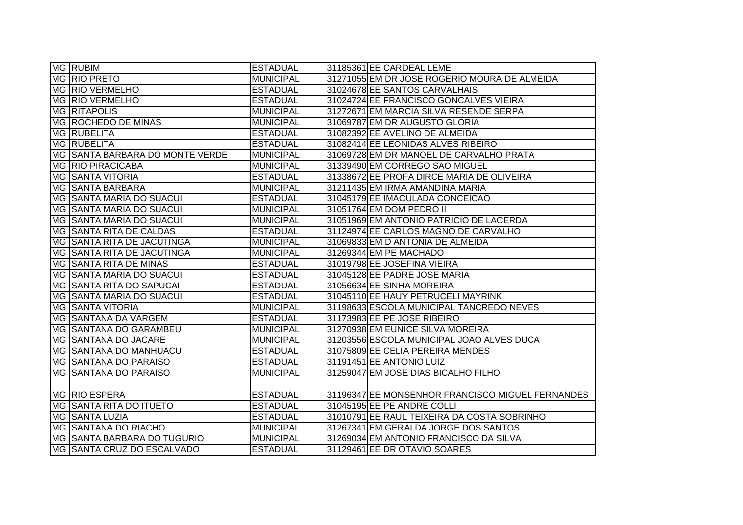| | | | | |
|---|---|---|---|---|
| MG | RUBIM | ESTADUAL | 31185361 | EE CARDEAL LEME |
| MG | RIO PRETO | MUNICIPAL | 31271055 | EM DR JOSE ROGERIO MOURA DE ALMEIDA |
| MG | RIO VERMELHO | ESTADUAL | 31024678 | EE SANTOS CARVALHAIS |
| MG | RIO VERMELHO | ESTADUAL | 31024724 | EE FRANCISCO GONCALVES VIEIRA |
| MG | RITAPOLIS | MUNICIPAL | 31272671 | EM MARCIA SILVA RESENDE SERPA |
| MG | ROCHEDO DE MINAS | MUNICIPAL | 31069787 | EM DR AUGUSTO GLORIA |
| MG | RUBELITA | ESTADUAL | 31082392 | EE AVELINO DE ALMEIDA |
| MG | RUBELITA | ESTADUAL | 31082414 | EE LEONIDAS ALVES RIBEIRO |
| MG | SANTA BARBARA DO MONTE VERDE | MUNICIPAL | 31069728 | EM DR MANOEL DE CARVALHO PRATA |
| MG | RIO PIRACICABA | MUNICIPAL | 31339490 | EM CORREGO SAO MIGUEL |
| MG | SANTA VITORIA | ESTADUAL | 31338672 | EE PROFA DIRCE MARIA DE OLIVEIRA |
| MG | SANTA BARBARA | MUNICIPAL | 31211435 | EM IRMA AMANDINA MARIA |
| MG | SANTA MARIA DO SUACUI | ESTADUAL | 31045179 | EE IMACULADA CONCEICAO |
| MG | SANTA MARIA DO SUACUI | MUNICIPAL | 31051764 | EM DOM PEDRO II |
| MG | SANTA MARIA DO SUACUI | MUNICIPAL | 31051969 | EM ANTONIO PATRICIO DE LACERDA |
| MG | SANTA RITA DE CALDAS | ESTADUAL | 31124974 | EE CARLOS MAGNO DE CARVALHO |
| MG | SANTA RITA DE JACUTINGA | MUNICIPAL | 31069833 | EM D ANTONIA DE ALMEIDA |
| MG | SANTA RITA DE JACUTINGA | MUNICIPAL | 31269344 | EM PE MACHADO |
| MG | SANTA RITA DE MINAS | ESTADUAL | 31019798 | EE JOSEFINA VIEIRA |
| MG | SANTA MARIA DO SUACUI | ESTADUAL | 31045128 | EE PADRE JOSE MARIA |
| MG | SANTA RITA DO SAPUCAI | ESTADUAL | 31056634 | EE SINHA MOREIRA |
| MG | SANTA MARIA DO SUACUI | ESTADUAL | 31045110 | EE HAUY PETRUCELI MAYRINK |
| MG | SANTA VITORIA | MUNICIPAL | 31198633 | ESCOLA MUNICIPAL TANCREDO NEVES |
| MG | SANTANA DA VARGEM | ESTADUAL | 31173983 | EE PE JOSE RIBEIRO |
| MG | SANTANA DO GARAMBEU | MUNICIPAL | 31270938 | EM EUNICE SILVA MOREIRA |
| MG | SANTANA DO JACARE | MUNICIPAL | 31203556 | ESCOLA MUNICIPAL JOAO ALVES DUCA |
| MG | SANTANA DO MANHUACU | ESTADUAL | 31075809 | EE CELIA PEREIRA MENDES |
| MG | SANTANA DO PARAISO | ESTADUAL | 31191451 | EE ANTONIO LUIZ |
| MG | SANTANA DO PARAISO | MUNICIPAL | 31259047 | EM JOSE DIAS BICALHO FILHO |
| MG | RIO ESPERA | ESTADUAL | 31196347 | EE MONSENHOR FRANCISCO MIGUEL FERNANDES |
| MG | SANTA RITA DO ITUETO | ESTADUAL | 31045195 | EE PE ANDRE COLLI |
| MG | SANTA LUZIA | ESTADUAL | 31010791 | EE RAUL TEIXEIRA DA COSTA SOBRINHO |
| MG | SANTANA DO RIACHO | MUNICIPAL | 31267341 | EM GERALDA JORGE DOS SANTOS |
| MG | SANTA BARBARA DO TUGURIO | MUNICIPAL | 31269034 | EM ANTONIO FRANCISCO DA SILVA |
| MG | SANTA CRUZ DO ESCALVADO | ESTADUAL | 31129461 | EE DR OTAVIO SOARES |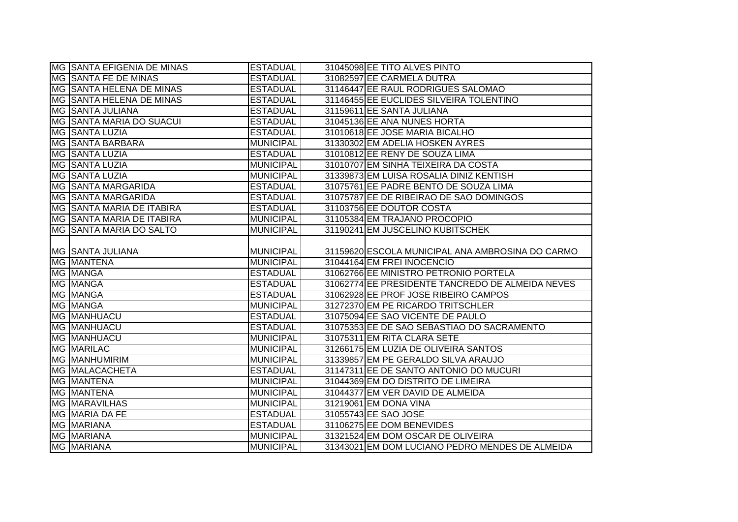| | | | | |
|---|---|---|---|---|
| MG | SANTA EFIGENIA DE MINAS | ESTADUAL | 31045098 | EE TITO ALVES PINTO |
| MG | SANTA FE DE MINAS | ESTADUAL | 31082597 | EE CARMELA DUTRA |
| MG | SANTA HELENA DE MINAS | ESTADUAL | 31146447 | EE RAUL RODRIGUES SALOMAO |
| MG | SANTA HELENA DE MINAS | ESTADUAL | 31146455 | EE EUCLIDES SILVEIRA TOLENTINO |
| MG | SANTA JULIANA | ESTADUAL | 31159611 | EE SANTA JULIANA |
| MG | SANTA MARIA DO SUACUI | ESTADUAL | 31045136 | EE ANA NUNES HORTA |
| MG | SANTA LUZIA | ESTADUAL | 31010618 | EE JOSE MARIA BICALHO |
| MG | SANTA BARBARA | MUNICIPAL | 31330302 | EM ADELIA HOSKEN AYRES |
| MG | SANTA LUZIA | ESTADUAL | 31010812 | EE RENY DE SOUZA LIMA |
| MG | SANTA LUZIA | MUNICIPAL | 31010707 | EM SINHA TEIXEIRA DA COSTA |
| MG | SANTA LUZIA | MUNICIPAL | 31339873 | EM LUISA ROSALIA DINIZ KENTISH |
| MG | SANTA MARGARIDA | ESTADUAL | 31075761 | EE PADRE BENTO DE SOUZA LIMA |
| MG | SANTA MARGARIDA | ESTADUAL | 31075787 | EE DE RIBEIRAO DE SAO DOMINGOS |
| MG | SANTA MARIA DE ITABIRA | ESTADUAL | 31103756 | EE DOUTOR COSTA |
| MG | SANTA MARIA DE ITABIRA | MUNICIPAL | 31105384 | EM TRAJANO PROCOPIO |
| MG | SANTA MARIA DO SALTO | MUNICIPAL | 31190241 | EM JUSCELINO KUBITSCHEK |
| MG | SANTA JULIANA | MUNICIPAL | 31159620 | ESCOLA MUNICIPAL ANA AMBROSINA DO CARMO |
| MG | MANTENA | MUNICIPAL | 31044164 | EM FREI INOCENCIO |
| MG | MANGA | ESTADUAL | 31062766 | EE MINISTRO PETRONIO PORTELA |
| MG | MANGA | ESTADUAL | 31062774 | EE PRESIDENTE TANCREDO DE ALMEIDA NEVES |
| MG | MANGA | ESTADUAL | 31062928 | EE PROF JOSE RIBEIRO CAMPOS |
| MG | MANGA | MUNICIPAL | 31272370 | EM PE RICARDO TRITSCHLER |
| MG | MANHUACU | ESTADUAL | 31075094 | EE SAO VICENTE DE PAULO |
| MG | MANHUACU | ESTADUAL | 31075353 | EE DE SAO SEBASTIAO DO SACRAMENTO |
| MG | MANHUACU | MUNICIPAL | 31075311 | EM RITA CLARA SETE |
| MG | MARILAC | MUNICIPAL | 31266175 | EM LUZIA DE OLIVEIRA SANTOS |
| MG | MANHUMIRIM | MUNICIPAL | 31339857 | EM PE GERALDO SILVA ARAUJO |
| MG | MALACACHETA | ESTADUAL | 31147311 | EE DE SANTO ANTONIO DO MUCURI |
| MG | MANTENA | MUNICIPAL | 31044369 | EM DO DISTRITO DE LIMEIRA |
| MG | MANTENA | MUNICIPAL | 31044377 | EM VER DAVID DE ALMEIDA |
| MG | MARAVILHAS | MUNICIPAL | 31219061 | EM DONA VINA |
| MG | MARIA DA FE | ESTADUAL | 31055743 | EE SAO JOSE |
| MG | MARIANA | ESTADUAL | 31106275 | EE DOM BENEVIDES |
| MG | MARIANA | MUNICIPAL | 31321524 | EM DOM OSCAR DE OLIVEIRA |
| MG | MARIANA | MUNICIPAL | 31343021 | EM DOM LUCIANO PEDRO MENDES DE ALMEIDA |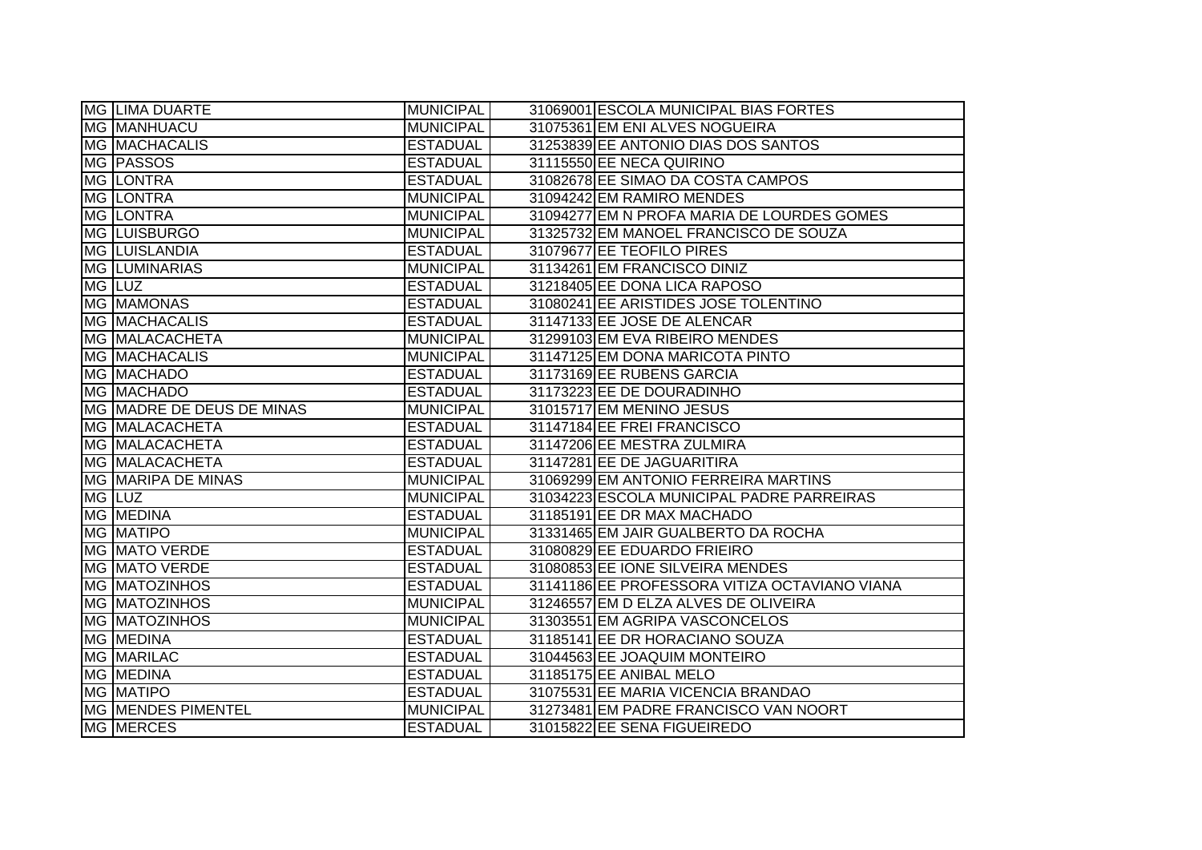| | | | | |
|---|---|---|---|---|
| MG | LIMA DUARTE | MUNICIPAL | 31069001 | ESCOLA MUNICIPAL BIAS FORTES |
| MG | MANHUACU | MUNICIPAL | 31075361 | EM ENI ALVES NOGUEIRA |
| MG | MACHACALIS | ESTADUAL | 31253839 | EE ANTONIO DIAS DOS SANTOS |
| MG | PASSOS | ESTADUAL | 31115550 | EE NECA QUIRINO |
| MG | LONTRA | ESTADUAL | 31082678 | EE SIMAO DA COSTA CAMPOS |
| MG | LONTRA | MUNICIPAL | 31094242 | EM RAMIRO MENDES |
| MG | LONTRA | MUNICIPAL | 31094277 | EM N PROFA MARIA DE LOURDES GOMES |
| MG | LUISBURGO | MUNICIPAL | 31325732 | EM MANOEL FRANCISCO DE SOUZA |
| MG | LUISLANDIA | ESTADUAL | 31079677 | EE TEOFILO PIRES |
| MG | LUMINARIAS | MUNICIPAL | 31134261 | EM FRANCISCO DINIZ |
| MG | LUZ | ESTADUAL | 31218405 | EE DONA LICA RAPOSO |
| MG | MAMONAS | ESTADUAL | 31080241 | EE ARISTIDES JOSE TOLENTINO |
| MG | MACHACALIS | ESTADUAL | 31147133 | EE JOSE DE ALENCAR |
| MG | MALACACHETA | MUNICIPAL | 31299103 | EM EVA RIBEIRO MENDES |
| MG | MACHACALIS | MUNICIPAL | 31147125 | EM DONA MARICOTA PINTO |
| MG | MACHADO | ESTADUAL | 31173169 | EE RUBENS GARCIA |
| MG | MACHADO | ESTADUAL | 31173223 | EE DE DOURADINHO |
| MG | MADRE DE DEUS DE MINAS | MUNICIPAL | 31015717 | EM MENINO JESUS |
| MG | MALACACHETA | ESTADUAL | 31147184 | EE FREI FRANCISCO |
| MG | MALACACHETA | ESTADUAL | 31147206 | EE MESTRA ZULMIRA |
| MG | MALACACHETA | ESTADUAL | 31147281 | EE DE JAGUARITIRA |
| MG | MARIPA DE MINAS | MUNICIPAL | 31069299 | EM ANTONIO FERREIRA MARTINS |
| MG | LUZ | MUNICIPAL | 31034223 | ESCOLA MUNICIPAL PADRE PARREIRAS |
| MG | MEDINA | ESTADUAL | 31185191 | EE DR MAX MACHADO |
| MG | MATIPO | MUNICIPAL | 31331465 | EM JAIR GUALBERTO DA ROCHA |
| MG | MATO VERDE | ESTADUAL | 31080829 | EE EDUARDO FRIEIRO |
| MG | MATO VERDE | ESTADUAL | 31080853 | EE IONE SILVEIRA MENDES |
| MG | MATOZINHOS | ESTADUAL | 31141186 | EE PROFESSORA VITIZA OCTAVIANO VIANA |
| MG | MATOZINHOS | MUNICIPAL | 31246557 | EM D ELZA ALVES DE OLIVEIRA |
| MG | MATOZINHOS | MUNICIPAL | 31303551 | EM AGRIPA VASCONCELOS |
| MG | MEDINA | ESTADUAL | 31185141 | EE DR HORACIANO SOUZA |
| MG | MARILAC | ESTADUAL | 31044563 | EE JOAQUIM MONTEIRO |
| MG | MEDINA | ESTADUAL | 31185175 | EE ANIBAL MELO |
| MG | MATIPO | ESTADUAL | 31075531 | EE MARIA VICENCIA BRANDAO |
| MG | MENDES PIMENTEL | MUNICIPAL | 31273481 | EM PADRE FRANCISCO VAN NOORT |
| MG | MERCES | ESTADUAL | 31015822 | EE SENA FIGUEIREDO |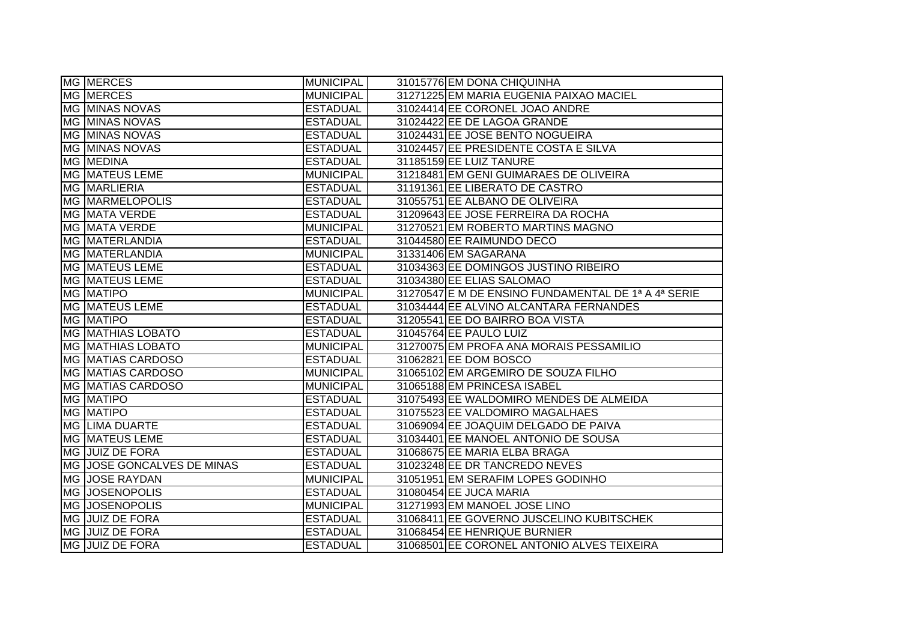| | | | | |
|---|---|---|---|---|
| MG | MERCES | MUNICIPAL | 31015776 | EM DONA CHIQUINHA |
| MG | MERCES | MUNICIPAL | 31271225 | EM MARIA EUGENIA PAIXAO MACIEL |
| MG | MINAS NOVAS | ESTADUAL | 31024414 | EE CORONEL JOAO ANDRE |
| MG | MINAS NOVAS | ESTADUAL | 31024422 | EE DE LAGOA GRANDE |
| MG | MINAS NOVAS | ESTADUAL | 31024431 | EE JOSE BENTO NOGUEIRA |
| MG | MINAS NOVAS | ESTADUAL | 31024457 | EE PRESIDENTE COSTA E SILVA |
| MG | MEDINA | ESTADUAL | 31185159 | EE LUIZ TANURE |
| MG | MATEUS LEME | MUNICIPAL | 31218481 | EM GENI GUIMARAES DE OLIVEIRA |
| MG | MARLIERIA | ESTADUAL | 31191361 | EE LIBERATO DE CASTRO |
| MG | MARMELOPOLIS | ESTADUAL | 31055751 | EE ALBANO DE OLIVEIRA |
| MG | MATA VERDE | ESTADUAL | 31209643 | EE JOSE FERREIRA DA ROCHA |
| MG | MATA VERDE | MUNICIPAL | 31270521 | EM ROBERTO MARTINS MAGNO |
| MG | MATERLANDIA | ESTADUAL | 31044580 | EE RAIMUNDO DECO |
| MG | MATERLANDIA | MUNICIPAL | 31331406 | EM SAGARANA |
| MG | MATEUS LEME | ESTADUAL | 31034363 | EE DOMINGOS JUSTINO RIBEIRO |
| MG | MATEUS LEME | ESTADUAL | 31034380 | EE ELIAS SALOMAO |
| MG | MATIPO | MUNICIPAL | 31270547 | E M DE ENSINO FUNDAMENTAL DE 1ª A 4ª SERIE |
| MG | MATEUS LEME | ESTADUAL | 31034444 | EE ALVINO ALCANTARA FERNANDES |
| MG | MATIPO | ESTADUAL | 31205541 | EE DO BAIRRO BOA VISTA |
| MG | MATHIAS LOBATO | ESTADUAL | 31045764 | EE PAULO LUIZ |
| MG | MATHIAS LOBATO | MUNICIPAL | 31270075 | EM PROFA ANA MORAIS PESSAMILIO |
| MG | MATIAS CARDOSO | ESTADUAL | 31062821 | EE DOM BOSCO |
| MG | MATIAS CARDOSO | MUNICIPAL | 31065102 | EM ARGEMIRO DE SOUZA FILHO |
| MG | MATIAS CARDOSO | MUNICIPAL | 31065188 | EM PRINCESA ISABEL |
| MG | MATIPO | ESTADUAL | 31075493 | EE WALDOMIRO MENDES DE ALMEIDA |
| MG | MATIPO | ESTADUAL | 31075523 | EE VALDOMIRO MAGALHAES |
| MG | LIMA DUARTE | ESTADUAL | 31069094 | EE JOAQUIM DELGADO DE PAIVA |
| MG | MATEUS LEME | ESTADUAL | 31034401 | EE MANOEL ANTONIO DE SOUSA |
| MG | JUIZ DE FORA | ESTADUAL | 31068675 | EE MARIA ELBA BRAGA |
| MG | JOSE GONCALVES DE MINAS | ESTADUAL | 31023248 | EE DR TANCREDO NEVES |
| MG | JOSE RAYDAN | MUNICIPAL | 31051951 | EM SERAFIM LOPES GODINHO |
| MG | JOSENOPOLIS | ESTADUAL | 31080454 | EE JUCA MARIA |
| MG | JOSENOPOLIS | MUNICIPAL | 31271993 | EM MANOEL JOSE LINO |
| MG | JUIZ DE FORA | ESTADUAL | 31068411 | EE GOVERNO JUSCELINO KUBITSCHEK |
| MG | JUIZ DE FORA | ESTADUAL | 31068454 | EE HENRIQUE BURNIER |
| MG | JUIZ DE FORA | ESTADUAL | 31068501 | EE CORONEL ANTONIO ALVES TEIXEIRA |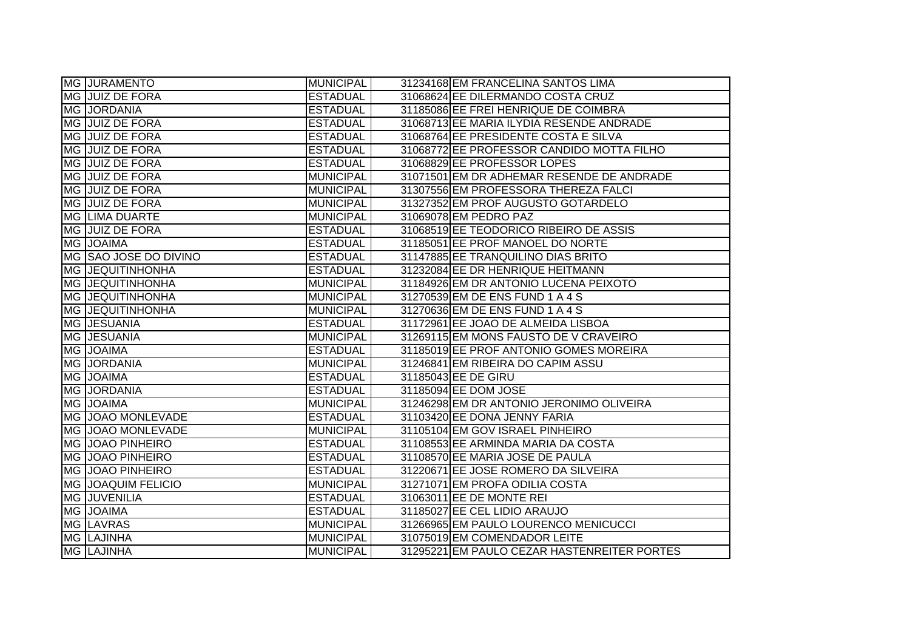| | | | | |
|---|---|---|---|---|
| MG | JURAMENTO | MUNICIPAL | 31234168 | EM FRANCELINA SANTOS LIMA |
| MG | JUIZ DE FORA | ESTADUAL | 31068624 | EE DILERMANDO COSTA CRUZ |
| MG | JORDANIA | ESTADUAL | 31185086 | EE FREI HENRIQUE DE COIMBRA |
| MG | JUIZ DE FORA | ESTADUAL | 31068713 | EE MARIA ILYDIA RESENDE ANDRADE |
| MG | JUIZ DE FORA | ESTADUAL | 31068764 | EE PRESIDENTE COSTA E SILVA |
| MG | JUIZ DE FORA | ESTADUAL | 31068772 | EE PROFESSOR CANDIDO MOTTA FILHO |
| MG | JUIZ DE FORA | ESTADUAL | 31068829 | EE PROFESSOR LOPES |
| MG | JUIZ DE FORA | MUNICIPAL | 31071501 | EM DR ADHEMAR RESENDE DE ANDRADE |
| MG | JUIZ DE FORA | MUNICIPAL | 31307556 | EM PROFESSORA THEREZA FALCI |
| MG | JUIZ DE FORA | MUNICIPAL | 31327352 | EM PROF AUGUSTO GOTARDELO |
| MG | LIMA DUARTE | MUNICIPAL | 31069078 | EM PEDRO PAZ |
| MG | JUIZ DE FORA | ESTADUAL | 31068519 | EE TEODORICO RIBEIRO DE ASSIS |
| MG | JOAIMA | ESTADUAL | 31185051 | EE PROF MANOEL DO NORTE |
| MG | SAO JOSE DO DIVINO | ESTADUAL | 31147885 | EE TRANQUILINO DIAS BRITO |
| MG | JEQUITINHONHA | ESTADUAL | 31232084 | EE DR HENRIQUE HEITMANN |
| MG | JEQUITINHONHA | MUNICIPAL | 31184926 | EM DR ANTONIO LUCENA PEIXOTO |
| MG | JEQUITINHONHA | MUNICIPAL | 31270539 | EM DE ENS FUND 1 A 4 S |
| MG | JEQUITINHONHA | MUNICIPAL | 31270636 | EM DE ENS FUND 1 A 4 S |
| MG | JESUANIA | ESTADUAL | 31172961 | EE JOAO DE ALMEIDA LISBOA |
| MG | JESUANIA | MUNICIPAL | 31269115 | EM MONS FAUSTO DE V CRAVEIRO |
| MG | JOAIMA | ESTADUAL | 31185019 | EE PROF ANTONIO GOMES MOREIRA |
| MG | JORDANIA | MUNICIPAL | 31246841 | EM RIBEIRA DO CAPIM ASSU |
| MG | JOAIMA | ESTADUAL | 31185043 | EE DE GIRU |
| MG | JORDANIA | ESTADUAL | 31185094 | EE DOM JOSE |
| MG | JOAIMA | MUNICIPAL | 31246298 | EM DR ANTONIO JERONIMO OLIVEIRA |
| MG | JOAO MONLEVADE | ESTADUAL | 31103420 | EE DONA JENNY FARIA |
| MG | JOAO MONLEVADE | MUNICIPAL | 31105104 | EM GOV ISRAEL PINHEIRO |
| MG | JOAO PINHEIRO | ESTADUAL | 31108553 | EE ARMINDA MARIA DA COSTA |
| MG | JOAO PINHEIRO | ESTADUAL | 31108570 | EE MARIA JOSE DE PAULA |
| MG | JOAO PINHEIRO | ESTADUAL | 31220671 | EE JOSE ROMERO DA SILVEIRA |
| MG | JOAQUIM FELICIO | MUNICIPAL | 31271071 | EM PROFA ODILIA COSTA |
| MG | JUVENILIA | ESTADUAL | 31063011 | EE DE MONTE REI |
| MG | JOAIMA | ESTADUAL | 31185027 | EE CEL LIDIO ARAUJO |
| MG | LAVRAS | MUNICIPAL | 31266965 | EM PAULO LOURENCO MENICUCCI |
| MG | LAJINHA | MUNICIPAL | 31075019 | EM COMENDADOR LEITE |
| MG | LAJINHA | MUNICIPAL | 31295221 | EM PAULO CEZAR HASTENREITER PORTES |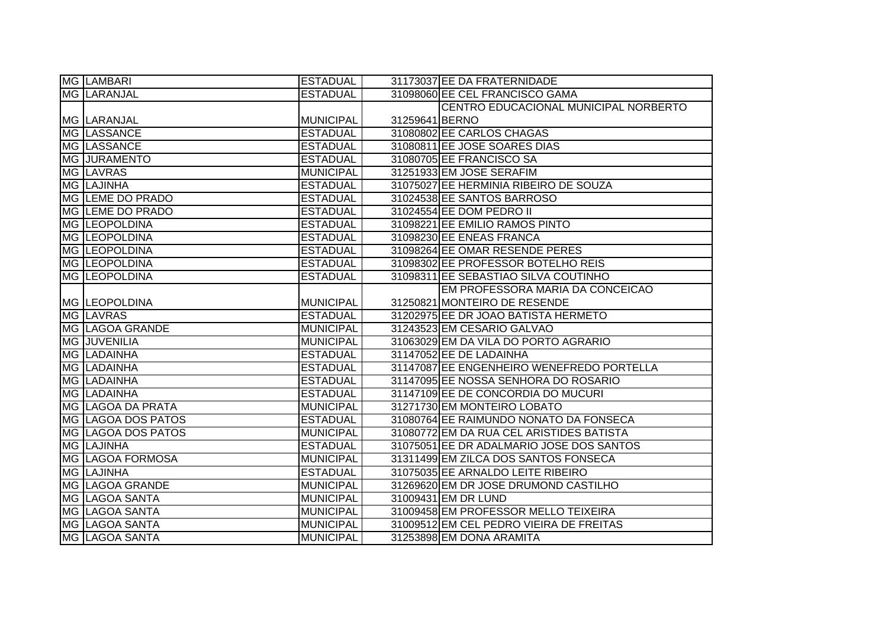| MG | LAMBARI | ESTADUAL | 31173037 | EE DA FRATERNIDADE |
|---|---|---|---|---|
| MG | LARANJAL | ESTADUAL | 31098060 | EE CEL FRANCISCO GAMA |
| MG | LARANJAL | MUNICIPAL | 31259641 | CENTRO EDUCACIONAL MUNICIPAL NORBERTO BERNO |
| MG | LASSANCE | ESTADUAL | 31080802 | EE CARLOS CHAGAS |
| MG | LASSANCE | ESTADUAL | 31080811 | EE JOSE SOARES DIAS |
| MG | JURAMENTO | ESTADUAL | 31080705 | EE FRANCISCO SA |
| MG | LAVRAS | MUNICIPAL | 31251933 | EM JOSE SERAFIM |
| MG | LAJINHA | ESTADUAL | 31075027 | EE HERMINIA RIBEIRO DE SOUZA |
| MG | LEME DO PRADO | ESTADUAL | 31024538 | EE SANTOS BARROSO |
| MG | LEME DO PRADO | ESTADUAL | 31024554 | EE DOM PEDRO II |
| MG | LEOPOLDINA | ESTADUAL | 31098221 | EE EMILIO RAMOS PINTO |
| MG | LEOPOLDINA | ESTADUAL | 31098230 | EE ENEAS FRANCA |
| MG | LEOPOLDINA | ESTADUAL | 31098264 | EE OMAR RESENDE PERES |
| MG | LEOPOLDINA | ESTADUAL | 31098302 | EE PROFESSOR BOTELHO REIS |
| MG | LEOPOLDINA | ESTADUAL | 31098311 | EE SEBASTIAO SILVA COUTINHO |
| MG | LEOPOLDINA | MUNICIPAL | 31250821 | EM PROFESSORA MARIA DA CONCEICAO MONTEIRO DE RESENDE |
| MG | LAVRAS | ESTADUAL | 31202975 | EE DR JOAO BATISTA HERMETO |
| MG | LAGOA GRANDE | MUNICIPAL | 31243523 | EM CESARIO GALVAO |
| MG | JUVENILIA | MUNICIPAL | 31063029 | EM DA VILA DO PORTO AGRARIO |
| MG | LADAINHA | ESTADUAL | 31147052 | EE DE LADAINHA |
| MG | LADAINHA | ESTADUAL | 31147087 | EE ENGENHEIRO WENEFREDO PORTELLA |
| MG | LADAINHA | ESTADUAL | 31147095 | EE NOSSA SENHORA DO ROSARIO |
| MG | LADAINHA | ESTADUAL | 31147109 | EE DE CONCORDIA DO MUCURI |
| MG | LAGOA DA PRATA | MUNICIPAL | 31271730 | EM MONTEIRO LOBATO |
| MG | LAGOA DOS PATOS | ESTADUAL | 31080764 | EE RAIMUNDO NONATO DA FONSECA |
| MG | LAGOA DOS PATOS | MUNICIPAL | 31080772 | EM DA RUA CEL ARISTIDES BATISTA |
| MG | LAJINHA | ESTADUAL | 31075051 | EE DR ADALMARIO JOSE DOS SANTOS |
| MG | LAGOA FORMOSA | MUNICIPAL | 31311499 | EM ZILCA DOS SANTOS FONSECA |
| MG | LAJINHA | ESTADUAL | 31075035 | EE ARNALDO LEITE RIBEIRO |
| MG | LAGOA GRANDE | MUNICIPAL | 31269620 | EM DR JOSE DRUMOND CASTILHO |
| MG | LAGOA SANTA | MUNICIPAL | 31009431 | EM DR LUND |
| MG | LAGOA SANTA | MUNICIPAL | 31009458 | EM PROFESSOR MELLO TEIXEIRA |
| MG | LAGOA SANTA | MUNICIPAL | 31009512 | EM CEL PEDRO VIEIRA DE FREITAS |
| MG | LAGOA SANTA | MUNICIPAL | 31253898 | EM DONA ARAMITA |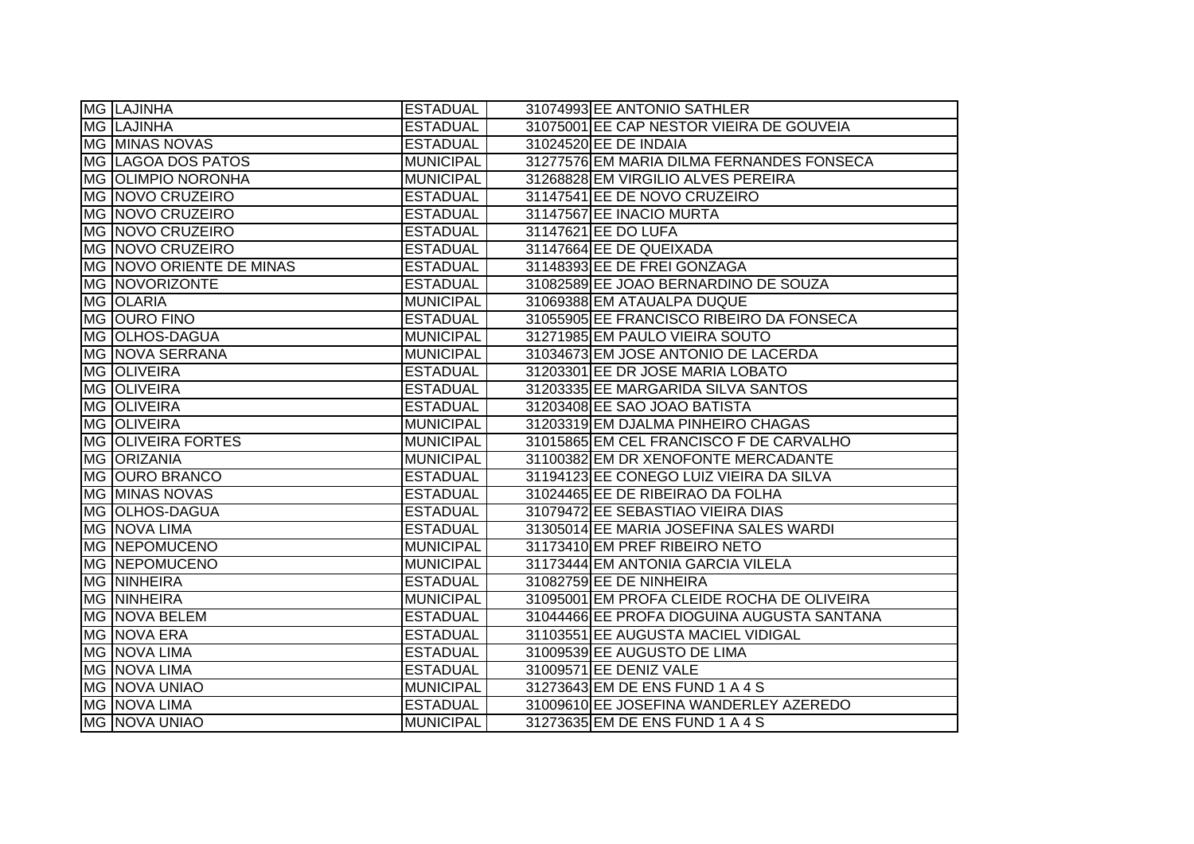| | | | | |
|---|---|---|---|---|
| MG | LAJINHA | ESTADUAL | 31074993 | EE ANTONIO SATHLER |
| MG | LAJINHA | ESTADUAL | 31075001 | EE CAP NESTOR VIEIRA DE GOUVEIA |
| MG | MINAS NOVAS | ESTADUAL | 31024520 | EE DE INDAIA |
| MG | LAGOA DOS PATOS | MUNICIPAL | 31277576 | EM MARIA DILMA FERNANDES FONSECA |
| MG | OLIMPIO NORONHA | MUNICIPAL | 31268828 | EM VIRGILIO ALVES PEREIRA |
| MG | NOVO CRUZEIRO | ESTADUAL | 31147541 | EE DE NOVO CRUZEIRO |
| MG | NOVO CRUZEIRO | ESTADUAL | 31147567 | EE INACIO MURTA |
| MG | NOVO CRUZEIRO | ESTADUAL | 31147621 | EE DO LUFA |
| MG | NOVO CRUZEIRO | ESTADUAL | 31147664 | EE DE QUEIXADA |
| MG | NOVO ORIENTE DE MINAS | ESTADUAL | 31148393 | EE DE FREI GONZAGA |
| MG | NOVORIZONTE | ESTADUAL | 31082589 | EE JOAO BERNARDINO DE SOUZA |
| MG | OLARIA | MUNICIPAL | 31069388 | EM ATAUALPA DUQUE |
| MG | OURO FINO | ESTADUAL | 31055905 | EE FRANCISCO RIBEIRO DA FONSECA |
| MG | OLHOS-DAGUA | MUNICIPAL | 31271985 | EM PAULO VIEIRA SOUTO |
| MG | NOVA SERRANA | MUNICIPAL | 31034673 | EM JOSE ANTONIO DE LACERDA |
| MG | OLIVEIRA | ESTADUAL | 31203301 | EE DR JOSE MARIA LOBATO |
| MG | OLIVEIRA | ESTADUAL | 31203335 | EE MARGARIDA SILVA SANTOS |
| MG | OLIVEIRA | ESTADUAL | 31203408 | EE SAO JOAO BATISTA |
| MG | OLIVEIRA | MUNICIPAL | 31203319 | EM DJALMA PINHEIRO CHAGAS |
| MG | OLIVEIRA FORTES | MUNICIPAL | 31015865 | EM CEL FRANCISCO F DE CARVALHO |
| MG | ORIZANIA | MUNICIPAL | 31100382 | EM DR XENOFONTE MERCADANTE |
| MG | OURO BRANCO | ESTADUAL | 31194123 | EE CONEGO LUIZ VIEIRA DA SILVA |
| MG | MINAS NOVAS | ESTADUAL | 31024465 | EE DE RIBEIRAO DA FOLHA |
| MG | OLHOS-DAGUA | ESTADUAL | 31079472 | EE SEBASTIAO VIEIRA DIAS |
| MG | NOVA LIMA | ESTADUAL | 31305014 | EE MARIA JOSEFINA SALES WARDI |
| MG | NEPOMUCENO | MUNICIPAL | 31173410 | EM PREF RIBEIRO NETO |
| MG | NEPOMUCENO | MUNICIPAL | 31173444 | EM ANTONIA GARCIA VILELA |
| MG | NINHEIRA | ESTADUAL | 31082759 | EE DE NINHEIRA |
| MG | NINHEIRA | MUNICIPAL | 31095001 | EM PROFA CLEIDE ROCHA DE OLIVEIRA |
| MG | NOVA BELEM | ESTADUAL | 31044466 | EE PROFA DIOGUINA AUGUSTA SANTANA |
| MG | NOVA ERA | ESTADUAL | 31103551 | EE AUGUSTA MACIEL VIDIGAL |
| MG | NOVA LIMA | ESTADUAL | 31009539 | EE AUGUSTO DE LIMA |
| MG | NOVA LIMA | ESTADUAL | 31009571 | EE DENIZ VALE |
| MG | NOVA UNIAO | MUNICIPAL | 31273643 | EM DE ENS FUND 1 A 4 S |
| MG | NOVA LIMA | ESTADUAL | 31009610 | EE JOSEFINA WANDERLEY AZEREDO |
| MG | NOVA UNIAO | MUNICIPAL | 31273635 | EM DE ENS FUND 1 A 4 S |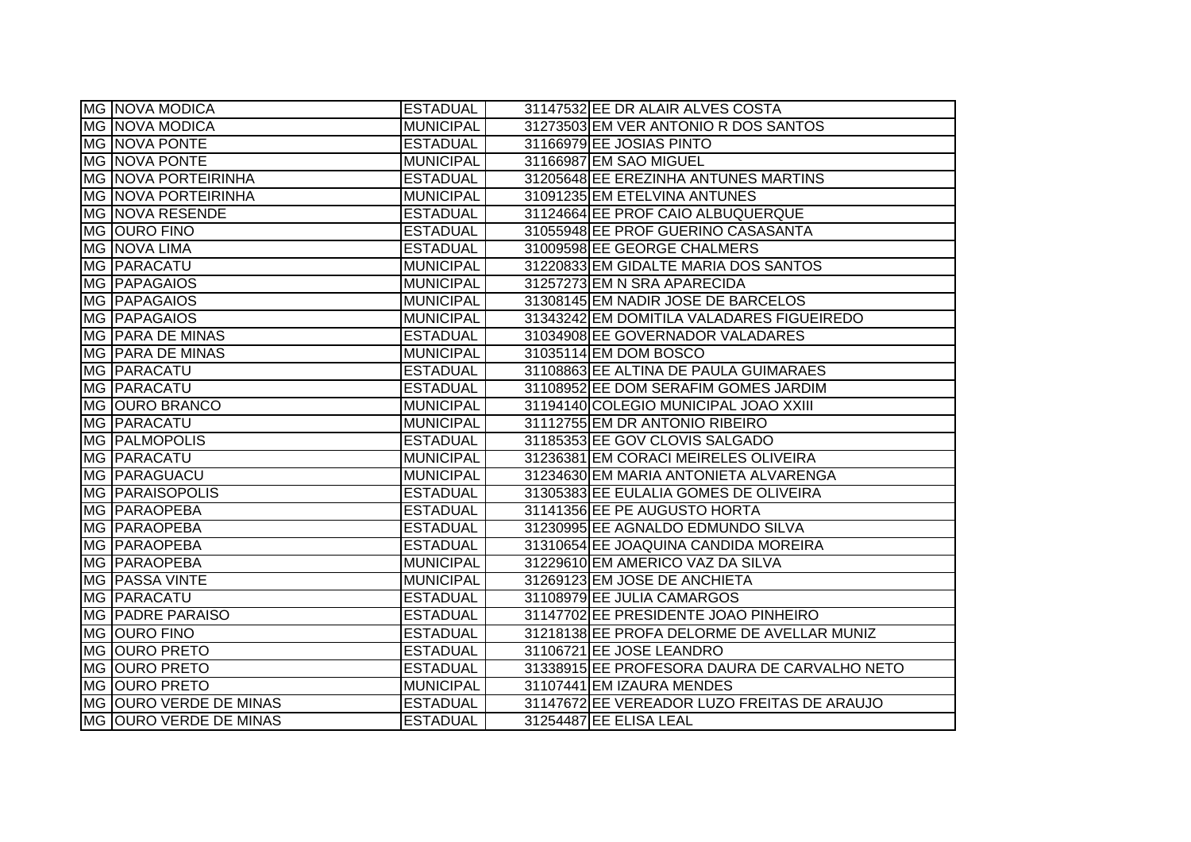| | | | | |
|---|---|---|---|---|
| MG | NOVA MODICA | ESTADUAL | 31147532 | EE DR ALAIR ALVES COSTA |
| MG | NOVA MODICA | MUNICIPAL | 31273503 | EM VER ANTONIO R DOS SANTOS |
| MG | NOVA PONTE | ESTADUAL | 31166979 | EE JOSIAS PINTO |
| MG | NOVA PONTE | MUNICIPAL | 31166987 | EM SAO MIGUEL |
| MG | NOVA PORTEIRINHA | ESTADUAL | 31205648 | EE EREZINHA ANTUNES MARTINS |
| MG | NOVA PORTEIRINHA | MUNICIPAL | 31091235 | EM ETELVINA ANTUNES |
| MG | NOVA RESENDE | ESTADUAL | 31124664 | EE PROF CAIO ALBUQUERQUE |
| MG | OURO FINO | ESTADUAL | 31055948 | EE PROF GUERINO CASASANTA |
| MG | NOVA LIMA | ESTADUAL | 31009598 | EE GEORGE CHALMERS |
| MG | PARACATU | MUNICIPAL | 31220833 | EM GIDALTE MARIA DOS SANTOS |
| MG | PAPAGAIOS | MUNICIPAL | 31257273 | EM N SRA APARECIDA |
| MG | PAPAGAIOS | MUNICIPAL | 31308145 | EM NADIR JOSE DE BARCELOS |
| MG | PAPAGAIOS | MUNICIPAL | 31343242 | EM DOMITILA VALADARES FIGUEIREDO |
| MG | PARA DE MINAS | ESTADUAL | 31034908 | EE GOVERNADOR VALADARES |
| MG | PARA DE MINAS | MUNICIPAL | 31035114 | EM DOM BOSCO |
| MG | PARACATU | ESTADUAL | 31108863 | EE ALTINA DE PAULA GUIMARAES |
| MG | PARACATU | ESTADUAL | 31108952 | EE DOM SERAFIM GOMES JARDIM |
| MG | OURO BRANCO | MUNICIPAL | 31194140 | COLEGIO MUNICIPAL JOAO XXIII |
| MG | PARACATU | MUNICIPAL | 31112755 | EM DR ANTONIO RIBEIRO |
| MG | PALMOPOLIS | ESTADUAL | 31185353 | EE GOV CLOVIS SALGADO |
| MG | PARACATU | MUNICIPAL | 31236381 | EM CORACI MEIRELES OLIVEIRA |
| MG | PARAGUACU | MUNICIPAL | 31234630 | EM MARIA ANTONIETA ALVARENGA |
| MG | PARAISOPOLIS | ESTADUAL | 31305383 | EE EULALIA GOMES DE OLIVEIRA |
| MG | PARAOPEBA | ESTADUAL | 31141356 | EE PE AUGUSTO HORTA |
| MG | PARAOPEBA | ESTADUAL | 31230995 | EE AGNALDO EDMUNDO SILVA |
| MG | PARAOPEBA | ESTADUAL | 31310654 | EE JOAQUINA CANDIDA MOREIRA |
| MG | PARAOPEBA | MUNICIPAL | 31229610 | EM AMERICO VAZ DA SILVA |
| MG | PASSA VINTE | MUNICIPAL | 31269123 | EM JOSE DE ANCHIETA |
| MG | PARACATU | ESTADUAL | 31108979 | EE JULIA CAMARGOS |
| MG | PADRE PARAISO | ESTADUAL | 31147702 | EE PRESIDENTE JOAO PINHEIRO |
| MG | OURO FINO | ESTADUAL | 31218138 | EE PROFA DELORME DE AVELLAR MUNIZ |
| MG | OURO PRETO | ESTADUAL | 31106721 | EE JOSE LEANDRO |
| MG | OURO PRETO | ESTADUAL | 31338915 | EE PROFESORA DAURA DE CARVALHO NETO |
| MG | OURO PRETO | MUNICIPAL | 31107441 | EM IZAURA MENDES |
| MG | OURO VERDE DE MINAS | ESTADUAL | 31147672 | EE VEREADOR LUZO FREITAS DE ARAUJO |
| MG | OURO VERDE DE MINAS | ESTADUAL | 31254487 | EE ELISA LEAL |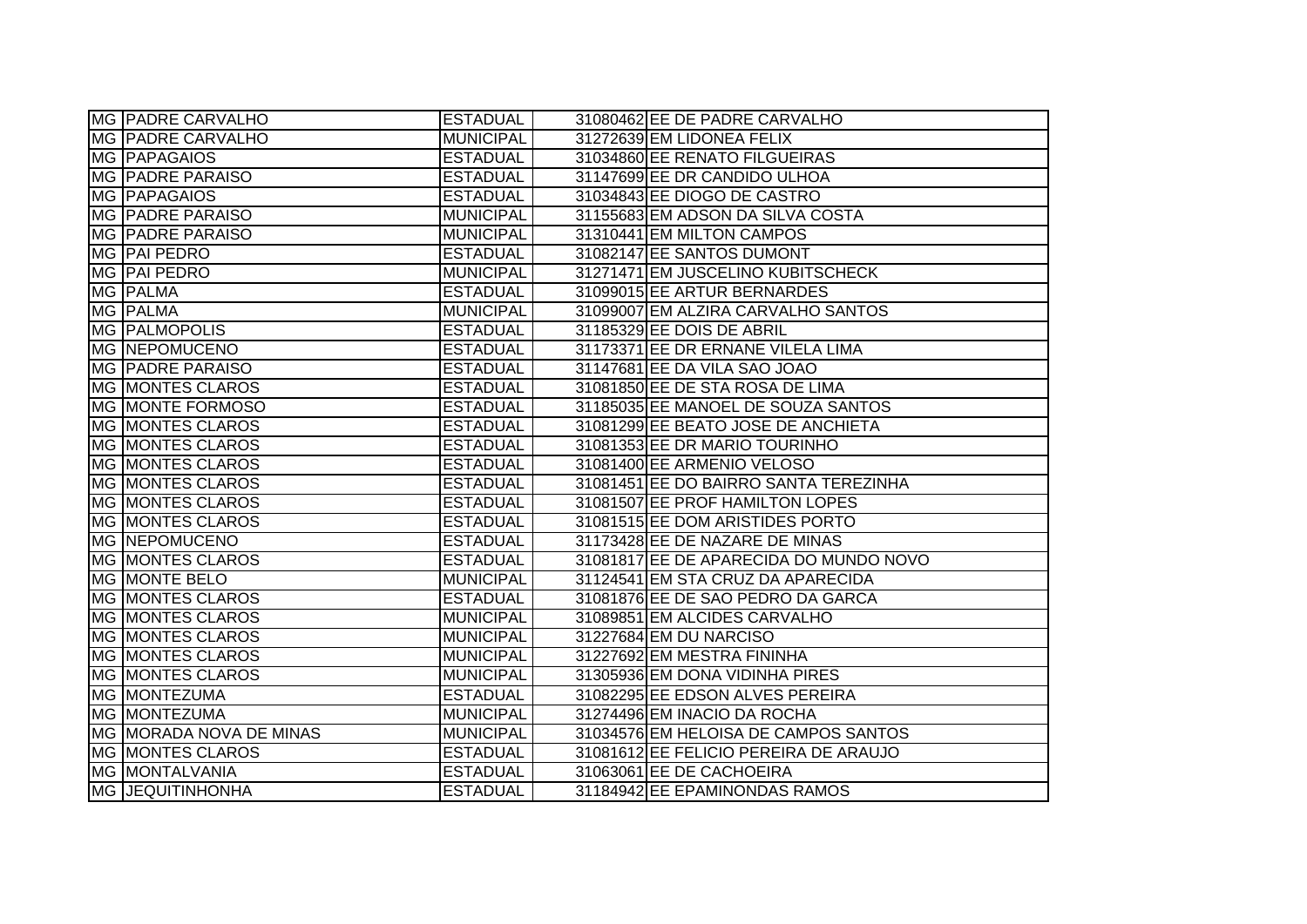| | | | | |
|---|---|---|---|---|
| MG | PADRE CARVALHO | ESTADUAL | 31080462 | EE DE PADRE CARVALHO |
| MG | PADRE CARVALHO | MUNICIPAL | 31272639 | EM LIDONEA FELIX |
| MG | PAPAGAIOS | ESTADUAL | 31034860 | EE RENATO FILGUEIRAS |
| MG | PADRE PARAISO | ESTADUAL | 31147699 | EE DR CANDIDO ULHOA |
| MG | PAPAGAIOS | ESTADUAL | 31034843 | EE DIOGO DE CASTRO |
| MG | PADRE PARAISO | MUNICIPAL | 31155683 | EM ADSON DA SILVA COSTA |
| MG | PADRE PARAISO | MUNICIPAL | 31310441 | EM MILTON CAMPOS |
| MG | PAI PEDRO | ESTADUAL | 31082147 | EE SANTOS DUMONT |
| MG | PAI PEDRO | MUNICIPAL | 31271471 | EM JUSCELINO KUBITSCHECK |
| MG | PALMA | ESTADUAL | 31099015 | EE ARTUR BERNARDES |
| MG | PALMA | MUNICIPAL | 31099007 | EM ALZIRA CARVALHO SANTOS |
| MG | PALMOPOLIS | ESTADUAL | 31185329 | EE DOIS DE ABRIL |
| MG | NEPOMUCENO | ESTADUAL | 31173371 | EE DR ERNANE VILELA LIMA |
| MG | PADRE PARAISO | ESTADUAL | 31147681 | EE DA VILA SAO JOAO |
| MG | MONTES CLAROS | ESTADUAL | 31081850 | EE DE STA ROSA DE LIMA |
| MG | MONTE FORMOSO | ESTADUAL | 31185035 | EE MANOEL DE SOUZA SANTOS |
| MG | MONTES CLAROS | ESTADUAL | 31081299 | EE BEATO JOSE DE ANCHIETA |
| MG | MONTES CLAROS | ESTADUAL | 31081353 | EE DR MARIO TOURINHO |
| MG | MONTES CLAROS | ESTADUAL | 31081400 | EE ARMENIO VELOSO |
| MG | MONTES CLAROS | ESTADUAL | 31081451 | EE DO BAIRRO SANTA TEREZINHA |
| MG | MONTES CLAROS | ESTADUAL | 31081507 | EE PROF HAMILTON LOPES |
| MG | MONTES CLAROS | ESTADUAL | 31081515 | EE DOM ARISTIDES PORTO |
| MG | NEPOMUCENO | ESTADUAL | 31173428 | EE DE NAZARE DE MINAS |
| MG | MONTES CLAROS | ESTADUAL | 31081817 | EE DE APARECIDA DO MUNDO NOVO |
| MG | MONTE BELO | MUNICIPAL | 31124541 | EM STA CRUZ DA APARECIDA |
| MG | MONTES CLAROS | ESTADUAL | 31081876 | EE DE SAO PEDRO DA GARCA |
| MG | MONTES CLAROS | MUNICIPAL | 31089851 | EM ALCIDES CARVALHO |
| MG | MONTES CLAROS | MUNICIPAL | 31227684 | EM DU NARCISO |
| MG | MONTES CLAROS | MUNICIPAL | 31227692 | EM MESTRA FININHA |
| MG | MONTES CLAROS | MUNICIPAL | 31305936 | EM DONA VIDINHA PIRES |
| MG | MONTEZUMA | ESTADUAL | 31082295 | EE EDSON ALVES PEREIRA |
| MG | MONTEZUMA | MUNICIPAL | 31274496 | EM INACIO DA ROCHA |
| MG | MORADA NOVA DE MINAS | MUNICIPAL | 31034576 | EM HELOISA DE CAMPOS SANTOS |
| MG | MONTES CLAROS | ESTADUAL | 31081612 | EE FELICIO PEREIRA DE ARAUJO |
| MG | MONTALVANIA | ESTADUAL | 31063061 | EE DE CACHOEIRA |
| MG | JEQUITINHONHA | ESTADUAL | 31184942 | EE EPAMINONDAS RAMOS |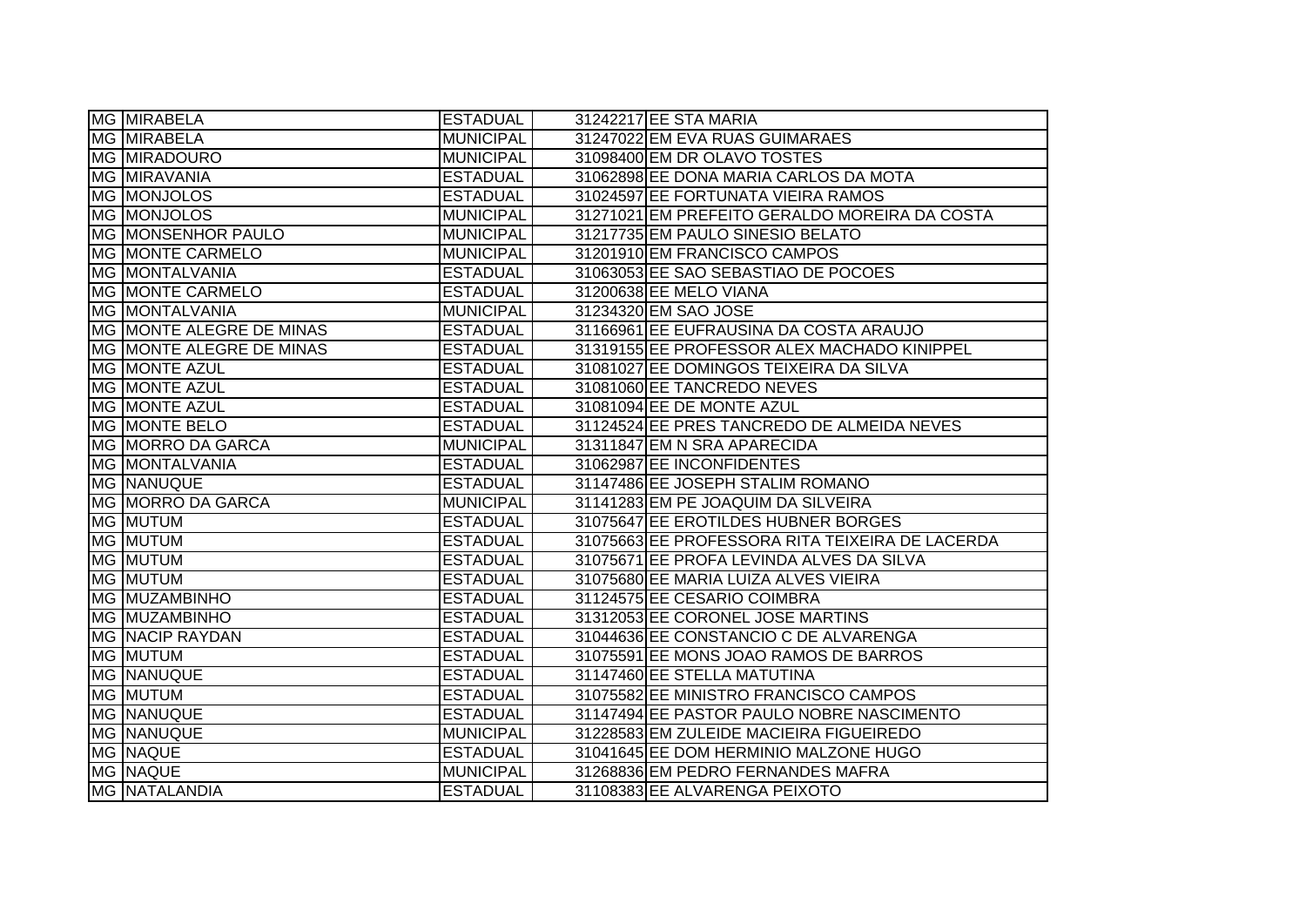| | | | | |
|---|---|---|---|---|
| MG | MIRABELA | ESTADUAL | 31242217 | EE STA MARIA |
| MG | MIRABELA | MUNICIPAL | 31247022 | EM EVA RUAS GUIMARAES |
| MG | MIRADOURO | MUNICIPAL | 31098400 | EM DR OLAVO TOSTES |
| MG | MIRAVANIA | ESTADUAL | 31062898 | EE DONA MARIA CARLOS DA MOTA |
| MG | MONJOLOS | ESTADUAL | 31024597 | EE FORTUNATA VIEIRA RAMOS |
| MG | MONJOLOS | MUNICIPAL | 31271021 | EM PREFEITO GERALDO MOREIRA DA COSTA |
| MG | MONSENHOR PAULO | MUNICIPAL | 31217735 | EM PAULO SINESIO BELATO |
| MG | MONTE CARMELO | MUNICIPAL | 31201910 | EM FRANCISCO CAMPOS |
| MG | MONTALVANIA | ESTADUAL | 31063053 | EE SAO SEBASTIAO DE POCOES |
| MG | MONTE CARMELO | ESTADUAL | 31200638 | EE MELO VIANA |
| MG | MONTALVANIA | MUNICIPAL | 31234320 | EM SAO JOSE |
| MG | MONTE ALEGRE DE MINAS | ESTADUAL | 31166961 | EE EUFRAUSINA DA COSTA ARAUJO |
| MG | MONTE ALEGRE DE MINAS | ESTADUAL | 31319155 | EE PROFESSOR ALEX MACHADO KINIPPEL |
| MG | MONTE AZUL | ESTADUAL | 31081027 | EE DOMINGOS TEIXEIRA DA SILVA |
| MG | MONTE AZUL | ESTADUAL | 31081060 | EE TANCREDO NEVES |
| MG | MONTE AZUL | ESTADUAL | 31081094 | EE DE MONTE AZUL |
| MG | MONTE BELO | ESTADUAL | 31124524 | EE PRES TANCREDO DE ALMEIDA NEVES |
| MG | MORRO DA GARCA | MUNICIPAL | 31311847 | EM N SRA APARECIDA |
| MG | MONTALVANIA | ESTADUAL | 31062987 | EE INCONFIDENTES |
| MG | NANUQUE | ESTADUAL | 31147486 | EE JOSEPH STALIM ROMANO |
| MG | MORRO DA GARCA | MUNICIPAL | 31141283 | EM PE JOAQUIM DA SILVEIRA |
| MG | MUTUM | ESTADUAL | 31075647 | EE EROTILDES HUBNER BORGES |
| MG | MUTUM | ESTADUAL | 31075663 | EE PROFESSORA RITA TEIXEIRA DE LACERDA |
| MG | MUTUM | ESTADUAL | 31075671 | EE PROFA LEVINDA ALVES DA SILVA |
| MG | MUTUM | ESTADUAL | 31075680 | EE MARIA LUIZA ALVES VIEIRA |
| MG | MUZAMBINHO | ESTADUAL | 31124575 | EE CESARIO COIMBRA |
| MG | MUZAMBINHO | ESTADUAL | 31312053 | EE CORONEL JOSE MARTINS |
| MG | NACIP RAYDAN | ESTADUAL | 31044636 | EE CONSTANCIO C DE ALVARENGA |
| MG | MUTUM | ESTADUAL | 31075591 | EE MONS JOAO RAMOS DE BARROS |
| MG | NANUQUE | ESTADUAL | 31147460 | EE STELLA MATUTINA |
| MG | MUTUM | ESTADUAL | 31075582 | EE MINISTRO FRANCISCO CAMPOS |
| MG | NANUQUE | ESTADUAL | 31147494 | EE PASTOR PAULO NOBRE NASCIMENTO |
| MG | NANUQUE | MUNICIPAL | 31228583 | EM ZULEIDE MACIEIRA FIGUEIREDO |
| MG | NAQUE | ESTADUAL | 31041645 | EE DOM HERMINIO MALZONE HUGO |
| MG | NAQUE | MUNICIPAL | 31268836 | EM PEDRO FERNANDES MAFRA |
| MG | NATALANDIA | ESTADUAL | 31108383 | EE ALVARENGA PEIXOTO |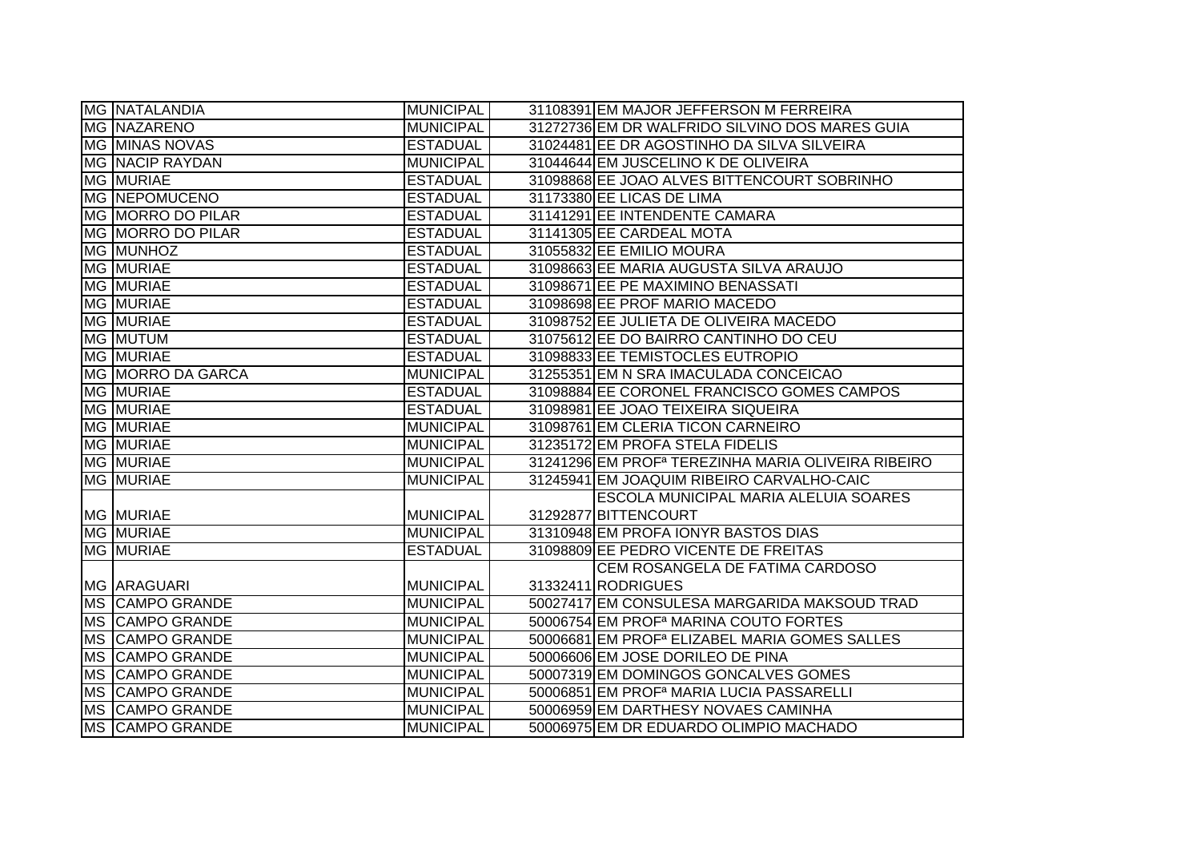| | | | | |
|---|---|---|---|---|
| MG | NATALANDIA | MUNICIPAL | 31108391 | EM MAJOR JEFFERSON M FERREIRA |
| MG | NAZARENO | MUNICIPAL | 31272736 | EM DR WALFRIDO SILVINO DOS MARES GUIA |
| MG | MINAS NOVAS | ESTADUAL | 31024481 | EE DR AGOSTINHO DA SILVA SILVEIRA |
| MG | NACIP RAYDAN | MUNICIPAL | 31044644 | EM JUSCELINO K DE OLIVEIRA |
| MG | MURIAE | ESTADUAL | 31098868 | EE JOAO ALVES BITTENCOURT SOBRINHO |
| MG | NEPOMUCENO | ESTADUAL | 31173380 | EE LICAS DE LIMA |
| MG | MORRO DO PILAR | ESTADUAL | 31141291 | EE INTENDENTE CAMARA |
| MG | MORRO DO PILAR | ESTADUAL | 31141305 | EE CARDEAL MOTA |
| MG | MUNHOZ | ESTADUAL | 31055832 | EE EMILIO MOURA |
| MG | MURIAE | ESTADUAL | 31098663 | EE MARIA AUGUSTA SILVA ARAUJO |
| MG | MURIAE | ESTADUAL | 31098671 | EE PE MAXIMINO BENASSATI |
| MG | MURIAE | ESTADUAL | 31098698 | EE PROF MARIO MACEDO |
| MG | MURIAE | ESTADUAL | 31098752 | EE JULIETA DE OLIVEIRA MACEDO |
| MG | MUTUM | ESTADUAL | 31075612 | EE DO BAIRRO CANTINHO DO CEU |
| MG | MURIAE | ESTADUAL | 31098833 | EE TEMISTOCLES EUTROPIO |
| MG | MORRO DA GARCA | MUNICIPAL | 31255351 | EM N SRA IMACULADA CONCEICAO |
| MG | MURIAE | ESTADUAL | 31098884 | EE CORONEL FRANCISCO GOMES CAMPOS |
| MG | MURIAE | ESTADUAL | 31098981 | EE JOAO TEIXEIRA SIQUEIRA |
| MG | MURIAE | MUNICIPAL | 31098761 | EM CLERIA TICON CARNEIRO |
| MG | MURIAE | MUNICIPAL | 31235172 | EM PROFA STELA FIDELIS |
| MG | MURIAE | MUNICIPAL | 31241296 | EM PROFª TEREZINHA MARIA OLIVEIRA RIBEIRO |
| MG | MURIAE | MUNICIPAL | 31245941 | EM JOAQUIM RIBEIRO CARVALHO-CAIC |
| MG | MURIAE | MUNICIPAL | 31292877 | ESCOLA MUNICIPAL MARIA ALELUIA SOARES BITTENCOURT |
| MG | MURIAE | MUNICIPAL | 31310948 | EM PROFA IONYR BASTOS DIAS |
| MG | MURIAE | ESTADUAL | 31098809 | EE PEDRO VICENTE DE FREITAS |
| MG | ARAGUARI | MUNICIPAL | 31332411 | CEM ROSANGELA DE FATIMA CARDOSO RODRIGUES |
| MS | CAMPO GRANDE | MUNICIPAL | 50027417 | EM CONSULESA MARGARIDA MAKSOUD TRAD |
| MS | CAMPO GRANDE | MUNICIPAL | 50006754 | EM PROFª MARINA COUTO FORTES |
| MS | CAMPO GRANDE | MUNICIPAL | 50006681 | EM PROFª ELIZABEL MARIA GOMES SALLES |
| MS | CAMPO GRANDE | MUNICIPAL | 50006606 | EM JOSE DORILEO DE PINA |
| MS | CAMPO GRANDE | MUNICIPAL | 50007319 | EM DOMINGOS GONCALVES GOMES |
| MS | CAMPO GRANDE | MUNICIPAL | 50006851 | EM PROFª MARIA LUCIA PASSARELLI |
| MS | CAMPO GRANDE | MUNICIPAL | 50006959 | EM DARTHESY NOVAES CAMINHA |
| MS | CAMPO GRANDE | MUNICIPAL | 50006975 | EM DR EDUARDO OLIMPIO MACHADO |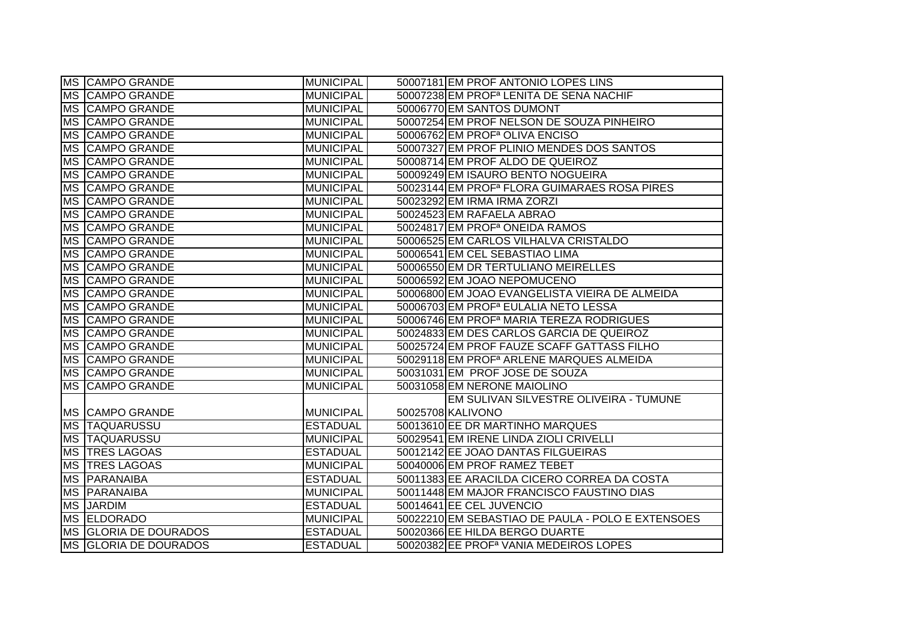| | | | | |
|---|---|---|---|---|
| MS | CAMPO GRANDE | MUNICIPAL | 50007181 | EM PROF ANTONIO LOPES LINS |
| MS | CAMPO GRANDE | MUNICIPAL | 50007238 | EM PROFª LENITA DE SENA NACHIF |
| MS | CAMPO GRANDE | MUNICIPAL | 50006770 | EM SANTOS DUMONT |
| MS | CAMPO GRANDE | MUNICIPAL | 50007254 | EM PROF NELSON DE SOUZA PINHEIRO |
| MS | CAMPO GRANDE | MUNICIPAL | 50006762 | EM PROFª OLIVA ENCISO |
| MS | CAMPO GRANDE | MUNICIPAL | 50007327 | EM PROF PLINIO MENDES DOS SANTOS |
| MS | CAMPO GRANDE | MUNICIPAL | 50008714 | EM PROF ALDO DE QUEIROZ |
| MS | CAMPO GRANDE | MUNICIPAL | 50009249 | EM ISAURO BENTO NOGUEIRA |
| MS | CAMPO GRANDE | MUNICIPAL | 50023144 | EM PROFª FLORA GUIMARAES ROSA PIRES |
| MS | CAMPO GRANDE | MUNICIPAL | 50023292 | EM IRMA IRMA ZORZI |
| MS | CAMPO GRANDE | MUNICIPAL | 50024523 | EM RAFAELA ABRAO |
| MS | CAMPO GRANDE | MUNICIPAL | 50024817 | EM PROFª ONEIDA RAMOS |
| MS | CAMPO GRANDE | MUNICIPAL | 50006525 | EM CARLOS VILHALVA CRISTALDO |
| MS | CAMPO GRANDE | MUNICIPAL | 50006541 | EM CEL SEBASTIAO LIMA |
| MS | CAMPO GRANDE | MUNICIPAL | 50006550 | EM DR TERTULIANO MEIRELLES |
| MS | CAMPO GRANDE | MUNICIPAL | 50006592 | EM JOAO NEPOMUCENO |
| MS | CAMPO GRANDE | MUNICIPAL | 50006800 | EM JOAO EVANGELISTA VIEIRA DE ALMEIDA |
| MS | CAMPO GRANDE | MUNICIPAL | 50006703 | EM PROFª EULALIA NETO LESSA |
| MS | CAMPO GRANDE | MUNICIPAL | 50006746 | EM PROFª MARIA TEREZA RODRIGUES |
| MS | CAMPO GRANDE | MUNICIPAL | 50024833 | EM DES CARLOS GARCIA DE QUEIROZ |
| MS | CAMPO GRANDE | MUNICIPAL | 50025724 | EM PROF FAUZE SCAFF GATTASS FILHO |
| MS | CAMPO GRANDE | MUNICIPAL | 50029118 | EM PROFª ARLENE MARQUES ALMEIDA |
| MS | CAMPO GRANDE | MUNICIPAL | 50031031 | EM PROF JOSE DE SOUZA |
| MS | CAMPO GRANDE | MUNICIPAL | 50031058 | EM NERONE MAIOLINO |
| MS | CAMPO GRANDE | MUNICIPAL | 50025708 | EM SULIVAN SILVESTRE OLIVEIRA - TUMUNE KALIVONO |
| MS | TAQUARUSSU | ESTADUAL | 50013610 | EE DR MARTINHO MARQUES |
| MS | TAQUARUSSU | MUNICIPAL | 50029541 | EM IRENE LINDA ZIOLI CRIVELLI |
| MS | TRES LAGOAS | ESTADUAL | 50012142 | EE JOAO DANTAS FILGUEIRAS |
| MS | TRES LAGOAS | MUNICIPAL | 50040006 | EM PROF RAMEZ TEBET |
| MS | PARANAIBA | ESTADUAL | 50011383 | EE ARACILDA CICERO CORREA DA COSTA |
| MS | PARANAIBA | MUNICIPAL | 50011448 | EM MAJOR FRANCISCO FAUSTINO DIAS |
| MS | JARDIM | ESTADUAL | 50014641 | EE CEL JUVENCIO |
| MS | ELDORADO | MUNICIPAL | 50022210 | EM SEBASTIAO DE PAULA - POLO E EXTENSOES |
| MS | GLORIA DE DOURADOS | ESTADUAL | 50020366 | EE HILDA BERGO DUARTE |
| MS | GLORIA DE DOURADOS | ESTADUAL | 50020382 | EE PROFª VANIA MEDEIROS LOPES |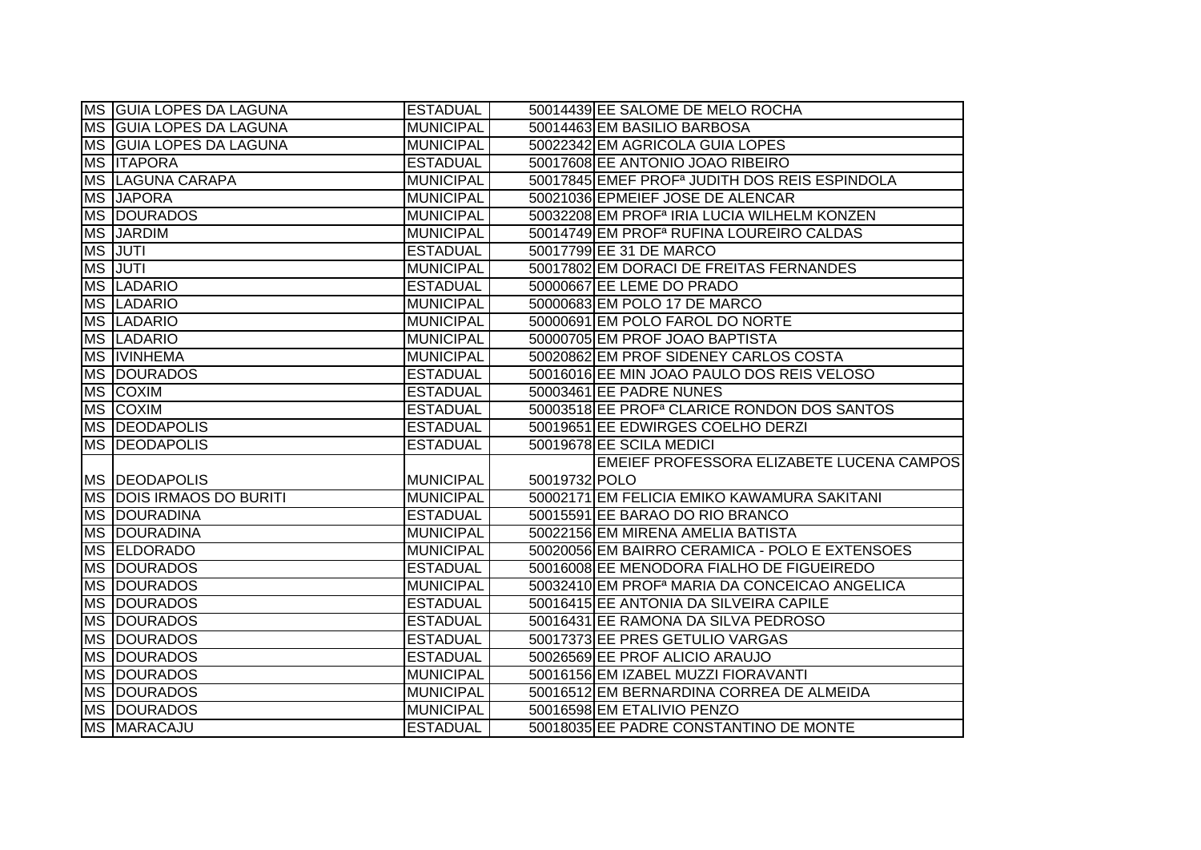| | | | | |
|---|---|---|---|---|
| MS | GUIA LOPES DA LAGUNA | ESTADUAL | 50014439 | EE SALOME DE MELO ROCHA |
| MS | GUIA LOPES DA LAGUNA | MUNICIPAL | 50014463 | EM BASILIO BARBOSA |
| MS | GUIA LOPES DA LAGUNA | MUNICIPAL | 50022342 | EM AGRICOLA GUIA LOPES |
| MS | ITAPORA | ESTADUAL | 50017608 | EE ANTONIO JOAO RIBEIRO |
| MS | LAGUNA CARAPA | MUNICIPAL | 50017845 | EMEF PROFª JUDITH DOS REIS ESPINDOLA |
| MS | JAPORA | MUNICIPAL | 50021036 | EPMEIEF JOSE DE ALENCAR |
| MS | DOURADOS | MUNICIPAL | 50032208 | EM PROFª IRIA LUCIA WILHELM KONZEN |
| MS | JARDIM | MUNICIPAL | 50014749 | EM PROFª RUFINA LOUREIRO CALDAS |
| MS | JUTI | ESTADUAL | 50017799 | EE 31 DE MARCO |
| MS | JUTI | MUNICIPAL | 50017802 | EM DORACI DE FREITAS FERNANDES |
| MS | LADARIO | ESTADUAL | 50000667 | EE LEME DO PRADO |
| MS | LADARIO | MUNICIPAL | 50000683 | EM POLO 17 DE MARCO |
| MS | LADARIO | MUNICIPAL | 50000691 | EM POLO FAROL DO NORTE |
| MS | LADARIO | MUNICIPAL | 50000705 | EM PROF JOAO BAPTISTA |
| MS | IVINHEMA | MUNICIPAL | 50020862 | EM PROF SIDENEY CARLOS COSTA |
| MS | DOURADOS | ESTADUAL | 50016016 | EE MIN JOAO PAULO DOS REIS VELOSO |
| MS | COXIM | ESTADUAL | 50003461 | EE PADRE NUNES |
| MS | COXIM | ESTADUAL | 50003518 | EE PROFª CLARICE RONDON DOS SANTOS |
| MS | DEODAPOLIS | ESTADUAL | 50019651 | EE EDWIRGES COELHO DERZI |
| MS | DEODAPOLIS | ESTADUAL | 50019678 | EE SCILA MEDICI |
| MS | DEODAPOLIS | MUNICIPAL | 50019732 | EMEIEF PROFESSORA ELIZABETE LUCENA CAMPOS POLO |
| MS | DOIS IRMAOS DO BURITI | MUNICIPAL | 50002171 | EM FELICIA EMIKO KAWAMURA SAKITANI |
| MS | DOURADINA | ESTADUAL | 50015591 | EE BARAO DO RIO BRANCO |
| MS | DOURADINA | MUNICIPAL | 50022156 | EM MIRENA AMELIA BATISTA |
| MS | ELDORADO | MUNICIPAL | 50020056 | EM BAIRRO CERAMICA - POLO E EXTENSOES |
| MS | DOURADOS | ESTADUAL | 50016008 | EE MENODORA FIALHO DE FIGUEIREDO |
| MS | DOURADOS | MUNICIPAL | 50032410 | EM PROFª MARIA DA CONCEICAO ANGELICA |
| MS | DOURADOS | ESTADUAL | 50016415 | EE ANTONIA DA SILVEIRA CAPILE |
| MS | DOURADOS | ESTADUAL | 50016431 | EE RAMONA DA SILVA PEDROSO |
| MS | DOURADOS | ESTADUAL | 50017373 | EE PRES GETULIO VARGAS |
| MS | DOURADOS | ESTADUAL | 50026569 | EE PROF ALICIO ARAUJO |
| MS | DOURADOS | MUNICIPAL | 50016156 | EM IZABEL MUZZI FIORAVANTI |
| MS | DOURADOS | MUNICIPAL | 50016512 | EM BERNARDINA CORREA DE ALMEIDA |
| MS | DOURADOS | MUNICIPAL | 50016598 | EM ETALIVIO PENZO |
| MS | MARACAJU | ESTADUAL | 50018035 | EE PADRE CONSTANTINO DE MONTE |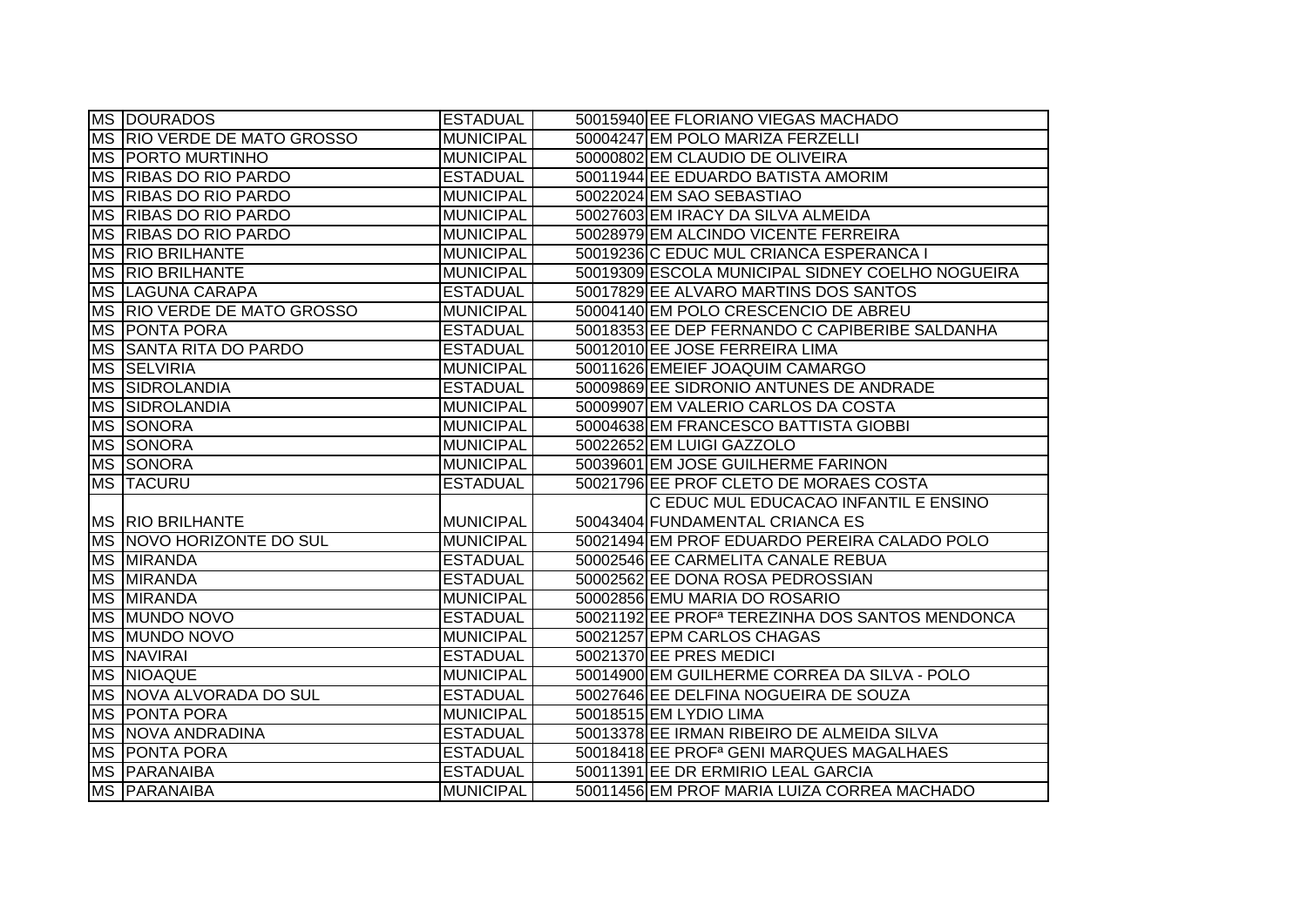| | | | | |
|---|---|---|---|---|
| MS | DOURADOS | ESTADUAL | 50015940 | EE FLORIANO VIEGAS MACHADO |
| MS | RIO VERDE DE MATO GROSSO | MUNICIPAL | 50004247 | EM POLO MARIZA FERZELLI |
| MS | PORTO MURTINHO | MUNICIPAL | 50000802 | EM CLAUDIO DE OLIVEIRA |
| MS | RIBAS DO RIO PARDO | ESTADUAL | 50011944 | EE EDUARDO BATISTA AMORIM |
| MS | RIBAS DO RIO PARDO | MUNICIPAL | 50022024 | EM SAO SEBASTIAO |
| MS | RIBAS DO RIO PARDO | MUNICIPAL | 50027603 | EM IRACY DA SILVA ALMEIDA |
| MS | RIBAS DO RIO PARDO | MUNICIPAL | 50028979 | EM ALCINDO VICENTE FERREIRA |
| MS | RIO BRILHANTE | MUNICIPAL | 50019236 | C EDUC MUL CRIANCA ESPERANCA I |
| MS | RIO BRILHANTE | MUNICIPAL | 50019309 | ESCOLA MUNICIPAL SIDNEY COELHO NOGUEIRA |
| MS | LAGUNA CARAPA | ESTADUAL | 50017829 | EE ALVARO MARTINS DOS SANTOS |
| MS | RIO VERDE DE MATO GROSSO | MUNICIPAL | 50004140 | EM POLO CRESCENCIO DE ABREU |
| MS | PONTA PORA | ESTADUAL | 50018353 | EE DEP FERNANDO C CAPIBERIBE SALDANHA |
| MS | SANTA RITA DO PARDO | ESTADUAL | 50012010 | EE JOSE FERREIRA LIMA |
| MS | SELVIRIA | MUNICIPAL | 50011626 | EMEIEF JOAQUIM CAMARGO |
| MS | SIDROLANDIA | ESTADUAL | 50009869 | EE SIDRONIO ANTUNES DE ANDRADE |
| MS | SIDROLANDIA | MUNICIPAL | 50009907 | EM VALERIO CARLOS DA COSTA |
| MS | SONORA | MUNICIPAL | 50004638 | EM FRANCESCO BATTISTA GIOBBI |
| MS | SONORA | MUNICIPAL | 50022652 | EM LUIGI GAZZOLO |
| MS | SONORA | MUNICIPAL | 50039601 | EM JOSE GUILHERME FARINON |
| MS | TACURU | ESTADUAL | 50021796 | EE PROF CLETO DE MORAES COSTA |
| MS | RIO BRILHANTE | MUNICIPAL | 50043404 | C EDUC MUL EDUCACAO INFANTIL E ENSINO FUNDAMENTAL CRIANCA ES |
| MS | NOVO HORIZONTE DO SUL | MUNICIPAL | 50021494 | EM PROF EDUARDO PEREIRA CALADO POLO |
| MS | MIRANDA | ESTADUAL | 50002546 | EE CARMELITA CANALE REBUA |
| MS | MIRANDA | ESTADUAL | 50002562 | EE DONA ROSA PEDROSSIAN |
| MS | MIRANDA | MUNICIPAL | 50002856 | EMU MARIA DO ROSARIO |
| MS | MUNDO NOVO | ESTADUAL | 50021192 | EE PROFª TEREZINHA DOS SANTOS MENDONCA |
| MS | MUNDO NOVO | MUNICIPAL | 50021257 | EPM CARLOS CHAGAS |
| MS | NAVIRAI | ESTADUAL | 50021370 | EE PRES MEDICI |
| MS | NIOAQUE | MUNICIPAL | 50014900 | EM GUILHERME CORREA DA SILVA - POLO |
| MS | NOVA ALVORADA DO SUL | ESTADUAL | 50027646 | EE DELFINA NOGUEIRA DE SOUZA |
| MS | PONTA PORA | MUNICIPAL | 50018515 | EM LYDIO LIMA |
| MS | NOVA ANDRADINA | ESTADUAL | 50013378 | EE IRMAN RIBEIRO DE ALMEIDA SILVA |
| MS | PONTA PORA | ESTADUAL | 50018418 | EE PROFª GENI MARQUES MAGALHAES |
| MS | PARANAIBA | ESTADUAL | 50011391 | EE DR ERMIRIO LEAL GARCIA |
| MS | PARANAIBA | MUNICIPAL | 50011456 | EM PROF MARIA LUIZA CORREA MACHADO |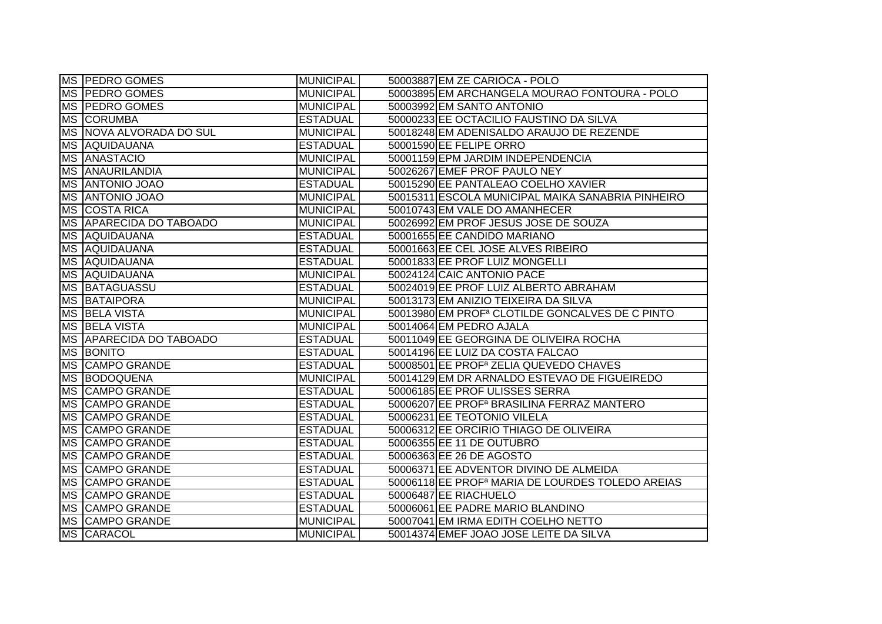| MS | PEDRO GOMES | MUNICIPAL | 50003887 | EM ZE CARIOCA - POLO |
|---|---|---|---|---|
| MS | PEDRO GOMES | MUNICIPAL | 50003895 | EM ARCHANGELA MOURAO FONTOURA - POLO |
| MS | PEDRO GOMES | MUNICIPAL | 50003992 | EM SANTO ANTONIO |
| MS | CORUMBA | ESTADUAL | 50000233 | EE OCTACILIO FAUSTINO DA SILVA |
| MS | NOVA ALVORADA DO SUL | MUNICIPAL | 50018248 | EM ADENISALDO ARAUJO DE REZENDE |
| MS | AQUIDAUANA | ESTADUAL | 50001590 | EE FELIPE ORRO |
| MS | ANASTACIO | MUNICIPAL | 50001159 | EPM JARDIM INDEPENDENCIA |
| MS | ANAURILANDIA | MUNICIPAL | 50026267 | EMEF PROF PAULO NEY |
| MS | ANTONIO JOAO | ESTADUAL | 50015290 | EE PANTALEAO COELHO XAVIER |
| MS | ANTONIO JOAO | MUNICIPAL | 50015311 | ESCOLA MUNICIPAL MAIKA SANABRIA PINHEIRO |
| MS | COSTA RICA | MUNICIPAL | 50010743 | EM VALE DO AMANHECER |
| MS | APARECIDA DO TABOADO | MUNICIPAL | 50026992 | EM PROF JESUS JOSE DE SOUZA |
| MS | AQUIDAUANA | ESTADUAL | 50001655 | EE CANDIDO MARIANO |
| MS | AQUIDAUANA | ESTADUAL | 50001663 | EE CEL JOSE ALVES RIBEIRO |
| MS | AQUIDAUANA | ESTADUAL | 50001833 | EE PROF LUIZ MONGELLI |
| MS | AQUIDAUANA | MUNICIPAL | 50024124 | CAIC ANTONIO PACE |
| MS | BATAGUASSU | ESTADUAL | 50024019 | EE PROF LUIZ ALBERTO ABRAHAM |
| MS | BATAIPORA | MUNICIPAL | 50013173 | EM ANIZIO TEIXEIRA DA SILVA |
| MS | BELA VISTA | MUNICIPAL | 50013980 | EM PROFª CLOTILDE GONCALVES DE C PINTO |
| MS | BELA VISTA | MUNICIPAL | 50014064 | EM PEDRO AJALA |
| MS | APARECIDA DO TABOADO | ESTADUAL | 50011049 | EE GEORGINA DE OLIVEIRA ROCHA |
| MS | BONITO | ESTADUAL | 50014196 | EE LUIZ DA COSTA FALCAO |
| MS | CAMPO GRANDE | ESTADUAL | 50008501 | EE PROFª ZELIA QUEVEDO CHAVES |
| MS | BODOQUENA | MUNICIPAL | 50014129 | EM DR ARNALDO ESTEVAO DE FIGUEIREDO |
| MS | CAMPO GRANDE | ESTADUAL | 50006185 | EE PROF ULISSES SERRA |
| MS | CAMPO GRANDE | ESTADUAL | 50006207 | EE PROFª BRASILINA FERRAZ MANTERO |
| MS | CAMPO GRANDE | ESTADUAL | 50006231 | EE TEOTONIO VILELA |
| MS | CAMPO GRANDE | ESTADUAL | 50006312 | EE ORCIRIO THIAGO DE OLIVEIRA |
| MS | CAMPO GRANDE | ESTADUAL | 50006355 | EE 11 DE OUTUBRO |
| MS | CAMPO GRANDE | ESTADUAL | 50006363 | EE 26 DE AGOSTO |
| MS | CAMPO GRANDE | ESTADUAL | 50006371 | EE ADVENTOR DIVINO DE ALMEIDA |
| MS | CAMPO GRANDE | ESTADUAL | 50006118 | EE PROFª MARIA DE LOURDES TOLEDO AREIAS |
| MS | CAMPO GRANDE | ESTADUAL | 50006487 | EE RIACHUELO |
| MS | CAMPO GRANDE | ESTADUAL | 50006061 | EE PADRE MARIO BLANDINO |
| MS | CAMPO GRANDE | MUNICIPAL | 50007041 | EM IRMA EDITH COELHO NETTO |
| MS | CARACOL | MUNICIPAL | 50014374 | EMEF JOAO JOSE LEITE DA SILVA |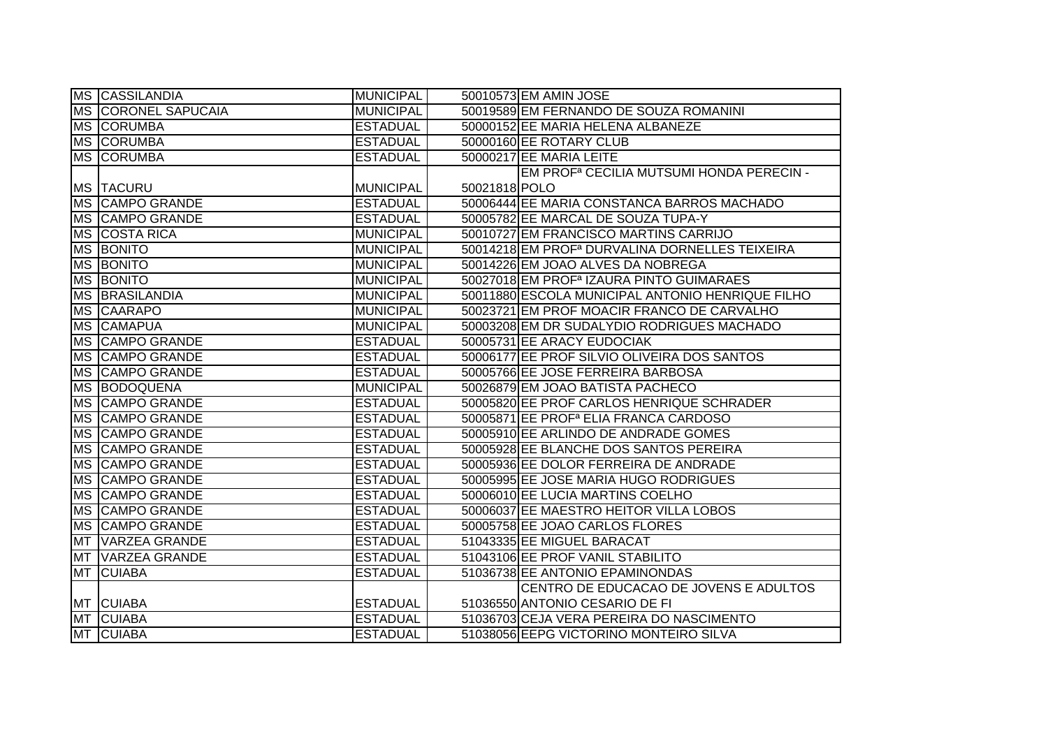| | | | | |
|---|---|---|---|---|
| MS | CASSILANDIA | MUNICIPAL | 50010573 | EM AMIN JOSE |
| MS | CORONEL SAPUCAIA | MUNICIPAL | 50019589 | EM FERNANDO DE SOUZA ROMANINI |
| MS | CORUMBA | ESTADUAL | 50000152 | EE MARIA HELENA ALBANEZE |
| MS | CORUMBA | ESTADUAL | 50000160 | EE ROTARY CLUB |
| MS | CORUMBA | ESTADUAL | 50000217 | EE MARIA LEITE |
| MS | TACURU | MUNICIPAL | 50021818 | EM PROFª CECILIA MUTSUMI HONDA PERECIN - POLO |
| MS | CAMPO GRANDE | ESTADUAL | 50006444 | EE MARIA CONSTANCA BARROS MACHADO |
| MS | CAMPO GRANDE | ESTADUAL | 50005782 | EE MARCAL DE SOUZA TUPA-Y |
| MS | COSTA RICA | MUNICIPAL | 50010727 | EM FRANCISCO MARTINS CARRIJO |
| MS | BONITO | MUNICIPAL | 50014218 | EM PROFª DURVALINA DORNELLES TEIXEIRA |
| MS | BONITO | MUNICIPAL | 50014226 | EM JOAO ALVES DA NOBREGA |
| MS | BONITO | MUNICIPAL | 50027018 | EM PROFª IZAURA PINTO GUIMARAES |
| MS | BRASILANDIA | MUNICIPAL | 50011880 | ESCOLA MUNICIPAL ANTONIO HENRIQUE FILHO |
| MS | CAARAPO | MUNICIPAL | 50023721 | EM PROF MOACIR FRANCO DE CARVALHO |
| MS | CAMAPUA | MUNICIPAL | 50003208 | EM DR SUDALYDIO RODRIGUES MACHADO |
| MS | CAMPO GRANDE | ESTADUAL | 50005731 | EE ARACY EUDOCIAK |
| MS | CAMPO GRANDE | ESTADUAL | 50006177 | EE PROF SILVIO OLIVEIRA DOS SANTOS |
| MS | CAMPO GRANDE | ESTADUAL | 50005766 | EE JOSE FERREIRA BARBOSA |
| MS | BODOQUENA | MUNICIPAL | 50026879 | EM JOAO BATISTA PACHECO |
| MS | CAMPO GRANDE | ESTADUAL | 50005820 | EE PROF CARLOS HENRIQUE SCHRADER |
| MS | CAMPO GRANDE | ESTADUAL | 50005871 | EE PROFª ELIA FRANCA CARDOSO |
| MS | CAMPO GRANDE | ESTADUAL | 50005910 | EE ARLINDO DE ANDRADE GOMES |
| MS | CAMPO GRANDE | ESTADUAL | 50005928 | EE BLANCHE DOS SANTOS PEREIRA |
| MS | CAMPO GRANDE | ESTADUAL | 50005936 | EE DOLOR FERREIRA DE ANDRADE |
| MS | CAMPO GRANDE | ESTADUAL | 50005995 | EE JOSE MARIA HUGO RODRIGUES |
| MS | CAMPO GRANDE | ESTADUAL | 50006010 | EE LUCIA MARTINS COELHO |
| MS | CAMPO GRANDE | ESTADUAL | 50006037 | EE MAESTRO HEITOR VILLA LOBOS |
| MS | CAMPO GRANDE | ESTADUAL | 50005758 | EE JOAO CARLOS FLORES |
| MT | VARZEA GRANDE | ESTADUAL | 51043335 | EE MIGUEL BARACAT |
| MT | VARZEA GRANDE | ESTADUAL | 51043106 | EE PROF VANIL STABILITO |
| MT | CUIABA | ESTADUAL | 51036738 | EE ANTONIO EPAMINONDAS |
| MT | CUIABA | ESTADUAL | 51036550 | CENTRO DE EDUCACAO DE JOVENS E ADULTOS ANTONIO CESARIO DE FI |
| MT | CUIABA | ESTADUAL | 51036703 | CEJA VERA PEREIRA DO NASCIMENTO |
| MT | CUIABA | ESTADUAL | 51038056 | EEPG VICTORINO MONTEIRO SILVA |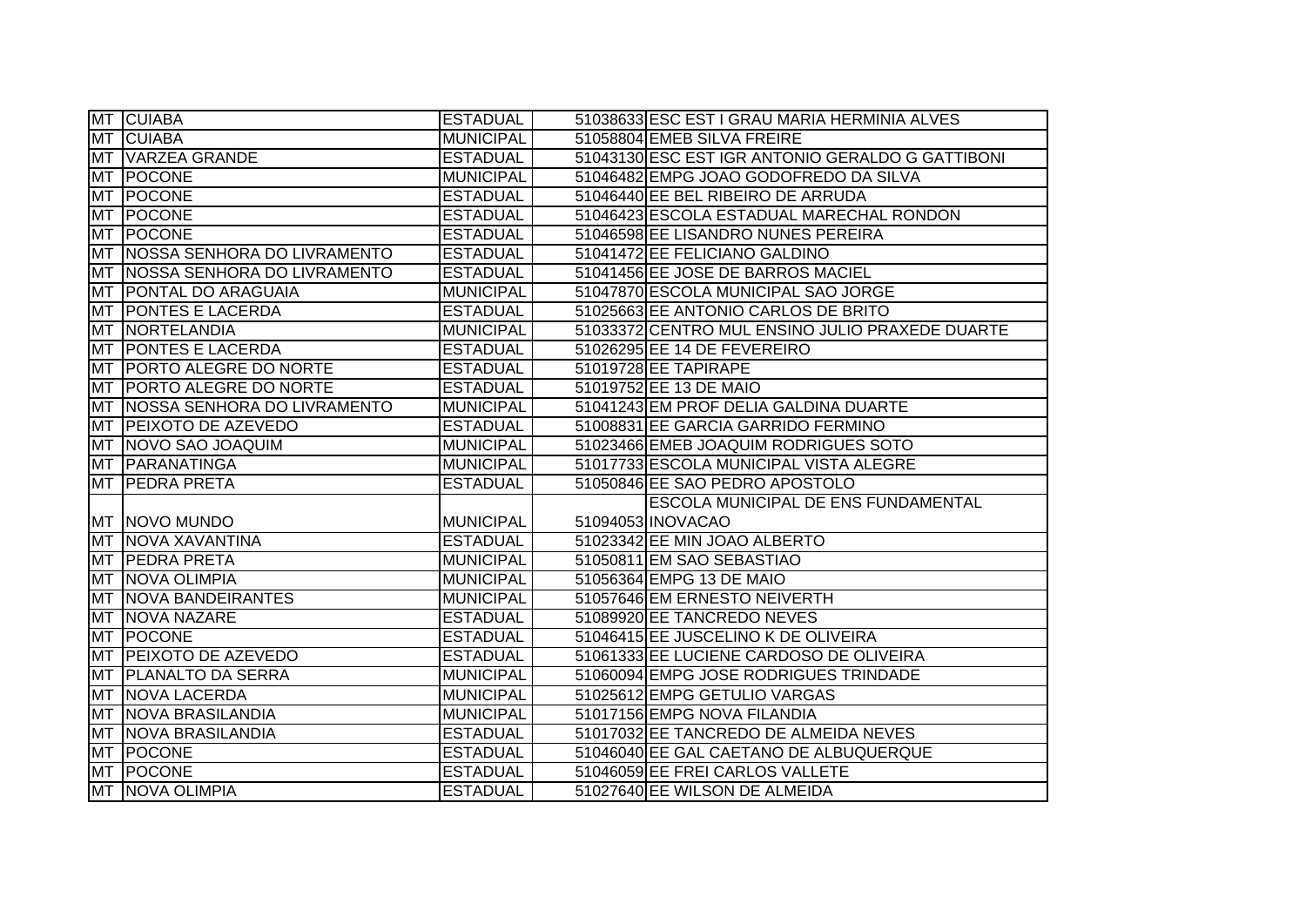| MT | CUIABA | ESTADUAL | 51038633 | ESC EST I GRAU MARIA HERMINIA ALVES |
|---|---|---|---|---|
| MT | CUIABA | MUNICIPAL | 51058804 | EMEB SILVA FREIRE |
| MT | VARZEA GRANDE | ESTADUAL | 51043130 | ESC EST IGR ANTONIO GERALDO G GATTIBONI |
| MT | POCONE | MUNICIPAL | 51046482 | EMPG JOAO GODOFREDO DA SILVA |
| MT | POCONE | ESTADUAL | 51046440 | EE BEL RIBEIRO DE ARRUDA |
| MT | POCONE | ESTADUAL | 51046423 | ESCOLA ESTADUAL MARECHAL RONDON |
| MT | POCONE | ESTADUAL | 51046598 | EE LISANDRO NUNES PEREIRA |
| MT | NOSSA SENHORA DO LIVRAMENTO | ESTADUAL | 51041472 | EE FELICIANO GALDINO |
| MT | NOSSA SENHORA DO LIVRAMENTO | ESTADUAL | 51041456 | EE JOSE DE BARROS MACIEL |
| MT | PONTAL DO ARAGUAIA | MUNICIPAL | 51047870 | ESCOLA MUNICIPAL SAO JORGE |
| MT | PONTES E LACERDA | ESTADUAL | 51025663 | EE ANTONIO CARLOS DE BRITO |
| MT | NORTELANDIA | MUNICIPAL | 51033372 | CENTRO MUL ENSINO JULIO PRAXEDE DUARTE |
| MT | PONTES E LACERDA | ESTADUAL | 51026295 | EE 14 DE FEVEREIRO |
| MT | PORTO ALEGRE DO NORTE | ESTADUAL | 51019728 | EE TAPIRAPE |
| MT | PORTO ALEGRE DO NORTE | ESTADUAL | 51019752 | EE 13 DE MAIO |
| MT | NOSSA SENHORA DO LIVRAMENTO | MUNICIPAL | 51041243 | EM PROF DELIA GALDINA DUARTE |
| MT | PEIXOTO DE AZEVEDO | ESTADUAL | 51008831 | EE GARCIA GARRIDO FERMINO |
| MT | NOVO SAO JOAQUIM | MUNICIPAL | 51023466 | EMEB JOAQUIM RODRIGUES SOTO |
| MT | PARANATINGA | MUNICIPAL | 51017733 | ESCOLA MUNICIPAL VISTA ALEGRE |
| MT | PEDRA PRETA | ESTADUAL | 51050846 | EE SAO PEDRO APOSTOLO |
| MT | NOVO MUNDO | MUNICIPAL | 51094053 | ESCOLA MUNICIPAL DE ENS FUNDAMENTAL INOVACAO |
| MT | NOVA XAVANTINA | ESTADUAL | 51023342 | EE MIN JOAO ALBERTO |
| MT | PEDRA PRETA | MUNICIPAL | 51050811 | EM SAO SEBASTIAO |
| MT | NOVA OLIMPIA | MUNICIPAL | 51056364 | EMPG 13 DE MAIO |
| MT | NOVA BANDEIRANTES | MUNICIPAL | 51057646 | EM ERNESTO NEIVERTH |
| MT | NOVA NAZARE | ESTADUAL | 51089920 | EE TANCREDO NEVES |
| MT | POCONE | ESTADUAL | 51046415 | EE JUSCELINO K DE OLIVEIRA |
| MT | PEIXOTO DE AZEVEDO | ESTADUAL | 51061333 | EE LUCIENE CARDOSO DE OLIVEIRA |
| MT | PLANALTO DA SERRA | MUNICIPAL | 51060094 | EMPG JOSE RODRIGUES TRINDADE |
| MT | NOVA LACERDA | MUNICIPAL | 51025612 | EMPG GETULIO VARGAS |
| MT | NOVA BRASILANDIA | MUNICIPAL | 51017156 | EMPG NOVA FILANDIA |
| MT | NOVA BRASILANDIA | ESTADUAL | 51017032 | EE TANCREDO DE ALMEIDA NEVES |
| MT | POCONE | ESTADUAL | 51046040 | EE GAL CAETANO DE ALBUQUERQUE |
| MT | POCONE | ESTADUAL | 51046059 | EE FREI CARLOS VALLETE |
| MT | NOVA OLIMPIA | ESTADUAL | 51027640 | EE WILSON DE ALMEIDA |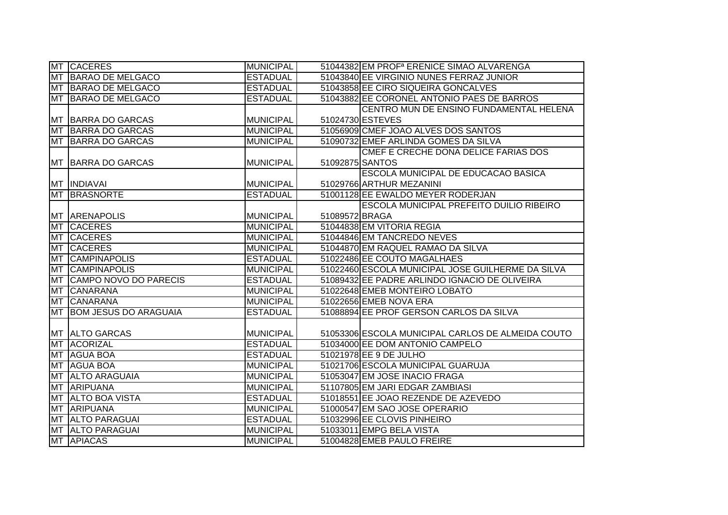| | | | | |
|---|---|---|---|---|
| MT | CACERES | MUNICIPAL | 51044382 | EM PROFª ERENICE SIMAO ALVARENGA |
| MT | BARAO DE MELGACO | ESTADUAL | 51043840 | EE VIRGINIO NUNES FERRAZ JUNIOR |
| MT | BARAO DE MELGACO | ESTADUAL | 51043858 | EE CIRO SIQUEIRA GONCALVES |
| MT | BARAO DE MELGACO | ESTADUAL | 51043882 | EE CORONEL ANTONIO PAES DE BARROS |
| MT | BARRA DO GARCAS | MUNICIPAL | 51024730 | CENTRO MUN DE ENSINO FUNDAMENTAL HELENA ESTEVES |
| MT | BARRA DO GARCAS | MUNICIPAL | 51056909 | CMEF JOAO ALVES DOS SANTOS |
| MT | BARRA DO GARCAS | MUNICIPAL | 51090732 | EMEF ARLINDA GOMES DA SILVA |
| MT | BARRA DO GARCAS | MUNICIPAL | 51092875 | CMEF E CRECHE DONA DELICE FARIAS DOS SANTOS |
| MT | INDIAVAI | MUNICIPAL | 51029766 | ESCOLA MUNICIPAL DE EDUCACAO BASICA ARTHUR MEZANINI |
| MT | BRASNORTE | ESTADUAL | 51001128 | EE EWALDO MEYER RODERJAN |
| MT | ARENAPOLIS | MUNICIPAL | 51089572 | ESCOLA MUNICIPAL PREFEITO DUILIO RIBEIRO BRAGA |
| MT | CACERES | MUNICIPAL | 51044838 | EM VITORIA REGIA |
| MT | CACERES | MUNICIPAL | 51044846 | EM TANCREDO NEVES |
| MT | CACERES | MUNICIPAL | 51044870 | EM RAQUEL RAMAO DA SILVA |
| MT | CAMPINAPOLIS | ESTADUAL | 51022486 | EE COUTO MAGALHAES |
| MT | CAMPINAPOLIS | MUNICIPAL | 51022460 | ESCOLA MUNICIPAL JOSE GUILHERME DA SILVA |
| MT | CAMPO NOVO DO PARECIS | ESTADUAL | 51089432 | EE PADRE ARLINDO IGNACIO DE OLIVEIRA |
| MT | CANARANA | MUNICIPAL | 51022648 | EMEB MONTEIRO LOBATO |
| MT | CANARANA | MUNICIPAL | 51022656 | EMEB NOVA ERA |
| MT | BOM JESUS DO ARAGUAIA | ESTADUAL | 51088894 | EE PROF GERSON CARLOS DA SILVA |
| MT | ALTO GARCAS | MUNICIPAL | 51053306 | ESCOLA MUNICIPAL CARLOS DE ALMEIDA COUTO |
| MT | ACORIZAL | ESTADUAL | 51034000 | EE DOM ANTONIO CAMPELO |
| MT | AGUA BOA | ESTADUAL | 51021978 | EE 9 DE JULHO |
| MT | AGUA BOA | MUNICIPAL | 51021706 | ESCOLA MUNICIPAL GUARUJA |
| MT | ALTO ARAGUAIA | MUNICIPAL | 51053047 | EM JOSE INACIO FRAGA |
| MT | ARIPUANA | MUNICIPAL | 51107805 | EM JARI EDGAR ZAMBIASI |
| MT | ALTO BOA VISTA | ESTADUAL | 51018551 | EE JOAO REZENDE DE AZEVEDO |
| MT | ARIPUANA | MUNICIPAL | 51000547 | EM SAO JOSE OPERARIO |
| MT | ALTO PARAGUAI | ESTADUAL | 51032996 | EE CLOVIS PINHEIRO |
| MT | ALTO PARAGUAI | MUNICIPAL | 51033011 | EMPG BELA VISTA |
| MT | APIACAS | MUNICIPAL | 51004828 | EMEB PAULO FREIRE |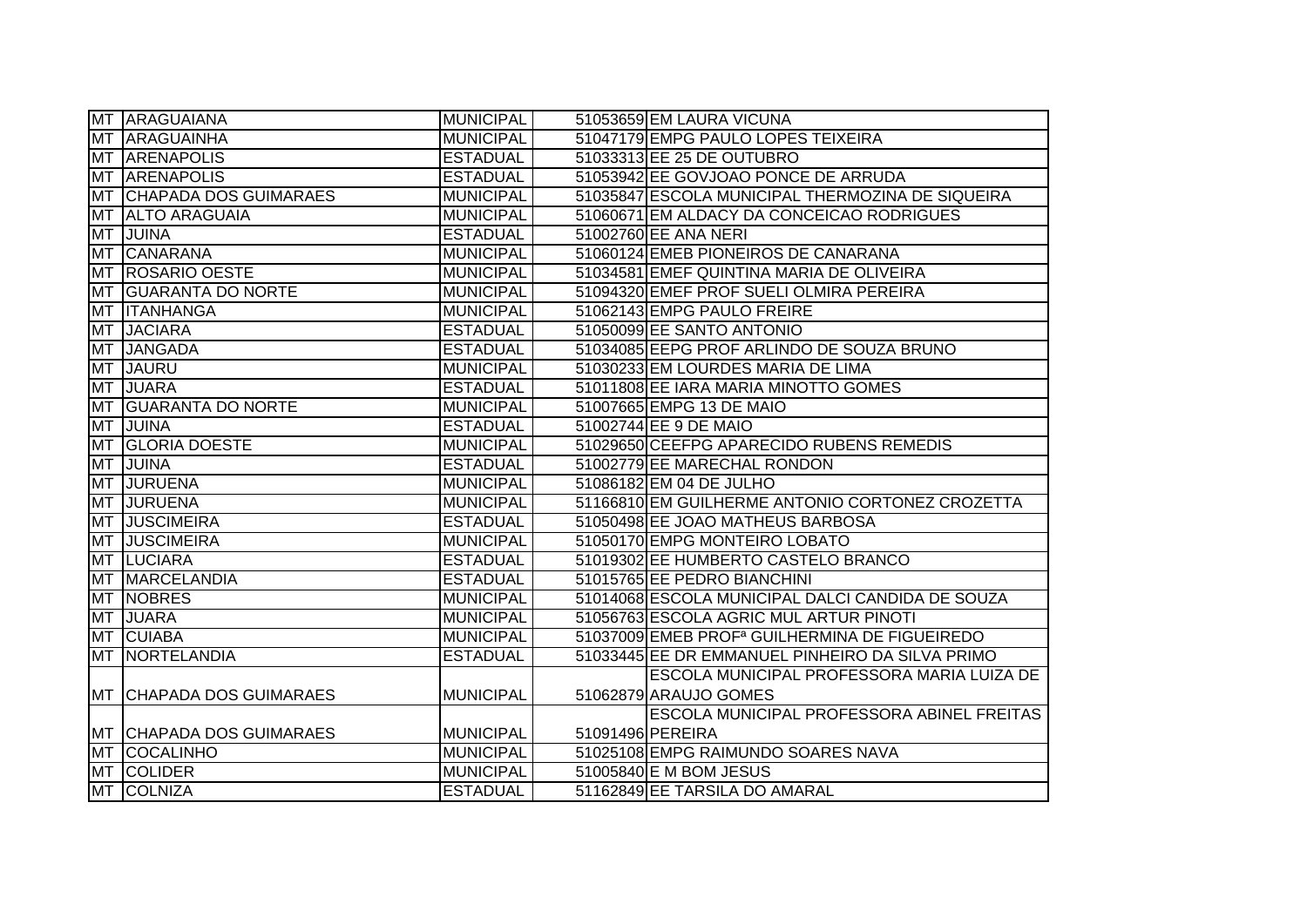| | | | | |
|---|---|---|---|---|
| MT | ARAGUAIANA | MUNICIPAL | 51053659 | EM LAURA VICUNA |
| MT | ARAGUAINHA | MUNICIPAL | 51047179 | EMPG PAULO LOPES TEIXEIRA |
| MT | ARENAPOLIS | ESTADUAL | 51033313 | EE 25 DE OUTUBRO |
| MT | ARENAPOLIS | ESTADUAL | 51053942 | EE GOVJOAO PONCE DE ARRUDA |
| MT | CHAPADA DOS GUIMARAES | MUNICIPAL | 51035847 | ESCOLA MUNICIPAL THERMOZINA DE SIQUEIRA |
| MT | ALTO ARAGUAIA | MUNICIPAL | 51060671 | EM ALDACY DA CONCEICAO RODRIGUES |
| MT | JUINA | ESTADUAL | 51002760 | EE ANA NERI |
| MT | CANARANA | MUNICIPAL | 51060124 | EMEB PIONEIROS DE CANARANA |
| MT | ROSARIO OESTE | MUNICIPAL | 51034581 | EMEF QUINTINA MARIA DE OLIVEIRA |
| MT | GUARANTA DO NORTE | MUNICIPAL | 51094320 | EMEF PROF SUELI OLMIRA PEREIRA |
| MT | ITANHANGA | MUNICIPAL | 51062143 | EMPG PAULO FREIRE |
| MT | JACIARA | ESTADUAL | 51050099 | EE SANTO ANTONIO |
| MT | JANGADA | ESTADUAL | 51034085 | EEPG PROF ARLINDO DE SOUZA BRUNO |
| MT | JAURU | MUNICIPAL | 51030233 | EM LOURDES MARIA DE LIMA |
| MT | JUARA | ESTADUAL | 51011808 | EE IARA MARIA MINOTTO GOMES |
| MT | GUARANTA DO NORTE | MUNICIPAL | 51007665 | EMPG 13 DE MAIO |
| MT | JUINA | ESTADUAL | 51002744 | EE 9 DE MAIO |
| MT | GLORIA DOESTE | MUNICIPAL | 51029650 | CEEFPG APARECIDO RUBENS REMEDIS |
| MT | JUINA | ESTADUAL | 51002779 | EE MARECHAL RONDON |
| MT | JURUENA | MUNICIPAL | 51086182 | EM 04 DE JULHO |
| MT | JURUENA | MUNICIPAL | 51166810 | EM GUILHERME ANTONIO CORTONEZ CROZETTA |
| MT | JUSCIMEIRA | ESTADUAL | 51050498 | EE JOAO MATHEUS BARBOSA |
| MT | JUSCIMEIRA | MUNICIPAL | 51050170 | EMPG MONTEIRO LOBATO |
| MT | LUCIARA | ESTADUAL | 51019302 | EE HUMBERTO CASTELO BRANCO |
| MT | MARCELANDIA | ESTADUAL | 51015765 | EE PEDRO BIANCHINI |
| MT | NOBRES | MUNICIPAL | 51014068 | ESCOLA MUNICIPAL DALCI CANDIDA DE SOUZA |
| MT | JUARA | MUNICIPAL | 51056763 | ESCOLA AGRIC MUL ARTUR PINOTI |
| MT | CUIABA | MUNICIPAL | 51037009 | EMEB PROFª GUILHERMINA DE FIGUEIREDO |
| MT | NORTELANDIA | ESTADUAL | 51033445 | EE DR EMMANUEL PINHEIRO DA SILVA PRIMO |
| MT | CHAPADA DOS GUIMARAES | MUNICIPAL | 51062879 | ESCOLA MUNICIPAL PROFESSORA MARIA LUIZA DE ARAUJO GOMES |
| MT | CHAPADA DOS GUIMARAES | MUNICIPAL | 51091496 | ESCOLA MUNICIPAL PROFESSORA ABINEL FREITAS PEREIRA |
| MT | COCALINHO | MUNICIPAL | 51025108 | EMPG RAIMUNDO SOARES NAVA |
| MT | COLIDER | MUNICIPAL | 51005840 | E M BOM JESUS |
| MT | COLNIZA | ESTADUAL | 51162849 | EE TARSILA DO AMARAL |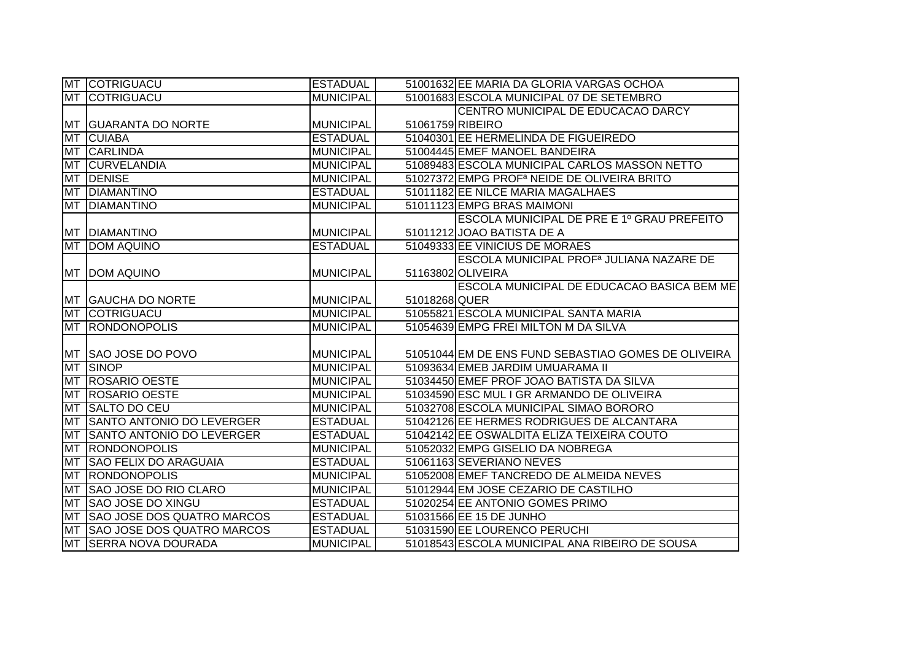| | | | | |
|---|---|---|---|---|
| MT | COTRIGUACU | ESTADUAL | 51001632 | EE MARIA DA GLORIA VARGAS OCHOA |
| MT | COTRIGUACU | MUNICIPAL | 51001683 | ESCOLA MUNICIPAL 07 DE SETEMBRO |
| MT | GUARANTA DO NORTE | MUNICIPAL | 51061759 | CENTRO MUNICIPAL DE EDUCACAO DARCY RIBEIRO |
| MT | CUIABA | ESTADUAL | 51040301 | EE HERMELINDA DE FIGUEIREDO |
| MT | CARLINDA | MUNICIPAL | 51004445 | EMEF MANOEL BANDEIRA |
| MT | CURVELANDIA | MUNICIPAL | 51089483 | ESCOLA MUNICIPAL CARLOS MASSON NETTO |
| MT | DENISE | MUNICIPAL | 51027372 | EMPG PROFª NEIDE DE OLIVEIRA BRITO |
| MT | DIAMANTINO | ESTADUAL | 51011182 | EE NILCE MARIA MAGALHAES |
| MT | DIAMANTINO | MUNICIPAL | 51011123 | EMPG BRAS MAIMONI |
| MT | DIAMANTINO | MUNICIPAL | 51011212 | ESCOLA MUNICIPAL DE PRE E 1º GRAU PREFEITO JOAO BATISTA DE A |
| MT | DOM AQUINO | ESTADUAL | 51049333 | EE VINICIUS DE MORAES |
| MT | DOM AQUINO | MUNICIPAL | 51163802 | ESCOLA MUNICIPAL PROFª JULIANA NAZARE DE OLIVEIRA |
| MT | GAUCHA DO NORTE | MUNICIPAL | 51018268 | ESCOLA MUNICIPAL DE EDUCACAO BASICA BEM ME QUER |
| MT | COTRIGUACU | MUNICIPAL | 51055821 | ESCOLA MUNICIPAL SANTA MARIA |
| MT | RONDONOPOLIS | MUNICIPAL | 51054639 | EMPG FREI MILTON M DA SILVA |
| MT | SAO JOSE DO POVO | MUNICIPAL | 51051044 | EM DE ENS FUND SEBASTIAO GOMES DE OLIVEIRA |
| MT | SINOP | MUNICIPAL | 51093634 | EMEB JARDIM UMUARAMA II |
| MT | ROSARIO OESTE | MUNICIPAL | 51034450 | EMEF PROF JOAO BATISTA DA SILVA |
| MT | ROSARIO OESTE | MUNICIPAL | 51034590 | ESC MUL I GR ARMANDO DE OLIVEIRA |
| MT | SALTO DO CEU | MUNICIPAL | 51032708 | ESCOLA MUNICIPAL SIMAO BORORO |
| MT | SANTO ANTONIO DO LEVERGER | ESTADUAL | 51042126 | EE HERMES RODRIGUES DE ALCANTARA |
| MT | SANTO ANTONIO DO LEVERGER | ESTADUAL | 51042142 | EE OSWALDITA ELIZA TEIXEIRA COUTO |
| MT | RONDONOPOLIS | MUNICIPAL | 51052032 | EMPG GISELIO DA NOBREGA |
| MT | SAO FELIX DO ARAGUAIA | ESTADUAL | 51061163 | SEVERIANO NEVES |
| MT | RONDONOPOLIS | MUNICIPAL | 51052008 | EMEF TANCREDO DE ALMEIDA NEVES |
| MT | SAO JOSE DO RIO CLARO | MUNICIPAL | 51012944 | EM JOSE CEZARIO DE CASTILHO |
| MT | SAO JOSE DO XINGU | ESTADUAL | 51020254 | EE ANTONIO GOMES PRIMO |
| MT | SAO JOSE DOS QUATRO MARCOS | ESTADUAL | 51031566 | EE 15 DE JUNHO |
| MT | SAO JOSE DOS QUATRO MARCOS | ESTADUAL | 51031590 | EE LOURENCO PERUCHI |
| MT | SERRA NOVA DOURADA | MUNICIPAL | 51018543 | ESCOLA MUNICIPAL ANA RIBEIRO DE SOUSA |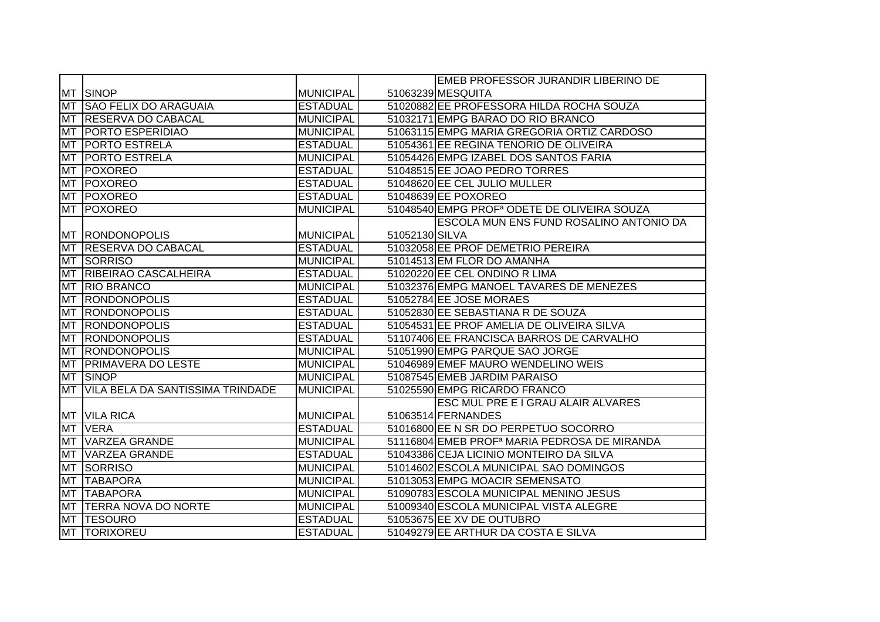| | | | | |
|---|---|---|---|---|
| MT | SINOP | MUNICIPAL | 51063239 | EMEB PROFESSOR JURANDIR LIBERINO DE MESQUITA |
| MT | SAO FELIX DO ARAGUAIA | ESTADUAL | 51020882 | EE PROFESSORA HILDA ROCHA SOUZA |
| MT | RESERVA DO CABACAL | MUNICIPAL | 51032171 | EMPG BARAO DO RIO BRANCO |
| MT | PORTO ESPERIDIAO | MUNICIPAL | 51063115 | EMPG MARIA GREGORIA ORTIZ CARDOSO |
| MT | PORTO ESTRELA | ESTADUAL | 51054361 | EE REGINA TENORIO DE OLIVEIRA |
| MT | PORTO ESTRELA | MUNICIPAL | 51054426 | EMPG IZABEL DOS SANTOS FARIA |
| MT | POXOREO | ESTADUAL | 51048515 | EE JOAO PEDRO TORRES |
| MT | POXOREO | ESTADUAL | 51048620 | EE CEL JULIO MULLER |
| MT | POXOREO | ESTADUAL | 51048639 | EE POXOREO |
| MT | POXOREO | MUNICIPAL | 51048540 | EMPG PROFª ODETE DE OLIVEIRA SOUZA |
| MT | RONDONOPOLIS | MUNICIPAL | 51052130 | ESCOLA MUN ENS FUND ROSALINO ANTONIO DA SILVA |
| MT | RESERVA DO CABACAL | ESTADUAL | 51032058 | EE PROF DEMETRIO PEREIRA |
| MT | SORRISO | MUNICIPAL | 51014513 | EM FLOR DO AMANHA |
| MT | RIBEIRAO CASCALHEIRA | ESTADUAL | 51020220 | EE CEL ONDINO R LIMA |
| MT | RIO BRANCO | MUNICIPAL | 51032376 | EMPG MANOEL TAVARES DE MENEZES |
| MT | RONDONOPOLIS | ESTADUAL | 51052784 | EE JOSE MORAES |
| MT | RONDONOPOLIS | ESTADUAL | 51052830 | EE SEBASTIANA R DE SOUZA |
| MT | RONDONOPOLIS | ESTADUAL | 51054531 | EE PROF AMELIA DE OLIVEIRA SILVA |
| MT | RONDONOPOLIS | ESTADUAL | 51107406 | EE FRANCISCA BARROS DE CARVALHO |
| MT | RONDONOPOLIS | MUNICIPAL | 51051990 | EMPG PARQUE SAO JORGE |
| MT | PRIMAVERA DO LESTE | MUNICIPAL | 51046989 | EMEF MAURO WENDELINO WEIS |
| MT | SINOP | MUNICIPAL | 51087545 | EMEB JARDIM PARAISO |
| MT | VILA BELA DA SANTISSIMA TRINDADE | MUNICIPAL | 51025590 | EMPG RICARDO FRANCO |
| MT | VILA RICA | MUNICIPAL | 51063514 | ESC MUL PRE E I GRAU ALAIR ALVARES FERNANDES |
| MT | VERA | ESTADUAL | 51016800 | EE N SR DO PERPETUO SOCORRO |
| MT | VARZEA GRANDE | MUNICIPAL | 51116804 | EMEB PROFª MARIA PEDROSA DE MIRANDA |
| MT | VARZEA GRANDE | ESTADUAL | 51043386 | CEJA LICINIO MONTEIRO DA SILVA |
| MT | SORRISO | MUNICIPAL | 51014602 | ESCOLA MUNICIPAL SAO DOMINGOS |
| MT | TABAPORA | MUNICIPAL | 51013053 | EMPG MOACIR SEMENSATO |
| MT | TABAPORA | MUNICIPAL | 51090783 | ESCOLA MUNICIPAL MENINO JESUS |
| MT | TERRA NOVA DO NORTE | MUNICIPAL | 51009340 | ESCOLA MUNICIPAL VISTA ALEGRE |
| MT | TESOURO | ESTADUAL | 51053675 | EE XV DE OUTUBRO |
| MT | TORIXOREU | ESTADUAL | 51049279 | EE ARTHUR DA COSTA E SILVA |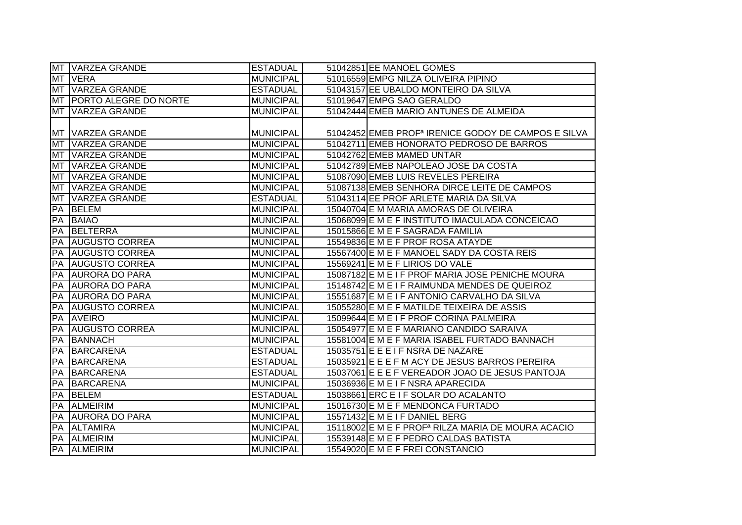| | | | | |
|---|---|---|---|---|
| MT | VARZEA GRANDE | ESTADUAL | 51042851 | EE MANOEL GOMES |
| MT | VERA | MUNICIPAL | 51016559 | EMPG NILZA OLIVEIRA PIPINO |
| MT | VARZEA GRANDE | ESTADUAL | 51043157 | EE UBALDO MONTEIRO DA SILVA |
| MT | PORTO ALEGRE DO NORTE | MUNICIPAL | 51019647 | EMPG SAO GERALDO |
| MT | VARZEA GRANDE | MUNICIPAL | 51042444 | EMEB MARIO ANTUNES DE ALMEIDA |
| MT | VARZEA GRANDE | MUNICIPAL | 51042452 | EMEB PROFª IRENICE GODOY DE CAMPOS E SILVA |
| MT | VARZEA GRANDE | MUNICIPAL | 51042711 | EMEB HONORATO PEDROSO DE BARROS |
| MT | VARZEA GRANDE | MUNICIPAL | 51042762 | EMEB MAMED UNTAR |
| MT | VARZEA GRANDE | MUNICIPAL | 51042789 | EMEB NAPOLEAO JOSE DA COSTA |
| MT | VARZEA GRANDE | MUNICIPAL | 51087090 | EMEB LUIS REVELES PEREIRA |
| MT | VARZEA GRANDE | MUNICIPAL | 51087138 | EMEB SENHORA DIRCE LEITE DE CAMPOS |
| MT | VARZEA GRANDE | ESTADUAL | 51043114 | EE PROF ARLETE MARIA DA SILVA |
| PA | BELEM | MUNICIPAL | 15040704 | E M MARIA AMORAS DE OLIVEIRA |
| PA | BAIAO | MUNICIPAL | 15068099 | E M E F INSTITUTO IMACULADA CONCEICAO |
| PA | BELTERRA | MUNICIPAL | 15015866 | E M E F SAGRADA FAMILIA |
| PA | AUGUSTO CORREA | MUNICIPAL | 15549836 | E M E F PROF ROSA ATAYDE |
| PA | AUGUSTO CORREA | MUNICIPAL | 15567400 | E M E F MANOEL SADY DA COSTA REIS |
| PA | AUGUSTO CORREA | MUNICIPAL | 15569241 | E M E F LIRIOS DO VALE |
| PA | AURORA DO PARA | MUNICIPAL | 15087182 | E M E I F PROF MARIA JOSE PENICHE MOURA |
| PA | AURORA DO PARA | MUNICIPAL | 15148742 | E M E I F RAIMUNDA MENDES DE QUEIROZ |
| PA | AURORA DO PARA | MUNICIPAL | 15551687 | E M E I F ANTONIO CARVALHO DA SILVA |
| PA | AUGUSTO CORREA | MUNICIPAL | 15055280 | E M E F MATILDE TEIXEIRA DE ASSIS |
| PA | AVEIRO | MUNICIPAL | 15099644 | E M E I F PROF CORINA PALMEIRA |
| PA | AUGUSTO CORREA | MUNICIPAL | 15054977 | E M E F MARIANO CANDIDO SARAIVA |
| PA | BANNACH | MUNICIPAL | 15581004 | E M E F MARIA ISABEL FURTADO BANNACH |
| PA | BARCARENA | ESTADUAL | 15035751 | E E E I F NSRA DE NAZARE |
| PA | BARCARENA | ESTADUAL | 15035921 | E E E F M ACY DE JESUS BARROS PEREIRA |
| PA | BARCARENA | ESTADUAL | 15037061 | E E E F VEREADOR JOAO DE JESUS PANTOJA |
| PA | BARCARENA | MUNICIPAL | 15036936 | E M E I F NSRA APARECIDA |
| PA | BELEM | ESTADUAL | 15038661 | ERC E I F SOLAR DO ACALANTO |
| PA | ALMEIRIM | MUNICIPAL | 15016730 | E M E F MENDONCA FURTADO |
| PA | AURORA DO PARA | MUNICIPAL | 15571432 | E M E I F DANIEL BERG |
| PA | ALTAMIRA | MUNICIPAL | 15118002 | E M E F PROFª RILZA MARIA DE MOURA ACACIO |
| PA | ALMEIRIM | MUNICIPAL | 15539148 | E M E F PEDRO CALDAS BATISTA |
| PA | ALMEIRIM | MUNICIPAL | 15549020 | E M E F FREI CONSTANCIO |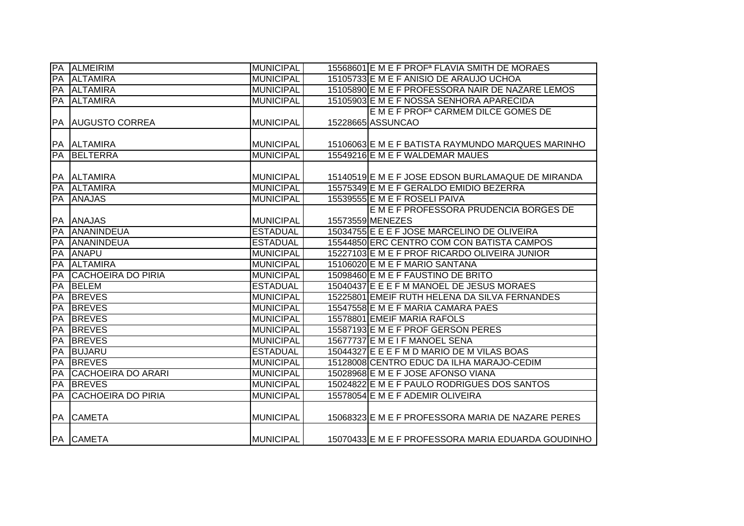| | | | | |
|---|---|---|---|---|
| PA | ALMEIRIM | MUNICIPAL | 15568601 | E M E F PROFª FLAVIA SMITH DE MORAES |
| PA | ALTAMIRA | MUNICIPAL | 15105733 | E M E F ANISIO DE ARAUJO UCHOA |
| PA | ALTAMIRA | MUNICIPAL | 15105890 | E M E F PROFESSORA NAIR DE NAZARE LEMOS |
| PA | ALTAMIRA | MUNICIPAL | 15105903 | E M E F NOSSA SENHORA APARECIDA |
| PA | AUGUSTO CORREA | MUNICIPAL | 15228665 | E M E F PROFª CARMEM DILCE GOMES DE ASSUNCAO |
| PA | ALTAMIRA | MUNICIPAL | 15106063 | E M E F BATISTA RAYMUNDO MARQUES MARINHO |
| PA | BELTERRA | MUNICIPAL | 15549216 | E M E F WALDEMAR MAUES |
| PA | ALTAMIRA | MUNICIPAL | 15140519 | E M E F JOSE EDSON BURLAMAQUE DE MIRANDA |
| PA | ALTAMIRA | MUNICIPAL | 15575349 | E M E F GERALDO EMIDIO BEZERRA |
| PA | ANAJAS | MUNICIPAL | 15539555 | E M E F ROSELI PAIVA |
| PA | ANAJAS | MUNICIPAL | 15573559 | E M E F PROFESSORA PRUDENCIA BORGES DE MENEZES |
| PA | ANANINDEUA | ESTADUAL | 15034755 | E E E F JOSE MARCELINO DE OLIVEIRA |
| PA | ANANINDEUA | ESTADUAL | 15544850 | ERC CENTRO COM CON BATISTA CAMPOS |
| PA | ANAPU | MUNICIPAL | 15227103 | E M E F PROF RICARDO OLIVEIRA JUNIOR |
| PA | ALTAMIRA | MUNICIPAL | 15106020 | E M E F MARIO SANTANA |
| PA | CACHOEIRA DO PIRIA | MUNICIPAL | 15098460 | E M E F FAUSTINO DE BRITO |
| PA | BELEM | ESTADUAL | 15040437 | E E E F M MANOEL DE JESUS MORAES |
| PA | BREVES | MUNICIPAL | 15225801 | EMEIF RUTH HELENA DA SILVA FERNANDES |
| PA | BREVES | MUNICIPAL | 15547558 | E M E F MARIA CAMARA PAES |
| PA | BREVES | MUNICIPAL | 15578801 | EMEIF MARIA RAFOLS |
| PA | BREVES | MUNICIPAL | 15587193 | E M E F PROF GERSON PERES |
| PA | BREVES | MUNICIPAL | 15677737 | E M E I F MANOEL SENA |
| PA | BUJARU | ESTADUAL | 15044327 | E E E F M D MARIO DE M VILAS BOAS |
| PA | BREVES | MUNICIPAL | 15128008 | CENTRO EDUC DA ILHA MARAJO-CEDIM |
| PA | CACHOEIRA DO ARARI | MUNICIPAL | 15028968 | E M E F JOSE AFONSO VIANA |
| PA | BREVES | MUNICIPAL | 15024822 | E M E F PAULO RODRIGUES DOS SANTOS |
| PA | CACHOEIRA DO PIRIA | MUNICIPAL | 15578054 | E M E F ADEMIR OLIVEIRA |
| PA | CAMETA | MUNICIPAL | 15068323 | E M E F PROFESSORA MARIA DE NAZARE PERES |
| PA | CAMETA | MUNICIPAL | 15070433 | E M E F PROFESSORA MARIA EDUARDA GOUDINHO |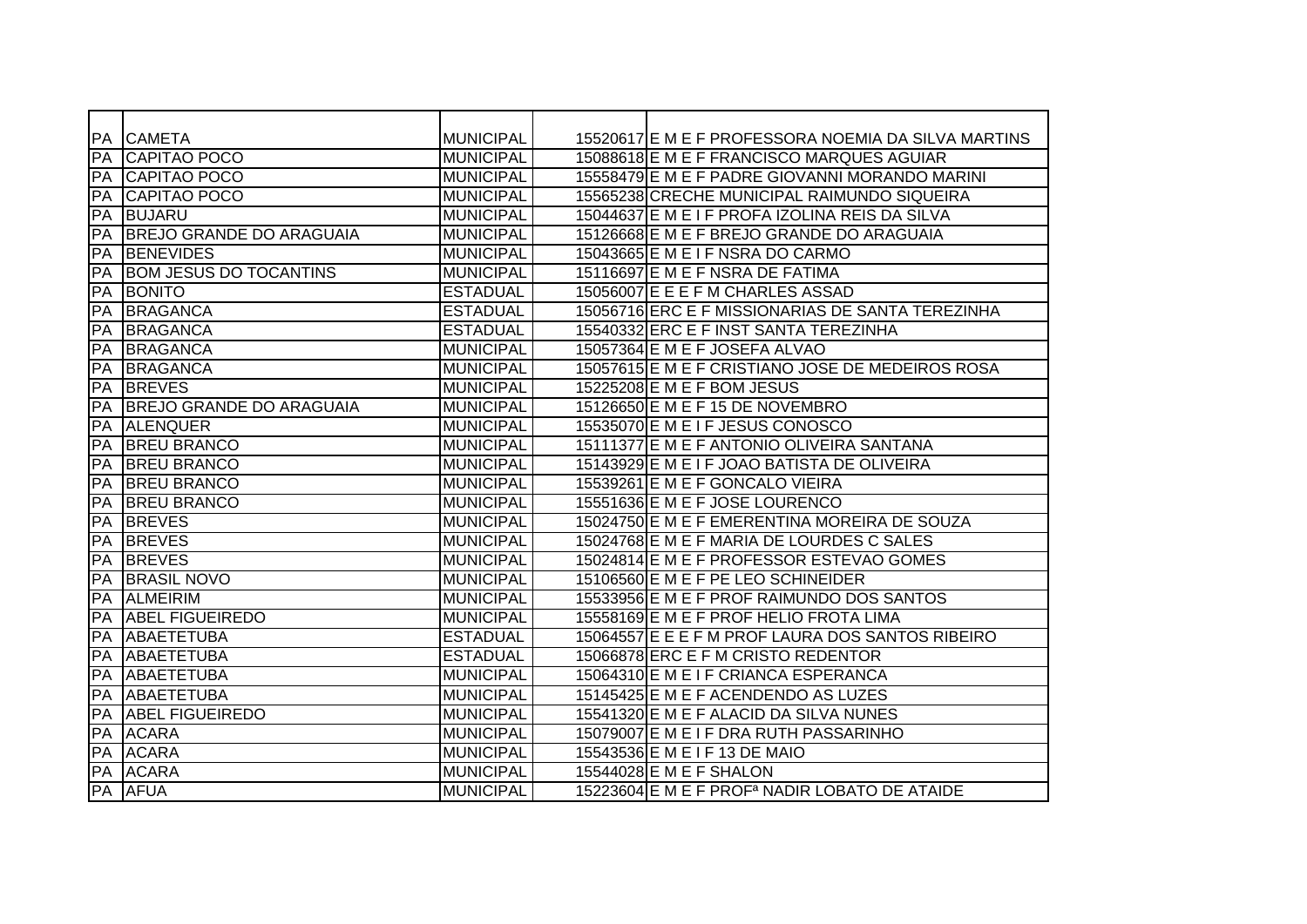| | | | | |
|---|---|---|---|---|
| PA | CAMETA | MUNICIPAL | 15520617 | E M E F PROFESSORA NOEMIA DA SILVA MARTINS |
| PA | CAPITAO POCO | MUNICIPAL | 15088618 | E M E F FRANCISCO MARQUES AGUIAR |
| PA | CAPITAO POCO | MUNICIPAL | 15558479 | E M E F PADRE GIOVANNI MORANDO MARINI |
| PA | CAPITAO POCO | MUNICIPAL | 15565238 | CRECHE MUNICIPAL RAIMUNDO SIQUEIRA |
| PA | BUJARU | MUNICIPAL | 15044637 | E M E I F PROFA IZOLINA REIS DA SILVA |
| PA | BREJO GRANDE DO ARAGUAIA | MUNICIPAL | 15126668 | E M E F BREJO GRANDE DO ARAGUAIA |
| PA | BENEVIDES | MUNICIPAL | 15043665 | E M E I F NSRA DO CARMO |
| PA | BOM JESUS DO TOCANTINS | MUNICIPAL | 15116697 | E M E F NSRA DE FATIMA |
| PA | BONITO | ESTADUAL | 15056007 | E E E F M CHARLES ASSAD |
| PA | BRAGANCA | ESTADUAL | 15056716 | ERC E F MISSIONARIAS DE SANTA TEREZINHA |
| PA | BRAGANCA | ESTADUAL | 15540332 | ERC E F INST SANTA TEREZINHA |
| PA | BRAGANCA | MUNICIPAL | 15057364 | E M E F JOSEFA ALVAO |
| PA | BRAGANCA | MUNICIPAL | 15057615 | E M E F CRISTIANO JOSE DE MEDEIROS ROSA |
| PA | BREVES | MUNICIPAL | 15225208 | E M E F BOM JESUS |
| PA | BREJO GRANDE DO ARAGUAIA | MUNICIPAL | 15126650 | E M E F 15 DE NOVEMBRO |
| PA | ALENQUER | MUNICIPAL | 15535070 | E M E I F JESUS CONOSCO |
| PA | BREU BRANCO | MUNICIPAL | 15111377 | E M E F ANTONIO OLIVEIRA SANTANA |
| PA | BREU BRANCO | MUNICIPAL | 15143929 | E M E I F JOAO BATISTA DE OLIVEIRA |
| PA | BREU BRANCO | MUNICIPAL | 15539261 | E M E F GONCALO VIEIRA |
| PA | BREU BRANCO | MUNICIPAL | 15551636 | E M E F JOSE LOURENCO |
| PA | BREVES | MUNICIPAL | 15024750 | E M E F EMERENTINA MOREIRA DE SOUZA |
| PA | BREVES | MUNICIPAL | 15024768 | E M E F MARIA DE LOURDES C SALES |
| PA | BREVES | MUNICIPAL | 15024814 | E M E F PROFESSOR ESTEVAO GOMES |
| PA | BRASIL NOVO | MUNICIPAL | 15106560 | E M E F PE LEO SCHINEIDER |
| PA | ALMEIRIM | MUNICIPAL | 15533956 | E M E F PROF RAIMUNDO DOS SANTOS |
| PA | ABEL FIGUEIREDO | MUNICIPAL | 15558169 | E M E F PROF HELIO FROTA LIMA |
| PA | ABAETETUBA | ESTADUAL | 15064557 | E E E F M PROF LAURA DOS SANTOS RIBEIRO |
| PA | ABAETETUBA | ESTADUAL | 15066878 | ERC E F M CRISTO REDENTOR |
| PA | ABAETETUBA | MUNICIPAL | 15064310 | E M E I F CRIANCA ESPERANCA |
| PA | ABAETETUBA | MUNICIPAL | 15145425 | E M E F ACENDENDO AS LUZES |
| PA | ABEL FIGUEIREDO | MUNICIPAL | 15541320 | E M E F ALACID DA SILVA NUNES |
| PA | ACARA | MUNICIPAL | 15079007 | E M E I F DRA RUTH PASSARINHO |
| PA | ACARA | MUNICIPAL | 15543536 | E M E I F 13 DE MAIO |
| PA | ACARA | MUNICIPAL | 15544028 | E M E F SHALON |
| PA | AFUA | MUNICIPAL | 15223604 | E M E F PROFª NADIR LOBATO DE ATAIDE |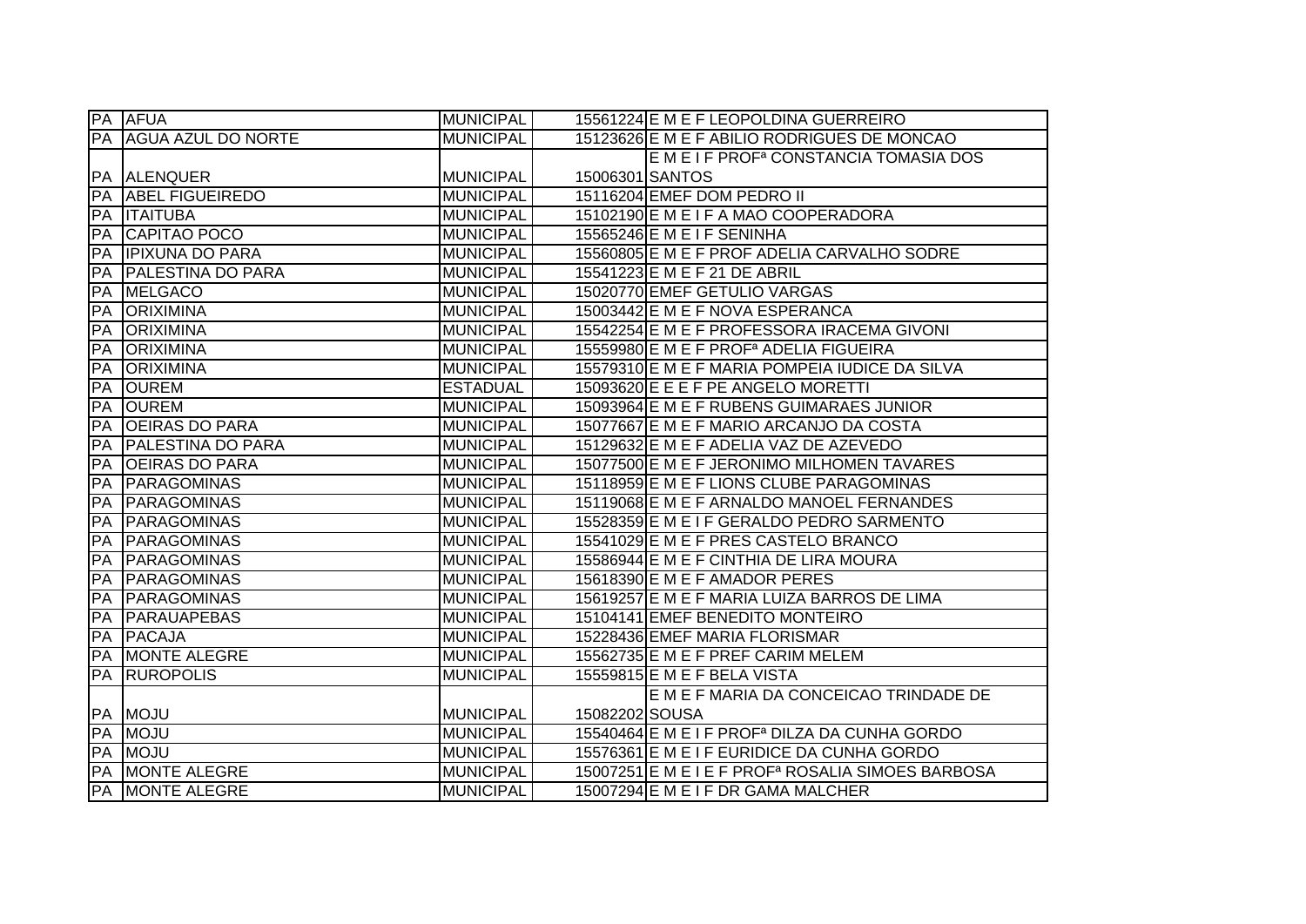| | | | | |
|---|---|---|---|---|
| PA | AFUA | MUNICIPAL | 15561224 | E M E F LEOPOLDINA GUERREIRO |
| PA | AGUA AZUL DO NORTE | MUNICIPAL | 15123626 | E M E F ABILIO RODRIGUES DE MONCAO |
| PA | ALENQUER | MUNICIPAL | 15006301 | E M E I F PROFª CONSTANCIA TOMASIA DOS SANTOS |
| PA | ABEL FIGUEIREDO | MUNICIPAL | 15116204 | EMEF DOM PEDRO II |
| PA | ITAITUBA | MUNICIPAL | 15102190 | E M E I F A MAO COOPERADORA |
| PA | CAPITAO POCO | MUNICIPAL | 15565246 | E M E I F SENINHA |
| PA | IPIXUNA DO PARA | MUNICIPAL | 15560805 | E M E F PROF ADELIA CARVALHO SODRE |
| PA | PALESTINA DO PARA | MUNICIPAL | 15541223 | E M E F 21 DE ABRIL |
| PA | MELGACO | MUNICIPAL | 15020770 | EMEF GETULIO VARGAS |
| PA | ORIXIMINA | MUNICIPAL | 15003442 | E M E F NOVA ESPERANCA |
| PA | ORIXIMINA | MUNICIPAL | 15542254 | E M E F PROFESSORA IRACEMA GIVONI |
| PA | ORIXIMINA | MUNICIPAL | 15559980 | E M E F PROFª ADELIA FIGUEIRA |
| PA | ORIXIMINA | MUNICIPAL | 15579310 | E M E F MARIA POMPEIA IUDICE DA SILVA |
| PA | OUREM | ESTADUAL | 15093620 | E E E F PE ANGELO MORETTI |
| PA | OUREM | MUNICIPAL | 15093964 | E M E F RUBENS GUIMARAES JUNIOR |
| PA | OEIRAS DO PARA | MUNICIPAL | 15077667 | E M E F MARIO ARCANJO DA COSTA |
| PA | PALESTINA DO PARA | MUNICIPAL | 15129632 | E M E F ADELIA VAZ DE AZEVEDO |
| PA | OEIRAS DO PARA | MUNICIPAL | 15077500 | E M E F JERONIMO MILHOMEN TAVARES |
| PA | PARAGOMINAS | MUNICIPAL | 15118959 | E M E F LIONS CLUBE PARAGOMINAS |
| PA | PARAGOMINAS | MUNICIPAL | 15119068 | E M E F ARNALDO MANOEL FERNANDES |
| PA | PARAGOMINAS | MUNICIPAL | 15528359 | E M E I F GERALDO PEDRO SARMENTO |
| PA | PARAGOMINAS | MUNICIPAL | 15541029 | E M E F PRES CASTELO BRANCO |
| PA | PARAGOMINAS | MUNICIPAL | 15586944 | E M E F CINTHIA DE LIRA MOURA |
| PA | PARAGOMINAS | MUNICIPAL | 15618390 | E M E F AMADOR PERES |
| PA | PARAGOMINAS | MUNICIPAL | 15619257 | E M E F MARIA LUIZA BARROS DE LIMA |
| PA | PARAUAPEBAS | MUNICIPAL | 15104141 | EMEF BENEDITO MONTEIRO |
| PA | PACAJA | MUNICIPAL | 15228436 | EMEF MARIA FLORISMAR |
| PA | MONTE ALEGRE | MUNICIPAL | 15562735 | E M E F PREF CARIM MELEM |
| PA | RUROPOLIS | MUNICIPAL | 15559815 | E M E F BELA VISTA |
| PA | MOJU | MUNICIPAL | 15082202 | E M E F MARIA DA CONCEICAO TRINDADE DE SOUSA |
| PA | MOJU | MUNICIPAL | 15540464 | E M E I F PROFª DILZA DA CUNHA GORDO |
| PA | MOJU | MUNICIPAL | 15576361 | E M E I F EURIDICE DA CUNHA GORDO |
| PA | MONTE ALEGRE | MUNICIPAL | 15007251 | E M E I E F PROFª ROSALIA SIMOES BARBOSA |
| PA | MONTE ALEGRE | MUNICIPAL | 15007294 | E M E I F DR GAMA MALCHER |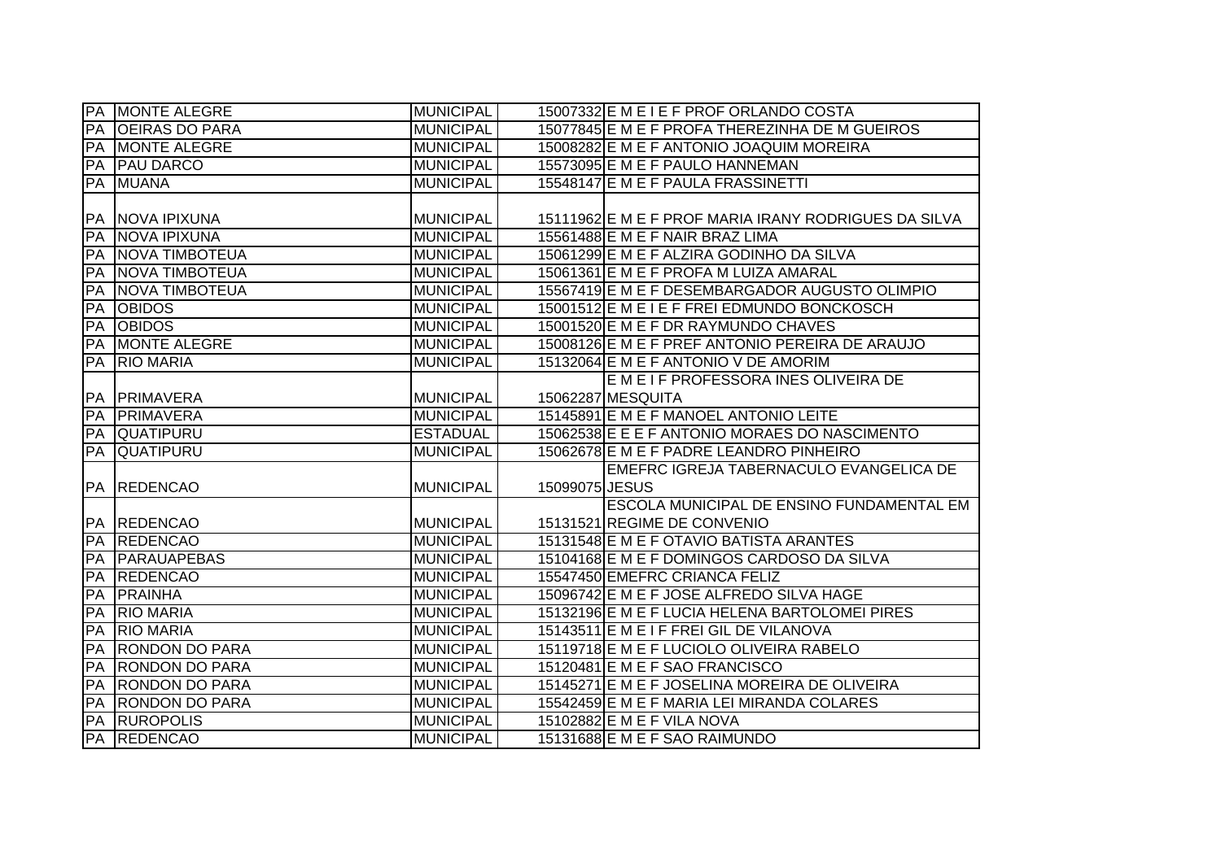| PA | MONTE ALEGRE | MUNICIPAL | 15007332 | E M E I E F PROF ORLANDO COSTA |
|---|---|---|---|---|
| PA | OEIRAS DO PARA | MUNICIPAL | 15077845 | E M E F PROFA THEREZINHA DE M GUEIROS |
| PA | MONTE ALEGRE | MUNICIPAL | 15008282 | E M E F ANTONIO JOAQUIM MOREIRA |
| PA | PAU DARCO | MUNICIPAL | 15573095 | E M E F PAULO HANNEMAN |
| PA | MUANA | MUNICIPAL | 15548147 | E M E F PAULA FRASSINETTI |
| PA | NOVA IPIXUNA | MUNICIPAL | 15111962 | E M E F PROF MARIA IRANY RODRIGUES DA SILVA |
| PA | NOVA IPIXUNA | MUNICIPAL | 15561488 | E M E F NAIR BRAZ LIMA |
| PA | NOVA TIMBOTEUA | MUNICIPAL | 15061299 | E M E F ALZIRA GODINHO DA SILVA |
| PA | NOVA TIMBOTEUA | MUNICIPAL | 15061361 | E M E F PROFA M LUIZA AMARAL |
| PA | NOVA TIMBOTEUA | MUNICIPAL | 15567419 | E M E F DESEMBARGADOR AUGUSTO OLIMPIO |
| PA | OBIDOS | MUNICIPAL | 15001512 | E M E I E F FREI EDMUNDO BONCKOSCH |
| PA | OBIDOS | MUNICIPAL | 15001520 | E M E F DR RAYMUNDO CHAVES |
| PA | MONTE ALEGRE | MUNICIPAL | 15008126 | E M E F PREF ANTONIO PEREIRA DE ARAUJO |
| PA | RIO MARIA | MUNICIPAL | 15132064 | E M E F ANTONIO V DE AMORIM |
| PA | PRIMAVERA | MUNICIPAL | 15062287 | E M E I F PROFESSORA INES OLIVEIRA DE MESQUITA |
| PA | PRIMAVERA | MUNICIPAL | 15145891 | E M E F MANOEL ANTONIO LEITE |
| PA | QUATIPURU | ESTADUAL | 15062538 | E E E F ANTONIO MORAES DO NASCIMENTO |
| PA | QUATIPURU | MUNICIPAL | 15062678 | E M E F PADRE LEANDRO PINHEIRO |
| PA | REDENCAO | MUNICIPAL | 15099075 | EMEFRC IGREJA TABERNACULO EVANGELICA DE JESUS |
| PA | REDENCAO | MUNICIPAL | 15131521 | ESCOLA MUNICIPAL DE ENSINO FUNDAMENTAL EM REGIME DE CONVENIO |
| PA | REDENCAO | MUNICIPAL | 15131548 | E M E F OTAVIO BATISTA ARANTES |
| PA | PARAUAPEBAS | MUNICIPAL | 15104168 | E M E F DOMINGOS CARDOSO DA SILVA |
| PA | REDENCAO | MUNICIPAL | 15547450 | EMEFRC CRIANCA FELIZ |
| PA | PRAINHA | MUNICIPAL | 15096742 | E M E F JOSE ALFREDO SILVA HAGE |
| PA | RIO MARIA | MUNICIPAL | 15132196 | E M E F LUCIA HELENA BARTOLOMEI PIRES |
| PA | RIO MARIA | MUNICIPAL | 15143511 | E M E I F FREI GIL DE VILANOVA |
| PA | RONDON DO PARA | MUNICIPAL | 15119718 | E M E F LUCIOLO OLIVEIRA RABELO |
| PA | RONDON DO PARA | MUNICIPAL | 15120481 | E M E F SAO FRANCISCO |
| PA | RONDON DO PARA | MUNICIPAL | 15145271 | E M E F JOSELINA MOREIRA DE OLIVEIRA |
| PA | RONDON DO PARA | MUNICIPAL | 15542459 | E M E F MARIA LEI MIRANDA COLARES |
| PA | RUROPOLIS | MUNICIPAL | 15102882 | E M E F VILA NOVA |
| PA | REDENCAO | MUNICIPAL | 15131688 | E M E F SAO RAIMUNDO |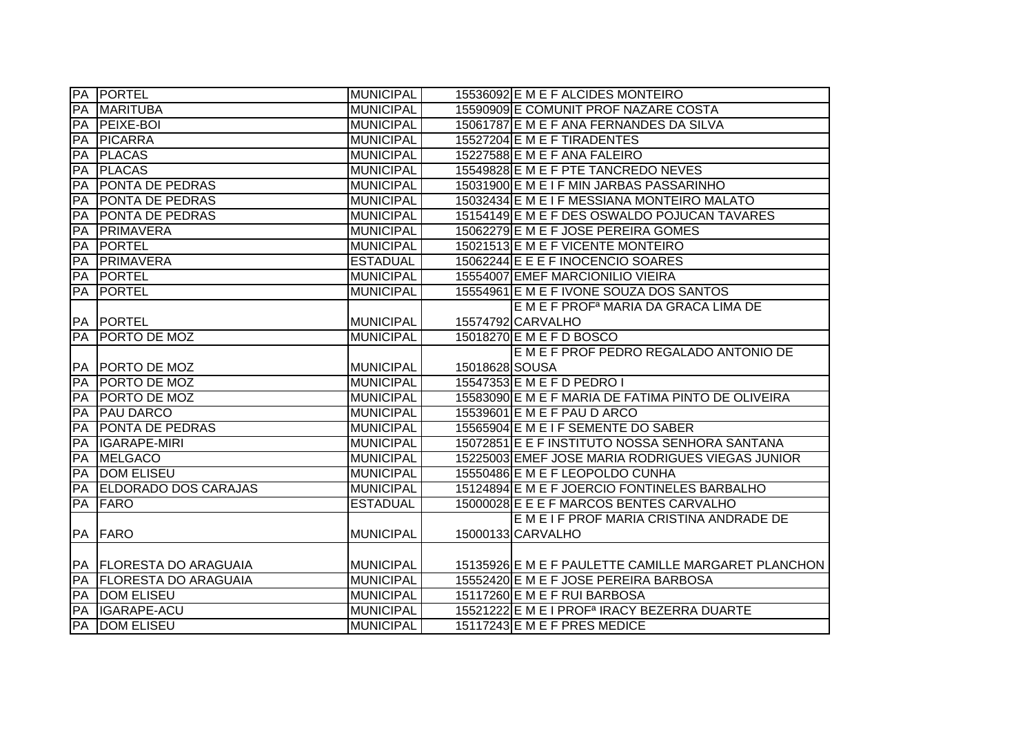| | | | | |
|---|---|---|---|---|
| PA | PORTEL | MUNICIPAL | 15536092 | E M E F ALCIDES MONTEIRO |
| PA | MARITUBA | MUNICIPAL | 15590909 | E COMUNIT PROF NAZARE COSTA |
| PA | PEIXE-BOI | MUNICIPAL | 15061787 | E M E F ANA FERNANDES DA SILVA |
| PA | PICARRA | MUNICIPAL | 15527204 | E M E F TIRADENTES |
| PA | PLACAS | MUNICIPAL | 15227588 | E M E F ANA FALEIRO |
| PA | PLACAS | MUNICIPAL | 15549828 | E M E F PTE TANCREDO NEVES |
| PA | PONTA DE PEDRAS | MUNICIPAL | 15031900 | E M E I F MIN JARBAS PASSARINHO |
| PA | PONTA DE PEDRAS | MUNICIPAL | 15032434 | E M E I F MESSIANA MONTEIRO MALATO |
| PA | PONTA DE PEDRAS | MUNICIPAL | 15154149 | E M E F DES OSWALDO POJUCAN TAVARES |
| PA | PRIMAVERA | MUNICIPAL | 15062279 | E M E F JOSE PEREIRA GOMES |
| PA | PORTEL | MUNICIPAL | 15021513 | E M E F VICENTE MONTEIRO |
| PA | PRIMAVERA | ESTADUAL | 15062244 | E E E F INOCENCIO SOARES |
| PA | PORTEL | MUNICIPAL | 15554007 | EMEF MARCIONILIO VIEIRA |
| PA | PORTEL | MUNICIPAL | 15554961 | E M E F IVONE SOUZA DOS SANTOS |
| PA | PORTEL | MUNICIPAL | 15574792 | E M E F PROFª MARIA DA GRACA LIMA DE CARVALHO |
| PA | PORTO DE MOZ | MUNICIPAL | 15018270 | E M E F D BOSCO |
| PA | PORTO DE MOZ | MUNICIPAL | 15018628 | E M E F PROF PEDRO REGALADO ANTONIO DE SOUSA |
| PA | PORTO DE MOZ | MUNICIPAL | 15547353 | E M E F D PEDRO I |
| PA | PORTO DE MOZ | MUNICIPAL | 15583090 | E M E F MARIA DE FATIMA PINTO DE OLIVEIRA |
| PA | PAU DARCO | MUNICIPAL | 15539601 | E M E F PAU D ARCO |
| PA | PONTA DE PEDRAS | MUNICIPAL | 15565904 | E M E I F SEMENTE DO SABER |
| PA | IGARAPE-MIRI | MUNICIPAL | 15072851 | E E F INSTITUTO NOSSA SENHORA SANTANA |
| PA | MELGACO | MUNICIPAL | 15225003 | EMEF JOSE MARIA RODRIGUES VIEGAS JUNIOR |
| PA | DOM ELISEU | MUNICIPAL | 15550486 | E M E F LEOPOLDO CUNHA |
| PA | ELDORADO DOS CARAJAS | MUNICIPAL | 15124894 | E M E F JOERCIO FONTINELES BARBALHO |
| PA | FARO | ESTADUAL | 15000028 | E E E F MARCOS BENTES CARVALHO |
| PA | FARO | MUNICIPAL | 15000133 | E M E I F PROF MARIA CRISTINA ANDRADE DE CARVALHO |
| PA | FLORESTA DO ARAGUAIA | MUNICIPAL | 15135926 | E M E F PAULETTE CAMILLE MARGARET PLANCHON |
| PA | FLORESTA DO ARAGUAIA | MUNICIPAL | 15552420 | E M E F JOSE PEREIRA BARBOSA |
| PA | DOM ELISEU | MUNICIPAL | 15117260 | E M E F RUI BARBOSA |
| PA | IGARAPE-ACU | MUNICIPAL | 15521222 | E M E I PROFª IRACY BEZERRA DUARTE |
| PA | DOM ELISEU | MUNICIPAL | 15117243 | E M E F PRES MEDICE |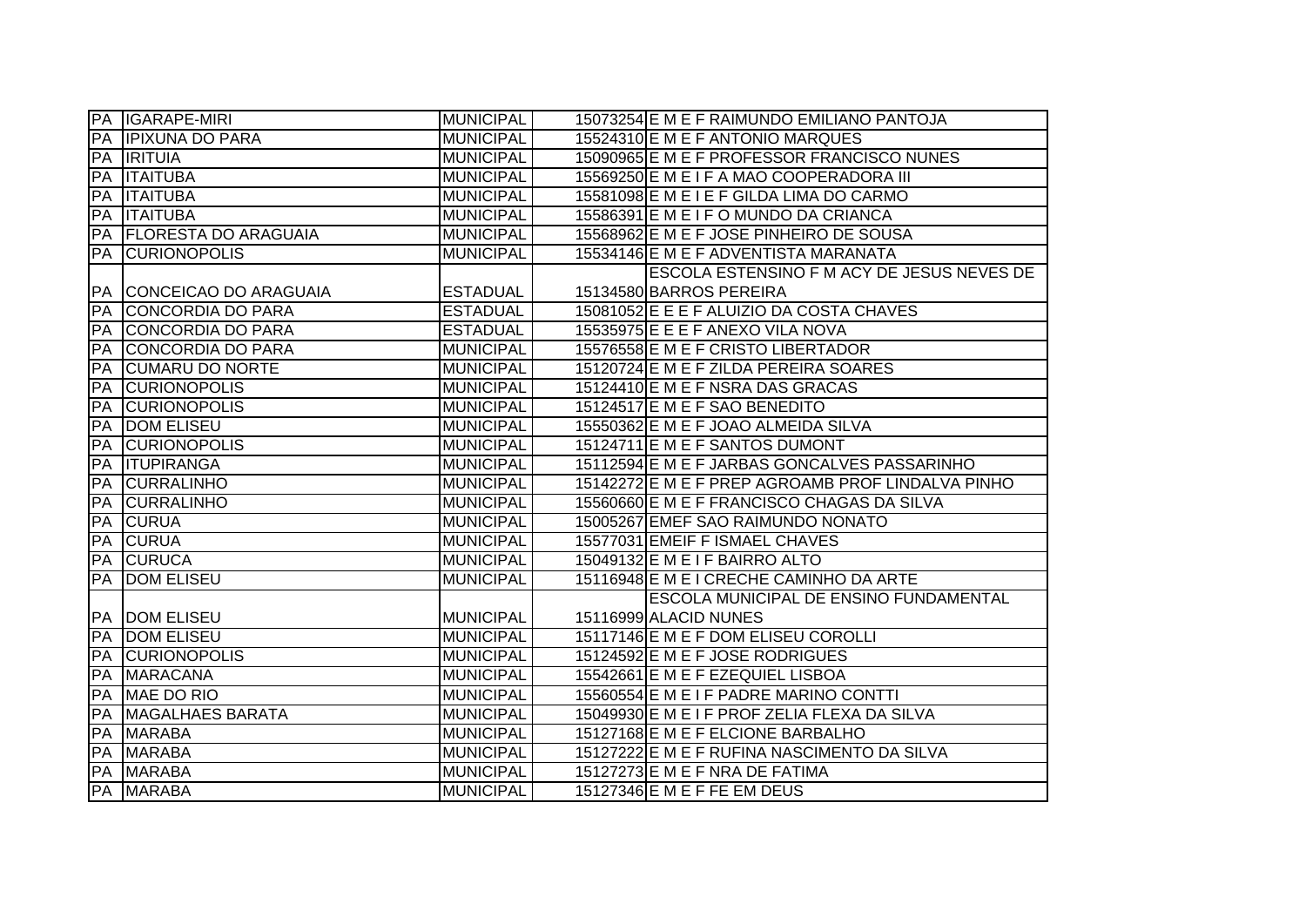| PA | IGARAPE-MIRI | MUNICIPAL | 15073254 | E M E F RAIMUNDO EMILIANO PANTOJA |
|---|---|---|---|---|
| PA | IPIXUNA DO PARA | MUNICIPAL | 15524310 | E M E F ANTONIO MARQUES |
| PA | IRITUIA | MUNICIPAL | 15090965 | E M E F PROFESSOR FRANCISCO NUNES |
| PA | ITAITUBA | MUNICIPAL | 15569250 | E M E I F A MAO COOPERADORA III |
| PA | ITAITUBA | MUNICIPAL | 15581098 | E M E I E F GILDA LIMA DO CARMO |
| PA | ITAITUBA | MUNICIPAL | 15586391 | E M E I F O MUNDO DA CRIANCA |
| PA | FLORESTA DO ARAGUAIA | MUNICIPAL | 15568962 | E M E F JOSE PINHEIRO DE SOUSA |
| PA | CURIONOPOLIS | MUNICIPAL | 15534146 | E M E F ADVENTISTA MARANATA |
| PA | CONCEICAO DO ARAGUAIA | ESTADUAL | 15134580 | ESCOLA ESTENSINO F M ACY DE JESUS NEVES DE BARROS PEREIRA |
| PA | CONCORDIA DO PARA | ESTADUAL | 15081052 | E E E F ALUIZIO DA COSTA CHAVES |
| PA | CONCORDIA DO PARA | ESTADUAL | 15535975 | E E E F ANEXO VILA NOVA |
| PA | CONCORDIA DO PARA | MUNICIPAL | 15576558 | E M E F CRISTO LIBERTADOR |
| PA | CUMARU DO NORTE | MUNICIPAL | 15120724 | E M E F ZILDA PEREIRA SOARES |
| PA | CURIONOPOLIS | MUNICIPAL | 15124410 | E M E F NSRA DAS GRACAS |
| PA | CURIONOPOLIS | MUNICIPAL | 15124517 | E M E F SAO BENEDITO |
| PA | DOM ELISEU | MUNICIPAL | 15550362 | E M E F JOAO ALMEIDA SILVA |
| PA | CURIONOPOLIS | MUNICIPAL | 15124711 | E M E F SANTOS DUMONT |
| PA | ITUPIRANGA | MUNICIPAL | 15112594 | E M E F JARBAS GONCALVES PASSARINHO |
| PA | CURRALINHO | MUNICIPAL | 15142272 | E M E F PREP AGROAMB PROF LINDALVA PINHO |
| PA | CURRALINHO | MUNICIPAL | 15560660 | E M E F FRANCISCO CHAGAS DA SILVA |
| PA | CURUA | MUNICIPAL | 15005267 | EMEF SAO RAIMUNDO NONATO |
| PA | CURUA | MUNICIPAL | 15577031 | EMEIF F ISMAEL CHAVES |
| PA | CURUCA | MUNICIPAL | 15049132 | E M E I F BAIRRO ALTO |
| PA | DOM ELISEU | MUNICIPAL | 15116948 | E M E I CRECHE CAMINHO DA ARTE |
| PA | DOM ELISEU | MUNICIPAL | 15116999 | ESCOLA MUNICIPAL DE ENSINO FUNDAMENTAL ALACID NUNES |
| PA | DOM ELISEU | MUNICIPAL | 15117146 | E M E F DOM ELISEU COROLLI |
| PA | CURIONOPOLIS | MUNICIPAL | 15124592 | E M E F JOSE RODRIGUES |
| PA | MARACANA | MUNICIPAL | 15542661 | E M E F EZEQUIEL LISBOA |
| PA | MAE DO RIO | MUNICIPAL | 15560554 | E M E I F PADRE MARINO CONTTI |
| PA | MAGALHAES BARATA | MUNICIPAL | 15049930 | E M E I F PROF ZELIA FLEXA DA SILVA |
| PA | MARABA | MUNICIPAL | 15127168 | E M E F ELCIONE BARBALHO |
| PA | MARABA | MUNICIPAL | 15127222 | E M E F RUFINA NASCIMENTO DA SILVA |
| PA | MARABA | MUNICIPAL | 15127273 | E M E F NRA DE FATIMA |
| PA | MARABA | MUNICIPAL | 15127346 | E M E F FE EM DEUS |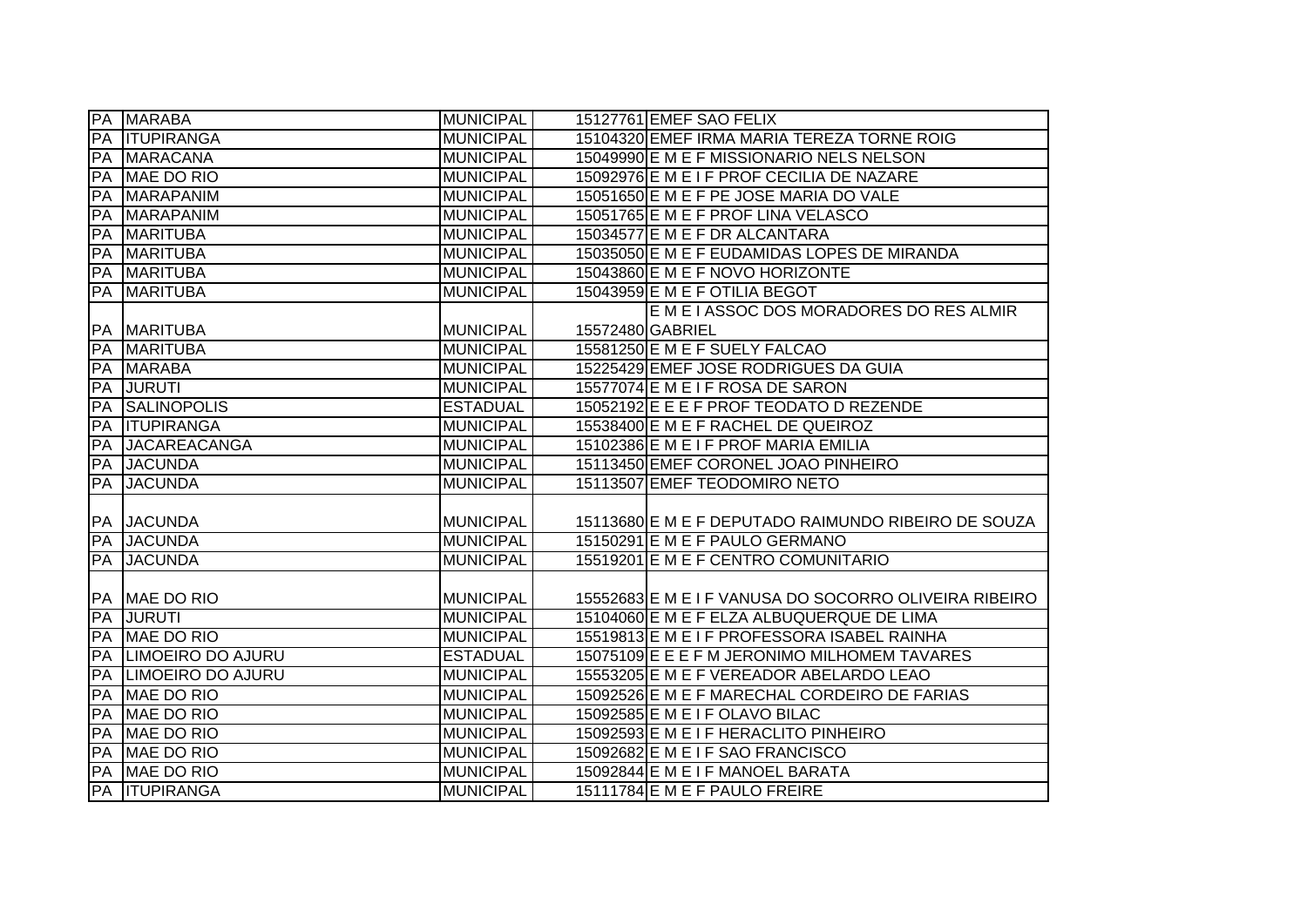| | | | | |
|---|---|---|---|---|
| PA | MARABA | MUNICIPAL | 15127761 | EMEF SAO FELIX |
| PA | ITUPIRANGA | MUNICIPAL | 15104320 | EMEF IRMA MARIA TEREZA TORNE ROIG |
| PA | MARACANA | MUNICIPAL | 15049990 | E M E F MISSIONARIO NELS NELSON |
| PA | MAE DO RIO | MUNICIPAL | 15092976 | E M E I F PROF CECILIA DE NAZARE |
| PA | MARAPANIM | MUNICIPAL | 15051650 | E M E F PE JOSE MARIA DO VALE |
| PA | MARAPANIM | MUNICIPAL | 15051765 | E M E F PROF LINA VELASCO |
| PA | MARITUBA | MUNICIPAL | 15034577 | E M E F DR ALCANTARA |
| PA | MARITUBA | MUNICIPAL | 15035050 | E M E F EUDAMIDAS LOPES DE MIRANDA |
| PA | MARITUBA | MUNICIPAL | 15043860 | E M E F NOVO HORIZONTE |
| PA | MARITUBA | MUNICIPAL | 15043959 | E M E F OTILIA BEGOT |
| PA | MARITUBA | MUNICIPAL | 15572480 | E M E I ASSOC DOS MORADORES DO RES ALMIR GABRIEL |
| PA | MARITUBA | MUNICIPAL | 15581250 | E M E F SUELY FALCAO |
| PA | MARABA | MUNICIPAL | 15225429 | EMEF JOSE RODRIGUES DA GUIA |
| PA | JURUTI | MUNICIPAL | 15577074 | E M E I F ROSA DE SARON |
| PA | SALINOPOLIS | ESTADUAL | 15052192 | E E E F PROF TEODATO D REZENDE |
| PA | ITUPIRANGA | MUNICIPAL | 15538400 | E M E F RACHEL DE QUEIROZ |
| PA | JACAREACANGA | MUNICIPAL | 15102386 | E M E I F PROF MARIA EMILIA |
| PA | JACUNDA | MUNICIPAL | 15113450 | EMEF CORONEL JOAO PINHEIRO |
| PA | JACUNDA | MUNICIPAL | 15113507 | EMEF TEODOMIRO NETO |
| PA | JACUNDA | MUNICIPAL | 15113680 | E M E F DEPUTADO RAIMUNDO RIBEIRO DE SOUZA |
| PA | JACUNDA | MUNICIPAL | 15150291 | E M E F PAULO GERMANO |
| PA | JACUNDA | MUNICIPAL | 15519201 | E M E F CENTRO COMUNITARIO |
| PA | MAE DO RIO | MUNICIPAL | 15552683 | E M E I F VANUSA DO SOCORRO OLIVEIRA RIBEIRO |
| PA | JURUTI | MUNICIPAL | 15104060 | E M E F ELZA ALBUQUERQUE DE LIMA |
| PA | MAE DO RIO | MUNICIPAL | 15519813 | E M E I F PROFESSORA ISABEL RAINHA |
| PA | LIMOEIRO DO AJURU | ESTADUAL | 15075109 | E E E F M JERONIMO MILHOMEM TAVARES |
| PA | LIMOEIRO DO AJURU | MUNICIPAL | 15553205 | E M E F VEREADOR ABELARDO LEAO |
| PA | MAE DO RIO | MUNICIPAL | 15092526 | E M E F MARECHAL CORDEIRO DE FARIAS |
| PA | MAE DO RIO | MUNICIPAL | 15092585 | E M E I F OLAVO BILAC |
| PA | MAE DO RIO | MUNICIPAL | 15092593 | E M E I F HERACLITO PINHEIRO |
| PA | MAE DO RIO | MUNICIPAL | 15092682 | E M E I F SAO FRANCISCO |
| PA | MAE DO RIO | MUNICIPAL | 15092844 | E M E I F MANOEL BARATA |
| PA | ITUPIRANGA | MUNICIPAL | 15111784 | E M E F PAULO FREIRE |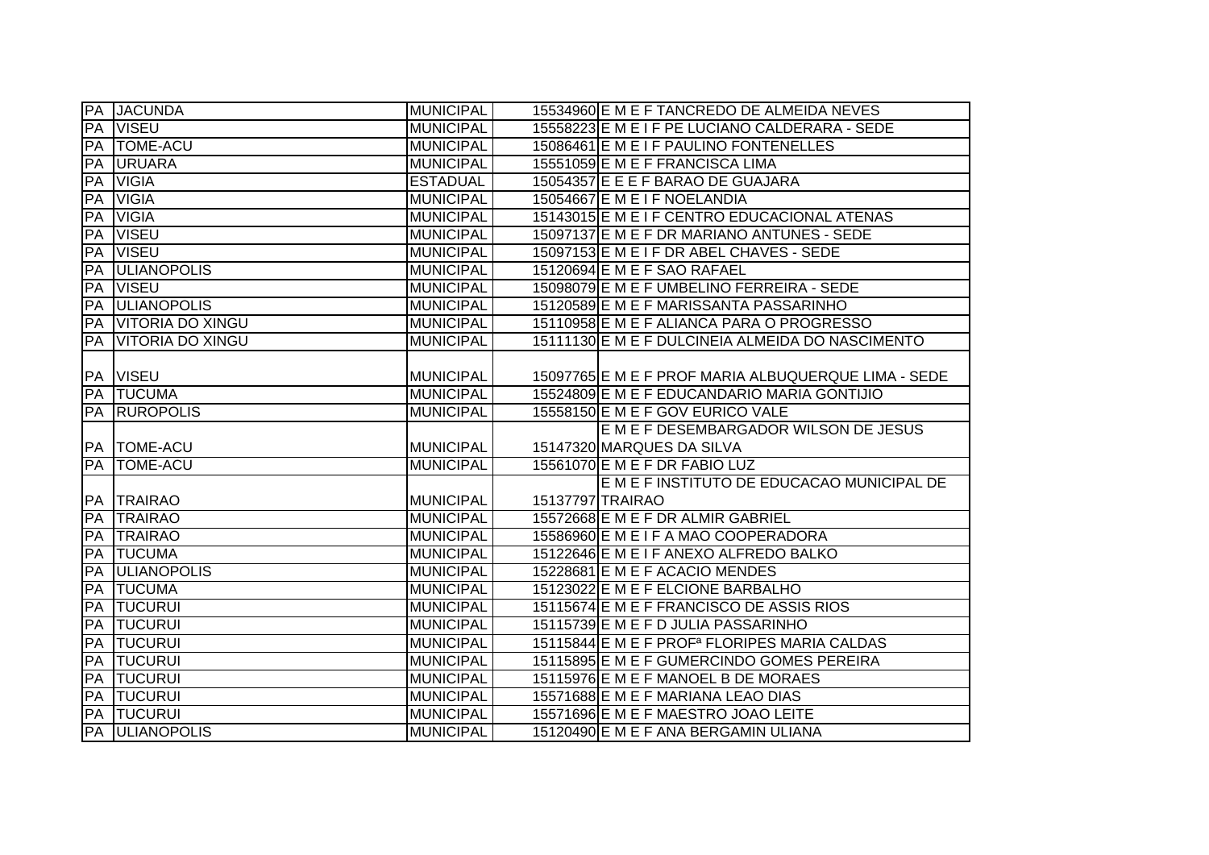| | | | | |
|---|---|---|---|---|
| PA | JACUNDA | MUNICIPAL | 15534960 | E M E F TANCREDO DE ALMEIDA NEVES |
| PA | VISEU | MUNICIPAL | 15558223 | E M E I F PE LUCIANO CALDERARA - SEDE |
| PA | TOME-ACU | MUNICIPAL | 15086461 | E M E I F PAULINO FONTENELLES |
| PA | URUARA | MUNICIPAL | 15551059 | E M E F FRANCISCA LIMA |
| PA | VIGIA | ESTADUAL | 15054357 | E E E F BARAO DE GUAJARA |
| PA | VIGIA | MUNICIPAL | 15054667 | E M E I F NOELANDIA |
| PA | VIGIA | MUNICIPAL | 15143015 | E M E I F CENTRO EDUCACIONAL ATENAS |
| PA | VISEU | MUNICIPAL | 15097137 | E M E F DR MARIANO ANTUNES - SEDE |
| PA | VISEU | MUNICIPAL | 15097153 | E M E I F DR ABEL CHAVES - SEDE |
| PA | ULIANOPOLIS | MUNICIPAL | 15120694 | E M E F SAO RAFAEL |
| PA | VISEU | MUNICIPAL | 15098079 | E M E F UMBELINO FERREIRA - SEDE |
| PA | ULIANOPOLIS | MUNICIPAL | 15120589 | E M E F MARISSANTA PASSARINHO |
| PA | VITORIA DO XINGU | MUNICIPAL | 15110958 | E M E F ALIANCA PARA O PROGRESSO |
| PA | VITORIA DO XINGU | MUNICIPAL | 15111130 | E M E F DULCINEIA ALMEIDA DO NASCIMENTO |
| PA | VISEU | MUNICIPAL | 15097765 | E M E F PROF MARIA ALBUQUERQUE LIMA - SEDE |
| PA | TUCUMA | MUNICIPAL | 15524809 | E M E F EDUCANDARIO MARIA GONTIJIO |
| PA | RUROPOLIS | MUNICIPAL | 15558150 | E M E F GOV EURICO VALE |
| PA | TOME-ACU | MUNICIPAL | 15147320 | E M E F DESEMBARGADOR WILSON DE JESUS MARQUES DA SILVA |
| PA | TOME-ACU | MUNICIPAL | 15561070 | E M E F DR FABIO LUZ |
| PA | TRAIRAO | MUNICIPAL | 15137797 | E M E F INSTITUTO DE EDUCACAO MUNICIPAL DE TRAIRAO |
| PA | TRAIRAO | MUNICIPAL | 15572668 | E M E F DR ALMIR GABRIEL |
| PA | TRAIRAO | MUNICIPAL | 15586960 | E M E I F A MAO COOPERADORA |
| PA | TUCUMA | MUNICIPAL | 15122646 | E M E I F ANEXO ALFREDO BALKO |
| PA | ULIANOPOLIS | MUNICIPAL | 15228681 | E M E F ACACIO MENDES |
| PA | TUCUMA | MUNICIPAL | 15123022 | E M E F ELCIONE BARBALHO |
| PA | TUCURUI | MUNICIPAL | 15115674 | E M E F FRANCISCO DE ASSIS RIOS |
| PA | TUCURUI | MUNICIPAL | 15115739 | E M E F D JULIA PASSARINHO |
| PA | TUCURUI | MUNICIPAL | 15115844 | E M E F PROFª FLORIPES MARIA CALDAS |
| PA | TUCURUI | MUNICIPAL | 15115895 | E M E F GUMERCINDO GOMES PEREIRA |
| PA | TUCURUI | MUNICIPAL | 15115976 | E M E F MANOEL B DE MORAES |
| PA | TUCURUI | MUNICIPAL | 15571688 | E M E F MARIANA LEAO DIAS |
| PA | TUCURUI | MUNICIPAL | 15571696 | E M E F MAESTRO JOAO LEITE |
| PA | ULIANOPOLIS | MUNICIPAL | 15120490 | E M E F ANA BERGAMIN ULIANA |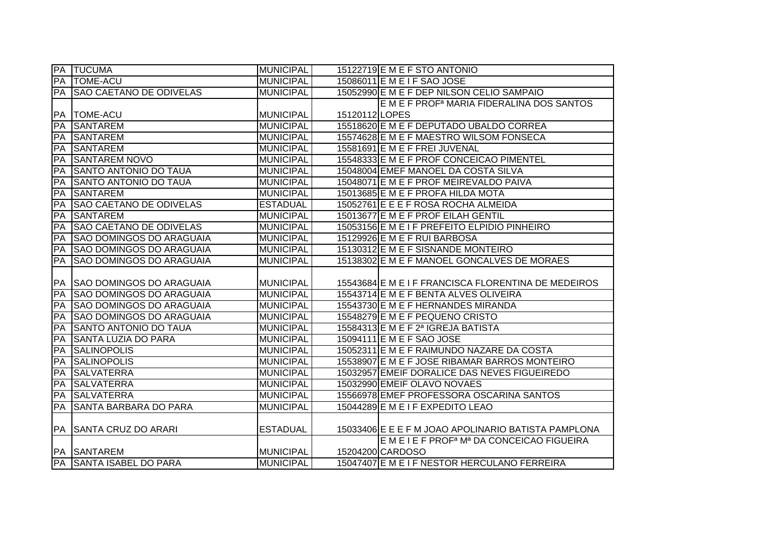| | | | | |
|---|---|---|---|---|
| PA | TUCUMA | MUNICIPAL | 15122719 | E M E F STO ANTONIO |
| PA | TOME-ACU | MUNICIPAL | 15086011 | E M E I F SAO JOSE |
| PA | SAO CAETANO DE ODIVELAS | MUNICIPAL | 15052990 | E M E F DEP NILSON CELIO SAMPAIO |
| PA | TOME-ACU | MUNICIPAL | 15120112 | E M E F PROFª MARIA FIDERALINA DOS SANTOS LOPES |
| PA | SANTAREM | MUNICIPAL | 15518620 | E M E F DEPUTADO UBALDO CORREA |
| PA | SANTAREM | MUNICIPAL | 15574628 | E M E F MAESTRO WILSOM FONSECA |
| PA | SANTAREM | MUNICIPAL | 15581691 | E M E F FREI JUVENAL |
| PA | SANTAREM NOVO | MUNICIPAL | 15548333 | E M E F PROF CONCEICAO PIMENTEL |
| PA | SANTO ANTONIO DO TAUA | MUNICIPAL | 15048004 | EMEF MANOEL DA COSTA SILVA |
| PA | SANTO ANTONIO DO TAUA | MUNICIPAL | 15048071 | E M E F PROF MEIREVALDO PAIVA |
| PA | SANTAREM | MUNICIPAL | 15013685 | E M E F PROFA HILDA MOTA |
| PA | SAO CAETANO DE ODIVELAS | ESTADUAL | 15052761 | E E E F ROSA ROCHA ALMEIDA |
| PA | SANTAREM | MUNICIPAL | 15013677 | E M E F PROF EILAH GENTIL |
| PA | SAO CAETANO DE ODIVELAS | MUNICIPAL | 15053156 | E M E I F PREFEITO ELPIDIO PINHEIRO |
| PA | SAO DOMINGOS DO ARAGUAIA | MUNICIPAL | 15129926 | E M E F RUI BARBOSA |
| PA | SAO DOMINGOS DO ARAGUAIA | MUNICIPAL | 15130312 | E M E F SISNANDE MONTEIRO |
| PA | SAO DOMINGOS DO ARAGUAIA | MUNICIPAL | 15138302 | E M E F MANOEL GONCALVES DE MORAES |
| PA | SAO DOMINGOS DO ARAGUAIA | MUNICIPAL | 15543684 | E M E I F FRANCISCA FLORENTINA DE MEDEIROS |
| PA | SAO DOMINGOS DO ARAGUAIA | MUNICIPAL | 15543714 | E M E F BENTA ALVES OLIVEIRA |
| PA | SAO DOMINGOS DO ARAGUAIA | MUNICIPAL | 15543730 | E M E F HERNANDES MIRANDA |
| PA | SAO DOMINGOS DO ARAGUAIA | MUNICIPAL | 15548279 | E M E F PEQUENO CRISTO |
| PA | SANTO ANTONIO DO TAUA | MUNICIPAL | 15584313 | E M E F 2ª IGREJA BATISTA |
| PA | SANTA LUZIA DO PARA | MUNICIPAL | 15094111 | E M E F SAO JOSE |
| PA | SALINOPOLIS | MUNICIPAL | 15052311 | E M E F RAIMUNDO NAZARE DA COSTA |
| PA | SALINOPOLIS | MUNICIPAL | 15538907 | E M E F JOSE RIBAMAR BARROS MONTEIRO |
| PA | SALVATERRA | MUNICIPAL | 15032957 | EMEIF DORALICE DAS NEVES FIGUEIREDO |
| PA | SALVATERRA | MUNICIPAL | 15032990 | EMEIF OLAVO NOVAES |
| PA | SALVATERRA | MUNICIPAL | 15566978 | EMEF PROFESSORA OSCARINA SANTOS |
| PA | SANTA BARBARA DO PARA | MUNICIPAL | 15044289 | E M E I F EXPEDITO LEAO |
| PA | SANTA CRUZ DO ARARI | ESTADUAL | 15033406 | E E E F M JOAO APOLINARIO BATISTA PAMPLONA |
| PA | SANTAREM | MUNICIPAL | 15204200 | E M E I E F PROFª Mª DA CONCEICAO FIGUEIRA CARDOSO |
| PA | SANTA ISABEL DO PARA | MUNICIPAL | 15047407 | E M E I F NESTOR HERCULANO FERREIRA |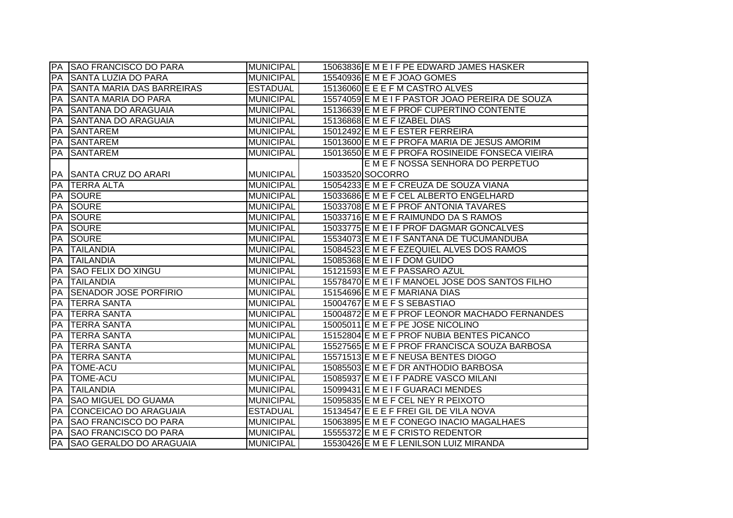| | | | | |
|---|---|---|---|---|
| PA | SAO FRANCISCO DO PARA | MUNICIPAL | 15063836 | E M E I F PE EDWARD JAMES HASKER |
| PA | SANTA LUZIA DO PARA | MUNICIPAL | 15540936 | E M E F JOAO GOMES |
| PA | SANTA MARIA DAS BARREIRAS | ESTADUAL | 15136060 | E E E F M CASTRO ALVES |
| PA | SANTA MARIA DO PARA | MUNICIPAL | 15574059 | E M E I F PASTOR JOAO PEREIRA DE SOUZA |
| PA | SANTANA DO ARAGUAIA | MUNICIPAL | 15136639 | E M E F PROF CUPERTINO CONTENTE |
| PA | SANTANA DO ARAGUAIA | MUNICIPAL | 15136868 | E M E F IZABEL DIAS |
| PA | SANTAREM | MUNICIPAL | 15012492 | E M E F ESTER FERREIRA |
| PA | SANTAREM | MUNICIPAL | 15013600 | E M E F PROFA MARIA DE JESUS AMORIM |
| PA | SANTAREM | MUNICIPAL | 15013650 | E M E F PROFA ROSINEIDE FONSECA VIEIRA |
| PA | SANTA CRUZ DO ARARI | MUNICIPAL | 15033520 | E M E F NOSSA SENHORA DO PERPETUO SOCORRO |
| PA | TERRA ALTA | MUNICIPAL | 15054233 | E M E F CREUZA DE SOUZA VIANA |
| PA | SOURE | MUNICIPAL | 15033686 | E M E F CEL ALBERTO ENGELHARD |
| PA | SOURE | MUNICIPAL | 15033708 | E M E F PROF ANTONIA TAVARES |
| PA | SOURE | MUNICIPAL | 15033716 | E M E F RAIMUNDO DA S RAMOS |
| PA | SOURE | MUNICIPAL | 15033775 | E M E I F PROF DAGMAR GONCALVES |
| PA | SOURE | MUNICIPAL | 15534073 | E M E I F SANTANA DE TUCUMANDUBA |
| PA | TAILANDIA | MUNICIPAL | 15084523 | E M E F EZEQUIEL ALVES DOS RAMOS |
| PA | TAILANDIA | MUNICIPAL | 15085368 | E M E I F DOM GUIDO |
| PA | SAO FELIX DO XINGU | MUNICIPAL | 15121593 | E M E F PASSARO AZUL |
| PA | TAILANDIA | MUNICIPAL | 15578470 | E M E I F MANOEL JOSE DOS SANTOS FILHO |
| PA | SENADOR JOSE PORFIRIO | MUNICIPAL | 15154696 | E M E F MARIANA DIAS |
| PA | TERRA SANTA | MUNICIPAL | 15004767 | E M E F S SEBASTIAO |
| PA | TERRA SANTA | MUNICIPAL | 15004872 | E M E F PROF LEONOR MACHADO FERNANDES |
| PA | TERRA SANTA | MUNICIPAL | 15005011 | E M E F PE JOSE NICOLINO |
| PA | TERRA SANTA | MUNICIPAL | 15152804 | E M E F PROF NUBIA BENTES PICANCO |
| PA | TERRA SANTA | MUNICIPAL | 15527565 | E M E F PROF FRANCISCA SOUZA BARBOSA |
| PA | TERRA SANTA | MUNICIPAL | 15571513 | E M E F NEUSA BENTES DIOGO |
| PA | TOME-ACU | MUNICIPAL | 15085503 | E M E F DR ANTHODIO BARBOSA |
| PA | TOME-ACU | MUNICIPAL | 15085937 | E M E I F PADRE VASCO MILANI |
| PA | TAILANDIA | MUNICIPAL | 15099431 | E M E I F GUARACI MENDES |
| PA | SAO MIGUEL DO GUAMA | MUNICIPAL | 15095835 | E M E F CEL NEY R PEIXOTO |
| PA | CONCEICAO DO ARAGUAIA | ESTADUAL | 15134547 | E E E F FREI GIL DE VILA NOVA |
| PA | SAO FRANCISCO DO PARA | MUNICIPAL | 15063895 | E M E F CONEGO INACIO MAGALHAES |
| PA | SAO FRANCISCO DO PARA | MUNICIPAL | 15555372 | E M E F CRISTO REDENTOR |
| PA | SAO GERALDO DO ARAGUAIA | MUNICIPAL | 15530426 | E M E F LENILSON LUIZ MIRANDA |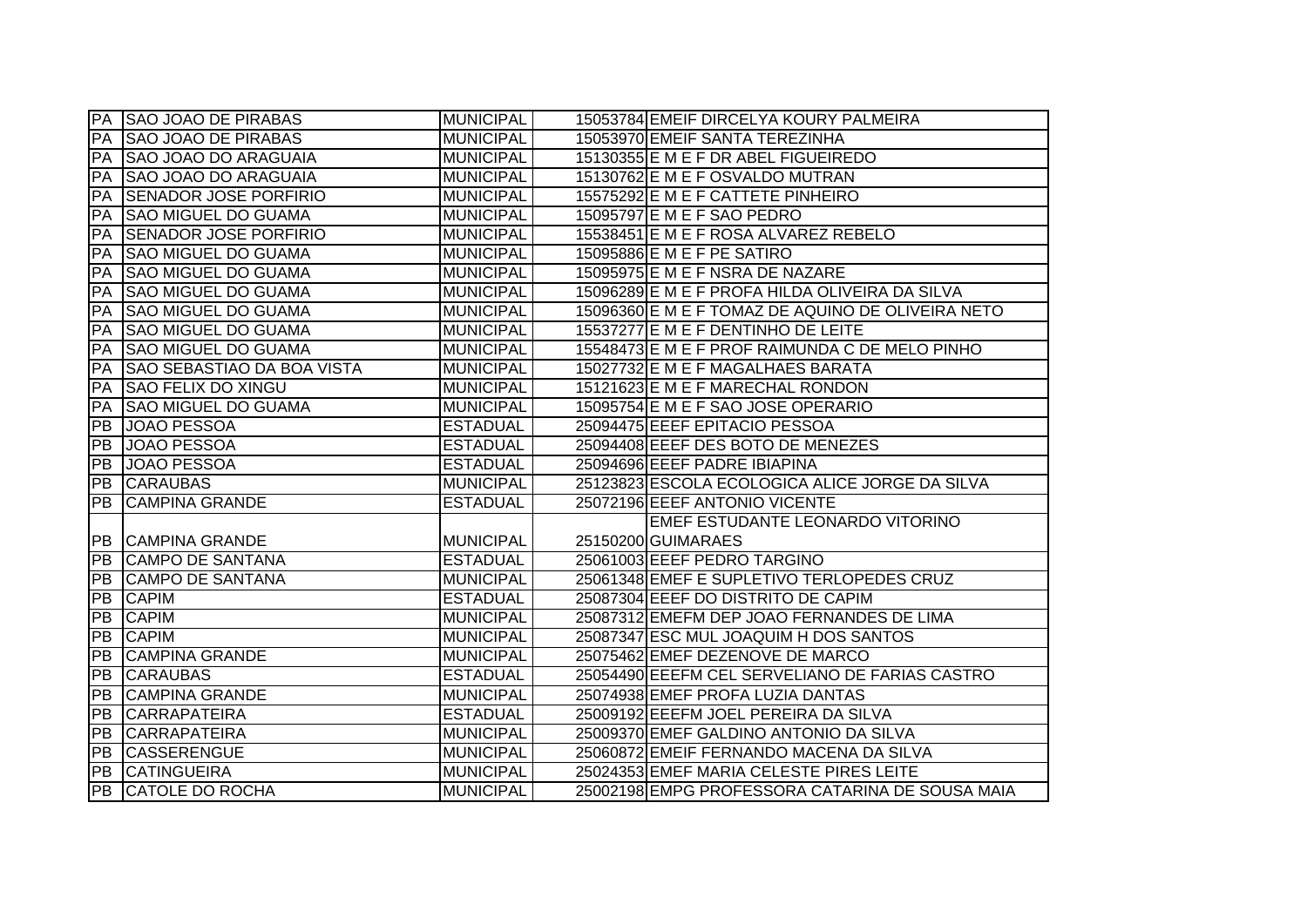| | | | | |
|---|---|---|---|---|
| PA | SAO JOAO DE PIRABAS | MUNICIPAL | 15053784 | EMEIF DIRCELYA KOURY PALMEIRA |
| PA | SAO JOAO DE PIRABAS | MUNICIPAL | 15053970 | EMEIF SANTA TEREZINHA |
| PA | SAO JOAO DO ARAGUAIA | MUNICIPAL | 15130355 | E M E F DR ABEL FIGUEIREDO |
| PA | SAO JOAO DO ARAGUAIA | MUNICIPAL | 15130762 | E M E F OSVALDO MUTRAN |
| PA | SENADOR JOSE PORFIRIO | MUNICIPAL | 15575292 | E M E F CATTETE PINHEIRO |
| PA | SAO MIGUEL DO GUAMA | MUNICIPAL | 15095797 | E M E F SAO PEDRO |
| PA | SENADOR JOSE PORFIRIO | MUNICIPAL | 15538451 | E M E F ROSA ALVAREZ REBELO |
| PA | SAO MIGUEL DO GUAMA | MUNICIPAL | 15095886 | E M E F PE SATIRO |
| PA | SAO MIGUEL DO GUAMA | MUNICIPAL | 15095975 | E M E F NSRA DE NAZARE |
| PA | SAO MIGUEL DO GUAMA | MUNICIPAL | 15096289 | E M E F PROFA HILDA OLIVEIRA DA SILVA |
| PA | SAO MIGUEL DO GUAMA | MUNICIPAL | 15096360 | E M E F TOMAZ DE AQUINO DE OLIVEIRA NETO |
| PA | SAO MIGUEL DO GUAMA | MUNICIPAL | 15537277 | E M E F DENTINHO DE LEITE |
| PA | SAO MIGUEL DO GUAMA | MUNICIPAL | 15548473 | E M E F PROF RAIMUNDA C DE MELO PINHO |
| PA | SAO SEBASTIAO DA BOA VISTA | MUNICIPAL | 15027732 | E M E F MAGALHAES BARATA |
| PA | SAO FELIX DO XINGU | MUNICIPAL | 15121623 | E M E F MARECHAL RONDON |
| PA | SAO MIGUEL DO GUAMA | MUNICIPAL | 15095754 | E M E F SAO JOSE OPERARIO |
| PB | JOAO PESSOA | ESTADUAL | 25094475 | EEEF EPITACIO PESSOA |
| PB | JOAO PESSOA | ESTADUAL | 25094408 | EEEF DES BOTO DE MENEZES |
| PB | JOAO PESSOA | ESTADUAL | 25094696 | EEEF PADRE IBIAPINA |
| PB | CARAUBAS | MUNICIPAL | 25123823 | ESCOLA ECOLOGICA ALICE JORGE DA SILVA |
| PB | CAMPINA GRANDE | ESTADUAL | 25072196 | EEEF ANTONIO VICENTE |
| PB | CAMPINA GRANDE | MUNICIPAL | 25150200 | EMEF ESTUDANTE LEONARDO VITORINO GUIMARAES |
| PB | CAMPO DE SANTANA | ESTADUAL | 25061003 | EEEF PEDRO TARGINO |
| PB | CAMPO DE SANTANA | MUNICIPAL | 25061348 | EMEF E SUPLETIVO TERLOPEDES CRUZ |
| PB | CAPIM | ESTADUAL | 25087304 | EEEF DO DISTRITO DE CAPIM |
| PB | CAPIM | MUNICIPAL | 25087312 | EMEFM DEP JOAO FERNANDES DE LIMA |
| PB | CAPIM | MUNICIPAL | 25087347 | ESC MUL JOAQUIM H DOS SANTOS |
| PB | CAMPINA GRANDE | MUNICIPAL | 25075462 | EMEF DEZENOVE DE MARCO |
| PB | CARAUBAS | ESTADUAL | 25054490 | EEEFM CEL SERVELIANO DE FARIAS CASTRO |
| PB | CAMPINA GRANDE | MUNICIPAL | 25074938 | EMEF PROFA LUZIA DANTAS |
| PB | CARRAPATEIRA | ESTADUAL | 25009192 | EEEFM JOEL PEREIRA DA SILVA |
| PB | CARRAPATEIRA | MUNICIPAL | 25009370 | EMEF GALDINO ANTONIO DA SILVA |
| PB | CASSERENGUE | MUNICIPAL | 25060872 | EMEIF FERNANDO MACENA DA SILVA |
| PB | CATINGUEIRA | MUNICIPAL | 25024353 | EMEF MARIA CELESTE PIRES LEITE |
| PB | CATOLE DO ROCHA | MUNICIPAL | 25002198 | EMPG PROFESSORA CATARINA DE SOUSA MAIA |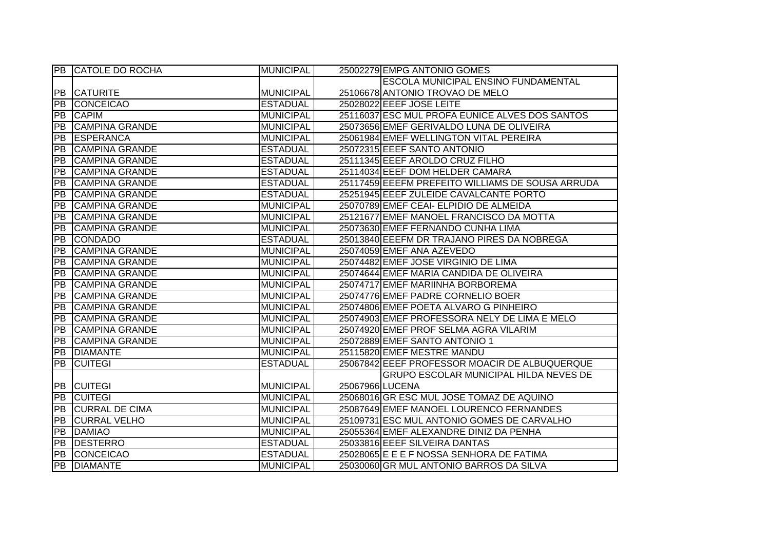| | | | | |
|---|---|---|---|---|
| PB | CATOLE DO ROCHA | MUNICIPAL | 25002279 | EMPG ANTONIO GOMES |
| PB | CATURITE | MUNICIPAL | 25106678 | ESCOLA MUNICIPAL ENSINO FUNDAMENTAL ANTONIO TROVAO DE MELO |
| PB | CONCEICAO | ESTADUAL | 25028022 | EEEF JOSE LEITE |
| PB | CAPIM | MUNICIPAL | 25116037 | ESC MUL PROFA EUNICE ALVES DOS SANTOS |
| PB | CAMPINA GRANDE | MUNICIPAL | 25073656 | EMEF GERIVALDO LUNA DE OLIVEIRA |
| PB | ESPERANCA | MUNICIPAL | 25061984 | EMEF WELLINGTON VITAL PEREIRA |
| PB | CAMPINA GRANDE | ESTADUAL | 25072315 | EEEF SANTO ANTONIO |
| PB | CAMPINA GRANDE | ESTADUAL | 25111345 | EEEF AROLDO CRUZ FILHO |
| PB | CAMPINA GRANDE | ESTADUAL | 25114034 | EEEF DOM HELDER CAMARA |
| PB | CAMPINA GRANDE | ESTADUAL | 25117459 | EEEFM PREFEITO WILLIAMS DE SOUSA ARRUDA |
| PB | CAMPINA GRANDE | ESTADUAL | 25251945 | EEEF ZULEIDE CAVALCANTE PORTO |
| PB | CAMPINA GRANDE | MUNICIPAL | 25070789 | EMEF CEAI- ELPIDIO DE ALMEIDA |
| PB | CAMPINA GRANDE | MUNICIPAL | 25121677 | EMEF MANOEL FRANCISCO DA MOTTA |
| PB | CAMPINA GRANDE | MUNICIPAL | 25073630 | EMEF FERNANDO CUNHA LIMA |
| PB | CONDADO | ESTADUAL | 25013840 | EEEFM DR TRAJANO PIRES DA NOBREGA |
| PB | CAMPINA GRANDE | MUNICIPAL | 25074059 | EMEF ANA AZEVEDO |
| PB | CAMPINA GRANDE | MUNICIPAL | 25074482 | EMEF JOSE VIRGINIO DE LIMA |
| PB | CAMPINA GRANDE | MUNICIPAL | 25074644 | EMEF MARIA CANDIDA DE OLIVEIRA |
| PB | CAMPINA GRANDE | MUNICIPAL | 25074717 | EMEF MARIINHA BORBOREMA |
| PB | CAMPINA GRANDE | MUNICIPAL | 25074776 | EMEF PADRE CORNELIO BOER |
| PB | CAMPINA GRANDE | MUNICIPAL | 25074806 | EMEF POETA ALVARO G PINHEIRO |
| PB | CAMPINA GRANDE | MUNICIPAL | 25074903 | EMEF PROFESSORA NELY DE LIMA E MELO |
| PB | CAMPINA GRANDE | MUNICIPAL | 25074920 | EMEF PROF SELMA AGRA VILARIM |
| PB | CAMPINA GRANDE | MUNICIPAL | 25072889 | EMEF SANTO ANTONIO 1 |
| PB | DIAMANTE | MUNICIPAL | 25115820 | EMEF MESTRE MANDU |
| PB | CUITEGI | ESTADUAL | 25067842 | EEEF PROFESSOR MOACIR DE ALBUQUERQUE |
| PB | CUITEGI | MUNICIPAL | 25067966 | GRUPO ESCOLAR MUNICIPAL HILDA NEVES DE LUCENA |
| PB | CUITEGI | MUNICIPAL | 25068016 | GR ESC MUL JOSE TOMAZ DE AQUINO |
| PB | CURRAL DE CIMA | MUNICIPAL | 25087649 | EMEF MANOEL LOURENCO FERNANDES |
| PB | CURRAL VELHO | MUNICIPAL | 25109731 | ESC MUL ANTONIO GOMES DE CARVALHO |
| PB | DAMIAO | MUNICIPAL | 25055364 | EMEF ALEXANDRE DINIZ DA PENHA |
| PB | DESTERRO | ESTADUAL | 25033816 | EEEF SILVEIRA DANTAS |
| PB | CONCEICAO | ESTADUAL | 25028065 | E E E F NOSSA SENHORA DE FATIMA |
| PB | DIAMANTE | MUNICIPAL | 25030060 | GR MUL ANTONIO BARROS DA SILVA |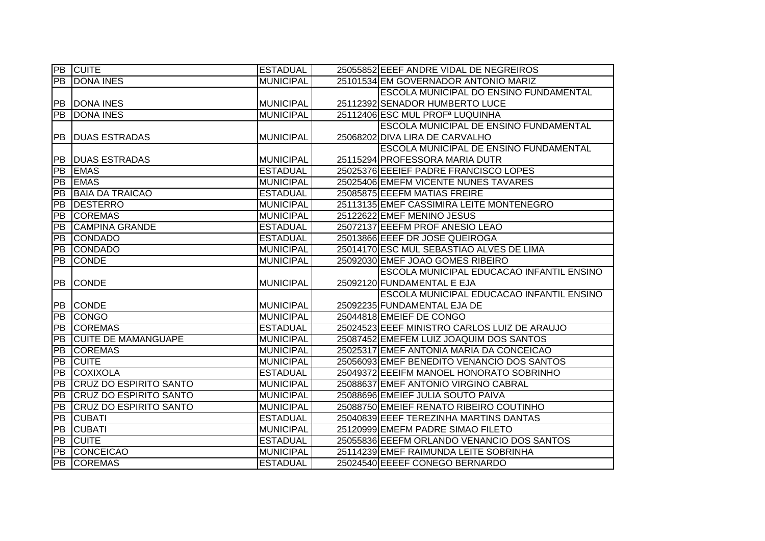| PB | CUITE | ESTADUAL | 25055852 | EEEF ANDRE VIDAL DE NEGREIROS |
|---|---|---|---|---|
| PB | DONA INES | MUNICIPAL | 25101534 | EM GOVERNADOR ANTONIO MARIZ |
| PB | DONA INES | MUNICIPAL | 25112392 | ESCOLA MUNICIPAL DO ENSINO FUNDAMENTAL SENADOR HUMBERTO LUCE |
| PB | DONA INES | MUNICIPAL | 25112406 | ESC MUL PROFª LUQUINHA |
| PB | DUAS ESTRADAS | MUNICIPAL | 25068202 | ESCOLA MUNICIPAL DE ENSINO FUNDAMENTAL DIVA LIRA DE CARVALHO |
| PB | DUAS ESTRADAS | MUNICIPAL | 25115294 | ESCOLA MUNICIPAL DE ENSINO FUNDAMENTAL PROFESSORA MARIA DUTR |
| PB | EMAS | ESTADUAL | 25025376 | EEEIEF PADRE FRANCISCO LOPES |
| PB | EMAS | MUNICIPAL | 25025406 | EMEFM VICENTE NUNES TAVARES |
| PB | BAIA DA TRAICAO | ESTADUAL | 25085875 | EEEFM MATIAS FREIRE |
| PB | DESTERRO | MUNICIPAL | 25113135 | EMEF CASSIMIRA LEITE MONTENEGRO |
| PB | COREMAS | MUNICIPAL | 25122622 | EMEF MENINO JESUS |
| PB | CAMPINA GRANDE | ESTADUAL | 25072137 | EEEFM PROF ANESIO LEAO |
| PB | CONDADO | ESTADUAL | 25013866 | EEEF DR JOSE QUEIROGA |
| PB | CONDADO | MUNICIPAL | 25014170 | ESC MUL SEBASTIAO ALVES DE LIMA |
| PB | CONDE | MUNICIPAL | 25092030 | EMEF JOAO GOMES RIBEIRO |
| PB | CONDE | MUNICIPAL | 25092120 | ESCOLA MUNICIPAL EDUCACAO INFANTIL ENSINO FUNDAMENTAL E EJA |
| PB | CONDE | MUNICIPAL | 25092235 | ESCOLA MUNICIPAL EDUCACAO INFANTIL ENSINO FUNDAMENTAL EJA DE |
| PB | CONGO | MUNICIPAL | 25044818 | EMEIEF DE CONGO |
| PB | COREMAS | ESTADUAL | 25024523 | EEEF MINISTRO CARLOS LUIZ DE ARAUJO |
| PB | CUITE DE MAMANGUAPE | MUNICIPAL | 25087452 | EMEFEM LUIZ JOAQUIM DOS SANTOS |
| PB | COREMAS | MUNICIPAL | 25025317 | EMEF ANTONIA MARIA DA CONCEICAO |
| PB | CUITE | MUNICIPAL | 25056093 | EMEF BENEDITO VENANCIO DOS SANTOS |
| PB | COXIXOLA | ESTADUAL | 25049372 | EEEIFM MANOEL HONORATO SOBRINHO |
| PB | CRUZ DO ESPIRITO SANTO | MUNICIPAL | 25088637 | EMEF ANTONIO VIRGINO CABRAL |
| PB | CRUZ DO ESPIRITO SANTO | MUNICIPAL | 25088696 | EMEIEF JULIA SOUTO PAIVA |
| PB | CRUZ DO ESPIRITO SANTO | MUNICIPAL | 25088750 | EMEIEF RENATO RIBEIRO COUTINHO |
| PB | CUBATI | ESTADUAL | 25040839 | EEEF TEREZINHA MARTINS DANTAS |
| PB | CUBATI | MUNICIPAL | 25120999 | EMEFM PADRE SIMAO FILETO |
| PB | CUITE | ESTADUAL | 25055836 | EEEFM ORLANDO VENANCIO DOS SANTOS |
| PB | CONCEICAO | MUNICIPAL | 25114239 | EMEF RAIMUNDA LEITE SOBRINHA |
| PB | COREMAS | ESTADUAL | 25024540 | EEEEF CONEGO BERNARDO |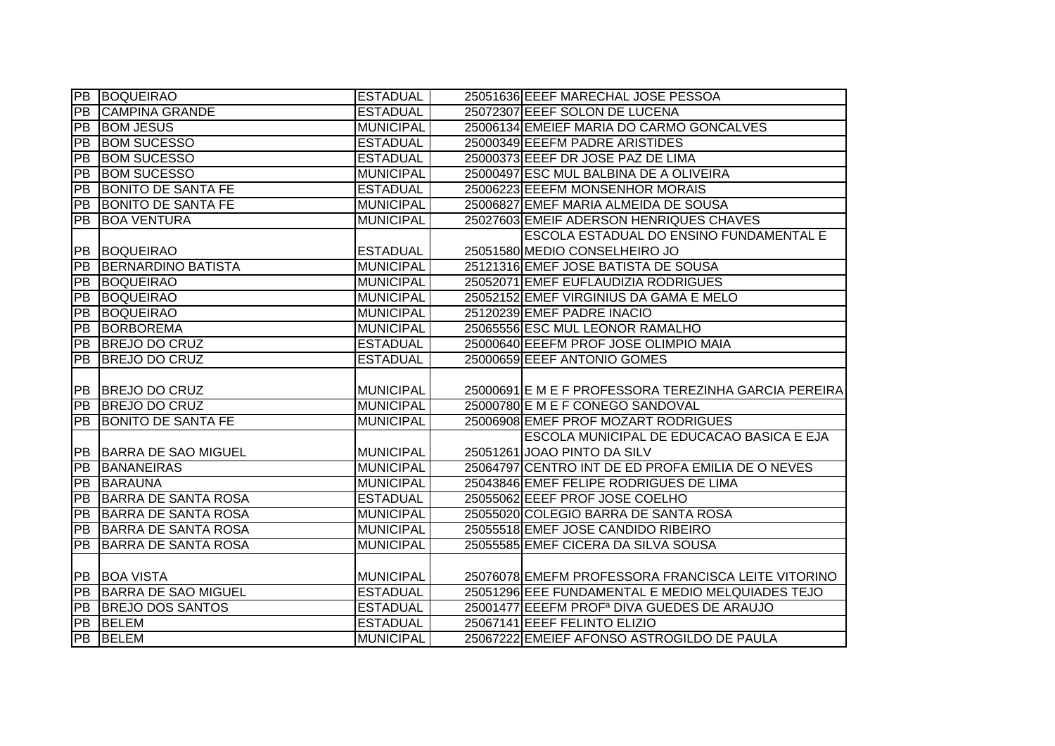| | | | | |
|---|---|---|---|---|
| PB | BOQUEIRAO | ESTADUAL | 25051636 | EEEF MARECHAL JOSE PESSOA |
| PB | CAMPINA GRANDE | ESTADUAL | 25072307 | EEEF SOLON DE LUCENA |
| PB | BOM JESUS | MUNICIPAL | 25006134 | EMEIEF MARIA DO CARMO GONCALVES |
| PB | BOM SUCESSO | ESTADUAL | 25000349 | EEEFM PADRE ARISTIDES |
| PB | BOM SUCESSO | ESTADUAL | 25000373 | EEEF DR JOSE PAZ DE LIMA |
| PB | BOM SUCESSO | MUNICIPAL | 25000497 | ESC MUL BALBINA DE A OLIVEIRA |
| PB | BONITO DE SANTA FE | ESTADUAL | 25006223 | EEEFM MONSENHOR MORAIS |
| PB | BONITO DE SANTA FE | MUNICIPAL | 25006827 | EMEF MARIA ALMEIDA DE SOUSA |
| PB | BOA VENTURA | MUNICIPAL | 25027603 | EMEIF ADERSON HENRIQUES CHAVES |
| PB | BOQUEIRAO | ESTADUAL | 25051580 | ESCOLA ESTADUAL DO ENSINO FUNDAMENTAL E MEDIO CONSELHEIRO JO |
| PB | BERNARDINO BATISTA | MUNICIPAL | 25121316 | EMEF JOSE BATISTA DE SOUSA |
| PB | BOQUEIRAO | MUNICIPAL | 25052071 | EMEF EUFLAUDIZIA RODRIGUES |
| PB | BOQUEIRAO | MUNICIPAL | 25052152 | EMEF VIRGINIUS DA GAMA E MELO |
| PB | BOQUEIRAO | MUNICIPAL | 25120239 | EMEF PADRE INACIO |
| PB | BORBOREMA | MUNICIPAL | 25065556 | ESC MUL LEONOR RAMALHO |
| PB | BREJO DO CRUZ | ESTADUAL | 25000640 | EEEFM PROF JOSE OLIMPIO MAIA |
| PB | BREJO DO CRUZ | ESTADUAL | 25000659 | EEEF ANTONIO GOMES |
| PB | BREJO DO CRUZ | MUNICIPAL | 25000691 | E M E F PROFESSORA TEREZINHA GARCIA PEREIRA |
| PB | BREJO DO CRUZ | MUNICIPAL | 25000780 | E M E F CONEGO SANDOVAL |
| PB | BONITO DE SANTA FE | MUNICIPAL | 25006908 | EMEF PROF MOZART RODRIGUES |
| PB | BARRA DE SAO MIGUEL | MUNICIPAL | 25051261 | ESCOLA MUNICIPAL DE EDUCACAO BASICA E EJA JOAO PINTO DA SILV |
| PB | BANANEIRAS | MUNICIPAL | 25064797 | CENTRO INT DE ED PROFA EMILIA DE O NEVES |
| PB | BARAUNA | MUNICIPAL | 25043846 | EMEF FELIPE RODRIGUES DE LIMA |
| PB | BARRA DE SANTA ROSA | ESTADUAL | 25055062 | EEEF PROF JOSE COELHO |
| PB | BARRA DE SANTA ROSA | MUNICIPAL | 25055020 | COLEGIO BARRA DE SANTA ROSA |
| PB | BARRA DE SANTA ROSA | MUNICIPAL | 25055518 | EMEF JOSE CANDIDO RIBEIRO |
| PB | BARRA DE SANTA ROSA | MUNICIPAL | 25055585 | EMEF CICERA DA SILVA SOUSA |
| PB | BOA VISTA | MUNICIPAL | 25076078 | EMEFM PROFESSORA FRANCISCA LEITE VITORINO |
| PB | BARRA DE SAO MIGUEL | ESTADUAL | 25051296 | EEE FUNDAMENTAL E MEDIO MELQUIADES TEJO |
| PB | BREJO DOS SANTOS | ESTADUAL | 25001477 | EEEFM PROFª DIVA GUEDES DE ARAUJO |
| PB | BELEM | ESTADUAL | 25067141 | EEEF FELINTO ELIZIO |
| PB | BELEM | MUNICIPAL | 25067222 | EMEIEF AFONSO ASTROGILDO DE PAULA |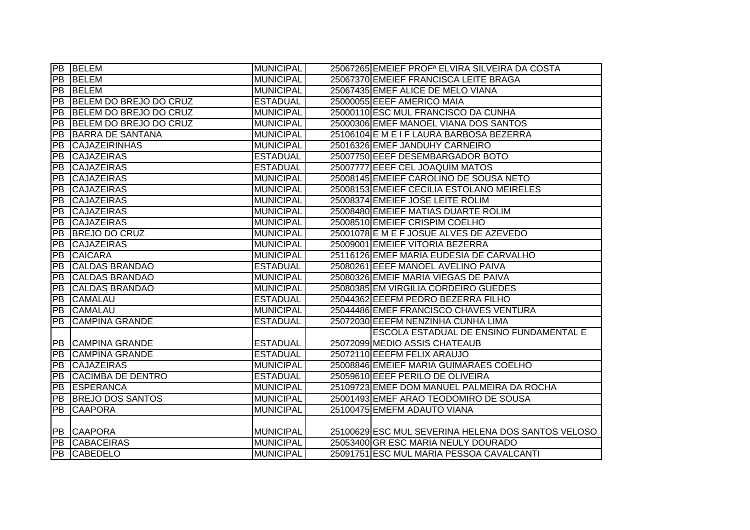| | | | | |
|---|---|---|---|---|
| PB | BELEM | MUNICIPAL | 25067265 | EMEIEF PROFª ELVIRA SILVEIRA DA COSTA |
| PB | BELEM | MUNICIPAL | 25067370 | EMEIEF FRANCISCA LEITE BRAGA |
| PB | BELEM | MUNICIPAL | 25067435 | EMEF ALICE DE MELO VIANA |
| PB | BELEM DO BREJO DO CRUZ | ESTADUAL | 25000055 | EEEF AMERICO MAIA |
| PB | BELEM DO BREJO DO CRUZ | MUNICIPAL | 25000110 | ESC MUL FRANCISCO DA CUNHA |
| PB | BELEM DO BREJO DO CRUZ | MUNICIPAL | 25000306 | EMEF MANOEL VIANA DOS SANTOS |
| PB | BARRA DE SANTANA | MUNICIPAL | 25106104 | E M E I F LAURA BARBOSA BEZERRA |
| PB | CAJAZEIRINHAS | MUNICIPAL | 25016326 | EMEF JANDUHY CARNEIRO |
| PB | CAJAZEIRAS | ESTADUAL | 25007750 | EEEF DESEMBARGADOR BOTO |
| PB | CAJAZEIRAS | ESTADUAL | 25007777 | EEEF CEL JOAQUIM MATOS |
| PB | CAJAZEIRAS | MUNICIPAL | 25008145 | EMEIEF CAROLINO DE SOUSA NETO |
| PB | CAJAZEIRAS | MUNICIPAL | 25008153 | EMEIEF CECILIA ESTOLANO MEIRELES |
| PB | CAJAZEIRAS | MUNICIPAL | 25008374 | EMEIEF JOSE LEITE ROLIM |
| PB | CAJAZEIRAS | MUNICIPAL | 25008480 | EMEIEF MATIAS DUARTE ROLIM |
| PB | CAJAZEIRAS | MUNICIPAL | 25008510 | EMEIEF CRISPIM COELHO |
| PB | BREJO DO CRUZ | MUNICIPAL | 25001078 | E M E F JOSUE ALVES DE AZEVEDO |
| PB | CAJAZEIRAS | MUNICIPAL | 25009001 | EMEIEF VITORIA BEZERRA |
| PB | CAICARA | MUNICIPAL | 25116126 | EMEF MARIA EUDESIA DE CARVALHO |
| PB | CALDAS BRANDAO | ESTADUAL | 25080261 | EEEF MANOEL AVELINO PAIVA |
| PB | CALDAS BRANDAO | MUNICIPAL | 25080326 | EMEIF MARIA VIEGAS DE PAIVA |
| PB | CALDAS BRANDAO | MUNICIPAL | 25080385 | EM VIRGILIA CORDEIRO GUEDES |
| PB | CAMALAU | ESTADUAL | 25044362 | EEEFM PEDRO BEZERRA FILHO |
| PB | CAMALAU | MUNICIPAL | 25044486 | EMEF FRANCISCO CHAVES VENTURA |
| PB | CAMPINA GRANDE | ESTADUAL | 25072030 | EEEFM NENZINHA CUNHA LIMA |
| PB | CAMPINA GRANDE | ESTADUAL | 25072099 | ESCOLA ESTADUAL DE ENSINO FUNDAMENTAL E MEDIO ASSIS CHATEAUB |
| PB | CAMPINA GRANDE | ESTADUAL | 25072110 | EEEFM FELIX ARAUJO |
| PB | CAJAZEIRAS | MUNICIPAL | 25008846 | EMEIEF MARIA GUIMARAES COELHO |
| PB | CACIMBA DE DENTRO | ESTADUAL | 25059610 | EEEF PERILO DE OLIVEIRA |
| PB | ESPERANCA | MUNICIPAL | 25109723 | EMEF DOM MANUEL PALMEIRA DA ROCHA |
| PB | BREJO DOS SANTOS | MUNICIPAL | 25001493 | EMEF ARAO TEODOMIRO DE SOUSA |
| PB | CAAPORA | MUNICIPAL | 25100475 | EMEFM ADAUTO VIANA |
| PB | CAAPORA | MUNICIPAL | 25100629 | ESC MUL SEVERINA HELENA DOS SANTOS VELOSO |
| PB | CABACEIRAS | MUNICIPAL | 25053400 | GR ESC MARIA NEULY DOURADO |
| PB | CABEDELO | MUNICIPAL | 25091751 | ESC MUL MARIA PESSOA CAVALCANTI |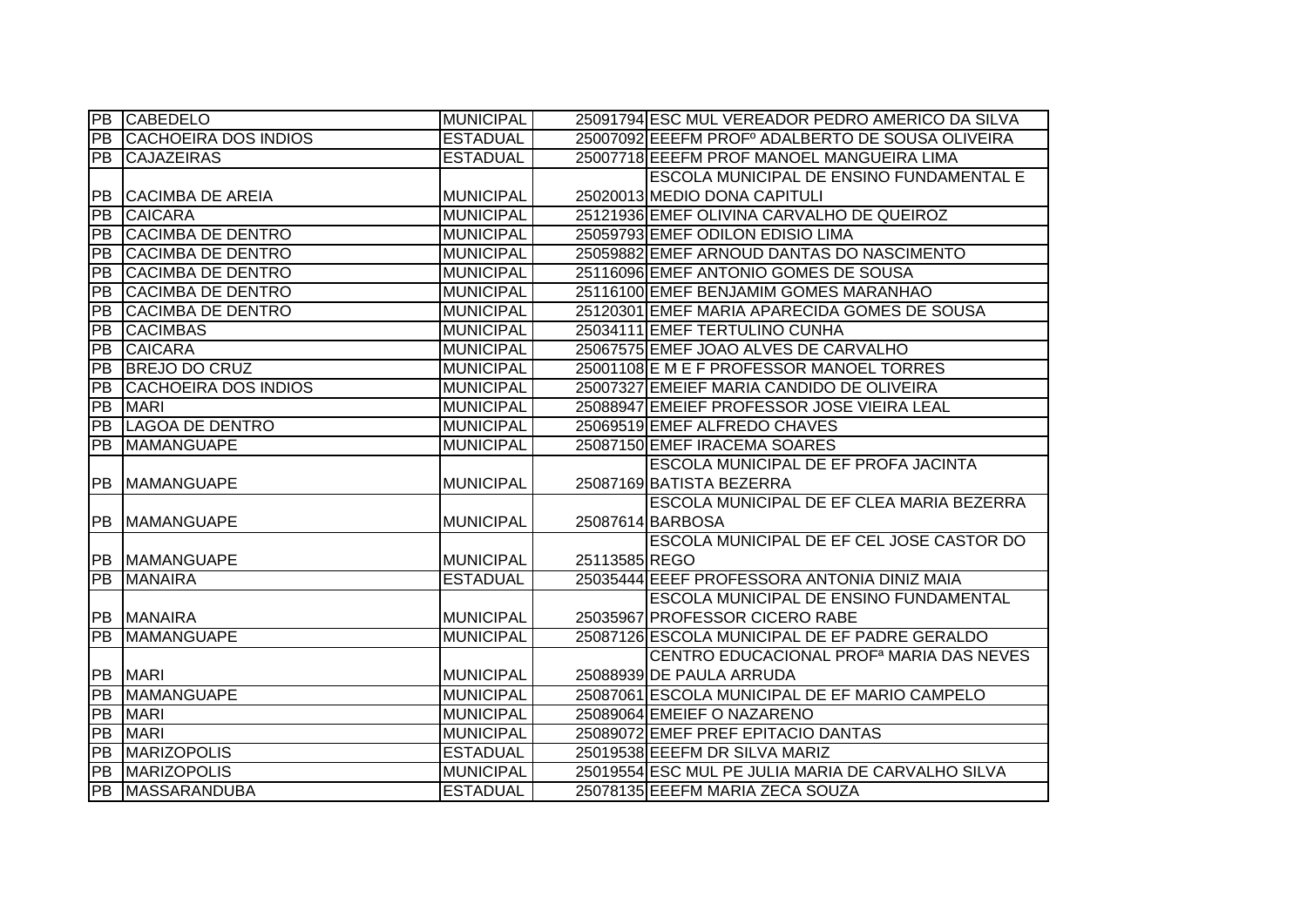| | | | | |
|---|---|---|---|---|
| PB | CABEDELO | MUNICIPAL | 25091794 | ESC MUL VEREADOR PEDRO AMERICO DA SILVA |
| PB | CACHOEIRA DOS INDIOS | ESTADUAL | 25007092 | EEEFM PROFº ADALBERTO DE SOUSA OLIVEIRA |
| PB | CAJAZEIRAS | ESTADUAL | 25007718 | EEEFM PROF MANOEL MANGUEIRA LIMA |
| PB | CACIMBA DE AREIA | MUNICIPAL | 25020013 | ESCOLA MUNICIPAL DE ENSINO FUNDAMENTAL E MEDIO DONA CAPITULI |
| PB | CAICARA | MUNICIPAL | 25121936 | EMEF OLIVINA CARVALHO DE QUEIROZ |
| PB | CACIMBA DE DENTRO | MUNICIPAL | 25059793 | EMEF ODILON EDISIO LIMA |
| PB | CACIMBA DE DENTRO | MUNICIPAL | 25059882 | EMEF ARNOUD DANTAS DO NASCIMENTO |
| PB | CACIMBA DE DENTRO | MUNICIPAL | 25116096 | EMEF ANTONIO GOMES DE SOUSA |
| PB | CACIMBA DE DENTRO | MUNICIPAL | 25116100 | EMEF BENJAMIM GOMES MARANHAO |
| PB | CACIMBA DE DENTRO | MUNICIPAL | 25120301 | EMEF MARIA APARECIDA GOMES DE SOUSA |
| PB | CACIMBAS | MUNICIPAL | 25034111 | EMEF TERTULINO CUNHA |
| PB | CAICARA | MUNICIPAL | 25067575 | EMEF JOAO ALVES DE CARVALHO |
| PB | BREJO DO CRUZ | MUNICIPAL | 25001108 | E M E F PROFESSOR MANOEL TORRES |
| PB | CACHOEIRA DOS INDIOS | MUNICIPAL | 25007327 | EMEIEF MARIA CANDIDO DE OLIVEIRA |
| PB | MARI | MUNICIPAL | 25088947 | EMEIEF PROFESSOR JOSE VIEIRA LEAL |
| PB | LAGOA DE DENTRO | MUNICIPAL | 25069519 | EMEF ALFREDO CHAVES |
| PB | MAMANGUAPE | MUNICIPAL | 25087150 | EMEF IRACEMA SOARES |
| PB | MAMANGUAPE | MUNICIPAL | 25087169 | ESCOLA MUNICIPAL DE EF PROFA JACINTA BATISTA BEZERRA |
| PB | MAMANGUAPE | MUNICIPAL | 25087614 | ESCOLA MUNICIPAL DE EF CLEA MARIA BEZERRA BARBOSA |
| PB | MAMANGUAPE | MUNICIPAL | 25113585 | ESCOLA MUNICIPAL DE EF CEL JOSE CASTOR DO REGO |
| PB | MANAIRA | ESTADUAL | 25035444 | EEEF PROFESSORA ANTONIA DINIZ MAIA |
| PB | MANAIRA | MUNICIPAL | 25035967 | ESCOLA MUNICIPAL DE ENSINO FUNDAMENTAL PROFESSOR CICERO RABE |
| PB | MAMANGUAPE | MUNICIPAL | 25087126 | ESCOLA MUNICIPAL DE EF PADRE GERALDO |
| PB | MARI | MUNICIPAL | 25088939 | CENTRO EDUCACIONAL PROFª MARIA DAS NEVES DE PAULA ARRUDA |
| PB | MAMANGUAPE | MUNICIPAL | 25087061 | ESCOLA MUNICIPAL DE EF MARIO CAMPELO |
| PB | MARI | MUNICIPAL | 25089064 | EMEIEF O NAZARENO |
| PB | MARI | MUNICIPAL | 25089072 | EMEF PREF EPITACIO DANTAS |
| PB | MARIZOPOLIS | ESTADUAL | 25019538 | EEEFM DR SILVA MARIZ |
| PB | MARIZOPOLIS | MUNICIPAL | 25019554 | ESC MUL PE JULIA MARIA DE CARVALHO SILVA |
| PB | MASSARANDUBA | ESTADUAL | 25078135 | EEEFM MARIA ZECA SOUZA |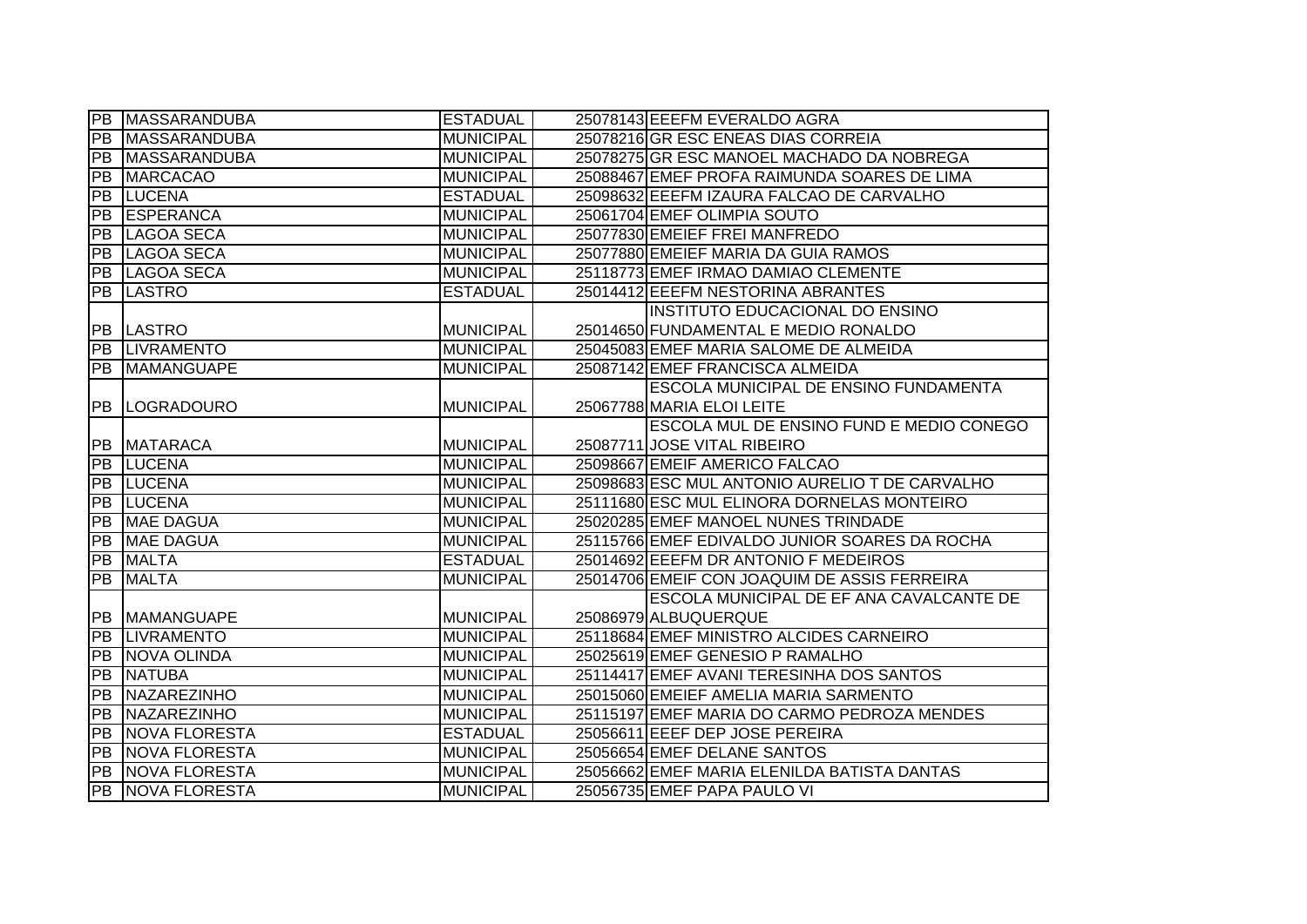| | | | | |
|---|---|---|---|---|
| PB | MASSARANDUBA | ESTADUAL | 25078143 | EEEFM EVERALDO AGRA |
| PB | MASSARANDUBA | MUNICIPAL | 25078216 | GR ESC ENEAS DIAS CORREIA |
| PB | MASSARANDUBA | MUNICIPAL | 25078275 | GR ESC MANOEL MACHADO DA NOBREGA |
| PB | MARCACAO | MUNICIPAL | 25088467 | EMEF PROFA RAIMUNDA SOARES DE LIMA |
| PB | LUCENA | ESTADUAL | 25098632 | EEEFM IZAURA FALCAO DE CARVALHO |
| PB | ESPERANCA | MUNICIPAL | 25061704 | EMEF OLIMPIA SOUTO |
| PB | LAGOA SECA | MUNICIPAL | 25077830 | EMEIEF FREI MANFREDO |
| PB | LAGOA SECA | MUNICIPAL | 25077880 | EMEIEF MARIA DA GUIA RAMOS |
| PB | LAGOA SECA | MUNICIPAL | 25118773 | EMEF IRMAO DAMIAO CLEMENTE |
| PB | LASTRO | ESTADUAL | 25014412 | EEEFM NESTORINA ABRANTES |
| PB | LASTRO | MUNICIPAL | 25014650 | INSTITUTO EDUCACIONAL DO ENSINO FUNDAMENTAL E MEDIO RONALDO |
| PB | LIVRAMENTO | MUNICIPAL | 25045083 | EMEF MARIA SALOME DE ALMEIDA |
| PB | MAMANGUAPE | MUNICIPAL | 25087142 | EMEF FRANCISCA ALMEIDA |
| PB | LOGRADOURO | MUNICIPAL | 25067788 | ESCOLA MUNICIPAL DE ENSINO FUNDAMENTA MARIA ELOI LEITE |
| PB | MATARACA | MUNICIPAL | 25087711 | ESCOLA MUL DE ENSINO FUND E MEDIO CONEGO JOSE VITAL RIBEIRO |
| PB | LUCENA | MUNICIPAL | 25098667 | EMEIF AMERICO FALCAO |
| PB | LUCENA | MUNICIPAL | 25098683 | ESC MUL ANTONIO AURELIO T DE CARVALHO |
| PB | LUCENA | MUNICIPAL | 25111680 | ESC MUL ELINORA DORNELAS MONTEIRO |
| PB | MAE DAGUA | MUNICIPAL | 25020285 | EMEF MANOEL NUNES TRINDADE |
| PB | MAE DAGUA | MUNICIPAL | 25115766 | EMEF EDIVALDO JUNIOR SOARES DA ROCHA |
| PB | MALTA | ESTADUAL | 25014692 | EEEFM DR ANTONIO F MEDEIROS |
| PB | MALTA | MUNICIPAL | 25014706 | EMEIF CON JOAQUIM DE ASSIS FERREIRA |
| PB | MAMANGUAPE | MUNICIPAL | 25086979 | ESCOLA MUNICIPAL DE EF ANA CAVALCANTE DE ALBUQUERQUE |
| PB | LIVRAMENTO | MUNICIPAL | 25118684 | EMEF MINISTRO ALCIDES CARNEIRO |
| PB | NOVA OLINDA | MUNICIPAL | 25025619 | EMEF GENESIO P RAMALHO |
| PB | NATUBA | MUNICIPAL | 25114417 | EMEF AVANI TERESINHA DOS SANTOS |
| PB | NAZAREZINHO | MUNICIPAL | 25015060 | EMEIEF AMELIA MARIA SARMENTO |
| PB | NAZAREZINHO | MUNICIPAL | 25115197 | EMEF MARIA DO CARMO PEDROZA MENDES |
| PB | NOVA FLORESTA | ESTADUAL | 25056611 | EEEF DEP JOSE PEREIRA |
| PB | NOVA FLORESTA | MUNICIPAL | 25056654 | EMEF DELANE SANTOS |
| PB | NOVA FLORESTA | MUNICIPAL | 25056662 | EMEF MARIA ELENILDA BATISTA DANTAS |
| PB | NOVA FLORESTA | MUNICIPAL | 25056735 | EMEF PAPA PAULO VI |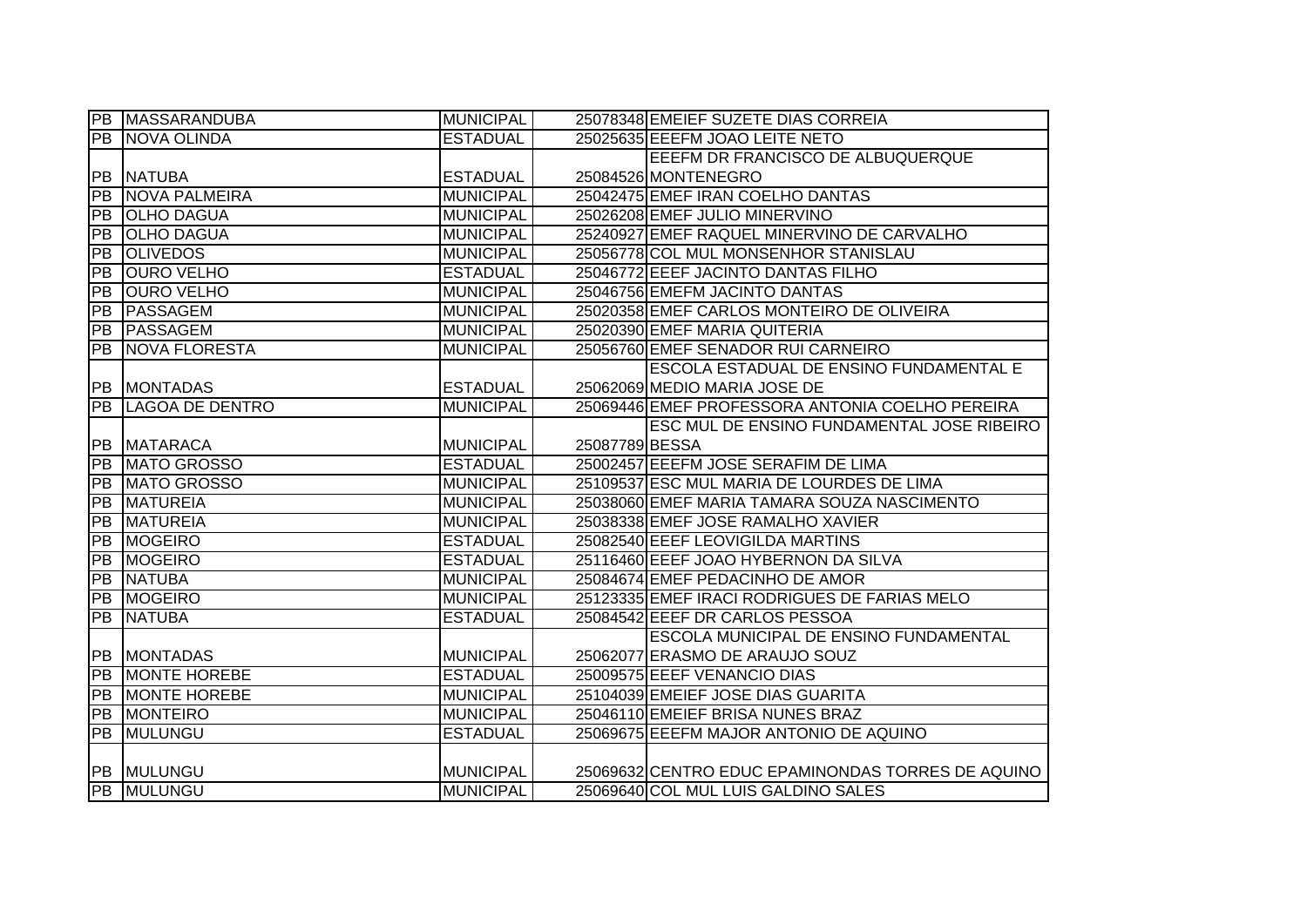| | | | | |
|---|---|---|---|---|
| PB | MASSARANDUBA | MUNICIPAL | 25078348 | EMEIEF SUZETE DIAS CORREIA |
| PB | NOVA OLINDA | ESTADUAL | 25025635 | EEEFM JOAO LEITE NETO |
| PB | NATUBA | ESTADUAL | 25084526 | EEEFM DR FRANCISCO DE ALBUQUERQUE MONTENEGRO |
| PB | NOVA PALMEIRA | MUNICIPAL | 25042475 | EMEF IRAN COELHO DANTAS |
| PB | OLHO DAGUA | MUNICIPAL | 25026208 | EMEF JULIO MINERVINO |
| PB | OLHO DAGUA | MUNICIPAL | 25240927 | EMEF RAQUEL MINERVINO DE CARVALHO |
| PB | OLIVEDOS | MUNICIPAL | 25056778 | COL MUL MONSENHOR STANISLAU |
| PB | OURO VELHO | ESTADUAL | 25046772 | EEEF JACINTO DANTAS FILHO |
| PB | OURO VELHO | MUNICIPAL | 25046756 | EMEFM JACINTO DANTAS |
| PB | PASSAGEM | MUNICIPAL | 25020358 | EMEF CARLOS MONTEIRO DE OLIVEIRA |
| PB | PASSAGEM | MUNICIPAL | 25020390 | EMEF MARIA QUITERIA |
| PB | NOVA FLORESTA | MUNICIPAL | 25056760 | EMEF SENADOR RUI CARNEIRO |
| PB | MONTADAS | ESTADUAL | 25062069 | ESCOLA ESTADUAL DE ENSINO FUNDAMENTAL E MEDIO MARIA JOSE DE |
| PB | LAGOA DE DENTRO | MUNICIPAL | 25069446 | EMEF PROFESSORA ANTONIA COELHO PEREIRA |
| PB | MATARACA | MUNICIPAL | 25087789 | ESC MUL DE ENSINO FUNDAMENTAL JOSE RIBEIRO BESSA |
| PB | MATO GROSSO | ESTADUAL | 25002457 | EEEFM JOSE SERAFIM DE LIMA |
| PB | MATO GROSSO | MUNICIPAL | 25109537 | ESC MUL MARIA DE LOURDES DE LIMA |
| PB | MATUREIA | MUNICIPAL | 25038060 | EMEF MARIA TAMARA SOUZA NASCIMENTO |
| PB | MATUREIA | MUNICIPAL | 25038338 | EMEF JOSE RAMALHO XAVIER |
| PB | MOGEIRO | ESTADUAL | 25082540 | EEEF LEOVIGILDA MARTINS |
| PB | MOGEIRO | ESTADUAL | 25116460 | EEEF JOAO HYBERNON DA SILVA |
| PB | NATUBA | MUNICIPAL | 25084674 | EMEF PEDACINHO DE AMOR |
| PB | MOGEIRO | MUNICIPAL | 25123335 | EMEF IRACI RODRIGUES DE FARIAS MELO |
| PB | NATUBA | ESTADUAL | 25084542 | EEEF DR CARLOS PESSOA |
| PB | MONTADAS | MUNICIPAL | 25062077 | ESCOLA MUNICIPAL DE ENSINO FUNDAMENTAL ERASMO DE ARAUJO SOUZ |
| PB | MONTE HOREBE | ESTADUAL | 25009575 | EEEF VENANCIO DIAS |
| PB | MONTE HOREBE | MUNICIPAL | 25104039 | EMEIEF JOSE DIAS GUARITA |
| PB | MONTEIRO | MUNICIPAL | 25046110 | EMEIEF BRISA NUNES BRAZ |
| PB | MULUNGU | ESTADUAL | 25069675 | EEEFM MAJOR ANTONIO DE AQUINO |
| PB | MULUNGU | MUNICIPAL | 25069632 | CENTRO EDUC EPAMINONDAS TORRES DE AQUINO |
| PB | MULUNGU | MUNICIPAL | 25069640 | COL MUL LUIS GALDINO SALES |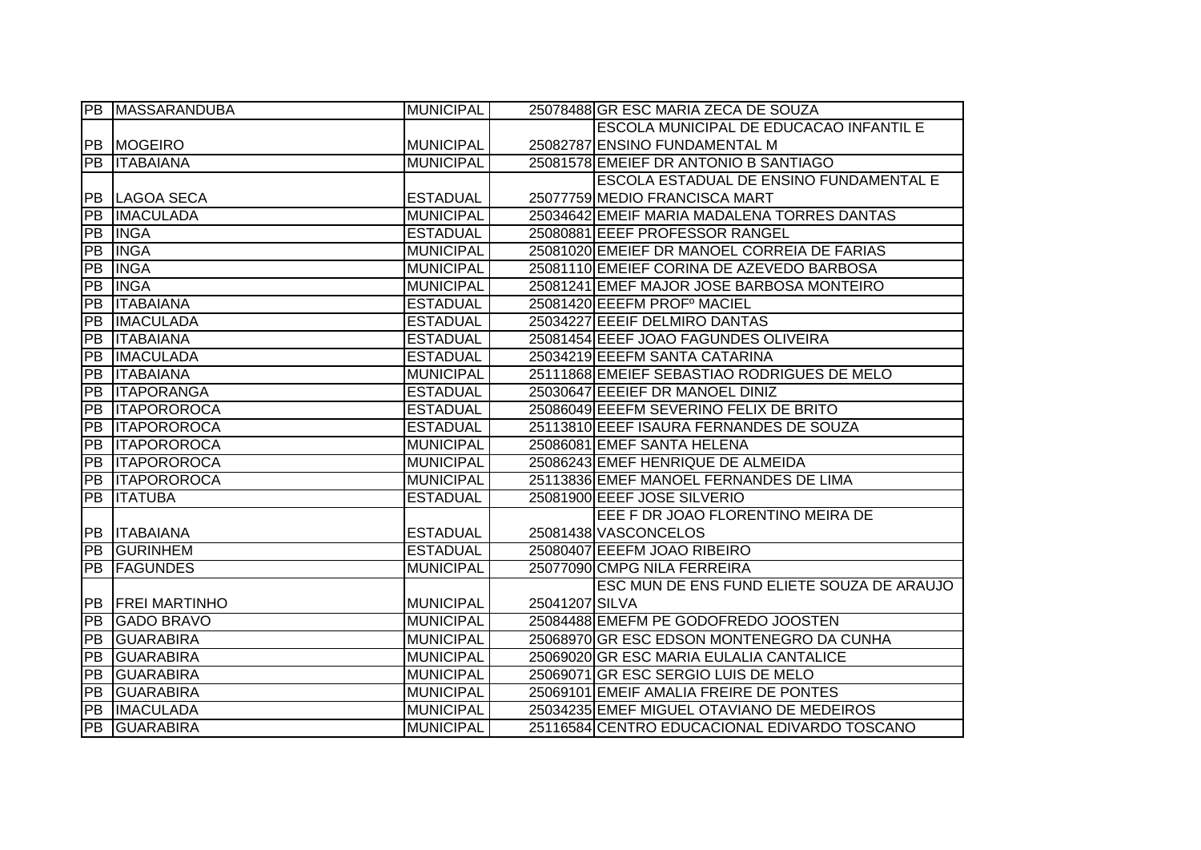| PB | MASSARANDUBA | MUNICIPAL | 25078488 | GR ESC MARIA ZECA DE SOUZA |
|---|---|---|---|---|
| PB | MOGEIRO | MUNICIPAL | 25082787 | ESCOLA MUNICIPAL DE EDUCACAO INFANTIL E ENSINO FUNDAMENTAL M |
| PB | ITABAIANA | MUNICIPAL | 25081578 | EMEIEF DR ANTONIO B SANTIAGO |
| PB | LAGOA SECA | ESTADUAL | 25077759 | ESCOLA ESTADUAL DE ENSINO FUNDAMENTAL E MEDIO FRANCISCA MART |
| PB | IMACULADA | MUNICIPAL | 25034642 | EMEIF MARIA MADALENA TORRES DANTAS |
| PB | INGA | ESTADUAL | 25080881 | EEEF PROFESSOR RANGEL |
| PB | INGA | MUNICIPAL | 25081020 | EMEIEF DR MANOEL CORREIA DE FARIAS |
| PB | INGA | MUNICIPAL | 25081110 | EMEIEF CORINA DE AZEVEDO BARBOSA |
| PB | INGA | MUNICIPAL | 25081241 | EMEF MAJOR JOSE BARBOSA MONTEIRO |
| PB | ITABAIANA | ESTADUAL | 25081420 | EEEFM PROFº MACIEL |
| PB | IMACULADA | ESTADUAL | 25034227 | EEEIF DELMIRO DANTAS |
| PB | ITABAIANA | ESTADUAL | 25081454 | EEEF JOAO FAGUNDES OLIVEIRA |
| PB | IMACULADA | ESTADUAL | 25034219 | EEEFM SANTA CATARINA |
| PB | ITABAIANA | MUNICIPAL | 25111868 | EMEIEF SEBASTIAO RODRIGUES DE MELO |
| PB | ITAPORANGA | ESTADUAL | 25030647 | EEEIEF DR MANOEL DINIZ |
| PB | ITAPOROROCA | ESTADUAL | 25086049 | EEEFM SEVERINO FELIX DE BRITO |
| PB | ITAPOROROCA | ESTADUAL | 25113810 | EEEF ISAURA FERNANDES DE SOUZA |
| PB | ITAPOROROCA | MUNICIPAL | 25086081 | EMEF SANTA HELENA |
| PB | ITAPOROROCA | MUNICIPAL | 25086243 | EMEF HENRIQUE DE ALMEIDA |
| PB | ITAPOROROCA | MUNICIPAL | 25113836 | EMEF MANOEL FERNANDES DE LIMA |
| PB | ITATUBA | ESTADUAL | 25081900 | EEEF JOSE SILVERIO |
| PB | ITABAIANA | ESTADUAL | 25081438 | EEE F DR JOAO FLORENTINO MEIRA DE VASCONCELOS |
| PB | GURINHEM | ESTADUAL | 25080407 | EEEFM JOAO RIBEIRO |
| PB | FAGUNDES | MUNICIPAL | 25077090 | CMPG NILA FERREIRA |
| PB | FREI MARTINHO | MUNICIPAL | 25041207 | ESC MUN DE ENS FUND ELIETE SOUZA DE ARAUJO SILVA |
| PB | GADO BRAVO | MUNICIPAL | 25084488 | EMEFM PE GODOFREDO JOOSTEN |
| PB | GUARABIRA | MUNICIPAL | 25068970 | GR ESC EDSON MONTENEGRO DA CUNHA |
| PB | GUARABIRA | MUNICIPAL | 25069020 | GR ESC MARIA EULALIA CANTALICE |
| PB | GUARABIRA | MUNICIPAL | 25069071 | GR ESC SERGIO LUIS DE MELO |
| PB | GUARABIRA | MUNICIPAL | 25069101 | EMEIF AMALIA FREIRE DE PONTES |
| PB | IMACULADA | MUNICIPAL | 25034235 | EMEF MIGUEL OTAVIANO DE MEDEIROS |
| PB | GUARABIRA | MUNICIPAL | 25116584 | CENTRO EDUCACIONAL EDIVARDO TOSCANO |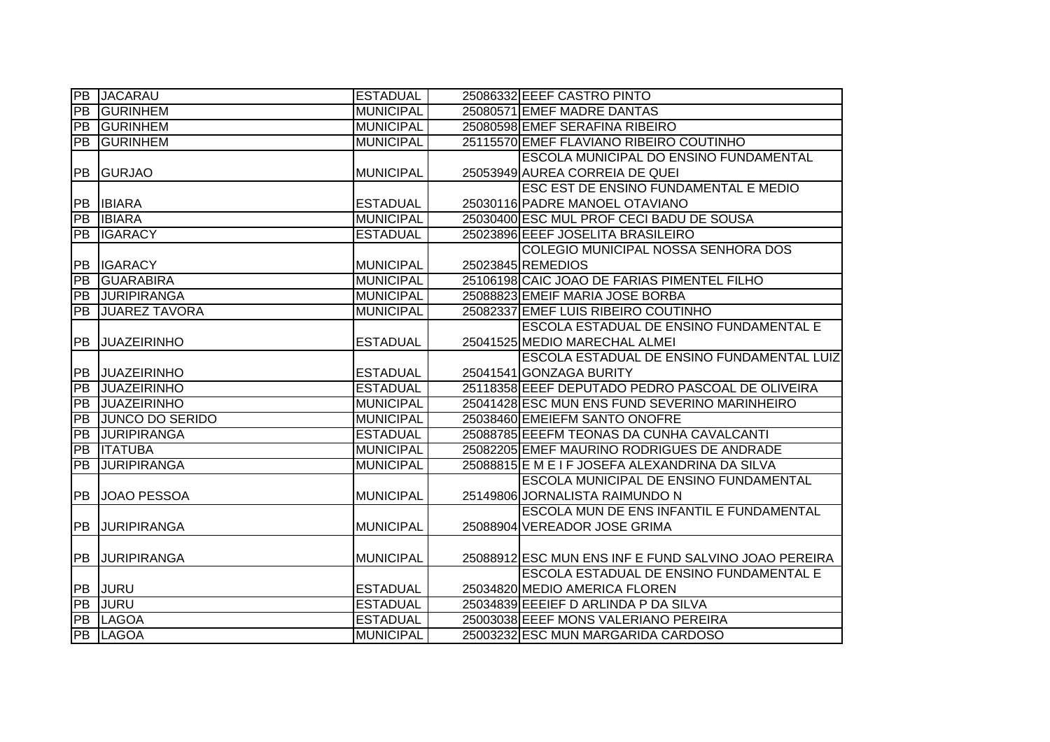| | | | | |
|---|---|---|---|---|
| PB | JACARAU | ESTADUAL | 25086332 | EEEF CASTRO PINTO |
| PB | GURINHEM | MUNICIPAL | 25080571 | EMEF MADRE DANTAS |
| PB | GURINHEM | MUNICIPAL | 25080598 | EMEF SERAFINA RIBEIRO |
| PB | GURINHEM | MUNICIPAL | 25115570 | EMEF FLAVIANO RIBEIRO COUTINHO |
| PB | GURJAO | MUNICIPAL | 25053949 | ESCOLA MUNICIPAL DO ENSINO FUNDAMENTAL AUREA CORREIA DE QUEI |
| PB | IBIARA | ESTADUAL | 25030116 | ESC EST DE ENSINO FUNDAMENTAL E MEDIO PADRE MANOEL OTAVIANO |
| PB | IBIARA | MUNICIPAL | 25030400 | ESC MUL PROF CECI BADU DE SOUSA |
| PB | IGARACY | ESTADUAL | 25023896 | EEEF JOSELITA BRASILEIRO |
| PB | IGARACY | MUNICIPAL | 25023845 | COLEGIO MUNICIPAL NOSSA SENHORA DOS REMEDIOS |
| PB | GUARABIRA | MUNICIPAL | 25106198 | CAIC JOAO DE FARIAS PIMENTEL FILHO |
| PB | JURIPIRANGA | MUNICIPAL | 25088823 | EMEIF MARIA JOSE BORBA |
| PB | JUAREZ TAVORA | MUNICIPAL | 25082337 | EMEF LUIS RIBEIRO COUTINHO |
| PB | JUAZEIRINHO | ESTADUAL | 25041525 | ESCOLA ESTADUAL DE ENSINO FUNDAMENTAL E MEDIO MARECHAL ALMEI |
| PB | JUAZEIRINHO | ESTADUAL | 25041541 | ESCOLA ESTADUAL DE ENSINO FUNDAMENTAL LUIZ GONZAGA BURITY |
| PB | JUAZEIRINHO | ESTADUAL | 25118358 | EEEF DEPUTADO PEDRO PASCOAL DE OLIVEIRA |
| PB | JUAZEIRINHO | MUNICIPAL | 25041428 | ESC MUN ENS FUND SEVERINO MARINHEIRO |
| PB | JUNCO DO SERIDO | MUNICIPAL | 25038460 | EMEIEFM SANTO ONOFRE |
| PB | JURIPIRANGA | ESTADUAL | 25088785 | EEEFM TEONAS DA CUNHA CAVALCANTI |
| PB | ITATUBA | MUNICIPAL | 25082205 | EMEF MAURINO RODRIGUES DE ANDRADE |
| PB | JURIPIRANGA | MUNICIPAL | 25088815 | E M E I F JOSEFA ALEXANDRINA DA SILVA |
| PB | JOAO PESSOA | MUNICIPAL | 25149806 | ESCOLA MUNICIPAL DE ENSINO FUNDAMENTAL JORNALISTA RAIMUNDO N |
| PB | JURIPIRANGA | MUNICIPAL | 25088904 | ESCOLA MUN DE ENS INFANTIL E FUNDAMENTAL VEREADOR JOSE GRIMA |
| PB | JURIPIRANGA | MUNICIPAL | 25088912 | ESC MUN ENS INF E FUND SALVINO JOAO PEREIRA |
| PB | JURU | ESTADUAL | 25034820 | ESCOLA ESTADUAL DE ENSINO FUNDAMENTAL E MEDIO AMERICA FLOREN |
| PB | JURU | ESTADUAL | 25034839 | EEEIEF D ARLINDA P DA SILVA |
| PB | LAGOA | ESTADUAL | 25003038 | EEEF MONS VALERIANO PEREIRA |
| PB | LAGOA | MUNICIPAL | 25003232 | ESC MUN MARGARIDA CARDOSO |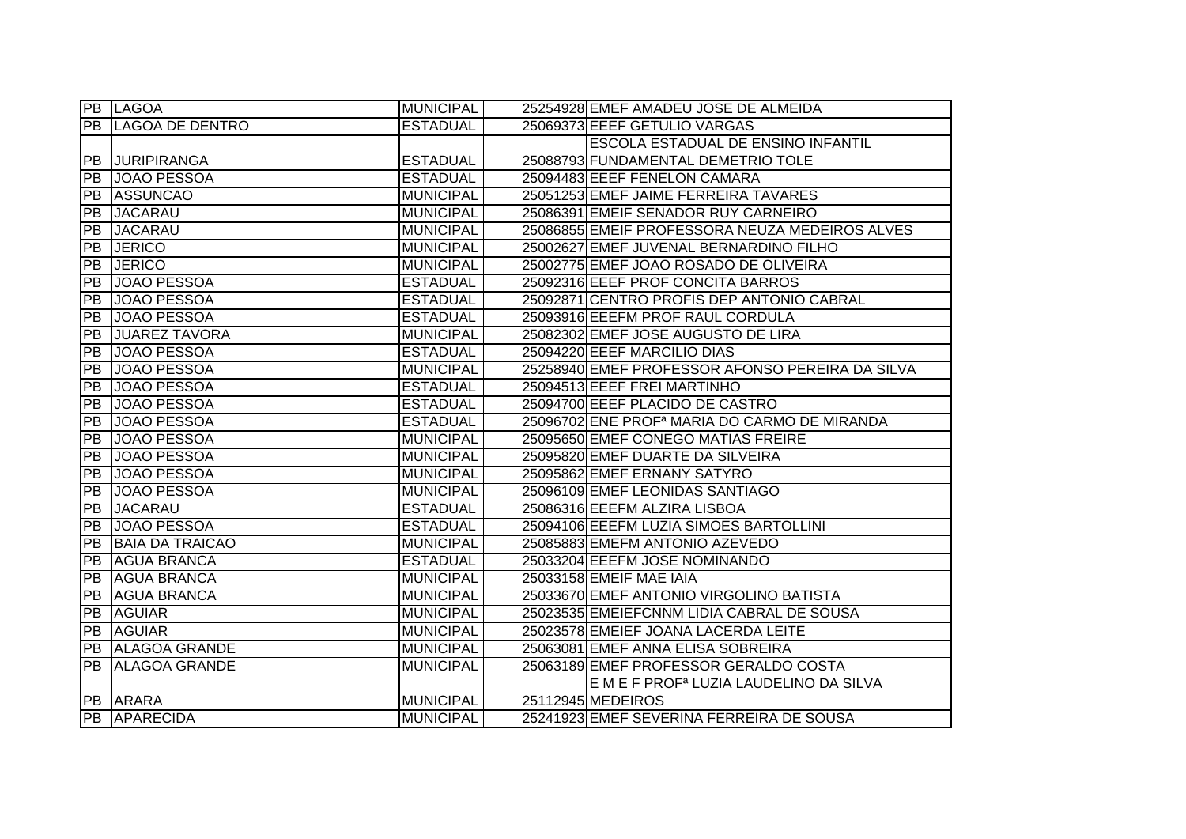| PB | LAGOA | MUNICIPAL | 25254928 | EMEF AMADEU JOSE DE ALMEIDA |
|---|---|---|---|---|
| PB | LAGOA DE DENTRO | ESTADUAL | 25069373 | EEEF GETULIO VARGAS |
| PB | JURIPIRANGA | ESTADUAL | 25088793 | ESCOLA ESTADUAL DE ENSINO INFANTIL FUNDAMENTAL DEMETRIO TOLE |
| PB | JOAO PESSOA | ESTADUAL | 25094483 | EEEF FENELON CAMARA |
| PB | ASSUNCAO | MUNICIPAL | 25051253 | EMEF JAIME FERREIRA TAVARES |
| PB | JACARAU | MUNICIPAL | 25086391 | EMEIF SENADOR RUY CARNEIRO |
| PB | JACARAU | MUNICIPAL | 25086855 | EMEIF PROFESSORA NEUZA MEDEIROS ALVES |
| PB | JERICO | MUNICIPAL | 25002627 | EMEF JUVENAL BERNARDINO FILHO |
| PB | JERICO | MUNICIPAL | 25002775 | EMEF JOAO ROSADO DE OLIVEIRA |
| PB | JOAO PESSOA | ESTADUAL | 25092316 | EEEF PROF CONCITA BARROS |
| PB | JOAO PESSOA | ESTADUAL | 25092871 | CENTRO PROFIS DEP ANTONIO CABRAL |
| PB | JOAO PESSOA | ESTADUAL | 25093916 | EEEFM PROF RAUL CORDULA |
| PB | JUAREZ TAVORA | MUNICIPAL | 25082302 | EMEF JOSE AUGUSTO DE LIRA |
| PB | JOAO PESSOA | ESTADUAL | 25094220 | EEEF MARCILIO DIAS |
| PB | JOAO PESSOA | MUNICIPAL | 25258940 | EMEF PROFESSOR AFONSO PEREIRA DA SILVA |
| PB | JOAO PESSOA | ESTADUAL | 25094513 | EEEF FREI MARTINHO |
| PB | JOAO PESSOA | ESTADUAL | 25094700 | EEEF PLACIDO DE CASTRO |
| PB | JOAO PESSOA | ESTADUAL | 25096702 | ENE PROFª MARIA DO CARMO DE MIRANDA |
| PB | JOAO PESSOA | MUNICIPAL | 25095650 | EMEF CONEGO MATIAS FREIRE |
| PB | JOAO PESSOA | MUNICIPAL | 25095820 | EMEF DUARTE DA SILVEIRA |
| PB | JOAO PESSOA | MUNICIPAL | 25095862 | EMEF ERNANY SATYRO |
| PB | JOAO PESSOA | MUNICIPAL | 25096109 | EMEF LEONIDAS SANTIAGO |
| PB | JACARAU | ESTADUAL | 25086316 | EEEFM ALZIRA LISBOA |
| PB | JOAO PESSOA | ESTADUAL | 25094106 | EEEFM LUZIA SIMOES BARTOLLINI |
| PB | BAIA DA TRAICAO | MUNICIPAL | 25085883 | EMEFM ANTONIO AZEVEDO |
| PB | AGUA BRANCA | ESTADUAL | 25033204 | EEEFM JOSE NOMINANDO |
| PB | AGUA BRANCA | MUNICIPAL | 25033158 | EMEIF MAE IAIA |
| PB | AGUA BRANCA | MUNICIPAL | 25033670 | EMEF ANTONIO VIRGOLINO BATISTA |
| PB | AGUIAR | MUNICIPAL | 25023535 | EMEIEFCNNM LIDIA CABRAL DE SOUSA |
| PB | AGUIAR | MUNICIPAL | 25023578 | EMEIEF JOANA LACERDA LEITE |
| PB | ALAGOA GRANDE | MUNICIPAL | 25063081 | EMEF ANNA ELISA SOBREIRA |
| PB | ALAGOA GRANDE | MUNICIPAL | 25063189 | EMEF PROFESSOR GERALDO COSTA |
| PB | ARARA | MUNICIPAL | 25112945 | E M E F PROFª LUZIA LAUDELINO DA SILVA MEDEIROS |
| PB | APARECIDA | MUNICIPAL | 25241923 | EMEF SEVERINA FERREIRA DE SOUSA |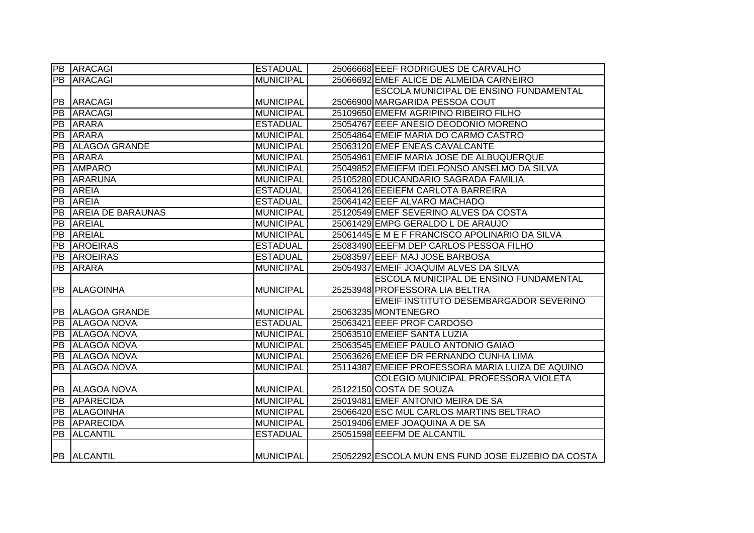| | | | | |
|---|---|---|---|---|
| PB | ARACAGI | ESTADUAL | 25066668 | EEEF RODRIGUES DE CARVALHO |
| PB | ARACAGI | MUNICIPAL | 25066692 | EMEF ALICE DE ALMEIDA CARNEIRO |
| PB | ARACAGI | MUNICIPAL | 25066900 | ESCOLA MUNICIPAL DE ENSINO FUNDAMENTAL MARGARIDA PESSOA COUT |
| PB | ARACAGI | MUNICIPAL | 25109650 | EMEFM AGRIPINO RIBEIRO FILHO |
| PB | ARARA | ESTADUAL | 25054767 | EEEF ANESIO DEODONIO MORENO |
| PB | ARARA | MUNICIPAL | 25054864 | EMEIF MARIA DO CARMO CASTRO |
| PB | ALAGOA GRANDE | MUNICIPAL | 25063120 | EMEF ENEAS CAVALCANTE |
| PB | ARARA | MUNICIPAL | 25054961 | EMEIF MARIA JOSE DE ALBUQUERQUE |
| PB | AMPARO | MUNICIPAL | 25049852 | EMEIEFM IDELFONSO ANSELMO DA SILVA |
| PB | ARARUNA | MUNICIPAL | 25105280 | EDUCANDARIO SAGRADA FAMILIA |
| PB | AREIA | ESTADUAL | 25064126 | EEEIEFM CARLOTA BARREIRA |
| PB | AREIA | ESTADUAL | 25064142 | EEEF ALVARO MACHADO |
| PB | AREIA DE BARAUNAS | MUNICIPAL | 25120549 | EMEF SEVERINO ALVES DA COSTA |
| PB | AREIAL | MUNICIPAL | 25061429 | EMPG GERALDO L DE ARAUJO |
| PB | AREIAL | MUNICIPAL | 25061445 | E M E F FRANCISCO APOLINARIO DA SILVA |
| PB | AROEIRAS | ESTADUAL | 25083490 | EEEFM DEP CARLOS PESSOA FILHO |
| PB | AROEIRAS | ESTADUAL | 25083597 | EEEF MAJ JOSE BARBOSA |
| PB | ARARA | MUNICIPAL | 25054937 | EMEIF JOAQUIM ALVES DA SILVA |
| PB | ALAGOINHA | MUNICIPAL | 25253948 | ESCOLA MUNICIPAL DE ENSINO FUNDAMENTAL PROFESSORA LIA BELTRA |
| PB | ALAGOA GRANDE | MUNICIPAL | 25063235 | EMEIF INSTITUTO DESEMBARGADOR SEVERINO MONTENEGRO |
| PB | ALAGOA NOVA | ESTADUAL | 25063421 | EEEF PROF CARDOSO |
| PB | ALAGOA NOVA | MUNICIPAL | 25063510 | EMEIEF SANTA LUZIA |
| PB | ALAGOA NOVA | MUNICIPAL | 25063545 | EMEIEF PAULO ANTONIO GAIAO |
| PB | ALAGOA NOVA | MUNICIPAL | 25063626 | EMEIEF DR FERNANDO CUNHA LIMA |
| PB | ALAGOA NOVA | MUNICIPAL | 25114387 | EMEIEF PROFESSORA MARIA LUIZA DE AQUINO |
| PB | ALAGOA NOVA | MUNICIPAL | 25122150 | COLEGIO MUNICIPAL PROFESSORA VIOLETA COSTA DE SOUZA |
| PB | APARECIDA | MUNICIPAL | 25019481 | EMEF ANTONIO MEIRA DE SA |
| PB | ALAGOINHA | MUNICIPAL | 25066420 | ESC MUL CARLOS MARTINS BELTRAO |
| PB | APARECIDA | MUNICIPAL | 25019406 | EMEF JOAQUINA A DE SA |
| PB | ALCANTIL | ESTADUAL | 25051598 | EEEFM DE ALCANTIL |
| PB | ALCANTIL | MUNICIPAL | 25052292 | ESCOLA MUN ENS FUND JOSE EUZEBIO DA COSTA |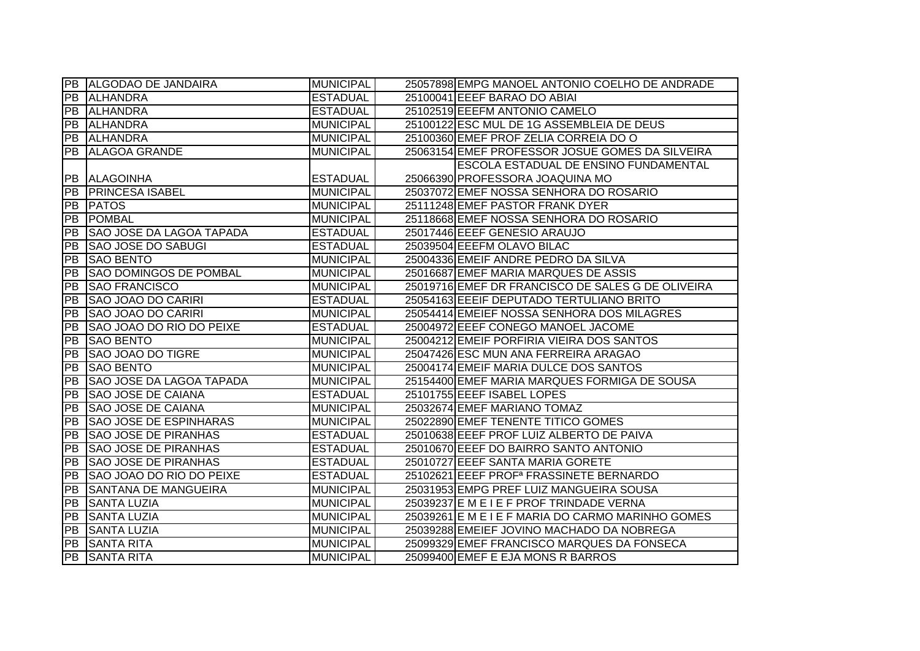| PB | ALGODAO DE JANDAIRA | MUNICIPAL | 25057898 | EMPG MANOEL ANTONIO COELHO DE ANDRADE |
|---|---|---|---|---|
| PB | ALHANDRA | ESTADUAL | 25100041 | EEEF BARAO DO ABIAI |
| PB | ALHANDRA | ESTADUAL | 25102519 | EEEFM ANTONIO CAMELO |
| PB | ALHANDRA | MUNICIPAL | 25100122 | ESC MUL DE 1G ASSEMBLEIA DE DEUS |
| PB | ALHANDRA | MUNICIPAL | 25100360 | EMEF PROF ZELIA CORREIA DO O |
| PB | ALAGOA GRANDE | MUNICIPAL | 25063154 | EMEF PROFESSOR JOSUE GOMES DA SILVEIRA |
| PB | ALAGOINHA | ESTADUAL | 25066390 | ESCOLA ESTADUAL DE ENSINO FUNDAMENTAL PROFESSORA JOAQUINA MO |
| PB | PRINCESA ISABEL | MUNICIPAL | 25037072 | EMEF NOSSA SENHORA DO ROSARIO |
| PB | PATOS | MUNICIPAL | 25111248 | EMEF PASTOR FRANK DYER |
| PB | POMBAL | MUNICIPAL | 25118668 | EMEF NOSSA SENHORA DO ROSARIO |
| PB | SAO JOSE DA LAGOA TAPADA | ESTADUAL | 25017446 | EEEF GENESIO ARAUJO |
| PB | SAO JOSE DO SABUGI | ESTADUAL | 25039504 | EEEFM OLAVO BILAC |
| PB | SAO BENTO | MUNICIPAL | 25004336 | EMEIF ANDRE PEDRO DA SILVA |
| PB | SAO DOMINGOS DE POMBAL | MUNICIPAL | 25016687 | EMEF MARIA MARQUES DE ASSIS |
| PB | SAO FRANCISCO | MUNICIPAL | 25019716 | EMEF DR FRANCISCO DE SALES G DE OLIVEIRA |
| PB | SAO JOAO DO CARIRI | ESTADUAL | 25054163 | EEEIF DEPUTADO TERTULIANO BRITO |
| PB | SAO JOAO DO CARIRI | MUNICIPAL | 25054414 | EMEIEF NOSSA SENHORA DOS MILAGRES |
| PB | SAO JOAO DO RIO DO PEIXE | ESTADUAL | 25004972 | EEEF CONEGO MANOEL JACOME |
| PB | SAO BENTO | MUNICIPAL | 25004212 | EMEIF PORFIRIA VIEIRA DOS SANTOS |
| PB | SAO JOAO DO TIGRE | MUNICIPAL | 25047426 | ESC MUN ANA FERREIRA ARAGAO |
| PB | SAO BENTO | MUNICIPAL | 25004174 | EMEIF MARIA DULCE DOS SANTOS |
| PB | SAO JOSE DA LAGOA TAPADA | MUNICIPAL | 25154400 | EMEF MARIA MARQUES FORMIGA DE SOUSA |
| PB | SAO JOSE DE CAIANA | ESTADUAL | 25101755 | EEEF ISABEL LOPES |
| PB | SAO JOSE DE CAIANA | MUNICIPAL | 25032674 | EMEF MARIANO TOMAZ |
| PB | SAO JOSE DE ESPINHARAS | MUNICIPAL | 25022890 | EMEF TENENTE TITICO GOMES |
| PB | SAO JOSE DE PIRANHAS | ESTADUAL | 25010638 | EEEF PROF LUIZ ALBERTO DE PAIVA |
| PB | SAO JOSE DE PIRANHAS | ESTADUAL | 25010670 | EEEF DO BAIRRO SANTO ANTONIO |
| PB | SAO JOSE DE PIRANHAS | ESTADUAL | 25010727 | EEEF SANTA MARIA GORETE |
| PB | SAO JOAO DO RIO DO PEIXE | ESTADUAL | 25102621 | EEEF PROFª FRASSINETE BERNARDO |
| PB | SANTANA DE MANGUEIRA | MUNICIPAL | 25031953 | EMPG PREF LUIZ MANGUEIRA SOUSA |
| PB | SANTA LUZIA | MUNICIPAL | 25039237 | E M E I E F PROF TRINDADE VERNA |
| PB | SANTA LUZIA | MUNICIPAL | 25039261 | E M E I E F MARIA DO CARMO MARINHO GOMES |
| PB | SANTA LUZIA | MUNICIPAL | 25039288 | EMEIEF JOVINO MACHADO DA NOBREGA |
| PB | SANTA RITA | MUNICIPAL | 25099329 | EMEF FRANCISCO MARQUES DA FONSECA |
| PB | SANTA RITA | MUNICIPAL | 25099400 | EMEF E EJA MONS R BARROS |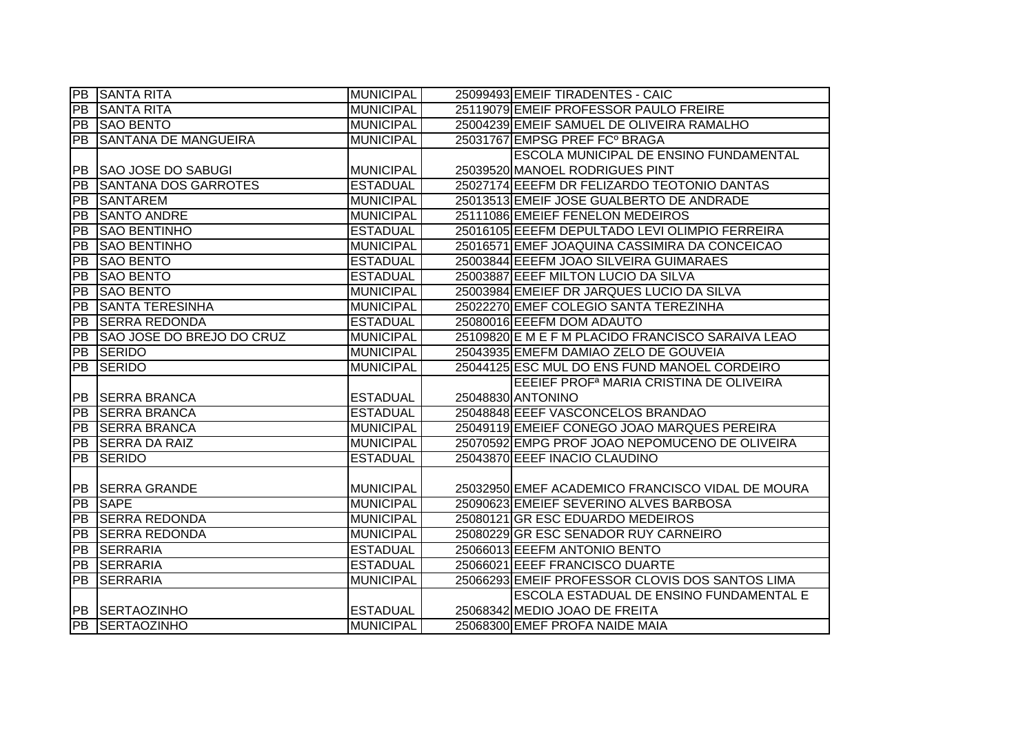| | | | | |
|---|---|---|---|---|
| PB | SANTA RITA | MUNICIPAL | 25099493 | EMEIF TIRADENTES - CAIC |
| PB | SANTA RITA | MUNICIPAL | 25119079 | EMEIF PROFESSOR PAULO FREIRE |
| PB | SAO BENTO | MUNICIPAL | 25004239 | EMEIF SAMUEL DE OLIVEIRA RAMALHO |
| PB | SANTANA DE MANGUEIRA | MUNICIPAL | 25031767 | EMPSG PREF FCº BRAGA |
| PB | SAO JOSE DO SABUGI | MUNICIPAL | 25039520 | ESCOLA MUNICIPAL DE ENSINO FUNDAMENTAL MANOEL RODRIGUES PINT |
| PB | SANTANA DOS GARROTES | ESTADUAL | 25027174 | EEEFM DR FELIZARDO TEOTONIO DANTAS |
| PB | SANTAREM | MUNICIPAL | 25013513 | EMEIF JOSE GUALBERTO DE ANDRADE |
| PB | SANTO ANDRE | MUNICIPAL | 25111086 | EMEIEF FENELON MEDEIROS |
| PB | SAO BENTINHO | ESTADUAL | 25016105 | EEEFM DEPULTADO LEVI OLIMPIO FERREIRA |
| PB | SAO BENTINHO | MUNICIPAL | 25016571 | EMEF JOAQUINA CASSIMIRA DA CONCEICAO |
| PB | SAO BENTO | ESTADUAL | 25003844 | EEEFM JOAO SILVEIRA GUIMARAES |
| PB | SAO BENTO | ESTADUAL | 25003887 | EEEF MILTON LUCIO DA SILVA |
| PB | SAO BENTO | MUNICIPAL | 25003984 | EMEIEF DR JARQUES LUCIO DA SILVA |
| PB | SANTA TERESINHA | MUNICIPAL | 25022270 | EMEF COLEGIO SANTA TEREZINHA |
| PB | SERRA REDONDA | ESTADUAL | 25080016 | EEEFM DOM ADAUTO |
| PB | SAO JOSE DO BREJO DO CRUZ | MUNICIPAL | 25109820 | E M E F M PLACIDO FRANCISCO SARAIVA LEAO |
| PB | SERIDO | MUNICIPAL | 25043935 | EMEFM DAMIAO ZELO DE GOUVEIA |
| PB | SERIDO | MUNICIPAL | 25044125 | ESC MUL DO ENS FUND MANOEL CORDEIRO |
| PB | SERRA BRANCA | ESTADUAL | 25048830 | EEEIEF PROFª MARIA CRISTINA DE OLIVEIRA ANTONINO |
| PB | SERRA BRANCA | ESTADUAL | 25048848 | EEEF VASCONCELOS BRANDAO |
| PB | SERRA BRANCA | MUNICIPAL | 25049119 | EMEIEF CONEGO JOAO MARQUES PEREIRA |
| PB | SERRA DA RAIZ | MUNICIPAL | 25070592 | EMPG PROF JOAO NEPOMUCENO DE OLIVEIRA |
| PB | SERIDO | ESTADUAL | 25043870 | EEEF INACIO CLAUDINO |
| PB | SERRA GRANDE | MUNICIPAL | 25032950 | EMEF ACADEMICO FRANCISCO VIDAL DE MOURA |
| PB | SAPE | MUNICIPAL | 25090623 | EMEIEF SEVERINO ALVES BARBOSA |
| PB | SERRA REDONDA | MUNICIPAL | 25080121 | GR ESC EDUARDO MEDEIROS |
| PB | SERRA REDONDA | MUNICIPAL | 25080229 | GR ESC SENADOR RUY CARNEIRO |
| PB | SERRARIA | ESTADUAL | 25066013 | EEEFM ANTONIO BENTO |
| PB | SERRARIA | ESTADUAL | 25066021 | EEEF FRANCISCO DUARTE |
| PB | SERRARIA | MUNICIPAL | 25066293 | EMEIF PROFESSOR CLOVIS DOS SANTOS LIMA |
| PB | SERTAOZINHO | ESTADUAL | 25068342 | ESCOLA ESTADUAL DE ENSINO FUNDAMENTAL E MEDIO JOAO DE FREITA |
| PB | SERTAOZINHO | MUNICIPAL | 25068300 | EMEF PROFA NAIDE MAIA |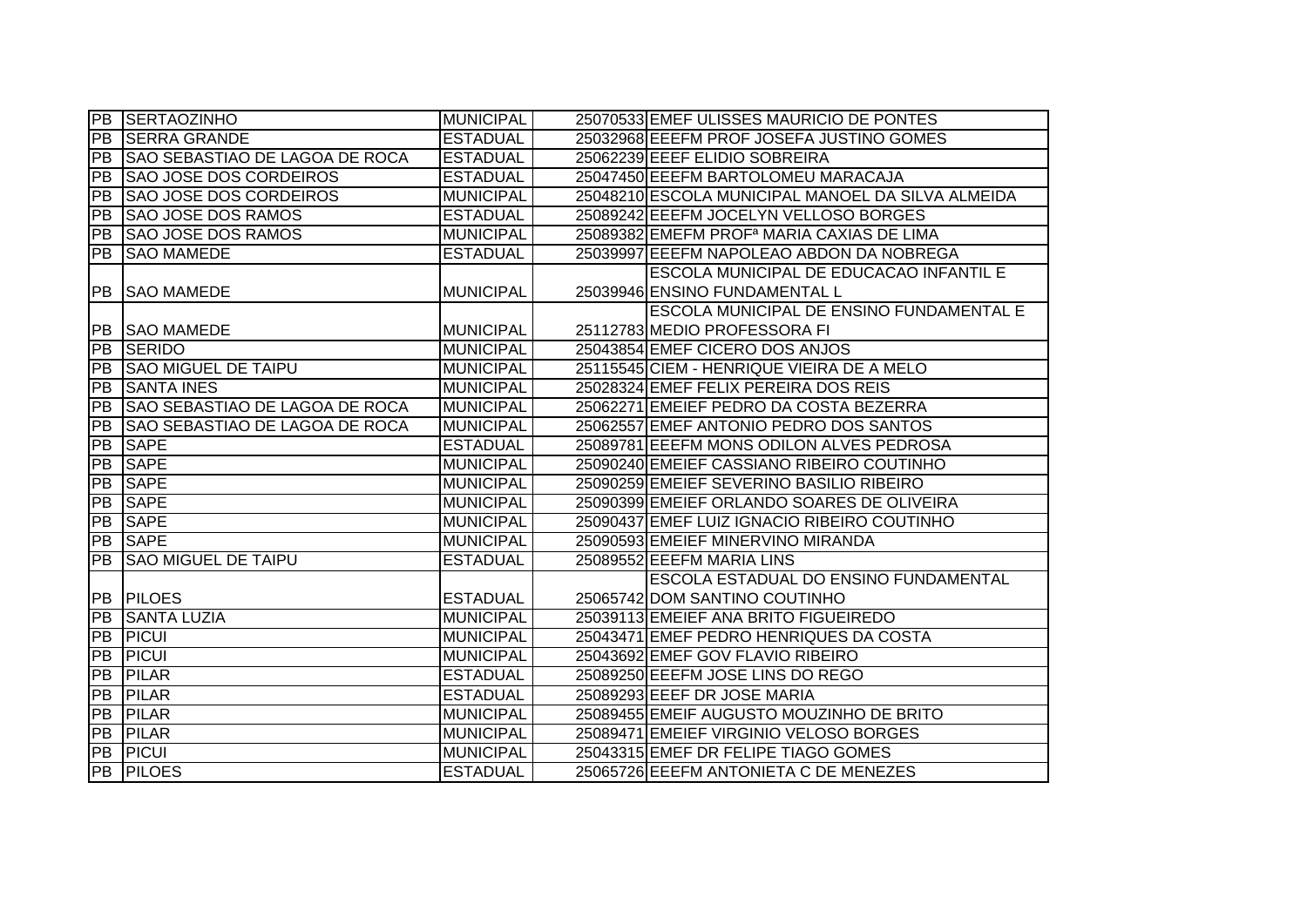| | | | | |
|---|---|---|---|---|
| PB | SERTAOZINHO | MUNICIPAL | 25070533 | EMEF ULISSES MAURICIO DE PONTES |
| PB | SERRA GRANDE | ESTADUAL | 25032968 | EEEFM PROF JOSEFA JUSTINO GOMES |
| PB | SAO SEBASTIAO DE LAGOA DE ROCA | ESTADUAL | 25062239 | EEEF ELIDIO SOBREIRA |
| PB | SAO JOSE DOS CORDEIROS | ESTADUAL | 25047450 | EEEFM BARTOLOMEU MARACAJA |
| PB | SAO JOSE DOS CORDEIROS | MUNICIPAL | 25048210 | ESCOLA MUNICIPAL MANOEL DA SILVA ALMEIDA |
| PB | SAO JOSE DOS RAMOS | ESTADUAL | 25089242 | EEEFM JOCELYN VELLOSO BORGES |
| PB | SAO JOSE DOS RAMOS | MUNICIPAL | 25089382 | EMEFM PROFª MARIA CAXIAS DE LIMA |
| PB | SAO MAMEDE | ESTADUAL | 25039997 | EEEFM NAPOLEAO ABDON DA NOBREGA |
| PB | SAO MAMEDE | MUNICIPAL | 25039946 | ESCOLA MUNICIPAL DE EDUCACAO INFANTIL E ENSINO FUNDAMENTAL L |
| PB | SAO MAMEDE | MUNICIPAL | 25112783 | ESCOLA MUNICIPAL DE ENSINO FUNDAMENTAL E MEDIO PROFESSORA FI |
| PB | SERIDO | MUNICIPAL | 25043854 | EMEF CICERO DOS ANJOS |
| PB | SAO MIGUEL DE TAIPU | MUNICIPAL | 25115545 | CIEM - HENRIQUE VIEIRA DE A MELO |
| PB | SANTA INES | MUNICIPAL | 25028324 | EMEF FELIX PEREIRA DOS REIS |
| PB | SAO SEBASTIAO DE LAGOA DE ROCA | MUNICIPAL | 25062271 | EMEIEF PEDRO DA COSTA BEZERRA |
| PB | SAO SEBASTIAO DE LAGOA DE ROCA | MUNICIPAL | 25062557 | EMEF ANTONIO PEDRO DOS SANTOS |
| PB | SAPE | ESTADUAL | 25089781 | EEEFM MONS ODILON ALVES PEDROSA |
| PB | SAPE | MUNICIPAL | 25090240 | EMEIEF CASSIANO RIBEIRO COUTINHO |
| PB | SAPE | MUNICIPAL | 25090259 | EMEIEF SEVERINO BASILIO RIBEIRO |
| PB | SAPE | MUNICIPAL | 25090399 | EMEIEF ORLANDO SOARES DE OLIVEIRA |
| PB | SAPE | MUNICIPAL | 25090437 | EMEF LUIZ IGNACIO RIBEIRO COUTINHO |
| PB | SAPE | MUNICIPAL | 25090593 | EMEIEF MINERVINO MIRANDA |
| PB | SAO MIGUEL DE TAIPU | ESTADUAL | 25089552 | EEEFM MARIA LINS |
| PB | PILOES | ESTADUAL | 25065742 | ESCOLA ESTADUAL DO ENSINO FUNDAMENTAL DOM SANTINO COUTINHO |
| PB | SANTA LUZIA | MUNICIPAL | 25039113 | EMEIEF ANA BRITO FIGUEIREDO |
| PB | PICUI | MUNICIPAL | 25043471 | EMEF PEDRO HENRIQUES DA COSTA |
| PB | PICUI | MUNICIPAL | 25043692 | EMEF GOV FLAVIO RIBEIRO |
| PB | PILAR | ESTADUAL | 25089250 | EEEFM JOSE LINS DO REGO |
| PB | PILAR | ESTADUAL | 25089293 | EEEF DR JOSE MARIA |
| PB | PILAR | MUNICIPAL | 25089455 | EMEIF AUGUSTO MOUZINHO DE BRITO |
| PB | PILAR | MUNICIPAL | 25089471 | EMEIEF VIRGINIO VELOSO BORGES |
| PB | PICUI | MUNICIPAL | 25043315 | EMEF DR FELIPE TIAGO GOMES |
| PB | PILOES | ESTADUAL | 25065726 | EEEFM ANTONIETA C DE MENEZES |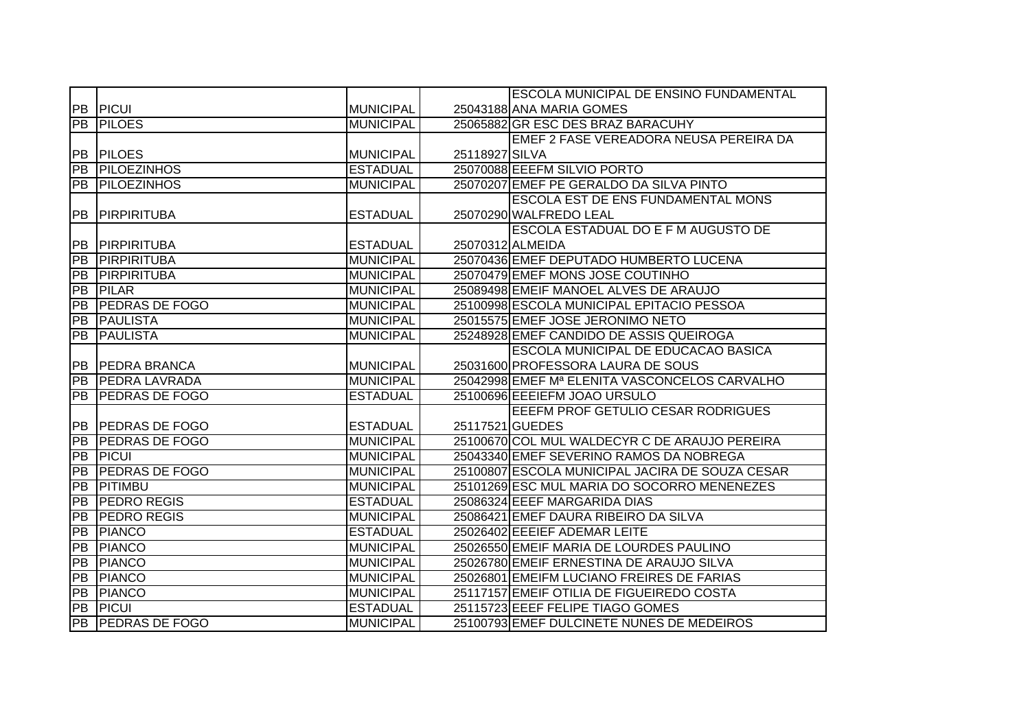| | | | | |
|---|---|---|---|---|
| PB | PICUI | MUNICIPAL | 25043188 | ESCOLA MUNICIPAL DE ENSINO FUNDAMENTAL ANA MARIA GOMES |
| PB | PILOES | MUNICIPAL | 25065882 | GR ESC DES BRAZ BARACUHY |
| PB | PILOES | MUNICIPAL | 25118927 | EMEF 2 FASE VEREADORA NEUSA PEREIRA DA SILVA |
| PB | PILOEZINHOS | ESTADUAL | 25070088 | EEEFM SILVIO PORTO |
| PB | PILOEZINHOS | MUNICIPAL | 25070207 | EMEF PE GERALDO DA SILVA PINTO |
| PB | PIRPIRITUBA | ESTADUAL | 25070290 | ESCOLA EST DE ENS FUNDAMENTAL MONS WALFREDO LEAL |
| PB | PIRPIRITUBA | ESTADUAL | 25070312 | ESCOLA ESTADUAL DO E F M AUGUSTO DE ALMEIDA |
| PB | PIRPIRITUBA | MUNICIPAL | 25070436 | EMEF DEPUTADO HUMBERTO LUCENA |
| PB | PIRPIRITUBA | MUNICIPAL | 25070479 | EMEF MONS JOSE COUTINHO |
| PB | PILAR | MUNICIPAL | 25089498 | EMEIF MANOEL ALVES DE ARAUJO |
| PB | PEDRAS DE FOGO | MUNICIPAL | 25100998 | ESCOLA MUNICIPAL EPITACIO PESSOA |
| PB | PAULISTA | MUNICIPAL | 25015575 | EMEF JOSE JERONIMO NETO |
| PB | PAULISTA | MUNICIPAL | 25248928 | EMEF CANDIDO DE ASSIS QUEIROGA |
| PB | PEDRA BRANCA | MUNICIPAL | 25031600 | ESCOLA MUNICIPAL DE EDUCACAO BASICA PROFESSORA LAURA DE SOUS |
| PB | PEDRA LAVRADA | MUNICIPAL | 25042998 | EMEF Mª ELENITA VASCONCELOS CARVALHO |
| PB | PEDRAS DE FOGO | ESTADUAL | 25100696 | EEEIEFM JOAO URSULO |
| PB | PEDRAS DE FOGO | ESTADUAL | 25117521 | EEEFM PROF GETULIO CESAR RODRIGUES GUEDES |
| PB | PEDRAS DE FOGO | MUNICIPAL | 25100670 | COL MUL WALDECYR C DE ARAUJO PEREIRA |
| PB | PICUI | MUNICIPAL | 25043340 | EMEF SEVERINO RAMOS DA NOBREGA |
| PB | PEDRAS DE FOGO | MUNICIPAL | 25100807 | ESCOLA MUNICIPAL JACIRA DE SOUZA CESAR |
| PB | PITIMBU | MUNICIPAL | 25101269 | ESC MUL MARIA DO SOCORRO MENENEZES |
| PB | PEDRO REGIS | ESTADUAL | 25086324 | EEEF MARGARIDA DIAS |
| PB | PEDRO REGIS | MUNICIPAL | 25086421 | EMEF DAURA RIBEIRO DA SILVA |
| PB | PIANCO | ESTADUAL | 25026402 | EEEIEF ADEMAR LEITE |
| PB | PIANCO | MUNICIPAL | 25026550 | EMEIF MARIA DE LOURDES PAULINO |
| PB | PIANCO | MUNICIPAL | 25026780 | EMEIF ERNESTINA DE ARAUJO SILVA |
| PB | PIANCO | MUNICIPAL | 25026801 | EMEIFM LUCIANO FREIRES DE FARIAS |
| PB | PIANCO | MUNICIPAL | 25117157 | EMEIF OTILIA DE FIGUEIREDO COSTA |
| PB | PICUI | ESTADUAL | 25115723 | EEEF FELIPE TIAGO GOMES |
| PB | PEDRAS DE FOGO | MUNICIPAL | 25100793 | EMEF DULCINETE NUNES DE MEDEIROS |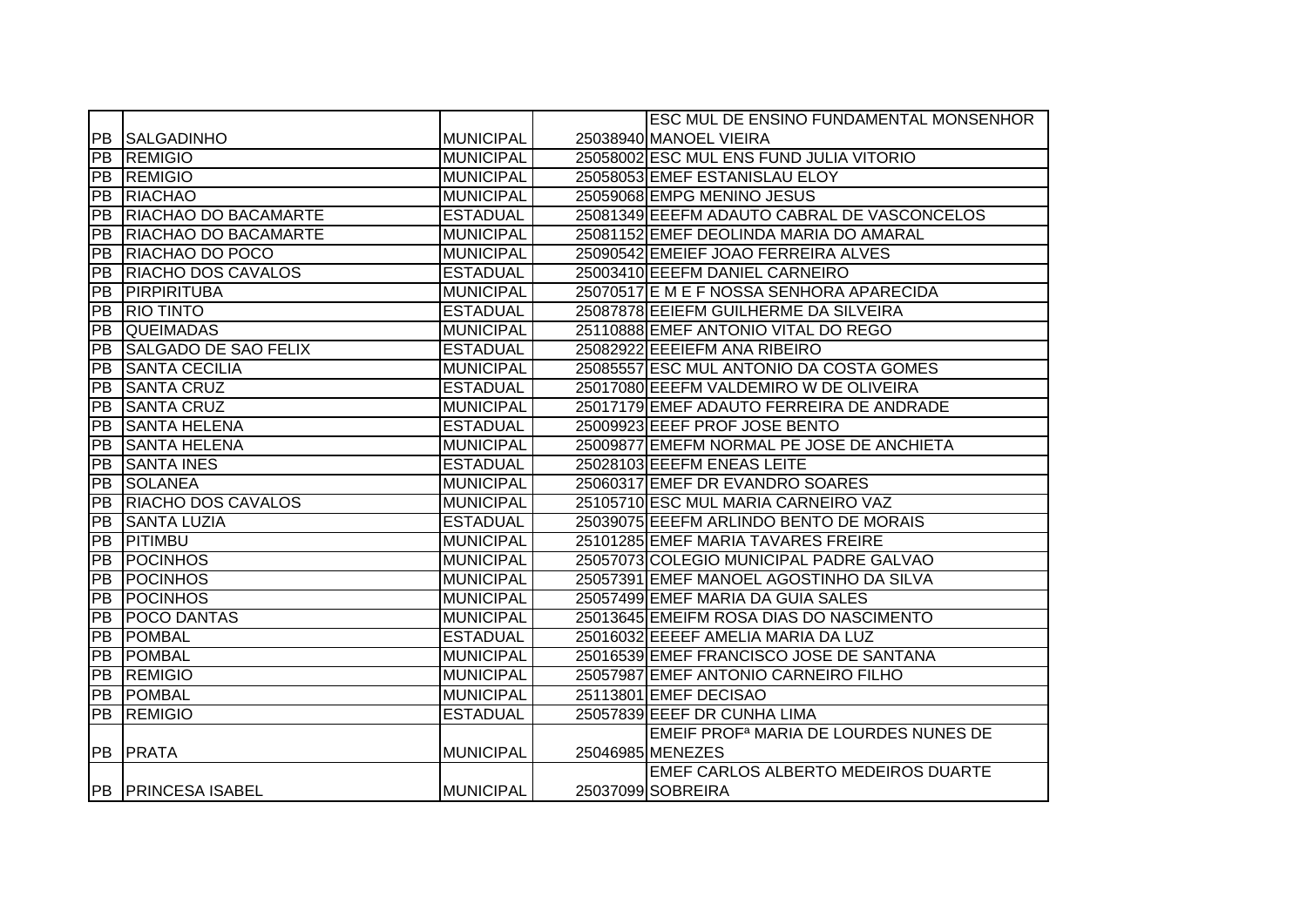| | | | | |
|---|---|---|---|---|
| PB | SALGADINHO | MUNICIPAL | 25038940 | ESC MUL DE ENSINO FUNDAMENTAL MONSENHOR MANOEL VIEIRA |
| PB | REMIGIO | MUNICIPAL | 25058002 | ESC MUL ENS FUND JULIA VITORIO |
| PB | REMIGIO | MUNICIPAL | 25058053 | EMEF ESTANISLAU ELOY |
| PB | RIACHAO | MUNICIPAL | 25059068 | EMPG MENINO JESUS |
| PB | RIACHAO DO BACAMARTE | ESTADUAL | 25081349 | EEEFM ADAUTO CABRAL DE VASCONCELOS |
| PB | RIACHAO DO BACAMARTE | MUNICIPAL | 25081152 | EMEF DEOLINDA MARIA DO AMARAL |
| PB | RIACHAO DO POCO | MUNICIPAL | 25090542 | EMEIEF JOAO FERREIRA ALVES |
| PB | RIACHO DOS CAVALOS | ESTADUAL | 25003410 | EEEFM DANIEL CARNEIRO |
| PB | PIRPIRITUBA | MUNICIPAL | 25070517 | E M E F NOSSA SENHORA APARECIDA |
| PB | RIO TINTO | ESTADUAL | 25087878 | EEIEFM GUILHERME DA SILVEIRA |
| PB | QUEIMADAS | MUNICIPAL | 25110888 | EMEF ANTONIO VITAL DO REGO |
| PB | SALGADO DE SAO FELIX | ESTADUAL | 25082922 | EEEIEFM ANA RIBEIRO |
| PB | SANTA CECILIA | MUNICIPAL | 25085557 | ESC MUL ANTONIO DA COSTA GOMES |
| PB | SANTA CRUZ | ESTADUAL | 25017080 | EEEFM VALDEMIRO W DE OLIVEIRA |
| PB | SANTA CRUZ | MUNICIPAL | 25017179 | EMEF ADAUTO FERREIRA DE ANDRADE |
| PB | SANTA HELENA | ESTADUAL | 25009923 | EEEF PROF JOSE BENTO |
| PB | SANTA HELENA | MUNICIPAL | 25009877 | EMEFM NORMAL PE JOSE DE ANCHIETA |
| PB | SANTA INES | ESTADUAL | 25028103 | EEEFM ENEAS LEITE |
| PB | SOLANEA | MUNICIPAL | 25060317 | EMEF DR EVANDRO SOARES |
| PB | RIACHO DOS CAVALOS | MUNICIPAL | 25105710 | ESC MUL MARIA CARNEIRO VAZ |
| PB | SANTA LUZIA | ESTADUAL | 25039075 | EEEFM ARLINDO BENTO DE MORAIS |
| PB | PITIMBU | MUNICIPAL | 25101285 | EMEF MARIA TAVARES FREIRE |
| PB | POCINHOS | MUNICIPAL | 25057073 | COLEGIO MUNICIPAL PADRE GALVAO |
| PB | POCINHOS | MUNICIPAL | 25057391 | EMEF MANOEL AGOSTINHO DA SILVA |
| PB | POCINHOS | MUNICIPAL | 25057499 | EMEF MARIA DA GUIA SALES |
| PB | POCO DANTAS | MUNICIPAL | 25013645 | EMEIFM ROSA DIAS DO NASCIMENTO |
| PB | POMBAL | ESTADUAL | 25016032 | EEEEF AMELIA MARIA DA LUZ |
| PB | POMBAL | MUNICIPAL | 25016539 | EMEF FRANCISCO JOSE DE SANTANA |
| PB | REMIGIO | MUNICIPAL | 25057987 | EMEF ANTONIO CARNEIRO FILHO |
| PB | POMBAL | MUNICIPAL | 25113801 | EMEF DECISAO |
| PB | REMIGIO | ESTADUAL | 25057839 | EEEF DR CUNHA LIMA |
| PB | PRATA | MUNICIPAL | 25046985 | EMEIF PROFª MARIA DE LOURDES NUNES DE MENEZES |
| PB | PRINCESA ISABEL | MUNICIPAL | 25037099 | EMEF CARLOS ALBERTO MEDEIROS DUARTE SOBREIRA |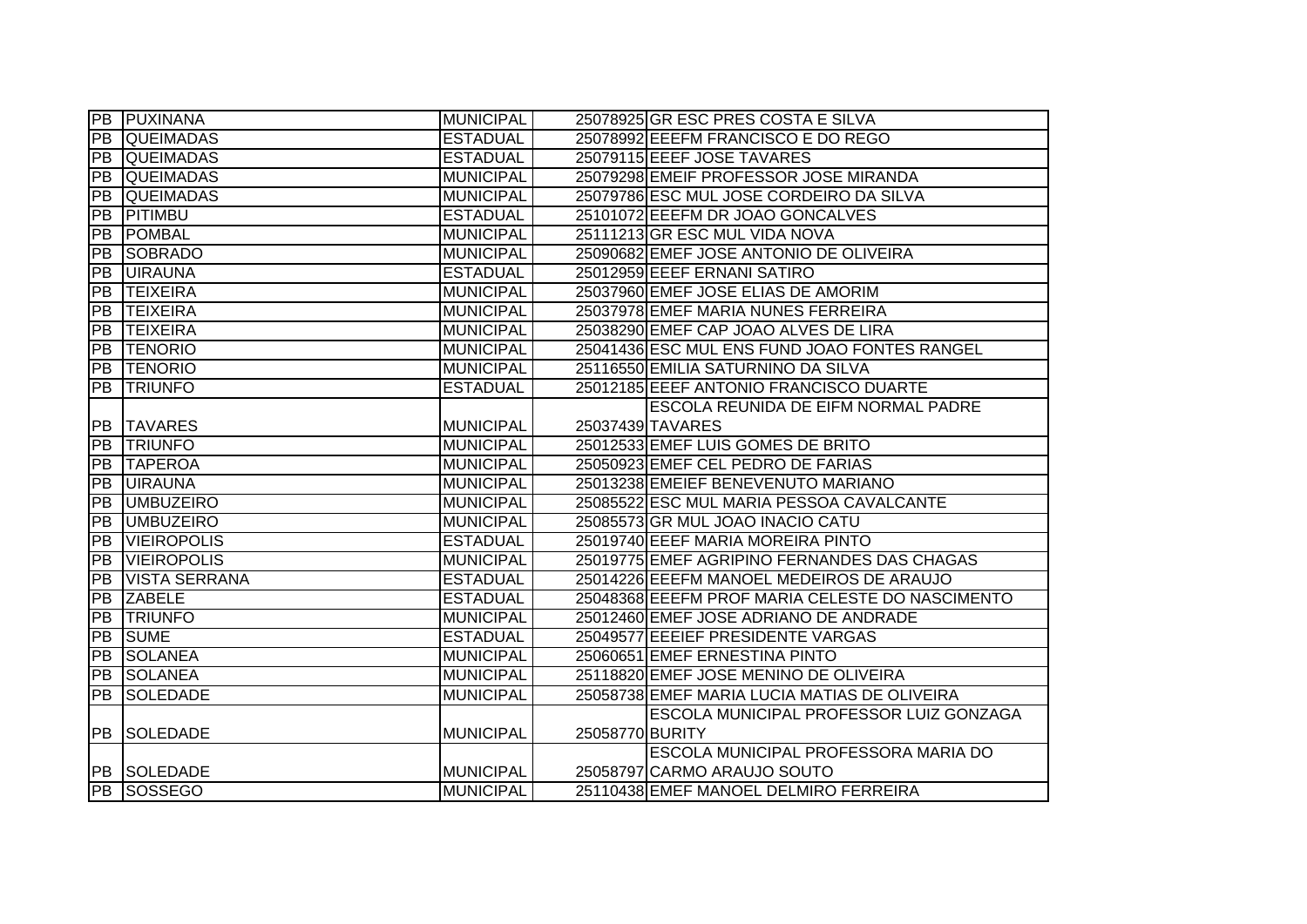| PB | PUXINANA | MUNICIPAL | 25078925 | GR ESC PRES COSTA E SILVA |
|---|---|---|---|---|
| PB | QUEIMADAS | ESTADUAL | 25078992 | EEEFM FRANCISCO E DO REGO |
| PB | QUEIMADAS | ESTADUAL | 25079115 | EEEF JOSE TAVARES |
| PB | QUEIMADAS | MUNICIPAL | 25079298 | EMEIF PROFESSOR JOSE MIRANDA |
| PB | QUEIMADAS | MUNICIPAL | 25079786 | ESC MUL JOSE CORDEIRO DA SILVA |
| PB | PITIMBU | ESTADUAL | 25101072 | EEEFM DR JOAO GONCALVES |
| PB | POMBAL | MUNICIPAL | 25111213 | GR ESC MUL VIDA NOVA |
| PB | SOBRADO | MUNICIPAL | 25090682 | EMEF JOSE ANTONIO DE OLIVEIRA |
| PB | UIRAUNA | ESTADUAL | 25012959 | EEEF ERNANI SATIRO |
| PB | TEIXEIRA | MUNICIPAL | 25037960 | EMEF JOSE ELIAS DE AMORIM |
| PB | TEIXEIRA | MUNICIPAL | 25037978 | EMEF MARIA NUNES FERREIRA |
| PB | TEIXEIRA | MUNICIPAL | 25038290 | EMEF CAP JOAO ALVES DE LIRA |
| PB | TENORIO | MUNICIPAL | 25041436 | ESC MUL ENS FUND JOAO FONTES RANGEL |
| PB | TENORIO | MUNICIPAL | 25116550 | EMILIA SATURNINO DA SILVA |
| PB | TRIUNFO | ESTADUAL | 25012185 | EEEF ANTONIO FRANCISCO DUARTE |
| PB | TAVARES | MUNICIPAL | 25037439 | ESCOLA REUNIDA DE EIFM NORMAL PADRE TAVARES |
| PB | TRIUNFO | MUNICIPAL | 25012533 | EMEF LUIS GOMES DE BRITO |
| PB | TAPEROA | MUNICIPAL | 25050923 | EMEF CEL PEDRO DE FARIAS |
| PB | UIRAUNA | MUNICIPAL | 25013238 | EMEIEF BENEVENUTO MARIANO |
| PB | UMBUZEIRO | MUNICIPAL | 25085522 | ESC MUL MARIA PESSOA CAVALCANTE |
| PB | UMBUZEIRO | MUNICIPAL | 25085573 | GR MUL JOAO INACIO CATU |
| PB | VIEIROPOLIS | ESTADUAL | 25019740 | EEEF MARIA MOREIRA PINTO |
| PB | VIEIROPOLIS | MUNICIPAL | 25019775 | EMEF AGRIPINO FERNANDES DAS CHAGAS |
| PB | VISTA SERRANA | ESTADUAL | 25014226 | EEEFM MANOEL MEDEIROS DE ARAUJO |
| PB | ZABELE | ESTADUAL | 25048368 | EEEFM PROF MARIA CELESTE DO NASCIMENTO |
| PB | TRIUNFO | MUNICIPAL | 25012460 | EMEF JOSE ADRIANO DE ANDRADE |
| PB | SUME | ESTADUAL | 25049577 | EEEIEF PRESIDENTE VARGAS |
| PB | SOLANEA | MUNICIPAL | 25060651 | EMEF ERNESTINA PINTO |
| PB | SOLANEA | MUNICIPAL | 25118820 | EMEF JOSE MENINO DE OLIVEIRA |
| PB | SOLEDADE | MUNICIPAL | 25058738 | EMEF MARIA LUCIA MATIAS DE OLIVEIRA |
| PB | SOLEDADE | MUNICIPAL | 25058770 | ESCOLA MUNICIPAL PROFESSOR LUIZ GONZAGA BURITY |
| PB | SOLEDADE | MUNICIPAL | 25058797 | ESCOLA MUNICIPAL PROFESSORA MARIA DO CARMO ARAUJO SOUTO |
| PB | SOSSEGO | MUNICIPAL | 25110438 | EMEF MANOEL DELMIRO FERREIRA |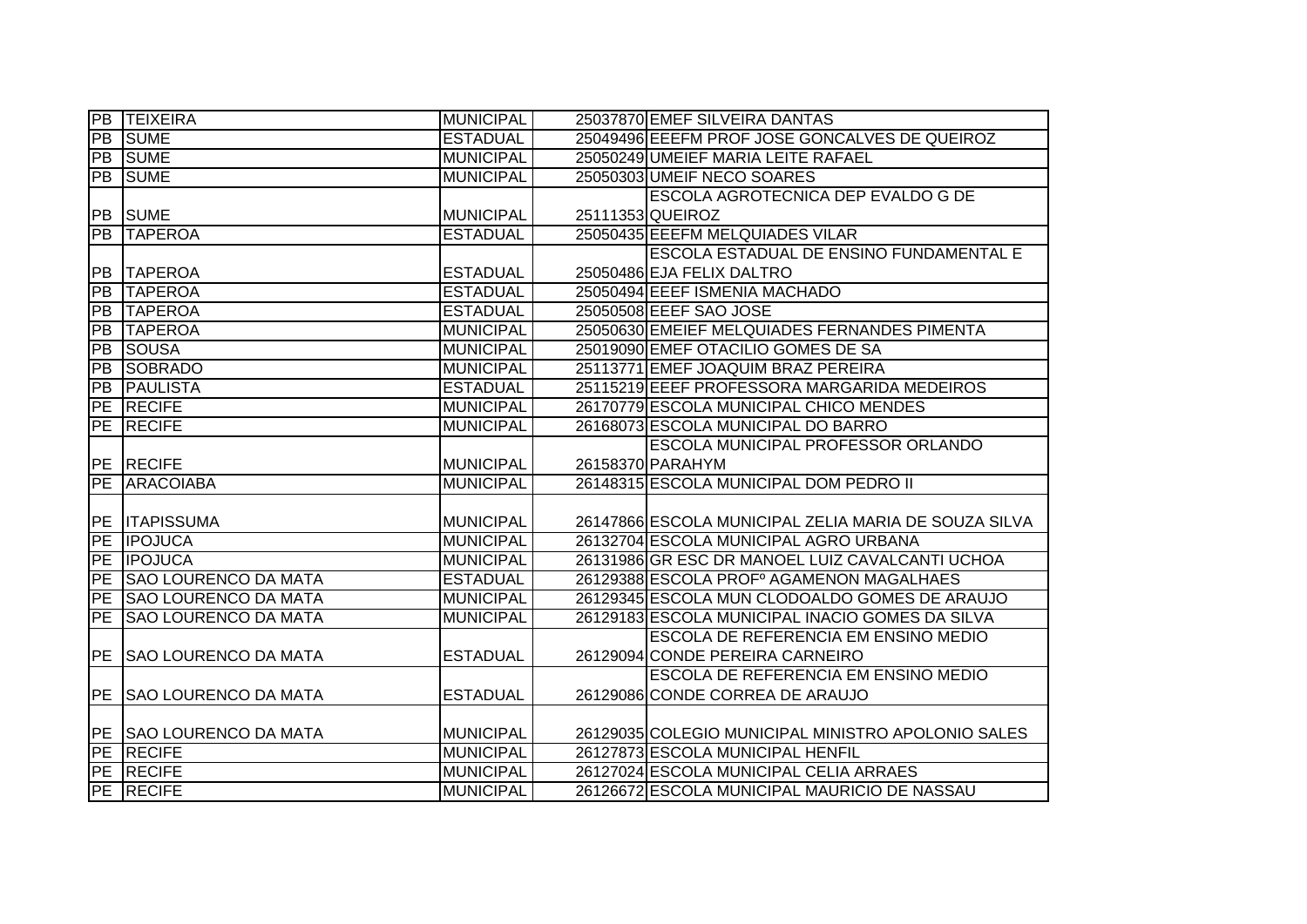| PB | TEIXEIRA | MUNICIPAL | 25037870 | EMEF SILVEIRA DANTAS |
|---|---|---|---|---|
| PB | SUME | ESTADUAL | 25049496 | EEEFM PROF JOSE GONCALVES DE QUEIROZ |
| PB | SUME | MUNICIPAL | 25050249 | UMEIEF MARIA LEITE RAFAEL |
| PB | SUME | MUNICIPAL | 25050303 | UMEIF NECO SOARES |
| PB | SUME | MUNICIPAL | 25111353 | ESCOLA AGROTECNICA DEP EVALDO G DE QUEIROZ |
| PB | TAPEROA | ESTADUAL | 25050435 | EEEFM MELQUIADES VILAR |
| PB | TAPEROA | ESTADUAL | 25050486 | ESCOLA ESTADUAL DE ENSINO FUNDAMENTAL E EJA FELIX DALTRO |
| PB | TAPEROA | ESTADUAL | 25050494 | EEEF ISMENIA MACHADO |
| PB | TAPEROA | ESTADUAL | 25050508 | EEEF SAO JOSE |
| PB | TAPEROA | MUNICIPAL | 25050630 | EMEIEF MELQUIADES FERNANDES PIMENTA |
| PB | SOUSA | MUNICIPAL | 25019090 | EMEF OTACILIO GOMES DE SA |
| PB | SOBRADO | MUNICIPAL | 25113771 | EMEF JOAQUIM BRAZ PEREIRA |
| PB | PAULISTA | ESTADUAL | 25115219 | EEEF PROFESSORA MARGARIDA MEDEIROS |
| PE | RECIFE | MUNICIPAL | 26170779 | ESCOLA MUNICIPAL CHICO MENDES |
| PE | RECIFE | MUNICIPAL | 26168073 | ESCOLA MUNICIPAL DO BARRO |
| PE | RECIFE | MUNICIPAL | 26158370 | ESCOLA MUNICIPAL PROFESSOR ORLANDO PARAHYM |
| PE | ARACOIABA | MUNICIPAL | 26148315 | ESCOLA MUNICIPAL DOM PEDRO II |
| PE | ITAPISSUMA | MUNICIPAL | 26147866 | ESCOLA MUNICIPAL ZELIA MARIA DE SOUZA SILVA |
| PE | IPOJUCA | MUNICIPAL | 26132704 | ESCOLA MUNICIPAL AGRO URBANA |
| PE | IPOJUCA | MUNICIPAL | 26131986 | GR ESC DR MANOEL LUIZ CAVALCANTI UCHOA |
| PE | SAO LOURENCO DA MATA | ESTADUAL | 26129388 | ESCOLA PROFº AGAMENON MAGALHAES |
| PE | SAO LOURENCO DA MATA | MUNICIPAL | 26129345 | ESCOLA MUN CLODOALDO GOMES DE ARAUJO |
| PE | SAO LOURENCO DA MATA | MUNICIPAL | 26129183 | ESCOLA MUNICIPAL INACIO GOMES DA SILVA |
| PE | SAO LOURENCO DA MATA | ESTADUAL | 26129094 | ESCOLA DE REFERENCIA EM ENSINO MEDIO CONDE PEREIRA CARNEIRO |
| PE | SAO LOURENCO DA MATA | ESTADUAL | 26129086 | ESCOLA DE REFERENCIA EM ENSINO MEDIO CONDE CORREA DE ARAUJO |
| PE | SAO LOURENCO DA MATA | MUNICIPAL | 26129035 | COLEGIO MUNICIPAL MINISTRO APOLONIO SALES |
| PE | RECIFE | MUNICIPAL | 26127873 | ESCOLA MUNICIPAL HENFIL |
| PE | RECIFE | MUNICIPAL | 26127024 | ESCOLA MUNICIPAL CELIA ARRAES |
| PE | RECIFE | MUNICIPAL | 26126672 | ESCOLA MUNICIPAL MAURICIO DE NASSAU |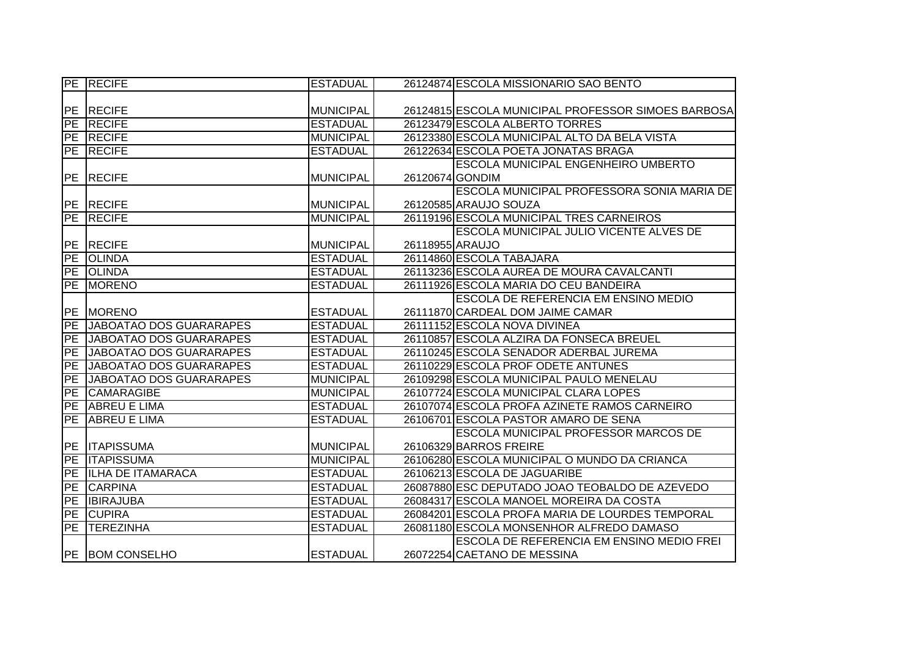| PE | RECIFE | ESTADUAL | 26124874 | ESCOLA MISSIONARIO SAO BENTO |
|---|---|---|---|---|
| PE | RECIFE | MUNICIPAL | 26124815 | ESCOLA MUNICIPAL PROFESSOR SIMOES BARBOSA |
| PE | RECIFE | ESTADUAL | 26123479 | ESCOLA ALBERTO TORRES |
| PE | RECIFE | MUNICIPAL | 26123380 | ESCOLA MUNICIPAL ALTO DA BELA VISTA |
| PE | RECIFE | ESTADUAL | 26122634 | ESCOLA POETA JONATAS BRAGA |
| PE | RECIFE | MUNICIPAL | 26120674 | ESCOLA MUNICIPAL ENGENHEIRO UMBERTO GONDIM |
| PE | RECIFE | MUNICIPAL | 26120585 | ESCOLA MUNICIPAL PROFESSORA SONIA MARIA DE ARAUJO SOUZA |
| PE | RECIFE | MUNICIPAL | 26119196 | ESCOLA MUNICIPAL TRES CARNEIROS |
| PE | RECIFE | MUNICIPAL | 26118955 | ESCOLA MUNICIPAL JULIO VICENTE ALVES DE ARAUJO |
| PE | OLINDA | ESTADUAL | 26114860 | ESCOLA TABAJARA |
| PE | OLINDA | ESTADUAL | 26113236 | ESCOLA AUREA DE MOURA CAVALCANTI |
| PE | MORENO | ESTADUAL | 26111926 | ESCOLA MARIA DO CEU BANDEIRA |
| PE | MORENO | ESTADUAL | 26111870 | ESCOLA DE REFERENCIA EM ENSINO MEDIO CARDEAL DOM JAIME CAMAR |
| PE | JABOATAO DOS GUARARAPES | ESTADUAL | 26111152 | ESCOLA NOVA DIVINEA |
| PE | JABOATAO DOS GUARARAPES | ESTADUAL | 26110857 | ESCOLA ALZIRA DA FONSECA BREUEL |
| PE | JABOATAO DOS GUARARAPES | ESTADUAL | 26110245 | ESCOLA SENADOR ADERBAL JUREMA |
| PE | JABOATAO DOS GUARARAPES | ESTADUAL | 26110229 | ESCOLA PROF ODETE ANTUNES |
| PE | JABOATAO DOS GUARARAPES | MUNICIPAL | 26109298 | ESCOLA MUNICIPAL PAULO MENELAU |
| PE | CAMARAGIBE | MUNICIPAL | 26107724 | ESCOLA MUNICIPAL CLARA LOPES |
| PE | ABREU E LIMA | ESTADUAL | 26107074 | ESCOLA PROFA AZINETE RAMOS CARNEIRO |
| PE | ABREU E LIMA | ESTADUAL | 26106701 | ESCOLA PASTOR AMARO DE SENA |
| PE | ITAPISSUMA | MUNICIPAL | 26106329 | ESCOLA MUNICIPAL PROFESSOR MARCOS DE BARROS FREIRE |
| PE | ITAPISSUMA | MUNICIPAL | 26106280 | ESCOLA MUNICIPAL O MUNDO DA CRIANCA |
| PE | ILHA DE ITAMARACA | ESTADUAL | 26106213 | ESCOLA DE JAGUARIBE |
| PE | CARPINA | ESTADUAL | 26087880 | ESC DEPUTADO JOAO TEOBALDO DE AZEVEDO |
| PE | IBIRAJUBA | ESTADUAL | 26084317 | ESCOLA MANOEL MOREIRA DA COSTA |
| PE | CUPIRA | ESTADUAL | 26084201 | ESCOLA PROFA MARIA DE LOURDES TEMPORAL |
| PE | TEREZINHA | ESTADUAL | 26081180 | ESCOLA MONSENHOR ALFREDO DAMASO |
| PE | BOM CONSELHO | ESTADUAL | 26072254 | ESCOLA DE REFERENCIA EM ENSINO MEDIO FREI CAETANO DE MESSINA |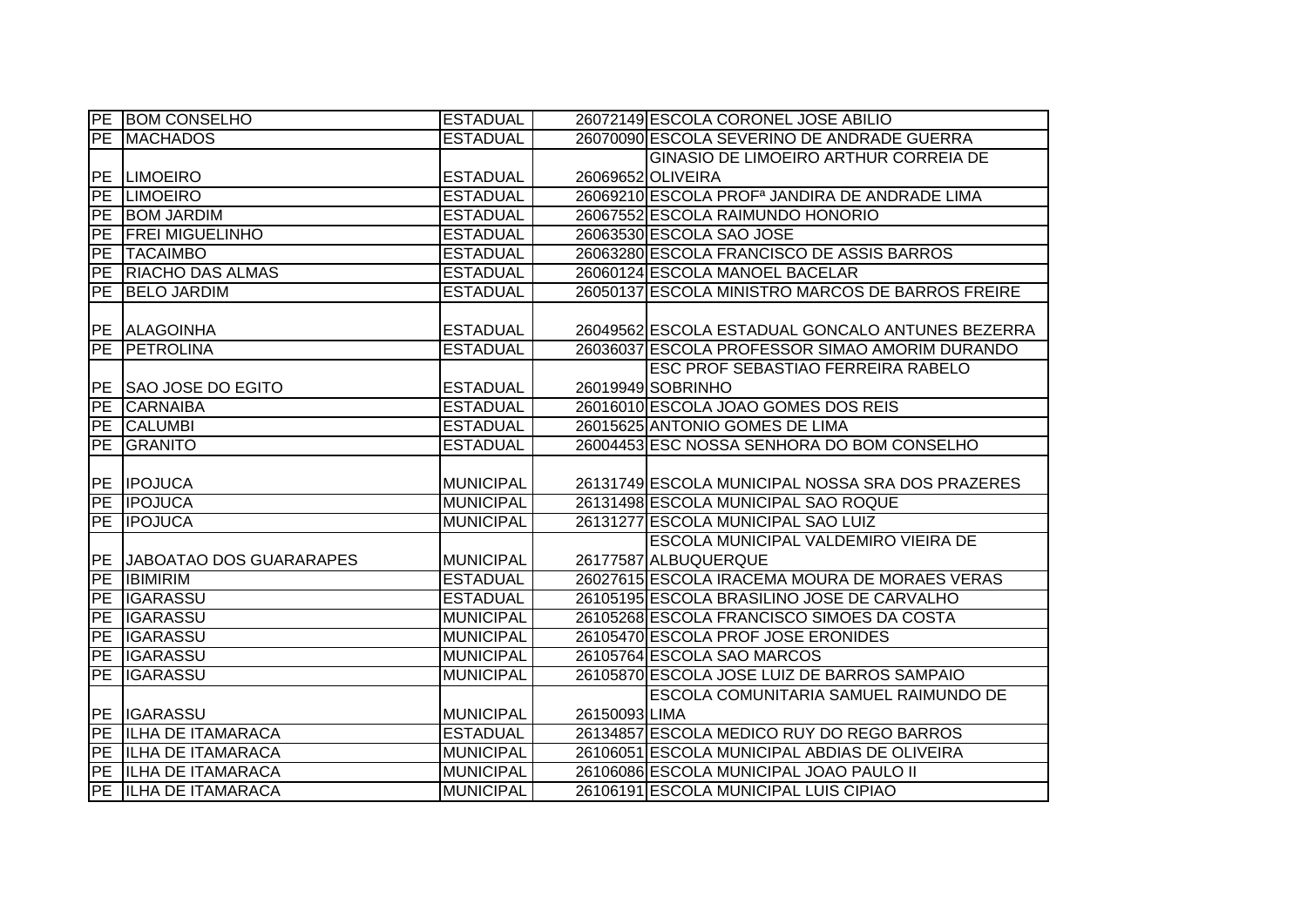| | | | | |
|---|---|---|---|---|
| PE | BOM CONSELHO | ESTADUAL | 26072149 | ESCOLA CORONEL JOSE ABILIO |
| PE | MACHADOS | ESTADUAL | 26070090 | ESCOLA SEVERINO DE ANDRADE GUERRA |
| PE | LIMOEIRO | ESTADUAL | 26069652 | GINASIO DE LIMOEIRO ARTHUR CORREIA DE OLIVEIRA |
| PE | LIMOEIRO | ESTADUAL | 26069210 | ESCOLA PROFª JANDIRA DE ANDRADE LIMA |
| PE | BOM JARDIM | ESTADUAL | 26067552 | ESCOLA RAIMUNDO HONORIO |
| PE | FREI MIGUELINHO | ESTADUAL | 26063530 | ESCOLA SAO JOSE |
| PE | TACAIMBO | ESTADUAL | 26063280 | ESCOLA FRANCISCO DE ASSIS BARROS |
| PE | RIACHO DAS ALMAS | ESTADUAL | 26060124 | ESCOLA MANOEL BACELAR |
| PE | BELO JARDIM | ESTADUAL | 26050137 | ESCOLA MINISTRO MARCOS DE BARROS FREIRE |
| PE | ALAGOINHA | ESTADUAL | 26049562 | ESCOLA ESTADUAL GONCALO ANTUNES BEZERRA |
| PE | PETROLINA | ESTADUAL | 26036037 | ESCOLA PROFESSOR SIMAO AMORIM DURANDO |
| PE | SAO JOSE DO EGITO | ESTADUAL | 26019949 | ESC PROF SEBASTIAO FERREIRA RABELO SOBRINHO |
| PE | CARNAIBA | ESTADUAL | 26016010 | ESCOLA JOAO GOMES DOS REIS |
| PE | CALUMBI | ESTADUAL | 26015625 | ANTONIO GOMES DE LIMA |
| PE | GRANITO | ESTADUAL | 26004453 | ESC NOSSA SENHORA DO BOM CONSELHO |
| PE | IPOJUCA | MUNICIPAL | 26131749 | ESCOLA MUNICIPAL NOSSA SRA DOS PRAZERES |
| PE | IPOJUCA | MUNICIPAL | 26131498 | ESCOLA MUNICIPAL SAO ROQUE |
| PE | IPOJUCA | MUNICIPAL | 26131277 | ESCOLA MUNICIPAL SAO LUIZ |
| PE | JABOATAO DOS GUARARAPES | MUNICIPAL | 26177587 | ESCOLA MUNICIPAL VALDEMIRO VIEIRA DE ALBUQUERQUE |
| PE | IBIMIRIM | ESTADUAL | 26027615 | ESCOLA IRACEMA MOURA DE MORAES VERAS |
| PE | IGARASSU | ESTADUAL | 26105195 | ESCOLA BRASILINO JOSE DE CARVALHO |
| PE | IGARASSU | MUNICIPAL | 26105268 | ESCOLA FRANCISCO SIMOES DA COSTA |
| PE | IGARASSU | MUNICIPAL | 26105470 | ESCOLA PROF JOSE ERONIDES |
| PE | IGARASSU | MUNICIPAL | 26105764 | ESCOLA SAO MARCOS |
| PE | IGARASSU | MUNICIPAL | 26105870 | ESCOLA JOSE LUIZ DE BARROS SAMPAIO |
| PE | IGARASSU | MUNICIPAL | 26150093 | ESCOLA COMUNITARIA SAMUEL RAIMUNDO DE LIMA |
| PE | ILHA DE ITAMARACA | ESTADUAL | 26134857 | ESCOLA MEDICO RUY DO REGO BARROS |
| PE | ILHA DE ITAMARACA | MUNICIPAL | 26106051 | ESCOLA MUNICIPAL ABDIAS DE OLIVEIRA |
| PE | ILHA DE ITAMARACA | MUNICIPAL | 26106086 | ESCOLA MUNICIPAL JOAO PAULO II |
| PE | ILHA DE ITAMARACA | MUNICIPAL | 26106191 | ESCOLA MUNICIPAL LUIS CIPIAO |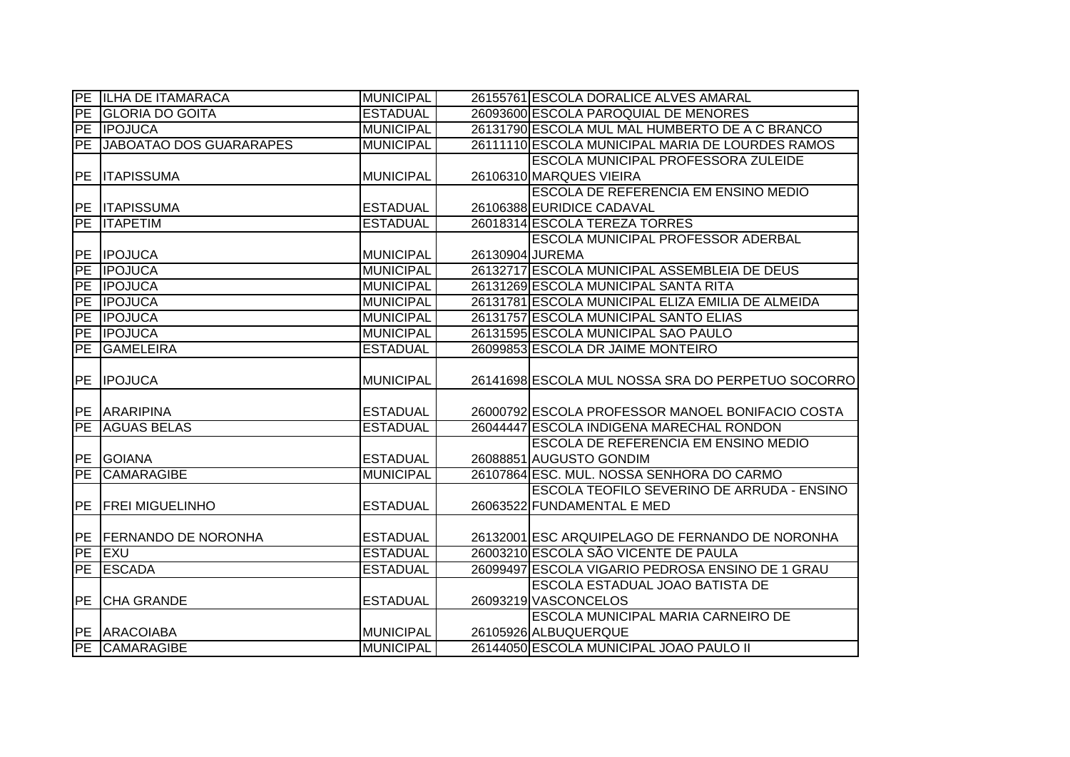| PE | ILHA DE ITAMARACA | MUNICIPAL | 26155761 | ESCOLA DORALICE ALVES AMARAL |
|---|---|---|---|---|
| PE | GLORIA DO GOITA | ESTADUAL | 26093600 | ESCOLA PAROQUIAL DE MENORES |
| PE | IPOJUCA | MUNICIPAL | 26131790 | ESCOLA MUL MAL HUMBERTO DE A C BRANCO |
| PE | JABOATAO DOS GUARARAPES | MUNICIPAL | 26111110 | ESCOLA MUNICIPAL MARIA DE LOURDES RAMOS |
| PE | ITAPISSUMA | MUNICIPAL | 26106310 | ESCOLA MUNICIPAL PROFESSORA ZULEIDE MARQUES VIEIRA |
| PE | ITAPISSUMA | ESTADUAL | 26106388 | ESCOLA DE REFERENCIA EM ENSINO MEDIO EURIDICE CADAVAL |
| PE | ITAPETIM | ESTADUAL | 26018314 | ESCOLA TEREZA TORRES |
| PE | IPOJUCA | MUNICIPAL | 26130904 | ESCOLA MUNICIPAL PROFESSOR ADERBAL JUREMA |
| PE | IPOJUCA | MUNICIPAL | 26132717 | ESCOLA MUNICIPAL ASSEMBLEIA DE DEUS |
| PE | IPOJUCA | MUNICIPAL | 26131269 | ESCOLA MUNICIPAL SANTA RITA |
| PE | IPOJUCA | MUNICIPAL | 26131781 | ESCOLA MUNICIPAL ELIZA EMILIA DE ALMEIDA |
| PE | IPOJUCA | MUNICIPAL | 26131757 | ESCOLA MUNICIPAL SANTO ELIAS |
| PE | IPOJUCA | MUNICIPAL | 26131595 | ESCOLA MUNICIPAL SAO PAULO |
| PE | GAMELEIRA | ESTADUAL | 26099853 | ESCOLA DR JAIME MONTEIRO |
| PE | IPOJUCA | MUNICIPAL | 26141698 | ESCOLA MUL NOSSA SRA DO PERPETUO SOCORRO |
| PE | ARARIPINA | ESTADUAL | 26000792 | ESCOLA PROFESSOR MANOEL BONIFACIO COSTA |
| PE | AGUAS BELAS | ESTADUAL | 26044447 | ESCOLA INDIGENA MARECHAL RONDON |
| PE | GOIANA | ESTADUAL | 26088851 | ESCOLA DE REFERENCIA EM ENSINO MEDIO AUGUSTO GONDIM |
| PE | CAMARAGIBE | MUNICIPAL | 26107864 | ESC. MUL. NOSSA SENHORA DO CARMO |
| PE | FREI MIGUELINHO | ESTADUAL | 26063522 | ESCOLA TEOFILO SEVERINO DE ARRUDA - ENSINO FUNDAMENTAL E MED |
| PE | FERNANDO DE NORONHA | ESTADUAL | 26132001 | ESC ARQUIPELAGO DE FERNANDO DE NORONHA |
| PE | EXU | ESTADUAL | 26003210 | ESCOLA SÃO VICENTE DE PAULA |
| PE | ESCADA | ESTADUAL | 26099497 | ESCOLA VIGARIO PEDROSA ENSINO DE 1 GRAU |
| PE | CHA GRANDE | ESTADUAL | 26093219 | ESCOLA ESTADUAL JOAO BATISTA DE VASCONCELOS |
| PE | ARACOIABA | MUNICIPAL | 26105926 | ESCOLA MUNICIPAL MARIA CARNEIRO DE ALBUQUERQUE |
| PE | CAMARAGIBE | MUNICIPAL | 26144050 | ESCOLA MUNICIPAL JOAO PAULO II |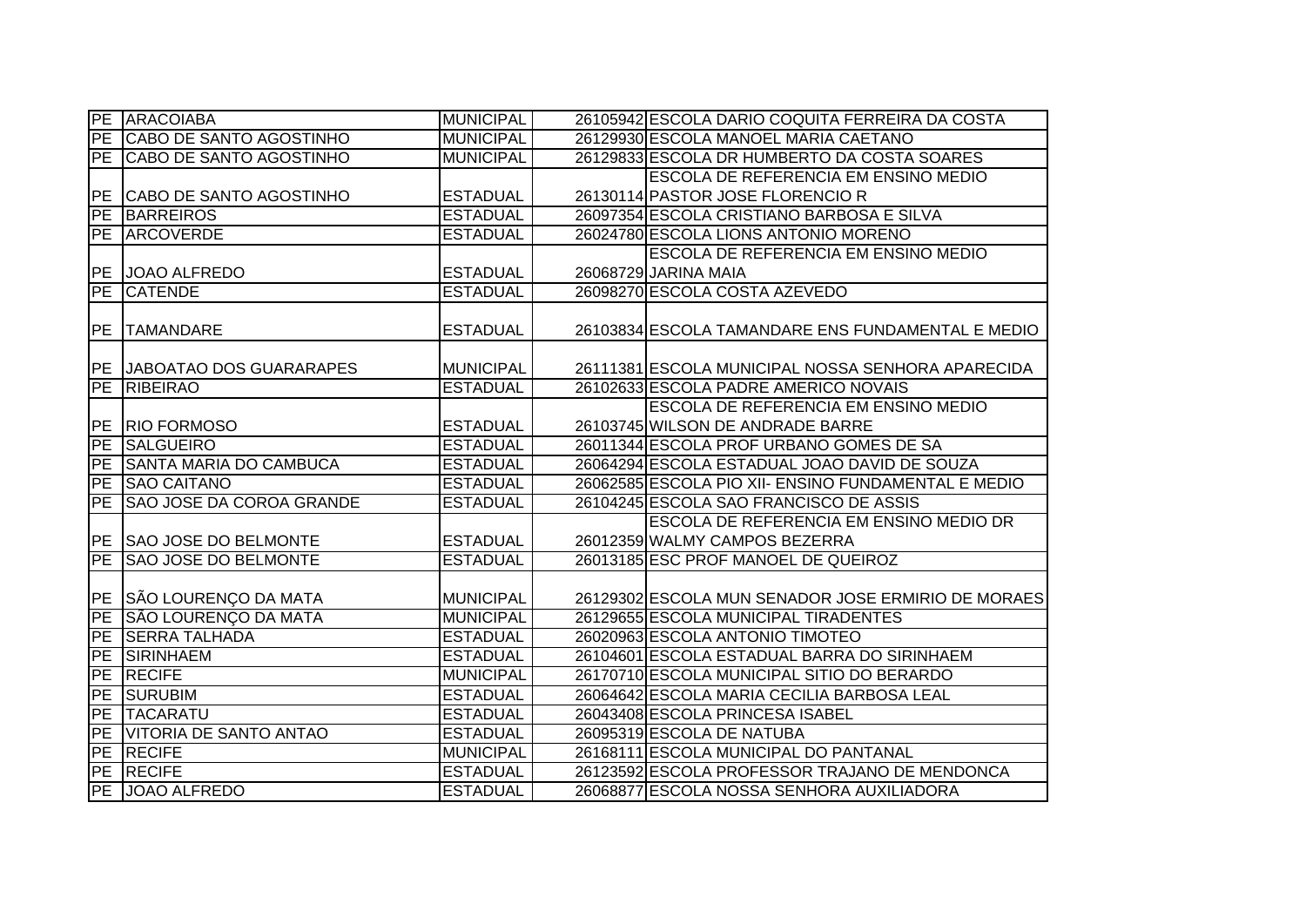| | | | | |
|---|---|---|---|---|
| PE | ARACOIABA | MUNICIPAL | 26105942 | ESCOLA DARIO COQUITA FERREIRA DA COSTA |
| PE | CABO DE SANTO AGOSTINHO | MUNICIPAL | 26129930 | ESCOLA MANOEL MARIA CAETANO |
| PE | CABO DE SANTO AGOSTINHO | MUNICIPAL | 26129833 | ESCOLA DR HUMBERTO DA COSTA SOARES |
| PE | CABO DE SANTO AGOSTINHO | ESTADUAL | 26130114 | ESCOLA DE REFERENCIA EM ENSINO MEDIO PASTOR JOSE FLORENCIO R |
| PE | BARREIROS | ESTADUAL | 26097354 | ESCOLA CRISTIANO BARBOSA E SILVA |
| PE | ARCOVERDE | ESTADUAL | 26024780 | ESCOLA LIONS ANTONIO MORENO |
| PE | JOAO ALFREDO | ESTADUAL | 26068729 | ESCOLA DE REFERENCIA EM ENSINO MEDIO JARINA MAIA |
| PE | CATENDE | ESTADUAL | 26098270 | ESCOLA COSTA AZEVEDO |
| PE | TAMANDARE | ESTADUAL | 26103834 | ESCOLA TAMANDARE ENS FUNDAMENTAL E MEDIO |
| PE | JABOATAO DOS GUARARAPES | MUNICIPAL | 26111381 | ESCOLA MUNICIPAL NOSSA SENHORA APARECIDA |
| PE | RIBEIRAO | ESTADUAL | 26102633 | ESCOLA PADRE AMERICO NOVAIS |
| PE | RIO FORMOSO | ESTADUAL | 26103745 | ESCOLA DE REFERENCIA EM ENSINO MEDIO WILSON DE ANDRADE BARRE |
| PE | SALGUEIRO | ESTADUAL | 26011344 | ESCOLA PROF URBANO GOMES DE SA |
| PE | SANTA MARIA DO CAMBUCA | ESTADUAL | 26064294 | ESCOLA ESTADUAL JOAO DAVID DE SOUZA |
| PE | SAO CAITANO | ESTADUAL | 26062585 | ESCOLA PIO XII- ENSINO FUNDAMENTAL E MEDIO |
| PE | SAO JOSE DA COROA GRANDE | ESTADUAL | 26104245 | ESCOLA SAO FRANCISCO DE ASSIS |
| PE | SAO JOSE DO BELMONTE | ESTADUAL | 26012359 | ESCOLA DE REFERENCIA EM ENSINO MEDIO DR WALMY CAMPOS BEZERRA |
| PE | SAO JOSE DO BELMONTE | ESTADUAL | 26013185 | ESC PROF MANOEL DE QUEIROZ |
| PE | SÃO LOURENÇO DA MATA | MUNICIPAL | 26129302 | ESCOLA MUN SENADOR JOSE ERMIRIO DE MORAES |
| PE | SÃO LOURENÇO DA MATA | MUNICIPAL | 26129655 | ESCOLA MUNICIPAL TIRADENTES |
| PE | SERRA TALHADA | ESTADUAL | 26020963 | ESCOLA ANTONIO TIMOTEO |
| PE | SIRINHAEM | ESTADUAL | 26104601 | ESCOLA ESTADUAL BARRA DO SIRINHAEM |
| PE | RECIFE | MUNICIPAL | 26170710 | ESCOLA MUNICIPAL SITIO DO BERARDO |
| PE | SURUBIM | ESTADUAL | 26064642 | ESCOLA MARIA CECILIA BARBOSA LEAL |
| PE | TACARATU | ESTADUAL | 26043408 | ESCOLA PRINCESA ISABEL |
| PE | VITORIA DE SANTO ANTAO | ESTADUAL | 26095319 | ESCOLA DE NATUBA |
| PE | RECIFE | MUNICIPAL | 26168111 | ESCOLA MUNICIPAL DO PANTANAL |
| PE | RECIFE | ESTADUAL | 26123592 | ESCOLA PROFESSOR TRAJANO DE MENDONCA |
| PE | JOAO ALFREDO | ESTADUAL | 26068877 | ESCOLA NOSSA SENHORA AUXILIADORA |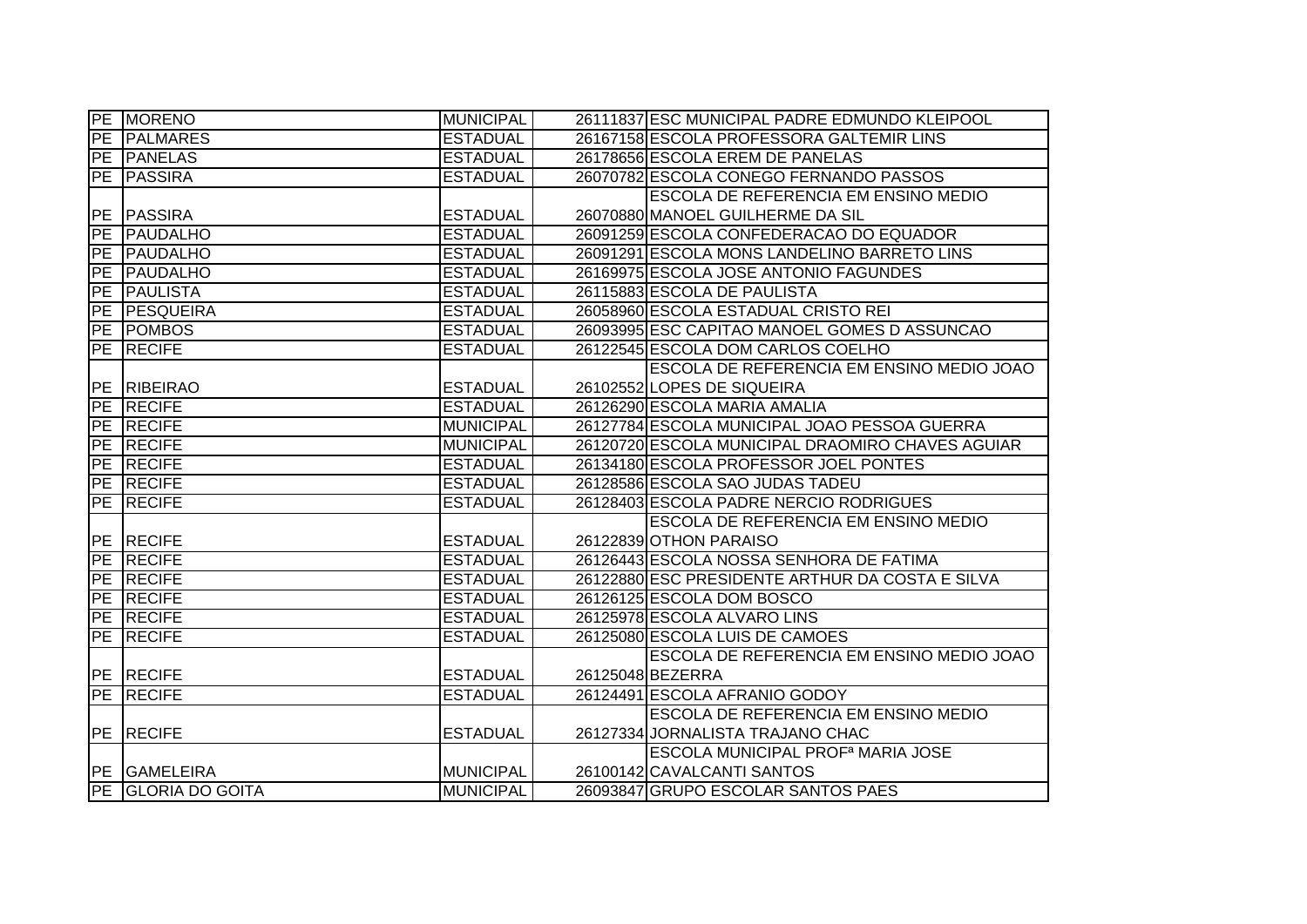| | | | | |
|---|---|---|---|---|
| PE | MORENO | MUNICIPAL | 26111837 | ESC MUNICIPAL PADRE EDMUNDO KLEIPOOL |
| PE | PALMARES | ESTADUAL | 26167158 | ESCOLA PROFESSORA GALTEMIR LINS |
| PE | PANELAS | ESTADUAL | 26178656 | ESCOLA EREM DE PANELAS |
| PE | PASSIRA | ESTADUAL | 26070782 | ESCOLA CONEGO FERNANDO PASSOS |
| PE | PASSIRA | ESTADUAL | 26070880 | ESCOLA DE REFERENCIA EM ENSINO MEDIO MANOEL GUILHERME DA SIL |
| PE | PAUDALHO | ESTADUAL | 26091259 | ESCOLA CONFEDERACAO DO EQUADOR |
| PE | PAUDALHO | ESTADUAL | 26091291 | ESCOLA MONS LANDELINO BARRETO LINS |
| PE | PAUDALHO | ESTADUAL | 26169975 | ESCOLA JOSE ANTONIO FAGUNDES |
| PE | PAULISTA | ESTADUAL | 26115883 | ESCOLA DE PAULISTA |
| PE | PESQUEIRA | ESTADUAL | 26058960 | ESCOLA ESTADUAL CRISTO REI |
| PE | POMBOS | ESTADUAL | 26093995 | ESC CAPITAO MANOEL GOMES D ASSUNCAO |
| PE | RECIFE | ESTADUAL | 26122545 | ESCOLA DOM CARLOS COELHO |
| PE | RIBEIRAO | ESTADUAL | 26102552 | ESCOLA DE REFERENCIA EM ENSINO MEDIO JOAO LOPES DE SIQUEIRA |
| PE | RECIFE | ESTADUAL | 26126290 | ESCOLA MARIA AMALIA |
| PE | RECIFE | MUNICIPAL | 26127784 | ESCOLA MUNICIPAL JOAO PESSOA GUERRA |
| PE | RECIFE | MUNICIPAL | 26120720 | ESCOLA MUNICIPAL DRAOMIRO CHAVES AGUIAR |
| PE | RECIFE | ESTADUAL | 26134180 | ESCOLA PROFESSOR JOEL PONTES |
| PE | RECIFE | ESTADUAL | 26128586 | ESCOLA SAO JUDAS TADEU |
| PE | RECIFE | ESTADUAL | 26128403 | ESCOLA PADRE NERCIO RODRIGUES |
| PE | RECIFE | ESTADUAL | 26122839 | ESCOLA DE REFERENCIA EM ENSINO MEDIO OTHON PARAISO |
| PE | RECIFE | ESTADUAL | 26126443 | ESCOLA NOSSA SENHORA DE FATIMA |
| PE | RECIFE | ESTADUAL | 26122880 | ESC PRESIDENTE ARTHUR DA COSTA E SILVA |
| PE | RECIFE | ESTADUAL | 26126125 | ESCOLA DOM BOSCO |
| PE | RECIFE | ESTADUAL | 26125978 | ESCOLA ALVARO LINS |
| PE | RECIFE | ESTADUAL | 26125080 | ESCOLA LUIS DE CAMOES |
| PE | RECIFE | ESTADUAL | 26125048 | ESCOLA DE REFERENCIA EM ENSINO MEDIO JOAO BEZERRA |
| PE | RECIFE | ESTADUAL | 26124491 | ESCOLA AFRANIO GODOY |
| PE | RECIFE | ESTADUAL | 26127334 | ESCOLA DE REFERENCIA EM ENSINO MEDIO JORNALISTA TRAJANO CHAC |
| PE | GAMELEIRA | MUNICIPAL | 26100142 | ESCOLA MUNICIPAL PROFª MARIA JOSE CAVALCANTI SANTOS |
| PE | GLORIA DO GOITA | MUNICIPAL | 26093847 | GRUPO ESCOLAR SANTOS PAES |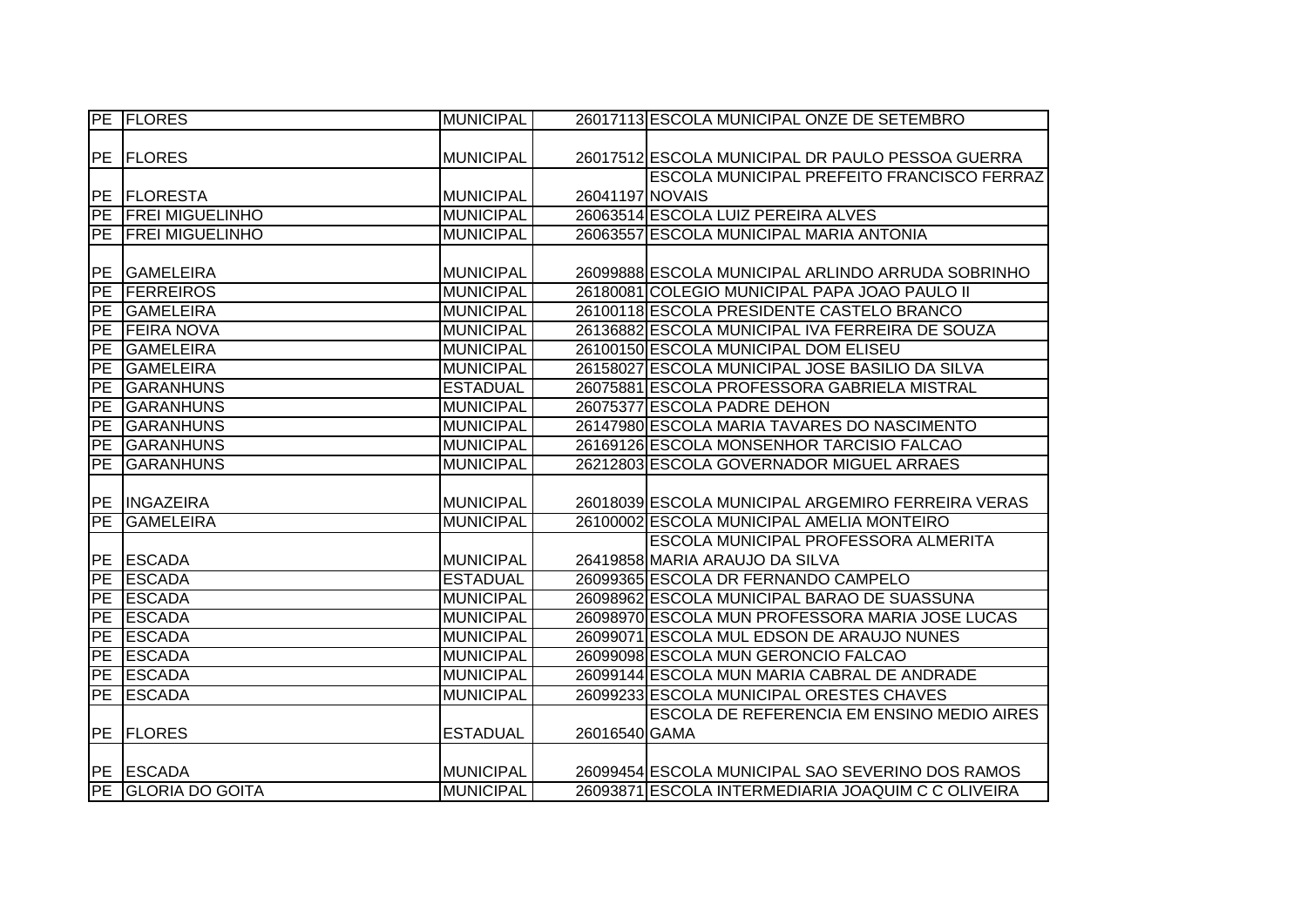| | | | | |
|---|---|---|---|---|
| PE | FLORES | MUNICIPAL | 26017113 | ESCOLA MUNICIPAL ONZE DE SETEMBRO |
| PE | FLORES | MUNICIPAL | 26017512 | ESCOLA MUNICIPAL DR PAULO PESSOA GUERRA |
| PE | FLORESTA | MUNICIPAL | 26041197 | ESCOLA MUNICIPAL PREFEITO FRANCISCO FERRAZ NOVAIS |
| PE | FREI MIGUELINHO | MUNICIPAL | 26063514 | ESCOLA LUIZ PEREIRA ALVES |
| PE | FREI MIGUELINHO | MUNICIPAL | 26063557 | ESCOLA MUNICIPAL MARIA ANTONIA |
| PE | GAMELEIRA | MUNICIPAL | 26099888 | ESCOLA MUNICIPAL ARLINDO ARRUDA SOBRINHO |
| PE | FERREIROS | MUNICIPAL | 26180081 | COLEGIO MUNICIPAL PAPA JOAO PAULO II |
| PE | GAMELEIRA | MUNICIPAL | 26100118 | ESCOLA PRESIDENTE CASTELO BRANCO |
| PE | FEIRA NOVA | MUNICIPAL | 26136882 | ESCOLA MUNICIPAL IVA FERREIRA DE SOUZA |
| PE | GAMELEIRA | MUNICIPAL | 26100150 | ESCOLA MUNICIPAL DOM ELISEU |
| PE | GAMELEIRA | MUNICIPAL | 26158027 | ESCOLA MUNICIPAL JOSE BASILIO DA SILVA |
| PE | GARANHUNS | ESTADUAL | 26075881 | ESCOLA PROFESSORA GABRIELA MISTRAL |
| PE | GARANHUNS | MUNICIPAL | 26075377 | ESCOLA PADRE DEHON |
| PE | GARANHUNS | MUNICIPAL | 26147980 | ESCOLA MARIA TAVARES DO NASCIMENTO |
| PE | GARANHUNS | MUNICIPAL | 26169126 | ESCOLA MONSENHOR TARCISIO FALCAO |
| PE | GARANHUNS | MUNICIPAL | 26212803 | ESCOLA GOVERNADOR MIGUEL ARRAES |
| PE | INGAZEIRA | MUNICIPAL | 26018039 | ESCOLA MUNICIPAL ARGEMIRO FERREIRA VERAS |
| PE | GAMELEIRA | MUNICIPAL | 26100002 | ESCOLA MUNICIPAL AMELIA MONTEIRO |
| PE | ESCADA | MUNICIPAL | 26419858 | ESCOLA MUNICIPAL PROFESSORA ALMERITA MARIA ARAUJO DA SILVA |
| PE | ESCADA | ESTADUAL | 26099365 | ESCOLA DR FERNANDO CAMPELO |
| PE | ESCADA | MUNICIPAL | 26098962 | ESCOLA MUNICIPAL BARAO DE SUASSUNA |
| PE | ESCADA | MUNICIPAL | 26098970 | ESCOLA MUN PROFESSORA MARIA JOSE LUCAS |
| PE | ESCADA | MUNICIPAL | 26099071 | ESCOLA MUL EDSON DE ARAUJO NUNES |
| PE | ESCADA | MUNICIPAL | 26099098 | ESCOLA MUN GERONCIO FALCAO |
| PE | ESCADA | MUNICIPAL | 26099144 | ESCOLA MUN MARIA CABRAL DE ANDRADE |
| PE | ESCADA | MUNICIPAL | 26099233 | ESCOLA MUNICIPAL ORESTES CHAVES |
| PE | FLORES | ESTADUAL | 26016540 | ESCOLA DE REFERENCIA EM ENSINO MEDIO AIRES GAMA |
| PE | ESCADA | MUNICIPAL | 26099454 | ESCOLA MUNICIPAL SAO SEVERINO DOS RAMOS |
| PE | GLORIA DO GOITA | MUNICIPAL | 26093871 | ESCOLA INTERMEDIARIA JOAQUIM C C OLIVEIRA |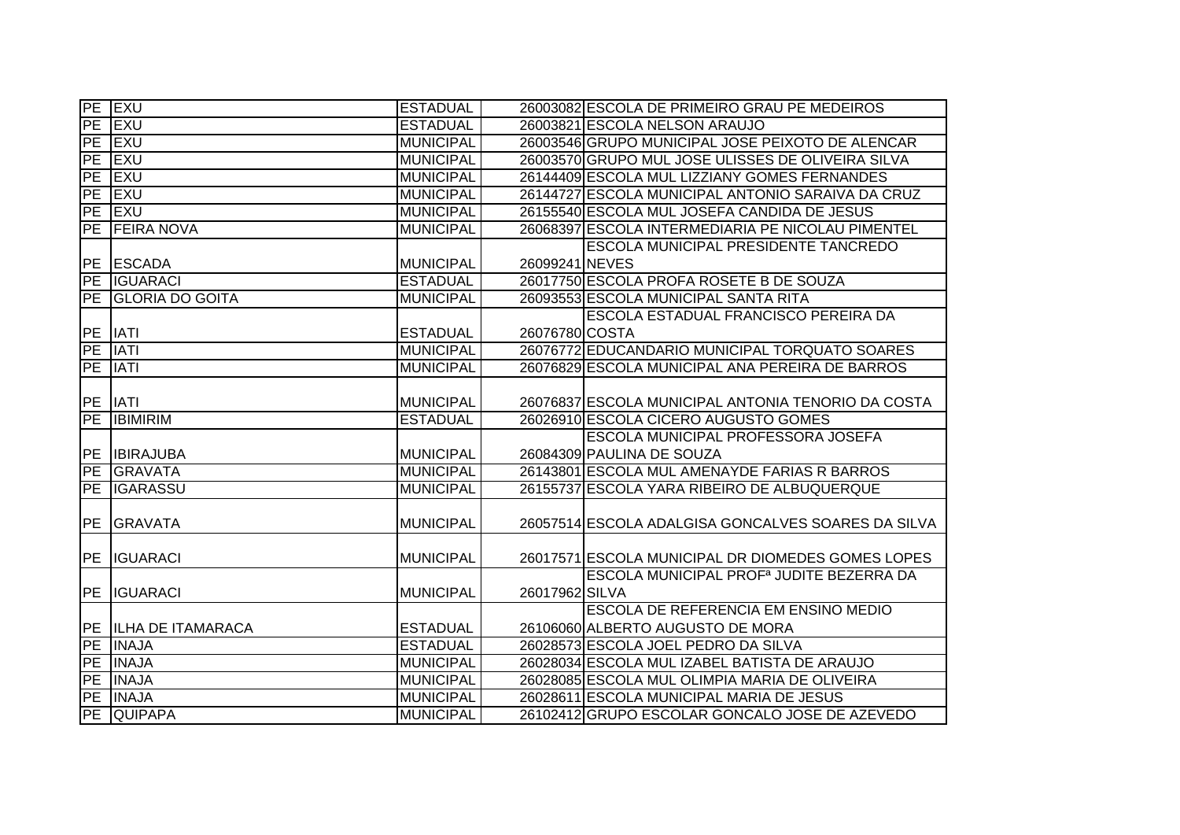| | | | | |
|---|---|---|---|---|
| PE | EXU | ESTADUAL | 26003082 | ESCOLA DE PRIMEIRO GRAU PE MEDEIROS |
| PE | EXU | ESTADUAL | 26003821 | ESCOLA NELSON ARAUJO |
| PE | EXU | MUNICIPAL | 26003546 | GRUPO MUNICIPAL JOSE PEIXOTO DE ALENCAR |
| PE | EXU | MUNICIPAL | 26003570 | GRUPO MUL JOSE ULISSES DE OLIVEIRA SILVA |
| PE | EXU | MUNICIPAL | 26144409 | ESCOLA MUL LIZZIANY GOMES FERNANDES |
| PE | EXU | MUNICIPAL | 26144727 | ESCOLA MUNICIPAL ANTONIO SARAIVA DA CRUZ |
| PE | EXU | MUNICIPAL | 26155540 | ESCOLA MUL JOSEFA CANDIDA DE JESUS |
| PE | FEIRA NOVA | MUNICIPAL | 26068397 | ESCOLA INTERMEDIARIA PE NICOLAU PIMENTEL |
| PE | ESCADA | MUNICIPAL | 26099241 | ESCOLA MUNICIPAL PRESIDENTE TANCREDO NEVES |
| PE | IGUARACI | ESTADUAL | 26017750 | ESCOLA PROFA ROSETE B DE SOUZA |
| PE | GLORIA DO GOITA | MUNICIPAL | 26093553 | ESCOLA MUNICIPAL SANTA RITA |
| PE | IATI | ESTADUAL | 26076780 | ESCOLA ESTADUAL FRANCISCO PEREIRA DA COSTA |
| PE | IATI | MUNICIPAL | 26076772 | EDUCANDARIO MUNICIPAL TORQUATO SOARES |
| PE | IATI | MUNICIPAL | 26076829 | ESCOLA MUNICIPAL ANA PEREIRA DE BARROS |
| PE | IATI | MUNICIPAL | 26076837 | ESCOLA MUNICIPAL ANTONIA TENORIO DA COSTA |
| PE | IBIMIRIM | ESTADUAL | 26026910 | ESCOLA CICERO AUGUSTO GOMES |
| PE | IBIRAJUBA | MUNICIPAL | 26084309 | ESCOLA MUNICIPAL PROFESSORA JOSEFA PAULINA DE SOUZA |
| PE | GRAVATA | MUNICIPAL | 26143801 | ESCOLA MUL AMENAYDE FARIAS R BARROS |
| PE | IGARASSU | MUNICIPAL | 26155737 | ESCOLA YARA RIBEIRO DE ALBUQUERQUE |
| PE | GRAVATA | MUNICIPAL | 26057514 | ESCOLA ADALGISA GONCALVES SOARES DA SILVA |
| PE | IGUARACI | MUNICIPAL | 26017571 | ESCOLA MUNICIPAL DR DIOMEDES GOMES LOPES |
| PE | IGUARACI | MUNICIPAL | 26017962 | ESCOLA MUNICIPAL PROFª JUDITE BEZERRA DA SILVA |
| PE | ILHA DE ITAMARACA | ESTADUAL | 26106060 | ESCOLA DE REFERENCIA EM ENSINO MEDIO ALBERTO AUGUSTO DE MORA |
| PE | INAJA | ESTADUAL | 26028573 | ESCOLA JOEL PEDRO DA SILVA |
| PE | INAJA | MUNICIPAL | 26028034 | ESCOLA MUL IZABEL BATISTA DE ARAUJO |
| PE | INAJA | MUNICIPAL | 26028085 | ESCOLA MUL OLIMPIA MARIA DE OLIVEIRA |
| PE | INAJA | MUNICIPAL | 26028611 | ESCOLA MUNICIPAL MARIA DE JESUS |
| PE | QUIPAPA | MUNICIPAL | 26102412 | GRUPO ESCOLAR GONCALO JOSE DE AZEVEDO |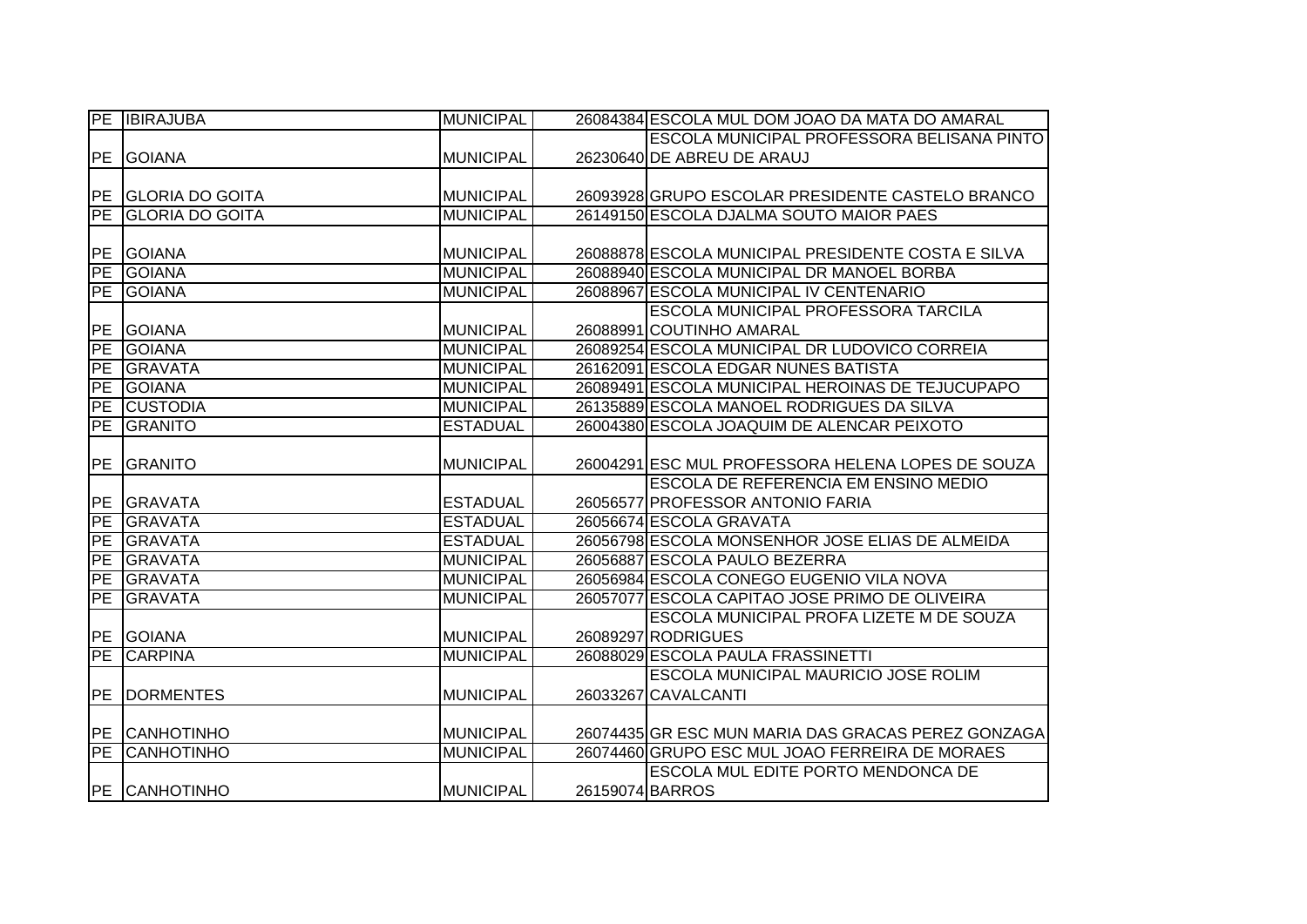| | | | | |
|---|---|---|---|---|
| PE | IBIRAJUBA | MUNICIPAL | 26084384 | ESCOLA MUL DOM JOAO DA MATA DO AMARAL |
| PE | GOIANA | MUNICIPAL | 26230640 | ESCOLA MUNICIPAL PROFESSORA BELISANA PINTO DE ABREU DE ARAUJ |
| PE | GLORIA DO GOITA | MUNICIPAL | 26093928 | GRUPO ESCOLAR PRESIDENTE CASTELO BRANCO |
| PE | GLORIA DO GOITA | MUNICIPAL | 26149150 | ESCOLA DJALMA SOUTO MAIOR PAES |
| PE | GOIANA | MUNICIPAL | 26088878 | ESCOLA MUNICIPAL PRESIDENTE COSTA E SILVA |
| PE | GOIANA | MUNICIPAL | 26088940 | ESCOLA MUNICIPAL DR MANOEL BORBA |
| PE | GOIANA | MUNICIPAL | 26088967 | ESCOLA MUNICIPAL IV CENTENARIO |
| PE | GOIANA | MUNICIPAL | 26088991 | ESCOLA MUNICIPAL PROFESSORA TARCILA COUTINHO AMARAL |
| PE | GOIANA | MUNICIPAL | 26089254 | ESCOLA MUNICIPAL DR LUDOVICO CORREIA |
| PE | GRAVATA | MUNICIPAL | 26162091 | ESCOLA EDGAR NUNES BATISTA |
| PE | GOIANA | MUNICIPAL | 26089491 | ESCOLA MUNICIPAL HEROINAS DE TEJUCUPAPO |
| PE | CUSTODIA | MUNICIPAL | 26135889 | ESCOLA MANOEL RODRIGUES DA SILVA |
| PE | GRANITO | ESTADUAL | 26004380 | ESCOLA JOAQUIM DE ALENCAR PEIXOTO |
| PE | GRANITO | MUNICIPAL | 26004291 | ESC MUL PROFESSORA HELENA LOPES DE SOUZA |
| PE | GRAVATA | ESTADUAL | 26056577 | ESCOLA DE REFERENCIA EM ENSINO MEDIO PROFESSOR ANTONIO FARIA |
| PE | GRAVATA | ESTADUAL | 26056674 | ESCOLA GRAVATA |
| PE | GRAVATA | ESTADUAL | 26056798 | ESCOLA MONSENHOR JOSE ELIAS DE ALMEIDA |
| PE | GRAVATA | MUNICIPAL | 26056887 | ESCOLA PAULO BEZERRA |
| PE | GRAVATA | MUNICIPAL | 26056984 | ESCOLA CONEGO EUGENIO VILA NOVA |
| PE | GRAVATA | MUNICIPAL | 26057077 | ESCOLA CAPITAO JOSE PRIMO DE OLIVEIRA |
| PE | GOIANA | MUNICIPAL | 26089297 | ESCOLA MUNICIPAL PROFA LIZETE M DE SOUZA RODRIGUES |
| PE | CARPINA | MUNICIPAL | 26088029 | ESCOLA PAULA FRASSINETTI |
| PE | DORMENTES | MUNICIPAL | 26033267 | ESCOLA MUNICIPAL MAURICIO JOSE ROLIM CAVALCANTI |
| PE | CANHOTINHO | MUNICIPAL | 26074435 | GR ESC MUN MARIA DAS GRACAS PEREZ GONZAGA |
| PE | CANHOTINHO | MUNICIPAL | 26074460 | GRUPO ESC MUL JOAO FERREIRA DE MORAES |
| PE | CANHOTINHO | MUNICIPAL | 26159074 | ESCOLA MUL EDITE PORTO MENDONCA DE BARROS |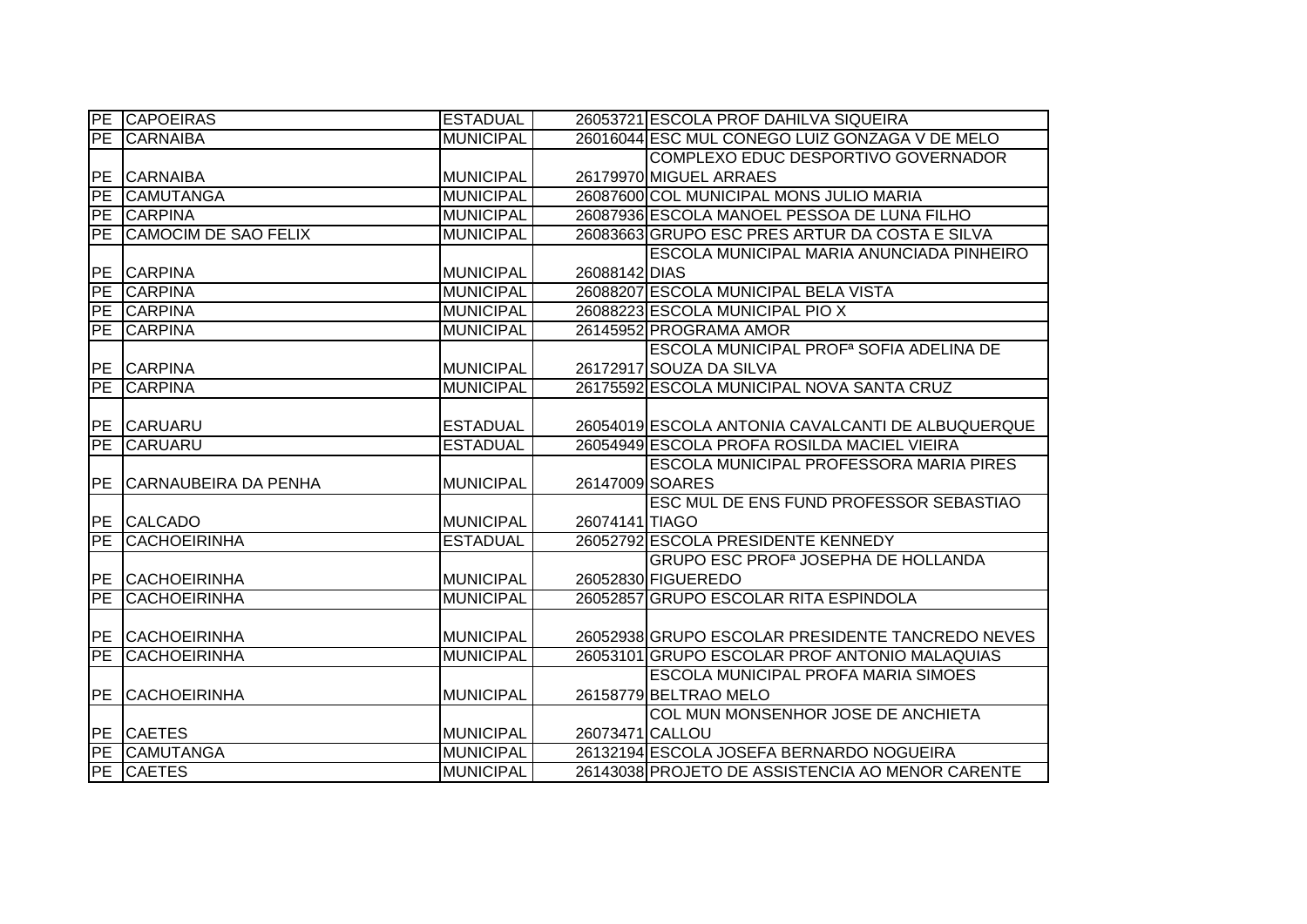| | | | | |
|---|---|---|---|---|
| PE | CAPOEIRAS | ESTADUAL | 26053721 | ESCOLA PROF DAHILVA SIQUEIRA |
| PE | CARNAIBA | MUNICIPAL | 26016044 | ESC MUL CONEGO LUIZ GONZAGA V DE MELO |
| PE | CARNAIBA | MUNICIPAL | 26179970 | COMPLEXO EDUC DESPORTIVO GOVERNADOR MIGUEL ARRAES |
| PE | CAMUTANGA | MUNICIPAL | 26087600 | COL MUNICIPAL MONS JULIO MARIA |
| PE | CARPINA | MUNICIPAL | 26087936 | ESCOLA MANOEL PESSOA DE LUNA FILHO |
| PE | CAMOCIM DE SAO FELIX | MUNICIPAL | 26083663 | GRUPO ESC PRES ARTUR DA COSTA E SILVA |
| PE | CARPINA | MUNICIPAL | 26088142 | ESCOLA MUNICIPAL MARIA ANUNCIADA PINHEIRO DIAS |
| PE | CARPINA | MUNICIPAL | 26088207 | ESCOLA MUNICIPAL BELA VISTA |
| PE | CARPINA | MUNICIPAL | 26088223 | ESCOLA MUNICIPAL PIO X |
| PE | CARPINA | MUNICIPAL | 26145952 | PROGRAMA AMOR |
| PE | CARPINA | MUNICIPAL | 26172917 | ESCOLA MUNICIPAL PROFª SOFIA ADELINA DE SOUZA DA SILVA |
| PE | CARPINA | MUNICIPAL | 26175592 | ESCOLA MUNICIPAL NOVA SANTA CRUZ |
| PE | CARUARU | ESTADUAL | 26054019 | ESCOLA ANTONIA CAVALCANTI DE ALBUQUERQUE |
| PE | CARUARU | ESTADUAL | 26054949 | ESCOLA PROFA ROSILDA MACIEL VIEIRA |
| PE | CARNAUBEIRA DA PENHA | MUNICIPAL | 26147009 | ESCOLA MUNICIPAL PROFESSORA MARIA PIRES SOARES |
| PE | CALCADO | MUNICIPAL | 26074141 | ESC MUL DE ENS FUND PROFESSOR SEBASTIAO TIAGO |
| PE | CACHOEIRINHA | ESTADUAL | 26052792 | ESCOLA PRESIDENTE KENNEDY |
| PE | CACHOEIRINHA | MUNICIPAL | 26052830 | GRUPO ESC PROFª JOSEPHA DE HOLLANDA FIGUEREDO |
| PE | CACHOEIRINHA | MUNICIPAL | 26052857 | GRUPO ESCOLAR RITA ESPINDOLA |
| PE | CACHOEIRINHA | MUNICIPAL | 26052938 | GRUPO ESCOLAR PRESIDENTE TANCREDO NEVES |
| PE | CACHOEIRINHA | MUNICIPAL | 26053101 | GRUPO ESCOLAR PROF ANTONIO MALAQUIAS |
| PE | CACHOEIRINHA | MUNICIPAL | 26158779 | ESCOLA MUNICIPAL PROFA MARIA SIMOES BELTRAO MELO |
| PE | CAETES | MUNICIPAL | 26073471 | COL MUN MONSENHOR JOSE DE ANCHIETA CALLOU |
| PE | CAMUTANGA | MUNICIPAL | 26132194 | ESCOLA JOSEFA BERNARDO NOGUEIRA |
| PE | CAETES | MUNICIPAL | 26143038 | PROJETO DE ASSISTENCIA AO MENOR CARENTE |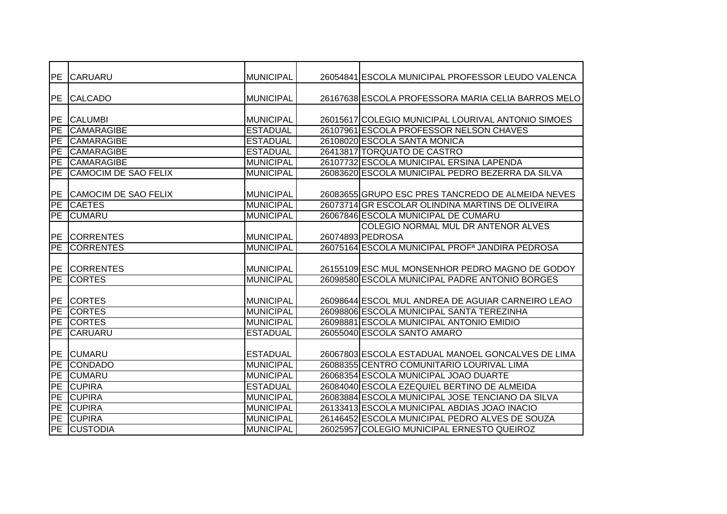| | | | | |
|---|---|---|---|---|
| PE | CARUARU | MUNICIPAL | 26054841 | ESCOLA MUNICIPAL PROFESSOR LEUDO VALENCA |
| PE | CALCADO | MUNICIPAL | 26167638 | ESCOLA PROFESSORA MARIA CELIA BARROS MELO |
| PE | CALUMBI | MUNICIPAL | 26015617 | COLEGIO MUNICIPAL LOURIVAL ANTONIO SIMOES |
| PE | CAMARAGIBE | ESTADUAL | 26107961 | ESCOLA PROFESSOR NELSON CHAVES |
| PE | CAMARAGIBE | ESTADUAL | 26108020 | ESCOLA SANTA MONICA |
| PE | CAMARAGIBE | ESTADUAL | 26413817 | TORQUATO DE CASTRO |
| PE | CAMARAGIBE | MUNICIPAL | 26107732 | ESCOLA MUNICIPAL ERSINA LAPENDA |
| PE | CAMOCIM DE SAO FELIX | MUNICIPAL | 26083620 | ESCOLA MUNICIPAL PEDRO BEZERRA DA SILVA |
| PE | CAMOCIM DE SAO FELIX | MUNICIPAL | 26083655 | GRUPO ESC PRES TANCREDO DE ALMEIDA NEVES |
| PE | CAETES | MUNICIPAL | 26073714 | GR ESCOLAR OLINDINA MARTINS DE OLIVEIRA |
| PE | CUMARU | MUNICIPAL | 26067846 | ESCOLA MUNICIPAL DE CUMARU |
| PE | CORRENTES | MUNICIPAL | 26074893 | COLEGIO NORMAL MUL DR ANTENOR ALVES PEDROSA |
| PE | CORRENTES | MUNICIPAL | 26075164 | ESCOLA MUNICIPAL PROFª JANDIRA PEDROSA |
| PE | CORRENTES | MUNICIPAL | 26155109 | ESC MUL MONSENHOR PEDRO MAGNO DE GODOY |
| PE | CORTES | MUNICIPAL | 26098580 | ESCOLA MUNICIPAL PADRE ANTONIO BORGES |
| PE | CORTES | MUNICIPAL | 26098644 | ESCOL MUL ANDREA DE AGUIAR CARNEIRO LEAO |
| PE | CORTES | MUNICIPAL | 26098806 | ESCOLA MUNICIPAL SANTA TEREZINHA |
| PE | CORTES | MUNICIPAL | 26098881 | ESCOLA MUNICIPAL ANTONIO EMIDIO |
| PE | CARUARU | ESTADUAL | 26055040 | ESCOLA SANTO AMARO |
| PE | CUMARU | ESTADUAL | 26067803 | ESCOLA ESTADUAL MANOEL GONCALVES DE LIMA |
| PE | CONDADO | MUNICIPAL | 26088355 | CENTRO COMUNITARIO LOURIVAL LIMA |
| PE | CUMARU | MUNICIPAL | 26068354 | ESCOLA MUNICIPAL JOAO DUARTE |
| PE | CUPIRA | ESTADUAL | 26084040 | ESCOLA EZEQUIEL BERTINO DE ALMEIDA |
| PE | CUPIRA | MUNICIPAL | 26083884 | ESCOLA MUNICIPAL JOSE TENCIANO DA SILVA |
| PE | CUPIRA | MUNICIPAL | 26133413 | ESCOLA MUNICIPAL ABDIAS JOAO INACIO |
| PE | CUPIRA | MUNICIPAL | 26146452 | ESCOLA MUNICIPAL PEDRO ALVES DE SOUZA |
| PE | CUSTODIA | MUNICIPAL | 26025957 | COLEGIO MUNICIPAL ERNESTO QUEIROZ |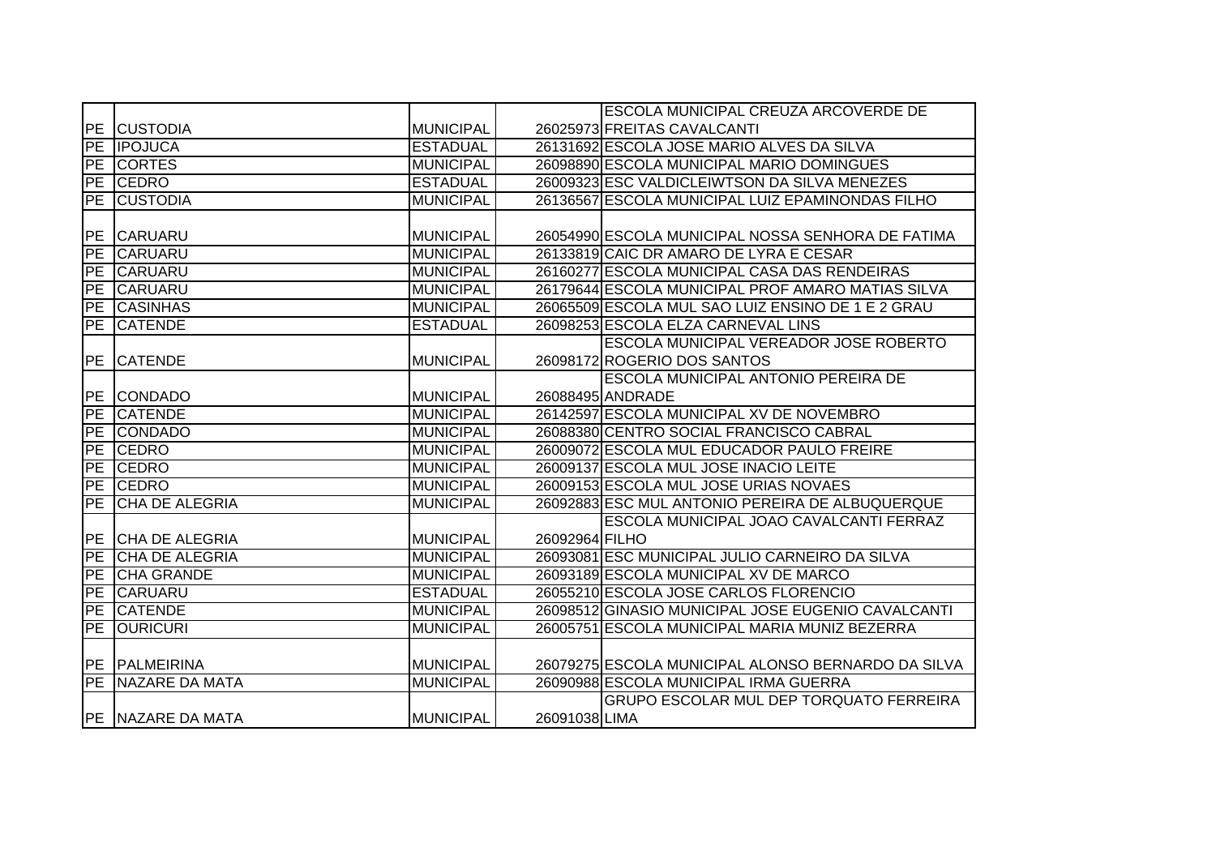| | | | | |
|---|---|---|---|---|
| PE | CUSTODIA | MUNICIPAL | 26025973 | ESCOLA MUNICIPAL CREUZA ARCOVERDE DE FREITAS CAVALCANTI |
| PE | IPOJUCA | ESTADUAL | 26131692 | ESCOLA JOSE MARIO ALVES DA SILVA |
| PE | CORTES | MUNICIPAL | 26098890 | ESCOLA MUNICIPAL MARIO DOMINGUES |
| PE | CEDRO | ESTADUAL | 26009323 | ESC VALDICLEIWTSON DA SILVA MENEZES |
| PE | CUSTODIA | MUNICIPAL | 26136567 | ESCOLA MUNICIPAL LUIZ EPAMINONDAS FILHO |
| PE | CARUARU | MUNICIPAL | 26054990 | ESCOLA MUNICIPAL NOSSA SENHORA DE FATIMA |
| PE | CARUARU | MUNICIPAL | 26133819 | CAIC DR AMARO DE LYRA E CESAR |
| PE | CARUARU | MUNICIPAL | 26160277 | ESCOLA MUNICIPAL CASA DAS RENDEIRAS |
| PE | CARUARU | MUNICIPAL | 26179644 | ESCOLA MUNICIPAL PROF AMARO MATIAS SILVA |
| PE | CASINHAS | MUNICIPAL | 26065509 | ESCOLA MUL SAO LUIZ ENSINO DE 1 E 2 GRAU |
| PE | CATENDE | ESTADUAL | 26098253 | ESCOLA ELZA CARNEVAL LINS |
| PE | CATENDE | MUNICIPAL | 26098172 | ESCOLA MUNICIPAL VEREADOR JOSE ROBERTO ROGERIO DOS SANTOS |
| PE | CONDADO | MUNICIPAL | 26088495 | ESCOLA MUNICIPAL ANTONIO PEREIRA DE ANDRADE |
| PE | CATENDE | MUNICIPAL | 26142597 | ESCOLA MUNICIPAL XV DE NOVEMBRO |
| PE | CONDADO | MUNICIPAL | 26088380 | CENTRO SOCIAL FRANCISCO CABRAL |
| PE | CEDRO | MUNICIPAL | 26009072 | ESCOLA MUL EDUCADOR PAULO FREIRE |
| PE | CEDRO | MUNICIPAL | 26009137 | ESCOLA MUL JOSE INACIO LEITE |
| PE | CEDRO | MUNICIPAL | 26009153 | ESCOLA MUL JOSE URIAS NOVAES |
| PE | CHA DE ALEGRIA | MUNICIPAL | 26092883 | ESC MUL ANTONIO PEREIRA DE ALBUQUERQUE |
| PE | CHA DE ALEGRIA | MUNICIPAL | 26092964 | ESCOLA MUNICIPAL JOAO CAVALCANTI FERRAZ FILHO |
| PE | CHA DE ALEGRIA | MUNICIPAL | 26093081 | ESC MUNICIPAL JULIO CARNEIRO DA SILVA |
| PE | CHA GRANDE | MUNICIPAL | 26093189 | ESCOLA MUNICIPAL XV DE MARCO |
| PE | CARUARU | ESTADUAL | 26055210 | ESCOLA JOSE CARLOS FLORENCIO |
| PE | CATENDE | MUNICIPAL | 26098512 | GINASIO MUNICIPAL JOSE EUGENIO CAVALCANTI |
| PE | OURICURI | MUNICIPAL | 26005751 | ESCOLA MUNICIPAL MARIA MUNIZ BEZERRA |
| PE | PALMEIRINA | MUNICIPAL | 26079275 | ESCOLA MUNICIPAL ALONSO BERNARDO DA SILVA |
| PE | NAZARE DA MATA | MUNICIPAL | 26090988 | ESCOLA MUNICIPAL IRMA GUERRA |
| PE | NAZARE DA MATA | MUNICIPAL | 26091038 | GRUPO ESCOLAR MUL DEP TORQUATO FERREIRA LIMA |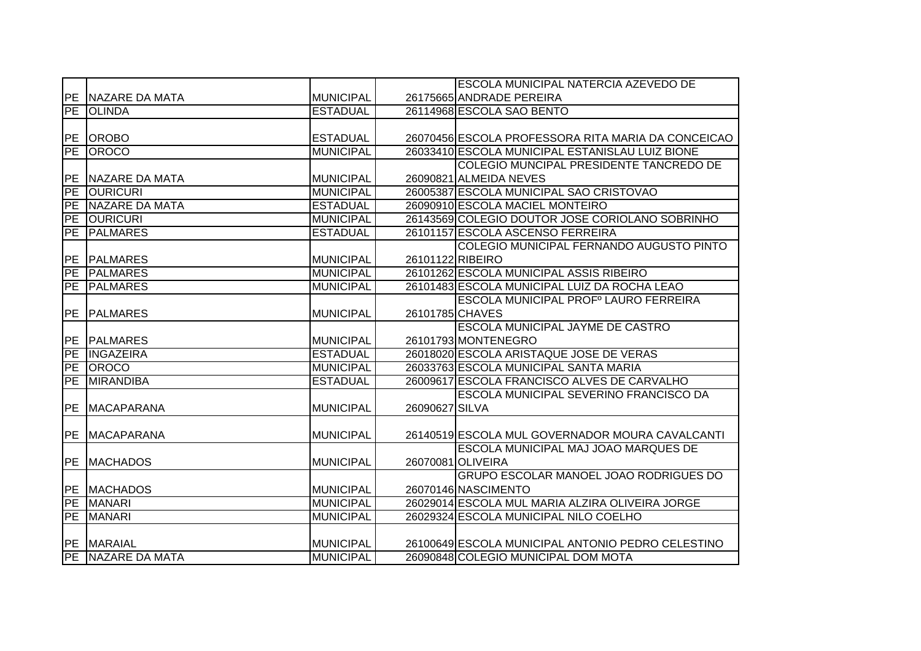| | | | | |
|---|---|---|---|---|
| PE | NAZARE DA MATA | MUNICIPAL | 26175665 | ESCOLA MUNICIPAL NATERCIA AZEVEDO DE ANDRADE PEREIRA |
| PE | OLINDA | ESTADUAL | 26114968 | ESCOLA SAO BENTO |
| PE | OROBO | ESTADUAL | 26070456 | ESCOLA PROFESSORA RITA MARIA DA CONCEICAO |
| PE | OROCO | MUNICIPAL | 26033410 | ESCOLA MUNICIPAL ESTANISLAU LUIZ BIONE |
| PE | NAZARE DA MATA | MUNICIPAL | 26090821 | COLEGIO MUNCIPAL PRESIDENTE TANCREDO DE ALMEIDA NEVES |
| PE | OURICURI | MUNICIPAL | 26005387 | ESCOLA MUNICIPAL SAO CRISTOVAO |
| PE | NAZARE DA MATA | ESTADUAL | 26090910 | ESCOLA MACIEL MONTEIRO |
| PE | OURICURI | MUNICIPAL | 26143569 | COLEGIO DOUTOR JOSE CORIOLANO SOBRINHO |
| PE | PALMARES | ESTADUAL | 26101157 | ESCOLA ASCENSO FERREIRA |
| PE | PALMARES | MUNICIPAL | 26101122 | COLEGIO MUNICIPAL FERNANDO AUGUSTO PINTO RIBEIRO |
| PE | PALMARES | MUNICIPAL | 26101262 | ESCOLA MUNICIPAL ASSIS RIBEIRO |
| PE | PALMARES | MUNICIPAL | 26101483 | ESCOLA MUNICIPAL LUIZ DA ROCHA LEAO |
| PE | PALMARES | MUNICIPAL | 26101785 | ESCOLA MUNICIPAL PROFº LAURO FERREIRA CHAVES |
| PE | PALMARES | MUNICIPAL | 26101793 | ESCOLA MUNICIPAL JAYME DE CASTRO MONTENEGRO |
| PE | INGAZEIRA | ESTADUAL | 26018020 | ESCOLA ARISTAQUE JOSE DE VERAS |
| PE | OROCO | MUNICIPAL | 26033763 | ESCOLA MUNICIPAL SANTA MARIA |
| PE | MIRANDIBA | ESTADUAL | 26009617 | ESCOLA FRANCISCO ALVES DE CARVALHO |
| PE | MACAPARANA | MUNICIPAL | 26090627 | ESCOLA MUNICIPAL SEVERINO FRANCISCO DA SILVA |
| PE | MACAPARANA | MUNICIPAL | 26140519 | ESCOLA MUL GOVERNADOR MOURA CAVALCANTI |
| PE | MACHADOS | MUNICIPAL | 26070081 | ESCOLA MUNICIPAL MAJ JOAO MARQUES DE OLIVEIRA |
| PE | MACHADOS | MUNICIPAL | 26070146 | GRUPO ESCOLAR MANOEL JOAO RODRIGUES DO NASCIMENTO |
| PE | MANARI | MUNICIPAL | 26029014 | ESCOLA MUL MARIA ALZIRA OLIVEIRA JORGE |
| PE | MANARI | MUNICIPAL | 26029324 | ESCOLA MUNICIPAL NILO COELHO |
| PE | MARAIAL | MUNICIPAL | 26100649 | ESCOLA MUNICIPAL ANTONIO PEDRO CELESTINO |
| PE | NAZARE DA MATA | MUNICIPAL | 26090848 | COLEGIO MUNICIPAL DOM MOTA |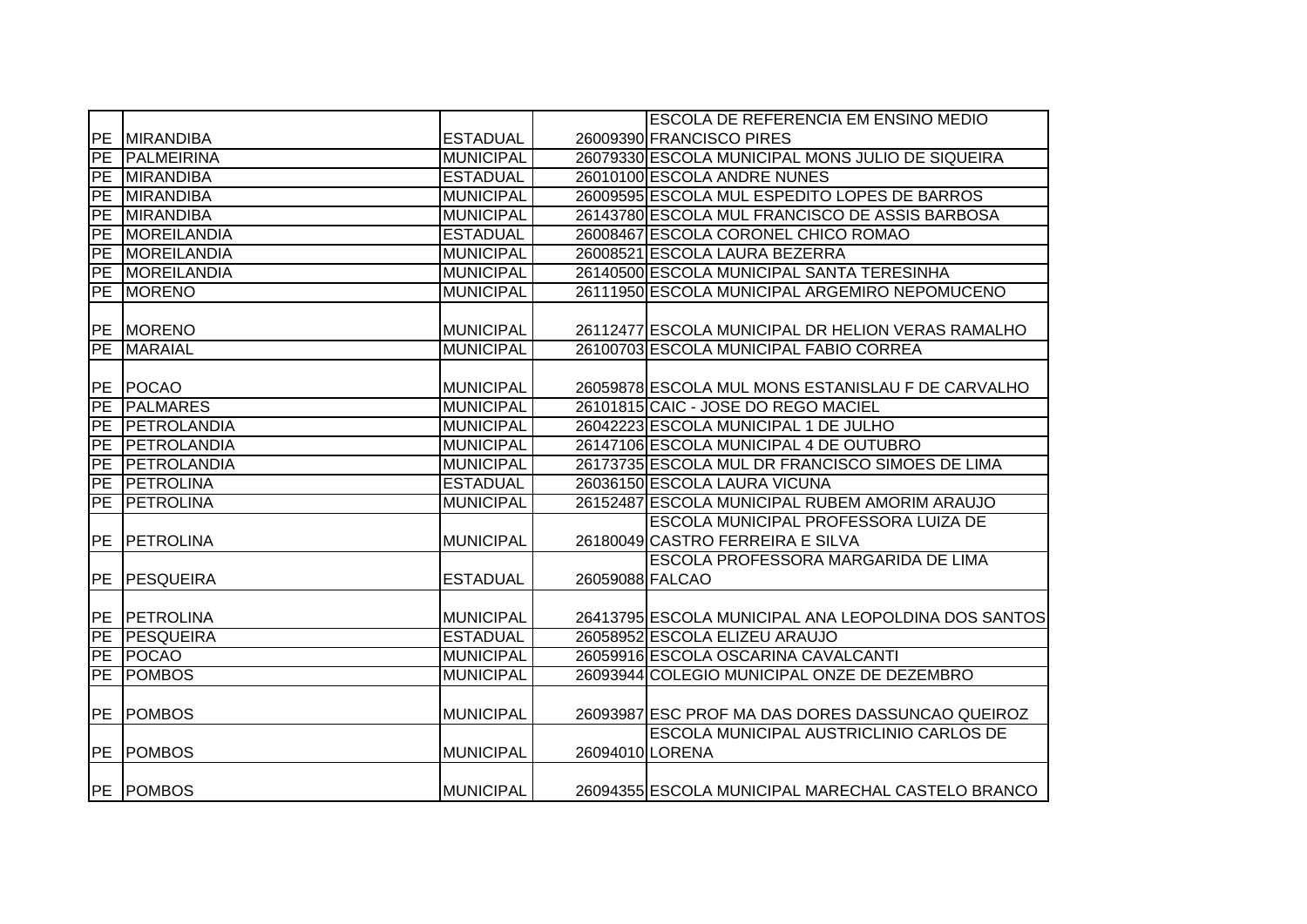| | | | | |
|---|---|---|---|---|
| PE | MIRANDIBA | ESTADUAL | 26009390 | ESCOLA DE REFERENCIA EM ENSINO MEDIO FRANCISCO PIRES |
| PE | PALMEIRINA | MUNICIPAL | 26079330 | ESCOLA MUNICIPAL MONS JULIO DE SIQUEIRA |
| PE | MIRANDIBA | ESTADUAL | 26010100 | ESCOLA ANDRE NUNES |
| PE | MIRANDIBA | MUNICIPAL | 26009595 | ESCOLA MUL ESPEDITO LOPES DE BARROS |
| PE | MIRANDIBA | MUNICIPAL | 26143780 | ESCOLA MUL FRANCISCO DE ASSIS BARBOSA |
| PE | MOREILANDIA | ESTADUAL | 26008467 | ESCOLA CORONEL CHICO ROMAO |
| PE | MOREILANDIA | MUNICIPAL | 26008521 | ESCOLA LAURA BEZERRA |
| PE | MOREILANDIA | MUNICIPAL | 26140500 | ESCOLA MUNICIPAL SANTA TERESINHA |
| PE | MORENO | MUNICIPAL | 26111950 | ESCOLA MUNICIPAL ARGEMIRO NEPOMUCENO |
| PE | MORENO | MUNICIPAL | 26112477 | ESCOLA MUNICIPAL DR HELION VERAS RAMALHO |
| PE | MARAIAL | MUNICIPAL | 26100703 | ESCOLA MUNICIPAL FABIO CORREA |
| PE | POCAO | MUNICIPAL | 26059878 | ESCOLA MUL MONS ESTANISLAU F DE CARVALHO |
| PE | PALMARES | MUNICIPAL | 26101815 | CAIC - JOSE DO REGO MACIEL |
| PE | PETROLANDIA | MUNICIPAL | 26042223 | ESCOLA MUNICIPAL 1 DE JULHO |
| PE | PETROLANDIA | MUNICIPAL | 26147106 | ESCOLA MUNICIPAL 4 DE OUTUBRO |
| PE | PETROLANDIA | MUNICIPAL | 26173735 | ESCOLA MUL DR FRANCISCO SIMOES DE LIMA |
| PE | PETROLINA | ESTADUAL | 26036150 | ESCOLA LAURA VICUNA |
| PE | PETROLINA | MUNICIPAL | 26152487 | ESCOLA MUNICIPAL RUBEM AMORIM ARAUJO |
| PE | PETROLINA | MUNICIPAL | 26180049 | ESCOLA MUNICIPAL PROFESSORA LUIZA DE CASTRO FERREIRA E SILVA |
| PE | PESQUEIRA | ESTADUAL | 26059088 | ESCOLA PROFESSORA MARGARIDA DE LIMA FALCAO |
| PE | PETROLINA | MUNICIPAL | 26413795 | ESCOLA MUNICIPAL ANA LEOPOLDINA DOS SANTOS |
| PE | PESQUEIRA | ESTADUAL | 26058952 | ESCOLA ELIZEU ARAUJO |
| PE | POCAO | MUNICIPAL | 26059916 | ESCOLA OSCARINA CAVALCANTI |
| PE | POMBOS | MUNICIPAL | 26093944 | COLEGIO MUNICIPAL ONZE DE DEZEMBRO |
| PE | POMBOS | MUNICIPAL | 26093987 | ESC PROF MA DAS DORES DASSUNCAO QUEIROZ |
| PE | POMBOS | MUNICIPAL | 26094010 | ESCOLA MUNICIPAL AUSTRICLINIO CARLOS DE LORENA |
| PE | POMBOS | MUNICIPAL | 26094355 | ESCOLA MUNICIPAL MARECHAL CASTELO BRANCO |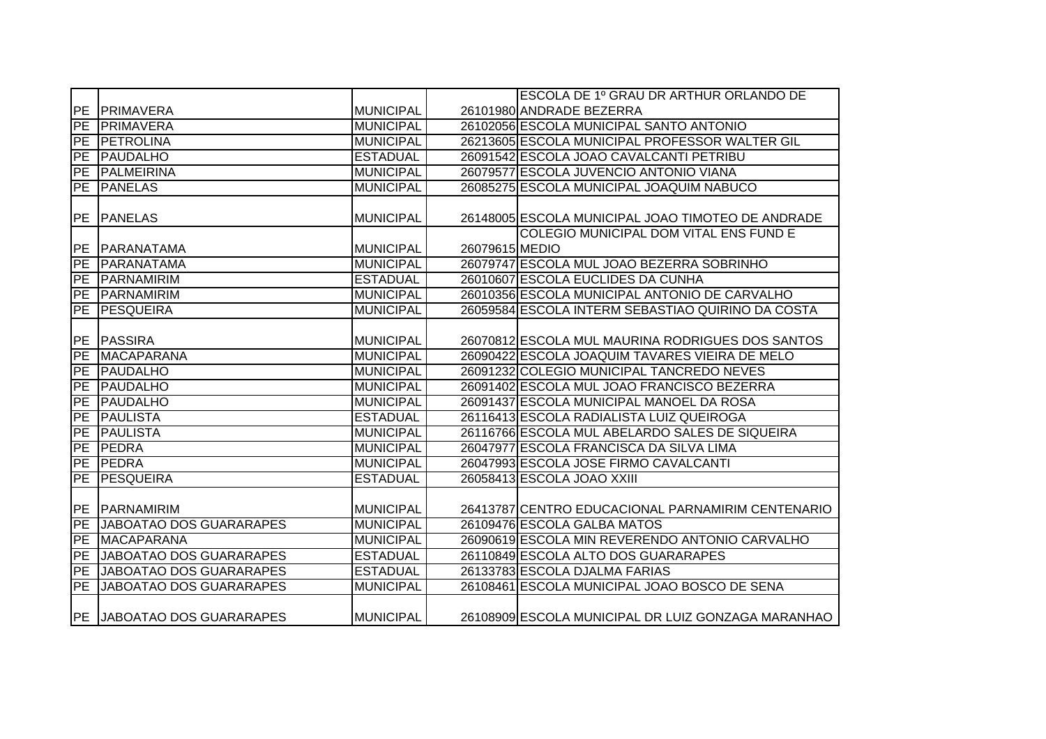| | | | | |
|---|---|---|---|---|
| PE | PRIMAVERA | MUNICIPAL | 26101980 | ESCOLA DE 1º GRAU DR ARTHUR ORLANDO DE ANDRADE BEZERRA |
| PE | PRIMAVERA | MUNICIPAL | 26102056 | ESCOLA MUNICIPAL SANTO ANTONIO |
| PE | PETROLINA | MUNICIPAL | 26213605 | ESCOLA MUNICIPAL PROFESSOR WALTER GIL |
| PE | PAUDALHO | ESTADUAL | 26091542 | ESCOLA JOAO CAVALCANTI PETRIBU |
| PE | PALMEIRINA | MUNICIPAL | 26079577 | ESCOLA JUVENCIO ANTONIO VIANA |
| PE | PANELAS | MUNICIPAL | 26085275 | ESCOLA MUNICIPAL JOAQUIM NABUCO |
| PE | PANELAS | MUNICIPAL | 26148005 | ESCOLA MUNICIPAL JOAO TIMOTEO DE ANDRADE |
| PE | PARANATAMA | MUNICIPAL | 26079615 | COLEGIO MUNICIPAL DOM VITAL ENS FUND E MEDIO |
| PE | PARANATAMA | MUNICIPAL | 26079747 | ESCOLA MUL JOAO BEZERRA SOBRINHO |
| PE | PARNAMIRIM | ESTADUAL | 26010607 | ESCOLA EUCLIDES DA CUNHA |
| PE | PARNAMIRIM | MUNICIPAL | 26010356 | ESCOLA MUNICIPAL ANTONIO DE CARVALHO |
| PE | PESQUEIRA | MUNICIPAL | 26059584 | ESCOLA INTERM SEBASTIAO QUIRINO DA COSTA |
| PE | PASSIRA | MUNICIPAL | 26070812 | ESCOLA MUL MAURINA RODRIGUES DOS SANTOS |
| PE | MACAPARANA | MUNICIPAL | 26090422 | ESCOLA JOAQUIM TAVARES VIEIRA DE MELO |
| PE | PAUDALHO | MUNICIPAL | 26091232 | COLEGIO MUNICIPAL TANCREDO NEVES |
| PE | PAUDALHO | MUNICIPAL | 26091402 | ESCOLA MUL JOAO FRANCISCO BEZERRA |
| PE | PAUDALHO | MUNICIPAL | 26091437 | ESCOLA MUNICIPAL MANOEL DA ROSA |
| PE | PAULISTA | ESTADUAL | 26116413 | ESCOLA RADIALISTA LUIZ QUEIROGA |
| PE | PAULISTA | MUNICIPAL | 26116766 | ESCOLA MUL ABELARDO SALES DE SIQUEIRA |
| PE | PEDRA | MUNICIPAL | 26047977 | ESCOLA FRANCISCA DA SILVA LIMA |
| PE | PEDRA | MUNICIPAL | 26047993 | ESCOLA JOSE FIRMO CAVALCANTI |
| PE | PESQUEIRA | ESTADUAL | 26058413 | ESCOLA JOAO XXIII |
| PE | PARNAMIRIM | MUNICIPAL | 26413787 | CENTRO EDUCACIONAL PARNAMIRIM CENTENARIO |
| PE | JABOATAO DOS GUARARAPES | MUNICIPAL | 26109476 | ESCOLA GALBA MATOS |
| PE | MACAPARANA | MUNICIPAL | 26090619 | ESCOLA MIN REVERENDO ANTONIO CARVALHO |
| PE | JABOATAO DOS GUARARAPES | ESTADUAL | 26110849 | ESCOLA ALTO DOS GUARARAPES |
| PE | JABOATAO DOS GUARARAPES | ESTADUAL | 26133783 | ESCOLA DJALMA FARIAS |
| PE | JABOATAO DOS GUARARAPES | MUNICIPAL | 26108461 | ESCOLA MUNICIPAL JOAO BOSCO DE SENA |
| PE | JABOATAO DOS GUARARAPES | MUNICIPAL | 26108909 | ESCOLA MUNICIPAL DR LUIZ GONZAGA MARANHAO |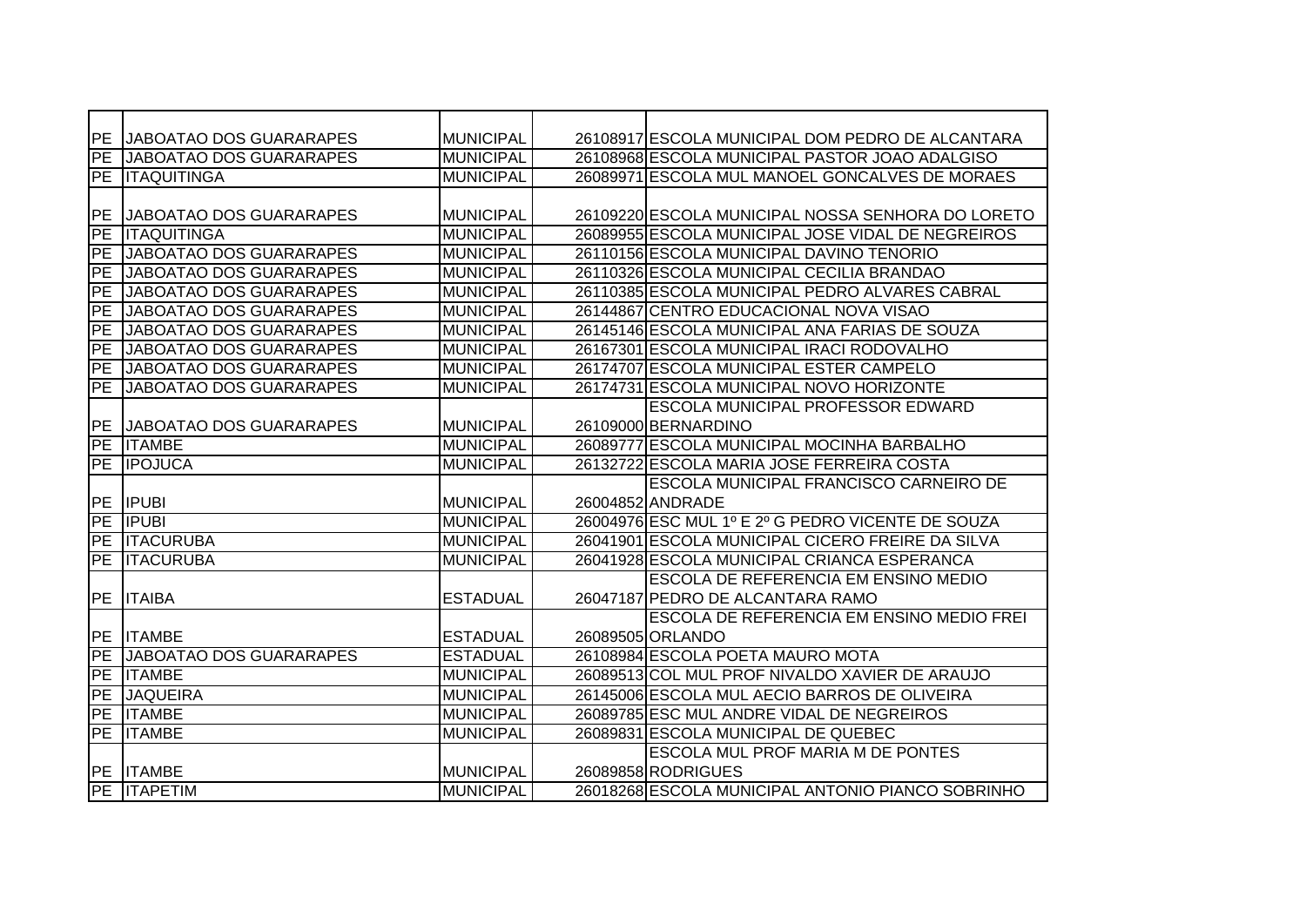| | | | | |
|---|---|---|---|---|
| PE | JABOATAO DOS GUARARAPES | MUNICIPAL | 26108917 | ESCOLA MUNICIPAL DOM PEDRO DE ALCANTARA |
| PE | JABOATAO DOS GUARARAPES | MUNICIPAL | 26108968 | ESCOLA MUNICIPAL PASTOR JOAO ADALGISO |
| PE | ITAQUITINGA | MUNICIPAL | 26089971 | ESCOLA MUL MANOEL GONCALVES DE MORAES |
| PE | JABOATAO DOS GUARARAPES | MUNICIPAL | 26109220 | ESCOLA MUNICIPAL NOSSA SENHORA DO LORETO |
| PE | ITAQUITINGA | MUNICIPAL | 26089955 | ESCOLA MUNICIPAL JOSE VIDAL DE NEGREIROS |
| PE | JABOATAO DOS GUARARAPES | MUNICIPAL | 26110156 | ESCOLA MUNICIPAL DAVINO TENORIO |
| PE | JABOATAO DOS GUARARAPES | MUNICIPAL | 26110326 | ESCOLA MUNICIPAL CECILIA BRANDAO |
| PE | JABOATAO DOS GUARARAPES | MUNICIPAL | 26110385 | ESCOLA MUNICIPAL PEDRO ALVARES CABRAL |
| PE | JABOATAO DOS GUARARAPES | MUNICIPAL | 26144867 | CENTRO EDUCACIONAL NOVA VISAO |
| PE | JABOATAO DOS GUARARAPES | MUNICIPAL | 26145146 | ESCOLA MUNICIPAL ANA FARIAS DE SOUZA |
| PE | JABOATAO DOS GUARARAPES | MUNICIPAL | 26167301 | ESCOLA MUNICIPAL IRACI RODOVALHO |
| PE | JABOATAO DOS GUARARAPES | MUNICIPAL | 26174707 | ESCOLA MUNICIPAL ESTER CAMPELO |
| PE | JABOATAO DOS GUARARAPES | MUNICIPAL | 26174731 | ESCOLA MUNICIPAL NOVO HORIZONTE |
| PE | JABOATAO DOS GUARARAPES | MUNICIPAL | 26109000 | ESCOLA MUNICIPAL PROFESSOR EDWARD BERNARDINO |
| PE | ITAMBE | MUNICIPAL | 26089777 | ESCOLA MUNICIPAL MOCINHA BARBALHO |
| PE | IPOJUCA | MUNICIPAL | 26132722 | ESCOLA MARIA JOSE FERREIRA COSTA |
| PE | IPUBI | MUNICIPAL | 26004852 | ESCOLA MUNICIPAL FRANCISCO CARNEIRO DE ANDRADE |
| PE | IPUBI | MUNICIPAL | 26004976 | ESC MUL 1º E 2º G PEDRO VICENTE DE SOUZA |
| PE | ITACURUBA | MUNICIPAL | 26041901 | ESCOLA MUNICIPAL CICERO FREIRE DA SILVA |
| PE | ITACURUBA | MUNICIPAL | 26041928 | ESCOLA MUNICIPAL CRIANCA ESPERANCA |
| PE | ITAIBA | ESTADUAL | 26047187 | ESCOLA DE REFERENCIA EM ENSINO MEDIO PEDRO DE ALCANTARA RAMO |
| PE | ITAMBE | ESTADUAL | 26089505 | ESCOLA DE REFERENCIA EM ENSINO MEDIO FREI ORLANDO |
| PE | JABOATAO DOS GUARARAPES | ESTADUAL | 26108984 | ESCOLA POETA MAURO MOTA |
| PE | ITAMBE | MUNICIPAL | 26089513 | COL MUL PROF NIVALDO XAVIER DE ARAUJO |
| PE | JAQUEIRA | MUNICIPAL | 26145006 | ESCOLA MUL AECIO BARROS DE OLIVEIRA |
| PE | ITAMBE | MUNICIPAL | 26089785 | ESC MUL ANDRE VIDAL DE NEGREIROS |
| PE | ITAMBE | MUNICIPAL | 26089831 | ESCOLA MUNICIPAL DE QUEBEC |
| PE | ITAMBE | MUNICIPAL | 26089858 | ESCOLA MUL PROF MARIA M DE PONTES RODRIGUES |
| PE | ITAPETIM | MUNICIPAL | 26018268 | ESCOLA MUNICIPAL ANTONIO PIANCO SOBRINHO |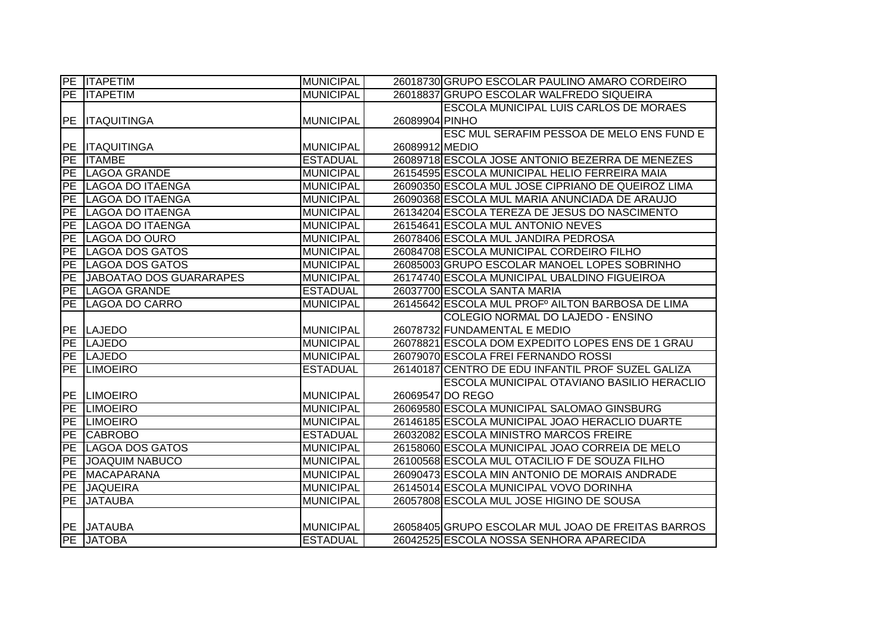| | | | | |
|---|---|---|---|---|
| PE | ITAPETIM | MUNICIPAL | 26018730 | GRUPO ESCOLAR PAULINO AMARO CORDEIRO |
| PE | ITAPETIM | MUNICIPAL | 26018837 | GRUPO ESCOLAR WALFREDO SIQUEIRA |
| PE | ITAQUITINGA | MUNICIPAL | 26089904 | ESCOLA MUNICIPAL LUIS CARLOS DE MORAES PINHO |
| PE | ITAQUITINGA | MUNICIPAL | 26089912 | ESC MUL SERAFIM PESSOA DE MELO ENS FUND E MEDIO |
| PE | ITAMBE | ESTADUAL | 26089718 | ESCOLA JOSE ANTONIO BEZERRA DE MENEZES |
| PE | LAGOA GRANDE | MUNICIPAL | 26154595 | ESCOLA MUNICIPAL HELIO FERREIRA MAIA |
| PE | LAGOA DO ITAENGA | MUNICIPAL | 26090350 | ESCOLA MUL JOSE CIPRIANO DE QUEIROZ LIMA |
| PE | LAGOA DO ITAENGA | MUNICIPAL | 26090368 | ESCOLA MUL MARIA ANUNCIADA DE ARAUJO |
| PE | LAGOA DO ITAENGA | MUNICIPAL | 26134204 | ESCOLA TEREZA DE JESUS DO NASCIMENTO |
| PE | LAGOA DO ITAENGA | MUNICIPAL | 26154641 | ESCOLA MUL ANTONIO NEVES |
| PE | LAGOA DO OURO | MUNICIPAL | 26078406 | ESCOLA MUL JANDIRA PEDROSA |
| PE | LAGOA DOS GATOS | MUNICIPAL | 26084708 | ESCOLA MUNICIPAL CORDEIRO FILHO |
| PE | LAGOA DOS GATOS | MUNICIPAL | 26085003 | GRUPO ESCOLAR MANOEL LOPES SOBRINHO |
| PE | JABOATAO DOS GUARARAPES | MUNICIPAL | 26174740 | ESCOLA MUNICIPAL UBALDINO FIGUEIROA |
| PE | LAGOA GRANDE | ESTADUAL | 26037700 | ESCOLA SANTA MARIA |
| PE | LAGOA DO CARRO | MUNICIPAL | 26145642 | ESCOLA MUL PROFº AILTON BARBOSA DE LIMA |
| PE | LAJEDO | MUNICIPAL | 26078732 | COLEGIO NORMAL DO LAJEDO - ENSINO FUNDAMENTAL E MEDIO |
| PE | LAJEDO | MUNICIPAL | 26078821 | ESCOLA DOM EXPEDITO LOPES ENS DE 1 GRAU |
| PE | LAJEDO | MUNICIPAL | 26079070 | ESCOLA FREI FERNANDO ROSSI |
| PE | LIMOEIRO | ESTADUAL | 26140187 | CENTRO DE EDU INFANTIL PROF SUZEL GALIZA |
| PE | LIMOEIRO | MUNICIPAL | 26069547 | ESCOLA MUNICIPAL OTAVIANO BASILIO HERACLIO DO REGO |
| PE | LIMOEIRO | MUNICIPAL | 26069580 | ESCOLA MUNICIPAL SALOMAO GINSBURG |
| PE | LIMOEIRO | MUNICIPAL | 26146185 | ESCOLA MUNICIPAL JOAO HERACLIO DUARTE |
| PE | CABROBO | ESTADUAL | 26032082 | ESCOLA MINISTRO MARCOS FREIRE |
| PE | LAGOA DOS GATOS | MUNICIPAL | 26158060 | ESCOLA MUNICIPAL JOAO CORREIA DE MELO |
| PE | JOAQUIM NABUCO | MUNICIPAL | 26100568 | ESCOLA MUL OTACILIO F DE SOUZA FILHO |
| PE | MACAPARANA | MUNICIPAL | 26090473 | ESCOLA MIN ANTONIO DE MORAIS ANDRADE |
| PE | JAQUEIRA | MUNICIPAL | 26145014 | ESCOLA MUNICIPAL VOVO DORINHA |
| PE | JATAUBA | MUNICIPAL | 26057808 | ESCOLA MUL JOSE HIGINO DE SOUSA |
| PE | JATAUBA | MUNICIPAL | 26058405 | GRUPO ESCOLAR MUL JOAO DE FREITAS BARROS |
| PE | JATOBA | ESTADUAL | 26042525 | ESCOLA NOSSA SENHORA APARECIDA |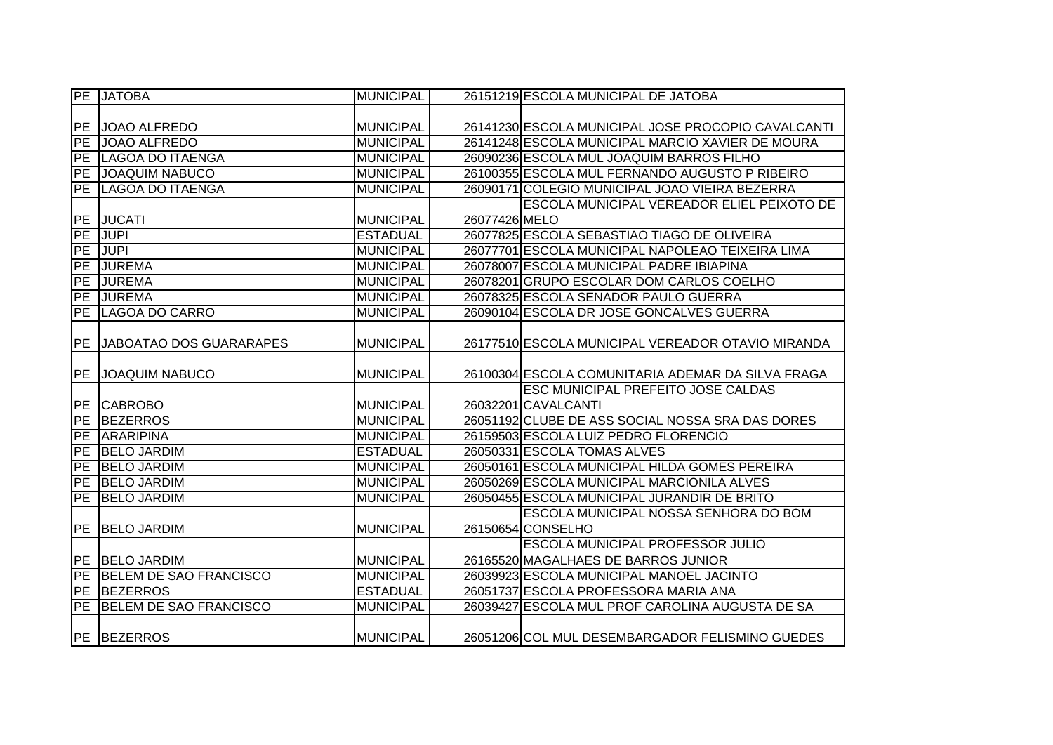| | | | | |
|---|---|---|---|---|
| PE | JATOBA | MUNICIPAL | 26151219 | ESCOLA MUNICIPAL DE JATOBA |
| PE | JOAO ALFREDO | MUNICIPAL | 26141230 | ESCOLA MUNICIPAL JOSE PROCOPIO CAVALCANTI |
| PE | JOAO ALFREDO | MUNICIPAL | 26141248 | ESCOLA MUNICIPAL MARCIO XAVIER DE MOURA |
| PE | LAGOA DO ITAENGA | MUNICIPAL | 26090236 | ESCOLA MUL JOAQUIM BARROS FILHO |
| PE | JOAQUIM NABUCO | MUNICIPAL | 26100355 | ESCOLA MUL FERNANDO AUGUSTO P RIBEIRO |
| PE | LAGOA DO ITAENGA | MUNICIPAL | 26090171 | COLEGIO MUNICIPAL JOAO VIEIRA BEZERRA |
| PE | JUCATI | MUNICIPAL | 26077426 | ESCOLA MUNICIPAL VEREADOR ELIEL PEIXOTO DE MELO |
| PE | JUPI | ESTADUAL | 26077825 | ESCOLA SEBASTIAO TIAGO DE OLIVEIRA |
| PE | JUPI | MUNICIPAL | 26077701 | ESCOLA MUNICIPAL NAPOLEAO TEIXEIRA LIMA |
| PE | JUREMA | MUNICIPAL | 26078007 | ESCOLA MUNICIPAL PADRE IBIAPINA |
| PE | JUREMA | MUNICIPAL | 26078201 | GRUPO ESCOLAR DOM CARLOS COELHO |
| PE | JUREMA | MUNICIPAL | 26078325 | ESCOLA SENADOR PAULO GUERRA |
| PE | LAGOA DO CARRO | MUNICIPAL | 26090104 | ESCOLA DR JOSE GONCALVES GUERRA |
| PE | JABOATAO DOS GUARARAPES | MUNICIPAL | 26177510 | ESCOLA MUNICIPAL VEREADOR OTAVIO MIRANDA |
| PE | JOAQUIM NABUCO | MUNICIPAL | 26100304 | ESCOLA COMUNITARIA ADEMAR DA SILVA FRAGA |
| PE | CABROBO | MUNICIPAL | 26032201 | ESC MUNICIPAL PREFEITO JOSE CALDAS CAVALCANTI |
| PE | BEZERROS | MUNICIPAL | 26051192 | CLUBE DE ASS SOCIAL NOSSA SRA DAS DORES |
| PE | ARARIPINA | MUNICIPAL | 26159503 | ESCOLA LUIZ PEDRO FLORENCIO |
| PE | BELO JARDIM | ESTADUAL | 26050331 | ESCOLA TOMAS ALVES |
| PE | BELO JARDIM | MUNICIPAL | 26050161 | ESCOLA MUNICIPAL HILDA GOMES PEREIRA |
| PE | BELO JARDIM | MUNICIPAL | 26050269 | ESCOLA MUNICIPAL MARCIONILA ALVES |
| PE | BELO JARDIM | MUNICIPAL | 26050455 | ESCOLA MUNICIPAL JURANDIR DE BRITO |
| PE | BELO JARDIM | MUNICIPAL | 26150654 | ESCOLA MUNICIPAL NOSSA SENHORA DO BOM CONSELHO |
| PE | BELO JARDIM | MUNICIPAL | 26165520 | ESCOLA MUNICIPAL PROFESSOR JULIO MAGALHAES DE BARROS JUNIOR |
| PE | BELEM DE SAO FRANCISCO | MUNICIPAL | 26039923 | ESCOLA MUNICIPAL MANOEL JACINTO |
| PE | BEZERROS | ESTADUAL | 26051737 | ESCOLA PROFESSORA MARIA ANA |
| PE | BELEM DE SAO FRANCISCO | MUNICIPAL | 26039427 | ESCOLA MUL PROF CAROLINA AUGUSTA DE SA |
| PE | BEZERROS | MUNICIPAL | 26051206 | COL MUL DESEMBARGADOR FELISMINO GUEDES |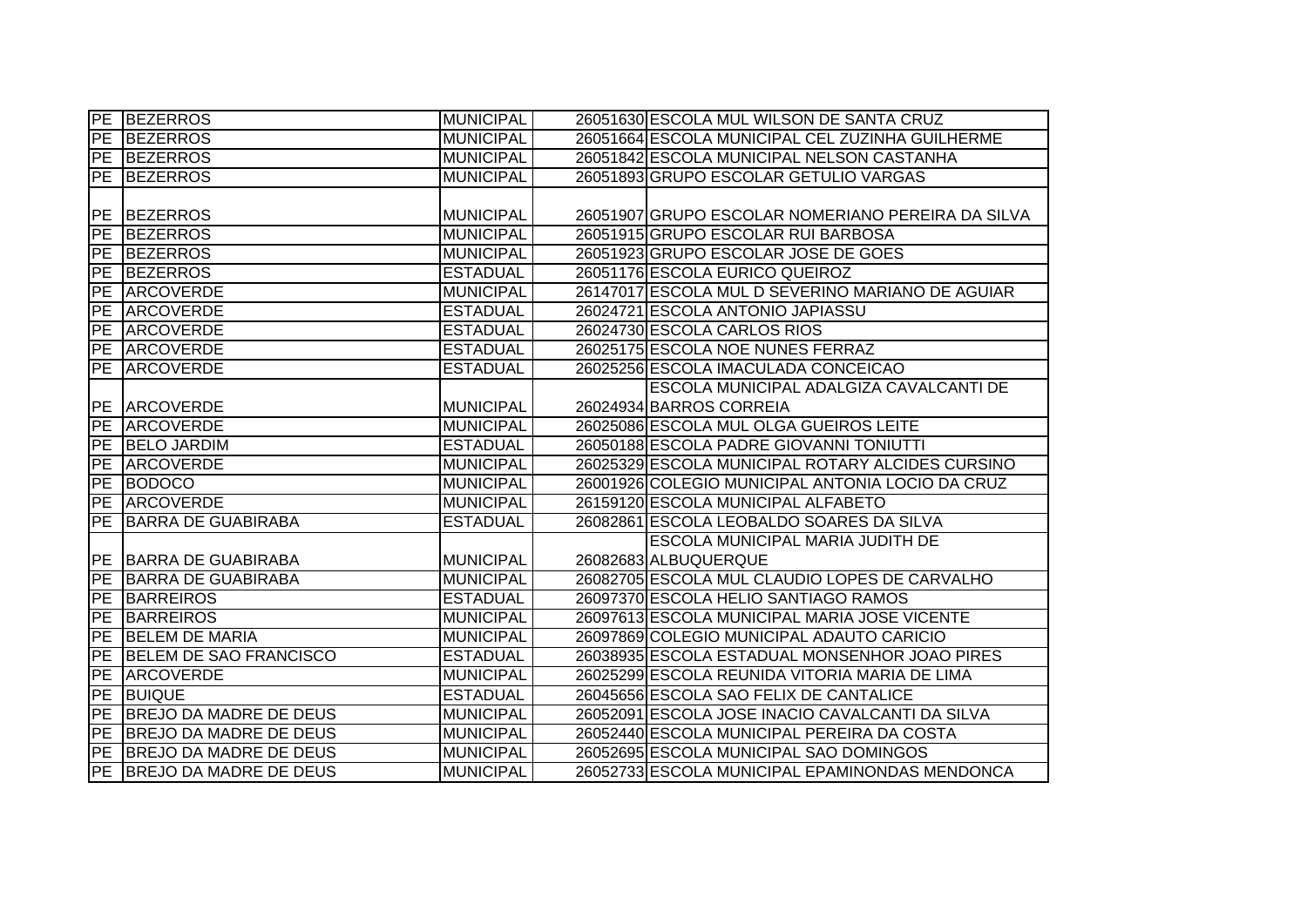| PE | BEZERROS | MUNICIPAL | 26051630 | ESCOLA MUL WILSON DE SANTA CRUZ |
|---|---|---|---|---|
| PE | BEZERROS | MUNICIPAL | 26051664 | ESCOLA MUNICIPAL CEL ZUZINHA GUILHERME |
| PE | BEZERROS | MUNICIPAL | 26051842 | ESCOLA MUNICIPAL NELSON CASTANHA |
| PE | BEZERROS | MUNICIPAL | 26051893 | GRUPO ESCOLAR GETULIO VARGAS |
| PE | BEZERROS | MUNICIPAL | 26051907 | GRUPO ESCOLAR NOMERIANO PEREIRA DA SILVA |
| PE | BEZERROS | MUNICIPAL | 26051915 | GRUPO ESCOLAR RUI BARBOSA |
| PE | BEZERROS | MUNICIPAL | 26051923 | GRUPO ESCOLAR JOSE DE GOES |
| PE | BEZERROS | ESTADUAL | 26051176 | ESCOLA EURICO QUEIROZ |
| PE | ARCOVERDE | MUNICIPAL | 26147017 | ESCOLA MUL D SEVERINO MARIANO DE AGUIAR |
| PE | ARCOVERDE | ESTADUAL | 26024721 | ESCOLA ANTONIO JAPIASSU |
| PE | ARCOVERDE | ESTADUAL | 26024730 | ESCOLA CARLOS RIOS |
| PE | ARCOVERDE | ESTADUAL | 26025175 | ESCOLA NOE NUNES FERRAZ |
| PE | ARCOVERDE | ESTADUAL | 26025256 | ESCOLA IMACULADA CONCEICAO |
| PE | ARCOVERDE | MUNICIPAL | 26024934 | ESCOLA MUNICIPAL ADALGIZA CAVALCANTI DE BARROS CORREIA |
| PE | ARCOVERDE | MUNICIPAL | 26025086 | ESCOLA MUL OLGA GUEIROS LEITE |
| PE | BELO JARDIM | ESTADUAL | 26050188 | ESCOLA PADRE GIOVANNI TONIUTTI |
| PE | ARCOVERDE | MUNICIPAL | 26025329 | ESCOLA MUNICIPAL ROTARY ALCIDES CURSINO |
| PE | BODOCO | MUNICIPAL | 26001926 | COLEGIO MUNICIPAL ANTONIA LOCIO DA CRUZ |
| PE | ARCOVERDE | MUNICIPAL | 26159120 | ESCOLA MUNICIPAL ALFABETO |
| PE | BARRA DE GUABIRABA | ESTADUAL | 26082861 | ESCOLA LEOBALDO SOARES DA SILVA |
| PE | BARRA DE GUABIRABA | MUNICIPAL | 26082683 | ESCOLA MUNICIPAL MARIA JUDITH DE ALBUQUERQUE |
| PE | BARRA DE GUABIRABA | MUNICIPAL | 26082705 | ESCOLA MUL CLAUDIO LOPES DE CARVALHO |
| PE | BARREIROS | ESTADUAL | 26097370 | ESCOLA HELIO SANTIAGO RAMOS |
| PE | BARREIROS | MUNICIPAL | 26097613 | ESCOLA MUNICIPAL MARIA JOSE VICENTE |
| PE | BELEM DE MARIA | MUNICIPAL | 26097869 | COLEGIO MUNICIPAL ADAUTO CARICIO |
| PE | BELEM DE SAO FRANCISCO | ESTADUAL | 26038935 | ESCOLA ESTADUAL MONSENHOR JOAO PIRES |
| PE | ARCOVERDE | MUNICIPAL | 26025299 | ESCOLA REUNIDA VITORIA MARIA DE LIMA |
| PE | BUIQUE | ESTADUAL | 26045656 | ESCOLA SAO FELIX DE CANTALICE |
| PE | BREJO DA MADRE DE DEUS | MUNICIPAL | 26052091 | ESCOLA JOSE INACIO CAVALCANTI DA SILVA |
| PE | BREJO DA MADRE DE DEUS | MUNICIPAL | 26052440 | ESCOLA MUNICIPAL PEREIRA DA COSTA |
| PE | BREJO DA MADRE DE DEUS | MUNICIPAL | 26052695 | ESCOLA MUNICIPAL SAO DOMINGOS |
| PE | BREJO DA MADRE DE DEUS | MUNICIPAL | 26052733 | ESCOLA MUNICIPAL EPAMINONDAS MENDONCA |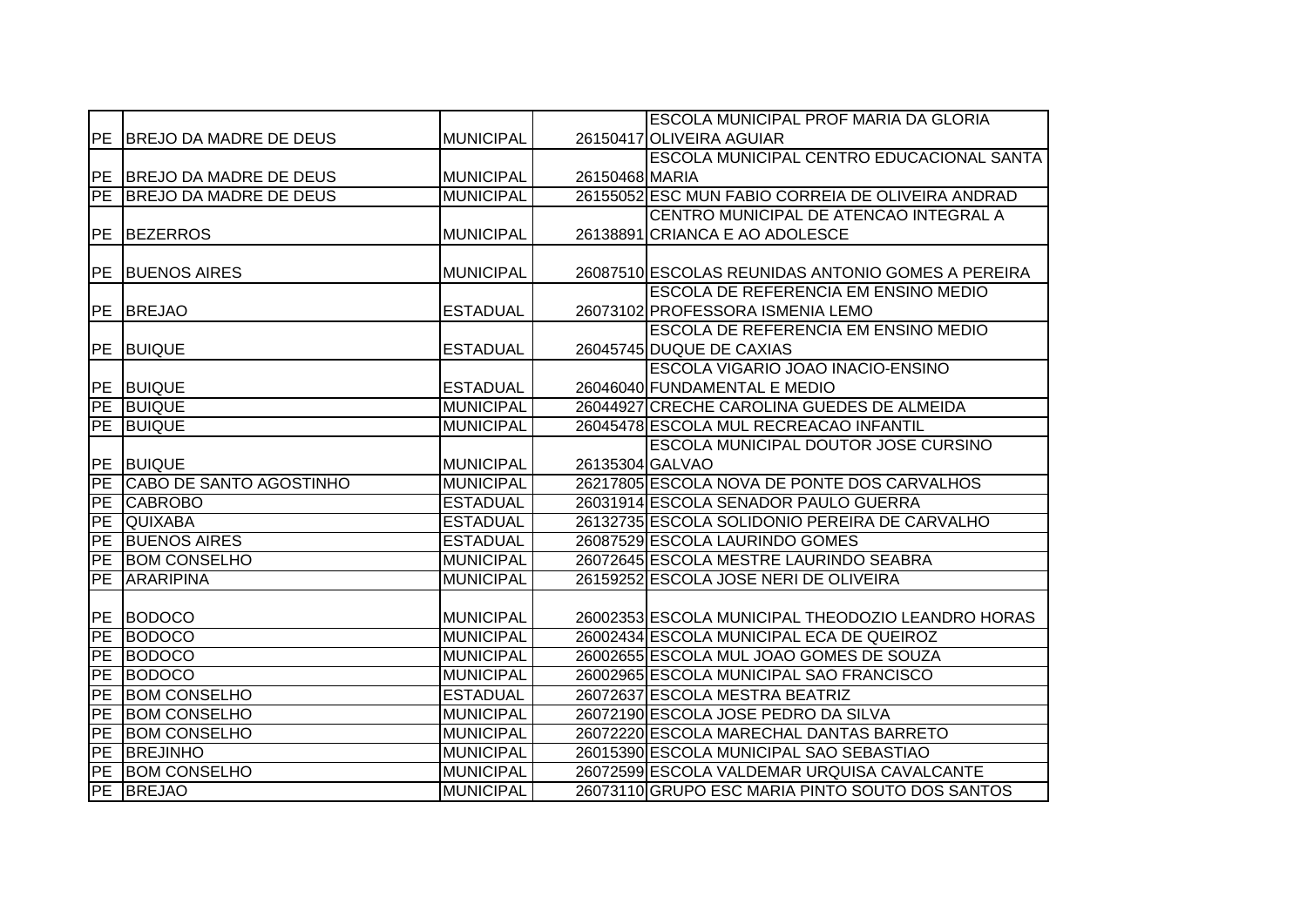| | | | | |
|---|---|---|---|---|
| PE | BREJO DA MADRE DE DEUS | MUNICIPAL | 26150417 | ESCOLA MUNICIPAL PROF MARIA DA GLORIA OLIVEIRA AGUIAR |
| PE | BREJO DA MADRE DE DEUS | MUNICIPAL | 26150468 | ESCOLA MUNICIPAL CENTRO EDUCACIONAL SANTA MARIA |
| PE | BREJO DA MADRE DE DEUS | MUNICIPAL | 26155052 | ESC MUN FABIO CORREIA DE OLIVEIRA ANDRAD |
| PE | BEZERROS | MUNICIPAL | 26138891 | CENTRO MUNICIPAL DE ATENCAO INTEGRAL A CRIANCA E AO ADOLESCE |
| PE | BUENOS AIRES | MUNICIPAL | 26087510 | ESCOLAS REUNIDAS ANTONIO GOMES A PEREIRA |
| PE | BREJAO | ESTADUAL | 26073102 | ESCOLA DE REFERENCIA EM ENSINO MEDIO PROFESSORA ISMENIA LEMO |
| PE | BUIQUE | ESTADUAL | 26045745 | ESCOLA DE REFERENCIA EM ENSINO MEDIO DUQUE DE CAXIAS |
| PE | BUIQUE | ESTADUAL | 26046040 | ESCOLA VIGARIO JOAO INACIO-ENSINO FUNDAMENTAL E MEDIO |
| PE | BUIQUE | MUNICIPAL | 26044927 | CRECHE CAROLINA GUEDES DE ALMEIDA |
| PE | BUIQUE | MUNICIPAL | 26045478 | ESCOLA MUL RECREACAO INFANTIL |
| PE | BUIQUE | MUNICIPAL | 26135304 | ESCOLA MUNICIPAL DOUTOR JOSE CURSINO GALVAO |
| PE | CABO DE SANTO AGOSTINHO | MUNICIPAL | 26217805 | ESCOLA NOVA DE PONTE DOS CARVALHOS |
| PE | CABROBO | ESTADUAL | 26031914 | ESCOLA SENADOR PAULO GUERRA |
| PE | QUIXABA | ESTADUAL | 26132735 | ESCOLA SOLIDONIO PEREIRA DE CARVALHO |
| PE | BUENOS AIRES | ESTADUAL | 26087529 | ESCOLA LAURINDO GOMES |
| PE | BOM CONSELHO | MUNICIPAL | 26072645 | ESCOLA MESTRE LAURINDO SEABRA |
| PE | ARARIPINA | MUNICIPAL | 26159252 | ESCOLA JOSE NERI DE OLIVEIRA |
| PE | BODOCO | MUNICIPAL | 26002353 | ESCOLA MUNICIPAL THEODOZIO LEANDRO HORAS |
| PE | BODOCO | MUNICIPAL | 26002434 | ESCOLA MUNICIPAL ECA DE QUEIROZ |
| PE | BODOCO | MUNICIPAL | 26002655 | ESCOLA MUL JOAO GOMES DE SOUZA |
| PE | BODOCO | MUNICIPAL | 26002965 | ESCOLA MUNICIPAL SAO FRANCISCO |
| PE | BOM CONSELHO | ESTADUAL | 26072637 | ESCOLA MESTRA BEATRIZ |
| PE | BOM CONSELHO | MUNICIPAL | 26072190 | ESCOLA JOSE PEDRO DA SILVA |
| PE | BOM CONSELHO | MUNICIPAL | 26072220 | ESCOLA MARECHAL DANTAS BARRETO |
| PE | BREJINHO | MUNICIPAL | 26015390 | ESCOLA MUNICIPAL SAO SEBASTIAO |
| PE | BOM CONSELHO | MUNICIPAL | 26072599 | ESCOLA VALDEMAR URQUISA CAVALCANTE |
| PE | BREJAO | MUNICIPAL | 26073110 | GRUPO ESC MARIA PINTO SOUTO DOS SANTOS |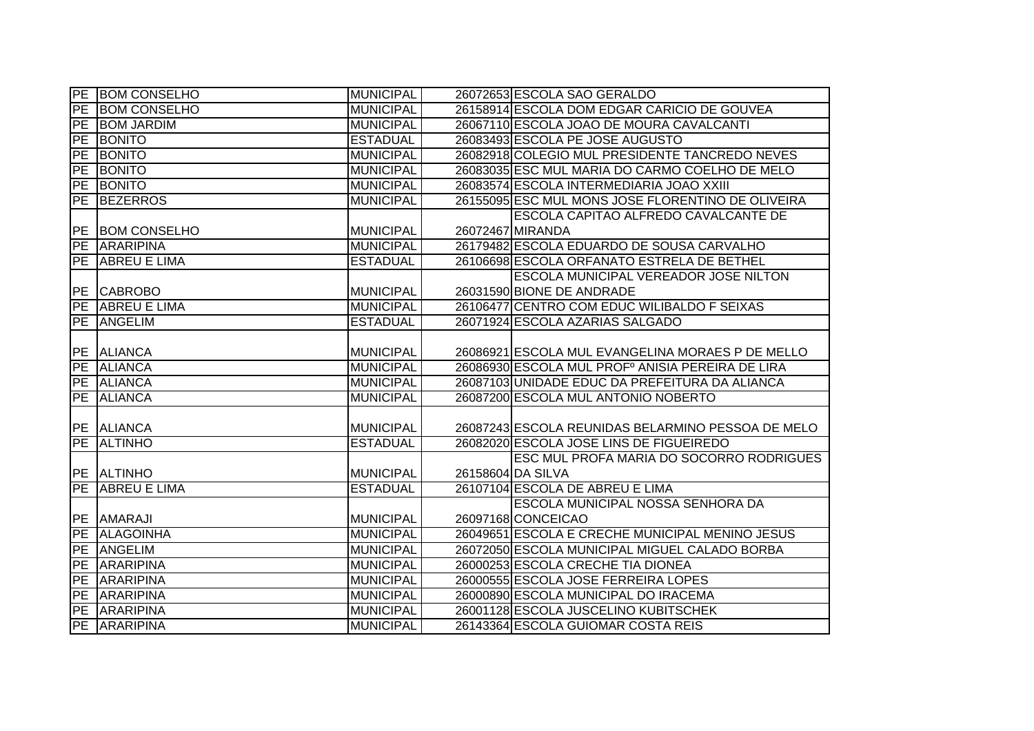| | | | | |
|---|---|---|---|---|
| PE | BOM CONSELHO | MUNICIPAL | 26072653 | ESCOLA SAO GERALDO |
| PE | BOM CONSELHO | MUNICIPAL | 26158914 | ESCOLA DOM EDGAR CARICIO DE GOUVEA |
| PE | BOM JARDIM | MUNICIPAL | 26067110 | ESCOLA JOAO DE MOURA CAVALCANTI |
| PE | BONITO | ESTADUAL | 26083493 | ESCOLA PE JOSE AUGUSTO |
| PE | BONITO | MUNICIPAL | 26082918 | COLEGIO MUL PRESIDENTE TANCREDO NEVES |
| PE | BONITO | MUNICIPAL | 26083035 | ESC MUL MARIA DO CARMO COELHO DE MELO |
| PE | BONITO | MUNICIPAL | 26083574 | ESCOLA INTERMEDIARIA JOAO XXIII |
| PE | BEZERROS | MUNICIPAL | 26155095 | ESC MUL MONS JOSE FLORENTINO DE OLIVEIRA |
| PE | BOM CONSELHO | MUNICIPAL | 26072467 | ESCOLA CAPITAO ALFREDO CAVALCANTE DE MIRANDA |
| PE | ARARIPINA | MUNICIPAL | 26179482 | ESCOLA EDUARDO DE SOUSA CARVALHO |
| PE | ABREU E LIMA | ESTADUAL | 26106698 | ESCOLA ORFANATO ESTRELA DE BETHEL |
| PE | CABROBO | MUNICIPAL | 26031590 | ESCOLA MUNICIPAL VEREADOR JOSE NILTON BIONE DE ANDRADE |
| PE | ABREU E LIMA | MUNICIPAL | 26106477 | CENTRO COM EDUC WILIBALDO F SEIXAS |
| PE | ANGELIM | ESTADUAL | 26071924 | ESCOLA AZARIAS SALGADO |
| PE | ALIANCA | MUNICIPAL | 26086921 | ESCOLA MUL EVANGELINA MORAES P DE MELLO |
| PE | ALIANCA | MUNICIPAL | 26086930 | ESCOLA MUL PROFº ANISIA PEREIRA DE LIRA |
| PE | ALIANCA | MUNICIPAL | 26087103 | UNIDADE EDUC DA PREFEITURA DA ALIANCA |
| PE | ALIANCA | MUNICIPAL | 26087200 | ESCOLA MUL ANTONIO NOBERTO |
| PE | ALIANCA | MUNICIPAL | 26087243 | ESCOLA REUNIDAS BELARMINO PESSOA DE MELO |
| PE | ALTINHO | ESTADUAL | 26082020 | ESCOLA JOSE LINS DE FIGUEIREDO |
| PE | ALTINHO | MUNICIPAL | 26158604 | ESC MUL PROFA MARIA DO SOCORRO RODRIGUES DA SILVA |
| PE | ABREU E LIMA | ESTADUAL | 26107104 | ESCOLA DE ABREU E LIMA |
| PE | AMARAJI | MUNICIPAL | 26097168 | ESCOLA MUNICIPAL NOSSA SENHORA DA CONCEICAO |
| PE | ALAGOINHA | MUNICIPAL | 26049651 | ESCOLA E CRECHE MUNICIPAL MENINO JESUS |
| PE | ANGELIM | MUNICIPAL | 26072050 | ESCOLA MUNICIPAL MIGUEL CALADO BORBA |
| PE | ARARIPINA | MUNICIPAL | 26000253 | ESCOLA CRECHE TIA DIONEA |
| PE | ARARIPINA | MUNICIPAL | 26000555 | ESCOLA JOSE FERREIRA LOPES |
| PE | ARARIPINA | MUNICIPAL | 26000890 | ESCOLA MUNICIPAL DO IRACEMA |
| PE | ARARIPINA | MUNICIPAL | 26001128 | ESCOLA JUSCELINO KUBITSCHEK |
| PE | ARARIPINA | MUNICIPAL | 26143364 | ESCOLA GUIOMAR COSTA REIS |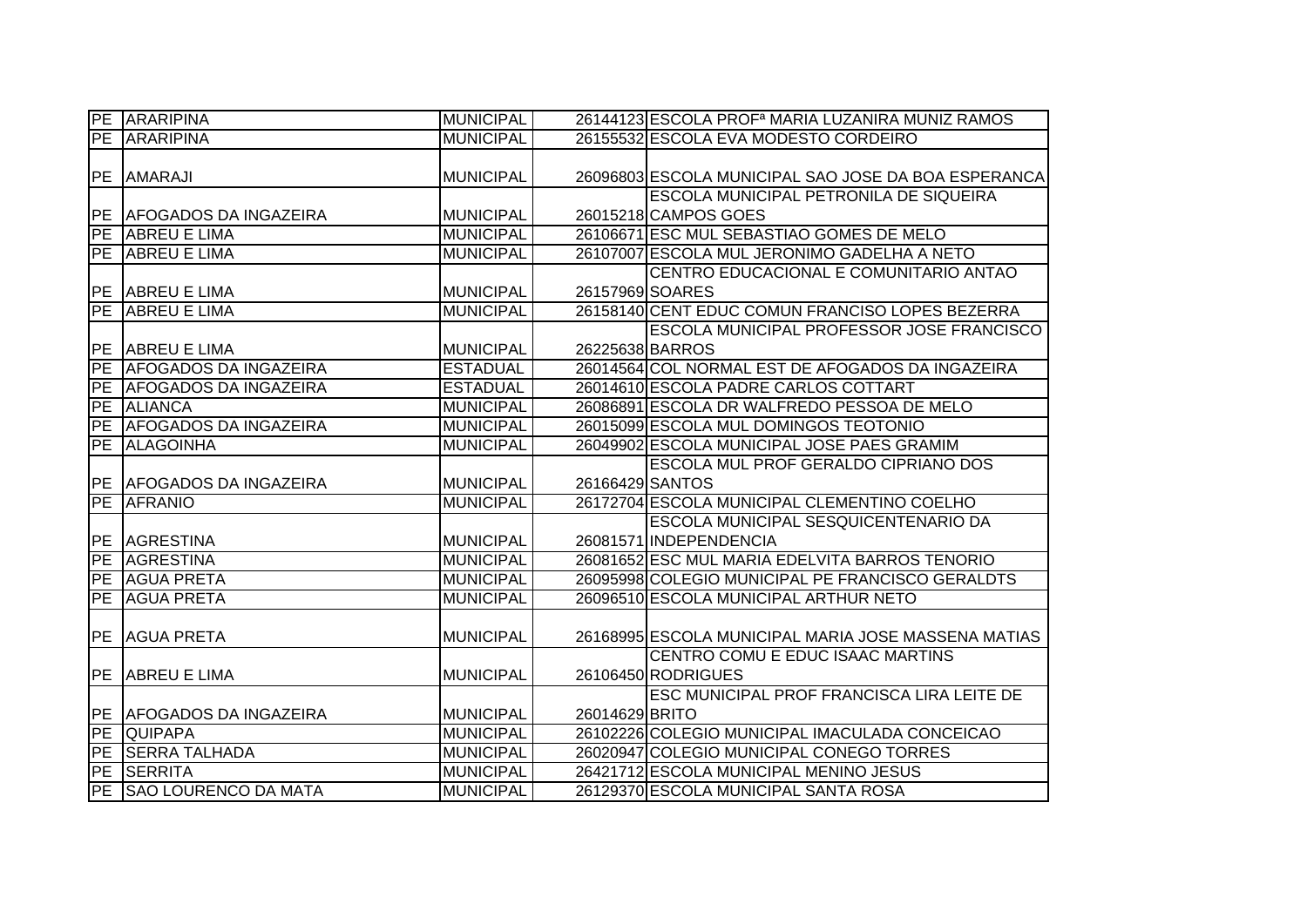| | | | | |
|---|---|---|---|---|
| PE | ARARIPINA | MUNICIPAL | 26144123 | ESCOLA PROFª MARIA LUZANIRA MUNIZ RAMOS |
| PE | ARARIPINA | MUNICIPAL | 26155532 | ESCOLA EVA MODESTO CORDEIRO |
| PE | AMARAJI | MUNICIPAL | 26096803 | ESCOLA MUNICIPAL SAO JOSE DA BOA ESPERANCA |
| PE | AFOGADOS DA INGAZEIRA | MUNICIPAL | 26015218 | ESCOLA MUNICIPAL PETRONILA DE SIQUEIRA CAMPOS GOES |
| PE | ABREU E LIMA | MUNICIPAL | 26106671 | ESC MUL SEBASTIAO GOMES DE MELO |
| PE | ABREU E LIMA | MUNICIPAL | 26107007 | ESCOLA MUL JERONIMO GADELHA A NETO |
| PE | ABREU E LIMA | MUNICIPAL | 26157969 | CENTRO EDUCACIONAL E COMUNITARIO ANTAO SOARES |
| PE | ABREU E LIMA | MUNICIPAL | 26158140 | CENT EDUC COMUN FRANCISO LOPES BEZERRA |
| PE | ABREU E LIMA | MUNICIPAL | 26225638 | ESCOLA MUNICIPAL PROFESSOR JOSE FRANCISCO BARROS |
| PE | AFOGADOS DA INGAZEIRA | ESTADUAL | 26014564 | COL NORMAL EST DE AFOGADOS DA INGAZEIRA |
| PE | AFOGADOS DA INGAZEIRA | ESTADUAL | 26014610 | ESCOLA PADRE CARLOS COTTART |
| PE | ALIANCA | MUNICIPAL | 26086891 | ESCOLA DR WALFREDO PESSOA DE MELO |
| PE | AFOGADOS DA INGAZEIRA | MUNICIPAL | 26015099 | ESCOLA MUL DOMINGOS TEOTONIO |
| PE | ALAGOINHA | MUNICIPAL | 26049902 | ESCOLA MUNICIPAL JOSE PAES GRAMIM |
| PE | AFOGADOS DA INGAZEIRA | MUNICIPAL | 26166429 | ESCOLA MUL PROF GERALDO CIPRIANO DOS SANTOS |
| PE | AFRANIO | MUNICIPAL | 26172704 | ESCOLA MUNICIPAL CLEMENTINO COELHO |
| PE | AGRESTINA | MUNICIPAL | 26081571 | ESCOLA MUNICIPAL SESQUICENTENARIO DA INDEPENDENCIA |
| PE | AGRESTINA | MUNICIPAL | 26081652 | ESC MUL MARIA EDELVITA BARROS TENORIO |
| PE | AGUA PRETA | MUNICIPAL | 26095998 | COLEGIO MUNICIPAL PE FRANCISCO GERALDTS |
| PE | AGUA PRETA | MUNICIPAL | 26096510 | ESCOLA MUNICIPAL ARTHUR NETO |
| PE | AGUA PRETA | MUNICIPAL | 26168995 | ESCOLA MUNICIPAL MARIA JOSE MASSENA MATIAS |
| PE | ABREU E LIMA | MUNICIPAL | 26106450 | CENTRO COMU E EDUC ISAAC MARTINS RODRIGUES |
| PE | AFOGADOS DA INGAZEIRA | MUNICIPAL | 26014629 | ESC MUNICIPAL PROF FRANCISCA LIRA LEITE DE BRITO |
| PE | QUIPAPA | MUNICIPAL | 26102226 | COLEGIO MUNICIPAL IMACULADA CONCEICAO |
| PE | SERRA TALHADA | MUNICIPAL | 26020947 | COLEGIO MUNICIPAL CONEGO TORRES |
| PE | SERRITA | MUNICIPAL | 26421712 | ESCOLA MUNICIPAL MENINO JESUS |
| PE | SAO LOURENCO DA MATA | MUNICIPAL | 26129370 | ESCOLA MUNICIPAL SANTA ROSA |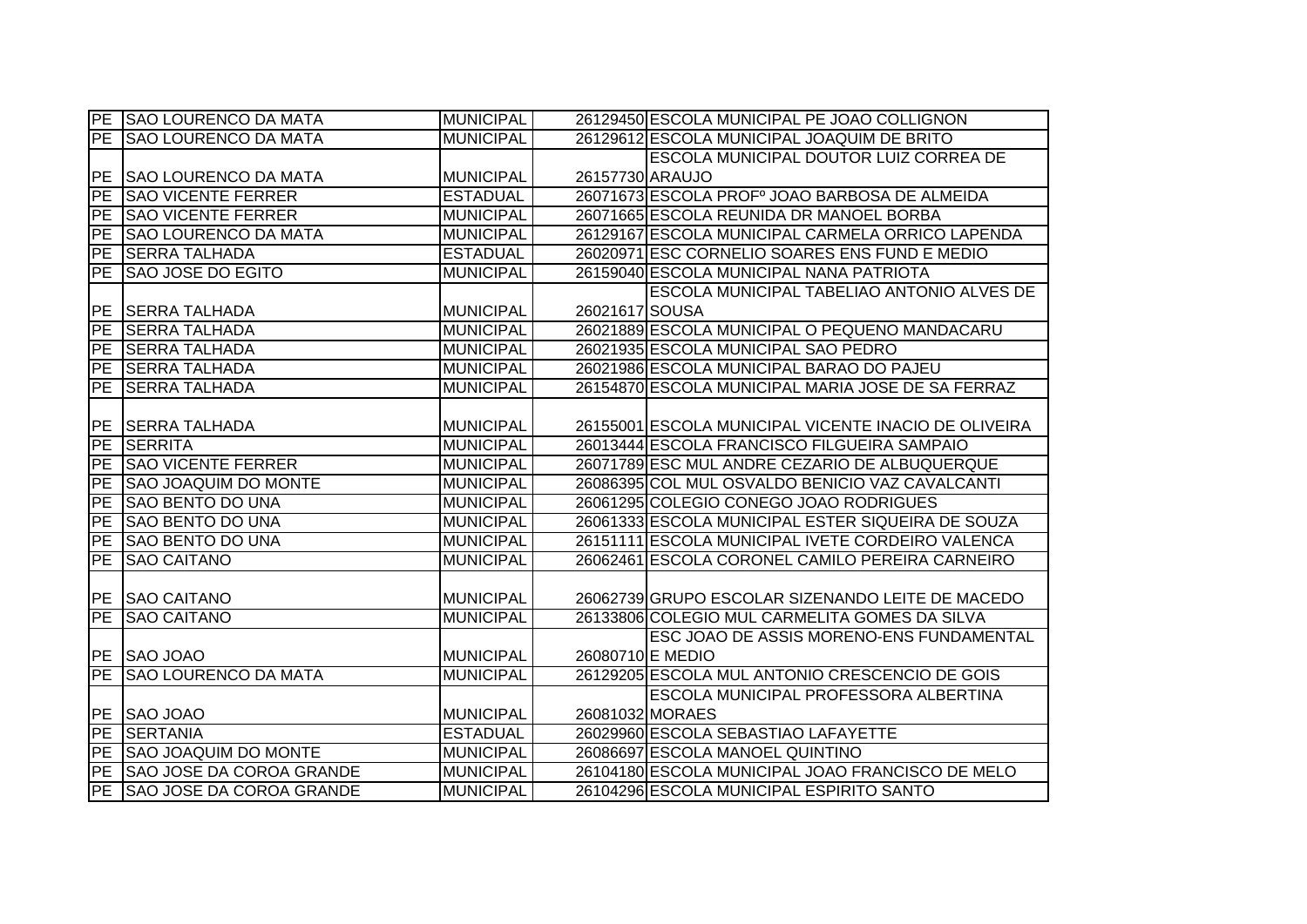| | | | | |
|---|---|---|---|---|
| PE | SAO LOURENCO DA MATA | MUNICIPAL | 26129450 | ESCOLA MUNICIPAL PE JOAO COLLIGNON |
| PE | SAO LOURENCO DA MATA | MUNICIPAL | 26129612 | ESCOLA MUNICIPAL JOAQUIM DE BRITO |
| PE | SAO LOURENCO DA MATA | MUNICIPAL | 26157730 | ESCOLA MUNICIPAL DOUTOR LUIZ CORREA DE ARAUJO |
| PE | SAO VICENTE FERRER | ESTADUAL | 26071673 | ESCOLA PROFº JOAO BARBOSA DE ALMEIDA |
| PE | SAO VICENTE FERRER | MUNICIPAL | 26071665 | ESCOLA REUNIDA DR MANOEL BORBA |
| PE | SAO LOURENCO DA MATA | MUNICIPAL | 26129167 | ESCOLA MUNICIPAL CARMELA ORRICO LAPENDA |
| PE | SERRA TALHADA | ESTADUAL | 26020971 | ESC CORNELIO SOARES ENS FUND E MEDIO |
| PE | SAO JOSE DO EGITO | MUNICIPAL | 26159040 | ESCOLA MUNICIPAL NANA PATRIOTA |
| PE | SERRA TALHADA | MUNICIPAL | 26021617 | ESCOLA MUNICIPAL TABELIAO ANTONIO ALVES DE SOUSA |
| PE | SERRA TALHADA | MUNICIPAL | 26021889 | ESCOLA MUNICIPAL O PEQUENO MANDACARU |
| PE | SERRA TALHADA | MUNICIPAL | 26021935 | ESCOLA MUNICIPAL SAO PEDRO |
| PE | SERRA TALHADA | MUNICIPAL | 26021986 | ESCOLA MUNICIPAL BARAO DO PAJEU |
| PE | SERRA TALHADA | MUNICIPAL | 26154870 | ESCOLA MUNICIPAL MARIA JOSE DE SA FERRAZ |
| PE | SERRA TALHADA | MUNICIPAL | 26155001 | ESCOLA MUNICIPAL VICENTE INACIO DE OLIVEIRA |
| PE | SERRITA | MUNICIPAL | 26013444 | ESCOLA FRANCISCO FILGUEIRA SAMPAIO |
| PE | SAO VICENTE FERRER | MUNICIPAL | 26071789 | ESC MUL ANDRE CEZARIO DE ALBUQUERQUE |
| PE | SAO JOAQUIM DO MONTE | MUNICIPAL | 26086395 | COL MUL OSVALDO BENICIO VAZ CAVALCANTI |
| PE | SAO BENTO DO UNA | MUNICIPAL | 26061295 | COLEGIO CONEGO JOAO RODRIGUES |
| PE | SAO BENTO DO UNA | MUNICIPAL | 26061333 | ESCOLA MUNICIPAL ESTER SIQUEIRA DE SOUZA |
| PE | SAO BENTO DO UNA | MUNICIPAL | 26151111 | ESCOLA MUNICIPAL IVETE CORDEIRO VALENCA |
| PE | SAO CAITANO | MUNICIPAL | 26062461 | ESCOLA CORONEL CAMILO PEREIRA CARNEIRO |
| PE | SAO CAITANO | MUNICIPAL | 26062739 | GRUPO ESCOLAR SIZENANDO LEITE DE MACEDO |
| PE | SAO CAITANO | MUNICIPAL | 26133806 | COLEGIO MUL CARMELITA GOMES DA SILVA |
| PE | SAO JOAO | MUNICIPAL | 26080710 | ESC JOAO DE ASSIS MORENO-ENS FUNDAMENTAL E MEDIO |
| PE | SAO LOURENCO DA MATA | MUNICIPAL | 26129205 | ESCOLA MUL ANTONIO CRESCENCIO DE GOIS |
| PE | SAO JOAO | MUNICIPAL | 26081032 | ESCOLA MUNICIPAL PROFESSORA ALBERTINA MORAES |
| PE | SERTANIA | ESTADUAL | 26029960 | ESCOLA SEBASTIAO LAFAYETTE |
| PE | SAO JOAQUIM DO MONTE | MUNICIPAL | 26086697 | ESCOLA MANOEL QUINTINO |
| PE | SAO JOSE DA COROA GRANDE | MUNICIPAL | 26104180 | ESCOLA MUNICIPAL JOAO FRANCISCO DE MELO |
| PE | SAO JOSE DA COROA GRANDE | MUNICIPAL | 26104296 | ESCOLA MUNICIPAL ESPIRITO SANTO |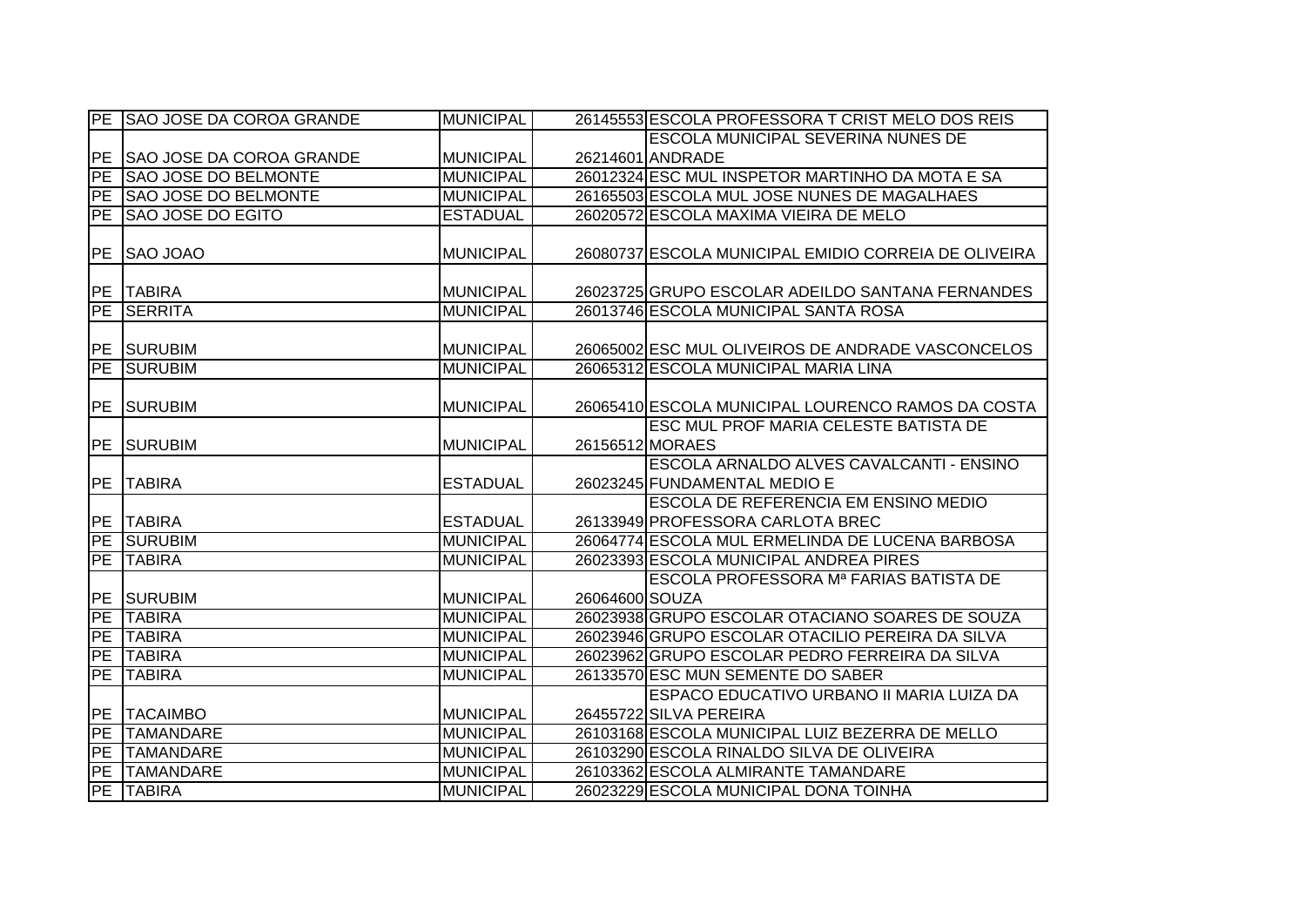| PE | SAO JOSE DA COROA GRANDE | MUNICIPAL | 26145553 | ESCOLA PROFESSORA T CRIST MELO DOS REIS |
|---|---|---|---|---|
| PE | SAO JOSE DA COROA GRANDE | MUNICIPAL | 26214601 | ESCOLA MUNICIPAL SEVERINA NUNES DE ANDRADE |
| PE | SAO JOSE DO BELMONTE | MUNICIPAL | 26012324 | ESC MUL INSPETOR MARTINHO DA MOTA E SA |
| PE | SAO JOSE DO BELMONTE | MUNICIPAL | 26165503 | ESCOLA MUL JOSE NUNES DE MAGALHAES |
| PE | SAO JOSE DO EGITO | ESTADUAL | 26020572 | ESCOLA MAXIMA VIEIRA DE MELO |
| PE | SAO JOAO | MUNICIPAL | 26080737 | ESCOLA MUNICIPAL EMIDIO CORREIA DE OLIVEIRA |
| PE | TABIRA | MUNICIPAL | 26023725 | GRUPO ESCOLAR ADEILDO SANTANA FERNANDES |
| PE | SERRITA | MUNICIPAL | 26013746 | ESCOLA MUNICIPAL SANTA ROSA |
| PE | SURUBIM | MUNICIPAL | 26065002 | ESC MUL OLIVEIROS DE ANDRADE VASCONCELOS |
| PE | SURUBIM | MUNICIPAL | 26065312 | ESCOLA MUNICIPAL MARIA LINA |
| PE | SURUBIM | MUNICIPAL | 26065410 | ESCOLA MUNICIPAL LOURENCO RAMOS DA COSTA |
| PE | SURUBIM | MUNICIPAL | 26156512 | ESC MUL PROF MARIA CELESTE BATISTA DE MORAES |
| PE | TABIRA | ESTADUAL | 26023245 | ESCOLA ARNALDO ALVES CAVALCANTI - ENSINO FUNDAMENTAL MEDIO E |
| PE | TABIRA | ESTADUAL | 26133949 | ESCOLA DE REFERENCIA EM ENSINO MEDIO PROFESSORA CARLOTA BREC |
| PE | SURUBIM | MUNICIPAL | 26064774 | ESCOLA MUL ERMELINDA DE LUCENA BARBOSA |
| PE | TABIRA | MUNICIPAL | 26023393 | ESCOLA MUNICIPAL ANDREA PIRES |
| PE | SURUBIM | MUNICIPAL | 26064600 | ESCOLA PROFESSORA Mª FARIAS BATISTA DE SOUZA |
| PE | TABIRA | MUNICIPAL | 26023938 | GRUPO ESCOLAR OTACIANO SOARES DE SOUZA |
| PE | TABIRA | MUNICIPAL | 26023946 | GRUPO ESCOLAR OTACILIO PEREIRA DA SILVA |
| PE | TABIRA | MUNICIPAL | 26023962 | GRUPO ESCOLAR PEDRO FERREIRA DA SILVA |
| PE | TABIRA | MUNICIPAL | 26133570 | ESC MUN SEMENTE DO SABER |
| PE | TACAIMBO | MUNICIPAL | 26455722 | ESPACO EDUCATIVO URBANO II MARIA LUIZA DA SILVA PEREIRA |
| PE | TAMANDARE | MUNICIPAL | 26103168 | ESCOLA MUNICIPAL LUIZ BEZERRA DE MELLO |
| PE | TAMANDARE | MUNICIPAL | 26103290 | ESCOLA RINALDO SILVA DE OLIVEIRA |
| PE | TAMANDARE | MUNICIPAL | 26103362 | ESCOLA ALMIRANTE TAMANDARE |
| PE | TABIRA | MUNICIPAL | 26023229 | ESCOLA MUNICIPAL DONA TOINHA |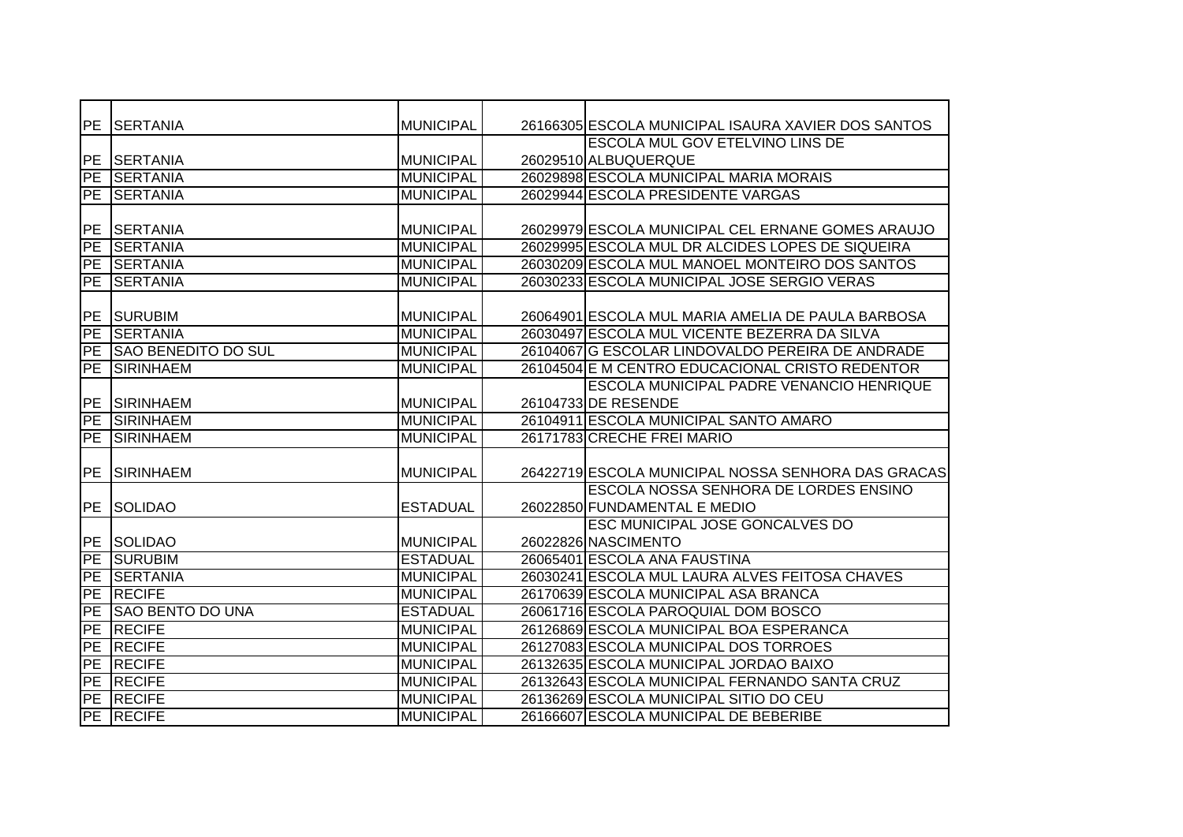| PE | SERTANIA | MUNICIPAL | 26166305 | ESCOLA MUNICIPAL ISAURA XAVIER DOS SANTOS |
|---|---|---|---|---|
| PE | SERTANIA | MUNICIPAL | 26029510 | ESCOLA MUL GOV ETELVINO LINS DE ALBUQUERQUE |
| PE | SERTANIA | MUNICIPAL | 26029898 | ESCOLA MUNICIPAL MARIA MORAIS |
| PE | SERTANIA | MUNICIPAL | 26029944 | ESCOLA PRESIDENTE VARGAS |
| PE | SERTANIA | MUNICIPAL | 26029979 | ESCOLA MUNICIPAL CEL ERNANE GOMES ARAUJO |
| PE | SERTANIA | MUNICIPAL | 26029995 | ESCOLA MUL DR ALCIDES LOPES DE SIQUEIRA |
| PE | SERTANIA | MUNICIPAL | 26030209 | ESCOLA MUL MANOEL MONTEIRO DOS SANTOS |
| PE | SERTANIA | MUNICIPAL | 26030233 | ESCOLA MUNICIPAL JOSE SERGIO VERAS |
| PE | SURUBIM | MUNICIPAL | 26064901 | ESCOLA MUL MARIA AMELIA DE PAULA BARBOSA |
| PE | SERTANIA | MUNICIPAL | 26030497 | ESCOLA MUL VICENTE BEZERRA DA SILVA |
| PE | SAO BENEDITO DO SUL | MUNICIPAL | 26104067 | G ESCOLAR LINDOVALDO PEREIRA DE ANDRADE |
| PE | SIRINHAEM | MUNICIPAL | 26104504 | E M CENTRO EDUCACIONAL CRISTO REDENTOR |
| PE | SIRINHAEM | MUNICIPAL | 26104733 | ESCOLA MUNICIPAL PADRE VENANCIO HENRIQUE DE RESENDE |
| PE | SIRINHAEM | MUNICIPAL | 26104911 | ESCOLA MUNICIPAL SANTO AMARO |
| PE | SIRINHAEM | MUNICIPAL | 26171783 | CRECHE FREI MARIO |
| PE | SIRINHAEM | MUNICIPAL | 26422719 | ESCOLA MUNICIPAL NOSSA SENHORA DAS GRACAS |
| PE | SOLIDAO | ESTADUAL | 26022850 | ESCOLA NOSSA SENHORA DE LORDES ENSINO FUNDAMENTAL E MEDIO |
| PE | SOLIDAO | MUNICIPAL | 26022826 | ESC MUNICIPAL JOSE GONCALVES DO NASCIMENTO |
| PE | SURUBIM | ESTADUAL | 26065401 | ESCOLA ANA FAUSTINA |
| PE | SERTANIA | MUNICIPAL | 26030241 | ESCOLA MUL LAURA ALVES FEITOSA CHAVES |
| PE | RECIFE | MUNICIPAL | 26170639 | ESCOLA MUNICIPAL ASA BRANCA |
| PE | SAO BENTO DO UNA | ESTADUAL | 26061716 | ESCOLA PAROQUIAL DOM BOSCO |
| PE | RECIFE | MUNICIPAL | 26126869 | ESCOLA MUNICIPAL BOA ESPERANCA |
| PE | RECIFE | MUNICIPAL | 26127083 | ESCOLA MUNICIPAL DOS TORROES |
| PE | RECIFE | MUNICIPAL | 26132635 | ESCOLA MUNICIPAL JORDAO BAIXO |
| PE | RECIFE | MUNICIPAL | 26132643 | ESCOLA MUNICIPAL FERNANDO SANTA CRUZ |
| PE | RECIFE | MUNICIPAL | 26136269 | ESCOLA MUNICIPAL SITIO DO CEU |
| PE | RECIFE | MUNICIPAL | 26166607 | ESCOLA MUNICIPAL DE BEBERIBE |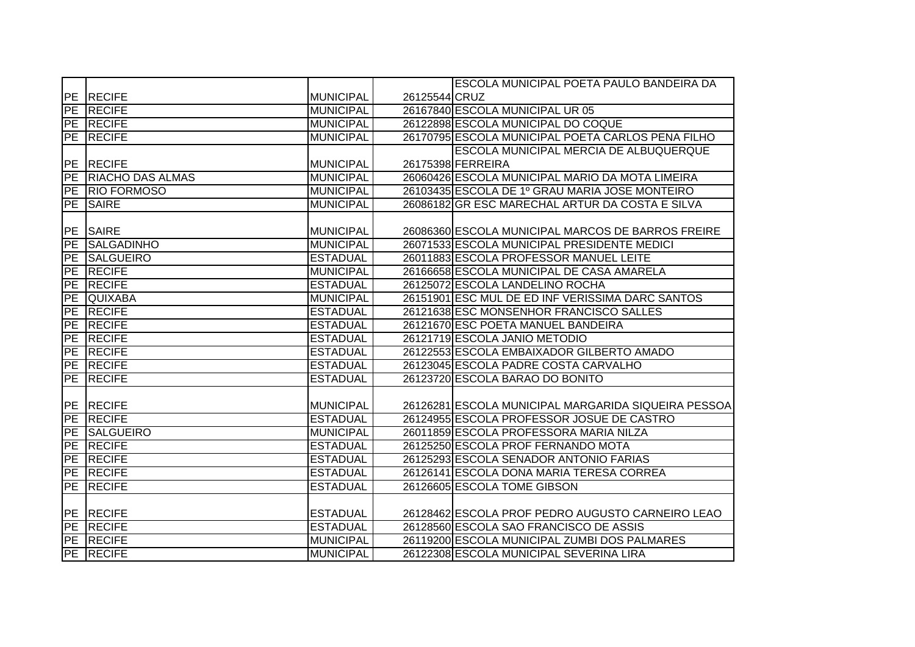| | | | | |
|---|---|---|---|---|
| PE | RECIFE | MUNICIPAL | 26125544 | ESCOLA MUNICIPAL POETA PAULO BANDEIRA DA CRUZ |
| PE | RECIFE | MUNICIPAL | 26167840 | ESCOLA MUNICIPAL UR 05 |
| PE | RECIFE | MUNICIPAL | 26122898 | ESCOLA MUNICIPAL DO COQUE |
| PE | RECIFE | MUNICIPAL | 26170795 | ESCOLA MUNICIPAL POETA CARLOS PENA FILHO |
| PE | RECIFE | MUNICIPAL | 26175398 | ESCOLA MUNICIPAL MERCIA DE ALBUQUERQUE FERREIRA |
| PE | RIACHO DAS ALMAS | MUNICIPAL | 26060426 | ESCOLA MUNICIPAL MARIO DA MOTA LIMEIRA |
| PE | RIO FORMOSO | MUNICIPAL | 26103435 | ESCOLA DE 1º GRAU MARIA JOSE MONTEIRO |
| PE | SAIRE | MUNICIPAL | 26086182 | GR ESC MARECHAL ARTUR DA COSTA E SILVA |
| PE | SAIRE | MUNICIPAL | 26086360 | ESCOLA MUNICIPAL MARCOS DE BARROS FREIRE |
| PE | SALGADINHO | MUNICIPAL | 26071533 | ESCOLA MUNICIPAL PRESIDENTE MEDICI |
| PE | SALGUEIRO | ESTADUAL | 26011883 | ESCOLA PROFESSOR MANUEL LEITE |
| PE | RECIFE | MUNICIPAL | 26166658 | ESCOLA MUNICIPAL DE CASA AMARELA |
| PE | RECIFE | ESTADUAL | 26125072 | ESCOLA LANDELINO ROCHA |
| PE | QUIXABA | MUNICIPAL | 26151901 | ESC MUL DE ED INF VERISSIMA DARC SANTOS |
| PE | RECIFE | ESTADUAL | 26121638 | ESC MONSENHOR FRANCISCO SALLES |
| PE | RECIFE | ESTADUAL | 26121670 | ESC POETA MANUEL BANDEIRA |
| PE | RECIFE | ESTADUAL | 26121719 | ESCOLA JANIO METODIO |
| PE | RECIFE | ESTADUAL | 26122553 | ESCOLA EMBAIXADOR GILBERTO AMADO |
| PE | RECIFE | ESTADUAL | 26123045 | ESCOLA PADRE COSTA CARVALHO |
| PE | RECIFE | ESTADUAL | 26123720 | ESCOLA BARAO DO BONITO |
| PE | RECIFE | MUNICIPAL | 26126281 | ESCOLA MUNICIPAL MARGARIDA SIQUEIRA PESSOA |
| PE | RECIFE | ESTADUAL | 26124955 | ESCOLA PROFESSOR JOSUE DE CASTRO |
| PE | SALGUEIRO | MUNICIPAL | 26011859 | ESCOLA PROFESSORA MARIA NILZA |
| PE | RECIFE | ESTADUAL | 26125250 | ESCOLA PROF FERNANDO MOTA |
| PE | RECIFE | ESTADUAL | 26125293 | ESCOLA SENADOR ANTONIO FARIAS |
| PE | RECIFE | ESTADUAL | 26126141 | ESCOLA DONA MARIA TERESA CORREA |
| PE | RECIFE | ESTADUAL | 26126605 | ESCOLA TOME GIBSON |
| PE | RECIFE | ESTADUAL | 26128462 | ESCOLA PROF PEDRO AUGUSTO CARNEIRO LEAO |
| PE | RECIFE | ESTADUAL | 26128560 | ESCOLA SAO FRANCISCO DE ASSIS |
| PE | RECIFE | MUNICIPAL | 26119200 | ESCOLA MUNICIPAL ZUMBI DOS PALMARES |
| PE | RECIFE | MUNICIPAL | 26122308 | ESCOLA MUNICIPAL SEVERINA LIRA |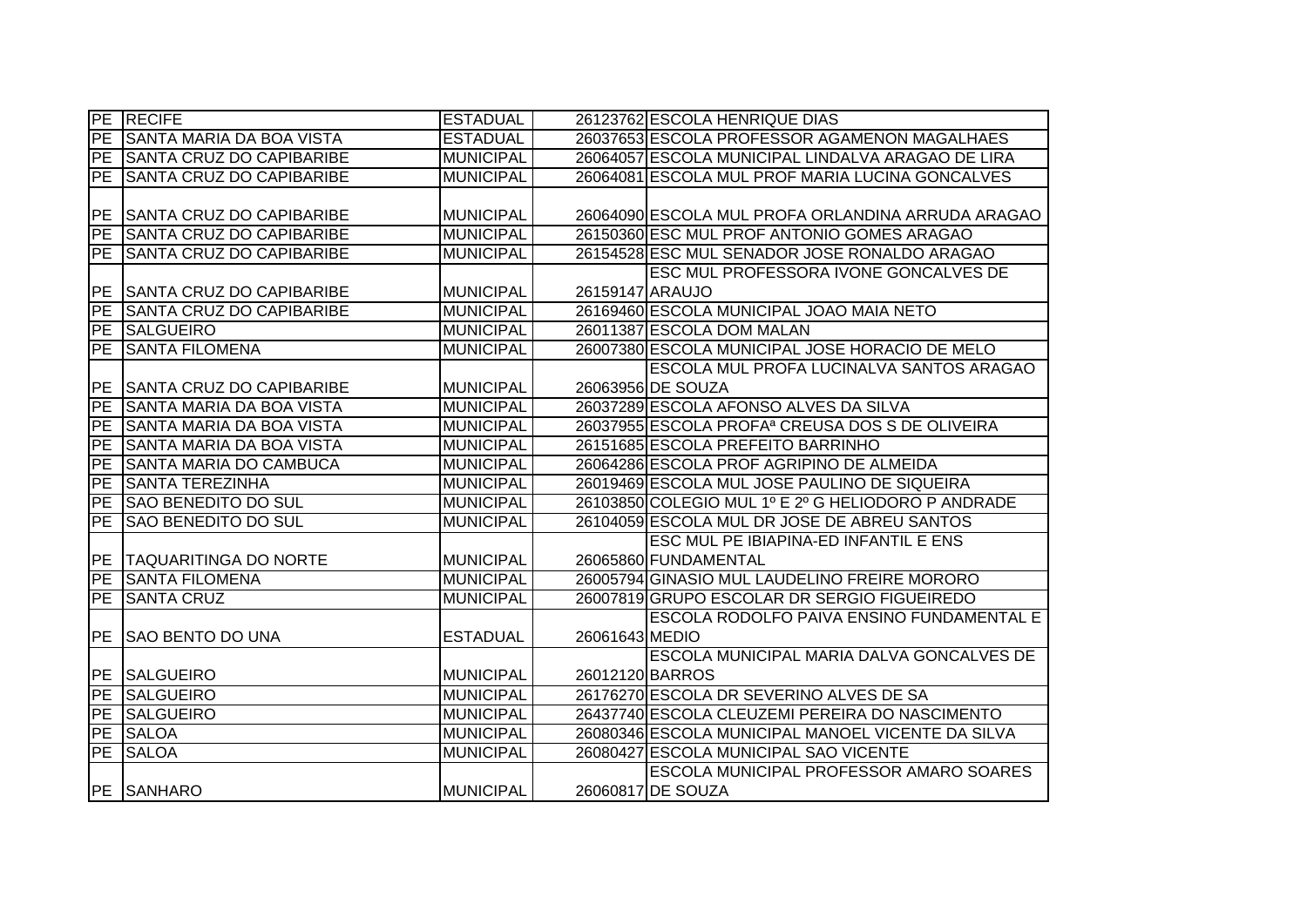| PE | RECIFE | ESTADUAL | 26123762 | ESCOLA HENRIQUE DIAS |
|---|---|---|---|---|
| PE | SANTA MARIA DA BOA VISTA | ESTADUAL | 26037653 | ESCOLA PROFESSOR AGAMENON MAGALHAES |
| PE | SANTA CRUZ DO CAPIBARIBE | MUNICIPAL | 26064057 | ESCOLA MUNICIPAL LINDALVA ARAGAO DE LIRA |
| PE | SANTA CRUZ DO CAPIBARIBE | MUNICIPAL | 26064081 | ESCOLA MUL PROF MARIA LUCINA GONCALVES |
| PE | SANTA CRUZ DO CAPIBARIBE | MUNICIPAL | 26064090 | ESCOLA MUL PROFA ORLANDINA ARRUDA ARAGAO |
| PE | SANTA CRUZ DO CAPIBARIBE | MUNICIPAL | 26150360 | ESC MUL PROF ANTONIO GOMES ARAGAO |
| PE | SANTA CRUZ DO CAPIBARIBE | MUNICIPAL | 26154528 | ESC MUL SENADOR JOSE RONALDO ARAGAO |
| PE | SANTA CRUZ DO CAPIBARIBE | MUNICIPAL | 26159147 | ESC MUL PROFESSORA IVONE GONCALVES DE ARAUJO |
| PE | SANTA CRUZ DO CAPIBARIBE | MUNICIPAL | 26169460 | ESCOLA MUNICIPAL JOAO MAIA NETO |
| PE | SALGUEIRO | MUNICIPAL | 26011387 | ESCOLA DOM MALAN |
| PE | SANTA FILOMENA | MUNICIPAL | 26007380 | ESCOLA MUNICIPAL JOSE HORACIO DE MELO |
| PE | SANTA CRUZ DO CAPIBARIBE | MUNICIPAL | 26063956 | ESCOLA MUL PROFA LUCINALVA SANTOS ARAGAO DE SOUZA |
| PE | SANTA MARIA DA BOA VISTA | MUNICIPAL | 26037289 | ESCOLA AFONSO ALVES DA SILVA |
| PE | SANTA MARIA DA BOA VISTA | MUNICIPAL | 26037955 | ESCOLA PROFAª CREUSA DOS S DE OLIVEIRA |
| PE | SANTA MARIA DA BOA VISTA | MUNICIPAL | 26151685 | ESCOLA PREFEITO BARRINHO |
| PE | SANTA MARIA DO CAMBUCA | MUNICIPAL | 26064286 | ESCOLA PROF AGRIPINO DE ALMEIDA |
| PE | SANTA TEREZINHA | MUNICIPAL | 26019469 | ESCOLA MUL JOSE PAULINO DE SIQUEIRA |
| PE | SAO BENEDITO DO SUL | MUNICIPAL | 26103850 | COLEGIO MUL 1º E 2º G HELIODORO P ANDRADE |
| PE | SAO BENEDITO DO SUL | MUNICIPAL | 26104059 | ESCOLA MUL DR JOSE DE ABREU SANTOS |
| PE | TAQUARITINGA DO NORTE | MUNICIPAL | 26065860 | ESC MUL PE IBIAPINA-ED INFANTIL E ENS FUNDAMENTAL |
| PE | SANTA FILOMENA | MUNICIPAL | 26005794 | GINASIO MUL LAUDELINO FREIRE MORORO |
| PE | SANTA CRUZ | MUNICIPAL | 26007819 | GRUPO ESCOLAR DR SERGIO FIGUEIREDO |
| PE | SAO BENTO DO UNA | ESTADUAL | 26061643 | ESCOLA RODOLFO PAIVA ENSINO FUNDAMENTAL E MEDIO |
| PE | SALGUEIRO | MUNICIPAL | 26012120 | ESCOLA MUNICIPAL MARIA DALVA GONCALVES DE BARROS |
| PE | SALGUEIRO | MUNICIPAL | 26176270 | ESCOLA DR SEVERINO ALVES DE SA |
| PE | SALGUEIRO | MUNICIPAL | 26437740 | ESCOLA CLEUZEMI PEREIRA DO NASCIMENTO |
| PE | SALOA | MUNICIPAL | 26080346 | ESCOLA MUNICIPAL MANOEL VICENTE DA SILVA |
| PE | SALOA | MUNICIPAL | 26080427 | ESCOLA MUNICIPAL SAO VICENTE |
| PE | SANHARO | MUNICIPAL | 26060817 | ESCOLA MUNICIPAL PROFESSOR AMARO SOARES DE SOUZA |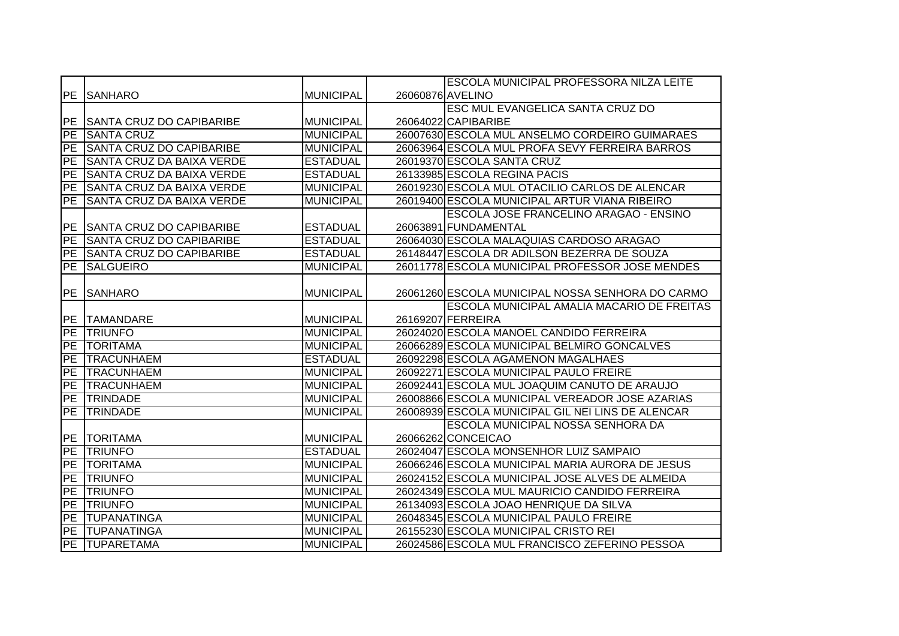| | | | | |
|---|---|---|---|---|
| PE | SANHARO | MUNICIPAL | 26060876 | ESCOLA MUNICIPAL PROFESSORA NILZA LEITE AVELINO |
| PE | SANTA CRUZ DO CAPIBARIBE | MUNICIPAL | 26064022 | ESC MUL EVANGELICA SANTA CRUZ DO CAPIBARIBE |
| PE | SANTA CRUZ | MUNICIPAL | 26007630 | ESCOLA MUL ANSELMO CORDEIRO GUIMARAES |
| PE | SANTA CRUZ DO CAPIBARIBE | MUNICIPAL | 26063964 | ESCOLA MUL PROFA SEVY FERREIRA BARROS |
| PE | SANTA CRUZ DA BAIXA VERDE | ESTADUAL | 26019370 | ESCOLA SANTA CRUZ |
| PE | SANTA CRUZ DA BAIXA VERDE | ESTADUAL | 26133985 | ESCOLA REGINA PACIS |
| PE | SANTA CRUZ DA BAIXA VERDE | MUNICIPAL | 26019230 | ESCOLA MUL OTACILIO CARLOS DE ALENCAR |
| PE | SANTA CRUZ DA BAIXA VERDE | MUNICIPAL | 26019400 | ESCOLA MUNICIPAL ARTUR VIANA RIBEIRO |
| PE | SANTA CRUZ DO CAPIBARIBE | ESTADUAL | 26063891 | ESCOLA JOSE FRANCELINO ARAGAO - ENSINO FUNDAMENTAL |
| PE | SANTA CRUZ DO CAPIBARIBE | ESTADUAL | 26064030 | ESCOLA MALAQUIAS CARDOSO ARAGAO |
| PE | SANTA CRUZ DO CAPIBARIBE | ESTADUAL | 26148447 | ESCOLA DR ADILSON BEZERRA DE SOUZA |
| PE | SALGUEIRO | MUNICIPAL | 26011778 | ESCOLA MUNICIPAL PROFESSOR JOSE MENDES |
| PE | SANHARO | MUNICIPAL | 26061260 | ESCOLA MUNICIPAL NOSSA SENHORA DO CARMO |
| PE | TAMANDARE | MUNICIPAL | 26169207 | ESCOLA MUNICIPAL AMALIA MACARIO DE FREITAS FERREIRA |
| PE | TRIUNFO | MUNICIPAL | 26024020 | ESCOLA MANOEL CANDIDO FERREIRA |
| PE | TORITAMA | MUNICIPAL | 26066289 | ESCOLA MUNICIPAL BELMIRO GONCALVES |
| PE | TRACUNHAEM | ESTADUAL | 26092298 | ESCOLA AGAMENON MAGALHAES |
| PE | TRACUNHAEM | MUNICIPAL | 26092271 | ESCOLA MUNICIPAL PAULO FREIRE |
| PE | TRACUNHAEM | MUNICIPAL | 26092441 | ESCOLA MUL JOAQUIM CANUTO DE ARAUJO |
| PE | TRINDADE | MUNICIPAL | 26008866 | ESCOLA MUNICIPAL VEREADOR JOSE AZARIAS |
| PE | TRINDADE | MUNICIPAL | 26008939 | ESCOLA MUNICIPAL GIL NEI LINS DE ALENCAR |
| PE | TORITAMA | MUNICIPAL | 26066262 | ESCOLA MUNICIPAL NOSSA SENHORA DA CONCEICAO |
| PE | TRIUNFO | ESTADUAL | 26024047 | ESCOLA MONSENHOR LUIZ SAMPAIO |
| PE | TORITAMA | MUNICIPAL | 26066246 | ESCOLA MUNICIPAL MARIA AURORA DE JESUS |
| PE | TRIUNFO | MUNICIPAL | 26024152 | ESCOLA MUNICIPAL JOSE ALVES DE ALMEIDA |
| PE | TRIUNFO | MUNICIPAL | 26024349 | ESCOLA MUL MAURICIO CANDIDO FERREIRA |
| PE | TRIUNFO | MUNICIPAL | 26134093 | ESCOLA JOAO HENRIQUE DA SILVA |
| PE | TUPANATINGA | MUNICIPAL | 26048345 | ESCOLA MUNICIPAL PAULO FREIRE |
| PE | TUPANATINGA | MUNICIPAL | 26155230 | ESCOLA MUNICIPAL CRISTO REI |
| PE | TUPARETAMA | MUNICIPAL | 26024586 | ESCOLA MUL FRANCISCO ZEFERINO PESSOA |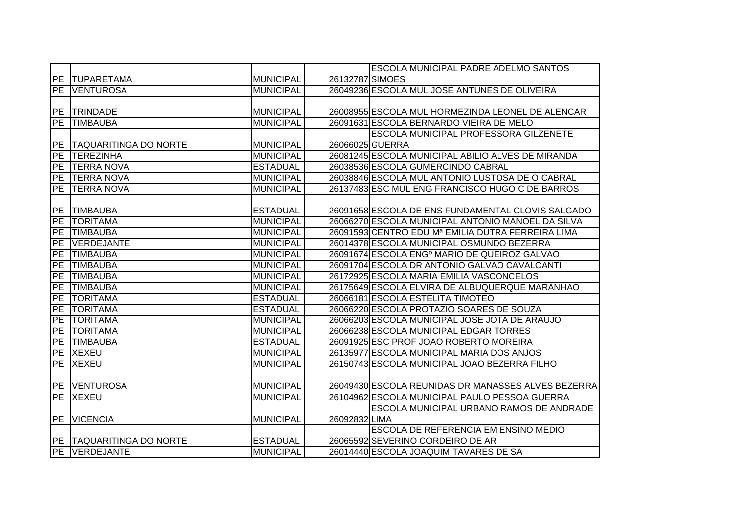| | | | | |
|---|---|---|---|---|
| PE | TUPARETAMA | MUNICIPAL | 26132787 | ESCOLA MUNICIPAL PADRE ADELMO SANTOS SIMOES |
| PE | VENTUROSA | MUNICIPAL | 26049236 | ESCOLA MUL JOSE ANTUNES DE OLIVEIRA |
| PE | TRINDADE | MUNICIPAL | 26008955 | ESCOLA MUL HORMEZINDA LEONEL DE ALENCAR |
| PE | TIMBAUBA | MUNICIPAL | 26091631 | ESCOLA BERNARDO VIEIRA DE MELO |
| PE | TAQUARITINGA DO NORTE | MUNICIPAL | 26066025 | ESCOLA MUNICIPAL PROFESSORA GILZENETE GUERRA |
| PE | TEREZINHA | MUNICIPAL | 26081245 | ESCOLA MUNICIPAL ABILIO ALVES DE MIRANDA |
| PE | TERRA NOVA | ESTADUAL | 26038536 | ESCOLA GUMERCINDO CABRAL |
| PE | TERRA NOVA | MUNICIPAL | 26038846 | ESCOLA MUL ANTONIO LUSTOSA DE O CABRAL |
| PE | TERRA NOVA | MUNICIPAL | 26137483 | ESC MUL ENG FRANCISCO HUGO C DE BARROS |
| PE | TIMBAUBA | ESTADUAL | 26091658 | ESCOLA DE ENS FUNDAMENTAL CLOVIS SALGADO |
| PE | TORITAMA | MUNICIPAL | 26066270 | ESCOLA MUNICIPAL ANTONIO MANOEL DA SILVA |
| PE | TIMBAUBA | MUNICIPAL | 26091593 | CENTRO EDU Mª EMILIA DUTRA FERREIRA LIMA |
| PE | VERDEJANTE | MUNICIPAL | 26014378 | ESCOLA MUNICIPAL OSMUNDO BEZERRA |
| PE | TIMBAUBA | MUNICIPAL | 26091674 | ESCOLA ENGº MARIO DE QUEIROZ GALVAO |
| PE | TIMBAUBA | MUNICIPAL | 26091704 | ESCOLA DR ANTONIO GALVAO CAVALCANTI |
| PE | TIMBAUBA | MUNICIPAL | 26172925 | ESCOLA MARIA EMILIA VASCONCELOS |
| PE | TIMBAUBA | MUNICIPAL | 26175649 | ESCOLA ELVIRA DE ALBUQUERQUE MARANHAO |
| PE | TORITAMA | ESTADUAL | 26066181 | ESCOLA ESTELITA TIMOTEO |
| PE | TORITAMA | ESTADUAL | 26066220 | ESCOLA PROTAZIO SOARES DE SOUZA |
| PE | TORITAMA | MUNICIPAL | 26066203 | ESCOLA MUNICIPAL JOSE JOTA DE ARAUJO |
| PE | TORITAMA | MUNICIPAL | 26066238 | ESCOLA MUNICIPAL EDGAR TORRES |
| PE | TIMBAUBA | ESTADUAL | 26091925 | ESC PROF JOAO ROBERTO MOREIRA |
| PE | XEXEU | MUNICIPAL | 26135977 | ESCOLA MUNICIPAL MARIA DOS ANJOS |
| PE | XEXEU | MUNICIPAL | 26150743 | ESCOLA MUNICIPAL JOAO BEZERRA FILHO |
| PE | VENTUROSA | MUNICIPAL | 26049430 | ESCOLA REUNIDAS DR MANASSES ALVES BEZERRA |
| PE | XEXEU | MUNICIPAL | 26104962 | ESCOLA MUNICIPAL PAULO PESSOA GUERRA |
| PE | VICENCIA | MUNICIPAL | 26092832 | ESCOLA MUNICIPAL URBANO RAMOS DE ANDRADE LIMA |
| PE | TAQUARITINGA DO NORTE | ESTADUAL | 26065592 | ESCOLA DE REFERENCIA EM ENSINO MEDIO SEVERINO CORDEIRO DE AR |
| PE | VERDEJANTE | MUNICIPAL | 26014440 | ESCOLA JOAQUIM TAVARES DE SA |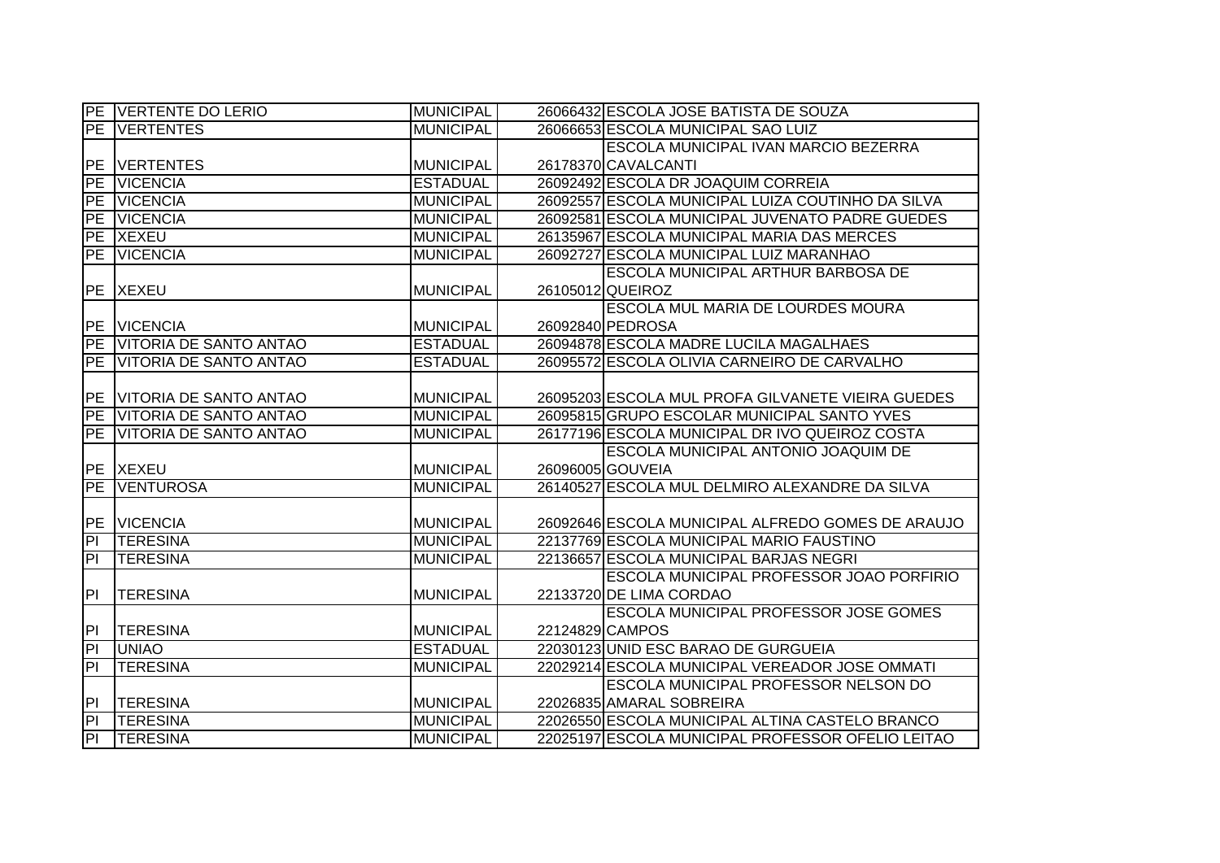| | | | | |
|---|---|---|---|---|
| PE | VERTENTE DO LERIO | MUNICIPAL | 26066432 | ESCOLA JOSE BATISTA DE SOUZA |
| PE | VERTENTES | MUNICIPAL | 26066653 | ESCOLA MUNICIPAL SAO LUIZ |
| PE | VERTENTES | MUNICIPAL | 26178370 | ESCOLA MUNICIPAL IVAN MARCIO BEZERRA CAVALCANTI |
| PE | VICENCIA | ESTADUAL | 26092492 | ESCOLA DR JOAQUIM CORREIA |
| PE | VICENCIA | MUNICIPAL | 26092557 | ESCOLA MUNICIPAL LUIZA COUTINHO DA SILVA |
| PE | VICENCIA | MUNICIPAL | 26092581 | ESCOLA MUNICIPAL JUVENATO PADRE GUEDES |
| PE | XEXEU | MUNICIPAL | 26135967 | ESCOLA MUNICIPAL MARIA DAS MERCES |
| PE | VICENCIA | MUNICIPAL | 26092727 | ESCOLA MUNICIPAL LUIZ MARANHAO |
| PE | XEXEU | MUNICIPAL | 26105012 | ESCOLA MUNICIPAL ARTHUR BARBOSA DE QUEIROZ |
| PE | VICENCIA | MUNICIPAL | 26092840 | ESCOLA MUL MARIA DE LOURDES MOURA PEDROSA |
| PE | VITORIA DE SANTO ANTAO | ESTADUAL | 26094878 | ESCOLA MADRE LUCILA MAGALHAES |
| PE | VITORIA DE SANTO ANTAO | ESTADUAL | 26095572 | ESCOLA OLIVIA CARNEIRO DE CARVALHO |
| PE | VITORIA DE SANTO ANTAO | MUNICIPAL | 26095203 | ESCOLA MUL PROFA GILVANETE VIEIRA GUEDES |
| PE | VITORIA DE SANTO ANTAO | MUNICIPAL | 26095815 | GRUPO ESCOLAR MUNICIPAL SANTO YVES |
| PE | VITORIA DE SANTO ANTAO | MUNICIPAL | 26177196 | ESCOLA MUNICIPAL DR IVO QUEIROZ COSTA |
| PE | XEXEU | MUNICIPAL | 26096005 | ESCOLA MUNICIPAL ANTONIO JOAQUIM DE GOUVEIA |
| PE | VENTUROSA | MUNICIPAL | 26140527 | ESCOLA MUL DELMIRO ALEXANDRE DA SILVA |
| PE | VICENCIA | MUNICIPAL | 26092646 | ESCOLA MUNICIPAL ALFREDO GOMES DE ARAUJO |
| PI | TERESINA | MUNICIPAL | 22137769 | ESCOLA MUNICIPAL MARIO FAUSTINO |
| PI | TERESINA | MUNICIPAL | 22136657 | ESCOLA MUNICIPAL BARJAS NEGRI |
| PI | TERESINA | MUNICIPAL | 22133720 | ESCOLA MUNICIPAL PROFESSOR JOAO PORFIRIO DE LIMA CORDAO |
| PI | TERESINA | MUNICIPAL | 22124829 | ESCOLA MUNICIPAL PROFESSOR JOSE GOMES CAMPOS |
| PI | UNIAO | ESTADUAL | 22030123 | UNID ESC BARAO DE GURGUEIA |
| PI | TERESINA | MUNICIPAL | 22029214 | ESCOLA MUNICIPAL VEREADOR JOSE OMMATI |
| PI | TERESINA | MUNICIPAL | 22026835 | ESCOLA MUNICIPAL PROFESSOR NELSON DO AMARAL SOBREIRA |
| PI | TERESINA | MUNICIPAL | 22026550 | ESCOLA MUNICIPAL ALTINA CASTELO BRANCO |
| PI | TERESINA | MUNICIPAL | 22025197 | ESCOLA MUNICIPAL PROFESSOR OFELIO LEITAO |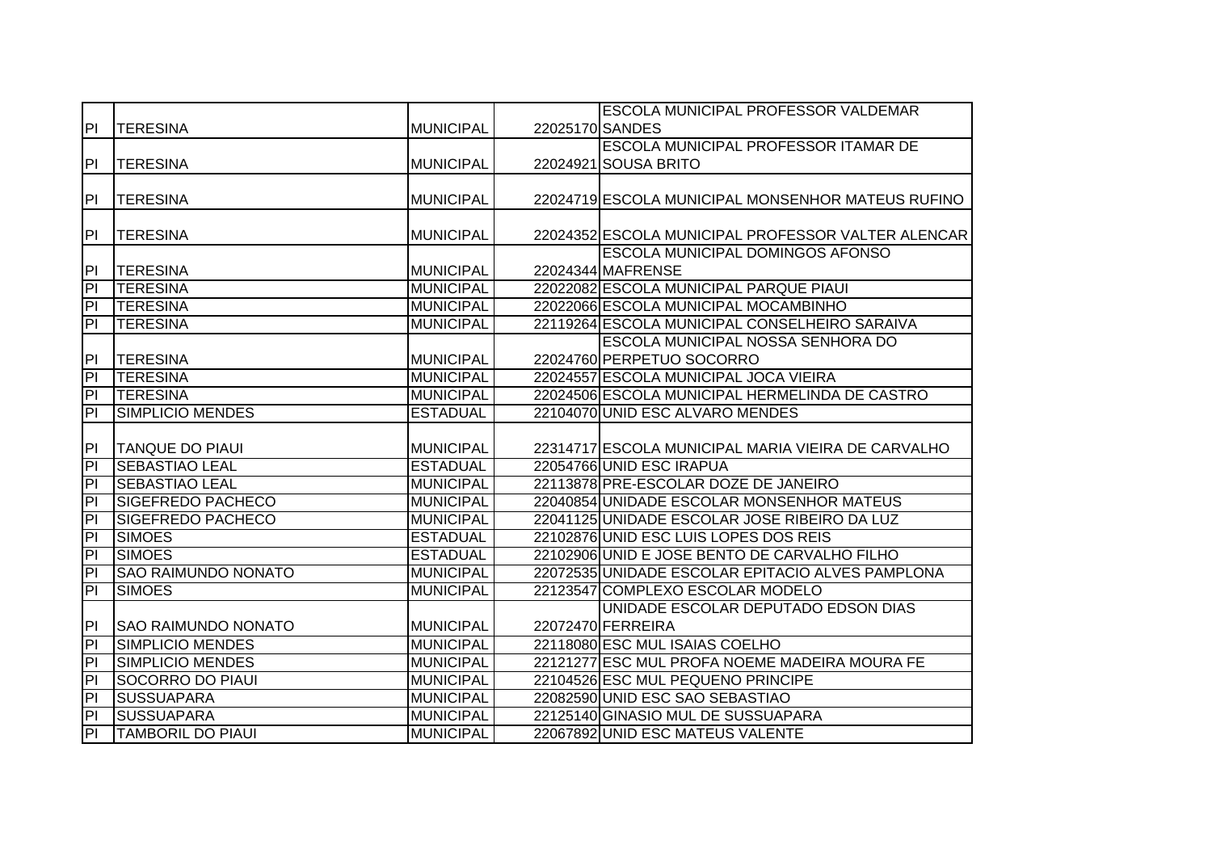| | | | | |
|---|---|---|---|---|
| PI | TERESINA | MUNICIPAL | 22025170 | ESCOLA MUNICIPAL PROFESSOR VALDEMAR SANDES |
| PI | TERESINA | MUNICIPAL | 22024921 | ESCOLA MUNICIPAL PROFESSOR ITAMAR DE SOUSA BRITO |
| PI | TERESINA | MUNICIPAL | 22024719 | ESCOLA MUNICIPAL MONSENHOR MATEUS RUFINO |
| PI | TERESINA | MUNICIPAL | 22024352 | ESCOLA MUNICIPAL PROFESSOR VALTER ALENCAR |
| PI | TERESINA | MUNICIPAL | 22024344 | ESCOLA MUNICIPAL DOMINGOS AFONSO MAFRENSE |
| PI | TERESINA | MUNICIPAL | 22022082 | ESCOLA MUNICIPAL PARQUE PIAUI |
| PI | TERESINA | MUNICIPAL | 22022066 | ESCOLA MUNICIPAL MOCAMBINHO |
| PI | TERESINA | MUNICIPAL | 22119264 | ESCOLA MUNICIPAL CONSELHEIRO SARAIVA |
| PI | TERESINA | MUNICIPAL | 22024760 | ESCOLA MUNICIPAL NOSSA SENHORA DO PERPETUO SOCORRO |
| PI | TERESINA | MUNICIPAL | 22024557 | ESCOLA MUNICIPAL JOCA VIEIRA |
| PI | TERESINA | MUNICIPAL | 22024506 | ESCOLA MUNICIPAL HERMELINDA DE CASTRO |
| PI | SIMPLICIO MENDES | ESTADUAL | 22104070 | UNID ESC ALVARO MENDES |
| PI | TANQUE DO PIAUI | MUNICIPAL | 22314717 | ESCOLA MUNICIPAL MARIA VIEIRA DE CARVALHO |
| PI | SEBASTIAO LEAL | ESTADUAL | 22054766 | UNID ESC IRAPUA |
| PI | SEBASTIAO LEAL | MUNICIPAL | 22113878 | PRE-ESCOLAR DOZE DE JANEIRO |
| PI | SIGEFREDO PACHECO | MUNICIPAL | 22040854 | UNIDADE ESCOLAR MONSENHOR MATEUS |
| PI | SIGEFREDO PACHECO | MUNICIPAL | 22041125 | UNIDADE ESCOLAR JOSE RIBEIRO DA LUZ |
| PI | SIMOES | ESTADUAL | 22102876 | UNID ESC LUIS LOPES DOS REIS |
| PI | SIMOES | ESTADUAL | 22102906 | UNID E JOSE BENTO DE CARVALHO FILHO |
| PI | SAO RAIMUNDO NONATO | MUNICIPAL | 22072535 | UNIDADE ESCOLAR EPITACIO ALVES PAMPLONA |
| PI | SIMOES | MUNICIPAL | 22123547 | COMPLEXO ESCOLAR MODELO |
| PI | SAO RAIMUNDO NONATO | MUNICIPAL | 22072470 | UNIDADE ESCOLAR DEPUTADO EDSON DIAS FERREIRA |
| PI | SIMPLICIO MENDES | MUNICIPAL | 22118080 | ESC MUL ISAIAS COELHO |
| PI | SIMPLICIO MENDES | MUNICIPAL | 22121277 | ESC MUL PROFA NOEME MADEIRA MOURA FE |
| PI | SOCORRO DO PIAUI | MUNICIPAL | 22104526 | ESC MUL PEQUENO PRINCIPE |
| PI | SUSSUAPARA | MUNICIPAL | 22082590 | UNID ESC SAO SEBASTIAO |
| PI | SUSSUAPARA | MUNICIPAL | 22125140 | GINASIO MUL DE SUSSUAPARA |
| PI | TAMBORIL DO PIAUI | MUNICIPAL | 22067892 | UNID ESC MATEUS VALENTE |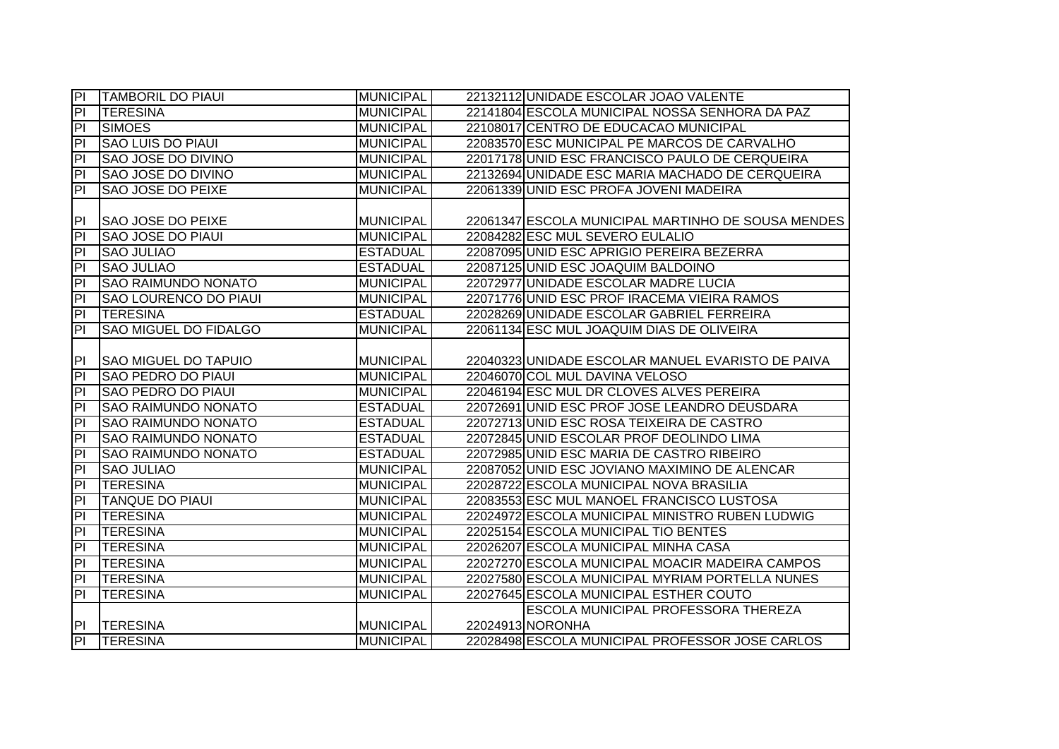| PI | TAMBORIL DO PIAUI | MUNICIPAL | 22132112 | UNIDADE ESCOLAR JOAO VALENTE |
|---|---|---|---|---|
| PI | TERESINA | MUNICIPAL | 22141804 | ESCOLA MUNICIPAL NOSSA SENHORA DA PAZ |
| PI | SIMOES | MUNICIPAL | 22108017 | CENTRO DE EDUCACAO MUNICIPAL |
| PI | SAO LUIS DO PIAUI | MUNICIPAL | 22083570 | ESC MUNICIPAL PE MARCOS DE CARVALHO |
| PI | SAO JOSE DO DIVINO | MUNICIPAL | 22017178 | UNID ESC FRANCISCO PAULO DE CERQUEIRA |
| PI | SAO JOSE DO DIVINO | MUNICIPAL | 22132694 | UNIDADE ESC MARIA MACHADO DE CERQUEIRA |
| PI | SAO JOSE DO PEIXE | MUNICIPAL | 22061339 | UNID ESC PROFA JOVENI MADEIRA |
| PI | SAO JOSE DO PEIXE | MUNICIPAL | 22061347 | ESCOLA MUNICIPAL MARTINHO DE SOUSA MENDES |
| PI | SAO JOSE DO PIAUI | MUNICIPAL | 22084282 | ESC MUL SEVERO EULALIO |
| PI | SAO JULIAO | ESTADUAL | 22087095 | UNID ESC APRIGIO PEREIRA BEZERRA |
| PI | SAO JULIAO | ESTADUAL | 22087125 | UNID ESC JOAQUIM BALDOINO |
| PI | SAO RAIMUNDO NONATO | MUNICIPAL | 22072977 | UNIDADE ESCOLAR MADRE LUCIA |
| PI | SAO LOURENCO DO PIAUI | MUNICIPAL | 22071776 | UNID ESC PROF IRACEMA VIEIRA RAMOS |
| PI | TERESINA | ESTADUAL | 22028269 | UNIDADE ESCOLAR GABRIEL FERREIRA |
| PI | SAO MIGUEL DO FIDALGO | MUNICIPAL | 22061134 | ESC MUL JOAQUIM DIAS DE OLIVEIRA |
| PI | SAO MIGUEL DO TAPUIO | MUNICIPAL | 22040323 | UNIDADE ESCOLAR MANUEL EVARISTO DE PAIVA |
| PI | SAO PEDRO DO PIAUI | MUNICIPAL | 22046070 | COL MUL DAVINA VELOSO |
| PI | SAO PEDRO DO PIAUI | MUNICIPAL | 22046194 | ESC MUL DR CLOVES ALVES PEREIRA |
| PI | SAO RAIMUNDO NONATO | ESTADUAL | 22072691 | UNID ESC PROF JOSE LEANDRO DEUSDARA |
| PI | SAO RAIMUNDO NONATO | ESTADUAL | 22072713 | UNID ESC ROSA TEIXEIRA DE CASTRO |
| PI | SAO RAIMUNDO NONATO | ESTADUAL | 22072845 | UNID ESCOLAR PROF DEOLINDO LIMA |
| PI | SAO RAIMUNDO NONATO | ESTADUAL | 22072985 | UNID ESC MARIA DE CASTRO RIBEIRO |
| PI | SAO JULIAO | MUNICIPAL | 22087052 | UNID ESC JOVIANO MAXIMINO DE ALENCAR |
| PI | TERESINA | MUNICIPAL | 22028722 | ESCOLA MUNICIPAL NOVA BRASILIA |
| PI | TANQUE DO PIAUI | MUNICIPAL | 22083553 | ESC MUL MANOEL FRANCISCO LUSTOSA |
| PI | TERESINA | MUNICIPAL | 22024972 | ESCOLA MUNICIPAL MINISTRO RUBEN LUDWIG |
| PI | TERESINA | MUNICIPAL | 22025154 | ESCOLA MUNICIPAL TIO BENTES |
| PI | TERESINA | MUNICIPAL | 22026207 | ESCOLA MUNICIPAL MINHA CASA |
| PI | TERESINA | MUNICIPAL | 22027270 | ESCOLA MUNICIPAL MOACIR MADEIRA CAMPOS |
| PI | TERESINA | MUNICIPAL | 22027580 | ESCOLA MUNICIPAL MYRIAM PORTELLA NUNES |
| PI | TERESINA | MUNICIPAL | 22027645 | ESCOLA MUNICIPAL ESTHER COUTO |
| PI | TERESINA | MUNICIPAL | 22024913 | ESCOLA MUNICIPAL PROFESSORA THEREZA NORONHA |
| PI | TERESINA | MUNICIPAL | 22028498 | ESCOLA MUNICIPAL PROFESSOR JOSE CARLOS |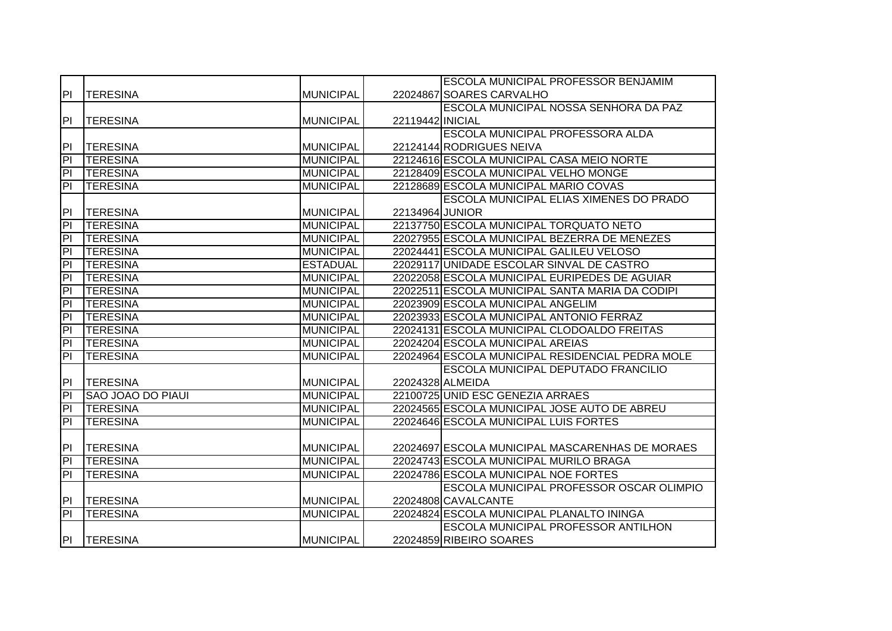| | | | | |
|---|---|---|---|---|
| PI | TERESINA | MUNICIPAL | 22024867 | ESCOLA MUNICIPAL PROFESSOR BENJAMIM SOARES CARVALHO |
| PI | TERESINA | MUNICIPAL | 22119442 | ESCOLA MUNICIPAL NOSSA SENHORA DA PAZ INICIAL |
| PI | TERESINA | MUNICIPAL | 22124144 | ESCOLA MUNICIPAL PROFESSORA ALDA RODRIGUES NEIVA |
| PI | TERESINA | MUNICIPAL | 22124616 | ESCOLA MUNICIPAL CASA MEIO NORTE |
| PI | TERESINA | MUNICIPAL | 22128409 | ESCOLA MUNICIPAL VELHO MONGE |
| PI | TERESINA | MUNICIPAL | 22128689 | ESCOLA MUNICIPAL MARIO COVAS |
| PI | TERESINA | MUNICIPAL | 22134964 | ESCOLA MUNICIPAL ELIAS XIMENES DO PRADO JUNIOR |
| PI | TERESINA | MUNICIPAL | 22137750 | ESCOLA MUNICIPAL TORQUATO NETO |
| PI | TERESINA | MUNICIPAL | 22027955 | ESCOLA MUNICIPAL BEZERRA DE MENEZES |
| PI | TERESINA | MUNICIPAL | 22024441 | ESCOLA MUNICIPAL GALILEU VELOSO |
| PI | TERESINA | ESTADUAL | 22029117 | UNIDADE ESCOLAR SINVAL DE CASTRO |
| PI | TERESINA | MUNICIPAL | 22022058 | ESCOLA MUNICIPAL EURIPEDES DE AGUIAR |
| PI | TERESINA | MUNICIPAL | 22022511 | ESCOLA MUNICIPAL SANTA MARIA DA CODIPI |
| PI | TERESINA | MUNICIPAL | 22023909 | ESCOLA MUNICIPAL ANGELIM |
| PI | TERESINA | MUNICIPAL | 22023933 | ESCOLA MUNICIPAL ANTONIO FERRAZ |
| PI | TERESINA | MUNICIPAL | 22024131 | ESCOLA MUNICIPAL CLODOALDO FREITAS |
| PI | TERESINA | MUNICIPAL | 22024204 | ESCOLA MUNICIPAL AREIAS |
| PI | TERESINA | MUNICIPAL | 22024964 | ESCOLA MUNICIPAL RESIDENCIAL PEDRA MOLE |
| PI | TERESINA | MUNICIPAL | 22024328 | ESCOLA MUNICIPAL DEPUTADO FRANCILIO ALMEIDA |
| PI | SAO JOAO DO PIAUI | MUNICIPAL | 22100725 | UNID ESC GENEZIA ARRAES |
| PI | TERESINA | MUNICIPAL | 22024565 | ESCOLA MUNICIPAL JOSE AUTO DE ABREU |
| PI | TERESINA | MUNICIPAL | 22024646 | ESCOLA MUNICIPAL LUIS FORTES |
| PI | TERESINA | MUNICIPAL | 22024697 | ESCOLA MUNICIPAL MASCARENHAS DE MORAES |
| PI | TERESINA | MUNICIPAL | 22024743 | ESCOLA MUNICIPAL MURILO BRAGA |
| PI | TERESINA | MUNICIPAL | 22024786 | ESCOLA MUNICIPAL NOE FORTES |
| PI | TERESINA | MUNICIPAL | 22024808 | ESCOLA MUNICIPAL PROFESSOR OSCAR OLIMPIO CAVALCANTE |
| PI | TERESINA | MUNICIPAL | 22024824 | ESCOLA MUNICIPAL PLANALTO ININGA |
| PI | TERESINA | MUNICIPAL | 22024859 | ESCOLA MUNICIPAL PROFESSOR ANTILHON RIBEIRO SOARES |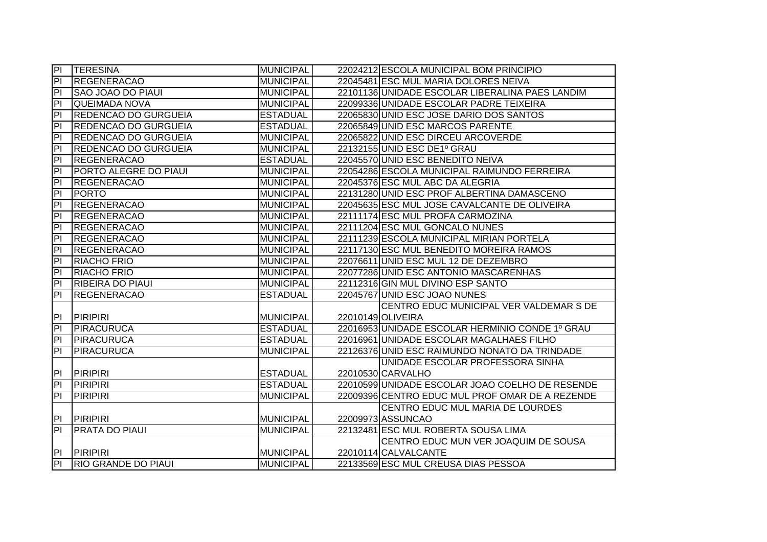| | | | | |
|---|---|---|---|---|
| PI | TERESINA | MUNICIPAL | 22024212 | ESCOLA MUNICIPAL BOM PRINCIPIO |
| PI | REGENERACAO | MUNICIPAL | 22045481 | ESC MUL MARIA DOLORES NEIVA |
| PI | SAO JOAO DO PIAUI | MUNICIPAL | 22101136 | UNIDADE ESCOLAR LIBERALINA PAES LANDIM |
| PI | QUEIMADA NOVA | MUNICIPAL | 22099336 | UNIDADE ESCOLAR PADRE TEIXEIRA |
| PI | REDENCAO DO GURGUEIA | ESTADUAL | 22065830 | UNID ESC JOSE DARIO DOS SANTOS |
| PI | REDENCAO DO GURGUEIA | ESTADUAL | 22065849 | UNID ESC MARCOS PARENTE |
| PI | REDENCAO DO GURGUEIA | MUNICIPAL | 22065822 | UNID ESC DIRCEU ARCOVERDE |
| PI | REDENCAO DO GURGUEIA | MUNICIPAL | 22132155 | UNID ESC DE1º GRAU |
| PI | REGENERACAO | ESTADUAL | 22045570 | UNID ESC BENEDITO NEIVA |
| PI | PORTO ALEGRE DO PIAUI | MUNICIPAL | 22054286 | ESCOLA MUNICIPAL RAIMUNDO FERREIRA |
| PI | REGENERACAO | MUNICIPAL | 22045376 | ESC MUL ABC DA ALEGRIA |
| PI | PORTO | MUNICIPAL | 22131280 | UNID ESC PROF ALBERTINA DAMASCENO |
| PI | REGENERACAO | MUNICIPAL | 22045635 | ESC MUL JOSE CAVALCANTE DE OLIVEIRA |
| PI | REGENERACAO | MUNICIPAL | 22111174 | ESC MUL PROFA CARMOZINA |
| PI | REGENERACAO | MUNICIPAL | 22111204 | ESC MUL GONCALO NUNES |
| PI | REGENERACAO | MUNICIPAL | 22111239 | ESCOLA MUNICIPAL MIRIAN PORTELA |
| PI | REGENERACAO | MUNICIPAL | 22117130 | ESC MUL BENEDITO MOREIRA RAMOS |
| PI | RIACHO FRIO | MUNICIPAL | 22076611 | UNID ESC MUL 12 DE DEZEMBRO |
| PI | RIACHO FRIO | MUNICIPAL | 22077286 | UNID ESC ANTONIO MASCARENHAS |
| PI | RIBEIRA DO PIAUI | MUNICIPAL | 22112316 | GIN MUL DIVINO ESP SANTO |
| PI | REGENERACAO | ESTADUAL | 22045767 | UNID ESC JOAO NUNES |
| PI | PIRIPIRI | MUNICIPAL | 22010149 | CENTRO EDUC MUNICIPAL VER VALDEMAR S DE OLIVEIRA |
| PI | PIRACURUCA | ESTADUAL | 22016953 | UNIDADE ESCOLAR HERMINIO CONDE 1º GRAU |
| PI | PIRACURUCA | ESTADUAL | 22016961 | UNIDADE ESCOLAR MAGALHAES FILHO |
| PI | PIRACURUCA | MUNICIPAL | 22126376 | UNID ESC RAIMUNDO NONATO DA TRINDADE |
| PI | PIRIPIRI | ESTADUAL | 22010530 | UNIDADE ESCOLAR PROFESSORA SINHA CARVALHO |
| PI | PIRIPIRI | ESTADUAL | 22010599 | UNIDADE ESCOLAR JOAO COELHO DE RESENDE |
| PI | PIRIPIRI | MUNICIPAL | 22009396 | CENTRO EDUC MUL PROF OMAR DE A REZENDE |
| PI | PIRIPIRI | MUNICIPAL | 22009973 | CENTRO EDUC MUL MARIA DE LOURDES ASSUNCAO |
| PI | PRATA DO PIAUI | MUNICIPAL | 22132481 | ESC MUL ROBERTA SOUSA LIMA |
| PI | PIRIPIRI | MUNICIPAL | 22010114 | CENTRO EDUC MUN VER JOAQUIM DE SOUSA CALVALCANTE |
| PI | RIO GRANDE DO PIAUI | MUNICIPAL | 22133569 | ESC MUL CREUSA DIAS PESSOA |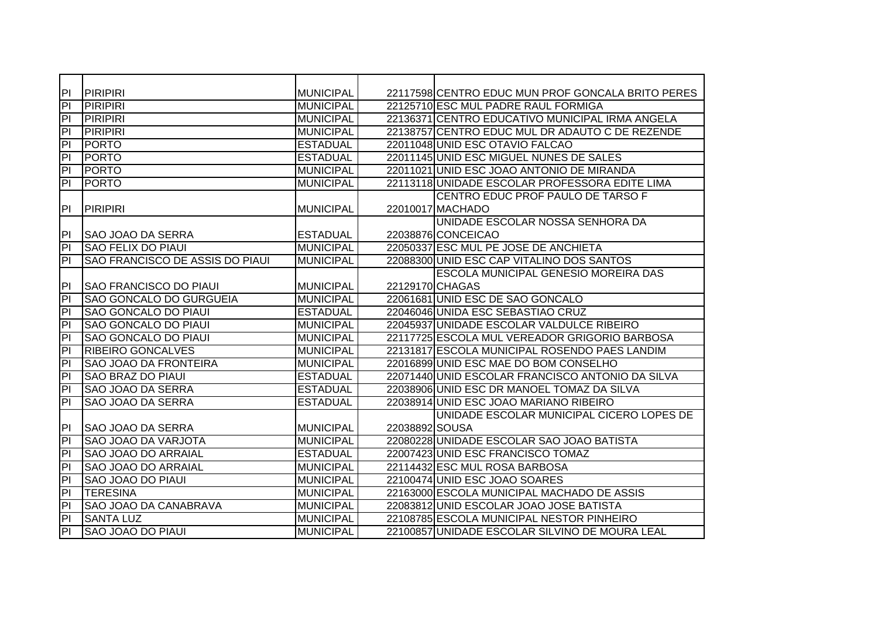| | | | | |
|---|---|---|---|---|
| PI | PIRIPIRI | MUNICIPAL | 22117598 | CENTRO EDUC MUN PROF GONCALA BRITO PERES |
| PI | PIRIPIRI | MUNICIPAL | 22125710 | ESC MUL PADRE RAUL FORMIGA |
| PI | PIRIPIRI | MUNICIPAL | 22136371 | CENTRO EDUCATIVO MUNICIPAL IRMA ANGELA |
| PI | PIRIPIRI | MUNICIPAL | 22138757 | CENTRO EDUC MUL DR ADAUTO C DE REZENDE |
| PI | PORTO | ESTADUAL | 22011048 | UNID ESC OTAVIO FALCAO |
| PI | PORTO | ESTADUAL | 22011145 | UNID ESC MIGUEL NUNES DE SALES |
| PI | PORTO | MUNICIPAL | 22011021 | UNID ESC JOAO ANTONIO DE MIRANDA |
| PI | PORTO | MUNICIPAL | 22113118 | UNIDADE ESCOLAR PROFESSORA EDITE LIMA |
| PI | PIRIPIRI | MUNICIPAL | 22010017 | CENTRO EDUC PROF PAULO DE TARSO F MACHADO |
| PI | SAO JOAO DA SERRA | ESTADUAL | 22038876 | UNIDADE ESCOLAR NOSSA SENHORA DA CONCEICAO |
| PI | SAO FELIX DO PIAUI | MUNICIPAL | 22050337 | ESC MUL PE JOSE DE ANCHIETA |
| PI | SAO FRANCISCO DE ASSIS DO PIAUI | MUNICIPAL | 22088300 | UNID ESC CAP VITALINO DOS SANTOS |
| PI | SAO FRANCISCO DO PIAUI | MUNICIPAL | 22129170 | ESCOLA MUNICIPAL GENESIO MOREIRA DAS CHAGAS |
| PI | SAO GONCALO DO GURGUEIA | MUNICIPAL | 22061681 | UNID ESC DE SAO GONCALO |
| PI | SAO GONCALO DO PIAUI | ESTADUAL | 22046046 | UNIDA ESC SEBASTIAO CRUZ |
| PI | SAO GONCALO DO PIAUI | MUNICIPAL | 22045937 | UNIDADE ESCOLAR VALDULCE RIBEIRO |
| PI | SAO GONCALO DO PIAUI | MUNICIPAL | 22117725 | ESCOLA MUL VEREADOR GRIGORIO BARBOSA |
| PI | RIBEIRO GONCALVES | MUNICIPAL | 22131817 | ESCOLA MUNICIPAL ROSENDO PAES LANDIM |
| PI | SAO JOAO DA FRONTEIRA | MUNICIPAL | 22016899 | UNID ESC MAE DO BOM CONSELHO |
| PI | SAO BRAZ DO PIAUI | ESTADUAL | 22071440 | UNID ESCOLAR FRANCISCO ANTONIO DA SILVA |
| PI | SAO JOAO DA SERRA | ESTADUAL | 22038906 | UNID ESC DR MANOEL TOMAZ DA SILVA |
| PI | SAO JOAO DA SERRA | ESTADUAL | 22038914 | UNID ESC JOAO MARIANO RIBEIRO |
| PI | SAO JOAO DA SERRA | MUNICIPAL | 22038892 | UNIDADE ESCOLAR MUNICIPAL CICERO LOPES DE SOUSA |
| PI | SAO JOAO DA VARJOTA | MUNICIPAL | 22080228 | UNIDADE ESCOLAR SAO JOAO BATISTA |
| PI | SAO JOAO DO ARRAIAL | ESTADUAL | 22007423 | UNID ESC FRANCISCO TOMAZ |
| PI | SAO JOAO DO ARRAIAL | MUNICIPAL | 22114432 | ESC MUL ROSA BARBOSA |
| PI | SAO JOAO DO PIAUI | MUNICIPAL | 22100474 | UNID ESC JOAO SOARES |
| PI | TERESINA | MUNICIPAL | 22163000 | ESCOLA MUNICIPAL MACHADO DE ASSIS |
| PI | SAO JOAO DA CANABRAVA | MUNICIPAL | 22083812 | UNID ESCOLAR JOAO JOSE BATISTA |
| PI | SANTA LUZ | MUNICIPAL | 22108785 | ESCOLA MUNICIPAL NESTOR PINHEIRO |
| PI | SAO JOAO DO PIAUI | MUNICIPAL | 22100857 | UNIDADE ESCOLAR SILVINO DE MOURA LEAL |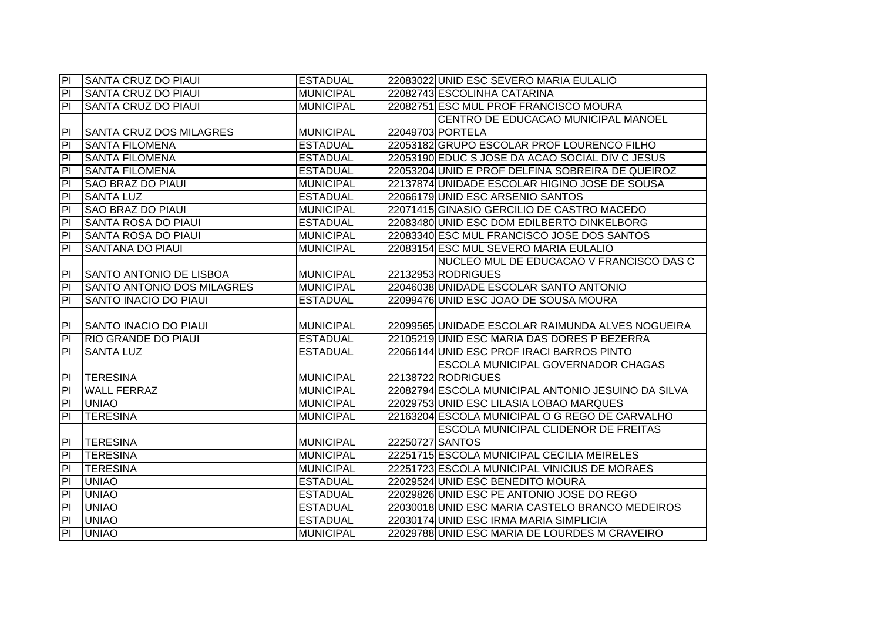| | | | | |
|---|---|---|---|---|
| PI | SANTA CRUZ DO PIAUI | ESTADUAL | 22083022 | UNID ESC SEVERO MARIA EULALIO |
| PI | SANTA CRUZ DO PIAUI | MUNICIPAL | 22082743 | ESCOLINHA CATARINA |
| PI | SANTA CRUZ DO PIAUI | MUNICIPAL | 22082751 | ESC MUL PROF FRANCISCO MOURA |
| PI | SANTA CRUZ DOS MILAGRES | MUNICIPAL | 22049703 | CENTRO DE EDUCACAO MUNICIPAL MANOEL PORTELA |
| PI | SANTA FILOMENA | ESTADUAL | 22053182 | GRUPO ESCOLAR PROF LOURENCO FILHO |
| PI | SANTA FILOMENA | ESTADUAL | 22053190 | EDUC S JOSE DA ACAO SOCIAL DIV C JESUS |
| PI | SANTA FILOMENA | ESTADUAL | 22053204 | UNID E PROF DELFINA SOBREIRA DE QUEIROZ |
| PI | SAO BRAZ DO PIAUI | MUNICIPAL | 22137874 | UNIDADE ESCOLAR HIGINO JOSE DE SOUSA |
| PI | SANTA LUZ | ESTADUAL | 22066179 | UNID ESC ARSENIO SANTOS |
| PI | SAO BRAZ DO PIAUI | MUNICIPAL | 22071415 | GINASIO GERCILIO DE CASTRO MACEDO |
| PI | SANTA ROSA DO PIAUI | ESTADUAL | 22083480 | UNID ESC DOM EDILBERTO DINKELBORG |
| PI | SANTA ROSA DO PIAUI | MUNICIPAL | 22083340 | ESC MUL FRANCISCO JOSE DOS SANTOS |
| PI | SANTANA DO PIAUI | MUNICIPAL | 22083154 | ESC MUL SEVERO MARIA EULALIO |
| PI | SANTO ANTONIO DE LISBOA | MUNICIPAL | 22132953 | NUCLEO MUL DE EDUCACAO V FRANCISCO DAS C RODRIGUES |
| PI | SANTO ANTONIO DOS MILAGRES | MUNICIPAL | 22046038 | UNIDADE ESCOLAR SANTO ANTONIO |
| PI | SANTO INACIO DO PIAUI | ESTADUAL | 22099476 | UNID ESC JOAO DE SOUSA MOURA |
| PI | SANTO INACIO DO PIAUI | MUNICIPAL | 22099565 | UNIDADE ESCOLAR RAIMUNDA ALVES NOGUEIRA |
| PI | RIO GRANDE DO PIAUI | ESTADUAL | 22105219 | UNID ESC MARIA DAS DORES P BEZERRA |
| PI | SANTA LUZ | ESTADUAL | 22066144 | UNID ESC PROF IRACI BARROS PINTO |
| PI | TERESINA | MUNICIPAL | 22138722 | ESCOLA MUNICIPAL GOVERNADOR CHAGAS RODRIGUES |
| PI | WALL FERRAZ | MUNICIPAL | 22082794 | ESCOLA MUNICIPAL ANTONIO JESUINO DA SILVA |
| PI | UNIAO | MUNICIPAL | 22029753 | UNID ESC LILASIA LOBAO MARQUES |
| PI | TERESINA | MUNICIPAL | 22163204 | ESCOLA MUNICIPAL O G REGO DE CARVALHO |
| PI | TERESINA | MUNICIPAL | 22250727 | ESCOLA MUNICIPAL CLIDENOR DE FREITAS SANTOS |
| PI | TERESINA | MUNICIPAL | 22251715 | ESCOLA MUNICIPAL CECILIA MEIRELES |
| PI | TERESINA | MUNICIPAL | 22251723 | ESCOLA MUNICIPAL VINICIUS DE MORAES |
| PI | UNIAO | ESTADUAL | 22029524 | UNID ESC BENEDITO MOURA |
| PI | UNIAO | ESTADUAL | 22029826 | UNID ESC PE ANTONIO JOSE DO REGO |
| PI | UNIAO | ESTADUAL | 22030018 | UNID ESC MARIA CASTELO BRANCO MEDEIROS |
| PI | UNIAO | ESTADUAL | 22030174 | UNID ESC IRMA MARIA SIMPLICIA |
| PI | UNIAO | MUNICIPAL | 22029788 | UNID ESC MARIA DE LOURDES M CRAVEIRO |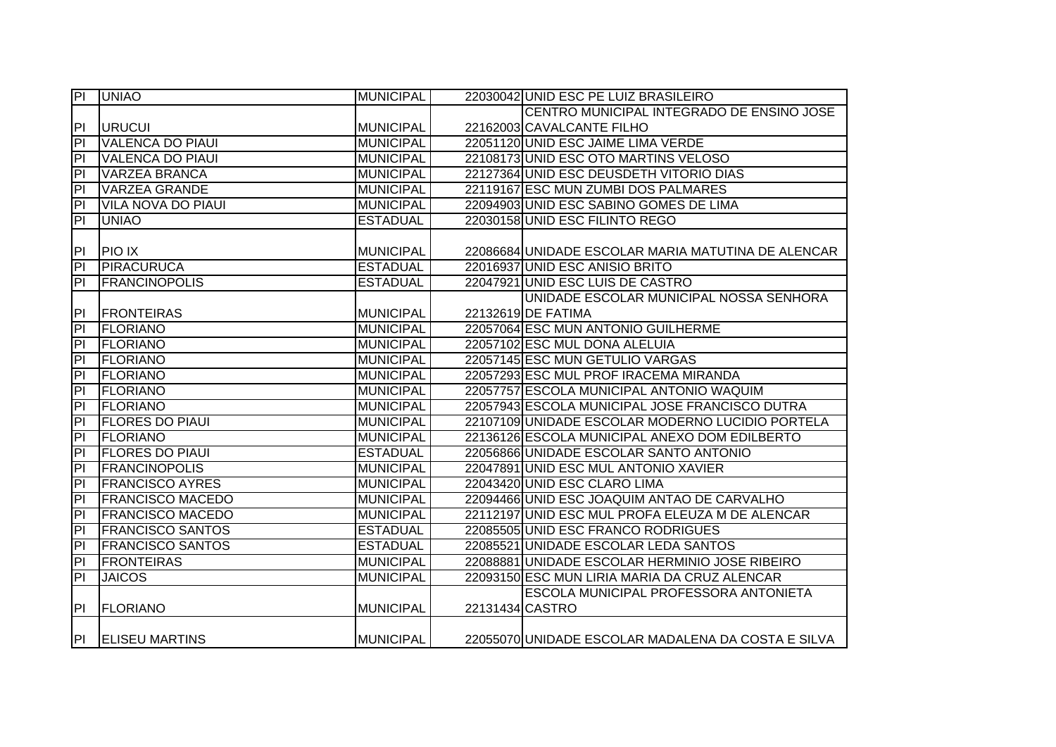| PI | UNIAO | MUNICIPAL | 22030042 | UNID ESC PE LUIZ BRASILEIRO |
|---|---|---|---|---|
| PI | URUCUI | MUNICIPAL | 22162003 | CENTRO MUNICIPAL INTEGRADO DE ENSINO JOSE CAVALCANTE FILHO |
| PI | VALENCA DO PIAUI | MUNICIPAL | 22051120 | UNID ESC JAIME LIMA VERDE |
| PI | VALENCA DO PIAUI | MUNICIPAL | 22108173 | UNID ESC OTO MARTINS VELOSO |
| PI | VARZEA BRANCA | MUNICIPAL | 22127364 | UNID ESC DEUSDETH VITORIO DIAS |
| PI | VARZEA GRANDE | MUNICIPAL | 22119167 | ESC MUN ZUMBI DOS PALMARES |
| PI | VILA NOVA DO PIAUI | MUNICIPAL | 22094903 | UNID ESC SABINO GOMES DE LIMA |
| PI | UNIAO | ESTADUAL | 22030158 | UNID ESC FILINTO REGO |
| PI | PIO IX | MUNICIPAL | 22086684 | UNIDADE ESCOLAR MARIA MATUTINA DE ALENCAR |
| PI | PIRACURUCA | ESTADUAL | 22016937 | UNID ESC ANISIO BRITO |
| PI | FRANCINOPOLIS | ESTADUAL | 22047921 | UNID ESC LUIS DE CASTRO |
| PI | FRONTEIRAS | MUNICIPAL | 22132619 | UNIDADE ESCOLAR MUNICIPAL NOSSA SENHORA DE FATIMA |
| PI | FLORIANO | MUNICIPAL | 22057064 | ESC MUN ANTONIO GUILHERME |
| PI | FLORIANO | MUNICIPAL | 22057102 | ESC MUL DONA ALELUIA |
| PI | FLORIANO | MUNICIPAL | 22057145 | ESC MUN GETULIO VARGAS |
| PI | FLORIANO | MUNICIPAL | 22057293 | ESC MUL PROF IRACEMA MIRANDA |
| PI | FLORIANO | MUNICIPAL | 22057757 | ESCOLA MUNICIPAL ANTONIO WAQUIM |
| PI | FLORIANO | MUNICIPAL | 22057943 | ESCOLA MUNICIPAL JOSE FRANCISCO DUTRA |
| PI | FLORES DO PIAUI | MUNICIPAL | 22107109 | UNIDADE ESCOLAR MODERNO LUCIDIO PORTELA |
| PI | FLORIANO | MUNICIPAL | 22136126 | ESCOLA MUNICIPAL ANEXO DOM EDILBERTO |
| PI | FLORES DO PIAUI | ESTADUAL | 22056866 | UNIDADE ESCOLAR SANTO ANTONIO |
| PI | FRANCINOPOLIS | MUNICIPAL | 22047891 | UNID ESC MUL ANTONIO XAVIER |
| PI | FRANCISCO AYRES | MUNICIPAL | 22043420 | UNID ESC CLARO LIMA |
| PI | FRANCISCO MACEDO | MUNICIPAL | 22094466 | UNID ESC JOAQUIM ANTAO DE CARVALHO |
| PI | FRANCISCO MACEDO | MUNICIPAL | 22112197 | UNID ESC MUL PROFA ELEUZA M DE ALENCAR |
| PI | FRANCISCO SANTOS | ESTADUAL | 22085505 | UNID ESC FRANCO RODRIGUES |
| PI | FRANCISCO SANTOS | ESTADUAL | 22085521 | UNIDADE ESCOLAR LEDA SANTOS |
| PI | FRONTEIRAS | MUNICIPAL | 22088881 | UNIDADE ESCOLAR HERMINIO JOSE RIBEIRO |
| PI | JAICOS | MUNICIPAL | 22093150 | ESC MUN LIRIA MARIA DA CRUZ ALENCAR |
| PI | FLORIANO | MUNICIPAL | 22131434 | ESCOLA MUNICIPAL PROFESSORA ANTONIETA CASTRO |
| PI | ELISEU MARTINS | MUNICIPAL | 22055070 | UNIDADE ESCOLAR MADALENA DA COSTA E SILVA |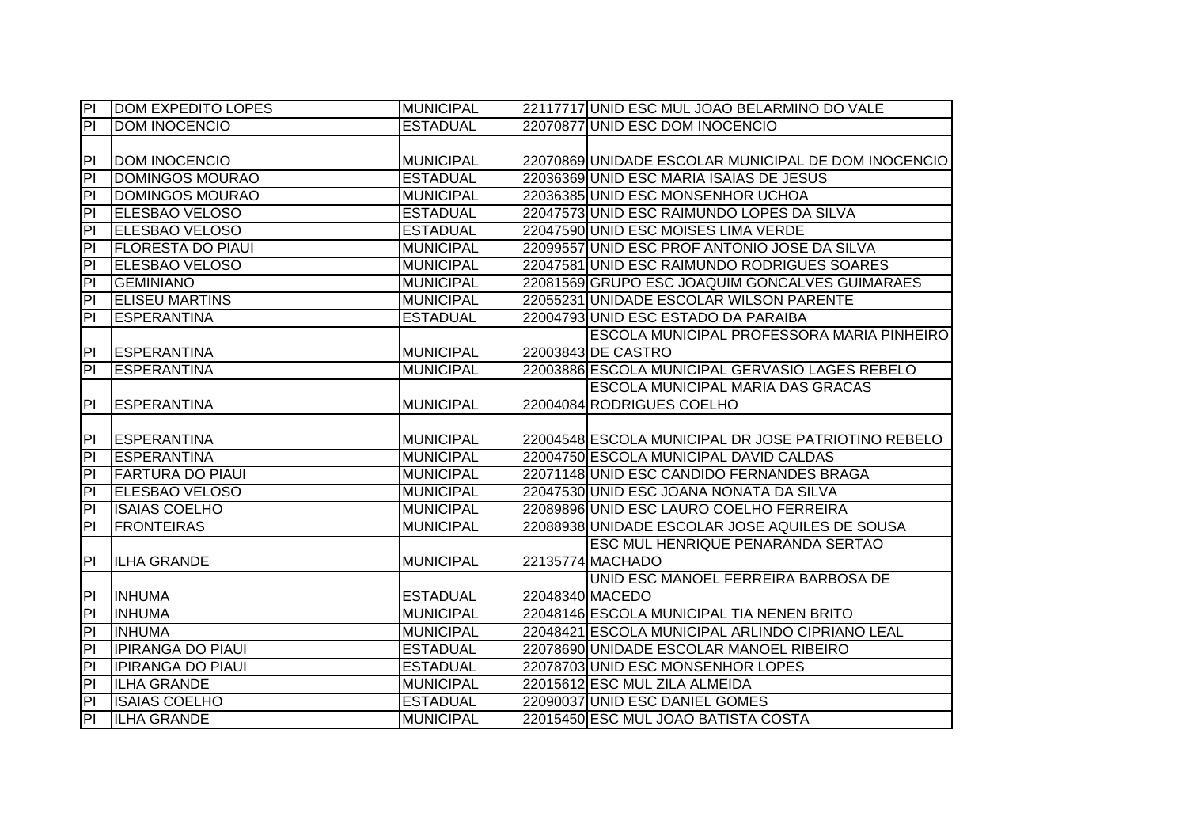| PI | DOM EXPEDITO LOPES | MUNICIPAL | 22117717 | UNID ESC MUL JOAO BELARMINO DO VALE |
|---|---|---|---|---|
| PI | DOM INOCENCIO | ESTADUAL | 22070877 | UNID ESC DOM INOCENCIO |
| PI | DOM INOCENCIO | MUNICIPAL | 22070869 | UNIDADE ESCOLAR MUNICIPAL DE DOM INOCENCIO |
| PI | DOMINGOS MOURAO | ESTADUAL | 22036369 | UNID ESC MARIA ISAIAS DE JESUS |
| PI | DOMINGOS MOURAO | MUNICIPAL | 22036385 | UNID ESC MONSENHOR UCHOA |
| PI | ELESBAO VELOSO | ESTADUAL | 22047573 | UNID ESC RAIMUNDO LOPES DA SILVA |
| PI | ELESBAO VELOSO | ESTADUAL | 22047590 | UNID ESC MOISES LIMA VERDE |
| PI | FLORESTA DO PIAUI | MUNICIPAL | 22099557 | UNID ESC PROF ANTONIO JOSE DA SILVA |
| PI | ELESBAO VELOSO | MUNICIPAL | 22047581 | UNID ESC RAIMUNDO RODRIGUES SOARES |
| PI | GEMINIANO | MUNICIPAL | 22081569 | GRUPO ESC JOAQUIM GONCALVES GUIMARAES |
| PI | ELISEU MARTINS | MUNICIPAL | 22055231 | UNIDADE ESCOLAR WILSON PARENTE |
| PI | ESPERANTINA | ESTADUAL | 22004793 | UNID ESC ESTADO DA PARAIBA |
| PI | ESPERANTINA | MUNICIPAL | 22003843 | ESCOLA MUNICIPAL PROFESSORA MARIA PINHEIRO DE CASTRO |
| PI | ESPERANTINA | MUNICIPAL | 22003886 | ESCOLA MUNICIPAL GERVASIO LAGES REBELO |
| PI | ESPERANTINA | MUNICIPAL | 22004084 | ESCOLA MUNICIPAL MARIA DAS GRACAS RODRIGUES COELHO |
| PI | ESPERANTINA | MUNICIPAL | 22004548 | ESCOLA MUNICIPAL DR JOSE PATRIOTINO REBELO |
| PI | ESPERANTINA | MUNICIPAL | 22004750 | ESCOLA MUNICIPAL DAVID CALDAS |
| PI | FARTURA DO PIAUI | MUNICIPAL | 22071148 | UNID ESC CANDIDO FERNANDES BRAGA |
| PI | ELESBAO VELOSO | MUNICIPAL | 22047530 | UNID ESC JOANA NONATA DA SILVA |
| PI | ISAIAS COELHO | MUNICIPAL | 22089896 | UNID ESC LAURO COELHO FERREIRA |
| PI | FRONTEIRAS | MUNICIPAL | 22088938 | UNIDADE ESCOLAR JOSE AQUILES DE SOUSA |
| PI | ILHA GRANDE | MUNICIPAL | 22135774 | ESC MUL HENRIQUE PENARANDA SERTAO MACHADO |
| PI | INHUMA | ESTADUAL | 22048340 | UNID ESC MANOEL FERREIRA BARBOSA DE MACEDO |
| PI | INHUMA | MUNICIPAL | 22048146 | ESCOLA MUNICIPAL TIA NENEN BRITO |
| PI | INHUMA | MUNICIPAL | 22048421 | ESCOLA MUNICIPAL ARLINDO CIPRIANO LEAL |
| PI | IPIRANGA DO PIAUI | ESTADUAL | 22078690 | UNIDADE ESCOLAR MANOEL RIBEIRO |
| PI | IPIRANGA DO PIAUI | ESTADUAL | 22078703 | UNID ESC MONSENHOR LOPES |
| PI | ILHA GRANDE | MUNICIPAL | 22015612 | ESC MUL ZILA ALMEIDA |
| PI | ISAIAS COELHO | ESTADUAL | 22090037 | UNID ESC DANIEL GOMES |
| PI | ILHA GRANDE | MUNICIPAL | 22015450 | ESC MUL JOAO BATISTA COSTA |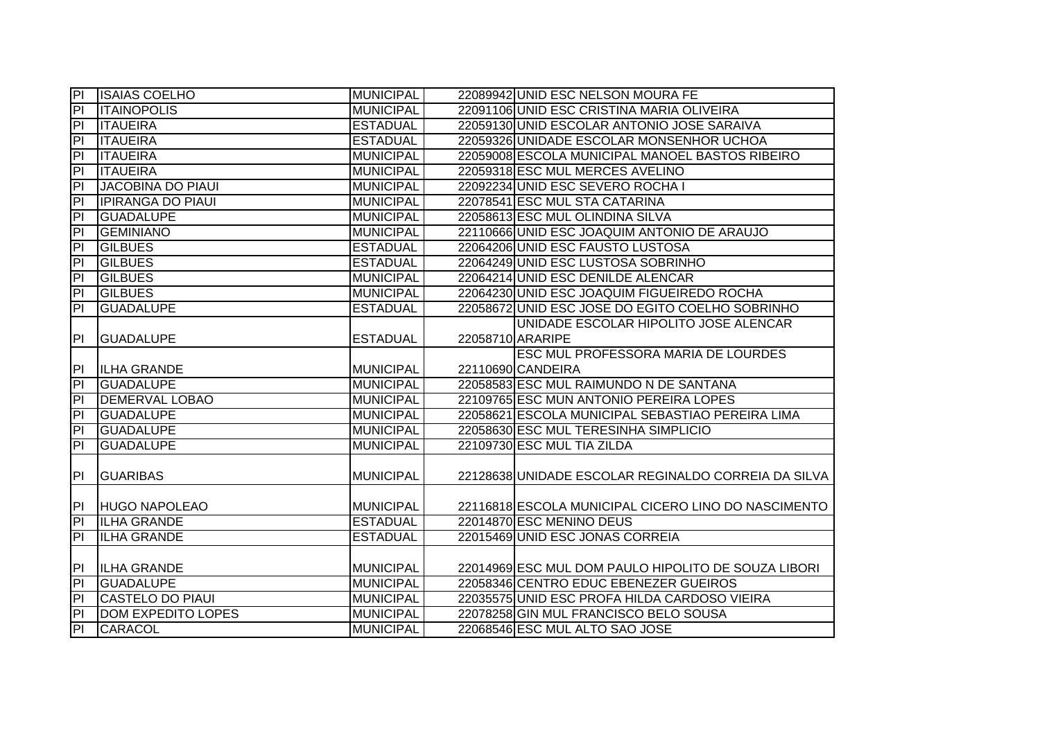| | | | | |
|---|---|---|---|---|
| PI | ISAIAS COELHO | MUNICIPAL | 22089942 | UNID ESC NELSON MOURA FE |
| PI | ITAINOPOLIS | MUNICIPAL | 22091106 | UNID ESC CRISTINA MARIA OLIVEIRA |
| PI | ITAUEIRA | ESTADUAL | 22059130 | UNID ESCOLAR ANTONIO JOSE SARAIVA |
| PI | ITAUEIRA | ESTADUAL | 22059326 | UNIDADE ESCOLAR MONSENHOR UCHOA |
| PI | ITAUEIRA | MUNICIPAL | 22059008 | ESCOLA MUNICIPAL MANOEL BASTOS RIBEIRO |
| PI | ITAUEIRA | MUNICIPAL | 22059318 | ESC MUL MERCES AVELINO |
| PI | JACOBINA DO PIAUI | MUNICIPAL | 22092234 | UNID ESC SEVERO ROCHA I |
| PI | IPIRANGA DO PIAUI | MUNICIPAL | 22078541 | ESC MUL STA CATARINA |
| PI | GUADALUPE | MUNICIPAL | 22058613 | ESC MUL OLINDINA SILVA |
| PI | GEMINIANO | MUNICIPAL | 22110666 | UNID ESC JOAQUIM ANTONIO DE ARAUJO |
| PI | GILBUES | ESTADUAL | 22064206 | UNID ESC FAUSTO LUSTOSA |
| PI | GILBUES | ESTADUAL | 22064249 | UNID ESC LUSTOSA SOBRINHO |
| PI | GILBUES | MUNICIPAL | 22064214 | UNID ESC DENILDE ALENCAR |
| PI | GILBUES | MUNICIPAL | 22064230 | UNID ESC JOAQUIM FIGUEIREDO ROCHA |
| PI | GUADALUPE | ESTADUAL | 22058672 | UNID ESC JOSE DO EGITO COELHO SOBRINHO |
| PI | GUADALUPE | ESTADUAL | 22058710 | UNIDADE ESCOLAR HIPOLITO JOSE ALENCAR ARARIPE |
| PI | ILHA GRANDE | MUNICIPAL | 22110690 | ESC MUL PROFESSORA MARIA DE LOURDES CANDEIRA |
| PI | GUADALUPE | MUNICIPAL | 22058583 | ESC MUL RAIMUNDO N DE SANTANA |
| PI | DEMERVAL LOBAO | MUNICIPAL | 22109765 | ESC MUN ANTONIO PEREIRA LOPES |
| PI | GUADALUPE | MUNICIPAL | 22058621 | ESCOLA MUNICIPAL SEBASTIAO PEREIRA LIMA |
| PI | GUADALUPE | MUNICIPAL | 22058630 | ESC MUL TERESINHA SIMPLICIO |
| PI | GUADALUPE | MUNICIPAL | 22109730 | ESC MUL TIA ZILDA |
| PI | GUARIBAS | MUNICIPAL | 22128638 | UNIDADE ESCOLAR REGINALDO CORREIA DA SILVA |
| PI | HUGO NAPOLEAO | MUNICIPAL | 22116818 | ESCOLA MUNICIPAL CICERO LINO DO NASCIMENTO |
| PI | ILHA GRANDE | ESTADUAL | 22014870 | ESC MENINO DEUS |
| PI | ILHA GRANDE | ESTADUAL | 22015469 | UNID ESC JONAS CORREIA |
| PI | ILHA GRANDE | MUNICIPAL | 22014969 | ESC MUL DOM PAULO HIPOLITO DE SOUZA LIBORI |
| PI | GUADALUPE | MUNICIPAL | 22058346 | CENTRO EDUC EBENEZER GUEIROS |
| PI | CASTELO DO PIAUI | MUNICIPAL | 22035575 | UNID ESC PROFA HILDA CARDOSO VIEIRA |
| PI | DOM EXPEDITO LOPES | MUNICIPAL | 22078258 | GIN MUL FRANCISCO BELO SOUSA |
| PI | CARACOL | MUNICIPAL | 22068546 | ESC MUL ALTO SAO JOSE |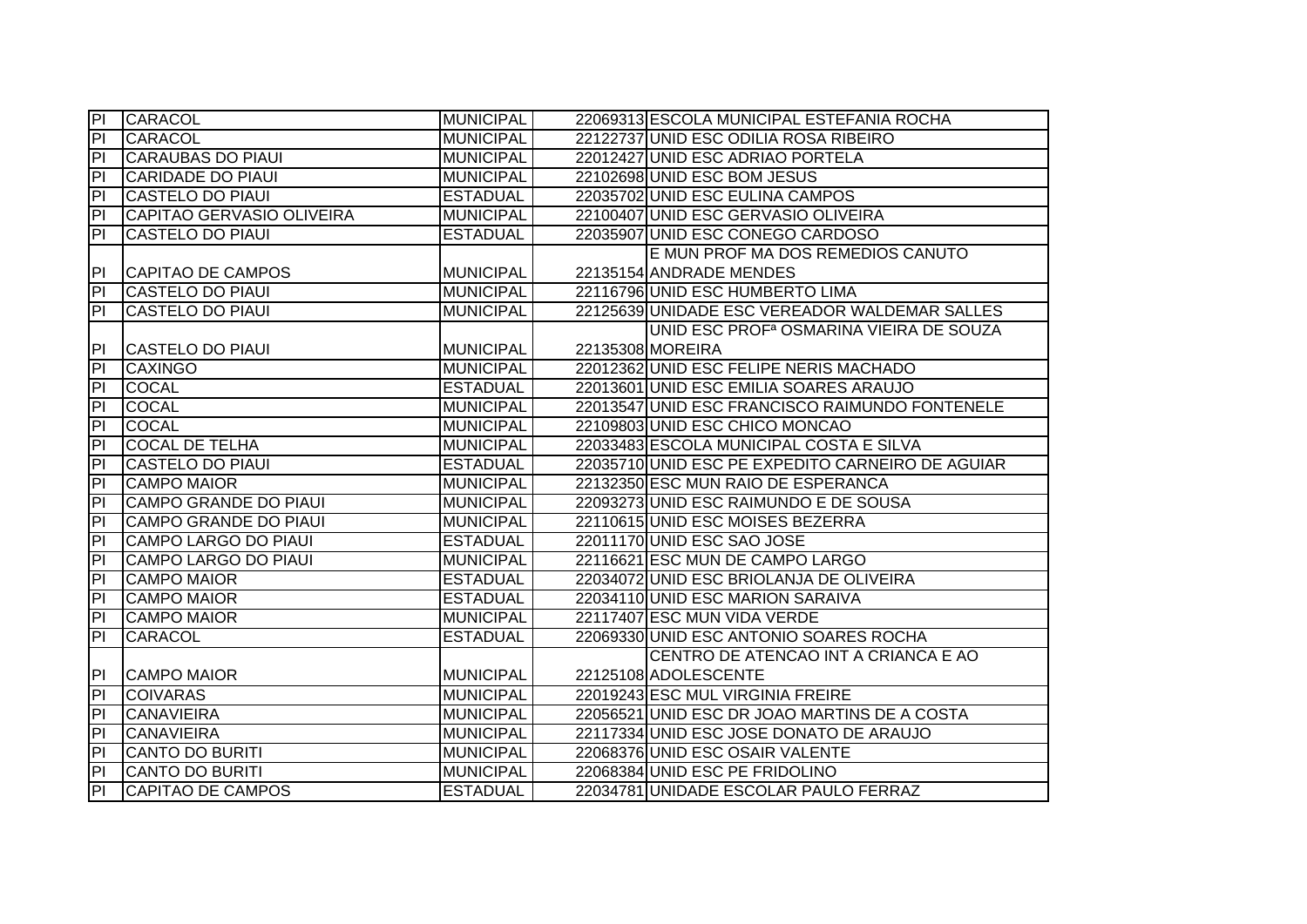| PI | CARACOL | MUNICIPAL | 22069313 | ESCOLA MUNICIPAL ESTEFANIA ROCHA |
|---|---|---|---|---|
| PI | CARACOL | MUNICIPAL | 22122737 | UNID ESC ODILIA ROSA RIBEIRO |
| PI | CARAUBAS DO PIAUI | MUNICIPAL | 22012427 | UNID ESC ADRIAO PORTELA |
| PI | CARIDADE DO PIAUI | MUNICIPAL | 22102698 | UNID ESC BOM JESUS |
| PI | CASTELO DO PIAUI | ESTADUAL | 22035702 | UNID ESC EULINA CAMPOS |
| PI | CAPITAO GERVASIO OLIVEIRA | MUNICIPAL | 22100407 | UNID ESC GERVASIO OLIVEIRA |
| PI | CASTELO DO PIAUI | ESTADUAL | 22035907 | UNID ESC CONEGO CARDOSO |
| PI | CAPITAO DE CAMPOS | MUNICIPAL | 22135154 | E MUN PROF MA DOS REMEDIOS CANUTO ANDRADE MENDES |
| PI | CASTELO DO PIAUI | MUNICIPAL | 22116796 | UNID ESC HUMBERTO LIMA |
| PI | CASTELO DO PIAUI | MUNICIPAL | 22125639 | UNIDADE ESC VEREADOR WALDEMAR SALLES |
| PI | CASTELO DO PIAUI | MUNICIPAL | 22135308 | UNID ESC PROFª OSMARINA VIEIRA DE SOUZA MOREIRA |
| PI | CAXINGO | MUNICIPAL | 22012362 | UNID ESC FELIPE NERIS MACHADO |
| PI | COCAL | ESTADUAL | 22013601 | UNID ESC EMILIA SOARES ARAUJO |
| PI | COCAL | MUNICIPAL | 22013547 | UNID ESC FRANCISCO RAIMUNDO FONTENELE |
| PI | COCAL | MUNICIPAL | 22109803 | UNID ESC CHICO MONCAO |
| PI | COCAL DE TELHA | MUNICIPAL | 22033483 | ESCOLA MUNICIPAL COSTA E SILVA |
| PI | CASTELO DO PIAUI | ESTADUAL | 22035710 | UNID ESC PE EXPEDITO CARNEIRO DE AGUIAR |
| PI | CAMPO MAIOR | MUNICIPAL | 22132350 | ESC MUN RAIO DE ESPERANCA |
| PI | CAMPO GRANDE DO PIAUI | MUNICIPAL | 22093273 | UNID ESC RAIMUNDO E DE SOUSA |
| PI | CAMPO GRANDE DO PIAUI | MUNICIPAL | 22110615 | UNID ESC MOISES BEZERRA |
| PI | CAMPO LARGO DO PIAUI | ESTADUAL | 22011170 | UNID ESC SAO JOSE |
| PI | CAMPO LARGO DO PIAUI | MUNICIPAL | 22116621 | ESC MUN DE CAMPO LARGO |
| PI | CAMPO MAIOR | ESTADUAL | 22034072 | UNID ESC BRIOLANJA DE OLIVEIRA |
| PI | CAMPO MAIOR | ESTADUAL | 22034110 | UNID ESC MARION SARAIVA |
| PI | CAMPO MAIOR | MUNICIPAL | 22117407 | ESC MUN VIDA VERDE |
| PI | CARACOL | ESTADUAL | 22069330 | UNID ESC ANTONIO SOARES ROCHA |
| PI | CAMPO MAIOR | MUNICIPAL | 22125108 | CENTRO DE ATENCAO INT A CRIANCA E AO ADOLESCENTE |
| PI | COIVARAS | MUNICIPAL | 22019243 | ESC MUL VIRGINIA FREIRE |
| PI | CANAVIEIRA | MUNICIPAL | 22056521 | UNID ESC DR JOAO MARTINS DE A COSTA |
| PI | CANAVIEIRA | MUNICIPAL | 22117334 | UNID ESC JOSE DONATO DE ARAUJO |
| PI | CANTO DO BURITI | MUNICIPAL | 22068376 | UNID ESC OSAIR VALENTE |
| PI | CANTO DO BURITI | MUNICIPAL | 22068384 | UNID ESC PE FRIDOLINO |
| PI | CAPITAO DE CAMPOS | ESTADUAL | 22034781 | UNIDADE ESCOLAR PAULO FERRAZ |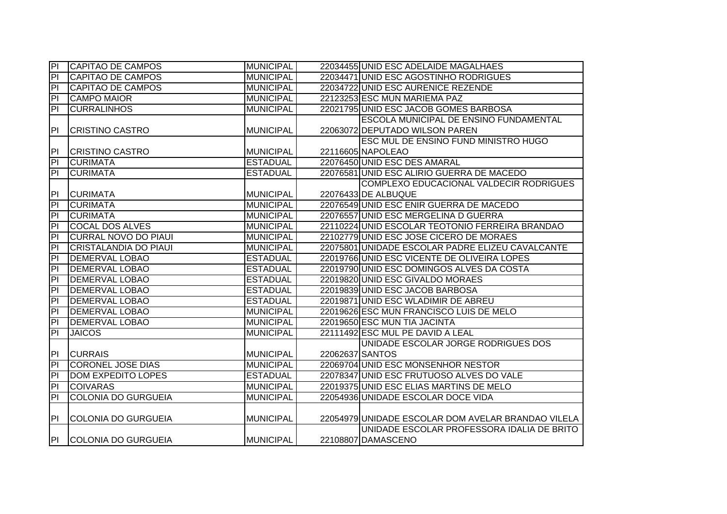| | | | | |
|---|---|---|---|---|
| PI | CAPITAO DE CAMPOS | MUNICIPAL | 22034455 | UNID ESC ADELAIDE MAGALHAES |
| PI | CAPITAO DE CAMPOS | MUNICIPAL | 22034471 | UNID ESC AGOSTINHO RODRIGUES |
| PI | CAPITAO DE CAMPOS | MUNICIPAL | 22034722 | UNID ESC AURENICE REZENDE |
| PI | CAMPO MAIOR | MUNICIPAL | 22123253 | ESC MUN MARIEMA PAZ |
| PI | CURRALINHOS | MUNICIPAL | 22021795 | UNID ESC JACOB GOMES BARBOSA |
| PI | CRISTINO CASTRO | MUNICIPAL | 22063072 | ESCOLA MUNICIPAL DE ENSINO FUNDAMENTAL DEPUTADO WILSON PAREN |
| PI | CRISTINO CASTRO | MUNICIPAL | 22116605 | ESC MUL DE ENSINO FUND MINISTRO HUGO NAPOLEAO |
| PI | CURIMATA | ESTADUAL | 22076450 | UNID ESC DES AMARAL |
| PI | CURIMATA | ESTADUAL | 22076581 | UNID ESC ALIRIO GUERRA DE MACEDO |
| PI | CURIMATA | MUNICIPAL | 22076433 | COMPLEXO EDUCACIONAL VALDECIR RODRIGUES DE ALBUQUE |
| PI | CURIMATA | MUNICIPAL | 22076549 | UNID ESC ENIR GUERRA DE MACEDO |
| PI | CURIMATA | MUNICIPAL | 22076557 | UNID ESC MERGELINA D GUERRA |
| PI | COCAL DOS ALVES | MUNICIPAL | 22110224 | UNID ESCOLAR TEOTONIO FERREIRA BRANDAO |
| PI | CURRAL NOVO DO PIAUI | MUNICIPAL | 22102779 | UNID ESC JOSE CICERO DE MORAES |
| PI | CRISTALANDIA DO PIAUI | MUNICIPAL | 22075801 | UNIDADE ESCOLAR PADRE ELIZEU CAVALCANTE |
| PI | DEMERVAL LOBAO | ESTADUAL | 22019766 | UNID ESC VICENTE DE OLIVEIRA LOPES |
| PI | DEMERVAL LOBAO | ESTADUAL | 22019790 | UNID ESC DOMINGOS ALVES DA COSTA |
| PI | DEMERVAL LOBAO | ESTADUAL | 22019820 | UNID ESC GIVALDO MORAES |
| PI | DEMERVAL LOBAO | ESTADUAL | 22019839 | UNID ESC JACOB BARBOSA |
| PI | DEMERVAL LOBAO | ESTADUAL | 22019871 | UNID ESC WLADIMIR DE ABREU |
| PI | DEMERVAL LOBAO | MUNICIPAL | 22019626 | ESC MUN FRANCISCO LUIS DE MELO |
| PI | DEMERVAL LOBAO | MUNICIPAL | 22019650 | ESC MUN TIA JACINTA |
| PI | JAICOS | MUNICIPAL | 22111492 | ESC MUL PE DAVID A LEAL |
| PI | CURRAIS | MUNICIPAL | 22062637 | UNIDADE ESCOLAR JORGE RODRIGUES DOS SANTOS |
| PI | CORONEL JOSE DIAS | MUNICIPAL | 22069704 | UNID ESC MONSENHOR NESTOR |
| PI | DOM EXPEDITO LOPES | ESTADUAL | 22078347 | UNID ESC FRUTUOSO ALVES DO VALE |
| PI | COIVARAS | MUNICIPAL | 22019375 | UNID ESC ELIAS MARTINS DE MELO |
| PI | COLONIA DO GURGUEIA | MUNICIPAL | 22054936 | UNIDADE ESCOLAR DOCE VIDA |
| PI | COLONIA DO GURGUEIA | MUNICIPAL | 22054979 | UNIDADE ESCOLAR DOM AVELAR BRANDAO VILELA |
| PI | COLONIA DO GURGUEIA | MUNICIPAL | 22108807 | UNIDADE ESCOLAR PROFESSORA IDALIA DE BRITO DAMASCENO |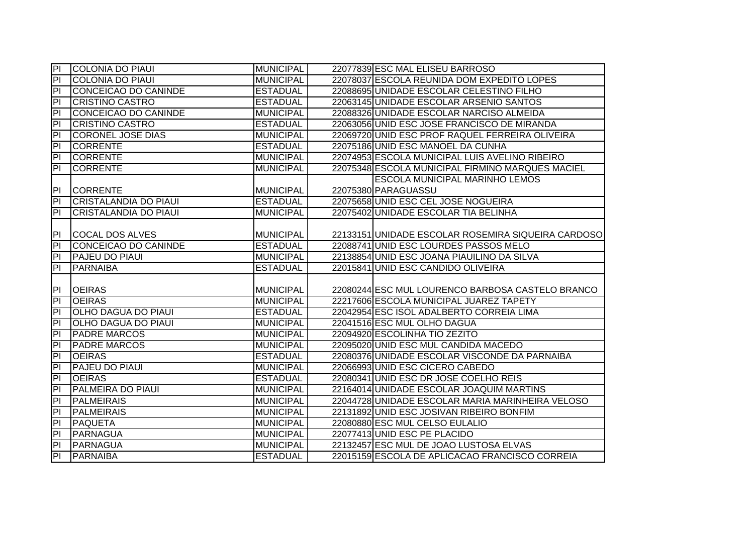| PI | COLONIA DO PIAUI | MUNICIPAL | 22077839 | ESC MAL ELISEU BARROSO |
|---|---|---|---|---|
| PI | COLONIA DO PIAUI | MUNICIPAL | 22078037 | ESCOLA REUNIDA DOM EXPEDITO LOPES |
| PI | CONCEICAO DO CANINDE | ESTADUAL | 22088695 | UNIDADE ESCOLAR CELESTINO FILHO |
| PI | CRISTINO CASTRO | ESTADUAL | 22063145 | UNIDADE ESCOLAR ARSENIO SANTOS |
| PI | CONCEICAO DO CANINDE | MUNICIPAL | 22088326 | UNIDADE ESCOLAR NARCISO ALMEIDA |
| PI | CRISTINO CASTRO | ESTADUAL | 22063056 | UNID ESC JOSE FRANCISCO DE MIRANDA |
| PI | CORONEL JOSE DIAS | MUNICIPAL | 22069720 | UNID ESC PROF RAQUEL FERREIRA OLIVEIRA |
| PI | CORRENTE | ESTADUAL | 22075186 | UNID ESC MANOEL DA CUNHA |
| PI | CORRENTE | MUNICIPAL | 22074953 | ESCOLA MUNICIPAL LUIS AVELINO RIBEIRO |
| PI | CORRENTE | MUNICIPAL | 22075348 | ESCOLA MUNICIPAL FIRMINO MARQUES MACIEL |
| PI | CORRENTE | MUNICIPAL | 22075380 | ESCOLA MUNICIPAL MARINHO LEMOS PARAGUASSU |
| PI | CRISTALANDIA DO PIAUI | ESTADUAL | 22075658 | UNID ESC CEL JOSE NOGUEIRA |
| PI | CRISTALANDIA DO PIAUI | MUNICIPAL | 22075402 | UNIDADE ESCOLAR TIA BELINHA |
| PI | COCAL DOS ALVES | MUNICIPAL | 22133151 | UNIDADE ESCOLAR ROSEMIRA SIQUEIRA CARDOSO |
| PI | CONCEICAO DO CANINDE | ESTADUAL | 22088741 | UNID ESC LOURDES PASSOS MELO |
| PI | PAJEU DO PIAUI | MUNICIPAL | 22138854 | UNID ESC JOANA PIAUILINO DA SILVA |
| PI | PARNAIBA | ESTADUAL | 22015841 | UNID ESC CANDIDO OLIVEIRA |
| PI | OEIRAS | MUNICIPAL | 22080244 | ESC MUL LOURENCO BARBOSA CASTELO BRANCO |
| PI | OEIRAS | MUNICIPAL | 22217606 | ESCOLA MUNICIPAL JUAREZ TAPETY |
| PI | OLHO DAGUA DO PIAUI | ESTADUAL | 22042954 | ESC ISOL ADALBERTO CORREIA LIMA |
| PI | OLHO DAGUA DO PIAUI | MUNICIPAL | 22041516 | ESC MUL OLHO DAGUA |
| PI | PADRE MARCOS | MUNICIPAL | 22094920 | ESCOLINHA TIO ZEZITO |
| PI | PADRE MARCOS | MUNICIPAL | 22095020 | UNID ESC MUL CANDIDA MACEDO |
| PI | OEIRAS | ESTADUAL | 22080376 | UNIDADE ESCOLAR VISCONDE DA PARNAIBA |
| PI | PAJEU DO PIAUI | MUNICIPAL | 22066993 | UNID ESC CICERO CABEDO |
| PI | OEIRAS | ESTADUAL | 22080341 | UNID ESC DR JOSE COELHO REIS |
| PI | PALMEIRA DO PIAUI | MUNICIPAL | 22164014 | UNIDADE ESCOLAR JOAQUIM MARTINS |
| PI | PALMEIRAIS | MUNICIPAL | 22044728 | UNIDADE ESCOLAR MARIA MARINHEIRA VELOSO |
| PI | PALMEIRAIS | MUNICIPAL | 22131892 | UNID ESC JOSIVAN RIBEIRO BONFIM |
| PI | PAQUETA | MUNICIPAL | 22080880 | ESC MUL CELSO EULALIO |
| PI | PARNAGUA | MUNICIPAL | 22077413 | UNID ESC PE PLACIDO |
| PI | PARNAGUA | MUNICIPAL | 22132457 | ESC MUL DE JOAO LUSTOSA ELVAS |
| PI | PARNAIBA | ESTADUAL | 22015159 | ESCOLA DE APLICACAO FRANCISCO CORREIA |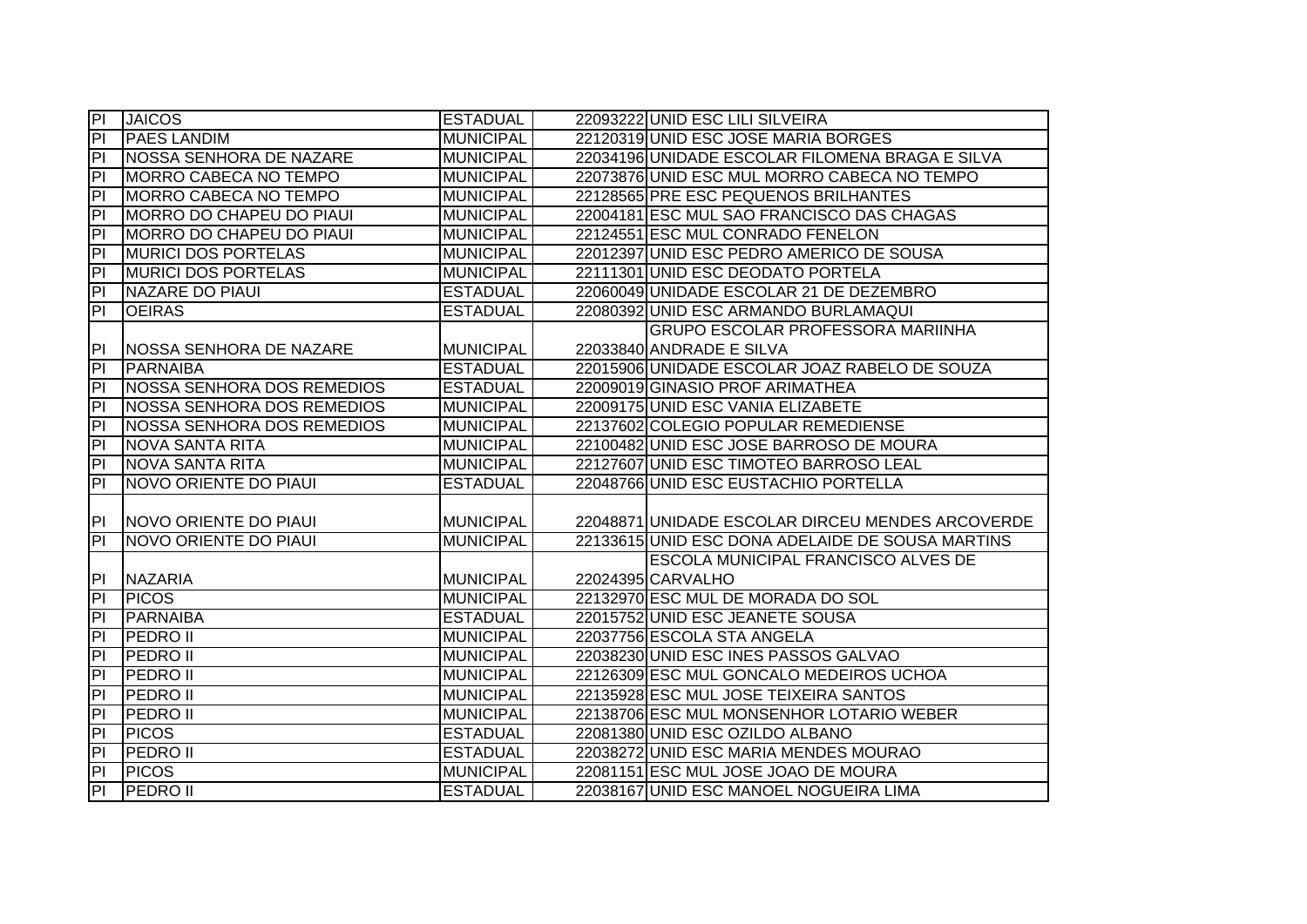| PI | JAICOS | ESTADUAL | 22093222 | UNID ESC LILI SILVEIRA |
|---|---|---|---|---|
| PI | PAES LANDIM | MUNICIPAL | 22120319 | UNID ESC JOSE MARIA BORGES |
| PI | NOSSA SENHORA DE NAZARE | MUNICIPAL | 22034196 | UNIDADE ESCOLAR FILOMENA BRAGA E SILVA |
| PI | MORRO CABECA NO TEMPO | MUNICIPAL | 22073876 | UNID ESC MUL MORRO CABECA NO TEMPO |
| PI | MORRO CABECA NO TEMPO | MUNICIPAL | 22128565 | PRE ESC PEQUENOS BRILHANTES |
| PI | MORRO DO CHAPEU DO PIAUI | MUNICIPAL | 22004181 | ESC MUL SAO FRANCISCO DAS CHAGAS |
| PI | MORRO DO CHAPEU DO PIAUI | MUNICIPAL | 22124551 | ESC MUL CONRADO FENELON |
| PI | MURICI DOS PORTELAS | MUNICIPAL | 22012397 | UNID ESC PEDRO AMERICO DE SOUSA |
| PI | MURICI DOS PORTELAS | MUNICIPAL | 22111301 | UNID ESC DEODATO PORTELA |
| PI | NAZARE DO PIAUI | ESTADUAL | 22060049 | UNIDADE ESCOLAR 21 DE DEZEMBRO |
| PI | OEIRAS | ESTADUAL | 22080392 | UNID ESC ARMANDO BURLAMAQUI |
| PI | NOSSA SENHORA DE NAZARE | MUNICIPAL | 22033840 | GRUPO ESCOLAR PROFESSORA MARIINHA ANDRADE E SILVA |
| PI | PARNAIBA | ESTADUAL | 22015906 | UNIDADE ESCOLAR JOAZ RABELO DE SOUZA |
| PI | NOSSA SENHORA DOS REMEDIOS | ESTADUAL | 22009019 | GINASIO PROF ARIMATHEA |
| PI | NOSSA SENHORA DOS REMEDIOS | MUNICIPAL | 22009175 | UNID ESC VANIA ELIZABETE |
| PI | NOSSA SENHORA DOS REMEDIOS | MUNICIPAL | 22137602 | COLEGIO POPULAR REMEDIENSE |
| PI | NOVA SANTA RITA | MUNICIPAL | 22100482 | UNID ESC JOSE BARROSO DE MOURA |
| PI | NOVA SANTA RITA | MUNICIPAL | 22127607 | UNID ESC TIMOTEO BARROSO LEAL |
| PI | NOVO ORIENTE DO PIAUI | ESTADUAL | 22048766 | UNID ESC EUSTACHIO PORTELLA |
| PI | NOVO ORIENTE DO PIAUI | MUNICIPAL | 22048871 | UNIDADE ESCOLAR DIRCEU MENDES ARCOVERDE |
| PI | NOVO ORIENTE DO PIAUI | MUNICIPAL | 22133615 | UNID ESC DONA ADELAIDE DE SOUSA MARTINS |
| PI | NAZARIA | MUNICIPAL | 22024395 | ESCOLA MUNICIPAL FRANCISCO ALVES DE CARVALHO |
| PI | PICOS | MUNICIPAL | 22132970 | ESC MUL DE MORADA DO SOL |
| PI | PARNAIBA | ESTADUAL | 22015752 | UNID ESC JEANETE SOUSA |
| PI | PEDRO II | MUNICIPAL | 22037756 | ESCOLA STA ANGELA |
| PI | PEDRO II | MUNICIPAL | 22038230 | UNID ESC INES PASSOS GALVAO |
| PI | PEDRO II | MUNICIPAL | 22126309 | ESC MUL GONCALO MEDEIROS UCHOA |
| PI | PEDRO II | MUNICIPAL | 22135928 | ESC MUL JOSE TEIXEIRA SANTOS |
| PI | PEDRO II | MUNICIPAL | 22138706 | ESC MUL MONSENHOR LOTARIO WEBER |
| PI | PICOS | ESTADUAL | 22081380 | UNID ESC OZILDO ALBANO |
| PI | PEDRO II | ESTADUAL | 22038272 | UNID ESC MARIA MENDES MOURAO |
| PI | PICOS | MUNICIPAL | 22081151 | ESC MUL JOSE JOAO DE MOURA |
| PI | PEDRO II | ESTADUAL | 22038167 | UNID ESC MANOEL NOGUEIRA LIMA |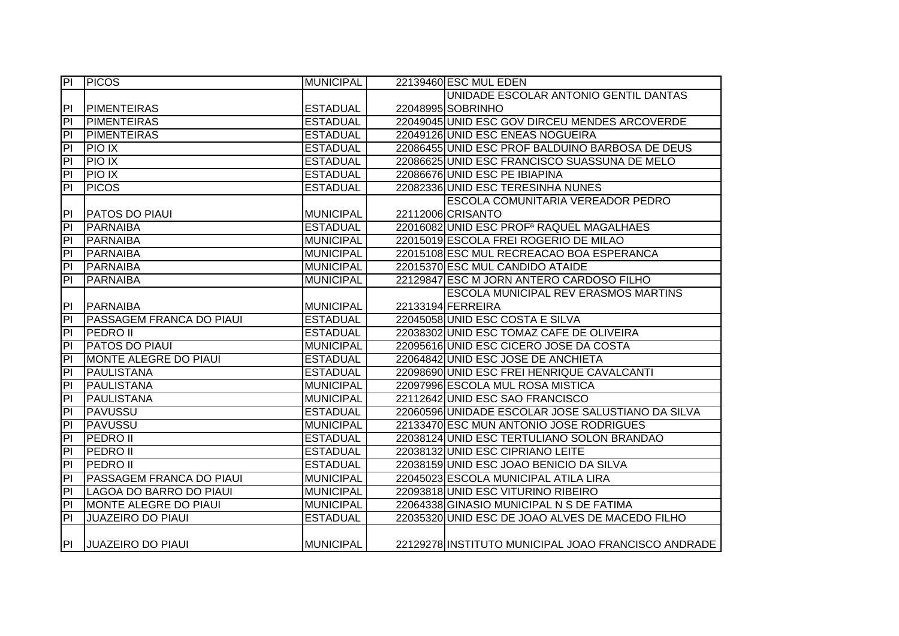| PI | PICOS | MUNICIPAL | 22139460 | ESC MUL EDEN |
|---|---|---|---|---|
| PI | PIMENTEIRAS | ESTADUAL | 22048995 | UNIDADE ESCOLAR ANTONIO GENTIL DANTAS SOBRINHO |
| PI | PIMENTEIRAS | ESTADUAL | 22049045 | UNID ESC GOV DIRCEU MENDES ARCOVERDE |
| PI | PIMENTEIRAS | ESTADUAL | 22049126 | UNID ESC ENEAS NOGUEIRA |
| PI | PIO IX | ESTADUAL | 22086455 | UNID ESC PROF BALDUINO BARBOSA DE DEUS |
| PI | PIO IX | ESTADUAL | 22086625 | UNID ESC FRANCISCO SUASSUNA DE MELO |
| PI | PIO IX | ESTADUAL | 22086676 | UNID ESC PE IBIAPINA |
| PI | PICOS | ESTADUAL | 22082336 | UNID ESC TERESINHA NUNES |
| PI | PATOS DO PIAUI | MUNICIPAL | 22112006 | ESCOLA COMUNITARIA VEREADOR PEDRO CRISANTO |
| PI | PARNAIBA | ESTADUAL | 22016082 | UNID ESC PROFª RAQUEL MAGALHAES |
| PI | PARNAIBA | MUNICIPAL | 22015019 | ESCOLA FREI ROGERIO DE MILAO |
| PI | PARNAIBA | MUNICIPAL | 22015108 | ESC MUL RECREACAO BOA ESPERANCA |
| PI | PARNAIBA | MUNICIPAL | 22015370 | ESC MUL CANDIDO ATAIDE |
| PI | PARNAIBA | MUNICIPAL | 22129847 | ESC M JORN ANTERO CARDOSO FILHO |
| PI | PARNAIBA | MUNICIPAL | 22133194 | ESCOLA MUNICIPAL REV ERASMOS MARTINS FERREIRA |
| PI | PASSAGEM FRANCA DO PIAUI | ESTADUAL | 22045058 | UNID ESC COSTA E SILVA |
| PI | PEDRO II | ESTADUAL | 22038302 | UNID ESC TOMAZ CAFE DE OLIVEIRA |
| PI | PATOS DO PIAUI | MUNICIPAL | 22095616 | UNID ESC CICERO JOSE DA COSTA |
| PI | MONTE ALEGRE DO PIAUI | ESTADUAL | 22064842 | UNID ESC JOSE DE ANCHIETA |
| PI | PAULISTANA | ESTADUAL | 22098690 | UNID ESC FREI HENRIQUE CAVALCANTI |
| PI | PAULISTANA | MUNICIPAL | 22097996 | ESCOLA MUL ROSA MISTICA |
| PI | PAULISTANA | MUNICIPAL | 22112642 | UNID ESC SAO FRANCISCO |
| PI | PAVUSSU | ESTADUAL | 22060596 | UNIDADE ESCOLAR JOSE SALUSTIANO DA SILVA |
| PI | PAVUSSU | MUNICIPAL | 22133470 | ESC MUN ANTONIO JOSE RODRIGUES |
| PI | PEDRO II | ESTADUAL | 22038124 | UNID ESC TERTULIANO SOLON BRANDAO |
| PI | PEDRO II | ESTADUAL | 22038132 | UNID ESC CIPRIANO LEITE |
| PI | PEDRO II | ESTADUAL | 22038159 | UNID ESC JOAO BENICIO DA SILVA |
| PI | PASSAGEM FRANCA DO PIAUI | MUNICIPAL | 22045023 | ESCOLA MUNICIPAL ATILA LIRA |
| PI | LAGOA DO BARRO DO PIAUI | MUNICIPAL | 22093818 | UNID ESC VITURINO RIBEIRO |
| PI | MONTE ALEGRE DO PIAUI | MUNICIPAL | 22064338 | GINASIO MUNICIPAL N S DE FATIMA |
| PI | JUAZEIRO DO PIAUI | ESTADUAL | 22035320 | UNID ESC DE JOAO ALVES DE MACEDO FILHO |
| PI | JUAZEIRO DO PIAUI | MUNICIPAL | 22129278 | INSTITUTO MUNICIPAL JOAO FRANCISCO ANDRADE |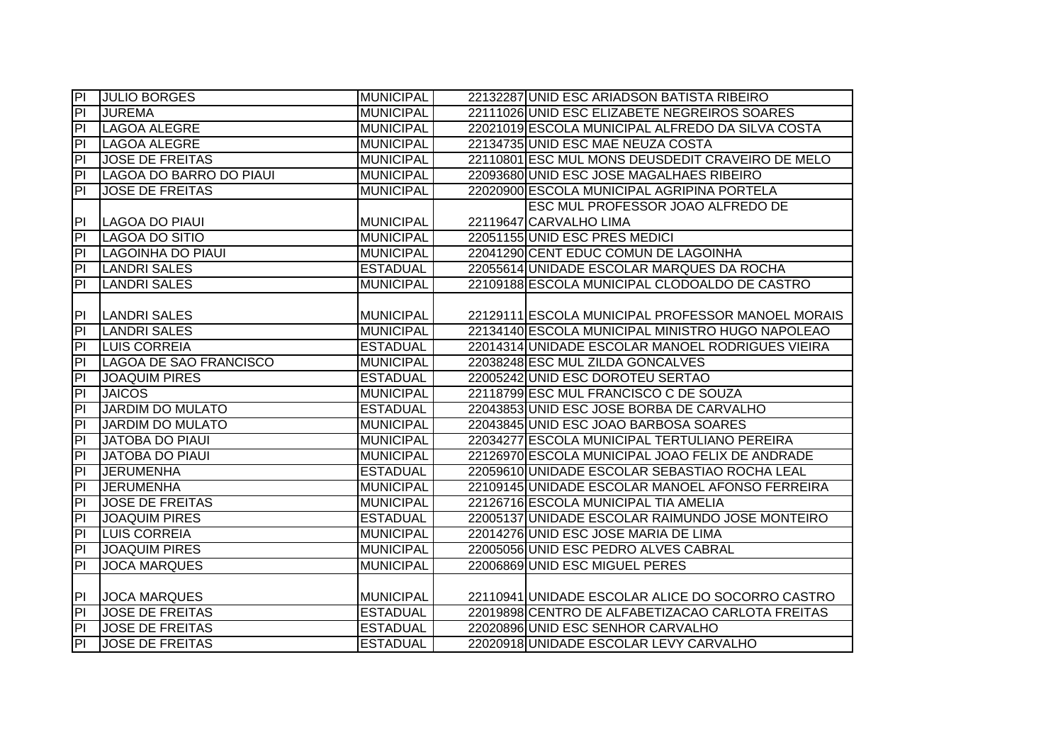| PI | JULIO BORGES | MUNICIPAL | 22132287 | UNID ESC ARIADSON BATISTA RIBEIRO |
|---|---|---|---|---|
| PI | JUREMA | MUNICIPAL | 22111026 | UNID ESC ELIZABETE NEGREIROS SOARES |
| PI | LAGOA ALEGRE | MUNICIPAL | 22021019 | ESCOLA MUNICIPAL ALFREDO DA SILVA COSTA |
| PI | LAGOA ALEGRE | MUNICIPAL | 22134735 | UNID ESC MAE NEUZA COSTA |
| PI | JOSE DE FREITAS | MUNICIPAL | 22110801 | ESC MUL MONS DEUSDEDIT CRAVEIRO DE MELO |
| PI | LAGOA DO BARRO DO PIAUI | MUNICIPAL | 22093680 | UNID ESC JOSE MAGALHAES RIBEIRO |
| PI | JOSE DE FREITAS | MUNICIPAL | 22020900 | ESCOLA MUNICIPAL AGRIPINA PORTELA |
| PI | LAGOA DO PIAUI | MUNICIPAL | 22119647 | ESC MUL PROFESSOR JOAO ALFREDO DE CARVALHO LIMA |
| PI | LAGOA DO SITIO | MUNICIPAL | 22051155 | UNID ESC PRES MEDICI |
| PI | LAGOINHA DO PIAUI | MUNICIPAL | 22041290 | CENT EDUC COMUN DE LAGOINHA |
| PI | LANDRI SALES | ESTADUAL | 22055614 | UNIDADE ESCOLAR MARQUES DA ROCHA |
| PI | LANDRI SALES | MUNICIPAL | 22109188 | ESCOLA MUNICIPAL CLODOALDO DE CASTRO |
| PI | LANDRI SALES | MUNICIPAL | 22129111 | ESCOLA MUNICIPAL PROFESSOR MANOEL MORAIS |
| PI | LANDRI SALES | MUNICIPAL | 22134140 | ESCOLA MUNICIPAL MINISTRO HUGO NAPOLEAO |
| PI | LUIS CORREIA | ESTADUAL | 22014314 | UNIDADE ESCOLAR MANOEL RODRIGUES VIEIRA |
| PI | LAGOA DE SAO FRANCISCO | MUNICIPAL | 22038248 | ESC MUL ZILDA GONCALVES |
| PI | JOAQUIM PIRES | ESTADUAL | 22005242 | UNID ESC DOROTEU SERTAO |
| PI | JAICOS | MUNICIPAL | 22118799 | ESC MUL FRANCISCO C DE SOUZA |
| PI | JARDIM DO MULATO | ESTADUAL | 22043853 | UNID ESC JOSE BORBA DE CARVALHO |
| PI | JARDIM DO MULATO | MUNICIPAL | 22043845 | UNID ESC JOAO BARBOSA SOARES |
| PI | JATOBA DO PIAUI | MUNICIPAL | 22034277 | ESCOLA MUNICIPAL TERTULIANO PEREIRA |
| PI | JATOBA DO PIAUI | MUNICIPAL | 22126970 | ESCOLA MUNICIPAL JOAO FELIX DE ANDRADE |
| PI | JERUMENHA | ESTADUAL | 22059610 | UNIDADE ESCOLAR SEBASTIAO ROCHA LEAL |
| PI | JERUMENHA | MUNICIPAL | 22109145 | UNIDADE ESCOLAR MANOEL AFONSO FERREIRA |
| PI | JOSE DE FREITAS | MUNICIPAL | 22126716 | ESCOLA MUNICIPAL TIA AMELIA |
| PI | JOAQUIM PIRES | ESTADUAL | 22005137 | UNIDADE ESCOLAR RAIMUNDO JOSE MONTEIRO |
| PI | LUIS CORREIA | MUNICIPAL | 22014276 | UNID ESC JOSE MARIA DE LIMA |
| PI | JOAQUIM PIRES | MUNICIPAL | 22005056 | UNID ESC PEDRO ALVES CABRAL |
| PI | JOCA MARQUES | MUNICIPAL | 22006869 | UNID ESC MIGUEL PERES |
| PI | JOCA MARQUES | MUNICIPAL | 22110941 | UNIDADE ESCOLAR ALICE DO SOCORRO CASTRO |
| PI | JOSE DE FREITAS | ESTADUAL | 22019898 | CENTRO DE ALFABETIZACAO CARLOTA FREITAS |
| PI | JOSE DE FREITAS | ESTADUAL | 22020896 | UNID ESC SENHOR CARVALHO |
| PI | JOSE DE FREITAS | ESTADUAL | 22020918 | UNIDADE ESCOLAR LEVY CARVALHO |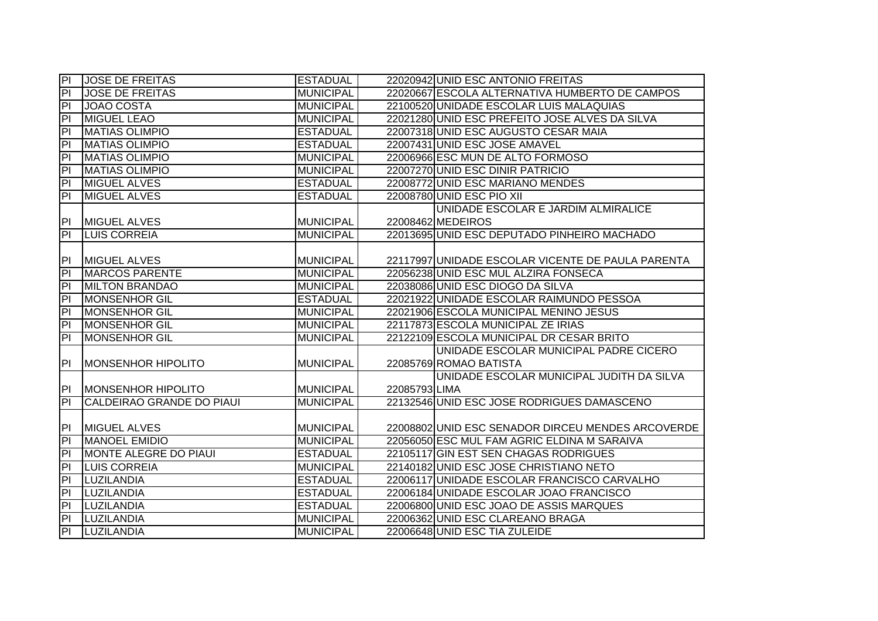| | | | | |
|---|---|---|---|---|
| PI | JOSE DE FREITAS | ESTADUAL | 22020942 | UNID ESC ANTONIO FREITAS |
| PI | JOSE DE FREITAS | MUNICIPAL | 22020667 | ESCOLA ALTERNATIVA HUMBERTO DE CAMPOS |
| PI | JOAO COSTA | MUNICIPAL | 22100520 | UNIDADE ESCOLAR LUIS MALAQUIAS |
| PI | MIGUEL LEAO | MUNICIPAL | 22021280 | UNID ESC PREFEITO JOSE ALVES DA SILVA |
| PI | MATIAS OLIMPIO | ESTADUAL | 22007318 | UNID ESC AUGUSTO CESAR MAIA |
| PI | MATIAS OLIMPIO | ESTADUAL | 22007431 | UNID ESC JOSE AMAVEL |
| PI | MATIAS OLIMPIO | MUNICIPAL | 22006966 | ESC MUN DE ALTO FORMOSO |
| PI | MATIAS OLIMPIO | MUNICIPAL | 22007270 | UNID ESC DINIR PATRICIO |
| PI | MIGUEL ALVES | ESTADUAL | 22008772 | UNID ESC MARIANO MENDES |
| PI | MIGUEL ALVES | ESTADUAL | 22008780 | UNID ESC PIO XII |
| PI | MIGUEL ALVES | MUNICIPAL | 22008462 | UNIDADE ESCOLAR E JARDIM ALMIRALICE MEDEIROS |
| PI | LUIS CORREIA | MUNICIPAL | 22013695 | UNID ESC DEPUTADO PINHEIRO MACHADO |
| PI | MIGUEL ALVES | MUNICIPAL | 22117997 | UNIDADE ESCOLAR VICENTE DE PAULA PARENTA |
| PI | MARCOS PARENTE | MUNICIPAL | 22056238 | UNID ESC MUL ALZIRA FONSECA |
| PI | MILTON BRANDAO | MUNICIPAL | 22038086 | UNID ESC DIOGO DA SILVA |
| PI | MONSENHOR GIL | ESTADUAL | 22021922 | UNIDADE ESCOLAR RAIMUNDO PESSOA |
| PI | MONSENHOR GIL | MUNICIPAL | 22021906 | ESCOLA MUNICIPAL MENINO JESUS |
| PI | MONSENHOR GIL | MUNICIPAL | 22117873 | ESCOLA MUNICIPAL ZE IRIAS |
| PI | MONSENHOR GIL | MUNICIPAL | 22122109 | ESCOLA MUNICIPAL DR CESAR BRITO |
| PI | MONSENHOR HIPOLITO | MUNICIPAL | 22085769 | UNIDADE ESCOLAR MUNICIPAL PADRE CICERO ROMAO BATISTA |
| PI | MONSENHOR HIPOLITO | MUNICIPAL | 22085793 | UNIDADE ESCOLAR MUNICIPAL JUDITH DA SILVA LIMA |
| PI | CALDEIRAO GRANDE DO PIAUI | MUNICIPAL | 22132546 | UNID ESC JOSE RODRIGUES DAMASCENO |
| PI | MIGUEL ALVES | MUNICIPAL | 22008802 | UNID ESC SENADOR DIRCEU MENDES ARCOVERDE |
| PI | MANOEL EMIDIO | MUNICIPAL | 22056050 | ESC MUL FAM AGRIC ELDINA M SARAIVA |
| PI | MONTE ALEGRE DO PIAUI | ESTADUAL | 22105117 | GIN EST SEN CHAGAS RODRIGUES |
| PI | LUIS CORREIA | MUNICIPAL | 22140182 | UNID ESC JOSE CHRISTIANO NETO |
| PI | LUZILANDIA | ESTADUAL | 22006117 | UNIDADE ESCOLAR FRANCISCO CARVALHO |
| PI | LUZILANDIA | ESTADUAL | 22006184 | UNIDADE ESCOLAR JOAO FRANCISCO |
| PI | LUZILANDIA | ESTADUAL | 22006800 | UNID ESC JOAO DE ASSIS MARQUES |
| PI | LUZILANDIA | MUNICIPAL | 22006362 | UNID ESC CLAREANO BRAGA |
| PI | LUZILANDIA | MUNICIPAL | 22006648 | UNID ESC TIA ZULEIDE |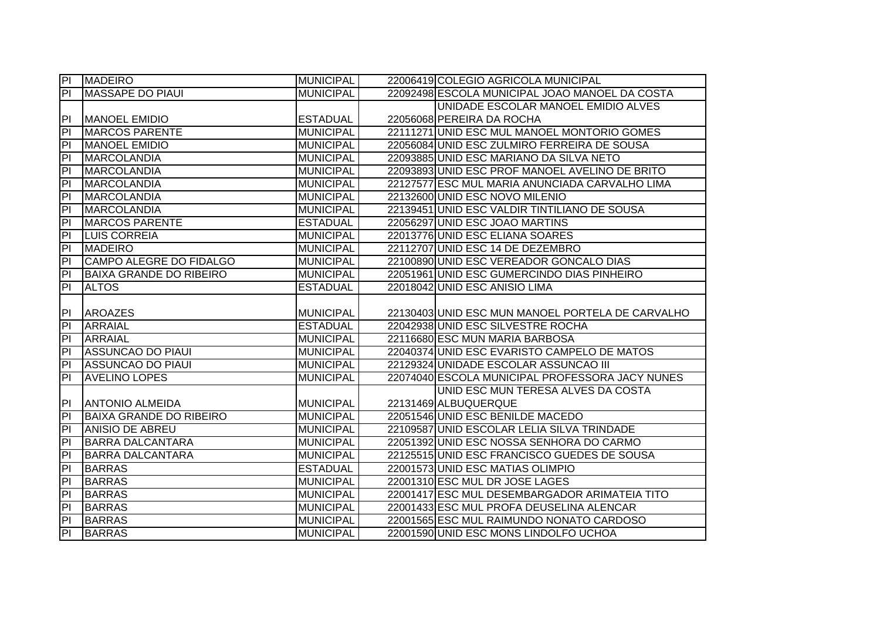| | | | | |
|---|---|---|---|---|
| PI | MADEIRO | MUNICIPAL | 22006419 | COLEGIO AGRICOLA MUNICIPAL |
| PI | MASSAPE DO PIAUI | MUNICIPAL | 22092498 | ESCOLA MUNICIPAL JOAO MANOEL DA COSTA |
| PI | MANOEL EMIDIO | ESTADUAL | 22056068 | UNIDADE ESCOLAR MANOEL EMIDIO ALVES PEREIRA DA ROCHA |
| PI | MARCOS PARENTE | MUNICIPAL | 22111271 | UNID ESC MUL MANOEL MONTORIO GOMES |
| PI | MANOEL EMIDIO | MUNICIPAL | 22056084 | UNID ESC ZULMIRO FERREIRA DE SOUSA |
| PI | MARCOLANDIA | MUNICIPAL | 22093885 | UNID ESC MARIANO DA SILVA NETO |
| PI | MARCOLANDIA | MUNICIPAL | 22093893 | UNID ESC PROF MANOEL AVELINO DE BRITO |
| PI | MARCOLANDIA | MUNICIPAL | 22127577 | ESC MUL MARIA ANUNCIADA CARVALHO LIMA |
| PI | MARCOLANDIA | MUNICIPAL | 22132600 | UNID ESC NOVO MILENIO |
| PI | MARCOLANDIA | MUNICIPAL | 22139451 | UNID ESC VALDIR TINTILIANO DE SOUSA |
| PI | MARCOS PARENTE | ESTADUAL | 22056297 | UNID ESC JOAO MARTINS |
| PI | LUIS CORREIA | MUNICIPAL | 22013776 | UNID ESC ELIANA SOARES |
| PI | MADEIRO | MUNICIPAL | 22112707 | UNID ESC 14 DE DEZEMBRO |
| PI | CAMPO ALEGRE DO FIDALGO | MUNICIPAL | 22100890 | UNID ESC VEREADOR GONCALO DIAS |
| PI | BAIXA GRANDE DO RIBEIRO | MUNICIPAL | 22051961 | UNID ESC GUMERCINDO DIAS PINHEIRO |
| PI | ALTOS | ESTADUAL | 22018042 | UNID ESC ANISIO LIMA |
| PI | AROAZES | MUNICIPAL | 22130403 | UNID ESC MUN MANOEL PORTELA DE CARVALHO |
| PI | ARRAIAL | ESTADUAL | 22042938 | UNID ESC SILVESTRE ROCHA |
| PI | ARRAIAL | MUNICIPAL | 22116680 | ESC MUN MARIA BARBOSA |
| PI | ASSUNCAO DO PIAUI | MUNICIPAL | 22040374 | UNID ESC EVARISTO CAMPELO DE MATOS |
| PI | ASSUNCAO DO PIAUI | MUNICIPAL | 22129324 | UNIDADE ESCOLAR ASSUNCAO III |
| PI | AVELINO LOPES | MUNICIPAL | 22074040 | ESCOLA MUNICIPAL PROFESSORA JACY NUNES |
| PI | ANTONIO ALMEIDA | MUNICIPAL | 22131469 | UNID ESC MUN TERESA ALVES DA COSTA ALBUQUERQUE |
| PI | BAIXA GRANDE DO RIBEIRO | MUNICIPAL | 22051546 | UNID ESC BENILDE MACEDO |
| PI | ANISIO DE ABREU | MUNICIPAL | 22109587 | UNID ESCOLAR LELIA SILVA TRINDADE |
| PI | BARRA DALCANTARA | MUNICIPAL | 22051392 | UNID ESC NOSSA SENHORA DO CARMO |
| PI | BARRA DALCANTARA | MUNICIPAL | 22125515 | UNID ESC FRANCISCO GUEDES DE SOUSA |
| PI | BARRAS | ESTADUAL | 22001573 | UNID ESC MATIAS OLIMPIO |
| PI | BARRAS | MUNICIPAL | 22001310 | ESC MUL DR JOSE LAGES |
| PI | BARRAS | MUNICIPAL | 22001417 | ESC MUL DESEMBARGADOR ARIMATEIA TITO |
| PI | BARRAS | MUNICIPAL | 22001433 | ESC MUL PROFA DEUSELINA ALENCAR |
| PI | BARRAS | MUNICIPAL | 22001565 | ESC MUL RAIMUNDO NONATO CARDOSO |
| PI | BARRAS | MUNICIPAL | 22001590 | UNID ESC MONS LINDOLFO UCHOA |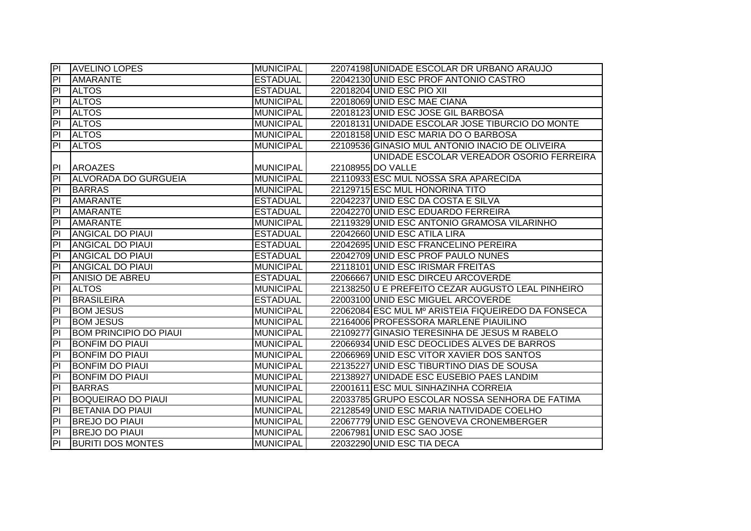| | | | | |
|---|---|---|---|---|
| PI | AVELINO LOPES | MUNICIPAL | 22074198 | UNIDADE ESCOLAR DR URBANO ARAUJO |
| PI | AMARANTE | ESTADUAL | 22042130 | UNID ESC PROF ANTONIO CASTRO |
| PI | ALTOS | ESTADUAL | 22018204 | UNID ESC PIO XII |
| PI | ALTOS | MUNICIPAL | 22018069 | UNID ESC MAE CIANA |
| PI | ALTOS | MUNICIPAL | 22018123 | UNID ESC JOSE GIL BARBOSA |
| PI | ALTOS | MUNICIPAL | 22018131 | UNIDADE ESCOLAR JOSE TIBURCIO DO MONTE |
| PI | ALTOS | MUNICIPAL | 22018158 | UNID ESC MARIA DO O BARBOSA |
| PI | ALTOS | MUNICIPAL | 22109536 | GINASIO MUL ANTONIO INACIO DE OLIVEIRA |
| PI | AROAZES | MUNICIPAL | 22108955 | UNIDADE ESCOLAR VEREADOR OSORIO FERREIRA DO VALLE |
| PI | ALVORADA DO GURGUEIA | MUNICIPAL | 22110933 | ESC MUL NOSSA SRA APARECIDA |
| PI | BARRAS | MUNICIPAL | 22129715 | ESC MUL HONORINA TITO |
| PI | AMARANTE | ESTADUAL | 22042237 | UNID ESC DA COSTA E SILVA |
| PI | AMARANTE | ESTADUAL | 22042270 | UNID ESC EDUARDO FERREIRA |
| PI | AMARANTE | MUNICIPAL | 22119329 | UNID ESC ANTONIO GRAMOSA VILARINHO |
| PI | ANGICAL DO PIAUI | ESTADUAL | 22042660 | UNID ESC ATILA LIRA |
| PI | ANGICAL DO PIAUI | ESTADUAL | 22042695 | UNID ESC FRANCELINO PEREIRA |
| PI | ANGICAL DO PIAUI | ESTADUAL | 22042709 | UNID ESC PROF PAULO NUNES |
| PI | ANGICAL DO PIAUI | MUNICIPAL | 22118101 | UNID ESC IRISMAR FREITAS |
| PI | ANISIO DE ABREU | ESTADUAL | 22066667 | UNID ESC DIRCEU ARCOVERDE |
| PI | ALTOS | MUNICIPAL | 22138250 | U E PREFEITO CEZAR AUGUSTO LEAL PINHEIRO |
| PI | BRASILEIRA | ESTADUAL | 22003100 | UNID ESC MIGUEL ARCOVERDE |
| PI | BOM JESUS | MUNICIPAL | 22062084 | ESC MUL Mº ARISTEIA FIQUEIREDO DA FONSECA |
| PI | BOM JESUS | MUNICIPAL | 22164006 | PROFESSORA MARLENE PIAUILINO |
| PI | BOM PRINCIPIO DO PIAUI | MUNICIPAL | 22109277 | GINASIO TERESINHA DE JESUS M RABELO |
| PI | BONFIM DO PIAUI | MUNICIPAL | 22066934 | UNID ESC DEOCLIDES ALVES DE BARROS |
| PI | BONFIM DO PIAUI | MUNICIPAL | 22066969 | UNID ESC VITOR XAVIER DOS SANTOS |
| PI | BONFIM DO PIAUI | MUNICIPAL | 22135227 | UNID ESC TIBURTINO DIAS DE SOUSA |
| PI | BONFIM DO PIAUI | MUNICIPAL | 22138927 | UNIDADE ESC EUSEBIO PAES LANDIM |
| PI | BARRAS | MUNICIPAL | 22001611 | ESC MUL SINHAZINHA CORREIA |
| PI | BOQUEIRAO DO PIAUI | MUNICIPAL | 22033785 | GRUPO ESCOLAR NOSSA SENHORA DE FATIMA |
| PI | BETANIA DO PIAUI | MUNICIPAL | 22128549 | UNID ESC MARIA NATIVIDADE COELHO |
| PI | BREJO DO PIAUI | MUNICIPAL | 22067779 | UNID ESC GENOVEVA CRONEMBERGER |
| PI | BREJO DO PIAUI | MUNICIPAL | 22067981 | UNID ESC SAO JOSE |
| PI | BURITI DOS MONTES | MUNICIPAL | 22032290 | UNID ESC TIA DECA |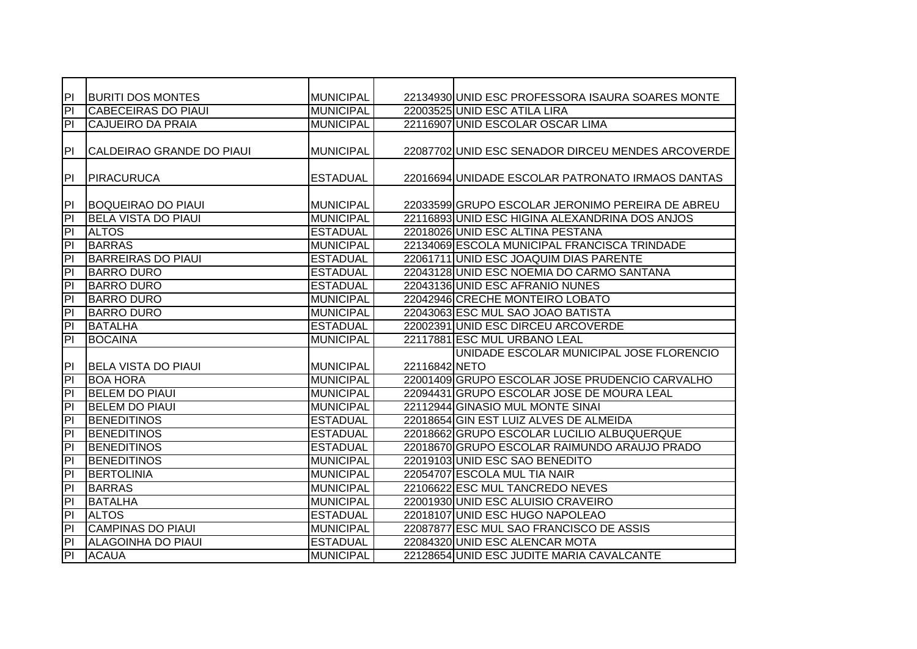| | | | | |
|---|---|---|---|---|
| PI | BURITI DOS MONTES | MUNICIPAL | 22134930 | UNID ESC PROFESSORA ISAURA SOARES MONTE |
| PI | CABECEIRAS DO PIAUI | MUNICIPAL | 22003525 | UNID ESC ATILA LIRA |
| PI | CAJUEIRO DA PRAIA | MUNICIPAL | 22116907 | UNID ESCOLAR OSCAR LIMA |
| PI | CALDEIRAO GRANDE DO PIAUI | MUNICIPAL | 22087702 | UNID ESC SENADOR DIRCEU MENDES ARCOVERDE |
| PI | PIRACURUCA | ESTADUAL | 22016694 | UNIDADE ESCOLAR PATRONATO IRMAOS DANTAS |
| PI | BOQUEIRAO DO PIAUI | MUNICIPAL | 22033599 | GRUPO ESCOLAR JERONIMO PEREIRA DE ABREU |
| PI | BELA VISTA DO PIAUI | MUNICIPAL | 22116893 | UNID ESC HIGINA ALEXANDRINA DOS ANJOS |
| PI | ALTOS | ESTADUAL | 22018026 | UNID ESC ALTINA PESTANA |
| PI | BARRAS | MUNICIPAL | 22134069 | ESCOLA MUNICIPAL FRANCISCA TRINDADE |
| PI | BARREIRAS DO PIAUI | ESTADUAL | 22061711 | UNID ESC JOAQUIM DIAS PARENTE |
| PI | BARRO DURO | ESTADUAL | 22043128 | UNID ESC NOEMIA DO CARMO SANTANA |
| PI | BARRO DURO | ESTADUAL | 22043136 | UNID ESC AFRANIO NUNES |
| PI | BARRO DURO | MUNICIPAL | 22042946 | CRECHE MONTEIRO LOBATO |
| PI | BARRO DURO | MUNICIPAL | 22043063 | ESC MUL SAO JOAO BATISTA |
| PI | BATALHA | ESTADUAL | 22002391 | UNID ESC DIRCEU ARCOVERDE |
| PI | BOCAINA | MUNICIPAL | 22117881 | ESC MUL URBANO LEAL |
| PI | BELA VISTA DO PIAUI | MUNICIPAL | 22116842 | UNIDADE ESCOLAR MUNICIPAL JOSE FLORENCIO NETO |
| PI | BOA HORA | MUNICIPAL | 22001409 | GRUPO ESCOLAR JOSE PRUDENCIO CARVALHO |
| PI | BELEM DO PIAUI | MUNICIPAL | 22094431 | GRUPO ESCOLAR JOSE DE MOURA LEAL |
| PI | BELEM DO PIAUI | MUNICIPAL | 22112944 | GINASIO MUL MONTE SINAI |
| PI | BENEDITINOS | ESTADUAL | 22018654 | GIN EST LUIZ ALVES DE ALMEIDA |
| PI | BENEDITINOS | ESTADUAL | 22018662 | GRUPO ESCOLAR LUCILIO ALBUQUERQUE |
| PI | BENEDITINOS | ESTADUAL | 22018670 | GRUPO ESCOLAR RAIMUNDO ARAUJO PRADO |
| PI | BENEDITINOS | MUNICIPAL | 22019103 | UNID ESC SAO BENEDITO |
| PI | BERTOLINIA | MUNICIPAL | 22054707 | ESCOLA MUL TIA NAIR |
| PI | BARRAS | MUNICIPAL | 22106622 | ESC MUL TANCREDO NEVES |
| PI | BATALHA | MUNICIPAL | 22001930 | UNID ESC ALUISIO CRAVEIRO |
| PI | ALTOS | ESTADUAL | 22018107 | UNID ESC HUGO NAPOLEAO |
| PI | CAMPINAS DO PIAUI | MUNICIPAL | 22087877 | ESC MUL SAO FRANCISCO DE ASSIS |
| PI | ALAGOINHA DO PIAUI | ESTADUAL | 22084320 | UNID ESC ALENCAR MOTA |
| PI | ACAUA | MUNICIPAL | 22128654 | UNID ESC JUDITE MARIA CAVALCANTE |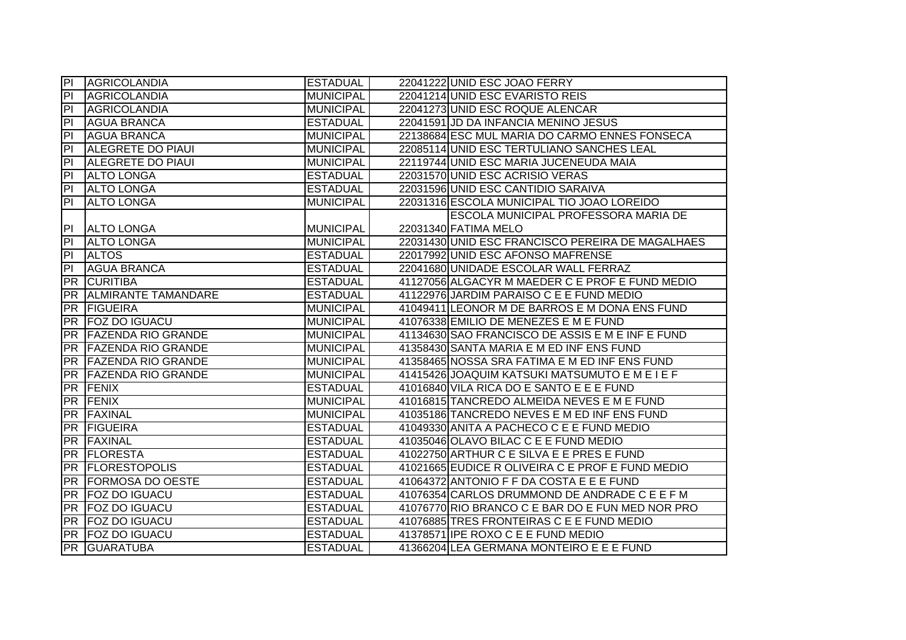| | | | | |
|---|---|---|---|---|
| PI | AGRICOLANDIA | ESTADUAL | 22041222 | UNID ESC JOAO FERRY |
| PI | AGRICOLANDIA | MUNICIPAL | 22041214 | UNID ESC EVARISTO REIS |
| PI | AGRICOLANDIA | MUNICIPAL | 22041273 | UNID ESC ROQUE ALENCAR |
| PI | AGUA BRANCA | ESTADUAL | 22041591 | JD DA INFANCIA MENINO JESUS |
| PI | AGUA BRANCA | MUNICIPAL | 22138684 | ESC MUL MARIA DO CARMO ENNES FONSECA |
| PI | ALEGRETE DO PIAUI | MUNICIPAL | 22085114 | UNID ESC TERTULIANO SANCHES LEAL |
| PI | ALEGRETE DO PIAUI | MUNICIPAL | 22119744 | UNID ESC MARIA JUCENEUDA MAIA |
| PI | ALTO LONGA | ESTADUAL | 22031570 | UNID ESC ACRISIO VERAS |
| PI | ALTO LONGA | ESTADUAL | 22031596 | UNID ESC CANTIDIO SARAIVA |
| PI | ALTO LONGA | MUNICIPAL | 22031316 | ESCOLA MUNICIPAL TIO JOAO LOREIDO |
| PI | ALTO LONGA | MUNICIPAL | 22031340 | ESCOLA MUNICIPAL PROFESSORA MARIA DE FATIMA MELO |
| PI | ALTO LONGA | MUNICIPAL | 22031430 | UNID ESC FRANCISCO PEREIRA DE MAGALHAES |
| PI | ALTOS | ESTADUAL | 22017992 | UNID ESC AFONSO MAFRENSE |
| PI | AGUA BRANCA | ESTADUAL | 22041680 | UNIDADE ESCOLAR WALL FERRAZ |
| PR | CURITIBA | ESTADUAL | 41127056 | ALGACYR M MAEDER C E PROF E FUND MEDIO |
| PR | ALMIRANTE TAMANDARE | ESTADUAL | 41122976 | JARDIM PARAISO C E E FUND MEDIO |
| PR | FIGUEIRA | MUNICIPAL | 41049411 | LEONOR M DE BARROS E M DONA ENS FUND |
| PR | FOZ DO IGUACU | MUNICIPAL | 41076338 | EMILIO DE MENEZES E M E FUND |
| PR | FAZENDA RIO GRANDE | MUNICIPAL | 41134630 | SAO FRANCISCO DE ASSIS E M E INF E FUND |
| PR | FAZENDA RIO GRANDE | MUNICIPAL | 41358430 | SANTA MARIA E M ED INF ENS FUND |
| PR | FAZENDA RIO GRANDE | MUNICIPAL | 41358465 | NOSSA SRA FATIMA E M ED INF ENS FUND |
| PR | FAZENDA RIO GRANDE | MUNICIPAL | 41415426 | JOAQUIM KATSUKI MATSUMUTO E M E I E F |
| PR | FENIX | ESTADUAL | 41016840 | VILA RICA DO E SANTO E E E FUND |
| PR | FENIX | MUNICIPAL | 41016815 | TANCREDO ALMEIDA NEVES E M E FUND |
| PR | FAXINAL | MUNICIPAL | 41035186 | TANCREDO NEVES E M ED INF ENS FUND |
| PR | FIGUEIRA | ESTADUAL | 41049330 | ANITA A PACHECO C E E FUND MEDIO |
| PR | FAXINAL | ESTADUAL | 41035046 | OLAVO BILAC C E E FUND MEDIO |
| PR | FLORESTA | ESTADUAL | 41022750 | ARTHUR C E SILVA E E PRES E FUND |
| PR | FLORESTOPOLIS | ESTADUAL | 41021665 | EUDICE R OLIVEIRA C E PROF E FUND MEDIO |
| PR | FORMOSA DO OESTE | ESTADUAL | 41064372 | ANTONIO F F DA COSTA E E E FUND |
| PR | FOZ DO IGUACU | ESTADUAL | 41076354 | CARLOS DRUMMOND DE ANDRADE C E E F M |
| PR | FOZ DO IGUACU | ESTADUAL | 41076770 | RIO BRANCO C E BAR DO E FUN MED NOR PRO |
| PR | FOZ DO IGUACU | ESTADUAL | 41076885 | TRES FRONTEIRAS C E E FUND MEDIO |
| PR | FOZ DO IGUACU | ESTADUAL | 41378571 | IPE ROXO C E E FUND MEDIO |
| PR | GUARATUBA | ESTADUAL | 41366204 | LEA GERMANA MONTEIRO E E E FUND |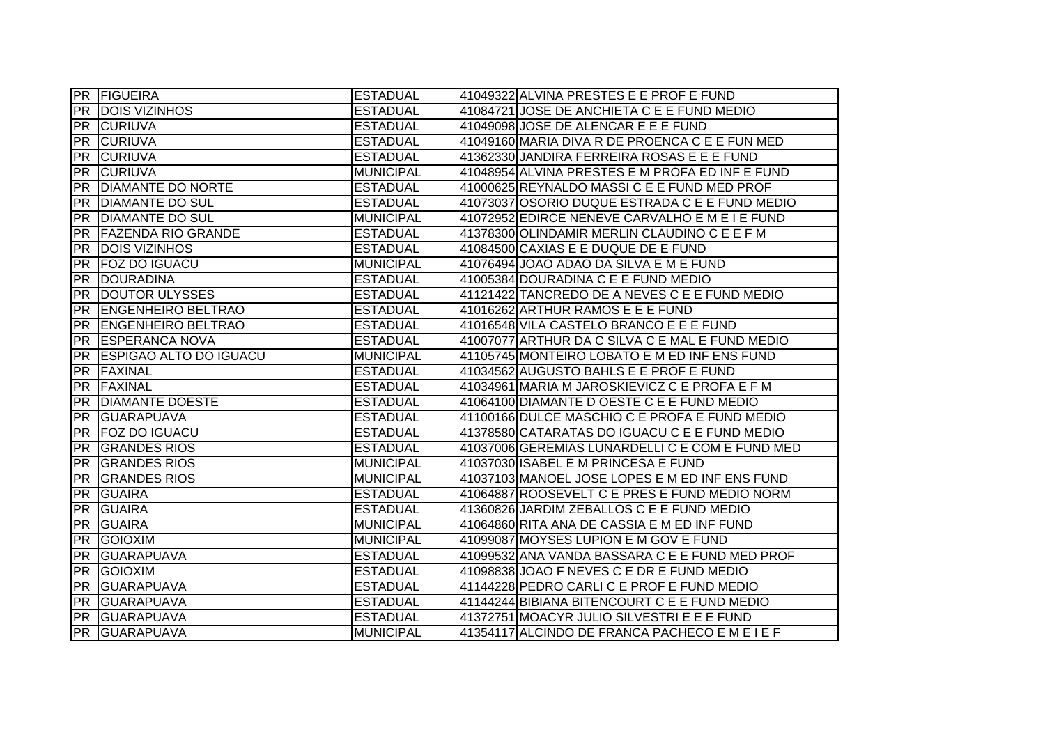| PR | FIGUEIRA | ESTADUAL | 41049322 | ALVINA PRESTES E E PROF E FUND |
|---|---|---|---|---|
| PR | DOIS VIZINHOS | ESTADUAL | 41084721 | JOSE DE ANCHIETA C E E FUND MEDIO |
| PR | CURIUVA | ESTADUAL | 41049098 | JOSE DE ALENCAR E E E FUND |
| PR | CURIUVA | ESTADUAL | 41049160 | MARIA DIVA R DE PROENCA C E E FUN MED |
| PR | CURIUVA | ESTADUAL | 41362330 | JANDIRA FERREIRA ROSAS E E E FUND |
| PR | CURIUVA | MUNICIPAL | 41048954 | ALVINA PRESTES E M PROFA ED INF E FUND |
| PR | DIAMANTE DO NORTE | ESTADUAL | 41000625 | REYNALDO MASSI C E E FUND MED PROF |
| PR | DIAMANTE DO SUL | ESTADUAL | 41073037 | OSORIO DUQUE ESTRADA C E E FUND MEDIO |
| PR | DIAMANTE DO SUL | MUNICIPAL | 41072952 | EDIRCE NENEVE CARVALHO E M E I E FUND |
| PR | FAZENDA RIO GRANDE | ESTADUAL | 41378300 | OLINDAMIR MERLIN CLAUDINO C E E F M |
| PR | DOIS VIZINHOS | ESTADUAL | 41084500 | CAXIAS E E DUQUE DE E FUND |
| PR | FOZ DO IGUACU | MUNICIPAL | 41076494 | JOAO ADAO DA SILVA E M E FUND |
| PR | DOURADINA | ESTADUAL | 41005384 | DOURADINA C E E FUND MEDIO |
| PR | DOUTOR ULYSSES | ESTADUAL | 41121422 | TANCREDO DE A NEVES C E E FUND MEDIO |
| PR | ENGENHEIRO BELTRAO | ESTADUAL | 41016262 | ARTHUR RAMOS E E E FUND |
| PR | ENGENHEIRO BELTRAO | ESTADUAL | 41016548 | VILA CASTELO BRANCO E E E FUND |
| PR | ESPERANCA NOVA | ESTADUAL | 41007077 | ARTHUR DA C SILVA C E MAL E FUND MEDIO |
| PR | ESPIGAO ALTO DO IGUACU | MUNICIPAL | 41105745 | MONTEIRO LOBATO E M ED INF ENS FUND |
| PR | FAXINAL | ESTADUAL | 41034562 | AUGUSTO BAHLS E E PROF E FUND |
| PR | FAXINAL | ESTADUAL | 41034961 | MARIA M JAROSKIEVICZ C E PROFA E F M |
| PR | DIAMANTE DOESTE | ESTADUAL | 41064100 | DIAMANTE D OESTE C E E FUND MEDIO |
| PR | GUARAPUAVA | ESTADUAL | 41100166 | DULCE MASCHIO C E PROFA E FUND MEDIO |
| PR | FOZ DO IGUACU | ESTADUAL | 41378580 | CATARATAS DO IGUACU C E E FUND MEDIO |
| PR | GRANDES RIOS | ESTADUAL | 41037006 | GEREMIAS LUNARDELLI C E COM E FUND MED |
| PR | GRANDES RIOS | MUNICIPAL | 41037030 | ISABEL E M PRINCESA E FUND |
| PR | GRANDES RIOS | MUNICIPAL | 41037103 | MANOEL JOSE LOPES E M ED INF ENS FUND |
| PR | GUAIRA | ESTADUAL | 41064887 | ROOSEVELT C E PRES E FUND MEDIO NORM |
| PR | GUAIRA | ESTADUAL | 41360826 | JARDIM ZEBALLOS C E E FUND MEDIO |
| PR | GUAIRA | MUNICIPAL | 41064860 | RITA ANA DE CASSIA E M ED INF FUND |
| PR | GOIOXIM | MUNICIPAL | 41099087 | MOYSES LUPION E M GOV E FUND |
| PR | GUARAPUAVA | ESTADUAL | 41099532 | ANA VANDA BASSARA C E E FUND MED PROF |
| PR | GOIOXIM | ESTADUAL | 41098838 | JOAO F NEVES C E DR E FUND MEDIO |
| PR | GUARAPUAVA | ESTADUAL | 41144228 | PEDRO CARLI C E PROF E FUND MEDIO |
| PR | GUARAPUAVA | ESTADUAL | 41144244 | BIBIANA BITENCOURT C E E FUND MEDIO |
| PR | GUARAPUAVA | ESTADUAL | 41372751 | MOACYR JULIO SILVESTRI E E E FUND |
| PR | GUARAPUAVA | MUNICIPAL | 41354117 | ALCINDO DE FRANCA PACHECO E M E I E F |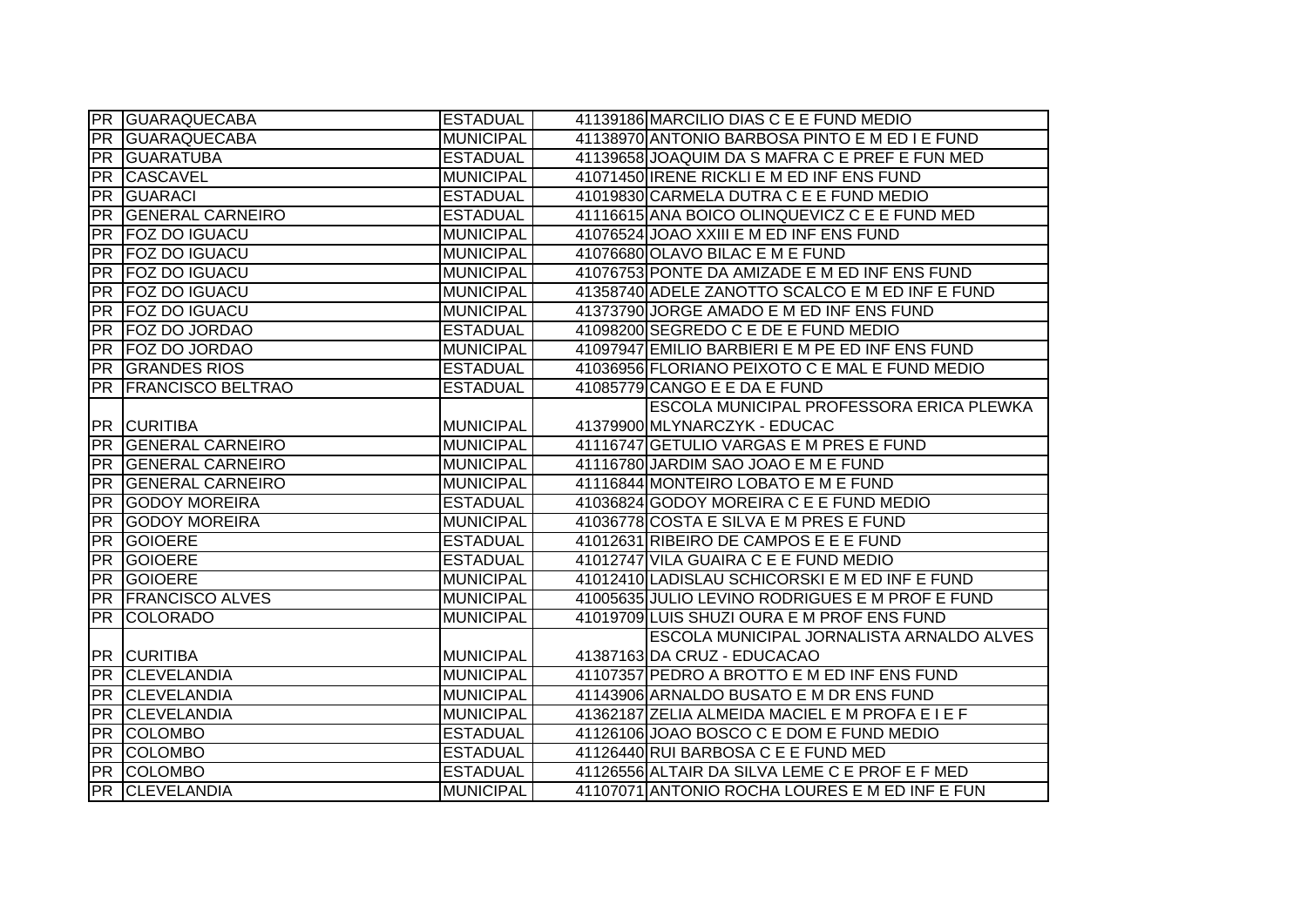| | | | | |
|---|---|---|---|---|
| PR | GUARAQUECABA | ESTADUAL | 41139186 | MARCILIO DIAS C E E FUND MEDIO |
| PR | GUARAQUECABA | MUNICIPAL | 41138970 | ANTONIO BARBOSA PINTO E M ED I E FUND |
| PR | GUARATUBA | ESTADUAL | 41139658 | JOAQUIM DA S MAFRA C E PREF E FUN MED |
| PR | CASCAVEL | MUNICIPAL | 41071450 | IRENE RICKLI E M ED INF ENS FUND |
| PR | GUARACI | ESTADUAL | 41019830 | CARMELA DUTRA C E E FUND MEDIO |
| PR | GENERAL CARNEIRO | ESTADUAL | 41116615 | ANA BOICO OLINQUEVICZ C E E FUND MED |
| PR | FOZ DO IGUACU | MUNICIPAL | 41076524 | JOAO XXIII E M ED INF ENS FUND |
| PR | FOZ DO IGUACU | MUNICIPAL | 41076680 | OLAVO BILAC E M E FUND |
| PR | FOZ DO IGUACU | MUNICIPAL | 41076753 | PONTE DA AMIZADE E M ED INF ENS FUND |
| PR | FOZ DO IGUACU | MUNICIPAL | 41358740 | ADELE ZANOTTO SCALCO E M ED INF E FUND |
| PR | FOZ DO IGUACU | MUNICIPAL | 41373790 | JORGE AMADO E M ED INF ENS FUND |
| PR | FOZ DO JORDAO | ESTADUAL | 41098200 | SEGREDO C E DE E FUND MEDIO |
| PR | FOZ DO JORDAO | MUNICIPAL | 41097947 | EMILIO BARBIERI E M PE ED INF ENS FUND |
| PR | GRANDES RIOS | ESTADUAL | 41036956 | FLORIANO PEIXOTO C E MAL E FUND MEDIO |
| PR | FRANCISCO BELTRAO | ESTADUAL | 41085779 | CANGO E E DA E FUND |
| PR | CURITIBA | MUNICIPAL | 41379900 | ESCOLA MUNICIPAL PROFESSORA ERICA PLEWKA MLYNARCZYK - EDUCAC |
| PR | GENERAL CARNEIRO | MUNICIPAL | 41116747 | GETULIO VARGAS E M PRES E FUND |
| PR | GENERAL CARNEIRO | MUNICIPAL | 41116780 | JARDIM SAO JOAO E M E FUND |
| PR | GENERAL CARNEIRO | MUNICIPAL | 41116844 | MONTEIRO LOBATO E M E FUND |
| PR | GODOY MOREIRA | ESTADUAL | 41036824 | GODOY MOREIRA C E E FUND MEDIO |
| PR | GODOY MOREIRA | MUNICIPAL | 41036778 | COSTA E SILVA E M PRES E FUND |
| PR | GOIOERE | ESTADUAL | 41012631 | RIBEIRO DE CAMPOS E E E FUND |
| PR | GOIOERE | ESTADUAL | 41012747 | VILA GUAIRA C E E FUND MEDIO |
| PR | GOIOERE | MUNICIPAL | 41012410 | LADISLAU SCHICORSKI E M ED INF E FUND |
| PR | FRANCISCO ALVES | MUNICIPAL | 41005635 | JULIO LEVINO RODRIGUES E M PROF E FUND |
| PR | COLORADO | MUNICIPAL | 41019709 | LUIS SHUZI OURA E M PROF ENS FUND |
| PR | CURITIBA | MUNICIPAL | 41387163 | ESCOLA MUNICIPAL JORNALISTA ARNALDO ALVES DA CRUZ - EDUCACAO |
| PR | CLEVELANDIA | MUNICIPAL | 41107357 | PEDRO A BROTTO E M ED INF ENS FUND |
| PR | CLEVELANDIA | MUNICIPAL | 41143906 | ARNALDO BUSATO E M DR ENS FUND |
| PR | CLEVELANDIA | MUNICIPAL | 41362187 | ZELIA ALMEIDA MACIEL E M PROFA E I E F |
| PR | COLOMBO | ESTADUAL | 41126106 | JOAO BOSCO C E DOM E FUND MEDIO |
| PR | COLOMBO | ESTADUAL | 41126440 | RUI BARBOSA C E E FUND MED |
| PR | COLOMBO | ESTADUAL | 41126556 | ALTAIR DA SILVA LEME C E PROF E F MED |
| PR | CLEVELANDIA | MUNICIPAL | 41107071 | ANTONIO ROCHA LOURES E M ED INF E FUN |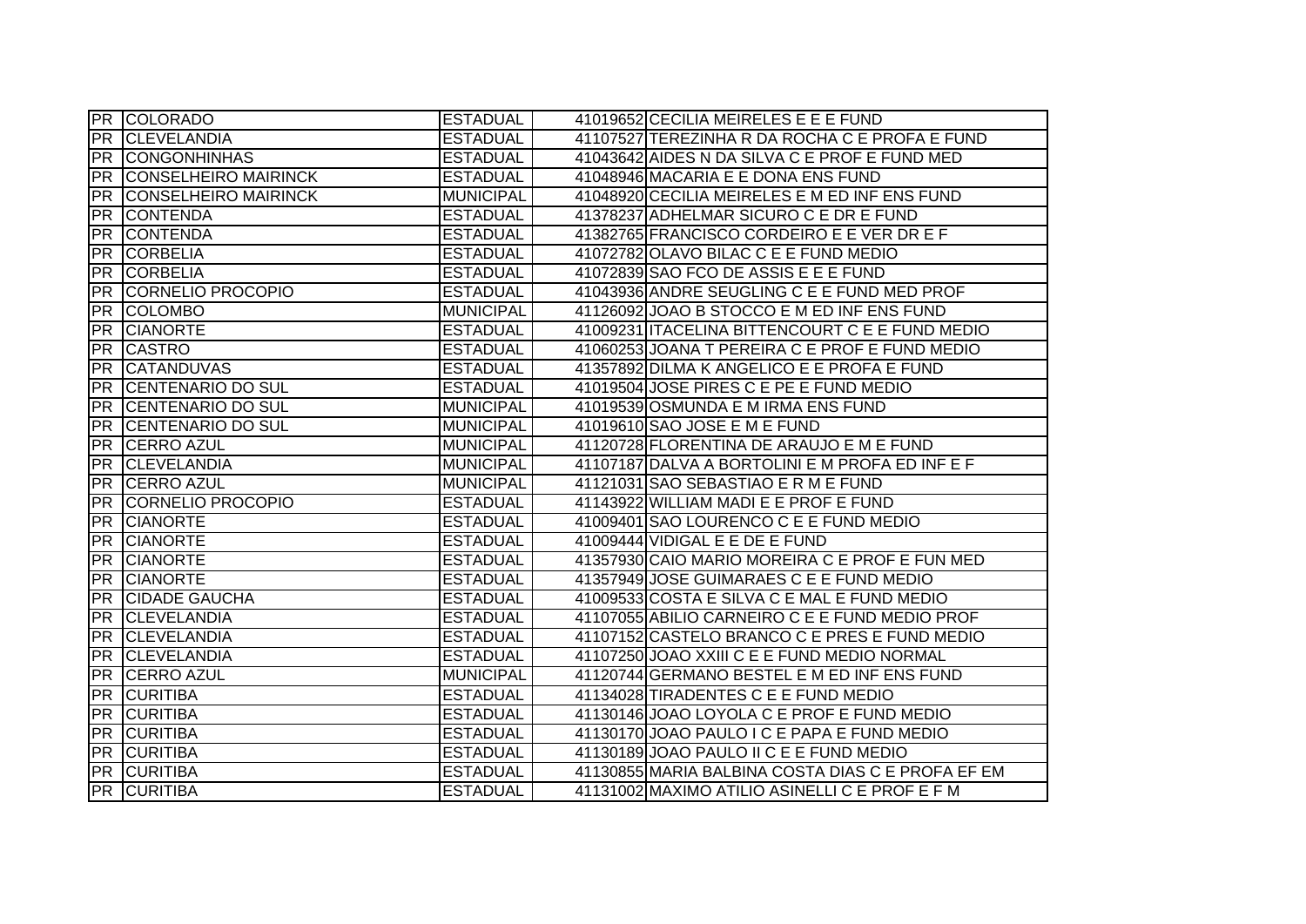| | | | |
|---|---|---|---|
| PR | COLORADO | ESTADUAL | 41019652 CECILIA MEIRELES E E E FUND |
| PR | CLEVELANDIA | ESTADUAL | 41107527 TEREZINHA R DA ROCHA C E PROFA E FUND |
| PR | CONGONHINHAS | ESTADUAL | 41043642 AIDES N DA SILVA C E PROF E FUND MED |
| PR | CONSELHEIRO MAIRINCK | ESTADUAL | 41048946 MACARIA E E DONA ENS FUND |
| PR | CONSELHEIRO MAIRINCK | MUNICIPAL | 41048920 CECILIA MEIRELES E M ED INF ENS FUND |
| PR | CONTENDA | ESTADUAL | 41378237 ADHELMAR SICURO C E DR E FUND |
| PR | CONTENDA | ESTADUAL | 41382765 FRANCISCO CORDEIRO E E VER DR E F |
| PR | CORBELIA | ESTADUAL | 41072782 OLAVO BILAC C E E FUND MEDIO |
| PR | CORBELIA | ESTADUAL | 41072839 SAO FCO DE ASSIS E E E FUND |
| PR | CORNELIO PROCOPIO | ESTADUAL | 41043936 ANDRE SEUGLING C E E FUND MED PROF |
| PR | COLOMBO | MUNICIPAL | 41126092 JOAO B STOCCO E M ED INF ENS FUND |
| PR | CIANORTE | ESTADUAL | 41009231 ITACELINA BITTENCOURT C E E FUND MEDIO |
| PR | CASTRO | ESTADUAL | 41060253 JOANA T PEREIRA C E PROF E FUND MEDIO |
| PR | CATANDUVAS | ESTADUAL | 41357892 DILMA K ANGELICO E E PROFA E FUND |
| PR | CENTENARIO DO SUL | ESTADUAL | 41019504 JOSE PIRES C E PE E FUND MEDIO |
| PR | CENTENARIO DO SUL | MUNICIPAL | 41019539 OSMUNDA E M IRMA ENS FUND |
| PR | CENTENARIO DO SUL | MUNICIPAL | 41019610 SAO JOSE E M E FUND |
| PR | CERRO AZUL | MUNICIPAL | 41120728 FLORENTINA DE ARAUJO E M E FUND |
| PR | CLEVELANDIA | MUNICIPAL | 41107187 DALVA A BORTOLINI E M PROFA ED INF E F |
| PR | CERRO AZUL | MUNICIPAL | 41121031 SAO SEBASTIAO E R M E FUND |
| PR | CORNELIO PROCOPIO | ESTADUAL | 41143922 WILLIAM MADI E E PROF E FUND |
| PR | CIANORTE | ESTADUAL | 41009401 SAO LOURENCO C E E FUND MEDIO |
| PR | CIANORTE | ESTADUAL | 41009444 VIDIGAL E E DE E FUND |
| PR | CIANORTE | ESTADUAL | 41357930 CAIO MARIO MOREIRA C E PROF E FUN MED |
| PR | CIANORTE | ESTADUAL | 41357949 JOSE GUIMARAES C E E FUND MEDIO |
| PR | CIDADE GAUCHA | ESTADUAL | 41009533 COSTA E SILVA C E MAL E FUND MEDIO |
| PR | CLEVELANDIA | ESTADUAL | 41107055 ABILIO CARNEIRO C E E FUND MEDIO PROF |
| PR | CLEVELANDIA | ESTADUAL | 41107152 CASTELO BRANCO C E PRES E FUND MEDIO |
| PR | CLEVELANDIA | ESTADUAL | 41107250 JOAO XXIII C E E FUND MEDIO NORMAL |
| PR | CERRO AZUL | MUNICIPAL | 41120744 GERMANO BESTEL E M ED INF ENS FUND |
| PR | CURITIBA | ESTADUAL | 41134028 TIRADENTES C E E FUND MEDIO |
| PR | CURITIBA | ESTADUAL | 41130146 JOAO LOYOLA C E PROF E FUND MEDIO |
| PR | CURITIBA | ESTADUAL | 41130170 JOAO PAULO I C E PAPA E FUND MEDIO |
| PR | CURITIBA | ESTADUAL | 41130189 JOAO PAULO II C E E FUND MEDIO |
| PR | CURITIBA | ESTADUAL | 41130855 MARIA BALBINA COSTA DIAS C E PROFA EF EM |
| PR | CURITIBA | ESTADUAL | 41131002 MAXIMO ATILIO ASINELLI C E PROF E F M |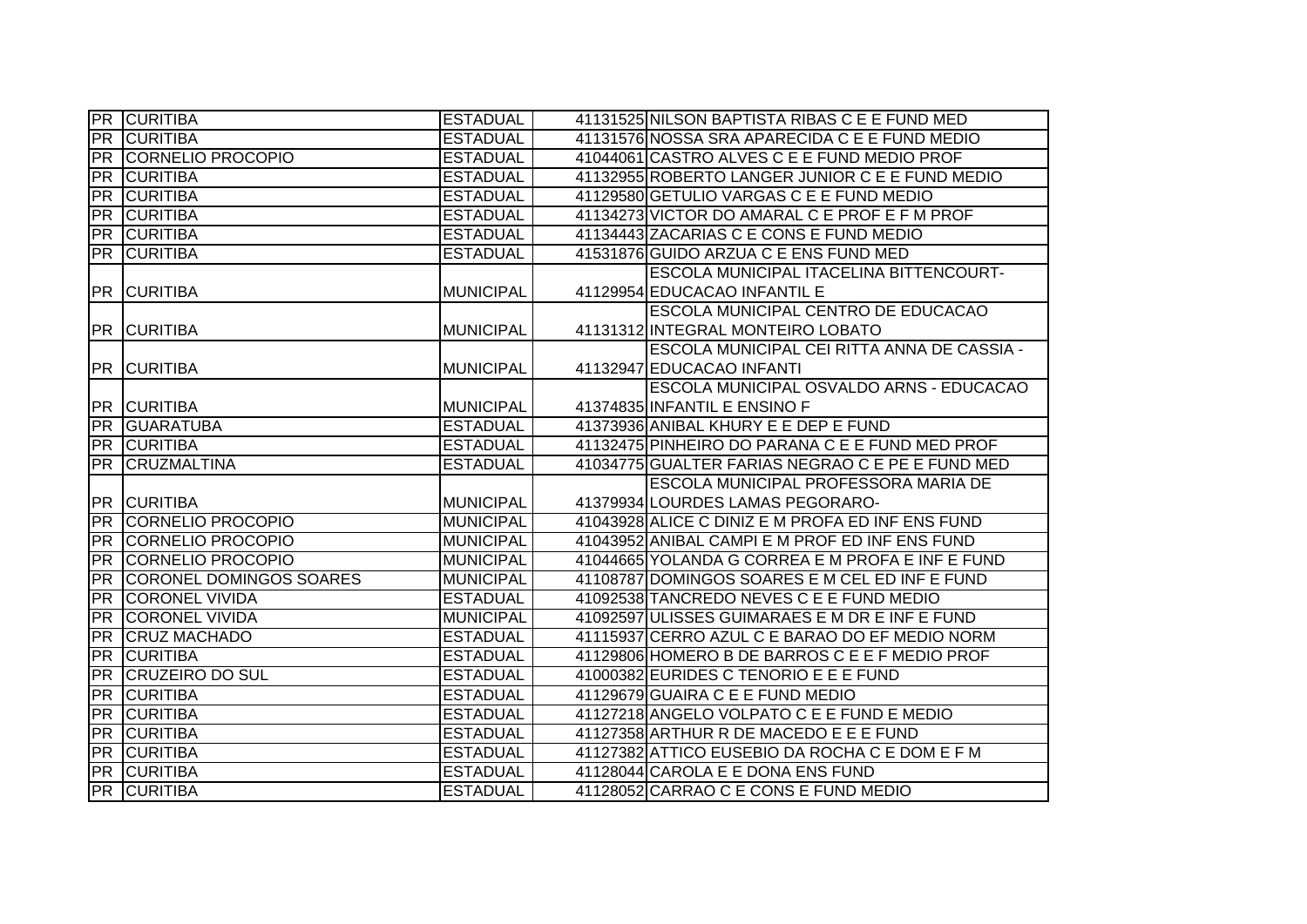| | | | | |
|---|---|---|---|---|
| PR | CURITIBA | ESTADUAL | 41131525 | NILSON BAPTISTA RIBAS C E E FUND MED |
| PR | CURITIBA | ESTADUAL | 41131576 | NOSSA SRA APARECIDA C E E FUND MEDIO |
| PR | CORNELIO PROCOPIO | ESTADUAL | 41044061 | CASTRO ALVES C E E FUND MEDIO PROF |
| PR | CURITIBA | ESTADUAL | 41132955 | ROBERTO LANGER JUNIOR C E E FUND MEDIO |
| PR | CURITIBA | ESTADUAL | 41129580 | GETULIO VARGAS C E E FUND MEDIO |
| PR | CURITIBA | ESTADUAL | 41134273 | VICTOR DO AMARAL C E PROF E F M PROF |
| PR | CURITIBA | ESTADUAL | 41134443 | ZACARIAS C E CONS E FUND MEDIO |
| PR | CURITIBA | ESTADUAL | 41531876 | GUIDO ARZUA C E ENS FUND MED |
| PR | CURITIBA | MUNICIPAL | 41129954 | ESCOLA MUNICIPAL ITACELINA BITTENCOURT-EDUCACAO INFANTIL E |
| PR | CURITIBA | MUNICIPAL | 41131312 | ESCOLA MUNICIPAL CENTRO DE EDUCACAO INTEGRAL MONTEIRO LOBATO |
| PR | CURITIBA | MUNICIPAL | 41132947 | ESCOLA MUNICIPAL CEI RITTA ANNA DE CASSIA - EDUCACAO INFANTI |
| PR | CURITIBA | MUNICIPAL | 41374835 | ESCOLA MUNICIPAL OSVALDO ARNS - EDUCACAO INFANTIL E ENSINO F |
| PR | GUARATUBA | ESTADUAL | 41373936 | ANIBAL KHURY E E DEP E FUND |
| PR | CURITIBA | ESTADUAL | 41132475 | PINHEIRO DO PARANA C E E FUND MED PROF |
| PR | CRUZMALTINA | ESTADUAL | 41034775 | GUALTER FARIAS NEGRAO C E PE E FUND MED |
| PR | CURITIBA | MUNICIPAL | 41379934 | ESCOLA MUNICIPAL PROFESSORA MARIA DE LOURDES LAMAS PEGORARO- |
| PR | CORNELIO PROCOPIO | MUNICIPAL | 41043928 | ALICE C DINIZ E M PROFA ED INF ENS FUND |
| PR | CORNELIO PROCOPIO | MUNICIPAL | 41043952 | ANIBAL CAMPI E M PROF ED INF ENS FUND |
| PR | CORNELIO PROCOPIO | MUNICIPAL | 41044665 | YOLANDA G CORREA E M PROFA E INF E FUND |
| PR | CORONEL DOMINGOS SOARES | MUNICIPAL | 41108787 | DOMINGOS SOARES E M CEL ED INF E FUND |
| PR | CORONEL VIVIDA | ESTADUAL | 41092538 | TANCREDO NEVES C E E FUND MEDIO |
| PR | CORONEL VIVIDA | MUNICIPAL | 41092597 | ULISSES GUIMARAES E M DR E INF E FUND |
| PR | CRUZ MACHADO | ESTADUAL | 41115937 | CERRO AZUL C E BARAO DO EF MEDIO NORM |
| PR | CURITIBA | ESTADUAL | 41129806 | HOMERO B DE BARROS C E E F MEDIO PROF |
| PR | CRUZEIRO DO SUL | ESTADUAL | 41000382 | EURIDES C TENORIO E E E FUND |
| PR | CURITIBA | ESTADUAL | 41129679 | GUAIRA C E E FUND MEDIO |
| PR | CURITIBA | ESTADUAL | 41127218 | ANGELO VOLPATO C E E FUND E MEDIO |
| PR | CURITIBA | ESTADUAL | 41127358 | ARTHUR R DE MACEDO E E E FUND |
| PR | CURITIBA | ESTADUAL | 41127382 | ATTICO EUSEBIO DA ROCHA C E DOM E F M |
| PR | CURITIBA | ESTADUAL | 41128044 | CAROLA E E DONA ENS FUND |
| PR | CURITIBA | ESTADUAL | 41128052 | CARRAO C E CONS E FUND MEDIO |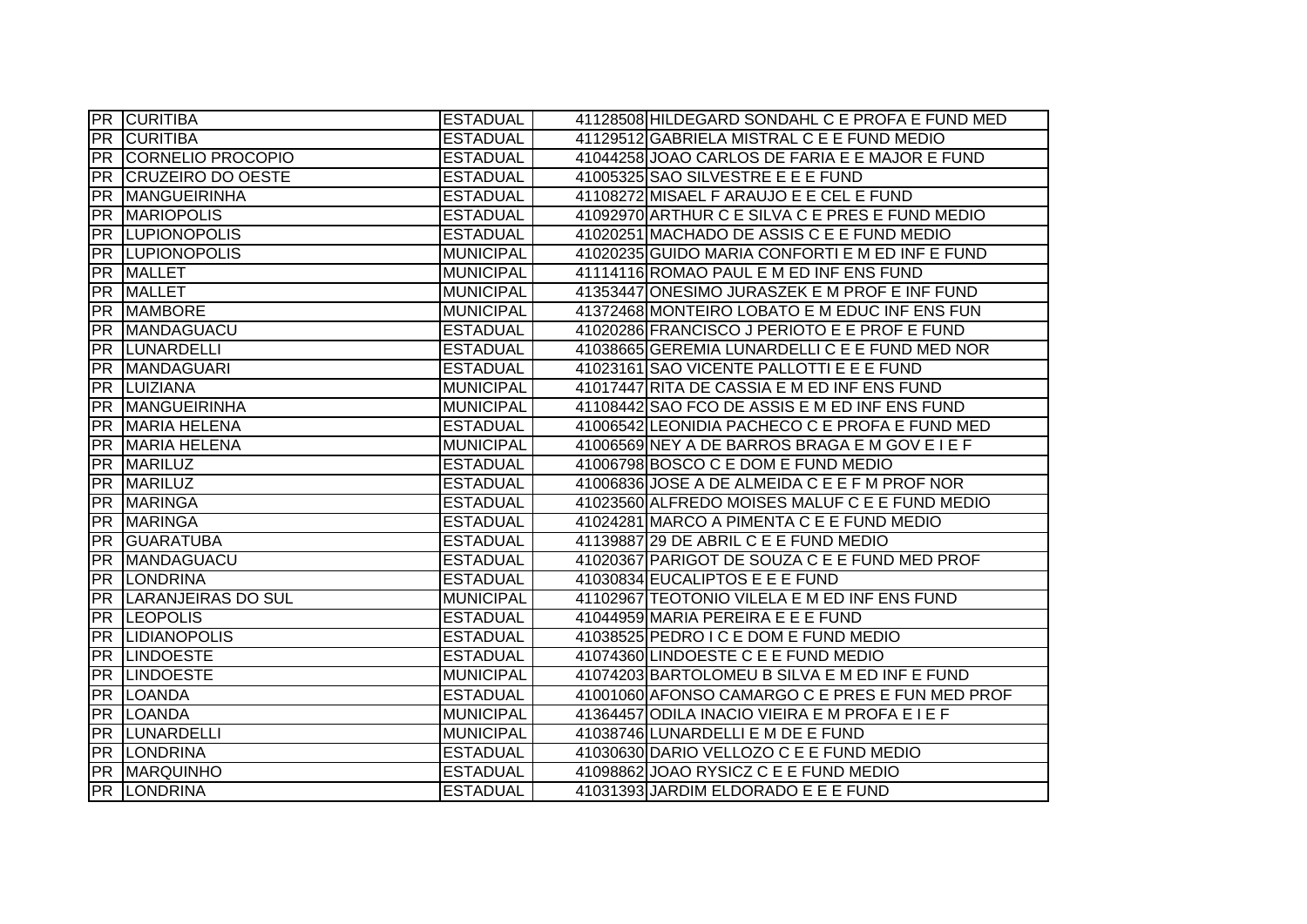| | | | | |
|---|---|---|---|---|
| PR | CURITIBA | ESTADUAL | 41128508 | HILDEGARD SONDAHL C E PROFA E FUND MED |
| PR | CURITIBA | ESTADUAL | 41129512 | GABRIELA MISTRAL C E E FUND MEDIO |
| PR | CORNELIO PROCOPIO | ESTADUAL | 41044258 | JOAO CARLOS DE FARIA E E MAJOR E FUND |
| PR | CRUZEIRO DO OESTE | ESTADUAL | 41005325 | SAO SILVESTRE E E E FUND |
| PR | MANGUEIRINHA | ESTADUAL | 41108272 | MISAEL F ARAUJO E E CEL E FUND |
| PR | MARIOPOLIS | ESTADUAL | 41092970 | ARTHUR C E SILVA C E PRES E FUND MEDIO |
| PR | LUPIONOPOLIS | ESTADUAL | 41020251 | MACHADO DE ASSIS C E E FUND MEDIO |
| PR | LUPIONOPOLIS | MUNICIPAL | 41020235 | GUIDO MARIA CONFORTI E M ED INF E FUND |
| PR | MALLET | MUNICIPAL | 41114116 | ROMAO PAUL E M ED INF ENS FUND |
| PR | MALLET | MUNICIPAL | 41353447 | ONESIMO JURASZEK E M PROF E INF FUND |
| PR | MAMBORE | MUNICIPAL | 41372468 | MONTEIRO LOBATO E M EDUC INF ENS FUN |
| PR | MANDAGUACU | ESTADUAL | 41020286 | FRANCISCO J PERIOTO E E PROF E FUND |
| PR | LUNARDELLI | ESTADUAL | 41038665 | GEREMIA LUNARDELLI C E E FUND MED NOR |
| PR | MANDAGUARI | ESTADUAL | 41023161 | SAO VICENTE PALLOTTI E E E FUND |
| PR | LUIZIANA | MUNICIPAL | 41017447 | RITA DE CASSIA E M ED INF ENS FUND |
| PR | MANGUEIRINHA | MUNICIPAL | 41108442 | SAO FCO DE ASSIS E M ED INF ENS FUND |
| PR | MARIA HELENA | ESTADUAL | 41006542 | LEONIDIA PACHECO C E PROFA E FUND MED |
| PR | MARIA HELENA | MUNICIPAL | 41006569 | NEY A DE BARROS BRAGA E M GOV E I E F |
| PR | MARILUZ | ESTADUAL | 41006798 | BOSCO C E DOM E FUND MEDIO |
| PR | MARILUZ | ESTADUAL | 41006836 | JOSE A DE ALMEIDA C E E F M PROF NOR |
| PR | MARINGA | ESTADUAL | 41023560 | ALFREDO MOISES MALUF C E E FUND MEDIO |
| PR | MARINGA | ESTADUAL | 41024281 | MARCO A PIMENTA C E E FUND MEDIO |
| PR | GUARATUBA | ESTADUAL | 41139887 | 29 DE ABRIL C E E FUND MEDIO |
| PR | MANDAGUACU | ESTADUAL | 41020367 | PARIGOT DE SOUZA C E E FUND MED PROF |
| PR | LONDRINA | ESTADUAL | 41030834 | EUCALIPTOS E E E FUND |
| PR | LARANJEIRAS DO SUL | MUNICIPAL | 41102967 | TEOTONIO VILELA E M ED INF ENS FUND |
| PR | LEOPOLIS | ESTADUAL | 41044959 | MARIA PEREIRA E E E FUND |
| PR | LIDIANOPOLIS | ESTADUAL | 41038525 | PEDRO I C E DOM E FUND MEDIO |
| PR | LINDOESTE | ESTADUAL | 41074360 | LINDOESTE C E E FUND MEDIO |
| PR | LINDOESTE | MUNICIPAL | 41074203 | BARTOLOMEU B SILVA E M ED INF E FUND |
| PR | LOANDA | ESTADUAL | 41001060 | AFONSO CAMARGO C E PRES E FUN MED PROF |
| PR | LOANDA | MUNICIPAL | 41364457 | ODILA INACIO VIEIRA E M PROFA E I E F |
| PR | LUNARDELLI | MUNICIPAL | 41038746 | LUNARDELLI E M DE E FUND |
| PR | LONDRINA | ESTADUAL | 41030630 | DARIO VELLOZO C E E FUND MEDIO |
| PR | MARQUINHO | ESTADUAL | 41098862 | JOAO RYSICZ C E E FUND MEDIO |
| PR | LONDRINA | ESTADUAL | 41031393 | JARDIM ELDORADO E E E FUND |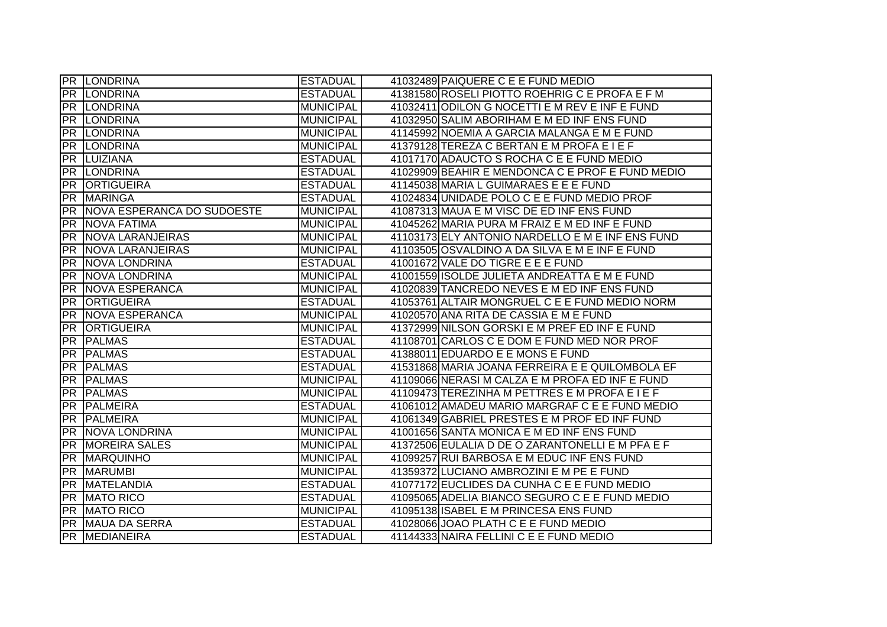| | | | | |
|---|---|---|---|---|
| PR | LONDRINA | ESTADUAL | 41032489 | PAIQUERE C E E FUND MEDIO |
| PR | LONDRINA | ESTADUAL | 41381580 | ROSELI PIOTTO ROEHRIG C E PROFA E F M |
| PR | LONDRINA | MUNICIPAL | 41032411 | ODILON G NOCETTI E M REV E INF E FUND |
| PR | LONDRINA | MUNICIPAL | 41032950 | SALIM ABORIHAM E M ED INF ENS FUND |
| PR | LONDRINA | MUNICIPAL | 41145992 | NOEMIA A GARCIA MALANGA E M E FUND |
| PR | LONDRINA | MUNICIPAL | 41379128 | TEREZA C BERTAN E M PROFA E I E F |
| PR | LUIZIANA | ESTADUAL | 41017170 | ADAUCTO S ROCHA C E E FUND MEDIO |
| PR | LONDRINA | ESTADUAL | 41029909 | BEAHIR E MENDONCA C E PROF E FUND MEDIO |
| PR | ORTIGUEIRA | ESTADUAL | 41145038 | MARIA L GUIMARAES E E E FUND |
| PR | MARINGA | ESTADUAL | 41024834 | UNIDADE POLO C E E FUND MEDIO PROF |
| PR | NOVA ESPERANCA DO SUDOESTE | MUNICIPAL | 41087313 | MAUA E M VISC DE ED INF ENS FUND |
| PR | NOVA FATIMA | MUNICIPAL | 41045262 | MARIA PURA M FRAIZ E M ED INF E FUND |
| PR | NOVA LARANJEIRAS | MUNICIPAL | 41103173 | ELY ANTONIO NARDELLO E M E INF ENS FUND |
| PR | NOVA LARANJEIRAS | MUNICIPAL | 41103505 | OSVALDINO A DA SILVA E M E INF E FUND |
| PR | NOVA LONDRINA | ESTADUAL | 41001672 | VALE DO TIGRE E E E FUND |
| PR | NOVA LONDRINA | MUNICIPAL | 41001559 | ISOLDE JULIETA ANDREATTA E M E FUND |
| PR | NOVA ESPERANCA | MUNICIPAL | 41020839 | TANCREDO NEVES E M ED INF ENS FUND |
| PR | ORTIGUEIRA | ESTADUAL | 41053761 | ALTAIR MONGRUEL C E E FUND MEDIO NORM |
| PR | NOVA ESPERANCA | MUNICIPAL | 41020570 | ANA RITA DE CASSIA E M E FUND |
| PR | ORTIGUEIRA | MUNICIPAL | 41372999 | NILSON GORSKI E M PREF ED INF E FUND |
| PR | PALMAS | ESTADUAL | 41108701 | CARLOS C E DOM E FUND MED NOR PROF |
| PR | PALMAS | ESTADUAL | 41388011 | EDUARDO E E MONS E FUND |
| PR | PALMAS | ESTADUAL | 41531868 | MARIA JOANA FERREIRA E E QUILOMBOLA EF |
| PR | PALMAS | MUNICIPAL | 41109066 | NERASI M CALZA E M PROFA ED INF E FUND |
| PR | PALMAS | MUNICIPAL | 41109473 | TEREZINHA M PETTRES E M PROFA E I E F |
| PR | PALMEIRA | ESTADUAL | 41061012 | AMADEU MARIO MARGRAF C E E FUND MEDIO |
| PR | PALMEIRA | MUNICIPAL | 41061349 | GABRIEL PRESTES E M PROF ED INF FUND |
| PR | NOVA LONDRINA | MUNICIPAL | 41001656 | SANTA MONICA E M ED INF ENS FUND |
| PR | MOREIRA SALES | MUNICIPAL | 41372506 | EULALIA D DE O ZARANTONELLI E M PFA E F |
| PR | MARQUINHO | MUNICIPAL | 41099257 | RUI BARBOSA E M EDUC INF ENS FUND |
| PR | MARUMBI | MUNICIPAL | 41359372 | LUCIANO AMBROZINI E M PE E FUND |
| PR | MATELANDIA | ESTADUAL | 41077172 | EUCLIDES DA CUNHA C E E FUND MEDIO |
| PR | MATO RICO | ESTADUAL | 41095065 | ADELIA BIANCO SEGURO C E E FUND MEDIO |
| PR | MATO RICO | MUNICIPAL | 41095138 | ISABEL E M PRINCESA ENS FUND |
| PR | MAUA DA SERRA | ESTADUAL | 41028066 | JOAO PLATH C E E FUND MEDIO |
| PR | MEDIANEIRA | ESTADUAL | 41144333 | NAIRA FELLINI C E E FUND MEDIO |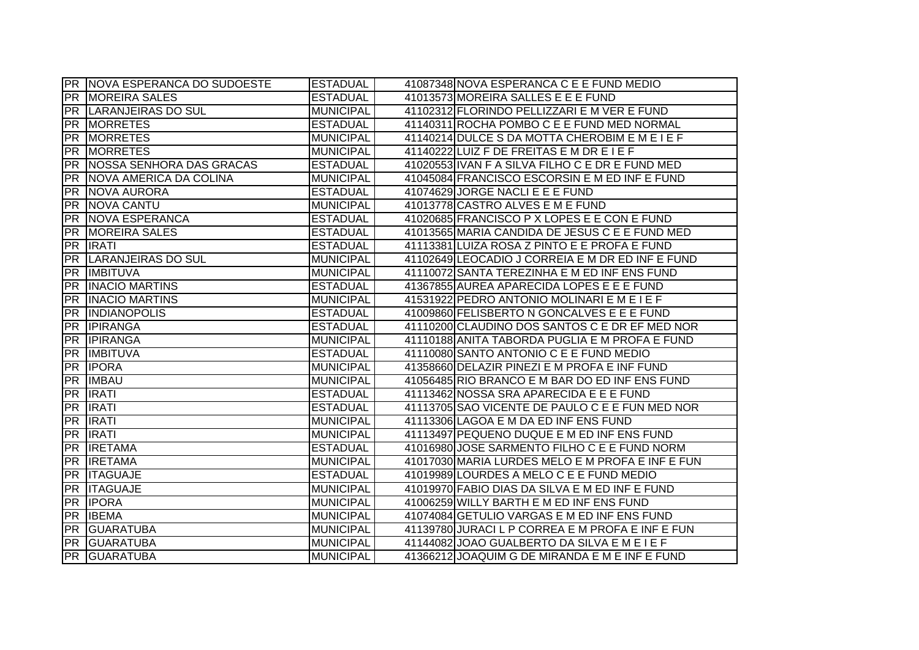| | | | | |
|---|---|---|---|---|
| PR | NOVA ESPERANCA DO SUDOESTE | ESTADUAL | 41087348 | NOVA ESPERANCA C E E FUND MEDIO |
| PR | MOREIRA SALES | ESTADUAL | 41013573 | MOREIRA SALLES E E E FUND |
| PR | LARANJEIRAS DO SUL | MUNICIPAL | 41102312 | FLORINDO PELLIZZARI E M VER E FUND |
| PR | MORRETES | ESTADUAL | 41140311 | ROCHA POMBO C E E FUND MED NORMAL |
| PR | MORRETES | MUNICIPAL | 41140214 | DULCE S DA MOTTA CHEROBIM E M E I E F |
| PR | MORRETES | MUNICIPAL | 41140222 | LUIZ F DE FREITAS E M DR E I E F |
| PR | NOSSA SENHORA DAS GRACAS | ESTADUAL | 41020553 | IVAN F A SILVA FILHO C E DR E FUND MED |
| PR | NOVA AMERICA DA COLINA | MUNICIPAL | 41045084 | FRANCISCO ESCORSIN E M ED INF E FUND |
| PR | NOVA AURORA | ESTADUAL | 41074629 | JORGE NACLI E E E FUND |
| PR | NOVA CANTU | MUNICIPAL | 41013778 | CASTRO ALVES E M E FUND |
| PR | NOVA ESPERANCA | ESTADUAL | 41020685 | FRANCISCO P X LOPES E E CON E FUND |
| PR | MOREIRA SALES | ESTADUAL | 41013565 | MARIA CANDIDA DE JESUS C E E FUND MED |
| PR | IRATI | ESTADUAL | 41113381 | LUIZA ROSA Z PINTO E E PROFA E FUND |
| PR | LARANJEIRAS DO SUL | MUNICIPAL | 41102649 | LEOCADIO J CORREIA E M DR ED INF E FUND |
| PR | IMBITUVA | MUNICIPAL | 41110072 | SANTA TEREZINHA E M ED INF ENS FUND |
| PR | INACIO MARTINS | ESTADUAL | 41367855 | AUREA APARECIDA LOPES E E E FUND |
| PR | INACIO MARTINS | MUNICIPAL | 41531922 | PEDRO ANTONIO MOLINARI E M E I E F |
| PR | INDIANOPOLIS | ESTADUAL | 41009860 | FELISBERTO N GONCALVES E E E FUND |
| PR | IPIRANGA | ESTADUAL | 41110200 | CLAUDINO DOS SANTOS C E DR EF MED NOR |
| PR | IPIRANGA | MUNICIPAL | 41110188 | ANITA TABORDA PUGLIA E M PROFA E FUND |
| PR | IMBITUVA | ESTADUAL | 41110080 | SANTO ANTONIO C E E FUND MEDIO |
| PR | IPORA | MUNICIPAL | 41358660 | DELAZIR PINEZI E M PROFA E INF FUND |
| PR | IMBAU | MUNICIPAL | 41056485 | RIO BRANCO E M BAR DO ED INF ENS FUND |
| PR | IRATI | ESTADUAL | 41113462 | NOSSA SRA APARECIDA E E E FUND |
| PR | IRATI | ESTADUAL | 41113705 | SAO VICENTE DE PAULO C E E FUN MED NOR |
| PR | IRATI | MUNICIPAL | 41113306 | LAGOA E M DA ED INF ENS FUND |
| PR | IRATI | MUNICIPAL | 41113497 | PEQUENO DUQUE E M ED INF ENS FUND |
| PR | IRETAMA | ESTADUAL | 41016980 | JOSE SARMENTO FILHO C E E FUND NORM |
| PR | IRETAMA | MUNICIPAL | 41017030 | MARIA LURDES MELO E M PROFA E INF E FUN |
| PR | ITAGUAJE | ESTADUAL | 41019989 | LOURDES A MELO C E E FUND MEDIO |
| PR | ITAGUAJE | MUNICIPAL | 41019970 | FABIO DIAS DA SILVA E M ED INF E FUND |
| PR | IPORA | MUNICIPAL | 41006259 | WILLY BARTH E M ED INF ENS FUND |
| PR | IBEMA | MUNICIPAL | 41074084 | GETULIO VARGAS E M ED INF ENS FUND |
| PR | GUARATUBA | MUNICIPAL | 41139780 | JURACI L P CORREA E M PROFA E INF E FUN |
| PR | GUARATUBA | MUNICIPAL | 41144082 | JOAO GUALBERTO DA SILVA E M E I E F |
| PR | GUARATUBA | MUNICIPAL | 41366212 | JOAQUIM G DE MIRANDA E M E INF E FUND |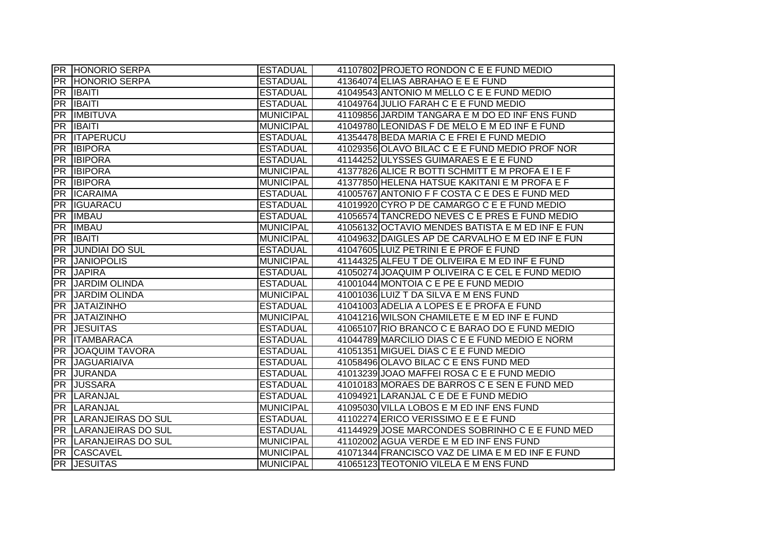| | | | | |
|---|---|---|---|---|
| PR | HONORIO SERPA | ESTADUAL | 41107802 | PROJETO RONDON C E E FUND MEDIO |
| PR | HONORIO SERPA | ESTADUAL | 41364074 | ELIAS ABRAHAO E E E FUND |
| PR | IBAITI | ESTADUAL | 41049543 | ANTONIO M MELLO C E E FUND MEDIO |
| PR | IBAITI | ESTADUAL | 41049764 | JULIO FARAH C E E FUND MEDIO |
| PR | IMBITUVA | MUNICIPAL | 41109856 | JARDIM TANGARA E M DO ED INF ENS FUND |
| PR | IBAITI | MUNICIPAL | 41049780 | LEONIDAS F DE MELO E M ED INF E FUND |
| PR | ITAPERUCU | ESTADUAL | 41354478 | BEDA MARIA C E FREI E FUND MEDIO |
| PR | IBIPORA | ESTADUAL | 41029356 | OLAVO BILAC C E E FUND MEDIO PROF NOR |
| PR | IBIPORA | ESTADUAL | 41144252 | ULYSSES GUIMARAES E E E FUND |
| PR | IBIPORA | MUNICIPAL | 41377826 | ALICE R BOTTI SCHMITT E M PROFA E I E F |
| PR | IBIPORA | MUNICIPAL | 41377850 | HELENA HATSUE KAKITANI E M PROFA E F |
| PR | ICARAIMA | ESTADUAL | 41005767 | ANTONIO F F COSTA C E DES E FUND MED |
| PR | IGUARACU | ESTADUAL | 41019920 | CYRO P DE CAMARGO C E E FUND MEDIO |
| PR | IMBAU | ESTADUAL | 41056574 | TANCREDO NEVES C E PRES E FUND MEDIO |
| PR | IMBAU | MUNICIPAL | 41056132 | OCTAVIO MENDES BATISTA E M ED INF E FUN |
| PR | IBAITI | MUNICIPAL | 41049632 | DAIGLES AP DE CARVALHO E M ED INF E FUN |
| PR | JUNDIAI DO SUL | ESTADUAL | 41047605 | LUIZ PETRINI E E PROF E FUND |
| PR | JANIOPOLIS | MUNICIPAL | 41144325 | ALFEU T DE OLIVEIRA E M ED INF E FUND |
| PR | JAPIRA | ESTADUAL | 41050274 | JOAQUIM P OLIVEIRA C E CEL E FUND MEDIO |
| PR | JARDIM OLINDA | ESTADUAL | 41001044 | MONTOIA C E PE E FUND MEDIO |
| PR | JARDIM OLINDA | MUNICIPAL | 41001036 | LUIZ T DA SILVA E M ENS FUND |
| PR | JATAIZINHO | ESTADUAL | 41041003 | ADELIA A LOPES E E PROFA E FUND |
| PR | JATAIZINHO | MUNICIPAL | 41041216 | WILSON CHAMILETE E M ED INF E FUND |
| PR | JESUITAS | ESTADUAL | 41065107 | RIO BRANCO C E BARAO DO E FUND MEDIO |
| PR | ITAMBARACA | ESTADUAL | 41044789 | MARCILIO DIAS C E E FUND MEDIO E NORM |
| PR | JOAQUIM TAVORA | ESTADUAL | 41051351 | MIGUEL DIAS C E E FUND MEDIO |
| PR | JAGUARIAIVA | ESTADUAL | 41058496 | OLAVO BILAC C E ENS FUND MED |
| PR | JURANDA | ESTADUAL | 41013239 | JOAO MAFFEI ROSA C E E FUND MEDIO |
| PR | JUSSARA | ESTADUAL | 41010183 | MORAES DE BARROS C E SEN E FUND MED |
| PR | LARANJAL | ESTADUAL | 41094921 | LARANJAL C E DE E FUND MEDIO |
| PR | LARANJAL | MUNICIPAL | 41095030 | VILLA LOBOS E M ED INF ENS FUND |
| PR | LARANJEIRAS DO SUL | ESTADUAL | 41102274 | ERICO VERISSIMO E E E FUND |
| PR | LARANJEIRAS DO SUL | ESTADUAL | 41144929 | JOSE MARCONDES SOBRINHO C E E FUND MED |
| PR | LARANJEIRAS DO SUL | MUNICIPAL | 41102002 | AGUA VERDE E M ED INF ENS FUND |
| PR | CASCAVEL | MUNICIPAL | 41071344 | FRANCISCO VAZ DE LIMA E M ED INF E FUND |
| PR | JESUITAS | MUNICIPAL | 41065123 | TEOTONIO VILELA E M ENS FUND |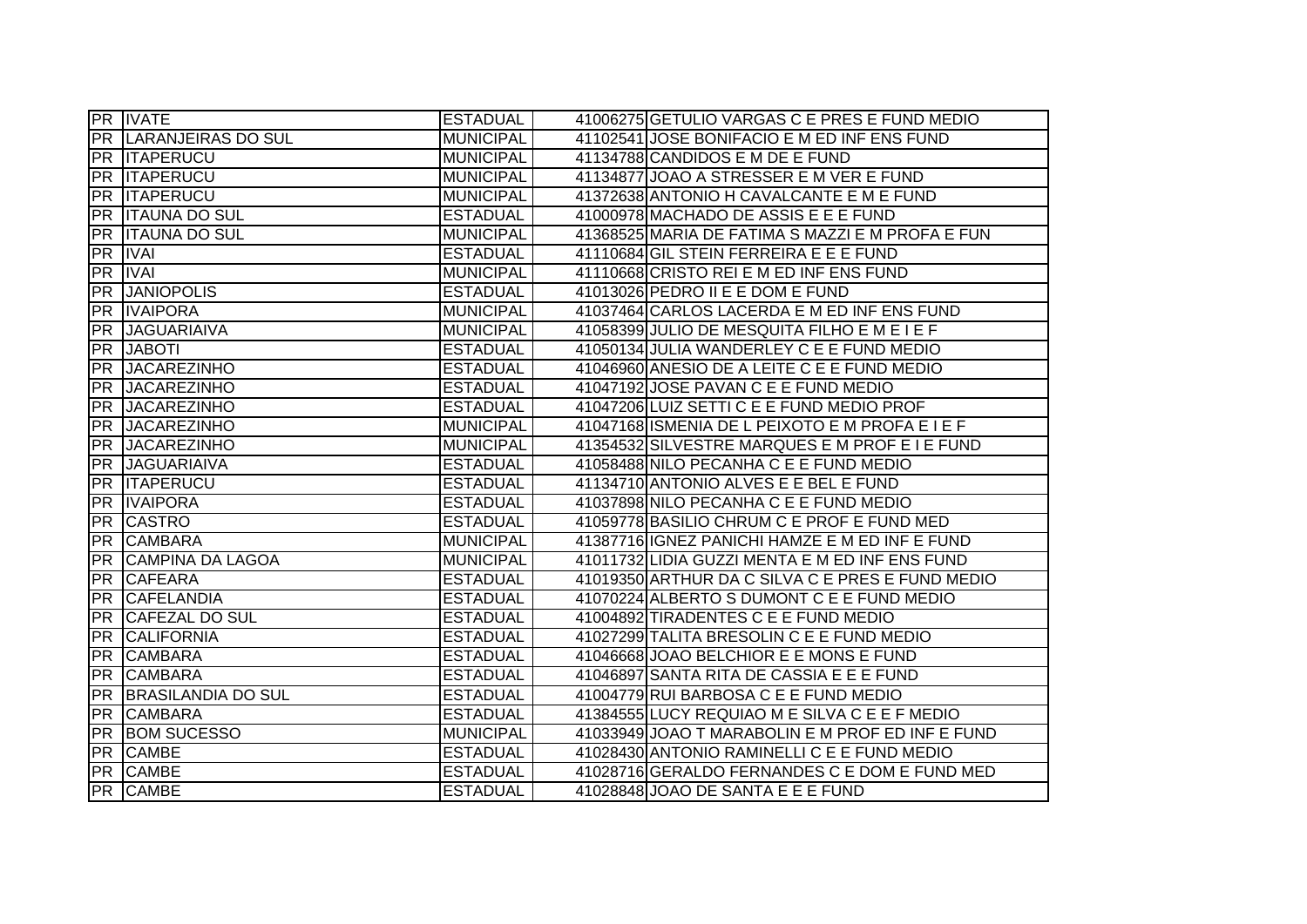| PR | IVATE | ESTADUAL | 41006275 | GETULIO VARGAS C E PRES E FUND MEDIO |
|---|---|---|---|---|
| PR | LARANJEIRAS DO SUL | MUNICIPAL | 41102541 | JOSE BONIFACIO E M ED INF ENS FUND |
| PR | ITAPERUCU | MUNICIPAL | 41134788 | CANDIDOS E M DE E FUND |
| PR | ITAPERUCU | MUNICIPAL | 41134877 | JOAO A STRESSER E M VER E FUND |
| PR | ITAPERUCU | MUNICIPAL | 41372638 | ANTONIO H CAVALCANTE E M E FUND |
| PR | ITAUNA DO SUL | ESTADUAL | 41000978 | MACHADO DE ASSIS E E E FUND |
| PR | ITAUNA DO SUL | MUNICIPAL | 41368525 | MARIA DE FATIMA S MAZZI E M PROFA E FUN |
| PR | IVAI | ESTADUAL | 41110684 | GIL STEIN FERREIRA E E E FUND |
| PR | IVAI | MUNICIPAL | 41110668 | CRISTO REI E M ED INF ENS FUND |
| PR | JANIOPOLIS | ESTADUAL | 41013026 | PEDRO II E E DOM E FUND |
| PR | IVAIPORA | MUNICIPAL | 41037464 | CARLOS LACERDA E M ED INF ENS FUND |
| PR | JAGUARIAIVA | MUNICIPAL | 41058399 | JULIO DE MESQUITA FILHO E M E I E F |
| PR | JABOTI | ESTADUAL | 41050134 | JULIA WANDERLEY C E E FUND MEDIO |
| PR | JACAREZINHO | ESTADUAL | 41046960 | ANESIO DE A LEITE C E E FUND MEDIO |
| PR | JACAREZINHO | ESTADUAL | 41047192 | JOSE PAVAN C E E FUND MEDIO |
| PR | JACAREZINHO | ESTADUAL | 41047206 | LUIZ SETTI C E E FUND MEDIO PROF |
| PR | JACAREZINHO | MUNICIPAL | 41047168 | ISMENIA DE L PEIXOTO E M PROFA E I E F |
| PR | JACAREZINHO | MUNICIPAL | 41354532 | SILVESTRE MARQUES E M PROF E I E FUND |
| PR | JAGUARIAIVA | ESTADUAL | 41058488 | NILO PECANHA C E E FUND MEDIO |
| PR | ITAPERUCU | ESTADUAL | 41134710 | ANTONIO ALVES E E BEL E FUND |
| PR | IVAIPORA | ESTADUAL | 41037898 | NILO PECANHA C E E FUND MEDIO |
| PR | CASTRO | ESTADUAL | 41059778 | BASILIO CHRUM C E PROF E FUND MED |
| PR | CAMBARA | MUNICIPAL | 41387716 | IGNEZ PANICHI HAMZE E M ED INF E FUND |
| PR | CAMPINA DA LAGOA | MUNICIPAL | 41011732 | LIDIA GUZZI MENTA E M ED INF ENS FUND |
| PR | CAFEARA | ESTADUAL | 41019350 | ARTHUR DA C SILVA C E PRES E FUND MEDIO |
| PR | CAFELANDIA | ESTADUAL | 41070224 | ALBERTO S DUMONT C E E FUND MEDIO |
| PR | CAFEZAL DO SUL | ESTADUAL | 41004892 | TIRADENTES C E E FUND MEDIO |
| PR | CALIFORNIA | ESTADUAL | 41027299 | TALITA BRESOLIN C E E FUND MEDIO |
| PR | CAMBARA | ESTADUAL | 41046668 | JOAO BELCHIOR E E MONS E FUND |
| PR | CAMBARA | ESTADUAL | 41046897 | SANTA RITA DE CASSIA E E E FUND |
| PR | BRASILANDIA DO SUL | ESTADUAL | 41004779 | RUI BARBOSA C E E FUND MEDIO |
| PR | CAMBARA | ESTADUAL | 41384555 | LUCY REQUIAO M E SILVA C E E F MEDIO |
| PR | BOM SUCESSO | MUNICIPAL | 41033949 | JOAO T MARABOLIN E M PROF ED INF E FUND |
| PR | CAMBE | ESTADUAL | 41028430 | ANTONIO RAMINELLI C E E FUND MEDIO |
| PR | CAMBE | ESTADUAL | 41028716 | GERALDO FERNANDES C E DOM E FUND MED |
| PR | CAMBE | ESTADUAL | 41028848 | JOAO DE SANTA E E E FUND |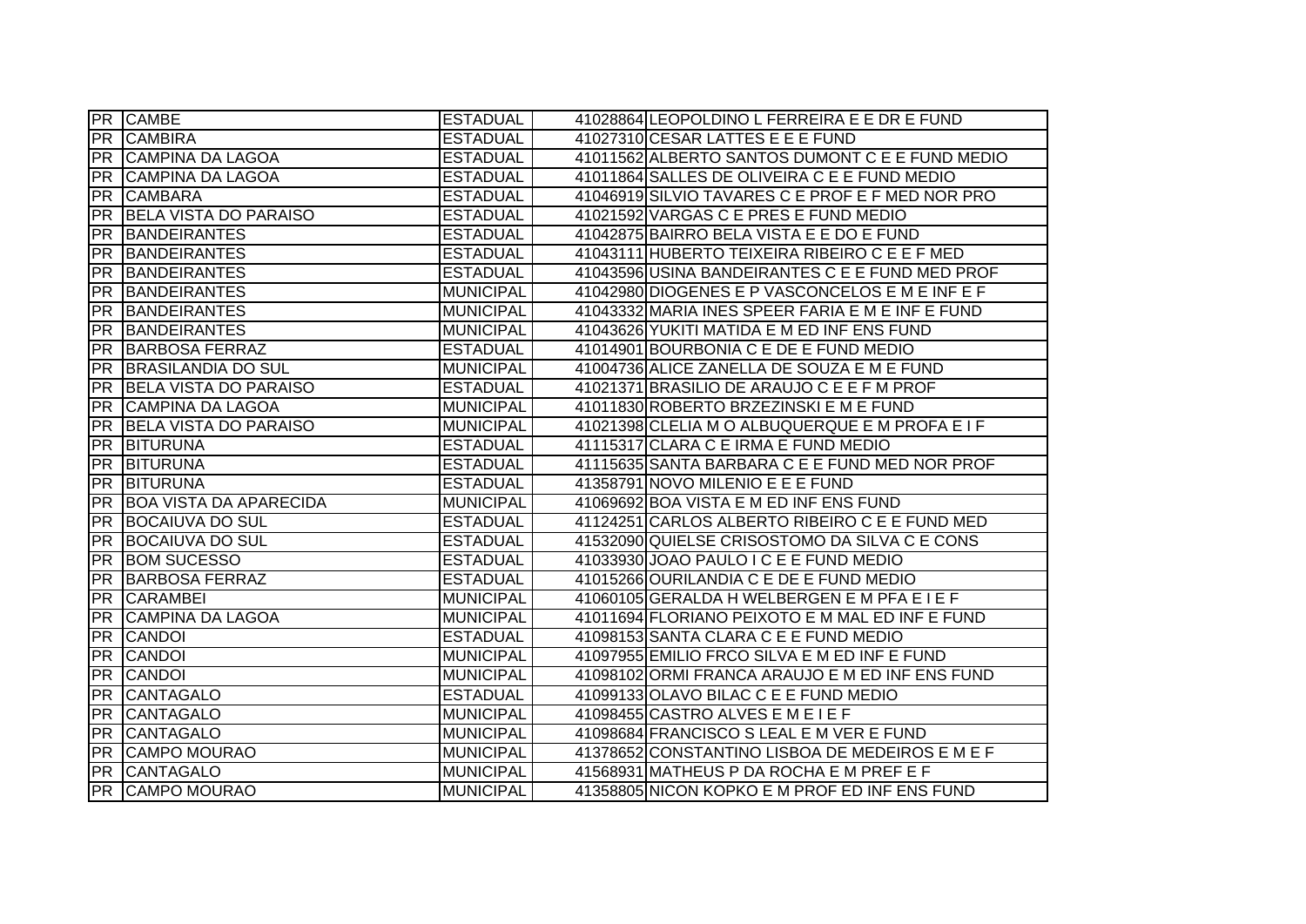| PR | CAMBE | ESTADUAL | 41028864 | LEOPOLDINO L FERREIRA E E DR E FUND |
|---|---|---|---|---|
| PR | CAMBIRA | ESTADUAL | 41027310 | CESAR LATTES E E E FUND |
| PR | CAMPINA DA LAGOA | ESTADUAL | 41011562 | ALBERTO SANTOS DUMONT C E E FUND MEDIO |
| PR | CAMPINA DA LAGOA | ESTADUAL | 41011864 | SALLES DE OLIVEIRA C E E FUND MEDIO |
| PR | CAMBARA | ESTADUAL | 41046919 | SILVIO TAVARES C E PROF E F MED NOR PRO |
| PR | BELA VISTA DO PARAISO | ESTADUAL | 41021592 | VARGAS C E PRES E FUND MEDIO |
| PR | BANDEIRANTES | ESTADUAL | 41042875 | BAIRRO BELA VISTA E E DO E FUND |
| PR | BANDEIRANTES | ESTADUAL | 41043111 | HUBERTO TEIXEIRA RIBEIRO C E E F MED |
| PR | BANDEIRANTES | ESTADUAL | 41043596 | USINA BANDEIRANTES C E E FUND MED PROF |
| PR | BANDEIRANTES | MUNICIPAL | 41042980 | DIOGENES E P VASCONCELOS E M E INF E F |
| PR | BANDEIRANTES | MUNICIPAL | 41043332 | MARIA INES SPEER FARIA E M E INF E FUND |
| PR | BANDEIRANTES | MUNICIPAL | 41043626 | YUKITI MATIDA E M ED INF ENS FUND |
| PR | BARBOSA FERRAZ | ESTADUAL | 41014901 | BOURBONIA C E DE E FUND MEDIO |
| PR | BRASILANDIA DO SUL | MUNICIPAL | 41004736 | ALICE ZANELLA DE SOUZA E M E FUND |
| PR | BELA VISTA DO PARAISO | ESTADUAL | 41021371 | BRASILIO DE ARAUJO C E E F M PROF |
| PR | CAMPINA DA LAGOA | MUNICIPAL | 41011830 | ROBERTO BRZEZINSKI E M E FUND |
| PR | BELA VISTA DO PARAISO | MUNICIPAL | 41021398 | CLELIA M O ALBUQUERQUE E M PROFA E I F |
| PR | BITURUNA | ESTADUAL | 41115317 | CLARA C E IRMA E FUND MEDIO |
| PR | BITURUNA | ESTADUAL | 41115635 | SANTA BARBARA C E E FUND MED NOR PROF |
| PR | BITURUNA | ESTADUAL | 41358791 | NOVO MILENIO E E E FUND |
| PR | BOA VISTA DA APARECIDA | MUNICIPAL | 41069692 | BOA VISTA E M ED INF ENS FUND |
| PR | BOCAIUVA DO SUL | ESTADUAL | 41124251 | CARLOS ALBERTO RIBEIRO C E E FUND MED |
| PR | BOCAIUVA DO SUL | ESTADUAL | 41532090 | QUIELSE CRISOSTOMO DA SILVA C E CONS |
| PR | BOM SUCESSO | ESTADUAL | 41033930 | JOAO PAULO I C E E FUND MEDIO |
| PR | BARBOSA FERRAZ | ESTADUAL | 41015266 | OURILANDIA C E DE E FUND MEDIO |
| PR | CARAMBEI | MUNICIPAL | 41060105 | GERALDA H WELBERGEN E M PFA E I E F |
| PR | CAMPINA DA LAGOA | MUNICIPAL | 41011694 | FLORIANO PEIXOTO E M MAL ED INF E FUND |
| PR | CANDOI | ESTADUAL | 41098153 | SANTA CLARA C E E FUND MEDIO |
| PR | CANDOI | MUNICIPAL | 41097955 | EMILIO FRCO SILVA E M ED INF E FUND |
| PR | CANDOI | MUNICIPAL | 41098102 | ORMI FRANCA ARAUJO E M ED INF ENS FUND |
| PR | CANTAGALO | ESTADUAL | 41099133 | OLAVO BILAC C E E FUND MEDIO |
| PR | CANTAGALO | MUNICIPAL | 41098455 | CASTRO ALVES E M E I E F |
| PR | CANTAGALO | MUNICIPAL | 41098684 | FRANCISCO S LEAL E M VER E FUND |
| PR | CAMPO MOURAO | MUNICIPAL | 41378652 | CONSTANTINO LISBOA DE MEDEIROS E M E F |
| PR | CANTAGALO | MUNICIPAL | 41568931 | MATHEUS P DA ROCHA E M PREF E F |
| PR | CAMPO MOURAO | MUNICIPAL | 41358805 | NICON KOPKO E M PROF ED INF ENS FUND |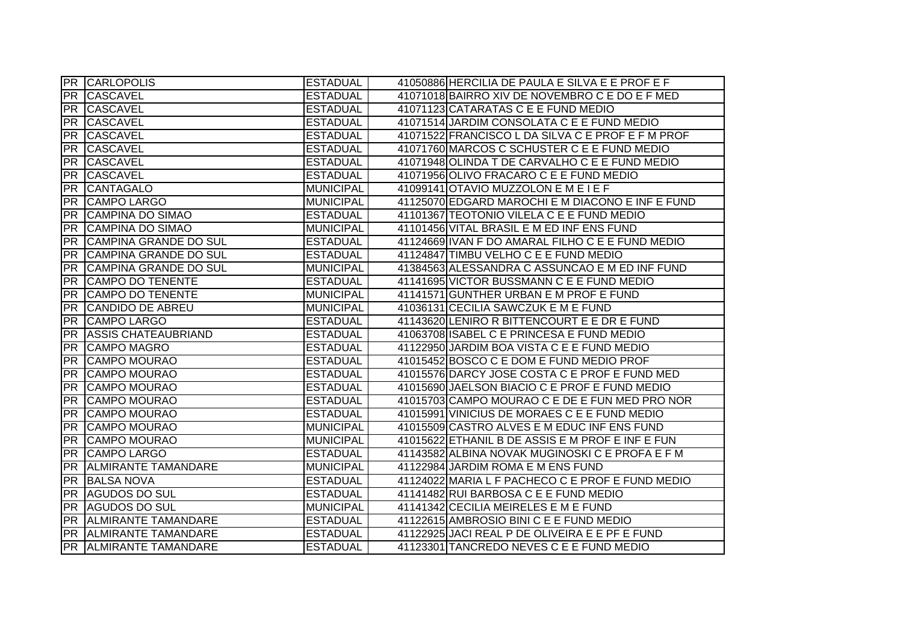| | | | | |
|---|---|---|---|---|
| PR | CARLOPOLIS | ESTADUAL | 41050886 | HERCILIA DE PAULA E SILVA E E PROF E F |
| PR | CASCAVEL | ESTADUAL | 41071018 | BAIRRO XIV DE NOVEMBRO C E DO E F MED |
| PR | CASCAVEL | ESTADUAL | 41071123 | CATARATAS C E E FUND MEDIO |
| PR | CASCAVEL | ESTADUAL | 41071514 | JARDIM CONSOLATA C E E FUND MEDIO |
| PR | CASCAVEL | ESTADUAL | 41071522 | FRANCISCO L DA SILVA C E PROF E F M PROF |
| PR | CASCAVEL | ESTADUAL | 41071760 | MARCOS C SCHUSTER C E E FUND MEDIO |
| PR | CASCAVEL | ESTADUAL | 41071948 | OLINDA T DE CARVALHO C E E FUND MEDIO |
| PR | CASCAVEL | ESTADUAL | 41071956 | OLIVO FRACARO C E E FUND MEDIO |
| PR | CANTAGALO | MUNICIPAL | 41099141 | OTAVIO MUZZOLON E M E I E F |
| PR | CAMPO LARGO | MUNICIPAL | 41125070 | EDGARD MAROCHI E M DIACONO E INF E FUND |
| PR | CAMPINA DO SIMAO | ESTADUAL | 41101367 | TEOTONIO VILELA C E E FUND MEDIO |
| PR | CAMPINA DO SIMAO | MUNICIPAL | 41101456 | VITAL BRASIL E M ED INF ENS FUND |
| PR | CAMPINA GRANDE DO SUL | ESTADUAL | 41124669 | IVAN F DO AMARAL FILHO C E E FUND MEDIO |
| PR | CAMPINA GRANDE DO SUL | ESTADUAL | 41124847 | TIMBU VELHO C E E FUND MEDIO |
| PR | CAMPINA GRANDE DO SUL | MUNICIPAL | 41384563 | ALESSANDRA C ASSUNCAO E M ED INF FUND |
| PR | CAMPO DO TENENTE | ESTADUAL | 41141695 | VICTOR BUSSMANN C E E FUND MEDIO |
| PR | CAMPO DO TENENTE | MUNICIPAL | 41141571 | GUNTHER URBAN E M PROF E FUND |
| PR | CANDIDO DE ABREU | MUNICIPAL | 41036131 | CECILIA SAWCZUK E M E FUND |
| PR | CAMPO LARGO | ESTADUAL | 41143620 | LENIRO R BITTENCOURT E E DR E FUND |
| PR | ASSIS CHATEAUBRIAND | ESTADUAL | 41063708 | ISABEL C E PRINCESA E FUND MEDIO |
| PR | CAMPO MAGRO | ESTADUAL | 41122950 | JARDIM BOA VISTA C E E FUND MEDIO |
| PR | CAMPO MOURAO | ESTADUAL | 41015452 | BOSCO C E DOM E FUND MEDIO PROF |
| PR | CAMPO MOURAO | ESTADUAL | 41015576 | DARCY JOSE COSTA C E PROF E FUND MED |
| PR | CAMPO MOURAO | ESTADUAL | 41015690 | JAELSON BIACIO C E PROF E FUND MEDIO |
| PR | CAMPO MOURAO | ESTADUAL | 41015703 | CAMPO MOURAO C E DE E FUN MED PRO NOR |
| PR | CAMPO MOURAO | ESTADUAL | 41015991 | VINICIUS DE MORAES C E E FUND MEDIO |
| PR | CAMPO MOURAO | MUNICIPAL | 41015509 | CASTRO ALVES E M EDUC INF ENS FUND |
| PR | CAMPO MOURAO | MUNICIPAL | 41015622 | ETHANIL B DE ASSIS E M PROF E INF E FUN |
| PR | CAMPO LARGO | ESTADUAL | 41143582 | ALBINA NOVAK MUGINOSKI C E PROFA E F M |
| PR | ALMIRANTE TAMANDARE | MUNICIPAL | 41122984 | JARDIM ROMA E M ENS FUND |
| PR | BALSA NOVA | ESTADUAL | 41124022 | MARIA L F PACHECO C E PROF E FUND MEDIO |
| PR | AGUDOS DO SUL | ESTADUAL | 41141482 | RUI BARBOSA C E E FUND MEDIO |
| PR | AGUDOS DO SUL | MUNICIPAL | 41141342 | CECILIA MEIRELES E M E FUND |
| PR | ALMIRANTE TAMANDARE | ESTADUAL | 41122615 | AMBROSIO BINI C E E FUND MEDIO |
| PR | ALMIRANTE TAMANDARE | ESTADUAL | 41122925 | JACI REAL P DE OLIVEIRA E E PF E FUND |
| PR | ALMIRANTE TAMANDARE | ESTADUAL | 41123301 | TANCREDO NEVES C E E FUND MEDIO |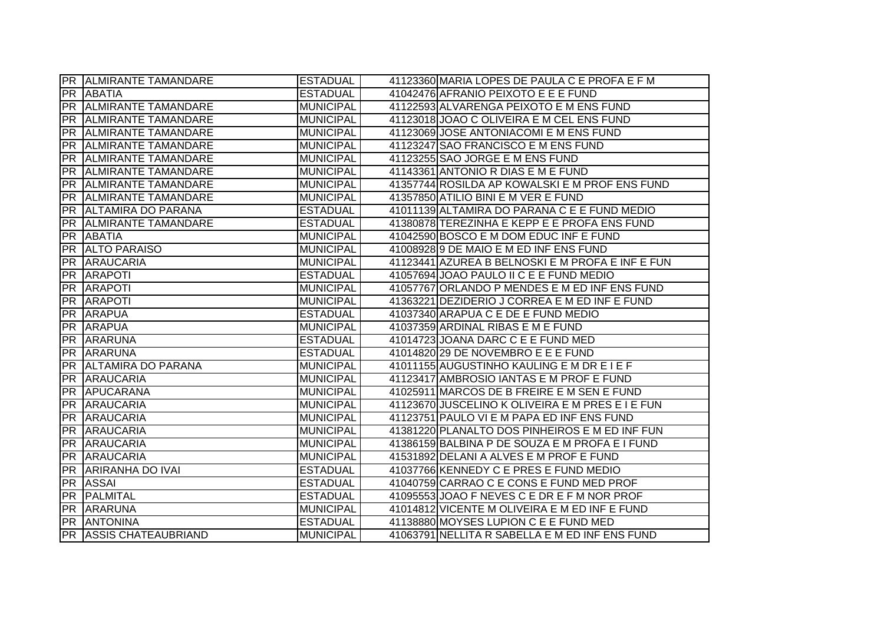| | | | | |
|---|---|---|---|---|
| PR | ALMIRANTE TAMANDARE | ESTADUAL | 41123360 | MARIA LOPES DE PAULA C E PROFA E F M |
| PR | ABATIA | ESTADUAL | 41042476 | AFRANIO PEIXOTO E E E FUND |
| PR | ALMIRANTE TAMANDARE | MUNICIPAL | 41122593 | ALVARENGA PEIXOTO E M ENS FUND |
| PR | ALMIRANTE TAMANDARE | MUNICIPAL | 41123018 | JOAO C OLIVEIRA E M CEL ENS FUND |
| PR | ALMIRANTE TAMANDARE | MUNICIPAL | 41123069 | JOSE ANTONIACOMI E M ENS FUND |
| PR | ALMIRANTE TAMANDARE | MUNICIPAL | 41123247 | SAO FRANCISCO E M ENS FUND |
| PR | ALMIRANTE TAMANDARE | MUNICIPAL | 41123255 | SAO JORGE E M ENS FUND |
| PR | ALMIRANTE TAMANDARE | MUNICIPAL | 41143361 | ANTONIO R DIAS E M E FUND |
| PR | ALMIRANTE TAMANDARE | MUNICIPAL | 41357744 | ROSILDA AP KOWALSKI E M PROF ENS FUND |
| PR | ALMIRANTE TAMANDARE | MUNICIPAL | 41357850 | ATILIO BINI E M VER E FUND |
| PR | ALTAMIRA DO PARANA | ESTADUAL | 41011139 | ALTAMIRA DO PARANA C E E FUND MEDIO |
| PR | ALMIRANTE TAMANDARE | ESTADUAL | 41380878 | TEREZINHA E KEPP E E PROFA ENS FUND |
| PR | ABATIA | MUNICIPAL | 41042590 | BOSCO E M DOM EDUC INF E FUND |
| PR | ALTO PARAISO | MUNICIPAL | 41008928 | 9 DE MAIO E M ED INF ENS FUND |
| PR | ARAUCARIA | MUNICIPAL | 41123441 | AZUREA B BELNOSKI E M PROFA E INF E FUN |
| PR | ARAPOTI | ESTADUAL | 41057694 | JOAO PAULO II C E E FUND MEDIO |
| PR | ARAPOTI | MUNICIPAL | 41057767 | ORLANDO P MENDES E M ED INF ENS FUND |
| PR | ARAPOTI | MUNICIPAL | 41363221 | DEZIDERIO J CORREA E M ED INF E FUND |
| PR | ARAPUA | ESTADUAL | 41037340 | ARAPUA C E DE E FUND MEDIO |
| PR | ARAPUA | MUNICIPAL | 41037359 | ARDINAL RIBAS E M E FUND |
| PR | ARARUNA | ESTADUAL | 41014723 | JOANA DARC C E E FUND MED |
| PR | ARARUNA | ESTADUAL | 41014820 | 29 DE NOVEMBRO E E E FUND |
| PR | ALTAMIRA DO PARANA | MUNICIPAL | 41011155 | AUGUSTINHO KAULING E M DR E I E F |
| PR | ARAUCARIA | MUNICIPAL | 41123417 | AMBROSIO IANTAS E M PROF E FUND |
| PR | APUCARANA | MUNICIPAL | 41025911 | MARCOS DE B FREIRE E M SEN E FUND |
| PR | ARAUCARIA | MUNICIPAL | 41123670 | JUSCELINO K OLIVEIRA E M PRES E I E FUN |
| PR | ARAUCARIA | MUNICIPAL | 41123751 | PAULO VI E M PAPA ED INF ENS FUND |
| PR | ARAUCARIA | MUNICIPAL | 41381220 | PLANALTO DOS PINHEIROS E M ED INF FUN |
| PR | ARAUCARIA | MUNICIPAL | 41386159 | BALBINA P DE SOUZA E M PROFA E I FUND |
| PR | ARAUCARIA | MUNICIPAL | 41531892 | DELANI A ALVES E M PROF E FUND |
| PR | ARIRANHA DO IVAI | ESTADUAL | 41037766 | KENNEDY C E PRES E FUND MEDIO |
| PR | ASSAI | ESTADUAL | 41040759 | CARRAO C E CONS E FUND MED PROF |
| PR | PALMITAL | ESTADUAL | 41095553 | JOAO F NEVES C E DR E F M NOR PROF |
| PR | ARARUNA | MUNICIPAL | 41014812 | VICENTE M OLIVEIRA E M ED INF E FUND |
| PR | ANTONINA | ESTADUAL | 41138880 | MOYSES LUPION C E E FUND MED |
| PR | ASSIS CHATEAUBRIAND | MUNICIPAL | 41063791 | NELLITA R SABELLA E M ED INF ENS FUND |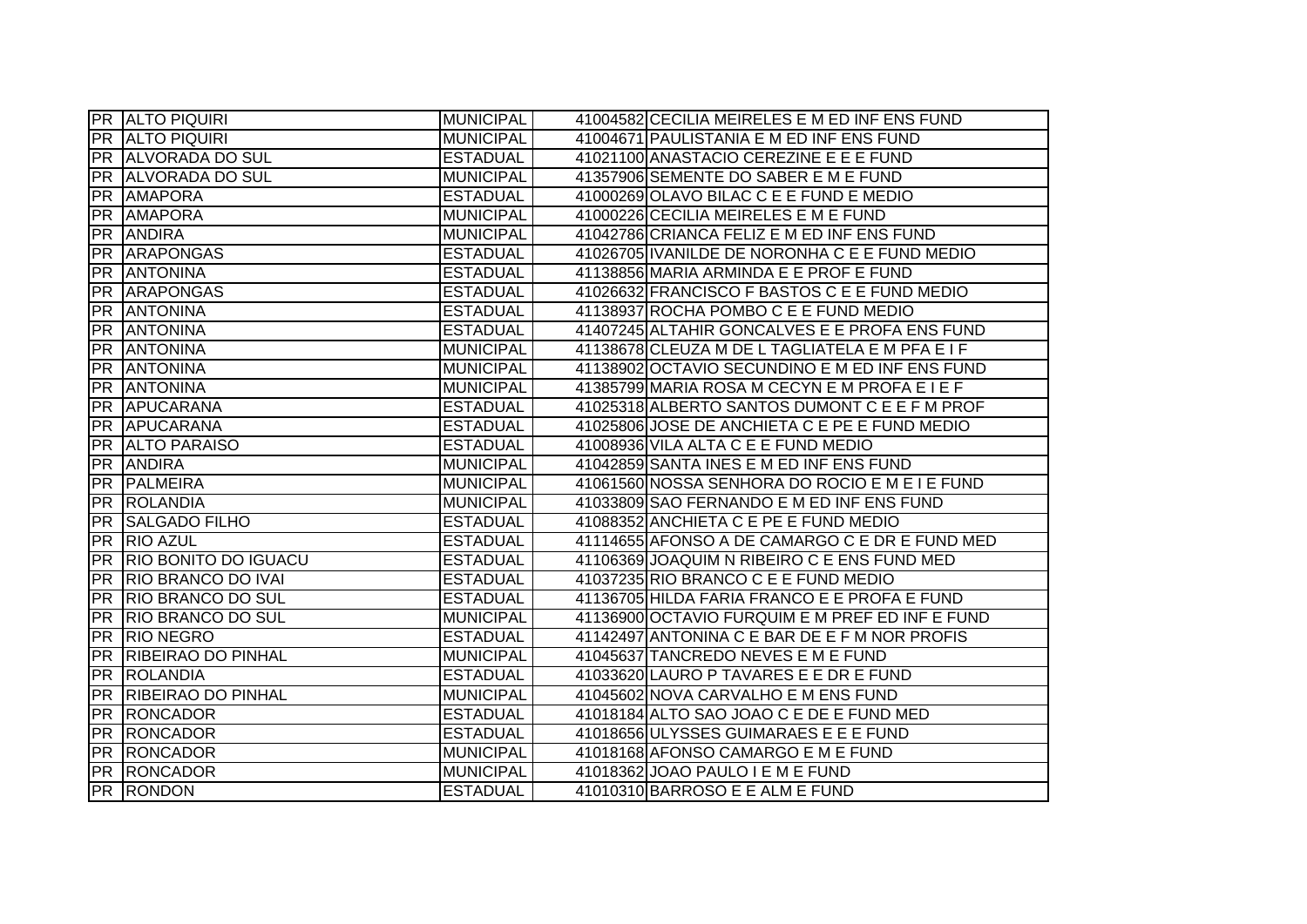| | | | | |
|---|---|---|---|---|
| PR | ALTO PIQUIRI | MUNICIPAL | 41004582 | CECILIA MEIRELES E M ED INF ENS FUND |
| PR | ALTO PIQUIRI | MUNICIPAL | 41004671 | PAULISTANIA E M ED INF ENS FUND |
| PR | ALVORADA DO SUL | ESTADUAL | 41021100 | ANASTACIO CEREZINE E E E FUND |
| PR | ALVORADA DO SUL | MUNICIPAL | 41357906 | SEMENTE DO SABER E M E FUND |
| PR | AMAPORA | ESTADUAL | 41000269 | OLAVO BILAC C E E FUND E MEDIO |
| PR | AMAPORA | MUNICIPAL | 41000226 | CECILIA MEIRELES E M E FUND |
| PR | ANDIRA | MUNICIPAL | 41042786 | CRIANCA FELIZ E M ED INF ENS FUND |
| PR | ARAPONGAS | ESTADUAL | 41026705 | IVANILDE DE NORONHA C E E FUND MEDIO |
| PR | ANTONINA | ESTADUAL | 41138856 | MARIA ARMINDA E E PROF E FUND |
| PR | ARAPONGAS | ESTADUAL | 41026632 | FRANCISCO F BASTOS C E E FUND MEDIO |
| PR | ANTONINA | ESTADUAL | 41138937 | ROCHA POMBO C E E FUND MEDIO |
| PR | ANTONINA | ESTADUAL | 41407245 | ALTAHIR GONCALVES E E PROFA ENS FUND |
| PR | ANTONINA | MUNICIPAL | 41138678 | CLEUZA M DE L TAGLIATELA E M PFA E I F |
| PR | ANTONINA | MUNICIPAL | 41138902 | OCTAVIO SECUNDINO E M ED INF ENS FUND |
| PR | ANTONINA | MUNICIPAL | 41385799 | MARIA ROSA M CECYN E M PROFA E I E F |
| PR | APUCARANA | ESTADUAL | 41025318 | ALBERTO SANTOS DUMONT C E E F M PROF |
| PR | APUCARANA | ESTADUAL | 41025806 | JOSE DE ANCHIETA C E PE E FUND MEDIO |
| PR | ALTO PARAISO | ESTADUAL | 41008936 | VILA ALTA C E E FUND MEDIO |
| PR | ANDIRA | MUNICIPAL | 41042859 | SANTA INES E M ED INF ENS FUND |
| PR | PALMEIRA | MUNICIPAL | 41061560 | NOSSA SENHORA DO ROCIO E M E I E FUND |
| PR | ROLANDIA | MUNICIPAL | 41033809 | SAO FERNANDO E M ED INF ENS FUND |
| PR | SALGADO FILHO | ESTADUAL | 41088352 | ANCHIETA C E PE E FUND MEDIO |
| PR | RIO AZUL | ESTADUAL | 41114655 | AFONSO A DE CAMARGO C E DR E FUND MED |
| PR | RIO BONITO DO IGUACU | ESTADUAL | 41106369 | JOAQUIM N RIBEIRO C E ENS FUND MED |
| PR | RIO BRANCO DO IVAI | ESTADUAL | 41037235 | RIO BRANCO C E E FUND MEDIO |
| PR | RIO BRANCO DO SUL | ESTADUAL | 41136705 | HILDA FARIA FRANCO E E PROFA E FUND |
| PR | RIO BRANCO DO SUL | MUNICIPAL | 41136900 | OCTAVIO FURQUIM E M PREF ED INF E FUND |
| PR | RIO NEGRO | ESTADUAL | 41142497 | ANTONINA C E BAR DE E F M NOR PROFIS |
| PR | RIBEIRAO DO PINHAL | MUNICIPAL | 41045637 | TANCREDO NEVES E M E FUND |
| PR | ROLANDIA | ESTADUAL | 41033620 | LAURO P TAVARES E E DR E FUND |
| PR | RIBEIRAO DO PINHAL | MUNICIPAL | 41045602 | NOVA CARVALHO E M ENS FUND |
| PR | RONCADOR | ESTADUAL | 41018184 | ALTO SAO JOAO C E DE E FUND MED |
| PR | RONCADOR | ESTADUAL | 41018656 | ULYSSES GUIMARAES E E E FUND |
| PR | RONCADOR | MUNICIPAL | 41018168 | AFONSO CAMARGO E M E FUND |
| PR | RONCADOR | MUNICIPAL | 41018362 | JOAO PAULO I E M E FUND |
| PR | RONDON | ESTADUAL | 41010310 | BARROSO E E ALM E FUND |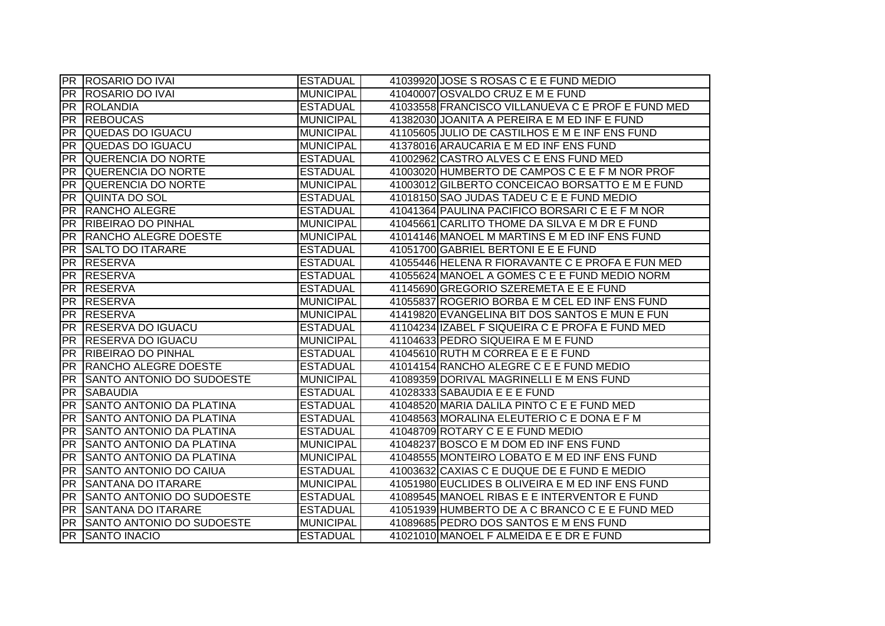| | | | | |
|---|---|---|---|---|
| PR | ROSARIO DO IVAI | ESTADUAL | 41039920 | JOSE S ROSAS C E E FUND MEDIO |
| PR | ROSARIO DO IVAI | MUNICIPAL | 41040007 | OSVALDO CRUZ E M E FUND |
| PR | ROLANDIA | ESTADUAL | 41033558 | FRANCISCO VILLANUEVA C E PROF E FUND MED |
| PR | REBOUCAS | MUNICIPAL | 41382030 | JOANITA A PEREIRA E M ED INF E FUND |
| PR | QUEDAS DO IGUACU | MUNICIPAL | 41105605 | JULIO DE CASTILHOS E M E INF ENS FUND |
| PR | QUEDAS DO IGUACU | MUNICIPAL | 41378016 | ARAUCARIA E M ED INF ENS FUND |
| PR | QUERENCIA DO NORTE | ESTADUAL | 41002962 | CASTRO ALVES C E ENS FUND MED |
| PR | QUERENCIA DO NORTE | ESTADUAL | 41003020 | HUMBERTO DE CAMPOS C E E F M NOR PROF |
| PR | QUERENCIA DO NORTE | MUNICIPAL | 41003012 | GILBERTO CONCEICAO BORSATTO E M E FUND |
| PR | QUINTA DO SOL | ESTADUAL | 41018150 | SAO JUDAS TADEU C E E FUND MEDIO |
| PR | RANCHO ALEGRE | ESTADUAL | 41041364 | PAULINA PACIFICO BORSARI C E E F M NOR |
| PR | RIBEIRAO DO PINHAL | MUNICIPAL | 41045661 | CARLITO THOME DA SILVA E M DR E FUND |
| PR | RANCHO ALEGRE DOESTE | MUNICIPAL | 41014146 | MANOEL M MARTINS E M ED INF ENS FUND |
| PR | SALTO DO ITARARE | ESTADUAL | 41051700 | GABRIEL BERTONI E E E FUND |
| PR | RESERVA | ESTADUAL | 41055446 | HELENA R FIORAVANTE C E PROFA E FUN MED |
| PR | RESERVA | ESTADUAL | 41055624 | MANOEL A GOMES C E E FUND MEDIO NORM |
| PR | RESERVA | ESTADUAL | 41145690 | GREGORIO SZEREMETA E E E FUND |
| PR | RESERVA | MUNICIPAL | 41055837 | ROGERIO BORBA E M CEL ED INF ENS FUND |
| PR | RESERVA | MUNICIPAL | 41419820 | EVANGELINA BIT DOS SANTOS E MUN E FUN |
| PR | RESERVA DO IGUACU | ESTADUAL | 41104234 | IZABEL F SIQUEIRA C E PROFA E FUND MED |
| PR | RESERVA DO IGUACU | MUNICIPAL | 41104633 | PEDRO SIQUEIRA E M E FUND |
| PR | RIBEIRAO DO PINHAL | ESTADUAL | 41045610 | RUTH M CORREA E E E FUND |
| PR | RANCHO ALEGRE DOESTE | ESTADUAL | 41014154 | RANCHO ALEGRE C E E FUND MEDIO |
| PR | SANTO ANTONIO DO SUDOESTE | MUNICIPAL | 41089359 | DORIVAL MAGRINELLI E M ENS FUND |
| PR | SABAUDIA | ESTADUAL | 41028333 | SABAUDIA E E E FUND |
| PR | SANTO ANTONIO DA PLATINA | ESTADUAL | 41048520 | MARIA DALILA PINTO C E E FUND MED |
| PR | SANTO ANTONIO DA PLATINA | ESTADUAL | 41048563 | MORALINA ELEUTERIO C E DONA E F M |
| PR | SANTO ANTONIO DA PLATINA | ESTADUAL | 41048709 | ROTARY C E E FUND MEDIO |
| PR | SANTO ANTONIO DA PLATINA | MUNICIPAL | 41048237 | BOSCO E M DOM ED INF ENS FUND |
| PR | SANTO ANTONIO DA PLATINA | MUNICIPAL | 41048555 | MONTEIRO LOBATO E M ED INF ENS FUND |
| PR | SANTO ANTONIO DO CAIUA | ESTADUAL | 41003632 | CAXIAS C E DUQUE DE E FUND E MEDIO |
| PR | SANTANA DO ITARARE | MUNICIPAL | 41051980 | EUCLIDES B OLIVEIRA E M ED INF ENS FUND |
| PR | SANTO ANTONIO DO SUDOESTE | ESTADUAL | 41089545 | MANOEL RIBAS E E INTERVENTOR E FUND |
| PR | SANTANA DO ITARARE | ESTADUAL | 41051939 | HUMBERTO DE A C BRANCO C E E FUND MED |
| PR | SANTO ANTONIO DO SUDOESTE | MUNICIPAL | 41089685 | PEDRO DOS SANTOS E M ENS FUND |
| PR | SANTO INACIO | ESTADUAL | 41021010 | MANOEL F ALMEIDA E E DR E FUND |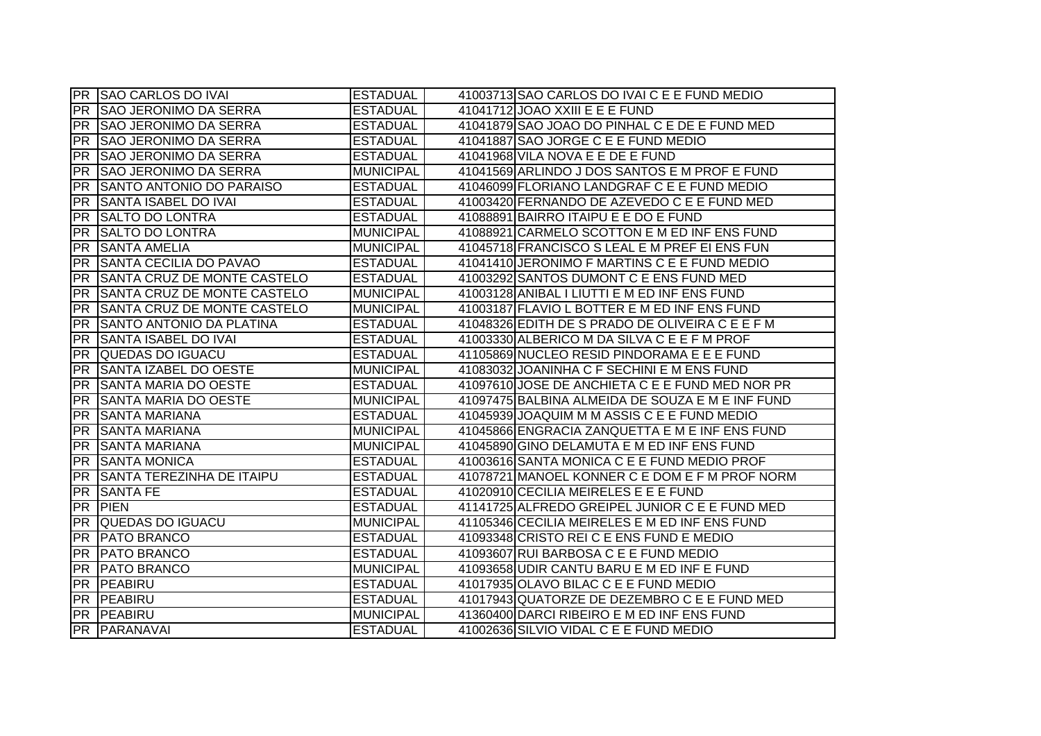| PR | SAO CARLOS DO IVAI | ESTADUAL | 41003713 | SAO CARLOS DO IVAI C E E FUND MEDIO |
|---|---|---|---|---|
| PR | SAO JERONIMO DA SERRA | ESTADUAL | 41041712 | JOAO XXIII E E E FUND |
| PR | SAO JERONIMO DA SERRA | ESTADUAL | 41041879 | SAO JOAO DO PINHAL C E DE E FUND MED |
| PR | SAO JERONIMO DA SERRA | ESTADUAL | 41041887 | SAO JORGE C E E FUND MEDIO |
| PR | SAO JERONIMO DA SERRA | ESTADUAL | 41041968 | VILA NOVA E E DE E FUND |
| PR | SAO JERONIMO DA SERRA | MUNICIPAL | 41041569 | ARLINDO J DOS SANTOS E M PROF E FUND |
| PR | SANTO ANTONIO DO PARAISO | ESTADUAL | 41046099 | FLORIANO LANDGRAF C E E FUND MEDIO |
| PR | SANTA ISABEL DO IVAI | ESTADUAL | 41003420 | FERNANDO DE AZEVEDO C E E FUND MED |
| PR | SALTO DO LONTRA | ESTADUAL | 41088891 | BAIRRO ITAIPU E E DO E FUND |
| PR | SALTO DO LONTRA | MUNICIPAL | 41088921 | CARMELO SCOTTON E M ED INF ENS FUND |
| PR | SANTA AMELIA | MUNICIPAL | 41045718 | FRANCISCO S LEAL E M PREF EI ENS FUN |
| PR | SANTA CECILIA DO PAVAO | ESTADUAL | 41041410 | JERONIMO F MARTINS C E E FUND MEDIO |
| PR | SANTA CRUZ DE MONTE CASTELO | ESTADUAL | 41003292 | SANTOS DUMONT C E ENS FUND MED |
| PR | SANTA CRUZ DE MONTE CASTELO | MUNICIPAL | 41003128 | ANIBAL I LIUTTI E M ED INF ENS FUND |
| PR | SANTA CRUZ DE MONTE CASTELO | MUNICIPAL | 41003187 | FLAVIO L BOTTER E M ED INF ENS FUND |
| PR | SANTO ANTONIO DA PLATINA | ESTADUAL | 41048326 | EDITH DE S PRADO DE OLIVEIRA C E E F M |
| PR | SANTA ISABEL DO IVAI | ESTADUAL | 41003330 | ALBERICO M DA SILVA C E E F M PROF |
| PR | QUEDAS DO IGUACU | ESTADUAL | 41105869 | NUCLEO RESID PINDORAMA E E E FUND |
| PR | SANTA IZABEL DO OESTE | MUNICIPAL | 41083032 | JOANINHA C F SECHINI E M ENS FUND |
| PR | SANTA MARIA DO OESTE | ESTADUAL | 41097610 | JOSE DE ANCHIETA C E E FUND MED NOR PR |
| PR | SANTA MARIA DO OESTE | MUNICIPAL | 41097475 | BALBINA ALMEIDA DE SOUZA E M E INF FUND |
| PR | SANTA MARIANA | ESTADUAL | 41045939 | JOAQUIM M M ASSIS C E E FUND MEDIO |
| PR | SANTA MARIANA | MUNICIPAL | 41045866 | ENGRACIA ZANQUETTA E M E INF ENS FUND |
| PR | SANTA MARIANA | MUNICIPAL | 41045890 | GINO DELAMUTA E M ED INF ENS FUND |
| PR | SANTA MONICA | ESTADUAL | 41003616 | SANTA MONICA C E E FUND MEDIO PROF |
| PR | SANTA TEREZINHA DE ITAIPU | ESTADUAL | 41078721 | MANOEL KONNER C E DOM E F M PROF NORM |
| PR | SANTA FE | ESTADUAL | 41020910 | CECILIA MEIRELES E E E FUND |
| PR | PIEN | ESTADUAL | 41141725 | ALFREDO GREIPEL JUNIOR C E E FUND MED |
| PR | QUEDAS DO IGUACU | MUNICIPAL | 41105346 | CECILIA MEIRELES E M ED INF ENS FUND |
| PR | PATO BRANCO | ESTADUAL | 41093348 | CRISTO REI C E ENS FUND E MEDIO |
| PR | PATO BRANCO | ESTADUAL | 41093607 | RUI BARBOSA C E E FUND MEDIO |
| PR | PATO BRANCO | MUNICIPAL | 41093658 | UDIR CANTU BARU E M ED INF E FUND |
| PR | PEABIRU | ESTADUAL | 41017935 | OLAVO BILAC C E E FUND MEDIO |
| PR | PEABIRU | ESTADUAL | 41017943 | QUATORZE DE DEZEMBRO C E E FUND MED |
| PR | PEABIRU | MUNICIPAL | 41360400 | DARCI RIBEIRO E M ED INF ENS FUND |
| PR | PARANAVAI | ESTADUAL | 41002636 | SILVIO VIDAL C E E FUND MEDIO |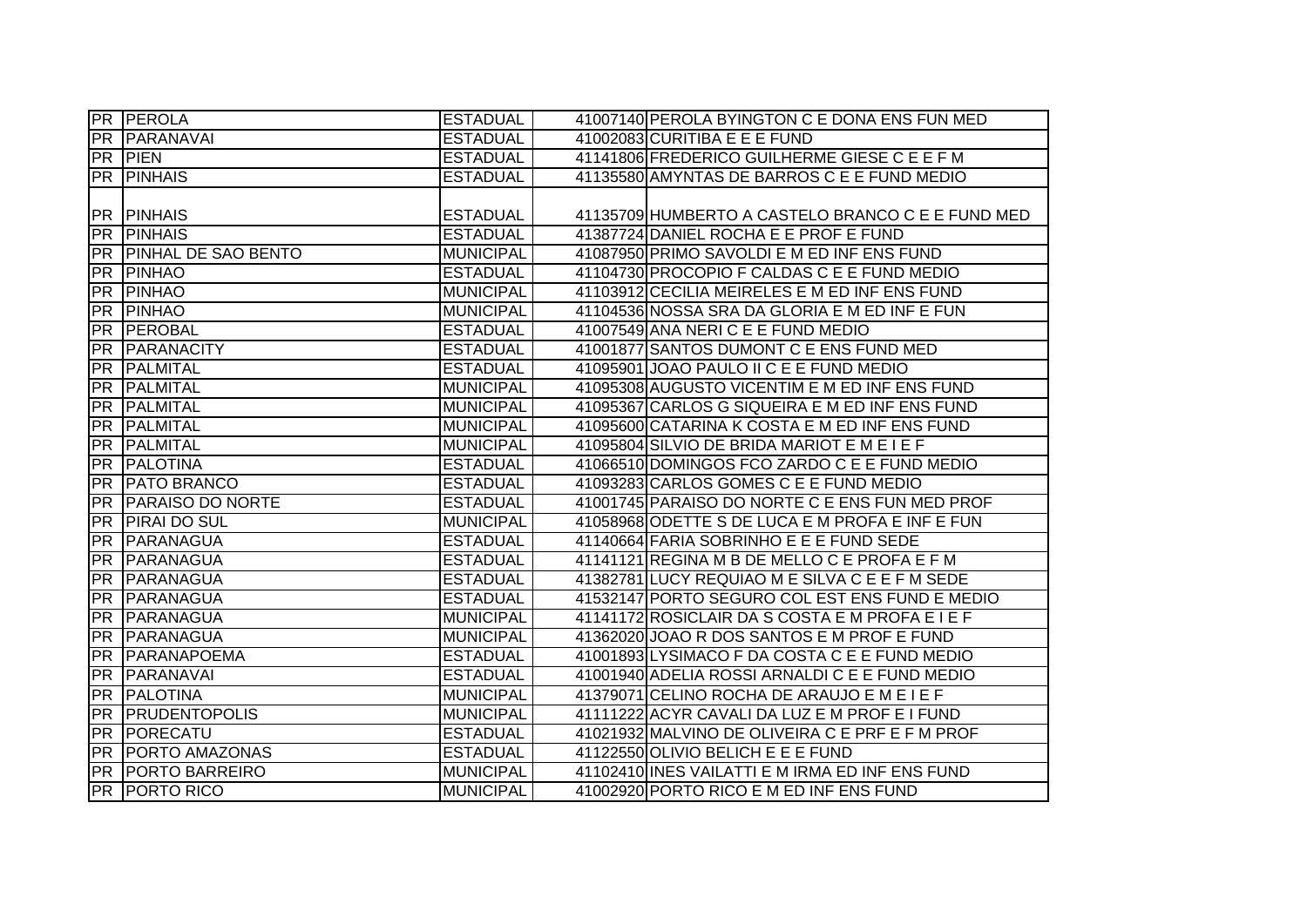| | | | | |
|---|---|---|---|---|
| PR | PEROLA | ESTADUAL | 41007140 | PEROLA BYINGTON C E DONA ENS FUN MED |
| PR | PARANAVAI | ESTADUAL | 41002083 | CURITIBA E E E FUND |
| PR | PIEN | ESTADUAL | 41141806 | FREDERICO GUILHERME GIESE C E E F M |
| PR | PINHAIS | ESTADUAL | 41135580 | AMYNTAS DE BARROS C E E FUND MEDIO |
| PR | PINHAIS | ESTADUAL | 41135709 | HUMBERTO A CASTELO BRANCO C E E FUND MED |
| PR | PINHAIS | ESTADUAL | 41387724 | DANIEL ROCHA E E PROF E FUND |
| PR | PINHAL DE SAO BENTO | MUNICIPAL | 41087950 | PRIMO SAVOLDI E M ED INF ENS FUND |
| PR | PINHAO | ESTADUAL | 41104730 | PROCOPIO F CALDAS C E E FUND MEDIO |
| PR | PINHAO | MUNICIPAL | 41103912 | CECILIA MEIRELES E M ED INF ENS FUND |
| PR | PINHAO | MUNICIPAL | 41104536 | NOSSA SRA DA GLORIA E M ED INF E FUN |
| PR | PEROBAL | ESTADUAL | 41007549 | ANA NERI C E E FUND MEDIO |
| PR | PARANACITY | ESTADUAL | 41001877 | SANTOS DUMONT C E ENS FUND MED |
| PR | PALMITAL | ESTADUAL | 41095901 | JOAO PAULO II C E E FUND MEDIO |
| PR | PALMITAL | MUNICIPAL | 41095308 | AUGUSTO VICENTIM E M ED INF ENS FUND |
| PR | PALMITAL | MUNICIPAL | 41095367 | CARLOS G SIQUEIRA E M ED INF ENS FUND |
| PR | PALMITAL | MUNICIPAL | 41095600 | CATARINA K COSTA E M ED INF ENS FUND |
| PR | PALMITAL | MUNICIPAL | 41095804 | SILVIO DE BRIDA MARIOT E M E I E F |
| PR | PALOTINA | ESTADUAL | 41066510 | DOMINGOS FCO ZARDO C E E FUND MEDIO |
| PR | PATO BRANCO | ESTADUAL | 41093283 | CARLOS GOMES C E E FUND MEDIO |
| PR | PARAISO DO NORTE | ESTADUAL | 41001745 | PARAISO DO NORTE C E ENS FUN MED PROF |
| PR | PIRAI DO SUL | MUNICIPAL | 41058968 | ODETTE S DE LUCA E M PROFA E INF E FUN |
| PR | PARANAGUA | ESTADUAL | 41140664 | FARIA SOBRINHO E E E FUND SEDE |
| PR | PARANAGUA | ESTADUAL | 41141121 | REGINA M B DE MELLO C E PROFA E F M |
| PR | PARANAGUA | ESTADUAL | 41382781 | LUCY REQUIAO M E SILVA C E E F M SEDE |
| PR | PARANAGUA | ESTADUAL | 41532147 | PORTO SEGURO COL EST ENS FUND E MEDIO |
| PR | PARANAGUA | MUNICIPAL | 41141172 | ROSICLAIR DA S COSTA E M PROFA E I E F |
| PR | PARANAGUA | MUNICIPAL | 41362020 | JOAO R DOS SANTOS E M PROF E FUND |
| PR | PARANAPOEMA | ESTADUAL | 41001893 | LYSIMACO F DA COSTA C E E FUND MEDIO |
| PR | PARANAVAI | ESTADUAL | 41001940 | ADELIA ROSSI ARNALDI C E E FUND MEDIO |
| PR | PALOTINA | MUNICIPAL | 41379071 | CELINO ROCHA DE ARAUJO E M E I E F |
| PR | PRUDENTOPOLIS | MUNICIPAL | 41111222 | ACYR CAVALI DA LUZ E M PROF E I FUND |
| PR | PORECATU | ESTADUAL | 41021932 | MALVINO DE OLIVEIRA C E PRF E F M PROF |
| PR | PORTO AMAZONAS | ESTADUAL | 41122550 | OLIVIO BELICH E E E FUND |
| PR | PORTO BARREIRO | MUNICIPAL | 41102410 | INES VAILATTI E M IRMA ED INF ENS FUND |
| PR | PORTO RICO | MUNICIPAL | 41002920 | PORTO RICO E M ED INF ENS FUND |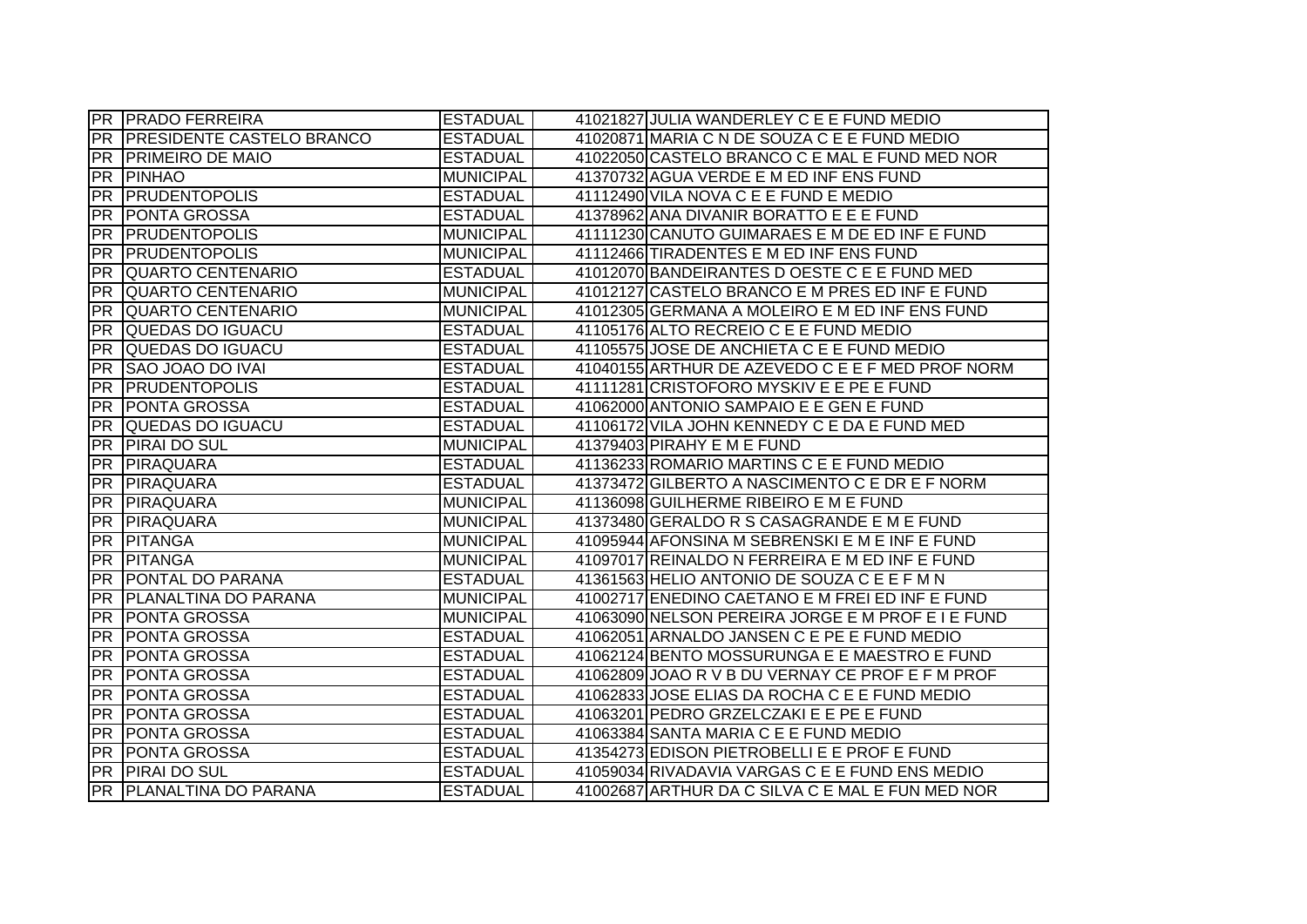| | | | | |
|---|---|---|---|---|
| PR | PRADO FERREIRA | ESTADUAL | 41021827 | JULIA WANDERLEY C E E FUND MEDIO |
| PR | PRESIDENTE CASTELO BRANCO | ESTADUAL | 41020871 | MARIA C N DE SOUZA C E E FUND MEDIO |
| PR | PRIMEIRO DE MAIO | ESTADUAL | 41022050 | CASTELO BRANCO C E MAL E FUND MED NOR |
| PR | PINHAO | MUNICIPAL | 41370732 | AGUA VERDE E M ED INF ENS FUND |
| PR | PRUDENTOPOLIS | ESTADUAL | 41112490 | VILA NOVA C E E FUND E MEDIO |
| PR | PONTA GROSSA | ESTADUAL | 41378962 | ANA DIVANIR BORATTO E E E FUND |
| PR | PRUDENTOPOLIS | MUNICIPAL | 41111230 | CANUTO GUIMARAES E M DE ED INF E FUND |
| PR | PRUDENTOPOLIS | MUNICIPAL | 41112466 | TIRADENTES E M ED INF ENS FUND |
| PR | QUARTO CENTENARIO | ESTADUAL | 41012070 | BANDEIRANTES D OESTE C E E FUND MED |
| PR | QUARTO CENTENARIO | MUNICIPAL | 41012127 | CASTELO BRANCO E M PRES ED INF E FUND |
| PR | QUARTO CENTENARIO | MUNICIPAL | 41012305 | GERMANA A MOLEIRO E M ED INF ENS FUND |
| PR | QUEDAS DO IGUACU | ESTADUAL | 41105176 | ALTO RECREIO C E E FUND MEDIO |
| PR | QUEDAS DO IGUACU | ESTADUAL | 41105575 | JOSE DE ANCHIETA C E E FUND MEDIO |
| PR | SAO JOAO DO IVAI | ESTADUAL | 41040155 | ARTHUR DE AZEVEDO C E E F MED PROF NORM |
| PR | PRUDENTOPOLIS | ESTADUAL | 41111281 | CRISTOFORO MYSKIV E E PE E FUND |
| PR | PONTA GROSSA | ESTADUAL | 41062000 | ANTONIO SAMPAIO E E GEN E FUND |
| PR | QUEDAS DO IGUACU | ESTADUAL | 41106172 | VILA JOHN KENNEDY C E DA E FUND MED |
| PR | PIRAI DO SUL | MUNICIPAL | 41379403 | PIRAHY E M E FUND |
| PR | PIRAQUARA | ESTADUAL | 41136233 | ROMARIO MARTINS C E E FUND MEDIO |
| PR | PIRAQUARA | ESTADUAL | 41373472 | GILBERTO A NASCIMENTO C E DR E F NORM |
| PR | PIRAQUARA | MUNICIPAL | 41136098 | GUILHERME RIBEIRO E M E FUND |
| PR | PIRAQUARA | MUNICIPAL | 41373480 | GERALDO R S CASAGRANDE E M E FUND |
| PR | PITANGA | MUNICIPAL | 41095944 | AFONSINA M SEBRENSKI E M E INF E FUND |
| PR | PITANGA | MUNICIPAL | 41097017 | REINALDO N FERREIRA E M ED INF E FUND |
| PR | PONTAL DO PARANA | ESTADUAL | 41361563 | HELIO ANTONIO DE SOUZA C E E F M N |
| PR | PLANALTINA DO PARANA | MUNICIPAL | 41002717 | ENEDINO CAETANO E M FREI ED INF E FUND |
| PR | PONTA GROSSA | MUNICIPAL | 41063090 | NELSON PEREIRA JORGE E M PROF E I E FUND |
| PR | PONTA GROSSA | ESTADUAL | 41062051 | ARNALDO JANSEN C E PE E FUND MEDIO |
| PR | PONTA GROSSA | ESTADUAL | 41062124 | BENTO MOSSURUNGA E E MAESTRO E FUND |
| PR | PONTA GROSSA | ESTADUAL | 41062809 | JOAO R V B DU VERNAY CE PROF E F M PROF |
| PR | PONTA GROSSA | ESTADUAL | 41062833 | JOSE ELIAS DA ROCHA C E E FUND MEDIO |
| PR | PONTA GROSSA | ESTADUAL | 41063201 | PEDRO GRZELCZAKI E E PE E FUND |
| PR | PONTA GROSSA | ESTADUAL | 41063384 | SANTA MARIA C E E FUND MEDIO |
| PR | PONTA GROSSA | ESTADUAL | 41354273 | EDISON PIETROBELLI E E PROF E FUND |
| PR | PIRAI DO SUL | ESTADUAL | 41059034 | RIVADAVIA VARGAS C E E FUND ENS MEDIO |
| PR | PLANALTINA DO PARANA | ESTADUAL | 41002687 | ARTHUR DA C SILVA C E MAL E FUN MED NOR |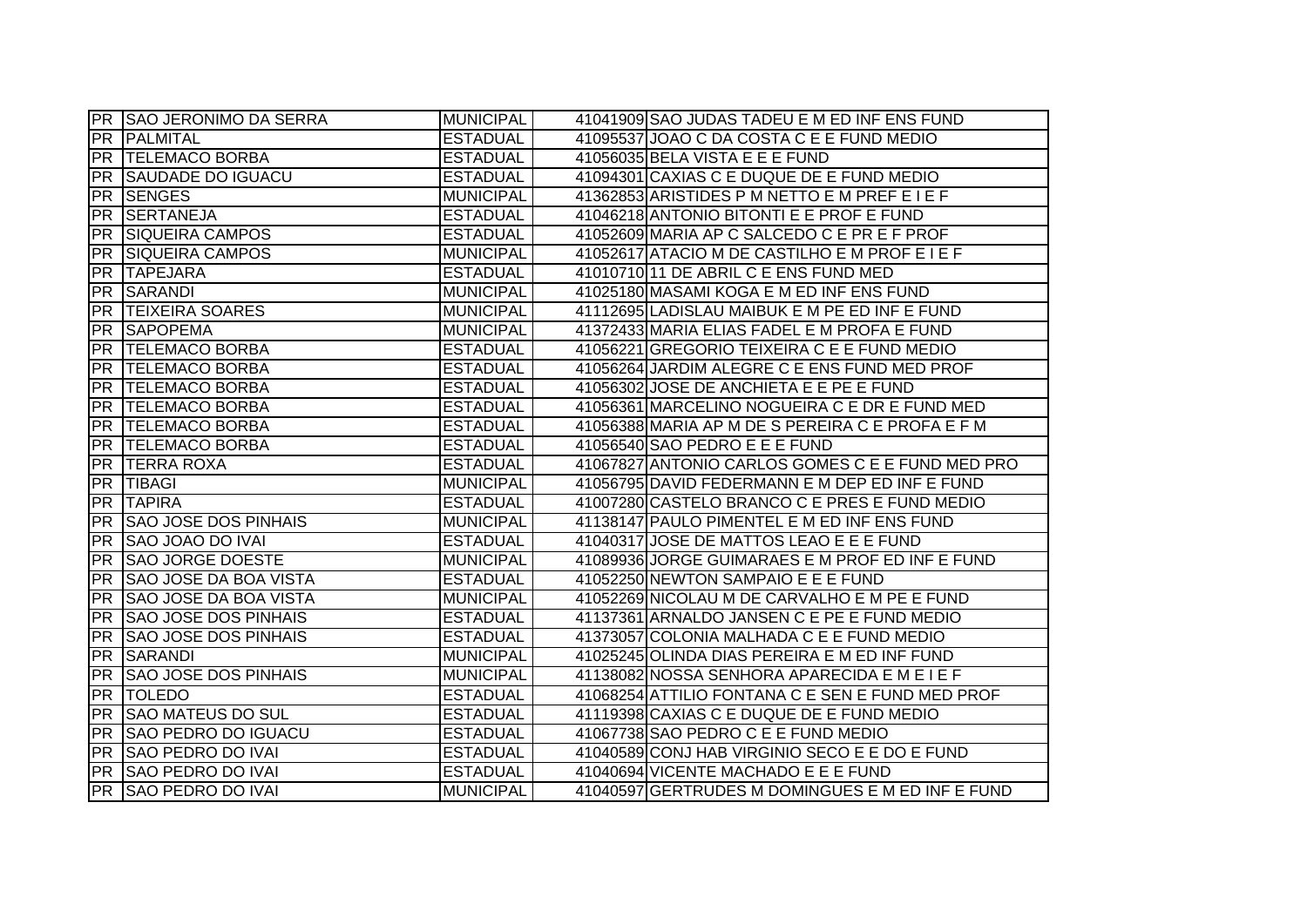| | | | | |
|---|---|---|---|---|
| PR | SAO JERONIMO DA SERRA | MUNICIPAL | 41041909 | SAO JUDAS TADEU E M ED INF ENS FUND |
| PR | PALMITAL | ESTADUAL | 41095537 | JOAO C DA COSTA C E E FUND MEDIO |
| PR | TELEMACO BORBA | ESTADUAL | 41056035 | BELA VISTA E E E FUND |
| PR | SAUDADE DO IGUACU | ESTADUAL | 41094301 | CAXIAS C E DUQUE DE E FUND MEDIO |
| PR | SENGES | MUNICIPAL | 41362853 | ARISTIDES P M NETTO E M PREF E I E F |
| PR | SERTANEJA | ESTADUAL | 41046218 | ANTONIO BITONTI E E PROF E FUND |
| PR | SIQUEIRA CAMPOS | ESTADUAL | 41052609 | MARIA AP C SALCEDO C E PR E F PROF |
| PR | SIQUEIRA CAMPOS | MUNICIPAL | 41052617 | ATACIO M DE CASTILHO E M PROF E I E F |
| PR | TAPEJARA | ESTADUAL | 41010710 | 11 DE ABRIL C E ENS FUND MED |
| PR | SARANDI | MUNICIPAL | 41025180 | MASAMI KOGA E M ED INF ENS FUND |
| PR | TEIXEIRA SOARES | MUNICIPAL | 41112695 | LADISLAU MAIBUK E M PE ED INF E FUND |
| PR | SAPOPEMA | MUNICIPAL | 41372433 | MARIA ELIAS FADEL E M PROFA E FUND |
| PR | TELEMACO BORBA | ESTADUAL | 41056221 | GREGORIO TEIXEIRA C E E FUND MEDIO |
| PR | TELEMACO BORBA | ESTADUAL | 41056264 | JARDIM ALEGRE C E ENS FUND MED PROF |
| PR | TELEMACO BORBA | ESTADUAL | 41056302 | JOSE DE ANCHIETA E E PE E FUND |
| PR | TELEMACO BORBA | ESTADUAL | 41056361 | MARCELINO NOGUEIRA C E DR E FUND MED |
| PR | TELEMACO BORBA | ESTADUAL | 41056388 | MARIA AP M DE S PEREIRA C E PROFA E F M |
| PR | TELEMACO BORBA | ESTADUAL | 41056540 | SAO PEDRO E E E FUND |
| PR | TERRA ROXA | ESTADUAL | 41067827 | ANTONIO CARLOS GOMES C E E FUND MED PRO |
| PR | TIBAGI | MUNICIPAL | 41056795 | DAVID FEDERMANN E M DEP ED INF E FUND |
| PR | TAPIRA | ESTADUAL | 41007280 | CASTELO BRANCO C E PRES E FUND MEDIO |
| PR | SAO JOSE DOS PINHAIS | MUNICIPAL | 41138147 | PAULO PIMENTEL E M ED INF ENS FUND |
| PR | SAO JOAO DO IVAI | ESTADUAL | 41040317 | JOSE DE MATTOS LEAO E E E FUND |
| PR | SAO JORGE DOESTE | MUNICIPAL | 41089936 | JORGE GUIMARAES E M PROF ED INF E FUND |
| PR | SAO JOSE DA BOA VISTA | ESTADUAL | 41052250 | NEWTON SAMPAIO E E E FUND |
| PR | SAO JOSE DA BOA VISTA | MUNICIPAL | 41052269 | NICOLAU M DE CARVALHO E M PE E FUND |
| PR | SAO JOSE DOS PINHAIS | ESTADUAL | 41137361 | ARNALDO JANSEN C E PE E FUND MEDIO |
| PR | SAO JOSE DOS PINHAIS | ESTADUAL | 41373057 | COLONIA MALHADA C E E FUND MEDIO |
| PR | SARANDI | MUNICIPAL | 41025245 | OLINDA DIAS PEREIRA E M ED INF FUND |
| PR | SAO JOSE DOS PINHAIS | MUNICIPAL | 41138082 | NOSSA SENHORA APARECIDA E M E I E F |
| PR | TOLEDO | ESTADUAL | 41068254 | ATTILIO FONTANA C E SEN E FUND MED PROF |
| PR | SAO MATEUS DO SUL | ESTADUAL | 41119398 | CAXIAS C E DUQUE DE E FUND MEDIO |
| PR | SAO PEDRO DO IGUACU | ESTADUAL | 41067738 | SAO PEDRO C E E FUND MEDIO |
| PR | SAO PEDRO DO IVAI | ESTADUAL | 41040589 | CONJ HAB VIRGINIO SECO E E DO E FUND |
| PR | SAO PEDRO DO IVAI | ESTADUAL | 41040694 | VICENTE MACHADO E E E FUND |
| PR | SAO PEDRO DO IVAI | MUNICIPAL | 41040597 | GERTRUDES M DOMINGUES E M ED INF E FUND |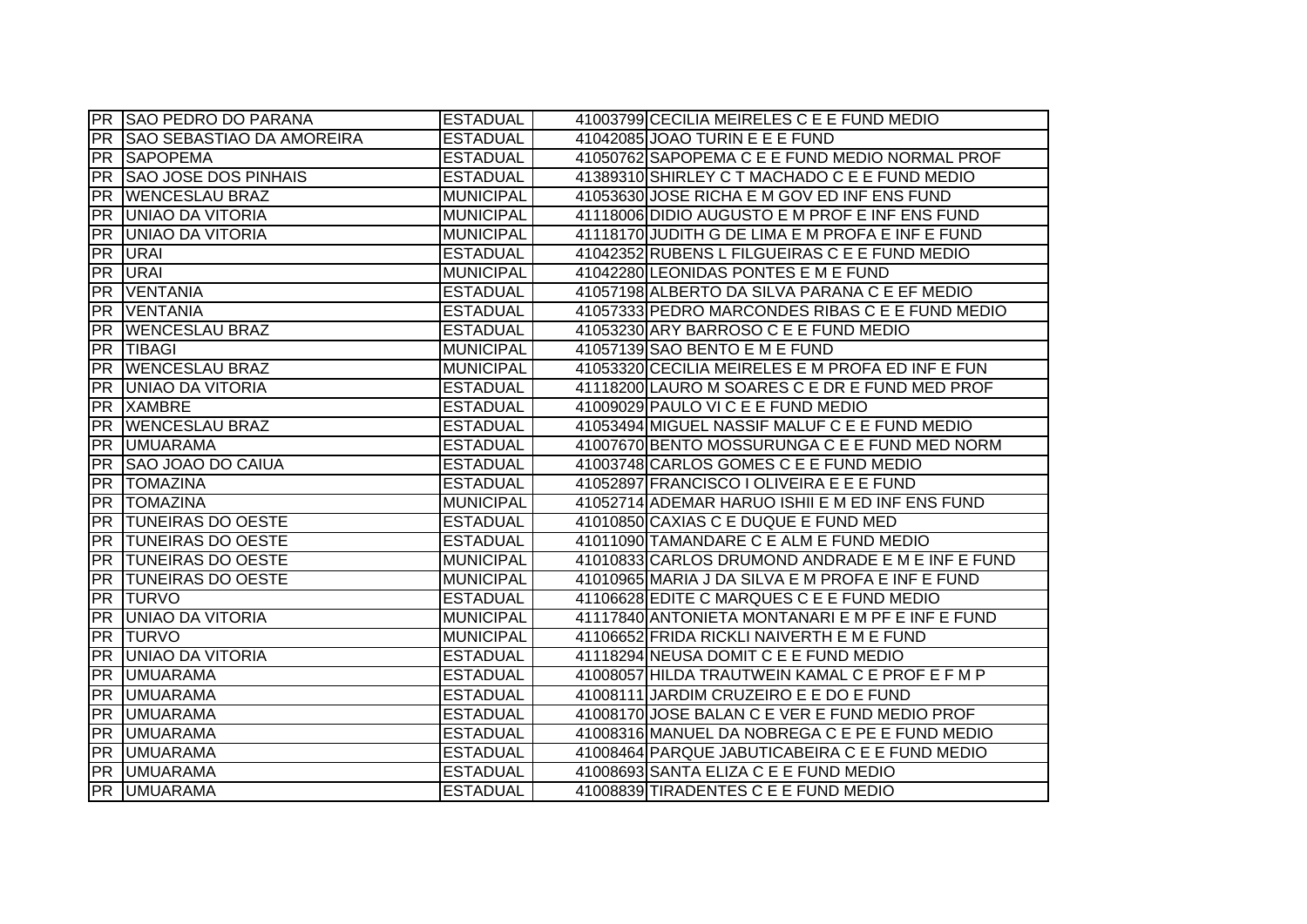| | | | | |
|---|---|---|---|---|
| PR | SAO PEDRO DO PARANA | ESTADUAL | 41003799 | CECILIA MEIRELES C E E FUND MEDIO |
| PR | SAO SEBASTIAO DA AMOREIRA | ESTADUAL | 41042085 | JOAO TURIN E E E FUND |
| PR | SAPOPEMA | ESTADUAL | 41050762 | SAPOPEMA C E E FUND MEDIO NORMAL PROF |
| PR | SAO JOSE DOS PINHAIS | ESTADUAL | 41389310 | SHIRLEY C T MACHADO C E E FUND MEDIO |
| PR | WENCESLAU BRAZ | MUNICIPAL | 41053630 | JOSE RICHA E M GOV ED INF ENS FUND |
| PR | UNIAO DA VITORIA | MUNICIPAL | 41118006 | DIDIO AUGUSTO E M PROF E INF ENS FUND |
| PR | UNIAO DA VITORIA | MUNICIPAL | 41118170 | JUDITH G DE LIMA E M PROFA E INF E FUND |
| PR | URAI | ESTADUAL | 41042352 | RUBENS L FILGUEIRAS C E E FUND MEDIO |
| PR | URAI | MUNICIPAL | 41042280 | LEONIDAS PONTES E M E FUND |
| PR | VENTANIA | ESTADUAL | 41057198 | ALBERTO DA SILVA PARANA C E EF MEDIO |
| PR | VENTANIA | ESTADUAL | 41057333 | PEDRO MARCONDES RIBAS C E E FUND MEDIO |
| PR | WENCESLAU BRAZ | ESTADUAL | 41053230 | ARY BARROSO C E E FUND MEDIO |
| PR | TIBAGI | MUNICIPAL | 41057139 | SAO BENTO E M E FUND |
| PR | WENCESLAU BRAZ | MUNICIPAL | 41053320 | CECILIA MEIRELES E M PROFA ED INF E FUN |
| PR | UNIAO DA VITORIA | ESTADUAL | 41118200 | LAURO M SOARES C E DR E FUND MED PROF |
| PR | XAMBRE | ESTADUAL | 41009029 | PAULO VI C E E FUND MEDIO |
| PR | WENCESLAU BRAZ | ESTADUAL | 41053494 | MIGUEL NASSIF MALUF C E E FUND MEDIO |
| PR | UMUARAMA | ESTADUAL | 41007670 | BENTO MOSSURUNGA C E E FUND MED NORM |
| PR | SAO JOAO DO CAIUA | ESTADUAL | 41003748 | CARLOS GOMES C E E FUND MEDIO |
| PR | TOMAZINA | ESTADUAL | 41052897 | FRANCISCO I OLIVEIRA E E E FUND |
| PR | TOMAZINA | MUNICIPAL | 41052714 | ADEMAR HARUO ISHII E M ED INF ENS FUND |
| PR | TUNEIRAS DO OESTE | ESTADUAL | 41010850 | CAXIAS C E DUQUE E FUND MED |
| PR | TUNEIRAS DO OESTE | ESTADUAL | 41011090 | TAMANDARE C E ALM E FUND MEDIO |
| PR | TUNEIRAS DO OESTE | MUNICIPAL | 41010833 | CARLOS DRUMOND ANDRADE E M E INF E FUND |
| PR | TUNEIRAS DO OESTE | MUNICIPAL | 41010965 | MARIA J DA SILVA E M PROFA E INF E FUND |
| PR | TURVO | ESTADUAL | 41106628 | EDITE C MARQUES C E E FUND MEDIO |
| PR | UNIAO DA VITORIA | MUNICIPAL | 41117840 | ANTONIETA MONTANARI E M PF E INF E FUND |
| PR | TURVO | MUNICIPAL | 41106652 | FRIDA RICKLI NAIVERTH E M E FUND |
| PR | UNIAO DA VITORIA | ESTADUAL | 41118294 | NEUSA DOMIT C E E FUND MEDIO |
| PR | UMUARAMA | ESTADUAL | 41008057 | HILDA TRAUTWEIN KAMAL C E PROF E F M P |
| PR | UMUARAMA | ESTADUAL | 41008111 | JARDIM CRUZEIRO E E DO E FUND |
| PR | UMUARAMA | ESTADUAL | 41008170 | JOSE BALAN C E VER E FUND MEDIO PROF |
| PR | UMUARAMA | ESTADUAL | 41008316 | MANUEL DA NOBREGA C E PE E FUND MEDIO |
| PR | UMUARAMA | ESTADUAL | 41008464 | PARQUE JABUTICABEIRA C E E FUND MEDIO |
| PR | UMUARAMA | ESTADUAL | 41008693 | SANTA ELIZA C E E FUND MEDIO |
| PR | UMUARAMA | ESTADUAL | 41008839 | TIRADENTES C E E FUND MEDIO |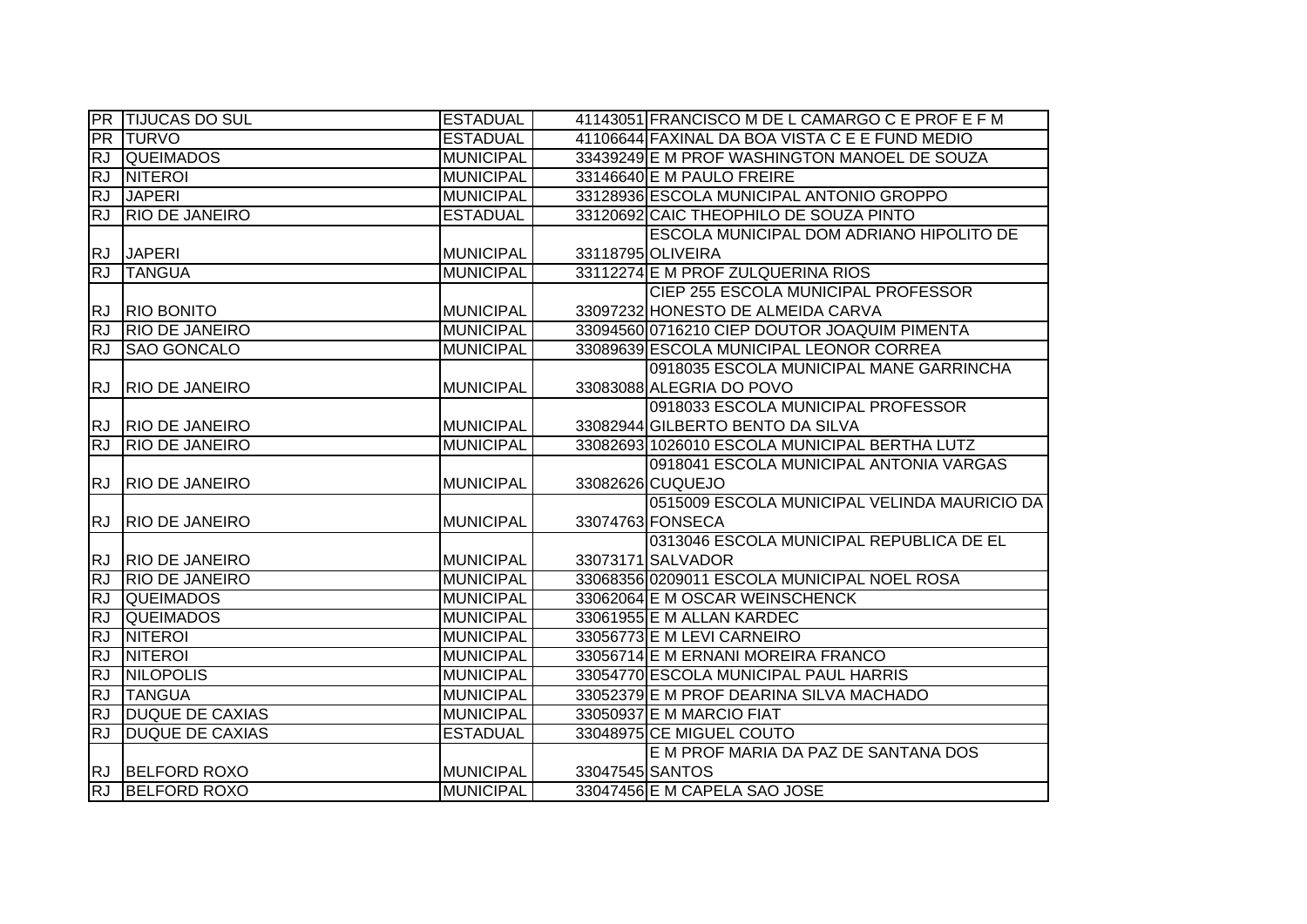| | | | | |
|---|---|---|---|---|
| PR | TIJUCAS DO SUL | ESTADUAL | 41143051 | FRANCISCO M DE L CAMARGO C E PROF E F M |
| PR | TURVO | ESTADUAL | 41106644 | FAXINAL DA BOA VISTA C E E FUND MEDIO |
| RJ | QUEIMADOS | MUNICIPAL | 33439249 | E M PROF WASHINGTON MANOEL DE SOUZA |
| RJ | NITEROI | MUNICIPAL | 33146640 | E M PAULO FREIRE |
| RJ | JAPERI | MUNICIPAL | 33128936 | ESCOLA MUNICIPAL ANTONIO GROPPO |
| RJ | RIO DE JANEIRO | ESTADUAL | 33120692 | CAIC THEOPHILO DE SOUZA PINTO |
| RJ | JAPERI | MUNICIPAL | 33118795 | ESCOLA MUNICIPAL DOM ADRIANO HIPOLITO DE OLIVEIRA |
| RJ | TANGUA | MUNICIPAL | 33112274 | E M PROF ZULQUERINA RIOS |
| RJ | RIO BONITO | MUNICIPAL | 33097232 | CIEP 255 ESCOLA MUNICIPAL PROFESSOR HONESTO DE ALMEIDA CARVA |
| RJ | RIO DE JANEIRO | MUNICIPAL | 33094560 | 0716210 CIEP DOUTOR JOAQUIM PIMENTA |
| RJ | SAO GONCALO | MUNICIPAL | 33089639 | ESCOLA MUNICIPAL LEONOR CORREA |
| RJ | RIO DE JANEIRO | MUNICIPAL | 33083088 | 0918035 ESCOLA MUNICIPAL MANE GARRINCHA ALEGRIA DO POVO |
| RJ | RIO DE JANEIRO | MUNICIPAL | 33082944 | 0918033 ESCOLA MUNICIPAL PROFESSOR GILBERTO BENTO DA SILVA |
| RJ | RIO DE JANEIRO | MUNICIPAL | 33082693 | 1026010 ESCOLA MUNICIPAL BERTHA LUTZ |
| RJ | RIO DE JANEIRO | MUNICIPAL | 33082626 | 0918041 ESCOLA MUNICIPAL ANTONIA VARGAS CUQUEJO |
| RJ | RIO DE JANEIRO | MUNICIPAL | 33074763 | 0515009 ESCOLA MUNICIPAL VELINDA MAURICIO DA FONSECA |
| RJ | RIO DE JANEIRO | MUNICIPAL | 33073171 | 0313046 ESCOLA MUNICIPAL REPUBLICA DE EL SALVADOR |
| RJ | RIO DE JANEIRO | MUNICIPAL | 33068356 | 0209011 ESCOLA MUNICIPAL NOEL ROSA |
| RJ | QUEIMADOS | MUNICIPAL | 33062064 | E M OSCAR WEINSCHENCK |
| RJ | QUEIMADOS | MUNICIPAL | 33061955 | E M ALLAN KARDEC |
| RJ | NITEROI | MUNICIPAL | 33056773 | E M LEVI CARNEIRO |
| RJ | NITEROI | MUNICIPAL | 33056714 | E M ERNANI MOREIRA FRANCO |
| RJ | NILOPOLIS | MUNICIPAL | 33054770 | ESCOLA MUNICIPAL PAUL HARRIS |
| RJ | TANGUA | MUNICIPAL | 33052379 | E M PROF DEARINA SILVA MACHADO |
| RJ | DUQUE DE CAXIAS | MUNICIPAL | 33050937 | E M MARCIO FIAT |
| RJ | DUQUE DE CAXIAS | ESTADUAL | 33048975 | CE MIGUEL COUTO |
| RJ | BELFORD ROXO | MUNICIPAL | 33047545 | E M PROF MARIA DA PAZ DE SANTANA DOS SANTOS |
| RJ | BELFORD ROXO | MUNICIPAL | 33047456 | E M CAPELA SAO JOSE |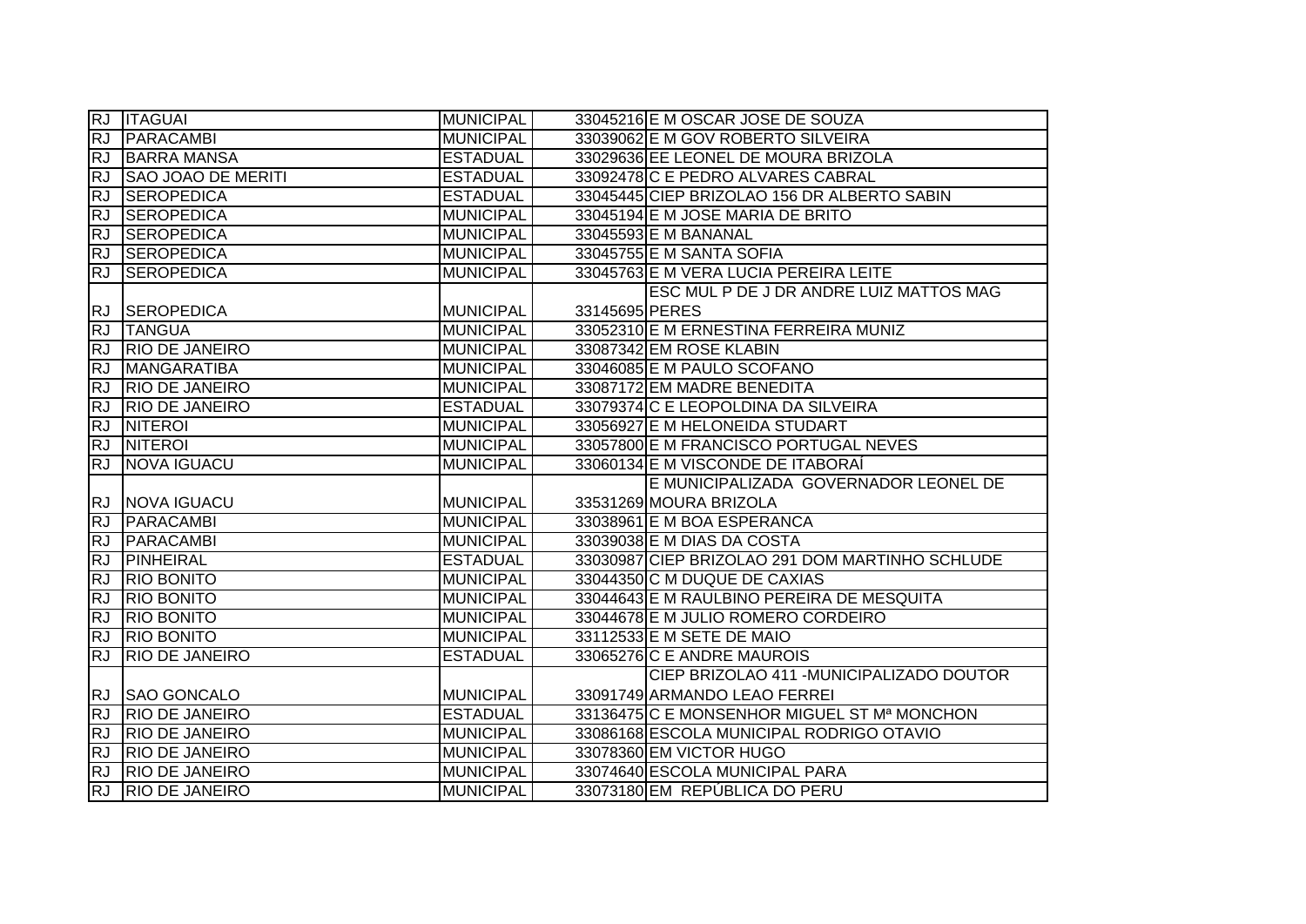| | | | | |
|---|---|---|---|---|
| RJ | ITAGUAI | MUNICIPAL | 33045216 | E M OSCAR JOSE DE SOUZA |
| RJ | PARACAMBI | MUNICIPAL | 33039062 | E M GOV ROBERTO SILVEIRA |
| RJ | BARRA MANSA | ESTADUAL | 33029636 | EE LEONEL DE MOURA BRIZOLA |
| RJ | SAO JOAO DE MERITI | ESTADUAL | 33092478 | C E PEDRO ALVARES CABRAL |
| RJ | SEROPEDICA | ESTADUAL | 33045445 | CIEP BRIZOLAO 156 DR ALBERTO SABIN |
| RJ | SEROPEDICA | MUNICIPAL | 33045194 | E M JOSE MARIA DE BRITO |
| RJ | SEROPEDICA | MUNICIPAL | 33045593 | E M BANANAL |
| RJ | SEROPEDICA | MUNICIPAL | 33045755 | E M SANTA SOFIA |
| RJ | SEROPEDICA | MUNICIPAL | 33045763 | E M VERA LUCIA PEREIRA LEITE |
| RJ | SEROPEDICA | MUNICIPAL | 33145695 | ESC MUL P DE J DR ANDRE LUIZ MATTOS MAG PERES |
| RJ | TANGUA | MUNICIPAL | 33052310 | E M ERNESTINA FERREIRA MUNIZ |
| RJ | RIO DE JANEIRO | MUNICIPAL | 33087342 | EM ROSE KLABIN |
| RJ | MANGARATIBA | MUNICIPAL | 33046085 | E M PAULO SCOFANO |
| RJ | RIO DE JANEIRO | MUNICIPAL | 33087172 | EM MADRE BENEDITA |
| RJ | RIO DE JANEIRO | ESTADUAL | 33079374 | C E LEOPOLDINA DA SILVEIRA |
| RJ | NITEROI | MUNICIPAL | 33056927 | E M HELONEIDA STUDART |
| RJ | NITEROI | MUNICIPAL | 33057800 | E M FRANCISCO PORTUGAL NEVES |
| RJ | NOVA IGUACU | MUNICIPAL | 33060134 | E M VISCONDE DE ITABORAÍ |
| RJ | NOVA IGUACU | MUNICIPAL | 33531269 | E MUNICIPALIZADA GOVERNADOR LEONEL DE MOURA BRIZOLA |
| RJ | PARACAMBI | MUNICIPAL | 33038961 | E M BOA ESPERANCA |
| RJ | PARACAMBI | MUNICIPAL | 33039038 | E M DIAS DA COSTA |
| RJ | PINHEIRAL | ESTADUAL | 33030987 | CIEP BRIZOLAO 291 DOM MARTINHO SCHLUDE |
| RJ | RIO BONITO | MUNICIPAL | 33044350 | C M DUQUE DE CAXIAS |
| RJ | RIO BONITO | MUNICIPAL | 33044643 | E M RAULBINO PEREIRA DE MESQUITA |
| RJ | RIO BONITO | MUNICIPAL | 33044678 | E M JULIO ROMERO CORDEIRO |
| RJ | RIO BONITO | MUNICIPAL | 33112533 | E M SETE DE MAIO |
| RJ | RIO DE JANEIRO | ESTADUAL | 33065276 | C E ANDRE MAUROIS |
| RJ | SAO GONCALO | MUNICIPAL | 33091749 | CIEP BRIZOLAO 411 -MUNICIPALIZADO DOUTOR ARMANDO LEAO FERREI |
| RJ | RIO DE JANEIRO | ESTADUAL | 33136475 | C E MONSENHOR MIGUEL ST Mª MONCHON |
| RJ | RIO DE JANEIRO | MUNICIPAL | 33086168 | ESCOLA MUNICIPAL RODRIGO OTAVIO |
| RJ | RIO DE JANEIRO | MUNICIPAL | 33078360 | EM VICTOR HUGO |
| RJ | RIO DE JANEIRO | MUNICIPAL | 33074640 | ESCOLA MUNICIPAL PARA |
| RJ | RIO DE JANEIRO | MUNICIPAL | 33073180 | EM REPÚBLICA DO PERU |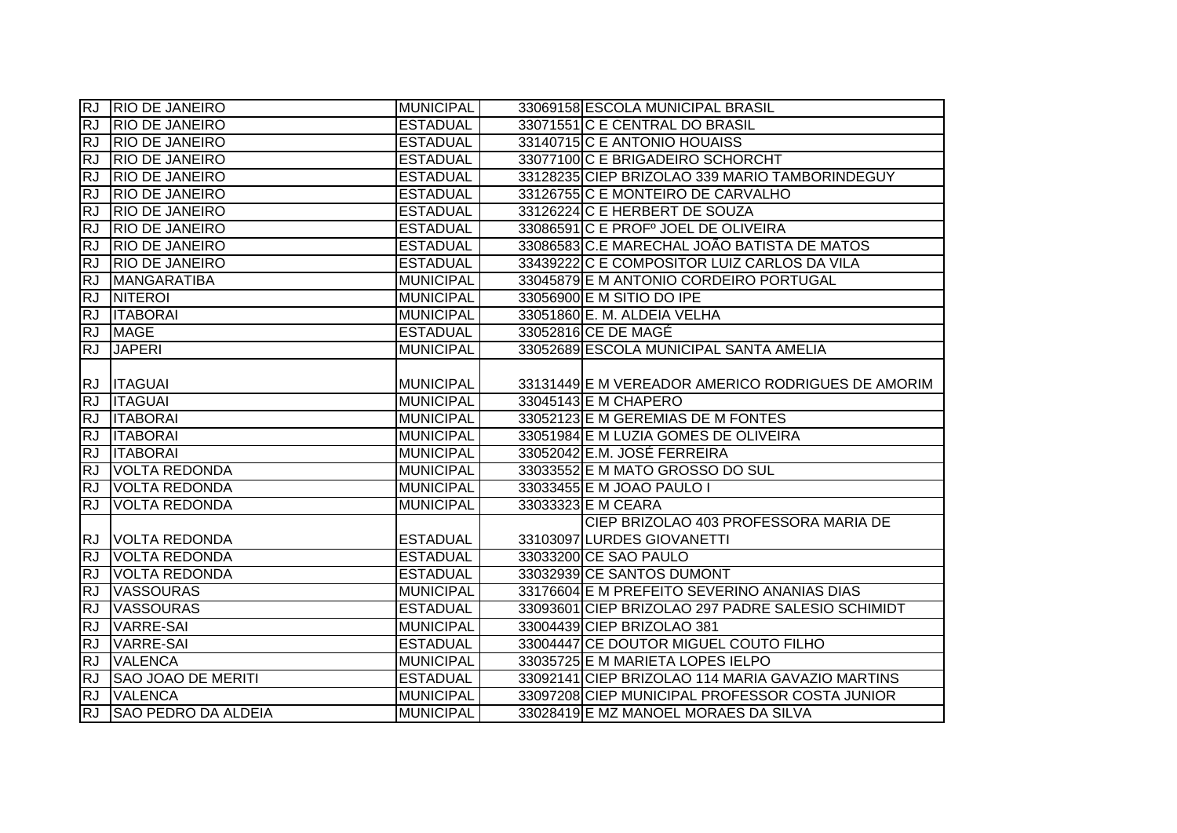| | | | | |
|---|---|---|---|---|
| RJ | RIO DE JANEIRO | MUNICIPAL | 33069158 | ESCOLA MUNICIPAL BRASIL |
| RJ | RIO DE JANEIRO | ESTADUAL | 33071551 | C E CENTRAL DO BRASIL |
| RJ | RIO DE JANEIRO | ESTADUAL | 33140715 | C E ANTONIO HOUAISS |
| RJ | RIO DE JANEIRO | ESTADUAL | 33077100 | C E BRIGADEIRO SCHORCHT |
| RJ | RIO DE JANEIRO | ESTADUAL | 33128235 | CIEP BRIZOLAO 339 MARIO TAMBORINDEGUY |
| RJ | RIO DE JANEIRO | ESTADUAL | 33126755 | C E MONTEIRO DE CARVALHO |
| RJ | RIO DE JANEIRO | ESTADUAL | 33126224 | C E HERBERT DE SOUZA |
| RJ | RIO DE JANEIRO | ESTADUAL | 33086591 | C E PROFº JOEL DE OLIVEIRA |
| RJ | RIO DE JANEIRO | ESTADUAL | 33086583 | C.E MARECHAL JOÃO BATISTA DE MATOS |
| RJ | RIO DE JANEIRO | ESTADUAL | 33439222 | C E COMPOSITOR LUIZ CARLOS DA VILA |
| RJ | MANGARATIBA | MUNICIPAL | 33045879 | E M ANTONIO CORDEIRO PORTUGAL |
| RJ | NITEROI | MUNICIPAL | 33056900 | E M SITIO DO IPE |
| RJ | ITABORAI | MUNICIPAL | 33051860 | E. M. ALDEIA VELHA |
| RJ | MAGE | ESTADUAL | 33052816 | CE DE MAGÉ |
| RJ | JAPERI | MUNICIPAL | 33052689 | ESCOLA MUNICIPAL SANTA AMELIA |
| RJ | ITAGUAI | MUNICIPAL | 33131449 | E M VEREADOR AMERICO RODRIGUES DE AMORIM |
| RJ | ITAGUAI | MUNICIPAL | 33045143 | E M CHAPERO |
| RJ | ITABORAI | MUNICIPAL | 33052123 | E M GEREMIAS DE M FONTES |
| RJ | ITABORAI | MUNICIPAL | 33051984 | E M LUZIA GOMES DE OLIVEIRA |
| RJ | ITABORAI | MUNICIPAL | 33052042 | E.M. JOSÉ FERREIRA |
| RJ | VOLTA REDONDA | MUNICIPAL | 33033552 | E M MATO GROSSO DO SUL |
| RJ | VOLTA REDONDA | MUNICIPAL | 33033455 | E M JOAO PAULO I |
| RJ | VOLTA REDONDA | MUNICIPAL | 33033323 | E M CEARA |
| RJ | VOLTA REDONDA | ESTADUAL | 33103097 | CIEP BRIZOLAO 403 PROFESSORA MARIA DE LURDES GIOVANETTI |
| RJ | VOLTA REDONDA | ESTADUAL | 33033200 | CE SAO PAULO |
| RJ | VOLTA REDONDA | ESTADUAL | 33032939 | CE SANTOS DUMONT |
| RJ | VASSOURAS | MUNICIPAL | 33176604 | E M PREFEITO SEVERINO ANANIAS DIAS |
| RJ | VASSOURAS | ESTADUAL | 33093601 | CIEP BRIZOLAO 297 PADRE SALESIO SCHIMIDT |
| RJ | VARRE-SAI | MUNICIPAL | 33004439 | CIEP BRIZOLAO 381 |
| RJ | VARRE-SAI | ESTADUAL | 33004447 | CE DOUTOR MIGUEL COUTO FILHO |
| RJ | VALENCA | MUNICIPAL | 33035725 | E M MARIETA LOPES IELPO |
| RJ | SAO JOAO DE MERITI | ESTADUAL | 33092141 | CIEP BRIZOLAO 114 MARIA GAVAZIO MARTINS |
| RJ | VALENCA | MUNICIPAL | 33097208 | CIEP MUNICIPAL PROFESSOR COSTA JUNIOR |
| RJ | SAO PEDRO DA ALDEIA | MUNICIPAL | 33028419 | E MZ MANOEL MORAES DA SILVA |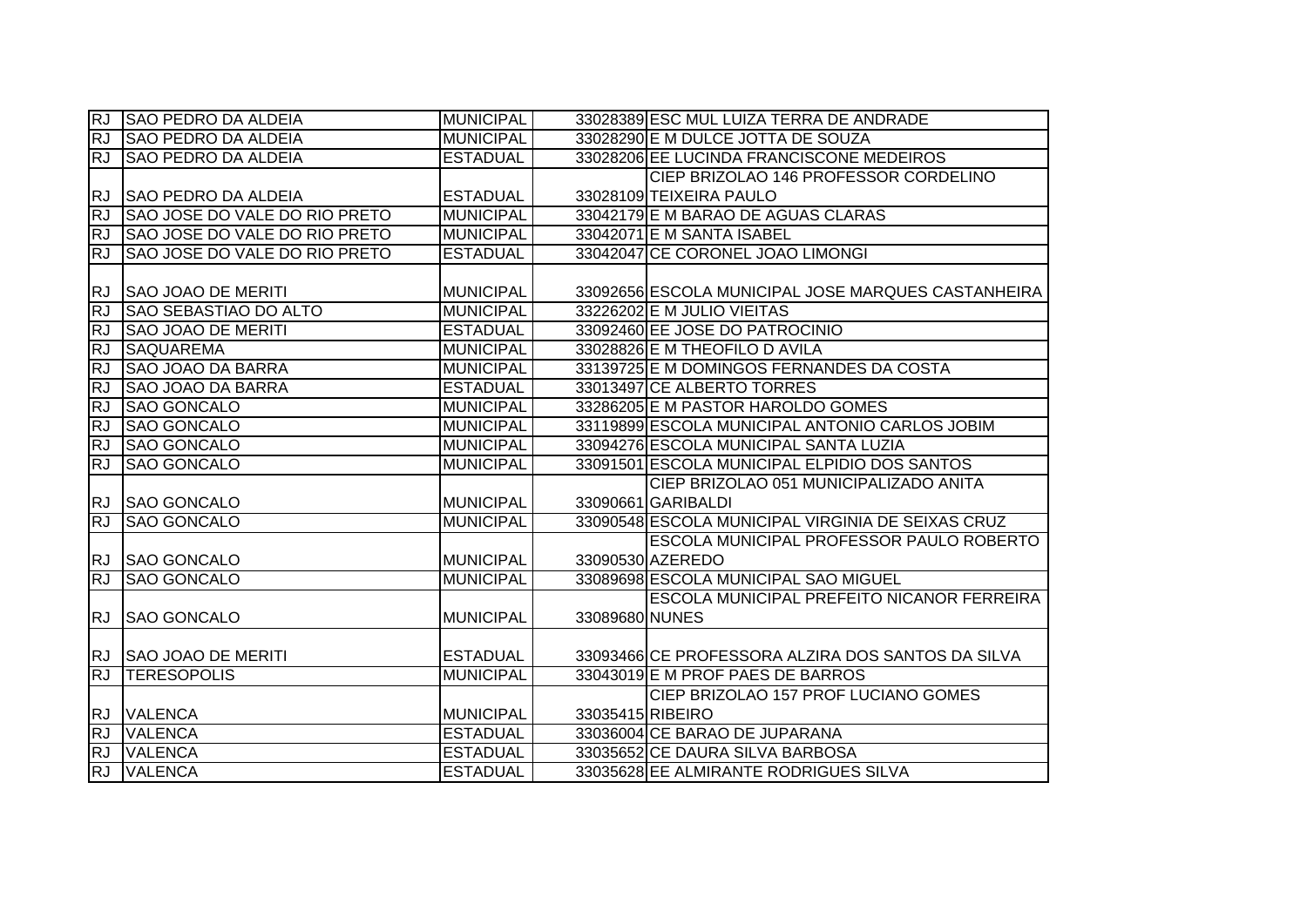| RJ | SAO PEDRO DA ALDEIA | MUNICIPAL | 33028389 | ESC MUL LUIZA TERRA DE ANDRADE |
|---|---|---|---|---|
| RJ | SAO PEDRO DA ALDEIA | MUNICIPAL | 33028290 | E M DULCE JOTTA DE SOUZA |
| RJ | SAO PEDRO DA ALDEIA | ESTADUAL | 33028206 | EE LUCINDA FRANCISCONE MEDEIROS |
| RJ | SAO PEDRO DA ALDEIA | ESTADUAL | 33028109 | CIEP BRIZOLAO 146 PROFESSOR CORDELINO TEIXEIRA PAULO |
| RJ | SAO JOSE DO VALE DO RIO PRETO | MUNICIPAL | 33042179 | E M BARAO DE AGUAS CLARAS |
| RJ | SAO JOSE DO VALE DO RIO PRETO | MUNICIPAL | 33042071 | E M SANTA ISABEL |
| RJ | SAO JOSE DO VALE DO RIO PRETO | ESTADUAL | 33042047 | CE CORONEL JOAO LIMONGI |
| RJ | SAO JOAO DE MERITI | MUNICIPAL | 33092656 | ESCOLA MUNICIPAL JOSE MARQUES CASTANHEIRA |
| RJ | SAO SEBASTIAO DO ALTO | MUNICIPAL | 33226202 | E M JULIO VIEITAS |
| RJ | SAO JOAO DE MERITI | ESTADUAL | 33092460 | EE JOSE DO PATROCINIO |
| RJ | SAQUAREMA | MUNICIPAL | 33028826 | E M THEOFILO D AVILA |
| RJ | SAO JOAO DA BARRA | MUNICIPAL | 33139725 | E M DOMINGOS FERNANDES DA COSTA |
| RJ | SAO JOAO DA BARRA | ESTADUAL | 33013497 | CE ALBERTO TORRES |
| RJ | SAO GONCALO | MUNICIPAL | 33286205 | E M PASTOR HAROLDO GOMES |
| RJ | SAO GONCALO | MUNICIPAL | 33119899 | ESCOLA MUNICIPAL ANTONIO CARLOS JOBIM |
| RJ | SAO GONCALO | MUNICIPAL | 33094276 | ESCOLA MUNICIPAL SANTA LUZIA |
| RJ | SAO GONCALO | MUNICIPAL | 33091501 | ESCOLA MUNICIPAL ELPIDIO DOS SANTOS |
| RJ | SAO GONCALO | MUNICIPAL | 33090661 | CIEP BRIZOLAO 051 MUNICIPALIZADO ANITA GARIBALDI |
| RJ | SAO GONCALO | MUNICIPAL | 33090548 | ESCOLA MUNICIPAL VIRGINIA DE SEIXAS CRUZ |
| RJ | SAO GONCALO | MUNICIPAL | 33090530 | ESCOLA MUNICIPAL PROFESSOR PAULO ROBERTO AZEREDO |
| RJ | SAO GONCALO | MUNICIPAL | 33089698 | ESCOLA MUNICIPAL SAO MIGUEL |
| RJ | SAO GONCALO | MUNICIPAL | 33089680 | ESCOLA MUNICIPAL PREFEITO NICANOR FERREIRA NUNES |
| RJ | SAO JOAO DE MERITI | ESTADUAL | 33093466 | CE PROFESSORA ALZIRA DOS SANTOS DA SILVA |
| RJ | TERESOPOLIS | MUNICIPAL | 33043019 | E M PROF PAES DE BARROS |
| RJ | VALENCA | MUNICIPAL | 33035415 | CIEP BRIZOLAO 157 PROF LUCIANO GOMES RIBEIRO |
| RJ | VALENCA | ESTADUAL | 33036004 | CE BARAO DE JUPARANA |
| RJ | VALENCA | ESTADUAL | 33035652 | CE DAURA SILVA BARBOSA |
| RJ | VALENCA | ESTADUAL | 33035628 | EE ALMIRANTE RODRIGUES SILVA |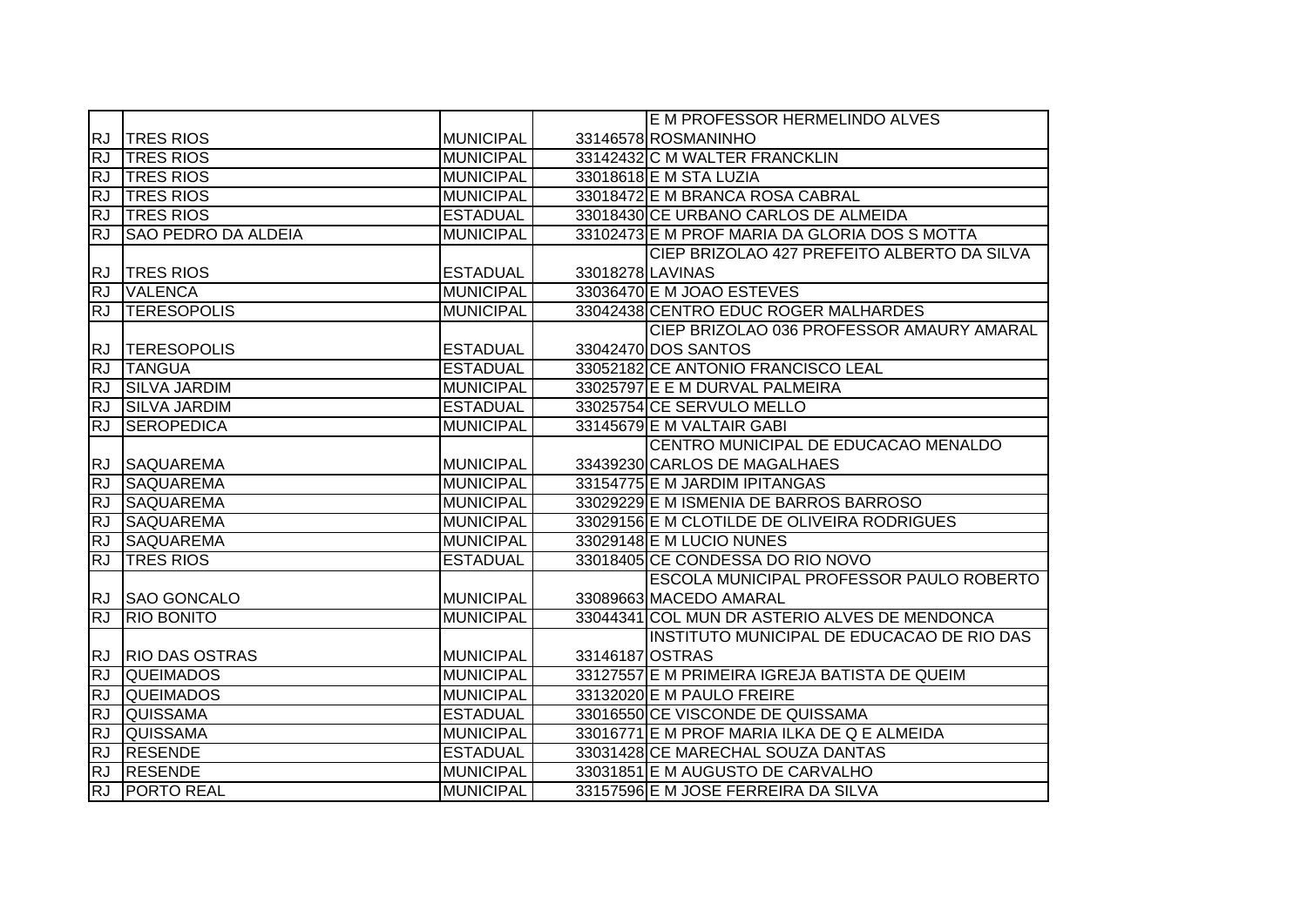| | | | | |
|---|---|---|---|---|
| RJ | TRES RIOS | MUNICIPAL | 33146578 | E M PROFESSOR HERMELINDO ALVES ROSMANINHO |
| RJ | TRES RIOS | MUNICIPAL | 33142432 | C M WALTER FRANCKLIN |
| RJ | TRES RIOS | MUNICIPAL | 33018618 | E M STA LUZIA |
| RJ | TRES RIOS | MUNICIPAL | 33018472 | E M BRANCA ROSA CABRAL |
| RJ | TRES RIOS | ESTADUAL | 33018430 | CE URBANO CARLOS DE ALMEIDA |
| RJ | SAO PEDRO DA ALDEIA | MUNICIPAL | 33102473 | E M PROF MARIA DA GLORIA DOS S MOTTA |
| RJ | TRES RIOS | ESTADUAL | 33018278 | CIEP BRIZOLAO 427 PREFEITO ALBERTO DA SILVA LAVINAS |
| RJ | VALENCA | MUNICIPAL | 33036470 | E M JOAO ESTEVES |
| RJ | TERESOPOLIS | MUNICIPAL | 33042438 | CENTRO EDUC ROGER MALHARDES |
| RJ | TERESOPOLIS | ESTADUAL | 33042470 | CIEP BRIZOLAO 036 PROFESSOR AMAURY AMARAL DOS SANTOS |
| RJ | TANGUA | ESTADUAL | 33052182 | CE ANTONIO FRANCISCO LEAL |
| RJ | SILVA JARDIM | MUNICIPAL | 33025797 | E E M DURVAL PALMEIRA |
| RJ | SILVA JARDIM | ESTADUAL | 33025754 | CE SERVULO MELLO |
| RJ | SEROPEDICA | MUNICIPAL | 33145679 | E M VALTAIR GABI |
| RJ | SAQUAREMA | MUNICIPAL | 33439230 | CENTRO MUNICIPAL DE EDUCACAO MENALDO CARLOS DE MAGALHAES |
| RJ | SAQUAREMA | MUNICIPAL | 33154775 | E M JARDIM IPITANGAS |
| RJ | SAQUAREMA | MUNICIPAL | 33029229 | E M ISMENIA DE BARROS BARROSO |
| RJ | SAQUAREMA | MUNICIPAL | 33029156 | E M CLOTILDE DE OLIVEIRA RODRIGUES |
| RJ | SAQUAREMA | MUNICIPAL | 33029148 | E M LUCIO NUNES |
| RJ | TRES RIOS | ESTADUAL | 33018405 | CE CONDESSA DO RIO NOVO |
| RJ | SAO GONCALO | MUNICIPAL | 33089663 | ESCOLA MUNICIPAL PROFESSOR PAULO ROBERTO MACEDO AMARAL |
| RJ | RIO BONITO | MUNICIPAL | 33044341 | COL MUN DR ASTERIO ALVES DE MENDONCA |
| RJ | RIO DAS OSTRAS | MUNICIPAL | 33146187 | INSTITUTO MUNICIPAL DE EDUCACAO DE RIO DAS OSTRAS |
| RJ | QUEIMADOS | MUNICIPAL | 33127557 | E M PRIMEIRA IGREJA BATISTA DE QUEIM |
| RJ | QUEIMADOS | MUNICIPAL | 33132020 | E M PAULO FREIRE |
| RJ | QUISSAMA | ESTADUAL | 33016550 | CE VISCONDE DE QUISSAMA |
| RJ | QUISSAMA | MUNICIPAL | 33016771 | E M PROF MARIA ILKA DE Q E ALMEIDA |
| RJ | RESENDE | ESTADUAL | 33031428 | CE MARECHAL SOUZA DANTAS |
| RJ | RESENDE | MUNICIPAL | 33031851 | E M AUGUSTO DE CARVALHO |
| RJ | PORTO REAL | MUNICIPAL | 33157596 | E M JOSE FERREIRA DA SILVA |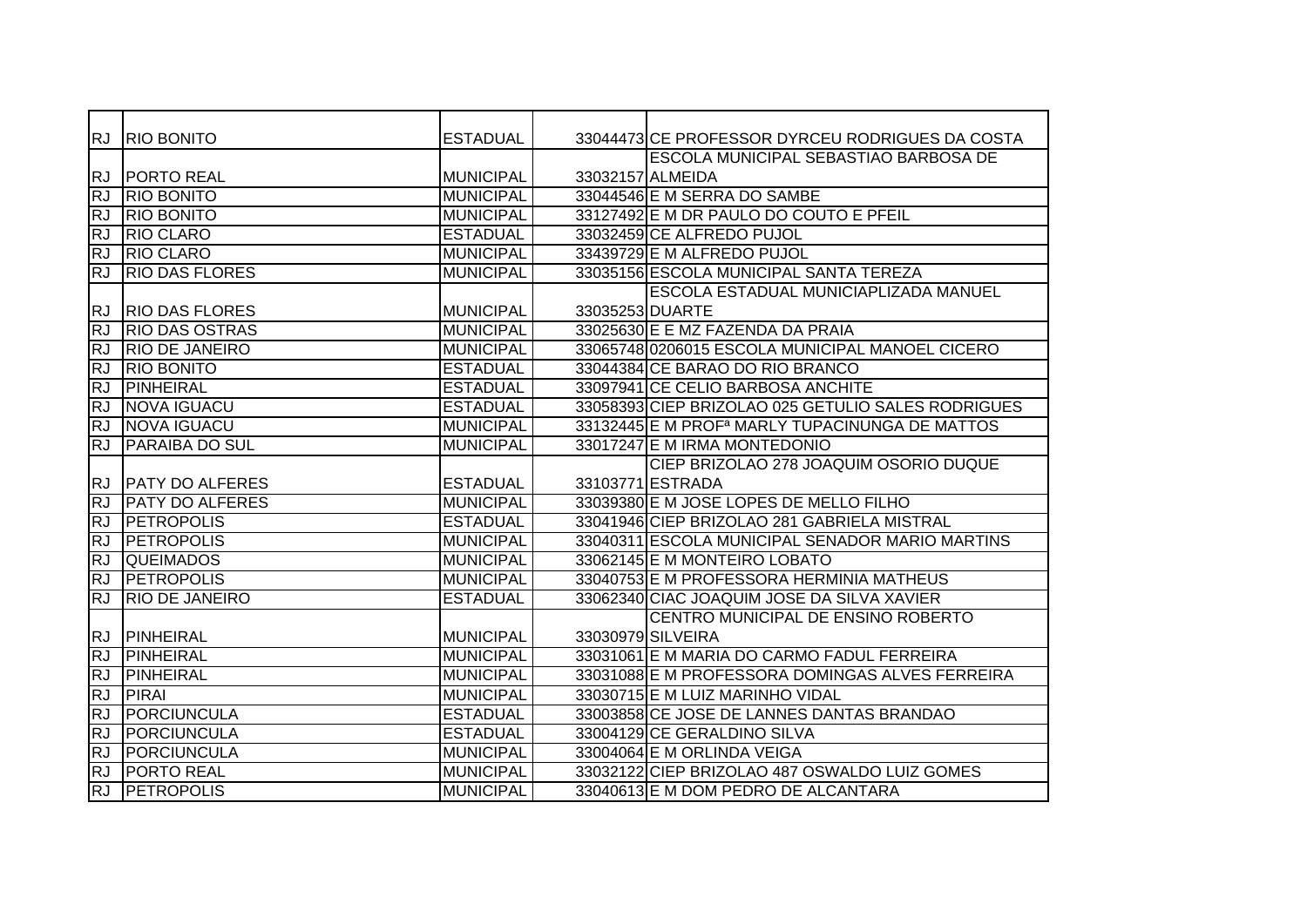| | | | | |
|---|---|---|---|---|
| RJ | RIO BONITO | ESTADUAL | 33044473 | CE PROFESSOR DYRCEU RODRIGUES DA COSTA |
| RJ | PORTO REAL | MUNICIPAL | 33032157 | ESCOLA MUNICIPAL SEBASTIAO BARBOSA DE ALMEIDA |
| RJ | RIO BONITO | MUNICIPAL | 33044546 | E M SERRA DO SAMBE |
| RJ | RIO BONITO | MUNICIPAL | 33127492 | E M DR PAULO DO COUTO E PFEIL |
| RJ | RIO CLARO | ESTADUAL | 33032459 | CE ALFREDO PUJOL |
| RJ | RIO CLARO | MUNICIPAL | 33439729 | E M ALFREDO PUJOL |
| RJ | RIO DAS FLORES | MUNICIPAL | 33035156 | ESCOLA MUNICIPAL SANTA TEREZA |
| RJ | RIO DAS FLORES | MUNICIPAL | 33035253 | ESCOLA ESTADUAL MUNICIAPLIZADA MANUEL DUARTE |
| RJ | RIO DAS OSTRAS | MUNICIPAL | 33025630 | E E MZ FAZENDA DA PRAIA |
| RJ | RIO DE JANEIRO | MUNICIPAL | 33065748 | 0206015 ESCOLA MUNICIPAL MANOEL CICERO |
| RJ | RIO BONITO | ESTADUAL | 33044384 | CE BARAO DO RIO BRANCO |
| RJ | PINHEIRAL | ESTADUAL | 33097941 | CE CELIO BARBOSA ANCHITE |
| RJ | NOVA IGUACU | ESTADUAL | 33058393 | CIEP BRIZOLAO 025 GETULIO SALES RODRIGUES |
| RJ | NOVA IGUACU | MUNICIPAL | 33132445 | E M PROFª MARLY TUPACINUNGA DE MATTOS |
| RJ | PARAIBA DO SUL | MUNICIPAL | 33017247 | E M IRMA MONTEDONIO |
| RJ | PATY DO ALFERES | ESTADUAL | 33103771 | CIEP BRIZOLAO 278 JOAQUIM OSORIO DUQUE ESTRADA |
| RJ | PATY DO ALFERES | MUNICIPAL | 33039380 | E M JOSE LOPES DE MELLO FILHO |
| RJ | PETROPOLIS | ESTADUAL | 33041946 | CIEP BRIZOLAO 281 GABRIELA MISTRAL |
| RJ | PETROPOLIS | MUNICIPAL | 33040311 | ESCOLA MUNICIPAL SENADOR MARIO MARTINS |
| RJ | QUEIMADOS | MUNICIPAL | 33062145 | E M MONTEIRO LOBATO |
| RJ | PETROPOLIS | MUNICIPAL | 33040753 | E M PROFESSORA HERMINIA MATHEUS |
| RJ | RIO DE JANEIRO | ESTADUAL | 33062340 | CIAC JOAQUIM JOSE DA SILVA XAVIER |
| RJ | PINHEIRAL | MUNICIPAL | 33030979 | CENTRO MUNICIPAL DE ENSINO ROBERTO SILVEIRA |
| RJ | PINHEIRAL | MUNICIPAL | 33031061 | E M MARIA DO CARMO FADUL FERREIRA |
| RJ | PINHEIRAL | MUNICIPAL | 33031088 | E M PROFESSORA DOMINGAS ALVES FERREIRA |
| RJ | PIRAI | MUNICIPAL | 33030715 | E M LUIZ MARINHO VIDAL |
| RJ | PORCIUNCULA | ESTADUAL | 33003858 | CE JOSE DE LANNES DANTAS BRANDAO |
| RJ | PORCIUNCULA | ESTADUAL | 33004129 | CE GERALDINO SILVA |
| RJ | PORCIUNCULA | MUNICIPAL | 33004064 | E M ORLINDA VEIGA |
| RJ | PORTO REAL | MUNICIPAL | 33032122 | CIEP BRIZOLAO 487 OSWALDO LUIZ GOMES |
| RJ | PETROPOLIS | MUNICIPAL | 33040613 | E M DOM PEDRO DE ALCANTARA |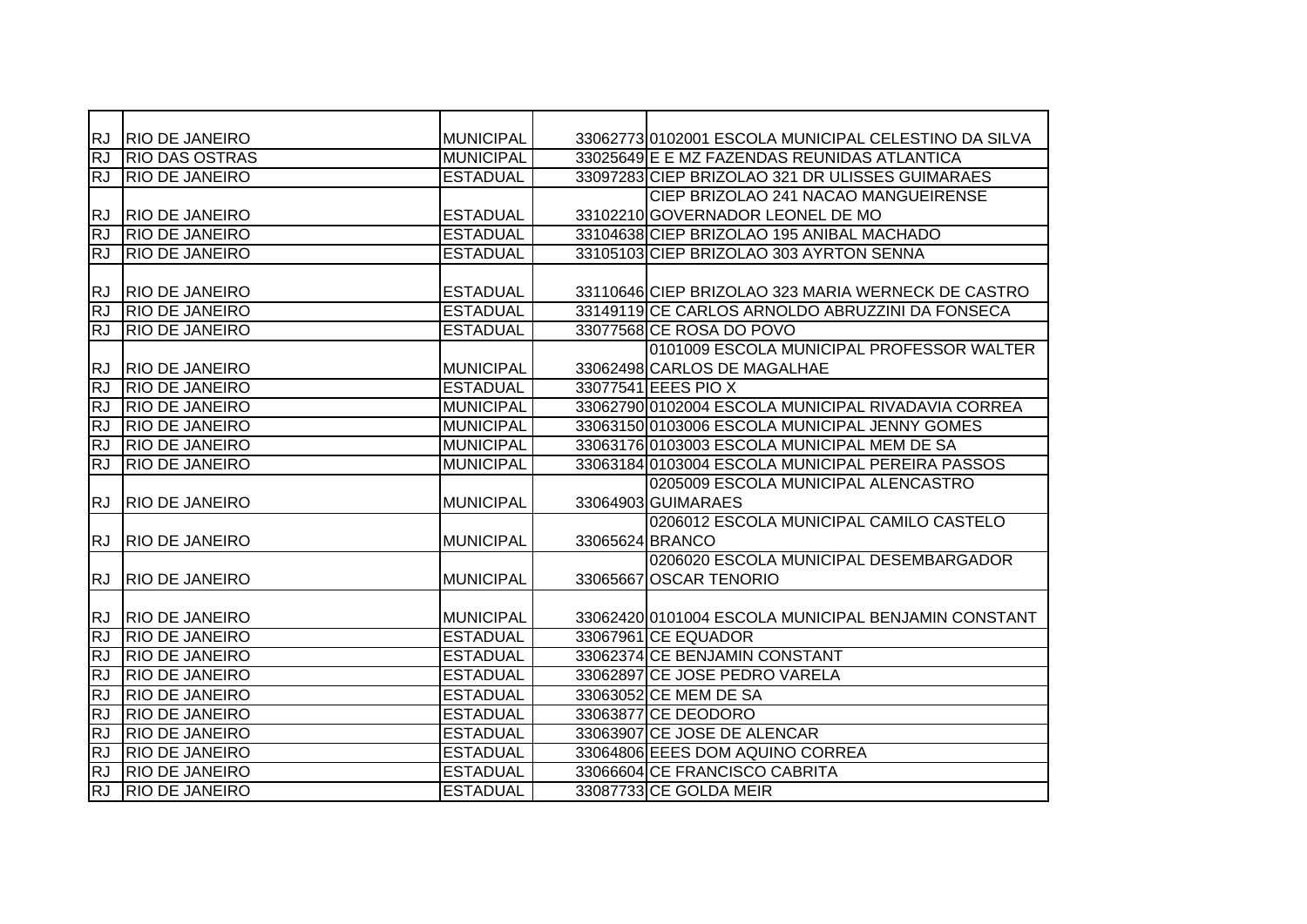| | | | | |
|---|---|---|---|---|
| RJ | RIO DE JANEIRO | MUNICIPAL | 33062773 | 0102001 ESCOLA MUNICIPAL CELESTINO DA SILVA |
| RJ | RIO DAS OSTRAS | MUNICIPAL | 33025649 | E E MZ FAZENDAS REUNIDAS ATLANTICA |
| RJ | RIO DE JANEIRO | ESTADUAL | 33097283 | CIEP BRIZOLAO 321 DR ULISSES GUIMARAES |
| RJ | RIO DE JANEIRO | ESTADUAL | 33102210 | CIEP BRIZOLAO 241 NACAO MANGUEIRENSE GOVERNADOR LEONEL DE MO |
| RJ | RIO DE JANEIRO | ESTADUAL | 33104638 | CIEP BRIZOLAO 195 ANIBAL MACHADO |
| RJ | RIO DE JANEIRO | ESTADUAL | 33105103 | CIEP BRIZOLAO 303 AYRTON SENNA |
| RJ | RIO DE JANEIRO | ESTADUAL | 33110646 | CIEP BRIZOLAO 323 MARIA WERNECK DE CASTRO |
| RJ | RIO DE JANEIRO | ESTADUAL | 33149119 | CE CARLOS ARNOLDO ABRUZZINI DA FONSECA |
| RJ | RIO DE JANEIRO | ESTADUAL | 33077568 | CE ROSA DO POVO |
| RJ | RIO DE JANEIRO | MUNICIPAL | 33062498 | 0101009 ESCOLA MUNICIPAL PROFESSOR WALTER CARLOS DE MAGALHAE |
| RJ | RIO DE JANEIRO | ESTADUAL | 33077541 | EEES PIO X |
| RJ | RIO DE JANEIRO | MUNICIPAL | 33062790 | 0102004 ESCOLA MUNICIPAL RIVADAVIA CORREA |
| RJ | RIO DE JANEIRO | MUNICIPAL | 33063150 | 0103006 ESCOLA MUNICIPAL JENNY GOMES |
| RJ | RIO DE JANEIRO | MUNICIPAL | 33063176 | 0103003 ESCOLA MUNICIPAL MEM DE SA |
| RJ | RIO DE JANEIRO | MUNICIPAL | 33063184 | 0103004 ESCOLA MUNICIPAL PEREIRA PASSOS |
| RJ | RIO DE JANEIRO | MUNICIPAL | 33064903 | 0205009 ESCOLA MUNICIPAL ALENCASTRO GUIMARAES |
| RJ | RIO DE JANEIRO | MUNICIPAL | 33065624 | 0206012 ESCOLA MUNICIPAL CAMILO CASTELO BRANCO |
| RJ | RIO DE JANEIRO | MUNICIPAL | 33065667 | 0206020 ESCOLA MUNICIPAL DESEMBARGADOR OSCAR TENORIO |
| RJ | RIO DE JANEIRO | MUNICIPAL | 33062420 | 0101004 ESCOLA MUNICIPAL BENJAMIN CONSTANT |
| RJ | RIO DE JANEIRO | ESTADUAL | 33067961 | CE EQUADOR |
| RJ | RIO DE JANEIRO | ESTADUAL | 33062374 | CE BENJAMIN CONSTANT |
| RJ | RIO DE JANEIRO | ESTADUAL | 33062897 | CE JOSE PEDRO VARELA |
| RJ | RIO DE JANEIRO | ESTADUAL | 33063052 | CE MEM DE SA |
| RJ | RIO DE JANEIRO | ESTADUAL | 33063877 | CE DEODORO |
| RJ | RIO DE JANEIRO | ESTADUAL | 33063907 | CE JOSE DE ALENCAR |
| RJ | RIO DE JANEIRO | ESTADUAL | 33064806 | EEES DOM AQUINO CORREA |
| RJ | RIO DE JANEIRO | ESTADUAL | 33066604 | CE FRANCISCO CABRITA |
| RJ | RIO DE JANEIRO | ESTADUAL | 33087733 | CE GOLDA MEIR |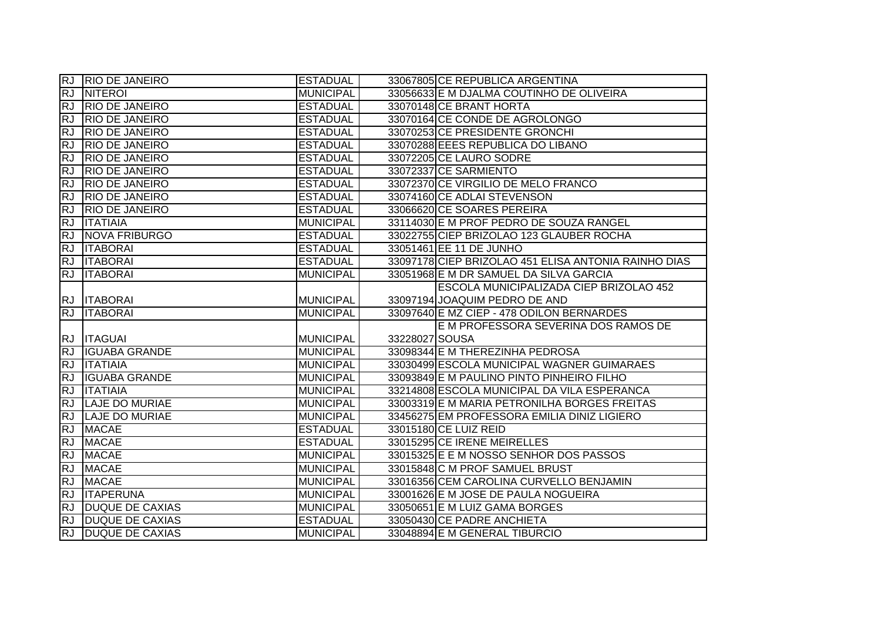| | | | | |
|---|---|---|---|---|
| RJ | RIO DE JANEIRO | ESTADUAL | 33067805 | CE REPUBLICA ARGENTINA |
| RJ | NITEROI | MUNICIPAL | 33056633 | E M DJALMA COUTINHO DE OLIVEIRA |
| RJ | RIO DE JANEIRO | ESTADUAL | 33070148 | CE BRANT HORTA |
| RJ | RIO DE JANEIRO | ESTADUAL | 33070164 | CE CONDE DE AGROLONGO |
| RJ | RIO DE JANEIRO | ESTADUAL | 33070253 | CE PRESIDENTE GRONCHI |
| RJ | RIO DE JANEIRO | ESTADUAL | 33070288 | EEES REPUBLICA DO LIBANO |
| RJ | RIO DE JANEIRO | ESTADUAL | 33072205 | CE LAURO SODRE |
| RJ | RIO DE JANEIRO | ESTADUAL | 33072337 | CE SARMIENTO |
| RJ | RIO DE JANEIRO | ESTADUAL | 33072370 | CE VIRGILIO DE MELO FRANCO |
| RJ | RIO DE JANEIRO | ESTADUAL | 33074160 | CE ADLAI STEVENSON |
| RJ | RIO DE JANEIRO | ESTADUAL | 33066620 | CE SOARES PEREIRA |
| RJ | ITATIAIA | MUNICIPAL | 33114030 | E M PROF PEDRO DE SOUZA RANGEL |
| RJ | NOVA FRIBURGO | ESTADUAL | 33022755 | CIEP BRIZOLAO 123 GLAUBER ROCHA |
| RJ | ITABORAI | ESTADUAL | 33051461 | EE 11 DE JUNHO |
| RJ | ITABORAI | ESTADUAL | 33097178 | CIEP BRIZOLAO 451 ELISA ANTONIA RAINHO DIAS |
| RJ | ITABORAI | MUNICIPAL | 33051968 | E M DR SAMUEL DA SILVA GARCIA |
| RJ | ITABORAI | MUNICIPAL | 33097194 | ESCOLA MUNICIPALIZADA CIEP BRIZOLAO 452 JOAQUIM PEDRO DE AND |
| RJ | ITABORAI | MUNICIPAL | 33097640 | E MZ CIEP - 478 ODILON BERNARDES |
| RJ | ITAGUAI | MUNICIPAL | 33228027 | E M PROFESSORA SEVERINA DOS RAMOS DE SOUSA |
| RJ | IGUABA GRANDE | MUNICIPAL | 33098344 | E M THEREZINHA PEDROSA |
| RJ | ITATIAIA | MUNICIPAL | 33030499 | ESCOLA MUNICIPAL WAGNER GUIMARAES |
| RJ | IGUABA GRANDE | MUNICIPAL | 33093849 | E M PAULINO PINTO PINHEIRO FILHO |
| RJ | ITATIAIA | MUNICIPAL | 33214808 | ESCOLA MUNICIPAL DA VILA ESPERANCA |
| RJ | LAJE DO MURIAE | MUNICIPAL | 33003319 | E M MARIA PETRONILHA BORGES FREITAS |
| RJ | LAJE DO MURIAE | MUNICIPAL | 33456275 | EM PROFESSORA EMILIA DINIZ LIGIERO |
| RJ | MACAE | ESTADUAL | 33015180 | CE LUIZ REID |
| RJ | MACAE | ESTADUAL | 33015295 | CE IRENE MEIRELLES |
| RJ | MACAE | MUNICIPAL | 33015325 | E E M NOSSO SENHOR DOS PASSOS |
| RJ | MACAE | MUNICIPAL | 33015848 | C M PROF SAMUEL BRUST |
| RJ | MACAE | MUNICIPAL | 33016356 | CEM CAROLINA CURVELLO BENJAMIN |
| RJ | ITAPERUNA | MUNICIPAL | 33001626 | E M JOSE DE PAULA NOGUEIRA |
| RJ | DUQUE DE CAXIAS | MUNICIPAL | 33050651 | E M LUIZ GAMA BORGES |
| RJ | DUQUE DE CAXIAS | ESTADUAL | 33050430 | CE PADRE ANCHIETA |
| RJ | DUQUE DE CAXIAS | MUNICIPAL | 33048894 | E M GENERAL TIBURCIO |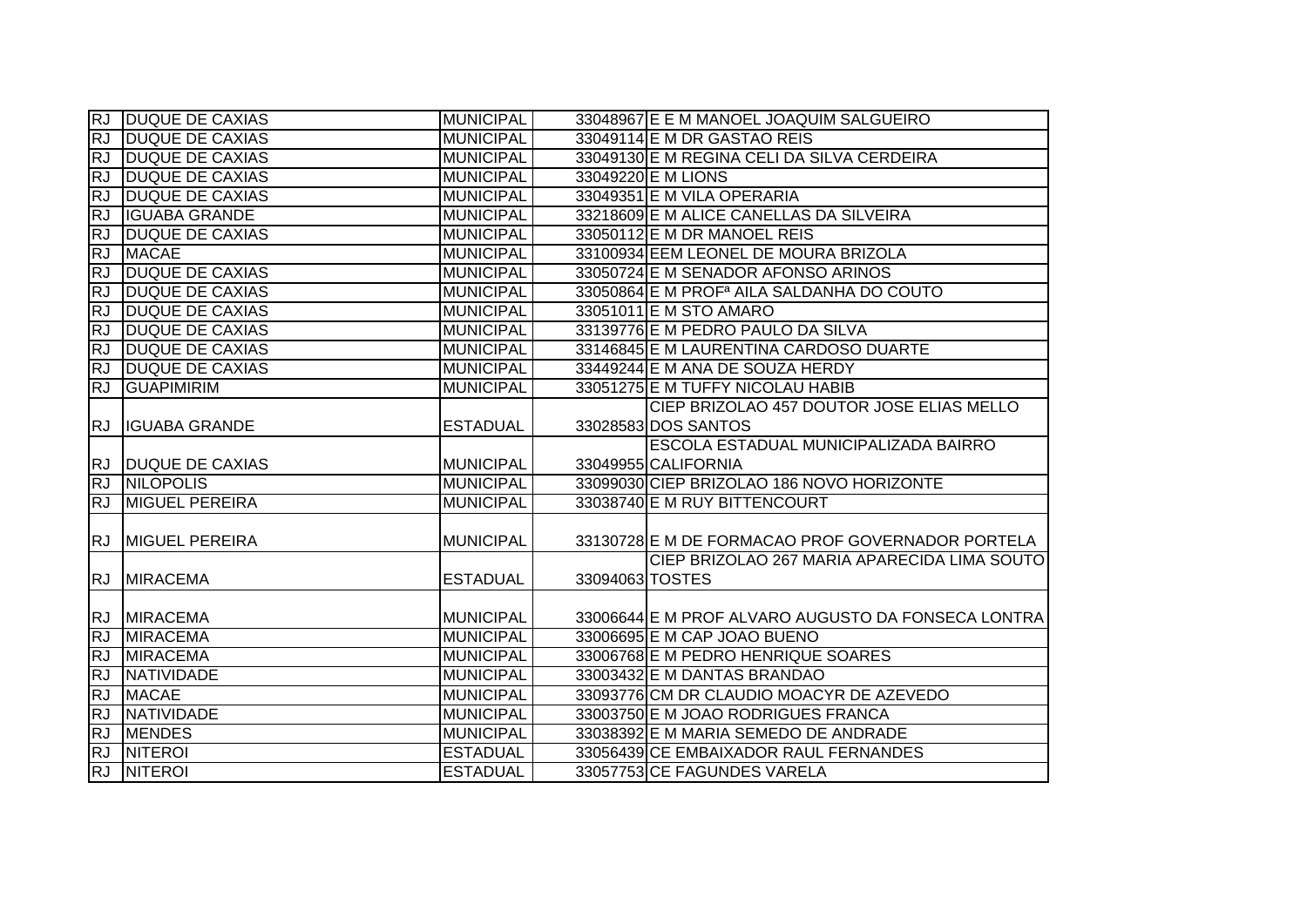| RJ | DUQUE DE CAXIAS | MUNICIPAL | 33048967 | E E M MANOEL JOAQUIM SALGUEIRO |
|---|---|---|---|---|
| RJ | DUQUE DE CAXIAS | MUNICIPAL | 33049114 | E M DR GASTAO REIS |
| RJ | DUQUE DE CAXIAS | MUNICIPAL | 33049130 | E M REGINA CELI DA SILVA CERDEIRA |
| RJ | DUQUE DE CAXIAS | MUNICIPAL | 33049220 | E M LIONS |
| RJ | DUQUE DE CAXIAS | MUNICIPAL | 33049351 | E M VILA OPERARIA |
| RJ | IGUABA GRANDE | MUNICIPAL | 33218609 | E M ALICE CANELLAS DA SILVEIRA |
| RJ | DUQUE DE CAXIAS | MUNICIPAL | 33050112 | E M DR MANOEL REIS |
| RJ | MACAE | MUNICIPAL | 33100934 | EEM LEONEL DE MOURA BRIZOLA |
| RJ | DUQUE DE CAXIAS | MUNICIPAL | 33050724 | E M SENADOR AFONSO ARINOS |
| RJ | DUQUE DE CAXIAS | MUNICIPAL | 33050864 | E M PROFª AILA SALDANHA DO COUTO |
| RJ | DUQUE DE CAXIAS | MUNICIPAL | 33051011 | E M STO AMARO |
| RJ | DUQUE DE CAXIAS | MUNICIPAL | 33139776 | E M PEDRO PAULO DA SILVA |
| RJ | DUQUE DE CAXIAS | MUNICIPAL | 33146845 | E M LAURENTINA CARDOSO DUARTE |
| RJ | DUQUE DE CAXIAS | MUNICIPAL | 33449244 | E M ANA DE SOUZA HERDY |
| RJ | GUAPIMIRIM | MUNICIPAL | 33051275 | E M TUFFY NICOLAU HABIB |
| RJ | IGUABA GRANDE | ESTADUAL | 33028583 | CIEP BRIZOLAO 457 DOUTOR JOSE ELIAS MELLO DOS SANTOS |
| RJ | DUQUE DE CAXIAS | MUNICIPAL | 33049955 | ESCOLA ESTADUAL MUNICIPALIZADA BAIRRO CALIFORNIA |
| RJ | NILOPOLIS | MUNICIPAL | 33099030 | CIEP BRIZOLAO 186 NOVO HORIZONTE |
| RJ | MIGUEL PEREIRA | MUNICIPAL | 33038740 | E M RUY BITTENCOURT |
| RJ | MIGUEL PEREIRA | MUNICIPAL | 33130728 | E M DE FORMACAO PROF GOVERNADOR PORTELA |
| RJ | MIRACEMA | ESTADUAL | 33094063 | CIEP BRIZOLAO 267 MARIA APARECIDA LIMA SOUTO TOSTES |
| RJ | MIRACEMA | MUNICIPAL | 33006644 | E M PROF ALVARO AUGUSTO DA FONSECA LONTRA |
| RJ | MIRACEMA | MUNICIPAL | 33006695 | E M CAP JOAO BUENO |
| RJ | MIRACEMA | MUNICIPAL | 33006768 | E M PEDRO HENRIQUE SOARES |
| RJ | NATIVIDADE | MUNICIPAL | 33003432 | E M DANTAS BRANDAO |
| RJ | MACAE | MUNICIPAL | 33093776 | CM DR CLAUDIO MOACYR DE AZEVEDO |
| RJ | NATIVIDADE | MUNICIPAL | 33003750 | E M JOAO RODRIGUES FRANCA |
| RJ | MENDES | MUNICIPAL | 33038392 | E M MARIA SEMEDO DE ANDRADE |
| RJ | NITEROI | ESTADUAL | 33056439 | CE EMBAIXADOR RAUL FERNANDES |
| RJ | NITEROI | ESTADUAL | 33057753 | CE FAGUNDES VARELA |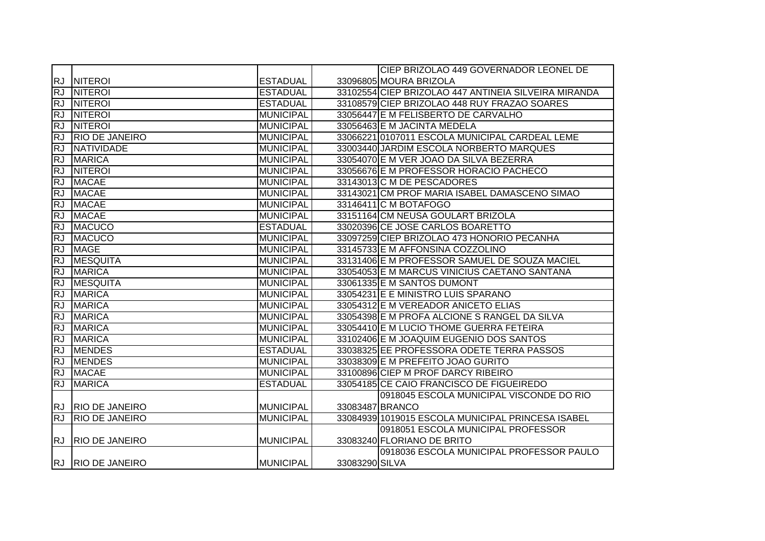| | | | | |
|---|---|---|---|---|
| RJ | NITEROI | ESTADUAL | 33096805 | CIEP BRIZOLAO 449 GOVERNADOR LEONEL DE MOURA BRIZOLA |
| RJ | NITEROI | ESTADUAL | 33102554 | CIEP BRIZOLAO 447 ANTINEIA SILVEIRA MIRANDA |
| RJ | NITEROI | ESTADUAL | 33108579 | CIEP BRIZOLAO 448 RUY FRAZAO SOARES |
| RJ | NITEROI | MUNICIPAL | 33056447 | E M FELISBERTO DE CARVALHO |
| RJ | NITEROI | MUNICIPAL | 33056463 | E M JACINTA MEDELA |
| RJ | RIO DE JANEIRO | MUNICIPAL | 33066221 | 0107011 ESCOLA MUNICIPAL CARDEAL LEME |
| RJ | NATIVIDADE | MUNICIPAL | 33003440 | JARDIM ESCOLA NORBERTO MARQUES |
| RJ | MARICA | MUNICIPAL | 33054070 | E M VER JOAO DA SILVA BEZERRA |
| RJ | NITEROI | MUNICIPAL | 33056676 | E M PROFESSOR HORACIO PACHECO |
| RJ | MACAE | MUNICIPAL | 33143013 | C M DE PESCADORES |
| RJ | MACAE | MUNICIPAL | 33143021 | CM PROF MARIA ISABEL DAMASCENO SIMAO |
| RJ | MACAE | MUNICIPAL | 33146411 | C M BOTAFOGO |
| RJ | MACAE | MUNICIPAL | 33151164 | CM NEUSA GOULART BRIZOLA |
| RJ | MACUCO | ESTADUAL | 33020396 | CE JOSE CARLOS BOARETTO |
| RJ | MACUCO | MUNICIPAL | 33097259 | CIEP BRIZOLAO 473 HONORIO PECANHA |
| RJ | MAGE | MUNICIPAL | 33145733 | E M AFFONSINA COZZOLINO |
| RJ | MESQUITA | MUNICIPAL | 33131406 | E M PROFESSOR SAMUEL DE SOUZA MACIEL |
| RJ | MARICA | MUNICIPAL | 33054053 | E M MARCUS VINICIUS CAETANO SANTANA |
| RJ | MESQUITA | MUNICIPAL | 33061335 | E M SANTOS DUMONT |
| RJ | MARICA | MUNICIPAL | 33054231 | E E MINISTRO LUIS SPARANO |
| RJ | MARICA | MUNICIPAL | 33054312 | E M VEREADOR ANICETO ELIAS |
| RJ | MARICA | MUNICIPAL | 33054398 | E M PROFA ALCIONE S RANGEL DA SILVA |
| RJ | MARICA | MUNICIPAL | 33054410 | E M LUCIO THOME GUERRA FETEIRA |
| RJ | MARICA | MUNICIPAL | 33102406 | E M JOAQUIM EUGENIO DOS SANTOS |
| RJ | MENDES | ESTADUAL | 33038325 | EE PROFESSORA ODETE TERRA PASSOS |
| RJ | MENDES | MUNICIPAL | 33038309 | E M PREFEITO JOAO GURITO |
| RJ | MACAE | MUNICIPAL | 33100896 | CIEP M PROF DARCY RIBEIRO |
| RJ | MARICA | ESTADUAL | 33054185 | CE CAIO FRANCISCO DE FIGUEIREDO |
| RJ | RIO DE JANEIRO | MUNICIPAL | 33083487 | 0918045 ESCOLA MUNICIPAL VISCONDE DO RIO BRANCO |
| RJ | RIO DE JANEIRO | MUNICIPAL | 33084939 | 1019015 ESCOLA MUNICIPAL PRINCESA ISABEL |
| RJ | RIO DE JANEIRO | MUNICIPAL | 33083240 | 0918051 ESCOLA MUNICIPAL PROFESSOR FLORIANO DE BRITO |
| RJ | RIO DE JANEIRO | MUNICIPAL | 33083290 | 0918036 ESCOLA MUNICIPAL PROFESSOR PAULO SILVA |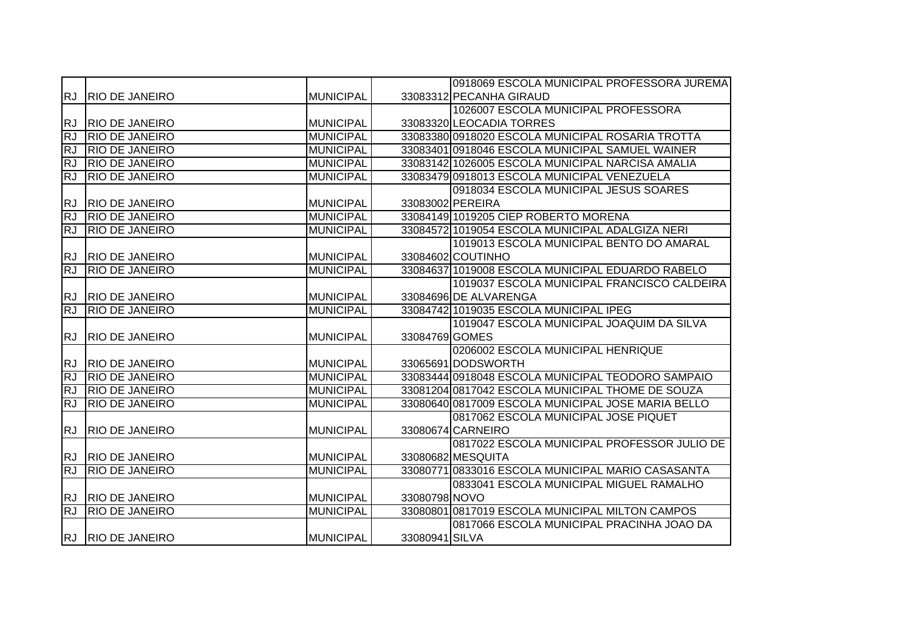| | | | | |
|---|---|---|---|---|
| RJ | RIO DE JANEIRO | MUNICIPAL | 33083312 | 0918069 ESCOLA MUNICIPAL PROFESSORA JUREMA PECANHA GIRAUD |
| RJ | RIO DE JANEIRO | MUNICIPAL | 33083320 | 1026007 ESCOLA MUNICIPAL PROFESSORA LEOCADIA TORRES |
| RJ | RIO DE JANEIRO | MUNICIPAL | 33083380 | 0918020 ESCOLA MUNICIPAL ROSARIA TROTTA |
| RJ | RIO DE JANEIRO | MUNICIPAL | 33083401 | 0918046 ESCOLA MUNICIPAL SAMUEL WAINER |
| RJ | RIO DE JANEIRO | MUNICIPAL | 33083142 | 1026005 ESCOLA MUNICIPAL NARCISA AMALIA |
| RJ | RIO DE JANEIRO | MUNICIPAL | 33083479 | 0918013 ESCOLA MUNICIPAL VENEZUELA |
| RJ | RIO DE JANEIRO | MUNICIPAL | 33083002 | 0918034 ESCOLA MUNICIPAL JESUS SOARES PEREIRA |
| RJ | RIO DE JANEIRO | MUNICIPAL | 33084149 | 1019205 CIEP ROBERTO MORENA |
| RJ | RIO DE JANEIRO | MUNICIPAL | 33084572 | 1019054 ESCOLA MUNICIPAL ADALGIZA NERI |
| RJ | RIO DE JANEIRO | MUNICIPAL | 33084602 | 1019013 ESCOLA MUNICIPAL BENTO DO AMARAL COUTINHO |
| RJ | RIO DE JANEIRO | MUNICIPAL | 33084637 | 1019008 ESCOLA MUNICIPAL EDUARDO RABELO |
| RJ | RIO DE JANEIRO | MUNICIPAL | 33084696 | 1019037 ESCOLA MUNICIPAL FRANCISCO CALDEIRA DE ALVARENGA |
| RJ | RIO DE JANEIRO | MUNICIPAL | 33084742 | 1019035 ESCOLA MUNICIPAL IPEG |
| RJ | RIO DE JANEIRO | MUNICIPAL | 33084769 | 1019047 ESCOLA MUNICIPAL JOAQUIM DA SILVA GOMES |
| RJ | RIO DE JANEIRO | MUNICIPAL | 33065691 | 0206002 ESCOLA MUNICIPAL HENRIQUE DODSWORTH |
| RJ | RIO DE JANEIRO | MUNICIPAL | 33083444 | 0918048 ESCOLA MUNICIPAL TEODORO SAMPAIO |
| RJ | RIO DE JANEIRO | MUNICIPAL | 33081204 | 0817042 ESCOLA MUNICIPAL THOME DE SOUZA |
| RJ | RIO DE JANEIRO | MUNICIPAL | 33080640 | 0817009 ESCOLA MUNICIPAL JOSE MARIA BELLO |
| RJ | RIO DE JANEIRO | MUNICIPAL | 33080674 | 0817062 ESCOLA MUNICIPAL JOSE PIQUET CARNEIRO |
| RJ | RIO DE JANEIRO | MUNICIPAL | 33080682 | 0817022 ESCOLA MUNICIPAL PROFESSOR JULIO DE MESQUITA |
| RJ | RIO DE JANEIRO | MUNICIPAL | 33080771 | 0833016 ESCOLA MUNICIPAL MARIO CASASANTA |
| RJ | RIO DE JANEIRO | MUNICIPAL | 33080798 | 0833041 ESCOLA MUNICIPAL MIGUEL RAMALHO NOVO |
| RJ | RIO DE JANEIRO | MUNICIPAL | 33080801 | 0817019 ESCOLA MUNICIPAL MILTON CAMPOS |
| RJ | RIO DE JANEIRO | MUNICIPAL | 33080941 | 0817066 ESCOLA MUNICIPAL PRACINHA JOAO DA SILVA |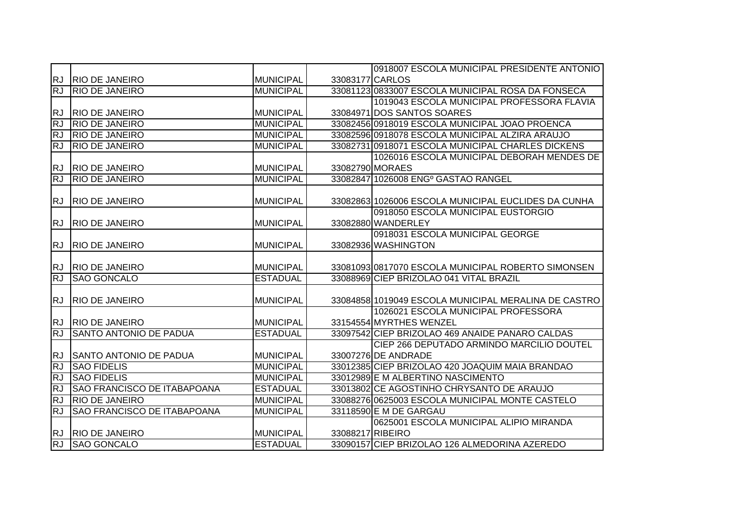| | | | | |
|---|---|---|---|---|
| RJ | RIO DE JANEIRO | MUNICIPAL | 33083177 | 0918007 ESCOLA MUNICIPAL PRESIDENTE ANTONIO CARLOS |
| RJ | RIO DE JANEIRO | MUNICIPAL | 33081123 | 0833007 ESCOLA MUNICIPAL ROSA DA FONSECA |
| RJ | RIO DE JANEIRO | MUNICIPAL | 33084971 | 1019043 ESCOLA MUNICIPAL PROFESSORA FLAVIA DOS SANTOS SOARES |
| RJ | RIO DE JANEIRO | MUNICIPAL | 33082456 | 0918019 ESCOLA MUNICIPAL JOAO PROENCA |
| RJ | RIO DE JANEIRO | MUNICIPAL | 33082596 | 0918078 ESCOLA MUNICIPAL ALZIRA ARAUJO |
| RJ | RIO DE JANEIRO | MUNICIPAL | 33082731 | 0918071 ESCOLA MUNICIPAL CHARLES DICKENS |
| RJ | RIO DE JANEIRO | MUNICIPAL | 33082790 | 1026016 ESCOLA MUNICIPAL DEBORAH MENDES DE MORAES |
| RJ | RIO DE JANEIRO | MUNICIPAL | 33082847 | 1026008 ENGº GASTAO RANGEL |
| RJ | RIO DE JANEIRO | MUNICIPAL | 33082863 | 1026006 ESCOLA MUNICIPAL EUCLIDES DA CUNHA |
| RJ | RIO DE JANEIRO | MUNICIPAL | 33082880 | 0918050 ESCOLA MUNICIPAL EUSTORGIO WANDERLEY |
| RJ | RIO DE JANEIRO | MUNICIPAL | 33082936 | 0918031 ESCOLA MUNICIPAL GEORGE WASHINGTON |
| RJ | RIO DE JANEIRO | MUNICIPAL | 33081093 | 0817070 ESCOLA MUNICIPAL ROBERTO SIMONSEN |
| RJ | SAO GONCALO | ESTADUAL | 33088969 | CIEP BRIZOLAO 041 VITAL BRAZIL |
| RJ | RIO DE JANEIRO | MUNICIPAL | 33084858 | 1019049 ESCOLA MUNICIPAL MERALINA DE CASTRO |
| RJ | RIO DE JANEIRO | MUNICIPAL | 33154554 | 1026021 ESCOLA MUNICIPAL PROFESSORA MYRTHES WENZEL |
| RJ | SANTO ANTONIO DE PADUA | ESTADUAL | 33097542 | CIEP BRIZOLAO 469 ANAIDE PANARO CALDAS |
| RJ | SANTO ANTONIO DE PADUA | MUNICIPAL | 33007276 | CIEP 266 DEPUTADO ARMINDO MARCILIO DOUTEL DE ANDRADE |
| RJ | SAO FIDELIS | MUNICIPAL | 33012385 | CIEP BRIZOLAO 420 JOAQUIM MAIA BRANDAO |
| RJ | SAO FIDELIS | MUNICIPAL | 33012989 | E M ALBERTINO NASCIMENTO |
| RJ | SAO FRANCISCO DE ITABAPOANA | ESTADUAL | 33013802 | CE AGOSTINHO CHRYSANTO DE ARAUJO |
| RJ | RIO DE JANEIRO | MUNICIPAL | 33088276 | 0625003 ESCOLA MUNICIPAL MONTE CASTELO |
| RJ | SAO FRANCISCO DE ITABAPOANA | MUNICIPAL | 33118590 | E M DE GARGAU |
| RJ | RIO DE JANEIRO | MUNICIPAL | 33088217 | 0625001 ESCOLA MUNICIPAL ALIPIO MIRANDA RIBEIRO |
| RJ | SAO GONCALO | ESTADUAL | 33090157 | CIEP BRIZOLAO 126 ALMEDORINA AZEREDO |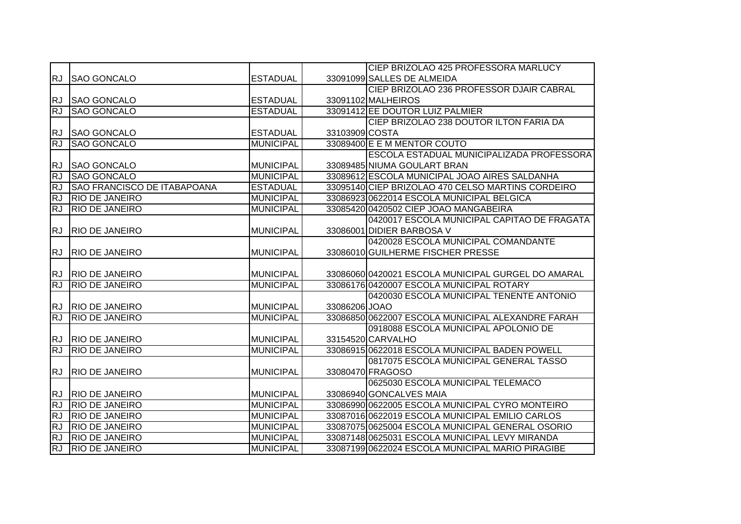| | | | | |
|---|---|---|---|---|
| RJ | SAO GONCALO | ESTADUAL | 33091099 | CIEP BRIZOLAO 425 PROFESSORA MARLUCY SALLES DE ALMEIDA |
| RJ | SAO GONCALO | ESTADUAL | 33091102 | CIEP BRIZOLAO 236 PROFESSOR DJAIR CABRAL MALHEIROS |
| RJ | SAO GONCALO | ESTADUAL | 33091412 | EE DOUTOR LUIZ PALMIER |
| RJ | SAO GONCALO | ESTADUAL | 33103909 | CIEP BRIZOLAO 238 DOUTOR ILTON FARIA DA COSTA |
| RJ | SAO GONCALO | MUNICIPAL | 33089400 | E E M MENTOR COUTO |
| RJ | SAO GONCALO | MUNICIPAL | 33089485 | ESCOLA ESTADUAL MUNICIPALIZADA PROFESSORA NIUMA GOULART BRAN |
| RJ | SAO GONCALO | MUNICIPAL | 33089612 | ESCOLA MUNICIPAL JOAO AIRES SALDANHA |
| RJ | SAO FRANCISCO DE ITABAPOANA | ESTADUAL | 33095140 | CIEP BRIZOLAO 470 CELSO MARTINS CORDEIRO |
| RJ | RIO DE JANEIRO | MUNICIPAL | 33086923 | 0622014 ESCOLA MUNICIPAL BELGICA |
| RJ | RIO DE JANEIRO | MUNICIPAL | 33085420 | 0420502 CIEP JOAO MANGABEIRA |
| RJ | RIO DE JANEIRO | MUNICIPAL | 33086001 | 0420017 ESCOLA MUNICIPAL CAPITAO DE FRAGATA DIDIER BARBOSA V |
| RJ | RIO DE JANEIRO | MUNICIPAL | 33086010 | 0420028 ESCOLA MUNICIPAL COMANDANTE GUILHERME FISCHER PRESSE |
| RJ | RIO DE JANEIRO | MUNICIPAL | 33086060 | 0420021 ESCOLA MUNICIPAL GURGEL DO AMARAL |
| RJ | RIO DE JANEIRO | MUNICIPAL | 33086176 | 0420007 ESCOLA MUNICIPAL ROTARY |
| RJ | RIO DE JANEIRO | MUNICIPAL | 33086206 | 0420030 ESCOLA MUNICIPAL TENENTE ANTONIO JOAO |
| RJ | RIO DE JANEIRO | MUNICIPAL | 33086850 | 0622007 ESCOLA MUNICIPAL ALEXANDRE FARAH |
| RJ | RIO DE JANEIRO | MUNICIPAL | 33154520 | 0918088 ESCOLA MUNICIPAL APOLONIO DE CARVALHO |
| RJ | RIO DE JANEIRO | MUNICIPAL | 33086915 | 0622018 ESCOLA MUNICIPAL BADEN POWELL |
| RJ | RIO DE JANEIRO | MUNICIPAL | 33080470 | 0817075 ESCOLA MUNICIPAL GENERAL TASSO FRAGOSO |
| RJ | RIO DE JANEIRO | MUNICIPAL | 33086940 | 0625030 ESCOLA MUNICIPAL TELEMACO GONCALVES MAIA |
| RJ | RIO DE JANEIRO | MUNICIPAL | 33086990 | 0622005 ESCOLA MUNICIPAL CYRO MONTEIRO |
| RJ | RIO DE JANEIRO | MUNICIPAL | 33087016 | 0622019 ESCOLA MUNICIPAL EMILIO CARLOS |
| RJ | RIO DE JANEIRO | MUNICIPAL | 33087075 | 0625004 ESCOLA MUNICIPAL GENERAL OSORIO |
| RJ | RIO DE JANEIRO | MUNICIPAL | 33087148 | 0625031 ESCOLA MUNICIPAL LEVY MIRANDA |
| RJ | RIO DE JANEIRO | MUNICIPAL | 33087199 | 0622024 ESCOLA MUNICIPAL MARIO PIRAGIBE |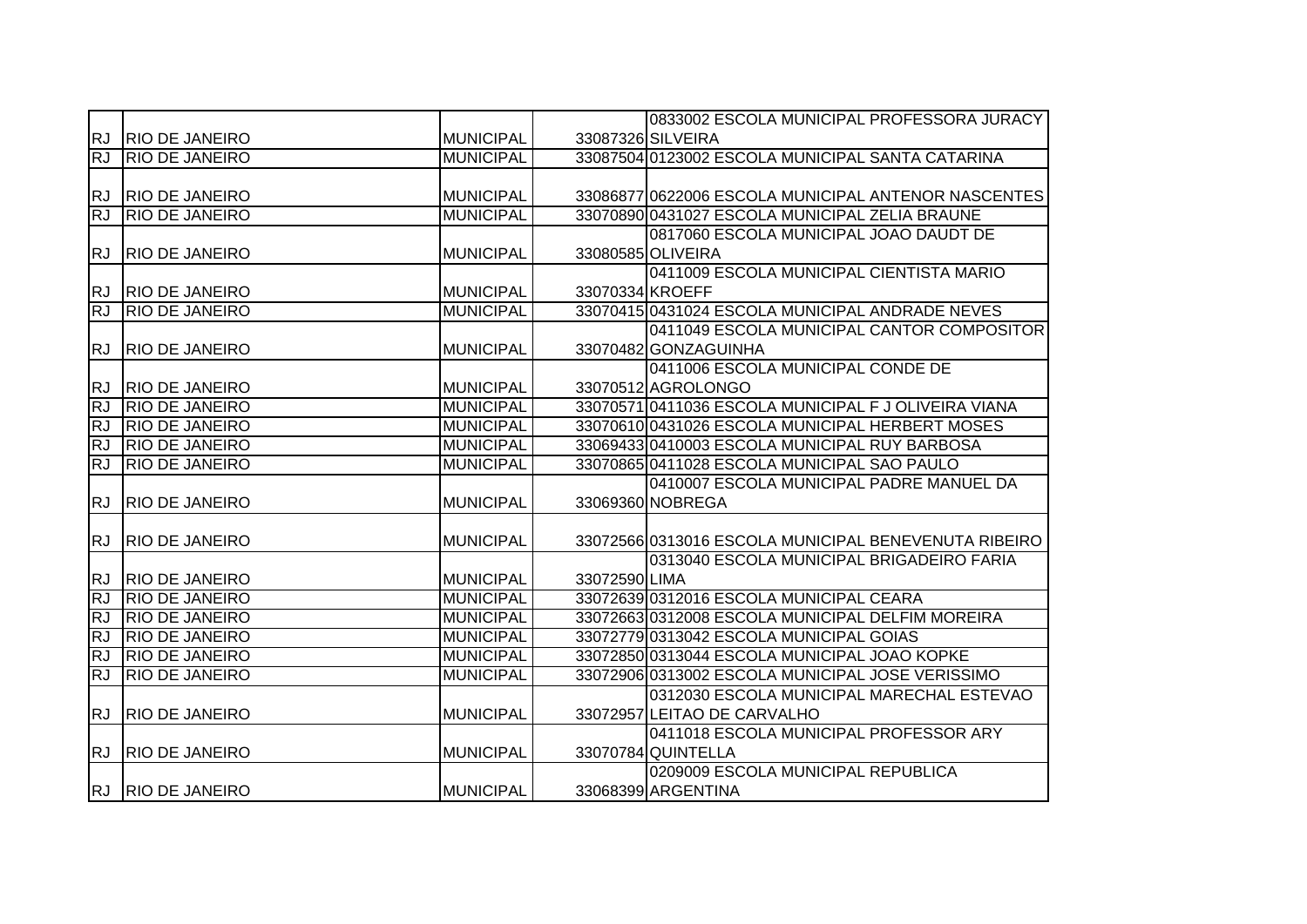| | | | | |
|---|---|---|---|---|
| RJ | RIO DE JANEIRO | MUNICIPAL | 33087326 | 0833002 ESCOLA MUNICIPAL PROFESSORA JURACY SILVEIRA |
| RJ | RIO DE JANEIRO | MUNICIPAL | 33087504 | 0123002 ESCOLA MUNICIPAL SANTA CATARINA |
| RJ | RIO DE JANEIRO | MUNICIPAL | 33086877 | 0622006 ESCOLA MUNICIPAL ANTENOR NASCENTES |
| RJ | RIO DE JANEIRO | MUNICIPAL | 33070890 | 0431027 ESCOLA MUNICIPAL ZELIA BRAUNE |
| RJ | RIO DE JANEIRO | MUNICIPAL | 33080585 | 0817060 ESCOLA MUNICIPAL JOAO DAUDT DE OLIVEIRA |
| RJ | RIO DE JANEIRO | MUNICIPAL | 33070334 | 0411009 ESCOLA MUNICIPAL CIENTISTA MARIO KROEFF |
| RJ | RIO DE JANEIRO | MUNICIPAL | 33070415 | 0431024 ESCOLA MUNICIPAL ANDRADE NEVES |
| RJ | RIO DE JANEIRO | MUNICIPAL | 33070482 | 0411049 ESCOLA MUNICIPAL CANTOR COMPOSITOR GONZAGUINHA |
| RJ | RIO DE JANEIRO | MUNICIPAL | 33070512 | 0411006 ESCOLA MUNICIPAL CONDE DE AGROLONGO |
| RJ | RIO DE JANEIRO | MUNICIPAL | 33070571 | 0411036 ESCOLA MUNICIPAL F J OLIVEIRA VIANA |
| RJ | RIO DE JANEIRO | MUNICIPAL | 33070610 | 0431026 ESCOLA MUNICIPAL HERBERT MOSES |
| RJ | RIO DE JANEIRO | MUNICIPAL | 33069433 | 0410003 ESCOLA MUNICIPAL RUY BARBOSA |
| RJ | RIO DE JANEIRO | MUNICIPAL | 33070865 | 0411028 ESCOLA MUNICIPAL SAO PAULO |
| RJ | RIO DE JANEIRO | MUNICIPAL | 33069360 | 0410007 ESCOLA MUNICIPAL PADRE MANUEL DA NOBREGA |
| RJ | RIO DE JANEIRO | MUNICIPAL | 33072566 | 0313016 ESCOLA MUNICIPAL BENEVENUTA RIBEIRO |
| RJ | RIO DE JANEIRO | MUNICIPAL | 33072590 | 0313040 ESCOLA MUNICIPAL BRIGADEIRO FARIA LIMA |
| RJ | RIO DE JANEIRO | MUNICIPAL | 33072639 | 0312016 ESCOLA MUNICIPAL CEARA |
| RJ | RIO DE JANEIRO | MUNICIPAL | 33072663 | 0312008 ESCOLA MUNICIPAL DELFIM MOREIRA |
| RJ | RIO DE JANEIRO | MUNICIPAL | 33072779 | 0313042 ESCOLA MUNICIPAL GOIAS |
| RJ | RIO DE JANEIRO | MUNICIPAL | 33072850 | 0313044 ESCOLA MUNICIPAL JOAO KOPKE |
| RJ | RIO DE JANEIRO | MUNICIPAL | 33072906 | 0313002 ESCOLA MUNICIPAL JOSE VERISSIMO |
| RJ | RIO DE JANEIRO | MUNICIPAL | 33072957 | 0312030 ESCOLA MUNICIPAL MARECHAL ESTEVAO LEITAO DE CARVALHO |
| RJ | RIO DE JANEIRO | MUNICIPAL | 33070784 | 0411018 ESCOLA MUNICIPAL PROFESSOR ARY QUINTELLA |
| RJ | RIO DE JANEIRO | MUNICIPAL | 33068399 | 0209009 ESCOLA MUNICIPAL REPUBLICA ARGENTINA |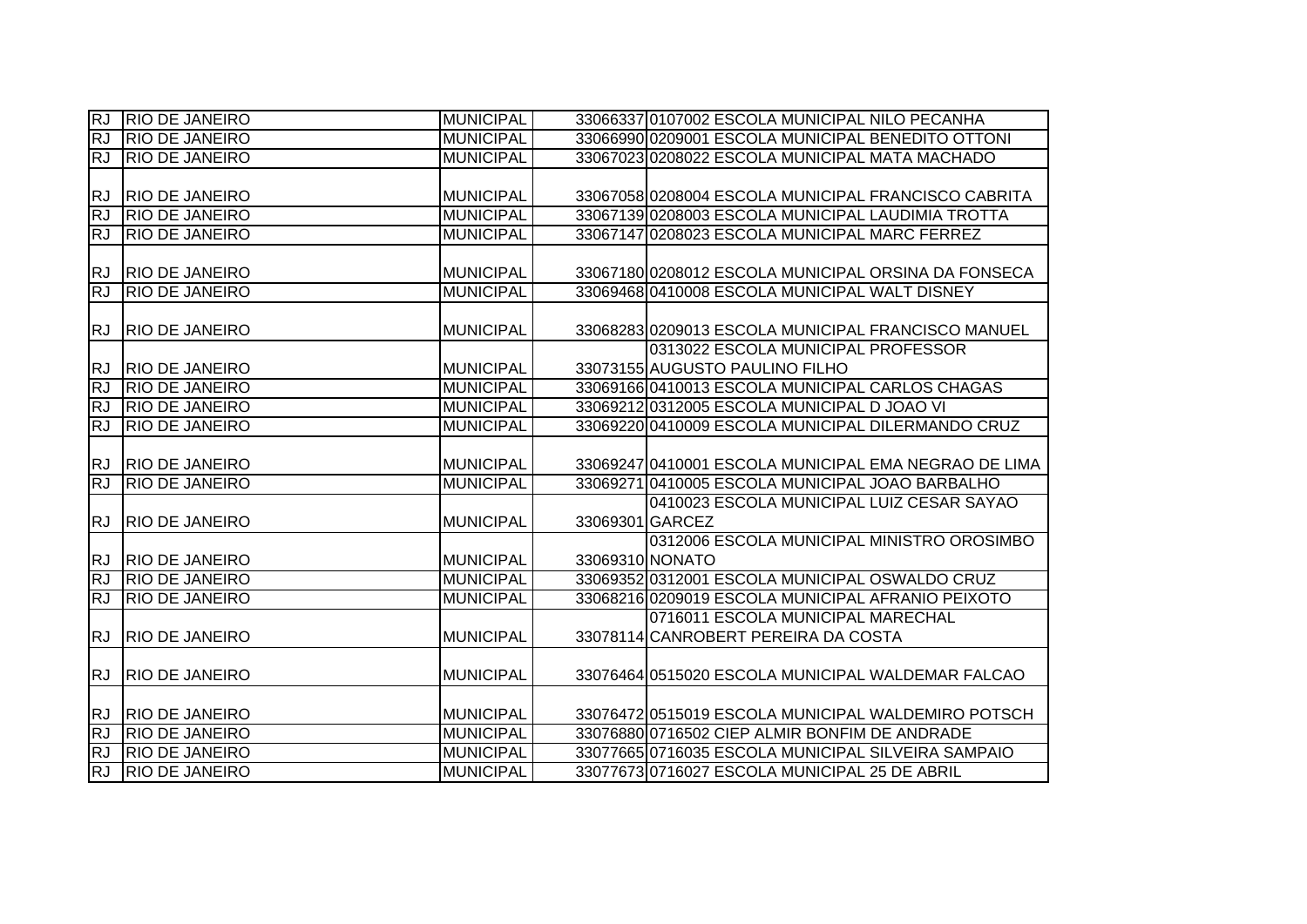| | | | | |
|---|---|---|---|---|
| RJ | RIO DE JANEIRO | MUNICIPAL | 33066337 | 0107002 ESCOLA MUNICIPAL NILO PECANHA |
| RJ | RIO DE JANEIRO | MUNICIPAL | 33066990 | 0209001 ESCOLA MUNICIPAL BENEDITO OTTONI |
| RJ | RIO DE JANEIRO | MUNICIPAL | 33067023 | 0208022 ESCOLA MUNICIPAL MATA MACHADO |
| RJ | RIO DE JANEIRO | MUNICIPAL | 33067058 | 0208004 ESCOLA MUNICIPAL FRANCISCO CABRITA |
| RJ | RIO DE JANEIRO | MUNICIPAL | 33067139 | 0208003 ESCOLA MUNICIPAL LAUDIMIA TROTTA |
| RJ | RIO DE JANEIRO | MUNICIPAL | 33067147 | 0208023 ESCOLA MUNICIPAL MARC FERREZ |
| RJ | RIO DE JANEIRO | MUNICIPAL | 33067180 | 0208012 ESCOLA MUNICIPAL ORSINA DA FONSECA |
| RJ | RIO DE JANEIRO | MUNICIPAL | 33069468 | 0410008 ESCOLA MUNICIPAL WALT DISNEY |
| RJ | RIO DE JANEIRO | MUNICIPAL | 33068283 | 0209013 ESCOLA MUNICIPAL FRANCISCO MANUEL |
| RJ | RIO DE JANEIRO | MUNICIPAL | 33073155 | 0313022 ESCOLA MUNICIPAL PROFESSOR AUGUSTO PAULINO FILHO |
| RJ | RIO DE JANEIRO | MUNICIPAL | 33069166 | 0410013 ESCOLA MUNICIPAL CARLOS CHAGAS |
| RJ | RIO DE JANEIRO | MUNICIPAL | 33069212 | 0312005 ESCOLA MUNICIPAL D JOAO VI |
| RJ | RIO DE JANEIRO | MUNICIPAL | 33069220 | 0410009 ESCOLA MUNICIPAL DILERMANDO CRUZ |
| RJ | RIO DE JANEIRO | MUNICIPAL | 33069247 | 0410001 ESCOLA MUNICIPAL EMA NEGRAO DE LIMA |
| RJ | RIO DE JANEIRO | MUNICIPAL | 33069271 | 0410005 ESCOLA MUNICIPAL JOAO BARBALHO |
| RJ | RIO DE JANEIRO | MUNICIPAL | 33069301 | 0410023 ESCOLA MUNICIPAL LUIZ CESAR SAYAO GARCEZ |
| RJ | RIO DE JANEIRO | MUNICIPAL | 33069310 | 0312006 ESCOLA MUNICIPAL MINISTRO OROSIMBO NONATO |
| RJ | RIO DE JANEIRO | MUNICIPAL | 33069352 | 0312001 ESCOLA MUNICIPAL OSWALDO CRUZ |
| RJ | RIO DE JANEIRO | MUNICIPAL | 33068216 | 0209019 ESCOLA MUNICIPAL AFRANIO PEIXOTO |
| RJ | RIO DE JANEIRO | MUNICIPAL | 33078114 | 0716011 ESCOLA MUNICIPAL MARECHAL CANROBERT PEREIRA DA COSTA |
| RJ | RIO DE JANEIRO | MUNICIPAL | 33076464 | 0515020 ESCOLA MUNICIPAL WALDEMAR FALCAO |
| RJ | RIO DE JANEIRO | MUNICIPAL | 33076472 | 0515019 ESCOLA MUNICIPAL WALDEMIRO POTSCH |
| RJ | RIO DE JANEIRO | MUNICIPAL | 33076880 | 0716502 CIEP ALMIR BONFIM DE ANDRADE |
| RJ | RIO DE JANEIRO | MUNICIPAL | 33077665 | 0716035 ESCOLA MUNICIPAL SILVEIRA SAMPAIO |
| RJ | RIO DE JANEIRO | MUNICIPAL | 33077673 | 0716027 ESCOLA MUNICIPAL 25 DE ABRIL |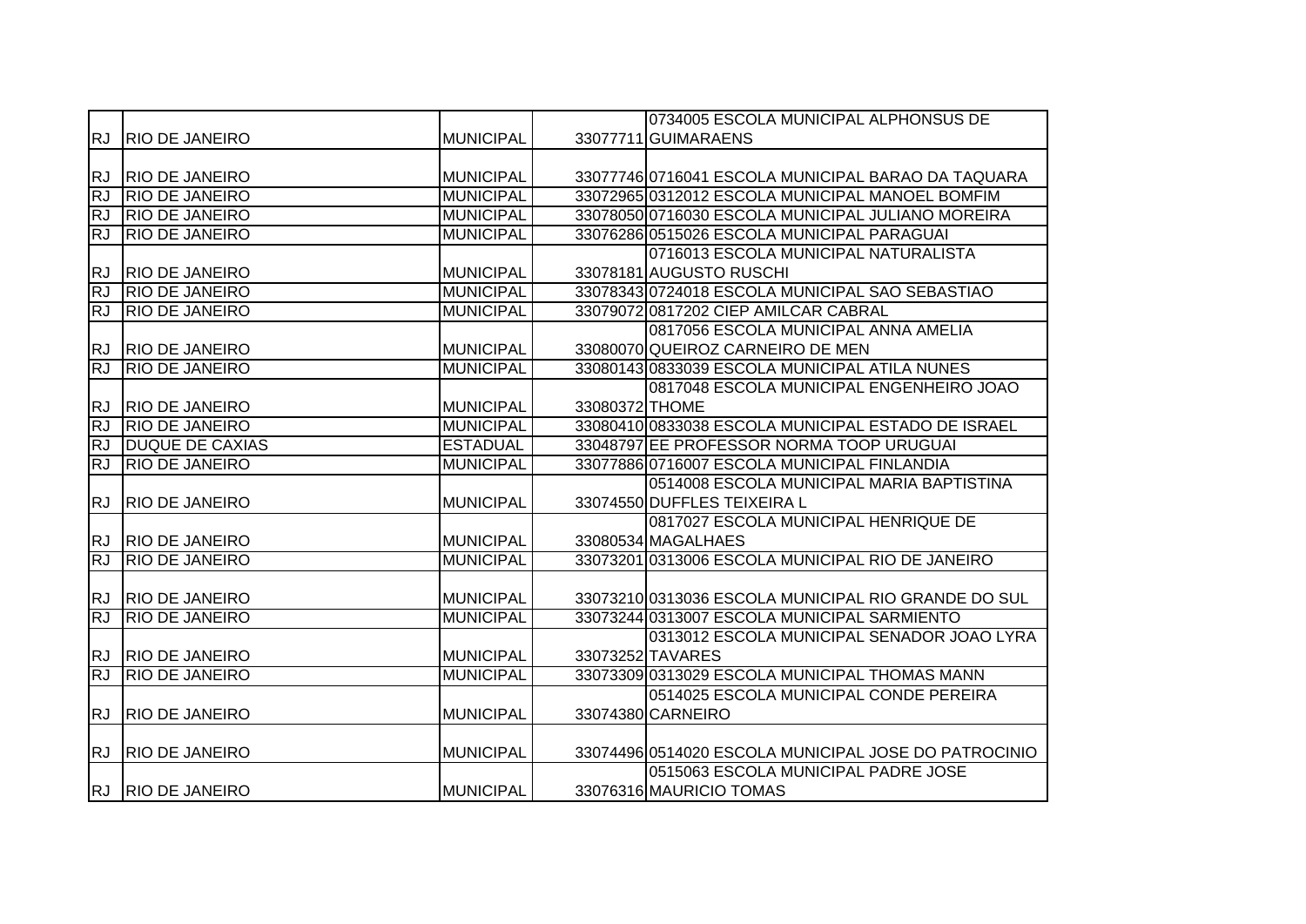| | | | | |
|---|---|---|---|---|
| RJ | RIO DE JANEIRO | MUNICIPAL | 33077711 | 0734005 ESCOLA MUNICIPAL ALPHONSUS DE GUIMARAENS |
| RJ | RIO DE JANEIRO | MUNICIPAL | 33077746 | 0716041 ESCOLA MUNICIPAL BARAO DA TAQUARA |
| RJ | RIO DE JANEIRO | MUNICIPAL | 33072965 | 0312012 ESCOLA MUNICIPAL MANOEL BOMFIM |
| RJ | RIO DE JANEIRO | MUNICIPAL | 33078050 | 0716030 ESCOLA MUNICIPAL JULIANO MOREIRA |
| RJ | RIO DE JANEIRO | MUNICIPAL | 33076286 | 0515026 ESCOLA MUNICIPAL PARAGUAI |
| RJ | RIO DE JANEIRO | MUNICIPAL | 33078181 | 0716013 ESCOLA MUNICIPAL NATURALISTA AUGUSTO RUSCHI |
| RJ | RIO DE JANEIRO | MUNICIPAL | 33078343 | 0724018 ESCOLA MUNICIPAL SAO SEBASTIAO |
| RJ | RIO DE JANEIRO | MUNICIPAL | 33079072 | 0817202 CIEP AMILCAR CABRAL |
| RJ | RIO DE JANEIRO | MUNICIPAL | 33080070 | 0817056 ESCOLA MUNICIPAL ANNA AMELIA QUEIROZ CARNEIRO DE MEN |
| RJ | RIO DE JANEIRO | MUNICIPAL | 33080143 | 0833039 ESCOLA MUNICIPAL ATILA NUNES |
| RJ | RIO DE JANEIRO | MUNICIPAL | 33080372 | 0817048 ESCOLA MUNICIPAL ENGENHEIRO JOAO THOME |
| RJ | RIO DE JANEIRO | MUNICIPAL | 33080410 | 0833038 ESCOLA MUNICIPAL ESTADO DE ISRAEL |
| RJ | DUQUE DE CAXIAS | ESTADUAL | 33048797 | EE PROFESSOR NORMA TOOP URUGUAI |
| RJ | RIO DE JANEIRO | MUNICIPAL | 33077886 | 0716007 ESCOLA MUNICIPAL FINLANDIA |
| RJ | RIO DE JANEIRO | MUNICIPAL | 33074550 | 0514008 ESCOLA MUNICIPAL MARIA BAPTISTINA DUFFLES TEIXEIRA L |
| RJ | RIO DE JANEIRO | MUNICIPAL | 33080534 | 0817027 ESCOLA MUNICIPAL HENRIQUE DE MAGALHAES |
| RJ | RIO DE JANEIRO | MUNICIPAL | 33073201 | 0313006 ESCOLA MUNICIPAL RIO DE JANEIRO |
| RJ | RIO DE JANEIRO | MUNICIPAL | 33073210 | 0313036 ESCOLA MUNICIPAL RIO GRANDE DO SUL |
| RJ | RIO DE JANEIRO | MUNICIPAL | 33073244 | 0313007 ESCOLA MUNICIPAL SARMIENTO |
| RJ | RIO DE JANEIRO | MUNICIPAL | 33073252 | 0313012 ESCOLA MUNICIPAL SENADOR JOAO LYRA TAVARES |
| RJ | RIO DE JANEIRO | MUNICIPAL | 33073309 | 0313029 ESCOLA MUNICIPAL THOMAS MANN |
| RJ | RIO DE JANEIRO | MUNICIPAL | 33074380 | 0514025 ESCOLA MUNICIPAL CONDE PEREIRA CARNEIRO |
| RJ | RIO DE JANEIRO | MUNICIPAL | 33074496 | 0514020 ESCOLA MUNICIPAL JOSE DO PATROCINIO |
| RJ | RIO DE JANEIRO | MUNICIPAL | 33076316 | 0515063 ESCOLA MUNICIPAL PADRE JOSE MAURICIO TOMAS |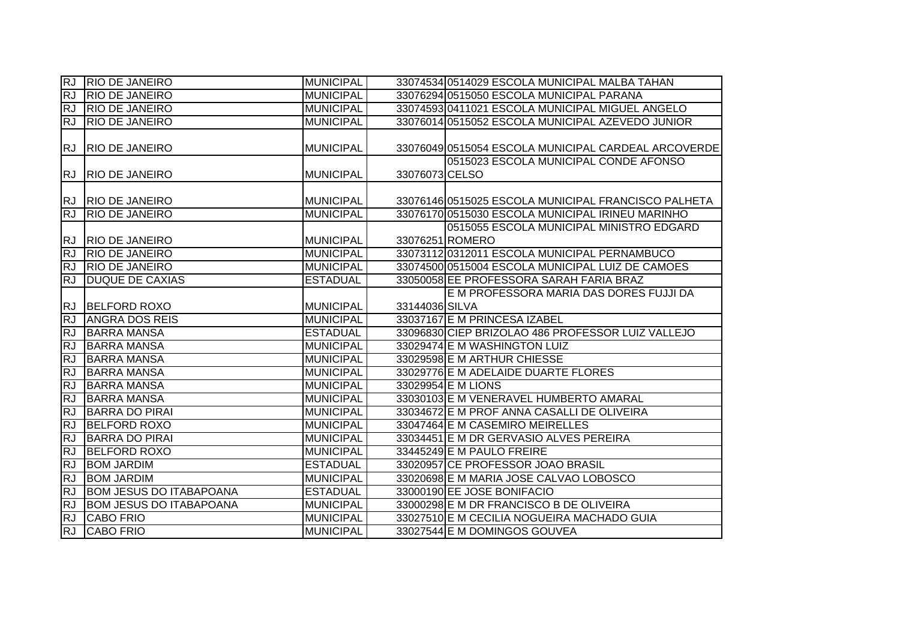| RJ | RIO DE JANEIRO | MUNICIPAL | 33074534 | 0514029 ESCOLA MUNICIPAL MALBA TAHAN |
|---|---|---|---|---|
| RJ | RIO DE JANEIRO | MUNICIPAL | 33076294 | 0515050 ESCOLA MUNICIPAL PARANA |
| RJ | RIO DE JANEIRO | MUNICIPAL | 33074593 | 0411021 ESCOLA MUNICIPAL MIGUEL ANGELO |
| RJ | RIO DE JANEIRO | MUNICIPAL | 33076014 | 0515052 ESCOLA MUNICIPAL AZEVEDO JUNIOR |
| RJ | RIO DE JANEIRO | MUNICIPAL | 33076049 | 0515054 ESCOLA MUNICIPAL CARDEAL ARCOVERDE |
| RJ | RIO DE JANEIRO | MUNICIPAL | 33076073 | 0515023 ESCOLA MUNICIPAL CONDE AFONSO CELSO |
| RJ | RIO DE JANEIRO | MUNICIPAL | 33076146 | 0515025 ESCOLA MUNICIPAL FRANCISCO PALHETA |
| RJ | RIO DE JANEIRO | MUNICIPAL | 33076170 | 0515030 ESCOLA MUNICIPAL IRINEU MARINHO |
| RJ | RIO DE JANEIRO | MUNICIPAL | 33076251 | 0515055 ESCOLA MUNICIPAL MINISTRO EDGARD ROMERO |
| RJ | RIO DE JANEIRO | MUNICIPAL | 33073112 | 0312011 ESCOLA MUNICIPAL PERNAMBUCO |
| RJ | RIO DE JANEIRO | MUNICIPAL | 33074500 | 0515004 ESCOLA MUNICIPAL LUIZ DE CAMOES |
| RJ | DUQUE DE CAXIAS | ESTADUAL | 33050058 | EE PROFESSORA SARAH FARIA BRAZ |
| RJ | BELFORD ROXO | MUNICIPAL | 33144036 | E M PROFESSORA MARIA DAS DORES FUJJI DA SILVA |
| RJ | ANGRA DOS REIS | MUNICIPAL | 33037167 | E M PRINCESA IZABEL |
| RJ | BARRA MANSA | ESTADUAL | 33096830 | CIEP BRIZOLAO 486 PROFESSOR LUIZ VALLEJO |
| RJ | BARRA MANSA | MUNICIPAL | 33029474 | E M WASHINGTON LUIZ |
| RJ | BARRA MANSA | MUNICIPAL | 33029598 | E M ARTHUR CHIESSE |
| RJ | BARRA MANSA | MUNICIPAL | 33029776 | E M ADELAIDE DUARTE FLORES |
| RJ | BARRA MANSA | MUNICIPAL | 33029954 | E M LIONS |
| RJ | BARRA MANSA | MUNICIPAL | 33030103 | E M VENERAVEL HUMBERTO AMARAL |
| RJ | BARRA DO PIRAI | MUNICIPAL | 33034672 | E M PROF ANNA CASALLI DE OLIVEIRA |
| RJ | BELFORD ROXO | MUNICIPAL | 33047464 | E M CASEMIRO MEIRELLES |
| RJ | BARRA DO PIRAI | MUNICIPAL | 33034451 | E M DR GERVASIO ALVES PEREIRA |
| RJ | BELFORD ROXO | MUNICIPAL | 33445249 | E M PAULO FREIRE |
| RJ | BOM JARDIM | ESTADUAL | 33020957 | CE PROFESSOR JOAO BRASIL |
| RJ | BOM JARDIM | MUNICIPAL | 33020698 | E M MARIA JOSE CALVAO LOBOSCO |
| RJ | BOM JESUS DO ITABAPOANA | ESTADUAL | 33000190 | EE JOSE BONIFACIO |
| RJ | BOM JESUS DO ITABAPOANA | MUNICIPAL | 33000298 | E M DR FRANCISCO B DE OLIVEIRA |
| RJ | CABO FRIO | MUNICIPAL | 33027510 | E M CECILIA NOGUEIRA MACHADO GUIA |
| RJ | CABO FRIO | MUNICIPAL | 33027544 | E M DOMINGOS GOUVEA |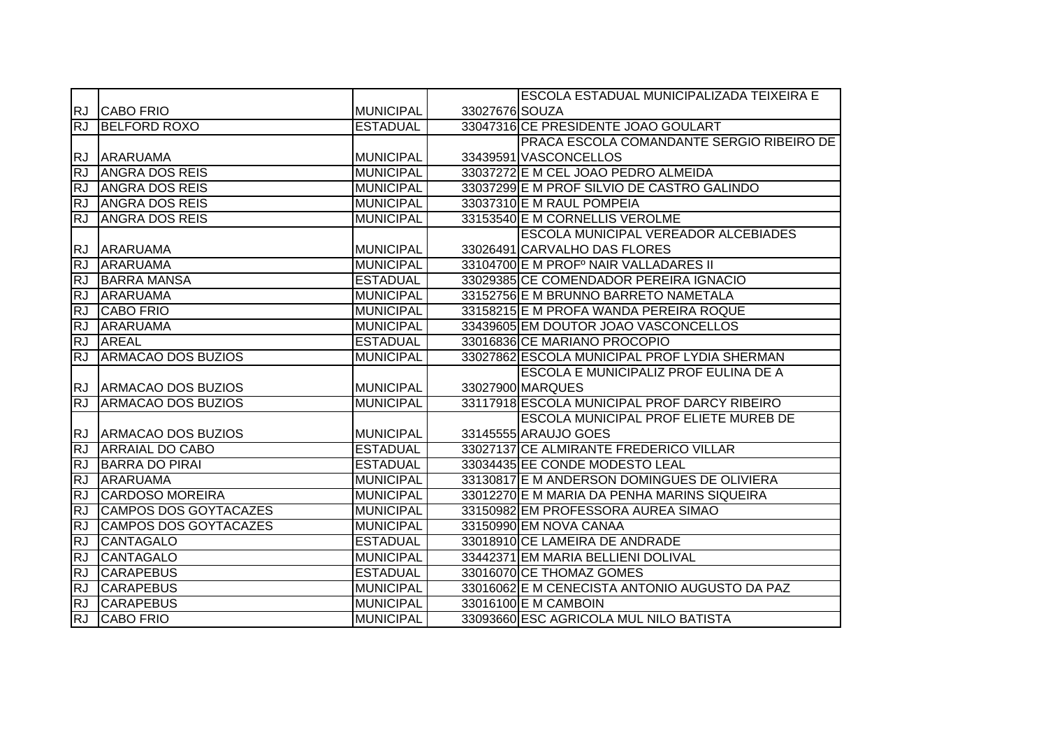| | | | | |
|---|---|---|---|---|
| RJ | CABO FRIO | MUNICIPAL | 33027676 | ESCOLA ESTADUAL MUNICIPALIZADA TEIXEIRA E SOUZA |
| RJ | BELFORD ROXO | ESTADUAL | 33047316 | CE PRESIDENTE JOAO GOULART |
| RJ | ARARUAMA | MUNICIPAL | 33439591 | PRACA ESCOLA COMANDANTE SERGIO RIBEIRO DE VASCONCELLOS |
| RJ | ANGRA DOS REIS | MUNICIPAL | 33037272 | E M CEL JOAO PEDRO ALMEIDA |
| RJ | ANGRA DOS REIS | MUNICIPAL | 33037299 | E M PROF SILVIO DE CASTRO GALINDO |
| RJ | ANGRA DOS REIS | MUNICIPAL | 33037310 | E M RAUL POMPEIA |
| RJ | ANGRA DOS REIS | MUNICIPAL | 33153540 | E M CORNELLIS VEROLME |
| RJ | ARARUAMA | MUNICIPAL | 33026491 | ESCOLA MUNICIPAL VEREADOR ALCEBIADES CARVALHO DAS FLORES |
| RJ | ARARUAMA | MUNICIPAL | 33104700 | E M PROFº NAIR VALLADARES II |
| RJ | BARRA MANSA | ESTADUAL | 33029385 | CE COMENDADOR PEREIRA IGNACIO |
| RJ | ARARUAMA | MUNICIPAL | 33152756 | E M BRUNNO BARRETO NAMETALA |
| RJ | CABO FRIO | MUNICIPAL | 33158215 | E M PROFA WANDA PEREIRA ROQUE |
| RJ | ARARUAMA | MUNICIPAL | 33439605 | EM DOUTOR JOAO VASCONCELLOS |
| RJ | AREAL | ESTADUAL | 33016836 | CE MARIANO PROCOPIO |
| RJ | ARMACAO DOS BUZIOS | MUNICIPAL | 33027862 | ESCOLA MUNICIPAL PROF LYDIA SHERMAN |
| RJ | ARMACAO DOS BUZIOS | MUNICIPAL | 33027900 | ESCOLA E MUNICIPALIZ PROF EULINA DE A MARQUES |
| RJ | ARMACAO DOS BUZIOS | MUNICIPAL | 33117918 | ESCOLA MUNICIPAL PROF DARCY RIBEIRO |
| RJ | ARMACAO DOS BUZIOS | MUNICIPAL | 33145555 | ESCOLA MUNICIPAL PROF ELIETE MUREB DE ARAUJO GOES |
| RJ | ARRAIAL DO CABO | ESTADUAL | 33027137 | CE ALMIRANTE FREDERICO VILLAR |
| RJ | BARRA DO PIRAI | ESTADUAL | 33034435 | EE CONDE MODESTO LEAL |
| RJ | ARARUAMA | MUNICIPAL | 33130817 | E M ANDERSON DOMINGUES DE OLIVIERA |
| RJ | CARDOSO MOREIRA | MUNICIPAL | 33012270 | E M MARIA DA PENHA MARINS SIQUEIRA |
| RJ | CAMPOS DOS GOYTACAZES | MUNICIPAL | 33150982 | EM PROFESSORA AUREA SIMAO |
| RJ | CAMPOS DOS GOYTACAZES | MUNICIPAL | 33150990 | EM NOVA CANAA |
| RJ | CANTAGALO | ESTADUAL | 33018910 | CE LAMEIRA DE ANDRADE |
| RJ | CANTAGALO | MUNICIPAL | 33442371 | EM MARIA BELLIENI DOLIVAL |
| RJ | CARAPEBUS | ESTADUAL | 33016070 | CE THOMAZ GOMES |
| RJ | CARAPEBUS | MUNICIPAL | 33016062 | E M CENECISTA ANTONIO AUGUSTO DA PAZ |
| RJ | CARAPEBUS | MUNICIPAL | 33016100 | E M CAMBOIN |
| RJ | CABO FRIO | MUNICIPAL | 33093660 | ESC AGRICOLA MUL NILO BATISTA |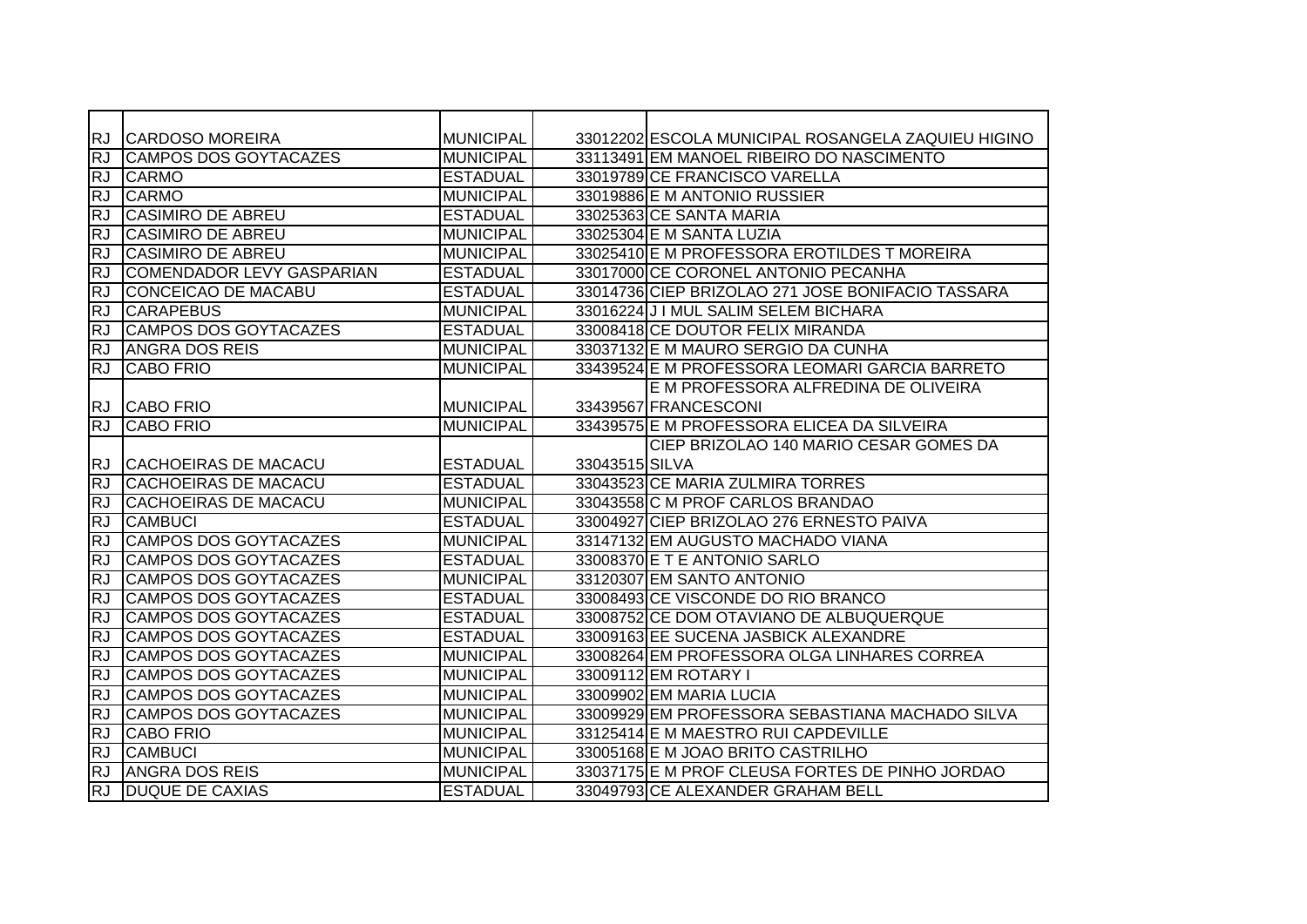| | | | | |
|---|---|---|---|---|
| RJ | CARDOSO MOREIRA | MUNICIPAL | 33012202 | ESCOLA MUNICIPAL ROSANGELA ZAQUIEU HIGINO |
| RJ | CAMPOS DOS GOYTACAZES | MUNICIPAL | 33113491 | EM MANOEL RIBEIRO DO NASCIMENTO |
| RJ | CARMO | ESTADUAL | 33019789 | CE FRANCISCO VARELLA |
| RJ | CARMO | MUNICIPAL | 33019886 | E M ANTONIO RUSSIER |
| RJ | CASIMIRO DE ABREU | ESTADUAL | 33025363 | CE SANTA MARIA |
| RJ | CASIMIRO DE ABREU | MUNICIPAL | 33025304 | E M SANTA LUZIA |
| RJ | CASIMIRO DE ABREU | MUNICIPAL | 33025410 | E M PROFESSORA EROTILDES T MOREIRA |
| RJ | COMENDADOR LEVY GASPARIAN | ESTADUAL | 33017000 | CE CORONEL ANTONIO PECANHA |
| RJ | CONCEICAO DE MACABU | ESTADUAL | 33014736 | CIEP BRIZOLAO 271 JOSE BONIFACIO TASSARA |
| RJ | CARAPEBUS | MUNICIPAL | 33016224 | J I MUL SALIM SELEM BICHARA |
| RJ | CAMPOS DOS GOYTACAZES | ESTADUAL | 33008418 | CE DOUTOR FELIX MIRANDA |
| RJ | ANGRA DOS REIS | MUNICIPAL | 33037132 | E M MAURO SERGIO DA CUNHA |
| RJ | CABO FRIO | MUNICIPAL | 33439524 | E M PROFESSORA LEOMARI GARCIA BARRETO |
| RJ | CABO FRIO | MUNICIPAL | 33439567 | E M PROFESSORA ALFREDINA DE OLIVEIRA FRANCESCONI |
| RJ | CABO FRIO | MUNICIPAL | 33439575 | E M PROFESSORA ELICEA DA SILVEIRA |
| RJ | CACHOEIRAS DE MACACU | ESTADUAL | 33043515 | CIEP BRIZOLAO 140 MARIO CESAR GOMES DA SILVA |
| RJ | CACHOEIRAS DE MACACU | ESTADUAL | 33043523 | CE MARIA ZULMIRA TORRES |
| RJ | CACHOEIRAS DE MACACU | MUNICIPAL | 33043558 | C M PROF CARLOS BRANDAO |
| RJ | CAMBUCI | ESTADUAL | 33004927 | CIEP BRIZOLAO 276 ERNESTO PAIVA |
| RJ | CAMPOS DOS GOYTACAZES | MUNICIPAL | 33147132 | EM AUGUSTO MACHADO VIANA |
| RJ | CAMPOS DOS GOYTACAZES | ESTADUAL | 33008370 | E T E ANTONIO SARLO |
| RJ | CAMPOS DOS GOYTACAZES | MUNICIPAL | 33120307 | EM SANTO ANTONIO |
| RJ | CAMPOS DOS GOYTACAZES | ESTADUAL | 33008493 | CE VISCONDE DO RIO BRANCO |
| RJ | CAMPOS DOS GOYTACAZES | ESTADUAL | 33008752 | CE DOM OTAVIANO DE ALBUQUERQUE |
| RJ | CAMPOS DOS GOYTACAZES | ESTADUAL | 33009163 | EE SUCENA JASBICK ALEXANDRE |
| RJ | CAMPOS DOS GOYTACAZES | MUNICIPAL | 33008264 | EM PROFESSORA OLGA LINHARES CORREA |
| RJ | CAMPOS DOS GOYTACAZES | MUNICIPAL | 33009112 | EM ROTARY I |
| RJ | CAMPOS DOS GOYTACAZES | MUNICIPAL | 33009902 | EM MARIA LUCIA |
| RJ | CAMPOS DOS GOYTACAZES | MUNICIPAL | 33009929 | EM PROFESSORA SEBASTIANA MACHADO SILVA |
| RJ | CABO FRIO | MUNICIPAL | 33125414 | E M MAESTRO RUI CAPDEVILLE |
| RJ | CAMBUCI | MUNICIPAL | 33005168 | E M JOAO BRITO CASTRILHO |
| RJ | ANGRA DOS REIS | MUNICIPAL | 33037175 | E M PROF CLEUSA FORTES DE PINHO JORDAO |
| RJ | DUQUE DE CAXIAS | ESTADUAL | 33049793 | CE ALEXANDER GRAHAM BELL |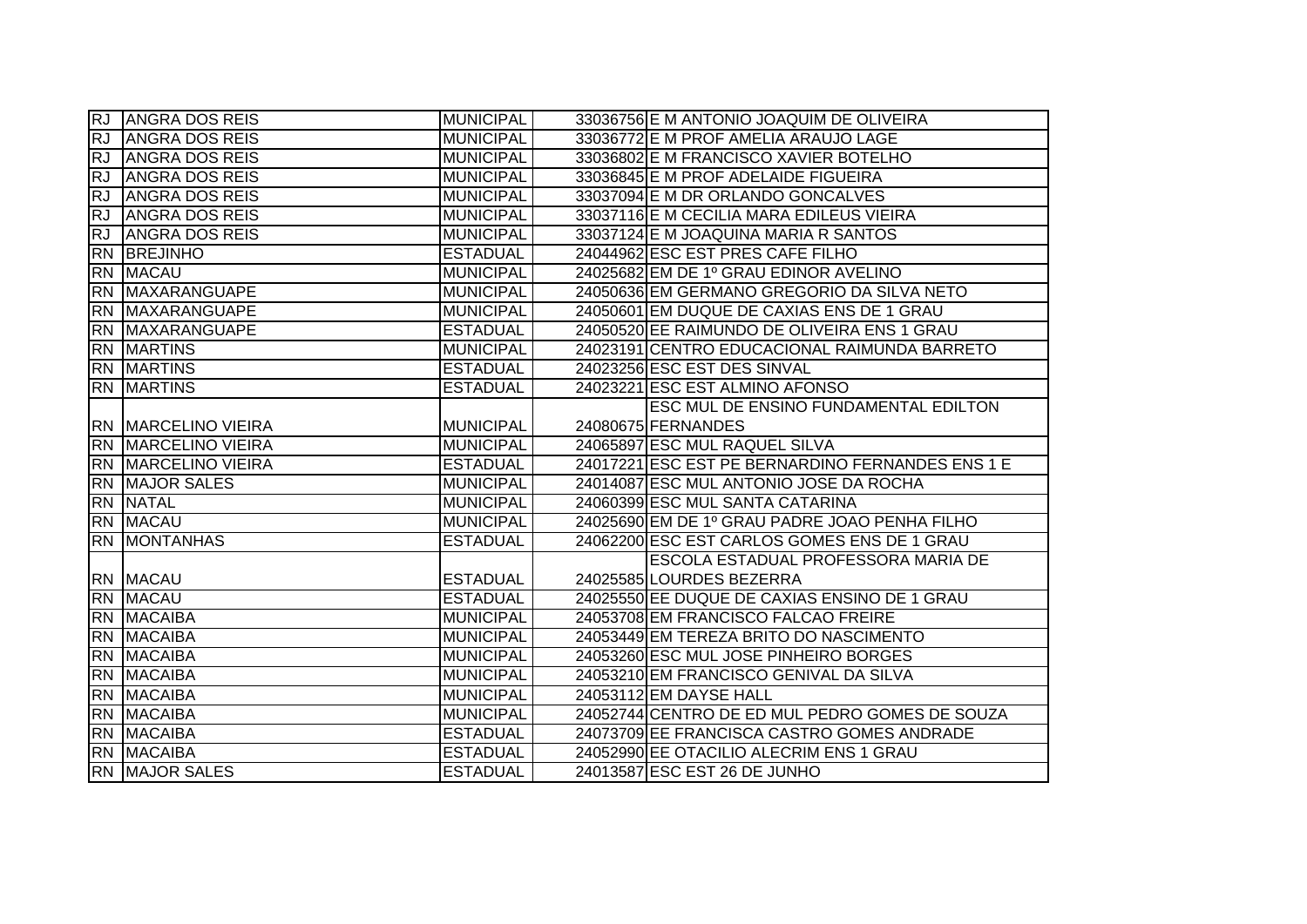| | | | | |
|---|---|---|---|---|
| RJ | ANGRA DOS REIS | MUNICIPAL | 33036756 | E M ANTONIO JOAQUIM DE OLIVEIRA |
| RJ | ANGRA DOS REIS | MUNICIPAL | 33036772 | E M PROF AMELIA ARAUJO LAGE |
| RJ | ANGRA DOS REIS | MUNICIPAL | 33036802 | E M FRANCISCO XAVIER BOTELHO |
| RJ | ANGRA DOS REIS | MUNICIPAL | 33036845 | E M PROF ADELAIDE FIGUEIRA |
| RJ | ANGRA DOS REIS | MUNICIPAL | 33037094 | E M DR ORLANDO GONCALVES |
| RJ | ANGRA DOS REIS | MUNICIPAL | 33037116 | E M CECILIA MARA EDILEUS VIEIRA |
| RJ | ANGRA DOS REIS | MUNICIPAL | 33037124 | E M JOAQUINA MARIA R SANTOS |
| RN | BREJINHO | ESTADUAL | 24044962 | ESC EST PRES CAFE FILHO |
| RN | MACAU | MUNICIPAL | 24025682 | EM DE 1º GRAU EDINOR AVELINO |
| RN | MAXARANGUAPE | MUNICIPAL | 24050636 | EM GERMANO GREGORIO DA SILVA NETO |
| RN | MAXARANGUAPE | MUNICIPAL | 24050601 | EM DUQUE DE CAXIAS ENS DE 1 GRAU |
| RN | MAXARANGUAPE | ESTADUAL | 24050520 | EE RAIMUNDO DE OLIVEIRA ENS 1 GRAU |
| RN | MARTINS | MUNICIPAL | 24023191 | CENTRO EDUCACIONAL RAIMUNDA BARRETO |
| RN | MARTINS | ESTADUAL | 24023256 | ESC EST DES SINVAL |
| RN | MARTINS | ESTADUAL | 24023221 | ESC EST ALMINO AFONSO |
| RN | MARCELINO VIEIRA | MUNICIPAL | 24080675 | ESC MUL DE ENSINO FUNDAMENTAL EDILTON FERNANDES |
| RN | MARCELINO VIEIRA | MUNICIPAL | 24065897 | ESC MUL RAQUEL SILVA |
| RN | MARCELINO VIEIRA | ESTADUAL | 24017221 | ESC EST PE BERNARDINO FERNANDES ENS 1 E |
| RN | MAJOR SALES | MUNICIPAL | 24014087 | ESC MUL ANTONIO JOSE DA ROCHA |
| RN | NATAL | MUNICIPAL | 24060399 | ESC MUL SANTA CATARINA |
| RN | MACAU | MUNICIPAL | 24025690 | EM DE 1º GRAU PADRE JOAO PENHA FILHO |
| RN | MONTANHAS | ESTADUAL | 24062200 | ESC EST CARLOS GOMES ENS DE 1 GRAU |
| RN | MACAU | ESTADUAL | 24025585 | ESCOLA ESTADUAL PROFESSORA MARIA DE LOURDES BEZERRA |
| RN | MACAU | ESTADUAL | 24025550 | EE DUQUE DE CAXIAS ENSINO DE 1 GRAU |
| RN | MACAIBA | MUNICIPAL | 24053708 | EM FRANCISCO FALCAO FREIRE |
| RN | MACAIBA | MUNICIPAL | 24053449 | EM TEREZA BRITO DO NASCIMENTO |
| RN | MACAIBA | MUNICIPAL | 24053260 | ESC MUL JOSE PINHEIRO BORGES |
| RN | MACAIBA | MUNICIPAL | 24053210 | EM FRANCISCO GENIVAL DA SILVA |
| RN | MACAIBA | MUNICIPAL | 24053112 | EM DAYSE HALL |
| RN | MACAIBA | MUNICIPAL | 24052744 | CENTRO DE ED MUL PEDRO GOMES DE SOUZA |
| RN | MACAIBA | ESTADUAL | 24073709 | EE FRANCISCA CASTRO GOMES ANDRADE |
| RN | MACAIBA | ESTADUAL | 24052990 | EE OTACILIO ALECRIM ENS 1 GRAU |
| RN | MAJOR SALES | ESTADUAL | 24013587 | ESC EST 26 DE JUNHO |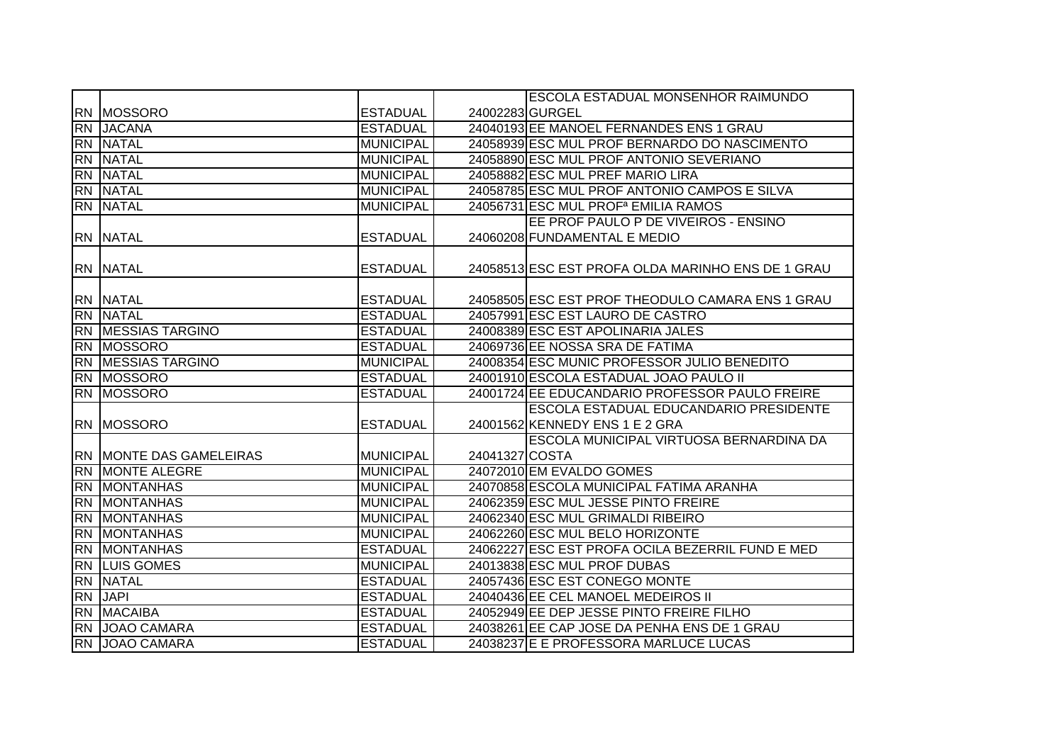| | | | | |
|---|---|---|---|---|
| RN | MOSSORO | ESTADUAL | 24002283 | ESCOLA ESTADUAL MONSENHOR RAIMUNDO GURGEL |
| RN | JACANA | ESTADUAL | 24040193 | EE MANOEL FERNANDES ENS 1 GRAU |
| RN | NATAL | MUNICIPAL | 24058939 | ESC MUL PROF BERNARDO DO NASCIMENTO |
| RN | NATAL | MUNICIPAL | 24058890 | ESC MUL PROF ANTONIO SEVERIANO |
| RN | NATAL | MUNICIPAL | 24058882 | ESC MUL PREF MARIO LIRA |
| RN | NATAL | MUNICIPAL | 24058785 | ESC MUL PROF ANTONIO CAMPOS E SILVA |
| RN | NATAL | MUNICIPAL | 24056731 | ESC MUL PROFª EMILIA RAMOS |
| RN | NATAL | ESTADUAL | 24060208 | EE PROF PAULO P DE VIVEIROS - ENSINO FUNDAMENTAL E MEDIO |
| RN | NATAL | ESTADUAL | 24058513 | ESC EST PROFA OLDA MARINHO ENS DE 1 GRAU |
| RN | NATAL | ESTADUAL | 24058505 | ESC EST PROF THEODULO CAMARA ENS 1 GRAU |
| RN | NATAL | ESTADUAL | 24057991 | ESC EST LAURO DE CASTRO |
| RN | MESSIAS TARGINO | ESTADUAL | 24008389 | ESC EST APOLINARIA JALES |
| RN | MOSSORO | ESTADUAL | 24069736 | EE NOSSA SRA DE FATIMA |
| RN | MESSIAS TARGINO | MUNICIPAL | 24008354 | ESC MUNIC PROFESSOR JULIO BENEDITO |
| RN | MOSSORO | ESTADUAL | 24001910 | ESCOLA ESTADUAL JOAO PAULO II |
| RN | MOSSORO | ESTADUAL | 24001724 | EE EDUCANDARIO PROFESSOR PAULO FREIRE |
| RN | MOSSORO | ESTADUAL | 24001562 | ESCOLA ESTADUAL EDUCANDARIO PRESIDENTE KENNEDY ENS 1 E 2 GRA |
| RN | MONTE DAS GAMELEIRAS | MUNICIPAL | 24041327 | ESCOLA MUNICIPAL VIRTUOSA BERNARDINA DA COSTA |
| RN | MONTE ALEGRE | MUNICIPAL | 24072010 | EM EVALDO GOMES |
| RN | MONTANHAS | MUNICIPAL | 24070858 | ESCOLA MUNICIPAL FATIMA ARANHA |
| RN | MONTANHAS | MUNICIPAL | 24062359 | ESC MUL JESSE PINTO FREIRE |
| RN | MONTANHAS | MUNICIPAL | 24062340 | ESC MUL GRIMALDI RIBEIRO |
| RN | MONTANHAS | MUNICIPAL | 24062260 | ESC MUL BELO HORIZONTE |
| RN | MONTANHAS | ESTADUAL | 24062227 | ESC EST PROFA OCILA BEZERRIL FUND E MED |
| RN | LUIS GOMES | MUNICIPAL | 24013838 | ESC MUL PROF DUBAS |
| RN | NATAL | ESTADUAL | 24057436 | ESC EST CONEGO MONTE |
| RN | JAPI | ESTADUAL | 24040436 | EE CEL MANOEL MEDEIROS II |
| RN | MACAIBA | ESTADUAL | 24052949 | EE DEP JESSE PINTO FREIRE FILHO |
| RN | JOAO CAMARA | ESTADUAL | 24038261 | EE CAP JOSE DA PENHA ENS DE 1 GRAU |
| RN | JOAO CAMARA | ESTADUAL | 24038237 | E E PROFESSORA MARLUCE LUCAS |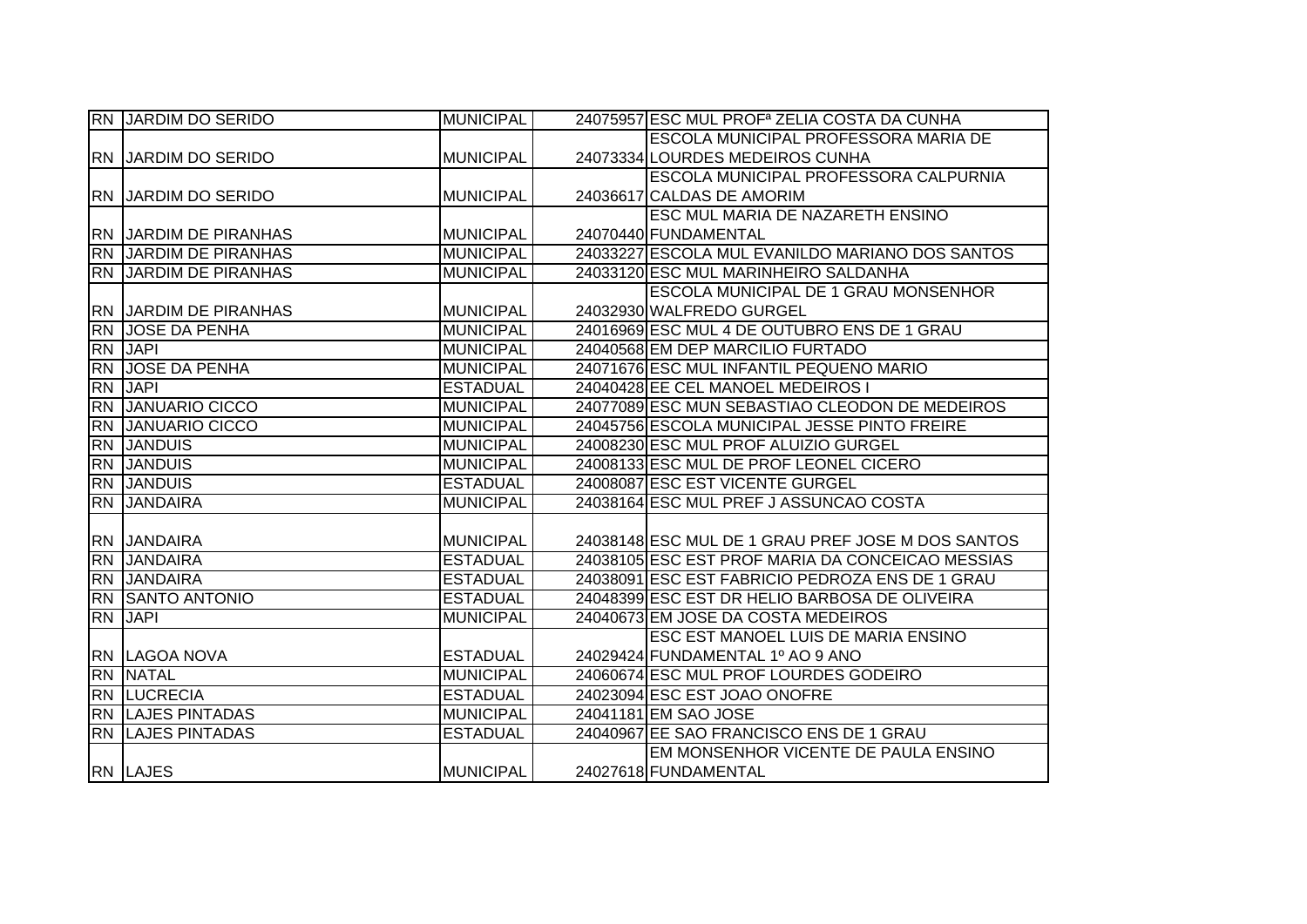| | | | | |
|---|---|---|---|---|
| RN | JARDIM DO SERIDO | MUNICIPAL | 24075957 | ESC MUL PROFª ZELIA COSTA DA CUNHA |
| RN | JARDIM DO SERIDO | MUNICIPAL | 24073334 | ESCOLA MUNICIPAL PROFESSORA MARIA DE LOURDES MEDEIROS CUNHA |
| RN | JARDIM DO SERIDO | MUNICIPAL | 24036617 | ESCOLA MUNICIPAL PROFESSORA CALPURNIA CALDAS DE AMORIM |
| RN | JARDIM DE PIRANHAS | MUNICIPAL | 24070440 | ESC MUL MARIA DE NAZARETH ENSINO FUNDAMENTAL |
| RN | JARDIM DE PIRANHAS | MUNICIPAL | 24033227 | ESCOLA MUL EVANILDO MARIANO DOS SANTOS |
| RN | JARDIM DE PIRANHAS | MUNICIPAL | 24033120 | ESC MUL MARINHEIRO SALDANHA |
| RN | JARDIM DE PIRANHAS | MUNICIPAL | 24032930 | ESCOLA MUNICIPAL DE 1 GRAU MONSENHOR WALFREDO GURGEL |
| RN | JOSE DA PENHA | MUNICIPAL | 24016969 | ESC MUL 4 DE OUTUBRO ENS DE 1 GRAU |
| RN | JAPI | MUNICIPAL | 24040568 | EM DEP MARCILIO FURTADO |
| RN | JOSE DA PENHA | MUNICIPAL | 24071676 | ESC MUL INFANTIL PEQUENO MARIO |
| RN | JAPI | ESTADUAL | 24040428 | EE CEL MANOEL MEDEIROS I |
| RN | JANUARIO CICCO | MUNICIPAL | 24077089 | ESC MUN SEBASTIAO CLEODON DE MEDEIROS |
| RN | JANUARIO CICCO | MUNICIPAL | 24045756 | ESCOLA MUNICIPAL JESSE PINTO FREIRE |
| RN | JANDUIS | MUNICIPAL | 24008230 | ESC MUL PROF ALUIZIO GURGEL |
| RN | JANDUIS | MUNICIPAL | 24008133 | ESC MUL DE PROF LEONEL CICERO |
| RN | JANDUIS | ESTADUAL | 24008087 | ESC EST VICENTE GURGEL |
| RN | JANDAIRA | MUNICIPAL | 24038164 | ESC MUL PREF J ASSUNCAO COSTA |
| RN | JANDAIRA | MUNICIPAL | 24038148 | ESC MUL DE 1 GRAU PREF JOSE M DOS SANTOS |
| RN | JANDAIRA | ESTADUAL | 24038105 | ESC EST PROF MARIA DA CONCEICAO MESSIAS |
| RN | JANDAIRA | ESTADUAL | 24038091 | ESC EST FABRICIO PEDROZA ENS DE 1 GRAU |
| RN | SANTO ANTONIO | ESTADUAL | 24048399 | ESC EST DR HELIO BARBOSA DE OLIVEIRA |
| RN | JAPI | MUNICIPAL | 24040673 | EM JOSE DA COSTA MEDEIROS |
| RN | LAGOA NOVA | ESTADUAL | 24029424 | ESC EST MANOEL LUIS DE MARIA ENSINO FUNDAMENTAL 1º AO 9 ANO |
| RN | NATAL | MUNICIPAL | 24060674 | ESC MUL PROF LOURDES GODEIRO |
| RN | LUCRECIA | ESTADUAL | 24023094 | ESC EST JOAO ONOFRE |
| RN | LAJES PINTADAS | MUNICIPAL | 24041181 | EM SAO JOSE |
| RN | LAJES PINTADAS | ESTADUAL | 24040967 | EE SAO FRANCISCO ENS DE 1 GRAU |
| RN | LAJES | MUNICIPAL | 24027618 | EM MONSENHOR VICENTE DE PAULA ENSINO FUNDAMENTAL |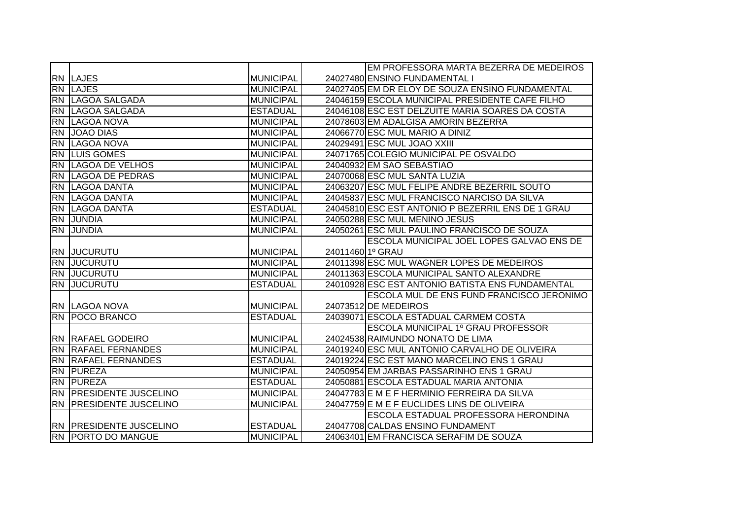| | | | | |
|---|---|---|---|---|
| RN | LAJES | MUNICIPAL | 24027480 | EM PROFESSORA MARTA BEZERRA DE MEDEIROS ENSINO FUNDAMENTAL I |
| RN | LAJES | MUNICIPAL | 24027405 | EM DR ELOY DE SOUZA ENSINO FUNDAMENTAL |
| RN | LAGOA SALGADA | MUNICIPAL | 24046159 | ESCOLA MUNICIPAL PRESIDENTE CAFE FILHO |
| RN | LAGOA SALGADA | ESTADUAL | 24046108 | ESC EST DELZUITE MARIA SOARES DA COSTA |
| RN | LAGOA NOVA | MUNICIPAL | 24078603 | EM ADALGISA AMORIN BEZERRA |
| RN | JOAO DIAS | MUNICIPAL | 24066770 | ESC MUL MARIO A DINIZ |
| RN | LAGOA NOVA | MUNICIPAL | 24029491 | ESC MUL JOAO XXIII |
| RN | LUIS GOMES | MUNICIPAL | 24071765 | COLEGIO MUNICIPAL PE OSVALDO |
| RN | LAGOA DE VELHOS | MUNICIPAL | 24040932 | EM SAO SEBASTIAO |
| RN | LAGOA DE PEDRAS | MUNICIPAL | 24070068 | ESC MUL SANTA LUZIA |
| RN | LAGOA DANTA | MUNICIPAL | 24063207 | ESC MUL FELIPE ANDRE BEZERRIL SOUTO |
| RN | LAGOA DANTA | MUNICIPAL | 24045837 | ESC MUL FRANCISCO NARCISO DA SILVA |
| RN | LAGOA DANTA | ESTADUAL | 24045810 | ESC EST ANTONIO P BEZERRIL ENS DE 1 GRAU |
| RN | JUNDIA | MUNICIPAL | 24050288 | ESC MUL MENINO JESUS |
| RN | JUNDIA | MUNICIPAL | 24050261 | ESC MUL PAULINO FRANCISCO DE SOUZA |
| RN | JUCURUTU | MUNICIPAL | 24011460 | ESCOLA MUNICIPAL JOEL LOPES GALVAO ENS DE 1º GRAU |
| RN | JUCURUTU | MUNICIPAL | 24011398 | ESC MUL WAGNER LOPES DE MEDEIROS |
| RN | JUCURUTU | MUNICIPAL | 24011363 | ESCOLA MUNICIPAL SANTO ALEXANDRE |
| RN | JUCURUTU | ESTADUAL | 24010928 | ESC EST ANTONIO BATISTA ENS FUNDAMENTAL |
| RN | LAGOA NOVA | MUNICIPAL | 24073512 | ESCOLA MUL DE ENS FUND FRANCISCO JERONIMO DE MEDEIROS |
| RN | POCO BRANCO | ESTADUAL | 24039071 | ESCOLA ESTADUAL CARMEM COSTA |
| RN | RAFAEL GODEIRO | MUNICIPAL | 24024538 | ESCOLA MUNICIPAL 1º GRAU PROFESSOR RAIMUNDO NONATO DE LIMA |
| RN | RAFAEL FERNANDES | MUNICIPAL | 24019240 | ESC MUL ANTONIO CARVALHO DE OLIVEIRA |
| RN | RAFAEL FERNANDES | ESTADUAL | 24019224 | ESC EST MANO MARCELINO ENS 1 GRAU |
| RN | PUREZA | MUNICIPAL | 24050954 | EM JARBAS PASSARINHO ENS 1 GRAU |
| RN | PUREZA | ESTADUAL | 24050881 | ESCOLA ESTADUAL MARIA ANTONIA |
| RN | PRESIDENTE JUSCELINO | MUNICIPAL | 24047783 | E M E F HERMINIO FERREIRA DA SILVA |
| RN | PRESIDENTE JUSCELINO | MUNICIPAL | 24047759 | E M E F EUCLIDES LINS DE OLIVEIRA |
| RN | PRESIDENTE JUSCELINO | ESTADUAL | 24047708 | ESCOLA ESTADUAL PROFESSORA HERONDINA CALDAS ENSINO FUNDAMENT |
| RN | PORTO DO MANGUE | MUNICIPAL | 24063401 | EM FRANCISCA SERAFIM DE SOUZA |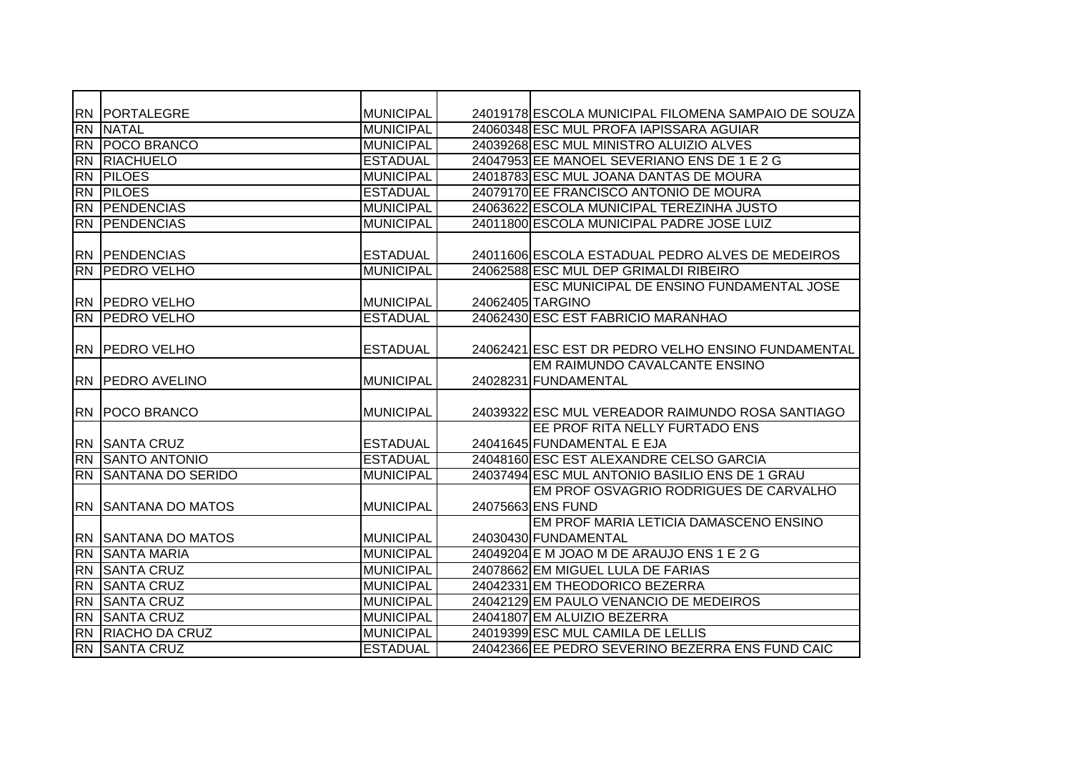| | | | | |
|---|---|---|---|---|
| RN | PORTALEGRE | MUNICIPAL | 24019178 | ESCOLA MUNICIPAL FILOMENA SAMPAIO DE SOUZA |
| RN | NATAL | MUNICIPAL | 24060348 | ESC MUL PROFA IAPISSARA AGUIAR |
| RN | POCO BRANCO | MUNICIPAL | 24039268 | ESC MUL MINISTRO ALUIZIO ALVES |
| RN | RIACHUELO | ESTADUAL | 24047953 | EE MANOEL SEVERIANO ENS DE 1 E 2 G |
| RN | PILOES | MUNICIPAL | 24018783 | ESC MUL JOANA DANTAS DE MOURA |
| RN | PILOES | ESTADUAL | 24079170 | EE FRANCISCO ANTONIO DE MOURA |
| RN | PENDENCIAS | MUNICIPAL | 24063622 | ESCOLA MUNICIPAL TEREZINHA JUSTO |
| RN | PENDENCIAS | MUNICIPAL | 24011800 | ESCOLA MUNICIPAL PADRE JOSE LUIZ |
| RN | PENDENCIAS | ESTADUAL | 24011606 | ESCOLA ESTADUAL PEDRO ALVES DE MEDEIROS |
| RN | PEDRO VELHO | MUNICIPAL | 24062588 | ESC MUL DEP GRIMALDI RIBEIRO |
| RN | PEDRO VELHO | MUNICIPAL | 24062405 | ESC MUNICIPAL DE ENSINO FUNDAMENTAL JOSE TARGINO |
| RN | PEDRO VELHO | ESTADUAL | 24062430 | ESC EST FABRICIO MARANHAO |
| RN | PEDRO VELHO | ESTADUAL | 24062421 | ESC EST DR PEDRO VELHO ENSINO FUNDAMENTAL |
| RN | PEDRO AVELINO | MUNICIPAL | 24028231 | EM RAIMUNDO CAVALCANTE ENSINO FUNDAMENTAL |
| RN | POCO BRANCO | MUNICIPAL | 24039322 | ESC MUL VEREADOR RAIMUNDO ROSA SANTIAGO |
| RN | SANTA CRUZ | ESTADUAL | 24041645 | EE PROF RITA NELLY FURTADO ENS FUNDAMENTAL E EJA |
| RN | SANTO ANTONIO | ESTADUAL | 24048160 | ESC EST ALEXANDRE CELSO GARCIA |
| RN | SANTANA DO SERIDO | MUNICIPAL | 24037494 | ESC MUL ANTONIO BASILIO ENS DE 1 GRAU |
| RN | SANTANA DO MATOS | MUNICIPAL | 24075663 | EM PROF OSVAGRIO RODRIGUES DE CARVALHO ENS FUND |
| RN | SANTANA DO MATOS | MUNICIPAL | 24030430 | EM PROF MARIA LETICIA DAMASCENO ENSINO FUNDAMENTAL |
| RN | SANTA MARIA | MUNICIPAL | 24049204 | E M JOAO M DE ARAUJO ENS 1 E 2 G |
| RN | SANTA CRUZ | MUNICIPAL | 24078662 | EM MIGUEL LULA DE FARIAS |
| RN | SANTA CRUZ | MUNICIPAL | 24042331 | EM THEODORICO BEZERRA |
| RN | SANTA CRUZ | MUNICIPAL | 24042129 | EM PAULO VENANCIO DE MEDEIROS |
| RN | SANTA CRUZ | MUNICIPAL | 24041807 | EM ALUIZIO BEZERRA |
| RN | RIACHO DA CRUZ | MUNICIPAL | 24019399 | ESC MUL CAMILA DE LELLIS |
| RN | SANTA CRUZ | ESTADUAL | 24042366 | EE PEDRO SEVERINO BEZERRA ENS FUND CAIC |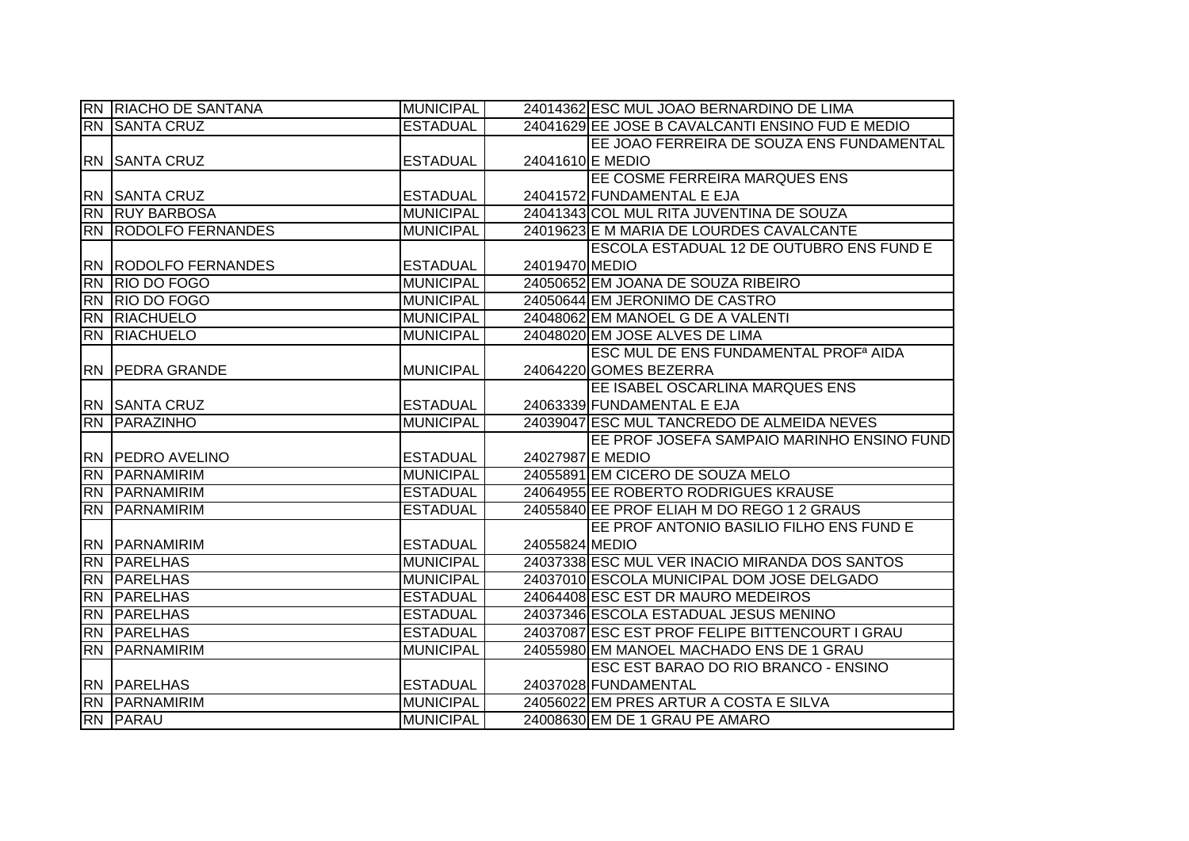| RN | RIACHO DE SANTANA | MUNICIPAL | 24014362 | ESC MUL JOAO BERNARDINO DE LIMA |
|---|---|---|---|---|
| RN | SANTA CRUZ | ESTADUAL | 24041629 | EE JOSE B CAVALCANTI ENSINO FUD E MEDIO |
| RN | SANTA CRUZ | ESTADUAL | 24041610 | EE JOAO FERREIRA DE SOUZA ENS FUNDAMENTAL E MEDIO |
| RN | SANTA CRUZ | ESTADUAL | 24041572 | EE COSME FERREIRA MARQUES ENS FUNDAMENTAL E EJA |
| RN | RUY BARBOSA | MUNICIPAL | 24041343 | COL MUL RITA JUVENTINA DE SOUZA |
| RN | RODOLFO FERNANDES | MUNICIPAL | 24019623 | E M MARIA DE LOURDES CAVALCANTE |
| RN | RODOLFO FERNANDES | ESTADUAL | 24019470 | ESCOLA ESTADUAL 12 DE OUTUBRO ENS FUND E MEDIO |
| RN | RIO DO FOGO | MUNICIPAL | 24050652 | EM JOANA DE SOUZA RIBEIRO |
| RN | RIO DO FOGO | MUNICIPAL | 24050644 | EM JERONIMO DE CASTRO |
| RN | RIACHUELO | MUNICIPAL | 24048062 | EM MANOEL G DE A VALENTI |
| RN | RIACHUELO | MUNICIPAL | 24048020 | EM JOSE ALVES DE LIMA |
| RN | PEDRA GRANDE | MUNICIPAL | 24064220 | ESC MUL DE ENS FUNDAMENTAL PROFª AIDA GOMES BEZERRA |
| RN | SANTA CRUZ | ESTADUAL | 24063339 | EE ISABEL OSCARLINA MARQUES ENS FUNDAMENTAL E EJA |
| RN | PARAZINHO | MUNICIPAL | 24039047 | ESC MUL TANCREDO DE ALMEIDA NEVES |
| RN | PEDRO AVELINO | ESTADUAL | 24027987 | EE PROF JOSEFA SAMPAIO MARINHO ENSINO FUND E MEDIO |
| RN | PARNAMIRIM | MUNICIPAL | 24055891 | EM CICERO DE SOUZA MELO |
| RN | PARNAMIRIM | ESTADUAL | 24064955 | EE ROBERTO RODRIGUES KRAUSE |
| RN | PARNAMIRIM | ESTADUAL | 24055840 | EE PROF ELIAH M DO REGO 1 2 GRAUS |
| RN | PARNAMIRIM | ESTADUAL | 24055824 | EE PROF ANTONIO BASILIO FILHO ENS FUND E MEDIO |
| RN | PARELHAS | MUNICIPAL | 24037338 | ESC MUL VER INACIO MIRANDA DOS SANTOS |
| RN | PARELHAS | MUNICIPAL | 24037010 | ESCOLA MUNICIPAL DOM JOSE DELGADO |
| RN | PARELHAS | ESTADUAL | 24064408 | ESC EST DR MAURO MEDEIROS |
| RN | PARELHAS | ESTADUAL | 24037346 | ESCOLA ESTADUAL JESUS MENINO |
| RN | PARELHAS | ESTADUAL | 24037087 | ESC EST PROF FELIPE BITTENCOURT I GRAU |
| RN | PARNAMIRIM | MUNICIPAL | 24055980 | EM MANOEL MACHADO ENS DE 1 GRAU |
| RN | PARELHAS | ESTADUAL | 24037028 | ESC EST BARAO DO RIO BRANCO - ENSINO FUNDAMENTAL |
| RN | PARNAMIRIM | MUNICIPAL | 24056022 | EM PRES ARTUR A COSTA E SILVA |
| RN | PARAU | MUNICIPAL | 24008630 | EM DE 1 GRAU PE AMARO |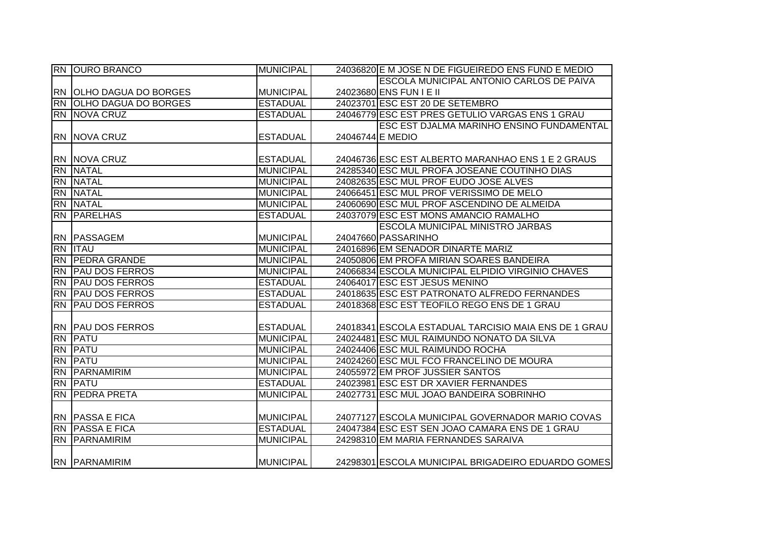| | | | | |
|---|---|---|---|---|
| RN | OURO BRANCO | MUNICIPAL | 24036820 | E M JOSE N DE FIGUEIREDO ENS FUND E MEDIO |
| RN | OLHO DAGUA DO BORGES | MUNICIPAL | 24023680 | ESCOLA MUNICIPAL ANTONIO CARLOS DE PAIVA ENS FUN I E II |
| RN | OLHO DAGUA DO BORGES | ESTADUAL | 24023701 | ESC EST 20 DE SETEMBRO |
| RN | NOVA CRUZ | ESTADUAL | 24046779 | ESC EST PRES GETULIO VARGAS ENS 1 GRAU |
| RN | NOVA CRUZ | ESTADUAL | 24046744 | ESC EST DJALMA MARINHO ENSINO FUNDAMENTAL E MEDIO |
| RN | NOVA CRUZ | ESTADUAL | 24046736 | ESC EST ALBERTO MARANHAO ENS 1 E 2 GRAUS |
| RN | NATAL | MUNICIPAL | 24285340 | ESC MUL PROFA JOSEANE COUTINHO DIAS |
| RN | NATAL | MUNICIPAL | 24082635 | ESC MUL PROF EUDO JOSE ALVES |
| RN | NATAL | MUNICIPAL | 24066451 | ESC MUL PROF VERISSIMO DE MELO |
| RN | NATAL | MUNICIPAL | 24060690 | ESC MUL PROF ASCENDINO DE ALMEIDA |
| RN | PARELHAS | ESTADUAL | 24037079 | ESC EST MONS AMANCIO RAMALHO |
| RN | PASSAGEM | MUNICIPAL | 24047660 | ESCOLA MUNICIPAL MINISTRO JARBAS PASSARINHO |
| RN | ITAU | MUNICIPAL | 24016896 | EM SENADOR DINARTE MARIZ |
| RN | PEDRA GRANDE | MUNICIPAL | 24050806 | EM PROFA MIRIAN SOARES BANDEIRA |
| RN | PAU DOS FERROS | MUNICIPAL | 24066834 | ESCOLA MUNICIPAL ELPIDIO VIRGINIO CHAVES |
| RN | PAU DOS FERROS | ESTADUAL | 24064017 | ESC EST JESUS MENINO |
| RN | PAU DOS FERROS | ESTADUAL | 24018635 | ESC EST PATRONATO ALFREDO FERNANDES |
| RN | PAU DOS FERROS | ESTADUAL | 24018368 | ESC EST TEOFILO REGO ENS DE 1 GRAU |
| RN | PAU DOS FERROS | ESTADUAL | 24018341 | ESCOLA ESTADUAL TARCISIO MAIA ENS DE 1 GRAU |
| RN | PATU | MUNICIPAL | 24024481 | ESC MUL RAIMUNDO NONATO DA SILVA |
| RN | PATU | MUNICIPAL | 24024406 | ESC MUL RAIMUNDO ROCHA |
| RN | PATU | MUNICIPAL | 24024260 | ESC MUL FCO FRANCELINO DE MOURA |
| RN | PARNAMIRIM | MUNICIPAL | 24055972 | EM PROF JUSSIER SANTOS |
| RN | PATU | ESTADUAL | 24023981 | ESC EST DR XAVIER FERNANDES |
| RN | PEDRA PRETA | MUNICIPAL | 24027731 | ESC MUL JOAO BANDEIRA SOBRINHO |
| RN | PASSA E FICA | MUNICIPAL | 24077127 | ESCOLA MUNICIPAL GOVERNADOR MARIO COVAS |
| RN | PASSA E FICA | ESTADUAL | 24047384 | ESC EST SEN JOAO CAMARA ENS DE 1 GRAU |
| RN | PARNAMIRIM | MUNICIPAL | 24298310 | EM MARIA FERNANDES SARAIVA |
| RN | PARNAMIRIM | MUNICIPAL | 24298301 | ESCOLA MUNICIPAL BRIGADEIRO EDUARDO GOMES |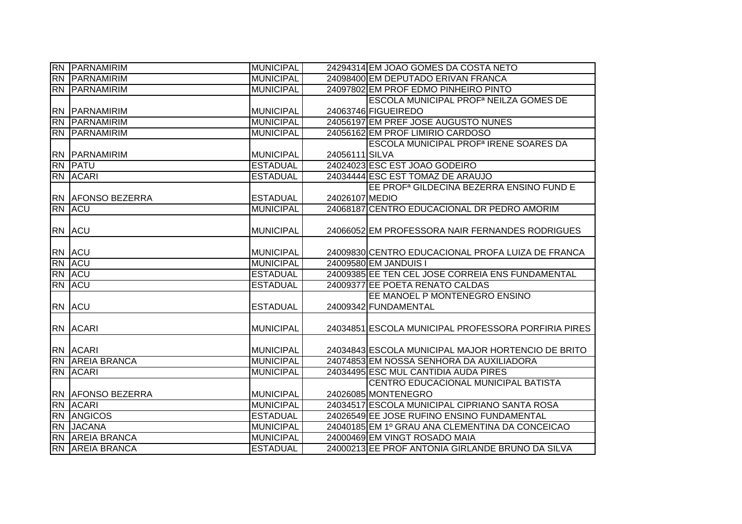| | | | | |
|---|---|---|---|---|
| RN | PARNAMIRIM | MUNICIPAL | 24294314 | EM JOAO GOMES DA COSTA NETO |
| RN | PARNAMIRIM | MUNICIPAL | 24098400 | EM DEPUTADO ERIVAN FRANCA |
| RN | PARNAMIRIM | MUNICIPAL | 24097802 | EM PROF EDMO PINHEIRO PINTO |
| RN | PARNAMIRIM | MUNICIPAL | 24063746 | ESCOLA MUNICIPAL PROFª NEILZA GOMES DE FIGUEIREDO |
| RN | PARNAMIRIM | MUNICIPAL | 24056197 | EM PREF JOSE AUGUSTO NUNES |
| RN | PARNAMIRIM | MUNICIPAL | 24056162 | EM PROF LIMIRIO CARDOSO |
| RN | PARNAMIRIM | MUNICIPAL | 24056111 | ESCOLA MUNICIPAL PROFª IRENE SOARES DA SILVA |
| RN | PATU | ESTADUAL | 24024023 | ESC EST JOAO GODEIRO |
| RN | ACARI | ESTADUAL | 24034444 | ESC EST TOMAZ DE ARAUJO |
| RN | AFONSO BEZERRA | ESTADUAL | 24026107 | EE PROFª GILDECINA BEZERRA ENSINO FUND E MEDIO |
| RN | ACU | MUNICIPAL | 24068187 | CENTRO EDUCACIONAL DR PEDRO AMORIM |
| RN | ACU | MUNICIPAL | 24066052 | EM PROFESSORA NAIR FERNANDES RODRIGUES |
| RN | ACU | MUNICIPAL | 24009830 | CENTRO EDUCACIONAL PROFA LUIZA DE FRANCA |
| RN | ACU | MUNICIPAL | 24009580 | EM JANDUIS I |
| RN | ACU | ESTADUAL | 24009385 | EE TEN CEL JOSE CORREIA ENS FUNDAMENTAL |
| RN | ACU | ESTADUAL | 24009377 | EE POETA RENATO CALDAS |
| RN | ACU | ESTADUAL | 24009342 | EE MANOEL P MONTENEGRO ENSINO FUNDAMENTAL |
| RN | ACARI | MUNICIPAL | 24034851 | ESCOLA MUNICIPAL PROFESSORA PORFIRIA PIRES |
| RN | ACARI | MUNICIPAL | 24034843 | ESCOLA MUNICIPAL MAJOR HORTENCIO DE BRITO |
| RN | AREIA BRANCA | MUNICIPAL | 24074853 | EM NOSSA SENHORA DA AUXILIADORA |
| RN | ACARI | MUNICIPAL | 24034495 | ESC MUL CANTIDIA AUDA PIRES |
| RN | AFONSO BEZERRA | MUNICIPAL | 24026085 | CENTRO EDUCACIONAL MUNICIPAL BATISTA MONTENEGRO |
| RN | ACARI | MUNICIPAL | 24034517 | ESCOLA MUNICIPAL CIPRIANO SANTA ROSA |
| RN | ANGICOS | ESTADUAL | 24026549 | EE JOSE RUFINO ENSINO FUNDAMENTAL |
| RN | JACANA | MUNICIPAL | 24040185 | EM 1º GRAU ANA CLEMENTINA DA CONCEICAO |
| RN | AREIA BRANCA | MUNICIPAL | 24000469 | EM VINGT ROSADO MAIA |
| RN | AREIA BRANCA | ESTADUAL | 24000213 | EE PROF ANTONIA GIRLANDE BRUNO DA SILVA |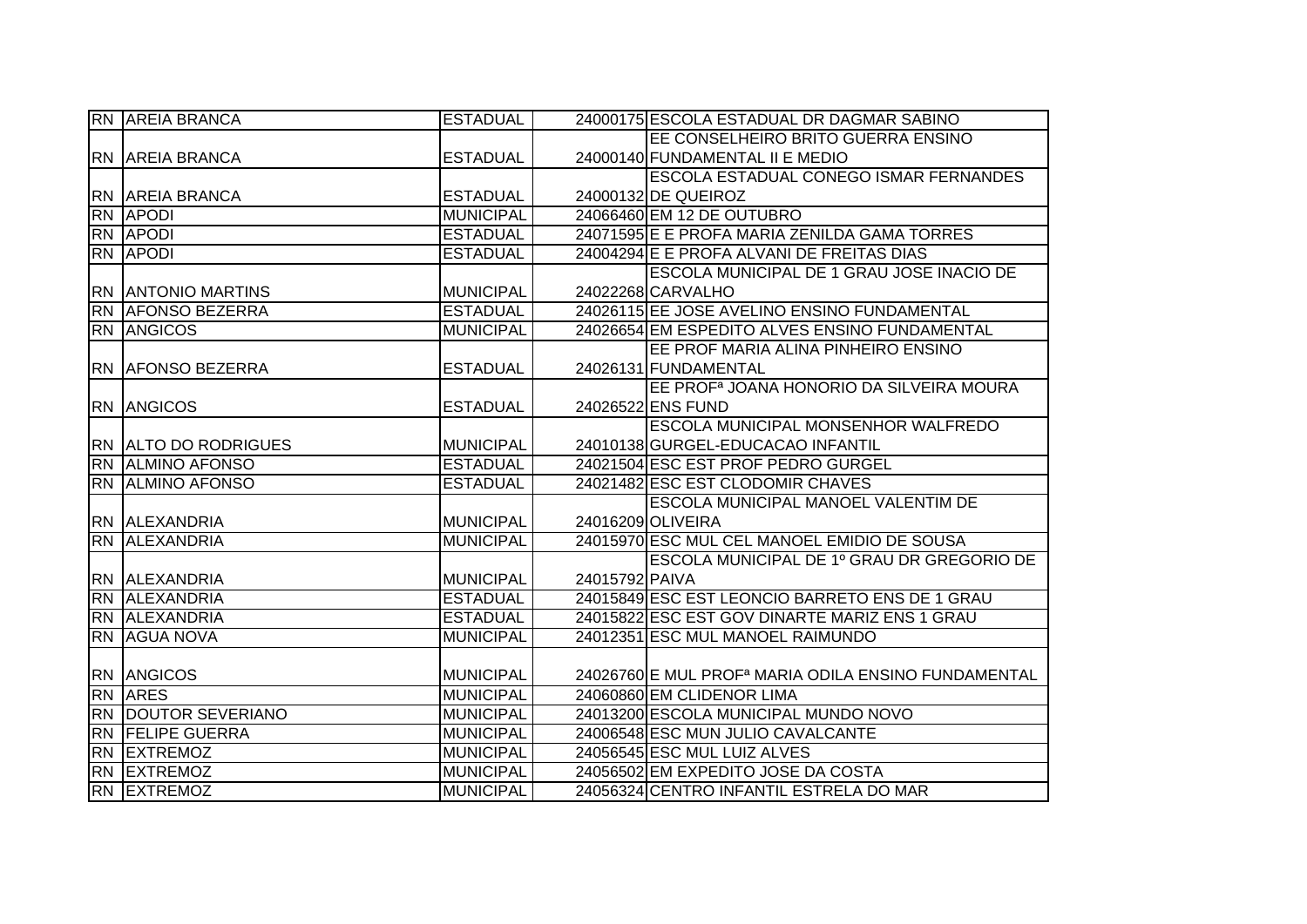| | | | | |
|---|---|---|---|---|
| RN | AREIA BRANCA | ESTADUAL | 24000175 | ESCOLA ESTADUAL DR DAGMAR SABINO |
| RN | AREIA BRANCA | ESTADUAL | 24000140 | EE CONSELHEIRO BRITO GUERRA ENSINO FUNDAMENTAL II E MEDIO |
| RN | AREIA BRANCA | ESTADUAL | 24000132 | ESCOLA ESTADUAL CONEGO ISMAR FERNANDES DE QUEIROZ |
| RN | APODI | MUNICIPAL | 24066460 | EM 12 DE OUTUBRO |
| RN | APODI | ESTADUAL | 24071595 | E E PROFA MARIA ZENILDA GAMA TORRES |
| RN | APODI | ESTADUAL | 24004294 | E E PROFA ALVANI DE FREITAS DIAS |
| RN | ANTONIO MARTINS | MUNICIPAL | 24022268 | ESCOLA MUNICIPAL DE 1 GRAU JOSE INACIO DE CARVALHO |
| RN | AFONSO BEZERRA | ESTADUAL | 24026115 | EE JOSE AVELINO ENSINO FUNDAMENTAL |
| RN | ANGICOS | MUNICIPAL | 24026654 | EM ESPEDITO ALVES ENSINO FUNDAMENTAL |
| RN | AFONSO BEZERRA | ESTADUAL | 24026131 | EE PROF MARIA ALINA PINHEIRO ENSINO FUNDAMENTAL |
| RN | ANGICOS | ESTADUAL | 24026522 | EE PROFª JOANA HONORIO DA SILVEIRA MOURA ENS FUND |
| RN | ALTO DO RODRIGUES | MUNICIPAL | 24010138 | ESCOLA MUNICIPAL MONSENHOR WALFREDO GURGEL-EDUCACAO INFANTIL |
| RN | ALMINO AFONSO | ESTADUAL | 24021504 | ESC EST PROF PEDRO GURGEL |
| RN | ALMINO AFONSO | ESTADUAL | 24021482 | ESC EST CLODOMIR CHAVES |
| RN | ALEXANDRIA | MUNICIPAL | 24016209 | ESCOLA MUNICIPAL MANOEL VALENTIM DE OLIVEIRA |
| RN | ALEXANDRIA | MUNICIPAL | 24015970 | ESC MUL CEL MANOEL EMIDIO DE SOUSA |
| RN | ALEXANDRIA | MUNICIPAL | 24015792 | ESCOLA MUNICIPAL DE 1º GRAU DR GREGORIO DE PAIVA |
| RN | ALEXANDRIA | ESTADUAL | 24015849 | ESC EST LEONCIO BARRETO ENS DE 1 GRAU |
| RN | ALEXANDRIA | ESTADUAL | 24015822 | ESC EST GOV DINARTE MARIZ ENS 1 GRAU |
| RN | AGUA NOVA | MUNICIPAL | 24012351 | ESC MUL MANOEL RAIMUNDO |
| RN | ANGICOS | MUNICIPAL | 24026760 | E MUL PROFª MARIA ODILA ENSINO FUNDAMENTAL |
| RN | ARES | MUNICIPAL | 24060860 | EM CLIDENOR LIMA |
| RN | DOUTOR SEVERIANO | MUNICIPAL | 24013200 | ESCOLA MUNICIPAL MUNDO NOVO |
| RN | FELIPE GUERRA | MUNICIPAL | 24006548 | ESC MUN JULIO CAVALCANTE |
| RN | EXTREMOZ | MUNICIPAL | 24056545 | ESC MUL LUIZ ALVES |
| RN | EXTREMOZ | MUNICIPAL | 24056502 | EM EXPEDITO JOSE DA COSTA |
| RN | EXTREMOZ | MUNICIPAL | 24056324 | CENTRO INFANTIL ESTRELA DO MAR |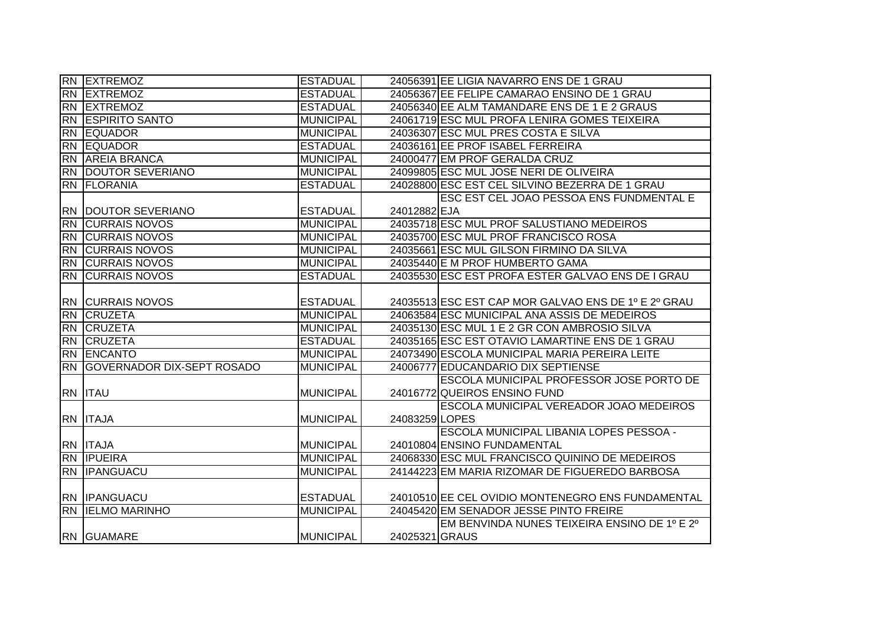| RN | EXTREMOZ | ESTADUAL | 24056391 | EE LIGIA NAVARRO ENS DE 1 GRAU |
|---|---|---|---|---|
| RN | EXTREMOZ | ESTADUAL | 24056367 | EE FELIPE CAMARAO ENSINO DE 1 GRAU |
| RN | EXTREMOZ | ESTADUAL | 24056340 | EE ALM TAMANDARE ENS DE 1 E 2 GRAUS |
| RN | ESPIRITO SANTO | MUNICIPAL | 24061719 | ESC MUL PROFA LENIRA GOMES TEIXEIRA |
| RN | EQUADOR | MUNICIPAL | 24036307 | ESC MUL PRES COSTA E SILVA |
| RN | EQUADOR | ESTADUAL | 24036161 | EE PROF ISABEL FERREIRA |
| RN | AREIA BRANCA | MUNICIPAL | 24000477 | EM PROF GERALDA CRUZ |
| RN | DOUTOR SEVERIANO | MUNICIPAL | 24099805 | ESC MUL JOSE NERI DE OLIVEIRA |
| RN | FLORANIA | ESTADUAL | 24028800 | ESC EST CEL SILVINO BEZERRA DE 1 GRAU |
| RN | DOUTOR SEVERIANO | ESTADUAL | 24012882 | ESC EST CEL JOAO PESSOA ENS FUNDMENTAL E EJA |
| RN | CURRAIS NOVOS | MUNICIPAL | 24035718 | ESC MUL PROF SALUSTIANO MEDEIROS |
| RN | CURRAIS NOVOS | MUNICIPAL | 24035700 | ESC MUL PROF FRANCISCO ROSA |
| RN | CURRAIS NOVOS | MUNICIPAL | 24035661 | ESC MUL GILSON FIRMINO DA SILVA |
| RN | CURRAIS NOVOS | MUNICIPAL | 24035440 | E M PROF HUMBERTO GAMA |
| RN | CURRAIS NOVOS | ESTADUAL | 24035530 | ESC EST PROFA ESTER GALVAO ENS DE I GRAU |
| RN | CURRAIS NOVOS | ESTADUAL | 24035513 | ESC EST CAP MOR GALVAO ENS DE 1º E 2º GRAU |
| RN | CRUZETA | MUNICIPAL | 24063584 | ESC MUNICIPAL ANA ASSIS DE MEDEIROS |
| RN | CRUZETA | MUNICIPAL | 24035130 | ESC MUL 1 E 2 GR CON AMBROSIO SILVA |
| RN | CRUZETA | ESTADUAL | 24035165 | ESC EST OTAVIO LAMARTINE ENS DE 1 GRAU |
| RN | ENCANTO | MUNICIPAL | 24073490 | ESCOLA MUNICIPAL MARIA PEREIRA LEITE |
| RN | GOVERNADOR DIX-SEPT ROSADO | MUNICIPAL | 24006777 | EDUCANDARIO DIX SEPTIENSE |
| RN | ITAU | MUNICIPAL | 24016772 | ESCOLA MUNICIPAL PROFESSOR JOSE PORTO DE QUEIROS ENSINO FUND |
| RN | ITAJA | MUNICIPAL | 24083259 | ESCOLA MUNICIPAL VEREADOR JOAO MEDEIROS LOPES |
| RN | ITAJA | MUNICIPAL | 24010804 | ESCOLA MUNICIPAL LIBANIA LOPES PESSOA - ENSINO FUNDAMENTAL |
| RN | IPUEIRA | MUNICIPAL | 24068330 | ESC MUL FRANCISCO QUININO DE MEDEIROS |
| RN | IPANGUACU | MUNICIPAL | 24144223 | EM MARIA RIZOMAR DE FIGUEREDO BARBOSA |
| RN | IPANGUACU | ESTADUAL | 24010510 | EE CEL OVIDIO MONTENEGRO ENS FUNDAMENTAL |
| RN | IELMO MARINHO | MUNICIPAL | 24045420 | EM SENADOR JESSE PINTO FREIRE |
| RN | GUAMARE | MUNICIPAL | 24025321 | EM BENVINDA NUNES TEIXEIRA ENSINO DE 1º E 2º GRAUS |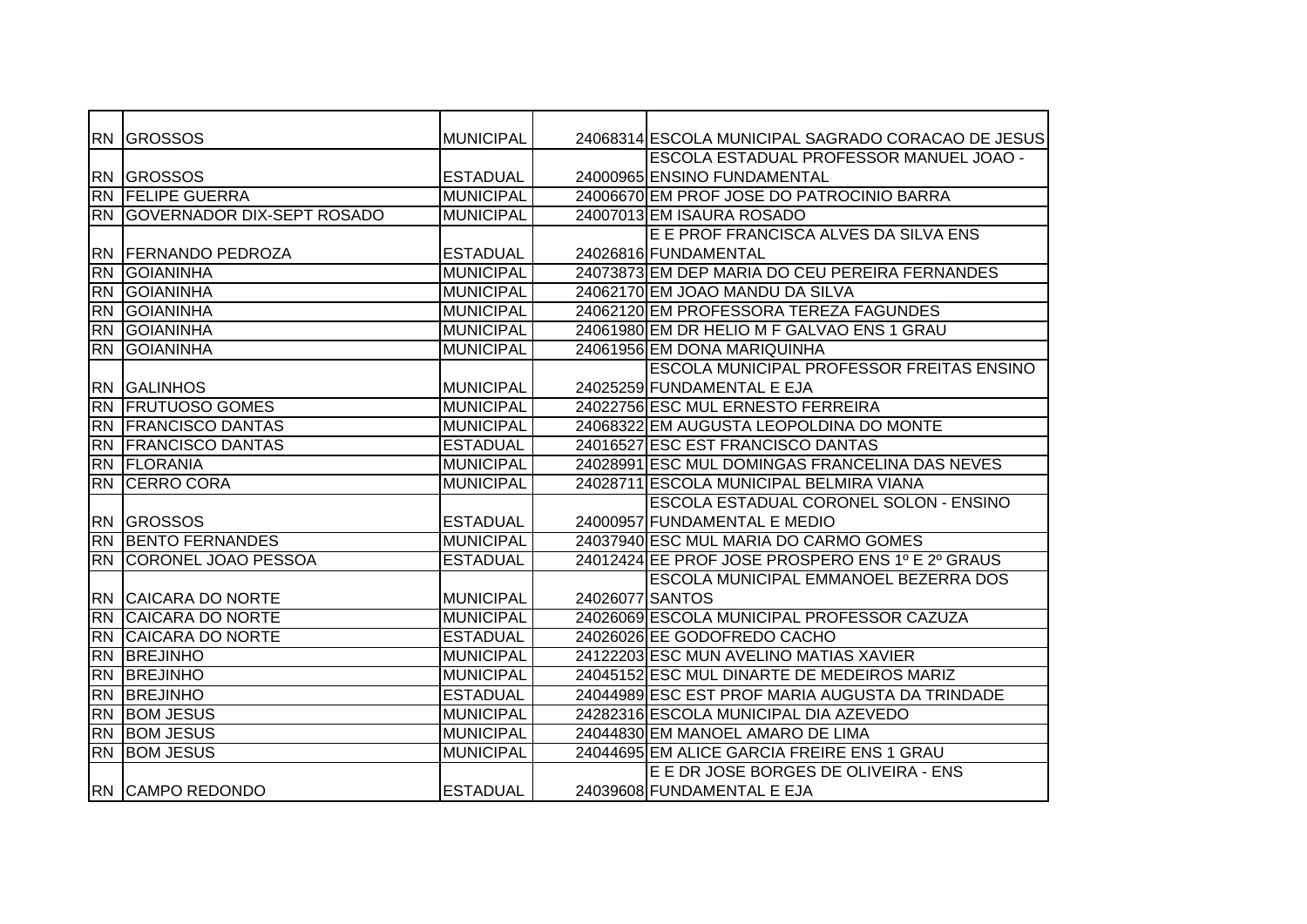| | | | | |
|---|---|---|---|---|
| RN | GROSSOS | MUNICIPAL | 24068314 | ESCOLA MUNICIPAL SAGRADO CORACAO DE JESUS |
| RN | GROSSOS | ESTADUAL | 24000965 | ESCOLA ESTADUAL PROFESSOR MANUEL JOAO - ENSINO FUNDAMENTAL |
| RN | FELIPE GUERRA | MUNICIPAL | 24006670 | EM PROF JOSE DO PATROCINIO BARRA |
| RN | GOVERNADOR DIX-SEPT ROSADO | MUNICIPAL | 24007013 | EM ISAURA ROSADO |
| RN | FERNANDO PEDROZA | ESTADUAL | 24026816 | E E PROF FRANCISCA ALVES DA SILVA ENS FUNDAMENTAL |
| RN | GOIANINHA | MUNICIPAL | 24073873 | EM DEP MARIA DO CEU PEREIRA FERNANDES |
| RN | GOIANINHA | MUNICIPAL | 24062170 | EM JOAO MANDU DA SILVA |
| RN | GOIANINHA | MUNICIPAL | 24062120 | EM PROFESSORA TEREZA FAGUNDES |
| RN | GOIANINHA | MUNICIPAL | 24061980 | EM DR HELIO M F GALVAO ENS 1 GRAU |
| RN | GOIANINHA | MUNICIPAL | 24061956 | EM DONA MARIQUINHA |
| RN | GALINHOS | MUNICIPAL | 24025259 | ESCOLA MUNICIPAL PROFESSOR FREITAS ENSINO FUNDAMENTAL E EJA |
| RN | FRUTUOSO GOMES | MUNICIPAL | 24022756 | ESC MUL ERNESTO FERREIRA |
| RN | FRANCISCO DANTAS | MUNICIPAL | 24068322 | EM AUGUSTA LEOPOLDINA DO MONTE |
| RN | FRANCISCO DANTAS | ESTADUAL | 24016527 | ESC EST FRANCISCO DANTAS |
| RN | FLORANIA | MUNICIPAL | 24028991 | ESC MUL DOMINGAS FRANCELINA DAS NEVES |
| RN | CERRO CORA | MUNICIPAL | 24028711 | ESCOLA MUNICIPAL BELMIRA VIANA |
| RN | GROSSOS | ESTADUAL | 24000957 | ESCOLA ESTADUAL CORONEL SOLON - ENSINO FUNDAMENTAL E MEDIO |
| RN | BENTO FERNANDES | MUNICIPAL | 24037940 | ESC MUL MARIA DO CARMO GOMES |
| RN | CORONEL JOAO PESSOA | ESTADUAL | 24012424 | EE PROF JOSE PROSPERO ENS 1º E 2º GRAUS |
| RN | CAICARA DO NORTE | MUNICIPAL | 24026077 | ESCOLA MUNICIPAL EMMANOEL BEZERRA DOS SANTOS |
| RN | CAICARA DO NORTE | MUNICIPAL | 24026069 | ESCOLA MUNICIPAL PROFESSOR CAZUZA |
| RN | CAICARA DO NORTE | ESTADUAL | 24026026 | EE GODOFREDO CACHO |
| RN | BREJINHO | MUNICIPAL | 24122203 | ESC MUN AVELINO MATIAS XAVIER |
| RN | BREJINHO | MUNICIPAL | 24045152 | ESC MUL DINARTE DE MEDEIROS MARIZ |
| RN | BREJINHO | ESTADUAL | 24044989 | ESC EST PROF MARIA AUGUSTA DA TRINDADE |
| RN | BOM JESUS | MUNICIPAL | 24282316 | ESCOLA MUNICIPAL DIA AZEVEDO |
| RN | BOM JESUS | MUNICIPAL | 24044830 | EM MANOEL AMARO DE LIMA |
| RN | BOM JESUS | MUNICIPAL | 24044695 | EM ALICE GARCIA FREIRE ENS 1 GRAU |
| RN | CAMPO REDONDO | ESTADUAL | 24039608 | E E DR JOSE BORGES DE OLIVEIRA - ENS FUNDAMENTAL E EJA |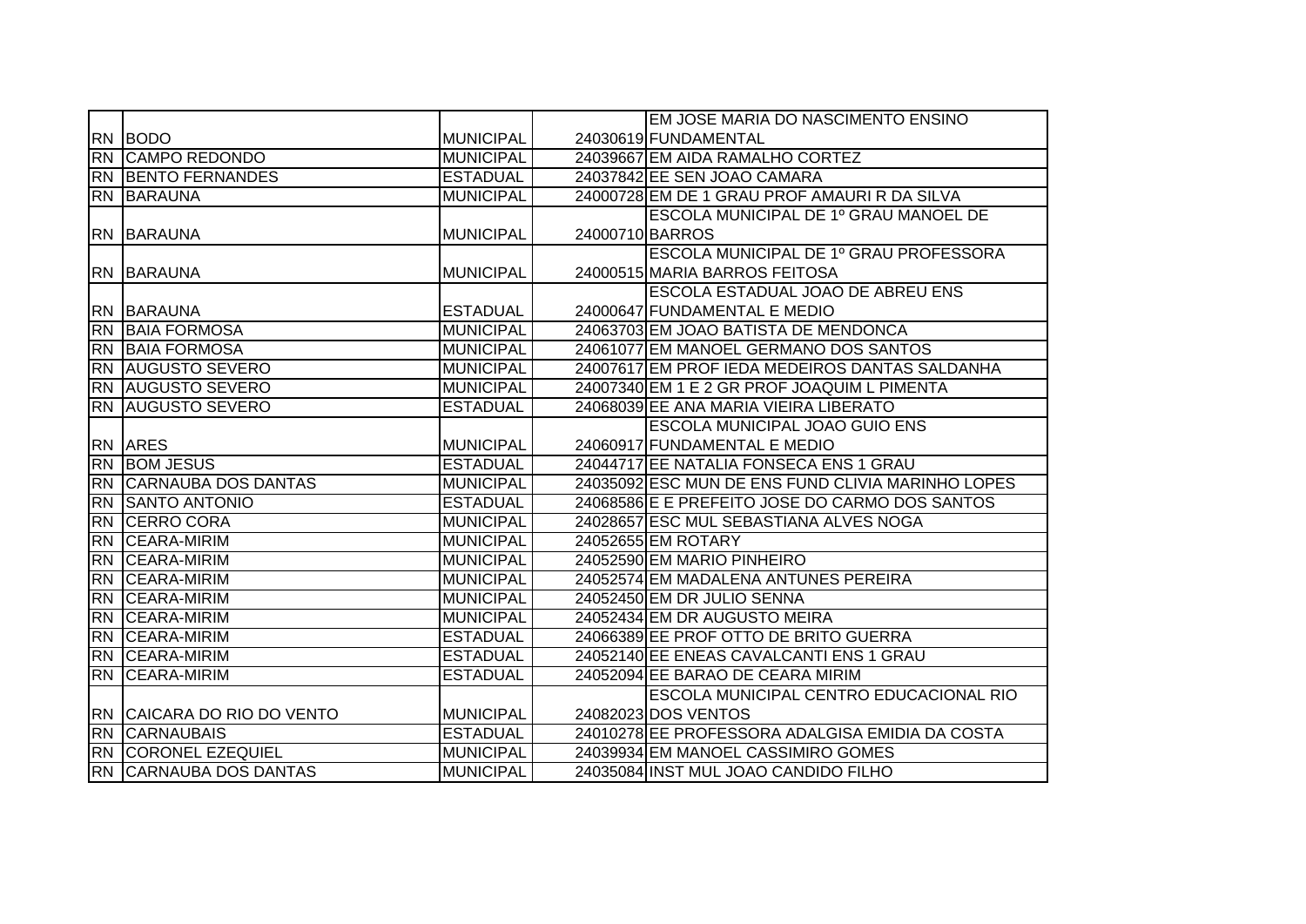| | | | | |
|---|---|---|---|---|
| RN | BODO | MUNICIPAL | 24030619 | EM JOSE MARIA DO NASCIMENTO ENSINO FUNDAMENTAL |
| RN | CAMPO REDONDO | MUNICIPAL | 24039667 | EM AIDA RAMALHO CORTEZ |
| RN | BENTO FERNANDES | ESTADUAL | 24037842 | EE SEN JOAO CAMARA |
| RN | BARAUNA | MUNICIPAL | 24000728 | EM DE 1 GRAU PROF AMAURI R DA SILVA |
| RN | BARAUNA | MUNICIPAL | 24000710 | ESCOLA MUNICIPAL DE 1º GRAU MANOEL DE BARROS |
| RN | BARAUNA | MUNICIPAL | 24000515 | ESCOLA MUNICIPAL DE 1º GRAU PROFESSORA MARIA BARROS FEITOSA |
| RN | BARAUNA | ESTADUAL | 24000647 | ESCOLA ESTADUAL JOAO DE ABREU ENS FUNDAMENTAL E MEDIO |
| RN | BAIA FORMOSA | MUNICIPAL | 24063703 | EM JOAO BATISTA DE MENDONCA |
| RN | BAIA FORMOSA | MUNICIPAL | 24061077 | EM MANOEL GERMANO DOS SANTOS |
| RN | AUGUSTO SEVERO | MUNICIPAL | 24007617 | EM PROF IEDA MEDEIROS DANTAS SALDANHA |
| RN | AUGUSTO SEVERO | MUNICIPAL | 24007340 | EM 1 E 2 GR PROF JOAQUIM L PIMENTA |
| RN | AUGUSTO SEVERO | ESTADUAL | 24068039 | EE ANA MARIA VIEIRA LIBERATO |
| RN | ARES | MUNICIPAL | 24060917 | ESCOLA MUNICIPAL JOAO GUIO ENS FUNDAMENTAL E MEDIO |
| RN | BOM JESUS | ESTADUAL | 24044717 | EE NATALIA FONSECA ENS 1 GRAU |
| RN | CARNAUBA DOS DANTAS | MUNICIPAL | 24035092 | ESC MUN DE ENS FUND CLIVIA MARINHO LOPES |
| RN | SANTO ANTONIO | ESTADUAL | 24068586 | E E PREFEITO JOSE DO CARMO DOS SANTOS |
| RN | CERRO CORA | MUNICIPAL | 24028657 | ESC MUL SEBASTIANA ALVES NOGA |
| RN | CEARA-MIRIM | MUNICIPAL | 24052655 | EM ROTARY |
| RN | CEARA-MIRIM | MUNICIPAL | 24052590 | EM MARIO PINHEIRO |
| RN | CEARA-MIRIM | MUNICIPAL | 24052574 | EM MADALENA ANTUNES PEREIRA |
| RN | CEARA-MIRIM | MUNICIPAL | 24052450 | EM DR JULIO SENNA |
| RN | CEARA-MIRIM | MUNICIPAL | 24052434 | EM DR AUGUSTO MEIRA |
| RN | CEARA-MIRIM | ESTADUAL | 24066389 | EE PROF OTTO DE BRITO GUERRA |
| RN | CEARA-MIRIM | ESTADUAL | 24052140 | EE ENEAS CAVALCANTI ENS 1 GRAU |
| RN | CEARA-MIRIM | ESTADUAL | 24052094 | EE BARAO DE CEARA MIRIM |
| RN | CAICARA DO RIO DO VENTO | MUNICIPAL | 24082023 | ESCOLA MUNICIPAL CENTRO EDUCACIONAL RIO DOS VENTOS |
| RN | CARNAUBAIS | ESTADUAL | 24010278 | EE PROFESSORA ADALGISA EMIDIA DA COSTA |
| RN | CORONEL EZEQUIEL | MUNICIPAL | 24039934 | EM MANOEL CASSIMIRO GOMES |
| RN | CARNAUBA DOS DANTAS | MUNICIPAL | 24035084 | INST MUL JOAO CANDIDO FILHO |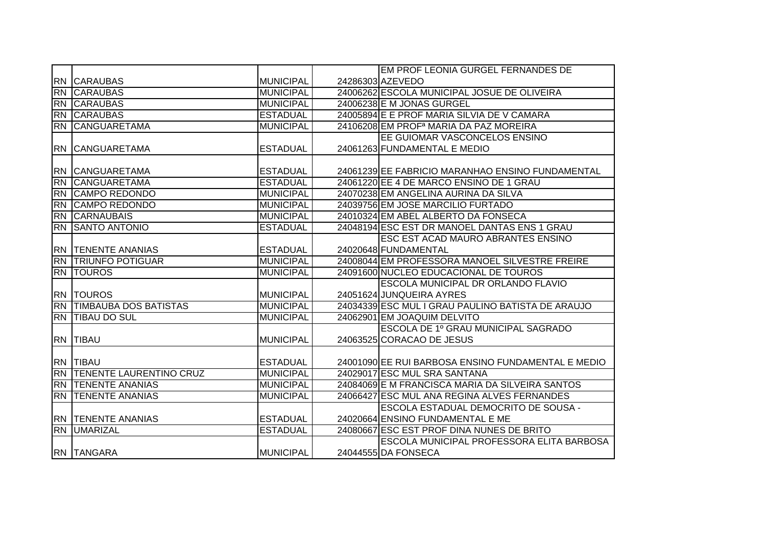| | | | | |
|---|---|---|---|---|
| RN | CARAUBAS | MUNICIPAL | 24286303 | EM PROF LEONIA GURGEL FERNANDES DE AZEVEDO |
| RN | CARAUBAS | MUNICIPAL | 24006262 | ESCOLA MUNICIPAL JOSUE DE OLIVEIRA |
| RN | CARAUBAS | MUNICIPAL | 24006238 | E M JONAS GURGEL |
| RN | CARAUBAS | ESTADUAL | 24005894 | E E PROF MARIA SILVIA DE V CAMARA |
| RN | CANGUARETAMA | MUNICIPAL | 24106208 | EM PROFª MARIA DA PAZ MOREIRA |
| RN | CANGUARETAMA | ESTADUAL | 24061263 | EE GUIOMAR VASCONCELOS ENSINO FUNDAMENTAL E MEDIO |
| RN | CANGUARETAMA | ESTADUAL | 24061239 | EE FABRICIO MARANHAO ENSINO FUNDAMENTAL |
| RN | CANGUARETAMA | ESTADUAL | 24061220 | EE 4 DE MARCO ENSINO DE 1 GRAU |
| RN | CAMPO REDONDO | MUNICIPAL | 24070238 | EM ANGELINA AURINA DA SILVA |
| RN | CAMPO REDONDO | MUNICIPAL | 24039756 | EM JOSE MARCILIO FURTADO |
| RN | CARNAUBAIS | MUNICIPAL | 24010324 | EM ABEL ALBERTO DA FONSECA |
| RN | SANTO ANTONIO | ESTADUAL | 24048194 | ESC EST DR MANOEL DANTAS ENS 1 GRAU |
| RN | TENENTE ANANIAS | ESTADUAL | 24020648 | ESC EST ACAD MAURO ABRANTES ENSINO FUNDAMENTAL |
| RN | TRIUNFO POTIGUAR | MUNICIPAL | 24008044 | EM PROFESSORA MANOEL SILVESTRE FREIRE |
| RN | TOUROS | MUNICIPAL | 24091600 | NUCLEO EDUCACIONAL DE TOUROS |
| RN | TOUROS | MUNICIPAL | 24051624 | ESCOLA MUNICIPAL DR ORLANDO FLAVIO JUNQUEIRA AYRES |
| RN | TIMBAUBA DOS BATISTAS | MUNICIPAL | 24034339 | ESC MUL I GRAU PAULINO BATISTA DE ARAUJO |
| RN | TIBAU DO SUL | MUNICIPAL | 24062901 | EM JOAQUIM DELVITO |
| RN | TIBAU | MUNICIPAL | 24063525 | ESCOLA DE 1º GRAU MUNICIPAL SAGRADO CORACAO DE JESUS |
| RN | TIBAU | ESTADUAL | 24001090 | EE RUI BARBOSA ENSINO FUNDAMENTAL E MEDIO |
| RN | TENENTE LAURENTINO CRUZ | MUNICIPAL | 24029017 | ESC MUL SRA SANTANA |
| RN | TENENTE ANANIAS | MUNICIPAL | 24084069 | E M FRANCISCA MARIA DA SILVEIRA SANTOS |
| RN | TENENTE ANANIAS | MUNICIPAL | 24066427 | ESC MUL ANA REGINA ALVES FERNANDES |
| RN | TENENTE ANANIAS | ESTADUAL | 24020664 | ESCOLA ESTADUAL DEMOCRITO DE SOUSA - ENSINO FUNDAMENTAL E ME |
| RN | UMARIZAL | ESTADUAL | 24080667 | ESC EST PROF DINA NUNES DE BRITO |
| RN | TANGARA | MUNICIPAL | 24044555 | ESCOLA MUNICIPAL PROFESSORA ELITA BARBOSA DA FONSECA |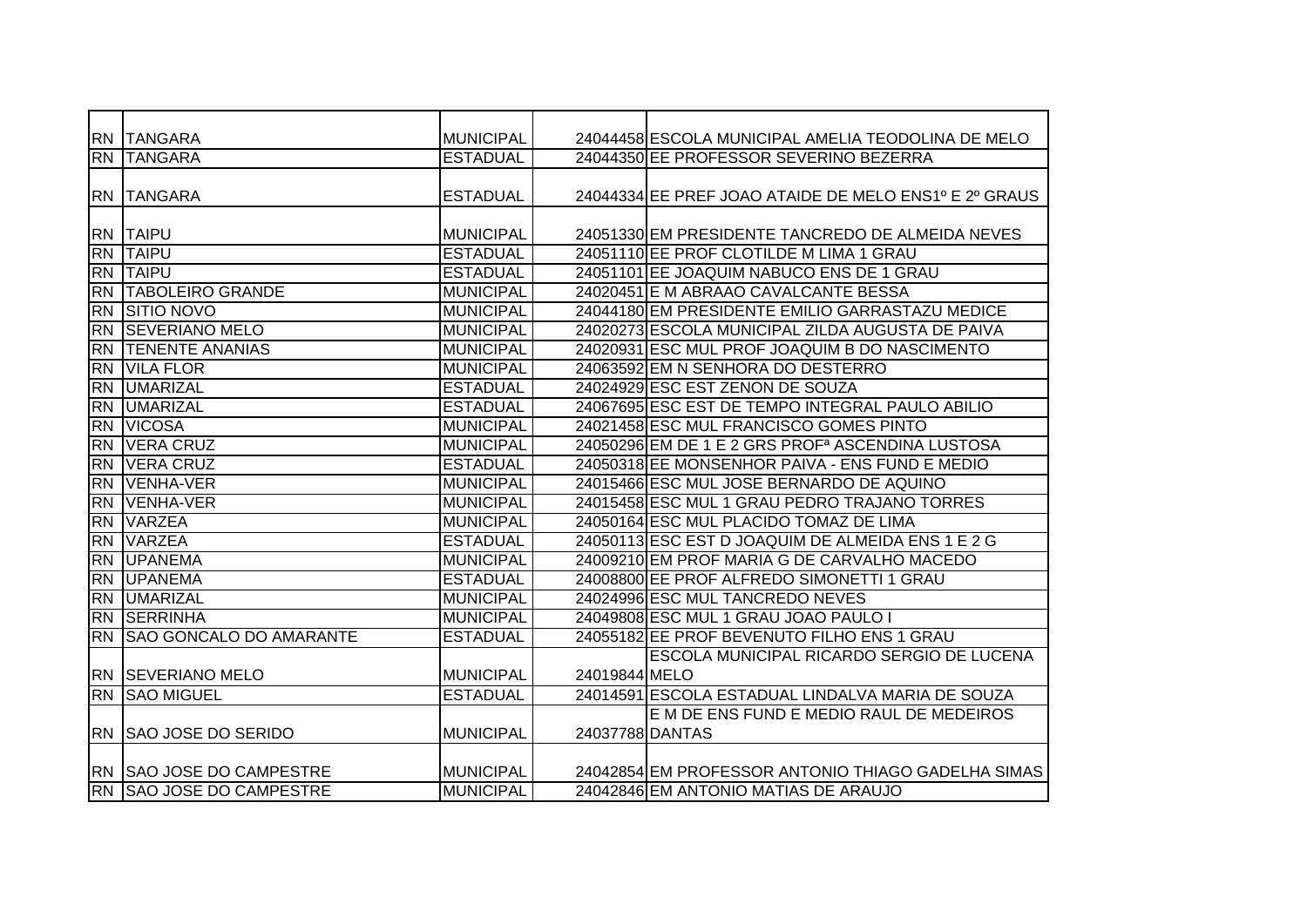| | | | | |
|---|---|---|---|---|
| RN | TANGARA | MUNICIPAL | 24044458 | ESCOLA MUNICIPAL AMELIA TEODOLINA DE MELO |
| RN | TANGARA | ESTADUAL | 24044350 | EE PROFESSOR SEVERINO BEZERRA |
| RN | TANGARA | ESTADUAL | 24044334 | EE PREF JOAO ATAIDE DE MELO ENS1º E 2º GRAUS |
| RN | TAIPU | MUNICIPAL | 24051330 | EM PRESIDENTE TANCREDO DE ALMEIDA NEVES |
| RN | TAIPU | ESTADUAL | 24051110 | EE PROF CLOTILDE M LIMA 1 GRAU |
| RN | TAIPU | ESTADUAL | 24051101 | EE JOAQUIM NABUCO ENS DE 1 GRAU |
| RN | TABOLEIRO GRANDE | MUNICIPAL | 24020451 | E M ABRAAO CAVALCANTE BESSA |
| RN | SITIO NOVO | MUNICIPAL | 24044180 | EM PRESIDENTE EMILIO GARRASTAZU MEDICE |
| RN | SEVERIANO MELO | MUNICIPAL | 24020273 | ESCOLA MUNICIPAL ZILDA AUGUSTA DE PAIVA |
| RN | TENENTE ANANIAS | MUNICIPAL | 24020931 | ESC MUL PROF JOAQUIM B DO NASCIMENTO |
| RN | VILA FLOR | MUNICIPAL | 24063592 | EM N SENHORA DO DESTERRO |
| RN | UMARIZAL | ESTADUAL | 24024929 | ESC EST ZENON DE SOUZA |
| RN | UMARIZAL | ESTADUAL | 24067695 | ESC EST DE TEMPO INTEGRAL PAULO ABILIO |
| RN | VICOSA | MUNICIPAL | 24021458 | ESC MUL FRANCISCO GOMES PINTO |
| RN | VERA CRUZ | MUNICIPAL | 24050296 | EM DE 1 E 2 GRS PROFª ASCENDINA LUSTOSA |
| RN | VERA CRUZ | ESTADUAL | 24050318 | EE MONSENHOR PAIVA - ENS FUND E MEDIO |
| RN | VENHA-VER | MUNICIPAL | 24015466 | ESC MUL JOSE BERNARDO DE AQUINO |
| RN | VENHA-VER | MUNICIPAL | 24015458 | ESC MUL 1 GRAU PEDRO TRAJANO TORRES |
| RN | VARZEA | MUNICIPAL | 24050164 | ESC MUL PLACIDO TOMAZ DE LIMA |
| RN | VARZEA | ESTADUAL | 24050113 | ESC EST D JOAQUIM DE ALMEIDA ENS 1 E 2 G |
| RN | UPANEMA | MUNICIPAL | 24009210 | EM PROF MARIA G DE CARVALHO MACEDO |
| RN | UPANEMA | ESTADUAL | 24008800 | EE PROF ALFREDO SIMONETTI 1 GRAU |
| RN | UMARIZAL | MUNICIPAL | 24024996 | ESC MUL TANCREDO NEVES |
| RN | SERRINHA | MUNICIPAL | 24049808 | ESC MUL 1 GRAU JOAO PAULO I |
| RN | SAO GONCALO DO AMARANTE | ESTADUAL | 24055182 | EE PROF BEVENUTO FILHO ENS 1 GRAU |
| RN | SEVERIANO MELO | MUNICIPAL | 24019844 | ESCOLA MUNICIPAL RICARDO SERGIO DE LUCENA MELO |
| RN | SAO MIGUEL | ESTADUAL | 24014591 | ESCOLA ESTADUAL LINDALVA MARIA DE SOUZA |
| RN | SAO JOSE DO SERIDO | MUNICIPAL | 24037788 | E M DE ENS FUND E MEDIO RAUL DE MEDEIROS DANTAS |
| RN | SAO JOSE DO CAMPESTRE | MUNICIPAL | 24042854 | EM PROFESSOR ANTONIO THIAGO GADELHA SIMAS |
| RN | SAO JOSE DO CAMPESTRE | MUNICIPAL | 24042846 | EM ANTONIO MATIAS DE ARAUJO |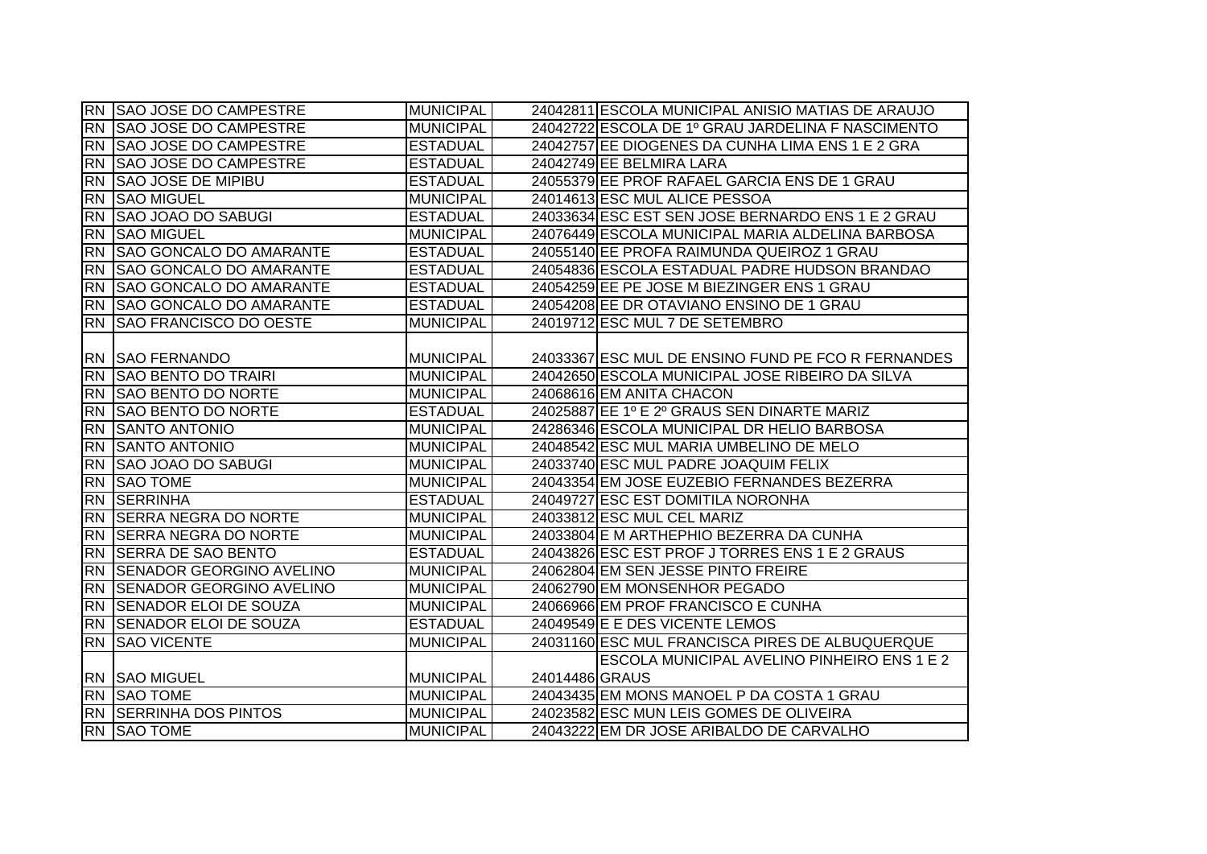| | | | | |
|---|---|---|---|---|
| RN | SAO JOSE DO CAMPESTRE | MUNICIPAL | 24042811 | ESCOLA MUNICIPAL ANISIO MATIAS DE ARAUJO |
| RN | SAO JOSE DO CAMPESTRE | MUNICIPAL | 24042722 | ESCOLA DE 1º GRAU JARDELINA F NASCIMENTO |
| RN | SAO JOSE DO CAMPESTRE | ESTADUAL | 24042757 | EE DIOGENES DA CUNHA LIMA ENS 1 E 2 GRA |
| RN | SAO JOSE DO CAMPESTRE | ESTADUAL | 24042749 | EE BELMIRA LARA |
| RN | SAO JOSE DE MIPIBU | ESTADUAL | 24055379 | EE PROF RAFAEL GARCIA ENS DE 1 GRAU |
| RN | SAO MIGUEL | MUNICIPAL | 24014613 | ESC MUL ALICE PESSOA |
| RN | SAO JOAO DO SABUGI | ESTADUAL | 24033634 | ESC EST SEN JOSE BERNARDO ENS 1 E 2 GRAU |
| RN | SAO MIGUEL | MUNICIPAL | 24076449 | ESCOLA MUNICIPAL MARIA ALDELINA BARBOSA |
| RN | SAO GONCALO DO AMARANTE | ESTADUAL | 24055140 | EE PROFA RAIMUNDA QUEIROZ 1 GRAU |
| RN | SAO GONCALO DO AMARANTE | ESTADUAL | 24054836 | ESCOLA ESTADUAL PADRE HUDSON BRANDAO |
| RN | SAO GONCALO DO AMARANTE | ESTADUAL | 24054259 | EE PE JOSE M BIEZINGER ENS 1 GRAU |
| RN | SAO GONCALO DO AMARANTE | ESTADUAL | 24054208 | EE DR OTAVIANO ENSINO DE 1 GRAU |
| RN | SAO FRANCISCO DO OESTE | MUNICIPAL | 24019712 | ESC MUL 7 DE SETEMBRO |
| RN | SAO FERNANDO | MUNICIPAL | 24033367 | ESC MUL DE ENSINO FUND PE FCO R FERNANDES |
| RN | SAO BENTO DO TRAIRI | MUNICIPAL | 24042650 | ESCOLA MUNICIPAL JOSE RIBEIRO DA SILVA |
| RN | SAO BENTO DO NORTE | MUNICIPAL | 24068616 | EM ANITA CHACON |
| RN | SAO BENTO DO NORTE | ESTADUAL | 24025887 | EE 1º E 2º GRAUS SEN DINARTE MARIZ |
| RN | SANTO ANTONIO | MUNICIPAL | 24286346 | ESCOLA MUNICIPAL DR HELIO BARBOSA |
| RN | SANTO ANTONIO | MUNICIPAL | 24048542 | ESC MUL MARIA UMBELINO DE MELO |
| RN | SAO JOAO DO SABUGI | MUNICIPAL | 24033740 | ESC MUL PADRE JOAQUIM FELIX |
| RN | SAO TOME | MUNICIPAL | 24043354 | EM JOSE EUZEBIO FERNANDES BEZERRA |
| RN | SERRINHA | ESTADUAL | 24049727 | ESC EST DOMITILA NORONHA |
| RN | SERRA NEGRA DO NORTE | MUNICIPAL | 24033812 | ESC MUL CEL MARIZ |
| RN | SERRA NEGRA DO NORTE | MUNICIPAL | 24033804 | E M ARTHEPHIO BEZERRA DA CUNHA |
| RN | SERRA DE SAO BENTO | ESTADUAL | 24043826 | ESC EST PROF J TORRES ENS 1 E 2 GRAUS |
| RN | SENADOR GEORGINO AVELINO | MUNICIPAL | 24062804 | EM SEN JESSE PINTO FREIRE |
| RN | SENADOR GEORGINO AVELINO | MUNICIPAL | 24062790 | EM MONSENHOR PEGADO |
| RN | SENADOR ELOI DE SOUZA | MUNICIPAL | 24066966 | EM PROF FRANCISCO E CUNHA |
| RN | SENADOR ELOI DE SOUZA | ESTADUAL | 24049549 | E E DES VICENTE LEMOS |
| RN | SAO VICENTE | MUNICIPAL | 24031160 | ESC MUL FRANCISCA PIRES DE ALBUQUERQUE |
| RN | SAO MIGUEL | MUNICIPAL | 24014486 | ESCOLA MUNICIPAL AVELINO PINHEIRO ENS 1 E 2 GRAUS |
| RN | SAO TOME | MUNICIPAL | 24043435 | EM MONS MANOEL P DA COSTA 1 GRAU |
| RN | SERRINHA DOS PINTOS | MUNICIPAL | 24023582 | ESC MUN LEIS GOMES DE OLIVEIRA |
| RN | SAO TOME | MUNICIPAL | 24043222 | EM DR JOSE ARIBALDO DE CARVALHO |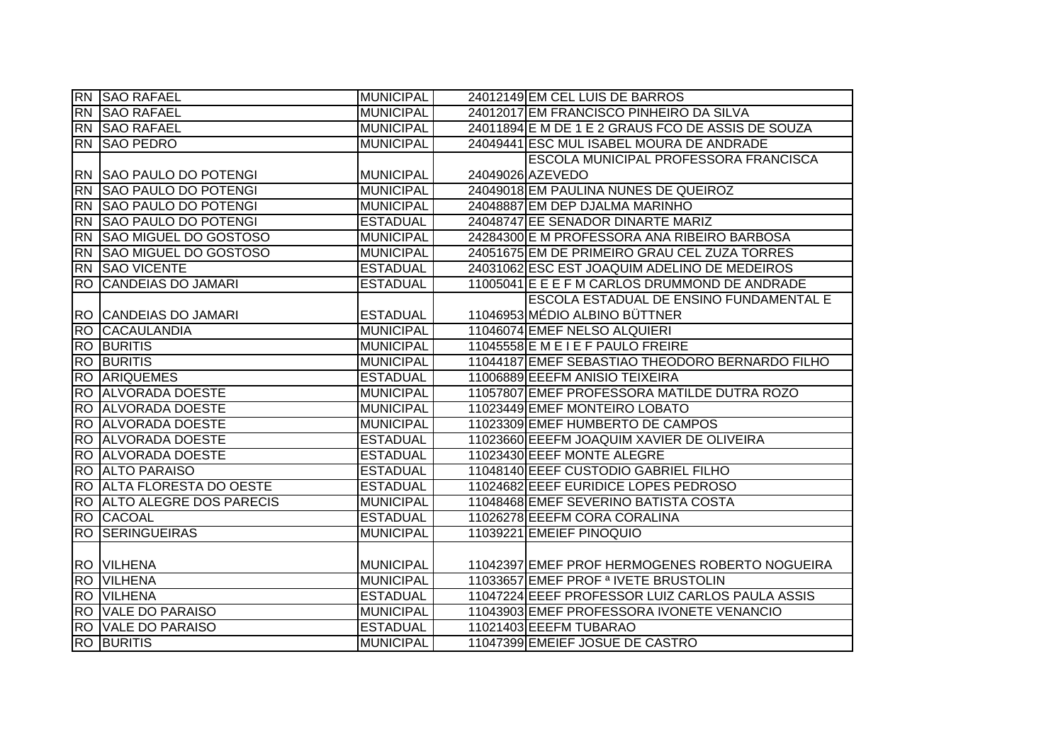| | | | | |
|---|---|---|---|---|
| RN | SAO RAFAEL | MUNICIPAL | 24012149 | EM CEL LUIS DE BARROS |
| RN | SAO RAFAEL | MUNICIPAL | 24012017 | EM FRANCISCO PINHEIRO DA SILVA |
| RN | SAO RAFAEL | MUNICIPAL | 24011894 | E M DE 1 E 2 GRAUS FCO DE ASSIS DE SOUZA |
| RN | SAO PEDRO | MUNICIPAL | 24049441 | ESC MUL ISABEL MOURA DE ANDRADE |
| RN | SAO PAULO DO POTENGI | MUNICIPAL | 24049026 | ESCOLA MUNICIPAL PROFESSORA FRANCISCA AZEVEDO |
| RN | SAO PAULO DO POTENGI | MUNICIPAL | 24049018 | EM PAULINA NUNES DE QUEIROZ |
| RN | SAO PAULO DO POTENGI | MUNICIPAL | 24048887 | EM DEP DJALMA MARINHO |
| RN | SAO PAULO DO POTENGI | ESTADUAL | 24048747 | EE SENADOR DINARTE MARIZ |
| RN | SAO MIGUEL DO GOSTOSO | MUNICIPAL | 24284300 | E M PROFESSORA ANA RIBEIRO BARBOSA |
| RN | SAO MIGUEL DO GOSTOSO | MUNICIPAL | 24051675 | EM DE PRIMEIRO GRAU CEL ZUZA TORRES |
| RN | SAO VICENTE | ESTADUAL | 24031062 | ESC EST JOAQUIM ADELINO DE MEDEIROS |
| RO | CANDEIAS DO JAMARI | ESTADUAL | 11005041 | E E E F M CARLOS DRUMMOND DE ANDRADE |
| RO | CANDEIAS DO JAMARI | ESTADUAL | 11046953 | ESCOLA ESTADUAL DE ENSINO FUNDAMENTAL E MÉDIO ALBINO BÜTTNER |
| RO | CACAULANDIA | MUNICIPAL | 11046074 | EMEF NELSO ALQUIERI |
| RO | BURITIS | MUNICIPAL | 11045558 | E M E I E F PAULO FREIRE |
| RO | BURITIS | MUNICIPAL | 11044187 | EMEF SEBASTIAO THEODORO BERNARDO FILHO |
| RO | ARIQUEMES | ESTADUAL | 11006889 | EEEFM ANISIO TEIXEIRA |
| RO | ALVORADA DOESTE | MUNICIPAL | 11057807 | EMEF PROFESSORA MATILDE DUTRA ROZO |
| RO | ALVORADA DOESTE | MUNICIPAL | 11023449 | EMEF MONTEIRO LOBATO |
| RO | ALVORADA DOESTE | MUNICIPAL | 11023309 | EMEF HUMBERTO DE CAMPOS |
| RO | ALVORADA DOESTE | ESTADUAL | 11023660 | EEEFM JOAQUIM XAVIER DE OLIVEIRA |
| RO | ALVORADA DOESTE | ESTADUAL | 11023430 | EEEF MONTE ALEGRE |
| RO | ALTO PARAISO | ESTADUAL | 11048140 | EEEF CUSTODIO GABRIEL FILHO |
| RO | ALTA FLORESTA DO OESTE | ESTADUAL | 11024682 | EEEF EURIDICE LOPES PEDROSO |
| RO | ALTO ALEGRE DOS PARECIS | MUNICIPAL | 11048468 | EMEF SEVERINO BATISTA COSTA |
| RO | CACOAL | ESTADUAL | 11026278 | EEEFM CORA CORALINA |
| RO | SERINGUEIRAS | MUNICIPAL | 11039221 | EMEIEF PINOQUIO |
| RO | VILHENA | MUNICIPAL | 11042397 | EMEF PROF HERMOGENES ROBERTO NOGUEIRA |
| RO | VILHENA | MUNICIPAL | 11033657 | EMEF PROF ª IVETE BRUSTOLIN |
| RO | VILHENA | ESTADUAL | 11047224 | EEEF PROFESSOR LUIZ CARLOS PAULA ASSIS |
| RO | VALE DO PARAISO | MUNICIPAL | 11043903 | EMEF PROFESSORA IVONETE VENANCIO |
| RO | VALE DO PARAISO | ESTADUAL | 11021403 | EEEFM TUBARAO |
| RO | BURITIS | MUNICIPAL | 11047399 | EMEIEF JOSUE DE CASTRO |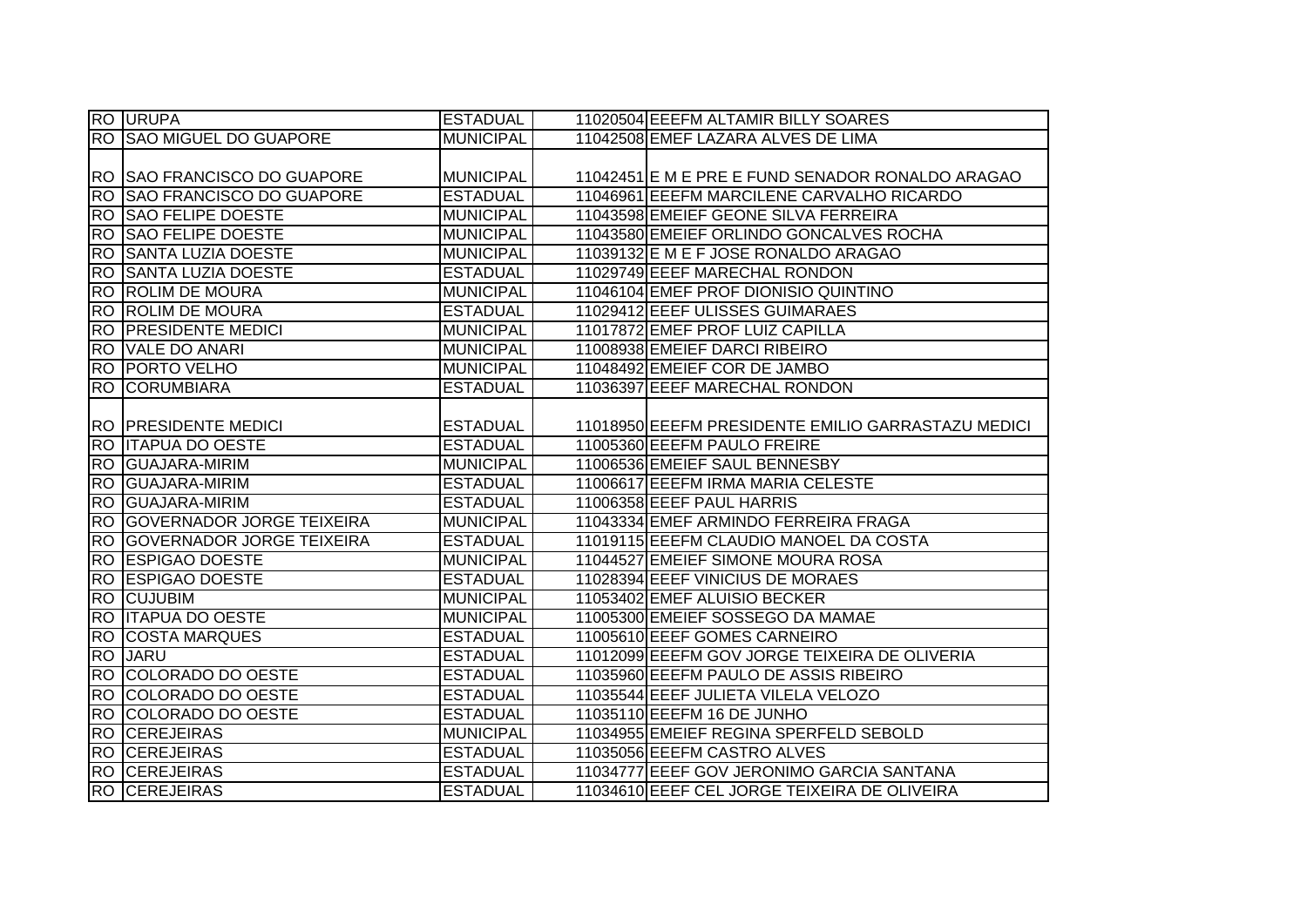| | | | | |
|---|---|---|---|---|
| RO | URUPA | ESTADUAL | 11020504 | EEEFM ALTAMIR BILLY SOARES |
| RO | SAO MIGUEL DO GUAPORE | MUNICIPAL | 11042508 | EMEF LAZARA ALVES DE LIMA |
| RO | SAO FRANCISCO DO GUAPORE | MUNICIPAL | 11042451 | E M E PRE E FUND SENADOR RONALDO ARAGAO |
| RO | SAO FRANCISCO DO GUAPORE | ESTADUAL | 11046961 | EEEFM MARCILENE CARVALHO RICARDO |
| RO | SAO FELIPE DOESTE | MUNICIPAL | 11043598 | EMEIEF GEONE SILVA FERREIRA |
| RO | SAO FELIPE DOESTE | MUNICIPAL | 11043580 | EMEIEF ORLINDO GONCALVES ROCHA |
| RO | SANTA LUZIA DOESTE | MUNICIPAL | 11039132 | E M E F JOSE RONALDO ARAGAO |
| RO | SANTA LUZIA DOESTE | ESTADUAL | 11029749 | EEEF MARECHAL RONDON |
| RO | ROLIM DE MOURA | MUNICIPAL | 11046104 | EMEF PROF DIONISIO QUINTINO |
| RO | ROLIM DE MOURA | ESTADUAL | 11029412 | EEEF ULISSES GUIMARAES |
| RO | PRESIDENTE MEDICI | MUNICIPAL | 11017872 | EMEF PROF LUIZ CAPILLA |
| RO | VALE DO ANARI | MUNICIPAL | 11008938 | EMEIEF DARCI RIBEIRO |
| RO | PORTO VELHO | MUNICIPAL | 11048492 | EMEIEF COR DE JAMBO |
| RO | CORUMBIARA | ESTADUAL | 11036397 | EEEF MARECHAL RONDON |
| RO | PRESIDENTE MEDICI | ESTADUAL | 11018950 | EEEFM PRESIDENTE EMILIO GARRASTAZU MEDICI |
| RO | ITAPUA DO OESTE | ESTADUAL | 11005360 | EEEFM PAULO FREIRE |
| RO | GUAJARA-MIRIM | MUNICIPAL | 11006536 | EMEIEF SAUL BENNESBY |
| RO | GUAJARA-MIRIM | ESTADUAL | 11006617 | EEEFM IRMA MARIA CELESTE |
| RO | GUAJARA-MIRIM | ESTADUAL | 11006358 | EEEF PAUL HARRIS |
| RO | GOVERNADOR JORGE TEIXEIRA | MUNICIPAL | 11043334 | EMEF ARMINDO FERREIRA FRAGA |
| RO | GOVERNADOR JORGE TEIXEIRA | ESTADUAL | 11019115 | EEEFM CLAUDIO MANOEL DA COSTA |
| RO | ESPIGAO DOESTE | MUNICIPAL | 11044527 | EMEIEF SIMONE MOURA ROSA |
| RO | ESPIGAO DOESTE | ESTADUAL | 11028394 | EEEF VINICIUS DE MORAES |
| RO | CUJUBIM | MUNICIPAL | 11053402 | EMEF ALUISIO BECKER |
| RO | ITAPUA DO OESTE | MUNICIPAL | 11005300 | EMEIEF SOSSEGO DA MAMAE |
| RO | COSTA MARQUES | ESTADUAL | 11005610 | EEEF GOMES CARNEIRO |
| RO | JARU | ESTADUAL | 11012099 | EEEFM GOV JORGE TEIXEIRA DE OLIVERIA |
| RO | COLORADO DO OESTE | ESTADUAL | 11035960 | EEEFM PAULO DE ASSIS RIBEIRO |
| RO | COLORADO DO OESTE | ESTADUAL | 11035544 | EEEF JULIETA VILELA VELOZO |
| RO | COLORADO DO OESTE | ESTADUAL | 11035110 | EEEFM 16 DE JUNHO |
| RO | CEREJEIRAS | MUNICIPAL | 11034955 | EMEIEF REGINA SPERFELD SEBOLD |
| RO | CEREJEIRAS | ESTADUAL | 11035056 | EEEFM CASTRO ALVES |
| RO | CEREJEIRAS | ESTADUAL | 11034777 | EEEF GOV JERONIMO GARCIA SANTANA |
| RO | CEREJEIRAS | ESTADUAL | 11034610 | EEEF CEL JORGE TEIXEIRA DE OLIVEIRA |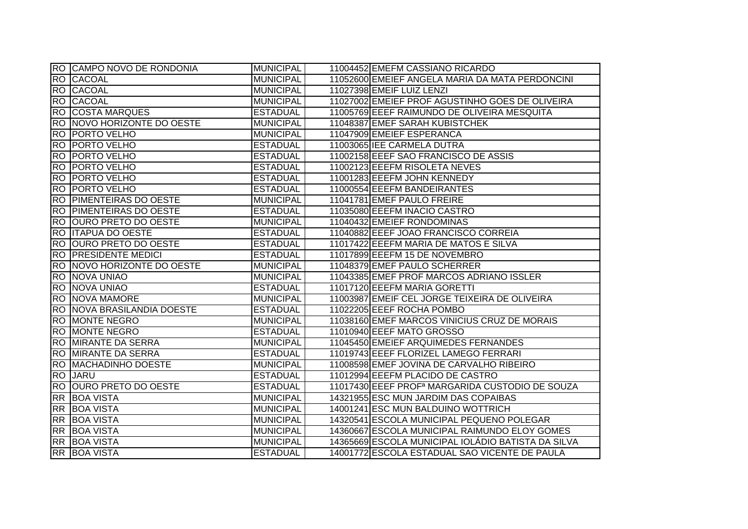| | | | | |
|---|---|---|---|---|
| RO | CAMPO NOVO DE RONDONIA | MUNICIPAL | 11004452 | EMEFM CASSIANO RICARDO |
| RO | CACOAL | MUNICIPAL | 11052600 | EMEIEF ANGELA MARIA DA MATA PERDONCINI |
| RO | CACOAL | MUNICIPAL | 11027398 | EMEIF LUIZ LENZI |
| RO | CACOAL | MUNICIPAL | 11027002 | EMEIEF PROF AGUSTINHO GOES DE OLIVEIRA |
| RO | COSTA MARQUES | ESTADUAL | 11005769 | EEEF RAIMUNDO DE OLIVEIRA MESQUITA |
| RO | NOVO HORIZONTE DO OESTE | MUNICIPAL | 11048387 | EMEF SARAH KUBISTCHEK |
| RO | PORTO VELHO | MUNICIPAL | 11047909 | EMEIEF ESPERANCA |
| RO | PORTO VELHO | ESTADUAL | 11003065 | IEE CARMELA DUTRA |
| RO | PORTO VELHO | ESTADUAL | 11002158 | EEEF SAO FRANCISCO DE ASSIS |
| RO | PORTO VELHO | ESTADUAL | 11002123 | EEEFM RISOLETA NEVES |
| RO | PORTO VELHO | ESTADUAL | 11001283 | EEEFM JOHN KENNEDY |
| RO | PORTO VELHO | ESTADUAL | 11000554 | EEEFM BANDEIRANTES |
| RO | PIMENTEIRAS DO OESTE | MUNICIPAL | 11041781 | EMEF PAULO FREIRE |
| RO | PIMENTEIRAS DO OESTE | ESTADUAL | 11035080 | EEEFM INACIO CASTRO |
| RO | OURO PRETO DO OESTE | MUNICIPAL | 11040432 | EMEIEF RONDOMINAS |
| RO | ITAPUA DO OESTE | ESTADUAL | 11040882 | EEEF JOAO FRANCISCO CORREIA |
| RO | OURO PRETO DO OESTE | ESTADUAL | 11017422 | EEEFM MARIA DE MATOS E SILVA |
| RO | PRESIDENTE MEDICI | ESTADUAL | 11017899 | EEEFM 15 DE NOVEMBRO |
| RO | NOVO HORIZONTE DO OESTE | MUNICIPAL | 11048379 | EMEF PAULO SCHERRER |
| RO | NOVA UNIAO | MUNICIPAL | 11043385 | EMEF PROF MARCOS ADRIANO ISSLER |
| RO | NOVA UNIAO | ESTADUAL | 11017120 | EEEFM MARIA GORETTI |
| RO | NOVA MAMORE | MUNICIPAL | 11003987 | EMEIF CEL JORGE TEIXEIRA DE OLIVEIRA |
| RO | NOVA BRASILANDIA DOESTE | ESTADUAL | 11022205 | EEEF ROCHA POMBO |
| RO | MONTE NEGRO | MUNICIPAL | 11038160 | EMEF MARCOS VINICIUS CRUZ DE MORAIS |
| RO | MONTE NEGRO | ESTADUAL | 11010940 | EEEF MATO GROSSO |
| RO | MIRANTE DA SERRA | MUNICIPAL | 11045450 | EMEIEF ARQUIMEDES FERNANDES |
| RO | MIRANTE DA SERRA | ESTADUAL | 11019743 | EEEF FLORIZEL LAMEGO FERRARI |
| RO | MACHADINHO DOESTE | MUNICIPAL | 11008598 | EMEF JOVINA DE CARVALHO RIBEIRO |
| RO | JARU | ESTADUAL | 11012994 | EEEFM PLACIDO DE CASTRO |
| RO | OURO PRETO DO OESTE | ESTADUAL | 11017430 | EEEF PROFª MARGARIDA CUSTODIO DE SOUZA |
| RR | BOA VISTA | MUNICIPAL | 14321955 | ESC MUN JARDIM DAS COPAIBAS |
| RR | BOA VISTA | MUNICIPAL | 14001241 | ESC MUN BALDUINO WOTTRICH |
| RR | BOA VISTA | MUNICIPAL | 14320541 | ESCOLA MUNICIPAL PEQUENO POLEGAR |
| RR | BOA VISTA | MUNICIPAL | 14360667 | ESCOLA MUNICIPAL RAIMUNDO ELOY GOMES |
| RR | BOA VISTA | MUNICIPAL | 14365669 | ESCOLA MUNICIPAL IOLÁDIO BATISTA DA SILVA |
| RR | BOA VISTA | ESTADUAL | 14001772 | ESCOLA ESTADUAL SAO VICENTE DE PAULA |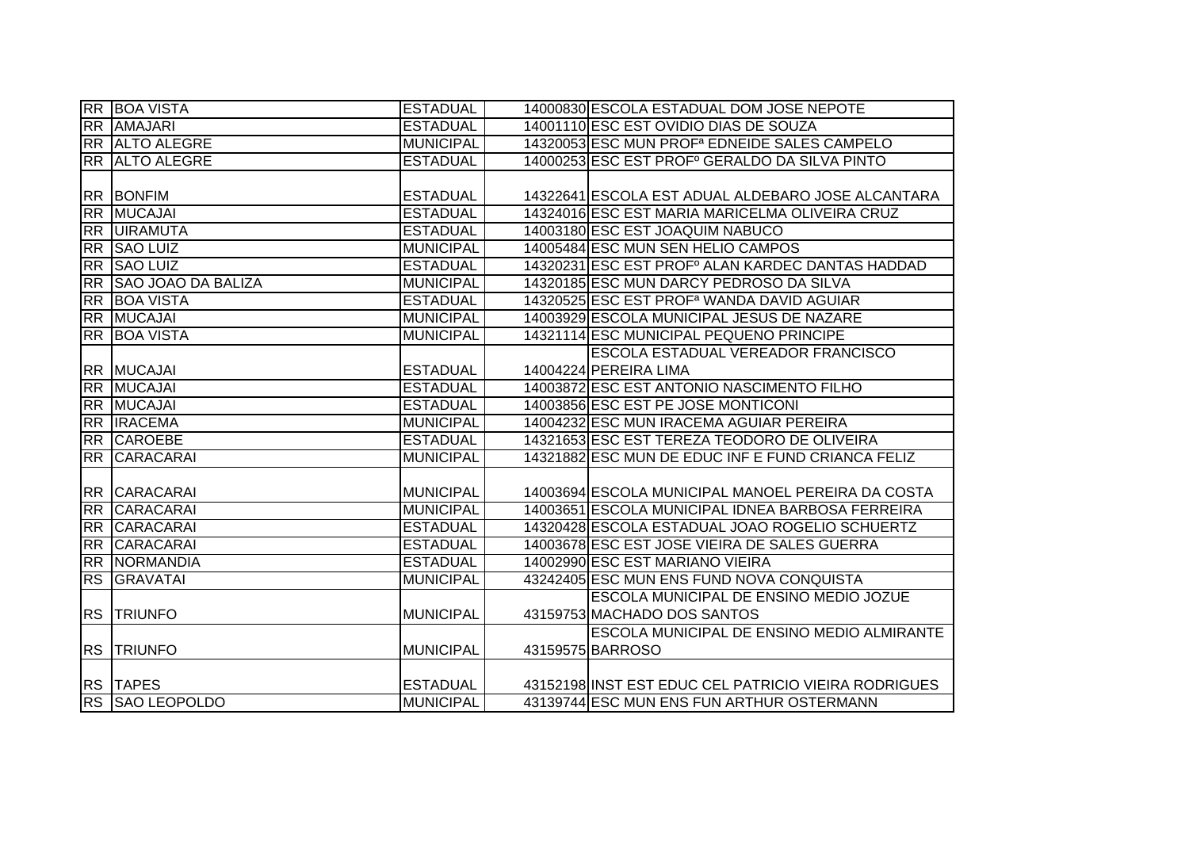| | | | | |
|---|---|---|---|---|
| RR | BOA VISTA | ESTADUAL | 14000830 | ESCOLA ESTADUAL DOM JOSE NEPOTE |
| RR | AMAJARI | ESTADUAL | 14001110 | ESC EST OVIDIO DIAS DE SOUZA |
| RR | ALTO ALEGRE | MUNICIPAL | 14320053 | ESC MUN PROFª EDNEIDE SALES CAMPELO |
| RR | ALTO ALEGRE | ESTADUAL | 14000253 | ESC EST PROFº GERALDO DA SILVA PINTO |
| RR | BONFIM | ESTADUAL | 14322641 | ESCOLA EST ADUAL ALDEBARO JOSE ALCANTARA |
| RR | MUCAJAI | ESTADUAL | 14324016 | ESC EST MARIA MARICELMA OLIVEIRA CRUZ |
| RR | UIRAMUTA | ESTADUAL | 14003180 | ESC EST JOAQUIM NABUCO |
| RR | SAO LUIZ | MUNICIPAL | 14005484 | ESC MUN SEN HELIO CAMPOS |
| RR | SAO LUIZ | ESTADUAL | 14320231 | ESC EST PROFº ALAN KARDEC DANTAS HADDAD |
| RR | SAO JOAO DA BALIZA | MUNICIPAL | 14320185 | ESC MUN DARCY PEDROSO DA SILVA |
| RR | BOA VISTA | ESTADUAL | 14320525 | ESC EST PROFª WANDA DAVID AGUIAR |
| RR | MUCAJAI | MUNICIPAL | 14003929 | ESCOLA MUNICIPAL JESUS DE NAZARE |
| RR | BOA VISTA | MUNICIPAL | 14321114 | ESC MUNICIPAL PEQUENO PRINCIPE |
| RR | MUCAJAI | ESTADUAL | 14004224 | ESCOLA ESTADUAL VEREADOR FRANCISCO PEREIRA LIMA |
| RR | MUCAJAI | ESTADUAL | 14003872 | ESC EST ANTONIO NASCIMENTO FILHO |
| RR | MUCAJAI | ESTADUAL | 14003856 | ESC EST PE JOSE MONTICONI |
| RR | IRACEMA | MUNICIPAL | 14004232 | ESC MUN IRACEMA AGUIAR PEREIRA |
| RR | CAROEBE | ESTADUAL | 14321653 | ESC EST TEREZA TEODORO DE OLIVEIRA |
| RR | CARACARAI | MUNICIPAL | 14321882 | ESC MUN DE EDUC INF E FUND CRIANCA FELIZ |
| RR | CARACARAI | MUNICIPAL | 14003694 | ESCOLA MUNICIPAL MANOEL PEREIRA DA COSTA |
| RR | CARACARAI | MUNICIPAL | 14003651 | ESCOLA MUNICIPAL IDNEA BARBOSA FERREIRA |
| RR | CARACARAI | ESTADUAL | 14320428 | ESCOLA ESTADUAL JOAO ROGELIO SCHUERTZ |
| RR | CARACARAI | ESTADUAL | 14003678 | ESC EST JOSE VIEIRA DE SALES GUERRA |
| RR | NORMANDIA | ESTADUAL | 14002990 | ESC EST MARIANO VIEIRA |
| RS | GRAVATAI | MUNICIPAL | 43242405 | ESC MUN ENS FUND NOVA CONQUISTA |
| RS | TRIUNFO | MUNICIPAL | 43159753 | ESCOLA MUNICIPAL DE ENSINO MEDIO JOZUE MACHADO DOS SANTOS |
| RS | TRIUNFO | MUNICIPAL | 43159575 | ESCOLA MUNICIPAL DE ENSINO MEDIO ALMIRANTE BARROSO |
| RS | TAPES | ESTADUAL | 43152198 | INST EST EDUC CEL PATRICIO VIEIRA RODRIGUES |
| RS | SAO LEOPOLDO | MUNICIPAL | 43139744 | ESC MUN ENS FUN ARTHUR OSTERMANN |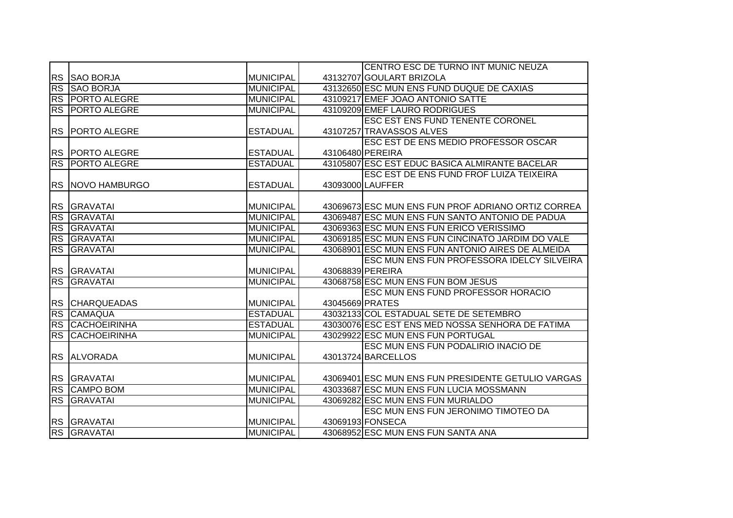| | | | | |
|---|---|---|---|---|
| RS | SAO BORJA | MUNICIPAL | 43132707 | CENTRO ESC DE TURNO INT MUNIC NEUZA GOULART BRIZOLA |
| RS | SAO BORJA | MUNICIPAL | 43132650 | ESC MUN ENS FUND DUQUE DE CAXIAS |
| RS | PORTO ALEGRE | MUNICIPAL | 43109217 | EMEF JOAO ANTONIO SATTE |
| RS | PORTO ALEGRE | MUNICIPAL | 43109209 | EMEF LAURO RODRIGUES |
| RS | PORTO ALEGRE | ESTADUAL | 43107257 | ESC EST ENS FUND TENENTE CORONEL TRAVASSOS ALVES |
| RS | PORTO ALEGRE | ESTADUAL | 43106480 | ESC EST DE ENS MEDIO PROFESSOR OSCAR PEREIRA |
| RS | PORTO ALEGRE | ESTADUAL | 43105807 | ESC EST EDUC BASICA ALMIRANTE BACELAR |
| RS | NOVO HAMBURGO | ESTADUAL | 43093000 | ESC EST DE ENS FUND FROF LUIZA TEIXEIRA LAUFFER |
| RS | GRAVATAI | MUNICIPAL | 43069673 | ESC MUN ENS FUN PROF ADRIANO ORTIZ CORREA |
| RS | GRAVATAI | MUNICIPAL | 43069487 | ESC MUN ENS FUN SANTO ANTONIO DE PADUA |
| RS | GRAVATAI | MUNICIPAL | 43069363 | ESC MUN ENS FUN ERICO VERISSIMO |
| RS | GRAVATAI | MUNICIPAL | 43069185 | ESC MUN ENS FUN CINCINATO JARDIM DO VALE |
| RS | GRAVATAI | MUNICIPAL | 43068901 | ESC MUN ENS FUN ANTONIO AIRES DE ALMEIDA |
| RS | GRAVATAI | MUNICIPAL | 43068839 | ESC MUN ENS FUN PROFESSORA IDELCY SILVEIRA PEREIRA |
| RS | GRAVATAI | MUNICIPAL | 43068758 | ESC MUN ENS FUN BOM JESUS |
| RS | CHARQUEADAS | MUNICIPAL | 43045669 | ESC MUN ENS FUND PROFESSOR HORACIO PRATES |
| RS | CAMAQUA | ESTADUAL | 43032133 | COL ESTADUAL SETE DE SETEMBRO |
| RS | CACHOEIRINHA | ESTADUAL | 43030076 | ESC EST ENS MED NOSSA SENHORA DE FATIMA |
| RS | CACHOEIRINHA | MUNICIPAL | 43029922 | ESC MUN ENS FUN PORTUGAL |
| RS | ALVORADA | MUNICIPAL | 43013724 | ESC MUN ENS FUN PODALIRIO INACIO DE BARCELLOS |
| RS | GRAVATAI | MUNICIPAL | 43069401 | ESC MUN ENS FUN PRESIDENTE GETULIO VARGAS |
| RS | CAMPO BOM | MUNICIPAL | 43033687 | ESC MUN ENS FUN LUCIA MOSSMANN |
| RS | GRAVATAI | MUNICIPAL | 43069282 | ESC MUN ENS FUN MURIALDO |
| RS | GRAVATAI | MUNICIPAL | 43069193 | ESC MUN ENS FUN JERONIMO TIMOTEO DA FONSECA |
| RS | GRAVATAI | MUNICIPAL | 43068952 | ESC MUN ENS FUN SANTA ANA |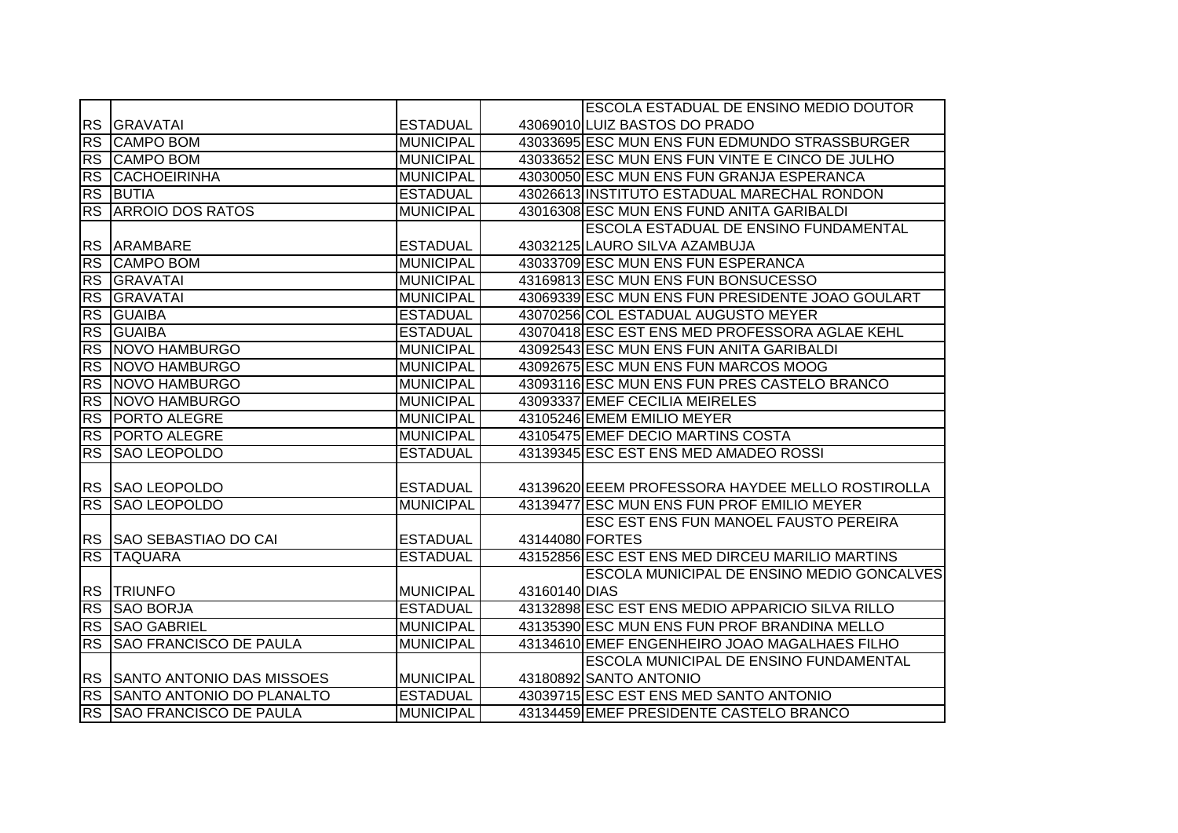| | | | | |
|---|---|---|---|---|
| RS | GRAVATAI | ESTADUAL | 43069010 | ESCOLA ESTADUAL DE ENSINO MEDIO DOUTOR LUIZ BASTOS DO PRADO |
| RS | CAMPO BOM | MUNICIPAL | 43033695 | ESC MUN ENS FUN EDMUNDO STRASSBURGER |
| RS | CAMPO BOM | MUNICIPAL | 43033652 | ESC MUN ENS FUN VINTE E CINCO DE JULHO |
| RS | CACHOEIRINHA | MUNICIPAL | 43030050 | ESC MUN ENS FUN GRANJA ESPERANCA |
| RS | BUTIA | ESTADUAL | 43026613 | INSTITUTO ESTADUAL MARECHAL RONDON |
| RS | ARROIO DOS RATOS | MUNICIPAL | 43016308 | ESC MUN ENS FUND ANITA GARIBALDI |
| RS | ARAMBARE | ESTADUAL | 43032125 | ESCOLA ESTADUAL DE ENSINO FUNDAMENTAL LAURO SILVA AZAMBUJA |
| RS | CAMPO BOM | MUNICIPAL | 43033709 | ESC MUN ENS FUN ESPERANCA |
| RS | GRAVATAI | MUNICIPAL | 43169813 | ESC MUN ENS FUN BONSUCESSO |
| RS | GRAVATAI | MUNICIPAL | 43069339 | ESC MUN ENS FUN PRESIDENTE JOAO GOULART |
| RS | GUAIBA | ESTADUAL | 43070256 | COL ESTADUAL AUGUSTO MEYER |
| RS | GUAIBA | ESTADUAL | 43070418 | ESC EST ENS MED PROFESSORA AGLAE KEHL |
| RS | NOVO HAMBURGO | MUNICIPAL | 43092543 | ESC MUN ENS FUN ANITA GARIBALDI |
| RS | NOVO HAMBURGO | MUNICIPAL | 43092675 | ESC MUN ENS FUN MARCOS MOOG |
| RS | NOVO HAMBURGO | MUNICIPAL | 43093116 | ESC MUN ENS FUN PRES CASTELO BRANCO |
| RS | NOVO HAMBURGO | MUNICIPAL | 43093337 | EMEF CECILIA MEIRELES |
| RS | PORTO ALEGRE | MUNICIPAL | 43105246 | EMEM EMILIO MEYER |
| RS | PORTO ALEGRE | MUNICIPAL | 43105475 | EMEF DECIO MARTINS COSTA |
| RS | SAO LEOPOLDO | ESTADUAL | 43139345 | ESC EST ENS MED AMADEO ROSSI |
| RS | SAO LEOPOLDO | ESTADUAL | 43139620 | EEEM PROFESSORA HAYDEE MELLO ROSTIROLLA |
| RS | SAO LEOPOLDO | MUNICIPAL | 43139477 | ESC MUN ENS FUN PROF EMILIO MEYER |
| RS | SAO SEBASTIAO DO CAI | ESTADUAL | 43144080 | ESC EST ENS FUN MANOEL FAUSTO PEREIRA FORTES |
| RS | TAQUARA | ESTADUAL | 43152856 | ESC EST ENS MED DIRCEU MARILIO MARTINS |
| RS | TRIUNFO | MUNICIPAL | 43160140 | ESCOLA MUNICIPAL DE ENSINO MEDIO GONCALVES DIAS |
| RS | SAO BORJA | ESTADUAL | 43132898 | ESC EST ENS MEDIO APPARICIO SILVA RILLO |
| RS | SAO GABRIEL | MUNICIPAL | 43135390 | ESC MUN ENS FUN PROF BRANDINA MELLO |
| RS | SAO FRANCISCO DE PAULA | MUNICIPAL | 43134610 | EMEF ENGENHEIRO JOAO MAGALHAES FILHO |
| RS | SANTO ANTONIO DAS MISSOES | MUNICIPAL | 43180892 | ESCOLA MUNICIPAL DE ENSINO FUNDAMENTAL SANTO ANTONIO |
| RS | SANTO ANTONIO DO PLANALTO | ESTADUAL | 43039715 | ESC EST ENS MED SANTO ANTONIO |
| RS | SAO FRANCISCO DE PAULA | MUNICIPAL | 43134459 | EMEF PRESIDENTE CASTELO BRANCO |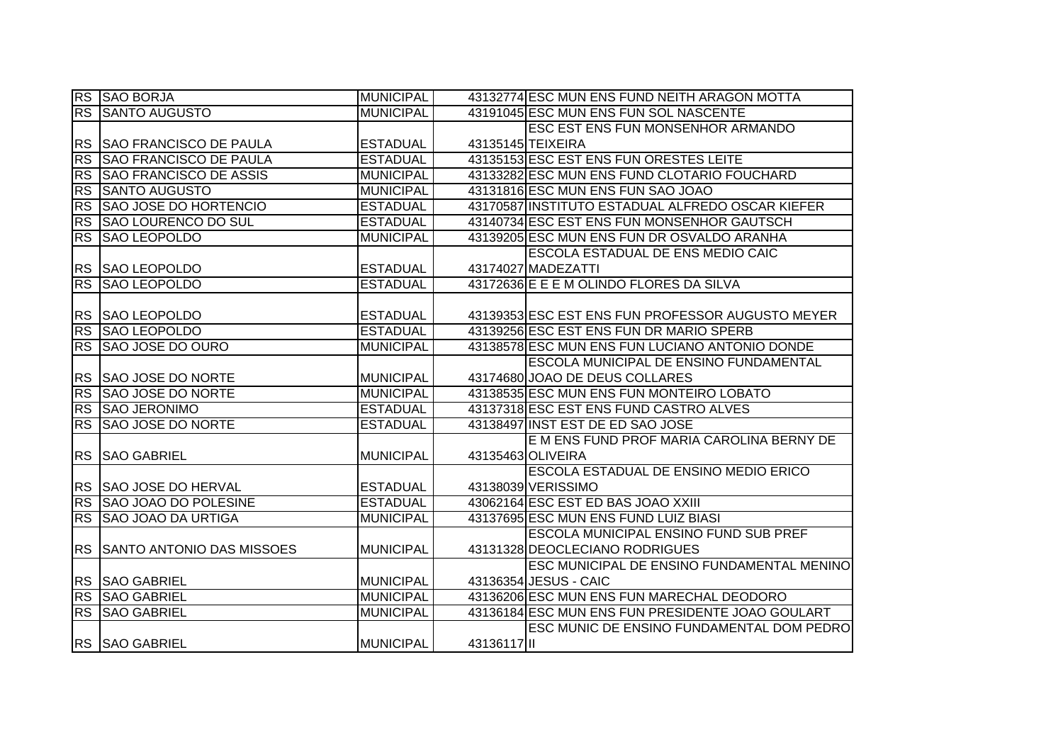| RS | SAO BORJA | MUNICIPAL | 43132774 | ESC MUN ENS FUND NEITH ARAGON MOTTA |
|---|---|---|---|---|
| RS | SANTO AUGUSTO | MUNICIPAL | 43191045 | ESC MUN ENS FUN SOL NASCENTE |
| RS | SAO FRANCISCO DE PAULA | ESTADUAL | 43135145 | ESC EST ENS FUN MONSENHOR ARMANDO TEIXEIRA |
| RS | SAO FRANCISCO DE PAULA | ESTADUAL | 43135153 | ESC EST ENS FUN ORESTES LEITE |
| RS | SAO FRANCISCO DE ASSIS | MUNICIPAL | 43133282 | ESC MUN ENS FUND CLOTARIO FOUCHARD |
| RS | SANTO AUGUSTO | MUNICIPAL | 43131816 | ESC MUN ENS FUN SAO JOAO |
| RS | SAO JOSE DO HORTENCIO | ESTADUAL | 43170587 | INSTITUTO ESTADUAL ALFREDO OSCAR KIEFER |
| RS | SAO LOURENCO DO SUL | ESTADUAL | 43140734 | ESC EST ENS FUN MONSENHOR GAUTSCH |
| RS | SAO LEOPOLDO | MUNICIPAL | 43139205 | ESC MUN ENS FUN DR OSVALDO ARANHA |
| RS | SAO LEOPOLDO | ESTADUAL | 43174027 | ESCOLA ESTADUAL DE ENS MEDIO CAIC MADEZATTI |
| RS | SAO LEOPOLDO | ESTADUAL | 43172636 | E E E M OLINDO FLORES DA SILVA |
| RS | SAO LEOPOLDO | ESTADUAL | 43139353 | ESC EST ENS FUN PROFESSOR AUGUSTO MEYER |
| RS | SAO LEOPOLDO | ESTADUAL | 43139256 | ESC EST ENS FUN DR MARIO SPERB |
| RS | SAO JOSE DO OURO | MUNICIPAL | 43138578 | ESC MUN ENS FUN LUCIANO ANTONIO DONDE |
| RS | SAO JOSE DO NORTE | MUNICIPAL | 43174680 | ESCOLA MUNICIPAL DE ENSINO FUNDAMENTAL JOAO DE DEUS COLLARES |
| RS | SAO JOSE DO NORTE | MUNICIPAL | 43138535 | ESC MUN ENS FUN MONTEIRO LOBATO |
| RS | SAO JERONIMO | ESTADUAL | 43137318 | ESC EST ENS FUND CASTRO ALVES |
| RS | SAO JOSE DO NORTE | ESTADUAL | 43138497 | INST EST DE ED SAO JOSE |
| RS | SAO GABRIEL | MUNICIPAL | 43135463 | E M ENS FUND PROF MARIA CAROLINA BERNY DE OLIVEIRA |
| RS | SAO JOSE DO HERVAL | ESTADUAL | 43138039 | ESCOLA ESTADUAL DE ENSINO MEDIO ERICO VERISSIMO |
| RS | SAO JOAO DO POLESINE | ESTADUAL | 43062164 | ESC EST ED BAS JOAO XXIII |
| RS | SAO JOAO DA URTIGA | MUNICIPAL | 43137695 | ESC MUN ENS FUND LUIZ BIASI |
| RS | SANTO ANTONIO DAS MISSOES | MUNICIPAL | 43131328 | ESCOLA MUNICIPAL ENSINO FUND SUB PREF DEOCLECIANO RODRIGUES |
| RS | SAO GABRIEL | MUNICIPAL | 43136354 | ESC MUNICIPAL DE ENSINO FUNDAMENTAL MENINO JESUS - CAIC |
| RS | SAO GABRIEL | MUNICIPAL | 43136206 | ESC MUN ENS FUN MARECHAL DEODORO |
| RS | SAO GABRIEL | MUNICIPAL | 43136184 | ESC MUN ENS FUN PRESIDENTE JOAO GOULART |
| RS | SAO GABRIEL | MUNICIPAL | 43136117 | ESC MUNIC DE ENSINO FUNDAMENTAL DOM PEDRO II |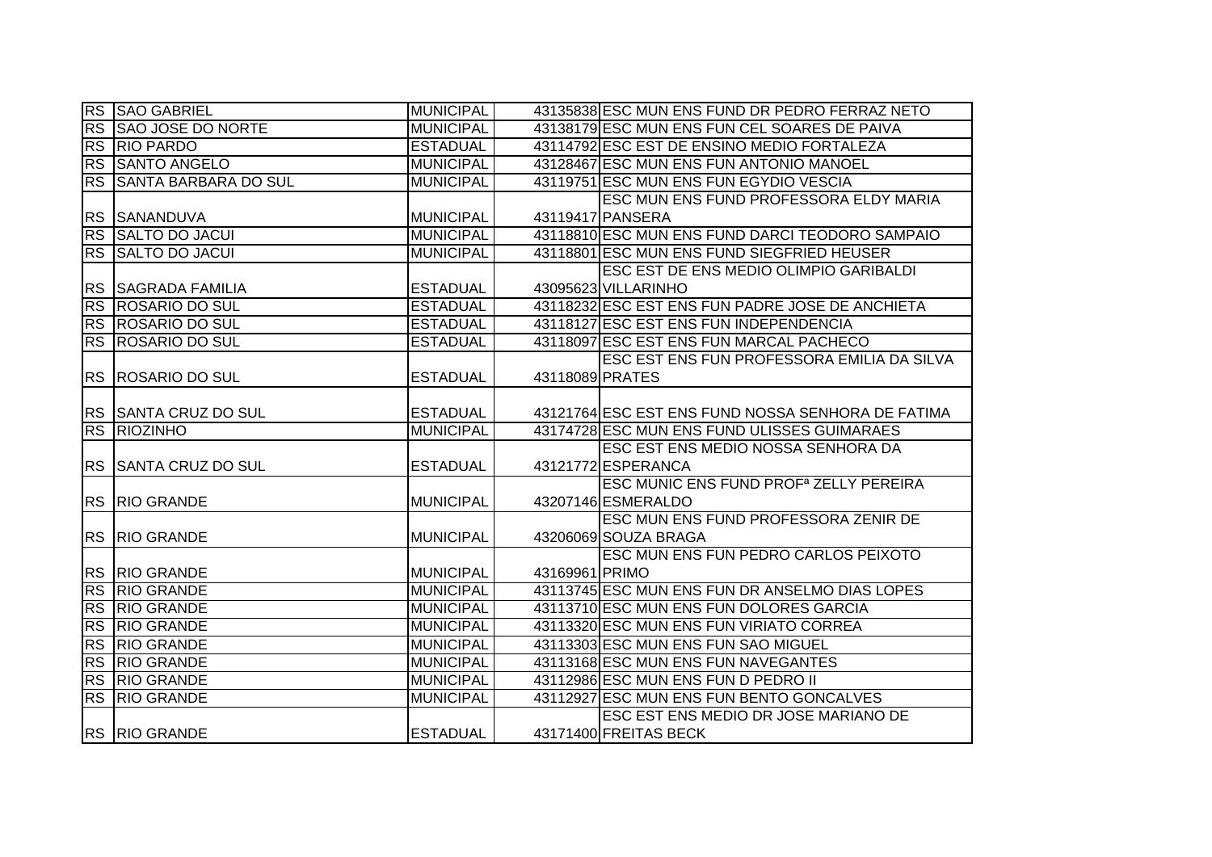| | | | | |
|---|---|---|---|---|
| RS | SAO GABRIEL | MUNICIPAL | 43135838 | ESC MUN ENS FUND DR PEDRO FERRAZ NETO |
| RS | SAO JOSE DO NORTE | MUNICIPAL | 43138179 | ESC MUN ENS FUN CEL SOARES DE PAIVA |
| RS | RIO PARDO | ESTADUAL | 43114792 | ESC EST DE ENSINO MEDIO FORTALEZA |
| RS | SANTO ANGELO | MUNICIPAL | 43128467 | ESC MUN ENS FUN ANTONIO MANOEL |
| RS | SANTA BARBARA DO SUL | MUNICIPAL | 43119751 | ESC MUN ENS FUN EGYDIO VESCIA |
| RS | SANANDUVA | MUNICIPAL | 43119417 | ESC MUN ENS FUND PROFESSORA ELDY MARIA PANSERA |
| RS | SALTO DO JACUI | MUNICIPAL | 43118810 | ESC MUN ENS FUND DARCI TEODORO SAMPAIO |
| RS | SALTO DO JACUI | MUNICIPAL | 43118801 | ESC MUN ENS FUND SIEGFRIED HEUSER |
| RS | SAGRADA FAMILIA | ESTADUAL | 43095623 | ESC EST DE ENS MEDIO OLIMPIO GARIBALDI VILLARINHO |
| RS | ROSARIO DO SUL | ESTADUAL | 43118232 | ESC EST ENS FUN PADRE JOSE DE ANCHIETA |
| RS | ROSARIO DO SUL | ESTADUAL | 43118127 | ESC EST ENS FUN INDEPENDENCIA |
| RS | ROSARIO DO SUL | ESTADUAL | 43118097 | ESC EST ENS FUN MARCAL PACHECO |
| RS | ROSARIO DO SUL | ESTADUAL | 43118089 | ESC EST ENS FUN PROFESSORA EMILIA DA SILVA PRATES |
| RS | SANTA CRUZ DO SUL | ESTADUAL | 43121764 | ESC EST ENS FUND NOSSA SENHORA DE FATIMA |
| RS | RIOZINHO | MUNICIPAL | 43174728 | ESC MUN ENS FUND ULISSES GUIMARAES |
| RS | SANTA CRUZ DO SUL | ESTADUAL | 43121772 | ESC EST ENS MEDIO NOSSA SENHORA DA ESPERANCA |
| RS | RIO GRANDE | MUNICIPAL | 43207146 | ESC MUNIC ENS FUND PROFª ZELLY PEREIRA ESMERALDO |
| RS | RIO GRANDE | MUNICIPAL | 43206069 | ESC MUN ENS FUND PROFESSORA ZENIR DE SOUZA BRAGA |
| RS | RIO GRANDE | MUNICIPAL | 43169961 | ESC MUN ENS FUN PEDRO CARLOS PEIXOTO PRIMO |
| RS | RIO GRANDE | MUNICIPAL | 43113745 | ESC MUN ENS FUN DR ANSELMO DIAS LOPES |
| RS | RIO GRANDE | MUNICIPAL | 43113710 | ESC MUN ENS FUN DOLORES GARCIA |
| RS | RIO GRANDE | MUNICIPAL | 43113320 | ESC MUN ENS FUN VIRIATO CORREA |
| RS | RIO GRANDE | MUNICIPAL | 43113303 | ESC MUN ENS FUN SAO MIGUEL |
| RS | RIO GRANDE | MUNICIPAL | 43113168 | ESC MUN ENS FUN NAVEGANTES |
| RS | RIO GRANDE | MUNICIPAL | 43112986 | ESC MUN ENS FUN D PEDRO II |
| RS | RIO GRANDE | MUNICIPAL | 43112927 | ESC MUN ENS FUN BENTO GONCALVES |
| RS | RIO GRANDE | ESTADUAL | 43171400 | ESC EST ENS MEDIO DR JOSE MARIANO DE FREITAS BECK |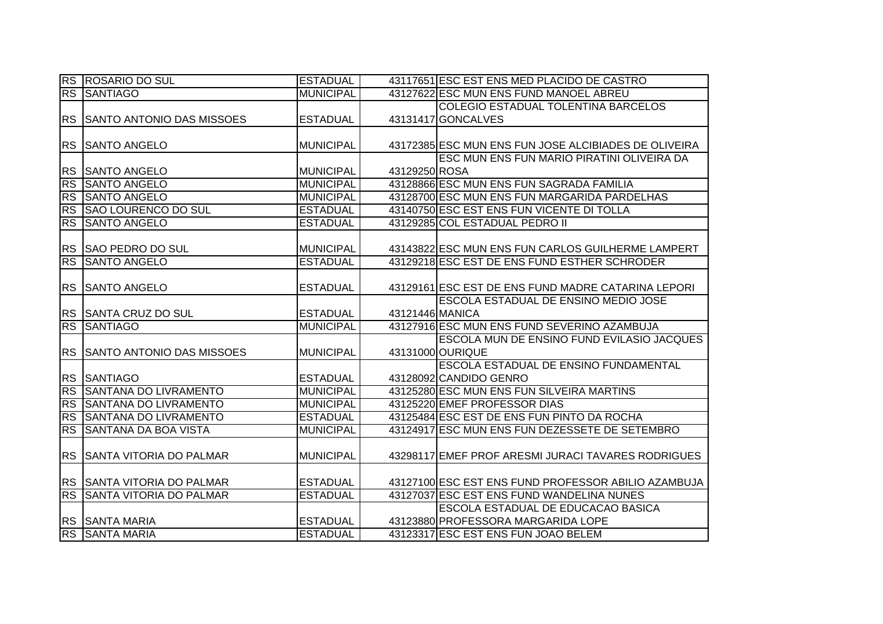| | | | | |
|---|---|---|---|---|
| RS | ROSARIO DO SUL | ESTADUAL | 43117651 | ESC EST ENS MED PLACIDO DE CASTRO |
| RS | SANTIAGO | MUNICIPAL | 43127622 | ESC MUN ENS FUND MANOEL ABREU |
| RS | SANTO ANTONIO DAS MISSOES | ESTADUAL | 43131417 | COLEGIO ESTADUAL TOLENTINA BARCELOS GONCALVES |
| RS | SANTO ANGELO | MUNICIPAL | 43172385 | ESC MUN ENS FUN JOSE ALCIBIADES DE OLIVEIRA |
| RS | SANTO ANGELO | MUNICIPAL | 43129250 | ESC MUN ENS FUN MARIO PIRATINI OLIVEIRA DA ROSA |
| RS | SANTO ANGELO | MUNICIPAL | 43128866 | ESC MUN ENS FUN SAGRADA FAMILIA |
| RS | SANTO ANGELO | MUNICIPAL | 43128700 | ESC MUN ENS FUN MARGARIDA PARDELHAS |
| RS | SAO LOURENCO DO SUL | ESTADUAL | 43140750 | ESC EST ENS FUN VICENTE DI TOLLA |
| RS | SANTO ANGELO | ESTADUAL | 43129285 | COL ESTADUAL PEDRO II |
| RS | SAO PEDRO DO SUL | MUNICIPAL | 43143822 | ESC MUN ENS FUN CARLOS GUILHERME LAMPERT |
| RS | SANTO ANGELO | ESTADUAL | 43129218 | ESC EST DE ENS FUND ESTHER SCHRODER |
| RS | SANTO ANGELO | ESTADUAL | 43129161 | ESC EST DE ENS FUND MADRE CATARINA LEPORI |
| RS | SANTA CRUZ DO SUL | ESTADUAL | 43121446 | ESCOLA ESTADUAL DE ENSINO MEDIO JOSE MANICA |
| RS | SANTIAGO | MUNICIPAL | 43127916 | ESC MUN ENS FUND SEVERINO AZAMBUJA |
| RS | SANTO ANTONIO DAS MISSOES | MUNICIPAL | 43131000 | ESCOLA MUN DE ENSINO FUND EVILASIO JACQUES OURIQUE |
| RS | SANTIAGO | ESTADUAL | 43128092 | ESCOLA ESTADUAL DE ENSINO FUNDAMENTAL CANDIDO GENRO |
| RS | SANTANA DO LIVRAMENTO | MUNICIPAL | 43125280 | ESC MUN ENS FUN SILVEIRA MARTINS |
| RS | SANTANA DO LIVRAMENTO | MUNICIPAL | 43125220 | EMEF PROFESSOR DIAS |
| RS | SANTANA DO LIVRAMENTO | ESTADUAL | 43125484 | ESC EST DE ENS FUN PINTO DA ROCHA |
| RS | SANTANA DA BOA VISTA | MUNICIPAL | 43124917 | ESC MUN ENS FUN DEZESSETE DE SETEMBRO |
| RS | SANTA VITORIA DO PALMAR | MUNICIPAL | 43298117 | EMEF PROF ARESMI JURACI TAVARES RODRIGUES |
| RS | SANTA VITORIA DO PALMAR | ESTADUAL | 43127100 | ESC EST ENS FUND PROFESSOR ABILIO AZAMBUJA |
| RS | SANTA VITORIA DO PALMAR | ESTADUAL | 43127037 | ESC EST ENS FUND WANDELINA NUNES |
| RS | SANTA MARIA | ESTADUAL | 43123880 | ESCOLA ESTADUAL DE EDUCACAO BASICA PROFESSORA MARGARIDA LOPE |
| RS | SANTA MARIA | ESTADUAL | 43123317 | ESC EST ENS FUN JOAO BELEM |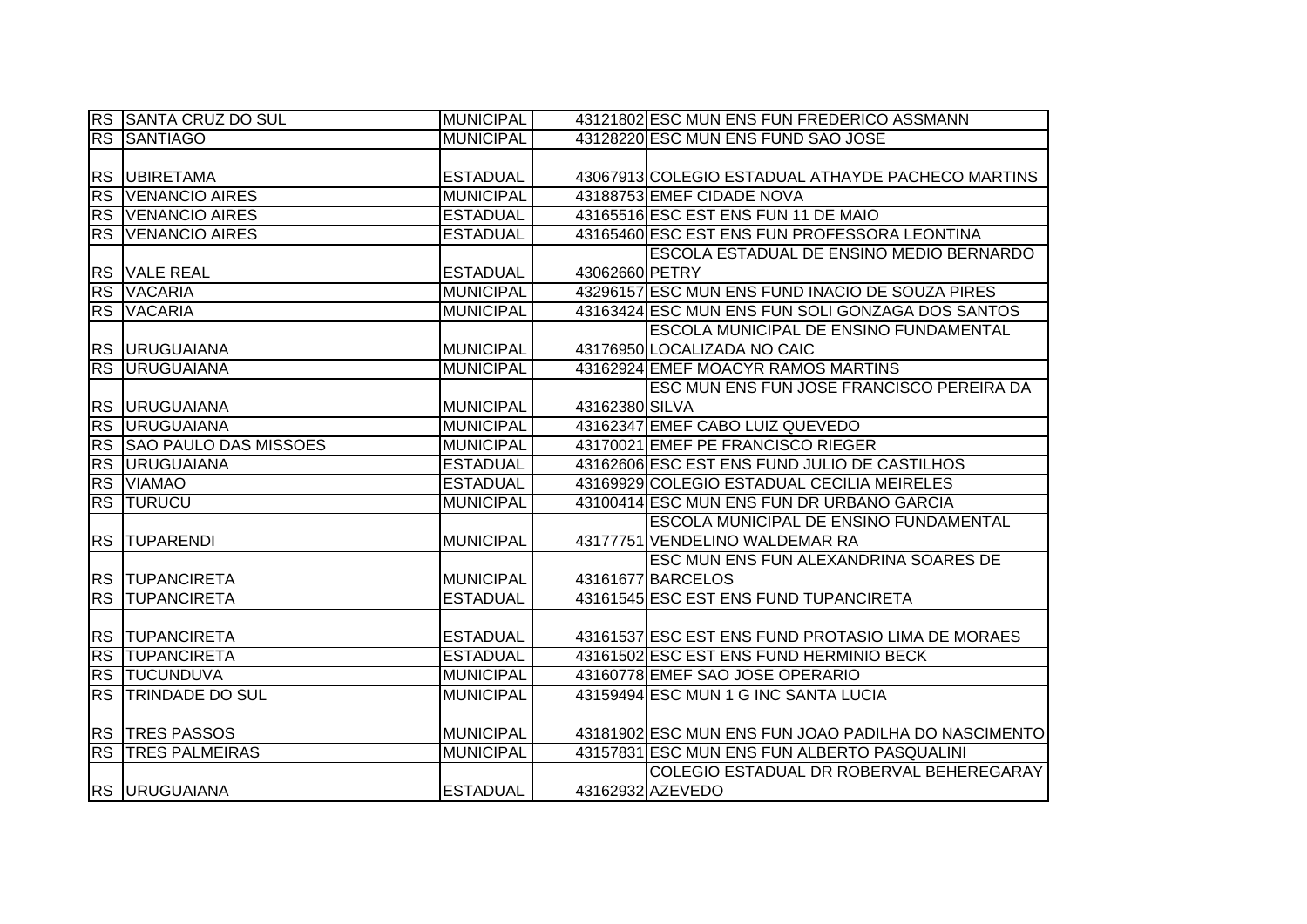| | | | | |
|---|---|---|---|---|
| RS | SANTA CRUZ DO SUL | MUNICIPAL | 43121802 | ESC MUN ENS FUN FREDERICO ASSMANN |
| RS | SANTIAGO | MUNICIPAL | 43128220 | ESC MUN ENS FUND SAO JOSE |
| RS | UBIRETAMA | ESTADUAL | 43067913 | COLEGIO ESTADUAL ATHAYDE PACHECO MARTINS |
| RS | VENANCIO AIRES | MUNICIPAL | 43188753 | EMEF CIDADE NOVA |
| RS | VENANCIO AIRES | ESTADUAL | 43165516 | ESC EST ENS FUN 11 DE MAIO |
| RS | VENANCIO AIRES | ESTADUAL | 43165460 | ESC EST ENS FUN PROFESSORA LEONTINA |
| RS | VALE REAL | ESTADUAL | 43062660 | ESCOLA ESTADUAL DE ENSINO MEDIO BERNARDO PETRY |
| RS | VACARIA | MUNICIPAL | 43296157 | ESC MUN ENS FUND INACIO DE SOUZA PIRES |
| RS | VACARIA | MUNICIPAL | 43163424 | ESC MUN ENS FUN SOLI GONZAGA DOS SANTOS |
| RS | URUGUAIANA | MUNICIPAL | 43176950 | ESCOLA MUNICIPAL DE ENSINO FUNDAMENTAL LOCALIZADA NO CAIC |
| RS | URUGUAIANA | MUNICIPAL | 43162924 | EMEF MOACYR RAMOS MARTINS |
| RS | URUGUAIANA | MUNICIPAL | 43162380 | ESC MUN ENS FUN JOSE FRANCISCO PEREIRA DA SILVA |
| RS | URUGUAIANA | MUNICIPAL | 43162347 | EMEF CABO LUIZ QUEVEDO |
| RS | SAO PAULO DAS MISSOES | MUNICIPAL | 43170021 | EMEF PE FRANCISCO RIEGER |
| RS | URUGUAIANA | ESTADUAL | 43162606 | ESC EST ENS FUND JULIO DE CASTILHOS |
| RS | VIAMAO | ESTADUAL | 43169929 | COLEGIO ESTADUAL CECILIA MEIRELES |
| RS | TURUCU | MUNICIPAL | 43100414 | ESC MUN ENS FUN DR URBANO GARCIA |
| RS | TUPARENDI | MUNICIPAL | 43177751 | ESCOLA MUNICIPAL DE ENSINO FUNDAMENTAL VENDELINO WALDEMAR RA |
| RS | TUPANCIRETA | MUNICIPAL | 43161677 | ESC MUN ENS FUN ALEXANDRINA SOARES DE BARCELOS |
| RS | TUPANCIRETA | ESTADUAL | 43161545 | ESC EST ENS FUND TUPANCIRETA |
| RS | TUPANCIRETA | ESTADUAL | 43161537 | ESC EST ENS FUND PROTASIO LIMA DE MORAES |
| RS | TUPANCIRETA | ESTADUAL | 43161502 | ESC EST ENS FUND HERMINIO BECK |
| RS | TUCUNDUVA | MUNICIPAL | 43160778 | EMEF SAO JOSE OPERARIO |
| RS | TRINDADE DO SUL | MUNICIPAL | 43159494 | ESC MUN 1 G INC SANTA LUCIA |
| RS | TRES PASSOS | MUNICIPAL | 43181902 | ESC MUN ENS FUN JOAO PADILHA DO NASCIMENTO |
| RS | TRES PALMEIRAS | MUNICIPAL | 43157831 | ESC MUN ENS FUN ALBERTO PASQUALINI |
| RS | URUGUAIANA | ESTADUAL | 43162932 | COLEGIO ESTADUAL DR ROBERVAL BEHEREGARAY AZEVEDO |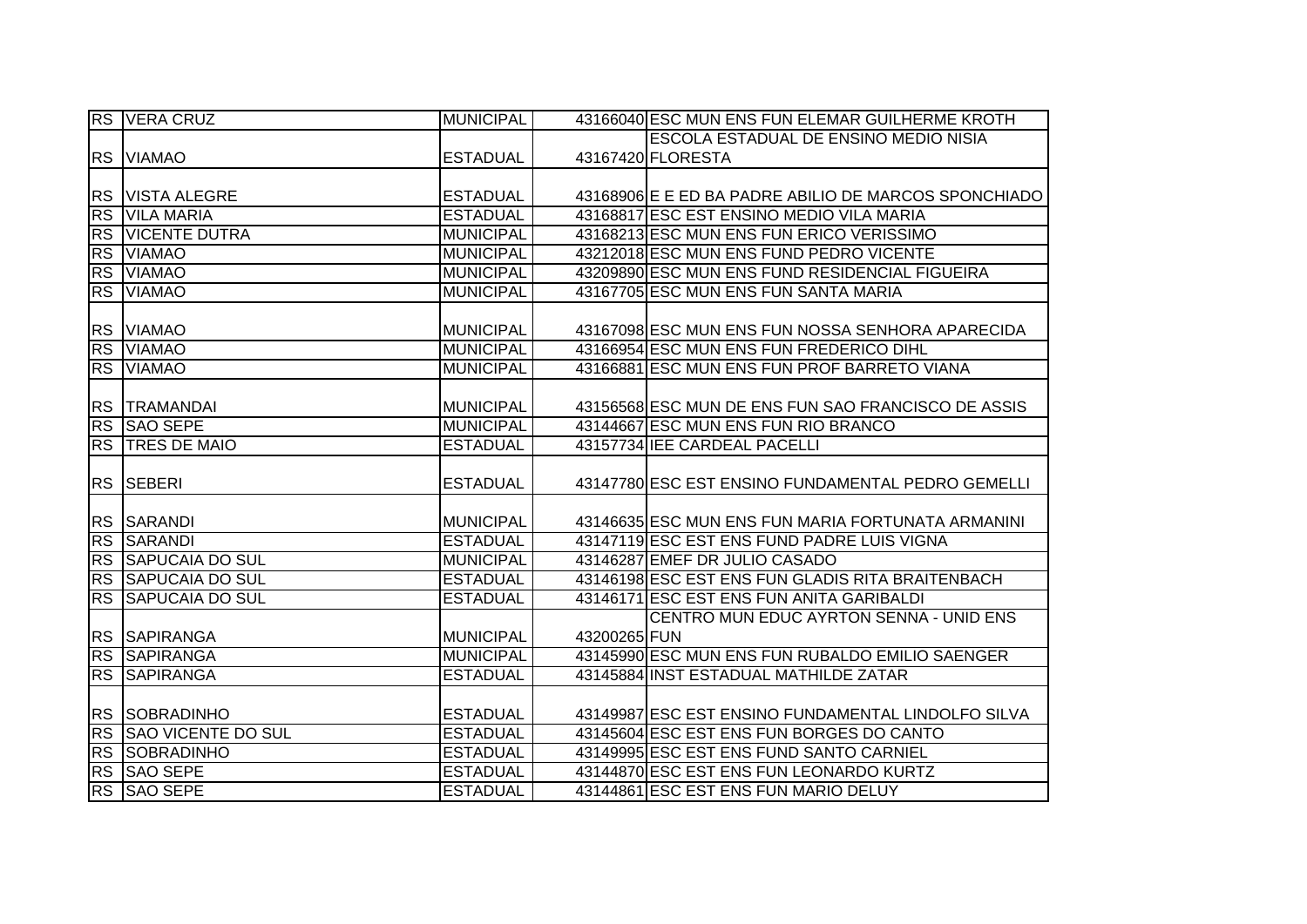| | | | | |
|---|---|---|---|---|
| RS | VERA CRUZ | MUNICIPAL | 43166040 | ESC MUN ENS FUN ELEMAR GUILHERME KROTH |
| RS | VIAMAO | ESTADUAL | 43167420 | ESCOLA ESTADUAL DE ENSINO MEDIO NISIA FLORESTA |
| RS | VISTA ALEGRE | ESTADUAL | 43168906 | E E ED BA PADRE ABILIO DE MARCOS SPONCHIADO |
| RS | VILA MARIA | ESTADUAL | 43168817 | ESC EST ENSINO MEDIO VILA MARIA |
| RS | VICENTE DUTRA | MUNICIPAL | 43168213 | ESC MUN ENS FUN ERICO VERISSIMO |
| RS | VIAMAO | MUNICIPAL | 43212018 | ESC MUN ENS FUND PEDRO VICENTE |
| RS | VIAMAO | MUNICIPAL | 43209890 | ESC MUN ENS FUND RESIDENCIAL FIGUEIRA |
| RS | VIAMAO | MUNICIPAL | 43167705 | ESC MUN ENS FUN SANTA MARIA |
| RS | VIAMAO | MUNICIPAL | 43167098 | ESC MUN ENS FUN NOSSA SENHORA APARECIDA |
| RS | VIAMAO | MUNICIPAL | 43166954 | ESC MUN ENS FUN FREDERICO DIHL |
| RS | VIAMAO | MUNICIPAL | 43166881 | ESC MUN ENS FUN PROF BARRETO VIANA |
| RS | TRAMANDAI | MUNICIPAL | 43156568 | ESC MUN DE ENS FUN SAO FRANCISCO DE ASSIS |
| RS | SAO SEPE | MUNICIPAL | 43144667 | ESC MUN ENS FUN RIO BRANCO |
| RS | TRES DE MAIO | ESTADUAL | 43157734 | IEE CARDEAL PACELLI |
| RS | SEBERI | ESTADUAL | 43147780 | ESC EST ENSINO FUNDAMENTAL PEDRO GEMELLI |
| RS | SARANDI | MUNICIPAL | 43146635 | ESC MUN ENS FUN MARIA FORTUNATA ARMANINI |
| RS | SARANDI | ESTADUAL | 43147119 | ESC EST ENS FUND PADRE LUIS VIGNA |
| RS | SAPUCAIA DO SUL | MUNICIPAL | 43146287 | EMEF DR JULIO CASADO |
| RS | SAPUCAIA DO SUL | ESTADUAL | 43146198 | ESC EST ENS FUN GLADIS RITA BRAITENBACH |
| RS | SAPUCAIA DO SUL | ESTADUAL | 43146171 | ESC EST ENS FUN ANITA GARIBALDI |
| RS | SAPIRANGA | MUNICIPAL | 43200265 | CENTRO MUN EDUC AYRTON SENNA - UNID ENS FUN |
| RS | SAPIRANGA | MUNICIPAL | 43145990 | ESC MUN ENS FUN RUBALDO EMILIO SAENGER |
| RS | SAPIRANGA | ESTADUAL | 43145884 | INST ESTADUAL MATHILDE ZATAR |
| RS | SOBRADINHO | ESTADUAL | 43149987 | ESC EST ENSINO FUNDAMENTAL LINDOLFO SILVA |
| RS | SAO VICENTE DO SUL | ESTADUAL | 43145604 | ESC EST ENS FUN BORGES DO CANTO |
| RS | SOBRADINHO | ESTADUAL | 43149995 | ESC EST ENS FUND SANTO CARNIEL |
| RS | SAO SEPE | ESTADUAL | 43144870 | ESC EST ENS FUN LEONARDO KURTZ |
| RS | SAO SEPE | ESTADUAL | 43144861 | ESC EST ENS FUN MARIO DELUY |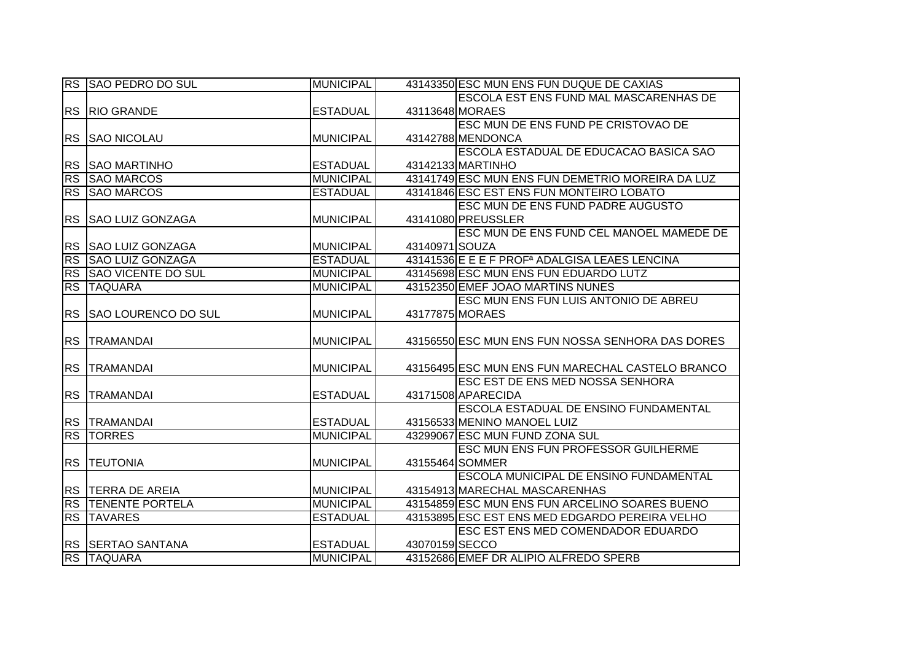| RS | SAO PEDRO DO SUL | MUNICIPAL | 43143350 | ESC MUN ENS FUN DUQUE DE CAXIAS |
|---|---|---|---|---|
| RS | RIO GRANDE | ESTADUAL | 43113648 | ESCOLA EST ENS FUND MAL MASCARENHAS DE MORAES |
| RS | SAO NICOLAU | MUNICIPAL | 43142788 | ESC MUN DE ENS FUND PE CRISTOVAO DE MENDONCA |
| RS | SAO MARTINHO | ESTADUAL | 43142133 | ESCOLA ESTADUAL DE EDUCACAO BASICA SAO MARTINHO |
| RS | SAO MARCOS | MUNICIPAL | 43141749 | ESC MUN ENS FUN DEMETRIO MOREIRA DA LUZ |
| RS | SAO MARCOS | ESTADUAL | 43141846 | ESC EST ENS FUN MONTEIRO LOBATO |
| RS | SAO LUIZ GONZAGA | MUNICIPAL | 43141080 | ESC MUN DE ENS FUND PADRE AUGUSTO PREUSSLER |
| RS | SAO LUIZ GONZAGA | MUNICIPAL | 43140971 | ESC MUN DE ENS FUND CEL MANOEL MAMEDE DE SOUZA |
| RS | SAO LUIZ GONZAGA | ESTADUAL | 43141536 | E E E F PROFª ADALGISA LEAES LENCINA |
| RS | SAO VICENTE DO SUL | MUNICIPAL | 43145698 | ESC MUN ENS FUN EDUARDO LUTZ |
| RS | TAQUARA | MUNICIPAL | 43152350 | EMEF JOAO MARTINS NUNES |
| RS | SAO LOURENCO DO SUL | MUNICIPAL | 43177875 | ESC MUN ENS FUN LUIS ANTONIO DE ABREU MORAES |
| RS | TRAMANDAI | MUNICIPAL | 43156550 | ESC MUN ENS FUN NOSSA SENHORA DAS DORES |
| RS | TRAMANDAI | MUNICIPAL | 43156495 | ESC MUN ENS FUN MARECHAL CASTELO BRANCO |
| RS | TRAMANDAI | ESTADUAL | 43171508 | ESC EST DE ENS MED NOSSA SENHORA APARECIDA |
| RS | TRAMANDAI | ESTADUAL | 43156533 | ESCOLA ESTADUAL DE ENSINO FUNDAMENTAL MENINO MANOEL LUIZ |
| RS | TORRES | MUNICIPAL | 43299067 | ESC MUN FUND ZONA SUL |
| RS | TEUTONIA | MUNICIPAL | 43155464 | ESC MUN ENS FUN PROFESSOR GUILHERME SOMMER |
| RS | TERRA DE AREIA | MUNICIPAL | 43154913 | ESCOLA MUNICIPAL DE ENSINO FUNDAMENTAL MARECHAL MASCARENHAS |
| RS | TENENTE PORTELA | MUNICIPAL | 43154859 | ESC MUN ENS FUN ARCELINO SOARES BUENO |
| RS | TAVARES | ESTADUAL | 43153895 | ESC EST ENS MED EDGARDO PEREIRA VELHO |
| RS | SERTAO SANTANA | ESTADUAL | 43070159 | ESC EST ENS MED COMENDADOR EDUARDO SECCO |
| RS | TAQUARA | MUNICIPAL | 43152686 | EMEF DR ALIPIO ALFREDO SPERB |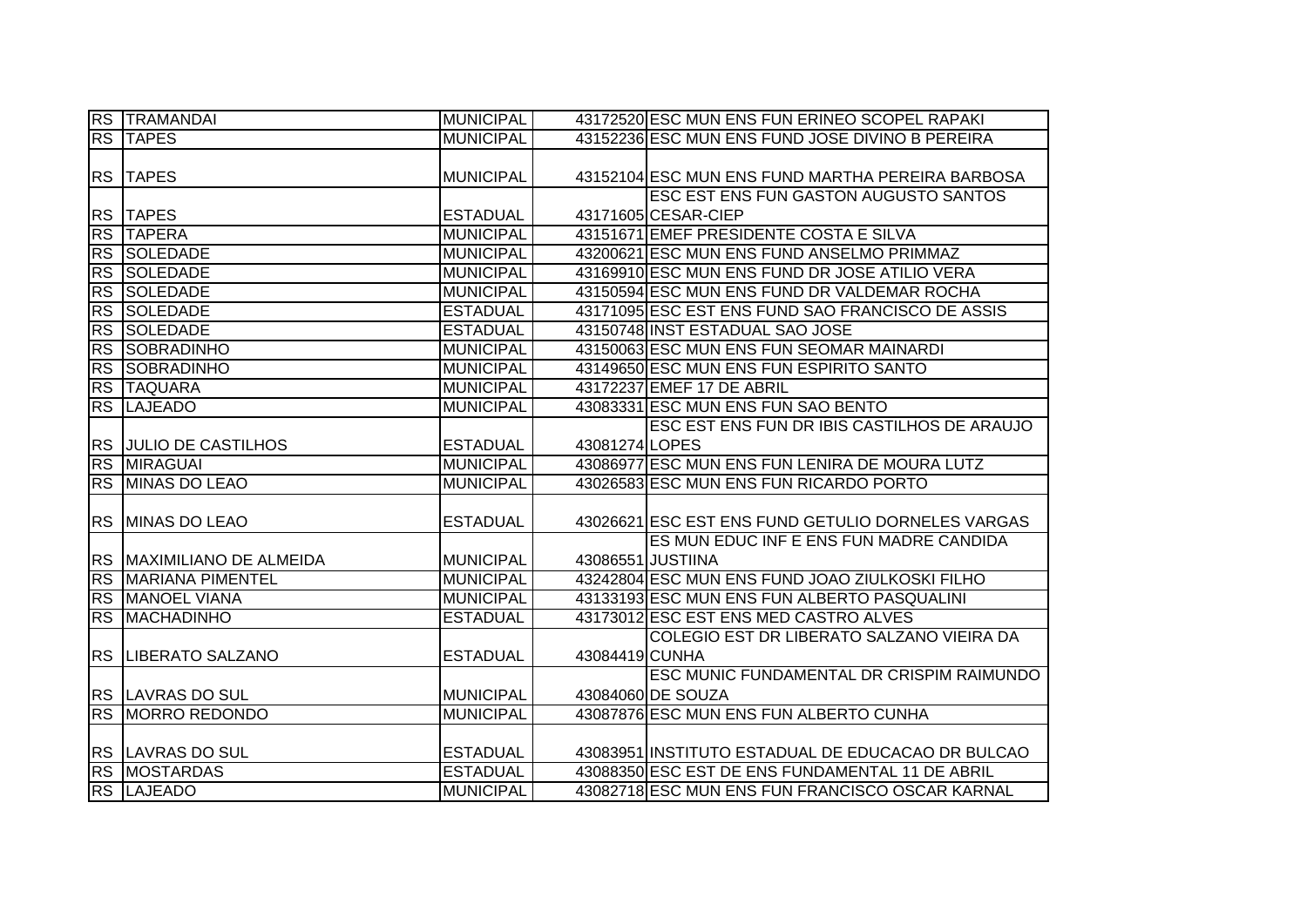| | | | | |
|---|---|---|---|---|
| RS | TRAMANDAI | MUNICIPAL | 43172520 | ESC MUN ENS FUN ERINEO SCOPEL RAPAKI |
| RS | TAPES | MUNICIPAL | 43152236 | ESC MUN ENS FUND JOSE DIVINO B PEREIRA |
| RS | TAPES | MUNICIPAL | 43152104 | ESC MUN ENS FUND MARTHA PEREIRA BARBOSA |
| RS | TAPES | ESTADUAL | 43171605 | ESC EST ENS FUN GASTON AUGUSTO SANTOS CESAR-CIEP |
| RS | TAPERA | MUNICIPAL | 43151671 | EMEF PRESIDENTE COSTA E SILVA |
| RS | SOLEDADE | MUNICIPAL | 43200621 | ESC MUN ENS FUND ANSELMO PRIMMAZ |
| RS | SOLEDADE | MUNICIPAL | 43169910 | ESC MUN ENS FUND DR JOSE ATILIO VERA |
| RS | SOLEDADE | MUNICIPAL | 43150594 | ESC MUN ENS FUND DR VALDEMAR ROCHA |
| RS | SOLEDADE | ESTADUAL | 43171095 | ESC EST ENS FUND SAO FRANCISCO DE ASSIS |
| RS | SOLEDADE | ESTADUAL | 43150748 | INST ESTADUAL SAO JOSE |
| RS | SOBRADINHO | MUNICIPAL | 43150063 | ESC MUN ENS FUN SEOMAR MAINARDI |
| RS | SOBRADINHO | MUNICIPAL | 43149650 | ESC MUN ENS FUN ESPIRITO SANTO |
| RS | TAQUARA | MUNICIPAL | 43172237 | EMEF 17 DE ABRIL |
| RS | LAJEADO | MUNICIPAL | 43083331 | ESC MUN ENS FUN SAO BENTO |
| RS | JULIO DE CASTILHOS | ESTADUAL | 43081274 | ESC EST ENS FUN DR IBIS CASTILHOS DE ARAUJO LOPES |
| RS | MIRAGUAI | MUNICIPAL | 43086977 | ESC MUN ENS FUN LENIRA DE MOURA LUTZ |
| RS | MINAS DO LEAO | MUNICIPAL | 43026583 | ESC MUN ENS FUN RICARDO PORTO |
| RS | MINAS DO LEAO | ESTADUAL | 43026621 | ESC EST ENS FUND GETULIO DORNELES VARGAS |
| RS | MAXIMILIANO DE ALMEIDA | MUNICIPAL | 43086551 | ES MUN EDUC INF E ENS FUN MADRE CANDIDA JUSTIINA |
| RS | MARIANA PIMENTEL | MUNICIPAL | 43242804 | ESC MUN ENS FUND JOAO ZIULKOSKI FILHO |
| RS | MANOEL VIANA | MUNICIPAL | 43133193 | ESC MUN ENS FUN ALBERTO PASQUALINI |
| RS | MACHADINHO | ESTADUAL | 43173012 | ESC EST ENS MED CASTRO ALVES |
| RS | LIBERATO SALZANO | ESTADUAL | 43084419 | COLEGIO EST DR LIBERATO SALZANO VIEIRA DA CUNHA |
| RS | LAVRAS DO SUL | MUNICIPAL | 43084060 | ESC MUNIC FUNDAMENTAL DR CRISPIM RAIMUNDO DE SOUZA |
| RS | MORRO REDONDO | MUNICIPAL | 43087876 | ESC MUN ENS FUN ALBERTO CUNHA |
| RS | LAVRAS DO SUL | ESTADUAL | 43083951 | INSTITUTO ESTADUAL DE EDUCACAO DR BULCAO |
| RS | MOSTARDAS | ESTADUAL | 43088350 | ESC EST DE ENS FUNDAMENTAL 11 DE ABRIL |
| RS | LAJEADO | MUNICIPAL | 43082718 | ESC MUN ENS FUN FRANCISCO OSCAR KARNAL |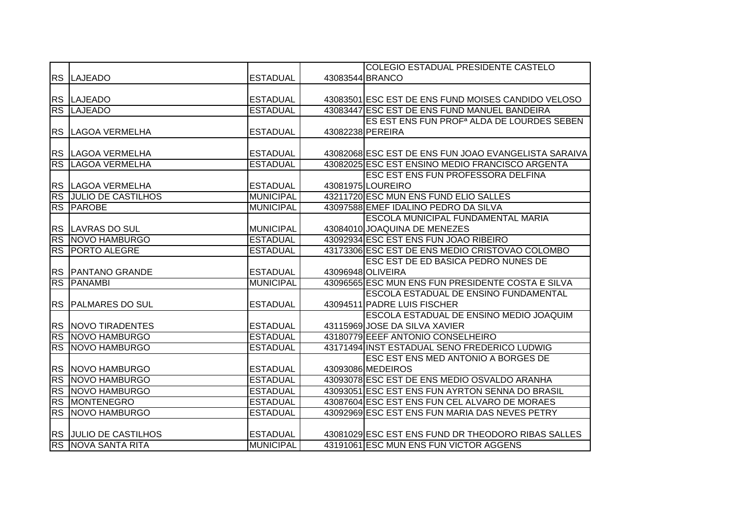| | | | | |
|---|---|---|---|---|
| RS | LAJEADO | ESTADUAL | 43083544 | COLEGIO ESTADUAL PRESIDENTE CASTELO BRANCO |
| RS | LAJEADO | ESTADUAL | 43083501 | ESC EST DE ENS FUND MOISES CANDIDO VELOSO |
| RS | LAJEADO | ESTADUAL | 43083447 | ESC EST DE ENS FUND MANUEL BANDEIRA |
| RS | LAGOA VERMELHA | ESTADUAL | 43082238 | ES EST ENS FUN PROFª ALDA DE LOURDES SEBEN PEREIRA |
| RS | LAGOA VERMELHA | ESTADUAL | 43082068 | ESC EST DE ENS FUN JOAO EVANGELISTA SARAIVA |
| RS | LAGOA VERMELHA | ESTADUAL | 43082025 | ESC EST ENSINO MEDIO FRANCISCO ARGENTA |
| RS | LAGOA VERMELHA | ESTADUAL | 43081975 | ESC EST ENS FUN PROFESSORA DELFINA LOUREIRO |
| RS | JULIO DE CASTILHOS | MUNICIPAL | 43211720 | ESC MUN ENS FUND ELIO SALLES |
| RS | PAROBE | MUNICIPAL | 43097588 | EMEF IDALINO PEDRO DA SILVA |
| RS | LAVRAS DO SUL | MUNICIPAL | 43084010 | ESCOLA MUNICIPAL FUNDAMENTAL MARIA JOAQUINA DE MENEZES |
| RS | NOVO HAMBURGO | ESTADUAL | 43092934 | ESC EST ENS FUN JOAO RIBEIRO |
| RS | PORTO ALEGRE | ESTADUAL | 43173306 | ESC EST DE ENS MEDIO CRISTOVAO COLOMBO |
| RS | PANTANO GRANDE | ESTADUAL | 43096948 | ESC EST DE ED BASICA PEDRO NUNES DE OLIVEIRA |
| RS | PANAMBI | MUNICIPAL | 43096565 | ESC MUN ENS FUN PRESIDENTE COSTA E SILVA |
| RS | PALMARES DO SUL | ESTADUAL | 43094511 | ESCOLA ESTADUAL DE ENSINO FUNDAMENTAL PADRE LUIS FISCHER |
| RS | NOVO TIRADENTES | ESTADUAL | 43115969 | ESCOLA ESTADUAL DE ENSINO MEDIO JOAQUIM JOSE DA SILVA XAVIER |
| RS | NOVO HAMBURGO | ESTADUAL | 43180779 | EEEF ANTONIO CONSELHEIRO |
| RS | NOVO HAMBURGO | ESTADUAL | 43171494 | INST ESTADUAL SENO FREDERICO LUDWIG |
| RS | NOVO HAMBURGO | ESTADUAL | 43093086 | ESC EST ENS MED ANTONIO A BORGES DE MEDEIROS |
| RS | NOVO HAMBURGO | ESTADUAL | 43093078 | ESC EST DE ENS MEDIO OSVALDO ARANHA |
| RS | NOVO HAMBURGO | ESTADUAL | 43093051 | ESC EST ENS FUN AYRTON SENNA DO BRASIL |
| RS | MONTENEGRO | ESTADUAL | 43087604 | ESC EST ENS FUN CEL ALVARO DE MORAES |
| RS | NOVO HAMBURGO | ESTADUAL | 43092969 | ESC EST ENS FUN MARIA DAS NEVES PETRY |
| RS | JULIO DE CASTILHOS | ESTADUAL | 43081029 | ESC EST ENS FUND DR THEODORO RIBAS SALLES |
| RS | NOVA SANTA RITA | MUNICIPAL | 43191061 | ESC MUN ENS FUN VICTOR AGGENS |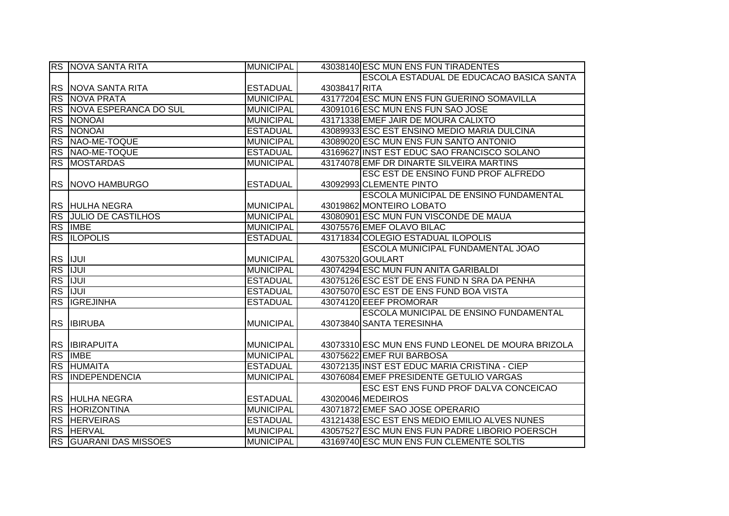| RS | NOVA SANTA RITA | MUNICIPAL | 43038140 | ESC MUN ENS FUN TIRADENTES |
|---|---|---|---|---|
| RS | NOVA SANTA RITA | ESTADUAL | 43038417 | ESCOLA ESTADUAL DE EDUCACAO BASICA SANTA RITA |
| RS | NOVA PRATA | MUNICIPAL | 43177204 | ESC MUN ENS FUN GUERINO SOMAVILLA |
| RS | NOVA ESPERANCA DO SUL | MUNICIPAL | 43091016 | ESC MUN ENS FUN SAO JOSE |
| RS | NONOAI | MUNICIPAL | 43171338 | EMEF JAIR DE MOURA CALIXTO |
| RS | NONOAI | ESTADUAL | 43089933 | ESC EST ENSINO MEDIO MARIA DULCINA |
| RS | NAO-ME-TOQUE | MUNICIPAL | 43089020 | ESC MUN ENS FUN SANTO ANTONIO |
| RS | NAO-ME-TOQUE | ESTADUAL | 43169627 | INST EST EDUC SAO FRANCISCO SOLANO |
| RS | MOSTARDAS | MUNICIPAL | 43174078 | EMF DR DINARTE SILVEIRA MARTINS |
| RS | NOVO HAMBURGO | ESTADUAL | 43092993 | ESC EST DE ENSINO FUND PROF ALFREDO CLEMENTE PINTO |
| RS | HULHA NEGRA | MUNICIPAL | 43019862 | ESCOLA MUNICIPAL DE ENSINO FUNDAMENTAL MONTEIRO LOBATO |
| RS | JULIO DE CASTILHOS | MUNICIPAL | 43080901 | ESC MUN FUN VISCONDE DE MAUA |
| RS | IMBE | MUNICIPAL | 43075576 | EMEF OLAVO BILAC |
| RS | ILOPOLIS | ESTADUAL | 43171834 | COLEGIO ESTADUAL ILOPOLIS |
| RS | IJUI | MUNICIPAL | 43075320 | ESCOLA MUNICIPAL FUNDAMENTAL JOAO GOULART |
| RS | IJUI | MUNICIPAL | 43074294 | ESC MUN FUN ANITA GARIBALDI |
| RS | IJUI | ESTADUAL | 43075126 | ESC EST DE ENS FUND N SRA DA PENHA |
| RS | IJUI | ESTADUAL | 43075070 | ESC EST DE ENS FUND BOA VISTA |
| RS | IGREJINHA | ESTADUAL | 43074120 | EEEF PROMORAR |
| RS | IBIRUBA | MUNICIPAL | 43073840 | ESCOLA MUNICIPAL DE ENSINO FUNDAMENTAL SANTA TERESINHA |
| RS | IBIRAPUITA | MUNICIPAL | 43073310 | ESC MUN ENS FUND LEONEL DE MOURA BRIZOLA |
| RS | IMBE | MUNICIPAL | 43075622 | EMEF RUI BARBOSA |
| RS | HUMAITA | ESTADUAL | 43072135 | INST EST EDUC MARIA CRISTINA - CIEP |
| RS | INDEPENDENCIA | MUNICIPAL | 43076084 | EMEF PRESIDENTE GETULIO VARGAS |
| RS | HULHA NEGRA | ESTADUAL | 43020046 | ESC EST ENS FUND PROF DALVA CONCEICAO MEDEIROS |
| RS | HORIZONTINA | MUNICIPAL | 43071872 | EMEF SAO JOSE OPERARIO |
| RS | HERVEIRAS | ESTADUAL | 43121438 | ESC EST ENS MEDIO EMILIO ALVES NUNES |
| RS | HERVAL | MUNICIPAL | 43057527 | ESC MUN ENS FUN PADRE LIBORIO POERSCH |
| RS | GUARANI DAS MISSOES | MUNICIPAL | 43169740 | ESC MUN ENS FUN CLEMENTE SOLTIS |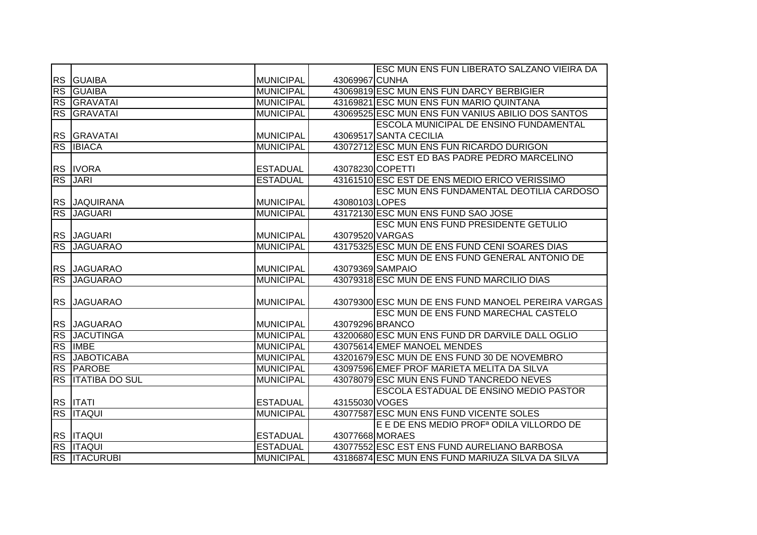| | | | | |
|---|---|---|---|---|
| RS | GUAIBA | MUNICIPAL | 43069967 | ESC MUN ENS FUN LIBERATO SALZANO VIEIRA DA CUNHA |
| RS | GUAIBA | MUNICIPAL | 43069819 | ESC MUN ENS FUN DARCY BERBIGIER |
| RS | GRAVATAI | MUNICIPAL | 43169821 | ESC MUN ENS FUN MARIO QUINTANA |
| RS | GRAVATAI | MUNICIPAL | 43069525 | ESC MUN ENS FUN VANIUS ABILIO DOS SANTOS |
| RS | GRAVATAI | MUNICIPAL | 43069517 | ESCOLA MUNICIPAL DE ENSINO FUNDAMENTAL SANTA CECILIA |
| RS | IBIACA | MUNICIPAL | 43072712 | ESC MUN ENS FUN RICARDO DURIGON |
| RS | IVORA | ESTADUAL | 43078230 | ESC EST ED BAS PADRE PEDRO MARCELINO COPETTI |
| RS | JARI | ESTADUAL | 43161510 | ESC EST DE ENS MEDIO ERICO VERISSIMO |
| RS | JAQUIRANA | MUNICIPAL | 43080103 | ESC MUN ENS FUNDAMENTAL DEOTILIA CARDOSO LOPES |
| RS | JAGUARI | MUNICIPAL | 43172130 | ESC MUN ENS FUND SAO JOSE |
| RS | JAGUARI | MUNICIPAL | 43079520 | ESC MUN ENS FUND PRESIDENTE GETULIO VARGAS |
| RS | JAGUARAO | MUNICIPAL | 43175325 | ESC MUN DE ENS FUND CENI SOARES DIAS |
| RS | JAGUARAO | MUNICIPAL | 43079369 | ESC MUN DE ENS FUND GENERAL ANTONIO DE SAMPAIO |
| RS | JAGUARAO | MUNICIPAL | 43079318 | ESC MUN DE ENS FUND MARCILIO DIAS |
| RS | JAGUARAO | MUNICIPAL | 43079300 | ESC MUN DE ENS FUND MANOEL PEREIRA VARGAS |
| RS | JAGUARAO | MUNICIPAL | 43079296 | ESC MUN DE ENS FUND MARECHAL CASTELO BRANCO |
| RS | JACUTINGA | MUNICIPAL | 43200680 | ESC MUN ENS FUND DR DARVILE DALL OGLIO |
| RS | IMBE | MUNICIPAL | 43075614 | EMEF MANOEL MENDES |
| RS | JABOTICABA | MUNICIPAL | 43201679 | ESC MUN DE ENS FUND 30 DE NOVEMBRO |
| RS | PAROBE | MUNICIPAL | 43097596 | EMEF PROF MARIETA MELITA DA SILVA |
| RS | ITATIBA DO SUL | MUNICIPAL | 43078079 | ESC MUN ENS FUND TANCREDO NEVES |
| RS | ITATI | ESTADUAL | 43155030 | ESCOLA ESTADUAL DE ENSINO MEDIO PASTOR VOGES |
| RS | ITAQUI | MUNICIPAL | 43077587 | ESC MUN ENS FUND VICENTE SOLES |
| RS | ITAQUI | ESTADUAL | 43077668 | E E DE ENS MEDIO PROFª ODILA VILLORDO DE MORAES |
| RS | ITAQUI | ESTADUAL | 43077552 | ESC EST ENS FUND AURELIANO BARBOSA |
| RS | ITACURUBI | MUNICIPAL | 43186874 | ESC MUN ENS FUND MARIUZA SILVA DA SILVA |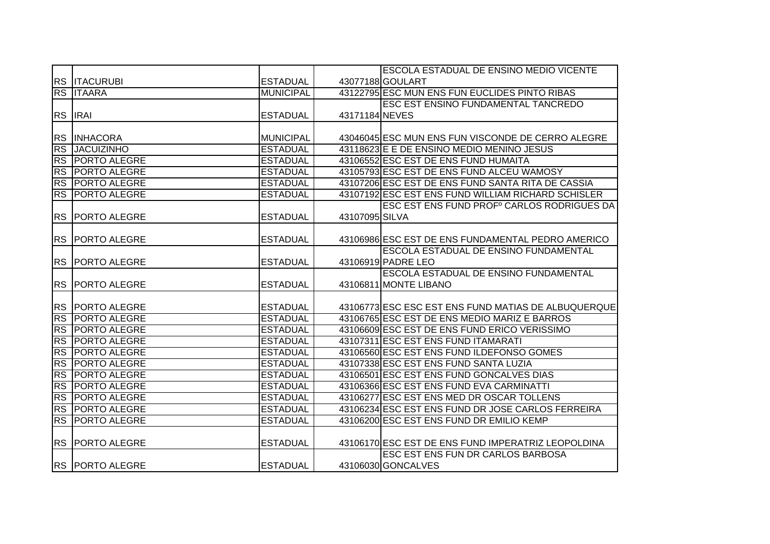| | | | | |
|---|---|---|---|---|
| RS | ITACURUBI | ESTADUAL | 43077188 | ESCOLA ESTADUAL DE ENSINO MEDIO VICENTE GOULART |
| RS | ITAARA | MUNICIPAL | 43122795 | ESC MUN ENS FUN EUCLIDES PINTO RIBAS |
| RS | IRAI | ESTADUAL | 43171184 | ESC EST ENSINO FUNDAMENTAL TANCREDO NEVES |
| RS | INHACORA | MUNICIPAL | 43046045 | ESC MUN ENS FUN VISCONDE DE CERRO ALEGRE |
| RS | JACUIZINHO | ESTADUAL | 43118623 | E E DE ENSINO MEDIO MENINO JESUS |
| RS | PORTO ALEGRE | ESTADUAL | 43106552 | ESC EST DE ENS FUND HUMAITA |
| RS | PORTO ALEGRE | ESTADUAL | 43105793 | ESC EST DE ENS FUND ALCEU WAMOSY |
| RS | PORTO ALEGRE | ESTADUAL | 43107206 | ESC EST DE ENS FUND SANTA RITA DE CASSIA |
| RS | PORTO ALEGRE | ESTADUAL | 43107192 | ESC EST ENS FUND WILLIAM RICHARD SCHISLER |
| RS | PORTO ALEGRE | ESTADUAL | 43107095 | ESC EST ENS FUND PROFº CARLOS RODRIGUES DA SILVA |
| RS | PORTO ALEGRE | ESTADUAL | 43106986 | ESC EST DE ENS FUNDAMENTAL PEDRO AMERICO |
| RS | PORTO ALEGRE | ESTADUAL | 43106919 | ESCOLA ESTADUAL DE ENSINO FUNDAMENTAL PADRE LEO |
| RS | PORTO ALEGRE | ESTADUAL | 43106811 | ESCOLA ESTADUAL DE ENSINO FUNDAMENTAL MONTE LIBANO |
| RS | PORTO ALEGRE | ESTADUAL | 43106773 | ESC ESC EST ENS FUND MATIAS DE ALBUQUERQUE |
| RS | PORTO ALEGRE | ESTADUAL | 43106765 | ESC EST DE ENS MEDIO MARIZ E BARROS |
| RS | PORTO ALEGRE | ESTADUAL | 43106609 | ESC EST DE ENS FUND ERICO VERISSIMO |
| RS | PORTO ALEGRE | ESTADUAL | 43107311 | ESC EST ENS FUND ITAMARATI |
| RS | PORTO ALEGRE | ESTADUAL | 43106560 | ESC EST ENS FUND ILDEFONSO GOMES |
| RS | PORTO ALEGRE | ESTADUAL | 43107338 | ESC EST ENS FUND SANTA LUZIA |
| RS | PORTO ALEGRE | ESTADUAL | 43106501 | ESC EST ENS FUND GONCALVES DIAS |
| RS | PORTO ALEGRE | ESTADUAL | 43106366 | ESC EST ENS FUND EVA CARMINATTI |
| RS | PORTO ALEGRE | ESTADUAL | 43106277 | ESC EST ENS MED DR OSCAR TOLLENS |
| RS | PORTO ALEGRE | ESTADUAL | 43106234 | ESC EST ENS FUND DR JOSE CARLOS FERREIRA |
| RS | PORTO ALEGRE | ESTADUAL | 43106200 | ESC EST ENS FUND DR EMILIO KEMP |
| RS | PORTO ALEGRE | ESTADUAL | 43106170 | ESC EST DE ENS FUND IMPERATRIZ LEOPOLDINA |
| RS | PORTO ALEGRE | ESTADUAL | 43106030 | ESC EST ENS FUN DR CARLOS BARBOSA GONCALVES |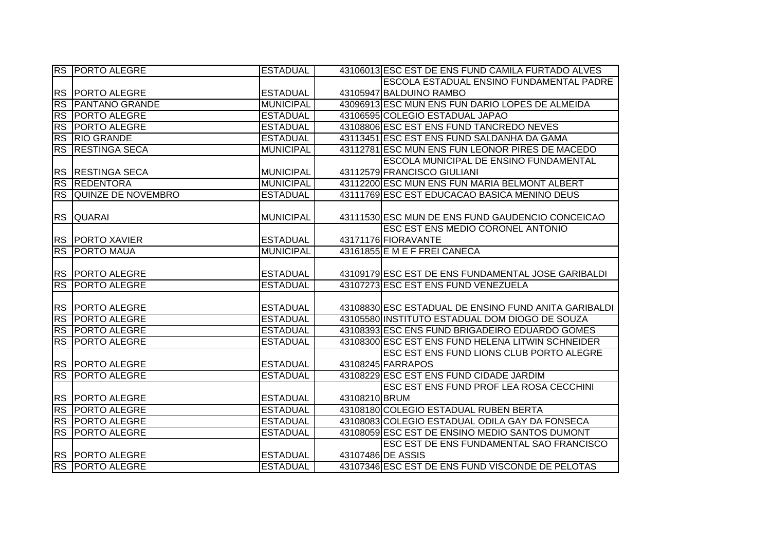| | | | | |
|---|---|---|---|---|
| RS | PORTO ALEGRE | ESTADUAL | 43106013 | ESC EST DE ENS FUND CAMILA FURTADO ALVES |
| RS | PORTO ALEGRE | ESTADUAL | 43105947 | ESCOLA ESTADUAL ENSINO FUNDAMENTAL PADRE BALDUINO RAMBO |
| RS | PANTANO GRANDE | MUNICIPAL | 43096913 | ESC MUN ENS FUN DARIO LOPES DE ALMEIDA |
| RS | PORTO ALEGRE | ESTADUAL | 43106595 | COLEGIO ESTADUAL JAPAO |
| RS | PORTO ALEGRE | ESTADUAL | 43108806 | ESC EST ENS FUND TANCREDO NEVES |
| RS | RIO GRANDE | ESTADUAL | 43113451 | ESC EST ENS FUND SALDANHA DA GAMA |
| RS | RESTINGA SECA | MUNICIPAL | 43112781 | ESC MUN ENS FUN LEONOR PIRES DE MACEDO |
| RS | RESTINGA SECA | MUNICIPAL | 43112579 | ESCOLA MUNICIPAL DE ENSINO FUNDAMENTAL FRANCISCO GIULIANI |
| RS | REDENTORA | MUNICIPAL | 43112200 | ESC MUN ENS FUN MARIA BELMONT ALBERT |
| RS | QUINZE DE NOVEMBRO | ESTADUAL | 43111769 | ESC EST EDUCACAO BASICA MENINO DEUS |
| RS | QUARAI | MUNICIPAL | 43111530 | ESC MUN DE ENS FUND GAUDENCIO CONCEICAO |
| RS | PORTO XAVIER | ESTADUAL | 43171176 | ESC EST ENS MEDIO CORONEL ANTONIO FIORAVANTE |
| RS | PORTO MAUA | MUNICIPAL | 43161855 | E M E F FREI CANECA |
| RS | PORTO ALEGRE | ESTADUAL | 43109179 | ESC EST DE ENS FUNDAMENTAL JOSE GARIBALDI |
| RS | PORTO ALEGRE | ESTADUAL | 43107273 | ESC EST ENS FUND VENEZUELA |
| RS | PORTO ALEGRE | ESTADUAL | 43108830 | ESC ESTADUAL DE ENSINO FUND ANITA GARIBALDI |
| RS | PORTO ALEGRE | ESTADUAL | 43105580 | INSTITUTO ESTADUAL DOM DIOGO DE SOUZA |
| RS | PORTO ALEGRE | ESTADUAL | 43108393 | ESC ENS FUND BRIGADEIRO EDUARDO GOMES |
| RS | PORTO ALEGRE | ESTADUAL | 43108300 | ESC EST ENS FUND HELENA LITWIN SCHNEIDER |
| RS | PORTO ALEGRE | ESTADUAL | 43108245 | ESC EST ENS FUND LIONS CLUB PORTO ALEGRE FARRAPOS |
| RS | PORTO ALEGRE | ESTADUAL | 43108229 | ESC EST ENS FUND CIDADE JARDIM |
| RS | PORTO ALEGRE | ESTADUAL | 43108210 | ESC EST ENS FUND PROF LEA ROSA CECCHINI BRUM |
| RS | PORTO ALEGRE | ESTADUAL | 43108180 | COLEGIO ESTADUAL RUBEN BERTA |
| RS | PORTO ALEGRE | ESTADUAL | 43108083 | COLEGIO ESTADUAL ODILA GAY DA FONSECA |
| RS | PORTO ALEGRE | ESTADUAL | 43108059 | ESC EST DE ENSINO MEDIO SANTOS DUMONT |
| RS | PORTO ALEGRE | ESTADUAL | 43107486 | ESC EST DE ENS FUNDAMENTAL SAO FRANCISCO DE ASSIS |
| RS | PORTO ALEGRE | ESTADUAL | 43107346 | ESC EST DE ENS FUND VISCONDE DE PELOTAS |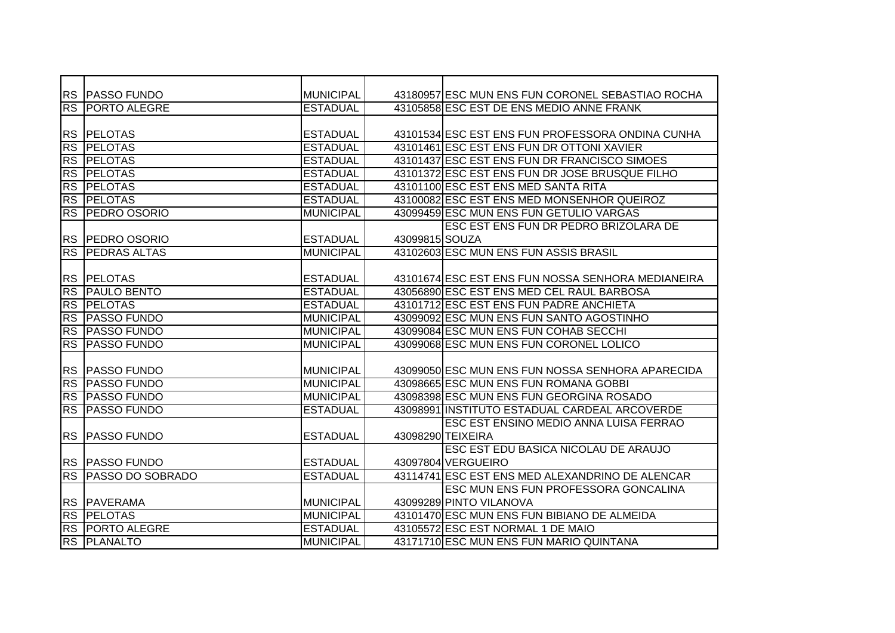| | | | | |
|---|---|---|---|---|
| RS | PASSO FUNDO | MUNICIPAL | 43180957 | ESC MUN ENS FUN CORONEL SEBASTIAO ROCHA |
| RS | PORTO ALEGRE | ESTADUAL | 43105858 | ESC EST DE ENS MEDIO ANNE FRANK |
| RS | PELOTAS | ESTADUAL | 43101534 | ESC EST ENS FUN PROFESSORA ONDINA CUNHA |
| RS | PELOTAS | ESTADUAL | 43101461 | ESC EST ENS FUN DR OTTONI XAVIER |
| RS | PELOTAS | ESTADUAL | 43101437 | ESC EST ENS FUN DR FRANCISCO SIMOES |
| RS | PELOTAS | ESTADUAL | 43101372 | ESC EST ENS FUN DR JOSE BRUSQUE FILHO |
| RS | PELOTAS | ESTADUAL | 43101100 | ESC EST ENS MED SANTA RITA |
| RS | PELOTAS | ESTADUAL | 43100082 | ESC EST ENS MED MONSENHOR QUEIROZ |
| RS | PEDRO OSORIO | MUNICIPAL | 43099459 | ESC MUN ENS FUN GETULIO VARGAS |
| RS | PEDRO OSORIO | ESTADUAL | 43099815 | ESC EST ENS FUN DR PEDRO BRIZOLARA DE SOUZA |
| RS | PEDRAS ALTAS | MUNICIPAL | 43102603 | ESC MUN ENS FUN ASSIS BRASIL |
| RS | PELOTAS | ESTADUAL | 43101674 | ESC EST ENS FUN NOSSA SENHORA MEDIANEIRA |
| RS | PAULO BENTO | ESTADUAL | 43056890 | ESC EST ENS MED CEL RAUL BARBOSA |
| RS | PELOTAS | ESTADUAL | 43101712 | ESC EST ENS FUN PADRE ANCHIETA |
| RS | PASSO FUNDO | MUNICIPAL | 43099092 | ESC MUN ENS FUN SANTO AGOSTINHO |
| RS | PASSO FUNDO | MUNICIPAL | 43099084 | ESC MUN ENS FUN COHAB SECCHI |
| RS | PASSO FUNDO | MUNICIPAL | 43099068 | ESC MUN ENS FUN CORONEL LOLICO |
| RS | PASSO FUNDO | MUNICIPAL | 43099050 | ESC MUN ENS FUN NOSSA SENHORA APARECIDA |
| RS | PASSO FUNDO | MUNICIPAL | 43098665 | ESC MUN ENS FUN ROMANA GOBBI |
| RS | PASSO FUNDO | MUNICIPAL | 43098398 | ESC MUN ENS FUN GEORGINA ROSADO |
| RS | PASSO FUNDO | ESTADUAL | 43098991 | INSTITUTO ESTADUAL CARDEAL ARCOVERDE |
| RS | PASSO FUNDO | ESTADUAL | 43098290 | ESC EST ENSINO MEDIO ANNA LUISA FERRAO TEIXEIRA |
| RS | PASSO FUNDO | ESTADUAL | 43097804 | ESC EST EDU BASICA NICOLAU DE ARAUJO VERGUEIRO |
| RS | PASSO DO SOBRADO | ESTADUAL | 43114741 | ESC EST ENS MED ALEXANDRINO DE ALENCAR |
| RS | PAVERAMA | MUNICIPAL | 43099289 | ESC MUN ENS FUN PROFESSORA GONCALINA PINTO VILANOVA |
| RS | PELOTAS | MUNICIPAL | 43101470 | ESC MUN ENS FUN BIBIANO DE ALMEIDA |
| RS | PORTO ALEGRE | ESTADUAL | 43105572 | ESC EST NORMAL 1 DE MAIO |
| RS | PLANALTO | MUNICIPAL | 43171710 | ESC MUN ENS FUN MARIO QUINTANA |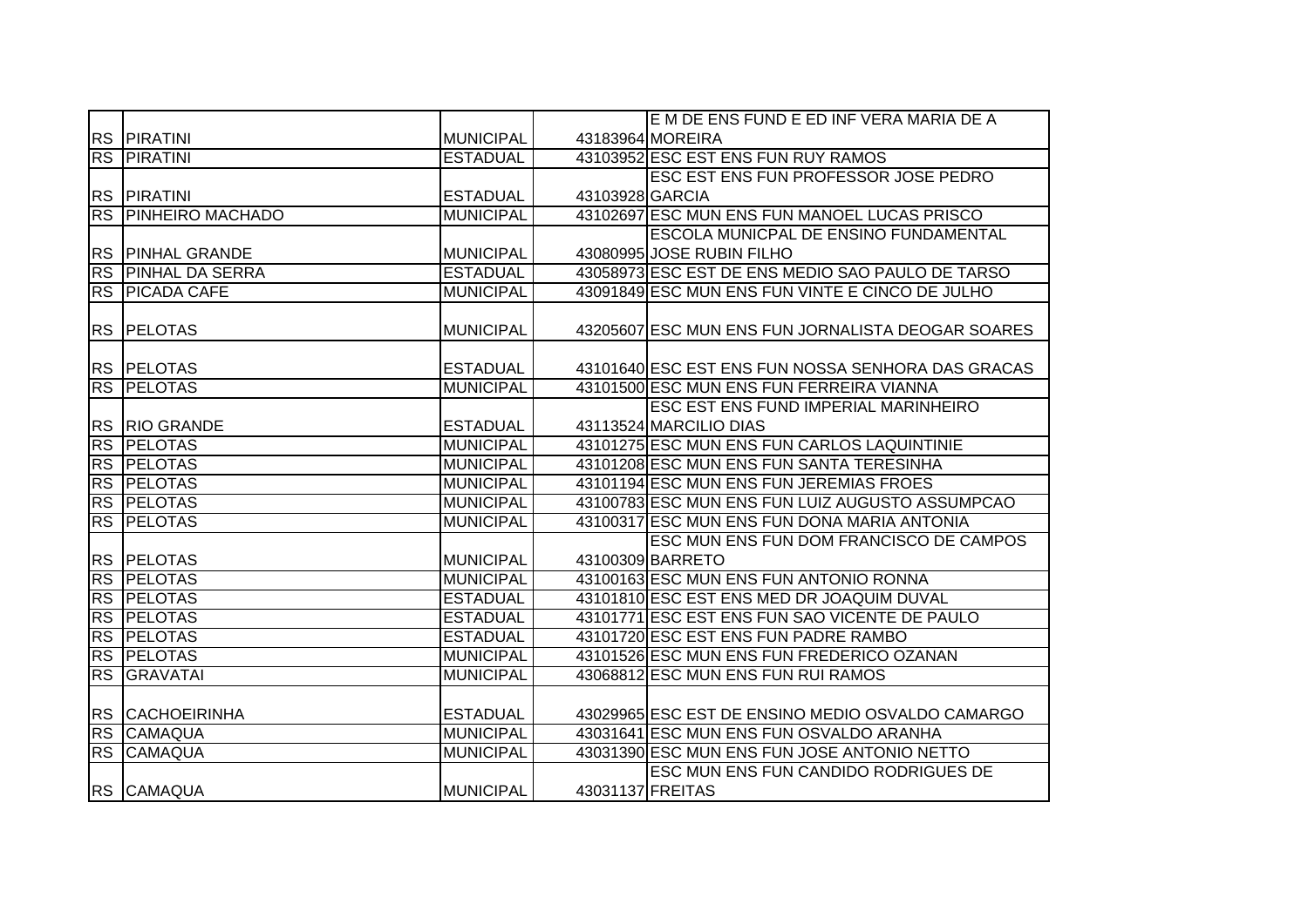| | | | | |
|---|---|---|---|---|
| RS | PIRATINI | MUNICIPAL | 43183964 | E M DE ENS FUND E ED INF VERA MARIA DE A MOREIRA |
| RS | PIRATINI | ESTADUAL | 43103952 | ESC EST ENS FUN RUY RAMOS |
| RS | PIRATINI | ESTADUAL | 43103928 | ESC EST ENS FUN PROFESSOR JOSE PEDRO GARCIA |
| RS | PINHEIRO MACHADO | MUNICIPAL | 43102697 | ESC MUN ENS FUN MANOEL LUCAS PRISCO |
| RS | PINHAL GRANDE | MUNICIPAL | 43080995 | ESCOLA MUNICPAL DE ENSINO FUNDAMENTAL JOSE RUBIN FILHO |
| RS | PINHAL DA SERRA | ESTADUAL | 43058973 | ESC EST DE ENS MEDIO SAO PAULO DE TARSO |
| RS | PICADA CAFE | MUNICIPAL | 43091849 | ESC MUN ENS FUN VINTE E CINCO DE JULHO |
| RS | PELOTAS | MUNICIPAL | 43205607 | ESC MUN ENS FUN JORNALISTA DEOGAR SOARES |
| RS | PELOTAS | ESTADUAL | 43101640 | ESC EST ENS FUN NOSSA SENHORA DAS GRACAS |
| RS | PELOTAS | MUNICIPAL | 43101500 | ESC MUN ENS FUN FERREIRA VIANNA |
| RS | RIO GRANDE | ESTADUAL | 43113524 | ESC EST ENS FUND IMPERIAL MARINHEIRO MARCILIO DIAS |
| RS | PELOTAS | MUNICIPAL | 43101275 | ESC MUN ENS FUN CARLOS LAQUINTINIE |
| RS | PELOTAS | MUNICIPAL | 43101208 | ESC MUN ENS FUN SANTA TERESINHA |
| RS | PELOTAS | MUNICIPAL | 43101194 | ESC MUN ENS FUN JEREMIAS FROES |
| RS | PELOTAS | MUNICIPAL | 43100783 | ESC MUN ENS FUN LUIZ AUGUSTO ASSUMPCAO |
| RS | PELOTAS | MUNICIPAL | 43100317 | ESC MUN ENS FUN DONA MARIA ANTONIA |
| RS | PELOTAS | MUNICIPAL | 43100309 | ESC MUN ENS FUN DOM FRANCISCO DE CAMPOS BARRETO |
| RS | PELOTAS | MUNICIPAL | 43100163 | ESC MUN ENS FUN ANTONIO RONNA |
| RS | PELOTAS | ESTADUAL | 43101810 | ESC EST ENS MED DR JOAQUIM DUVAL |
| RS | PELOTAS | ESTADUAL | 43101771 | ESC EST ENS FUN SAO VICENTE DE PAULO |
| RS | PELOTAS | ESTADUAL | 43101720 | ESC EST ENS FUN PADRE RAMBO |
| RS | PELOTAS | MUNICIPAL | 43101526 | ESC MUN ENS FUN FREDERICO OZANAN |
| RS | GRAVATAI | MUNICIPAL | 43068812 | ESC MUN ENS FUN RUI RAMOS |
| RS | CACHOEIRINHA | ESTADUAL | 43029965 | ESC EST DE ENSINO MEDIO OSVALDO CAMARGO |
| RS | CAMAQUA | MUNICIPAL | 43031641 | ESC MUN ENS FUN OSVALDO ARANHA |
| RS | CAMAQUA | MUNICIPAL | 43031390 | ESC MUN ENS FUN JOSE ANTONIO NETTO |
| RS | CAMAQUA | MUNICIPAL | 43031137 | ESC MUN ENS FUN CANDIDO RODRIGUES DE FREITAS |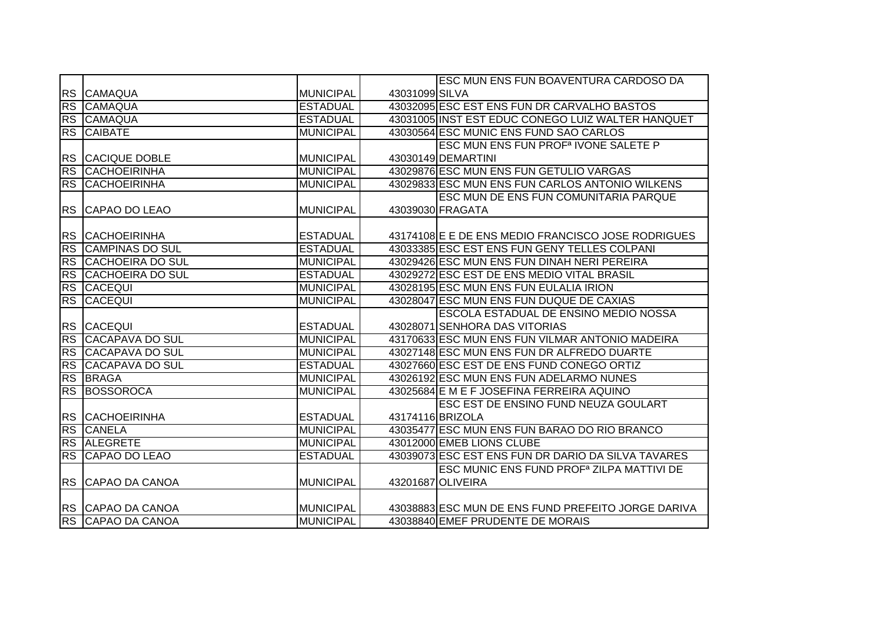| | | | | |
|---|---|---|---|---|
| RS | CAMAQUA | MUNICIPAL | 43031099 | ESC MUN ENS FUN BOAVENTURA CARDOSO DA SILVA |
| RS | CAMAQUA | ESTADUAL | 43032095 | ESC EST ENS FUN DR CARVALHO BASTOS |
| RS | CAMAQUA | ESTADUAL | 43031005 | INST EST EDUC CONEGO LUIZ WALTER HANQUET |
| RS | CAIBATE | MUNICIPAL | 43030564 | ESC MUNIC ENS FUND SAO CARLOS |
| RS | CACIQUE DOBLE | MUNICIPAL | 43030149 | ESC MUN ENS FUN PROFª IVONE SALETE P DEMARTINI |
| RS | CACHOEIRINHA | MUNICIPAL | 43029876 | ESC MUN ENS FUN GETULIO VARGAS |
| RS | CACHOEIRINHA | MUNICIPAL | 43029833 | ESC MUN ENS FUN CARLOS ANTONIO WILKENS |
| RS | CAPAO DO LEAO | MUNICIPAL | 43039030 | ESC MUN DE ENS FUN COMUNITARIA PARQUE FRAGATA |
| RS | CACHOEIRINHA | ESTADUAL | 43174108 | E E DE ENS MEDIO FRANCISCO JOSE RODRIGUES |
| RS | CAMPINAS DO SUL | ESTADUAL | 43033385 | ESC EST ENS FUN GENY TELLES COLPANI |
| RS | CACHOEIRA DO SUL | MUNICIPAL | 43029426 | ESC MUN ENS FUN DINAH NERI PEREIRA |
| RS | CACHOEIRA DO SUL | ESTADUAL | 43029272 | ESC EST DE ENS MEDIO VITAL BRASIL |
| RS | CACEQUI | MUNICIPAL | 43028195 | ESC MUN ENS FUN EULALIA IRION |
| RS | CACEQUI | MUNICIPAL | 43028047 | ESC MUN ENS FUN DUQUE DE CAXIAS |
| RS | CACEQUI | ESTADUAL | 43028071 | ESCOLA ESTADUAL DE ENSINO MEDIO NOSSA SENHORA DAS VITORIAS |
| RS | CACAPAVA DO SUL | MUNICIPAL | 43170633 | ESC MUN ENS FUN VILMAR ANTONIO MADEIRA |
| RS | CACAPAVA DO SUL | MUNICIPAL | 43027148 | ESC MUN ENS FUN DR ALFREDO DUARTE |
| RS | CACAPAVA DO SUL | ESTADUAL | 43027660 | ESC EST DE ENS FUND CONEGO ORTIZ |
| RS | BRAGA | MUNICIPAL | 43026192 | ESC MUN ENS FUN ADELARMO NUNES |
| RS | BOSSOROCA | MUNICIPAL | 43025684 | E M E F JOSEFINA FERREIRA AQUINO |
| RS | CACHOEIRINHA | ESTADUAL | 43174116 | ESC EST DE ENSINO FUND NEUZA GOULART BRIZOLA |
| RS | CANELA | MUNICIPAL | 43035477 | ESC MUN ENS FUN BARAO DO RIO BRANCO |
| RS | ALEGRETE | MUNICIPAL | 43012000 | EMEB LIONS CLUBE |
| RS | CAPAO DO LEAO | ESTADUAL | 43039073 | ESC EST ENS FUN DR DARIO DA SILVA TAVARES |
| RS | CAPAO DA CANOA | MUNICIPAL | 43201687 | ESC MUNIC ENS FUND PROFª ZILPA MATTIVI DE OLIVEIRA |
| RS | CAPAO DA CANOA | MUNICIPAL | 43038883 | ESC MUN DE ENS FUND PREFEITO JORGE DARIVA |
| RS | CAPAO DA CANOA | MUNICIPAL | 43038840 | EMEF PRUDENTE DE MORAIS |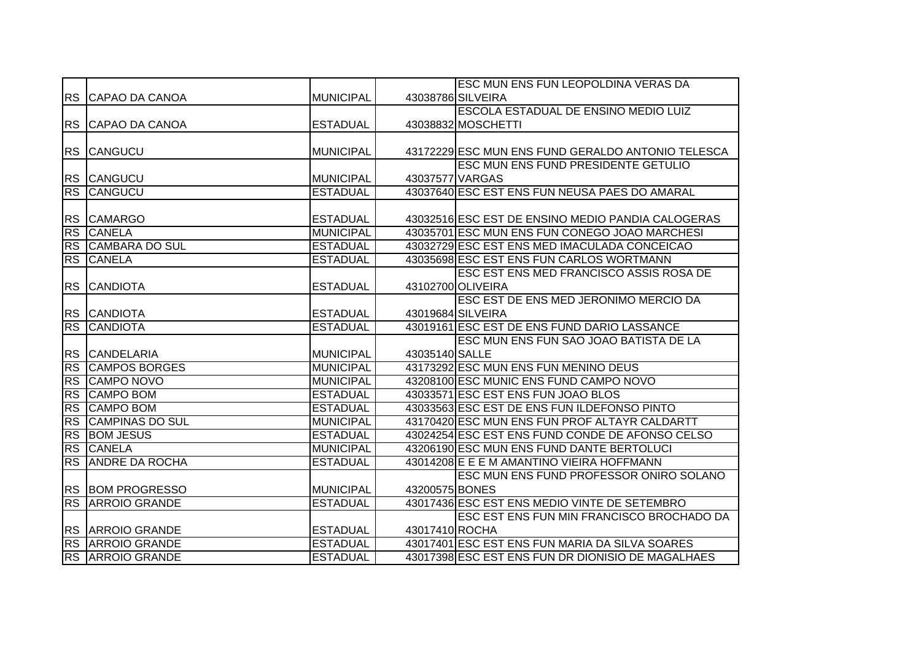| | | | | |
|---|---|---|---|---|
| RS | CAPAO DA CANOA | MUNICIPAL | 43038786 | ESC MUN ENS FUN LEOPOLDINA VERAS DA SILVEIRA |
| RS | CAPAO DA CANOA | ESTADUAL | 43038832 | ESCOLA ESTADUAL DE ENSINO MEDIO LUIZ MOSCHETTI |
| RS | CANGUCU | MUNICIPAL | 43172229 | ESC MUN ENS FUND GERALDO ANTONIO TELESCA |
| RS | CANGUCU | MUNICIPAL | 43037577 | ESC MUN ENS FUND PRESIDENTE GETULIO VARGAS |
| RS | CANGUCU | ESTADUAL | 43037640 | ESC EST ENS FUN NEUSA PAES DO AMARAL |
| RS | CAMARGO | ESTADUAL | 43032516 | ESC EST DE ENSINO MEDIO PANDIA CALOGERAS |
| RS | CANELA | MUNICIPAL | 43035701 | ESC MUN ENS FUN CONEGO JOAO MARCHESI |
| RS | CAMBARA DO SUL | ESTADUAL | 43032729 | ESC EST ENS MED IMACULADA CONCEICAO |
| RS | CANELA | ESTADUAL | 43035698 | ESC EST ENS FUN CARLOS WORTMANN |
| RS | CANDIOTA | ESTADUAL | 43102700 | ESC EST ENS MED FRANCISCO ASSIS ROSA DE OLIVEIRA |
| RS | CANDIOTA | ESTADUAL | 43019684 | ESC EST DE ENS MED JERONIMO MERCIO DA SILVEIRA |
| RS | CANDIOTA | ESTADUAL | 43019161 | ESC EST DE ENS FUND DARIO LASSANCE |
| RS | CANDELARIA | MUNICIPAL | 43035140 | ESC MUN ENS FUN SAO JOAO BATISTA DE LA SALLE |
| RS | CAMPOS BORGES | MUNICIPAL | 43173292 | ESC MUN ENS FUN MENINO DEUS |
| RS | CAMPO NOVO | MUNICIPAL | 43208100 | ESC MUNIC ENS FUND CAMPO NOVO |
| RS | CAMPO BOM | ESTADUAL | 43033571 | ESC EST ENS FUN JOAO BLOS |
| RS | CAMPO BOM | ESTADUAL | 43033563 | ESC EST DE ENS FUN ILDEFONSO PINTO |
| RS | CAMPINAS DO SUL | MUNICIPAL | 43170420 | ESC MUN ENS FUN PROF ALTAYR CALDARTT |
| RS | BOM JESUS | ESTADUAL | 43024254 | ESC EST ENS FUND CONDE DE AFONSO CELSO |
| RS | CANELA | MUNICIPAL | 43206190 | ESC MUN ENS FUND DANTE BERTOLUCI |
| RS | ANDRE DA ROCHA | ESTADUAL | 43014208 | E E E M AMANTINO VIEIRA HOFFMANN |
| RS | BOM PROGRESSO | MUNICIPAL | 43200575 | ESC MUN ENS FUND PROFESSOR ONIRO SOLANO BONES |
| RS | ARROIO GRANDE | ESTADUAL | 43017436 | ESC EST ENS MEDIO VINTE DE SETEMBRO |
| RS | ARROIO GRANDE | ESTADUAL | 43017410 | ESC EST ENS FUN MIN FRANCISCO BROCHADO DA ROCHA |
| RS | ARROIO GRANDE | ESTADUAL | 43017401 | ESC EST ENS FUN MARIA DA SILVA SOARES |
| RS | ARROIO GRANDE | ESTADUAL | 43017398 | ESC EST ENS FUN DR DIONISIO DE MAGALHAES |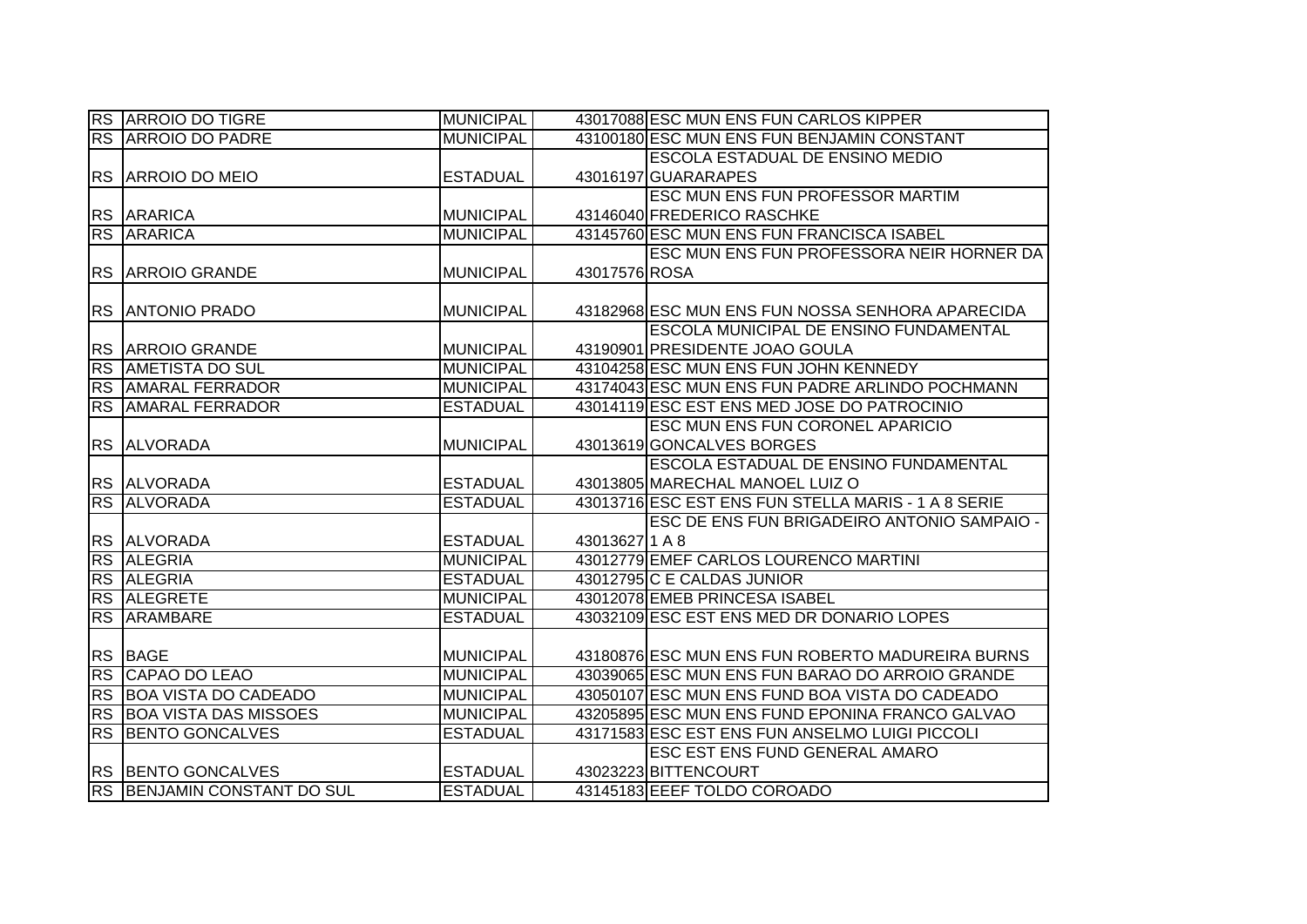| RS | ARROIO DO TIGRE | MUNICIPAL | 43017088 | ESC MUN ENS FUN CARLOS KIPPER |
|---|---|---|---|---|
| RS | ARROIO DO PADRE | MUNICIPAL | 43100180 | ESC MUN ENS FUN BENJAMIN CONSTANT |
| RS | ARROIO DO MEIO | ESTADUAL | 43016197 | ESCOLA ESTADUAL DE ENSINO MEDIO GUARARAPES |
| RS | ARARICA | MUNICIPAL | 43146040 | ESC MUN ENS FUN PROFESSOR MARTIM FREDERICO RASCHKE |
| RS | ARARICA | MUNICIPAL | 43145760 | ESC MUN ENS FUN FRANCISCA ISABEL |
| RS | ARROIO GRANDE | MUNICIPAL | 43017576 | ESC MUN ENS FUN PROFESSORA NEIR HORNER DA ROSA |
| RS | ANTONIO PRADO | MUNICIPAL | 43182968 | ESC MUN ENS FUN NOSSA SENHORA APARECIDA |
| RS | ARROIO GRANDE | MUNICIPAL | 43190901 | ESCOLA MUNICIPAL DE ENSINO FUNDAMENTAL PRESIDENTE JOAO GOULA |
| RS | AMETISTA DO SUL | MUNICIPAL | 43104258 | ESC MUN ENS FUN JOHN KENNEDY |
| RS | AMARAL FERRADOR | MUNICIPAL | 43174043 | ESC MUN ENS FUN PADRE ARLINDO POCHMANN |
| RS | AMARAL FERRADOR | ESTADUAL | 43014119 | ESC EST ENS MED JOSE DO PATROCINIO |
| RS | ALVORADA | MUNICIPAL | 43013619 | ESC MUN ENS FUN CORONEL APARICIO GONCALVES BORGES |
| RS | ALVORADA | ESTADUAL | 43013805 | ESCOLA ESTADUAL DE ENSINO FUNDAMENTAL MARECHAL MANOEL LUIZ O |
| RS | ALVORADA | ESTADUAL | 43013716 | ESC EST ENS FUN STELLA MARIS - 1 A 8 SERIE |
| RS | ALVORADA | ESTADUAL | 43013627 | ESC DE ENS FUN BRIGADEIRO ANTONIO SAMPAIO - 1 A 8 |
| RS | ALEGRIA | MUNICIPAL | 43012779 | EMEF CARLOS LOURENCO MARTINI |
| RS | ALEGRIA | ESTADUAL | 43012795 | C E CALDAS JUNIOR |
| RS | ALEGRETE | MUNICIPAL | 43012078 | EMEB PRINCESA ISABEL |
| RS | ARAMBARE | ESTADUAL | 43032109 | ESC EST ENS MED DR DONARIO LOPES |
| RS | BAGE | MUNICIPAL | 43180876 | ESC MUN ENS FUN ROBERTO MADUREIRA BURNS |
| RS | CAPAO DO LEAO | MUNICIPAL | 43039065 | ESC MUN ENS FUN BARAO DO ARROIO GRANDE |
| RS | BOA VISTA DO CADEADO | MUNICIPAL | 43050107 | ESC MUN ENS FUND BOA VISTA DO CADEADO |
| RS | BOA VISTA DAS MISSOES | MUNICIPAL | 43205895 | ESC MUN ENS FUND EPONINA FRANCO GALVAO |
| RS | BENTO GONCALVES | ESTADUAL | 43171583 | ESC EST ENS FUN ANSELMO LUIGI PICCOLI |
| RS | BENTO GONCALVES | ESTADUAL | 43023223 | ESC EST ENS FUND GENERAL AMARO BITTENCOURT |
| RS | BENJAMIN CONSTANT DO SUL | ESTADUAL | 43145183 | EEEF TOLDO COROADO |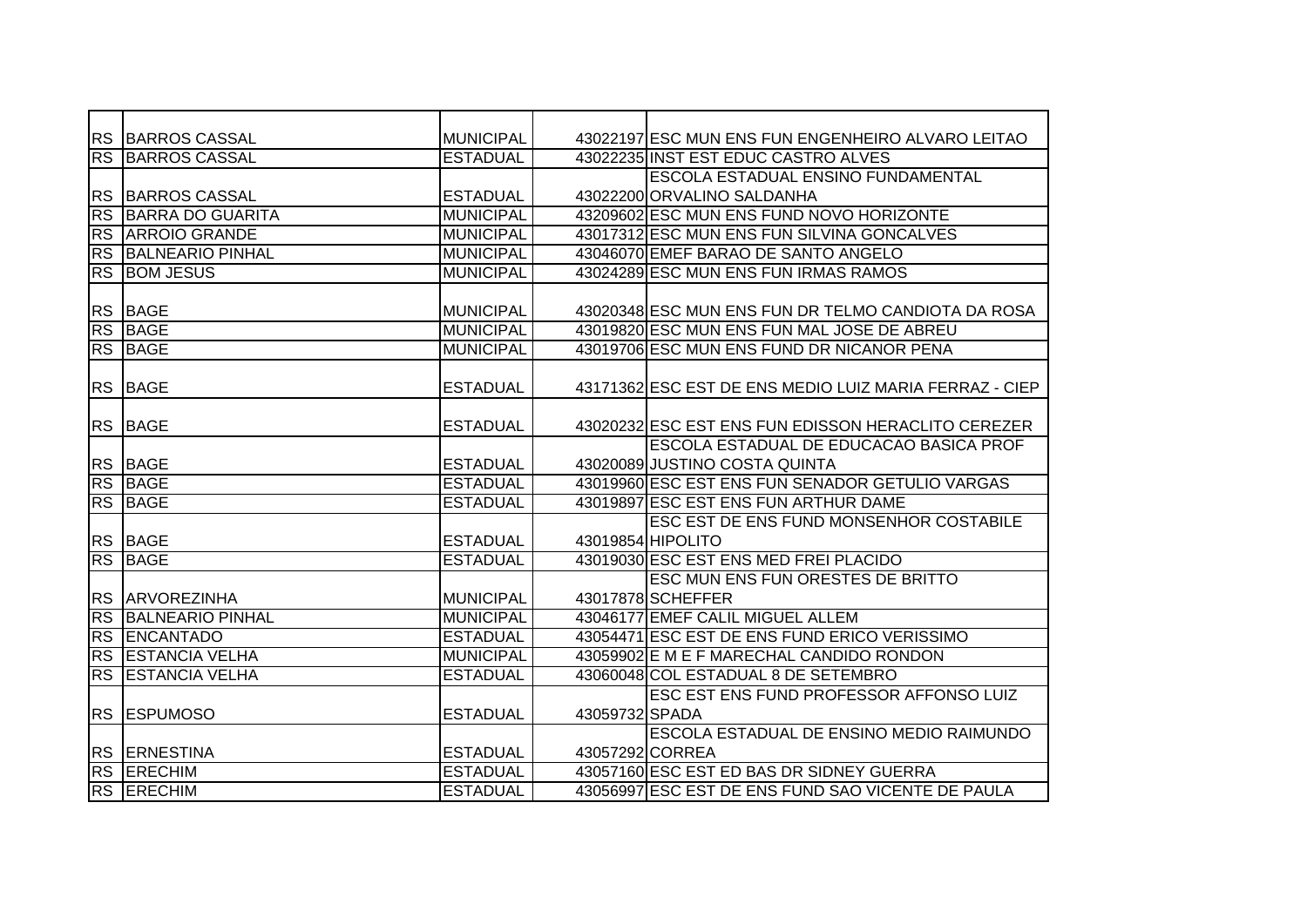| | | | | |
|---|---|---|---|---|
| RS | BARROS CASSAL | MUNICIPAL | 43022197 | ESC MUN ENS FUN ENGENHEIRO ALVARO LEITAO |
| RS | BARROS CASSAL | ESTADUAL | 43022235 | INST EST EDUC CASTRO ALVES |
| RS | BARROS CASSAL | ESTADUAL | 43022200 | ESCOLA ESTADUAL ENSINO FUNDAMENTAL ORVALINO SALDANHA |
| RS | BARRA DO GUARITA | MUNICIPAL | 43209602 | ESC MUN ENS FUND NOVO HORIZONTE |
| RS | ARROIO GRANDE | MUNICIPAL | 43017312 | ESC MUN ENS FUN SILVINA GONCALVES |
| RS | BALNEARIO PINHAL | MUNICIPAL | 43046070 | EMEF BARAO DE SANTO ANGELO |
| RS | BOM JESUS | MUNICIPAL | 43024289 | ESC MUN ENS FUN IRMAS RAMOS |
| RS | BAGE | MUNICIPAL | 43020348 | ESC MUN ENS FUN DR TELMO CANDIOTA DA ROSA |
| RS | BAGE | MUNICIPAL | 43019820 | ESC MUN ENS FUN MAL JOSE DE ABREU |
| RS | BAGE | MUNICIPAL | 43019706 | ESC MUN ENS FUND DR NICANOR PENA |
| RS | BAGE | ESTADUAL | 43171362 | ESC EST DE ENS MEDIO LUIZ MARIA FERRAZ - CIEP |
| RS | BAGE | ESTADUAL | 43020232 | ESC EST ENS FUN EDISSON HERACLITO CEREZER |
| RS | BAGE | ESTADUAL | 43020089 | ESCOLA ESTADUAL DE EDUCACAO BASICA PROF JUSTINO COSTA QUINTA |
| RS | BAGE | ESTADUAL | 43019960 | ESC EST ENS FUN SENADOR GETULIO VARGAS |
| RS | BAGE | ESTADUAL | 43019897 | ESC EST ENS FUN ARTHUR DAME |
| RS | BAGE | ESTADUAL | 43019854 | ESC EST DE ENS FUND MONSENHOR COSTABILE HIPOLITO |
| RS | BAGE | ESTADUAL | 43019030 | ESC EST ENS MED FREI PLACIDO |
| RS | ARVOREZINHA | MUNICIPAL | 43017878 | ESC MUN ENS FUN ORESTES DE BRITTO SCHEFFER |
| RS | BALNEARIO PINHAL | MUNICIPAL | 43046177 | EMEF CALIL MIGUEL ALLEM |
| RS | ENCANTADO | ESTADUAL | 43054471 | ESC EST DE ENS FUND ERICO VERISSIMO |
| RS | ESTANCIA VELHA | MUNICIPAL | 43059902 | E M E F MARECHAL CANDIDO RONDON |
| RS | ESTANCIA VELHA | ESTADUAL | 43060048 | COL ESTADUAL 8 DE SETEMBRO |
| RS | ESPUMOSO | ESTADUAL | 43059732 | ESC EST ENS FUND PROFESSOR AFFONSO LUIZ SPADA |
| RS | ERNESTINA | ESTADUAL | 43057292 | ESCOLA ESTADUAL DE ENSINO MEDIO RAIMUNDO CORREA |
| RS | ERECHIM | ESTADUAL | 43057160 | ESC EST ED BAS DR SIDNEY GUERRA |
| RS | ERECHIM | ESTADUAL | 43056997 | ESC EST DE ENS FUND SAO VICENTE DE PAULA |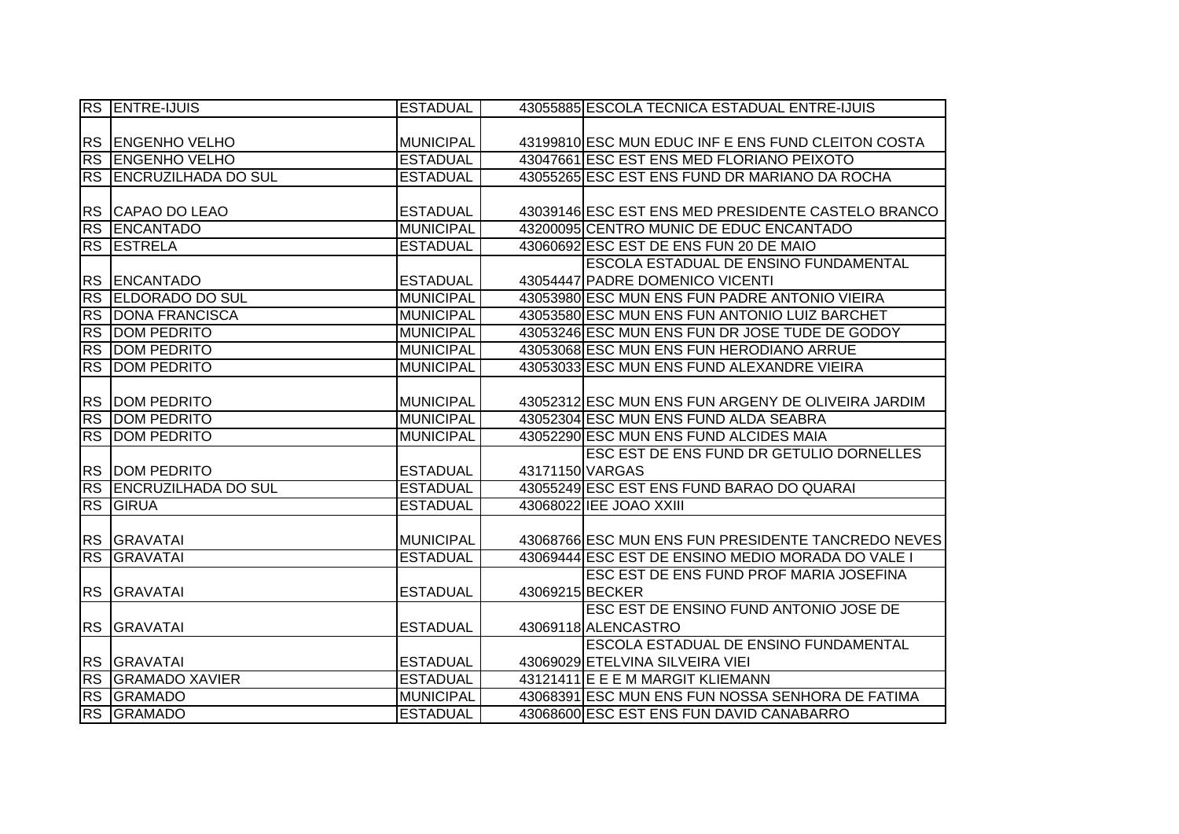| RS | ENTRE-IJUIS | ESTADUAL | 43055885 | ESCOLA TECNICA ESTADUAL ENTRE-IJUIS |
|---|---|---|---|---|
| RS | ENGENHO VELHO | MUNICIPAL | 43199810 | ESC MUN EDUC INF E ENS FUND CLEITON COSTA |
| RS | ENGENHO VELHO | ESTADUAL | 43047661 | ESC EST ENS MED FLORIANO PEIXOTO |
| RS | ENCRUZILHADA DO SUL | ESTADUAL | 43055265 | ESC EST ENS FUND DR MARIANO DA ROCHA |
| RS | CAPAO DO LEAO | ESTADUAL | 43039146 | ESC EST ENS MED PRESIDENTE CASTELO BRANCO |
| RS | ENCANTADO | MUNICIPAL | 43200095 | CENTRO MUNIC DE EDUC ENCANTADO |
| RS | ESTRELA | ESTADUAL | 43060692 | ESC EST DE ENS FUN 20 DE MAIO |
| RS | ENCANTADO | ESTADUAL | 43054447 | ESCOLA ESTADUAL DE ENSINO FUNDAMENTAL PADRE DOMENICO VICENTI |
| RS | ELDORADO DO SUL | MUNICIPAL | 43053980 | ESC MUN ENS FUN PADRE ANTONIO VIEIRA |
| RS | DONA FRANCISCA | MUNICIPAL | 43053580 | ESC MUN ENS FUN ANTONIO LUIZ BARCHET |
| RS | DOM PEDRITO | MUNICIPAL | 43053246 | ESC MUN ENS FUN DR JOSE TUDE DE GODOY |
| RS | DOM PEDRITO | MUNICIPAL | 43053068 | ESC MUN ENS FUN HERODIANO ARRUE |
| RS | DOM PEDRITO | MUNICIPAL | 43053033 | ESC MUN ENS FUND ALEXANDRE VIEIRA |
| RS | DOM PEDRITO | MUNICIPAL | 43052312 | ESC MUN ENS FUN ARGENY DE OLIVEIRA JARDIM |
| RS | DOM PEDRITO | MUNICIPAL | 43052304 | ESC MUN ENS FUND ALDA SEABRA |
| RS | DOM PEDRITO | MUNICIPAL | 43052290 | ESC MUN ENS FUND ALCIDES MAIA |
| RS | DOM PEDRITO | ESTADUAL | 43171150 | ESC EST DE ENS FUND DR GETULIO DORNELLES VARGAS |
| RS | ENCRUZILHADA DO SUL | ESTADUAL | 43055249 | ESC EST ENS FUND BARAO DO QUARAI |
| RS | GIRUA | ESTADUAL | 43068022 | IEE JOAO XXIII |
| RS | GRAVATAI | MUNICIPAL | 43068766 | ESC MUN ENS FUN PRESIDENTE TANCREDO NEVES |
| RS | GRAVATAI | ESTADUAL | 43069444 | ESC EST DE ENSINO MEDIO MORADA DO VALE I |
| RS | GRAVATAI | ESTADUAL | 43069215 | ESC EST DE ENS FUND PROF MARIA JOSEFINA BECKER |
| RS | GRAVATAI | ESTADUAL | 43069118 | ESC EST DE ENSINO FUND ANTONIO JOSE DE ALENCASTRO |
| RS | GRAVATAI | ESTADUAL | 43069029 | ESCOLA ESTADUAL DE ENSINO FUNDAMENTAL ETELVINA SILVEIRA VIEI |
| RS | GRAMADO XAVIER | ESTADUAL | 43121411 | E E E M MARGIT KLIEMANN |
| RS | GRAMADO | MUNICIPAL | 43068391 | ESC MUN ENS FUN NOSSA SENHORA DE FATIMA |
| RS | GRAMADO | ESTADUAL | 43068600 | ESC EST ENS FUN DAVID CANABARRO |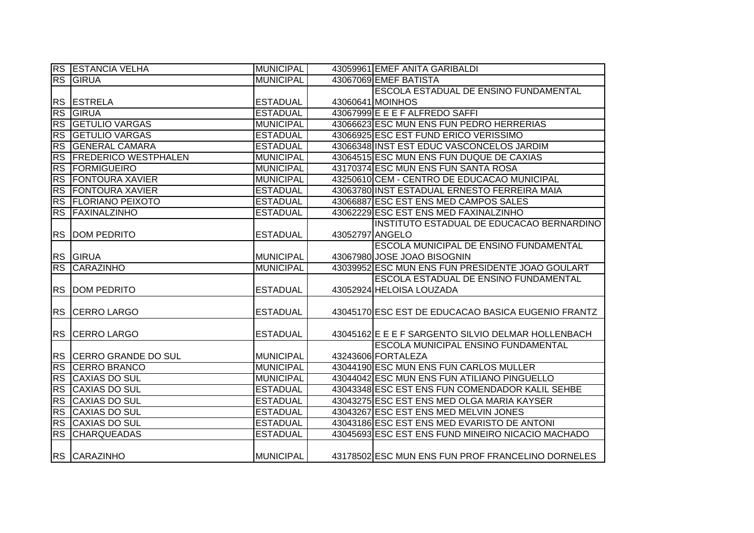| | | | | |
|---|---|---|---|---|
| RS | ESTANCIA VELHA | MUNICIPAL | 43059961 | EMEF ANITA GARIBALDI |
| RS | GIRUA | MUNICIPAL | 43067069 | EMEF BATISTA |
| RS | ESTRELA | ESTADUAL | 43060641 | ESCOLA ESTADUAL DE ENSINO FUNDAMENTAL MOINHOS |
| RS | GIRUA | ESTADUAL | 43067999 | E E E F ALFREDO SAFFI |
| RS | GETULIO VARGAS | MUNICIPAL | 43066623 | ESC MUN ENS FUN PEDRO HERRERIAS |
| RS | GETULIO VARGAS | ESTADUAL | 43066925 | ESC EST FUND ERICO VERISSIMO |
| RS | GENERAL CAMARA | ESTADUAL | 43066348 | INST EST EDUC VASCONCELOS JARDIM |
| RS | FREDERICO WESTPHALEN | MUNICIPAL | 43064515 | ESC MUN ENS FUN DUQUE DE CAXIAS |
| RS | FORMIGUEIRO | MUNICIPAL | 43170374 | ESC MUN ENS FUN SANTA ROSA |
| RS | FONTOURA XAVIER | MUNICIPAL | 43250610 | CEM - CENTRO DE EDUCACAO MUNICIPAL |
| RS | FONTOURA XAVIER | ESTADUAL | 43063780 | INST ESTADUAL ERNESTO FERREIRA MAIA |
| RS | FLORIANO PEIXOTO | ESTADUAL | 43066887 | ESC EST ENS MED CAMPOS SALES |
| RS | FAXINALZINHO | ESTADUAL | 43062229 | ESC EST ENS MED FAXINALZINHO |
| RS | DOM PEDRITO | ESTADUAL | 43052797 | INSTITUTO ESTADUAL DE EDUCACAO BERNARDINO ANGELO |
| RS | GIRUA | MUNICIPAL | 43067980 | ESCOLA MUNICIPAL DE ENSINO FUNDAMENTAL JOSE JOAO BISOGNIN |
| RS | CARAZINHO | MUNICIPAL | 43039952 | ESC MUN ENS FUN PRESIDENTE JOAO GOULART |
| RS | DOM PEDRITO | ESTADUAL | 43052924 | ESCOLA ESTADUAL DE ENSINO FUNDAMENTAL HELOISA LOUZADA |
| RS | CERRO LARGO | ESTADUAL | 43045170 | ESC EST DE EDUCACAO BASICA EUGENIO FRANTZ |
| RS | CERRO LARGO | ESTADUAL | 43045162 | E E E F SARGENTO SILVIO DELMAR HOLLENBACH |
| RS | CERRO GRANDE DO SUL | MUNICIPAL | 43243606 | ESCOLA MUNICIPAL ENSINO FUNDAMENTAL FORTALEZA |
| RS | CERRO BRANCO | MUNICIPAL | 43044190 | ESC MUN ENS FUN CARLOS MULLER |
| RS | CAXIAS DO SUL | MUNICIPAL | 43044042 | ESC MUN ENS FUN ATILIANO PINGUELLO |
| RS | CAXIAS DO SUL | ESTADUAL | 43043348 | ESC EST ENS FUN COMENDADOR KALIL SEHBE |
| RS | CAXIAS DO SUL | ESTADUAL | 43043275 | ESC EST ENS MED OLGA MARIA KAYSER |
| RS | CAXIAS DO SUL | ESTADUAL | 43043267 | ESC EST ENS MED MELVIN JONES |
| RS | CAXIAS DO SUL | ESTADUAL | 43043186 | ESC EST ENS MED EVARISTO DE ANTONI |
| RS | CHARQUEADAS | ESTADUAL | 43045693 | ESC EST ENS FUND MINEIRO NICACIO MACHADO |
| RS | CARAZINHO | MUNICIPAL | 43178502 | ESC MUN ENS FUN PROF FRANCELINO DORNELES |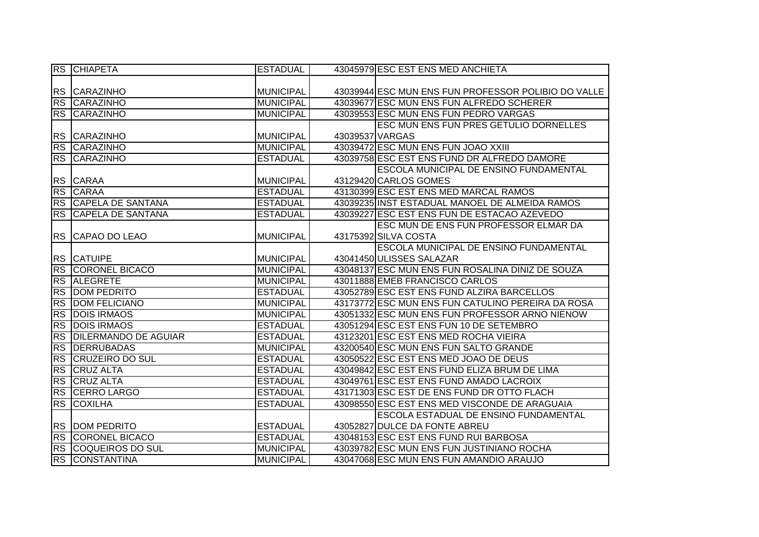| RS | CHIAPETA | ESTADUAL | 43045979 | ESC EST ENS MED ANCHIETA |
|---|---|---|---|---|
| RS | CARAZINHO | MUNICIPAL | 43039944 | ESC MUN ENS FUN PROFESSOR POLIBIO DO VALLE |
| RS | CARAZINHO | MUNICIPAL | 43039677 | ESC MUN ENS FUN ALFREDO SCHERER |
| RS | CARAZINHO | MUNICIPAL | 43039553 | ESC MUN ENS FUN PEDRO VARGAS |
| RS | CARAZINHO | MUNICIPAL | 43039537 | ESC MUN ENS FUN PRES GETULIO DORNELLES VARGAS |
| RS | CARAZINHO | MUNICIPAL | 43039472 | ESC MUN ENS FUN JOAO XXIII |
| RS | CARAZINHO | ESTADUAL | 43039758 | ESC EST ENS FUND DR ALFREDO DAMORE |
| RS | CARAA | MUNICIPAL | 43129420 | ESCOLA MUNICIPAL DE ENSINO FUNDAMENTAL CARLOS GOMES |
| RS | CARAA | ESTADUAL | 43130399 | ESC EST ENS MED MARCAL RAMOS |
| RS | CAPELA DE SANTANA | ESTADUAL | 43039235 | INST ESTADUAL MANOEL DE ALMEIDA RAMOS |
| RS | CAPELA DE SANTANA | ESTADUAL | 43039227 | ESC EST ENS FUN DE ESTACAO AZEVEDO |
| RS | CAPAO DO LEAO | MUNICIPAL | 43175392 | ESC MUN DE ENS FUN PROFESSOR ELMAR DA SILVA COSTA |
| RS | CATUIPE | MUNICIPAL | 43041450 | ESCOLA MUNICIPAL DE ENSINO FUNDAMENTAL ULISSES SALAZAR |
| RS | CORONEL BICACO | MUNICIPAL | 43048137 | ESC MUN ENS FUN ROSALINA DINIZ DE SOUZA |
| RS | ALEGRETE | MUNICIPAL | 43011888 | EMEB FRANCISCO CARLOS |
| RS | DOM PEDRITO | ESTADUAL | 43052789 | ESC EST ENS FUND ALZIRA BARCELLOS |
| RS | DOM FELICIANO | MUNICIPAL | 43173772 | ESC MUN ENS FUN CATULINO PEREIRA DA ROSA |
| RS | DOIS IRMAOS | MUNICIPAL | 43051332 | ESC MUN ENS FUN PROFESSOR ARNO NIENOW |
| RS | DOIS IRMAOS | ESTADUAL | 43051294 | ESC EST ENS FUN 10 DE SETEMBRO |
| RS | DILERMANDO DE AGUIAR | ESTADUAL | 43123201 | ESC EST ENS MED ROCHA VIEIRA |
| RS | DERRUBADAS | MUNICIPAL | 43200540 | ESC MUN ENS FUN SALTO GRANDE |
| RS | CRUZEIRO DO SUL | ESTADUAL | 43050522 | ESC EST ENS MED JOAO DE DEUS |
| RS | CRUZ ALTA | ESTADUAL | 43049842 | ESC EST ENS FUND ELIZA BRUM DE LIMA |
| RS | CRUZ ALTA | ESTADUAL | 43049761 | ESC EST ENS FUND AMADO LACROIX |
| RS | CERRO LARGO | ESTADUAL | 43171303 | ESC EST DE ENS FUND DR OTTO FLACH |
| RS | COXILHA | ESTADUAL | 43098550 | ESC EST ENS MED VISCONDE DE ARAGUAIA |
| RS | DOM PEDRITO | ESTADUAL | 43052827 | ESCOLA ESTADUAL DE ENSINO FUNDAMENTAL DULCE DA FONTE ABREU |
| RS | CORONEL BICACO | ESTADUAL | 43048153 | ESC EST ENS FUND RUI BARBOSA |
| RS | COQUEIROS DO SUL | MUNICIPAL | 43039782 | ESC MUN ENS FUN JUSTINIANO ROCHA |
| RS | CONSTANTINA | MUNICIPAL | 43047068 | ESC MUN ENS FUN AMANDIO ARAUJO |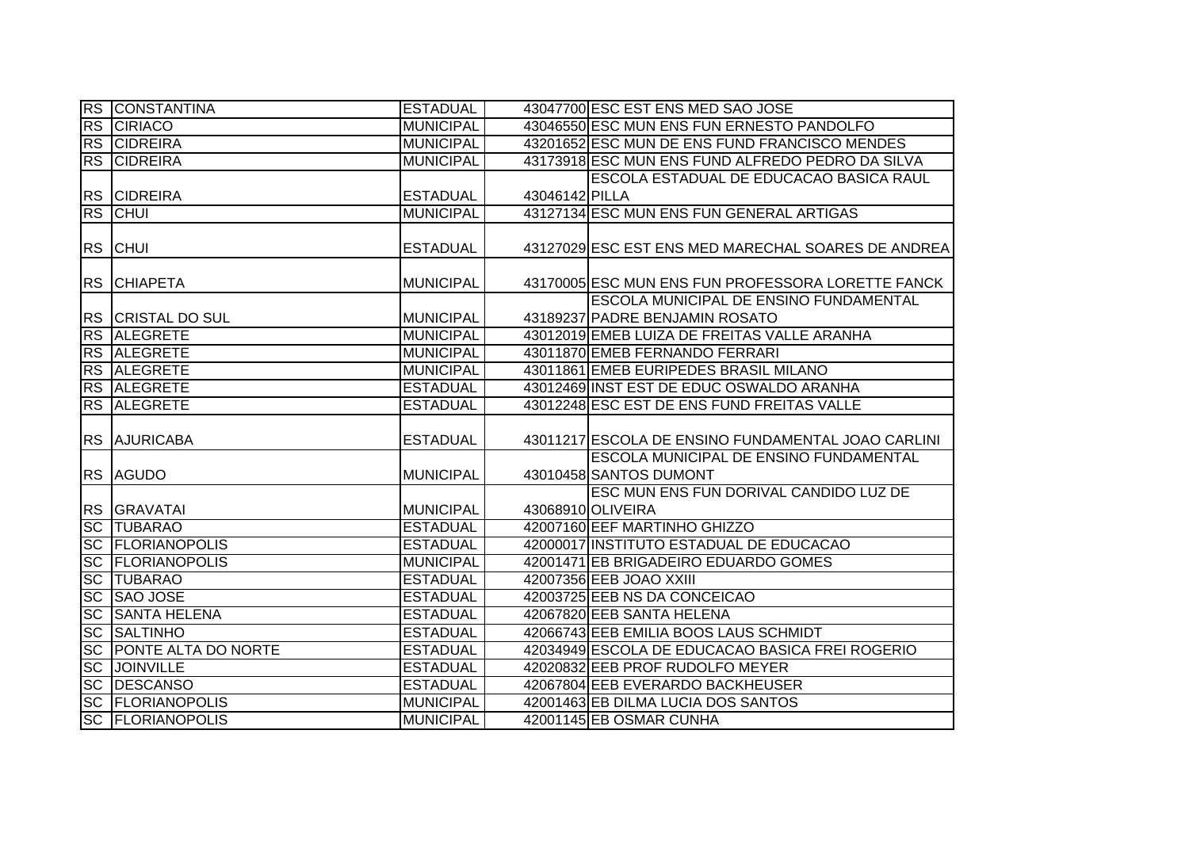| | | | | |
|---|---|---|---|---|
| RS | CONSTANTINA | ESTADUAL | 43047700 | ESC EST ENS MED SAO JOSE |
| RS | CIRIACO | MUNICIPAL | 43046550 | ESC MUN ENS FUN ERNESTO PANDOLFO |
| RS | CIDREIRA | MUNICIPAL | 43201652 | ESC MUN DE ENS FUND FRANCISCO MENDES |
| RS | CIDREIRA | MUNICIPAL | 43173918 | ESC MUN ENS FUND ALFREDO PEDRO DA SILVA |
| RS | CIDREIRA | ESTADUAL | 43046142 | ESCOLA ESTADUAL DE EDUCACAO BASICA RAUL PILLA |
| RS | CHUI | MUNICIPAL | 43127134 | ESC MUN ENS FUN GENERAL ARTIGAS |
| RS | CHUI | ESTADUAL | 43127029 | ESC EST ENS MED MARECHAL SOARES DE ANDREA |
| RS | CHIAPETA | MUNICIPAL | 43170005 | ESC MUN ENS FUN PROFESSORA LORETTE FANCK |
| RS | CRISTAL DO SUL | MUNICIPAL | 43189237 | ESCOLA MUNICIPAL DE ENSINO FUNDAMENTAL PADRE BENJAMIN ROSATO |
| RS | ALEGRETE | MUNICIPAL | 43012019 | EMEB LUIZA DE FREITAS VALLE ARANHA |
| RS | ALEGRETE | MUNICIPAL | 43011870 | EMEB FERNANDO FERRARI |
| RS | ALEGRETE | MUNICIPAL | 43011861 | EMEB EURIPEDES BRASIL MILANO |
| RS | ALEGRETE | ESTADUAL | 43012469 | INST EST DE EDUC OSWALDO ARANHA |
| RS | ALEGRETE | ESTADUAL | 43012248 | ESC EST DE ENS FUND FREITAS VALLE |
| RS | AJURICABA | ESTADUAL | 43011217 | ESCOLA DE ENSINO FUNDAMENTAL JOAO CARLINI |
| RS | AGUDO | MUNICIPAL | 43010458 | ESCOLA MUNICIPAL DE ENSINO FUNDAMENTAL SANTOS DUMONT |
| RS | GRAVATAI | MUNICIPAL | 43068910 | ESC MUN ENS FUN DORIVAL CANDIDO LUZ DE OLIVEIRA |
| SC | TUBARAO | ESTADUAL | 42007160 | EEF MARTINHO GHIZZO |
| SC | FLORIANOPOLIS | ESTADUAL | 42000017 | INSTITUTO ESTADUAL DE EDUCACAO |
| SC | FLORIANOPOLIS | MUNICIPAL | 42001471 | EB BRIGADEIRO EDUARDO GOMES |
| SC | TUBARAO | ESTADUAL | 42007356 | EEB JOAO XXIII |
| SC | SAO JOSE | ESTADUAL | 42003725 | EEB NS DA CONCEICAO |
| SC | SANTA HELENA | ESTADUAL | 42067820 | EEB SANTA HELENA |
| SC | SALTINHO | ESTADUAL | 42066743 | EEB EMILIA BOOS LAUS SCHMIDT |
| SC | PONTE ALTA DO NORTE | ESTADUAL | 42034949 | ESCOLA DE EDUCACAO BASICA FREI ROGERIO |
| SC | JOINVILLE | ESTADUAL | 42020832 | EEB PROF RUDOLFO MEYER |
| SC | DESCANSO | ESTADUAL | 42067804 | EEB EVERARDO BACKHEUSER |
| SC | FLORIANOPOLIS | MUNICIPAL | 42001463 | EB DILMA LUCIA DOS SANTOS |
| SC | FLORIANOPOLIS | MUNICIPAL | 42001145 | EB OSMAR CUNHA |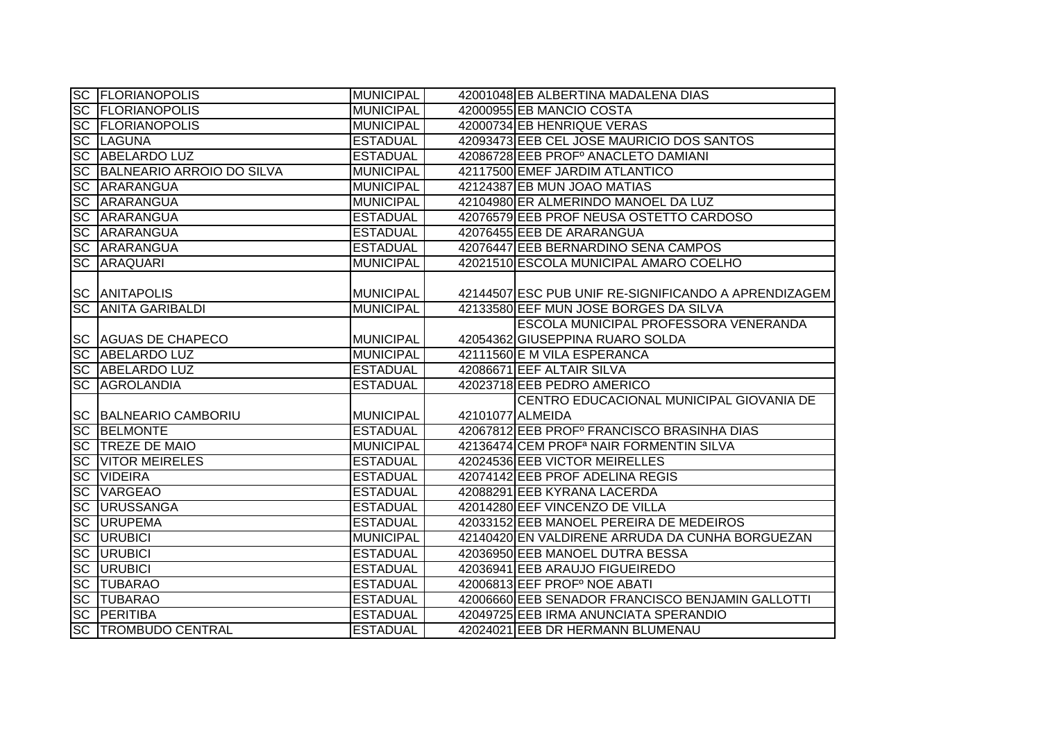| | | | | |
|---|---|---|---|---|
| SC | FLORIANOPOLIS | MUNICIPAL | 42001048 | EB ALBERTINA MADALENA DIAS |
| SC | FLORIANOPOLIS | MUNICIPAL | 42000955 | EB MANCIO COSTA |
| SC | FLORIANOPOLIS | MUNICIPAL | 42000734 | EB HENRIQUE VERAS |
| SC | LAGUNA | ESTADUAL | 42093473 | EEB CEL JOSE MAURICIO DOS SANTOS |
| SC | ABELARDO LUZ | ESTADUAL | 42086728 | EEB PROFº ANACLETO DAMIANI |
| SC | BALNEARIO ARROIO DO SILVA | MUNICIPAL | 42117500 | EMEF JARDIM ATLANTICO |
| SC | ARARANGUA | MUNICIPAL | 42124387 | EB MUN JOAO MATIAS |
| SC | ARARANGUA | MUNICIPAL | 42104980 | ER ALMERINDO MANOEL DA LUZ |
| SC | ARARANGUA | ESTADUAL | 42076579 | EEB PROF NEUSA OSTETTO CARDOSO |
| SC | ARARANGUA | ESTADUAL | 42076455 | EEB DE ARARANGUA |
| SC | ARARANGUA | ESTADUAL | 42076447 | EEB BERNARDINO SENA CAMPOS |
| SC | ARAQUARI | MUNICIPAL | 42021510 | ESCOLA MUNICIPAL AMARO COELHO |
| SC | ANITAPOLIS | MUNICIPAL | 42144507 | ESC PUB UNIF RE-SIGNIFICANDO A APRENDIZAGEM |
| SC | ANITA GARIBALDI | MUNICIPAL | 42133580 | EEF MUN JOSE BORGES DA SILVA |
| SC | AGUAS DE CHAPECO | MUNICIPAL | 42054362 | ESCOLA MUNICIPAL PROFESSORA VENERANDA GIUSEPPINA RUARO SOLDA |
| SC | ABELARDO LUZ | MUNICIPAL | 42111560 | E M VILA ESPERANCA |
| SC | ABELARDO LUZ | ESTADUAL | 42086671 | EEF ALTAIR SILVA |
| SC | AGROLANDIA | ESTADUAL | 42023718 | EEB PEDRO AMERICO |
| SC | BALNEARIO CAMBORIU | MUNICIPAL | 42101077 | CENTRO EDUCACIONAL MUNICIPAL GIOVANIA DE ALMEIDA |
| SC | BELMONTE | ESTADUAL | 42067812 | EEB PROFº FRANCISCO BRASINHA DIAS |
| SC | TREZE DE MAIO | MUNICIPAL | 42136474 | CEM PROFª NAIR FORMENTIN SILVA |
| SC | VITOR MEIRELES | ESTADUAL | 42024536 | EEB VICTOR MEIRELLES |
| SC | VIDEIRA | ESTADUAL | 42074142 | EEB PROF ADELINA REGIS |
| SC | VARGEAO | ESTADUAL | 42088291 | EEB KYRANA LACERDA |
| SC | URUSSANGA | ESTADUAL | 42014280 | EEF VINCENZO DE VILLA |
| SC | URUPEMA | ESTADUAL | 42033152 | EEB MANOEL PEREIRA DE MEDEIROS |
| SC | URUBICI | MUNICIPAL | 42140420 | EN VALDIRENE ARRUDA DA CUNHA BORGUEZAN |
| SC | URUBICI | ESTADUAL | 42036950 | EEB MANOEL DUTRA BESSA |
| SC | URUBICI | ESTADUAL | 42036941 | EEB ARAUJO FIGUEIREDO |
| SC | TUBARAO | ESTADUAL | 42006813 | EEF PROFº NOE ABATI |
| SC | TUBARAO | ESTADUAL | 42006660 | EEB SENADOR FRANCISCO BENJAMIN GALLOTTI |
| SC | PERITIBA | ESTADUAL | 42049725 | EEB IRMA ANUNCIATA SPERANDIO |
| SC | TROMBUDO CENTRAL | ESTADUAL | 42024021 | EEB DR HERMANN BLUMENAU |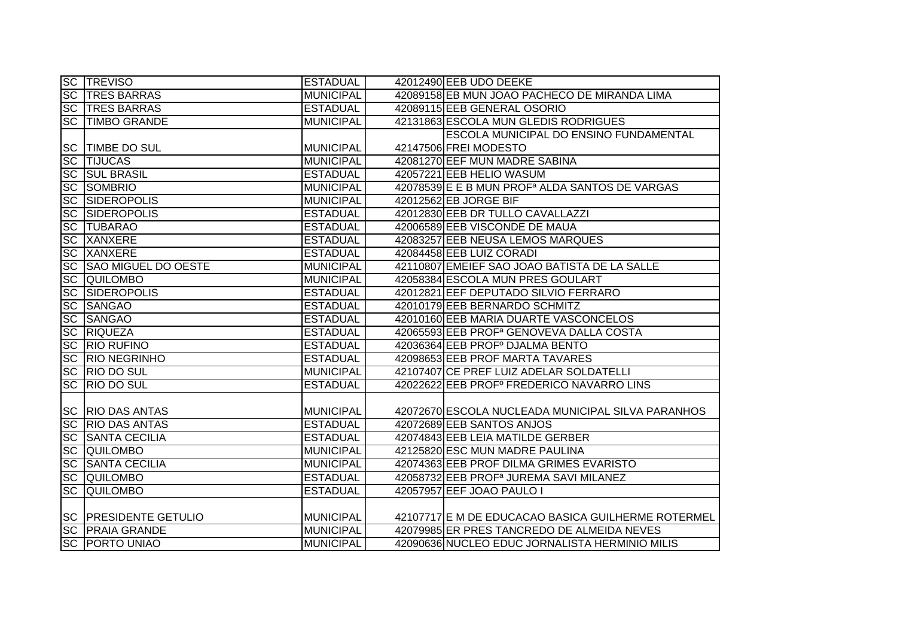| | | | | |
|---|---|---|---|---|
| SC | TREVISO | ESTADUAL | 42012490 | EEB UDO DEEKE |
| SC | TRES BARRAS | MUNICIPAL | 42089158 | EB MUN JOAO PACHECO DE MIRANDA LIMA |
| SC | TRES BARRAS | ESTADUAL | 42089115 | EEB GENERAL OSORIO |
| SC | TIMBO GRANDE | MUNICIPAL | 42131863 | ESCOLA MUN GLEDIS RODRIGUES |
| SC | TIMBE DO SUL | MUNICIPAL | 42147506 | ESCOLA MUNICIPAL DO ENSINO FUNDAMENTAL FREI MODESTO |
| SC | TIJUCAS | MUNICIPAL | 42081270 | EEF MUN MADRE SABINA |
| SC | SUL BRASIL | ESTADUAL | 42057221 | EEB HELIO WASUM |
| SC | SOMBRIO | MUNICIPAL | 42078539 | E E B MUN PROFª ALDA SANTOS DE VARGAS |
| SC | SIDEROPOLIS | MUNICIPAL | 42012562 | EB JORGE BIF |
| SC | SIDEROPOLIS | ESTADUAL | 42012830 | EEB DR TULLO CAVALLAZZI |
| SC | TUBARAO | ESTADUAL | 42006589 | EEB VISCONDE DE MAUA |
| SC | XANXERE | ESTADUAL | 42083257 | EEB NEUSA LEMOS MARQUES |
| SC | XANXERE | ESTADUAL | 42084458 | EEB LUIZ CORADI |
| SC | SAO MIGUEL DO OESTE | MUNICIPAL | 42110807 | EMEIEF SAO JOAO BATISTA DE LA SALLE |
| SC | QUILOMBO | MUNICIPAL | 42058384 | ESCOLA MUN PRES GOULART |
| SC | SIDEROPOLIS | ESTADUAL | 42012821 | EEF DEPUTADO SILVIO FERRARO |
| SC | SANGAO | ESTADUAL | 42010179 | EEB BERNARDO SCHMITZ |
| SC | SANGAO | ESTADUAL | 42010160 | EEB MARIA DUARTE VASCONCELOS |
| SC | RIQUEZA | ESTADUAL | 42065593 | EEB PROFª GENOVEVA DALLA COSTA |
| SC | RIO RUFINO | ESTADUAL | 42036364 | EEB PROFº DJALMA BENTO |
| SC | RIO NEGRINHO | ESTADUAL | 42098653 | EEB PROF MARTA TAVARES |
| SC | RIO DO SUL | MUNICIPAL | 42107407 | CE PREF LUIZ ADELAR SOLDATELLI |
| SC | RIO DO SUL | ESTADUAL | 42022622 | EEB PROFº FREDERICO NAVARRO LINS |
| SC | RIO DAS ANTAS | MUNICIPAL | 42072670 | ESCOLA NUCLEADA MUNICIPAL SILVA PARANHOS |
| SC | RIO DAS ANTAS | ESTADUAL | 42072689 | EEB SANTOS ANJOS |
| SC | SANTA CECILIA | ESTADUAL | 42074843 | EEB LEIA MATILDE GERBER |
| SC | QUILOMBO | MUNICIPAL | 42125820 | ESC MUN MADRE PAULINA |
| SC | SANTA CECILIA | ESTADUAL | 42074363 | EEB PROF DILMA GRIMES EVARISTO |
| SC | QUILOMBO | ESTADUAL | 42058732 | EEB PROFª JUREMA SAVI MILANEZ |
| SC | QUILOMBO | ESTADUAL | 42057957 | EEF JOAO PAULO I |
| SC | PRESIDENTE GETULIO | MUNICIPAL | 42107717 | E M DE EDUCACAO BASICA GUILHERME ROTERMEL |
| SC | PRAIA GRANDE | MUNICIPAL | 42079985 | ER PRES TANCREDO DE ALMEIDA NEVES |
| SC | PORTO UNIAO | MUNICIPAL | 42090636 | NUCLEO EDUC JORNALISTA HERMINIO MILIS |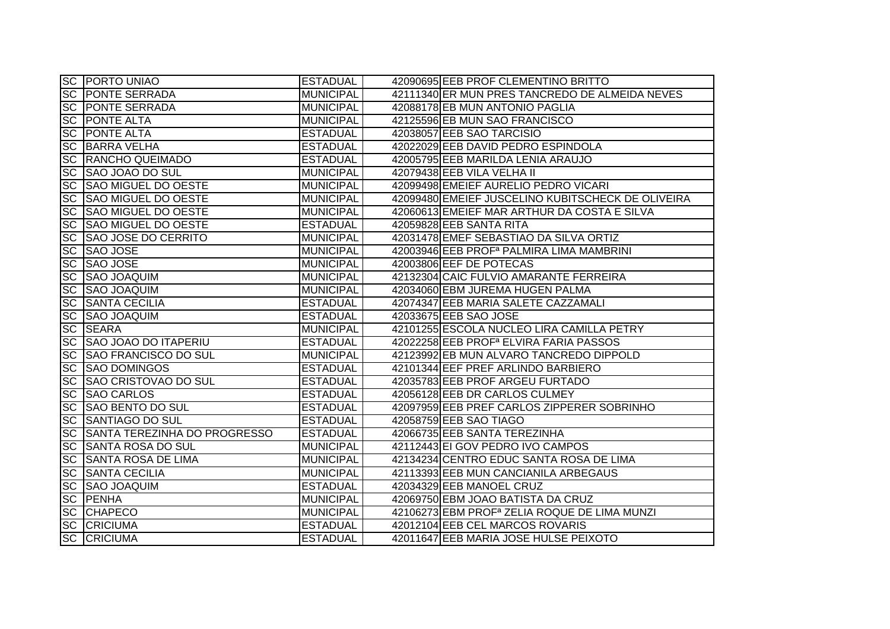| | | | | |
|---|---|---|---|---|
| SC | PORTO UNIAO | ESTADUAL | 42090695 | EEB PROF CLEMENTINO BRITTO |
| SC | PONTE SERRADA | MUNICIPAL | 42111340 | ER MUN PRES TANCREDO DE ALMEIDA NEVES |
| SC | PONTE SERRADA | MUNICIPAL | 42088178 | EB MUN ANTONIO PAGLIA |
| SC | PONTE ALTA | MUNICIPAL | 42125596 | EB MUN SAO FRANCISCO |
| SC | PONTE ALTA | ESTADUAL | 42038057 | EEB SAO TARCISIO |
| SC | BARRA VELHA | ESTADUAL | 42022029 | EEB DAVID PEDRO ESPINDOLA |
| SC | RANCHO QUEIMADO | ESTADUAL | 42005795 | EEB MARILDA LENIA ARAUJO |
| SC | SAO JOAO DO SUL | MUNICIPAL | 42079438 | EEB VILA VELHA II |
| SC | SAO MIGUEL DO OESTE | MUNICIPAL | 42099498 | EMEIEF AURELIO PEDRO VICARI |
| SC | SAO MIGUEL DO OESTE | MUNICIPAL | 42099480 | EMEIEF JUSCELINO KUBITSCHECK DE OLIVEIRA |
| SC | SAO MIGUEL DO OESTE | MUNICIPAL | 42060613 | EMEIEF MAR ARTHUR DA COSTA E SILVA |
| SC | SAO MIGUEL DO OESTE | ESTADUAL | 42059828 | EEB SANTA RITA |
| SC | SAO JOSE DO CERRITO | MUNICIPAL | 42031478 | EMEF SEBASTIAO DA SILVA ORTIZ |
| SC | SAO JOSE | MUNICIPAL | 42003946 | EEB PROFª PALMIRA LIMA MAMBRINI |
| SC | SAO JOSE | MUNICIPAL | 42003806 | EEF DE POTECAS |
| SC | SAO JOAQUIM | MUNICIPAL | 42132304 | CAIC FULVIO AMARANTE FERREIRA |
| SC | SAO JOAQUIM | MUNICIPAL | 42034060 | EBM JUREMA HUGEN PALMA |
| SC | SANTA CECILIA | ESTADUAL | 42074347 | EEB MARIA SALETE CAZZAMALI |
| SC | SAO JOAQUIM | ESTADUAL | 42033675 | EEB SAO JOSE |
| SC | SEARA | MUNICIPAL | 42101255 | ESCOLA NUCLEO LIRA CAMILLA PETRY |
| SC | SAO JOAO DO ITAPERIU | ESTADUAL | 42022258 | EEB PROFª ELVIRA FARIA PASSOS |
| SC | SAO FRANCISCO DO SUL | MUNICIPAL | 42123992 | EB MUN ALVARO TANCREDO DIPPOLD |
| SC | SAO DOMINGOS | ESTADUAL | 42101344 | EEF PREF ARLINDO BARBIERO |
| SC | SAO CRISTOVAO DO SUL | ESTADUAL | 42035783 | EEB PROF ARGEU FURTADO |
| SC | SAO CARLOS | ESTADUAL | 42056128 | EEB DR CARLOS CULMEY |
| SC | SAO BENTO DO SUL | ESTADUAL | 42097959 | EEB PREF CARLOS ZIPPERER SOBRINHO |
| SC | SANTIAGO DO SUL | ESTADUAL | 42058759 | EEB SAO TIAGO |
| SC | SANTA TEREZINHA DO PROGRESSO | ESTADUAL | 42066735 | EEB SANTA TEREZINHA |
| SC | SANTA ROSA DO SUL | MUNICIPAL | 42112443 | EI GOV PEDRO IVO CAMPOS |
| SC | SANTA ROSA DE LIMA | MUNICIPAL | 42134234 | CENTRO EDUC SANTA ROSA DE LIMA |
| SC | SANTA CECILIA | MUNICIPAL | 42113393 | EEB MUN CANCIANILA ARBEGAUS |
| SC | SAO JOAQUIM | ESTADUAL | 42034329 | EEB MANOEL CRUZ |
| SC | PENHA | MUNICIPAL | 42069750 | EBM JOAO BATISTA DA CRUZ |
| SC | CHAPECO | MUNICIPAL | 42106273 | EBM PROFª ZELIA ROQUE DE LIMA MUNZI |
| SC | CRICIUMA | ESTADUAL | 42012104 | EEB CEL MARCOS ROVARIS |
| SC | CRICIUMA | ESTADUAL | 42011647 | EEB MARIA JOSE HULSE PEIXOTO |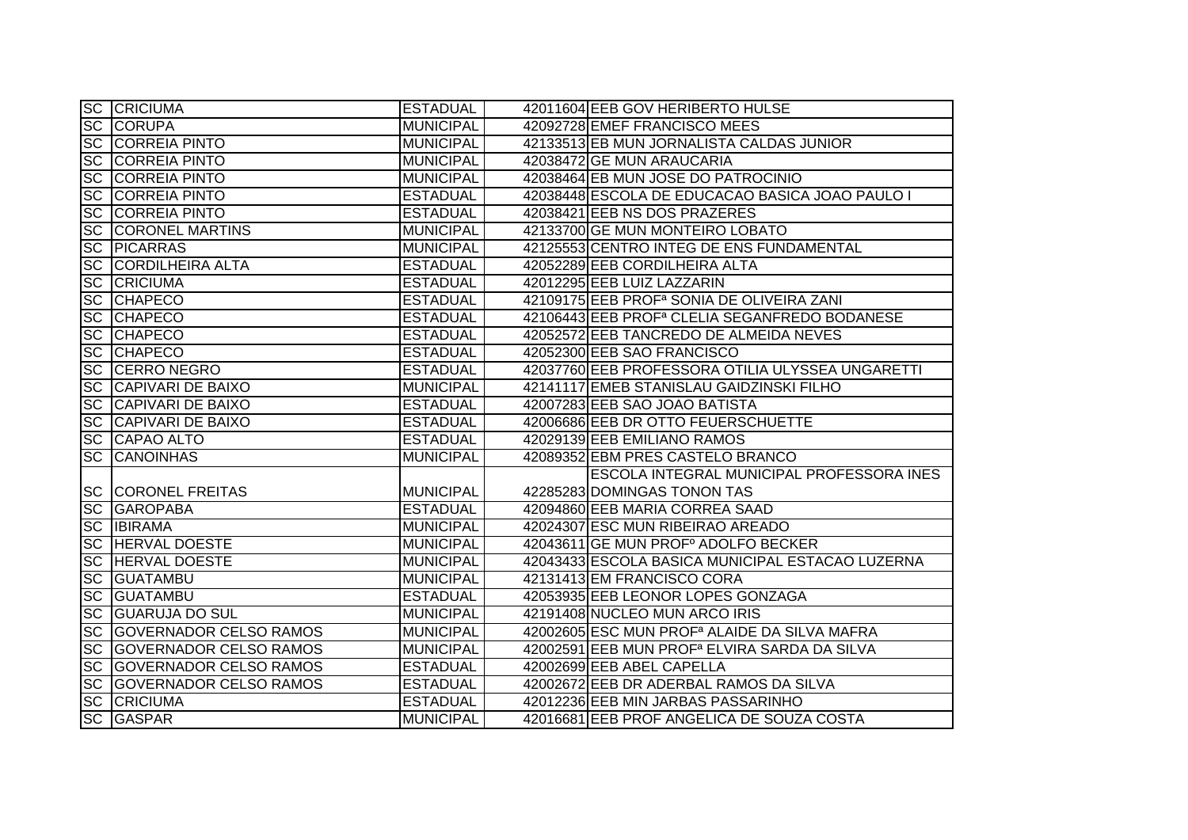| | | | | |
|---|---|---|---|---|
| SC | CRICIUMA | ESTADUAL | 42011604 | EEB GOV HERIBERTO HULSE |
| SC | CORUPA | MUNICIPAL | 42092728 | EMEF FRANCISCO MEES |
| SC | CORREIA PINTO | MUNICIPAL | 42133513 | EB MUN JORNALISTA CALDAS JUNIOR |
| SC | CORREIA PINTO | MUNICIPAL | 42038472 | GE MUN ARAUCARIA |
| SC | CORREIA PINTO | MUNICIPAL | 42038464 | EB MUN JOSE DO PATROCINIO |
| SC | CORREIA PINTO | ESTADUAL | 42038448 | ESCOLA DE EDUCACAO BASICA JOAO PAULO I |
| SC | CORREIA PINTO | ESTADUAL | 42038421 | EEB NS DOS PRAZERES |
| SC | CORONEL MARTINS | MUNICIPAL | 42133700 | GE MUN MONTEIRO LOBATO |
| SC | PICARRAS | MUNICIPAL | 42125553 | CENTRO INTEG DE ENS FUNDAMENTAL |
| SC | CORDILHEIRA ALTA | ESTADUAL | 42052289 | EEB CORDILHEIRA ALTA |
| SC | CRICIUMA | ESTADUAL | 42012295 | EEB LUIZ LAZZARIN |
| SC | CHAPECO | ESTADUAL | 42109175 | EEB PROFª SONIA DE OLIVEIRA ZANI |
| SC | CHAPECO | ESTADUAL | 42106443 | EEB PROFª CLELIA SEGANFREDO BODANESE |
| SC | CHAPECO | ESTADUAL | 42052572 | EEB TANCREDO DE ALMEIDA NEVES |
| SC | CHAPECO | ESTADUAL | 42052300 | EEB SAO FRANCISCO |
| SC | CERRO NEGRO | ESTADUAL | 42037760 | EEB PROFESSORA OTILIA ULYSSEA UNGARETTI |
| SC | CAPIVARI DE BAIXO | MUNICIPAL | 42141117 | EMEB STANISLAU GAIDZINSKI FILHO |
| SC | CAPIVARI DE BAIXO | ESTADUAL | 42007283 | EEB SAO JOAO BATISTA |
| SC | CAPIVARI DE BAIXO | ESTADUAL | 42006686 | EEB DR OTTO FEUERSCHUETTE |
| SC | CAPAO ALTO | ESTADUAL | 42029139 | EEB EMILIANO RAMOS |
| SC | CANOINHAS | MUNICIPAL | 42089352 | EBM PRES CASTELO BRANCO |
| SC | CORONEL FREITAS | MUNICIPAL | 42285283 | ESCOLA INTEGRAL MUNICIPAL PROFESSORA INES DOMINGAS TONON TAS |
| SC | GAROPABA | ESTADUAL | 42094860 | EEB MARIA CORREA SAAD |
| SC | IBIRAMA | MUNICIPAL | 42024307 | ESC MUN RIBEIRAO AREADO |
| SC | HERVAL DOESTE | MUNICIPAL | 42043611 | GE MUN PROFº ADOLFO BECKER |
| SC | HERVAL DOESTE | MUNICIPAL | 42043433 | ESCOLA BASICA MUNICIPAL ESTACAO LUZERNA |
| SC | GUATAMBU | MUNICIPAL | 42131413 | EM FRANCISCO CORA |
| SC | GUATAMBU | ESTADUAL | 42053935 | EEB LEONOR LOPES GONZAGA |
| SC | GUARUJA DO SUL | MUNICIPAL | 42191408 | NUCLEO MUN ARCO IRIS |
| SC | GOVERNADOR CELSO RAMOS | MUNICIPAL | 42002605 | ESC MUN PROFª ALAIDE DA SILVA MAFRA |
| SC | GOVERNADOR CELSO RAMOS | MUNICIPAL | 42002591 | EEB MUN PROFª ELVIRA SARDA DA SILVA |
| SC | GOVERNADOR CELSO RAMOS | ESTADUAL | 42002699 | EEB ABEL CAPELLA |
| SC | GOVERNADOR CELSO RAMOS | ESTADUAL | 42002672 | EEB DR ADERBAL RAMOS DA SILVA |
| SC | CRICIUMA | ESTADUAL | 42012236 | EEB MIN JARBAS PASSARINHO |
| SC | GASPAR | MUNICIPAL | 42016681 | EEB PROF ANGELICA DE SOUZA COSTA |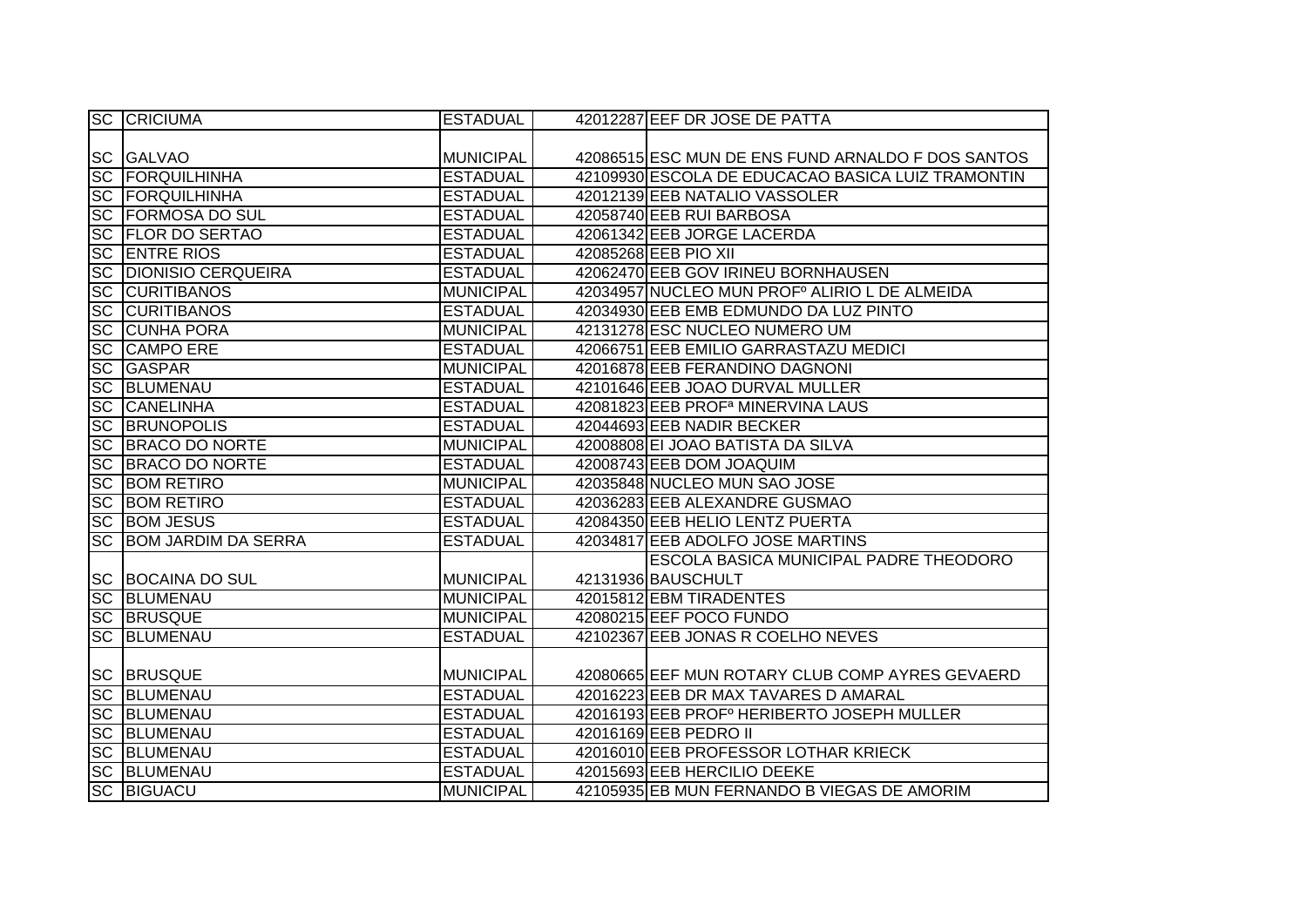| SC | CRICIUMA | ESTADUAL | 42012287 | EEF DR JOSE DE PATTA |
|---|---|---|---|---|
| SC | GALVAO | MUNICIPAL | 42086515 | ESC MUN DE ENS FUND ARNALDO F DOS SANTOS |
| SC | FORQUILHINHA | ESTADUAL | 42109930 | ESCOLA DE EDUCACAO BASICA LUIZ TRAMONTIN |
| SC | FORQUILHINHA | ESTADUAL | 42012139 | EEB NATALIO VASSOLER |
| SC | FORMOSA DO SUL | ESTADUAL | 42058740 | EEB RUI BARBOSA |
| SC | FLOR DO SERTAO | ESTADUAL | 42061342 | EEB JORGE LACERDA |
| SC | ENTRE RIOS | ESTADUAL | 42085268 | EEB PIO XII |
| SC | DIONISIO CERQUEIRA | ESTADUAL | 42062470 | EEB GOV IRINEU BORNHAUSEN |
| SC | CURITIBANOS | MUNICIPAL | 42034957 | NUCLEO MUN PROFº ALIRIO L DE ALMEIDA |
| SC | CURITIBANOS | ESTADUAL | 42034930 | EEB EMB EDMUNDO DA LUZ PINTO |
| SC | CUNHA PORA | MUNICIPAL | 42131278 | ESC NUCLEO NUMERO UM |
| SC | CAMPO ERE | ESTADUAL | 42066751 | EEB EMILIO GARRASTAZU MEDICI |
| SC | GASPAR | MUNICIPAL | 42016878 | EEB FERANDINO DAGNONI |
| SC | BLUMENAU | ESTADUAL | 42101646 | EEB JOAO DURVAL MULLER |
| SC | CANELINHA | ESTADUAL | 42081823 | EEB PROFª MINERVINA LAUS |
| SC | BRUNOPOLIS | ESTADUAL | 42044693 | EEB NADIR BECKER |
| SC | BRACO DO NORTE | MUNICIPAL | 42008808 | EI JOAO BATISTA DA SILVA |
| SC | BRACO DO NORTE | ESTADUAL | 42008743 | EEB DOM JOAQUIM |
| SC | BOM RETIRO | MUNICIPAL | 42035848 | NUCLEO MUN SAO JOSE |
| SC | BOM RETIRO | ESTADUAL | 42036283 | EEB ALEXANDRE GUSMAO |
| SC | BOM JESUS | ESTADUAL | 42084350 | EEB HELIO LENTZ PUERTA |
| SC | BOM JARDIM DA SERRA | ESTADUAL | 42034817 | EEB ADOLFO JOSE MARTINS |
| SC | BOCAINA DO SUL | MUNICIPAL | 42131936 | ESCOLA BASICA MUNICIPAL PADRE THEODORO BAUSCHULT |
| SC | BLUMENAU | MUNICIPAL | 42015812 | EBM TIRADENTES |
| SC | BRUSQUE | MUNICIPAL | 42080215 | EEF POCO FUNDO |
| SC | BLUMENAU | ESTADUAL | 42102367 | EEB JONAS R COELHO NEVES |
| SC | BRUSQUE | MUNICIPAL | 42080665 | EEF MUN ROTARY CLUB COMP AYRES GEVAERD |
| SC | BLUMENAU | ESTADUAL | 42016223 | EEB DR MAX TAVARES D AMARAL |
| SC | BLUMENAU | ESTADUAL | 42016193 | EEB PROFº HERIBERTO JOSEPH MULLER |
| SC | BLUMENAU | ESTADUAL | 42016169 | EEB PEDRO II |
| SC | BLUMENAU | ESTADUAL | 42016010 | EEB PROFESSOR LOTHAR KRIECK |
| SC | BLUMENAU | ESTADUAL | 42015693 | EEB HERCILIO DEEKE |
| SC | BIGUACU | MUNICIPAL | 42105935 | EB MUN FERNANDO B VIEGAS DE AMORIM |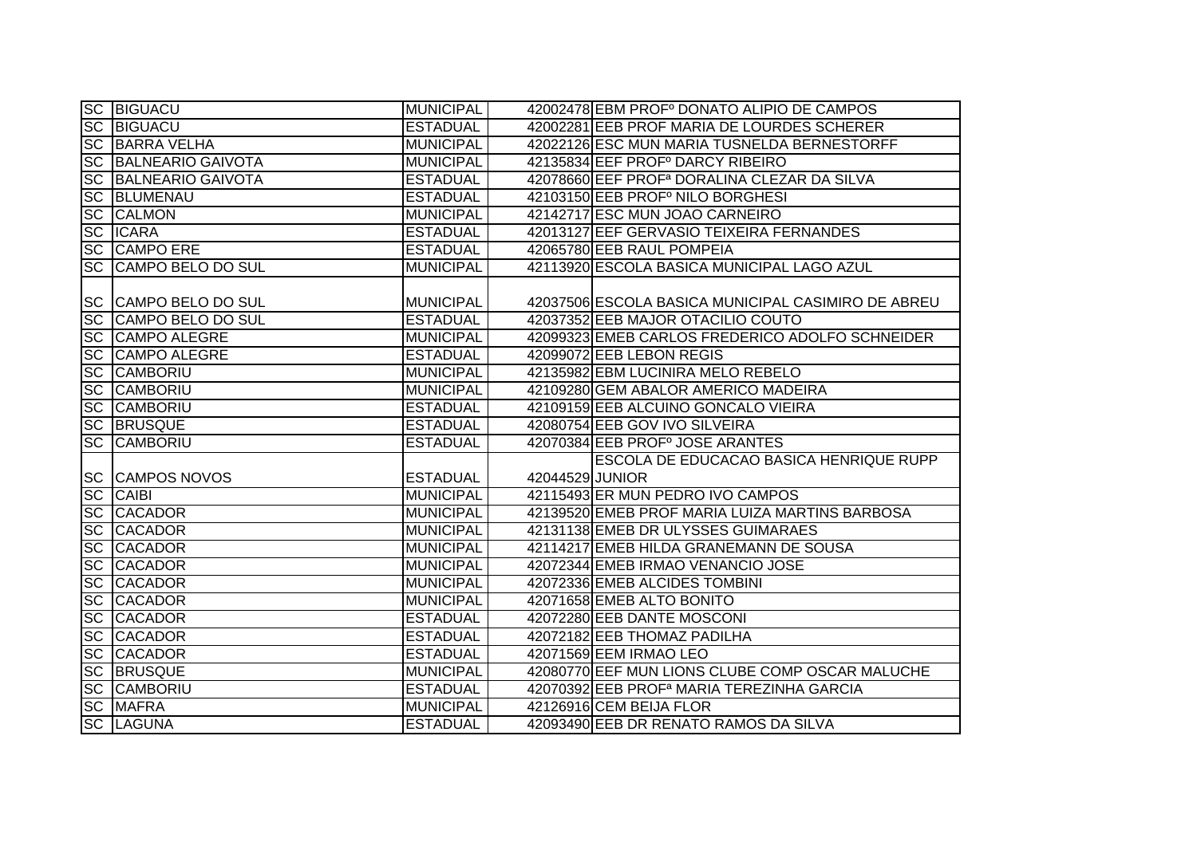| | | | | |
|---|---|---|---|---|
| SC | BIGUACU | MUNICIPAL | 42002478 | EBM PROFº DONATO ALIPIO DE CAMPOS |
| SC | BIGUACU | ESTADUAL | 42002281 | EEB PROF MARIA DE LOURDES SCHERER |
| SC | BARRA VELHA | MUNICIPAL | 42022126 | ESC MUN MARIA TUSNELDA BERNESTORFF |
| SC | BALNEARIO GAIVOTA | MUNICIPAL | 42135834 | EEF PROFº DARCY RIBEIRO |
| SC | BALNEARIO GAIVOTA | ESTADUAL | 42078660 | EEF PROFª DORALINA CLEZAR DA SILVA |
| SC | BLUMENAU | ESTADUAL | 42103150 | EEB PROFº NILO BORGHESI |
| SC | CALMON | MUNICIPAL | 42142717 | ESC MUN JOAO CARNEIRO |
| SC | ICARA | ESTADUAL | 42013127 | EEF GERVASIO TEIXEIRA FERNANDES |
| SC | CAMPO ERE | ESTADUAL | 42065780 | EEB RAUL POMPEIA |
| SC | CAMPO BELO DO SUL | MUNICIPAL | 42113920 | ESCOLA BASICA MUNICIPAL LAGO AZUL |
| SC | CAMPO BELO DO SUL | MUNICIPAL | 42037506 | ESCOLA BASICA MUNICIPAL CASIMIRO DE ABREU |
| SC | CAMPO BELO DO SUL | ESTADUAL | 42037352 | EEB MAJOR OTACILIO COUTO |
| SC | CAMPO ALEGRE | MUNICIPAL | 42099323 | EMEB CARLOS FREDERICO ADOLFO SCHNEIDER |
| SC | CAMPO ALEGRE | ESTADUAL | 42099072 | EEB LEBON REGIS |
| SC | CAMBORIU | MUNICIPAL | 42135982 | EBM LUCINIRA MELO REBELO |
| SC | CAMBORIU | MUNICIPAL | 42109280 | GEM ABALOR AMERICO MADEIRA |
| SC | CAMBORIU | ESTADUAL | 42109159 | EEB ALCUINO GONCALO VIEIRA |
| SC | BRUSQUE | ESTADUAL | 42080754 | EEB GOV IVO SILVEIRA |
| SC | CAMBORIU | ESTADUAL | 42070384 | EEB PROFº JOSE ARANTES |
| SC | CAMPOS NOVOS | ESTADUAL | 42044529 | ESCOLA DE EDUCACAO BASICA HENRIQUE RUPP JUNIOR |
| SC | CAIBI | MUNICIPAL | 42115493 | ER MUN PEDRO IVO CAMPOS |
| SC | CACADOR | MUNICIPAL | 42139520 | EMEB PROF MARIA LUIZA MARTINS BARBOSA |
| SC | CACADOR | MUNICIPAL | 42131138 | EMEB DR ULYSSES GUIMARAES |
| SC | CACADOR | MUNICIPAL | 42114217 | EMEB HILDA GRANEMANN DE SOUSA |
| SC | CACADOR | MUNICIPAL | 42072344 | EMEB IRMAO VENANCIO JOSE |
| SC | CACADOR | MUNICIPAL | 42072336 | EMEB ALCIDES TOMBINI |
| SC | CACADOR | MUNICIPAL | 42071658 | EMEB ALTO BONITO |
| SC | CACADOR | ESTADUAL | 42072280 | EEB DANTE MOSCONI |
| SC | CACADOR | ESTADUAL | 42072182 | EEB THOMAZ PADILHA |
| SC | CACADOR | ESTADUAL | 42071569 | EEM IRMAO LEO |
| SC | BRUSQUE | MUNICIPAL | 42080770 | EEF MUN LIONS CLUBE COMP OSCAR MALUCHE |
| SC | CAMBORIU | ESTADUAL | 42070392 | EEB PROFª MARIA TEREZINHA GARCIA |
| SC | MAFRA | MUNICIPAL | 42126916 | CEM BEIJA FLOR |
| SC | LAGUNA | ESTADUAL | 42093490 | EEB DR RENATO RAMOS DA SILVA |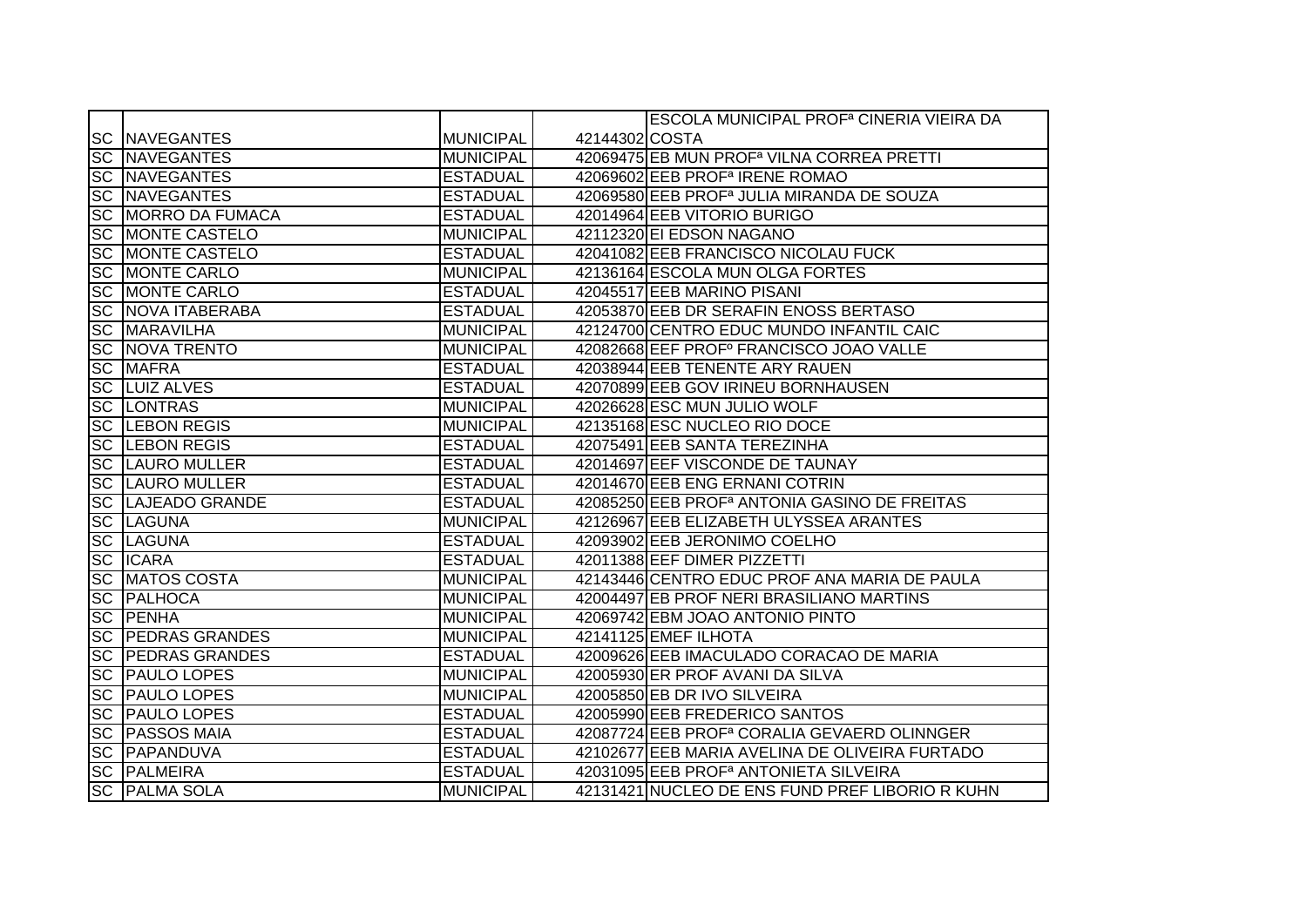| | | | | |
|---|---|---|---|---|
| SC | NAVEGANTES | MUNICIPAL | 42144302 | ESCOLA MUNICIPAL PROFª CINERIA VIEIRA DA COSTA |
| SC | NAVEGANTES | MUNICIPAL | 42069475 | EB MUN PROFª VILNA CORREA PRETTI |
| SC | NAVEGANTES | ESTADUAL | 42069602 | EEB PROFª IRENE ROMAO |
| SC | NAVEGANTES | ESTADUAL | 42069580 | EEB PROFª JULIA MIRANDA DE SOUZA |
| SC | MORRO DA FUMACA | ESTADUAL | 42014964 | EEB VITORIO BURIGO |
| SC | MONTE CASTELO | MUNICIPAL | 42112320 | EI EDSON NAGANO |
| SC | MONTE CASTELO | ESTADUAL | 42041082 | EEB FRANCISCO NICOLAU FUCK |
| SC | MONTE CARLO | MUNICIPAL | 42136164 | ESCOLA MUN OLGA FORTES |
| SC | MONTE CARLO | ESTADUAL | 42045517 | EEB MARINO PISANI |
| SC | NOVA ITABERABA | ESTADUAL | 42053870 | EEB DR SERAFIN ENOSS BERTASO |
| SC | MARAVILHA | MUNICIPAL | 42124700 | CENTRO EDUC MUNDO INFANTIL CAIC |
| SC | NOVA TRENTO | MUNICIPAL | 42082668 | EEF PROFº FRANCISCO JOAO VALLE |
| SC | MAFRA | ESTADUAL | 42038944 | EEB TENENTE ARY RAUEN |
| SC | LUIZ ALVES | ESTADUAL | 42070899 | EEB GOV IRINEU BORNHAUSEN |
| SC | LONTRAS | MUNICIPAL | 42026628 | ESC MUN JULIO WOLF |
| SC | LEBON REGIS | MUNICIPAL | 42135168 | ESC NUCLEO RIO DOCE |
| SC | LEBON REGIS | ESTADUAL | 42075491 | EEB SANTA TEREZINHA |
| SC | LAURO MULLER | ESTADUAL | 42014697 | EEF VISCONDE DE TAUNAY |
| SC | LAURO MULLER | ESTADUAL | 42014670 | EEB ENG ERNANI COTRIN |
| SC | LAJEADO GRANDE | ESTADUAL | 42085250 | EEB PROFª ANTONIA GASINO DE FREITAS |
| SC | LAGUNA | MUNICIPAL | 42126967 | EEB ELIZABETH ULYSSEA ARANTES |
| SC | LAGUNA | ESTADUAL | 42093902 | EEB JERONIMO COELHO |
| SC | ICARA | ESTADUAL | 42011388 | EEF DIMER PIZZETTI |
| SC | MATOS COSTA | MUNICIPAL | 42143446 | CENTRO EDUC PROF ANA MARIA DE PAULA |
| SC | PALHOCA | MUNICIPAL | 42004497 | EB PROF NERI BRASILIANO MARTINS |
| SC | PENHA | MUNICIPAL | 42069742 | EBM JOAO ANTONIO PINTO |
| SC | PEDRAS GRANDES | MUNICIPAL | 42141125 | EMEF ILHOTA |
| SC | PEDRAS GRANDES | ESTADUAL | 42009626 | EEB IMACULADO CORACAO DE MARIA |
| SC | PAULO LOPES | MUNICIPAL | 42005930 | ER PROF AVANI DA SILVA |
| SC | PAULO LOPES | MUNICIPAL | 42005850 | EB DR IVO SILVEIRA |
| SC | PAULO LOPES | ESTADUAL | 42005990 | EEB FREDERICO SANTOS |
| SC | PASSOS MAIA | ESTADUAL | 42087724 | EEB PROFª CORALIA GEVAERD OLINNGER |
| SC | PAPANDUVA | ESTADUAL | 42102677 | EEB MARIA AVELINA DE OLIVEIRA FURTADO |
| SC | PALMEIRA | ESTADUAL | 42031095 | EEB PROFª ANTONIETA SILVEIRA |
| SC | PALMA SOLA | MUNICIPAL | 42131421 | NUCLEO DE ENS FUND PREF LIBORIO R KUHN |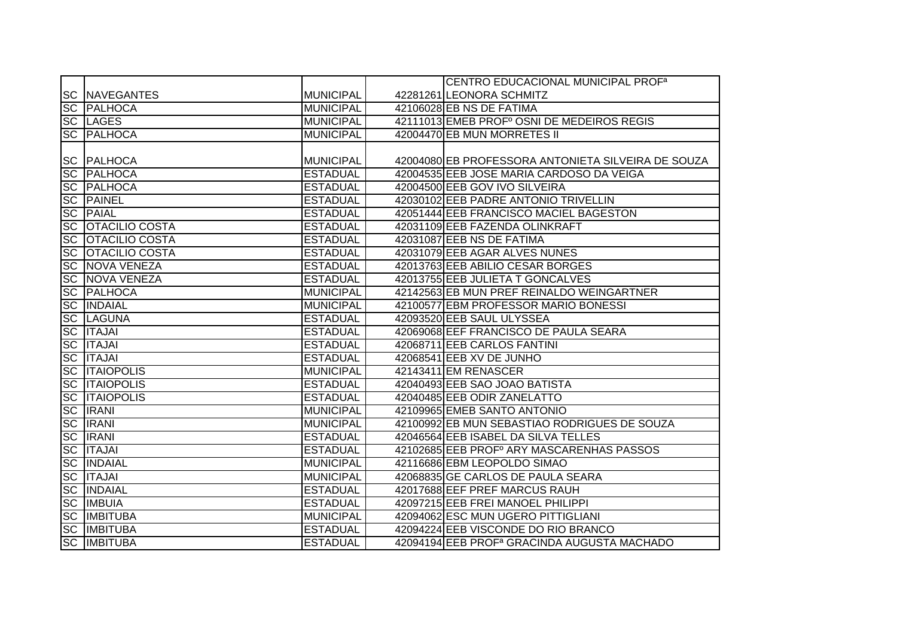| | | | | |
|---|---|---|---|---|
| SC | NAVEGANTES | MUNICIPAL | 42281261 | CENTRO EDUCACIONAL MUNICIPAL PROFª LEONORA SCHMITZ |
| SC | PALHOCA | MUNICIPAL | 42106028 | EB NS DE FATIMA |
| SC | LAGES | MUNICIPAL | 42111013 | EMEB PROFº OSNI DE MEDEIROS REGIS |
| SC | PALHOCA | MUNICIPAL | 42004470 | EB MUN MORRETES II |
| SC | PALHOCA | MUNICIPAL | 42004080 | EB PROFESSORA ANTONIETA SILVEIRA DE SOUZA |
| SC | PALHOCA | ESTADUAL | 42004535 | EEB JOSE MARIA CARDOSO DA VEIGA |
| SC | PALHOCA | ESTADUAL | 42004500 | EEB GOV IVO SILVEIRA |
| SC | PAINEL | ESTADUAL | 42030102 | EEB PADRE ANTONIO TRIVELLIN |
| SC | PAIAL | ESTADUAL | 42051444 | EEB FRANCISCO MACIEL BAGESTON |
| SC | OTACILIO COSTA | ESTADUAL | 42031109 | EEB FAZENDA OLINKRAFT |
| SC | OTACILIO COSTA | ESTADUAL | 42031087 | EEB NS DE FATIMA |
| SC | OTACILIO COSTA | ESTADUAL | 42031079 | EEB AGAR ALVES NUNES |
| SC | NOVA VENEZA | ESTADUAL | 42013763 | EEB ABILIO CESAR BORGES |
| SC | NOVA VENEZA | ESTADUAL | 42013755 | EEB JULIETA T GONCALVES |
| SC | PALHOCA | MUNICIPAL | 42142563 | EB MUN PREF REINALDO WEINGARTNER |
| SC | INDAIAL | MUNICIPAL | 42100577 | EBM PROFESSOR MARIO BONESSI |
| SC | LAGUNA | ESTADUAL | 42093520 | EEB SAUL ULYSSEA |
| SC | ITAJAI | ESTADUAL | 42069068 | EEF FRANCISCO DE PAULA SEARA |
| SC | ITAJAI | ESTADUAL | 42068711 | EEB CARLOS FANTINI |
| SC | ITAJAI | ESTADUAL | 42068541 | EEB XV DE JUNHO |
| SC | ITAIOPOLIS | MUNICIPAL | 42143411 | EM RENASCER |
| SC | ITAIOPOLIS | ESTADUAL | 42040493 | EEB SAO JOAO BATISTA |
| SC | ITAIOPOLIS | ESTADUAL | 42040485 | EEB ODIR ZANELATTO |
| SC | IRANI | MUNICIPAL | 42109965 | EMEB SANTO ANTONIO |
| SC | IRANI | MUNICIPAL | 42100992 | EB MUN SEBASTIAO RODRIGUES DE SOUZA |
| SC | IRANI | ESTADUAL | 42046564 | EEB ISABEL DA SILVA TELLES |
| SC | ITAJAI | ESTADUAL | 42102685 | EEB PROFº ARY MASCARENHAS PASSOS |
| SC | INDAIAL | MUNICIPAL | 42116686 | EBM LEOPOLDO SIMAO |
| SC | ITAJAI | MUNICIPAL | 42068835 | GE CARLOS DE PAULA SEARA |
| SC | INDAIAL | ESTADUAL | 42017688 | EEF PREF MARCUS RAUH |
| SC | IMBUIA | ESTADUAL | 42097215 | EEB FREI MANOEL PHILIPPI |
| SC | IMBITUBA | MUNICIPAL | 42094062 | ESC MUN UGERO PITTIGLIANI |
| SC | IMBITUBA | ESTADUAL | 42094224 | EEB VISCONDE DO RIO BRANCO |
| SC | IMBITUBA | ESTADUAL | 42094194 | EEB PROFª GRACINDA AUGUSTA MACHADO |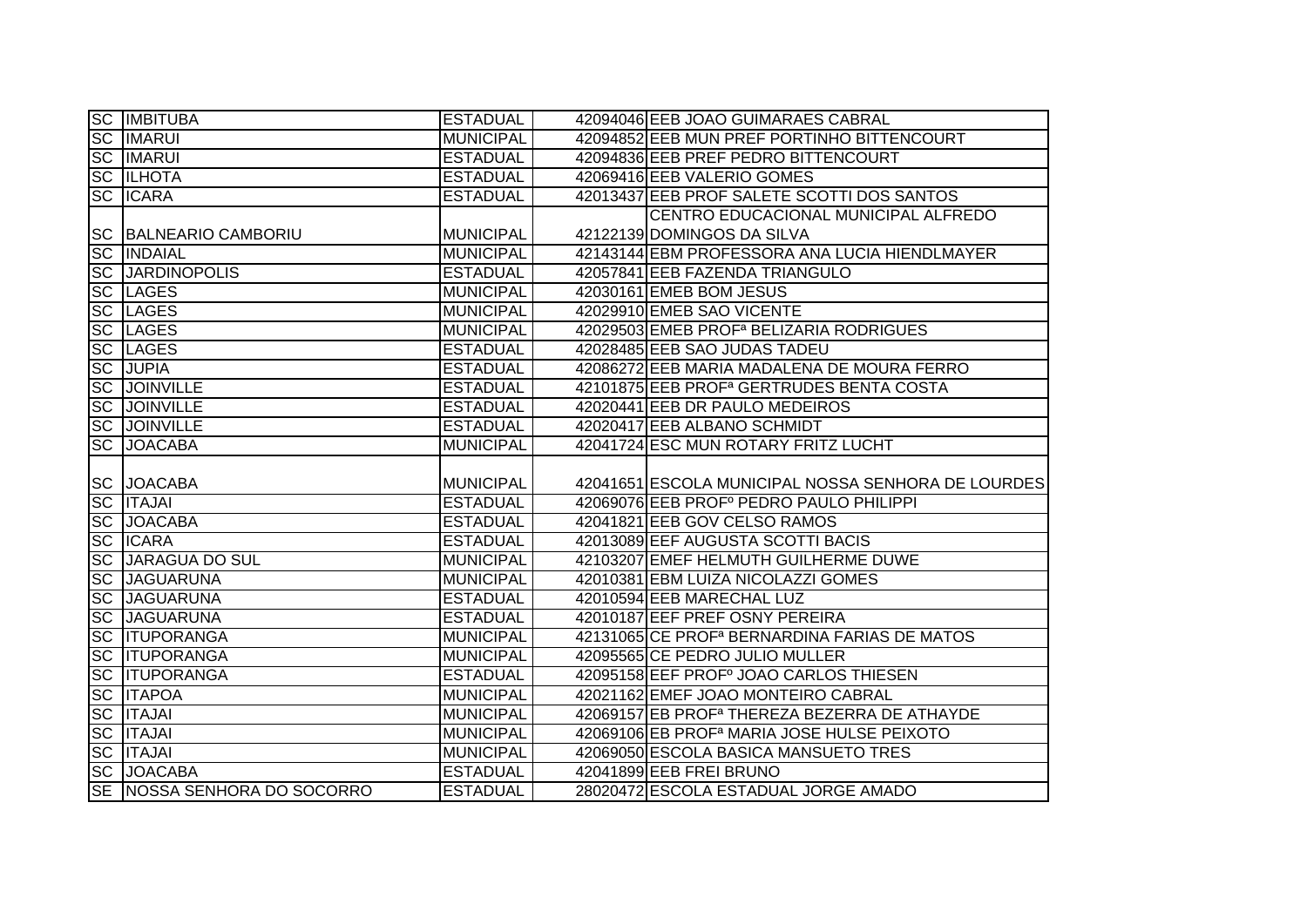| | | | | |
|---|---|---|---|---|
| SC | IMBITUBA | ESTADUAL | 42094046 | EEB JOAO GUIMARAES CABRAL |
| SC | IMARUI | MUNICIPAL | 42094852 | EEB MUN PREF PORTINHO BITTENCOURT |
| SC | IMARUI | ESTADUAL | 42094836 | EEB PREF PEDRO BITTENCOURT |
| SC | ILHOTA | ESTADUAL | 42069416 | EEB VALERIO GOMES |
| SC | ICARA | ESTADUAL | 42013437 | EEB PROF SALETE SCOTTI DOS SANTOS |
| SC | BALNEARIO CAMBORIU | MUNICIPAL | 42122139 | CENTRO EDUCACIONAL MUNICIPAL ALFREDO DOMINGOS DA SILVA |
| SC | INDAIAL | MUNICIPAL | 42143144 | EBM PROFESSORA ANA LUCIA HIENDLMAYER |
| SC | JARDINOPOLIS | ESTADUAL | 42057841 | EEB FAZENDA TRIANGULO |
| SC | LAGES | MUNICIPAL | 42030161 | EMEB BOM JESUS |
| SC | LAGES | MUNICIPAL | 42029910 | EMEB SAO VICENTE |
| SC | LAGES | MUNICIPAL | 42029503 | EMEB PROFª BELIZARIA RODRIGUES |
| SC | LAGES | ESTADUAL | 42028485 | EEB SAO JUDAS TADEU |
| SC | JUPIA | ESTADUAL | 42086272 | EEB MARIA MADALENA DE MOURA FERRO |
| SC | JOINVILLE | ESTADUAL | 42101875 | EEB PROFª GERTRUDES BENTA COSTA |
| SC | JOINVILLE | ESTADUAL | 42020441 | EEB DR PAULO MEDEIROS |
| SC | JOINVILLE | ESTADUAL | 42020417 | EEB ALBANO SCHMIDT |
| SC | JOACABA | MUNICIPAL | 42041724 | ESC MUN ROTARY FRITZ LUCHT |
| SC | JOACABA | MUNICIPAL | 42041651 | ESCOLA MUNICIPAL NOSSA SENHORA DE LOURDES |
| SC | ITAJAI | ESTADUAL | 42069076 | EEB PROFº PEDRO PAULO PHILIPPI |
| SC | JOACABA | ESTADUAL | 42041821 | EEB GOV CELSO RAMOS |
| SC | ICARA | ESTADUAL | 42013089 | EEF AUGUSTA SCOTTI BACIS |
| SC | JARAGUA DO SUL | MUNICIPAL | 42103207 | EMEF HELMUTH GUILHERME DUWE |
| SC | JAGUARUNA | MUNICIPAL | 42010381 | EBM LUIZA NICOLAZZI GOMES |
| SC | JAGUARUNA | ESTADUAL | 42010594 | EEB MARECHAL LUZ |
| SC | JAGUARUNA | ESTADUAL | 42010187 | EEF PREF OSNY PEREIRA |
| SC | ITUPORANGA | MUNICIPAL | 42131065 | CE PROFª BERNARDINA FARIAS DE MATOS |
| SC | ITUPORANGA | MUNICIPAL | 42095565 | CE PEDRO JULIO MULLER |
| SC | ITUPORANGA | ESTADUAL | 42095158 | EEF PROFº JOAO CARLOS THIESEN |
| SC | ITAPOA | MUNICIPAL | 42021162 | EMEF JOAO MONTEIRO CABRAL |
| SC | ITAJAI | MUNICIPAL | 42069157 | EB PROFª THEREZA BEZERRA DE ATHAYDE |
| SC | ITAJAI | MUNICIPAL | 42069106 | EB PROFª MARIA JOSE HULSE PEIXOTO |
| SC | ITAJAI | MUNICIPAL | 42069050 | ESCOLA BASICA MANSUETO TRES |
| SC | JOACABA | ESTADUAL | 42041899 | EEB FREI BRUNO |
| SE | NOSSA SENHORA DO SOCORRO | ESTADUAL | 28020472 | ESCOLA ESTADUAL JORGE AMADO |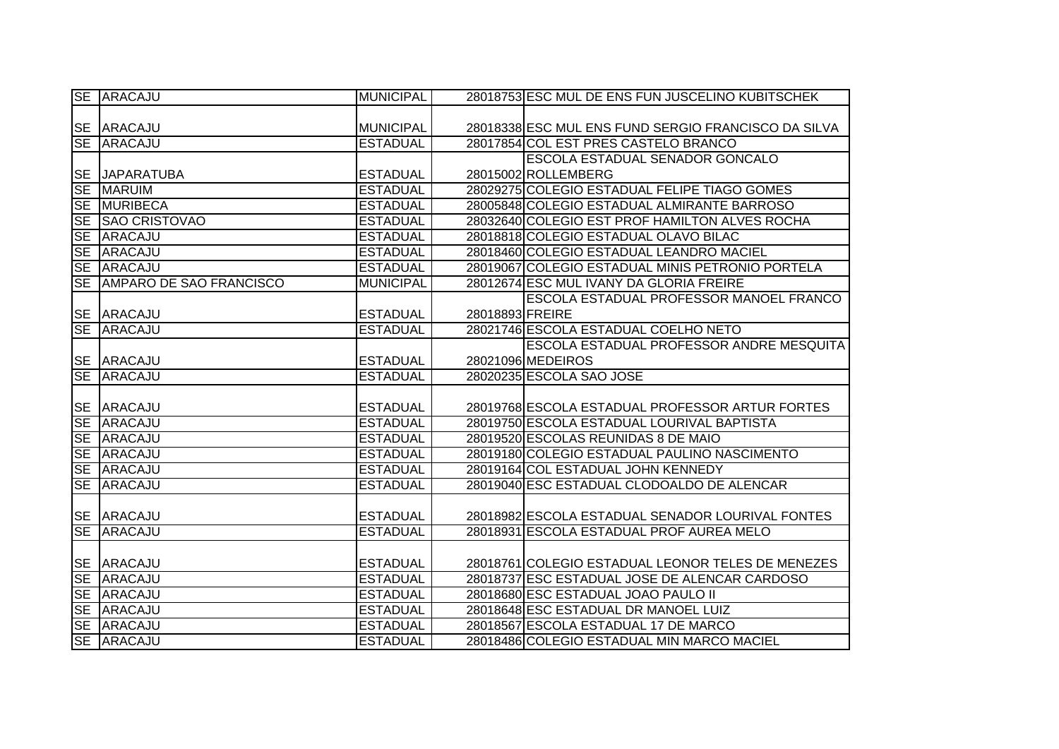| | | | | |
|---|---|---|---|---|
| SE | ARACAJU | MUNICIPAL | 28018753 | ESC MUL DE ENS FUN JUSCELINO KUBITSCHEK |
| SE | ARACAJU | MUNICIPAL | 28018338 | ESC MUL ENS FUND SERGIO FRANCISCO DA SILVA |
| SE | ARACAJU | ESTADUAL | 28017854 | COL EST PRES CASTELO BRANCO |
| SE | JAPARATUBA | ESTADUAL | 28015002 | ESCOLA ESTADUAL SENADOR GONCALO ROLLEMBERG |
| SE | MARUIM | ESTADUAL | 28029275 | COLEGIO ESTADUAL FELIPE TIAGO GOMES |
| SE | MURIBECA | ESTADUAL | 28005848 | COLEGIO ESTADUAL ALMIRANTE BARROSO |
| SE | SAO CRISTOVAO | ESTADUAL | 28032640 | COLEGIO EST PROF HAMILTON ALVES ROCHA |
| SE | ARACAJU | ESTADUAL | 28018818 | COLEGIO ESTADUAL OLAVO BILAC |
| SE | ARACAJU | ESTADUAL | 28018460 | COLEGIO ESTADUAL LEANDRO MACIEL |
| SE | ARACAJU | ESTADUAL | 28019067 | COLEGIO ESTADUAL MINIS PETRONIO PORTELA |
| SE | AMPARO DE SAO FRANCISCO | MUNICIPAL | 28012674 | ESC MUL IVANY DA GLORIA FREIRE |
| SE | ARACAJU | ESTADUAL | 28018893 | ESCOLA ESTADUAL PROFESSOR MANOEL FRANCO FREIRE |
| SE | ARACAJU | ESTADUAL | 28021746 | ESCOLA ESTADUAL COELHO NETO |
| SE | ARACAJU | ESTADUAL | 28021096 | ESCOLA ESTADUAL PROFESSOR ANDRE MESQUITA MEDEIROS |
| SE | ARACAJU | ESTADUAL | 28020235 | ESCOLA SAO JOSE |
| SE | ARACAJU | ESTADUAL | 28019768 | ESCOLA ESTADUAL PROFESSOR ARTUR FORTES |
| SE | ARACAJU | ESTADUAL | 28019750 | ESCOLA ESTADUAL LOURIVAL BAPTISTA |
| SE | ARACAJU | ESTADUAL | 28019520 | ESCOLAS REUNIDAS 8 DE MAIO |
| SE | ARACAJU | ESTADUAL | 28019180 | COLEGIO ESTADUAL PAULINO NASCIMENTO |
| SE | ARACAJU | ESTADUAL | 28019164 | COL ESTADUAL JOHN KENNEDY |
| SE | ARACAJU | ESTADUAL | 28019040 | ESC ESTADUAL CLODOALDO DE ALENCAR |
| SE | ARACAJU | ESTADUAL | 28018982 | ESCOLA ESTADUAL SENADOR LOURIVAL FONTES |
| SE | ARACAJU | ESTADUAL | 28018931 | ESCOLA ESTADUAL PROF AUREA MELO |
| SE | ARACAJU | ESTADUAL | 28018761 | COLEGIO ESTADUAL LEONOR TELES DE MENEZES |
| SE | ARACAJU | ESTADUAL | 28018737 | ESC ESTADUAL JOSE DE ALENCAR CARDOSO |
| SE | ARACAJU | ESTADUAL | 28018680 | ESC ESTADUAL JOAO PAULO II |
| SE | ARACAJU | ESTADUAL | 28018648 | ESC ESTADUAL DR MANOEL LUIZ |
| SE | ARACAJU | ESTADUAL | 28018567 | ESCOLA ESTADUAL 17 DE MARCO |
| SE | ARACAJU | ESTADUAL | 28018486 | COLEGIO ESTADUAL MIN MARCO MACIEL |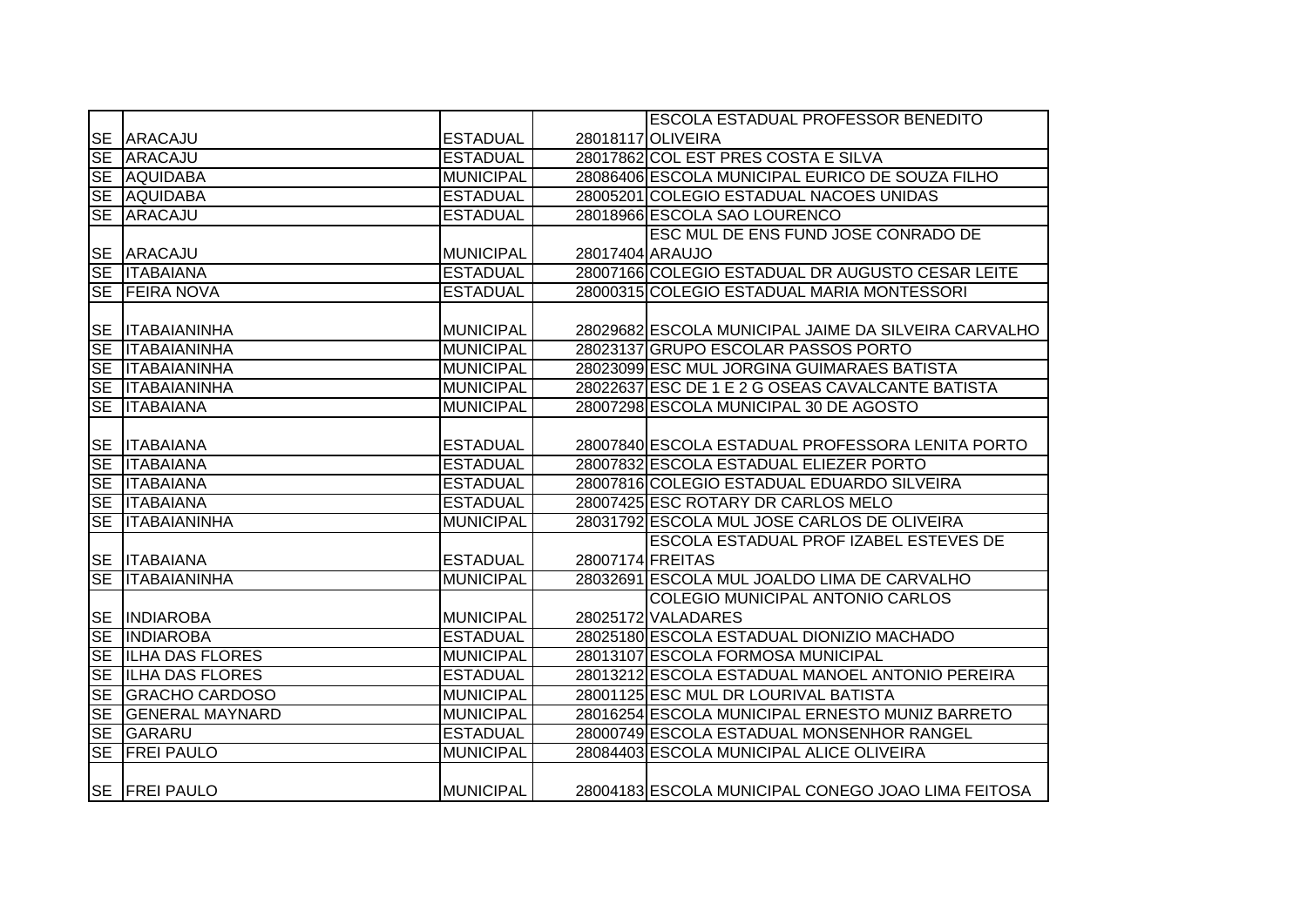| | | | | |
|---|---|---|---|---|
| SE | ARACAJU | ESTADUAL | 28018117 | ESCOLA ESTADUAL PROFESSOR BENEDITO OLIVEIRA |
| SE | ARACAJU | ESTADUAL | 28017862 | COL EST PRES COSTA E SILVA |
| SE | AQUIDABA | MUNICIPAL | 28086406 | ESCOLA MUNICIPAL EURICO DE SOUZA FILHO |
| SE | AQUIDABA | ESTADUAL | 28005201 | COLEGIO ESTADUAL NACOES UNIDAS |
| SE | ARACAJU | ESTADUAL | 28018966 | ESCOLA SAO LOURENCO |
| SE | ARACAJU | MUNICIPAL | 28017404 | ESC MUL DE ENS FUND JOSE CONRADO DE ARAUJO |
| SE | ITABAIANA | ESTADUAL | 28007166 | COLEGIO ESTADUAL DR AUGUSTO CESAR LEITE |
| SE | FEIRA NOVA | ESTADUAL | 28000315 | COLEGIO ESTADUAL MARIA MONTESSORI |
| SE | ITABAIANINHA | MUNICIPAL | 28029682 | ESCOLA MUNICIPAL JAIME DA SILVEIRA CARVALHO |
| SE | ITABAIANINHA | MUNICIPAL | 28023137 | GRUPO ESCOLAR PASSOS PORTO |
| SE | ITABAIANINHA | MUNICIPAL | 28023099 | ESC MUL JORGINA GUIMARAES BATISTA |
| SE | ITABAIANINHA | MUNICIPAL | 28022637 | ESC DE 1 E 2 G OSEAS CAVALCANTE BATISTA |
| SE | ITABAIANA | MUNICIPAL | 28007298 | ESCOLA MUNICIPAL 30 DE AGOSTO |
| SE | ITABAIANA | ESTADUAL | 28007840 | ESCOLA ESTADUAL PROFESSORA LENITA PORTO |
| SE | ITABAIANA | ESTADUAL | 28007832 | ESCOLA ESTADUAL ELIEZER PORTO |
| SE | ITABAIANA | ESTADUAL | 28007816 | COLEGIO ESTADUAL EDUARDO SILVEIRA |
| SE | ITABAIANA | ESTADUAL | 28007425 | ESC ROTARY DR CARLOS MELO |
| SE | ITABAIANINHA | MUNICIPAL | 28031792 | ESCOLA MUL JOSE CARLOS DE OLIVEIRA |
| SE | ITABAIANA | ESTADUAL | 28007174 | ESCOLA ESTADUAL PROF IZABEL ESTEVES DE FREITAS |
| SE | ITABAIANINHA | MUNICIPAL | 28032691 | ESCOLA MUL JOALDO LIMA DE CARVALHO |
| SE | INDIAROBA | MUNICIPAL | 28025172 | COLEGIO MUNICIPAL ANTONIO CARLOS VALADARES |
| SE | INDIAROBA | ESTADUAL | 28025180 | ESCOLA ESTADUAL DIONIZIO MACHADO |
| SE | ILHA DAS FLORES | MUNICIPAL | 28013107 | ESCOLA FORMOSA MUNICIPAL |
| SE | ILHA DAS FLORES | ESTADUAL | 28013212 | ESCOLA ESTADUAL MANOEL ANTONIO PEREIRA |
| SE | GRACHO CARDOSO | MUNICIPAL | 28001125 | ESC MUL DR LOURIVAL BATISTA |
| SE | GENERAL MAYNARD | MUNICIPAL | 28016254 | ESCOLA MUNICIPAL ERNESTO MUNIZ BARRETO |
| SE | GARARU | ESTADUAL | 28000749 | ESCOLA ESTADUAL MONSENHOR RANGEL |
| SE | FREI PAULO | MUNICIPAL | 28084403 | ESCOLA MUNICIPAL ALICE OLIVEIRA |
| SE | FREI PAULO | MUNICIPAL | 28004183 | ESCOLA MUNICIPAL CONEGO JOAO LIMA FEITOSA |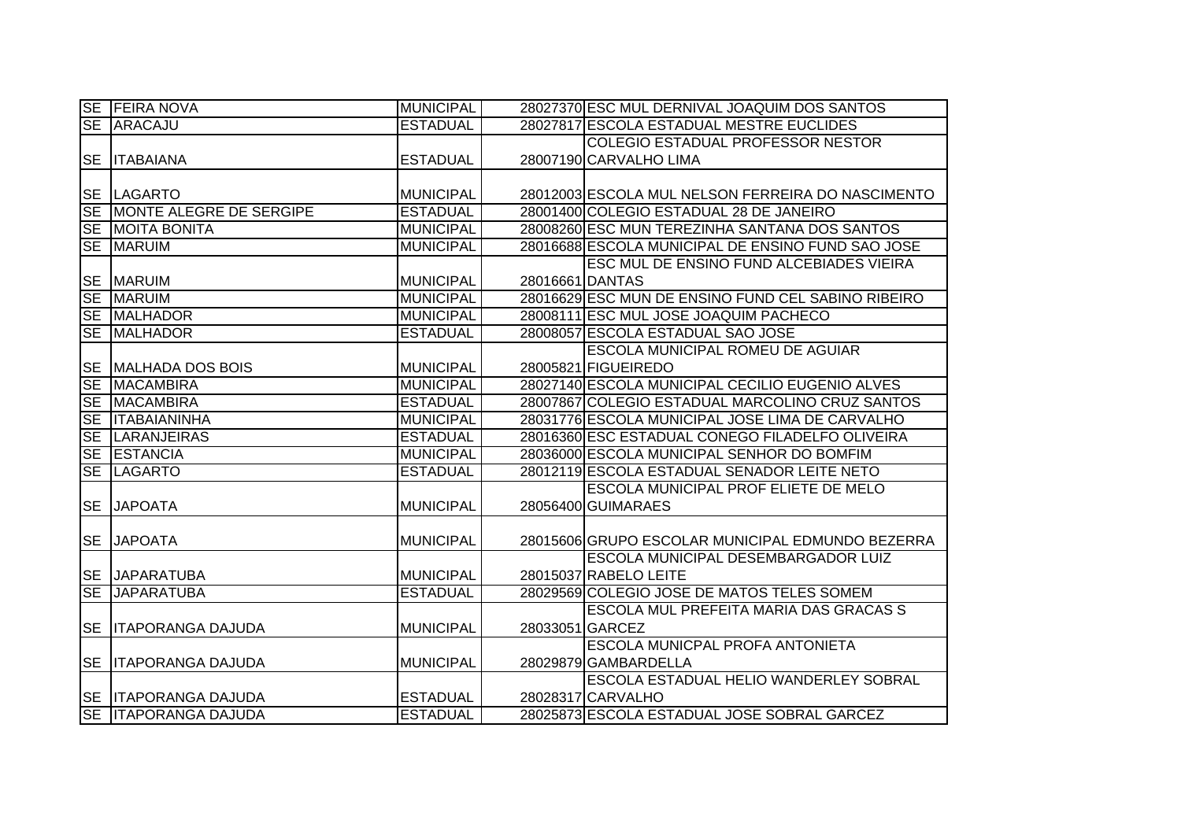| | | | | |
|---|---|---|---|---|
| SE | FEIRA NOVA | MUNICIPAL | 28027370 | ESC MUL DERNIVAL JOAQUIM DOS SANTOS |
| SE | ARACAJU | ESTADUAL | 28027817 | ESCOLA ESTADUAL MESTRE EUCLIDES |
| SE | ITABAIANA | ESTADUAL | 28007190 | COLEGIO ESTADUAL PROFESSOR NESTOR CARVALHO LIMA |
| SE | LAGARTO | MUNICIPAL | 28012003 | ESCOLA MUL NELSON FERREIRA DO NASCIMENTO |
| SE | MONTE ALEGRE DE SERGIPE | ESTADUAL | 28001400 | COLEGIO ESTADUAL 28 DE JANEIRO |
| SE | MOITA BONITA | MUNICIPAL | 28008260 | ESC MUN TEREZINHA SANTANA DOS SANTOS |
| SE | MARUIM | MUNICIPAL | 28016688 | ESCOLA MUNICIPAL DE ENSINO FUND SAO JOSE |
| SE | MARUIM | MUNICIPAL | 28016661 | ESC MUL DE ENSINO FUND ALCEBIADES VIEIRA DANTAS |
| SE | MARUIM | MUNICIPAL | 28016629 | ESC MUN DE ENSINO FUND CEL SABINO RIBEIRO |
| SE | MALHADOR | MUNICIPAL | 28008111 | ESC MUL JOSE JOAQUIM PACHECO |
| SE | MALHADOR | ESTADUAL | 28008057 | ESCOLA ESTADUAL SAO JOSE |
| SE | MALHADA DOS BOIS | MUNICIPAL | 28005821 | ESCOLA MUNICIPAL ROMEU DE AGUIAR FIGUEIREDO |
| SE | MACAMBIRA | MUNICIPAL | 28027140 | ESCOLA MUNICIPAL CECILIO EUGENIO ALVES |
| SE | MACAMBIRA | ESTADUAL | 28007867 | COLEGIO ESTADUAL MARCOLINO CRUZ SANTOS |
| SE | ITABAIANINHA | MUNICIPAL | 28031776 | ESCOLA MUNICIPAL JOSE LIMA DE CARVALHO |
| SE | LARANJEIRAS | ESTADUAL | 28016360 | ESC ESTADUAL CONEGO FILADELFO OLIVEIRA |
| SE | ESTANCIA | MUNICIPAL | 28036000 | ESCOLA MUNICIPAL SENHOR DO BOMFIM |
| SE | LAGARTO | ESTADUAL | 28012119 | ESCOLA ESTADUAL SENADOR LEITE NETO |
| SE | JAPOATA | MUNICIPAL | 28056400 | ESCOLA MUNICIPAL PROF ELIETE DE MELO GUIMARAES |
| SE | JAPOATA | MUNICIPAL | 28015606 | GRUPO ESCOLAR MUNICIPAL EDMUNDO BEZERRA |
| SE | JAPARATUBA | MUNICIPAL | 28015037 | ESCOLA MUNICIPAL DESEMBARGADOR LUIZ RABELO LEITE |
| SE | JAPARATUBA | ESTADUAL | 28029569 | COLEGIO JOSE DE MATOS TELES SOMEM |
| SE | ITAPORANGA DAJUDA | MUNICIPAL | 28033051 | ESCOLA MUL PREFEITA MARIA DAS GRACAS S GARCEZ |
| SE | ITAPORANGA DAJUDA | MUNICIPAL | 28029879 | ESCOLA MUNICPAL PROFA ANTONIETA GAMBARDELLA |
| SE | ITAPORANGA DAJUDA | ESTADUAL | 28028317 | ESCOLA ESTADUAL HELIO WANDERLEY SOBRAL CARVALHO |
| SE | ITAPORANGA DAJUDA | ESTADUAL | 28025873 | ESCOLA ESTADUAL JOSE SOBRAL GARCEZ |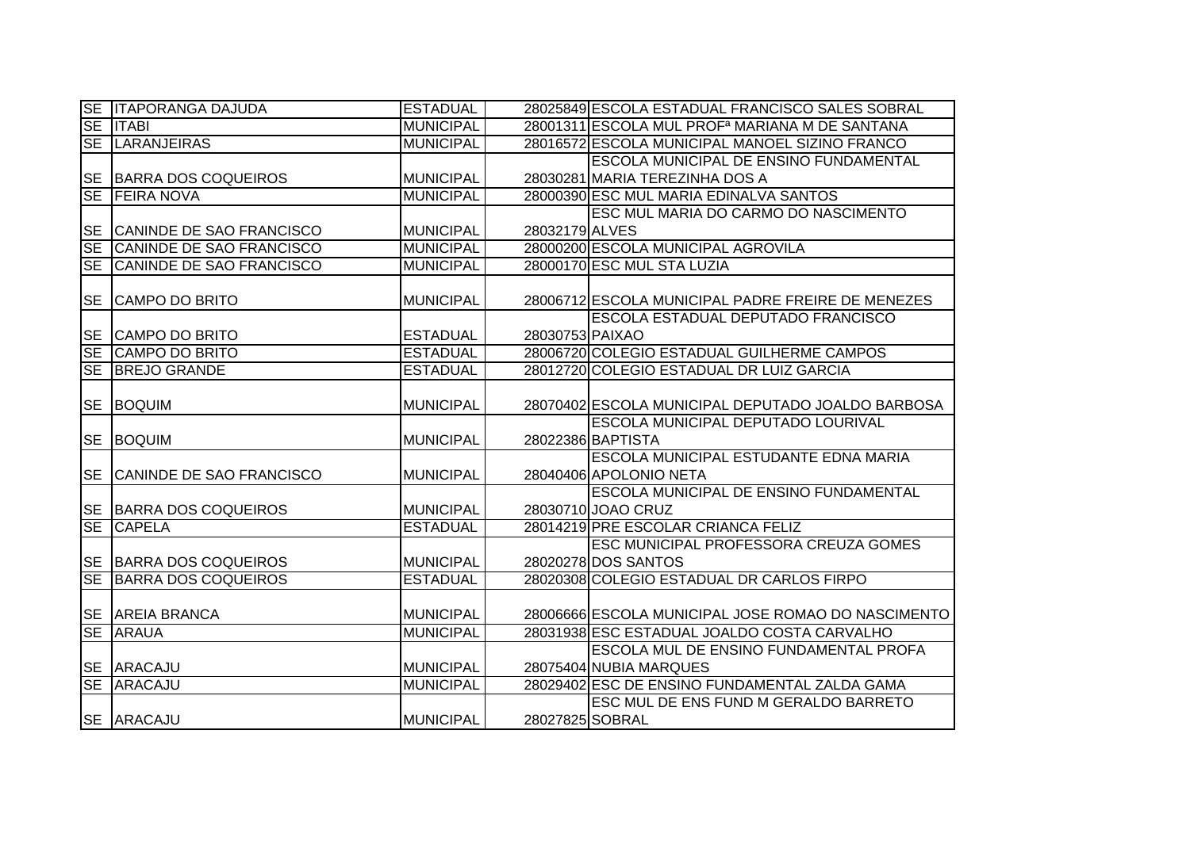| SE | ITAPORANGA DAJUDA | ESTADUAL | 28025849 | ESCOLA ESTADUAL FRANCISCO SALES SOBRAL |
|---|---|---|---|---|
| SE | ITABI | MUNICIPAL | 28001311 | ESCOLA MUL PROFª MARIANA M DE SANTANA |
| SE | LARANJEIRAS | MUNICIPAL | 28016572 | ESCOLA MUNICIPAL MANOEL SIZINO FRANCO |
| SE | BARRA DOS COQUEIROS | MUNICIPAL | 28030281 | ESCOLA MUNICIPAL DE ENSINO FUNDAMENTAL MARIA TEREZINHA DOS A |
| SE | FEIRA NOVA | MUNICIPAL | 28000390 | ESC MUL MARIA EDINALVA SANTOS |
| SE | CANINDE DE SAO FRANCISCO | MUNICIPAL | 28032179 | ESC MUL MARIA DO CARMO DO NASCIMENTO ALVES |
| SE | CANINDE DE SAO FRANCISCO | MUNICIPAL | 28000200 | ESCOLA MUNICIPAL AGROVILA |
| SE | CANINDE DE SAO FRANCISCO | MUNICIPAL | 28000170 | ESC MUL STA LUZIA |
| SE | CAMPO DO BRITO | MUNICIPAL | 28006712 | ESCOLA MUNICIPAL PADRE FREIRE DE MENEZES |
| SE | CAMPO DO BRITO | ESTADUAL | 28030753 | ESCOLA ESTADUAL DEPUTADO FRANCISCO PAIXAO |
| SE | CAMPO DO BRITO | ESTADUAL | 28006720 | COLEGIO ESTADUAL GUILHERME CAMPOS |
| SE | BREJO GRANDE | ESTADUAL | 28012720 | COLEGIO ESTADUAL DR LUIZ GARCIA |
| SE | BOQUIM | MUNICIPAL | 28070402 | ESCOLA MUNICIPAL DEPUTADO JOALDO BARBOSA |
| SE | BOQUIM | MUNICIPAL | 28022386 | ESCOLA MUNICIPAL DEPUTADO LOURIVAL BAPTISTA |
| SE | CANINDE DE SAO FRANCISCO | MUNICIPAL | 28040406 | ESCOLA MUNICIPAL ESTUDANTE EDNA MARIA APOLONIO NETA |
| SE | BARRA DOS COQUEIROS | MUNICIPAL | 28030710 | ESCOLA MUNICIPAL DE ENSINO FUNDAMENTAL JOAO CRUZ |
| SE | CAPELA | ESTADUAL | 28014219 | PRE ESCOLAR CRIANCA FELIZ |
| SE | BARRA DOS COQUEIROS | MUNICIPAL | 28020278 | ESC MUNICIPAL PROFESSORA CREUZA GOMES DOS SANTOS |
| SE | BARRA DOS COQUEIROS | ESTADUAL | 28020308 | COLEGIO ESTADUAL DR CARLOS FIRPO |
| SE | AREIA BRANCA | MUNICIPAL | 28006666 | ESCOLA MUNICIPAL JOSE ROMAO DO NASCIMENTO |
| SE | ARAUA | MUNICIPAL | 28031938 | ESC ESTADUAL JOALDO COSTA CARVALHO |
| SE | ARACAJU | MUNICIPAL | 28075404 | ESCOLA MUL DE ENSINO FUNDAMENTAL PROFA NUBIA MARQUES |
| SE | ARACAJU | MUNICIPAL | 28029402 | ESC DE ENSINO FUNDAMENTAL ZALDA GAMA |
| SE | ARACAJU | MUNICIPAL | 28027825 | ESC MUL DE ENS FUND M GERALDO BARRETO SOBRAL |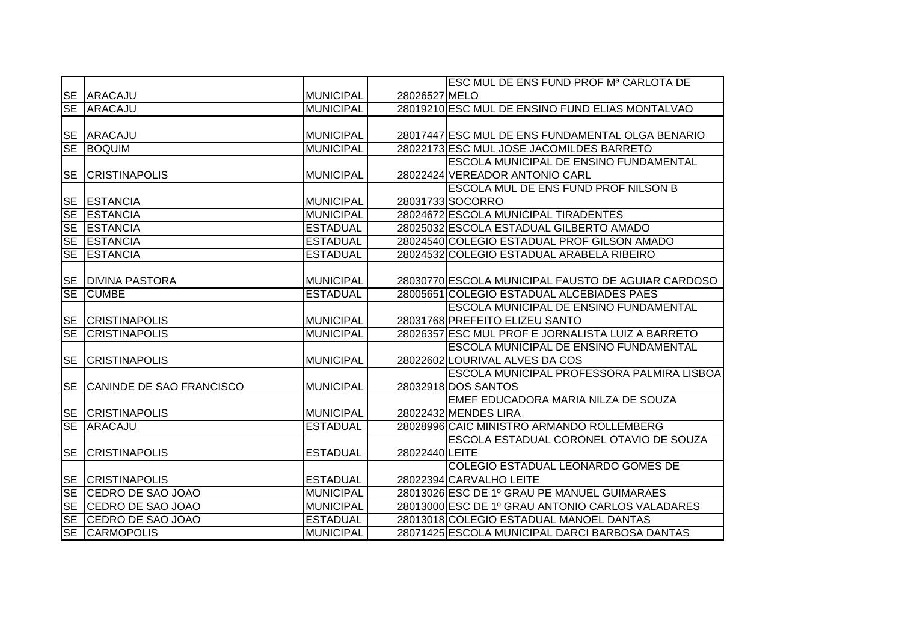| | | | | |
|---|---|---|---|---|
| SE | ARACAJU | MUNICIPAL | 28026527 | ESC MUL DE ENS FUND PROF Mª CARLOTA DE MELO |
| SE | ARACAJU | MUNICIPAL | 28019210 | ESC MUL DE ENSINO FUND ELIAS MONTALVAO |
| SE | ARACAJU | MUNICIPAL | 28017447 | ESC MUL DE ENS FUNDAMENTAL OLGA BENARIO |
| SE | BOQUIM | MUNICIPAL | 28022173 | ESC MUL JOSE JACOMILDES BARRETO |
| SE | CRISTINAPOLIS | MUNICIPAL | 28022424 | ESCOLA MUNICIPAL DE ENSINO FUNDAMENTAL VEREADOR ANTONIO CARL |
| SE | ESTANCIA | MUNICIPAL | 28031733 | ESCOLA MUL DE ENS FUND PROF NILSON B SOCORRO |
| SE | ESTANCIA | MUNICIPAL | 28024672 | ESCOLA MUNICIPAL TIRADENTES |
| SE | ESTANCIA | ESTADUAL | 28025032 | ESCOLA ESTADUAL GILBERTO AMADO |
| SE | ESTANCIA | ESTADUAL | 28024540 | COLEGIO ESTADUAL PROF GILSON AMADO |
| SE | ESTANCIA | ESTADUAL | 28024532 | COLEGIO ESTADUAL ARABELA RIBEIRO |
| SE | DIVINA PASTORA | MUNICIPAL | 28030770 | ESCOLA MUNICIPAL FAUSTO DE AGUIAR CARDOSO |
| SE | CUMBE | ESTADUAL | 28005651 | COLEGIO ESTADUAL ALCEBIADES PAES |
| SE | CRISTINAPOLIS | MUNICIPAL | 28031768 | ESCOLA MUNICIPAL DE ENSINO FUNDAMENTAL PREFEITO ELIZEU SANTO |
| SE | CRISTINAPOLIS | MUNICIPAL | 28026357 | ESC MUL PROF E JORNALISTA LUIZ A BARRETO |
| SE | CRISTINAPOLIS | MUNICIPAL | 28022602 | ESCOLA MUNICIPAL DE ENSINO FUNDAMENTAL LOURIVAL ALVES DA COS |
| SE | CANINDE DE SAO FRANCISCO | MUNICIPAL | 28032918 | ESCOLA MUNICIPAL PROFESSORA PALMIRA LISBOA DOS SANTOS |
| SE | CRISTINAPOLIS | MUNICIPAL | 28022432 | EMEF EDUCADORA MARIA NILZA DE SOUZA MENDES LIRA |
| SE | ARACAJU | ESTADUAL | 28028996 | CAIC MINISTRO ARMANDO ROLLEMBERG |
| SE | CRISTINAPOLIS | ESTADUAL | 28022440 | ESCOLA ESTADUAL CORONEL OTAVIO DE SOUZA LEITE |
| SE | CRISTINAPOLIS | ESTADUAL | 28022394 | COLEGIO ESTADUAL LEONARDO GOMES DE CARVALHO LEITE |
| SE | CEDRO DE SAO JOAO | MUNICIPAL | 28013026 | ESC DE 1º GRAU PE MANUEL GUIMARAES |
| SE | CEDRO DE SAO JOAO | MUNICIPAL | 28013000 | ESC DE 1º GRAU ANTONIO CARLOS VALADARES |
| SE | CEDRO DE SAO JOAO | ESTADUAL | 28013018 | COLEGIO ESTADUAL MANOEL DANTAS |
| SE | CARMOPOLIS | MUNICIPAL | 28071425 | ESCOLA MUNICIPAL DARCI BARBOSA DANTAS |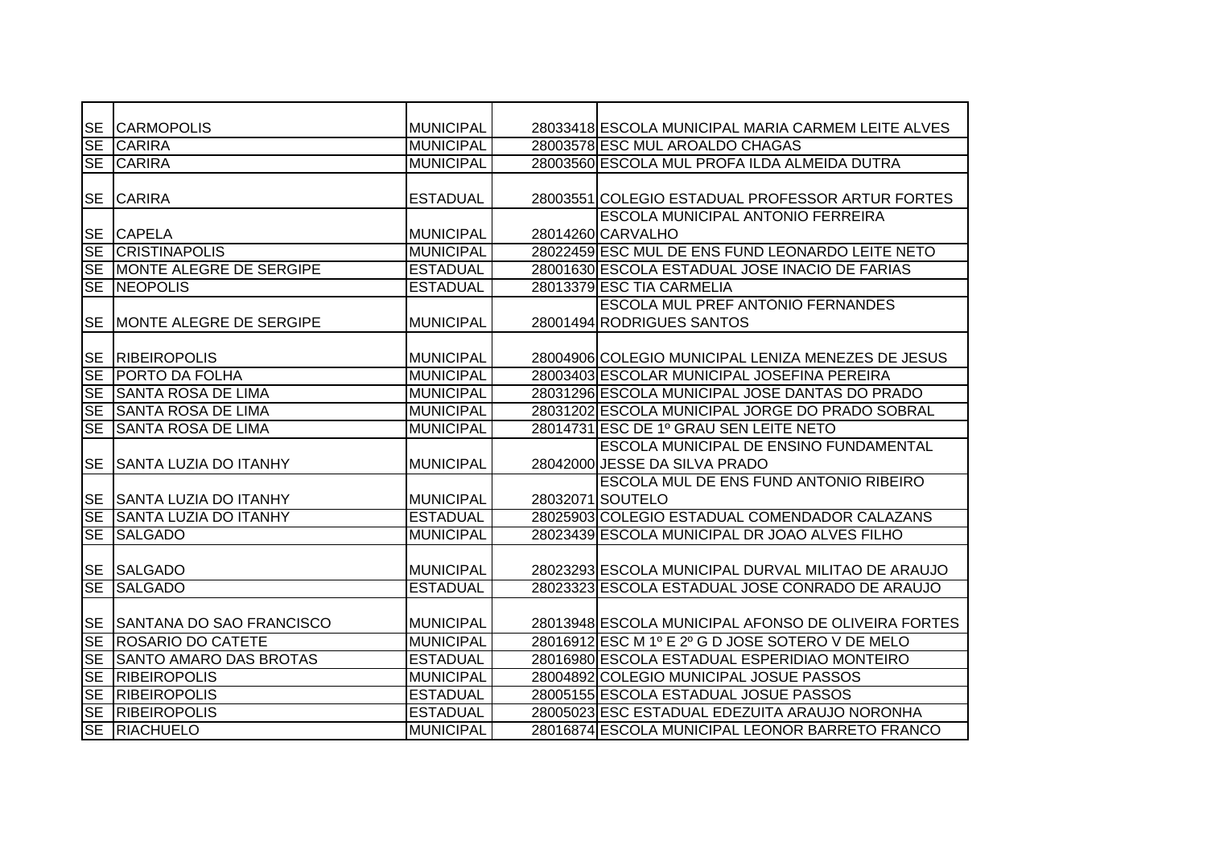| | | | | |
|---|---|---|---|---|
| SE | CARMOPOLIS | MUNICIPAL | 28033418 | ESCOLA MUNICIPAL MARIA CARMEM LEITE ALVES |
| SE | CARIRA | MUNICIPAL | 28003578 | ESC MUL AROALDO CHAGAS |
| SE | CARIRA | MUNICIPAL | 28003560 | ESCOLA MUL PROFA ILDA ALMEIDA DUTRA |
| SE | CARIRA | ESTADUAL | 28003551 | COLEGIO ESTADUAL PROFESSOR ARTUR FORTES |
| SE | CAPELA | MUNICIPAL | 28014260 | ESCOLA MUNICIPAL ANTONIO FERREIRA CARVALHO |
| SE | CRISTINAPOLIS | MUNICIPAL | 28022459 | ESC MUL DE ENS FUND LEONARDO LEITE NETO |
| SE | MONTE ALEGRE DE SERGIPE | ESTADUAL | 28001630 | ESCOLA ESTADUAL JOSE INACIO DE FARIAS |
| SE | NEOPOLIS | ESTADUAL | 28013379 | ESC TIA CARMELIA |
| SE | MONTE ALEGRE DE SERGIPE | MUNICIPAL | 28001494 | ESCOLA MUL PREF ANTONIO FERNANDES RODRIGUES SANTOS |
| SE | RIBEIROPOLIS | MUNICIPAL | 28004906 | COLEGIO MUNICIPAL LENIZA MENEZES DE JESUS |
| SE | PORTO DA FOLHA | MUNICIPAL | 28003403 | ESCOLAR MUNICIPAL JOSEFINA PEREIRA |
| SE | SANTA ROSA DE LIMA | MUNICIPAL | 28031296 | ESCOLA MUNICIPAL JOSE DANTAS DO PRADO |
| SE | SANTA ROSA DE LIMA | MUNICIPAL | 28031202 | ESCOLA MUNICIPAL JORGE DO PRADO SOBRAL |
| SE | SANTA ROSA DE LIMA | MUNICIPAL | 28014731 | ESC DE 1º GRAU SEN LEITE NETO |
| SE | SANTA LUZIA DO ITANHY | MUNICIPAL | 28042000 | ESCOLA MUNICIPAL DE ENSINO FUNDAMENTAL JESSE DA SILVA PRADO |
| SE | SANTA LUZIA DO ITANHY | MUNICIPAL | 28032071 | ESCOLA MUL DE ENS FUND ANTONIO RIBEIRO SOUTELO |
| SE | SANTA LUZIA DO ITANHY | ESTADUAL | 28025903 | COLEGIO ESTADUAL COMENDADOR CALAZANS |
| SE | SALGADO | MUNICIPAL | 28023439 | ESCOLA MUNICIPAL DR JOAO ALVES FILHO |
| SE | SALGADO | MUNICIPAL | 28023293 | ESCOLA MUNICIPAL DURVAL MILITAO DE ARAUJO |
| SE | SALGADO | ESTADUAL | 28023323 | ESCOLA ESTADUAL JOSE CONRADO DE ARAUJO |
| SE | SANTANA DO SAO FRANCISCO | MUNICIPAL | 28013948 | ESCOLA MUNICIPAL AFONSO DE OLIVEIRA FORTES |
| SE | ROSARIO DO CATETE | MUNICIPAL | 28016912 | ESC M 1º E 2º G D JOSE SOTERO V DE MELO |
| SE | SANTO AMARO DAS BROTAS | ESTADUAL | 28016980 | ESCOLA ESTADUAL ESPERIDIAO MONTEIRO |
| SE | RIBEIROPOLIS | MUNICIPAL | 28004892 | COLEGIO MUNICIPAL JOSUE PASSOS |
| SE | RIBEIROPOLIS | ESTADUAL | 28005155 | ESCOLA ESTADUAL JOSUE PASSOS |
| SE | RIBEIROPOLIS | ESTADUAL | 28005023 | ESC ESTADUAL EDEZUITA ARAUJO NORONHA |
| SE | RIACHUELO | MUNICIPAL | 28016874 | ESCOLA MUNICIPAL LEONOR BARRETO FRANCO |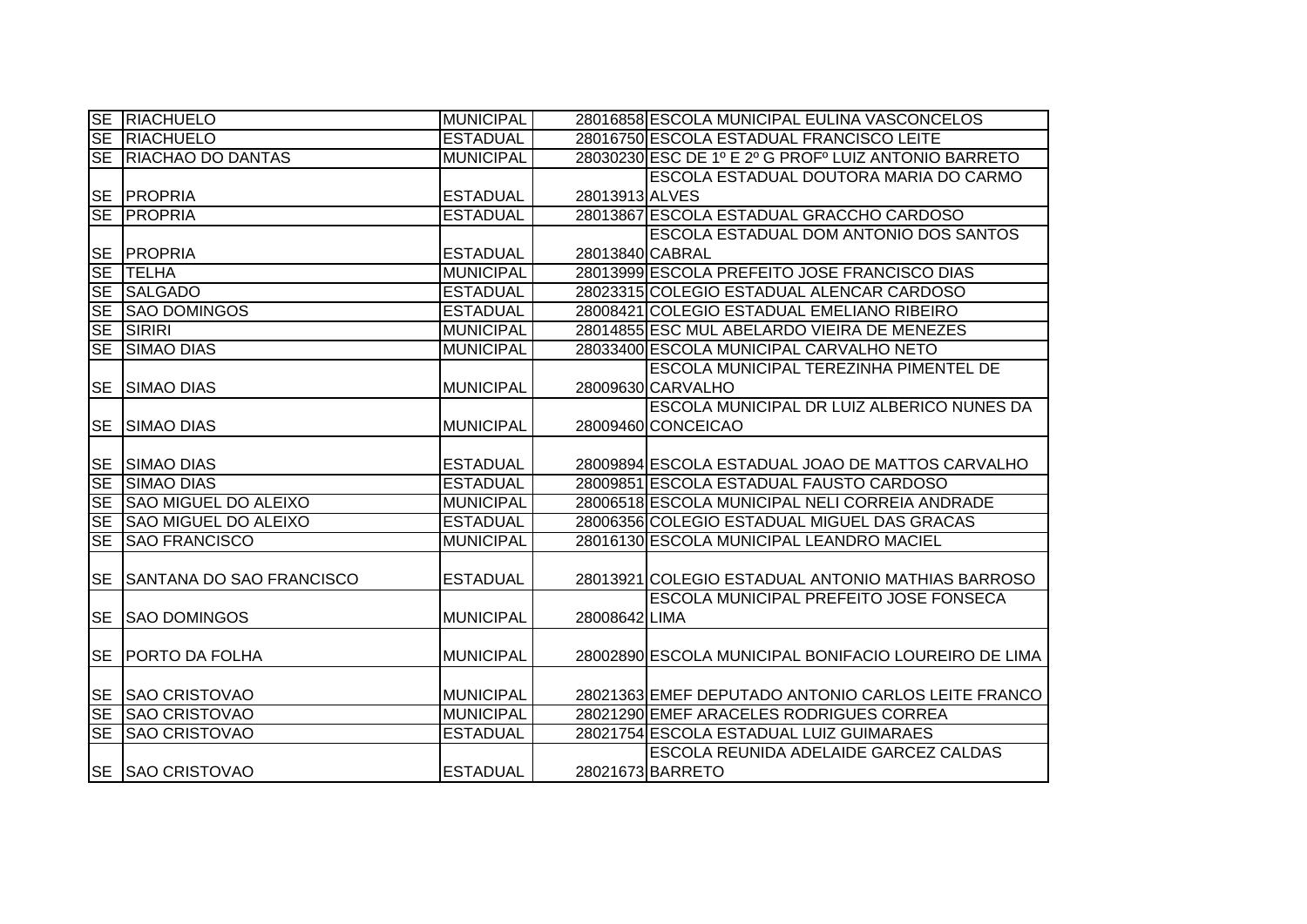| | | | | |
|---|---|---|---|---|
| SE | RIACHUELO | MUNICIPAL | 28016858 | ESCOLA MUNICIPAL EULINA VASCONCELOS |
| SE | RIACHUELO | ESTADUAL | 28016750 | ESCOLA ESTADUAL FRANCISCO LEITE |
| SE | RIACHAO DO DANTAS | MUNICIPAL | 28030230 | ESC DE 1º E 2º G PROFº LUIZ ANTONIO BARRETO |
| SE | PROPRIA | ESTADUAL | 28013913 | ESCOLA ESTADUAL DOUTORA MARIA DO CARMO ALVES |
| SE | PROPRIA | ESTADUAL | 28013867 | ESCOLA ESTADUAL GRACCHO CARDOSO |
| SE | PROPRIA | ESTADUAL | 28013840 | ESCOLA ESTADUAL DOM ANTONIO DOS SANTOS CABRAL |
| SE | TELHA | MUNICIPAL | 28013999 | ESCOLA PREFEITO JOSE FRANCISCO DIAS |
| SE | SALGADO | ESTADUAL | 28023315 | COLEGIO ESTADUAL ALENCAR CARDOSO |
| SE | SAO DOMINGOS | ESTADUAL | 28008421 | COLEGIO ESTADUAL EMELIANO RIBEIRO |
| SE | SIRIRI | MUNICIPAL | 28014855 | ESC MUL ABELARDO VIEIRA DE MENEZES |
| SE | SIMAO DIAS | MUNICIPAL | 28033400 | ESCOLA MUNICIPAL CARVALHO NETO |
| SE | SIMAO DIAS | MUNICIPAL | 28009630 | ESCOLA MUNICIPAL TEREZINHA PIMENTEL DE CARVALHO |
| SE | SIMAO DIAS | MUNICIPAL | 28009460 | ESCOLA MUNICIPAL DR LUIZ ALBERICO NUNES DA CONCEICAO |
| SE | SIMAO DIAS | ESTADUAL | 28009894 | ESCOLA ESTADUAL JOAO DE MATTOS CARVALHO |
| SE | SIMAO DIAS | ESTADUAL | 28009851 | ESCOLA ESTADUAL FAUSTO CARDOSO |
| SE | SAO MIGUEL DO ALEIXO | MUNICIPAL | 28006518 | ESCOLA MUNICIPAL NELI CORREIA ANDRADE |
| SE | SAO MIGUEL DO ALEIXO | ESTADUAL | 28006356 | COLEGIO ESTADUAL MIGUEL DAS GRACAS |
| SE | SAO FRANCISCO | MUNICIPAL | 28016130 | ESCOLA MUNICIPAL LEANDRO MACIEL |
| SE | SANTANA DO SAO FRANCISCO | ESTADUAL | 28013921 | COLEGIO ESTADUAL ANTONIO MATHIAS BARROSO |
| SE | SAO DOMINGOS | MUNICIPAL | 28008642 | ESCOLA MUNICIPAL PREFEITO JOSE FONSECA LIMA |
| SE | PORTO DA FOLHA | MUNICIPAL | 28002890 | ESCOLA MUNICIPAL BONIFACIO LOUREIRO DE LIMA |
| SE | SAO CRISTOVAO | MUNICIPAL | 28021363 | EMEF DEPUTADO ANTONIO CARLOS LEITE FRANCO |
| SE | SAO CRISTOVAO | MUNICIPAL | 28021290 | EMEF ARACELES RODRIGUES CORREA |
| SE | SAO CRISTOVAO | ESTADUAL | 28021754 | ESCOLA ESTADUAL LUIZ GUIMARAES |
| SE | SAO CRISTOVAO | ESTADUAL | 28021673 | ESCOLA REUNIDA ADELAIDE GARCEZ CALDAS BARRETO |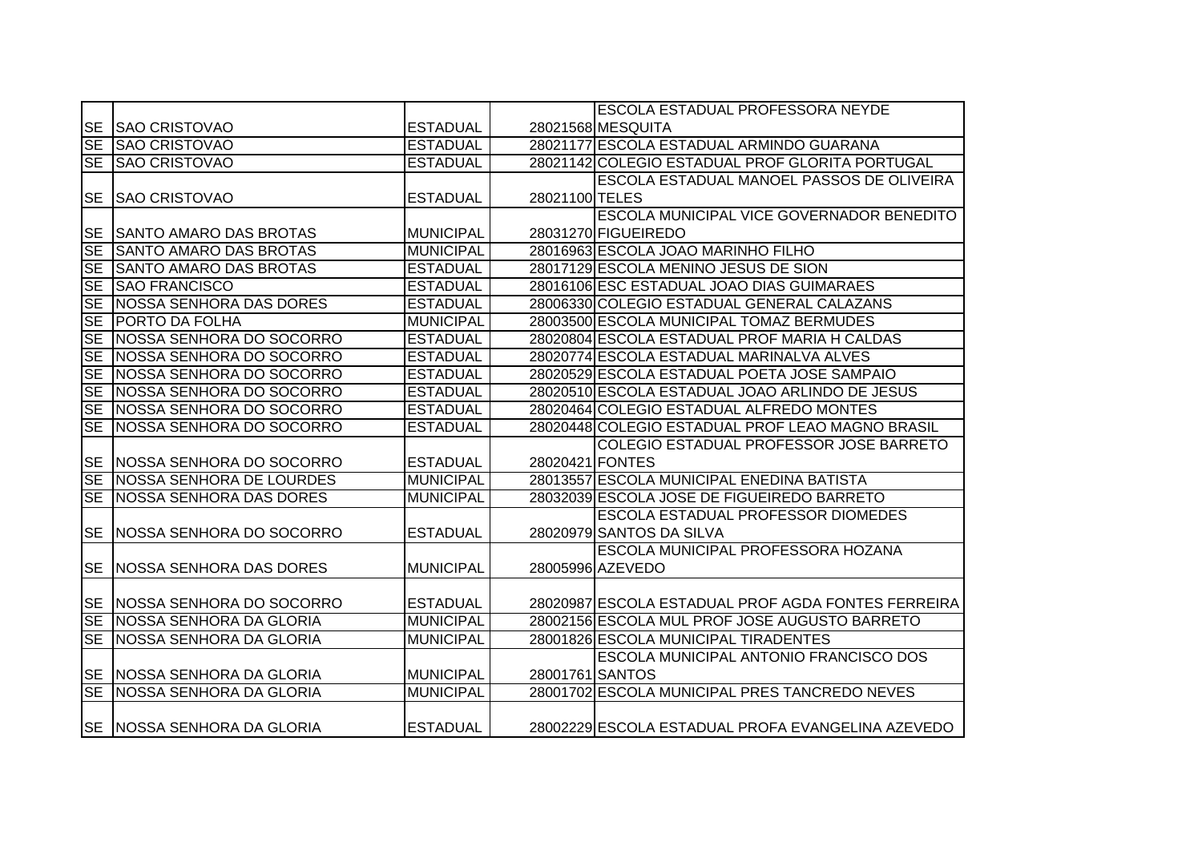| | | | | |
|---|---|---|---|---|
| SE | SAO CRISTOVAO | ESTADUAL | 28021568 | ESCOLA ESTADUAL PROFESSORA NEYDE MESQUITA |
| SE | SAO CRISTOVAO | ESTADUAL | 28021177 | ESCOLA ESTADUAL ARMINDO GUARANA |
| SE | SAO CRISTOVAO | ESTADUAL | 28021142 | COLEGIO ESTADUAL PROF GLORITA PORTUGAL |
| SE | SAO CRISTOVAO | ESTADUAL | 28021100 | ESCOLA ESTADUAL MANOEL PASSOS DE OLIVEIRA TELES |
| SE | SANTO AMARO DAS BROTAS | MUNICIPAL | 28031270 | ESCOLA MUNICIPAL VICE GOVERNADOR BENEDITO FIGUEIREDO |
| SE | SANTO AMARO DAS BROTAS | MUNICIPAL | 28016963 | ESCOLA JOAO MARINHO FILHO |
| SE | SANTO AMARO DAS BROTAS | ESTADUAL | 28017129 | ESCOLA MENINO JESUS DE SION |
| SE | SAO FRANCISCO | ESTADUAL | 28016106 | ESC ESTADUAL JOAO DIAS GUIMARAES |
| SE | NOSSA SENHORA DAS DORES | ESTADUAL | 28006330 | COLEGIO ESTADUAL GENERAL CALAZANS |
| SE | PORTO DA FOLHA | MUNICIPAL | 28003500 | ESCOLA MUNICIPAL TOMAZ BERMUDES |
| SE | NOSSA SENHORA DO SOCORRO | ESTADUAL | 28020804 | ESCOLA ESTADUAL PROF MARIA H CALDAS |
| SE | NOSSA SENHORA DO SOCORRO | ESTADUAL | 28020774 | ESCOLA ESTADUAL MARINALVA ALVES |
| SE | NOSSA SENHORA DO SOCORRO | ESTADUAL | 28020529 | ESCOLA ESTADUAL POETA JOSE SAMPAIO |
| SE | NOSSA SENHORA DO SOCORRO | ESTADUAL | 28020510 | ESCOLA ESTADUAL JOAO ARLINDO DE JESUS |
| SE | NOSSA SENHORA DO SOCORRO | ESTADUAL | 28020464 | COLEGIO ESTADUAL ALFREDO MONTES |
| SE | NOSSA SENHORA DO SOCORRO | ESTADUAL | 28020448 | COLEGIO ESTADUAL PROF LEAO MAGNO BRASIL |
| SE | NOSSA SENHORA DO SOCORRO | ESTADUAL | 28020421 | COLEGIO ESTADUAL PROFESSOR JOSE BARRETO FONTES |
| SE | NOSSA SENHORA DE LOURDES | MUNICIPAL | 28013557 | ESCOLA MUNICIPAL ENEDINA BATISTA |
| SE | NOSSA SENHORA DAS DORES | MUNICIPAL | 28032039 | ESCOLA JOSE DE FIGUEIREDO BARRETO |
| SE | NOSSA SENHORA DO SOCORRO | ESTADUAL | 28020979 | ESCOLA ESTADUAL PROFESSOR DIOMEDES SANTOS DA SILVA |
| SE | NOSSA SENHORA DAS DORES | MUNICIPAL | 28005996 | ESCOLA MUNICIPAL PROFESSORA HOZANA AZEVEDO |
| SE | NOSSA SENHORA DO SOCORRO | ESTADUAL | 28020987 | ESCOLA ESTADUAL PROF AGDA FONTES FERREIRA |
| SE | NOSSA SENHORA DA GLORIA | MUNICIPAL | 28002156 | ESCOLA MUL PROF JOSE AUGUSTO BARRETO |
| SE | NOSSA SENHORA DA GLORIA | MUNICIPAL | 28001826 | ESCOLA MUNICIPAL TIRADENTES |
| SE | NOSSA SENHORA DA GLORIA | MUNICIPAL | 28001761 | ESCOLA MUNICIPAL ANTONIO FRANCISCO DOS SANTOS |
| SE | NOSSA SENHORA DA GLORIA | MUNICIPAL | 28001702 | ESCOLA MUNICIPAL PRES TANCREDO NEVES |
| SE | NOSSA SENHORA DA GLORIA | ESTADUAL | 28002229 | ESCOLA ESTADUAL PROFA EVANGELINA AZEVEDO |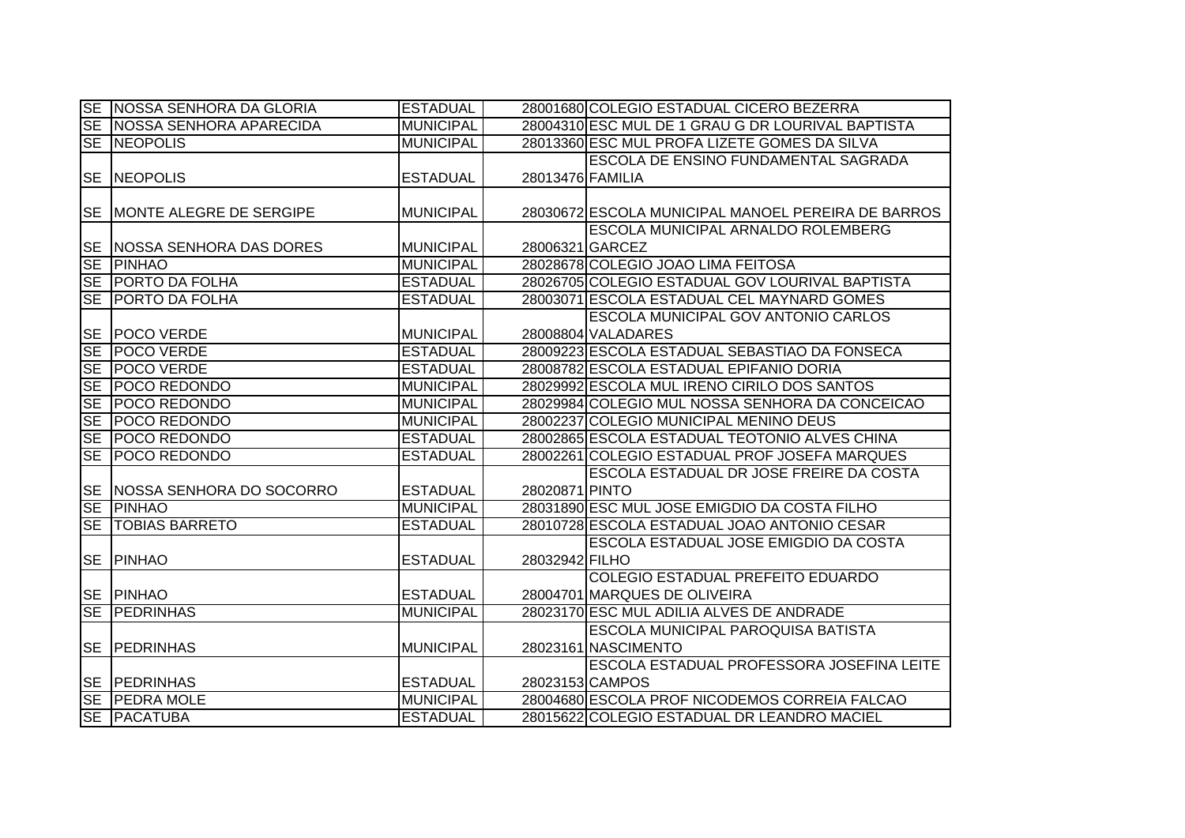| SE | NOSSA SENHORA DA GLORIA | ESTADUAL | 28001680 | COLEGIO ESTADUAL CICERO BEZERRA |
|---|---|---|---|---|
| SE | NOSSA SENHORA APARECIDA | MUNICIPAL | 28004310 | ESC MUL DE 1 GRAU G DR LOURIVAL BAPTISTA |
| SE | NEOPOLIS | MUNICIPAL | 28013360 | ESC MUL PROFA LIZETE GOMES DA SILVA |
| SE | NEOPOLIS | ESTADUAL | 28013476 | ESCOLA DE ENSINO FUNDAMENTAL SAGRADA FAMILIA |
| SE | MONTE ALEGRE DE SERGIPE | MUNICIPAL | 28030672 | ESCOLA MUNICIPAL MANOEL PEREIRA DE BARROS |
| SE | NOSSA SENHORA DAS DORES | MUNICIPAL | 28006321 | ESCOLA MUNICIPAL ARNALDO ROLEMBERG GARCEZ |
| SE | PINHAO | MUNICIPAL | 28028678 | COLEGIO JOAO LIMA FEITOSA |
| SE | PORTO DA FOLHA | ESTADUAL | 28026705 | COLEGIO ESTADUAL GOV LOURIVAL BAPTISTA |
| SE | PORTO DA FOLHA | ESTADUAL | 28003071 | ESCOLA ESTADUAL CEL MAYNARD GOMES |
| SE | POCO VERDE | MUNICIPAL | 28008804 | ESCOLA MUNICIPAL GOV ANTONIO CARLOS VALADARES |
| SE | POCO VERDE | ESTADUAL | 28009223 | ESCOLA ESTADUAL SEBASTIAO DA FONSECA |
| SE | POCO VERDE | ESTADUAL | 28008782 | ESCOLA ESTADUAL EPIFANIO DORIA |
| SE | POCO REDONDO | MUNICIPAL | 28029992 | ESCOLA MUL IRENO CIRILO DOS SANTOS |
| SE | POCO REDONDO | MUNICIPAL | 28029984 | COLEGIO MUL NOSSA SENHORA DA CONCEICAO |
| SE | POCO REDONDO | MUNICIPAL | 28002237 | COLEGIO MUNICIPAL MENINO DEUS |
| SE | POCO REDONDO | ESTADUAL | 28002865 | ESCOLA ESTADUAL TEOTONIO ALVES CHINA |
| SE | POCO REDONDO | ESTADUAL | 28002261 | COLEGIO ESTADUAL PROF JOSEFA MARQUES |
| SE | NOSSA SENHORA DO SOCORRO | ESTADUAL | 28020871 | ESCOLA ESTADUAL DR JOSE FREIRE DA COSTA PINTO |
| SE | PINHAO | MUNICIPAL | 28031890 | ESC MUL JOSE EMIGDIO DA COSTA FILHO |
| SE | TOBIAS BARRETO | ESTADUAL | 28010728 | ESCOLA ESTADUAL JOAO ANTONIO CESAR |
| SE | PINHAO | ESTADUAL | 28032942 | ESCOLA ESTADUAL JOSE EMIGDIO DA COSTA FILHO |
| SE | PINHAO | ESTADUAL | 28004701 | COLEGIO ESTADUAL PREFEITO EDUARDO MARQUES DE OLIVEIRA |
| SE | PEDRINHAS | MUNICIPAL | 28023170 | ESC MUL ADILIA ALVES DE ANDRADE |
| SE | PEDRINHAS | MUNICIPAL | 28023161 | ESCOLA MUNICIPAL PAROQUISA BATISTA NASCIMENTO |
| SE | PEDRINHAS | ESTADUAL | 28023153 | ESCOLA ESTADUAL PROFESSORA JOSEFINA LEITE CAMPOS |
| SE | PEDRA MOLE | MUNICIPAL | 28004680 | ESCOLA PROF NICODEMOS CORREIA FALCAO |
| SE | PACATUBA | ESTADUAL | 28015622 | COLEGIO ESTADUAL DR LEANDRO MACIEL |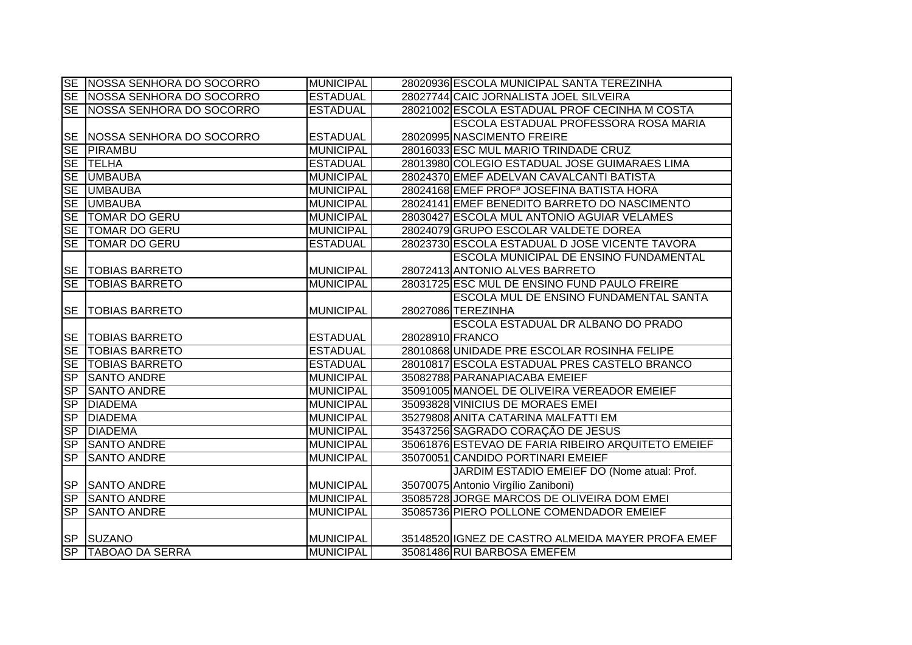| | | | | |
|---|---|---|---|---|
| SE | NOSSA SENHORA DO SOCORRO | MUNICIPAL | 28020936 | ESCOLA MUNICIPAL SANTA TEREZINHA |
| SE | NOSSA SENHORA DO SOCORRO | ESTADUAL | 28027744 | CAIC JORNALISTA JOEL SILVEIRA |
| SE | NOSSA SENHORA DO SOCORRO | ESTADUAL | 28021002 | ESCOLA ESTADUAL PROF CECINHA M COSTA |
| SE | NOSSA SENHORA DO SOCORRO | ESTADUAL | 28020995 | ESCOLA ESTADUAL PROFESSORA ROSA MARIA NASCIMENTO FREIRE |
| SE | PIRAMBU | MUNICIPAL | 28016033 | ESC MUL MARIO TRINDADE CRUZ |
| SE | TELHA | ESTADUAL | 28013980 | COLEGIO ESTADUAL JOSE GUIMARAES LIMA |
| SE | UMBAUBA | MUNICIPAL | 28024370 | EMEF ADELVAN CAVALCANTI BATISTA |
| SE | UMBAUBA | MUNICIPAL | 28024168 | EMEF PROFª JOSEFINA BATISTA HORA |
| SE | UMBAUBA | MUNICIPAL | 28024141 | EMEF BENEDITO BARRETO DO NASCIMENTO |
| SE | TOMAR DO GERU | MUNICIPAL | 28030427 | ESCOLA MUL ANTONIO AGUIAR VELAMES |
| SE | TOMAR DO GERU | MUNICIPAL | 28024079 | GRUPO ESCOLAR VALDETE DOREA |
| SE | TOMAR DO GERU | ESTADUAL | 28023730 | ESCOLA ESTADUAL D JOSE VICENTE TAVORA |
| SE | TOBIAS BARRETO | MUNICIPAL | 28072413 | ESCOLA MUNICIPAL DE ENSINO FUNDAMENTAL ANTONIO ALVES BARRETO |
| SE | TOBIAS BARRETO | MUNICIPAL | 28031725 | ESC MUL DE ENSINO FUND PAULO FREIRE |
| SE | TOBIAS BARRETO | MUNICIPAL | 28027086 | ESCOLA MUL DE ENSINO FUNDAMENTAL SANTA TEREZINHA |
| SE | TOBIAS BARRETO | ESTADUAL | 28028910 | ESCOLA ESTADUAL DR ALBANO DO PRADO FRANCO |
| SE | TOBIAS BARRETO | ESTADUAL | 28010868 | UNIDADE PRE ESCOLAR ROSINHA FELIPE |
| SE | TOBIAS BARRETO | ESTADUAL | 28010817 | ESCOLA ESTADUAL PRES CASTELO BRANCO |
| SP | SANTO ANDRE | MUNICIPAL | 35082788 | PARANAPIACABA EMEIEF |
| SP | SANTO ANDRE | MUNICIPAL | 35091005 | MANOEL DE OLIVEIRA VEREADOR EMEIEF |
| SP | DIADEMA | MUNICIPAL | 35093828 | VINICIUS DE MORAES EMEI |
| SP | DIADEMA | MUNICIPAL | 35279808 | ANITA CATARINA MALFATTI EM |
| SP | DIADEMA | MUNICIPAL | 35437256 | SAGRADO CORAÇÃO DE JESUS |
| SP | SANTO ANDRE | MUNICIPAL | 35061876 | ESTEVAO DE FARIA RIBEIRO ARQUITETO EMEIEF |
| SP | SANTO ANDRE | MUNICIPAL | 35070051 | CANDIDO PORTINARI EMEIEF |
| SP | SANTO ANDRE | MUNICIPAL | 35070075 | JARDIM ESTADIO EMEIEF DO (Nome atual: Prof. Antonio Virgílio Zaniboni) |
| SP | SANTO ANDRE | MUNICIPAL | 35085728 | JORGE MARCOS DE OLIVEIRA DOM EMEI |
| SP | SANTO ANDRE | MUNICIPAL | 35085736 | PIERO POLLONE COMENDADOR EMEIEF |
| SP | SUZANO | MUNICIPAL | 35148520 | IGNEZ DE CASTRO ALMEIDA MAYER PROFA EMEF |
| SP | TABOAO DA SERRA | MUNICIPAL | 35081486 | RUI BARBOSA EMEFEM |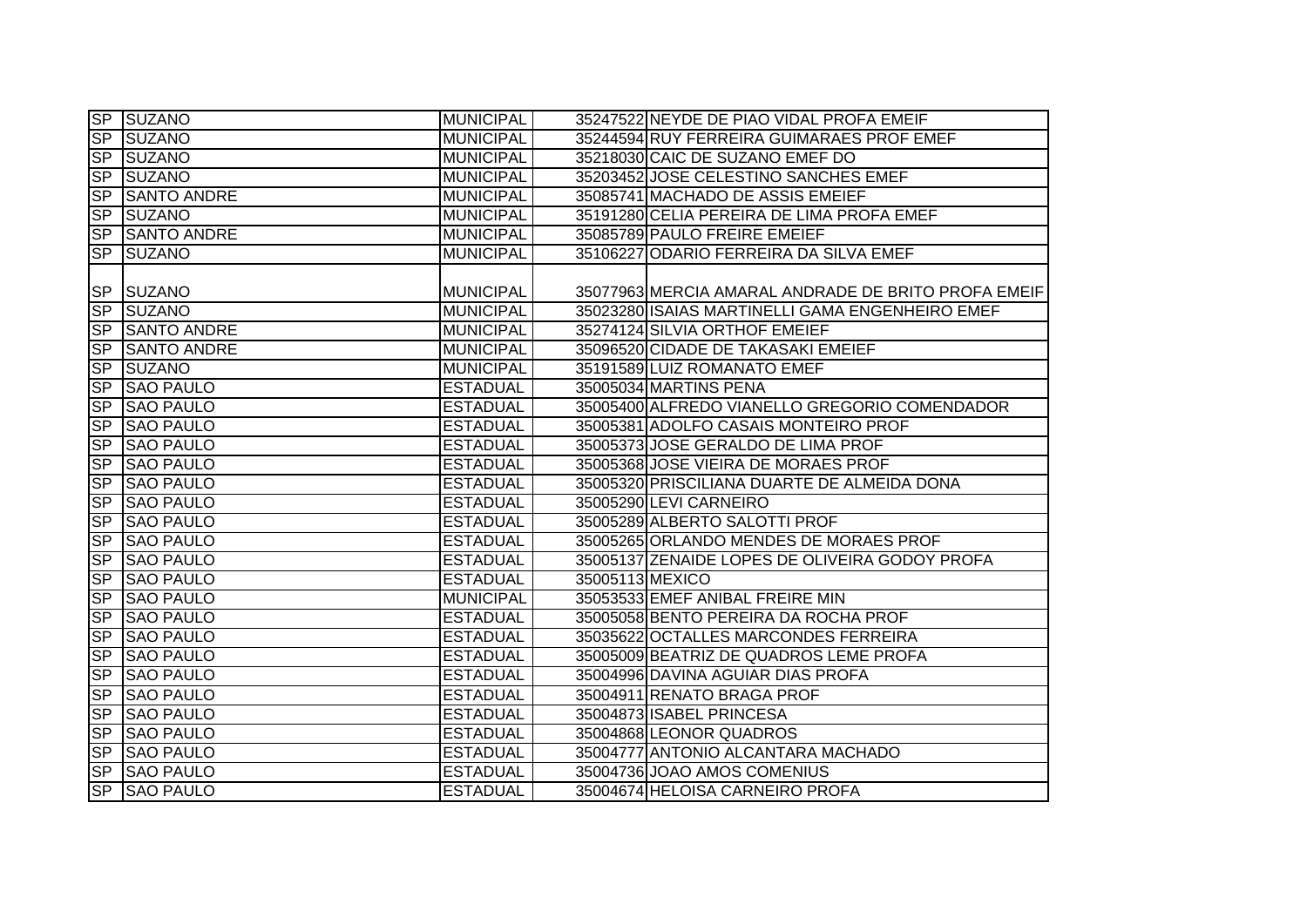| SP | SUZANO | MUNICIPAL | 35247522 | NEYDE DE PIAO VIDAL PROFA EMEIF |
|---|---|---|---|---|
| SP | SUZANO | MUNICIPAL | 35244594 | RUY FERREIRA GUIMARAES PROF EMEF |
| SP | SUZANO | MUNICIPAL | 35218030 | CAIC DE SUZANO EMEF DO |
| SP | SUZANO | MUNICIPAL | 35203452 | JOSE CELESTINO SANCHES EMEF |
| SP | SANTO ANDRE | MUNICIPAL | 35085741 | MACHADO DE ASSIS EMEIEF |
| SP | SUZANO | MUNICIPAL | 35191280 | CELIA PEREIRA DE LIMA PROFA EMEF |
| SP | SANTO ANDRE | MUNICIPAL | 35085789 | PAULO FREIRE EMEIEF |
| SP | SUZANO | MUNICIPAL | 35106227 | ODARIO FERREIRA DA SILVA EMEF |
| SP | SUZANO | MUNICIPAL | 35077963 | MERCIA AMARAL ANDRADE DE BRITO PROFA EMEIF |
| SP | SUZANO | MUNICIPAL | 35023280 | ISAIAS MARTINELLI GAMA ENGENHEIRO EMEF |
| SP | SANTO ANDRE | MUNICIPAL | 35274124 | SILVIA ORTHOF EMEIEF |
| SP | SANTO ANDRE | MUNICIPAL | 35096520 | CIDADE DE TAKASAKI EMEIEF |
| SP | SUZANO | MUNICIPAL | 35191589 | LUIZ ROMANATO EMEF |
| SP | SAO PAULO | ESTADUAL | 35005034 | MARTINS PENA |
| SP | SAO PAULO | ESTADUAL | 35005400 | ALFREDO VIANELLO GREGORIO COMENDADOR |
| SP | SAO PAULO | ESTADUAL | 35005381 | ADOLFO CASAIS MONTEIRO PROF |
| SP | SAO PAULO | ESTADUAL | 35005373 | JOSE GERALDO DE LIMA PROF |
| SP | SAO PAULO | ESTADUAL | 35005368 | JOSE VIEIRA DE MORAES PROF |
| SP | SAO PAULO | ESTADUAL | 35005320 | PRISCILIANA DUARTE DE ALMEIDA DONA |
| SP | SAO PAULO | ESTADUAL | 35005290 | LEVI CARNEIRO |
| SP | SAO PAULO | ESTADUAL | 35005289 | ALBERTO SALOTTI PROF |
| SP | SAO PAULO | ESTADUAL | 35005265 | ORLANDO MENDES DE MORAES PROF |
| SP | SAO PAULO | ESTADUAL | 35005137 | ZENAIDE LOPES DE OLIVEIRA GODOY PROFA |
| SP | SAO PAULO | ESTADUAL | 35005113 | MEXICO |
| SP | SAO PAULO | MUNICIPAL | 35053533 | EMEF ANIBAL FREIRE MIN |
| SP | SAO PAULO | ESTADUAL | 35005058 | BENTO PEREIRA DA ROCHA PROF |
| SP | SAO PAULO | ESTADUAL | 35035622 | OCTALLES MARCONDES FERREIRA |
| SP | SAO PAULO | ESTADUAL | 35005009 | BEATRIZ DE QUADROS LEME PROFA |
| SP | SAO PAULO | ESTADUAL | 35004996 | DAVINA AGUIAR DIAS PROFA |
| SP | SAO PAULO | ESTADUAL | 35004911 | RENATO BRAGA PROF |
| SP | SAO PAULO | ESTADUAL | 35004873 | ISABEL PRINCESA |
| SP | SAO PAULO | ESTADUAL | 35004868 | LEONOR QUADROS |
| SP | SAO PAULO | ESTADUAL | 35004777 | ANTONIO ALCANTARA MACHADO |
| SP | SAO PAULO | ESTADUAL | 35004736 | JOAO AMOS COMENIUS |
| SP | SAO PAULO | ESTADUAL | 35004674 | HELOISA CARNEIRO PROFA |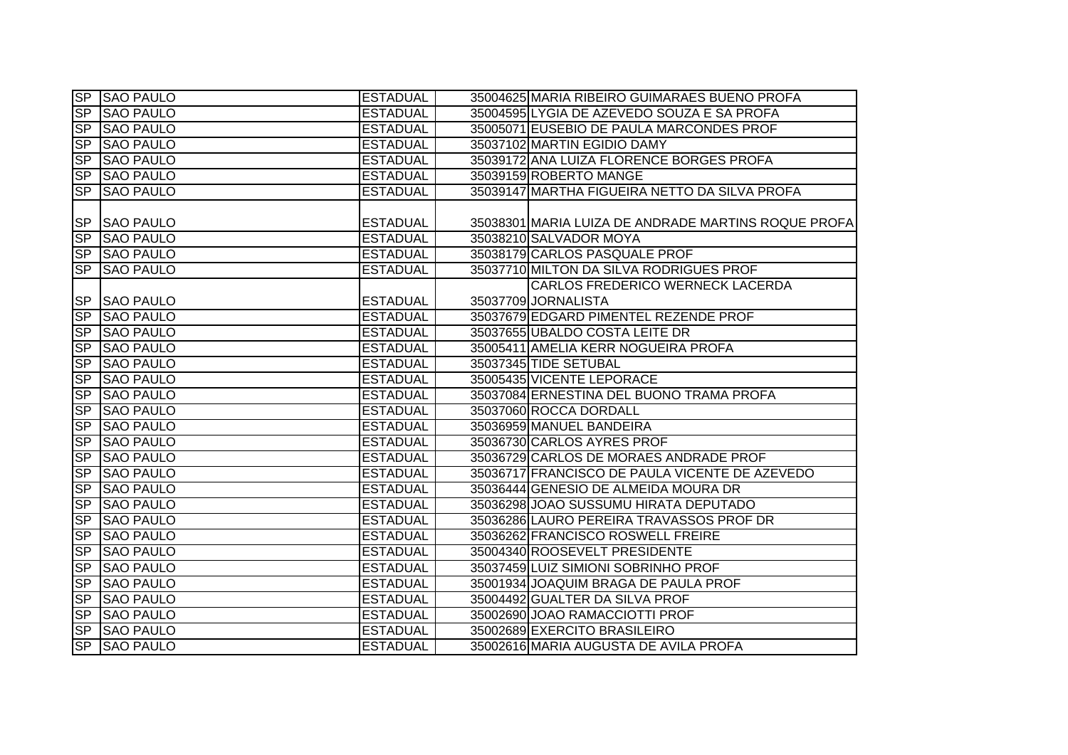| SP | SAO PAULO | ESTADUAL | 35004625 | MARIA RIBEIRO GUIMARAES BUENO PROFA |
|---|---|---|---|---|
| SP | SAO PAULO | ESTADUAL | 35004595 | LYGIA DE AZEVEDO SOUZA E SA PROFA |
| SP | SAO PAULO | ESTADUAL | 35005071 | EUSEBIO DE PAULA MARCONDES PROF |
| SP | SAO PAULO | ESTADUAL | 35037102 | MARTIN EGIDIO DAMY |
| SP | SAO PAULO | ESTADUAL | 35039172 | ANA LUIZA FLORENCE BORGES PROFA |
| SP | SAO PAULO | ESTADUAL | 35039159 | ROBERTO MANGE |
| SP | SAO PAULO | ESTADUAL | 35039147 | MARTHA FIGUEIRA NETTO DA SILVA PROFA |
| SP | SAO PAULO | ESTADUAL | 35038301 | MARIA LUIZA DE ANDRADE MARTINS ROQUE PROFA |
| SP | SAO PAULO | ESTADUAL | 35038210 | SALVADOR MOYA |
| SP | SAO PAULO | ESTADUAL | 35038179 | CARLOS PASQUALE PROF |
| SP | SAO PAULO | ESTADUAL | 35037710 | MILTON DA SILVA RODRIGUES PROF |
| SP | SAO PAULO | ESTADUAL | 35037709 | CARLOS FREDERICO WERNECK LACERDA JORNALISTA |
| SP | SAO PAULO | ESTADUAL | 35037679 | EDGARD PIMENTEL REZENDE PROF |
| SP | SAO PAULO | ESTADUAL | 35037655 | UBALDO COSTA LEITE DR |
| SP | SAO PAULO | ESTADUAL | 35005411 | AMELIA KERR NOGUEIRA PROFA |
| SP | SAO PAULO | ESTADUAL | 35037345 | TIDE SETUBAL |
| SP | SAO PAULO | ESTADUAL | 35005435 | VICENTE LEPORACE |
| SP | SAO PAULO | ESTADUAL | 35037084 | ERNESTINA DEL BUONO TRAMA PROFA |
| SP | SAO PAULO | ESTADUAL | 35037060 | ROCCA DORDALL |
| SP | SAO PAULO | ESTADUAL | 35036959 | MANUEL BANDEIRA |
| SP | SAO PAULO | ESTADUAL | 35036730 | CARLOS AYRES PROF |
| SP | SAO PAULO | ESTADUAL | 35036729 | CARLOS DE MORAES ANDRADE PROF |
| SP | SAO PAULO | ESTADUAL | 35036717 | FRANCISCO DE PAULA VICENTE DE AZEVEDO |
| SP | SAO PAULO | ESTADUAL | 35036444 | GENESIO DE ALMEIDA MOURA DR |
| SP | SAO PAULO | ESTADUAL | 35036298 | JOAO SUSSUMU HIRATA DEPUTADO |
| SP | SAO PAULO | ESTADUAL | 35036286 | LAURO PEREIRA TRAVASSOS PROF DR |
| SP | SAO PAULO | ESTADUAL | 35036262 | FRANCISCO ROSWELL FREIRE |
| SP | SAO PAULO | ESTADUAL | 35004340 | ROOSEVELT PRESIDENTE |
| SP | SAO PAULO | ESTADUAL | 35037459 | LUIZ SIMIONI SOBRINHO PROF |
| SP | SAO PAULO | ESTADUAL | 35001934 | JOAQUIM BRAGA DE PAULA PROF |
| SP | SAO PAULO | ESTADUAL | 35004492 | GUALTER DA SILVA PROF |
| SP | SAO PAULO | ESTADUAL | 35002690 | JOAO RAMACCIOTTI PROF |
| SP | SAO PAULO | ESTADUAL | 35002689 | EXERCITO BRASILEIRO |
| SP | SAO PAULO | ESTADUAL | 35002616 | MARIA AUGUSTA DE AVILA PROFA |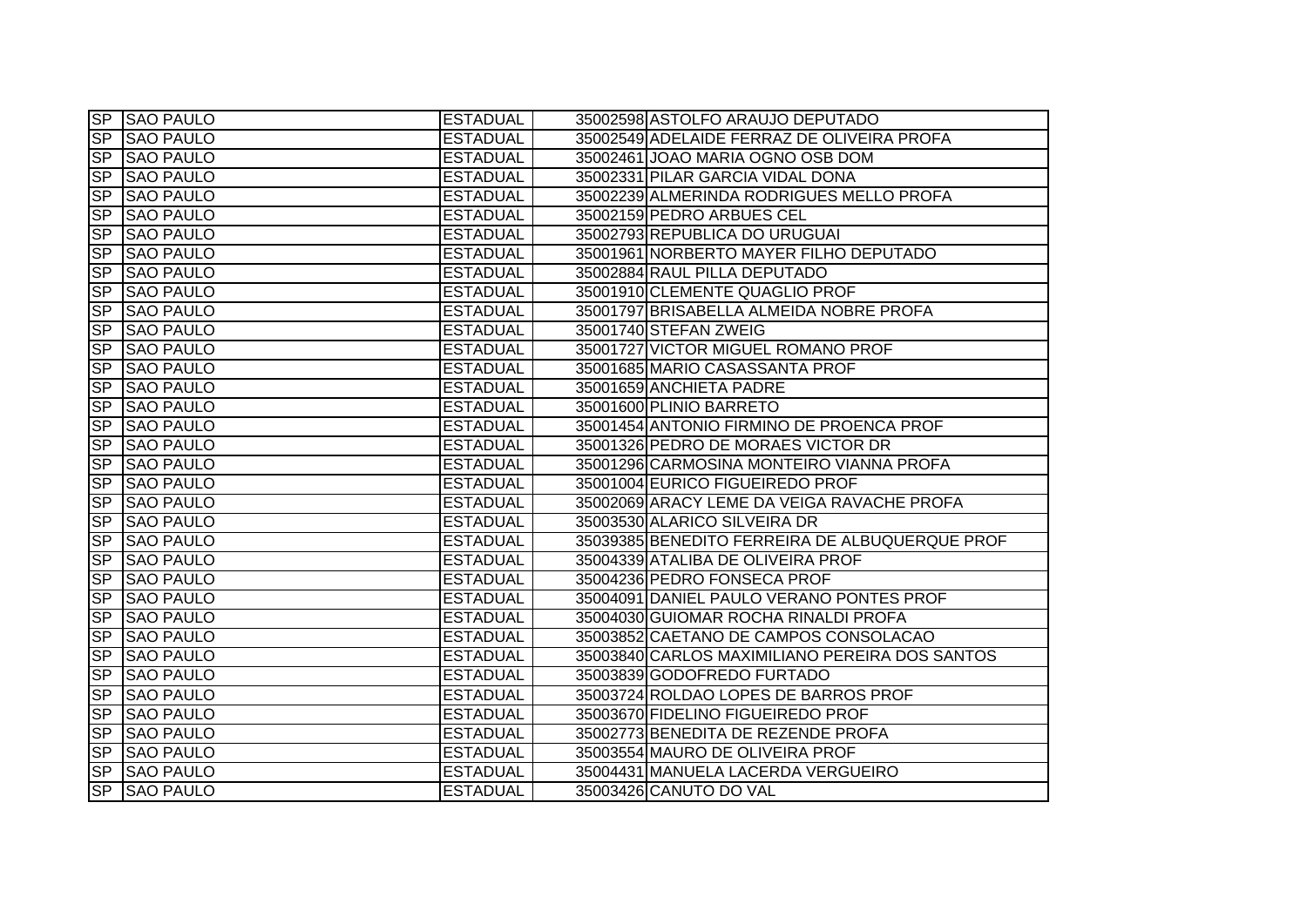| | | | | |
|---|---|---|---|---|
| SP | SAO PAULO | ESTADUAL | 35002598 | ASTOLFO ARAUJO DEPUTADO |
| SP | SAO PAULO | ESTADUAL | 35002549 | ADELAIDE FERRAZ DE OLIVEIRA PROFA |
| SP | SAO PAULO | ESTADUAL | 35002461 | JOAO MARIA OGNO OSB DOM |
| SP | SAO PAULO | ESTADUAL | 35002331 | PILAR GARCIA VIDAL DONA |
| SP | SAO PAULO | ESTADUAL | 35002239 | ALMERINDA RODRIGUES MELLO PROFA |
| SP | SAO PAULO | ESTADUAL | 35002159 | PEDRO ARBUES CEL |
| SP | SAO PAULO | ESTADUAL | 35002793 | REPUBLICA DO URUGUAI |
| SP | SAO PAULO | ESTADUAL | 35001961 | NORBERTO MAYER FILHO DEPUTADO |
| SP | SAO PAULO | ESTADUAL | 35002884 | RAUL PILLA DEPUTADO |
| SP | SAO PAULO | ESTADUAL | 35001910 | CLEMENTE QUAGLIO PROF |
| SP | SAO PAULO | ESTADUAL | 35001797 | BRISABELLA ALMEIDA NOBRE PROFA |
| SP | SAO PAULO | ESTADUAL | 35001740 | STEFAN ZWEIG |
| SP | SAO PAULO | ESTADUAL | 35001727 | VICTOR MIGUEL ROMANO PROF |
| SP | SAO PAULO | ESTADUAL | 35001685 | MARIO CASASSANTA PROF |
| SP | SAO PAULO | ESTADUAL | 35001659 | ANCHIETA PADRE |
| SP | SAO PAULO | ESTADUAL | 35001600 | PLINIO BARRETO |
| SP | SAO PAULO | ESTADUAL | 35001454 | ANTONIO FIRMINO DE PROENCA PROF |
| SP | SAO PAULO | ESTADUAL | 35001326 | PEDRO DE MORAES VICTOR DR |
| SP | SAO PAULO | ESTADUAL | 35001296 | CARMOSINA MONTEIRO VIANNA PROFA |
| SP | SAO PAULO | ESTADUAL | 35001004 | EURICO FIGUEIREDO PROF |
| SP | SAO PAULO | ESTADUAL | 35002069 | ARACY LEME DA VEIGA RAVACHE PROFA |
| SP | SAO PAULO | ESTADUAL | 35003530 | ALARICO SILVEIRA DR |
| SP | SAO PAULO | ESTADUAL | 35039385 | BENEDITO FERREIRA DE ALBUQUERQUE PROF |
| SP | SAO PAULO | ESTADUAL | 35004339 | ATALIBA DE OLIVEIRA PROF |
| SP | SAO PAULO | ESTADUAL | 35004236 | PEDRO FONSECA PROF |
| SP | SAO PAULO | ESTADUAL | 35004091 | DANIEL PAULO VERANO PONTES PROF |
| SP | SAO PAULO | ESTADUAL | 35004030 | GUIOMAR ROCHA RINALDI PROFA |
| SP | SAO PAULO | ESTADUAL | 35003852 | CAETANO DE CAMPOS CONSOLACAO |
| SP | SAO PAULO | ESTADUAL | 35003840 | CARLOS MAXIMILIANO PEREIRA DOS SANTOS |
| SP | SAO PAULO | ESTADUAL | 35003839 | GODOFREDO FURTADO |
| SP | SAO PAULO | ESTADUAL | 35003724 | ROLDAO LOPES DE BARROS PROF |
| SP | SAO PAULO | ESTADUAL | 35003670 | FIDELINO FIGUEIREDO PROF |
| SP | SAO PAULO | ESTADUAL | 35002773 | BENEDITA DE REZENDE PROFA |
| SP | SAO PAULO | ESTADUAL | 35003554 | MAURO DE OLIVEIRA PROF |
| SP | SAO PAULO | ESTADUAL | 35004431 | MANUELA LACERDA VERGUEIRO |
| SP | SAO PAULO | ESTADUAL | 35003426 | CANUTO DO VAL |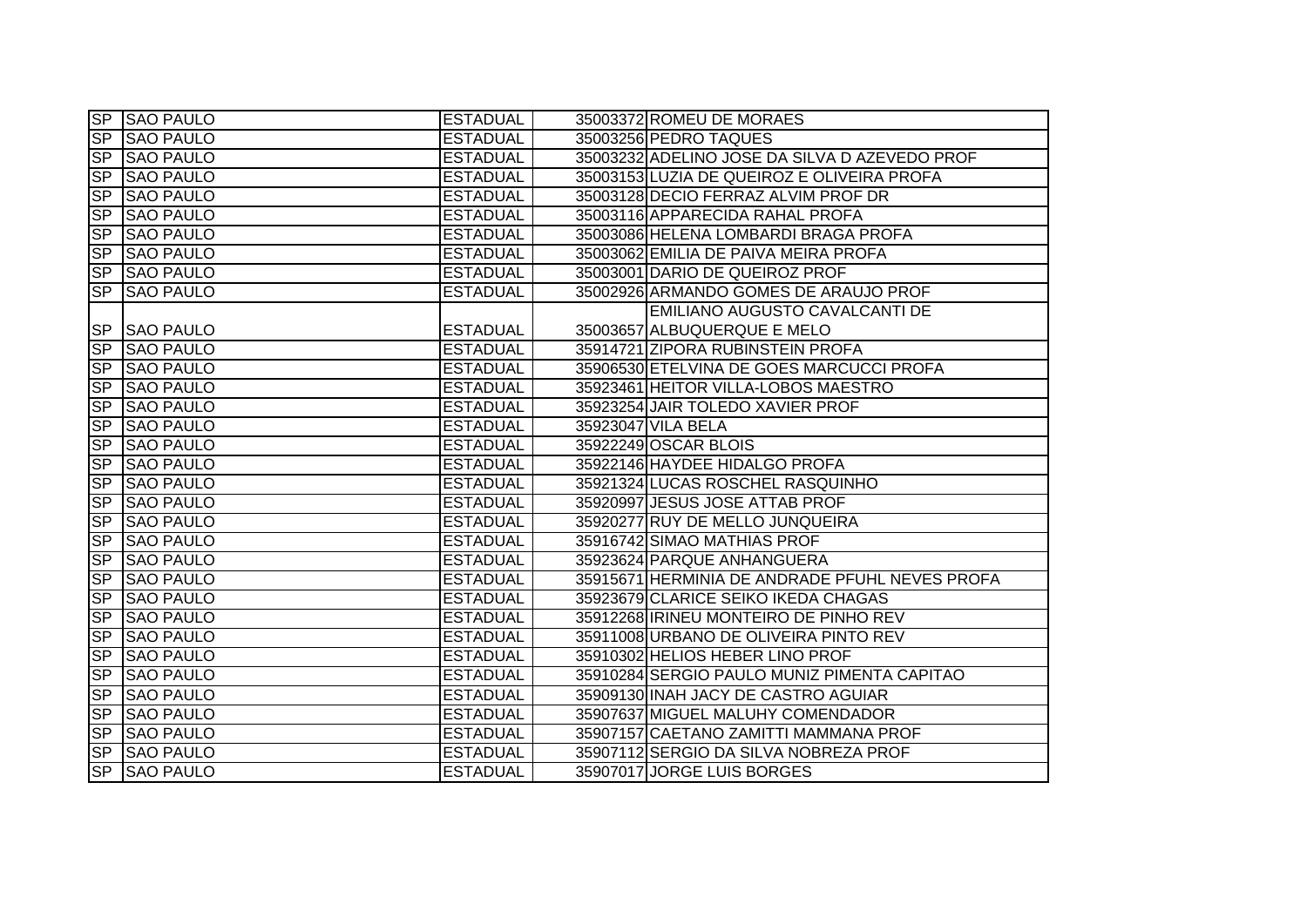| | | | | |
|---|---|---|---|---|
| SP | SAO PAULO | ESTADUAL | 35003372 | ROMEU DE MORAES |
| SP | SAO PAULO | ESTADUAL | 35003256 | PEDRO TAQUES |
| SP | SAO PAULO | ESTADUAL | 35003232 | ADELINO JOSE DA SILVA D AZEVEDO PROF |
| SP | SAO PAULO | ESTADUAL | 35003153 | LUZIA DE QUEIROZ E OLIVEIRA PROFA |
| SP | SAO PAULO | ESTADUAL | 35003128 | DECIO FERRAZ ALVIM PROF DR |
| SP | SAO PAULO | ESTADUAL | 35003116 | APPARECIDA RAHAL PROFA |
| SP | SAO PAULO | ESTADUAL | 35003086 | HELENA LOMBARDI BRAGA PROFA |
| SP | SAO PAULO | ESTADUAL | 35003062 | EMILIA DE PAIVA MEIRA PROFA |
| SP | SAO PAULO | ESTADUAL | 35003001 | DARIO DE QUEIROZ PROF |
| SP | SAO PAULO | ESTADUAL | 35002926 | ARMANDO GOMES DE ARAUJO PROF |
| SP | SAO PAULO | ESTADUAL | 35003657 | EMILIANO AUGUSTO CAVALCANTI DE ALBUQUERQUE E MELO |
| SP | SAO PAULO | ESTADUAL | 35914721 | ZIPORA RUBINSTEIN PROFA |
| SP | SAO PAULO | ESTADUAL | 35906530 | ETELVINA DE GOES MARCUCCI PROFA |
| SP | SAO PAULO | ESTADUAL | 35923461 | HEITOR VILLA-LOBOS MAESTRO |
| SP | SAO PAULO | ESTADUAL | 35923254 | JAIR TOLEDO XAVIER PROF |
| SP | SAO PAULO | ESTADUAL | 35923047 | VILA BELA |
| SP | SAO PAULO | ESTADUAL | 35922249 | OSCAR BLOIS |
| SP | SAO PAULO | ESTADUAL | 35922146 | HAYDEE HIDALGO PROFA |
| SP | SAO PAULO | ESTADUAL | 35921324 | LUCAS ROSCHEL RASQUINHO |
| SP | SAO PAULO | ESTADUAL | 35920997 | JESUS JOSE ATTAB PROF |
| SP | SAO PAULO | ESTADUAL | 35920277 | RUY DE MELLO JUNQUEIRA |
| SP | SAO PAULO | ESTADUAL | 35916742 | SIMAO MATHIAS PROF |
| SP | SAO PAULO | ESTADUAL | 35923624 | PARQUE ANHANGUERA |
| SP | SAO PAULO | ESTADUAL | 35915671 | HERMINIA DE ANDRADE PFUHL NEVES PROFA |
| SP | SAO PAULO | ESTADUAL | 35923679 | CLARICE SEIKO IKEDA CHAGAS |
| SP | SAO PAULO | ESTADUAL | 35912268 | IRINEU MONTEIRO DE PINHO REV |
| SP | SAO PAULO | ESTADUAL | 35911008 | URBANO DE OLIVEIRA PINTO REV |
| SP | SAO PAULO | ESTADUAL | 35910302 | HELIOS HEBER LINO PROF |
| SP | SAO PAULO | ESTADUAL | 35910284 | SERGIO PAULO MUNIZ PIMENTA CAPITAO |
| SP | SAO PAULO | ESTADUAL | 35909130 | INAH JACY DE CASTRO AGUIAR |
| SP | SAO PAULO | ESTADUAL | 35907637 | MIGUEL MALUHY COMENDADOR |
| SP | SAO PAULO | ESTADUAL | 35907157 | CAETANO ZAMITTI MAMMANA PROF |
| SP | SAO PAULO | ESTADUAL | 35907112 | SERGIO DA SILVA NOBREZA PROF |
| SP | SAO PAULO | ESTADUAL | 35907017 | JORGE LUIS BORGES |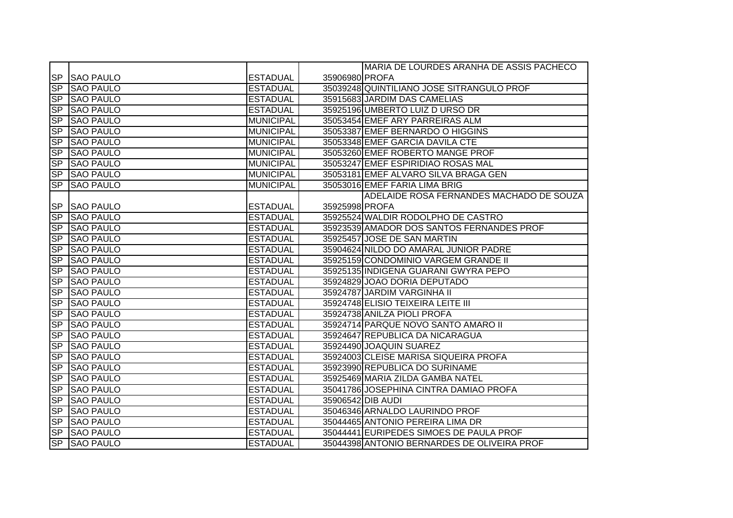| | | | | |
|---|---|---|---|---|
| SP | SAO PAULO | ESTADUAL | 35906980 | MARIA DE LOURDES ARANHA DE ASSIS PACHECO PROFA |
| SP | SAO PAULO | ESTADUAL | 35039248 | QUINTILIANO JOSE SITRANGULO PROF |
| SP | SAO PAULO | ESTADUAL | 35915683 | JARDIM DAS CAMELIAS |
| SP | SAO PAULO | ESTADUAL | 35925196 | UMBERTO LUIZ D URSO DR |
| SP | SAO PAULO | MUNICIPAL | 35053454 | EMEF ARY PARREIRAS ALM |
| SP | SAO PAULO | MUNICIPAL | 35053387 | EMEF BERNARDO O HIGGINS |
| SP | SAO PAULO | MUNICIPAL | 35053348 | EMEF GARCIA DAVILA CTE |
| SP | SAO PAULO | MUNICIPAL | 35053260 | EMEF ROBERTO MANGE PROF |
| SP | SAO PAULO | MUNICIPAL | 35053247 | EMEF ESPIRIDIAO ROSAS MAL |
| SP | SAO PAULO | MUNICIPAL | 35053181 | EMEF ALVARO SILVA BRAGA GEN |
| SP | SAO PAULO | MUNICIPAL | 35053016 | EMEF FARIA LIMA BRIG |
| SP | SAO PAULO | ESTADUAL | 35925998 | ADELAIDE ROSA FERNANDES MACHADO DE SOUZA PROFA |
| SP | SAO PAULO | ESTADUAL | 35925524 | WALDIR RODOLPHO DE CASTRO |
| SP | SAO PAULO | ESTADUAL | 35923539 | AMADOR DOS SANTOS FERNANDES PROF |
| SP | SAO PAULO | ESTADUAL | 35925457 | JOSE DE SAN MARTIN |
| SP | SAO PAULO | ESTADUAL | 35904624 | NILDO DO AMARAL JUNIOR PADRE |
| SP | SAO PAULO | ESTADUAL | 35925159 | CONDOMINIO VARGEM GRANDE II |
| SP | SAO PAULO | ESTADUAL | 35925135 | INDIGENA GUARANI GWYRA PEPO |
| SP | SAO PAULO | ESTADUAL | 35924829 | JOAO DORIA DEPUTADO |
| SP | SAO PAULO | ESTADUAL | 35924787 | JARDIM VARGINHA II |
| SP | SAO PAULO | ESTADUAL | 35924748 | ELISIO TEIXEIRA LEITE III |
| SP | SAO PAULO | ESTADUAL | 35924738 | ANILZA PIOLI PROFA |
| SP | SAO PAULO | ESTADUAL | 35924714 | PARQUE NOVO SANTO AMARO II |
| SP | SAO PAULO | ESTADUAL | 35924647 | REPUBLICA DA NICARAGUA |
| SP | SAO PAULO | ESTADUAL | 35924490 | JOAQUIN SUAREZ |
| SP | SAO PAULO | ESTADUAL | 35924003 | CLEISE MARISA SIQUEIRA PROFA |
| SP | SAO PAULO | ESTADUAL | 35923990 | REPUBLICA DO SURINAME |
| SP | SAO PAULO | ESTADUAL | 35925469 | MARIA ZILDA GAMBA NATEL |
| SP | SAO PAULO | ESTADUAL | 35041786 | JOSEPHINA CINTRA DAMIAO PROFA |
| SP | SAO PAULO | ESTADUAL | 35906542 | DIB AUDI |
| SP | SAO PAULO | ESTADUAL | 35046346 | ARNALDO LAURINDO PROF |
| SP | SAO PAULO | ESTADUAL | 35044465 | ANTONIO PEREIRA LIMA DR |
| SP | SAO PAULO | ESTADUAL | 35044441 | EURIPEDES SIMOES DE PAULA PROF |
| SP | SAO PAULO | ESTADUAL | 35044398 | ANTONIO BERNARDES DE OLIVEIRA PROF |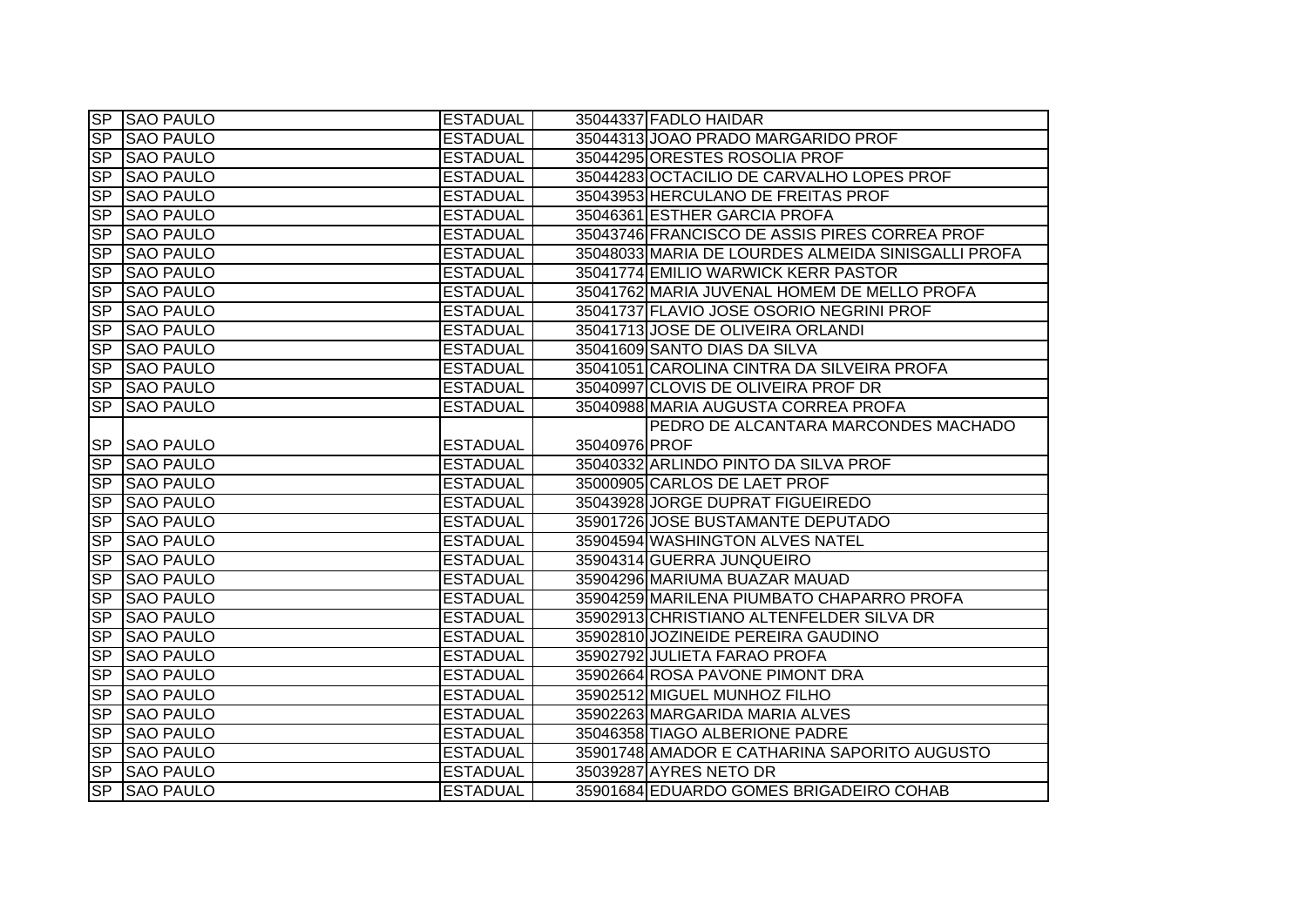| | | | | |
|---|---|---|---|---|
| SP | SAO PAULO | ESTADUAL | 35044337 | FADLO HAIDAR |
| SP | SAO PAULO | ESTADUAL | 35044313 | JOAO PRADO MARGARIDO PROF |
| SP | SAO PAULO | ESTADUAL | 35044295 | ORESTES ROSOLIA PROF |
| SP | SAO PAULO | ESTADUAL | 35044283 | OCTACILIO DE CARVALHO LOPES PROF |
| SP | SAO PAULO | ESTADUAL | 35043953 | HERCULANO DE FREITAS PROF |
| SP | SAO PAULO | ESTADUAL | 35046361 | ESTHER GARCIA PROFA |
| SP | SAO PAULO | ESTADUAL | 35043746 | FRANCISCO DE ASSIS PIRES CORREA PROF |
| SP | SAO PAULO | ESTADUAL | 35048033 | MARIA DE LOURDES ALMEIDA SINISGALLI PROFA |
| SP | SAO PAULO | ESTADUAL | 35041774 | EMILIO WARWICK KERR PASTOR |
| SP | SAO PAULO | ESTADUAL | 35041762 | MARIA JUVENAL HOMEM DE MELLO PROFA |
| SP | SAO PAULO | ESTADUAL | 35041737 | FLAVIO JOSE OSORIO NEGRINI PROF |
| SP | SAO PAULO | ESTADUAL | 35041713 | JOSE DE OLIVEIRA ORLANDI |
| SP | SAO PAULO | ESTADUAL | 35041609 | SANTO DIAS DA SILVA |
| SP | SAO PAULO | ESTADUAL | 35041051 | CAROLINA CINTRA DA SILVEIRA PROFA |
| SP | SAO PAULO | ESTADUAL | 35040997 | CLOVIS DE OLIVEIRA PROF DR |
| SP | SAO PAULO | ESTADUAL | 35040988 | MARIA AUGUSTA CORREA PROFA |
| SP | SAO PAULO | ESTADUAL | 35040976 | PEDRO DE ALCANTARA MARCONDES MACHADO PROF |
| SP | SAO PAULO | ESTADUAL | 35040332 | ARLINDO PINTO DA SILVA PROF |
| SP | SAO PAULO | ESTADUAL | 35000905 | CARLOS DE LAET PROF |
| SP | SAO PAULO | ESTADUAL | 35043928 | JORGE DUPRAT FIGUEIREDO |
| SP | SAO PAULO | ESTADUAL | 35901726 | JOSE BUSTAMANTE DEPUTADO |
| SP | SAO PAULO | ESTADUAL | 35904594 | WASHINGTON ALVES NATEL |
| SP | SAO PAULO | ESTADUAL | 35904314 | GUERRA JUNQUEIRO |
| SP | SAO PAULO | ESTADUAL | 35904296 | MARIUMA BUAZAR MAUAD |
| SP | SAO PAULO | ESTADUAL | 35904259 | MARILENA PIUMBATO CHAPARRO PROFA |
| SP | SAO PAULO | ESTADUAL | 35902913 | CHRISTIANO ALTENFELDER SILVA DR |
| SP | SAO PAULO | ESTADUAL | 35902810 | JOZINEIDE PEREIRA GAUDINO |
| SP | SAO PAULO | ESTADUAL | 35902792 | JULIETA FARAO PROFA |
| SP | SAO PAULO | ESTADUAL | 35902664 | ROSA PAVONE PIMONT DRA |
| SP | SAO PAULO | ESTADUAL | 35902512 | MIGUEL MUNHOZ FILHO |
| SP | SAO PAULO | ESTADUAL | 35902263 | MARGARIDA MARIA ALVES |
| SP | SAO PAULO | ESTADUAL | 35046358 | TIAGO ALBERIONE PADRE |
| SP | SAO PAULO | ESTADUAL | 35901748 | AMADOR E CATHARINA SAPORITO AUGUSTO |
| SP | SAO PAULO | ESTADUAL | 35039287 | AYRES NETO DR |
| SP | SAO PAULO | ESTADUAL | 35901684 | EDUARDO GOMES BRIGADEIRO COHAB |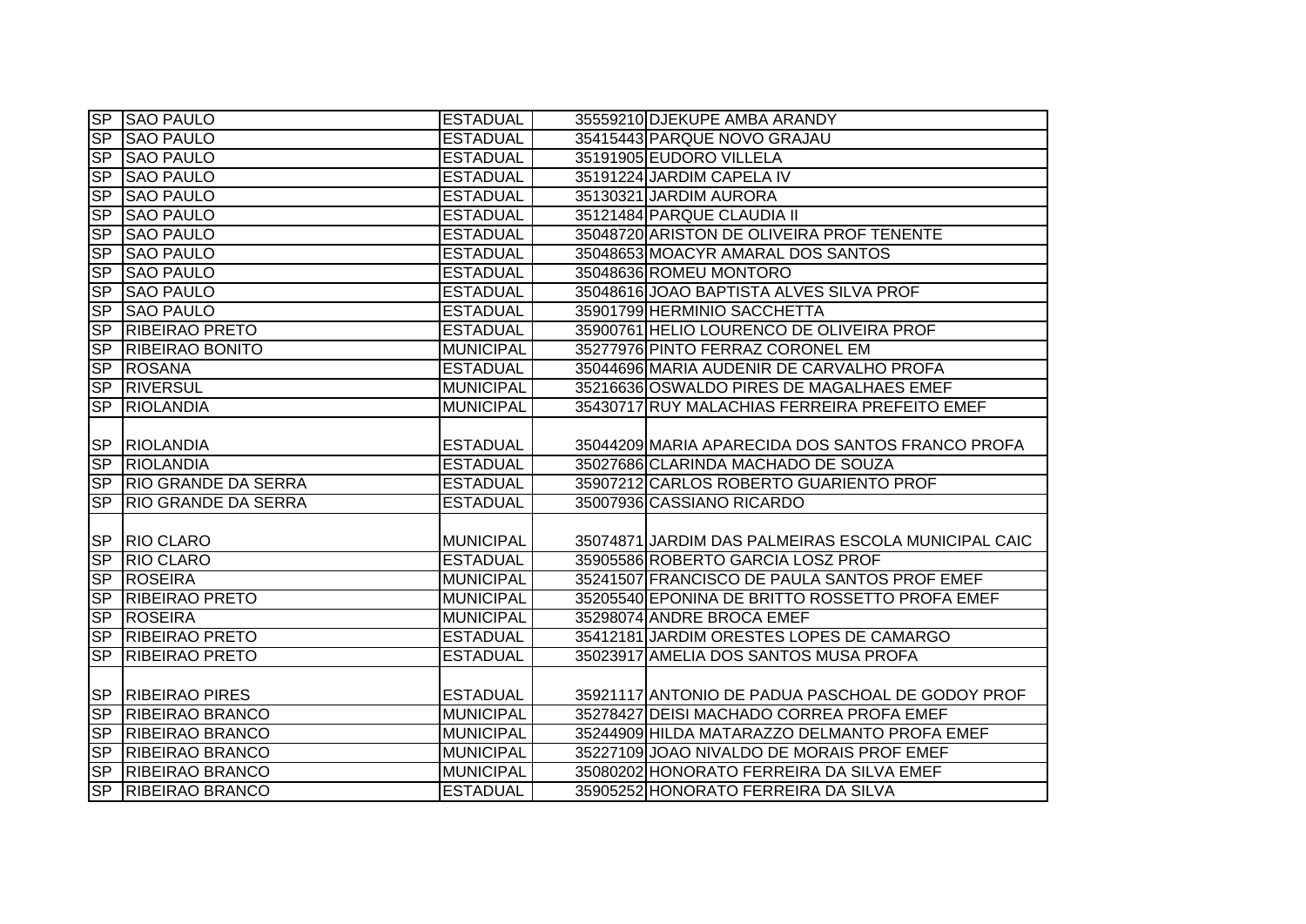| | | | | |
|---|---|---|---|---|
| SP | SAO PAULO | ESTADUAL | 35559210 | DJEKUPE AMBA ARANDY |
| SP | SAO PAULO | ESTADUAL | 35415443 | PARQUE NOVO GRAJAU |
| SP | SAO PAULO | ESTADUAL | 35191905 | EUDORO VILLELA |
| SP | SAO PAULO | ESTADUAL | 35191224 | JARDIM CAPELA IV |
| SP | SAO PAULO | ESTADUAL | 35130321 | JARDIM AURORA |
| SP | SAO PAULO | ESTADUAL | 35121484 | PARQUE CLAUDIA II |
| SP | SAO PAULO | ESTADUAL | 35048720 | ARISTON DE OLIVEIRA PROF TENENTE |
| SP | SAO PAULO | ESTADUAL | 35048653 | MOACYR AMARAL DOS SANTOS |
| SP | SAO PAULO | ESTADUAL | 35048636 | ROMEU MONTORO |
| SP | SAO PAULO | ESTADUAL | 35048616 | JOAO BAPTISTA ALVES SILVA PROF |
| SP | SAO PAULO | ESTADUAL | 35901799 | HERMINIO SACCHETTA |
| SP | RIBEIRAO PRETO | ESTADUAL | 35900761 | HELIO LOURENCO DE OLIVEIRA PROF |
| SP | RIBEIRAO BONITO | MUNICIPAL | 35277976 | PINTO FERRAZ CORONEL EM |
| SP | ROSANA | ESTADUAL | 35044696 | MARIA AUDENIR DE CARVALHO PROFA |
| SP | RIVERSUL | MUNICIPAL | 35216636 | OSWALDO PIRES DE MAGALHAES EMEF |
| SP | RIOLANDIA | MUNICIPAL | 35430717 | RUY MALACHIAS FERREIRA PREFEITO EMEF |
| SP | RIOLANDIA | ESTADUAL | 35044209 | MARIA APARECIDA DOS SANTOS FRANCO PROFA |
| SP | RIOLANDIA | ESTADUAL | 35027686 | CLARINDA MACHADO DE SOUZA |
| SP | RIO GRANDE DA SERRA | ESTADUAL | 35907212 | CARLOS ROBERTO GUARIENTO PROF |
| SP | RIO GRANDE DA SERRA | ESTADUAL | 35007936 | CASSIANO RICARDO |
| SP | RIO CLARO | MUNICIPAL | 35074871 | JARDIM DAS PALMEIRAS ESCOLA MUNICIPAL CAIC |
| SP | RIO CLARO | ESTADUAL | 35905586 | ROBERTO GARCIA LOSZ PROF |
| SP | ROSEIRA | MUNICIPAL | 35241507 | FRANCISCO DE PAULA SANTOS PROF EMEF |
| SP | RIBEIRAO PRETO | MUNICIPAL | 35205540 | EPONINA DE BRITTO ROSSETTO PROFA EMEF |
| SP | ROSEIRA | MUNICIPAL | 35298074 | ANDRE BROCA EMEF |
| SP | RIBEIRAO PRETO | ESTADUAL | 35412181 | JARDIM ORESTES LOPES DE CAMARGO |
| SP | RIBEIRAO PRETO | ESTADUAL | 35023917 | AMELIA DOS SANTOS MUSA PROFA |
| SP | RIBEIRAO PIRES | ESTADUAL | 35921117 | ANTONIO DE PADUA PASCHOAL DE GODOY PROF |
| SP | RIBEIRAO BRANCO | MUNICIPAL | 35278427 | DEISI MACHADO CORREA PROFA EMEF |
| SP | RIBEIRAO BRANCO | MUNICIPAL | 35244909 | HILDA MATARAZZO DELMANTO PROFA EMEF |
| SP | RIBEIRAO BRANCO | MUNICIPAL | 35227109 | JOAO NIVALDO DE MORAIS PROF EMEF |
| SP | RIBEIRAO BRANCO | MUNICIPAL | 35080202 | HONORATO FERREIRA DA SILVA EMEF |
| SP | RIBEIRAO BRANCO | ESTADUAL | 35905252 | HONORATO FERREIRA DA SILVA |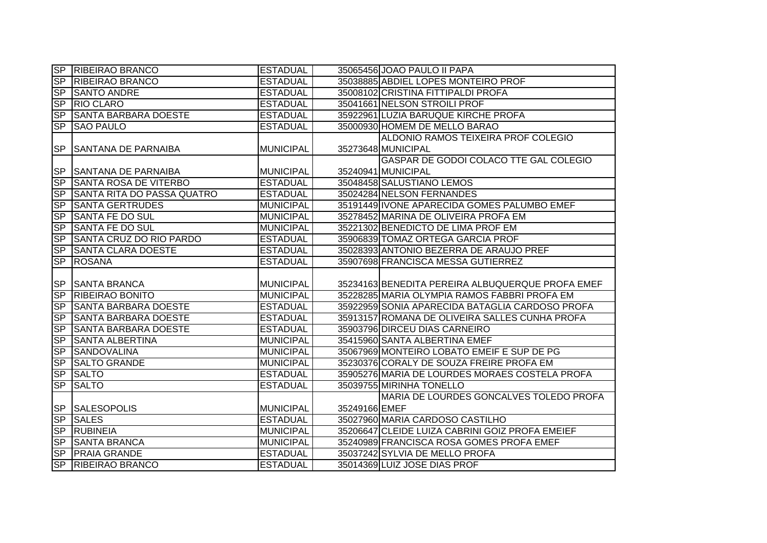| | | | | |
|---|---|---|---|---|
| SP | RIBEIRAO BRANCO | ESTADUAL | 35065456 | JOAO PAULO II PAPA |
| SP | RIBEIRAO BRANCO | ESTADUAL | 35038885 | ABDIEL LOPES MONTEIRO PROF |
| SP | SANTO ANDRE | ESTADUAL | 35008102 | CRISTINA FITTIPALDI PROFA |
| SP | RIO CLARO | ESTADUAL | 35041661 | NELSON STROILI PROF |
| SP | SANTA BARBARA DOESTE | ESTADUAL | 35922961 | LUZIA BARUQUE KIRCHE PROFA |
| SP | SAO PAULO | ESTADUAL | 35000930 | HOMEM DE MELLO BARAO |
| SP | SANTANA DE PARNAIBA | MUNICIPAL | 35273648 | ALDONIO RAMOS TEIXEIRA PROF COLEGIO MUNICIPAL |
| SP | SANTANA DE PARNAIBA | MUNICIPAL | 35240941 | GASPAR DE GODOI COLACO TTE GAL COLEGIO MUNICIPAL |
| SP | SANTA ROSA DE VITERBO | ESTADUAL | 35048458 | SALUSTIANO LEMOS |
| SP | SANTA RITA DO PASSA QUATRO | ESTADUAL | 35024284 | NELSON FERNANDES |
| SP | SANTA GERTRUDES | MUNICIPAL | 35191449 | IVONE APARECIDA GOMES PALUMBO EMEF |
| SP | SANTA FE DO SUL | MUNICIPAL | 35278452 | MARINA DE OLIVEIRA PROFA EM |
| SP | SANTA FE DO SUL | MUNICIPAL | 35221302 | BENEDICTO DE LIMA PROF EM |
| SP | SANTA CRUZ DO RIO PARDO | ESTADUAL | 35906839 | TOMAZ ORTEGA GARCIA PROF |
| SP | SANTA CLARA DOESTE | ESTADUAL | 35028393 | ANTONIO BEZERRA DE ARAUJO PREF |
| SP | ROSANA | ESTADUAL | 35907698 | FRANCISCA MESSA GUTIERREZ |
| SP | SANTA BRANCA | MUNICIPAL | 35234163 | BENEDITA PEREIRA ALBUQUERQUE PROFA EMEF |
| SP | RIBEIRAO BONITO | MUNICIPAL | 35228285 | MARIA OLYMPIA RAMOS FABBRI PROFA EM |
| SP | SANTA BARBARA DOESTE | ESTADUAL | 35922959 | SONIA APARECIDA BATAGLIA CARDOSO PROFA |
| SP | SANTA BARBARA DOESTE | ESTADUAL | 35913157 | ROMANA DE OLIVEIRA SALLES CUNHA PROFA |
| SP | SANTA BARBARA DOESTE | ESTADUAL | 35903796 | DIRCEU DIAS CARNEIRO |
| SP | SANTA ALBERTINA | MUNICIPAL | 35415960 | SANTA ALBERTINA EMEF |
| SP | SANDOVALINA | MUNICIPAL | 35067969 | MONTEIRO LOBATO EMEIF E SUP DE PG |
| SP | SALTO GRANDE | MUNICIPAL | 35230376 | CORALY DE SOUZA FREIRE PROFA EM |
| SP | SALTO | ESTADUAL | 35905276 | MARIA DE LOURDES MORAES COSTELA PROFA |
| SP | SALTO | ESTADUAL | 35039755 | MIRINHA TONELLO |
| SP | SALESOPOLIS | MUNICIPAL | 35249166 | MARIA DE LOURDES GONCALVES TOLEDO PROFA EMEF |
| SP | SALES | ESTADUAL | 35027960 | MARIA CARDOSO CASTILHO |
| SP | RUBINEIA | MUNICIPAL | 35206647 | CLEIDE LUIZA CABRINI GOIZ PROFA EMEIEF |
| SP | SANTA BRANCA | MUNICIPAL | 35240989 | FRANCISCA ROSA GOMES PROFA EMEF |
| SP | PRAIA GRANDE | ESTADUAL | 35037242 | SYLVIA DE MELLO PROFA |
| SP | RIBEIRAO BRANCO | ESTADUAL | 35014369 | LUIZ JOSE DIAS PROF |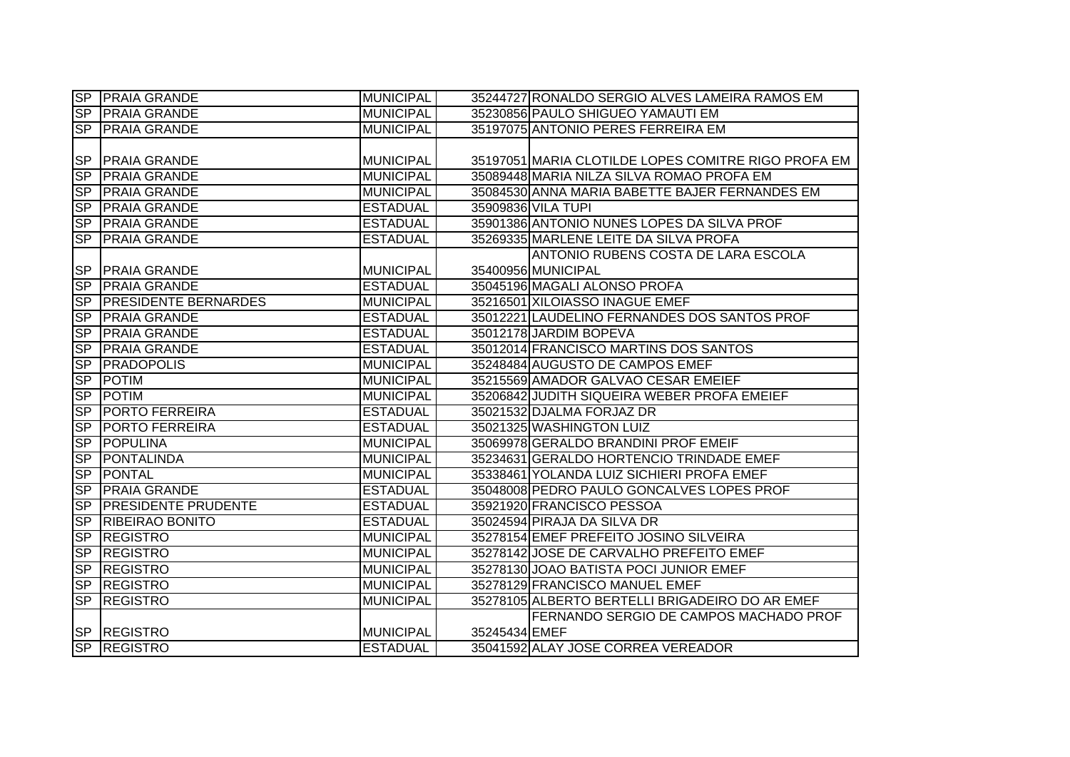| | | | | |
|---|---|---|---|---|
| SP | PRAIA GRANDE | MUNICIPAL | 35244727 | RONALDO SERGIO ALVES LAMEIRA RAMOS EM |
| SP | PRAIA GRANDE | MUNICIPAL | 35230856 | PAULO SHIGUEO YAMAUTI EM |
| SP | PRAIA GRANDE | MUNICIPAL | 35197075 | ANTONIO PERES FERREIRA EM |
| SP | PRAIA GRANDE | MUNICIPAL | 35197051 | MARIA CLOTILDE LOPES COMITRE RIGO PROFA EM |
| SP | PRAIA GRANDE | MUNICIPAL | 35089448 | MARIA NILZA SILVA ROMAO PROFA EM |
| SP | PRAIA GRANDE | MUNICIPAL | 35084530 | ANNA MARIA BABETTE BAJER FERNANDES EM |
| SP | PRAIA GRANDE | ESTADUAL | 35909836 | VILA TUPI |
| SP | PRAIA GRANDE | ESTADUAL | 35901386 | ANTONIO NUNES LOPES DA SILVA PROF |
| SP | PRAIA GRANDE | ESTADUAL | 35269335 | MARLENE LEITE DA SILVA PROFA |
| SP | PRAIA GRANDE | MUNICIPAL | 35400956 | ANTONIO RUBENS COSTA DE LARA ESCOLA MUNICIPAL |
| SP | PRAIA GRANDE | ESTADUAL | 35045196 | MAGALI ALONSO PROFA |
| SP | PRESIDENTE BERNARDES | MUNICIPAL | 35216501 | XILOIASSO INAGUE EMEF |
| SP | PRAIA GRANDE | ESTADUAL | 35012221 | LAUDELINO FERNANDES DOS SANTOS PROF |
| SP | PRAIA GRANDE | ESTADUAL | 35012178 | JARDIM BOPEVA |
| SP | PRAIA GRANDE | ESTADUAL | 35012014 | FRANCISCO MARTINS DOS SANTOS |
| SP | PRADOPOLIS | MUNICIPAL | 35248484 | AUGUSTO DE CAMPOS EMEF |
| SP | POTIM | MUNICIPAL | 35215569 | AMADOR GALVAO CESAR EMEIEF |
| SP | POTIM | MUNICIPAL | 35206842 | JUDITH SIQUEIRA WEBER PROFA EMEIEF |
| SP | PORTO FERREIRA | ESTADUAL | 35021532 | DJALMA FORJAZ DR |
| SP | PORTO FERREIRA | ESTADUAL | 35021325 | WASHINGTON LUIZ |
| SP | POPULINA | MUNICIPAL | 35069978 | GERALDO BRANDINI PROF EMEIF |
| SP | PONTALINDA | MUNICIPAL | 35234631 | GERALDO HORTENCIO TRINDADE EMEF |
| SP | PONTAL | MUNICIPAL | 35338461 | YOLANDA LUIZ SICHIERI PROFA EMEF |
| SP | PRAIA GRANDE | ESTADUAL | 35048008 | PEDRO PAULO GONCALVES LOPES PROF |
| SP | PRESIDENTE PRUDENTE | ESTADUAL | 35921920 | FRANCISCO PESSOA |
| SP | RIBEIRAO BONITO | ESTADUAL | 35024594 | PIRAJA DA SILVA DR |
| SP | REGISTRO | MUNICIPAL | 35278154 | EMEF PREFEITO JOSINO SILVEIRA |
| SP | REGISTRO | MUNICIPAL | 35278142 | JOSE DE CARVALHO PREFEITO EMEF |
| SP | REGISTRO | MUNICIPAL | 35278130 | JOAO BATISTA POCI JUNIOR EMEF |
| SP | REGISTRO | MUNICIPAL | 35278129 | FRANCISCO MANUEL EMEF |
| SP | REGISTRO | MUNICIPAL | 35278105 | ALBERTO BERTELLI BRIGADEIRO DO AR EMEF |
| SP | REGISTRO | MUNICIPAL | 35245434 | FERNANDO SERGIO DE CAMPOS MACHADO PROF EMEF |
| SP | REGISTRO | ESTADUAL | 35041592 | ALAY JOSE CORREA VEREADOR |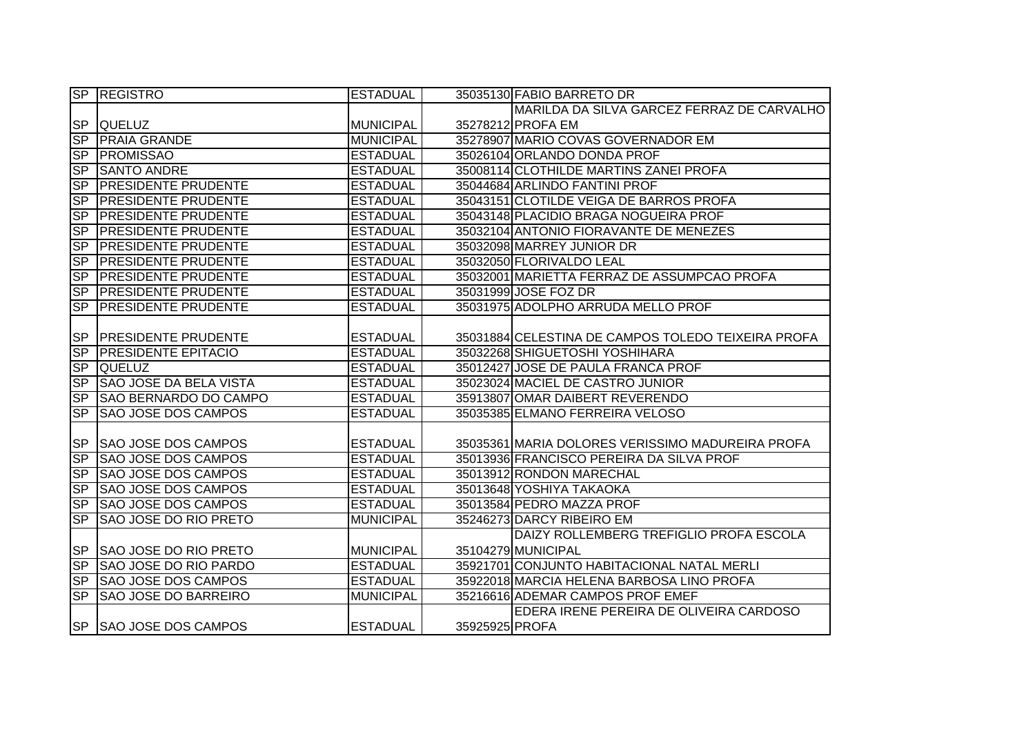| | | | | |
|---|---|---|---|---|
| SP | REGISTRO | ESTADUAL | 35035130 | FABIO BARRETO DR |
| SP | QUELUZ | MUNICIPAL | 35278212 | MARILDA DA SILVA GARCEZ FERRAZ DE CARVALHO PROFA EM |
| SP | PRAIA GRANDE | MUNICIPAL | 35278907 | MARIO COVAS GOVERNADOR EM |
| SP | PROMISSAO | ESTADUAL | 35026104 | ORLANDO DONDA PROF |
| SP | SANTO ANDRE | ESTADUAL | 35008114 | CLOTHILDE MARTINS ZANEI PROFA |
| SP | PRESIDENTE PRUDENTE | ESTADUAL | 35044684 | ARLINDO FANTINI PROF |
| SP | PRESIDENTE PRUDENTE | ESTADUAL | 35043151 | CLOTILDE VEIGA DE BARROS PROFA |
| SP | PRESIDENTE PRUDENTE | ESTADUAL | 35043148 | PLACIDIO BRAGA NOGUEIRA PROF |
| SP | PRESIDENTE PRUDENTE | ESTADUAL | 35032104 | ANTONIO FIORAVANTE DE MENEZES |
| SP | PRESIDENTE PRUDENTE | ESTADUAL | 35032098 | MARREY JUNIOR DR |
| SP | PRESIDENTE PRUDENTE | ESTADUAL | 35032050 | FLORIVALDO LEAL |
| SP | PRESIDENTE PRUDENTE | ESTADUAL | 35032001 | MARIETTA FERRAZ DE ASSUMPCAO PROFA |
| SP | PRESIDENTE PRUDENTE | ESTADUAL | 35031999 | JOSE FOZ DR |
| SP | PRESIDENTE PRUDENTE | ESTADUAL | 35031975 | ADOLPHO ARRUDA MELLO PROF |
| SP | PRESIDENTE PRUDENTE | ESTADUAL | 35031884 | CELESTINA DE CAMPOS TOLEDO TEIXEIRA PROFA |
| SP | PRESIDENTE EPITACIO | ESTADUAL | 35032268 | SHIGUETOSHI YOSHIHARA |
| SP | QUELUZ | ESTADUAL | 35012427 | JOSE DE PAULA FRANCA PROF |
| SP | SAO JOSE DA BELA VISTA | ESTADUAL | 35023024 | MACIEL DE CASTRO JUNIOR |
| SP | SAO BERNARDO DO CAMPO | ESTADUAL | 35913807 | OMAR DAIBERT REVERENDO |
| SP | SAO JOSE DOS CAMPOS | ESTADUAL | 35035385 | ELMANO FERREIRA VELOSO |
| SP | SAO JOSE DOS CAMPOS | ESTADUAL | 35035361 | MARIA DOLORES VERISSIMO MADUREIRA PROFA |
| SP | SAO JOSE DOS CAMPOS | ESTADUAL | 35013936 | FRANCISCO PEREIRA DA SILVA PROF |
| SP | SAO JOSE DOS CAMPOS | ESTADUAL | 35013912 | RONDON MARECHAL |
| SP | SAO JOSE DOS CAMPOS | ESTADUAL | 35013648 | YOSHIYA TAKAOKA |
| SP | SAO JOSE DOS CAMPOS | ESTADUAL | 35013584 | PEDRO MAZZA PROF |
| SP | SAO JOSE DO RIO PRETO | MUNICIPAL | 35246273 | DARCY RIBEIRO EM |
| SP | SAO JOSE DO RIO PRETO | MUNICIPAL | 35104279 | DAIZY ROLLEMBERG TREFIGLIO PROFA ESCOLA MUNICIPAL |
| SP | SAO JOSE DO RIO PARDO | ESTADUAL | 35921701 | CONJUNTO HABITACIONAL NATAL MERLI |
| SP | SAO JOSE DOS CAMPOS | ESTADUAL | 35922018 | MARCIA HELENA BARBOSA LINO PROFA |
| SP | SAO JOSE DO BARREIRO | MUNICIPAL | 35216616 | ADEMAR CAMPOS PROF EMEF |
| SP | SAO JOSE DOS CAMPOS | ESTADUAL | 35925925 | EDERA IRENE PEREIRA DE OLIVEIRA CARDOSO PROFA |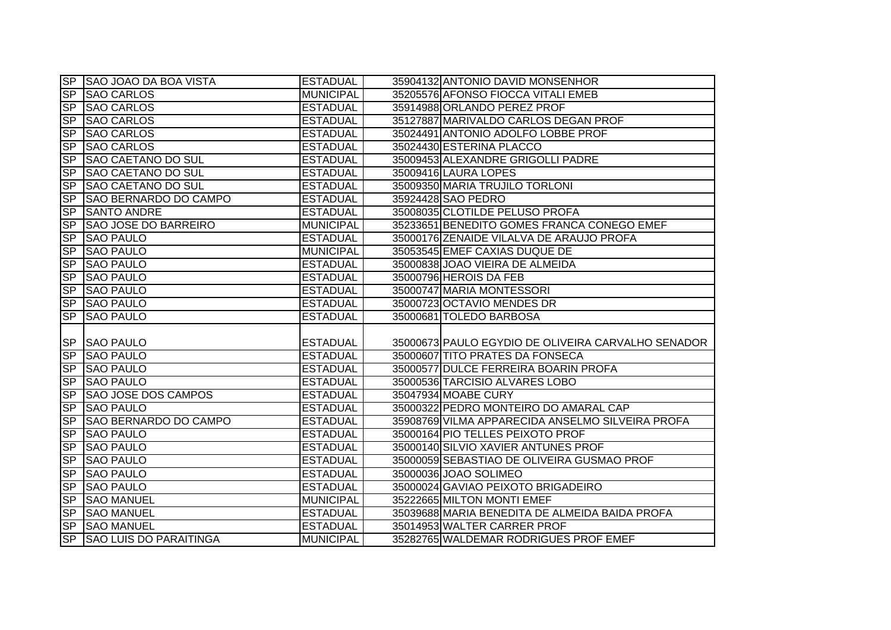| | | | | |
|---|---|---|---|---|
| SP | SAO JOAO DA BOA VISTA | ESTADUAL | 35904132 | ANTONIO DAVID MONSENHOR |
| SP | SAO CARLOS | MUNICIPAL | 35205576 | AFONSO FIOCCA VITALI EMEB |
| SP | SAO CARLOS | ESTADUAL | 35914988 | ORLANDO PEREZ PROF |
| SP | SAO CARLOS | ESTADUAL | 35127887 | MARIVALDO CARLOS DEGAN PROF |
| SP | SAO CARLOS | ESTADUAL | 35024491 | ANTONIO ADOLFO LOBBE PROF |
| SP | SAO CARLOS | ESTADUAL | 35024430 | ESTERINA PLACCO |
| SP | SAO CAETANO DO SUL | ESTADUAL | 35009453 | ALEXANDRE GRIGOLLI PADRE |
| SP | SAO CAETANO DO SUL | ESTADUAL | 35009416 | LAURA LOPES |
| SP | SAO CAETANO DO SUL | ESTADUAL | 35009350 | MARIA TRUJILO TORLONI |
| SP | SAO BERNARDO DO CAMPO | ESTADUAL | 35924428 | SAO PEDRO |
| SP | SANTO ANDRE | ESTADUAL | 35008035 | CLOTILDE PELUSO PROFA |
| SP | SAO JOSE DO BARREIRO | MUNICIPAL | 35233651 | BENEDITO GOMES FRANCA CONEGO EMEF |
| SP | SAO PAULO | ESTADUAL | 35000176 | ZENAIDE VILALVA DE ARAUJO PROFA |
| SP | SAO PAULO | MUNICIPAL | 35053545 | EMEF CAXIAS DUQUE DE |
| SP | SAO PAULO | ESTADUAL | 35000838 | JOAO VIEIRA DE ALMEIDA |
| SP | SAO PAULO | ESTADUAL | 35000796 | HEROIS DA FEB |
| SP | SAO PAULO | ESTADUAL | 35000747 | MARIA MONTESSORI |
| SP | SAO PAULO | ESTADUAL | 35000723 | OCTAVIO MENDES DR |
| SP | SAO PAULO | ESTADUAL | 35000681 | TOLEDO BARBOSA |
| SP | SAO PAULO | ESTADUAL | 35000673 | PAULO EGYDIO DE OLIVEIRA CARVALHO SENADOR |
| SP | SAO PAULO | ESTADUAL | 35000607 | TITO PRATES DA FONSECA |
| SP | SAO PAULO | ESTADUAL | 35000577 | DULCE FERREIRA BOARIN PROFA |
| SP | SAO PAULO | ESTADUAL | 35000536 | TARCISIO ALVARES LOBO |
| SP | SAO JOSE DOS CAMPOS | ESTADUAL | 35047934 | MOABE CURY |
| SP | SAO PAULO | ESTADUAL | 35000322 | PEDRO MONTEIRO DO AMARAL CAP |
| SP | SAO BERNARDO DO CAMPO | ESTADUAL | 35908769 | VILMA APPARECIDA ANSELMO SILVEIRA PROFA |
| SP | SAO PAULO | ESTADUAL | 35000164 | PIO TELLES PEIXOTO PROF |
| SP | SAO PAULO | ESTADUAL | 35000140 | SILVIO XAVIER ANTUNES PROF |
| SP | SAO PAULO | ESTADUAL | 35000059 | SEBASTIAO DE OLIVEIRA GUSMAO PROF |
| SP | SAO PAULO | ESTADUAL | 35000036 | JOAO SOLIMEO |
| SP | SAO PAULO | ESTADUAL | 35000024 | GAVIAO PEIXOTO BRIGADEIRO |
| SP | SAO MANUEL | MUNICIPAL | 35222665 | MILTON MONTI EMEF |
| SP | SAO MANUEL | ESTADUAL | 35039688 | MARIA BENEDITA DE ALMEIDA BAIDA PROFA |
| SP | SAO MANUEL | ESTADUAL | 35014953 | WALTER CARRER PROF |
| SP | SAO LUIS DO PARAITINGA | MUNICIPAL | 35282765 | WALDEMAR RODRIGUES PROF EMEF |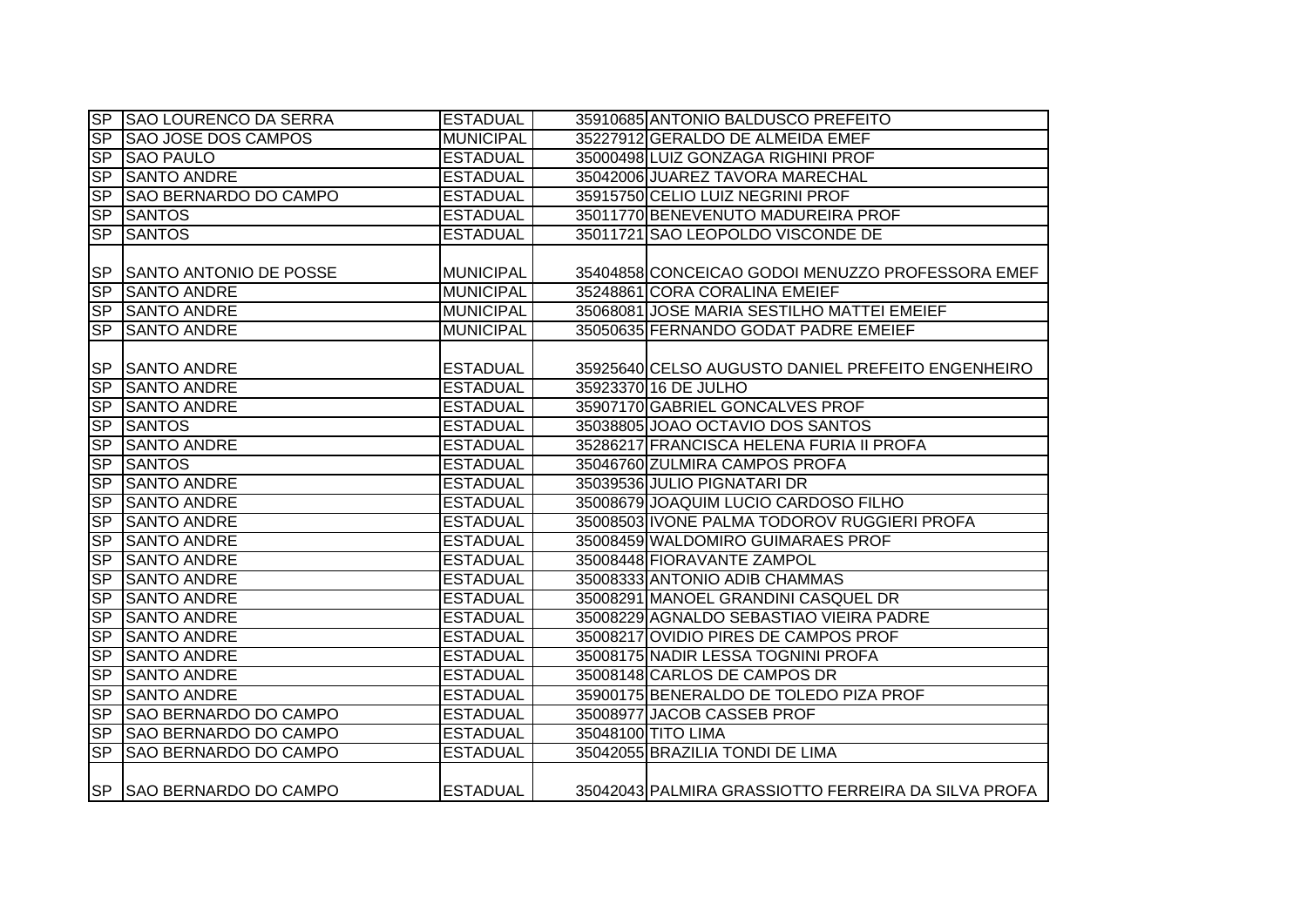| SP | SAO LOURENCO DA SERRA | ESTADUAL | 35910685 | ANTONIO BALDUSCO PREFEITO |
|---|---|---|---|---|
| SP | SAO JOSE DOS CAMPOS | MUNICIPAL | 35227912 | GERALDO DE ALMEIDA EMEF |
| SP | SAO PAULO | ESTADUAL | 35000498 | LUIZ GONZAGA RIGHINI PROF |
| SP | SANTO ANDRE | ESTADUAL | 35042006 | JUAREZ TAVORA MARECHAL |
| SP | SAO BERNARDO DO CAMPO | ESTADUAL | 35915750 | CELIO LUIZ NEGRINI PROF |
| SP | SANTOS | ESTADUAL | 35011770 | BENEVENUTO MADUREIRA PROF |
| SP | SANTOS | ESTADUAL | 35011721 | SAO LEOPOLDO VISCONDE DE |
| SP | SANTO ANTONIO DE POSSE | MUNICIPAL | 35404858 | CONCEICAO GODOI MENUZZO PROFESSORA EMEF |
| SP | SANTO ANDRE | MUNICIPAL | 35248861 | CORA CORALINA EMEIEF |
| SP | SANTO ANDRE | MUNICIPAL | 35068081 | JOSE MARIA SESTILHO MATTEI EMEIEF |
| SP | SANTO ANDRE | MUNICIPAL | 35050635 | FERNANDO GODAT PADRE EMEIEF |
| SP | SANTO ANDRE | ESTADUAL | 35925640 | CELSO AUGUSTO DANIEL PREFEITO ENGENHEIRO |
| SP | SANTO ANDRE | ESTADUAL | 35923370 | 16 DE JULHO |
| SP | SANTO ANDRE | ESTADUAL | 35907170 | GABRIEL GONCALVES PROF |
| SP | SANTOS | ESTADUAL | 35038805 | JOAO OCTAVIO DOS SANTOS |
| SP | SANTO ANDRE | ESTADUAL | 35286217 | FRANCISCA HELENA FURIA II PROFA |
| SP | SANTOS | ESTADUAL | 35046760 | ZULMIRA CAMPOS PROFA |
| SP | SANTO ANDRE | ESTADUAL | 35039536 | JULIO PIGNATARI DR |
| SP | SANTO ANDRE | ESTADUAL | 35008679 | JOAQUIM LUCIO CARDOSO FILHO |
| SP | SANTO ANDRE | ESTADUAL | 35008503 | IVONE PALMA TODOROV RUGGIERI PROFA |
| SP | SANTO ANDRE | ESTADUAL | 35008459 | WALDOMIRO GUIMARAES PROF |
| SP | SANTO ANDRE | ESTADUAL | 35008448 | FIORAVANTE ZAMPOL |
| SP | SANTO ANDRE | ESTADUAL | 35008333 | ANTONIO ADIB CHAMMAS |
| SP | SANTO ANDRE | ESTADUAL | 35008291 | MANOEL GRANDINI CASQUEL DR |
| SP | SANTO ANDRE | ESTADUAL | 35008229 | AGNALDO SEBASTIAO VIEIRA PADRE |
| SP | SANTO ANDRE | ESTADUAL | 35008217 | OVIDIO PIRES DE CAMPOS PROF |
| SP | SANTO ANDRE | ESTADUAL | 35008175 | NADIR LESSA TOGNINI PROFA |
| SP | SANTO ANDRE | ESTADUAL | 35008148 | CARLOS DE CAMPOS DR |
| SP | SANTO ANDRE | ESTADUAL | 35900175 | BENERALDO DE TOLEDO PIZA PROF |
| SP | SAO BERNARDO DO CAMPO | ESTADUAL | 35008977 | JACOB CASSEB PROF |
| SP | SAO BERNARDO DO CAMPO | ESTADUAL | 35048100 | TITO LIMA |
| SP | SAO BERNARDO DO CAMPO | ESTADUAL | 35042055 | BRAZILIA TONDI DE LIMA |
| SP | SAO BERNARDO DO CAMPO | ESTADUAL | 35042043 | PALMIRA GRASSIOTTO FERREIRA DA SILVA PROFA |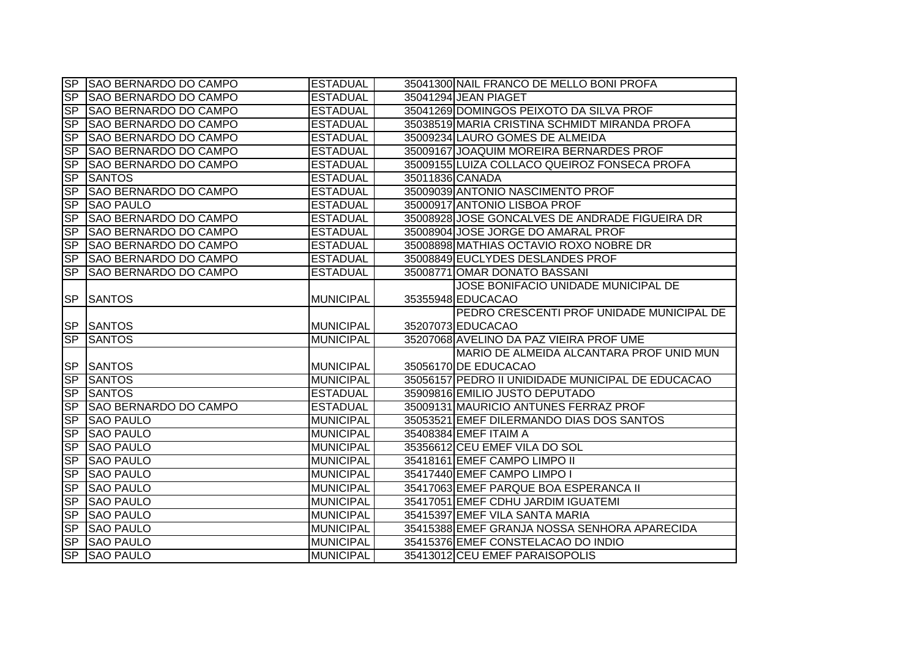| | | | | |
|---|---|---|---|---|
| SP | SAO BERNARDO DO CAMPO | ESTADUAL | 35041300 | NAIL FRANCO DE MELLO BONI PROFA |
| SP | SAO BERNARDO DO CAMPO | ESTADUAL | 35041294 | JEAN PIAGET |
| SP | SAO BERNARDO DO CAMPO | ESTADUAL | 35041269 | DOMINGOS PEIXOTO DA SILVA PROF |
| SP | SAO BERNARDO DO CAMPO | ESTADUAL | 35038519 | MARIA CRISTINA SCHMIDT MIRANDA PROFA |
| SP | SAO BERNARDO DO CAMPO | ESTADUAL | 35009234 | LAURO GOMES DE ALMEIDA |
| SP | SAO BERNARDO DO CAMPO | ESTADUAL | 35009167 | JOAQUIM MOREIRA BERNARDES PROF |
| SP | SAO BERNARDO DO CAMPO | ESTADUAL | 35009155 | LUIZA COLLACO QUEIROZ FONSECA PROFA |
| SP | SANTOS | ESTADUAL | 35011836 | CANADA |
| SP | SAO BERNARDO DO CAMPO | ESTADUAL | 35009039 | ANTONIO NASCIMENTO PROF |
| SP | SAO PAULO | ESTADUAL | 35000917 | ANTONIO LISBOA PROF |
| SP | SAO BERNARDO DO CAMPO | ESTADUAL | 35008928 | JOSE GONCALVES DE ANDRADE FIGUEIRA DR |
| SP | SAO BERNARDO DO CAMPO | ESTADUAL | 35008904 | JOSE JORGE DO AMARAL PROF |
| SP | SAO BERNARDO DO CAMPO | ESTADUAL | 35008898 | MATHIAS OCTAVIO ROXO NOBRE DR |
| SP | SAO BERNARDO DO CAMPO | ESTADUAL | 35008849 | EUCLYDES DESLANDES PROF |
| SP | SAO BERNARDO DO CAMPO | ESTADUAL | 35008771 | OMAR DONATO BASSANI |
| SP | SANTOS | MUNICIPAL | 35355948 | JOSE BONIFACIO UNIDADE MUNICIPAL DE EDUCACAO |
| SP | SANTOS | MUNICIPAL | 35207073 | PEDRO CRESCENTI PROF UNIDADE MUNICIPAL DE EDUCACAO |
| SP | SANTOS | MUNICIPAL | 35207068 | AVELINO DA PAZ VIEIRA PROF UME |
| SP | SANTOS | MUNICIPAL | 35056170 | MARIO DE ALMEIDA ALCANTARA PROF UNID MUN DE EDUCACAO |
| SP | SANTOS | MUNICIPAL | 35056157 | PEDRO II UNIDIDADE MUNICIPAL DE EDUCACAO |
| SP | SANTOS | ESTADUAL | 35909816 | EMILIO JUSTO DEPUTADO |
| SP | SAO BERNARDO DO CAMPO | ESTADUAL | 35009131 | MAURICIO ANTUNES FERRAZ PROF |
| SP | SAO PAULO | MUNICIPAL | 35053521 | EMEF DILERMANDO DIAS DOS SANTOS |
| SP | SAO PAULO | MUNICIPAL | 35408384 | EMEF ITAIM A |
| SP | SAO PAULO | MUNICIPAL | 35356612 | CEU EMEF VILA DO SOL |
| SP | SAO PAULO | MUNICIPAL | 35418161 | EMEF CAMPO LIMPO II |
| SP | SAO PAULO | MUNICIPAL | 35417440 | EMEF CAMPO LIMPO I |
| SP | SAO PAULO | MUNICIPAL | 35417063 | EMEF PARQUE BOA ESPERANCA II |
| SP | SAO PAULO | MUNICIPAL | 35417051 | EMEF CDHU JARDIM IGUATEMI |
| SP | SAO PAULO | MUNICIPAL | 35415397 | EMEF VILA SANTA MARIA |
| SP | SAO PAULO | MUNICIPAL | 35415388 | EMEF GRANJA NOSSA SENHORA APARECIDA |
| SP | SAO PAULO | MUNICIPAL | 35415376 | EMEF CONSTELACAO DO INDIO |
| SP | SAO PAULO | MUNICIPAL | 35413012 | CEU EMEF PARAISOPOLIS |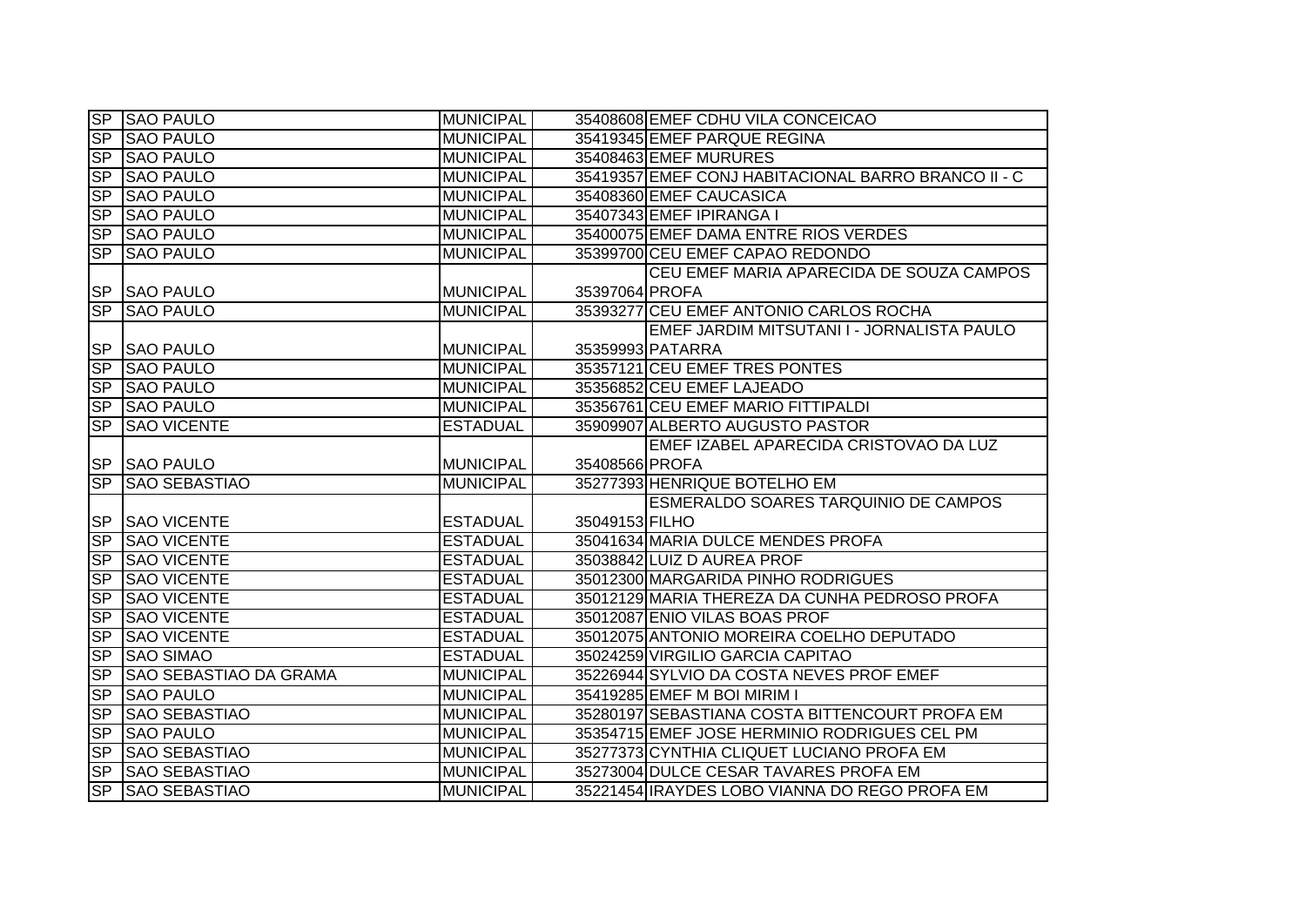| | | | | |
|---|---|---|---|---|
| SP | SAO PAULO | MUNICIPAL | 35408608 | EMEF CDHU VILA CONCEICAO |
| SP | SAO PAULO | MUNICIPAL | 35419345 | EMEF PARQUE REGINA |
| SP | SAO PAULO | MUNICIPAL | 35408463 | EMEF MURURES |
| SP | SAO PAULO | MUNICIPAL | 35419357 | EMEF CONJ HABITACIONAL BARRO BRANCO II - C |
| SP | SAO PAULO | MUNICIPAL | 35408360 | EMEF CAUCASICA |
| SP | SAO PAULO | MUNICIPAL | 35407343 | EMEF IPIRANGA I |
| SP | SAO PAULO | MUNICIPAL | 35400075 | EMEF DAMA ENTRE RIOS VERDES |
| SP | SAO PAULO | MUNICIPAL | 35399700 | CEU EMEF CAPAO REDONDO |
| SP | SAO PAULO | MUNICIPAL | 35397064 | CEU EMEF MARIA APARECIDA DE SOUZA CAMPOS PROFA |
| SP | SAO PAULO | MUNICIPAL | 35393277 | CEU EMEF ANTONIO CARLOS ROCHA |
| SP | SAO PAULO | MUNICIPAL | 35359993 | EMEF JARDIM MITSUTANI I - JORNALISTA PAULO PATARRA |
| SP | SAO PAULO | MUNICIPAL | 35357121 | CEU EMEF TRES PONTES |
| SP | SAO PAULO | MUNICIPAL | 35356852 | CEU EMEF LAJEADO |
| SP | SAO PAULO | MUNICIPAL | 35356761 | CEU EMEF MARIO FITTIPALDI |
| SP | SAO VICENTE | ESTADUAL | 35909907 | ALBERTO AUGUSTO PASTOR |
| SP | SAO PAULO | MUNICIPAL | 35408566 | EMEF IZABEL APARECIDA CRISTOVAO DA LUZ PROFA |
| SP | SAO SEBASTIAO | MUNICIPAL | 35277393 | HENRIQUE BOTELHO EM |
| SP | SAO VICENTE | ESTADUAL | 35049153 | ESMERALDO SOARES TARQUINIO DE CAMPOS FILHO |
| SP | SAO VICENTE | ESTADUAL | 35041634 | MARIA DULCE MENDES PROFA |
| SP | SAO VICENTE | ESTADUAL | 35038842 | LUIZ D AUREA PROF |
| SP | SAO VICENTE | ESTADUAL | 35012300 | MARGARIDA PINHO RODRIGUES |
| SP | SAO VICENTE | ESTADUAL | 35012129 | MARIA THEREZA DA CUNHA PEDROSO PROFA |
| SP | SAO VICENTE | ESTADUAL | 35012087 | ENIO VILAS BOAS PROF |
| SP | SAO VICENTE | ESTADUAL | 35012075 | ANTONIO MOREIRA COELHO DEPUTADO |
| SP | SAO SIMAO | ESTADUAL | 35024259 | VIRGILIO GARCIA CAPITAO |
| SP | SAO SEBASTIAO DA GRAMA | MUNICIPAL | 35226944 | SYLVIO DA COSTA NEVES PROF EMEF |
| SP | SAO PAULO | MUNICIPAL | 35419285 | EMEF M BOI MIRIM I |
| SP | SAO SEBASTIAO | MUNICIPAL | 35280197 | SEBASTIANA COSTA BITTENCOURT PROFA EM |
| SP | SAO PAULO | MUNICIPAL | 35354715 | EMEF JOSE HERMINIO RODRIGUES CEL PM |
| SP | SAO SEBASTIAO | MUNICIPAL | 35277373 | CYNTHIA CLIQUET LUCIANO PROFA EM |
| SP | SAO SEBASTIAO | MUNICIPAL | 35273004 | DULCE CESAR TAVARES PROFA EM |
| SP | SAO SEBASTIAO | MUNICIPAL | 35221454 | IRAYDES LOBO VIANNA DO REGO PROFA EM |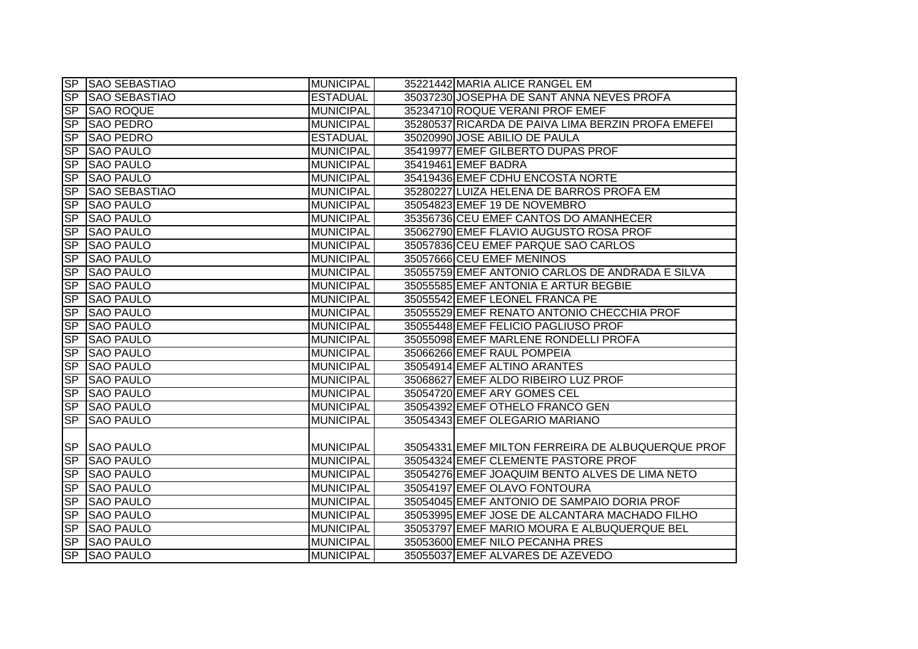| | | | | |
|---|---|---|---|---|
| SP | SAO SEBASTIAO | MUNICIPAL | 35221442 | MARIA ALICE RANGEL EM |
| SP | SAO SEBASTIAO | ESTADUAL | 35037230 | JOSEPHA DE SANT ANNA NEVES PROFA |
| SP | SAO ROQUE | MUNICIPAL | 35234710 | ROQUE VERANI PROF EMEF |
| SP | SAO PEDRO | MUNICIPAL | 35280537 | RICARDA DE PAIVA LIMA BERZIN PROFA EMEFEI |
| SP | SAO PEDRO | ESTADUAL | 35020990 | JOSE ABILIO DE PAULA |
| SP | SAO PAULO | MUNICIPAL | 35419977 | EMEF GILBERTO DUPAS PROF |
| SP | SAO PAULO | MUNICIPAL | 35419461 | EMEF BADRA |
| SP | SAO PAULO | MUNICIPAL | 35419436 | EMEF CDHU ENCOSTA NORTE |
| SP | SAO SEBASTIAO | MUNICIPAL | 35280227 | LUIZA HELENA DE BARROS PROFA EM |
| SP | SAO PAULO | MUNICIPAL | 35054823 | EMEF 19 DE NOVEMBRO |
| SP | SAO PAULO | MUNICIPAL | 35356736 | CEU EMEF CANTOS DO AMANHECER |
| SP | SAO PAULO | MUNICIPAL | 35062790 | EMEF FLAVIO AUGUSTO ROSA PROF |
| SP | SAO PAULO | MUNICIPAL | 35057836 | CEU EMEF PARQUE SAO CARLOS |
| SP | SAO PAULO | MUNICIPAL | 35057666 | CEU EMEF MENINOS |
| SP | SAO PAULO | MUNICIPAL | 35055759 | EMEF ANTONIO CARLOS DE ANDRADA E SILVA |
| SP | SAO PAULO | MUNICIPAL | 35055585 | EMEF ANTONIA E ARTUR BEGBIE |
| SP | SAO PAULO | MUNICIPAL | 35055542 | EMEF LEONEL FRANCA PE |
| SP | SAO PAULO | MUNICIPAL | 35055529 | EMEF RENATO ANTONIO CHECCHIA PROF |
| SP | SAO PAULO | MUNICIPAL | 35055448 | EMEF FELICIO PAGLIUSO PROF |
| SP | SAO PAULO | MUNICIPAL | 35055098 | EMEF MARLENE RONDELLI PROFA |
| SP | SAO PAULO | MUNICIPAL | 35066266 | EMEF RAUL POMPEIA |
| SP | SAO PAULO | MUNICIPAL | 35054914 | EMEF ALTINO ARANTES |
| SP | SAO PAULO | MUNICIPAL | 35068627 | EMEF ALDO RIBEIRO LUZ PROF |
| SP | SAO PAULO | MUNICIPAL | 35054720 | EMEF ARY GOMES CEL |
| SP | SAO PAULO | MUNICIPAL | 35054392 | EMEF OTHELO FRANCO GEN |
| SP | SAO PAULO | MUNICIPAL | 35054343 | EMEF OLEGARIO MARIANO |
| SP | SAO PAULO | MUNICIPAL | 35054331 | EMEF MILTON FERREIRA DE ALBUQUERQUE PROF |
| SP | SAO PAULO | MUNICIPAL | 35054324 | EMEF CLEMENTE PASTORE PROF |
| SP | SAO PAULO | MUNICIPAL | 35054276 | EMEF JOAQUIM BENTO ALVES DE LIMA NETO |
| SP | SAO PAULO | MUNICIPAL | 35054197 | EMEF OLAVO FONTOURA |
| SP | SAO PAULO | MUNICIPAL | 35054045 | EMEF ANTONIO DE SAMPAIO DORIA PROF |
| SP | SAO PAULO | MUNICIPAL | 35053995 | EMEF JOSE DE ALCANTARA MACHADO FILHO |
| SP | SAO PAULO | MUNICIPAL | 35053797 | EMEF MARIO MOURA E ALBUQUERQUE BEL |
| SP | SAO PAULO | MUNICIPAL | 35053600 | EMEF NILO PECANHA PRES |
| SP | SAO PAULO | MUNICIPAL | 35055037 | EMEF ALVARES DE AZEVEDO |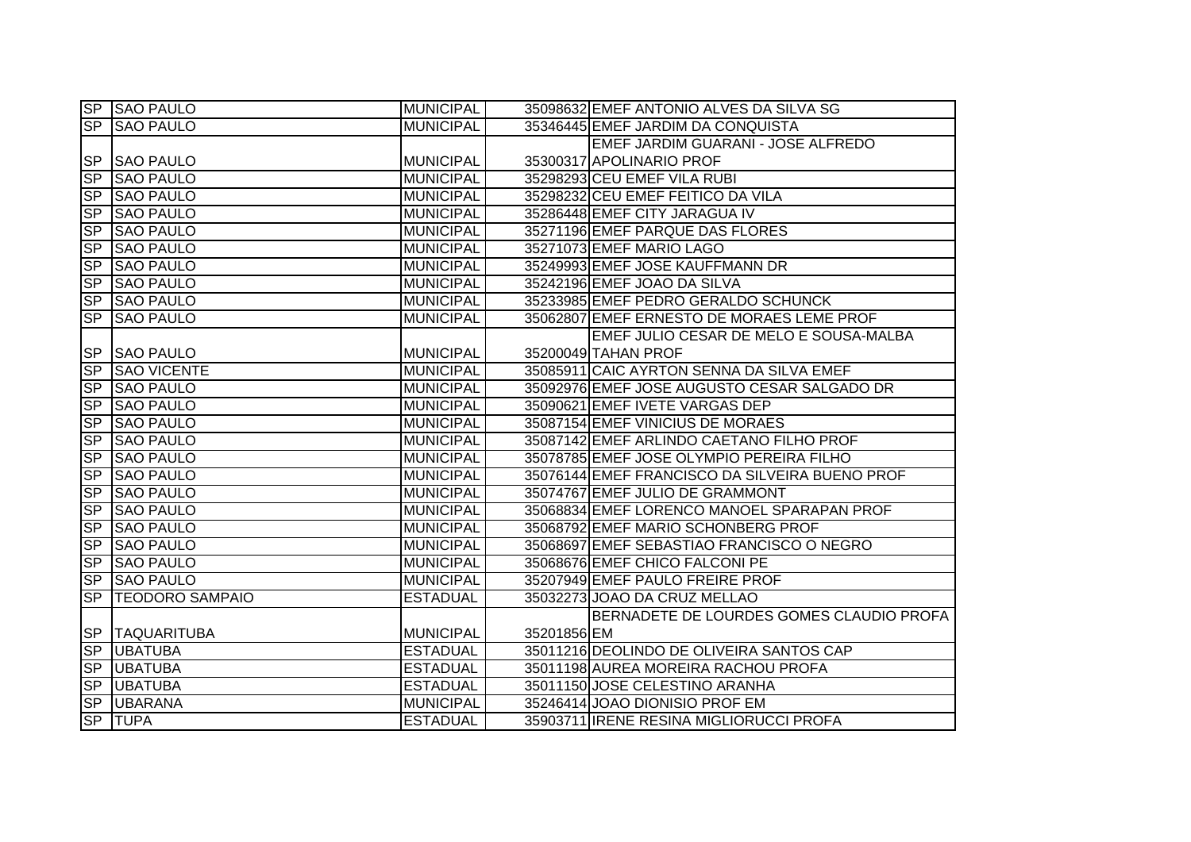| | | | | |
|---|---|---|---|---|
| SP | SAO PAULO | MUNICIPAL | 35098632 | EMEF ANTONIO ALVES DA SILVA SG |
| SP | SAO PAULO | MUNICIPAL | 35346445 | EMEF JARDIM DA CONQUISTA |
| SP | SAO PAULO | MUNICIPAL | 35300317 | EMEF JARDIM GUARANI - JOSE ALFREDO APOLINARIO PROF |
| SP | SAO PAULO | MUNICIPAL | 35298293 | CEU EMEF VILA RUBI |
| SP | SAO PAULO | MUNICIPAL | 35298232 | CEU EMEF FEITICO DA VILA |
| SP | SAO PAULO | MUNICIPAL | 35286448 | EMEF CITY JARAGUA IV |
| SP | SAO PAULO | MUNICIPAL | 35271196 | EMEF PARQUE DAS FLORES |
| SP | SAO PAULO | MUNICIPAL | 35271073 | EMEF MARIO LAGO |
| SP | SAO PAULO | MUNICIPAL | 35249993 | EMEF JOSE KAUFFMANN DR |
| SP | SAO PAULO | MUNICIPAL | 35242196 | EMEF JOAO DA SILVA |
| SP | SAO PAULO | MUNICIPAL | 35233985 | EMEF PEDRO GERALDO SCHUNCK |
| SP | SAO PAULO | MUNICIPAL | 35062807 | EMEF ERNESTO DE MORAES LEME PROF |
| SP | SAO PAULO | MUNICIPAL | 35200049 | EMEF JULIO CESAR DE MELO E SOUSA-MALBA TAHAN PROF |
| SP | SAO VICENTE | MUNICIPAL | 35085911 | CAIC AYRTON SENNA DA SILVA EMEF |
| SP | SAO PAULO | MUNICIPAL | 35092976 | EMEF JOSE AUGUSTO CESAR SALGADO DR |
| SP | SAO PAULO | MUNICIPAL | 35090621 | EMEF IVETE VARGAS DEP |
| SP | SAO PAULO | MUNICIPAL | 35087154 | EMEF VINICIUS DE MORAES |
| SP | SAO PAULO | MUNICIPAL | 35087142 | EMEF ARLINDO CAETANO FILHO PROF |
| SP | SAO PAULO | MUNICIPAL | 35078785 | EMEF JOSE OLYMPIO PEREIRA FILHO |
| SP | SAO PAULO | MUNICIPAL | 35076144 | EMEF FRANCISCO DA SILVEIRA BUENO PROF |
| SP | SAO PAULO | MUNICIPAL | 35074767 | EMEF JULIO DE GRAMMONT |
| SP | SAO PAULO | MUNICIPAL | 35068834 | EMEF LORENCO MANOEL SPARAPAN PROF |
| SP | SAO PAULO | MUNICIPAL | 35068792 | EMEF MARIO SCHONBERG PROF |
| SP | SAO PAULO | MUNICIPAL | 35068697 | EMEF SEBASTIAO FRANCISCO O NEGRO |
| SP | SAO PAULO | MUNICIPAL | 35068676 | EMEF CHICO FALCONI PE |
| SP | SAO PAULO | MUNICIPAL | 35207949 | EMEF PAULO FREIRE PROF |
| SP | TEODORO SAMPAIO | ESTADUAL | 35032273 | JOAO DA CRUZ MELLAO |
| SP | TAQUARITUBA | MUNICIPAL | 35201856 | BERNADETE DE LOURDES GOMES CLAUDIO PROFA EM |
| SP | UBATUBA | ESTADUAL | 35011216 | DEOLINDO DE OLIVEIRA SANTOS CAP |
| SP | UBATUBA | ESTADUAL | 35011198 | AUREA MOREIRA RACHOU PROFA |
| SP | UBATUBA | ESTADUAL | 35011150 | JOSE CELESTINO ARANHA |
| SP | UBARANA | MUNICIPAL | 35246414 | JOAO DIONISIO PROF EM |
| SP | TUPA | ESTADUAL | 35903711 | IRENE RESINA MIGLIORUCCI PROFA |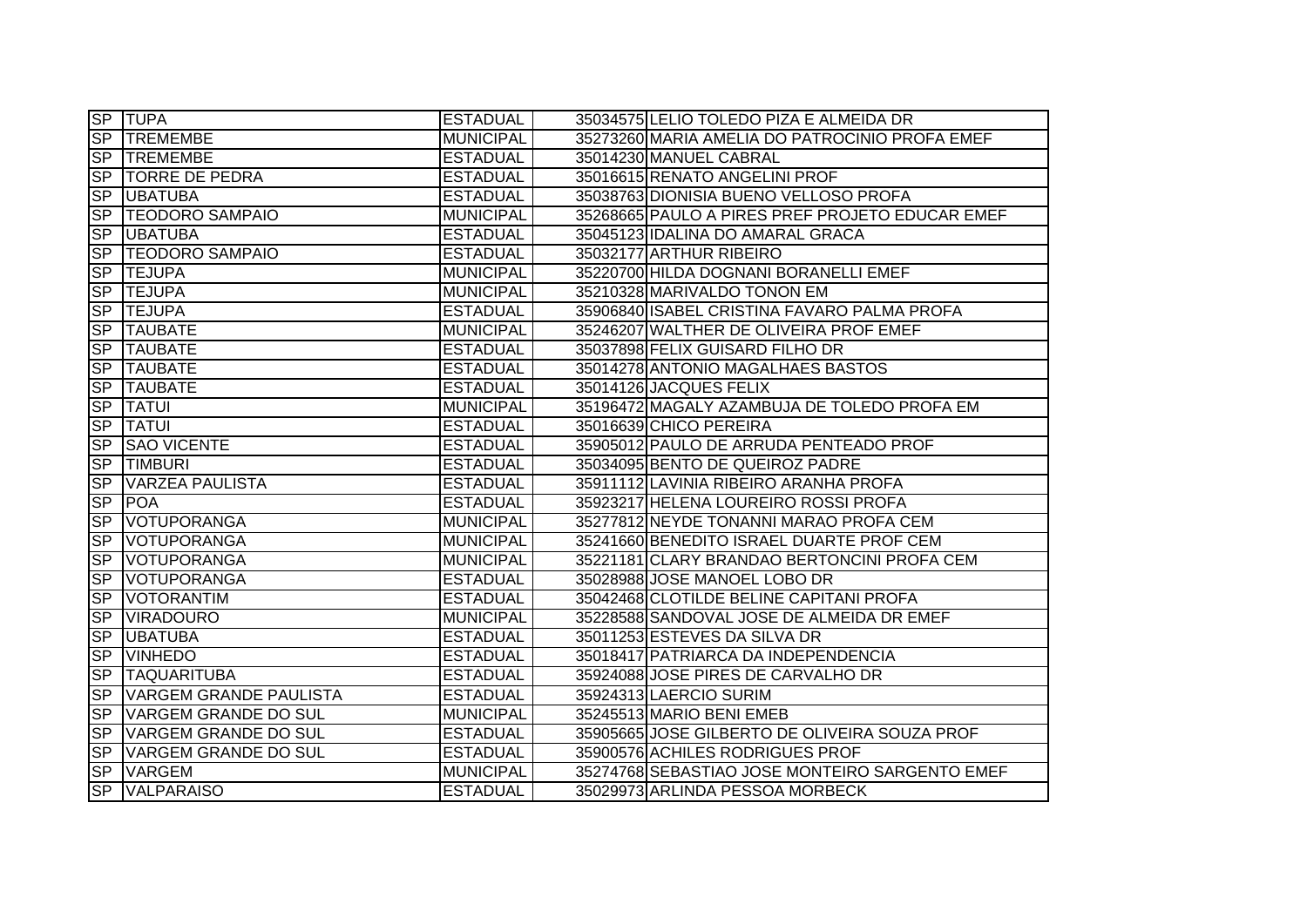| SP | TUPA | ESTADUAL | 35034575 | LELIO TOLEDO PIZA E ALMEIDA DR |
|---|---|---|---|---|
| SP | TREMEMBE | MUNICIPAL | 35273260 | MARIA AMELIA DO PATROCINIO PROFA EMEF |
| SP | TREMEMBE | ESTADUAL | 35014230 | MANUEL CABRAL |
| SP | TORRE DE PEDRA | ESTADUAL | 35016615 | RENATO ANGELINI PROF |
| SP | UBATUBA | ESTADUAL | 35038763 | DIONISIA BUENO VELLOSO PROFA |
| SP | TEODORO SAMPAIO | MUNICIPAL | 35268665 | PAULO A PIRES PREF PROJETO EDUCAR EMEF |
| SP | UBATUBA | ESTADUAL | 35045123 | IDALINA DO AMARAL GRACA |
| SP | TEODORO SAMPAIO | ESTADUAL | 35032177 | ARTHUR RIBEIRO |
| SP | TEJUPA | MUNICIPAL | 35220700 | HILDA DOGNANI BORANELLI EMEF |
| SP | TEJUPA | MUNICIPAL | 35210328 | MARIVALDO TONON EM |
| SP | TEJUPA | ESTADUAL | 35906840 | ISABEL CRISTINA FAVARO PALMA PROFA |
| SP | TAUBATE | MUNICIPAL | 35246207 | WALTHER DE OLIVEIRA PROF EMEF |
| SP | TAUBATE | ESTADUAL | 35037898 | FELIX GUISARD FILHO DR |
| SP | TAUBATE | ESTADUAL | 35014278 | ANTONIO MAGALHAES BASTOS |
| SP | TAUBATE | ESTADUAL | 35014126 | JACQUES FELIX |
| SP | TATUI | MUNICIPAL | 35196472 | MAGALY AZAMBUJA DE TOLEDO PROFA EM |
| SP | TATUI | ESTADUAL | 35016639 | CHICO PEREIRA |
| SP | SAO VICENTE | ESTADUAL | 35905012 | PAULO DE ARRUDA PENTEADO PROF |
| SP | TIMBURI | ESTADUAL | 35034095 | BENTO DE QUEIROZ PADRE |
| SP | VARZEA PAULISTA | ESTADUAL | 35911112 | LAVINIA RIBEIRO ARANHA PROFA |
| SP | POA | ESTADUAL | 35923217 | HELENA LOUREIRO ROSSI PROFA |
| SP | VOTUPORANGA | MUNICIPAL | 35277812 | NEYDE TONANNI MARAO PROFA CEM |
| SP | VOTUPORANGA | MUNICIPAL | 35241660 | BENEDITO ISRAEL DUARTE PROF CEM |
| SP | VOTUPORANGA | MUNICIPAL | 35221181 | CLARY BRANDAO BERTONCINI PROFA CEM |
| SP | VOTUPORANGA | ESTADUAL | 35028988 | JOSE MANOEL LOBO DR |
| SP | VOTORANTIM | ESTADUAL | 35042468 | CLOTILDE BELINE CAPITANI PROFA |
| SP | VIRADOURO | MUNICIPAL | 35228588 | SANDOVAL JOSE DE ALMEIDA DR EMEF |
| SP | UBATUBA | ESTADUAL | 35011253 | ESTEVES DA SILVA DR |
| SP | VINHEDO | ESTADUAL | 35018417 | PATRIARCA DA INDEPENDENCIA |
| SP | TAQUARITUBA | ESTADUAL | 35924088 | JOSE PIRES DE CARVALHO DR |
| SP | VARGEM GRANDE PAULISTA | ESTADUAL | 35924313 | LAERCIO SURIM |
| SP | VARGEM GRANDE DO SUL | MUNICIPAL | 35245513 | MARIO BENI EMEB |
| SP | VARGEM GRANDE DO SUL | ESTADUAL | 35905665 | JOSE GILBERTO DE OLIVEIRA SOUZA PROF |
| SP | VARGEM GRANDE DO SUL | ESTADUAL | 35900576 | ACHILES RODRIGUES PROF |
| SP | VARGEM | MUNICIPAL | 35274768 | SEBASTIAO JOSE MONTEIRO SARGENTO EMEF |
| SP | VALPARAISO | ESTADUAL | 35029973 | ARLINDA PESSOA MORBECK |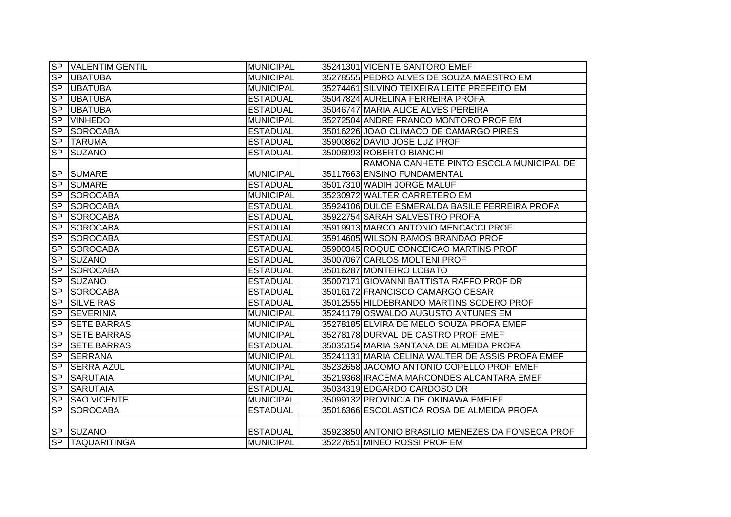| SP | VALENTIM GENTIL | MUNICIPAL | 35241301 | VICENTE SANTORO EMEF |
|---|---|---|---|---|
| SP | UBATUBA | MUNICIPAL | 35278555 | PEDRO ALVES DE SOUZA MAESTRO EM |
| SP | UBATUBA | MUNICIPAL | 35274461 | SILVINO TEIXEIRA LEITE PREFEITO EM |
| SP | UBATUBA | ESTADUAL | 35047824 | AURELINA FERREIRA PROFA |
| SP | UBATUBA | ESTADUAL | 35046747 | MARIA ALICE ALVES PEREIRA |
| SP | VINHEDO | MUNICIPAL | 35272504 | ANDRE FRANCO MONTORO PROF EM |
| SP | SOROCABA | ESTADUAL | 35016226 | JOAO CLIMACO DE CAMARGO PIRES |
| SP | TARUMA | ESTADUAL | 35900862 | DAVID JOSE LUZ PROF |
| SP | SUZANO | ESTADUAL | 35006993 | ROBERTO BIANCHI |
| SP | SUMARE | MUNICIPAL | 35117663 | RAMONA CANHETE PINTO ESCOLA MUNICIPAL DE ENSINO FUNDAMENTAL |
| SP | SUMARE | ESTADUAL | 35017310 | WADIH JORGE MALUF |
| SP | SOROCABA | MUNICIPAL | 35230972 | WALTER CARRETERO EM |
| SP | SOROCABA | ESTADUAL | 35924106 | DULCE ESMERALDA BASILE FERREIRA PROFA |
| SP | SOROCABA | ESTADUAL | 35922754 | SARAH SALVESTRO PROFA |
| SP | SOROCABA | ESTADUAL | 35919913 | MARCO ANTONIO MENCACCI PROF |
| SP | SOROCABA | ESTADUAL | 35914605 | WILSON RAMOS BRANDAO PROF |
| SP | SOROCABA | ESTADUAL | 35900345 | ROQUE CONCEICAO MARTINS PROF |
| SP | SUZANO | ESTADUAL | 35007067 | CARLOS MOLTENI PROF |
| SP | SOROCABA | ESTADUAL | 35016287 | MONTEIRO LOBATO |
| SP | SUZANO | ESTADUAL | 35007171 | GIOVANNI BATTISTA RAFFO PROF DR |
| SP | SOROCABA | ESTADUAL | 35016172 | FRANCISCO CAMARGO CESAR |
| SP | SILVEIRAS | ESTADUAL | 35012555 | HILDEBRANDO MARTINS SODERO PROF |
| SP | SEVERINIA | MUNICIPAL | 35241179 | OSWALDO AUGUSTO ANTUNES EM |
| SP | SETE BARRAS | MUNICIPAL | 35278185 | ELVIRA DE MELO SOUZA PROFA EMEF |
| SP | SETE BARRAS | MUNICIPAL | 35278178 | DURVAL DE CASTRO PROF EMEF |
| SP | SETE BARRAS | ESTADUAL | 35035154 | MARIA SANTANA DE ALMEIDA PROFA |
| SP | SERRANA | MUNICIPAL | 35241131 | MARIA CELINA WALTER DE ASSIS PROFA EMEF |
| SP | SERRA AZUL | MUNICIPAL | 35232658 | JACOMO ANTONIO COPELLO PROF EMEF |
| SP | SARUTAIA | MUNICIPAL | 35219368 | IRACEMA MARCONDES ALCANTARA EMEF |
| SP | SARUTAIA | ESTADUAL | 35034319 | EDGARDO CARDOSO DR |
| SP | SAO VICENTE | MUNICIPAL | 35099132 | PROVINCIA DE OKINAWA EMEIEF |
| SP | SOROCABA | ESTADUAL | 35016366 | ESCOLASTICA ROSA DE ALMEIDA PROFA |
| SP | SUZANO | ESTADUAL | 35923850 | ANTONIO BRASILIO MENEZES DA FONSECA PROF |
| SP | TAQUARITINGA | MUNICIPAL | 35227651 | MINEO ROSSI PROF EM |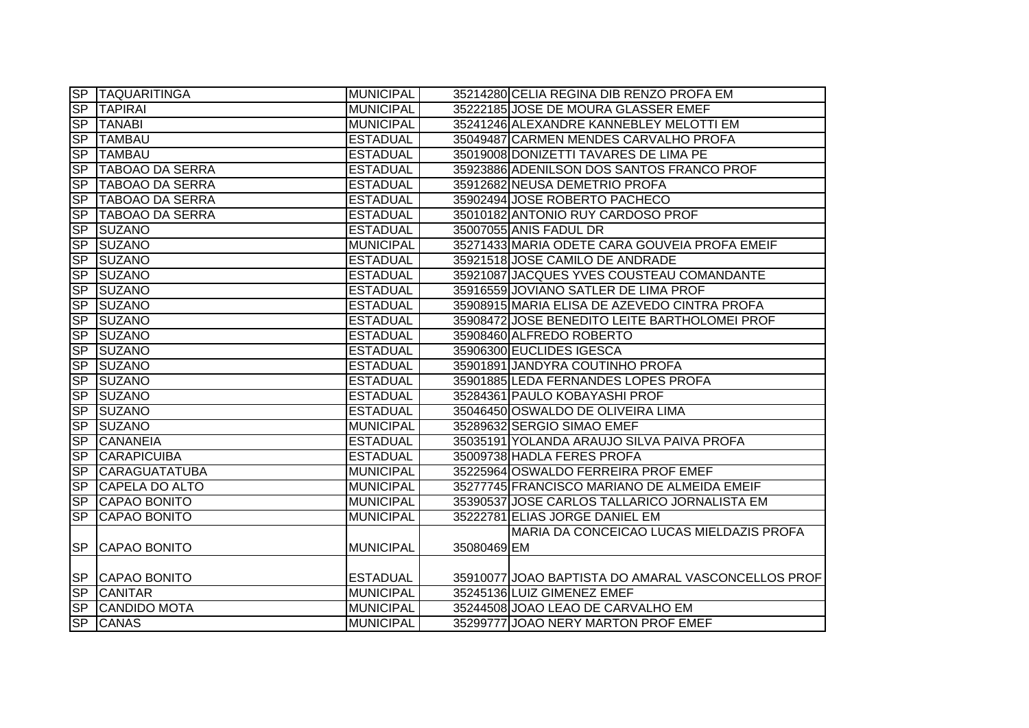| SP | TAQUARITINGA | MUNICIPAL | 35214280 | CELIA REGINA DIB RENZO PROFA EM |
|---|---|---|---|---|
| SP | TAPIRAI | MUNICIPAL | 35222185 | JOSE DE MOURA GLASSER EMEF |
| SP | TANABI | MUNICIPAL | 35241246 | ALEXANDRE KANNEBLEY MELOTTI EM |
| SP | TAMBAU | ESTADUAL | 35049487 | CARMEN MENDES CARVALHO PROFA |
| SP | TAMBAU | ESTADUAL | 35019008 | DONIZETTI TAVARES DE LIMA PE |
| SP | TABOAO DA SERRA | ESTADUAL | 35923886 | ADENILSON DOS SANTOS FRANCO PROF |
| SP | TABOAO DA SERRA | ESTADUAL | 35912682 | NEUSA DEMETRIO PROFA |
| SP | TABOAO DA SERRA | ESTADUAL | 35902494 | JOSE ROBERTO PACHECO |
| SP | TABOAO DA SERRA | ESTADUAL | 35010182 | ANTONIO RUY CARDOSO PROF |
| SP | SUZANO | ESTADUAL | 35007055 | ANIS FADUL DR |
| SP | SUZANO | MUNICIPAL | 35271433 | MARIA ODETE CARA GOUVEIA PROFA EMEIF |
| SP | SUZANO | ESTADUAL | 35921518 | JOSE CAMILO DE ANDRADE |
| SP | SUZANO | ESTADUAL | 35921087 | JACQUES YVES COUSTEAU COMANDANTE |
| SP | SUZANO | ESTADUAL | 35916559 | JOVIANO SATLER DE LIMA PROF |
| SP | SUZANO | ESTADUAL | 35908915 | MARIA ELISA DE AZEVEDO CINTRA PROFA |
| SP | SUZANO | ESTADUAL | 35908472 | JOSE BENEDITO LEITE BARTHOLOMEI PROF |
| SP | SUZANO | ESTADUAL | 35908460 | ALFREDO ROBERTO |
| SP | SUZANO | ESTADUAL | 35906300 | EUCLIDES IGESCA |
| SP | SUZANO | ESTADUAL | 35901891 | JANDYRA COUTINHO PROFA |
| SP | SUZANO | ESTADUAL | 35901885 | LEDA FERNANDES LOPES PROFA |
| SP | SUZANO | ESTADUAL | 35284361 | PAULO KOBAYASHI PROF |
| SP | SUZANO | ESTADUAL | 35046450 | OSWALDO DE OLIVEIRA LIMA |
| SP | SUZANO | MUNICIPAL | 35289632 | SERGIO SIMAO EMEF |
| SP | CANANEIA | ESTADUAL | 35035191 | YOLANDA ARAUJO SILVA PAIVA PROFA |
| SP | CARAPICUIBA | ESTADUAL | 35009738 | HADLA FERES PROFA |
| SP | CARAGUATATUBA | MUNICIPAL | 35225964 | OSWALDO FERREIRA PROF EMEF |
| SP | CAPELA DO ALTO | MUNICIPAL | 35277745 | FRANCISCO MARIANO DE ALMEIDA EMEIF |
| SP | CAPAO BONITO | MUNICIPAL | 35390537 | JOSE CARLOS TALLARICO JORNALISTA EM |
| SP | CAPAO BONITO | MUNICIPAL | 35222781 | ELIAS JORGE DANIEL EM |
| SP | CAPAO BONITO | MUNICIPAL | 35080469 | MARIA DA CONCEICAO LUCAS MIELDAZIS PROFA EM |
| SP | CAPAO BONITO | ESTADUAL | 35910077 | JOAO BAPTISTA DO AMARAL VASCONCELLOS PROF |
| SP | CANITAR | MUNICIPAL | 35245136 | LUIZ GIMENEZ EMEF |
| SP | CANDIDO MOTA | MUNICIPAL | 35244508 | JOAO LEAO DE CARVALHO EM |
| SP | CANAS | MUNICIPAL | 35299777 | JOAO NERY MARTON PROF EMEF |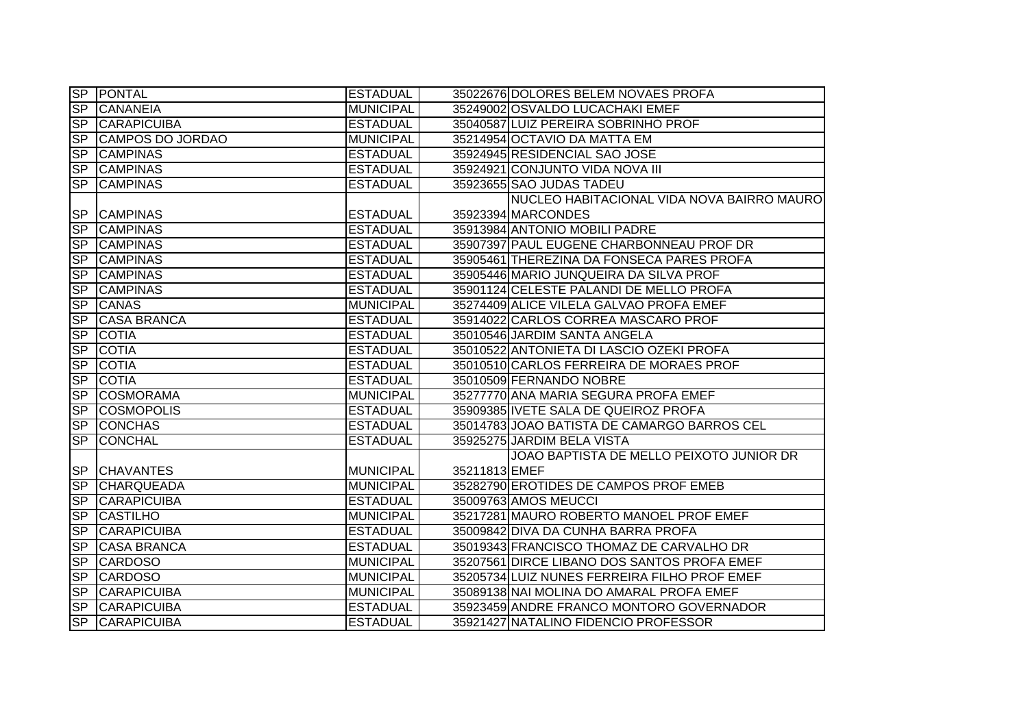| SP | PONTAL | ESTADUAL | 35022676 | DOLORES BELEM NOVAES PROFA |
|---|---|---|---|---|
| SP | CANANEIA | MUNICIPAL | 35249002 | OSVALDO LUCACHAKI EMEF |
| SP | CARAPICUIBA | ESTADUAL | 35040587 | LUIZ PEREIRA SOBRINHO PROF |
| SP | CAMPOS DO JORDAO | MUNICIPAL | 35214954 | OCTAVIO DA MATTA EM |
| SP | CAMPINAS | ESTADUAL | 35924945 | RESIDENCIAL SAO JOSE |
| SP | CAMPINAS | ESTADUAL | 35924921 | CONJUNTO VIDA NOVA III |
| SP | CAMPINAS | ESTADUAL | 35923655 | SAO JUDAS TADEU |
| SP | CAMPINAS | ESTADUAL | 35923394 | NUCLEO HABITACIONAL VIDA NOVA BAIRRO MAURO MARCONDES |
| SP | CAMPINAS | ESTADUAL | 35913984 | ANTONIO MOBILI PADRE |
| SP | CAMPINAS | ESTADUAL | 35907397 | PAUL EUGENE CHARBONNEAU PROF DR |
| SP | CAMPINAS | ESTADUAL | 35905461 | THEREZINA DA FONSECA PARES PROFA |
| SP | CAMPINAS | ESTADUAL | 35905446 | MARIO JUNQUEIRA DA SILVA PROF |
| SP | CAMPINAS | ESTADUAL | 35901124 | CELESTE PALANDI DE MELLO PROFA |
| SP | CANAS | MUNICIPAL | 35274409 | ALICE VILELA GALVAO PROFA EMEF |
| SP | CASA BRANCA | ESTADUAL | 35914022 | CARLOS CORREA MASCARO PROF |
| SP | COTIA | ESTADUAL | 35010546 | JARDIM SANTA ANGELA |
| SP | COTIA | ESTADUAL | 35010522 | ANTONIETA DI LASCIO OZEKI PROFA |
| SP | COTIA | ESTADUAL | 35010510 | CARLOS FERREIRA DE MORAES PROF |
| SP | COTIA | ESTADUAL | 35010509 | FERNANDO NOBRE |
| SP | COSMORAMA | MUNICIPAL | 35277770 | ANA MARIA SEGURA PROFA EMEF |
| SP | COSMOPOLIS | ESTADUAL | 35909385 | IVETE SALA DE QUEIROZ PROFA |
| SP | CONCHAS | ESTADUAL | 35014783 | JOAO BATISTA DE CAMARGO BARROS CEL |
| SP | CONCHAL | ESTADUAL | 35925275 | JARDIM BELA VISTA |
| SP | CHAVANTES | MUNICIPAL | 35211813 | JOAO BAPTISTA DE MELLO PEIXOTO JUNIOR DR EMEF |
| SP | CHARQUEADA | MUNICIPAL | 35282790 | EROTIDES DE CAMPOS PROF EMEB |
| SP | CARAPICUIBA | ESTADUAL | 35009763 | AMOS MEUCCI |
| SP | CASTILHO | MUNICIPAL | 35217281 | MAURO ROBERTO MANOEL PROF EMEF |
| SP | CARAPICUIBA | ESTADUAL | 35009842 | DIVA DA CUNHA BARRA PROFA |
| SP | CASA BRANCA | ESTADUAL | 35019343 | FRANCISCO THOMAZ DE CARVALHO DR |
| SP | CARDOSO | MUNICIPAL | 35207561 | DIRCE LIBANO DOS SANTOS PROFA EMEF |
| SP | CARDOSO | MUNICIPAL | 35205734 | LUIZ NUNES FERREIRA FILHO PROF EMEF |
| SP | CARAPICUIBA | MUNICIPAL | 35089138 | NAI MOLINA DO AMARAL PROFA EMEF |
| SP | CARAPICUIBA | ESTADUAL | 35923459 | ANDRE FRANCO MONTORO GOVERNADOR |
| SP | CARAPICUIBA | ESTADUAL | 35921427 | NATALINO FIDENCIO PROFESSOR |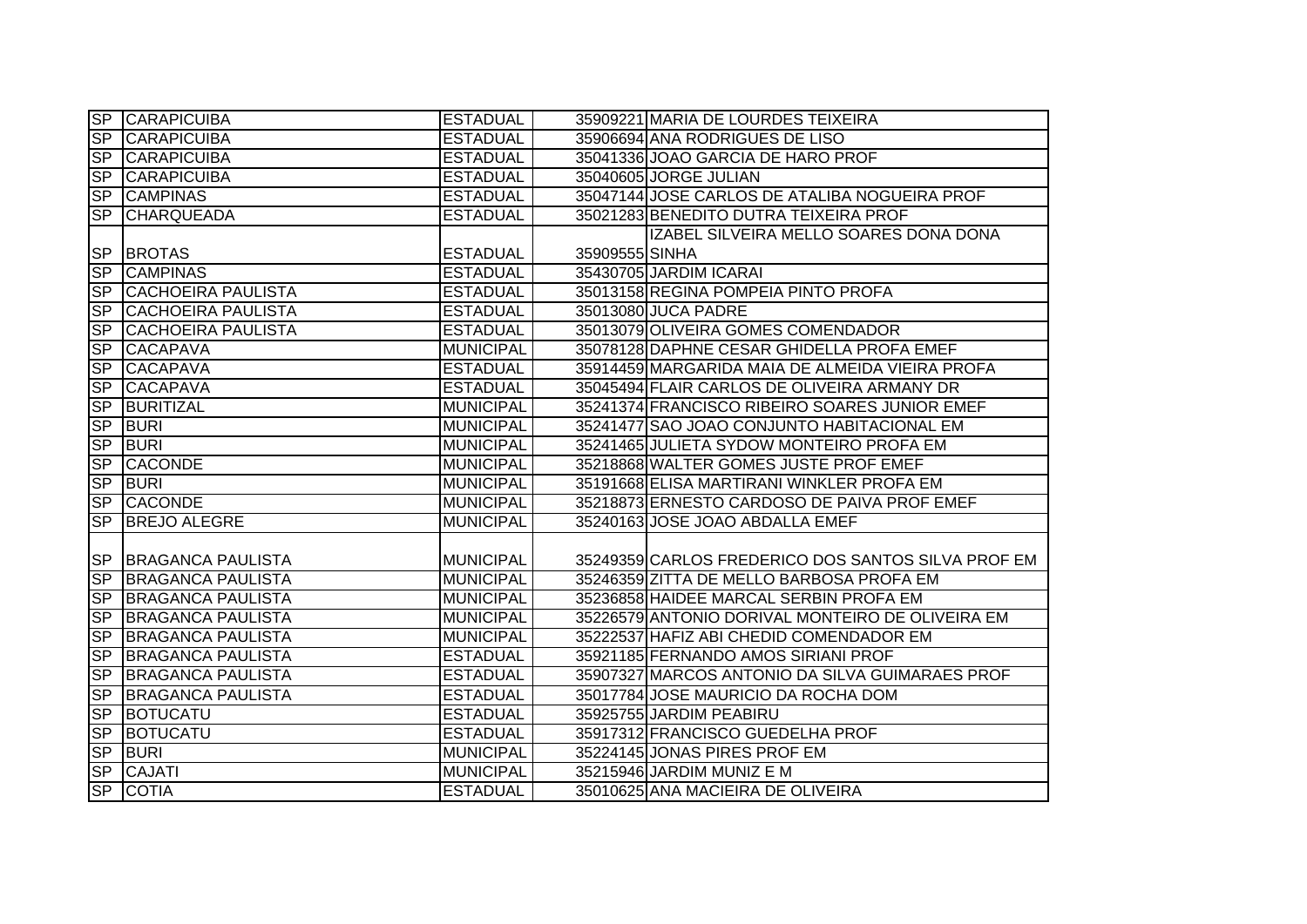| | | | | |
|---|---|---|---|---|
| SP | CARAPICUIBA | ESTADUAL | 35909221 | MARIA DE LOURDES TEIXEIRA |
| SP | CARAPICUIBA | ESTADUAL | 35906694 | ANA RODRIGUES DE LISO |
| SP | CARAPICUIBA | ESTADUAL | 35041336 | JOAO GARCIA DE HARO PROF |
| SP | CARAPICUIBA | ESTADUAL | 35040605 | JORGE JULIAN |
| SP | CAMPINAS | ESTADUAL | 35047144 | JOSE CARLOS DE ATALIBA NOGUEIRA PROF |
| SP | CHARQUEADA | ESTADUAL | 35021283 | BENEDITO DUTRA TEIXEIRA PROF |
| SP | BROTAS | ESTADUAL | 35909555 | IZABEL SILVEIRA MELLO SOARES DONA DONA SINHA |
| SP | CAMPINAS | ESTADUAL | 35430705 | JARDIM ICARAI |
| SP | CACHOEIRA PAULISTA | ESTADUAL | 35013158 | REGINA POMPEIA PINTO PROFA |
| SP | CACHOEIRA PAULISTA | ESTADUAL | 35013080 | JUCA PADRE |
| SP | CACHOEIRA PAULISTA | ESTADUAL | 35013079 | OLIVEIRA GOMES COMENDADOR |
| SP | CACAPAVA | MUNICIPAL | 35078128 | DAPHNE CESAR GHIDELLA PROFA EMEF |
| SP | CACAPAVA | ESTADUAL | 35914459 | MARGARIDA MAIA DE ALMEIDA VIEIRA PROFA |
| SP | CACAPAVA | ESTADUAL | 35045494 | FLAIR CARLOS DE OLIVEIRA ARMANY DR |
| SP | BURITIZAL | MUNICIPAL | 35241374 | FRANCISCO RIBEIRO SOARES JUNIOR EMEF |
| SP | BURI | MUNICIPAL | 35241477 | SAO JOAO CONJUNTO HABITACIONAL EM |
| SP | BURI | MUNICIPAL | 35241465 | JULIETA SYDOW MONTEIRO PROFA EM |
| SP | CACONDE | MUNICIPAL | 35218868 | WALTER GOMES JUSTE PROF EMEF |
| SP | BURI | MUNICIPAL | 35191668 | ELISA MARTIRANI WINKLER PROFA EM |
| SP | CACONDE | MUNICIPAL | 35218873 | ERNESTO CARDOSO DE PAIVA PROF EMEF |
| SP | BREJO ALEGRE | MUNICIPAL | 35240163 | JOSE JOAO ABDALLA EMEF |
| SP | BRAGANCA PAULISTA | MUNICIPAL | 35249359 | CARLOS FREDERICO DOS SANTOS SILVA PROF EM |
| SP | BRAGANCA PAULISTA | MUNICIPAL | 35246359 | ZITTA DE MELLO BARBOSA PROFA EM |
| SP | BRAGANCA PAULISTA | MUNICIPAL | 35236858 | HAIDEE MARCAL SERBIN PROFA EM |
| SP | BRAGANCA PAULISTA | MUNICIPAL | 35226579 | ANTONIO DORIVAL MONTEIRO DE OLIVEIRA EM |
| SP | BRAGANCA PAULISTA | MUNICIPAL | 35222537 | HAFIZ ABI CHEDID COMENDADOR EM |
| SP | BRAGANCA PAULISTA | ESTADUAL | 35921185 | FERNANDO AMOS SIRIANI PROF |
| SP | BRAGANCA PAULISTA | ESTADUAL | 35907327 | MARCOS ANTONIO DA SILVA GUIMARAES PROF |
| SP | BRAGANCA PAULISTA | ESTADUAL | 35017784 | JOSE MAURICIO DA ROCHA DOM |
| SP | BOTUCATU | ESTADUAL | 35925755 | JARDIM PEABIRU |
| SP | BOTUCATU | ESTADUAL | 35917312 | FRANCISCO GUEDELHA PROF |
| SP | BURI | MUNICIPAL | 35224145 | JONAS PIRES PROF EM |
| SP | CAJATI | MUNICIPAL | 35215946 | JARDIM MUNIZ E M |
| SP | COTIA | ESTADUAL | 35010625 | ANA MACIEIRA DE OLIVEIRA |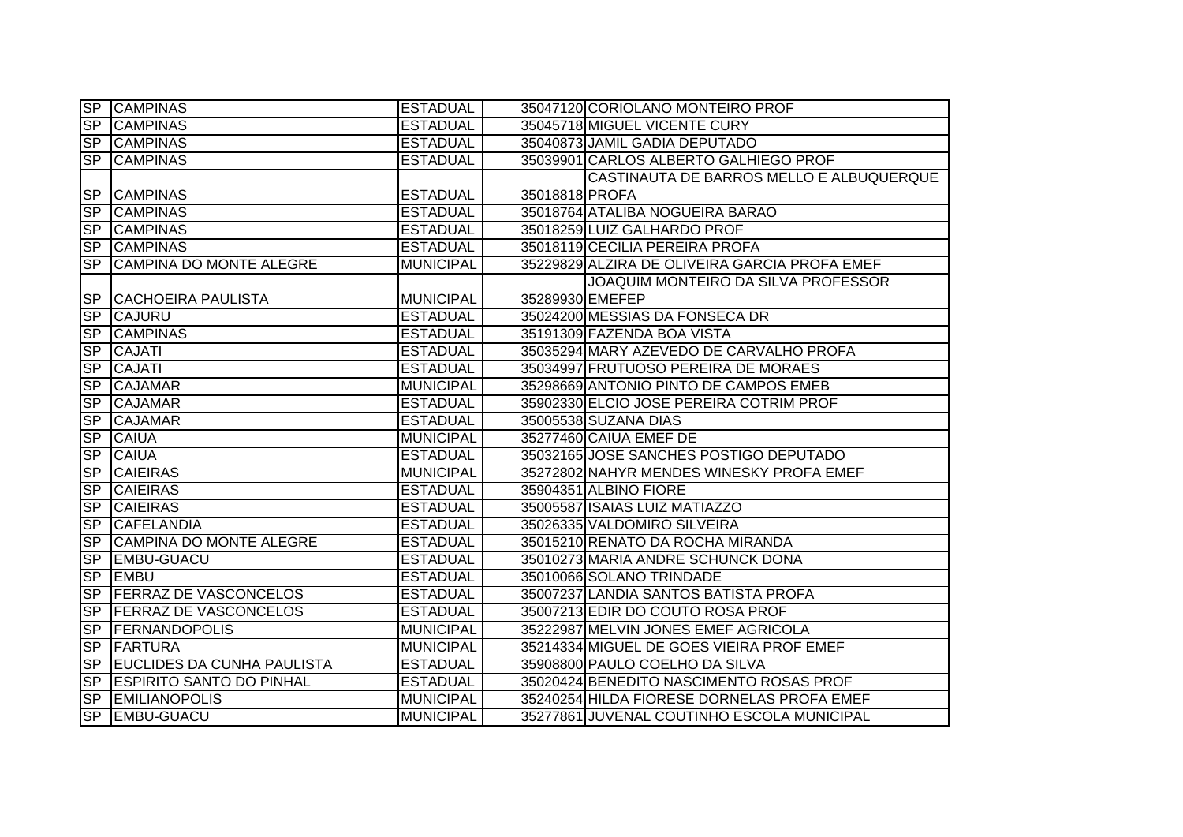| | | | | |
|---|---|---|---|---|
| SP | CAMPINAS | ESTADUAL | 35047120 | CORIOLANO MONTEIRO PROF |
| SP | CAMPINAS | ESTADUAL | 35045718 | MIGUEL VICENTE CURY |
| SP | CAMPINAS | ESTADUAL | 35040873 | JAMIL GADIA DEPUTADO |
| SP | CAMPINAS | ESTADUAL | 35039901 | CARLOS ALBERTO GALHIEGO PROF |
| SP | CAMPINAS | ESTADUAL | 35018818 | CASTINAUTA DE BARROS MELLO E ALBUQUERQUE PROFA |
| SP | CAMPINAS | ESTADUAL | 35018764 | ATALIBA NOGUEIRA BARAO |
| SP | CAMPINAS | ESTADUAL | 35018259 | LUIZ GALHARDO PROF |
| SP | CAMPINAS | ESTADUAL | 35018119 | CECILIA PEREIRA PROFA |
| SP | CAMPINA DO MONTE ALEGRE | MUNICIPAL | 35229829 | ALZIRA DE OLIVEIRA GARCIA PROFA EMEF |
| SP | CACHOEIRA PAULISTA | MUNICIPAL | 35289930 | JOAQUIM MONTEIRO DA SILVA PROFESSOR EMEFEP |
| SP | CAJURU | ESTADUAL | 35024200 | MESSIAS DA FONSECA DR |
| SP | CAMPINAS | ESTADUAL | 35191309 | FAZENDA BOA VISTA |
| SP | CAJATI | ESTADUAL | 35035294 | MARY AZEVEDO DE CARVALHO PROFA |
| SP | CAJATI | ESTADUAL | 35034997 | FRUTUOSO PEREIRA DE MORAES |
| SP | CAJAMAR | MUNICIPAL | 35298669 | ANTONIO PINTO DE CAMPOS EMEB |
| SP | CAJAMAR | ESTADUAL | 35902330 | ELCIO JOSE PEREIRA COTRIM PROF |
| SP | CAJAMAR | ESTADUAL | 35005538 | SUZANA DIAS |
| SP | CAIUA | MUNICIPAL | 35277460 | CAIUA EMEF DE |
| SP | CAIUA | ESTADUAL | 35032165 | JOSE SANCHES POSTIGO DEPUTADO |
| SP | CAIEIRAS | MUNICIPAL | 35272802 | NAHYR MENDES WINESKY PROFA EMEF |
| SP | CAIEIRAS | ESTADUAL | 35904351 | ALBINO FIORE |
| SP | CAIEIRAS | ESTADUAL | 35005587 | ISAIAS LUIZ MATIAZZO |
| SP | CAFELANDIA | ESTADUAL | 35026335 | VALDOMIRO SILVEIRA |
| SP | CAMPINA DO MONTE ALEGRE | ESTADUAL | 35015210 | RENATO DA ROCHA MIRANDA |
| SP | EMBU-GUACU | ESTADUAL | 35010273 | MARIA ANDRE SCHUNCK DONA |
| SP | EMBU | ESTADUAL | 35010066 | SOLANO TRINDADE |
| SP | FERRAZ DE VASCONCELOS | ESTADUAL | 35007237 | LANDIA SANTOS BATISTA PROFA |
| SP | FERRAZ DE VASCONCELOS | ESTADUAL | 35007213 | EDIR DO COUTO ROSA PROF |
| SP | FERNANDOPOLIS | MUNICIPAL | 35222987 | MELVIN JONES EMEF AGRICOLA |
| SP | FARTURA | MUNICIPAL | 35214334 | MIGUEL DE GOES VIEIRA PROF EMEF |
| SP | EUCLIDES DA CUNHA PAULISTA | ESTADUAL | 35908800 | PAULO COELHO DA SILVA |
| SP | ESPIRITO SANTO DO PINHAL | ESTADUAL | 35020424 | BENEDITO NASCIMENTO ROSAS PROF |
| SP | EMILIANOPOLIS | MUNICIPAL | 35240254 | HILDA FIORESE DORNELAS PROFA EMEF |
| SP | EMBU-GUACU | MUNICIPAL | 35277861 | JUVENAL COUTINHO ESCOLA MUNICIPAL |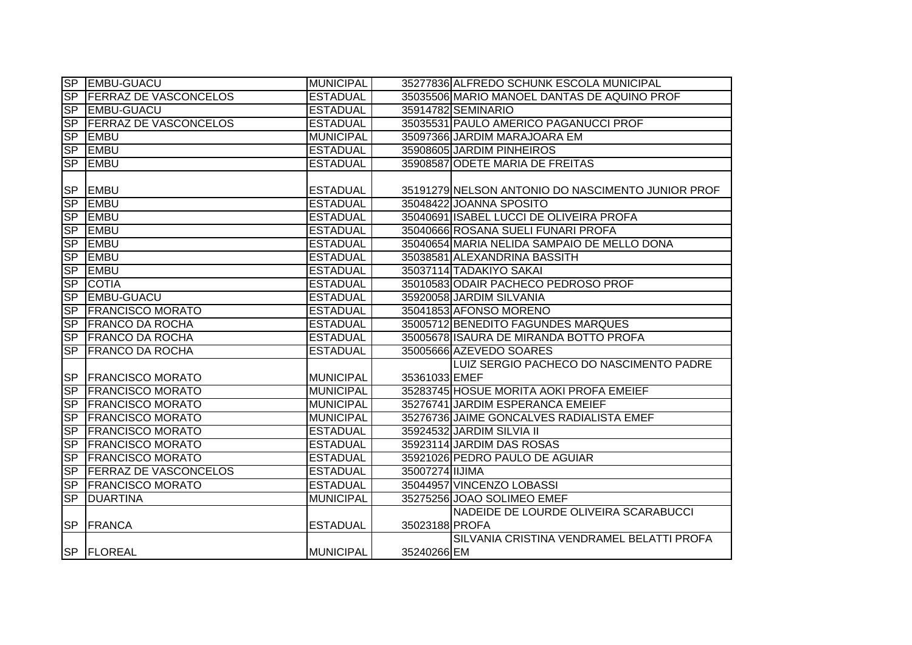| | | | | |
|---|---|---|---|---|
| SP | EMBU-GUACU | MUNICIPAL | 35277836 | ALFREDO SCHUNK ESCOLA MUNICIPAL |
| SP | FERRAZ DE VASCONCELOS | ESTADUAL | 35035506 | MARIO MANOEL DANTAS DE AQUINO PROF |
| SP | EMBU-GUACU | ESTADUAL | 35914782 | SEMINARIO |
| SP | FERRAZ DE VASCONCELOS | ESTADUAL | 35035531 | PAULO AMERICO PAGANUCCI PROF |
| SP | EMBU | MUNICIPAL | 35097366 | JARDIM MARAJOARA EM |
| SP | EMBU | ESTADUAL | 35908605 | JARDIM PINHEIROS |
| SP | EMBU | ESTADUAL | 35908587 | ODETE MARIA DE FREITAS |
| SP | EMBU | ESTADUAL | 35191279 | NELSON ANTONIO DO NASCIMENTO JUNIOR PROF |
| SP | EMBU | ESTADUAL | 35048422 | JOANNA SPOSITO |
| SP | EMBU | ESTADUAL | 35040691 | ISABEL LUCCI DE OLIVEIRA PROFA |
| SP | EMBU | ESTADUAL | 35040666 | ROSANA SUELI FUNARI PROFA |
| SP | EMBU | ESTADUAL | 35040654 | MARIA NELIDA SAMPAIO DE MELLO DONA |
| SP | EMBU | ESTADUAL | 35038581 | ALEXANDRINA BASSITH |
| SP | EMBU | ESTADUAL | 35037114 | TADAKIYO SAKAI |
| SP | COTIA | ESTADUAL | 35010583 | ODAIR PACHECO PEDROSO PROF |
| SP | EMBU-GUACU | ESTADUAL | 35920058 | JARDIM SILVANIA |
| SP | FRANCISCO MORATO | ESTADUAL | 35041853 | AFONSO MORENO |
| SP | FRANCO DA ROCHA | ESTADUAL | 35005712 | BENEDITO FAGUNDES MARQUES |
| SP | FRANCO DA ROCHA | ESTADUAL | 35005678 | ISAURA DE MIRANDA BOTTO PROFA |
| SP | FRANCO DA ROCHA | ESTADUAL | 35005666 | AZEVEDO SOARES |
| SP | FRANCISCO MORATO | MUNICIPAL | 35361033 | LUIZ SERGIO PACHECO DO NASCIMENTO PADRE EMEF |
| SP | FRANCISCO MORATO | MUNICIPAL | 35283745 | HOSUE MORITA AOKI PROFA EMEIEF |
| SP | FRANCISCO MORATO | MUNICIPAL | 35276741 | JARDIM ESPERANCA EMEIEF |
| SP | FRANCISCO MORATO | MUNICIPAL | 35276736 | JAIME GONCALVES RADIALISTA EMEF |
| SP | FRANCISCO MORATO | ESTADUAL | 35924532 | JARDIM SILVIA II |
| SP | FRANCISCO MORATO | ESTADUAL | 35923114 | JARDIM DAS ROSAS |
| SP | FRANCISCO MORATO | ESTADUAL | 35921026 | PEDRO PAULO DE AGUIAR |
| SP | FERRAZ DE VASCONCELOS | ESTADUAL | 35007274 | IIJIMA |
| SP | FRANCISCO MORATO | ESTADUAL | 35044957 | VINCENZO LOBASSI |
| SP | DUARTINA | MUNICIPAL | 35275256 | JOAO SOLIMEO EMEF |
| SP | FRANCA | ESTADUAL | 35023188 | NADEIDE DE LOURDE OLIVEIRA SCARABUCCI PROFA |
| SP | FLOREAL | MUNICIPAL | 35240266 | SILVANIA CRISTINA VENDRAMEL BELATTI PROFA EM |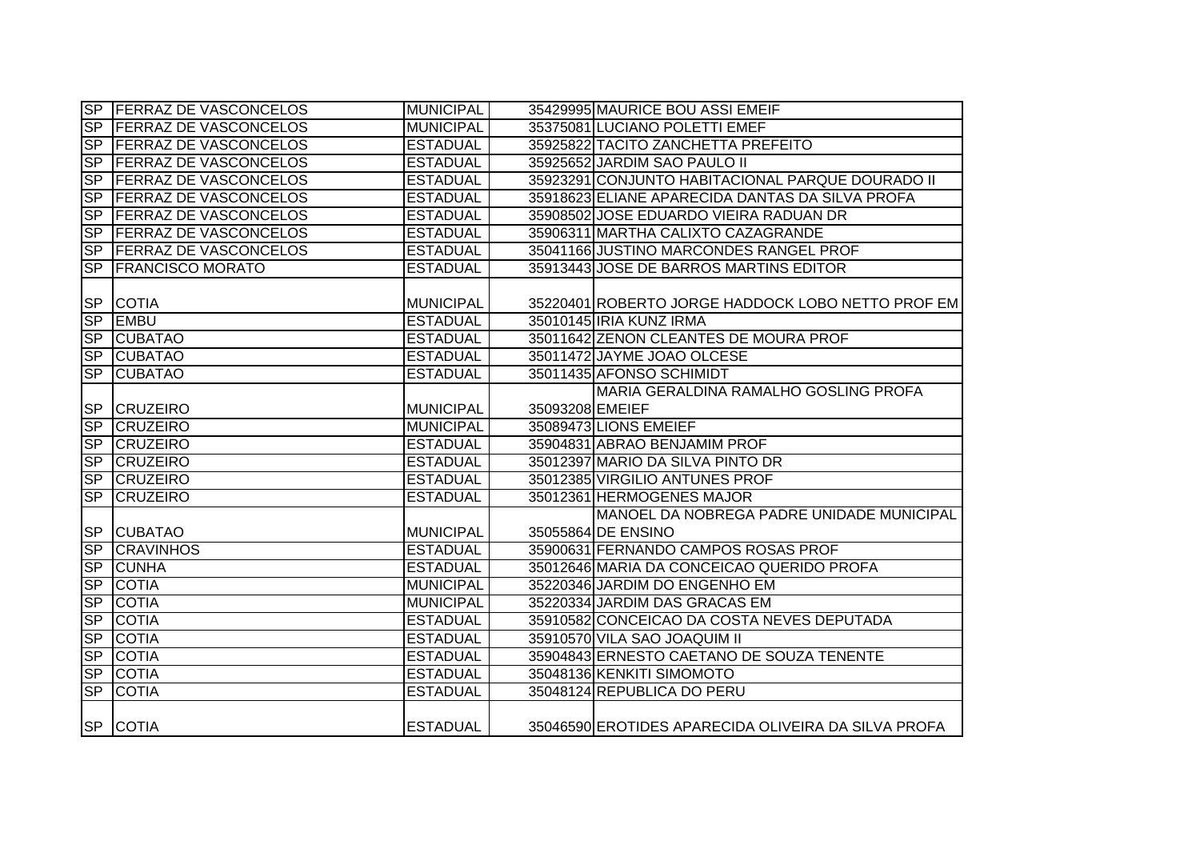| | | | | |
|---|---|---|---|---|
| SP | FERRAZ DE VASCONCELOS | MUNICIPAL | 35429995 | MAURICE BOU ASSI EMEIF |
| SP | FERRAZ DE VASCONCELOS | MUNICIPAL | 35375081 | LUCIANO POLETTI EMEF |
| SP | FERRAZ DE VASCONCELOS | ESTADUAL | 35925822 | TACITO ZANCHETTA PREFEITO |
| SP | FERRAZ DE VASCONCELOS | ESTADUAL | 35925652 | JARDIM SAO PAULO II |
| SP | FERRAZ DE VASCONCELOS | ESTADUAL | 35923291 | CONJUNTO HABITACIONAL PARQUE DOURADO II |
| SP | FERRAZ DE VASCONCELOS | ESTADUAL | 35918623 | ELIANE APARECIDA DANTAS DA SILVA PROFA |
| SP | FERRAZ DE VASCONCELOS | ESTADUAL | 35908502 | JOSE EDUARDO VIEIRA RADUAN DR |
| SP | FERRAZ DE VASCONCELOS | ESTADUAL | 35906311 | MARTHA CALIXTO CAZAGRANDE |
| SP | FERRAZ DE VASCONCELOS | ESTADUAL | 35041166 | JUSTINO MARCONDES RANGEL PROF |
| SP | FRANCISCO MORATO | ESTADUAL | 35913443 | JOSE DE BARROS MARTINS EDITOR |
| SP | COTIA | MUNICIPAL | 35220401 | ROBERTO JORGE HADDOCK LOBO NETTO PROF EM |
| SP | EMBU | ESTADUAL | 35010145 | IRIA KUNZ IRMA |
| SP | CUBATAO | ESTADUAL | 35011642 | ZENON CLEANTES DE MOURA PROF |
| SP | CUBATAO | ESTADUAL | 35011472 | JAYME JOAO OLCESE |
| SP | CUBATAO | ESTADUAL | 35011435 | AFONSO SCHIMIDT |
| SP | CRUZEIRO | MUNICIPAL | 35093208 | MARIA GERALDINA RAMALHO GOSLING PROFA EMEIEF |
| SP | CRUZEIRO | MUNICIPAL | 35089473 | LIONS EMEIEF |
| SP | CRUZEIRO | ESTADUAL | 35904831 | ABRAO BENJAMIM PROF |
| SP | CRUZEIRO | ESTADUAL | 35012397 | MARIO DA SILVA PINTO DR |
| SP | CRUZEIRO | ESTADUAL | 35012385 | VIRGILIO ANTUNES PROF |
| SP | CRUZEIRO | ESTADUAL | 35012361 | HERMOGENES MAJOR |
| SP | CUBATAO | MUNICIPAL | 35055864 | MANOEL DA NOBREGA PADRE UNIDADE MUNICIPAL DE ENSINO |
| SP | CRAVINHOS | ESTADUAL | 35900631 | FERNANDO CAMPOS ROSAS PROF |
| SP | CUNHA | ESTADUAL | 35012646 | MARIA DA CONCEICAO QUERIDO PROFA |
| SP | COTIA | MUNICIPAL | 35220346 | JARDIM DO ENGENHO EM |
| SP | COTIA | MUNICIPAL | 35220334 | JARDIM DAS GRACAS EM |
| SP | COTIA | ESTADUAL | 35910582 | CONCEICAO DA COSTA NEVES DEPUTADA |
| SP | COTIA | ESTADUAL | 35910570 | VILA SAO JOAQUIM II |
| SP | COTIA | ESTADUAL | 35904843 | ERNESTO CAETANO DE SOUZA TENENTE |
| SP | COTIA | ESTADUAL | 35048136 | KENKITI SIMOMOTO |
| SP | COTIA | ESTADUAL | 35048124 | REPUBLICA DO PERU |
| SP | COTIA | ESTADUAL | 35046590 | EROTIDES APARECIDA OLIVEIRA DA SILVA PROFA |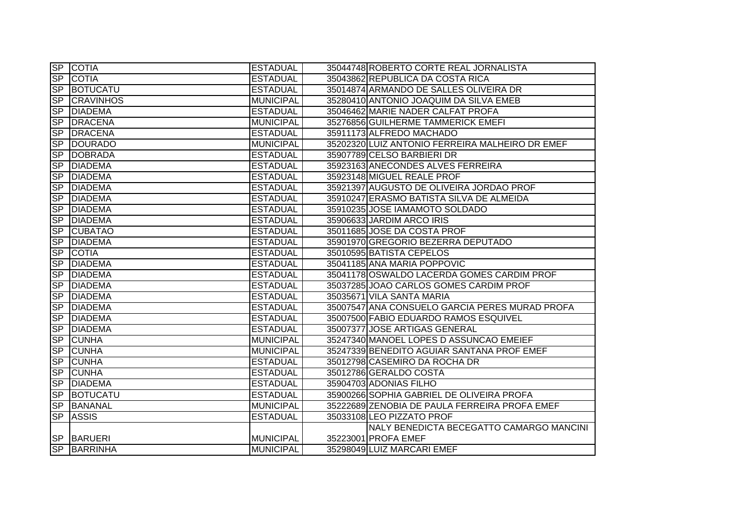| | | | | |
|---|---|---|---|---|
| SP | COTIA | ESTADUAL | 35044748 | ROBERTO CORTE REAL JORNALISTA |
| SP | COTIA | ESTADUAL | 35043862 | REPUBLICA DA COSTA RICA |
| SP | BOTUCATU | ESTADUAL | 35014874 | ARMANDO DE SALLES OLIVEIRA DR |
| SP | CRAVINHOS | MUNICIPAL | 35280410 | ANTONIO JOAQUIM DA SILVA EMEB |
| SP | DIADEMA | ESTADUAL | 35046462 | MARIE NADER CALFAT PROFA |
| SP | DRACENA | MUNICIPAL | 35276856 | GUILHERME TAMMERICK EMEFI |
| SP | DRACENA | ESTADUAL | 35911173 | ALFREDO MACHADO |
| SP | DOURADO | MUNICIPAL | 35202320 | LUIZ ANTONIO FERREIRA MALHEIRO DR EMEF |
| SP | DOBRADA | ESTADUAL | 35907789 | CELSO BARBIERI DR |
| SP | DIADEMA | ESTADUAL | 35923163 | ANECONDES ALVES FERREIRA |
| SP | DIADEMA | ESTADUAL | 35923148 | MIGUEL REALE PROF |
| SP | DIADEMA | ESTADUAL | 35921397 | AUGUSTO DE OLIVEIRA JORDAO PROF |
| SP | DIADEMA | ESTADUAL | 35910247 | ERASMO BATISTA SILVA DE ALMEIDA |
| SP | DIADEMA | ESTADUAL | 35910235 | JOSE IAMAMOTO SOLDADO |
| SP | DIADEMA | ESTADUAL | 35906633 | JARDIM ARCO IRIS |
| SP | CUBATAO | ESTADUAL | 35011685 | JOSE DA COSTA PROF |
| SP | DIADEMA | ESTADUAL | 35901970 | GREGORIO BEZERRA DEPUTADO |
| SP | COTIA | ESTADUAL | 35010595 | BATISTA CEPELOS |
| SP | DIADEMA | ESTADUAL | 35041185 | ANA MARIA POPPOVIC |
| SP | DIADEMA | ESTADUAL | 35041178 | OSWALDO LACERDA GOMES CARDIM PROF |
| SP | DIADEMA | ESTADUAL | 35037285 | JOAO CARLOS GOMES CARDIM PROF |
| SP | DIADEMA | ESTADUAL | 35035671 | VILA SANTA MARIA |
| SP | DIADEMA | ESTADUAL | 35007547 | ANA CONSUELO GARCIA PERES MURAD PROFA |
| SP | DIADEMA | ESTADUAL | 35007500 | FABIO EDUARDO RAMOS ESQUIVEL |
| SP | DIADEMA | ESTADUAL | 35007377 | JOSE ARTIGAS GENERAL |
| SP | CUNHA | MUNICIPAL | 35247340 | MANOEL LOPES D ASSUNCAO EMEIEF |
| SP | CUNHA | MUNICIPAL | 35247339 | BENEDITO AGUIAR SANTANA PROF EMEF |
| SP | CUNHA | ESTADUAL | 35012798 | CASEMIRO DA ROCHA DR |
| SP | CUNHA | ESTADUAL | 35012786 | GERALDO COSTA |
| SP | DIADEMA | ESTADUAL | 35904703 | ADONIAS FILHO |
| SP | BOTUCATU | ESTADUAL | 35900266 | SOPHIA GABRIEL DE OLIVEIRA PROFA |
| SP | BANANAL | MUNICIPAL | 35222689 | ZENOBIA DE PAULA FERREIRA PROFA EMEF |
| SP | ASSIS | ESTADUAL | 35033108 | LEO PIZZATO PROF |
| SP | BARUERI | MUNICIPAL | 35223001 | NALY BENEDICTA BECEGATTO CAMARGO MANCINI PROFA EMEF |
| SP | BARRINHA | MUNICIPAL | 35298049 | LUIZ MARCARI EMEF |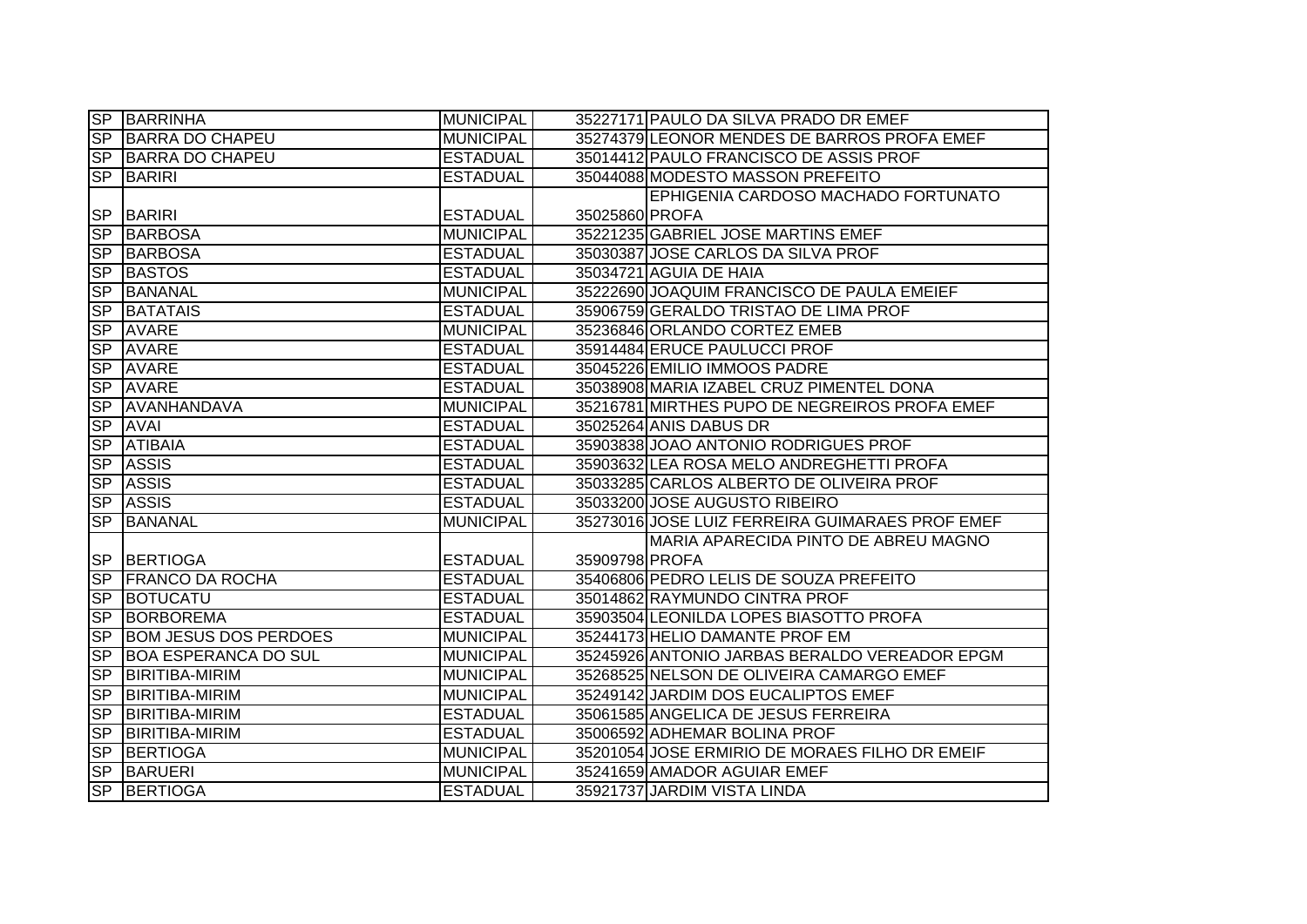| SP | BARRINHA | MUNICIPAL | 35227171 | PAULO DA SILVA PRADO DR EMEF |
|---|---|---|---|---|
| SP | BARRA DO CHAPEU | MUNICIPAL | 35274379 | LEONOR MENDES DE BARROS PROFA EMEF |
| SP | BARRA DO CHAPEU | ESTADUAL | 35014412 | PAULO FRANCISCO DE ASSIS PROF |
| SP | BARIRI | ESTADUAL | 35044088 | MODESTO MASSON PREFEITO |
| SP | BARIRI | ESTADUAL | 35025860 | EPHIGENIA CARDOSO MACHADO FORTUNATO PROFA |
| SP | BARBOSA | MUNICIPAL | 35221235 | GABRIEL JOSE MARTINS EMEF |
| SP | BARBOSA | ESTADUAL | 35030387 | JOSE CARLOS DA SILVA PROF |
| SP | BASTOS | ESTADUAL | 35034721 | AGUIA DE HAIA |
| SP | BANANAL | MUNICIPAL | 35222690 | JOAQUIM FRANCISCO DE PAULA EMEIEF |
| SP | BATATAIS | ESTADUAL | 35906759 | GERALDO TRISTAO DE LIMA PROF |
| SP | AVARE | MUNICIPAL | 35236846 | ORLANDO CORTEZ EMEB |
| SP | AVARE | ESTADUAL | 35914484 | ERUCE PAULUCCI PROF |
| SP | AVARE | ESTADUAL | 35045226 | EMILIO IMMOOS PADRE |
| SP | AVARE | ESTADUAL | 35038908 | MARIA IZABEL CRUZ PIMENTEL DONA |
| SP | AVANHANDAVA | MUNICIPAL | 35216781 | MIRTHES PUPO DE NEGREIROS PROFA EMEF |
| SP | AVAI | ESTADUAL | 35025264 | ANIS DABUS DR |
| SP | ATIBAIA | ESTADUAL | 35903838 | JOAO ANTONIO RODRIGUES PROF |
| SP | ASSIS | ESTADUAL | 35903632 | LEA ROSA MELO ANDREGHETTI PROFA |
| SP | ASSIS | ESTADUAL | 35033285 | CARLOS ALBERTO DE OLIVEIRA PROF |
| SP | ASSIS | ESTADUAL | 35033200 | JOSE AUGUSTO RIBEIRO |
| SP | BANANAL | MUNICIPAL | 35273016 | JOSE LUIZ FERREIRA GUIMARAES PROF EMEF |
| SP | BERTIOGA | ESTADUAL | 35909798 | MARIA APARECIDA PINTO DE ABREU MAGNO PROFA |
| SP | FRANCO DA ROCHA | ESTADUAL | 35406806 | PEDRO LELIS DE SOUZA PREFEITO |
| SP | BOTUCATU | ESTADUAL | 35014862 | RAYMUNDO CINTRA PROF |
| SP | BORBOREMA | ESTADUAL | 35903504 | LEONILDA LOPES BIASOTTO PROFA |
| SP | BOM JESUS DOS PERDOES | MUNICIPAL | 35244173 | HELIO DAMANTE PROF EM |
| SP | BOA ESPERANCA DO SUL | MUNICIPAL | 35245926 | ANTONIO JARBAS BERALDO VEREADOR EPGM |
| SP | BIRITIBA-MIRIM | MUNICIPAL | 35268525 | NELSON DE OLIVEIRA CAMARGO EMEF |
| SP | BIRITIBA-MIRIM | MUNICIPAL | 35249142 | JARDIM DOS EUCALIPTOS EMEF |
| SP | BIRITIBA-MIRIM | ESTADUAL | 35061585 | ANGELICA DE JESUS FERREIRA |
| SP | BIRITIBA-MIRIM | ESTADUAL | 35006592 | ADHEMAR BOLINA PROF |
| SP | BERTIOGA | MUNICIPAL | 35201054 | JOSE ERMIRIO DE MORAES FILHO DR EMEIF |
| SP | BARUERI | MUNICIPAL | 35241659 | AMADOR AGUIAR EMEF |
| SP | BERTIOGA | ESTADUAL | 35921737 | JARDIM VISTA LINDA |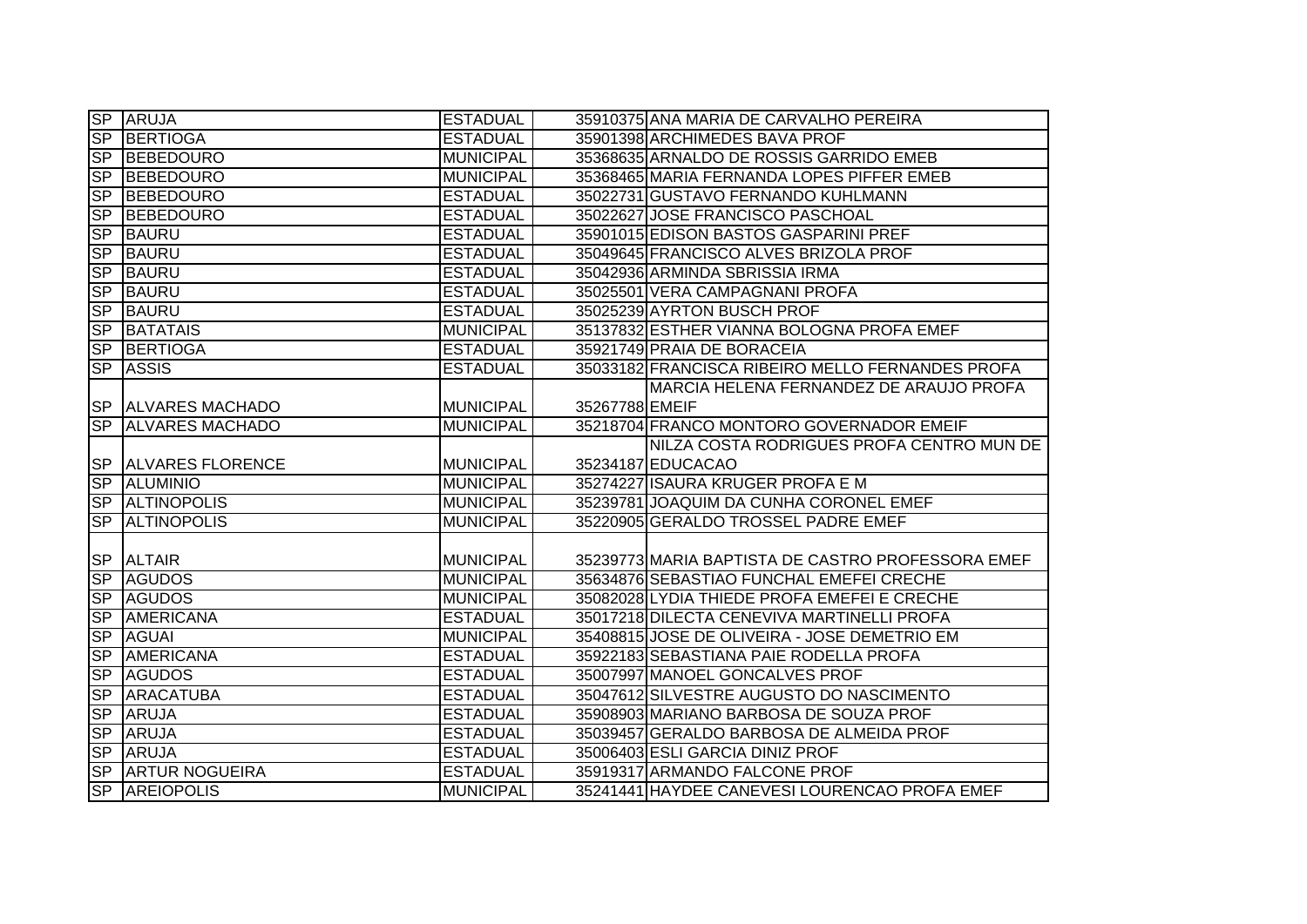| SP | ARUJA | ESTADUAL | 35910375 | ANA MARIA DE CARVALHO PEREIRA |
|---|---|---|---|---|
| SP | BERTIOGA | ESTADUAL | 35901398 | ARCHIMEDES BAVA PROF |
| SP | BEBEDOURO | MUNICIPAL | 35368635 | ARNALDO DE ROSSIS GARRIDO EMEB |
| SP | BEBEDOURO | MUNICIPAL | 35368465 | MARIA FERNANDA LOPES PIFFER EMEB |
| SP | BEBEDOURO | ESTADUAL | 35022731 | GUSTAVO FERNANDO KUHLMANN |
| SP | BEBEDOURO | ESTADUAL | 35022627 | JOSE FRANCISCO PASCHOAL |
| SP | BAURU | ESTADUAL | 35901015 | EDISON BASTOS GASPARINI PREF |
| SP | BAURU | ESTADUAL | 35049645 | FRANCISCO ALVES BRIZOLA PROF |
| SP | BAURU | ESTADUAL | 35042936 | ARMINDA SBRISSIA IRMA |
| SP | BAURU | ESTADUAL | 35025501 | VERA CAMPAGNANI PROFA |
| SP | BAURU | ESTADUAL | 35025239 | AYRTON BUSCH PROF |
| SP | BATATAIS | MUNICIPAL | 35137832 | ESTHER VIANNA BOLOGNA PROFA EMEF |
| SP | BERTIOGA | ESTADUAL | 35921749 | PRAIA DE BORACEIA |
| SP | ASSIS | ESTADUAL | 35033182 | FRANCISCA RIBEIRO MELLO FERNANDES PROFA |
| SP | ALVARES MACHADO | MUNICIPAL | 35267788 | MARCIA HELENA FERNANDEZ DE ARAUJO PROFA EMEIF |
| SP | ALVARES MACHADO | MUNICIPAL | 35218704 | FRANCO MONTORO GOVERNADOR EMEIF |
| SP | ALVARES FLORENCE | MUNICIPAL | 35234187 | NILZA COSTA RODRIGUES PROFA CENTRO MUN DE EDUCACAO |
| SP | ALUMINIO | MUNICIPAL | 35274227 | ISAURA KRUGER PROFA E M |
| SP | ALTINOPOLIS | MUNICIPAL | 35239781 | JOAQUIM DA CUNHA CORONEL EMEF |
| SP | ALTINOPOLIS | MUNICIPAL | 35220905 | GERALDO TROSSEL PADRE EMEF |
| SP | ALTAIR | MUNICIPAL | 35239773 | MARIA BAPTISTA DE CASTRO PROFESSORA EMEF |
| SP | AGUDOS | MUNICIPAL | 35634876 | SEBASTIAO FUNCHAL EMEFEI CRECHE |
| SP | AGUDOS | MUNICIPAL | 35082028 | LYDIA THIEDE PROFA EMEFEI E CRECHE |
| SP | AMERICANA | ESTADUAL | 35017218 | DILECTA CENEVIVA MARTINELLI PROFA |
| SP | AGUAI | MUNICIPAL | 35408815 | JOSE DE OLIVEIRA - JOSE DEMETRIO EM |
| SP | AMERICANA | ESTADUAL | 35922183 | SEBASTIANA PAIE RODELLA PROFA |
| SP | AGUDOS | ESTADUAL | 35007997 | MANOEL GONCALVES PROF |
| SP | ARACATUBA | ESTADUAL | 35047612 | SILVESTRE AUGUSTO DO NASCIMENTO |
| SP | ARUJA | ESTADUAL | 35908903 | MARIANO BARBOSA DE SOUZA PROF |
| SP | ARUJA | ESTADUAL | 35039457 | GERALDO BARBOSA DE ALMEIDA PROF |
| SP | ARUJA | ESTADUAL | 35006403 | ESLI GARCIA DINIZ PROF |
| SP | ARTUR NOGUEIRA | ESTADUAL | 35919317 | ARMANDO FALCONE PROF |
| SP | AREIOPOLIS | MUNICIPAL | 35241441 | HAYDEE CANEVESI LOURENCAO PROFA EMEF |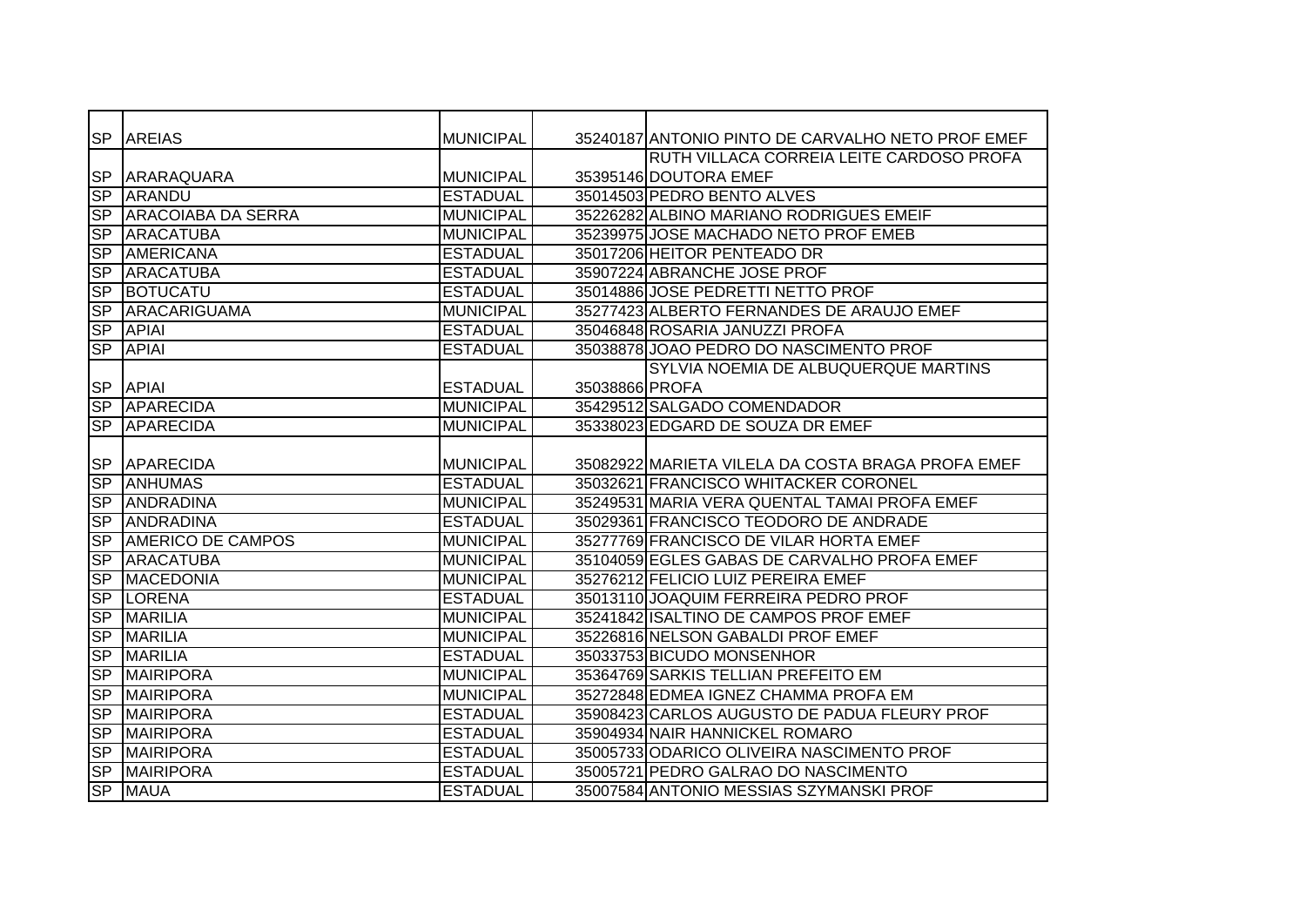| | | | | |
|---|---|---|---|---|
| SP | AREIAS | MUNICIPAL | 35240187 | ANTONIO PINTO DE CARVALHO NETO PROF EMEF |
| SP | ARARAQUARA | MUNICIPAL | 35395146 | RUTH VILLACA CORREIA LEITE CARDOSO PROFA DOUTORA EMEF |
| SP | ARANDU | ESTADUAL | 35014503 | PEDRO BENTO ALVES |
| SP | ARACOIABA DA SERRA | MUNICIPAL | 35226282 | ALBINO MARIANO RODRIGUES EMEIF |
| SP | ARACATUBA | MUNICIPAL | 35239975 | JOSE MACHADO NETO PROF EMEB |
| SP | AMERICANA | ESTADUAL | 35017206 | HEITOR PENTEADO DR |
| SP | ARACATUBA | ESTADUAL | 35907224 | ABRANCHE JOSE PROF |
| SP | BOTUCATU | ESTADUAL | 35014886 | JOSE PEDRETTI NETTO PROF |
| SP | ARACARIGUAMA | MUNICIPAL | 35277423 | ALBERTO FERNANDES DE ARAUJO EMEF |
| SP | APIAI | ESTADUAL | 35046848 | ROSARIA JANUZZI PROFA |
| SP | APIAI | ESTADUAL | 35038878 | JOAO PEDRO DO NASCIMENTO PROF |
| SP | APIAI | ESTADUAL | 35038866 | SYLVIA NOEMIA DE ALBUQUERQUE MARTINS PROFA |
| SP | APARECIDA | MUNICIPAL | 35429512 | SALGADO COMENDADOR |
| SP | APARECIDA | MUNICIPAL | 35338023 | EDGARD DE SOUZA DR EMEF |
| SP | APARECIDA | MUNICIPAL | 35082922 | MARIETA VILELA DA COSTA BRAGA PROFA EMEF |
| SP | ANHUMAS | ESTADUAL | 35032621 | FRANCISCO WHITACKER CORONEL |
| SP | ANDRADINA | MUNICIPAL | 35249531 | MARIA VERA QUENTAL TAMAI PROFA EMEF |
| SP | ANDRADINA | ESTADUAL | 35029361 | FRANCISCO TEODORO DE ANDRADE |
| SP | AMERICO DE CAMPOS | MUNICIPAL | 35277769 | FRANCISCO DE VILAR HORTA EMEF |
| SP | ARACATUBA | MUNICIPAL | 35104059 | EGLES GABAS DE CARVALHO PROFA EMEF |
| SP | MACEDONIA | MUNICIPAL | 35276212 | FELICIO LUIZ PEREIRA EMEF |
| SP | LORENA | ESTADUAL | 35013110 | JOAQUIM FERREIRA PEDRO PROF |
| SP | MARILIA | MUNICIPAL | 35241842 | ISALTINO DE CAMPOS PROF EMEF |
| SP | MARILIA | MUNICIPAL | 35226816 | NELSON GABALDI PROF EMEF |
| SP | MARILIA | ESTADUAL | 35033753 | BICUDO MONSENHOR |
| SP | MAIRIPORA | MUNICIPAL | 35364769 | SARKIS TELLIAN PREFEITO EM |
| SP | MAIRIPORA | MUNICIPAL | 35272848 | EDMEA IGNEZ CHAMMA PROFA EM |
| SP | MAIRIPORA | ESTADUAL | 35908423 | CARLOS AUGUSTO DE PADUA FLEURY PROF |
| SP | MAIRIPORA | ESTADUAL | 35904934 | NAIR HANNICKEL ROMARO |
| SP | MAIRIPORA | ESTADUAL | 35005733 | ODARICO OLIVEIRA NASCIMENTO PROF |
| SP | MAIRIPORA | ESTADUAL | 35005721 | PEDRO GALRAO DO NASCIMENTO |
| SP | MAUA | ESTADUAL | 35007584 | ANTONIO MESSIAS SZYMANSKI PROF |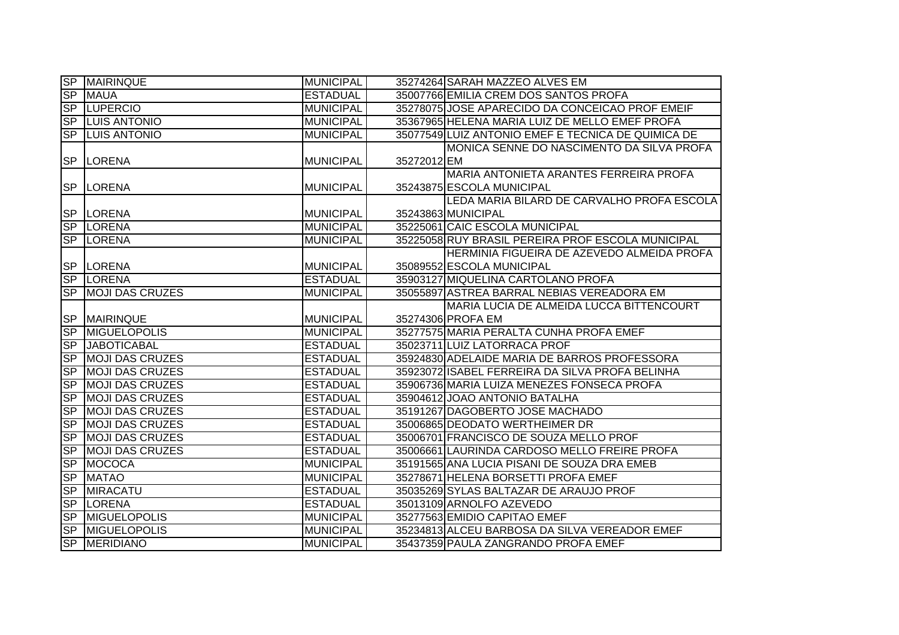| SP | MAIRINQUE | MUNICIPAL | 35274264 | SARAH MAZZEO ALVES EM |
|---|---|---|---|---|
| SP | MAUA | ESTADUAL | 35007766 | EMILIA CREM DOS SANTOS PROFA |
| SP | LUPERCIO | MUNICIPAL | 35278075 | JOSE APARECIDO DA CONCEICAO PROF EMEIF |
| SP | LUIS ANTONIO | MUNICIPAL | 35367965 | HELENA MARIA LUIZ DE MELLO EMEF PROFA |
| SP | LUIS ANTONIO | MUNICIPAL | 35077549 | LUIZ ANTONIO EMEF E TECNICA DE QUIMICA DE |
| SP | LORENA | MUNICIPAL | 35272012 | MONICA SENNE DO NASCIMENTO DA SILVA PROFA EM |
| SP | LORENA | MUNICIPAL | 35243875 | MARIA ANTONIETA ARANTES FERREIRA PROFA ESCOLA MUNICIPAL |
| SP | LORENA | MUNICIPAL | 35243863 | LEDA MARIA BILARD DE CARVALHO PROFA ESCOLA MUNICIPAL |
| SP | LORENA | MUNICIPAL | 35225061 | CAIC ESCOLA MUNICIPAL |
| SP | LORENA | MUNICIPAL | 35225058 | RUY BRASIL PEREIRA PROF ESCOLA MUNICIPAL |
| SP | LORENA | MUNICIPAL | 35089552 | HERMINIA FIGUEIRA DE AZEVEDO ALMEIDA PROFA ESCOLA MUNICIPAL |
| SP | LORENA | ESTADUAL | 35903127 | MIQUELINA CARTOLANO PROFA |
| SP | MOJI DAS CRUZES | MUNICIPAL | 35055897 | ASTREA BARRAL NEBIAS VEREADORA EM |
| SP | MAIRINQUE | MUNICIPAL | 35274306 | MARIA LUCIA DE ALMEIDA LUCCA BITTENCOURT PROFA EM |
| SP | MIGUELOPOLIS | MUNICIPAL | 35277575 | MARIA PERALTA CUNHA PROFA EMEF |
| SP | JABOTICABAL | ESTADUAL | 35023711 | LUIZ LATORRACA PROF |
| SP | MOJI DAS CRUZES | ESTADUAL | 35924830 | ADELAIDE MARIA DE BARROS PROFESSORA |
| SP | MOJI DAS CRUZES | ESTADUAL | 35923072 | ISABEL FERREIRA DA SILVA PROFA BELINHA |
| SP | MOJI DAS CRUZES | ESTADUAL | 35906736 | MARIA LUIZA MENEZES FONSECA PROFA |
| SP | MOJI DAS CRUZES | ESTADUAL | 35904612 | JOAO ANTONIO BATALHA |
| SP | MOJI DAS CRUZES | ESTADUAL | 35191267 | DAGOBERTO JOSE MACHADO |
| SP | MOJI DAS CRUZES | ESTADUAL | 35006865 | DEODATO WERTHEIMER DR |
| SP | MOJI DAS CRUZES | ESTADUAL | 35006701 | FRANCISCO DE SOUZA MELLO PROF |
| SP | MOJI DAS CRUZES | ESTADUAL | 35006661 | LAURINDA CARDOSO MELLO FREIRE PROFA |
| SP | MOCOCA | MUNICIPAL | 35191565 | ANA LUCIA PISANI DE SOUZA DRA EMEB |
| SP | MATAO | MUNICIPAL | 35278671 | HELENA BORSETTI PROFA EMEF |
| SP | MIRACATU | ESTADUAL | 35035269 | SYLAS BALTAZAR DE ARAUJO PROF |
| SP | LORENA | ESTADUAL | 35013109 | ARNOLFO AZEVEDO |
| SP | MIGUELOPOLIS | MUNICIPAL | 35277563 | EMIDIO CAPITAO EMEF |
| SP | MIGUELOPOLIS | MUNICIPAL | 35234813 | ALCEU BARBOSA DA SILVA VEREADOR EMEF |
| SP | MERIDIANO | MUNICIPAL | 35437359 | PAULA ZANGRANDO PROFA EMEF |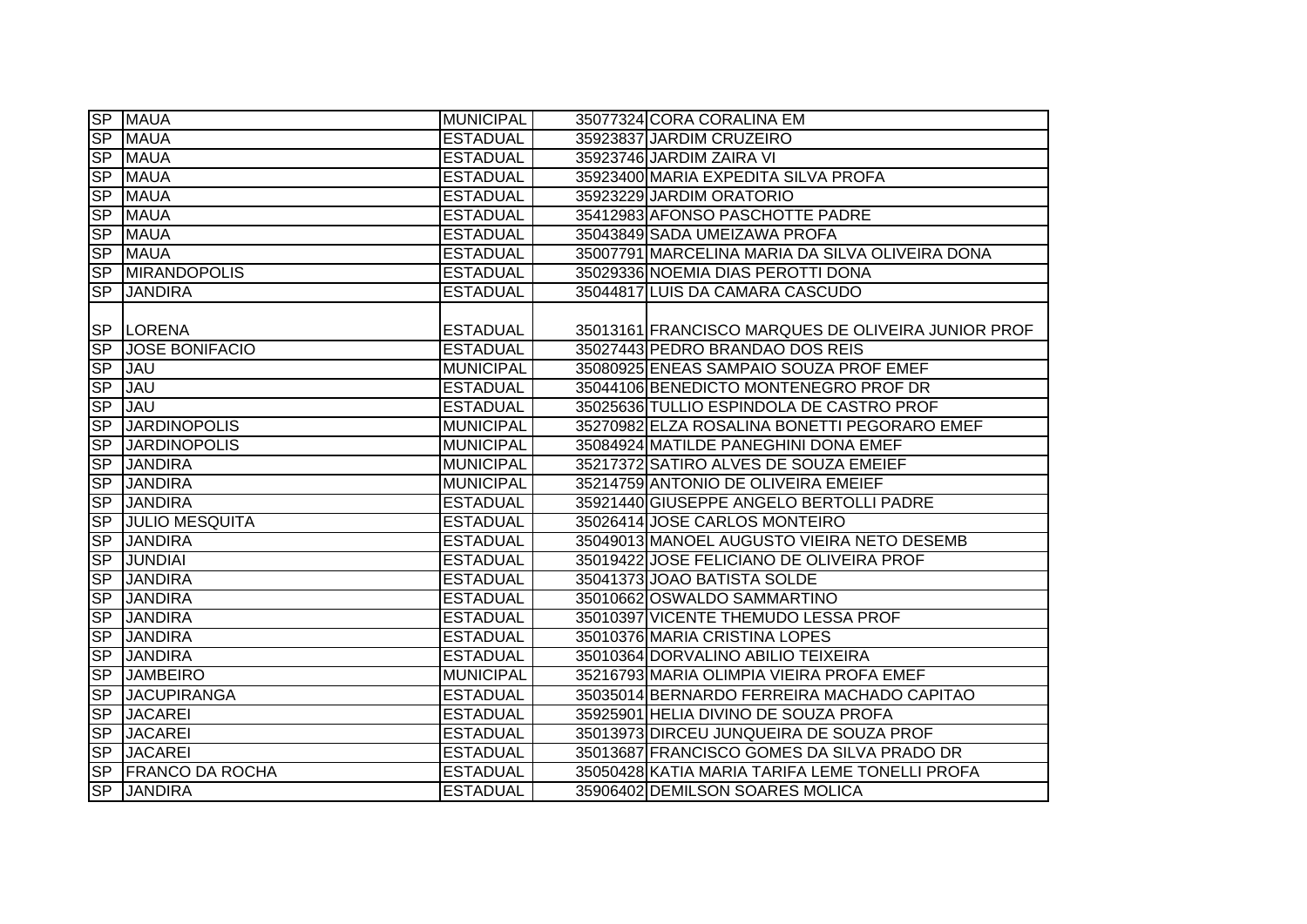| SP | MAUA | MUNICIPAL | 35077324 | CORA CORALINA EM |
|---|---|---|---|---|
| SP | MAUA | ESTADUAL | 35923837 | JARDIM CRUZEIRO |
| SP | MAUA | ESTADUAL | 35923746 | JARDIM ZAIRA VI |
| SP | MAUA | ESTADUAL | 35923400 | MARIA EXPEDITA SILVA PROFA |
| SP | MAUA | ESTADUAL | 35923229 | JARDIM ORATORIO |
| SP | MAUA | ESTADUAL | 35412983 | AFONSO PASCHOTTE PADRE |
| SP | MAUA | ESTADUAL | 35043849 | SADA UMEIZAWA PROFA |
| SP | MAUA | ESTADUAL | 35007791 | MARCELINA MARIA DA SILVA OLIVEIRA DONA |
| SP | MIRANDOPOLIS | ESTADUAL | 35029336 | NOEMIA DIAS PEROTTI DONA |
| SP | JANDIRA | ESTADUAL | 35044817 | LUIS DA CAMARA CASCUDO |
| SP | LORENA | ESTADUAL | 35013161 | FRANCISCO MARQUES DE OLIVEIRA JUNIOR PROF |
| SP | JOSE BONIFACIO | ESTADUAL | 35027443 | PEDRO BRANDAO DOS REIS |
| SP | JAU | MUNICIPAL | 35080925 | ENEAS SAMPAIO SOUZA PROF EMEF |
| SP | JAU | ESTADUAL | 35044106 | BENEDICTO MONTENEGRO PROF DR |
| SP | JAU | ESTADUAL | 35025636 | TULLIO ESPINDOLA DE CASTRO PROF |
| SP | JARDINOPOLIS | MUNICIPAL | 35270982 | ELZA ROSALINA BONETTI PEGORARO EMEF |
| SP | JARDINOPOLIS | MUNICIPAL | 35084924 | MATILDE PANEGHINI DONA EMEF |
| SP | JANDIRA | MUNICIPAL | 35217372 | SATIRO ALVES DE SOUZA EMEIEF |
| SP | JANDIRA | MUNICIPAL | 35214759 | ANTONIO DE OLIVEIRA EMEIEF |
| SP | JANDIRA | ESTADUAL | 35921440 | GIUSEPPE ANGELO BERTOLLI PADRE |
| SP | JULIO MESQUITA | ESTADUAL | 35026414 | JOSE CARLOS MONTEIRO |
| SP | JANDIRA | ESTADUAL | 35049013 | MANOEL AUGUSTO VIEIRA NETO DESEMB |
| SP | JUNDIAI | ESTADUAL | 35019422 | JOSE FELICIANO DE OLIVEIRA PROF |
| SP | JANDIRA | ESTADUAL | 35041373 | JOAO BATISTA SOLDE |
| SP | JANDIRA | ESTADUAL | 35010662 | OSWALDO SAMMARTINO |
| SP | JANDIRA | ESTADUAL | 35010397 | VICENTE THEMUDO LESSA PROF |
| SP | JANDIRA | ESTADUAL | 35010376 | MARIA CRISTINA LOPES |
| SP | JANDIRA | ESTADUAL | 35010364 | DORVALINO ABILIO TEIXEIRA |
| SP | JAMBEIRO | MUNICIPAL | 35216793 | MARIA OLIMPIA VIEIRA PROFA EMEF |
| SP | JACUPIRANGA | ESTADUAL | 35035014 | BERNARDO FERREIRA MACHADO CAPITAO |
| SP | JACAREI | ESTADUAL | 35925901 | HELIA DIVINO DE SOUZA PROFA |
| SP | JACAREI | ESTADUAL | 35013973 | DIRCEU JUNQUEIRA DE SOUZA PROF |
| SP | JACAREI | ESTADUAL | 35013687 | FRANCISCO GOMES DA SILVA PRADO DR |
| SP | FRANCO DA ROCHA | ESTADUAL | 35050428 | KATIA MARIA TARIFA LEME TONELLI PROFA |
| SP | JANDIRA | ESTADUAL | 35906402 | DEMILSON SOARES MOLICA |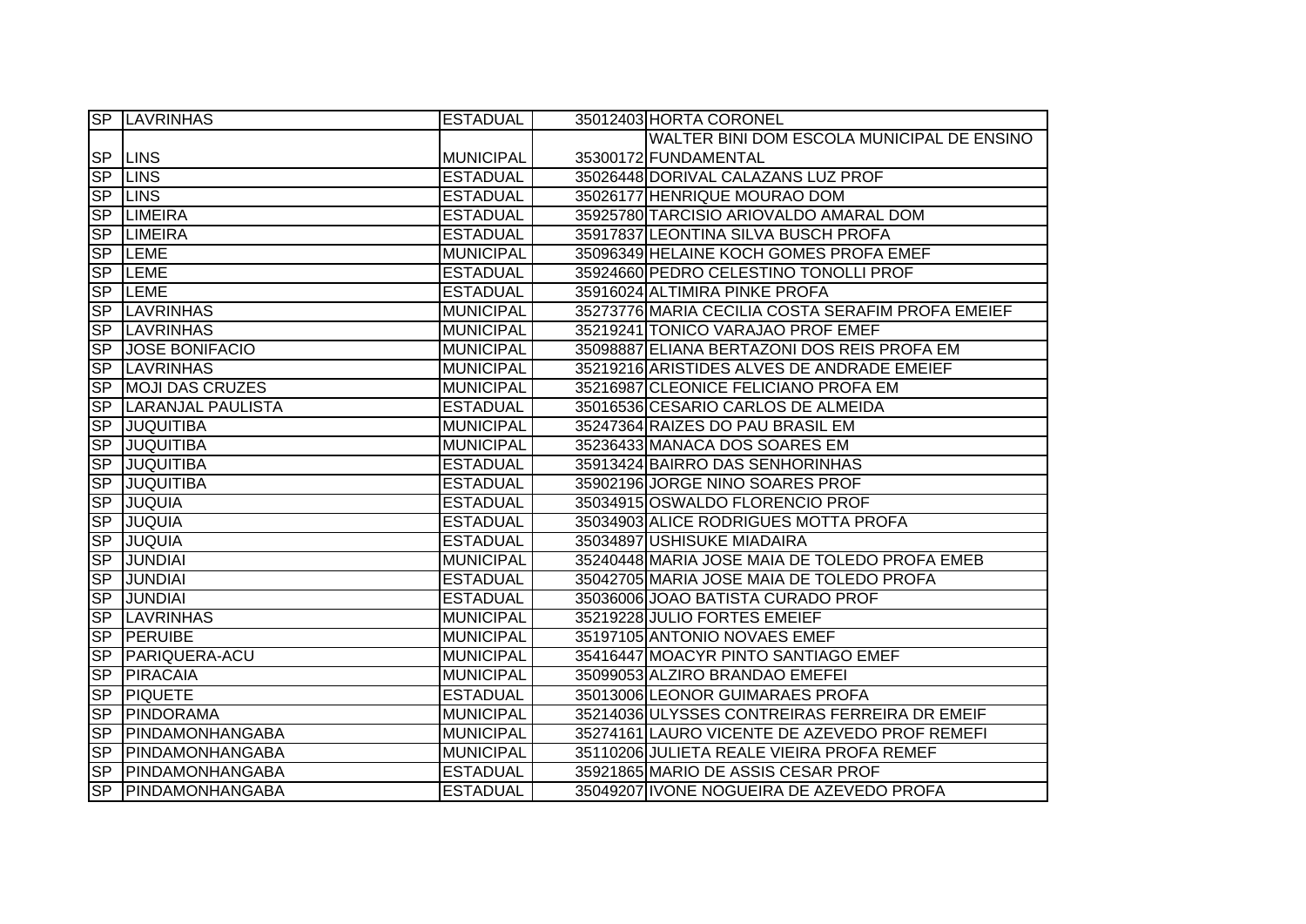| SP | LAVRINHAS | ESTADUAL | 35012403 | HORTA CORONEL |
|---|---|---|---|---|
| SP | LINS | MUNICIPAL | 35300172 | WALTER BINI DOM ESCOLA MUNICIPAL DE ENSINO FUNDAMENTAL |
| SP | LINS | ESTADUAL | 35026448 | DORIVAL CALAZANS LUZ PROF |
| SP | LINS | ESTADUAL | 35026177 | HENRIQUE MOURAO DOM |
| SP | LIMEIRA | ESTADUAL | 35925780 | TARCISIO ARIOVALDO AMARAL DOM |
| SP | LIMEIRA | ESTADUAL | 35917837 | LEONTINA SILVA BUSCH PROFA |
| SP | LEME | MUNICIPAL | 35096349 | HELAINE KOCH GOMES PROFA EMEF |
| SP | LEME | ESTADUAL | 35924660 | PEDRO CELESTINO TONOLLI PROF |
| SP | LEME | ESTADUAL | 35916024 | ALTIMIRA PINKE PROFA |
| SP | LAVRINHAS | MUNICIPAL | 35273776 | MARIA CECILIA COSTA SERAFIM PROFA EMEIEF |
| SP | LAVRINHAS | MUNICIPAL | 35219241 | TONICO VARAJAO PROF EMEF |
| SP | JOSE BONIFACIO | MUNICIPAL | 35098887 | ELIANA BERTAZONI DOS REIS PROFA EM |
| SP | LAVRINHAS | MUNICIPAL | 35219216 | ARISTIDES ALVES DE ANDRADE EMEIEF |
| SP | MOJI DAS CRUZES | MUNICIPAL | 35216987 | CLEONICE FELICIANO PROFA EM |
| SP | LARANJAL PAULISTA | ESTADUAL | 35016536 | CESARIO CARLOS DE ALMEIDA |
| SP | JUQUITIBA | MUNICIPAL | 35247364 | RAIZES DO PAU BRASIL EM |
| SP | JUQUITIBA | MUNICIPAL | 35236433 | MANACA DOS SOARES EM |
| SP | JUQUITIBA | ESTADUAL | 35913424 | BAIRRO DAS SENHORINHAS |
| SP | JUQUITIBA | ESTADUAL | 35902196 | JORGE NINO SOARES PROF |
| SP | JUQUIA | ESTADUAL | 35034915 | OSWALDO FLORENCIO PROF |
| SP | JUQUIA | ESTADUAL | 35034903 | ALICE RODRIGUES MOTTA PROFA |
| SP | JUQUIA | ESTADUAL | 35034897 | USHISUKE MIADAIRA |
| SP | JUNDIAI | MUNICIPAL | 35240448 | MARIA JOSE MAIA DE TOLEDO PROFA EMEB |
| SP | JUNDIAI | ESTADUAL | 35042705 | MARIA JOSE MAIA DE TOLEDO PROFA |
| SP | JUNDIAI | ESTADUAL | 35036006 | JOAO BATISTA CURADO PROF |
| SP | LAVRINHAS | MUNICIPAL | 35219228 | JULIO FORTES EMEIEF |
| SP | PERUIBE | MUNICIPAL | 35197105 | ANTONIO NOVAES EMEF |
| SP | PARIQUERA-ACU | MUNICIPAL | 35416447 | MOACYR PINTO SANTIAGO EMEF |
| SP | PIRACAIA | MUNICIPAL | 35099053 | ALZIRO BRANDAO EMEFEI |
| SP | PIQUETE | ESTADUAL | 35013006 | LEONOR GUIMARAES PROFA |
| SP | PINDORAMA | MUNICIPAL | 35214036 | ULYSSES CONTREIRAS FERREIRA DR EMEIF |
| SP | PINDAMONHANGABA | MUNICIPAL | 35274161 | LAURO VICENTE DE AZEVEDO PROF REMEFI |
| SP | PINDAMONHANGABA | MUNICIPAL | 35110206 | JULIETA REALE VIEIRA PROFA REMEF |
| SP | PINDAMONHANGABA | ESTADUAL | 35921865 | MARIO DE ASSIS CESAR PROF |
| SP | PINDAMONHANGABA | ESTADUAL | 35049207 | IVONE NOGUEIRA DE AZEVEDO PROFA |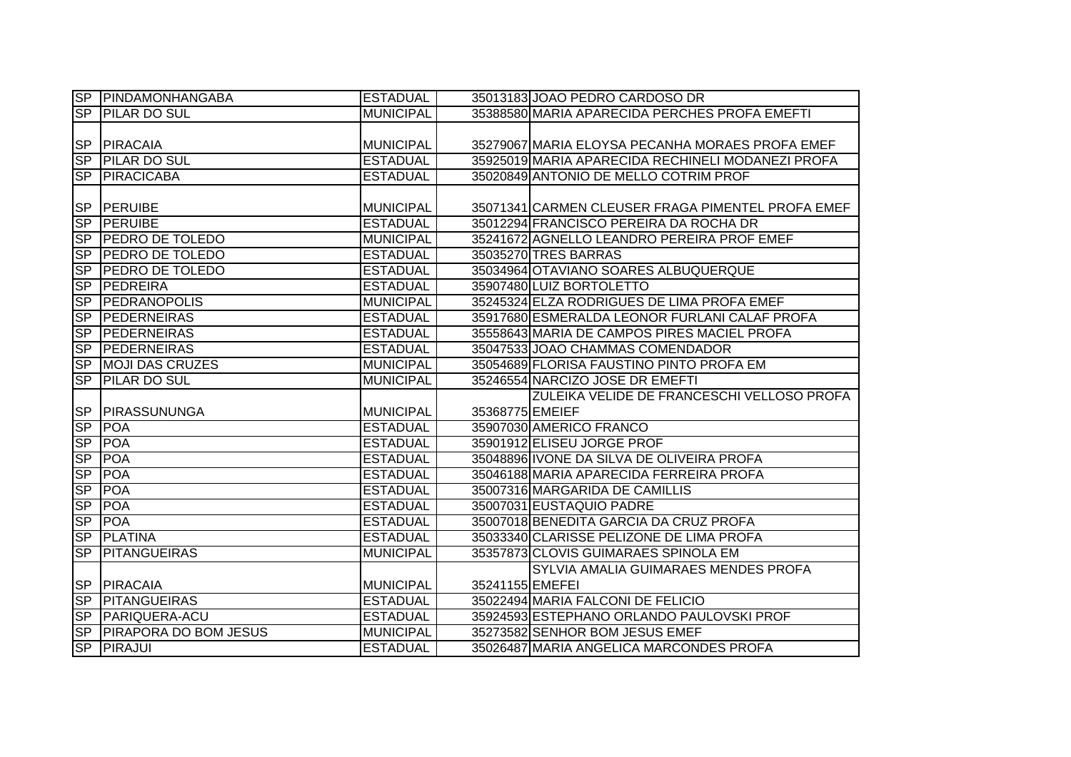| | | | | |
|---|---|---|---|---|
| SP | PINDAMONHANGABA | ESTADUAL | 35013183 | JOAO PEDRO CARDOSO DR |
| SP | PILAR DO SUL | MUNICIPAL | 35388580 | MARIA APARECIDA PERCHES PROFA EMEFTI |
| SP | PIRACAIA | MUNICIPAL | 35279067 | MARIA ELOYSA PECANHA MORAES PROFA EMEF |
| SP | PILAR DO SUL | ESTADUAL | 35925019 | MARIA APARECIDA RECHINELI MODANEZI PROFA |
| SP | PIRACICABA | ESTADUAL | 35020849 | ANTONIO DE MELLO COTRIM PROF |
| SP | PERUIBE | MUNICIPAL | 35071341 | CARMEN CLEUSER FRAGA PIMENTEL PROFA EMEF |
| SP | PERUIBE | ESTADUAL | 35012294 | FRANCISCO PEREIRA DA ROCHA DR |
| SP | PEDRO DE TOLEDO | MUNICIPAL | 35241672 | AGNELLO LEANDRO PEREIRA PROF EMEF |
| SP | PEDRO DE TOLEDO | ESTADUAL | 35035270 | TRES BARRAS |
| SP | PEDRO DE TOLEDO | ESTADUAL | 35034964 | OTAVIANO SOARES ALBUQUERQUE |
| SP | PEDREIRA | ESTADUAL | 35907480 | LUIZ BORTOLETTO |
| SP | PEDRANOPOLIS | MUNICIPAL | 35245324 | ELZA RODRIGUES DE LIMA PROFA EMEF |
| SP | PEDERNEIRAS | ESTADUAL | 35917680 | ESMERALDA LEONOR FURLANI CALAF PROFA |
| SP | PEDERNEIRAS | ESTADUAL | 35558643 | MARIA DE CAMPOS PIRES MACIEL PROFA |
| SP | PEDERNEIRAS | ESTADUAL | 35047533 | JOAO CHAMMAS COMENDADOR |
| SP | MOJI DAS CRUZES | MUNICIPAL | 35054689 | FLORISA FAUSTINO PINTO PROFA EM |
| SP | PILAR DO SUL | MUNICIPAL | 35246554 | NARCIZO JOSE DR EMEFTI |
| SP | PIRASSUNUNGA | MUNICIPAL | 35368775 | ZULEIKA VELIDE DE FRANCESCHI VELLOSO PROFA EMEIEF |
| SP | POA | ESTADUAL | 35907030 | AMERICO FRANCO |
| SP | POA | ESTADUAL | 35901912 | ELISEU JORGE PROF |
| SP | POA | ESTADUAL | 35048896 | IVONE DA SILVA DE OLIVEIRA PROFA |
| SP | POA | ESTADUAL | 35046188 | MARIA APARECIDA FERREIRA PROFA |
| SP | POA | ESTADUAL | 35007316 | MARGARIDA DE CAMILLIS |
| SP | POA | ESTADUAL | 35007031 | EUSTAQUIO PADRE |
| SP | POA | ESTADUAL | 35007018 | BENEDITA GARCIA DA CRUZ PROFA |
| SP | PLATINA | ESTADUAL | 35033340 | CLARISSE PELIZONE DE LIMA PROFA |
| SP | PITANGUEIRAS | MUNICIPAL | 35357873 | CLOVIS GUIMARAES SPINOLA EM |
| SP | PIRACAIA | MUNICIPAL | 35241155 | SYLVIA AMALIA GUIMARAES MENDES PROFA EMEFEI |
| SP | PITANGUEIRAS | ESTADUAL | 35022494 | MARIA FALCONI DE FELICIO |
| SP | PARIQUERA-ACU | ESTADUAL | 35924593 | ESTEPHANO ORLANDO PAULOVSKI PROF |
| SP | PIRAPORA DO BOM JESUS | MUNICIPAL | 35273582 | SENHOR BOM JESUS EMEF |
| SP | PIRAJUI | ESTADUAL | 35026487 | MARIA ANGELICA MARCONDES PROFA |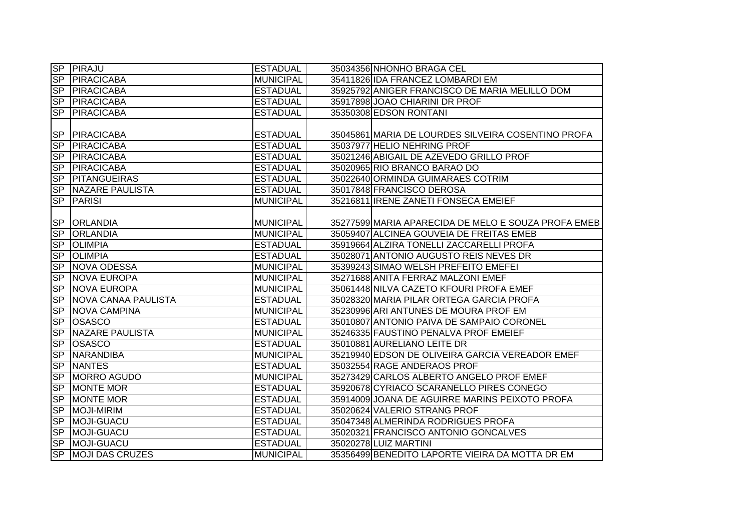| | | | | |
|---|---|---|---|---|
| SP | PIRAJU | ESTADUAL | 35034356 | NHONHO BRAGA CEL |
| SP | PIRACICABA | MUNICIPAL | 35411826 | IDA FRANCEZ LOMBARDI EM |
| SP | PIRACICABA | ESTADUAL | 35925792 | ANIGER FRANCISCO DE MARIA MELILLO DOM |
| SP | PIRACICABA | ESTADUAL | 35917898 | JOAO CHIARINI DR PROF |
| SP | PIRACICABA | ESTADUAL | 35350308 | EDSON RONTANI |
| SP | PIRACICABA | ESTADUAL | 35045861 | MARIA DE LOURDES SILVEIRA COSENTINO PROFA |
| SP | PIRACICABA | ESTADUAL | 35037977 | HELIO NEHRING PROF |
| SP | PIRACICABA | ESTADUAL | 35021246 | ABIGAIL DE AZEVEDO GRILLO PROF |
| SP | PIRACICABA | ESTADUAL | 35020965 | RIO BRANCO BARAO DO |
| SP | PITANGUEIRAS | ESTADUAL | 35022640 | ORMINDA GUIMARAES COTRIM |
| SP | NAZARE PAULISTA | ESTADUAL | 35017848 | FRANCISCO DEROSA |
| SP | PARISI | MUNICIPAL | 35216811 | IRENE ZANETI FONSECA EMEIEF |
| SP | ORLANDIA | MUNICIPAL | 35277599 | MARIA APARECIDA DE MELO E SOUZA PROFA EMEB |
| SP | ORLANDIA | MUNICIPAL | 35059407 | ALCINEA GOUVEIA DE FREITAS EMEB |
| SP | OLIMPIA | ESTADUAL | 35919664 | ALZIRA TONELLI ZACCARELLI PROFA |
| SP | OLIMPIA | ESTADUAL | 35028071 | ANTONIO AUGUSTO REIS NEVES DR |
| SP | NOVA ODESSA | MUNICIPAL | 35399243 | SIMAO WELSH PREFEITO EMEFEI |
| SP | NOVA EUROPA | MUNICIPAL | 35271688 | ANITA FERRAZ MALZONI EMEF |
| SP | NOVA EUROPA | MUNICIPAL | 35061448 | NILVA CAZETO KFOURI PROFA EMEF |
| SP | NOVA CANAA PAULISTA | ESTADUAL | 35028320 | MARIA PILAR ORTEGA GARCIA PROFA |
| SP | NOVA CAMPINA | MUNICIPAL | 35230996 | ARI ANTUNES DE MOURA PROF EM |
| SP | OSASCO | ESTADUAL | 35010807 | ANTONIO PAIVA DE SAMPAIO CORONEL |
| SP | NAZARE PAULISTA | MUNICIPAL | 35246335 | FAUSTINO PENALVA PROF EMEIEF |
| SP | OSASCO | ESTADUAL | 35010881 | AURELIANO LEITE DR |
| SP | NARANDIBA | MUNICIPAL | 35219940 | EDSON DE OLIVEIRA GARCIA VEREADOR EMEF |
| SP | NANTES | ESTADUAL | 35032554 | RAGE ANDERAOS PROF |
| SP | MORRO AGUDO | MUNICIPAL | 35273429 | CARLOS ALBERTO ANGELO PROF EMEF |
| SP | MONTE MOR | ESTADUAL | 35920678 | CYRIACO SCARANELLO PIRES CONEGO |
| SP | MONTE MOR | ESTADUAL | 35914009 | JOANA DE AGUIRRE MARINS PEIXOTO PROFA |
| SP | MOJI-MIRIM | ESTADUAL | 35020624 | VALERIO STRANG PROF |
| SP | MOJI-GUACU | ESTADUAL | 35047348 | ALMERINDA RODRIGUES PROFA |
| SP | MOJI-GUACU | ESTADUAL | 35020321 | FRANCISCO ANTONIO GONCALVES |
| SP | MOJI-GUACU | ESTADUAL | 35020278 | LUIZ MARTINI |
| SP | MOJI DAS CRUZES | MUNICIPAL | 35356499 | BENEDITO LAPORTE VIEIRA DA MOTTA DR EM |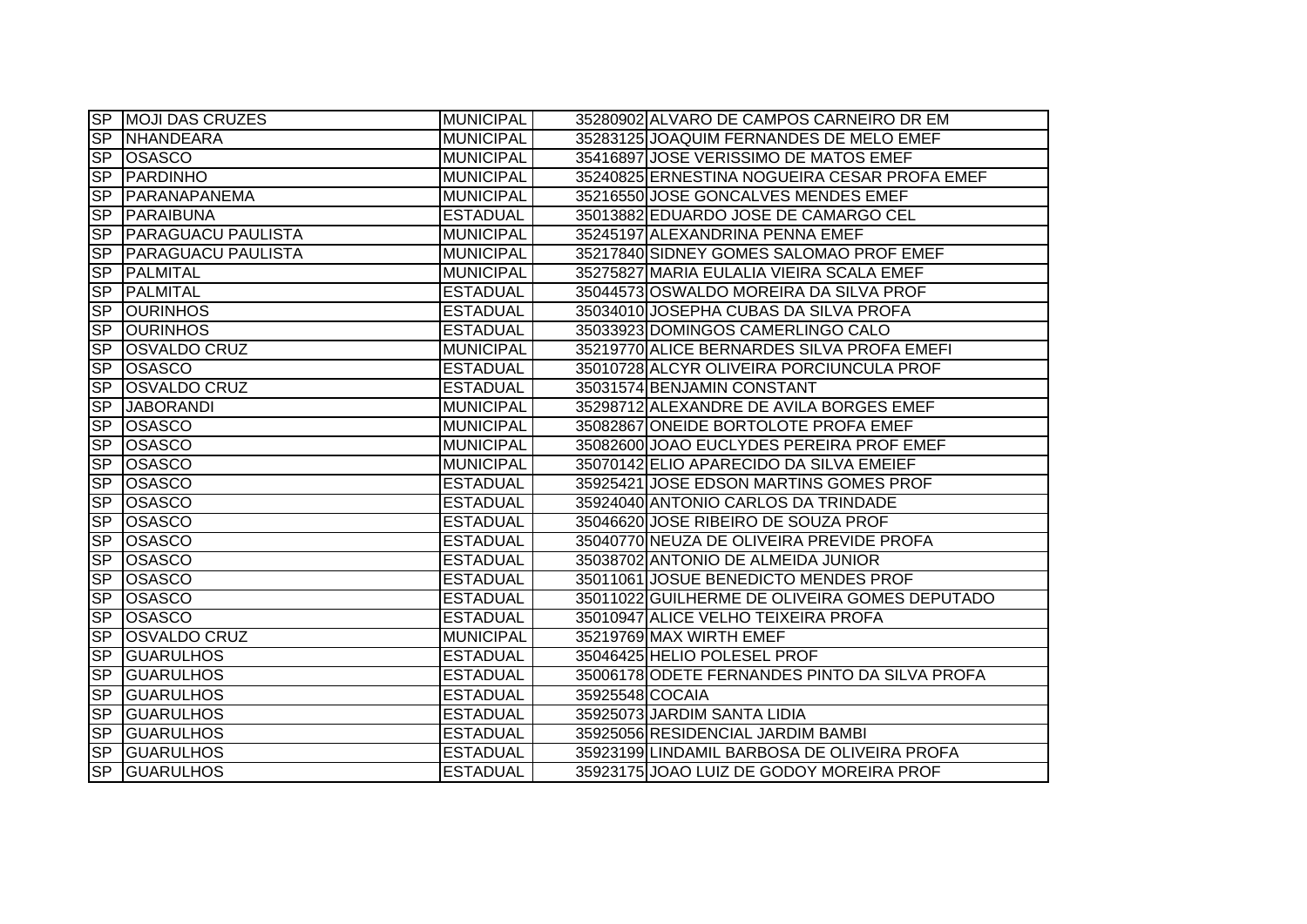| SP | MOJI DAS CRUZES | MUNICIPAL | 35280902 | ALVARO DE CAMPOS CARNEIRO DR EM |
|---|---|---|---|---|
| SP | NHANDEARA | MUNICIPAL | 35283125 | JOAQUIM FERNANDES DE MELO EMEF |
| SP | OSASCO | MUNICIPAL | 35416897 | JOSE VERISSIMO DE MATOS EMEF |
| SP | PARDINHO | MUNICIPAL | 35240825 | ERNESTINA NOGUEIRA CESAR PROFA EMEF |
| SP | PARANAPANEMA | MUNICIPAL | 35216550 | JOSE GONCALVES MENDES EMEF |
| SP | PARAIBUNA | ESTADUAL | 35013882 | EDUARDO JOSE DE CAMARGO CEL |
| SP | PARAGUACU PAULISTA | MUNICIPAL | 35245197 | ALEXANDRINA PENNA EMEF |
| SP | PARAGUACU PAULISTA | MUNICIPAL | 35217840 | SIDNEY GOMES SALOMAO PROF EMEF |
| SP | PALMITAL | MUNICIPAL | 35275827 | MARIA EULALIA VIEIRA SCALA EMEF |
| SP | PALMITAL | ESTADUAL | 35044573 | OSWALDO MOREIRA DA SILVA PROF |
| SP | OURINHOS | ESTADUAL | 35034010 | JOSEPHA CUBAS DA SILVA PROFA |
| SP | OURINHOS | ESTADUAL | 35033923 | DOMINGOS CAMERLINGO CALO |
| SP | OSVALDO CRUZ | MUNICIPAL | 35219770 | ALICE BERNARDES SILVA PROFA EMEFI |
| SP | OSASCO | ESTADUAL | 35010728 | ALCYR OLIVEIRA PORCIUNCULA PROF |
| SP | OSVALDO CRUZ | ESTADUAL | 35031574 | BENJAMIN CONSTANT |
| SP | JABORANDI | MUNICIPAL | 35298712 | ALEXANDRE DE AVILA BORGES EMEF |
| SP | OSASCO | MUNICIPAL | 35082867 | ONEIDE BORTOLOTE PROFA EMEF |
| SP | OSASCO | MUNICIPAL | 35082600 | JOAO EUCLYDES PEREIRA PROF EMEF |
| SP | OSASCO | MUNICIPAL | 35070142 | ELIO APARECIDO DA SILVA EMEIEF |
| SP | OSASCO | ESTADUAL | 35925421 | JOSE EDSON MARTINS GOMES PROF |
| SP | OSASCO | ESTADUAL | 35924040 | ANTONIO CARLOS DA TRINDADE |
| SP | OSASCO | ESTADUAL | 35046620 | JOSE RIBEIRO DE SOUZA PROF |
| SP | OSASCO | ESTADUAL | 35040770 | NEUZA DE OLIVEIRA PREVIDE PROFA |
| SP | OSASCO | ESTADUAL | 35038702 | ANTONIO DE ALMEIDA JUNIOR |
| SP | OSASCO | ESTADUAL | 35011061 | JOSUE BENEDICTO MENDES PROF |
| SP | OSASCO | ESTADUAL | 35011022 | GUILHERME DE OLIVEIRA GOMES DEPUTADO |
| SP | OSASCO | ESTADUAL | 35010947 | ALICE VELHO TEIXEIRA PROFA |
| SP | OSVALDO CRUZ | MUNICIPAL | 35219769 | MAX WIRTH EMEF |
| SP | GUARULHOS | ESTADUAL | 35046425 | HELIO POLESEL PROF |
| SP | GUARULHOS | ESTADUAL | 35006178 | ODETE FERNANDES PINTO DA SILVA PROFA |
| SP | GUARULHOS | ESTADUAL | 35925548 | COCAIA |
| SP | GUARULHOS | ESTADUAL | 35925073 | JARDIM SANTA LIDIA |
| SP | GUARULHOS | ESTADUAL | 35925056 | RESIDENCIAL JARDIM BAMBI |
| SP | GUARULHOS | ESTADUAL | 35923199 | LINDAMIL BARBOSA DE OLIVEIRA PROFA |
| SP | GUARULHOS | ESTADUAL | 35923175 | JOAO LUIZ DE GODOY MOREIRA PROF |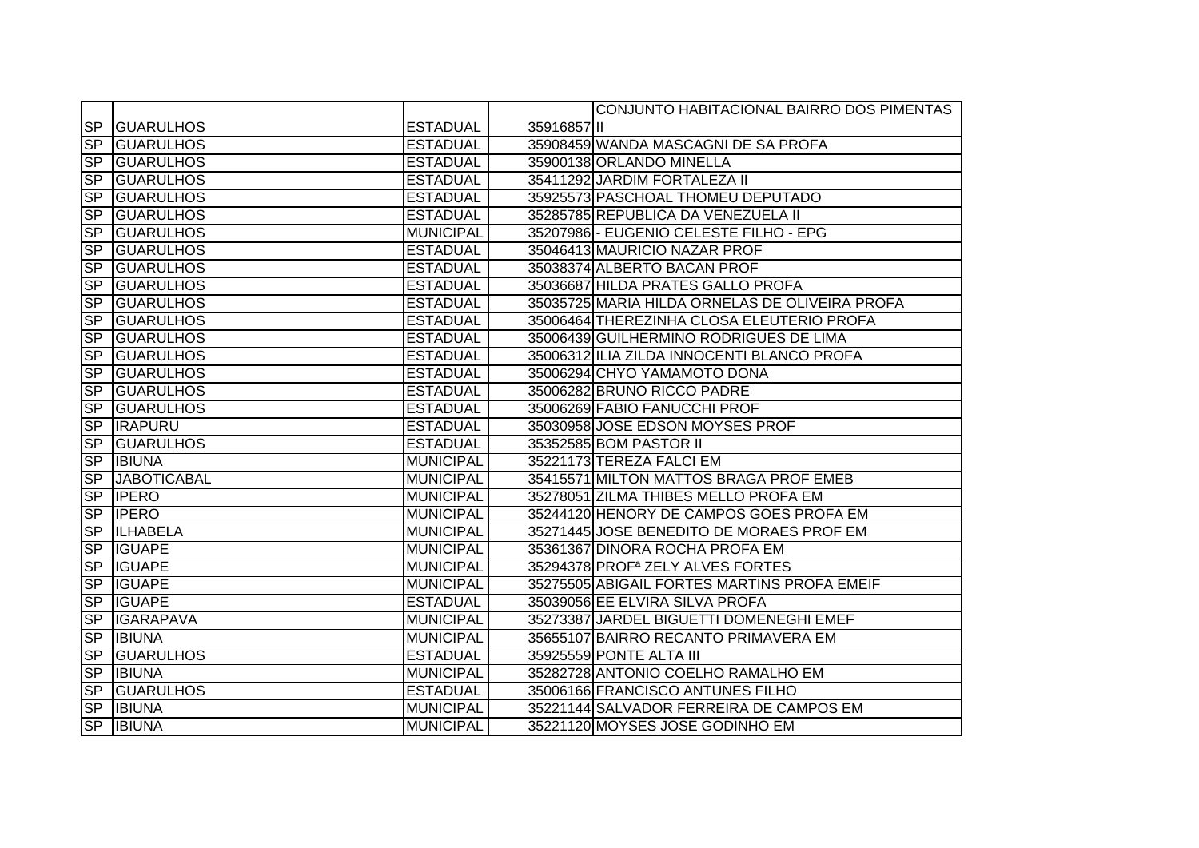| | | | | |
|---|---|---|---|---|
| SP | GUARULHOS | ESTADUAL | 35916857 | CONJUNTO HABITACIONAL BAIRRO DOS PIMENTAS II |
| SP | GUARULHOS | ESTADUAL | 35908459 | WANDA MASCAGNI DE SA PROFA |
| SP | GUARULHOS | ESTADUAL | 35900138 | ORLANDO MINELLA |
| SP | GUARULHOS | ESTADUAL | 35411292 | JARDIM FORTALEZA II |
| SP | GUARULHOS | ESTADUAL | 35925573 | PASCHOAL THOMEU DEPUTADO |
| SP | GUARULHOS | ESTADUAL | 35285785 | REPUBLICA DA VENEZUELA II |
| SP | GUARULHOS | MUNICIPAL | 35207986 | - EUGENIO CELESTE FILHO - EPG |
| SP | GUARULHOS | ESTADUAL | 35046413 | MAURICIO NAZAR PROF |
| SP | GUARULHOS | ESTADUAL | 35038374 | ALBERTO BACAN PROF |
| SP | GUARULHOS | ESTADUAL | 35036687 | HILDA PRATES GALLO PROFA |
| SP | GUARULHOS | ESTADUAL | 35035725 | MARIA HILDA ORNELAS DE OLIVEIRA PROFA |
| SP | GUARULHOS | ESTADUAL | 35006464 | THEREZINHA CLOSA ELEUTERIO PROFA |
| SP | GUARULHOS | ESTADUAL | 35006439 | GUILHERMINO RODRIGUES DE LIMA |
| SP | GUARULHOS | ESTADUAL | 35006312 | ILIA ZILDA INNOCENTI BLANCO PROFA |
| SP | GUARULHOS | ESTADUAL | 35006294 | CHYO YAMAMOTO DONA |
| SP | GUARULHOS | ESTADUAL | 35006282 | BRUNO RICCO PADRE |
| SP | GUARULHOS | ESTADUAL | 35006269 | FABIO FANUCCHI PROF |
| SP | IRAPURU | ESTADUAL | 35030958 | JOSE EDSON MOYSES PROF |
| SP | GUARULHOS | ESTADUAL | 35352585 | BOM PASTOR II |
| SP | IBIUNA | MUNICIPAL | 35221173 | TEREZA FALCI EM |
| SP | JABOTICABAL | MUNICIPAL | 35415571 | MILTON MATTOS BRAGA PROF EMEB |
| SP | IPERO | MUNICIPAL | 35278051 | ZILMA THIBES MELLO PROFA EM |
| SP | IPERO | MUNICIPAL | 35244120 | HENORY DE CAMPOS GOES PROFA EM |
| SP | ILHABELA | MUNICIPAL | 35271445 | JOSE BENEDITO DE MORAES PROF EM |
| SP | IGUAPE | MUNICIPAL | 35361367 | DINORA ROCHA PROFA EM |
| SP | IGUAPE | MUNICIPAL | 35294378 | PROFª ZELY ALVES FORTES |
| SP | IGUAPE | MUNICIPAL | 35275505 | ABIGAIL FORTES MARTINS PROFA EMEIF |
| SP | IGUAPE | ESTADUAL | 35039056 | EE ELVIRA SILVA PROFA |
| SP | IGARAPAVA | MUNICIPAL | 35273387 | JARDEL BIGUETTI DOMENEGHI EMEF |
| SP | IBIUNA | MUNICIPAL | 35655107 | BAIRRO RECANTO PRIMAVERA EM |
| SP | GUARULHOS | ESTADUAL | 35925559 | PONTE ALTA III |
| SP | IBIUNA | MUNICIPAL | 35282728 | ANTONIO COELHO RAMALHO EM |
| SP | GUARULHOS | ESTADUAL | 35006166 | FRANCISCO ANTUNES FILHO |
| SP | IBIUNA | MUNICIPAL | 35221144 | SALVADOR FERREIRA DE CAMPOS EM |
| SP | IBIUNA | MUNICIPAL | 35221120 | MOYSES JOSE GODINHO EM |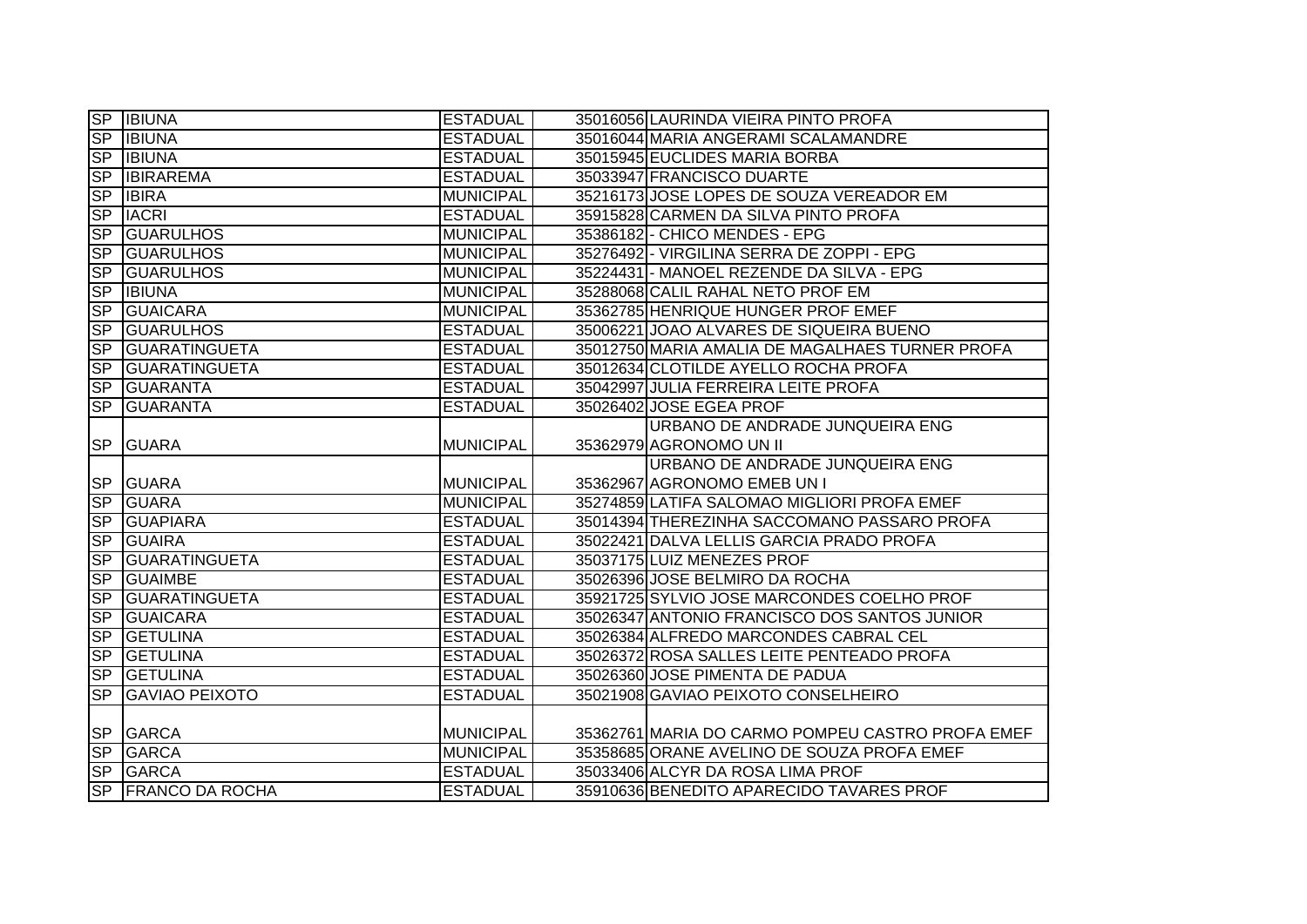| SP | IBIUNA | ESTADUAL | 35016056 | LAURINDA VIEIRA PINTO PROFA |
|---|---|---|---|---|
| SP | IBIUNA | ESTADUAL | 35016044 | MARIA ANGERAMI SCALAMANDRE |
| SP | IBIUNA | ESTADUAL | 35015945 | EUCLIDES MARIA BORBA |
| SP | IBIRAREMA | ESTADUAL | 35033947 | FRANCISCO DUARTE |
| SP | IBIRA | MUNICIPAL | 35216173 | JOSE LOPES DE SOUZA VEREADOR EM |
| SP | IACRI | ESTADUAL | 35915828 | CARMEN DA SILVA PINTO PROFA |
| SP | GUARULHOS | MUNICIPAL | 35386182 | - CHICO MENDES - EPG |
| SP | GUARULHOS | MUNICIPAL | 35276492 | - VIRGILINA SERRA DE ZOPPI - EPG |
| SP | GUARULHOS | MUNICIPAL | 35224431 | - MANOEL REZENDE DA SILVA - EPG |
| SP | IBIUNA | MUNICIPAL | 35288068 | CALIL RAHAL NETO PROF EM |
| SP | GUAICARA | MUNICIPAL | 35362785 | HENRIQUE HUNGER PROF EMEF |
| SP | GUARULHOS | ESTADUAL | 35006221 | JOAO ALVARES DE SIQUEIRA BUENO |
| SP | GUARATINGUETA | ESTADUAL | 35012750 | MARIA AMALIA DE MAGALHAES TURNER PROFA |
| SP | GUARATINGUETA | ESTADUAL | 35012634 | CLOTILDE AYELLO ROCHA PROFA |
| SP | GUARANTA | ESTADUAL | 35042997 | JULIA FERREIRA LEITE PROFA |
| SP | GUARANTA | ESTADUAL | 35026402 | JOSE EGEA PROF |
| SP | GUARA | MUNICIPAL | 35362979 | URBANO DE ANDRADE JUNQUEIRA ENG AGRONOMO UN II |
| SP | GUARA | MUNICIPAL | 35362967 | URBANO DE ANDRADE JUNQUEIRA ENG AGRONOMO EMEB UN I |
| SP | GUARA | MUNICIPAL | 35274859 | LATIFA SALOMAO MIGLIORI PROFA EMEF |
| SP | GUAPIARA | ESTADUAL | 35014394 | THEREZINHA SACCOMANO PASSARO PROFA |
| SP | GUAIRA | ESTADUAL | 35022421 | DALVA LELLIS GARCIA PRADO PROFA |
| SP | GUARATINGUETA | ESTADUAL | 35037175 | LUIZ MENEZES PROF |
| SP | GUAIMBE | ESTADUAL | 35026396 | JOSE BELMIRO DA ROCHA |
| SP | GUARATINGUETA | ESTADUAL | 35921725 | SYLVIO JOSE MARCONDES COELHO PROF |
| SP | GUAICARA | ESTADUAL | 35026347 | ANTONIO FRANCISCO DOS SANTOS JUNIOR |
| SP | GETULINA | ESTADUAL | 35026384 | ALFREDO MARCONDES CABRAL CEL |
| SP | GETULINA | ESTADUAL | 35026372 | ROSA SALLES LEITE PENTEADO PROFA |
| SP | GETULINA | ESTADUAL | 35026360 | JOSE PIMENTA DE PADUA |
| SP | GAVIAO PEIXOTO | ESTADUAL | 35021908 | GAVIAO PEIXOTO CONSELHEIRO |
| SP | GARCA | MUNICIPAL | 35362761 | MARIA DO CARMO POMPEU CASTRO PROFA EMEF |
| SP | GARCA | MUNICIPAL | 35358685 | ORANE AVELINO DE SOUZA PROFA EMEF |
| SP | GARCA | ESTADUAL | 35033406 | ALCYR DA ROSA LIMA PROF |
| SP | FRANCO DA ROCHA | ESTADUAL | 35910636 | BENEDITO APARECIDO TAVARES PROF |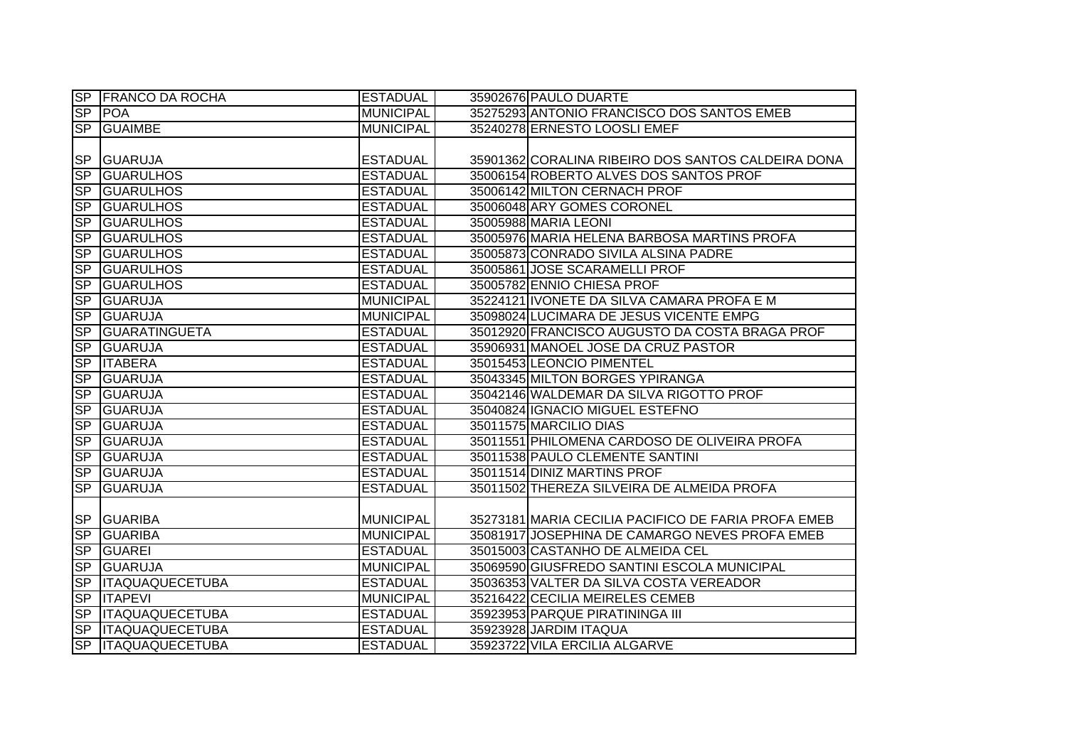| | | | | |
|---|---|---|---|---|
| SP | FRANCO DA ROCHA | ESTADUAL | 35902676 | PAULO DUARTE |
| SP | POA | MUNICIPAL | 35275293 | ANTONIO FRANCISCO DOS SANTOS EMEB |
| SP | GUAIMBE | MUNICIPAL | 35240278 | ERNESTO LOOSLI EMEF |
| SP | GUARUJA | ESTADUAL | 35901362 | CORALINA RIBEIRO DOS SANTOS CALDEIRA DONA |
| SP | GUARULHOS | ESTADUAL | 35006154 | ROBERTO ALVES DOS SANTOS PROF |
| SP | GUARULHOS | ESTADUAL | 35006142 | MILTON CERNACH PROF |
| SP | GUARULHOS | ESTADUAL | 35006048 | ARY GOMES CORONEL |
| SP | GUARULHOS | ESTADUAL | 35005988 | MARIA LEONI |
| SP | GUARULHOS | ESTADUAL | 35005976 | MARIA HELENA BARBOSA MARTINS PROFA |
| SP | GUARULHOS | ESTADUAL | 35005873 | CONRADO SIVILA ALSINA PADRE |
| SP | GUARULHOS | ESTADUAL | 35005861 | JOSE SCARAMELLI PROF |
| SP | GUARULHOS | ESTADUAL | 35005782 | ENNIO CHIESA PROF |
| SP | GUARUJA | MUNICIPAL | 35224121 | IVONETE DA SILVA CAMARA PROFA E M |
| SP | GUARUJA | MUNICIPAL | 35098024 | LUCIMARA DE JESUS VICENTE EMPG |
| SP | GUARATINGUETA | ESTADUAL | 35012920 | FRANCISCO AUGUSTO DA COSTA BRAGA PROF |
| SP | GUARUJA | ESTADUAL | 35906931 | MANOEL JOSE DA CRUZ PASTOR |
| SP | ITABERA | ESTADUAL | 35015453 | LEONCIO PIMENTEL |
| SP | GUARUJA | ESTADUAL | 35043345 | MILTON BORGES YPIRANGA |
| SP | GUARUJA | ESTADUAL | 35042146 | WALDEMAR DA SILVA RIGOTTO PROF |
| SP | GUARUJA | ESTADUAL | 35040824 | IGNACIO MIGUEL ESTEFNO |
| SP | GUARUJA | ESTADUAL | 35011575 | MARCILIO DIAS |
| SP | GUARUJA | ESTADUAL | 35011551 | PHILOMENA CARDOSO DE OLIVEIRA PROFA |
| SP | GUARUJA | ESTADUAL | 35011538 | PAULO CLEMENTE SANTINI |
| SP | GUARUJA | ESTADUAL | 35011514 | DINIZ MARTINS PROF |
| SP | GUARUJA | ESTADUAL | 35011502 | THEREZA SILVEIRA DE ALMEIDA PROFA |
| SP | GUARIBA | MUNICIPAL | 35273181 | MARIA CECILIA PACIFICO DE FARIA PROFA EMEB |
| SP | GUARIBA | MUNICIPAL | 35081917 | JOSEPHINA DE CAMARGO NEVES PROFA EMEB |
| SP | GUAREI | ESTADUAL | 35015003 | CASTANHO DE ALMEIDA CEL |
| SP | GUARUJA | MUNICIPAL | 35069590 | GIUSFREDO SANTINI ESCOLA MUNICIPAL |
| SP | ITAQUAQUECETUBA | ESTADUAL | 35036353 | VALTER DA SILVA COSTA VEREADOR |
| SP | ITAPEVI | MUNICIPAL | 35216422 | CECILIA MEIRELES CEMEB |
| SP | ITAQUAQUECETUBA | ESTADUAL | 35923953 | PARQUE PIRATININGA III |
| SP | ITAQUAQUECETUBA | ESTADUAL | 35923928 | JARDIM ITAQUA |
| SP | ITAQUAQUECETUBA | ESTADUAL | 35923722 | VILA ERCILIA ALGARVE |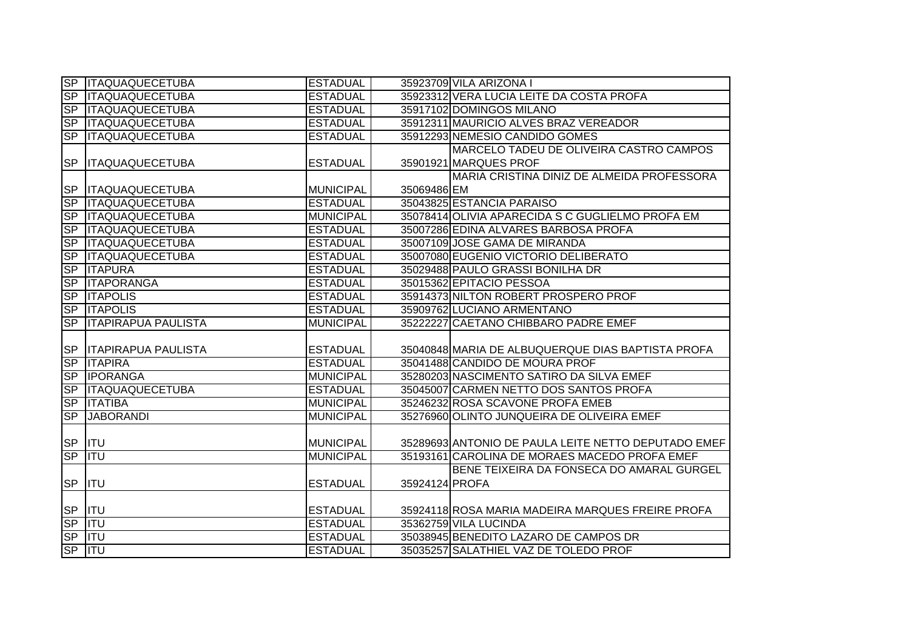| SP | ITAQUAQUECETUBA | ESTADUAL | 35923709 | VILA ARIZONA I |
|---|---|---|---|---|
| SP | ITAQUAQUECETUBA | ESTADUAL | 35923312 | VERA LUCIA LEITE DA COSTA PROFA |
| SP | ITAQUAQUECETUBA | ESTADUAL | 35917102 | DOMINGOS MILANO |
| SP | ITAQUAQUECETUBA | ESTADUAL | 35912311 | MAURICIO ALVES BRAZ VEREADOR |
| SP | ITAQUAQUECETUBA | ESTADUAL | 35912293 | NEMESIO CANDIDO GOMES |
| SP | ITAQUAQUECETUBA | ESTADUAL | 35901921 | MARCELO TADEU DE OLIVEIRA CASTRO CAMPOS MARQUES PROF |
| SP | ITAQUAQUECETUBA | MUNICIPAL | 35069486 | MARIA CRISTINA DINIZ DE ALMEIDA PROFESSORA EM |
| SP | ITAQUAQUECETUBA | ESTADUAL | 35043825 | ESTANCIA PARAISO |
| SP | ITAQUAQUECETUBA | MUNICIPAL | 35078414 | OLIVIA APARECIDA S C GUGLIELMO PROFA EM |
| SP | ITAQUAQUECETUBA | ESTADUAL | 35007286 | EDINA ALVARES BARBOSA PROFA |
| SP | ITAQUAQUECETUBA | ESTADUAL | 35007109 | JOSE GAMA DE MIRANDA |
| SP | ITAQUAQUECETUBA | ESTADUAL | 35007080 | EUGENIO VICTORIO DELIBERATO |
| SP | ITAPURA | ESTADUAL | 35029488 | PAULO GRASSI BONILHA DR |
| SP | ITAPORANGA | ESTADUAL | 35015362 | EPITACIO PESSOA |
| SP | ITAPOLIS | ESTADUAL | 35914373 | NILTON ROBERT PROSPERO PROF |
| SP | ITAPOLIS | ESTADUAL | 35909762 | LUCIANO ARMENTANO |
| SP | ITAPIRAPUA PAULISTA | MUNICIPAL | 35222227 | CAETANO CHIBBARO PADRE EMEF |
| SP | ITAPIRAPUA PAULISTA | ESTADUAL | 35040848 | MARIA DE ALBUQUERQUE DIAS BAPTISTA PROFA |
| SP | ITAPIRA | ESTADUAL | 35041488 | CANDIDO DE MOURA PROF |
| SP | IPORANGA | MUNICIPAL | 35280203 | NASCIMENTO SATIRO DA SILVA EMEF |
| SP | ITAQUAQUECETUBA | ESTADUAL | 35045007 | CARMEN NETTO DOS SANTOS PROFA |
| SP | ITATIBA | MUNICIPAL | 35246232 | ROSA SCAVONE PROFA EMEB |
| SP | JABORANDI | MUNICIPAL | 35276960 | OLINTO JUNQUEIRA DE OLIVEIRA EMEF |
| SP | ITU | MUNICIPAL | 35289693 | ANTONIO DE PAULA LEITE NETTO DEPUTADO EMEF |
| SP | ITU | MUNICIPAL | 35193161 | CAROLINA DE MORAES MACEDO PROFA EMEF |
| SP | ITU | ESTADUAL | 35924124 | BENE TEIXEIRA DA FONSECA DO AMARAL GURGEL PROFA |
| SP | ITU | ESTADUAL | 35924118 | ROSA MARIA MADEIRA MARQUES FREIRE PROFA |
| SP | ITU | ESTADUAL | 35362759 | VILA LUCINDA |
| SP | ITU | ESTADUAL | 35038945 | BENEDITO LAZARO DE CAMPOS DR |
| SP | ITU | ESTADUAL | 35035257 | SALATHIEL VAZ DE TOLEDO PROF |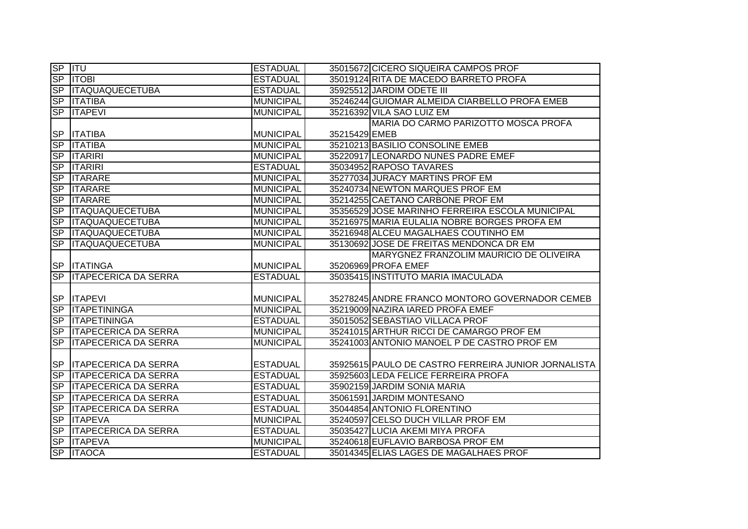| | | | | |
|---|---|---|---|---|
| SP | ITU | ESTADUAL | 35015672 | CICERO SIQUEIRA CAMPOS PROF |
| SP | ITOBI | ESTADUAL | 35019124 | RITA DE MACEDO BARRETO PROFA |
| SP | ITAQUAQUECETUBA | ESTADUAL | 35925512 | JARDIM ODETE III |
| SP | ITATIBA | MUNICIPAL | 35246244 | GUIOMAR ALMEIDA CIARBELLO PROFA EMEB |
| SP | ITAPEVI | MUNICIPAL | 35216392 | VILA SAO LUIZ EM |
| SP | ITATIBA | MUNICIPAL | 35215429 | MARIA DO CARMO PARIZOTTO MOSCA PROFA EMEB |
| SP | ITATIBA | MUNICIPAL | 35210213 | BASILIO CONSOLINE EMEB |
| SP | ITARIRI | MUNICIPAL | 35220917 | LEONARDO NUNES PADRE EMEF |
| SP | ITARIRI | ESTADUAL | 35034952 | RAPOSO TAVARES |
| SP | ITARARE | MUNICIPAL | 35277034 | JURACY MARTINS PROF EM |
| SP | ITARARE | MUNICIPAL | 35240734 | NEWTON MARQUES PROF EM |
| SP | ITARARE | MUNICIPAL | 35214255 | CAETANO CARBONE PROF EM |
| SP | ITAQUAQUECETUBA | MUNICIPAL | 35356529 | JOSE MARINHO FERREIRA ESCOLA MUNICIPAL |
| SP | ITAQUAQUECETUBA | MUNICIPAL | 35216975 | MARIA EULALIA NOBRE BORGES PROFA EM |
| SP | ITAQUAQUECETUBA | MUNICIPAL | 35216948 | ALCEU MAGALHAES COUTINHO EM |
| SP | ITAQUAQUECETUBA | MUNICIPAL | 35130692 | JOSE DE FREITAS MENDONCA DR EM |
| SP | ITATINGA | MUNICIPAL | 35206969 | MARYGNEZ FRANZOLIM MAURICIO DE OLIVEIRA PROFA EMEF |
| SP | ITAPECERICA DA SERRA | ESTADUAL | 35035415 | INSTITUTO MARIA IMACULADA |
| SP | ITAPEVI | MUNICIPAL | 35278245 | ANDRE FRANCO MONTORO GOVERNADOR CEMEB |
| SP | ITAPETININGA | MUNICIPAL | 35219009 | NAZIRA IARED PROFA EMEF |
| SP | ITAPETININGA | ESTADUAL | 35015052 | SEBASTIAO VILLACA PROF |
| SP | ITAPECERICA DA SERRA | MUNICIPAL | 35241015 | ARTHUR RICCI DE CAMARGO PROF EM |
| SP | ITAPECERICA DA SERRA | MUNICIPAL | 35241003 | ANTONIO MANOEL P DE CASTRO PROF EM |
| SP | ITAPECERICA DA SERRA | ESTADUAL | 35925615 | PAULO DE CASTRO FERREIRA JUNIOR JORNALISTA |
| SP | ITAPECERICA DA SERRA | ESTADUAL | 35925603 | LEDA FELICE FERREIRA PROFA |
| SP | ITAPECERICA DA SERRA | ESTADUAL | 35902159 | JARDIM SONIA MARIA |
| SP | ITAPECERICA DA SERRA | ESTADUAL | 35061591 | JARDIM MONTESANO |
| SP | ITAPECERICA DA SERRA | ESTADUAL | 35044854 | ANTONIO FLORENTINO |
| SP | ITAPEVA | MUNICIPAL | 35240597 | CELSO DUCH VILLAR PROF EM |
| SP | ITAPECERICA DA SERRA | ESTADUAL | 35035427 | LUCIA AKEMI MIYA PROFA |
| SP | ITAPEVA | MUNICIPAL | 35240618 | EUFLAVIO BARBOSA PROF EM |
| SP | ITAOCA | ESTADUAL | 35014345 | ELIAS LAGES DE MAGALHAES PROF |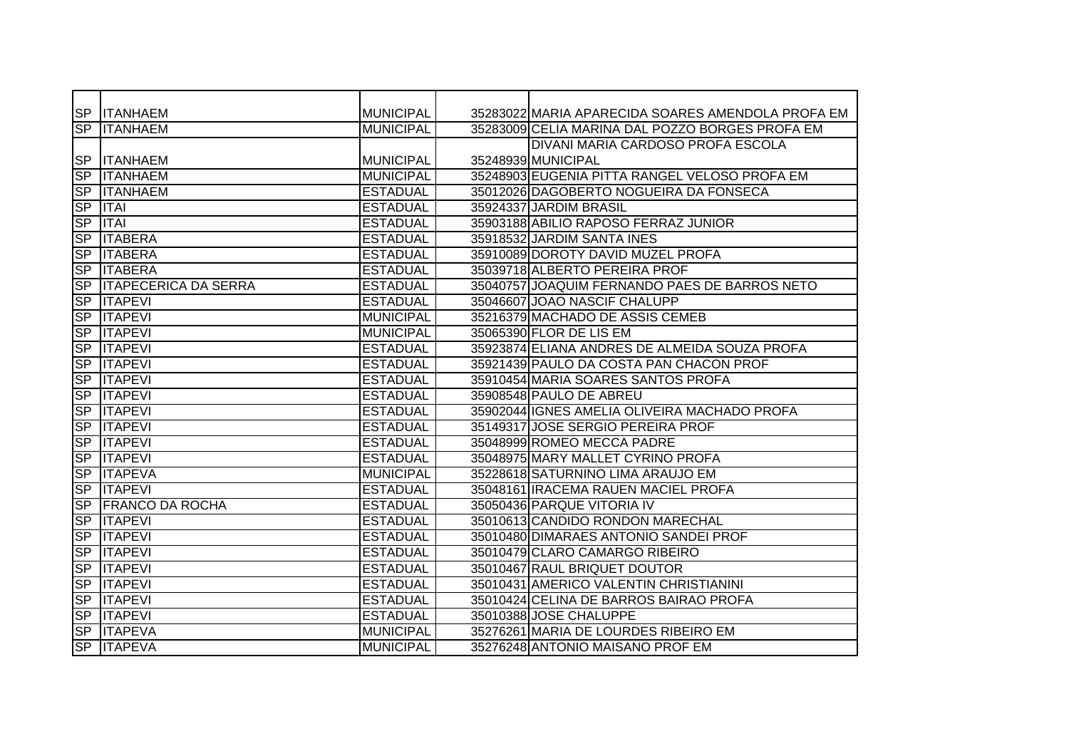| | | | | |
|---|---|---|---|---|
| SP | ITANHAEM | MUNICIPAL | 35283022 | MARIA APARECIDA SOARES AMENDOLA PROFA EM |
| SP | ITANHAEM | MUNICIPAL | 35283009 | CELIA MARINA DAL POZZO BORGES PROFA EM |
| SP | ITANHAEM | MUNICIPAL | 35248939 | DIVANI MARIA CARDOSO PROFA ESCOLA MUNICIPAL |
| SP | ITANHAEM | MUNICIPAL | 35248903 | EUGENIA PITTA RANGEL VELOSO PROFA EM |
| SP | ITANHAEM | ESTADUAL | 35012026 | DAGOBERTO NOGUEIRA DA FONSECA |
| SP | ITAI | ESTADUAL | 35924337 | JARDIM BRASIL |
| SP | ITAI | ESTADUAL | 35903188 | ABILIO RAPOSO FERRAZ JUNIOR |
| SP | ITABERA | ESTADUAL | 35918532 | JARDIM SANTA INES |
| SP | ITABERA | ESTADUAL | 35910089 | DOROTY DAVID MUZEL PROFA |
| SP | ITABERA | ESTADUAL | 35039718 | ALBERTO PEREIRA PROF |
| SP | ITAPECERICA DA SERRA | ESTADUAL | 35040757 | JOAQUIM FERNANDO PAES DE BARROS NETO |
| SP | ITAPEVI | ESTADUAL | 35046607 | JOAO NASCIF CHALUPP |
| SP | ITAPEVI | MUNICIPAL | 35216379 | MACHADO DE ASSIS CEMEB |
| SP | ITAPEVI | MUNICIPAL | 35065390 | FLOR DE LIS EM |
| SP | ITAPEVI | ESTADUAL | 35923874 | ELIANA ANDRES DE ALMEIDA SOUZA PROFA |
| SP | ITAPEVI | ESTADUAL | 35921439 | PAULO DA COSTA PAN CHACON PROF |
| SP | ITAPEVI | ESTADUAL | 35910454 | MARIA SOARES SANTOS PROFA |
| SP | ITAPEVI | ESTADUAL | 35908548 | PAULO DE ABREU |
| SP | ITAPEVI | ESTADUAL | 35902044 | IGNES AMELIA OLIVEIRA MACHADO PROFA |
| SP | ITAPEVI | ESTADUAL | 35149317 | JOSE SERGIO PEREIRA PROF |
| SP | ITAPEVI | ESTADUAL | 35048999 | ROMEO MECCA PADRE |
| SP | ITAPEVI | ESTADUAL | 35048975 | MARY MALLET CYRINO PROFA |
| SP | ITAPEVA | MUNICIPAL | 35228618 | SATURNINO LIMA ARAUJO EM |
| SP | ITAPEVI | ESTADUAL | 35048161 | IRACEMA RAUEN MACIEL PROFA |
| SP | FRANCO DA ROCHA | ESTADUAL | 35050436 | PARQUE VITORIA IV |
| SP | ITAPEVI | ESTADUAL | 35010613 | CANDIDO RONDON MARECHAL |
| SP | ITAPEVI | ESTADUAL | 35010480 | DIMARAES ANTONIO SANDEI PROF |
| SP | ITAPEVI | ESTADUAL | 35010479 | CLARO CAMARGO RIBEIRO |
| SP | ITAPEVI | ESTADUAL | 35010467 | RAUL BRIQUET DOUTOR |
| SP | ITAPEVI | ESTADUAL | 35010431 | AMERICO VALENTIN CHRISTIANINI |
| SP | ITAPEVI | ESTADUAL | 35010424 | CELINA DE BARROS BAIRAO PROFA |
| SP | ITAPEVI | ESTADUAL | 35010388 | JOSE CHALUPPE |
| SP | ITAPEVA | MUNICIPAL | 35276261 | MARIA DE LOURDES RIBEIRO EM |
| SP | ITAPEVA | MUNICIPAL | 35276248 | ANTONIO MAISANO PROF EM |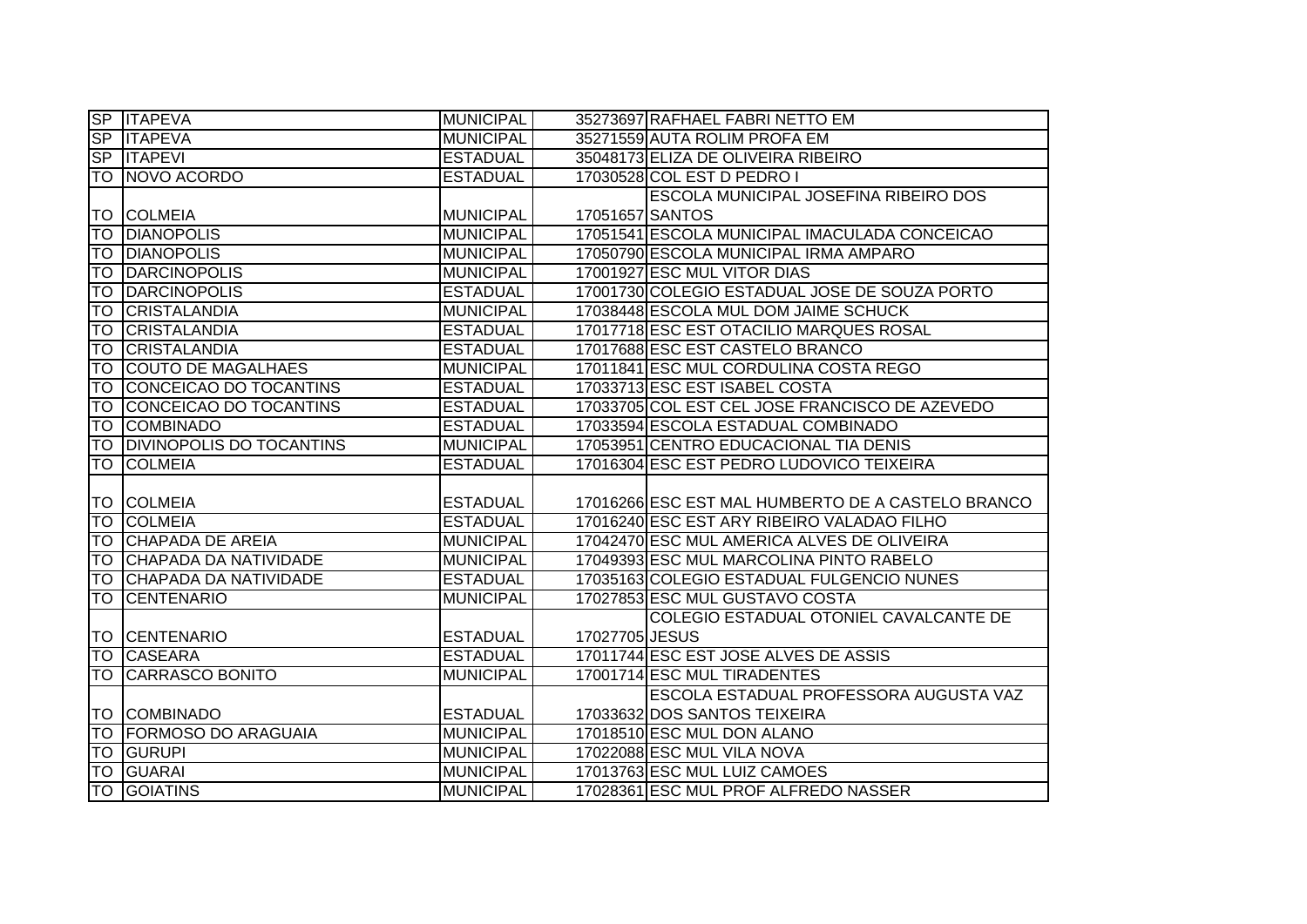| | | | | |
|---|---|---|---|---|
| SP | ITAPEVA | MUNICIPAL | 35273697 | RAFHAEL FABRI NETTO EM |
| SP | ITAPEVA | MUNICIPAL | 35271559 | AUTA ROLIM PROFA EM |
| SP | ITAPEVI | ESTADUAL | 35048173 | ELIZA DE OLIVEIRA RIBEIRO |
| TO | NOVO ACORDO | ESTADUAL | 17030528 | COL EST D PEDRO I |
| TO | COLMEIA | MUNICIPAL | 17051657 | ESCOLA MUNICIPAL JOSEFINA RIBEIRO DOS SANTOS |
| TO | DIANOPOLIS | MUNICIPAL | 17051541 | ESCOLA MUNICIPAL IMACULADA CONCEICAO |
| TO | DIANOPOLIS | MUNICIPAL | 17050790 | ESCOLA MUNICIPAL IRMA AMPARO |
| TO | DARCINOPOLIS | MUNICIPAL | 17001927 | ESC MUL VITOR DIAS |
| TO | DARCINOPOLIS | ESTADUAL | 17001730 | COLEGIO ESTADUAL JOSE DE SOUZA PORTO |
| TO | CRISTALANDIA | MUNICIPAL | 17038448 | ESCOLA MUL DOM JAIME SCHUCK |
| TO | CRISTALANDIA | ESTADUAL | 17017718 | ESC EST OTACILIO MARQUES ROSAL |
| TO | CRISTALANDIA | ESTADUAL | 17017688 | ESC EST CASTELO BRANCO |
| TO | COUTO DE MAGALHAES | MUNICIPAL | 17011841 | ESC MUL CORDULINA COSTA REGO |
| TO | CONCEICAO DO TOCANTINS | ESTADUAL | 17033713 | ESC EST ISABEL COSTA |
| TO | CONCEICAO DO TOCANTINS | ESTADUAL | 17033705 | COL EST CEL JOSE FRANCISCO DE AZEVEDO |
| TO | COMBINADO | ESTADUAL | 17033594 | ESCOLA ESTADUAL COMBINADO |
| TO | DIVINOPOLIS DO TOCANTINS | MUNICIPAL | 17053951 | CENTRO EDUCACIONAL TIA DENIS |
| TO | COLMEIA | ESTADUAL | 17016304 | ESC EST PEDRO LUDOVICO TEIXEIRA |
| TO | COLMEIA | ESTADUAL | 17016266 | ESC EST MAL HUMBERTO DE A CASTELO BRANCO |
| TO | COLMEIA | ESTADUAL | 17016240 | ESC EST ARY RIBEIRO VALADAO FILHO |
| TO | CHAPADA DE AREIA | MUNICIPAL | 17042470 | ESC MUL AMERICA ALVES DE OLIVEIRA |
| TO | CHAPADA DA NATIVIDADE | MUNICIPAL | 17049393 | ESC MUL MARCOLINA PINTO RABELO |
| TO | CHAPADA DA NATIVIDADE | ESTADUAL | 17035163 | COLEGIO ESTADUAL FULGENCIO NUNES |
| TO | CENTENARIO | MUNICIPAL | 17027853 | ESC MUL GUSTAVO COSTA |
| TO | CENTENARIO | ESTADUAL | 17027705 | COLEGIO ESTADUAL OTONIEL CAVALCANTE DE JESUS |
| TO | CASEARA | ESTADUAL | 17011744 | ESC EST JOSE ALVES DE ASSIS |
| TO | CARRASCO BONITO | MUNICIPAL | 17001714 | ESC MUL TIRADENTES |
| TO | COMBINADO | ESTADUAL | 17033632 | ESCOLA ESTADUAL PROFESSORA AUGUSTA VAZ DOS SANTOS TEIXEIRA |
| TO | FORMOSO DO ARAGUAIA | MUNICIPAL | 17018510 | ESC MUL DON ALANO |
| TO | GURUPI | MUNICIPAL | 17022088 | ESC MUL VILA NOVA |
| TO | GUARAI | MUNICIPAL | 17013763 | ESC MUL LUIZ CAMOES |
| TO | GOIATINS | MUNICIPAL | 17028361 | ESC MUL PROF ALFREDO NASSER |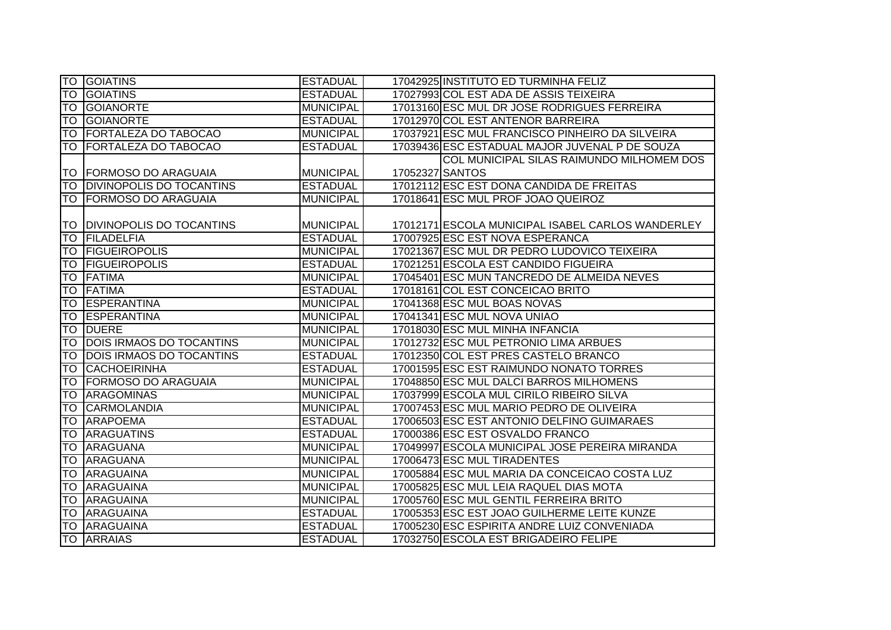| TO | GOIATINS | ESTADUAL | 17042925 | INSTITUTO ED TURMINHA FELIZ |
|---|---|---|---|---|
| TO | GOIATINS | ESTADUAL | 17027993 | COL EST ADA DE ASSIS TEIXEIRA |
| TO | GOIANORTE | MUNICIPAL | 17013160 | ESC MUL DR JOSE RODRIGUES FERREIRA |
| TO | GOIANORTE | ESTADUAL | 17012970 | COL EST ANTENOR BARREIRA |
| TO | FORTALEZA DO TABOCAO | MUNICIPAL | 17037921 | ESC MUL FRANCISCO PINHEIRO DA SILVEIRA |
| TO | FORTALEZA DO TABOCAO | ESTADUAL | 17039436 | ESC ESTADUAL MAJOR JUVENAL P DE SOUZA |
| TO | FORMOSO DO ARAGUAIA | MUNICIPAL | 17052327 | COL MUNICIPAL SILAS RAIMUNDO MILHOMEM DOS SANTOS |
| TO | DIVINOPOLIS DO TOCANTINS | ESTADUAL | 17012112 | ESC EST DONA CANDIDA DE FREITAS |
| TO | FORMOSO DO ARAGUAIA | MUNICIPAL | 17018641 | ESC MUL PROF JOAO QUEIROZ |
| TO | DIVINOPOLIS DO TOCANTINS | MUNICIPAL | 17012171 | ESCOLA MUNICIPAL ISABEL CARLOS WANDERLEY |
| TO | FILADELFIA | ESTADUAL | 17007925 | ESC EST NOVA ESPERANCA |
| TO | FIGUEIROPOLIS | MUNICIPAL | 17021367 | ESC MUL DR PEDRO LUDOVICO TEIXEIRA |
| TO | FIGUEIROPOLIS | ESTADUAL | 17021251 | ESCOLA EST CANDIDO FIGUEIRA |
| TO | FATIMA | MUNICIPAL | 17045401 | ESC MUN TANCREDO DE ALMEIDA NEVES |
| TO | FATIMA | ESTADUAL | 17018161 | COL EST CONCEICAO BRITO |
| TO | ESPERANTINA | MUNICIPAL | 17041368 | ESC MUL BOAS NOVAS |
| TO | ESPERANTINA | MUNICIPAL | 17041341 | ESC MUL NOVA UNIAO |
| TO | DUERE | MUNICIPAL | 17018030 | ESC MUL MINHA INFANCIA |
| TO | DOIS IRMAOS DO TOCANTINS | MUNICIPAL | 17012732 | ESC MUL PETRONIO LIMA ARBUES |
| TO | DOIS IRMAOS DO TOCANTINS | ESTADUAL | 17012350 | COL EST PRES CASTELO BRANCO |
| TO | CACHOEIRINHA | ESTADUAL | 17001595 | ESC EST RAIMUNDO NONATO TORRES |
| TO | FORMOSO DO ARAGUAIA | MUNICIPAL | 17048850 | ESC MUL DALCI BARROS MILHOMENS |
| TO | ARAGOMINAS | MUNICIPAL | 17037999 | ESCOLA MUL CIRILO RIBEIRO SILVA |
| TO | CARMOLANDIA | MUNICIPAL | 17007453 | ESC MUL MARIO PEDRO DE OLIVEIRA |
| TO | ARAPOEMA | ESTADUAL | 17006503 | ESC EST ANTONIO DELFINO GUIMARAES |
| TO | ARAGUATINS | ESTADUAL | 17000386 | ESC EST OSVALDO FRANCO |
| TO | ARAGUANA | MUNICIPAL | 17049997 | ESCOLA MUNICIPAL JOSE PEREIRA MIRANDA |
| TO | ARAGUANA | MUNICIPAL | 17006473 | ESC MUL TIRADENTES |
| TO | ARAGUAINA | MUNICIPAL | 17005884 | ESC MUL MARIA DA CONCEICAO COSTA LUZ |
| TO | ARAGUAINA | MUNICIPAL | 17005825 | ESC MUL LEIA RAQUEL DIAS MOTA |
| TO | ARAGUAINA | MUNICIPAL | 17005760 | ESC MUL GENTIL FERREIRA BRITO |
| TO | ARAGUAINA | ESTADUAL | 17005353 | ESC EST JOAO GUILHERME LEITE KUNZE |
| TO | ARAGUAINA | ESTADUAL | 17005230 | ESC ESPIRITA ANDRE LUIZ CONVENIADA |
| TO | ARRAIAS | ESTADUAL | 17032750 | ESCOLA EST BRIGADEIRO FELIPE |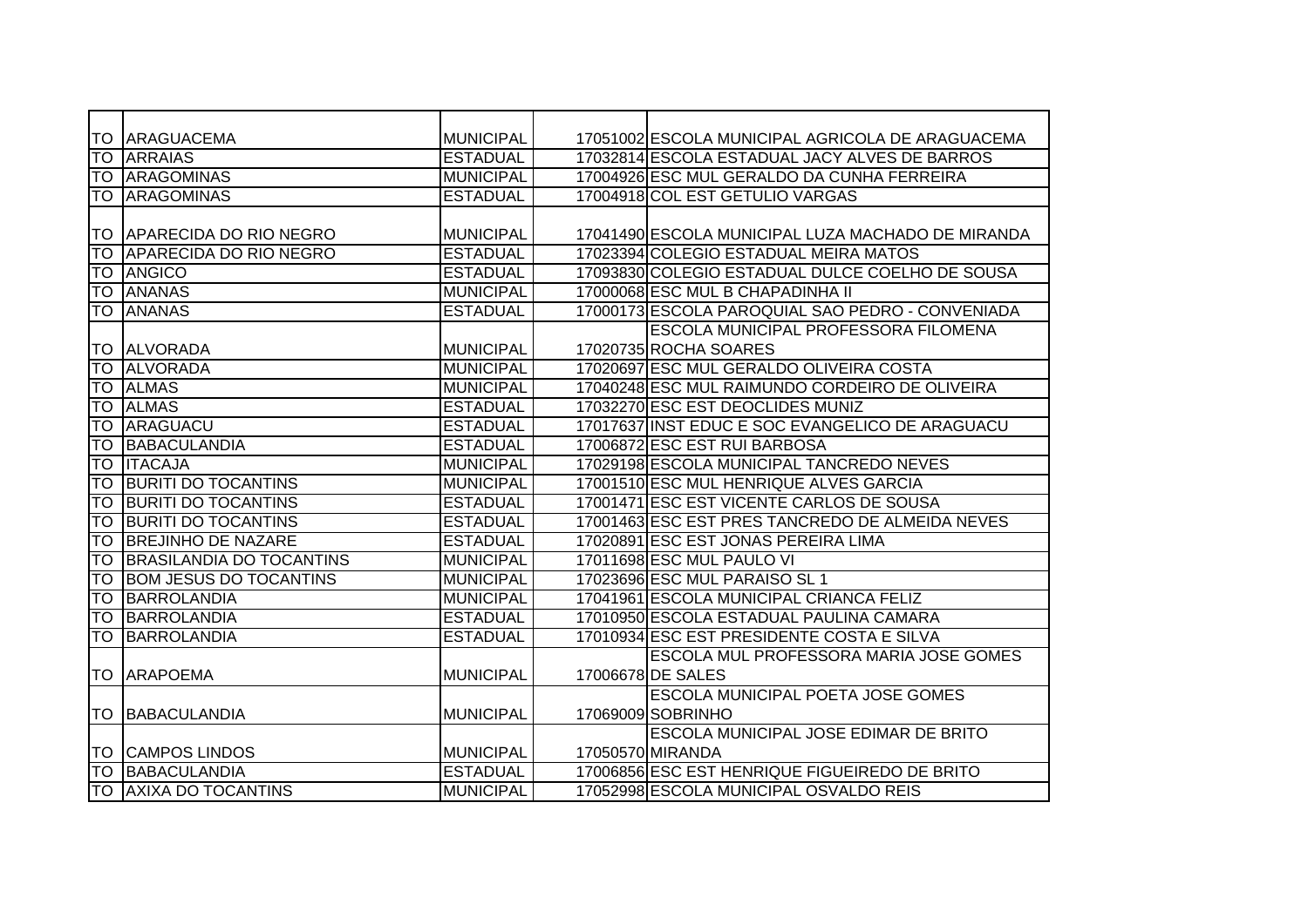| | | | | |
|---|---|---|---|---|
| TO | ARAGUACEMA | MUNICIPAL | 17051002 | ESCOLA MUNICIPAL AGRICOLA DE ARAGUACEMA |
| TO | ARRAIAS | ESTADUAL | 17032814 | ESCOLA ESTADUAL JACY ALVES DE BARROS |
| TO | ARAGOMINAS | MUNICIPAL | 17004926 | ESC MUL GERALDO DA CUNHA FERREIRA |
| TO | ARAGOMINAS | ESTADUAL | 17004918 | COL EST GETULIO VARGAS |
| TO | APARECIDA DO RIO NEGRO | MUNICIPAL | 17041490 | ESCOLA MUNICIPAL LUZA MACHADO DE MIRANDA |
| TO | APARECIDA DO RIO NEGRO | ESTADUAL | 17023394 | COLEGIO ESTADUAL MEIRA MATOS |
| TO | ANGICO | ESTADUAL | 17093830 | COLEGIO ESTADUAL DULCE COELHO DE SOUSA |
| TO | ANANAS | MUNICIPAL | 17000068 | ESC MUL B CHAPADINHA II |
| TO | ANANAS | ESTADUAL | 17000173 | ESCOLA PAROQUIAL SAO PEDRO - CONVENIADA |
| TO | ALVORADA | MUNICIPAL | 17020735 | ESCOLA MUNICIPAL PROFESSORA FILOMENA ROCHA SOARES |
| TO | ALVORADA | MUNICIPAL | 17020697 | ESC MUL GERALDO OLIVEIRA COSTA |
| TO | ALMAS | MUNICIPAL | 17040248 | ESC MUL RAIMUNDO CORDEIRO DE OLIVEIRA |
| TO | ALMAS | ESTADUAL | 17032270 | ESC EST DEOCLIDES MUNIZ |
| TO | ARAGUACU | ESTADUAL | 17017637 | INST EDUC E SOC EVANGELICO DE ARAGUACU |
| TO | BABACULANDIA | ESTADUAL | 17006872 | ESC EST RUI BARBOSA |
| TO | ITACAJA | MUNICIPAL | 17029198 | ESCOLA MUNICIPAL TANCREDO NEVES |
| TO | BURITI DO TOCANTINS | MUNICIPAL | 17001510 | ESC MUL HENRIQUE ALVES GARCIA |
| TO | BURITI DO TOCANTINS | ESTADUAL | 17001471 | ESC EST VICENTE CARLOS DE SOUSA |
| TO | BURITI DO TOCANTINS | ESTADUAL | 17001463 | ESC EST PRES TANCREDO DE ALMEIDA NEVES |
| TO | BREJINHO DE NAZARE | ESTADUAL | 17020891 | ESC EST JONAS PEREIRA LIMA |
| TO | BRASILANDIA DO TOCANTINS | MUNICIPAL | 17011698 | ESC MUL PAULO VI |
| TO | BOM JESUS DO TOCANTINS | MUNICIPAL | 17023696 | ESC MUL PARAISO SL 1 |
| TO | BARROLANDIA | MUNICIPAL | 17041961 | ESCOLA MUNICIPAL CRIANCA FELIZ |
| TO | BARROLANDIA | ESTADUAL | 17010950 | ESCOLA ESTADUAL PAULINA CAMARA |
| TO | BARROLANDIA | ESTADUAL | 17010934 | ESC EST PRESIDENTE COSTA E SILVA |
| TO | ARAPOEMA | MUNICIPAL | 17006678 | ESCOLA MUL PROFESSORA MARIA JOSE GOMES DE SALES |
| TO | BABACULANDIA | MUNICIPAL | 17069009 | ESCOLA MUNICIPAL POETA JOSE GOMES SOBRINHO |
| TO | CAMPOS LINDOS | MUNICIPAL | 17050570 | ESCOLA MUNICIPAL JOSE EDIMAR DE BRITO MIRANDA |
| TO | BABACULANDIA | ESTADUAL | 17006856 | ESC EST HENRIQUE FIGUEIREDO DE BRITO |
| TO | AXIXA DO TOCANTINS | MUNICIPAL | 17052998 | ESCOLA MUNICIPAL OSVALDO REIS |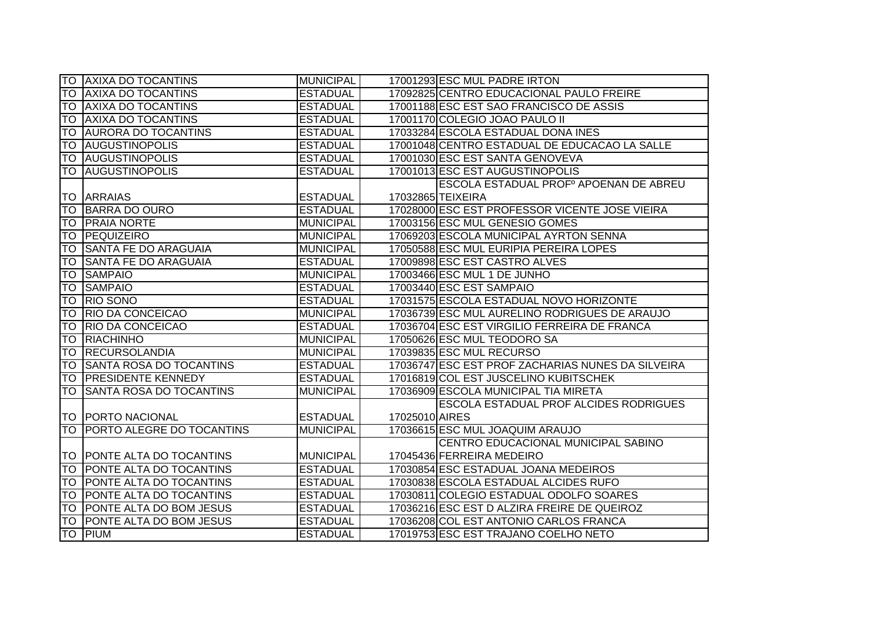| | | | | |
|---|---|---|---|---|
| TO | AXIXA DO TOCANTINS | MUNICIPAL | 17001293 | ESC MUL PADRE IRTON |
| TO | AXIXA DO TOCANTINS | ESTADUAL | 17092825 | CENTRO EDUCACIONAL PAULO FREIRE |
| TO | AXIXA DO TOCANTINS | ESTADUAL | 17001188 | ESC EST SAO FRANCISCO DE ASSIS |
| TO | AXIXA DO TOCANTINS | ESTADUAL | 17001170 | COLEGIO JOAO PAULO II |
| TO | AURORA DO TOCANTINS | ESTADUAL | 17033284 | ESCOLA ESTADUAL DONA INES |
| TO | AUGUSTINOPOLIS | ESTADUAL | 17001048 | CENTRO ESTADUAL DE EDUCACAO LA SALLE |
| TO | AUGUSTINOPOLIS | ESTADUAL | 17001030 | ESC EST SANTA GENOVEVA |
| TO | AUGUSTINOPOLIS | ESTADUAL | 17001013 | ESC EST AUGUSTINOPOLIS |
| TO | ARRAIAS | ESTADUAL | 17032865 | ESCOLA ESTADUAL PROFº APOENAN DE ABREU TEIXEIRA |
| TO | BARRA DO OURO | ESTADUAL | 17028000 | ESC EST PROFESSOR VICENTE JOSE VIEIRA |
| TO | PRAIA NORTE | MUNICIPAL | 17003156 | ESC MUL GENESIO GOMES |
| TO | PEQUIZEIRO | MUNICIPAL | 17069203 | ESCOLA MUNICIPAL AYRTON SENNA |
| TO | SANTA FE DO ARAGUAIA | MUNICIPAL | 17050588 | ESC MUL EURIPIA PEREIRA LOPES |
| TO | SANTA FE DO ARAGUAIA | ESTADUAL | 17009898 | ESC EST CASTRO ALVES |
| TO | SAMPAIO | MUNICIPAL | 17003466 | ESC MUL 1 DE JUNHO |
| TO | SAMPAIO | ESTADUAL | 17003440 | ESC EST SAMPAIO |
| TO | RIO SONO | ESTADUAL | 17031575 | ESCOLA ESTADUAL NOVO HORIZONTE |
| TO | RIO DA CONCEICAO | MUNICIPAL | 17036739 | ESC MUL AURELINO RODRIGUES DE ARAUJO |
| TO | RIO DA CONCEICAO | ESTADUAL | 17036704 | ESC EST VIRGILIO FERREIRA DE FRANCA |
| TO | RIACHINHO | MUNICIPAL | 17050626 | ESC MUL TEODORO SA |
| TO | RECURSOLANDIA | MUNICIPAL | 17039835 | ESC MUL RECURSO |
| TO | SANTA ROSA DO TOCANTINS | ESTADUAL | 17036747 | ESC EST PROF ZACHARIAS NUNES DA SILVEIRA |
| TO | PRESIDENTE KENNEDY | ESTADUAL | 17016819 | COL EST JUSCELINO KUBITSCHEK |
| TO | SANTA ROSA DO TOCANTINS | MUNICIPAL | 17036909 | ESCOLA MUNICIPAL TIA MIRETA |
| TO | PORTO NACIONAL | ESTADUAL | 17025010 | ESCOLA ESTADUAL PROF ALCIDES RODRIGUES AIRES |
| TO | PORTO ALEGRE DO TOCANTINS | MUNICIPAL | 17036615 | ESC MUL JOAQUIM ARAUJO |
| TO | PONTE ALTA DO TOCANTINS | MUNICIPAL | 17045436 | CENTRO EDUCACIONAL MUNICIPAL SABINO FERREIRA MEDEIRO |
| TO | PONTE ALTA DO TOCANTINS | ESTADUAL | 17030854 | ESC ESTADUAL JOANA MEDEIROS |
| TO | PONTE ALTA DO TOCANTINS | ESTADUAL | 17030838 | ESCOLA ESTADUAL ALCIDES RUFO |
| TO | PONTE ALTA DO TOCANTINS | ESTADUAL | 17030811 | COLEGIO ESTADUAL ODOLFO SOARES |
| TO | PONTE ALTA DO BOM JESUS | ESTADUAL | 17036216 | ESC EST D ALZIRA FREIRE DE QUEIROZ |
| TO | PONTE ALTA DO BOM JESUS | ESTADUAL | 17036208 | COL EST ANTONIO CARLOS FRANCA |
| TO | PIUM | ESTADUAL | 17019753 | ESC EST TRAJANO COELHO NETO |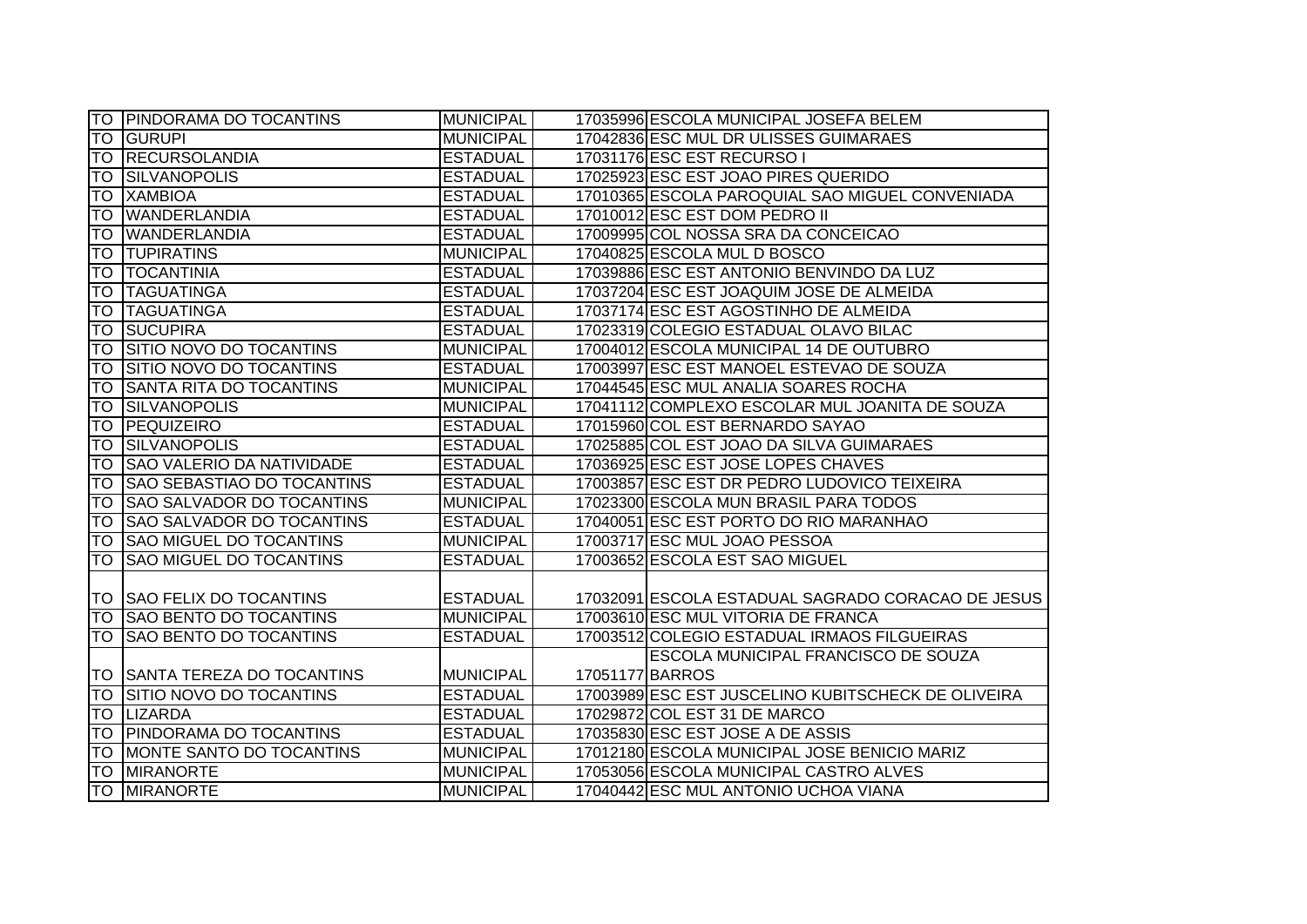| | | | | |
|---|---|---|---|---|
| TO | PINDORAMA DO TOCANTINS | MUNICIPAL | 17035996 | ESCOLA MUNICIPAL JOSEFA BELEM |
| TO | GURUPI | MUNICIPAL | 17042836 | ESC MUL DR ULISSES GUIMARAES |
| TO | RECURSOLANDIA | ESTADUAL | 17031176 | ESC EST RECURSO I |
| TO | SILVANOPOLIS | ESTADUAL | 17025923 | ESC EST JOAO PIRES QUERIDO |
| TO | XAMBIOA | ESTADUAL | 17010365 | ESCOLA PAROQUIAL SAO MIGUEL CONVENIADA |
| TO | WANDERLANDIA | ESTADUAL | 17010012 | ESC EST DOM PEDRO II |
| TO | WANDERLANDIA | ESTADUAL | 17009995 | COL NOSSA SRA DA CONCEICAO |
| TO | TUPIRATINS | MUNICIPAL | 17040825 | ESCOLA MUL D BOSCO |
| TO | TOCANTINIA | ESTADUAL | 17039886 | ESC EST ANTONIO BENVINDO DA LUZ |
| TO | TAGUATINGA | ESTADUAL | 17037204 | ESC EST JOAQUIM JOSE DE ALMEIDA |
| TO | TAGUATINGA | ESTADUAL | 17037174 | ESC EST AGOSTINHO DE ALMEIDA |
| TO | SUCUPIRA | ESTADUAL | 17023319 | COLEGIO ESTADUAL OLAVO BILAC |
| TO | SITIO NOVO DO TOCANTINS | MUNICIPAL | 17004012 | ESCOLA MUNICIPAL 14 DE OUTUBRO |
| TO | SITIO NOVO DO TOCANTINS | ESTADUAL | 17003997 | ESC EST MANOEL ESTEVAO DE SOUZA |
| TO | SANTA RITA DO TOCANTINS | MUNICIPAL | 17044545 | ESC MUL ANALIA SOARES ROCHA |
| TO | SILVANOPOLIS | MUNICIPAL | 17041112 | COMPLEXO ESCOLAR MUL JOANITA DE SOUZA |
| TO | PEQUIZEIRO | ESTADUAL | 17015960 | COL EST BERNARDO SAYAO |
| TO | SILVANOPOLIS | ESTADUAL | 17025885 | COL EST JOAO DA SILVA GUIMARAES |
| TO | SAO VALERIO DA NATIVIDADE | ESTADUAL | 17036925 | ESC EST JOSE LOPES CHAVES |
| TO | SAO SEBASTIAO DO TOCANTINS | ESTADUAL | 17003857 | ESC EST DR PEDRO LUDOVICO TEIXEIRA |
| TO | SAO SALVADOR DO TOCANTINS | MUNICIPAL | 17023300 | ESCOLA MUN BRASIL PARA TODOS |
| TO | SAO SALVADOR DO TOCANTINS | ESTADUAL | 17040051 | ESC EST PORTO DO RIO MARANHAO |
| TO | SAO MIGUEL DO TOCANTINS | MUNICIPAL | 17003717 | ESC MUL JOAO PESSOA |
| TO | SAO MIGUEL DO TOCANTINS | ESTADUAL | 17003652 | ESCOLA EST SAO MIGUEL |
| TO | SAO FELIX DO TOCANTINS | ESTADUAL | 17032091 | ESCOLA ESTADUAL SAGRADO CORACAO DE JESUS |
| TO | SAO BENTO DO TOCANTINS | MUNICIPAL | 17003610 | ESC MUL VITORIA DE FRANCA |
| TO | SAO BENTO DO TOCANTINS | ESTADUAL | 17003512 | COLEGIO ESTADUAL IRMAOS FILGUEIRAS |
| TO | SANTA TEREZA DO TOCANTINS | MUNICIPAL | 17051177 | ESCOLA MUNICIPAL FRANCISCO DE SOUZA BARROS |
| TO | SITIO NOVO DO TOCANTINS | ESTADUAL | 17003989 | ESC EST JUSCELINO KUBITSCHECK DE OLIVEIRA |
| TO | LIZARDA | ESTADUAL | 17029872 | COL EST 31 DE MARCO |
| TO | PINDORAMA DO TOCANTINS | ESTADUAL | 17035830 | ESC EST JOSE A DE ASSIS |
| TO | MONTE SANTO DO TOCANTINS | MUNICIPAL | 17012180 | ESCOLA MUNICIPAL JOSE BENICIO MARIZ |
| TO | MIRANORTE | MUNICIPAL | 17053056 | ESCOLA MUNICIPAL CASTRO ALVES |
| TO | MIRANORTE | MUNICIPAL | 17040442 | ESC MUL ANTONIO UCHOA VIANA |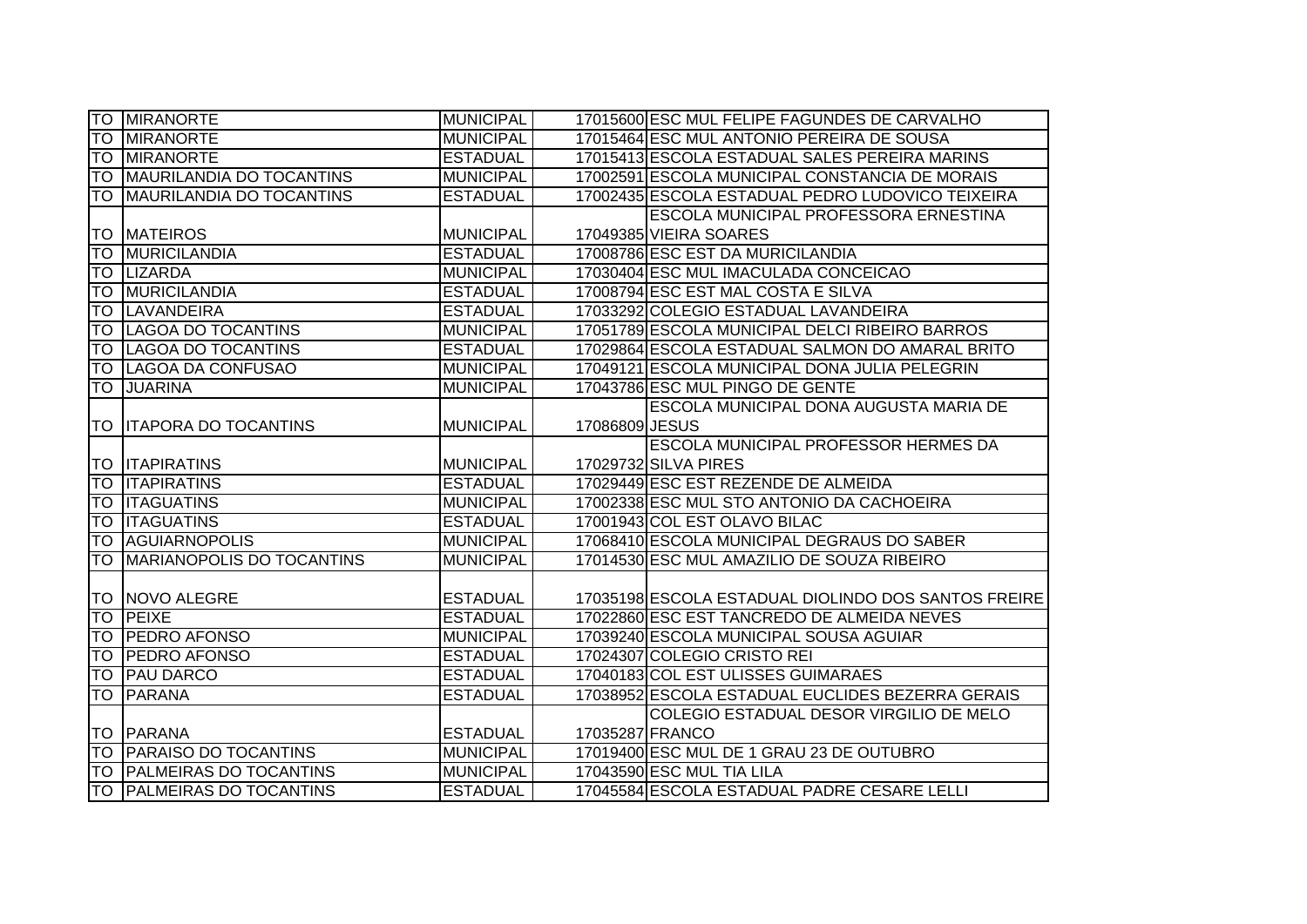| TO | MIRANORTE | MUNICIPAL | 17015600 | ESC MUL FELIPE FAGUNDES DE CARVALHO |
|---|---|---|---|---|
| TO | MIRANORTE | MUNICIPAL | 17015464 | ESC MUL ANTONIO PEREIRA DE SOUSA |
| TO | MIRANORTE | ESTADUAL | 17015413 | ESCOLA ESTADUAL SALES PEREIRA MARINS |
| TO | MAURILANDIA DO TOCANTINS | MUNICIPAL | 17002591 | ESCOLA MUNICIPAL CONSTANCIA DE MORAIS |
| TO | MAURILANDIA DO TOCANTINS | ESTADUAL | 17002435 | ESCOLA ESTADUAL PEDRO LUDOVICO TEIXEIRA |
| TO | MATEIROS | MUNICIPAL | 17049385 | ESCOLA MUNICIPAL PROFESSORA ERNESTINA VIEIRA SOARES |
| TO | MURICILANDIA | ESTADUAL | 17008786 | ESC EST DA MURICILANDIA |
| TO | LIZARDA | MUNICIPAL | 17030404 | ESC MUL IMACULADA CONCEICAO |
| TO | MURICILANDIA | ESTADUAL | 17008794 | ESC EST MAL COSTA E SILVA |
| TO | LAVANDEIRA | ESTADUAL | 17033292 | COLEGIO ESTADUAL LAVANDEIRA |
| TO | LAGOA DO TOCANTINS | MUNICIPAL | 17051789 | ESCOLA MUNICIPAL DELCI RIBEIRO BARROS |
| TO | LAGOA DO TOCANTINS | ESTADUAL | 17029864 | ESCOLA ESTADUAL SALMON DO AMARAL BRITO |
| TO | LAGOA DA CONFUSAO | MUNICIPAL | 17049121 | ESCOLA MUNICIPAL DONA JULIA PELEGRIN |
| TO | JUARINA | MUNICIPAL | 17043786 | ESC MUL PINGO DE GENTE |
| TO | ITAPORA DO TOCANTINS | MUNICIPAL | 17086809 | ESCOLA MUNICIPAL DONA AUGUSTA MARIA DE JESUS |
| TO | ITAPIRATINS | MUNICIPAL | 17029732 | ESCOLA MUNICIPAL PROFESSOR HERMES DA SILVA PIRES |
| TO | ITAPIRATINS | ESTADUAL | 17029449 | ESC EST REZENDE DE ALMEIDA |
| TO | ITAGUATINS | MUNICIPAL | 17002338 | ESC MUL STO ANTONIO DA CACHOEIRA |
| TO | ITAGUATINS | ESTADUAL | 17001943 | COL EST OLAVO BILAC |
| TO | AGUIARNOPOLIS | MUNICIPAL | 17068410 | ESCOLA MUNICIPAL DEGRAUS DO SABER |
| TO | MARIANOPOLIS DO TOCANTINS | MUNICIPAL | 17014530 | ESC MUL AMAZILIO DE SOUZA RIBEIRO |
| TO | NOVO ALEGRE | ESTADUAL | 17035198 | ESCOLA ESTADUAL DIOLINDO DOS SANTOS FREIRE |
| TO | PEIXE | ESTADUAL | 17022860 | ESC EST TANCREDO DE ALMEIDA NEVES |
| TO | PEDRO AFONSO | MUNICIPAL | 17039240 | ESCOLA MUNICIPAL SOUSA AGUIAR |
| TO | PEDRO AFONSO | ESTADUAL | 17024307 | COLEGIO CRISTO REI |
| TO | PAU DARCO | ESTADUAL | 17040183 | COL EST ULISSES GUIMARAES |
| TO | PARANA | ESTADUAL | 17038952 | ESCOLA ESTADUAL EUCLIDES BEZERRA GERAIS |
| TO | PARANA | ESTADUAL | 17035287 | COLEGIO ESTADUAL DESOR VIRGILIO DE MELO FRANCO |
| TO | PARAISO DO TOCANTINS | MUNICIPAL | 17019400 | ESC MUL DE 1 GRAU 23 DE OUTUBRO |
| TO | PALMEIRAS DO TOCANTINS | MUNICIPAL | 17043590 | ESC MUL TIA LILA |
| TO | PALMEIRAS DO TOCANTINS | ESTADUAL | 17045584 | ESCOLA ESTADUAL PADRE CESARE LELLI |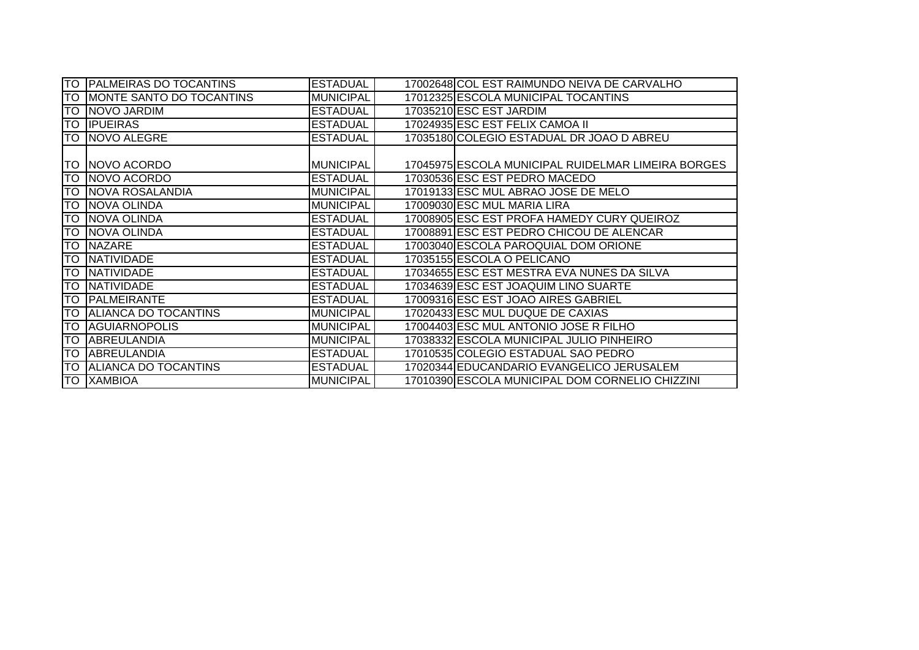| | | | | |
|---|---|---|---|---|
| TO | PALMEIRAS DO TOCANTINS | ESTADUAL | 17002648 | COL EST RAIMUNDO NEIVA DE CARVALHO |
| TO | MONTE SANTO DO TOCANTINS | MUNICIPAL | 17012325 | ESCOLA MUNICIPAL TOCANTINS |
| TO | NOVO JARDIM | ESTADUAL | 17035210 | ESC EST JARDIM |
| TO | IPUEIRAS | ESTADUAL | 17024935 | ESC EST FELIX CAMOA II |
| TO | NOVO ALEGRE | ESTADUAL | 17035180 | COLEGIO ESTADUAL DR JOAO D ABREU |
| TO | NOVO ACORDO | MUNICIPAL | 17045975 | ESCOLA MUNICIPAL RUIDELMAR LIMEIRA BORGES |
| TO | NOVO ACORDO | ESTADUAL | 17030536 | ESC EST PEDRO MACEDO |
| TO | NOVA ROSALANDIA | MUNICIPAL | 17019133 | ESC MUL ABRAO JOSE DE MELO |
| TO | NOVA OLINDA | MUNICIPAL | 17009030 | ESC MUL MARIA LIRA |
| TO | NOVA OLINDA | ESTADUAL | 17008905 | ESC EST PROFA HAMEDY CURY QUEIROZ |
| TO | NOVA OLINDA | ESTADUAL | 17008891 | ESC EST PEDRO CHICOU DE ALENCAR |
| TO | NAZARE | ESTADUAL | 17003040 | ESCOLA PAROQUIAL DOM ORIONE |
| TO | NATIVIDADE | ESTADUAL | 17035155 | ESCOLA O PELICANO |
| TO | NATIVIDADE | ESTADUAL | 17034655 | ESC EST MESTRA EVA NUNES DA SILVA |
| TO | NATIVIDADE | ESTADUAL | 17034639 | ESC EST JOAQUIM LINO SUARTE |
| TO | PALMEIRANTE | ESTADUAL | 17009316 | ESC EST JOAO AIRES GABRIEL |
| TO | ALIANCA DO TOCANTINS | MUNICIPAL | 17020433 | ESC MUL DUQUE DE CAXIAS |
| TO | AGUIARNOPOLIS | MUNICIPAL | 17004403 | ESC MUL ANTONIO JOSE R FILHO |
| TO | ABREULANDIA | MUNICIPAL | 17038332 | ESCOLA MUNICIPAL JULIO PINHEIRO |
| TO | ABREULANDIA | ESTADUAL | 17010535 | COLEGIO ESTADUAL SAO PEDRO |
| TO | ALIANCA DO TOCANTINS | ESTADUAL | 17020344 | EDUCANDARIO EVANGELICO JERUSALEM |
| TO | XAMBIOA | MUNICIPAL | 17010390 | ESCOLA MUNICIPAL DOM CORNELIO CHIZZINI |